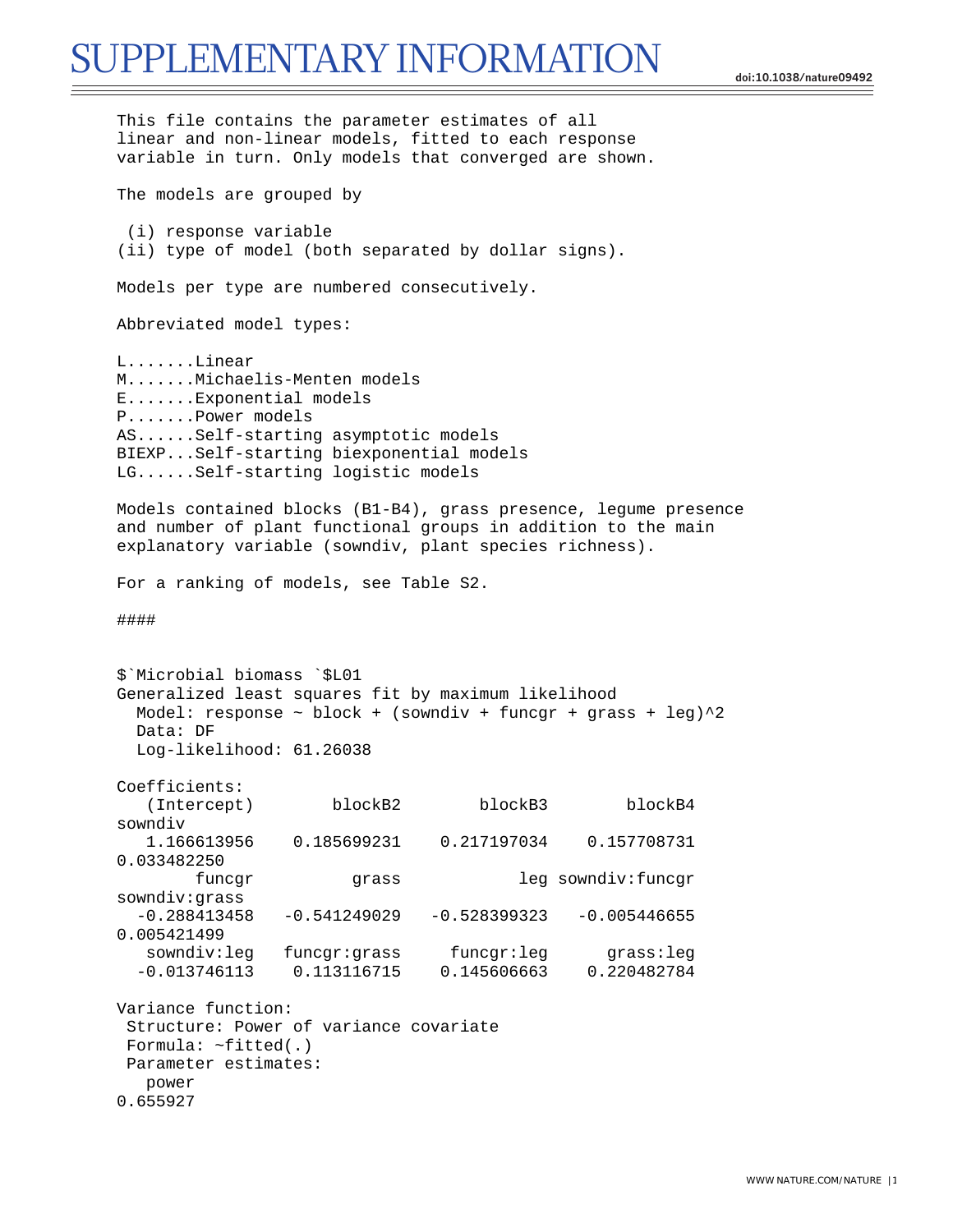This file contains the parameter estimates of all linear and non-linear models, fitted to each response variable in turn. Only models that converged are shown.

The models are grouped by

(i) response variable
(ii) type of model (both separated by dollar signs).

Models per type are numbered consecutively.

Abbreviated model types:

L.......Linear
M.......Michaelis-Menten models
E.......Exponential models
P.......Power models
AS......Self-starting asymptotic models
BIEXP...Self-starting biexponential models
LG......Self-starting logistic models

Models contained blocks (B1-B4), grass presence, legume presence and number of plant functional groups in addition to the main explanatory variable (sowndiv, plant species richness).

For a ranking of models, see Table S2.

####

```
$`Microbial biomass `$L01
Generalized least squares fit by maximum likelihood
  Model: response ~ block + (sowndiv + funcgr + grass + leg)^2
  Data: DF
  Log-likelihood: 61.26038

Coefficients:
   (Intercept)        blockB2        blockB3        blockB4
sowndiv
   1.166613956    0.185699231    0.217197034    0.157708731
0.033482250
        funcgr          grass            leg sowndiv:funcgr
sowndiv:grass
  -0.288413458   -0.541249029   -0.528399323   -0.005446655
0.005421499
   sowndiv:leg    funcgr:grass     funcgr:leg      grass:leg
  -0.013746113    0.113116715    0.145606663    0.220482784

Variance function:
 Structure: Power of variance covariate
 Formula: ~fitted(.)
 Parameter estimates:
   power
0.655927
```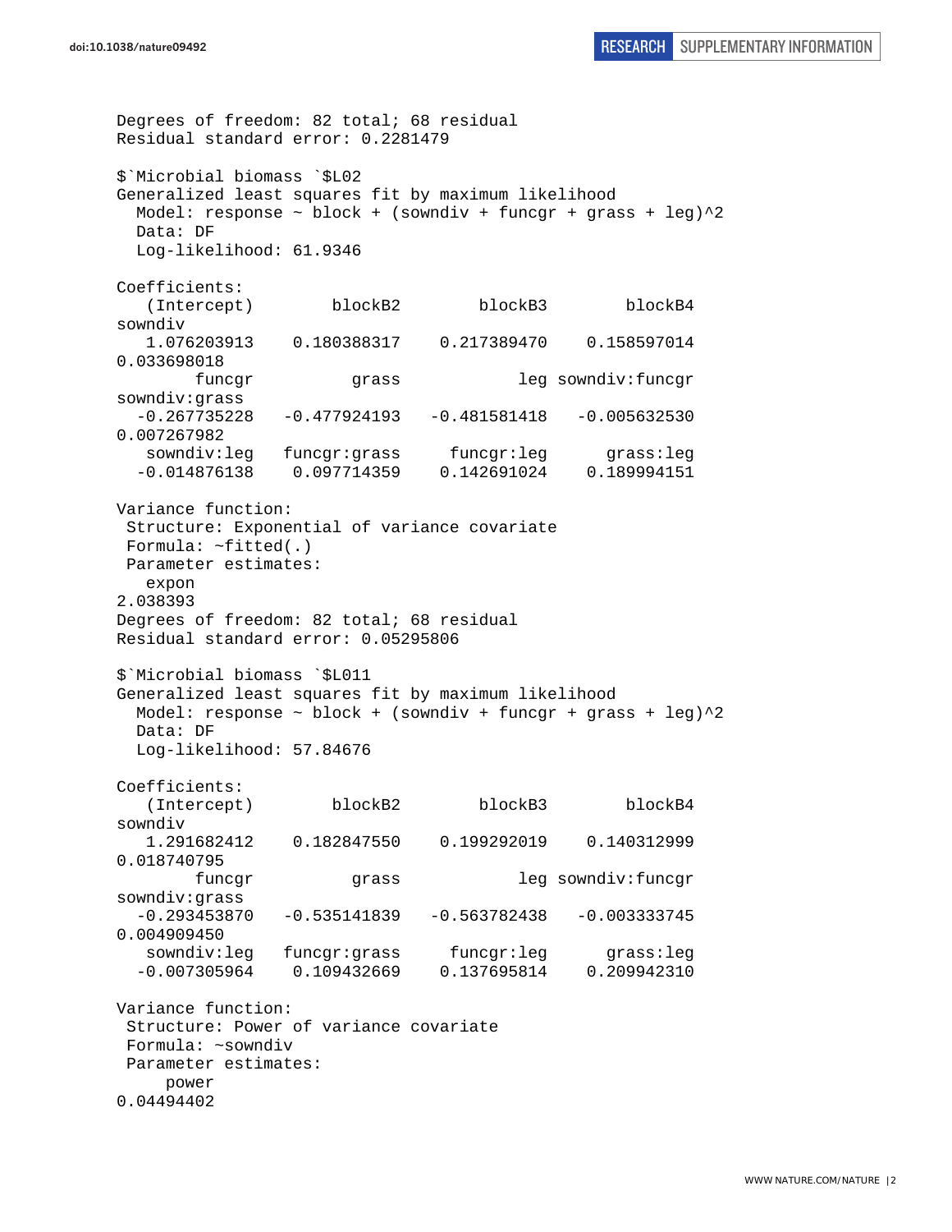```
Degrees of freedom: 82 total; 68 residual
Residual standard error: 0.2281479

$`Microbial biomass `$L02
Generalized least squares fit by maximum likelihood
  Model: response ~ block + (sowndiv + funcgr + grass + leg)^2
  Data: DF
  Log-likelihood: 61.9346

Coefficients:
   (Intercept)        blockB2        blockB3        blockB4
sowndiv
   1.076203913    0.180388317    0.217389470    0.158597014
0.033698018
        funcgr          grass            leg sowndiv:funcgr
sowndiv:grass
  -0.267735228   -0.477924193   -0.481581418   -0.005632530
0.007267982
   sowndiv:leg   funcgr:grass     funcgr:leg      grass:leg
  -0.014876138    0.097714359    0.142691024    0.189994151

Variance function:
 Structure: Exponential of variance covariate
 Formula: ~fitted(.)
 Parameter estimates:
   expon
2.038393
Degrees of freedom: 82 total; 68 residual
Residual standard error: 0.05295806

$`Microbial biomass `$L011
Generalized least squares fit by maximum likelihood
  Model: response ~ block + (sowndiv + funcgr + grass + leg)^2
  Data: DF
  Log-likelihood: 57.84676

Coefficients:
   (Intercept)        blockB2        blockB3        blockB4
sowndiv
   1.291682412    0.182847550    0.199292019    0.140312999
0.018740795
        funcgr          grass            leg sowndiv:funcgr
sowndiv:grass
  -0.293453870   -0.535141839   -0.563782438   -0.003333745
0.004909450
   sowndiv:leg   funcgr:grass     funcgr:leg      grass:leg
  -0.007305964    0.109432669    0.137695814    0.209942310

Variance function:
 Structure: Power of variance covariate
 Formula: ~sowndiv
 Parameter estimates:
     power
0.04494402
```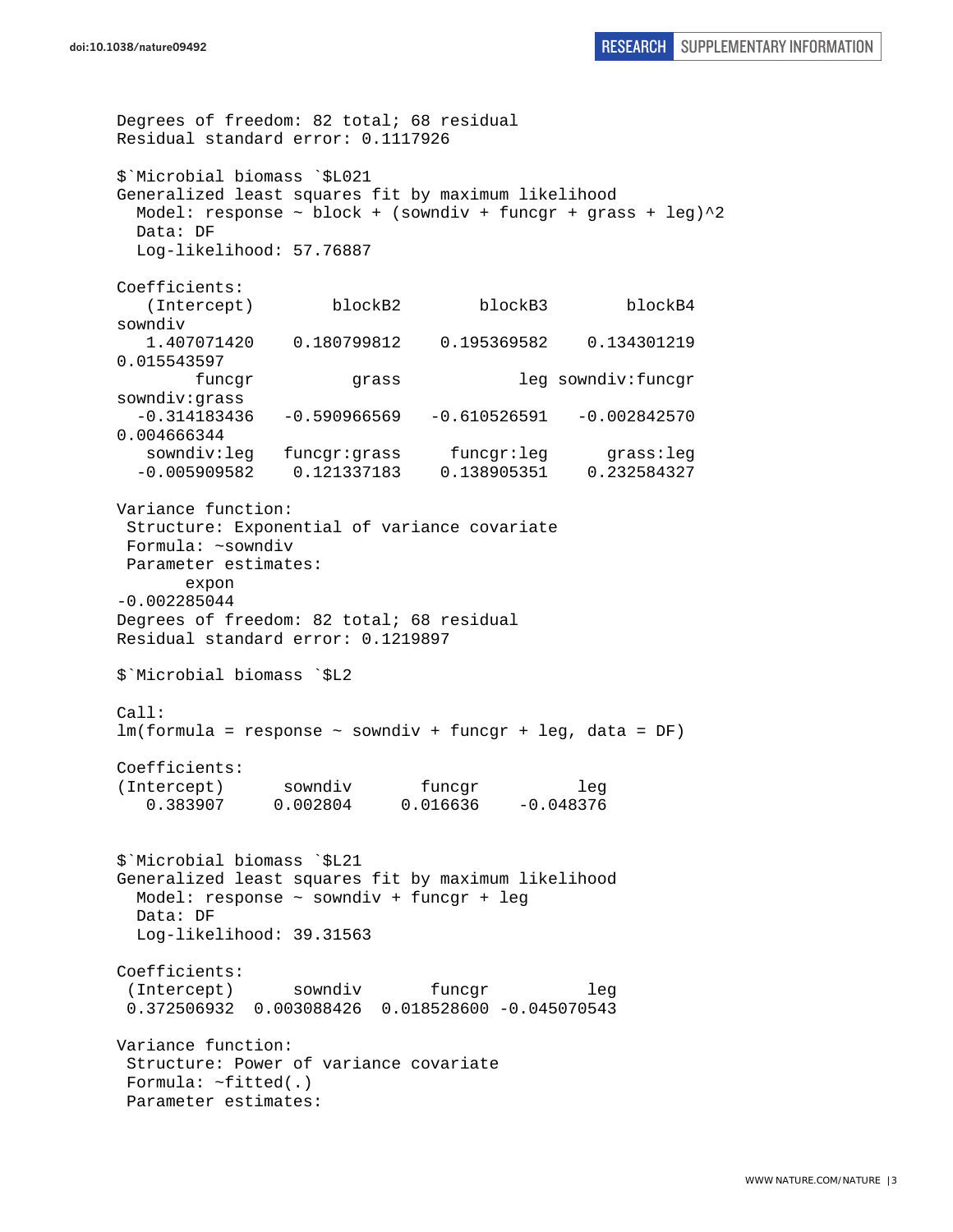```
Degrees of freedom: 82 total; 68 residual
Residual standard error: 0.1117926

$`Microbial biomass `$L021
Generalized least squares fit by maximum likelihood
  Model: response ~ block + (sowndiv + funcgr + grass + leg)^2
  Data: DF
  Log-likelihood: 57.76887

Coefficients:
   (Intercept)        blockB2        blockB3        blockB4
sowndiv
   1.407071420    0.180799812    0.195369582    0.134301219
0.015543597
        funcgr          grass            leg sowndiv:funcgr
sowndiv:grass
  -0.314183436   -0.590966569   -0.610526591   -0.002842570
0.004666344
   sowndiv:leg   funcgr:grass     funcgr:leg      grass:leg
  -0.005909582    0.121337183    0.138905351    0.232584327

Variance function:
 Structure: Exponential of variance covariate
 Formula: ~sowndiv
 Parameter estimates:
       expon
-0.002285044
Degrees of freedom: 82 total; 68 residual
Residual standard error: 0.1219897

$`Microbial biomass `$L2

Call:
lm(formula = response ~ sowndiv + funcgr + leg, data = DF)

Coefficients:
(Intercept)      sowndiv       funcgr          leg
   0.383907     0.002804     0.016636    -0.048376


$`Microbial biomass `$L21
Generalized least squares fit by maximum likelihood
  Model: response ~ sowndiv + funcgr + leg
  Data: DF
  Log-likelihood: 39.31563

Coefficients:
 (Intercept)      sowndiv       funcgr          leg
 0.372506932  0.003088426  0.018528600 -0.045070543

Variance function:
 Structure: Power of variance covariate
 Formula: ~fitted(.)
 Parameter estimates:
```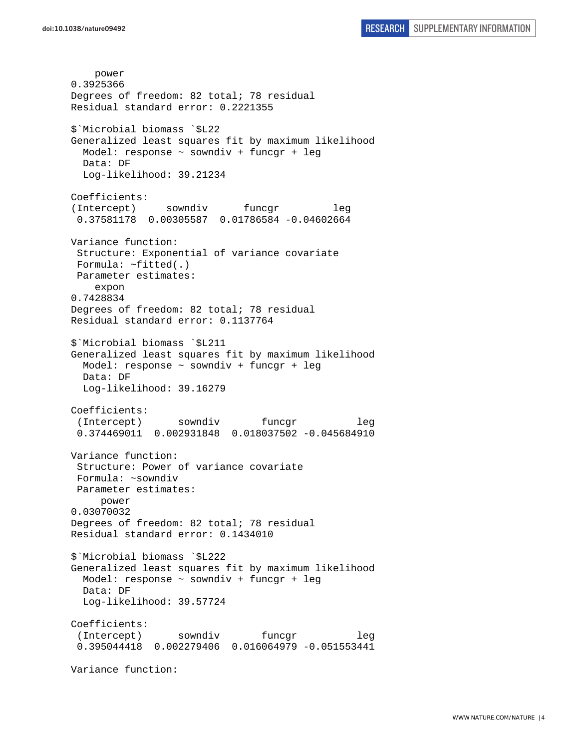```
    power
0.3925366
Degrees of freedom: 82 total; 78 residual
Residual standard error: 0.2221355

$`Microbial biomass `$L22
Generalized least squares fit by maximum likelihood
  Model: response ~ sowndiv + funcgr + leg
  Data: DF
  Log-likelihood: 39.21234

Coefficients:
(Intercept)     sowndiv      funcgr         leg
 0.37581178  0.00305587  0.01786584 -0.04602664

Variance function:
 Structure: Exponential of variance covariate
 Formula: ~fitted(.)
 Parameter estimates:
    expon
0.7428834
Degrees of freedom: 82 total; 78 residual
Residual standard error: 0.1137764

$`Microbial biomass `$L211
Generalized least squares fit by maximum likelihood
  Model: response ~ sowndiv + funcgr + leg
  Data: DF
  Log-likelihood: 39.16279

Coefficients:
 (Intercept)      sowndiv       funcgr          leg
 0.374469011  0.002931848  0.018037502 -0.045684910

Variance function:
 Structure: Power of variance covariate
 Formula: ~sowndiv
 Parameter estimates:
     power
0.03070032
Degrees of freedom: 82 total; 78 residual
Residual standard error: 0.1434010

$`Microbial biomass `$L222
Generalized least squares fit by maximum likelihood
  Model: response ~ sowndiv + funcgr + leg
  Data: DF
  Log-likelihood: 39.57724

Coefficients:
 (Intercept)      sowndiv       funcgr          leg
 0.395044418  0.002279406  0.016064979 -0.051553441

Variance function:
```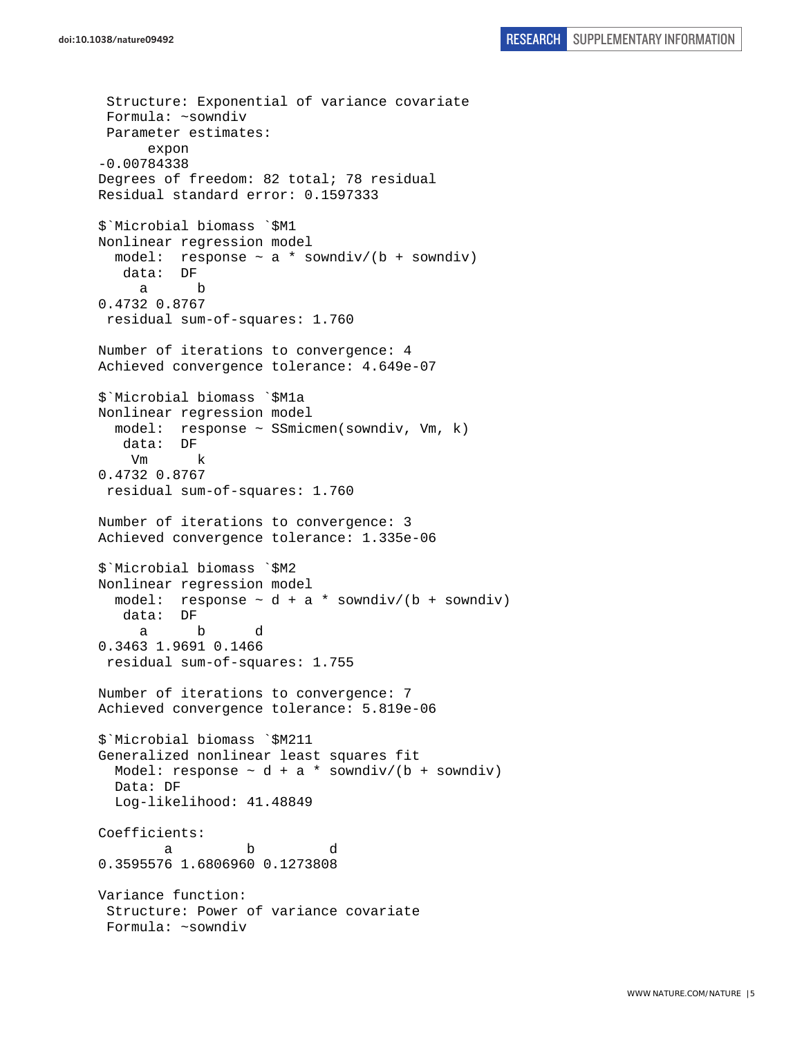```
 Structure: Exponential of variance covariate
 Formula: ~sowndiv
 Parameter estimates:
      expon
-0.00784338
Degrees of freedom: 82 total; 78 residual
Residual standard error: 0.1597333

$`Microbial biomass `$M1
Nonlinear regression model
  model:  response ~ a * sowndiv/(b + sowndiv)
   data:  DF
     a      b
0.4732 0.8767
 residual sum-of-squares: 1.760

Number of iterations to convergence: 4
Achieved convergence tolerance: 4.649e-07

$`Microbial biomass `$M1a
Nonlinear regression model
  model:  response ~ SSmicmen(sowndiv, Vm, k)
   data:  DF
    Vm      k
0.4732 0.8767
 residual sum-of-squares: 1.760

Number of iterations to convergence: 3
Achieved convergence tolerance: 1.335e-06

$`Microbial biomass `$M2
Nonlinear regression model
  model:  response ~ d + a * sowndiv/(b + sowndiv)
   data:  DF
     a      b      d
0.3463 1.9691 0.1466
 residual sum-of-squares: 1.755

Number of iterations to convergence: 7
Achieved convergence tolerance: 5.819e-06

$`Microbial biomass `$M211
Generalized nonlinear least squares fit
  Model: response ~ d + a * sowndiv/(b + sowndiv)
  Data: DF
  Log-likelihood: 41.48849

Coefficients:
        a         b         d
0.3595576 1.6806960 0.1273808

Variance function:
 Structure: Power of variance covariate
 Formula: ~sowndiv
```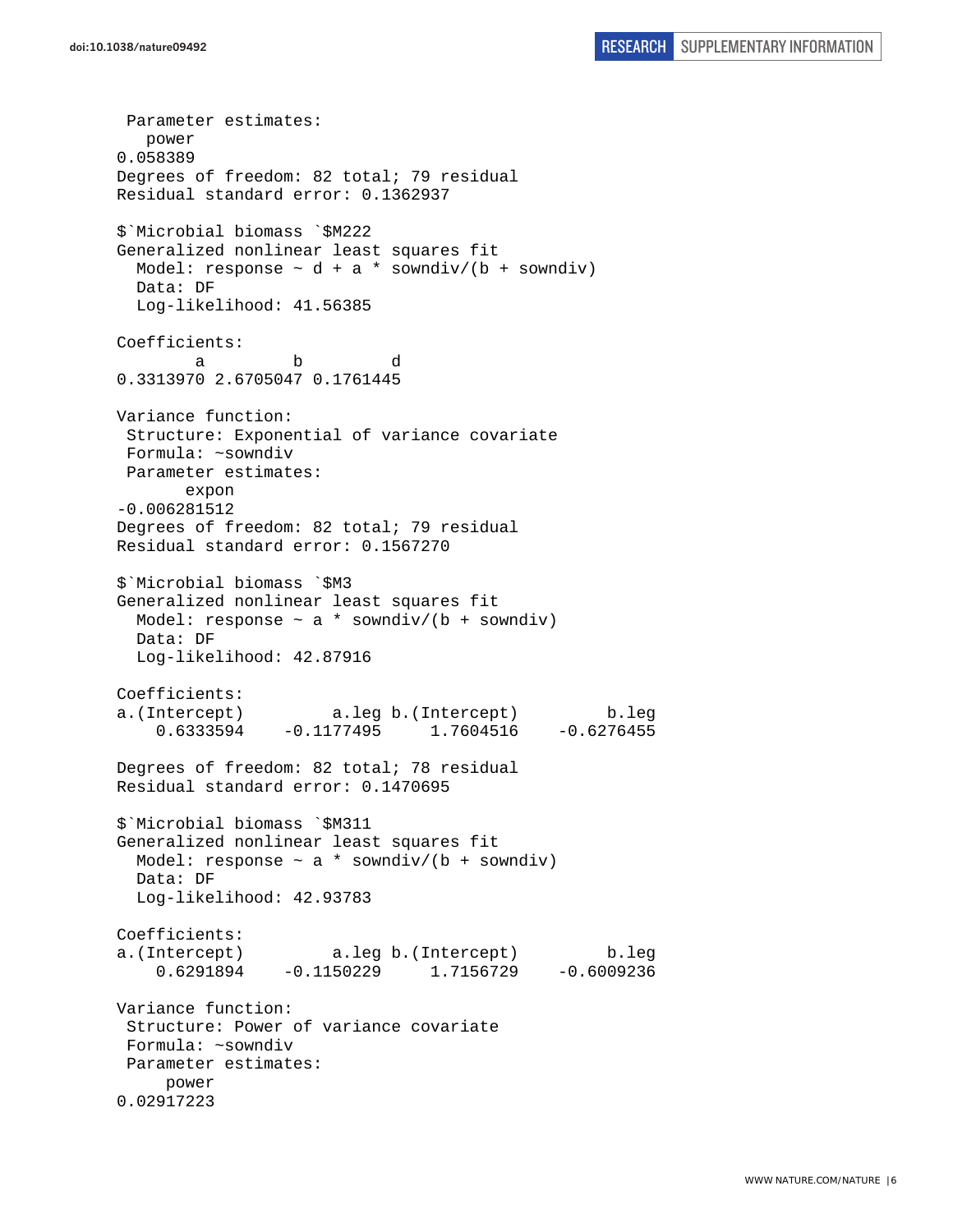```
 Parameter estimates:
   power 
0.058389 
Degrees of freedom: 82 total; 79 residual
Residual standard error: 0.1362937 

$`Microbial biomass `$M222
Generalized nonlinear least squares fit
  Model: response ~ d + a * sowndiv/(b + sowndiv) 
  Data: DF 
  Log-likelihood: 41.56385

Coefficients:
        a         b         d 
0.3313970 2.6705047 0.1761445 

Variance function:
 Structure: Exponential of variance covariate
 Formula: ~sowndiv 
 Parameter estimates:
       expon 
-0.006281512 
Degrees of freedom: 82 total; 79 residual
Residual standard error: 0.1567270 

$`Microbial biomass `$M3
Generalized nonlinear least squares fit
  Model: response ~ a * sowndiv/(b + sowndiv) 
  Data: DF 
  Log-likelihood: 42.87916

Coefficients:
a.(Intercept)         a.leg b.(Intercept)         b.leg 
    0.6333594    -0.1177495     1.7604516    -0.6276455 

Degrees of freedom: 82 total; 78 residual
Residual standard error: 0.1470695 

$`Microbial biomass `$M311
Generalized nonlinear least squares fit
  Model: response ~ a * sowndiv/(b + sowndiv) 
  Data: DF 
  Log-likelihood: 42.93783

Coefficients:
a.(Intercept)         a.leg b.(Intercept)         b.leg 
    0.6291894    -0.1150229     1.7156729    -0.6009236 

Variance function:
 Structure: Power of variance covariate
 Formula: ~sowndiv 
 Parameter estimates:
     power 
0.02917223 
```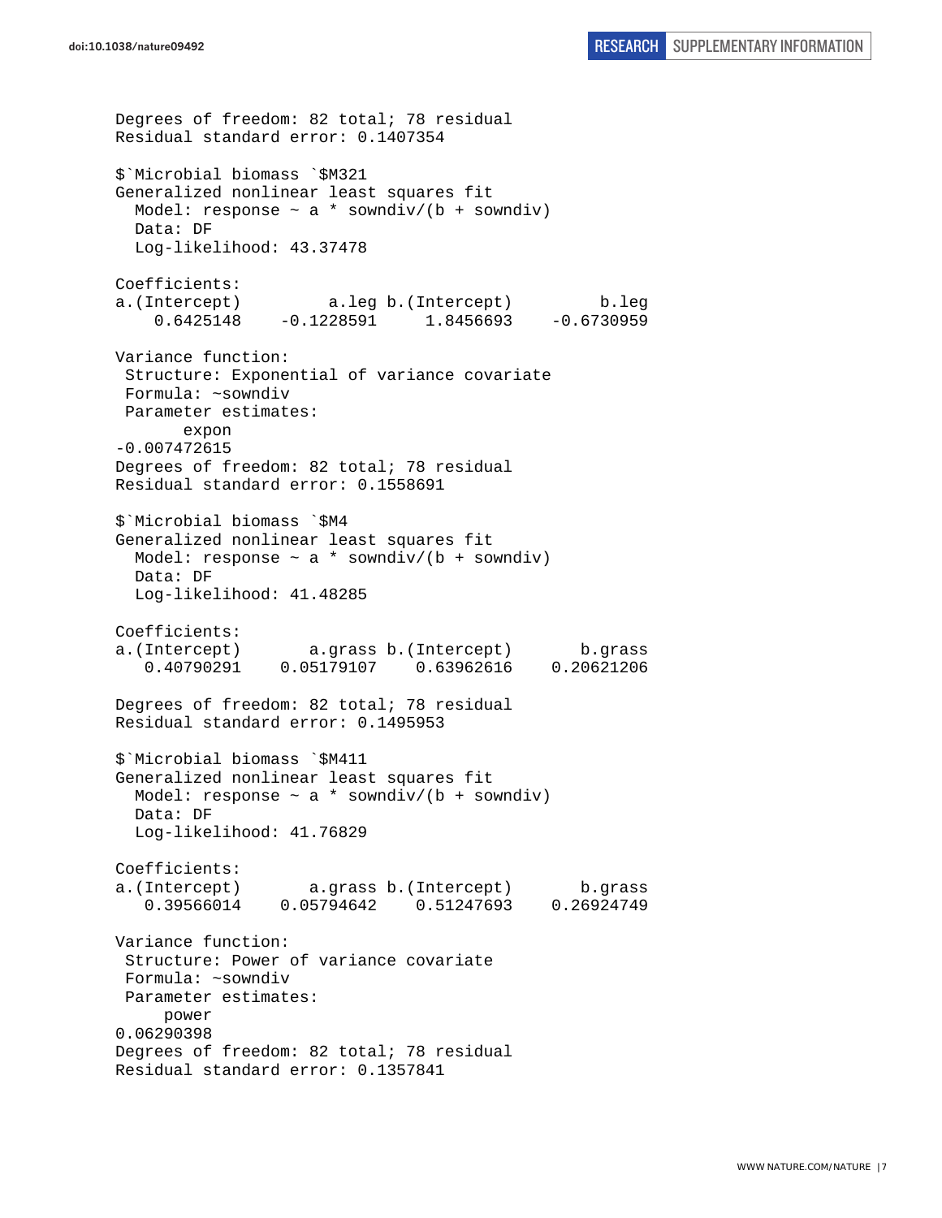```
Degrees of freedom: 82 total; 78 residual
Residual standard error: 0.1407354

$`Microbial biomass `$M321
Generalized nonlinear least squares fit
  Model: response ~ a * sowndiv/(b + sowndiv)
  Data: DF
  Log-likelihood: 43.37478

Coefficients:
a.(Intercept)         a.leg b.(Intercept)         b.leg
    0.6425148    -0.1228591     1.8456693    -0.6730959

Variance function:
 Structure: Exponential of variance covariate
 Formula: ~sowndiv
 Parameter estimates:
       expon
-0.007472615
Degrees of freedom: 82 total; 78 residual
Residual standard error: 0.1558691

$`Microbial biomass `$M4
Generalized nonlinear least squares fit
  Model: response ~ a * sowndiv/(b + sowndiv)
  Data: DF
  Log-likelihood: 41.48285

Coefficients:
a.(Intercept)       a.grass b.(Intercept)       b.grass
   0.40790291    0.05179107    0.63962616    0.20621206

Degrees of freedom: 82 total; 78 residual
Residual standard error: 0.1495953

$`Microbial biomass `$M411
Generalized nonlinear least squares fit
  Model: response ~ a * sowndiv/(b + sowndiv)
  Data: DF
  Log-likelihood: 41.76829

Coefficients:
a.(Intercept)       a.grass b.(Intercept)       b.grass
   0.39566014    0.05794642    0.51247693    0.26924749

Variance function:
 Structure: Power of variance covariate
 Formula: ~sowndiv
 Parameter estimates:
      power
0.06290398
Degrees of freedom: 82 total; 78 residual
Residual standard error: 0.1357841
```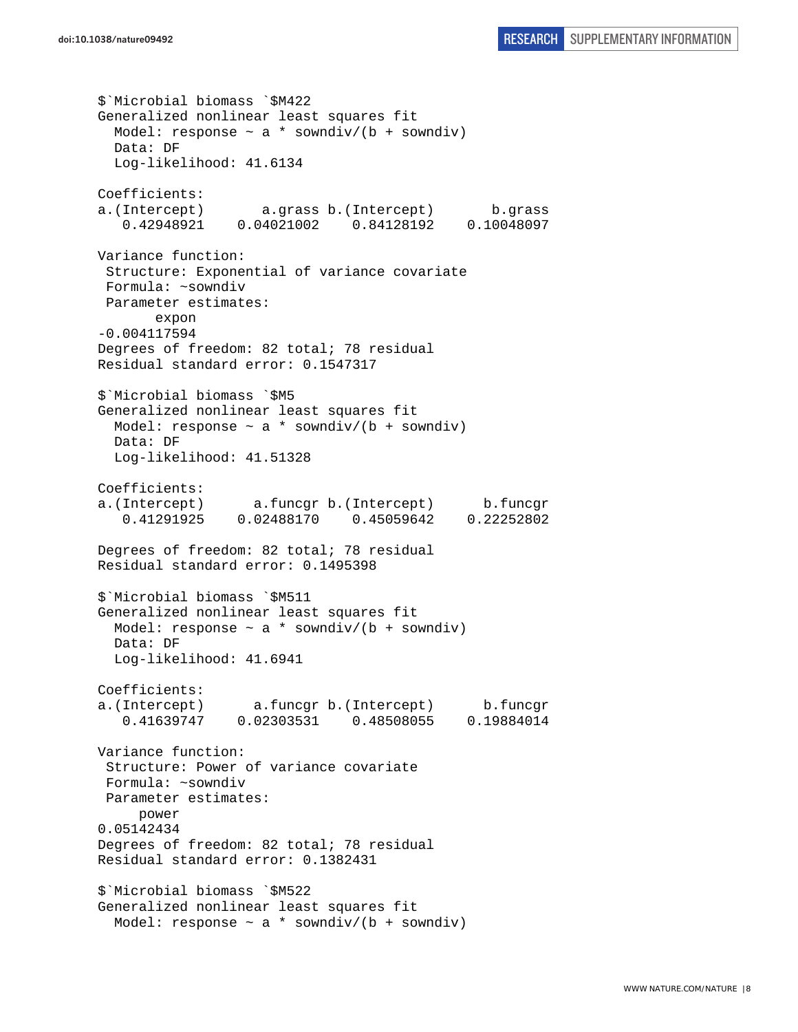```
$`Microbial biomass `$M422
Generalized nonlinear least squares fit
  Model: response ~ a * sowndiv/(b + sowndiv)
  Data: DF
  Log-likelihood: 41.6134

Coefficients:
a.(Intercept)       a.grass b.(Intercept)       b.grass
   0.42948921    0.04021002    0.84128192    0.10048097

Variance function:
 Structure: Exponential of variance covariate
 Formula: ~sowndiv
 Parameter estimates:
       expon
-0.004117594
Degrees of freedom: 82 total; 78 residual
Residual standard error: 0.1547317

$`Microbial biomass `$M5
Generalized nonlinear least squares fit
  Model: response ~ a * sowndiv/(b + sowndiv)
  Data: DF
  Log-likelihood: 41.51328

Coefficients:
a.(Intercept)      a.funcgr b.(Intercept)      b.funcgr
   0.41291925    0.02488170    0.45059642    0.22252802

Degrees of freedom: 82 total; 78 residual
Residual standard error: 0.1495398

$`Microbial biomass `$M511
Generalized nonlinear least squares fit
  Model: response ~ a * sowndiv/(b + sowndiv)
  Data: DF
  Log-likelihood: 41.6941

Coefficients:
a.(Intercept)      a.funcgr b.(Intercept)      b.funcgr
   0.41639747    0.02303531    0.48508055    0.19884014

Variance function:
 Structure: Power of variance covariate
 Formula: ~sowndiv
 Parameter estimates:
     power
0.05142434
Degrees of freedom: 82 total; 78 residual
Residual standard error: 0.1382431

$`Microbial biomass `$M522
Generalized nonlinear least squares fit
  Model: response ~ a * sowndiv/(b + sowndiv)
```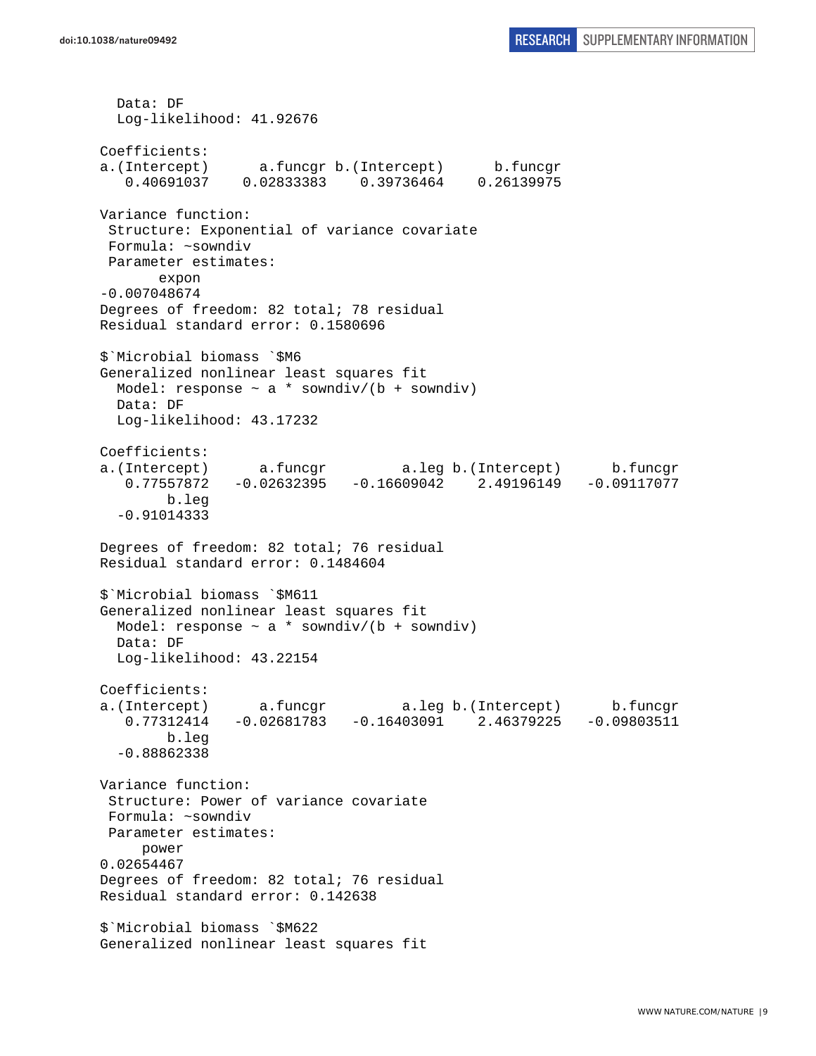```
  Data: DF
  Log-likelihood: 41.92676

Coefficients:
a.(Intercept)      a.funcgr b.(Intercept)      b.funcgr 
   0.40691037    0.02833383    0.39736464    0.26139975 

Variance function:
 Structure: Exponential of variance covariate
 Formula: ~sowndiv 
 Parameter estimates:
       expon 
-0.007048674 
Degrees of freedom: 82 total; 78 residual
Residual standard error: 0.1580696 

$`Microbial biomass `$M6
Generalized nonlinear least squares fit
  Model: response ~ a * sowndiv/(b + sowndiv) 
  Data: DF 
  Log-likelihood: 43.17232

Coefficients:
a.(Intercept)      a.funcgr         a.leg b.(Intercept)      b.funcgr 
   0.77557872   -0.02632395   -0.16609042    2.49196149   -0.09117077 
        b.leg 
  -0.91014333 

Degrees of freedom: 82 total; 76 residual
Residual standard error: 0.1484604 

$`Microbial biomass `$M611
Generalized nonlinear least squares fit
  Model: response ~ a * sowndiv/(b + sowndiv) 
  Data: DF 
  Log-likelihood: 43.22154

Coefficients:
a.(Intercept)      a.funcgr         a.leg b.(Intercept)      b.funcgr 
   0.77312414   -0.02681783   -0.16403091    2.46379225   -0.09803511 
        b.leg 
  -0.88862338 

Variance function:
 Structure: Power of variance covariate
 Formula: ~sowndiv 
 Parameter estimates:
     power 
0.02654467 
Degrees of freedom: 82 total; 76 residual
Residual standard error: 0.142638 

$`Microbial biomass `$M622
Generalized nonlinear least squares fit
```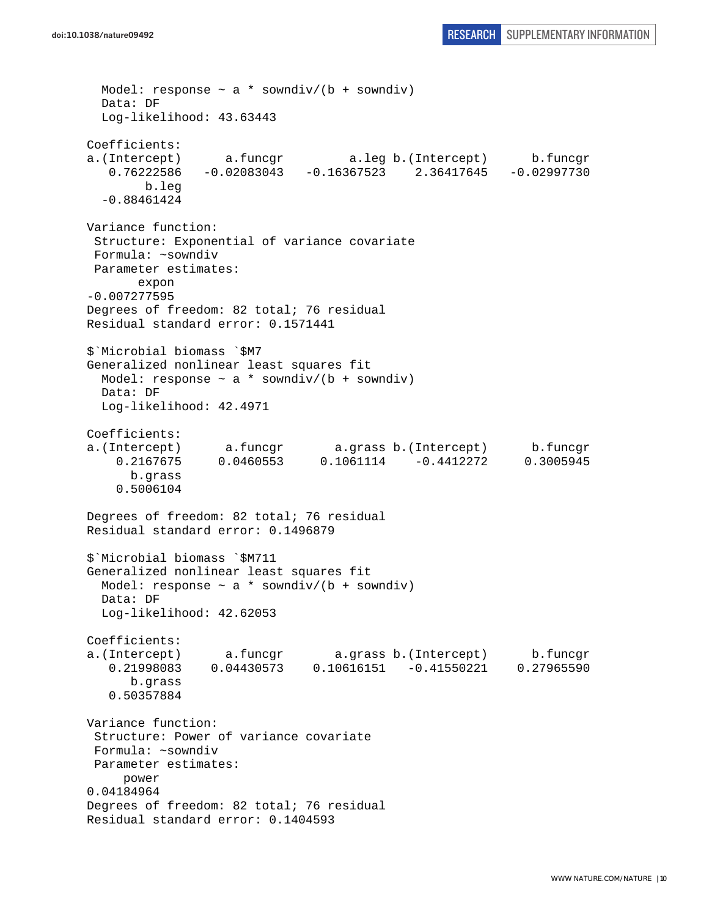```
  Model: response ~ a * sowndiv/(b + sowndiv)
  Data: DF
  Log-likelihood: 43.63443

Coefficients:
a.(Intercept)      a.funcgr         a.leg b.(Intercept)      b.funcgr
   0.76222586   -0.02083043   -0.16367523    2.36417645   -0.02997730
        b.leg
  -0.88461424

Variance function:
 Structure: Exponential of variance covariate
 Formula: ~sowndiv
 Parameter estimates:
       expon
-0.007277595
Degrees of freedom: 82 total; 76 residual
Residual standard error: 0.1571441

$`Microbial biomass `$M7
Generalized nonlinear least squares fit
  Model: response ~ a * sowndiv/(b + sowndiv)
  Data: DF
  Log-likelihood: 42.4971

Coefficients:
a.(Intercept)      a.funcgr       a.grass b.(Intercept)      b.funcgr
    0.2167675     0.0460553     0.1061114    -0.4412272     0.3005945
      b.grass
    0.5006104

Degrees of freedom: 82 total; 76 residual
Residual standard error: 0.1496879

$`Microbial biomass `$M711
Generalized nonlinear least squares fit
  Model: response ~ a * sowndiv/(b + sowndiv)
  Data: DF
  Log-likelihood: 42.62053

Coefficients:
a.(Intercept)      a.funcgr       a.grass b.(Intercept)      b.funcgr
   0.21998083    0.04430573    0.10616151   -0.41550221    0.27965590
      b.grass
   0.50357884

Variance function:
 Structure: Power of variance covariate
 Formula: ~sowndiv
 Parameter estimates:
      power
0.04184964
Degrees of freedom: 82 total; 76 residual
Residual standard error: 0.1404593
```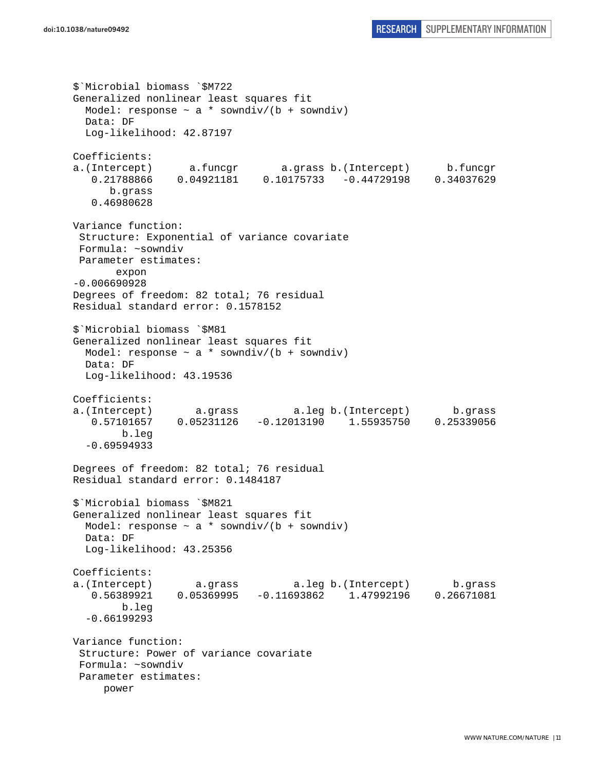```
$`Microbial biomass `$M722
Generalized nonlinear least squares fit
  Model: response ~ a * sowndiv/(b + sowndiv)
  Data: DF
  Log-likelihood: 42.87197

Coefficients:
a.(Intercept)      a.funcgr       a.grass b.(Intercept)      b.funcgr
   0.21788866    0.04921181    0.10175733   -0.44729198    0.34037629
      b.grass
   0.46980628

Variance function:
 Structure: Exponential of variance covariate
 Formula: ~sowndiv
 Parameter estimates:
       expon
-0.006690928
Degrees of freedom: 82 total; 76 residual
Residual standard error: 0.1578152

$`Microbial biomass `$M81
Generalized nonlinear least squares fit
  Model: response ~ a * sowndiv/(b + sowndiv)
  Data: DF
  Log-likelihood: 43.19536

Coefficients:
a.(Intercept)       a.grass         a.leg b.(Intercept)       b.grass
   0.57101657    0.05231126   -0.12013190    1.55935750    0.25339056
        b.leg
  -0.69594933

Degrees of freedom: 82 total; 76 residual
Residual standard error: 0.1484187

$`Microbial biomass `$M821
Generalized nonlinear least squares fit
  Model: response ~ a * sowndiv/(b + sowndiv)
  Data: DF
  Log-likelihood: 43.25356

Coefficients:
a.(Intercept)       a.grass         a.leg b.(Intercept)       b.grass
   0.56389921    0.05369995   -0.11693862    1.47992196    0.26671081
        b.leg
  -0.66199293

Variance function:
 Structure: Power of variance covariate
 Formula: ~sowndiv
 Parameter estimates:
      power
```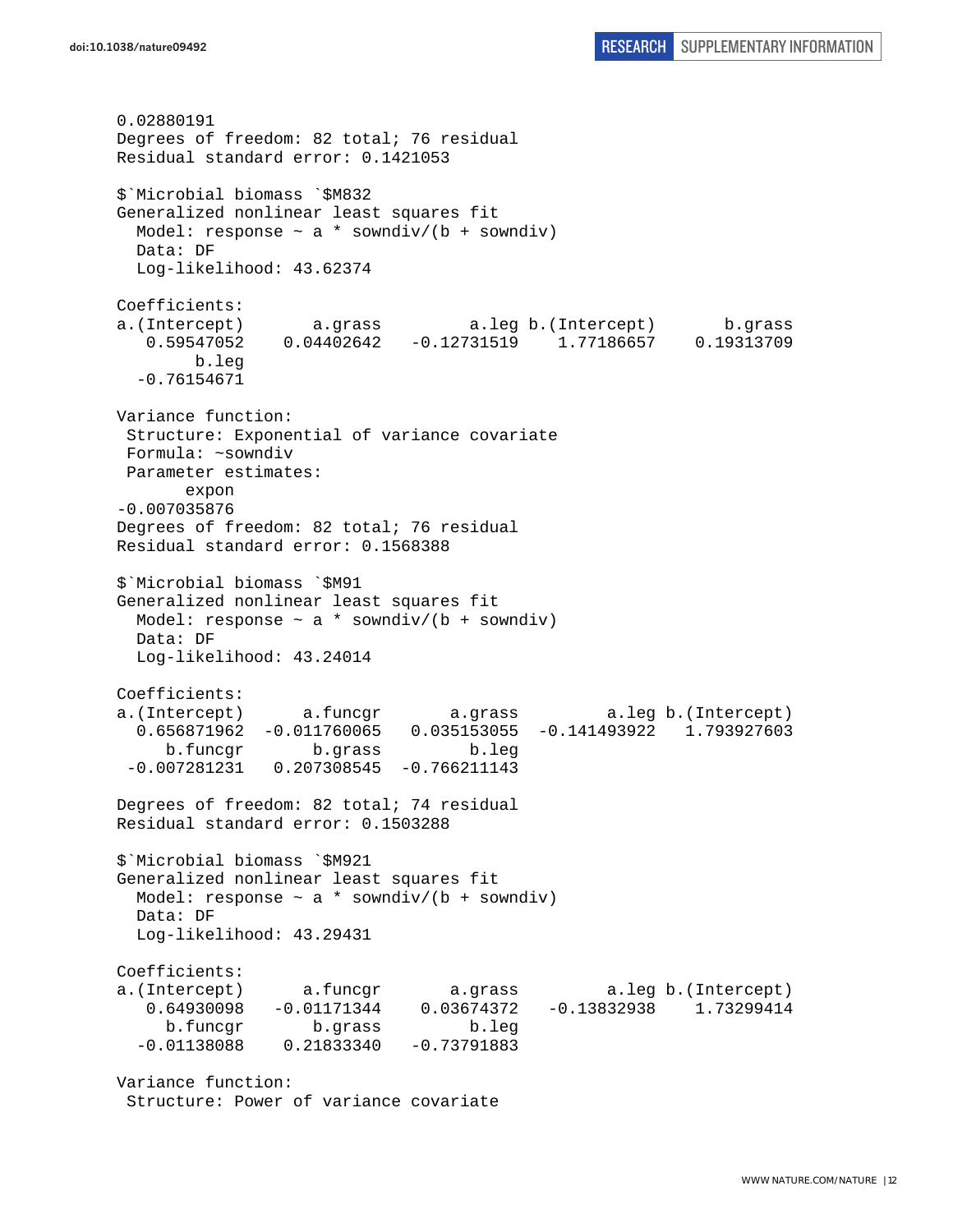```
0.02880191
Degrees of freedom: 82 total; 76 residual
Residual standard error: 0.1421053

$`Microbial biomass `$M832
Generalized nonlinear least squares fit
  Model: response ~ a * sowndiv/(b + sowndiv)
  Data: DF
  Log-likelihood: 43.62374

Coefficients:
a.(Intercept)       a.grass         a.leg b.(Intercept)       b.grass
   0.59547052    0.04402642   -0.12731519    1.77186657    0.19313709
        b.leg
  -0.76154671

Variance function:
 Structure: Exponential of variance covariate
 Formula: ~sowndiv
 Parameter estimates:
       expon
-0.007035876
Degrees of freedom: 82 total; 76 residual
Residual standard error: 0.1568388

$`Microbial biomass `$M91
Generalized nonlinear least squares fit
  Model: response ~ a * sowndiv/(b + sowndiv)
  Data: DF
  Log-likelihood: 43.24014

Coefficients:
a.(Intercept)      a.funcgr       a.grass         a.leg b.(Intercept)
  0.656871962  -0.011760065   0.035153055  -0.141493922   1.793927603
     b.funcgr       b.grass         b.leg
 -0.007281231   0.207308545  -0.766211143

Degrees of freedom: 82 total; 74 residual
Residual standard error: 0.1503288

$`Microbial biomass `$M921
Generalized nonlinear least squares fit
  Model: response ~ a * sowndiv/(b + sowndiv)
  Data: DF
  Log-likelihood: 43.29431

Coefficients:
a.(Intercept)      a.funcgr       a.grass         a.leg b.(Intercept)
   0.64930098   -0.01171344    0.03674372   -0.13832938    1.73299414
     b.funcgr       b.grass         b.leg
  -0.01138088    0.21833340   -0.73791883

Variance function:
 Structure: Power of variance covariate
```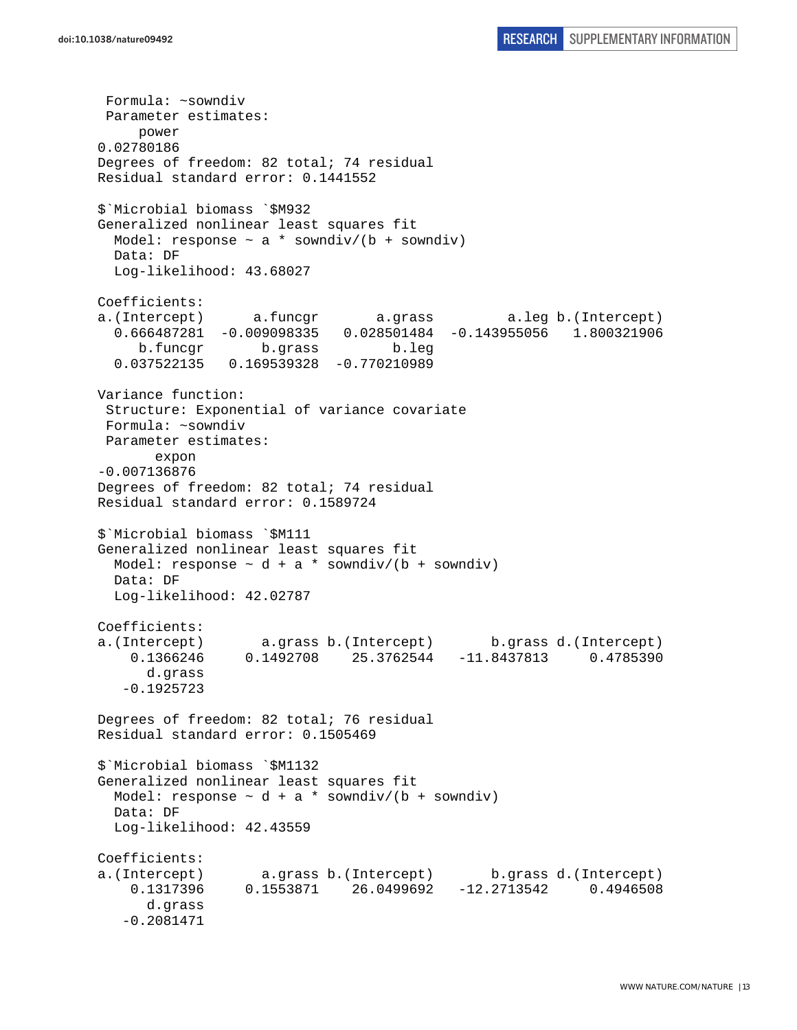```
 Formula: ~sowndiv
 Parameter estimates:
     power
0.02780186
Degrees of freedom: 82 total; 74 residual
Residual standard error: 0.1441552

$`Microbial biomass `$M932
Generalized nonlinear least squares fit
  Model: response ~ a * sowndiv/(b + sowndiv)
  Data: DF
  Log-likelihood: 43.68027

Coefficients:
a.(Intercept)      a.funcgr       a.grass         a.leg b.(Intercept)
  0.666487281  -0.009098335   0.028501484  -0.143955056   1.800321906
     b.funcgr       b.grass         b.leg
  0.037522135   0.169539328  -0.770210989

Variance function:
 Structure: Exponential of variance covariate
 Formula: ~sowndiv
 Parameter estimates:
       expon
-0.007136876
Degrees of freedom: 82 total; 74 residual
Residual standard error: 0.1589724

$`Microbial biomass `$M111
Generalized nonlinear least squares fit
  Model: response ~ d + a * sowndiv/(b + sowndiv)
  Data: DF
  Log-likelihood: 42.02787

Coefficients:
a.(Intercept)       a.grass b.(Intercept)       b.grass d.(Intercept)
    0.1366246     0.1492708    25.3762544   -11.8437813     0.4785390
      d.grass
   -0.1925723

Degrees of freedom: 82 total; 76 residual
Residual standard error: 0.1505469

$`Microbial biomass `$M1132
Generalized nonlinear least squares fit
  Model: response ~ d + a * sowndiv/(b + sowndiv)
  Data: DF
  Log-likelihood: 42.43559

Coefficients:
a.(Intercept)       a.grass b.(Intercept)       b.grass d.(Intercept)
    0.1317396     0.1553871    26.0499692   -12.2713542     0.4946508
      d.grass
   -0.2081471
```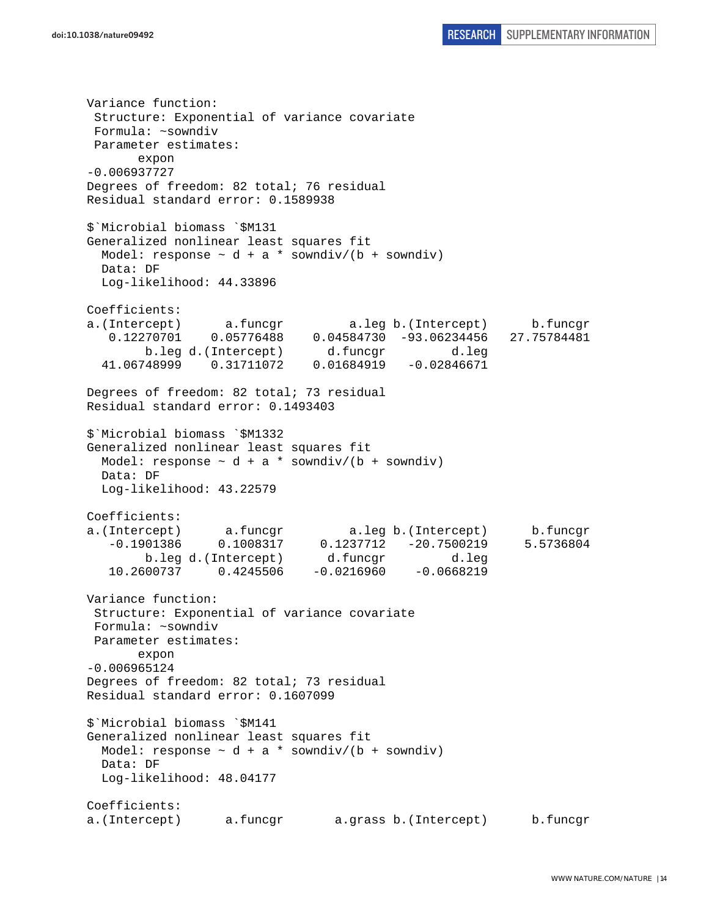```
Variance function:
 Structure: Exponential of variance covariate
 Formula: ~sowndiv
 Parameter estimates:
       expon
-0.006937727
Degrees of freedom: 82 total; 76 residual
Residual standard error: 0.1589938

$`Microbial biomass `$M131
Generalized nonlinear least squares fit
  Model: response ~ d + a * sowndiv/(b + sowndiv)
  Data: DF
  Log-likelihood: 44.33896

Coefficients:
a.(Intercept)      a.funcgr         a.leg b.(Intercept)      b.funcgr
   0.12270701    0.05776488    0.04584730  -93.06234456   27.75784481
        b.leg d.(Intercept)      d.funcgr         d.leg
  41.06748999    0.31711072    0.01684919   -0.02846671

Degrees of freedom: 82 total; 73 residual
Residual standard error: 0.1493403

$`Microbial biomass `$M1332
Generalized nonlinear least squares fit
  Model: response ~ d + a * sowndiv/(b + sowndiv)
  Data: DF
  Log-likelihood: 43.22579

Coefficients:
a.(Intercept)      a.funcgr         a.leg b.(Intercept)      b.funcgr
   -0.1901386     0.1008317     0.1237712   -20.7500219     5.5736804
        b.leg d.(Intercept)      d.funcgr         d.leg
   10.2600737     0.4245506    -0.0216960    -0.0668219

Variance function:
 Structure: Exponential of variance covariate
 Formula: ~sowndiv
 Parameter estimates:
       expon
-0.006965124
Degrees of freedom: 82 total; 73 residual
Residual standard error: 0.1607099

$`Microbial biomass `$M141
Generalized nonlinear least squares fit
  Model: response ~ d + a * sowndiv/(b + sowndiv)
  Data: DF
  Log-likelihood: 48.04177

Coefficients:
a.(Intercept)      a.funcgr       a.grass b.(Intercept)      b.funcgr
```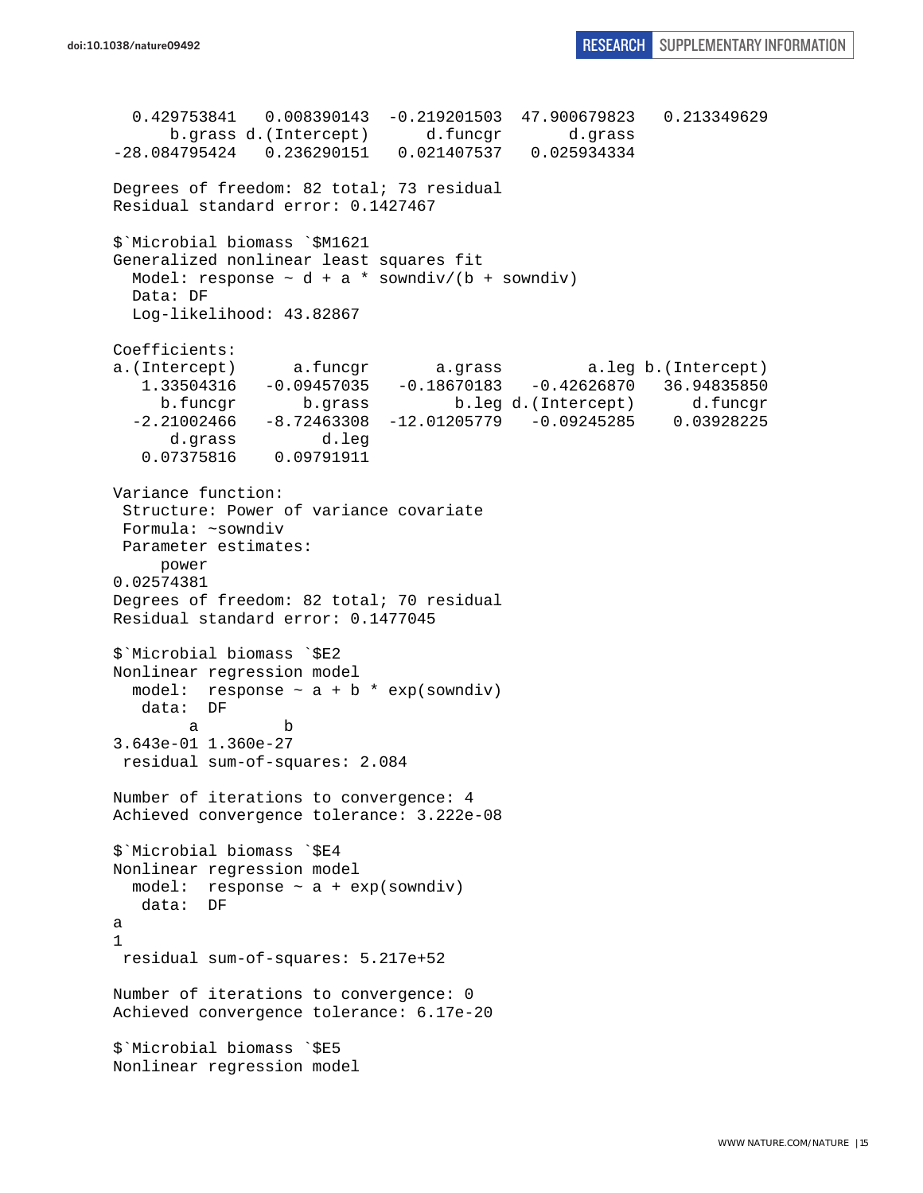```
  0.429753841   0.008390143  -0.219201503  47.900679823   0.213349629 
      b.grass d.(Intercept)      d.funcgr       d.grass 
-28.084795424   0.236290151   0.021407537   0.025934334 

Degrees of freedom: 82 total; 73 residual
Residual standard error: 0.1427467 

$`Microbial biomass `$M1621
Generalized nonlinear least squares fit
  Model: response ~ d + a * sowndiv/(b + sowndiv) 
  Data: DF 
  Log-likelihood: 43.82867

Coefficients:
a.(Intercept)      a.funcgr       a.grass         a.leg b.(Intercept) 
   1.33504316   -0.09457035   -0.18670183   -0.42626870   36.94835850 
     b.funcgr       b.grass         b.leg d.(Intercept)      d.funcgr 
  -2.21002466   -8.72463308  -12.01205779   -0.09245285    0.03928225 
      d.grass         d.leg 
   0.07375816    0.09791911 

Variance function:
 Structure: Power of variance covariate
 Formula: ~sowndiv 
 Parameter estimates:
     power 
0.02574381 
Degrees of freedom: 82 total; 70 residual
Residual standard error: 0.1477045 

$`Microbial biomass `$E2
Nonlinear regression model
  model:  response ~ a + b * exp(sowndiv) 
   data:  DF 
        a         b 
3.643e-01 1.360e-27 
 residual sum-of-squares: 2.084

Number of iterations to convergence: 4 
Achieved convergence tolerance: 3.222e-08 

$`Microbial biomass `$E4
Nonlinear regression model
  model:  response ~ a + exp(sowndiv) 
   data:  DF 
a 
1 
 residual sum-of-squares: 5.217e+52

Number of iterations to convergence: 0 
Achieved convergence tolerance: 6.17e-20 

$`Microbial biomass `$E5
Nonlinear regression model
```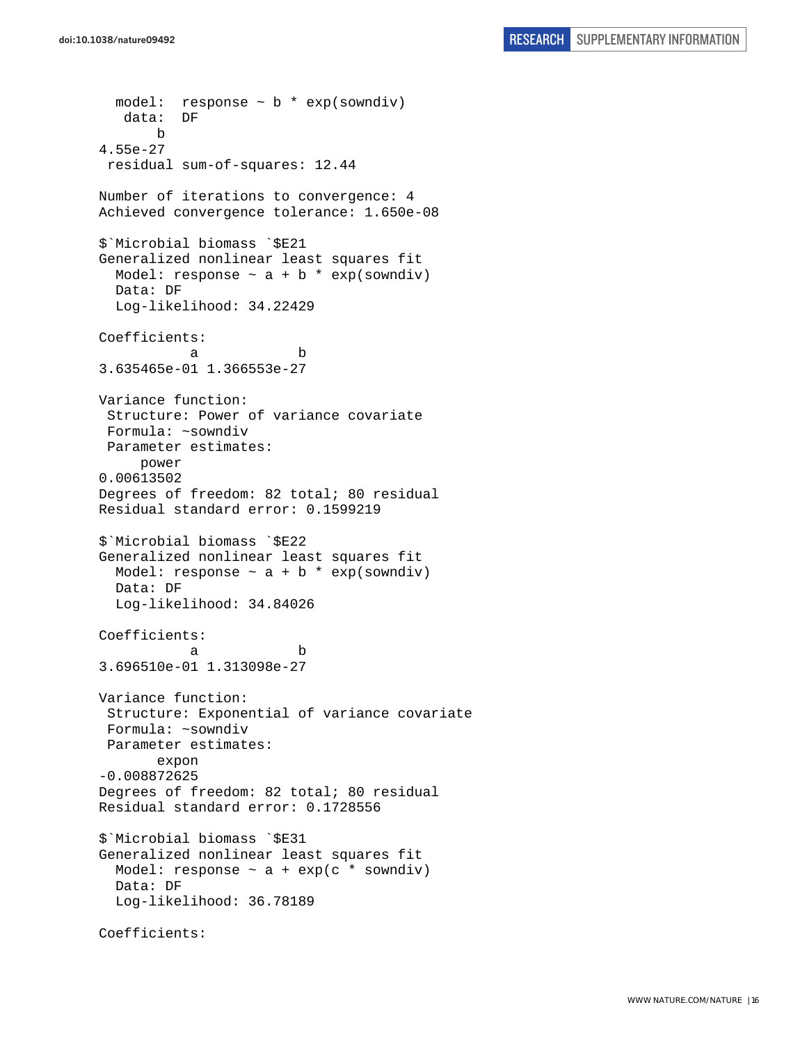```
  model:  response ~ b * exp(sowndiv)
   data:  DF
       b
4.55e-27
 residual sum-of-squares: 12.44

Number of iterations to convergence: 4
Achieved convergence tolerance: 1.650e-08

$`Microbial biomass `$E21
Generalized nonlinear least squares fit
  Model: response ~ a + b * exp(sowndiv)
  Data: DF
  Log-likelihood: 34.22429

Coefficients:
           a            b
3.635465e-01 1.366553e-27

Variance function:
 Structure: Power of variance covariate
 Formula: ~sowndiv
 Parameter estimates:
     power
0.00613502
Degrees of freedom: 82 total; 80 residual
Residual standard error: 0.1599219

$`Microbial biomass `$E22
Generalized nonlinear least squares fit
  Model: response ~ a + b * exp(sowndiv)
  Data: DF
  Log-likelihood: 34.84026

Coefficients:
           a            b
3.696510e-01 1.313098e-27

Variance function:
 Structure: Exponential of variance covariate
 Formula: ~sowndiv
 Parameter estimates:
       expon
-0.008872625
Degrees of freedom: 82 total; 80 residual
Residual standard error: 0.1728556

$`Microbial biomass `$E31
Generalized nonlinear least squares fit
  Model: response ~ a + exp(c * sowndiv)
  Data: DF
  Log-likelihood: 36.78189

Coefficients:
```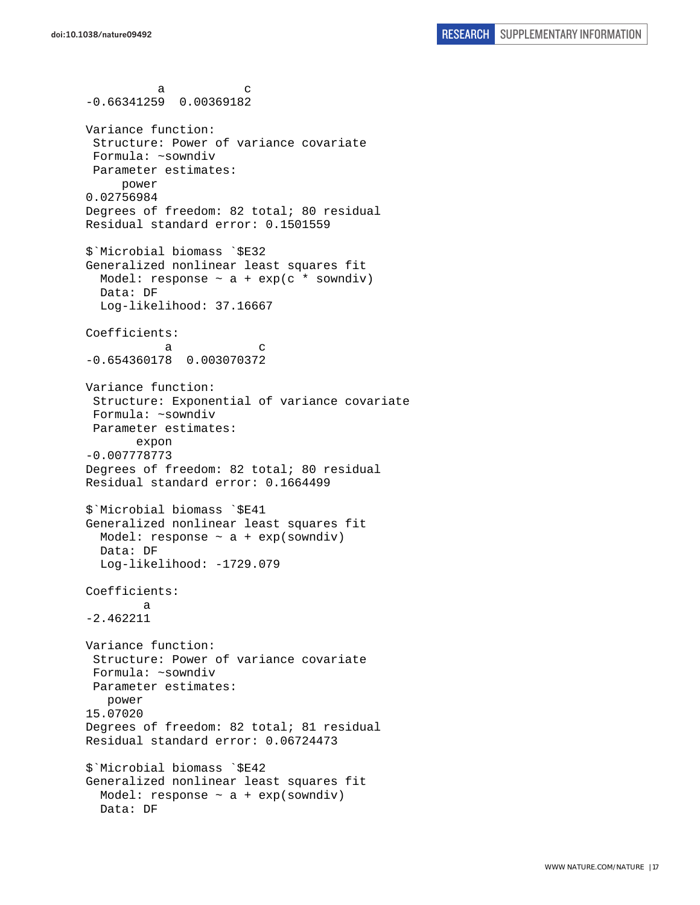```
          a           c 
-0.66341259  0.00369182 

Variance function:
 Structure: Power of variance covariate
 Formula: ~sowndiv 
 Parameter estimates:
     power 
0.02756984 
Degrees of freedom: 82 total; 80 residual
Residual standard error: 0.1501559 

$`Microbial biomass `$E32
Generalized nonlinear least squares fit
  Model: response ~ a + exp(c * sowndiv) 
  Data: DF 
  Log-likelihood: 37.16667

Coefficients:
           a            c 
-0.654360178  0.003070372 

Variance function:
 Structure: Exponential of variance covariate
 Formula: ~sowndiv 
 Parameter estimates:
       expon 
-0.007778773 
Degrees of freedom: 82 total; 80 residual
Residual standard error: 0.1664499 

$`Microbial biomass `$E41
Generalized nonlinear least squares fit
  Model: response ~ a + exp(sowndiv) 
  Data: DF 
  Log-likelihood: -1729.079

Coefficients:
        a 
-2.462211 

Variance function:
 Structure: Power of variance covariate
 Formula: ~sowndiv 
 Parameter estimates:
   power 
15.07020 
Degrees of freedom: 82 total; 81 residual
Residual standard error: 0.06724473 

$`Microbial biomass `$E42
Generalized nonlinear least squares fit
  Model: response ~ a + exp(sowndiv) 
  Data: DF 
```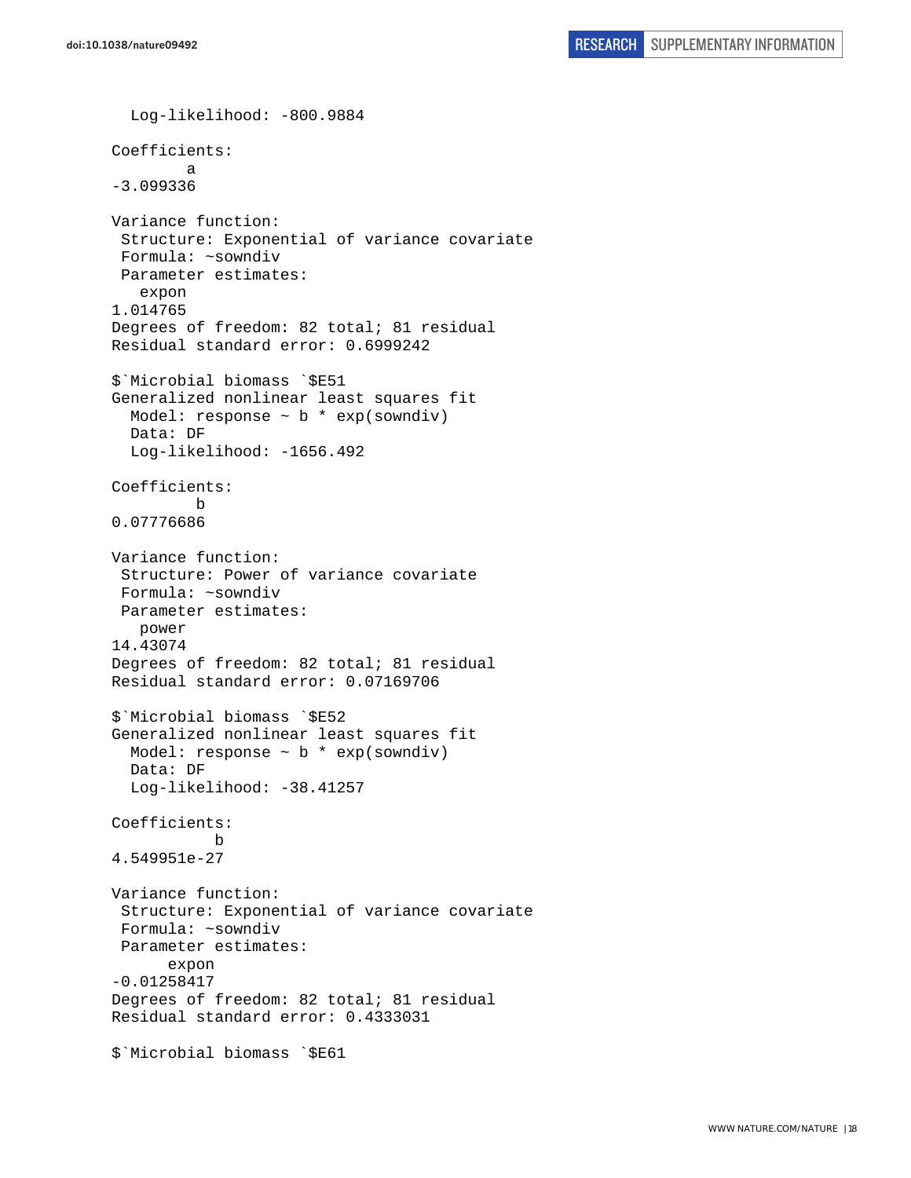```
  Log-likelihood: -800.9884

Coefficients:
        a 
-3.099336 

Variance function:
 Structure: Exponential of variance covariate
 Formula: ~sowndiv 
 Parameter estimates:
   expon 
1.014765 
Degrees of freedom: 82 total; 81 residual
Residual standard error: 0.6999242 

$`Microbial biomass `$E51
Generalized nonlinear least squares fit
  Model: response ~ b * exp(sowndiv) 
  Data: DF 
  Log-likelihood: -1656.492

Coefficients:
         b 
0.07776686 

Variance function:
 Structure: Power of variance covariate
 Formula: ~sowndiv 
 Parameter estimates:
   power 
14.43074 
Degrees of freedom: 82 total; 81 residual
Residual standard error: 0.07169706 

$`Microbial biomass `$E52
Generalized nonlinear least squares fit
  Model: response ~ b * exp(sowndiv) 
  Data: DF 
  Log-likelihood: -38.41257

Coefficients:
           b 
4.549951e-27 

Variance function:
 Structure: Exponential of variance covariate
 Formula: ~sowndiv 
 Parameter estimates:
      expon 
-0.01258417 
Degrees of freedom: 82 total; 81 residual
Residual standard error: 0.4333031 

$`Microbial biomass `$E61
```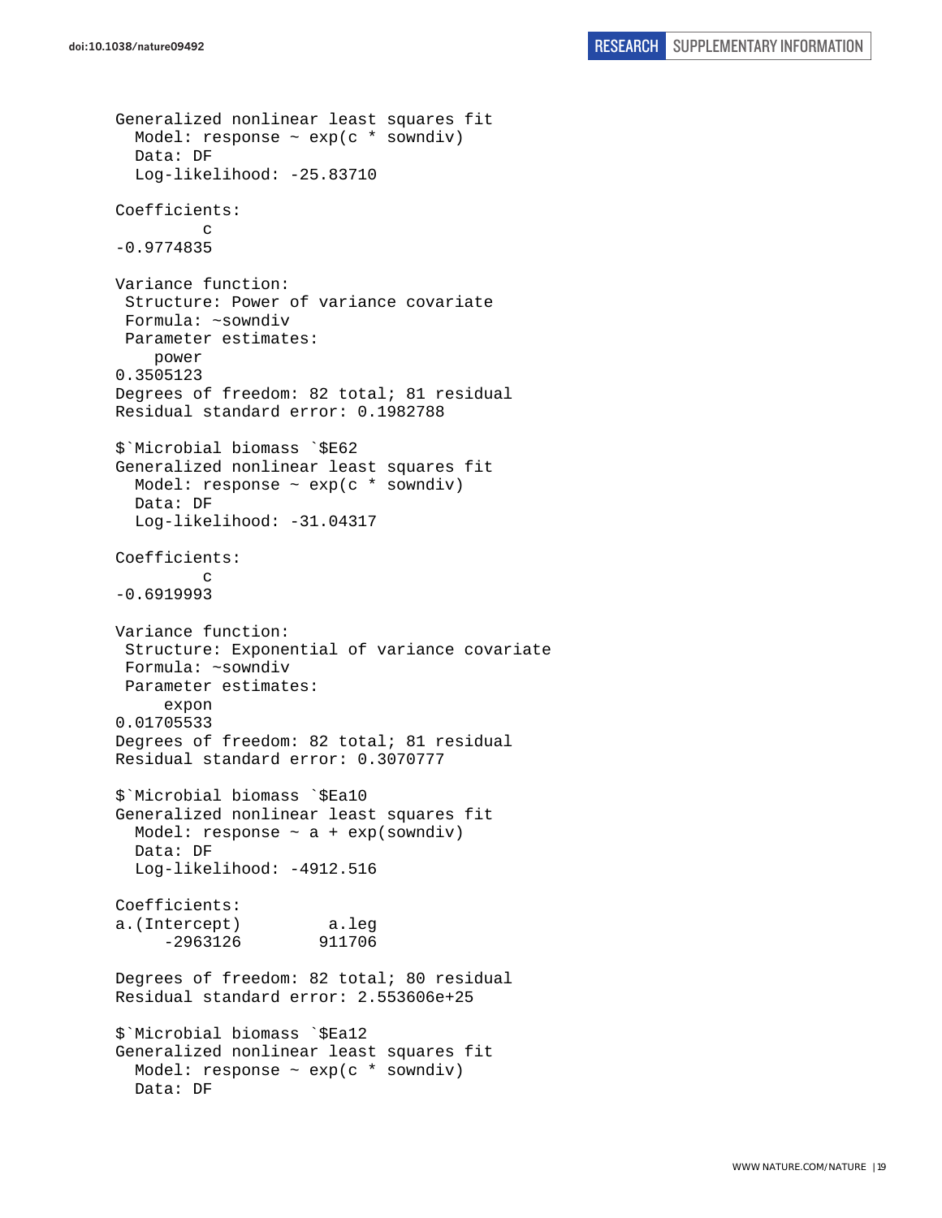```
Generalized nonlinear least squares fit
  Model: response ~ exp(c * sowndiv)
  Data: DF
  Log-likelihood: -25.83710

Coefficients:
         c
-0.9774835

Variance function:
 Structure: Power of variance covariate
 Formula: ~sowndiv
 Parameter estimates:
    power
0.3505123
Degrees of freedom: 82 total; 81 residual
Residual standard error: 0.1982788

$`Microbial biomass `$E62
Generalized nonlinear least squares fit
  Model: response ~ exp(c * sowndiv)
  Data: DF
  Log-likelihood: -31.04317

Coefficients:
         c
-0.6919993

Variance function:
 Structure: Exponential of variance covariate
 Formula: ~sowndiv
 Parameter estimates:
     expon
0.01705533
Degrees of freedom: 82 total; 81 residual
Residual standard error: 0.3070777

$`Microbial biomass `$Ea10
Generalized nonlinear least squares fit
  Model: response ~ a + exp(sowndiv)
  Data: DF
  Log-likelihood: -4912.516

Coefficients:
a.(Intercept)         a.leg
     -2963126        911706

Degrees of freedom: 82 total; 80 residual
Residual standard error: 2.553606e+25

$`Microbial biomass `$Ea12
Generalized nonlinear least squares fit
  Model: response ~ exp(c * sowndiv)
  Data: DF
```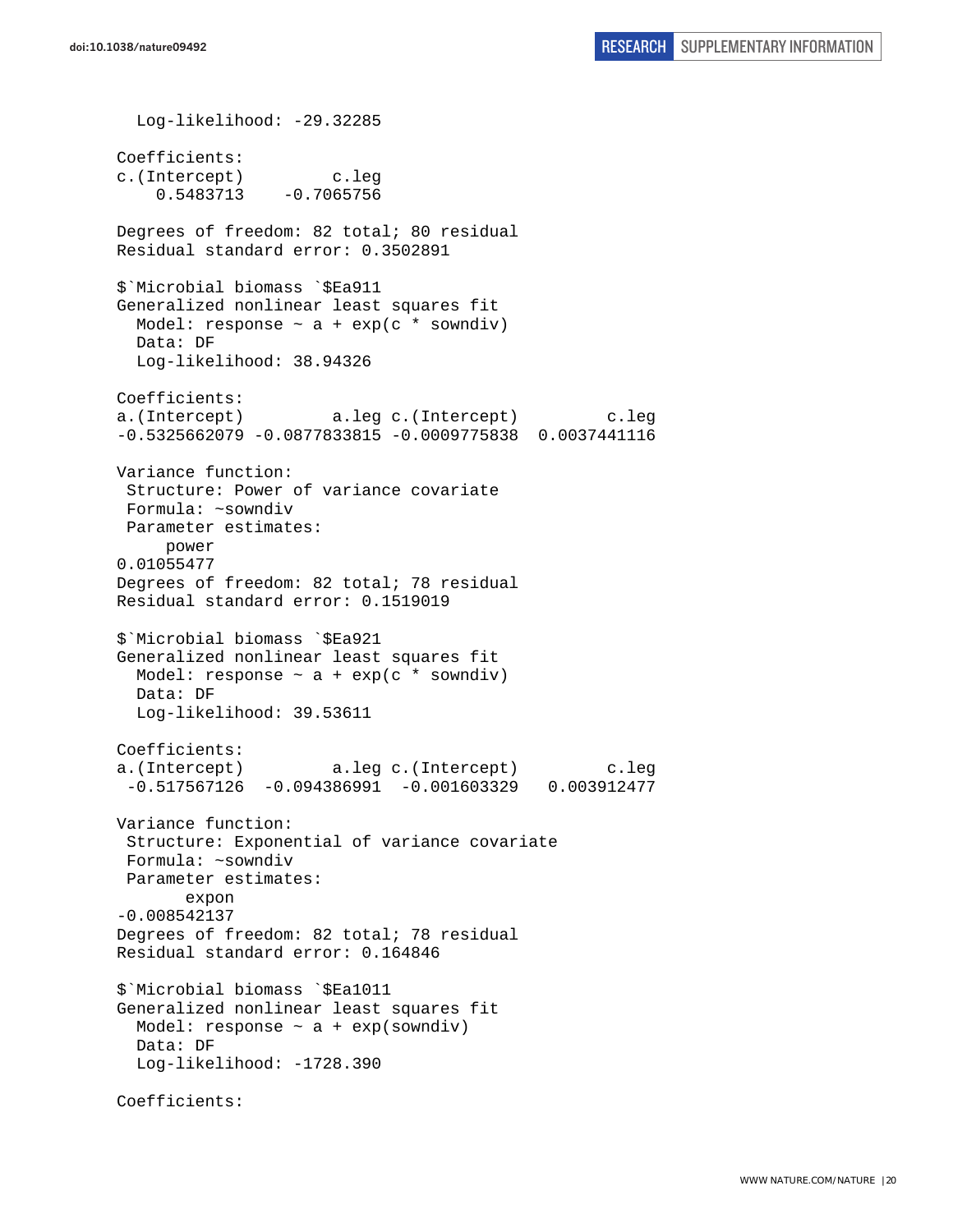```
  Log-likelihood: -29.32285

Coefficients:
c.(Intercept)         c.leg
    0.5483713    -0.7065756

Degrees of freedom: 82 total; 80 residual
Residual standard error: 0.3502891

$`Microbial biomass `$Ea911
Generalized nonlinear least squares fit
  Model: response ~ a + exp(c * sowndiv)
  Data: DF
  Log-likelihood: 38.94326

Coefficients:
a.(Intercept)         a.leg c.(Intercept)         c.leg
-0.5325662079 -0.0877833815 -0.0009775838  0.0037441116

Variance function:
 Structure: Power of variance covariate
 Formula: ~sowndiv
 Parameter estimates:
     power
0.01055477
Degrees of freedom: 82 total; 78 residual
Residual standard error: 0.1519019

$`Microbial biomass `$Ea921
Generalized nonlinear least squares fit
  Model: response ~ a + exp(c * sowndiv)
  Data: DF
  Log-likelihood: 39.53611

Coefficients:
a.(Intercept)         a.leg c.(Intercept)         c.leg
 -0.517567126  -0.094386991  -0.001603329   0.003912477

Variance function:
 Structure: Exponential of variance covariate
 Formula: ~sowndiv
 Parameter estimates:
       expon
-0.008542137
Degrees of freedom: 82 total; 78 residual
Residual standard error: 0.164846

$`Microbial biomass `$Ea1011
Generalized nonlinear least squares fit
  Model: response ~ a + exp(sowndiv)
  Data: DF
  Log-likelihood: -1728.390

Coefficients:
```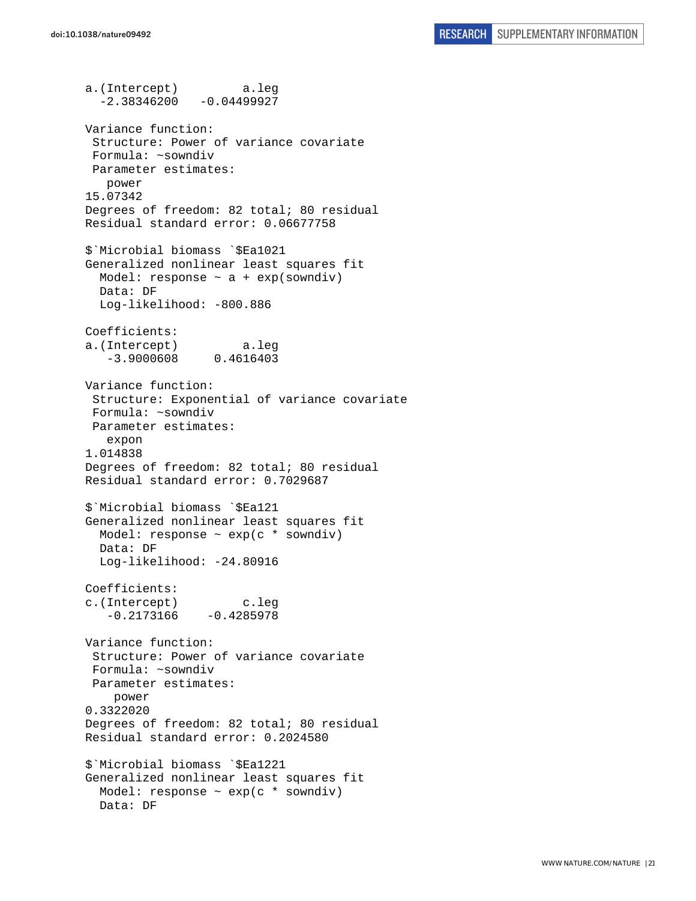```
a.(Intercept)         a.leg 
  -2.38346200   -0.04499927 

Variance function:
 Structure: Power of variance covariate
 Formula: ~sowndiv 
 Parameter estimates:
   power 
15.07342 
Degrees of freedom: 82 total; 80 residual
Residual standard error: 0.06677758 

$`Microbial biomass `$Ea1021
Generalized nonlinear least squares fit
  Model: response ~ a + exp(sowndiv) 
  Data: DF 
  Log-likelihood: -800.886

Coefficients:
a.(Intercept)         a.leg 
   -3.9000608     0.4616403 

Variance function:
 Structure: Exponential of variance covariate
 Formula: ~sowndiv 
 Parameter estimates:
   expon 
1.014838 
Degrees of freedom: 82 total; 80 residual
Residual standard error: 0.7029687 

$`Microbial biomass `$Ea121
Generalized nonlinear least squares fit
  Model: response ~ exp(c * sowndiv) 
  Data: DF 
  Log-likelihood: -24.80916

Coefficients:
c.(Intercept)         c.leg 
   -0.2173166    -0.4285978 

Variance function:
 Structure: Power of variance covariate
 Formula: ~sowndiv 
 Parameter estimates:
    power 
0.3322020 
Degrees of freedom: 82 total; 80 residual
Residual standard error: 0.2024580 

$`Microbial biomass `$Ea1221
Generalized nonlinear least squares fit
  Model: response ~ exp(c * sowndiv) 
  Data: DF 
```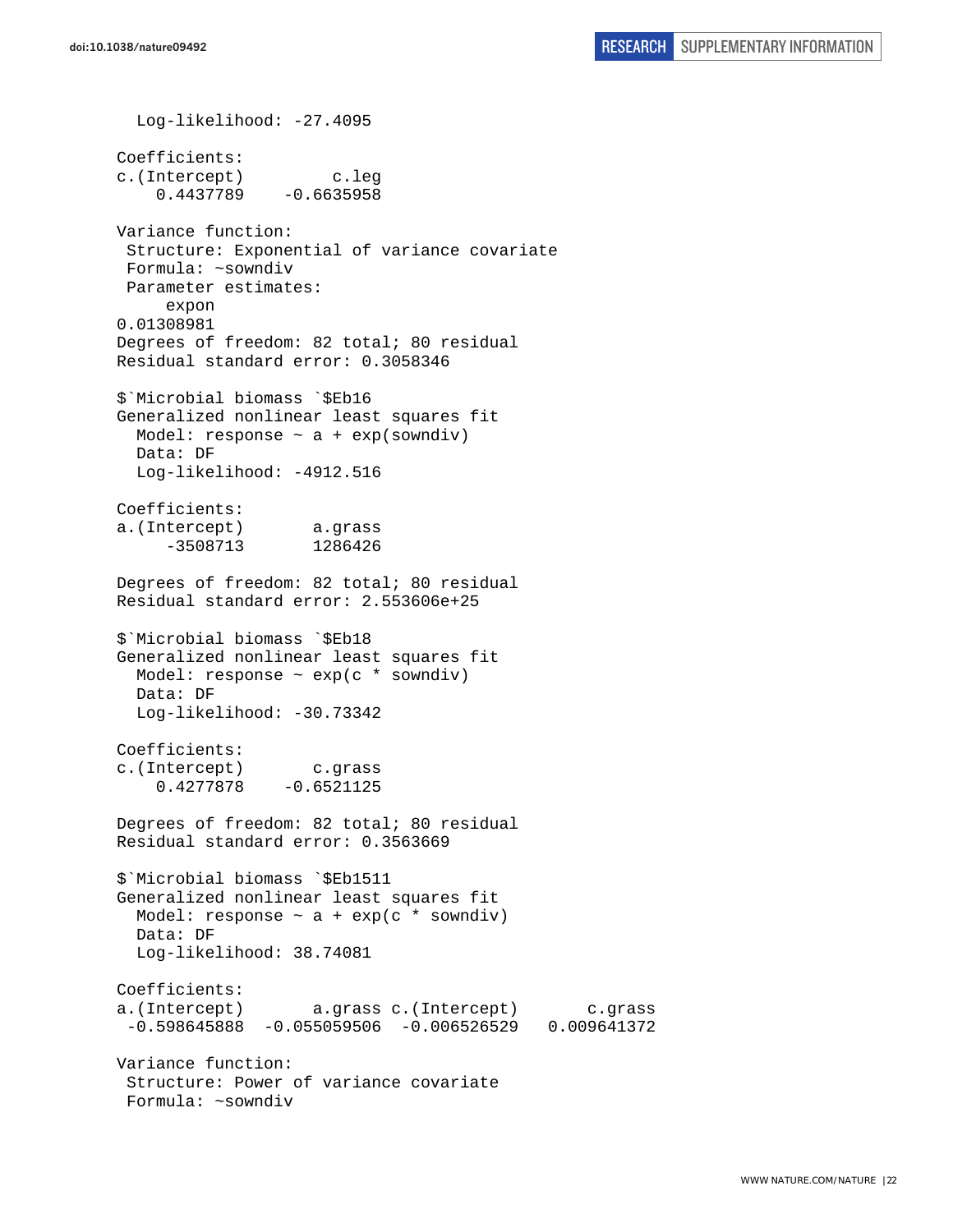```
  Log-likelihood: -27.4095

Coefficients:
c.(Intercept)         c.leg
    0.4437789    -0.6635958

Variance function:
 Structure: Exponential of variance covariate
 Formula: ~sowndiv
 Parameter estimates:
     expon
0.01308981
Degrees of freedom: 82 total; 80 residual
Residual standard error: 0.3058346

$`Microbial biomass `$Eb16
Generalized nonlinear least squares fit
  Model: response ~ a + exp(sowndiv)
  Data: DF
  Log-likelihood: -4912.516

Coefficients:
a.(Intercept)       a.grass
     -3508713       1286426

Degrees of freedom: 82 total; 80 residual
Residual standard error: 2.553606e+25

$`Microbial biomass `$Eb18
Generalized nonlinear least squares fit
  Model: response ~ exp(c * sowndiv)
  Data: DF
  Log-likelihood: -30.73342

Coefficients:
c.(Intercept)       c.grass
    0.4277878    -0.6521125

Degrees of freedom: 82 total; 80 residual
Residual standard error: 0.3563669

$`Microbial biomass `$Eb1511
Generalized nonlinear least squares fit
  Model: response ~ a + exp(c * sowndiv)
  Data: DF
  Log-likelihood: 38.74081

Coefficients:
a.(Intercept)       a.grass c.(Intercept)       c.grass
 -0.598645888  -0.055059506  -0.006526529   0.009641372

Variance function:
 Structure: Power of variance covariate
 Formula: ~sowndiv
```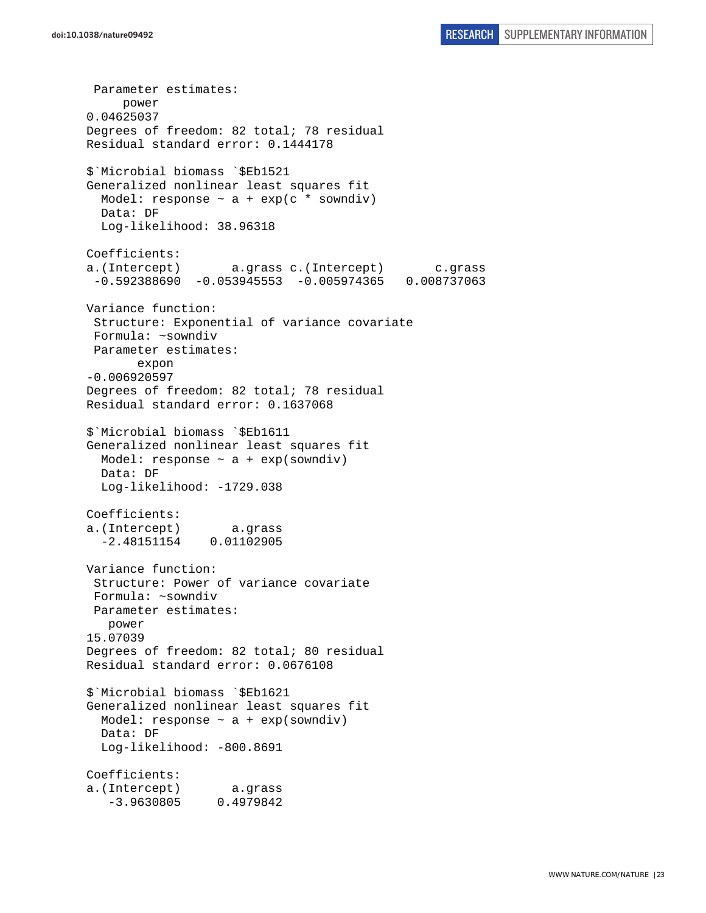```
 Parameter estimates:
     power 
0.04625037 
Degrees of freedom: 82 total; 78 residual
Residual standard error: 0.1444178 

$`Microbial biomass `$Eb1521
Generalized nonlinear least squares fit
  Model: response ~ a + exp(c * sowndiv) 
  Data: DF 
  Log-likelihood: 38.96318

Coefficients:
a.(Intercept)       a.grass c.(Intercept)       c.grass 
 -0.592388690  -0.053945553  -0.005974365   0.008737063 

Variance function:
 Structure: Exponential of variance covariate
 Formula: ~sowndiv 
 Parameter estimates:
       expon 
-0.006920597 
Degrees of freedom: 82 total; 78 residual
Residual standard error: 0.1637068 

$`Microbial biomass `$Eb1611
Generalized nonlinear least squares fit
  Model: response ~ a + exp(sowndiv) 
  Data: DF 
  Log-likelihood: -1729.038

Coefficients:
a.(Intercept)       a.grass 
  -2.48151154    0.01102905 

Variance function:
 Structure: Power of variance covariate
 Formula: ~sowndiv 
 Parameter estimates:
   power 
15.07039 
Degrees of freedom: 82 total; 80 residual
Residual standard error: 0.0676108 

$`Microbial biomass `$Eb1621
Generalized nonlinear least squares fit
  Model: response ~ a + exp(sowndiv) 
  Data: DF 
  Log-likelihood: -800.8691

Coefficients:
a.(Intercept)       a.grass 
   -3.9630805     0.4979842 
```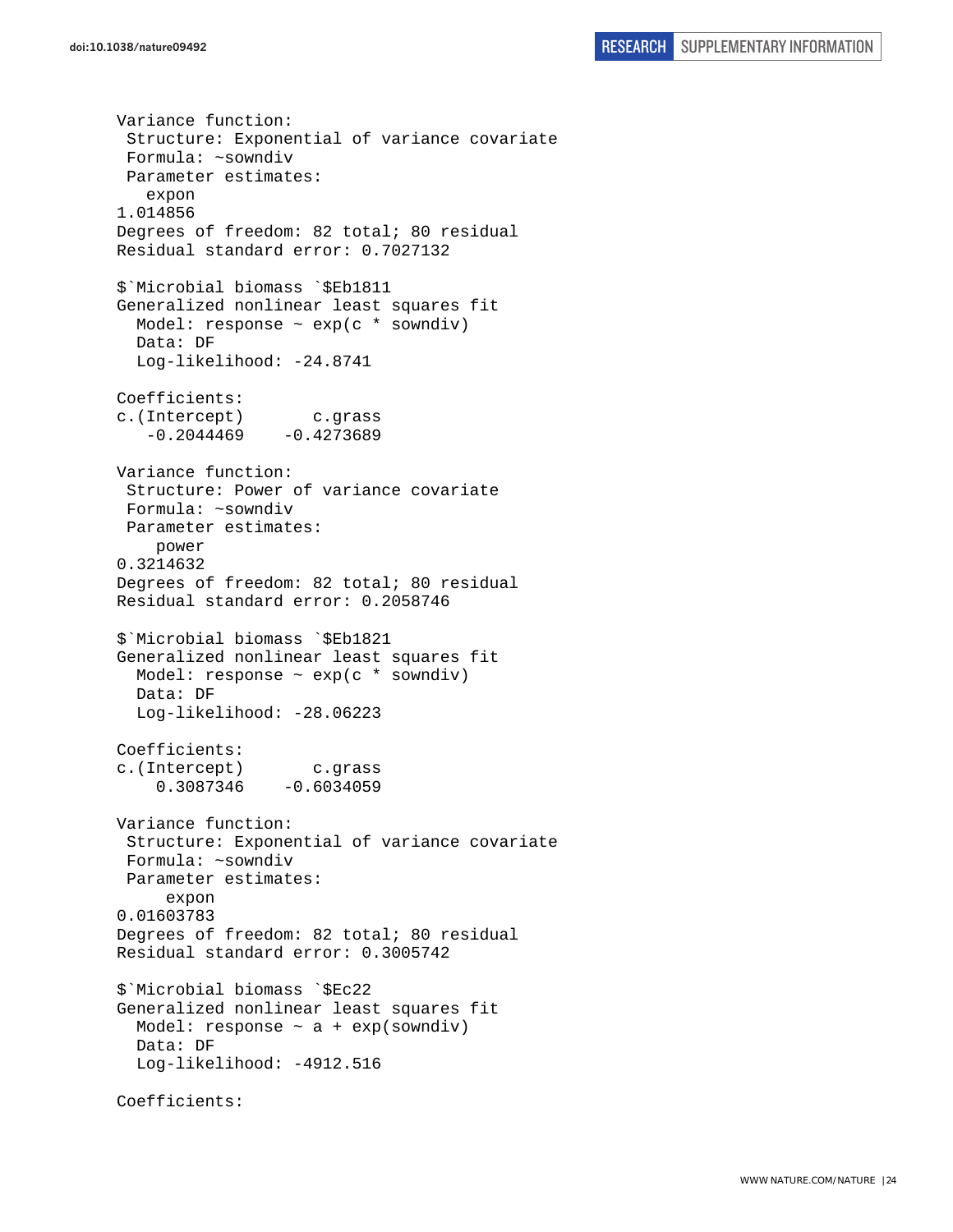```
Variance function:
 Structure: Exponential of variance covariate
 Formula: ~sowndiv
 Parameter estimates:
   expon
1.014856
Degrees of freedom: 82 total; 80 residual
Residual standard error: 0.7027132

$`Microbial biomass `$Eb1811
Generalized nonlinear least squares fit
  Model: response ~ exp(c * sowndiv)
  Data: DF
  Log-likelihood: -24.8741

Coefficients:
c.(Intercept)       c.grass
   -0.2044469    -0.4273689

Variance function:
 Structure: Power of variance covariate
 Formula: ~sowndiv
 Parameter estimates:
    power
0.3214632
Degrees of freedom: 82 total; 80 residual
Residual standard error: 0.2058746

$`Microbial biomass `$Eb1821
Generalized nonlinear least squares fit
  Model: response ~ exp(c * sowndiv)
  Data: DF
  Log-likelihood: -28.06223

Coefficients:
c.(Intercept)       c.grass
    0.3087346    -0.6034059

Variance function:
 Structure: Exponential of variance covariate
 Formula: ~sowndiv
 Parameter estimates:
     expon
0.01603783
Degrees of freedom: 82 total; 80 residual
Residual standard error: 0.3005742

$`Microbial biomass `$Ec22
Generalized nonlinear least squares fit
  Model: response ~ a + exp(sowndiv)
  Data: DF
  Log-likelihood: -4912.516

Coefficients:
```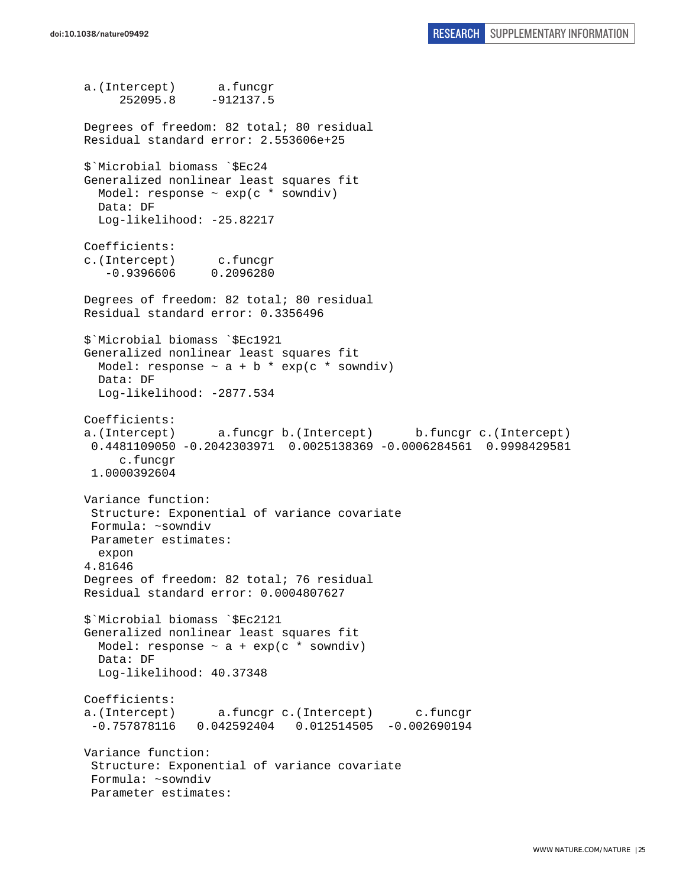```
a.(Intercept)      a.funcgr 
     252095.8     -912137.5 

Degrees of freedom: 82 total; 80 residual
Residual standard error: 2.553606e+25 

$`Microbial biomass `$Ec24
Generalized nonlinear least squares fit
  Model: response ~ exp(c * sowndiv) 
  Data: DF 
  Log-likelihood: -25.82217

Coefficients:
c.(Intercept)      c.funcgr 
   -0.9396606     0.2096280 

Degrees of freedom: 82 total; 80 residual
Residual standard error: 0.3356496 

$`Microbial biomass `$Ec1921
Generalized nonlinear least squares fit
  Model: response ~ a + b * exp(c * sowndiv) 
  Data: DF 
  Log-likelihood: -2877.534

Coefficients:
a.(Intercept)      a.funcgr b.(Intercept)      b.funcgr c.(Intercept) 
 0.4481109050 -0.2042303971  0.0025138369 -0.0006284561  0.9998429581 
     c.funcgr 
 1.0000392604 

Variance function:
 Structure: Exponential of variance covariate
 Formula: ~sowndiv 
 Parameter estimates:
  expon 
4.81646 
Degrees of freedom: 82 total; 76 residual
Residual standard error: 0.0004807627 

$`Microbial biomass `$Ec2121
Generalized nonlinear least squares fit
  Model: response ~ a + exp(c * sowndiv) 
  Data: DF 
  Log-likelihood: 40.37348

Coefficients:
a.(Intercept)      a.funcgr c.(Intercept)      c.funcgr 
 -0.757878116   0.042592404   0.012514505  -0.002690194 

Variance function:
 Structure: Exponential of variance covariate
 Formula: ~sowndiv 
 Parameter estimates:
```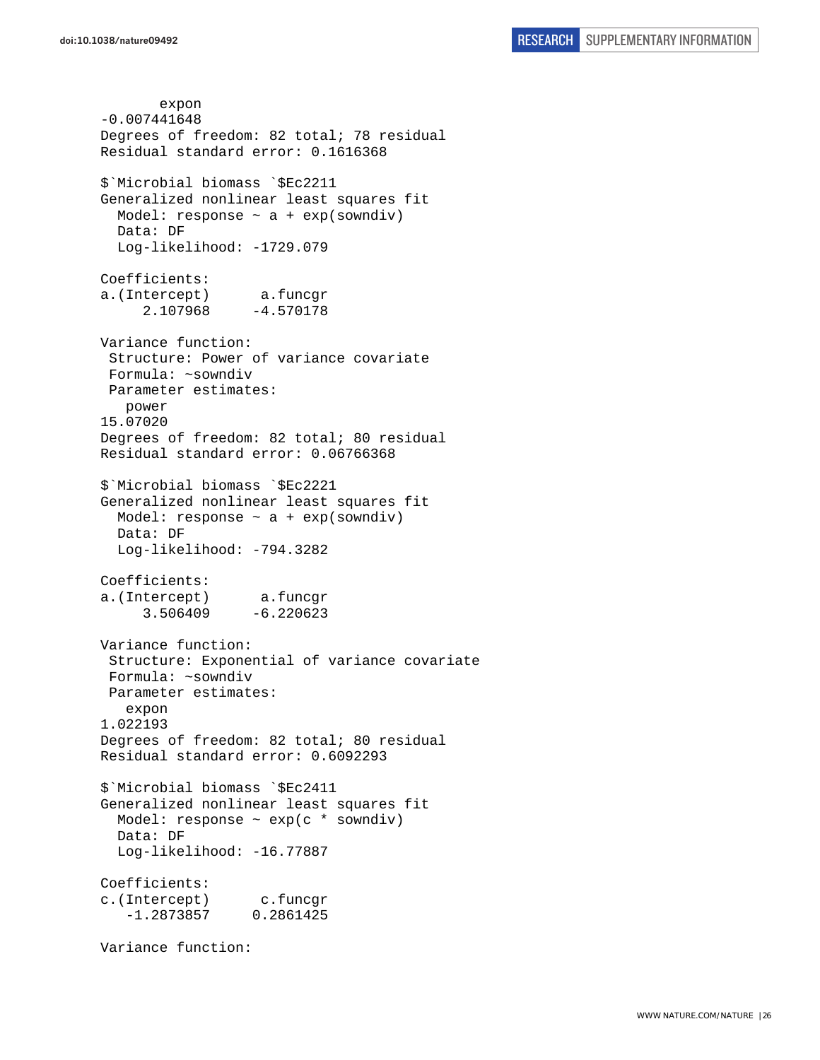```
       expon
-0.007441648
Degrees of freedom: 82 total; 78 residual
Residual standard error: 0.1616368

$`Microbial biomass `$Ec2211
Generalized nonlinear least squares fit
  Model: response ~ a + exp(sowndiv)
  Data: DF
  Log-likelihood: -1729.079

Coefficients:
a.(Intercept)      a.funcgr
     2.107968     -4.570178

Variance function:
 Structure: Power of variance covariate
 Formula: ~sowndiv
 Parameter estimates:
   power
15.07020
Degrees of freedom: 82 total; 80 residual
Residual standard error: 0.06766368

$`Microbial biomass `$Ec2221
Generalized nonlinear least squares fit
  Model: response ~ a + exp(sowndiv)
  Data: DF
  Log-likelihood: -794.3282

Coefficients:
a.(Intercept)      a.funcgr
     3.506409     -6.220623

Variance function:
 Structure: Exponential of variance covariate
 Formula: ~sowndiv
 Parameter estimates:
   expon
1.022193
Degrees of freedom: 82 total; 80 residual
Residual standard error: 0.6092293

$`Microbial biomass `$Ec2411
Generalized nonlinear least squares fit
  Model: response ~ exp(c * sowndiv)
  Data: DF
  Log-likelihood: -16.77887

Coefficients:
c.(Intercept)      c.funcgr
   -1.2873857     0.2861425

Variance function:
```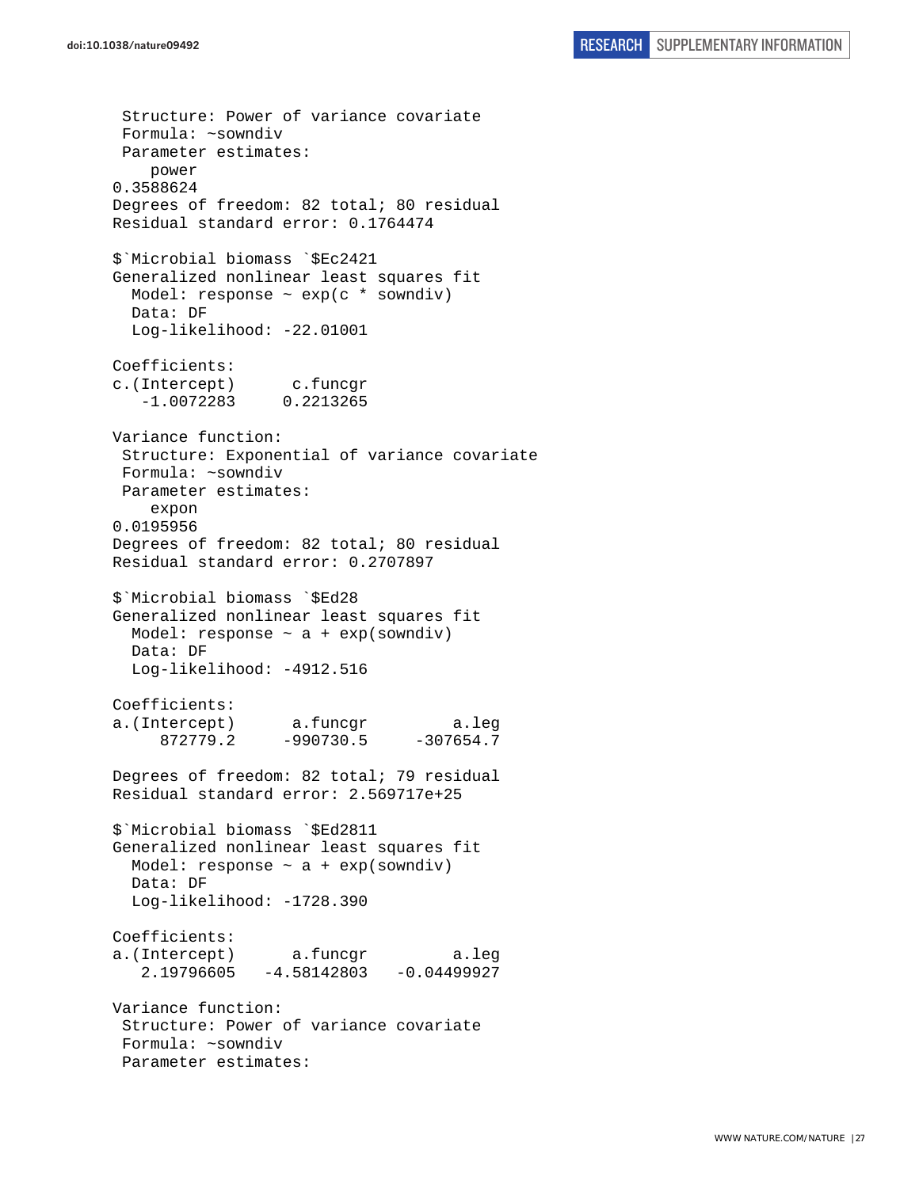```
 Structure: Power of variance covariate
 Formula: ~sowndiv
 Parameter estimates:
    power
0.3588624
Degrees of freedom: 82 total; 80 residual
Residual standard error: 0.1764474

$`Microbial biomass `$Ec2421
Generalized nonlinear least squares fit
  Model: response ~ exp(c * sowndiv)
  Data: DF
  Log-likelihood: -22.01001

Coefficients:
c.(Intercept)      c.funcgr
   -1.0072283     0.2213265

Variance function:
 Structure: Exponential of variance covariate
 Formula: ~sowndiv
 Parameter estimates:
    expon
0.0195956
Degrees of freedom: 82 total; 80 residual
Residual standard error: 0.2707897

$`Microbial biomass `$Ed28
Generalized nonlinear least squares fit
  Model: response ~ a + exp(sowndiv)
  Data: DF
  Log-likelihood: -4912.516

Coefficients:
a.(Intercept)      a.funcgr         a.leg
     872779.2     -990730.5     -307654.7

Degrees of freedom: 82 total; 79 residual
Residual standard error: 2.569717e+25

$`Microbial biomass `$Ed2811
Generalized nonlinear least squares fit
  Model: response ~ a + exp(sowndiv)
  Data: DF
  Log-likelihood: -1728.390

Coefficients:
a.(Intercept)      a.funcgr         a.leg
   2.19796605   -4.58142803   -0.04499927

Variance function:
 Structure: Power of variance covariate
 Formula: ~sowndiv
 Parameter estimates:
```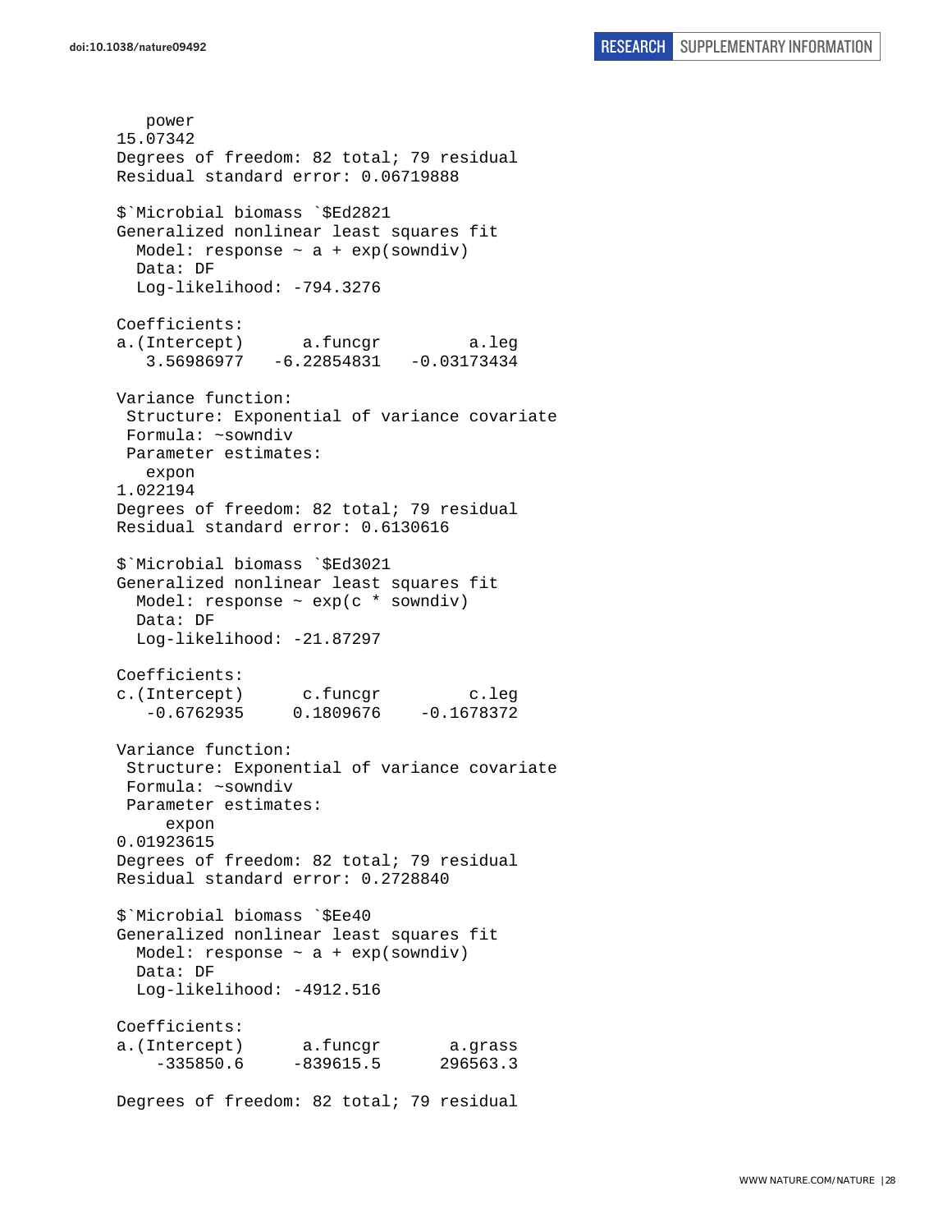```
   power
15.07342
Degrees of freedom: 82 total; 79 residual
Residual standard error: 0.06719888

$`Microbial biomass `$Ed2821
Generalized nonlinear least squares fit
  Model: response ~ a + exp(sowndiv)
  Data: DF
  Log-likelihood: -794.3276

Coefficients:
a.(Intercept)      a.funcgr         a.leg
   3.56986977   -6.22854831   -0.03173434

Variance function:
 Structure: Exponential of variance covariate
 Formula: ~sowndiv
 Parameter estimates:
   expon
1.022194
Degrees of freedom: 82 total; 79 residual
Residual standard error: 0.6130616

$`Microbial biomass `$Ed3021
Generalized nonlinear least squares fit
  Model: response ~ exp(c * sowndiv)
  Data: DF
  Log-likelihood: -21.87297

Coefficients:
c.(Intercept)      c.funcgr         c.leg
   -0.6762935     0.1809676    -0.1678372

Variance function:
 Structure: Exponential of variance covariate
 Formula: ~sowndiv
 Parameter estimates:
     expon
0.01923615
Degrees of freedom: 82 total; 79 residual
Residual standard error: 0.2728840

$`Microbial biomass `$Ee40
Generalized nonlinear least squares fit
  Model: response ~ a + exp(sowndiv)
  Data: DF
  Log-likelihood: -4912.516

Coefficients:
a.(Intercept)      a.funcgr       a.grass
    -335850.6     -839615.5      296563.3

Degrees of freedom: 82 total; 79 residual
```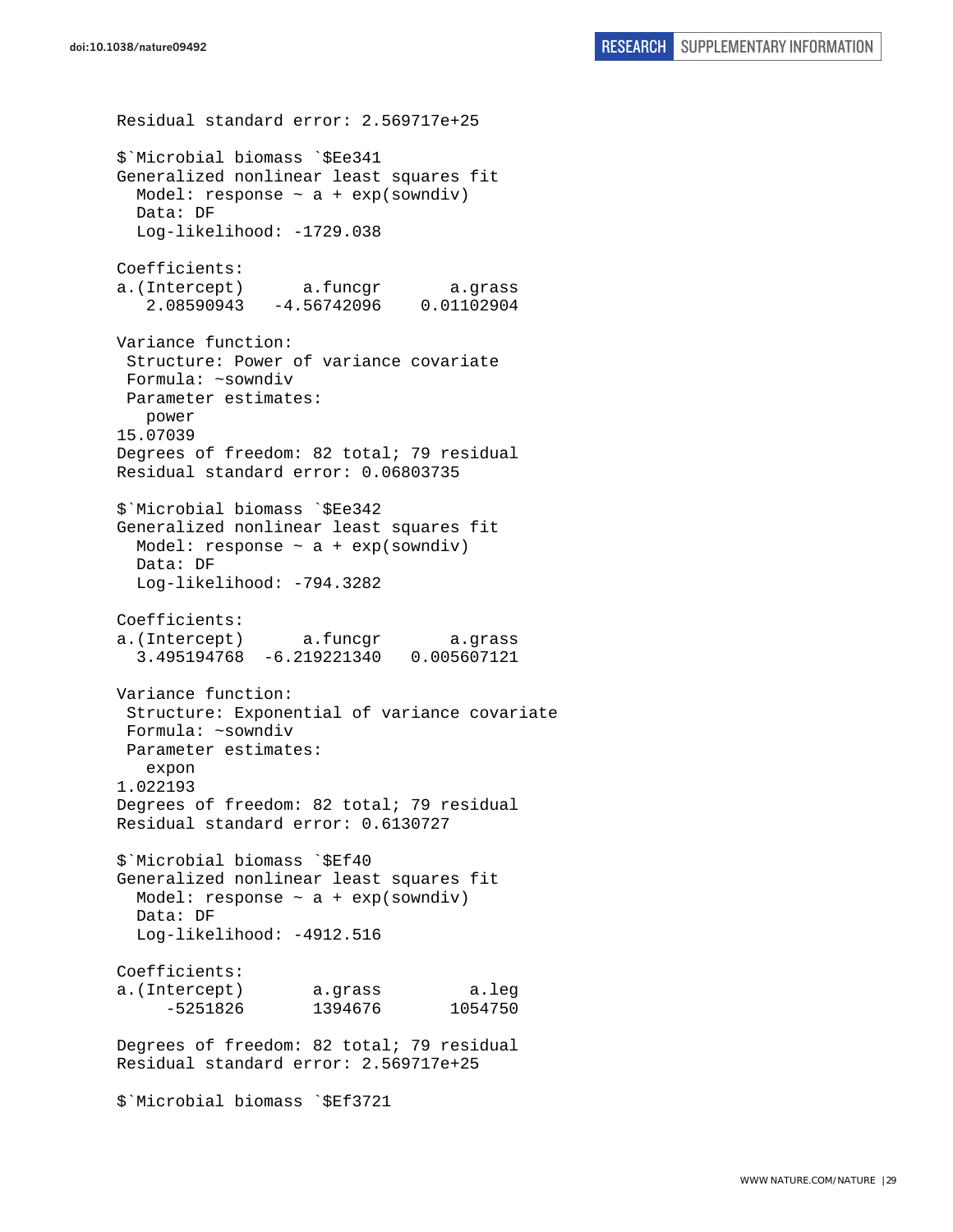```
Residual standard error: 2.569717e+25

$`Microbial biomass `$Ee341
Generalized nonlinear least squares fit
  Model: response ~ a + exp(sowndiv)
  Data: DF
  Log-likelihood: -1729.038

Coefficients:
a.(Intercept)      a.funcgr       a.grass
   2.08590943   -4.56742096    0.01102904

Variance function:
 Structure: Power of variance covariate
 Formula: ~sowndiv
 Parameter estimates:
   power
15.07039
Degrees of freedom: 82 total; 79 residual
Residual standard error: 0.06803735

$`Microbial biomass `$Ee342
Generalized nonlinear least squares fit
  Model: response ~ a + exp(sowndiv)
  Data: DF
  Log-likelihood: -794.3282

Coefficients:
a.(Intercept)      a.funcgr       a.grass
  3.495194768  -6.219221340   0.005607121

Variance function:
 Structure: Exponential of variance covariate
 Formula: ~sowndiv
 Parameter estimates:
   expon
1.022193
Degrees of freedom: 82 total; 79 residual
Residual standard error: 0.6130727

$`Microbial biomass `$Ef40
Generalized nonlinear least squares fit
  Model: response ~ a + exp(sowndiv)
  Data: DF
  Log-likelihood: -4912.516

Coefficients:
a.(Intercept)       a.grass         a.leg
     -5251826       1394676       1054750

Degrees of freedom: 82 total; 79 residual
Residual standard error: 2.569717e+25

$`Microbial biomass `$Ef3721
```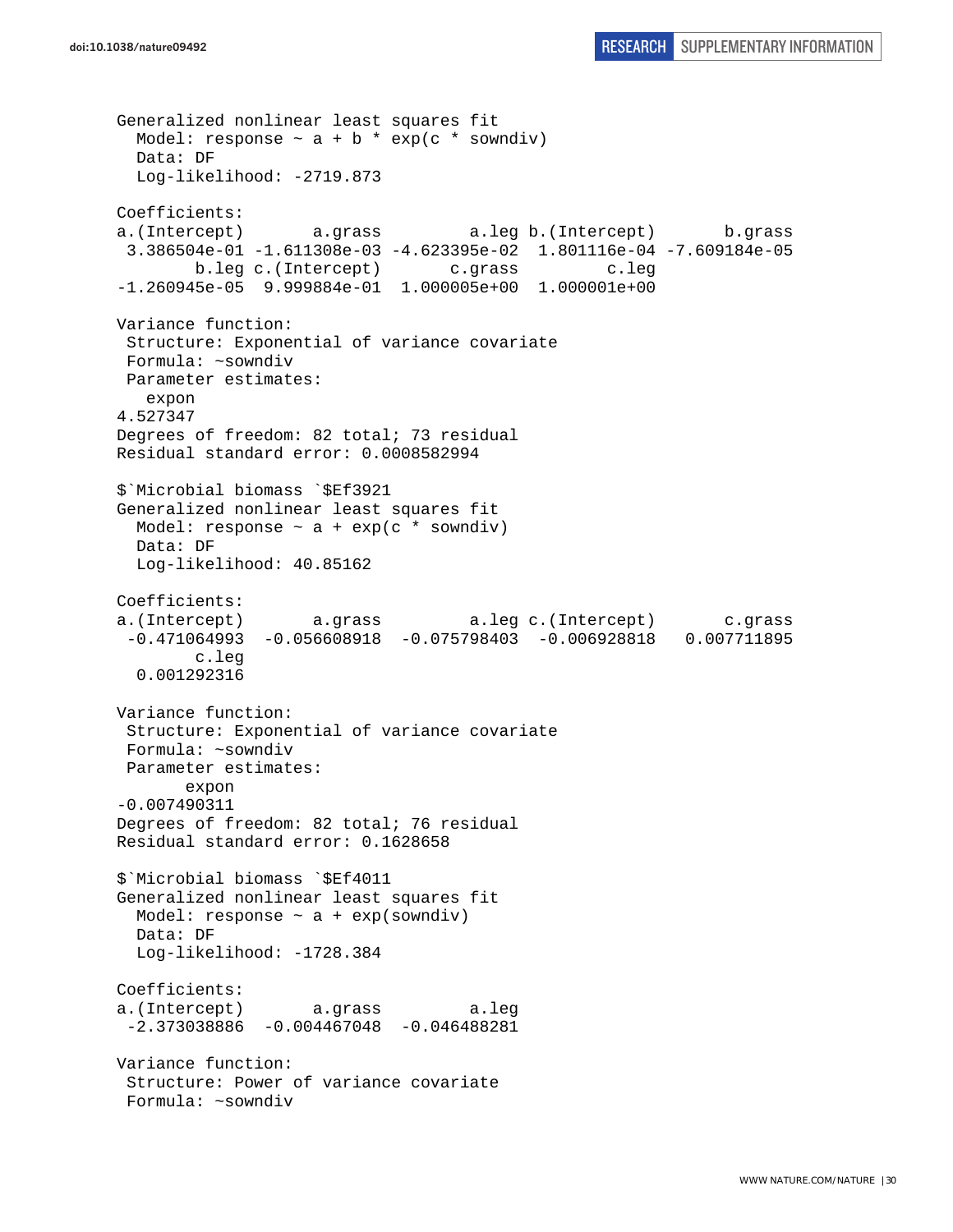```
Generalized nonlinear least squares fit
  Model: response ~ a + b * exp(c * sowndiv)
  Data: DF
  Log-likelihood: -2719.873

Coefficients:
a.(Intercept)       a.grass         a.leg b.(Intercept)       b.grass
 3.386504e-01 -1.611308e-03 -4.623395e-02  1.801116e-04 -7.609184e-05
        b.leg c.(Intercept)       c.grass         c.leg
-1.260945e-05  9.999884e-01  1.000005e+00  1.000001e+00

Variance function:
 Structure: Exponential of variance covariate
 Formula: ~sowndiv
 Parameter estimates:
   expon
4.527347
Degrees of freedom: 82 total; 73 residual
Residual standard error: 0.0008582994

$`Microbial biomass `$Ef3921
Generalized nonlinear least squares fit
  Model: response ~ a + exp(c * sowndiv)
  Data: DF
  Log-likelihood: 40.85162

Coefficients:
a.(Intercept)       a.grass         a.leg c.(Intercept)       c.grass
 -0.471064993  -0.056608918  -0.075798403  -0.006928818   0.007711895
        c.leg
  0.001292316

Variance function:
 Structure: Exponential of variance covariate
 Formula: ~sowndiv
 Parameter estimates:
       expon
-0.007490311
Degrees of freedom: 82 total; 76 residual
Residual standard error: 0.1628658

$`Microbial biomass `$Ef4011
Generalized nonlinear least squares fit
  Model: response ~ a + exp(sowndiv)
  Data: DF
  Log-likelihood: -1728.384

Coefficients:
a.(Intercept)       a.grass         a.leg
 -2.373038886  -0.004467048  -0.046488281

Variance function:
 Structure: Power of variance covariate
 Formula: ~sowndiv
```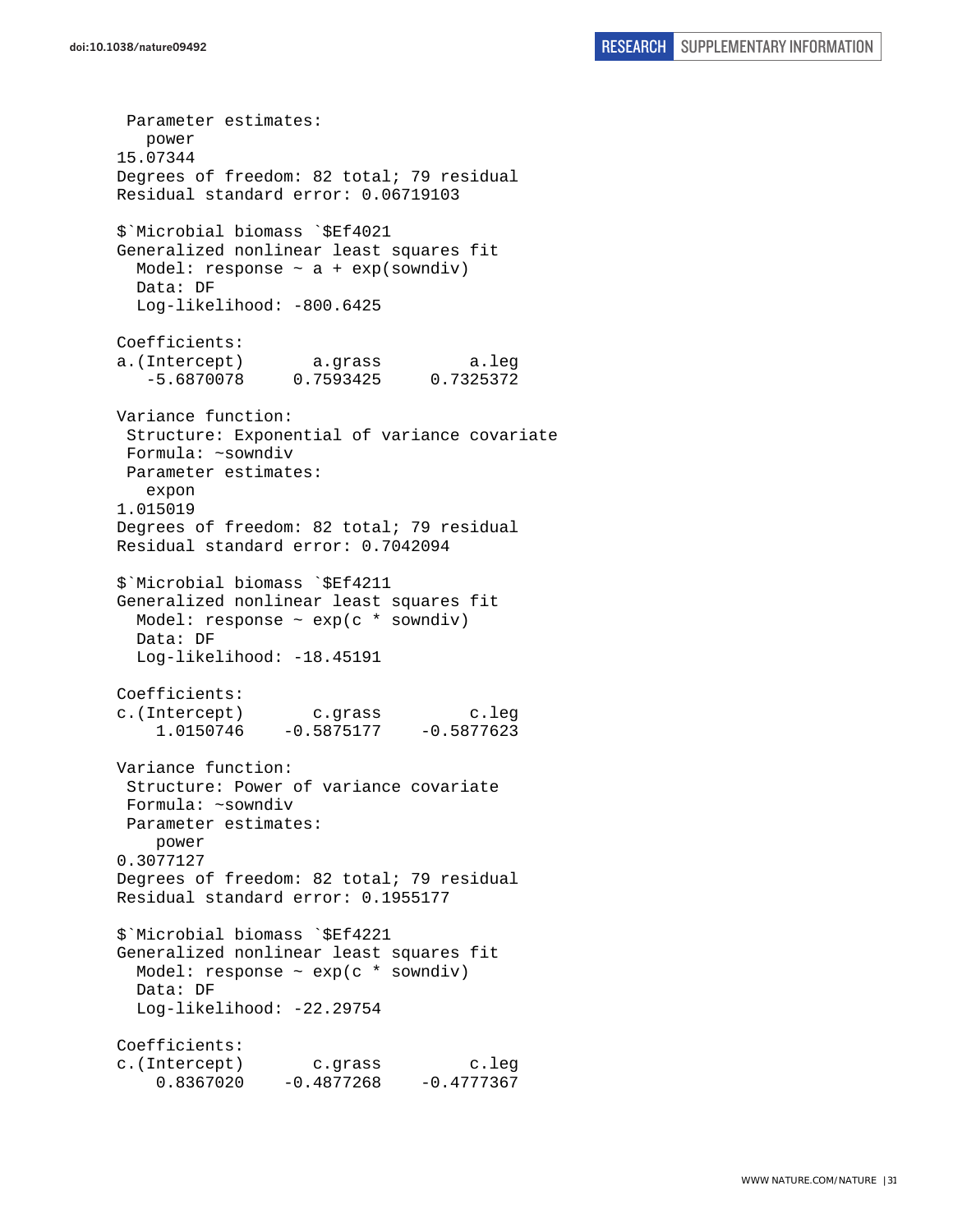```
 Parameter estimates:
   power 
15.07344 
Degrees of freedom: 82 total; 79 residual
Residual standard error: 0.06719103 

$`Microbial biomass `$Ef4021
Generalized nonlinear least squares fit
  Model: response ~ a + exp(sowndiv) 
  Data: DF 
  Log-likelihood: -800.6425

Coefficients:
a.(Intercept)       a.grass         a.leg 
   -5.6870078     0.7593425     0.7325372 

Variance function:
 Structure: Exponential of variance covariate
 Formula: ~sowndiv 
 Parameter estimates:
   expon 
1.015019 
Degrees of freedom: 82 total; 79 residual
Residual standard error: 0.7042094 

$`Microbial biomass `$Ef4211
Generalized nonlinear least squares fit
  Model: response ~ exp(c * sowndiv) 
  Data: DF 
  Log-likelihood: -18.45191

Coefficients:
c.(Intercept)       c.grass         c.leg 
    1.0150746    -0.5875177    -0.5877623 

Variance function:
 Structure: Power of variance covariate
 Formula: ~sowndiv 
 Parameter estimates:
    power 
0.3077127 
Degrees of freedom: 82 total; 79 residual
Residual standard error: 0.1955177 

$`Microbial biomass `$Ef4221
Generalized nonlinear least squares fit
  Model: response ~ exp(c * sowndiv) 
  Data: DF 
  Log-likelihood: -22.29754

Coefficients:
c.(Intercept)       c.grass         c.leg 
    0.8367020    -0.4877268    -0.4777367 
```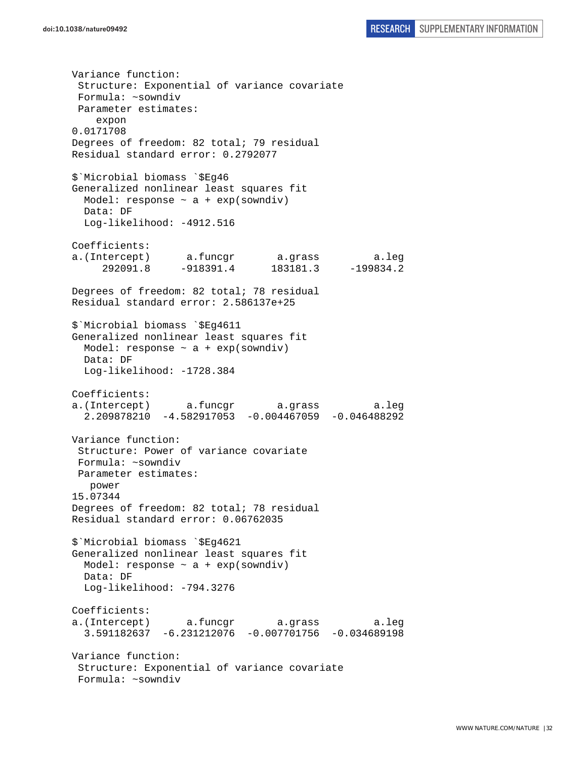```
Variance function:
 Structure: Exponential of variance covariate
 Formula: ~sowndiv 
 Parameter estimates:
    expon 
0.0171708 
Degrees of freedom: 82 total; 79 residual
Residual standard error: 0.2792077 

$`Microbial biomass `$Eg46
Generalized nonlinear least squares fit
  Model: response ~ a + exp(sowndiv) 
  Data: DF 
  Log-likelihood: -4912.516

Coefficients:
a.(Intercept)      a.funcgr       a.grass         a.leg 
     292091.8     -918391.4      183181.3     -199834.2 

Degrees of freedom: 82 total; 78 residual
Residual standard error: 2.586137e+25 

$`Microbial biomass `$Eg4611
Generalized nonlinear least squares fit
  Model: response ~ a + exp(sowndiv) 
  Data: DF 
  Log-likelihood: -1728.384

Coefficients:
a.(Intercept)      a.funcgr       a.grass         a.leg 
  2.209878210  -4.582917053  -0.004467059  -0.046488292 

Variance function:
 Structure: Power of variance covariate
 Formula: ~sowndiv 
 Parameter estimates:
   power 
15.07344 
Degrees of freedom: 82 total; 78 residual
Residual standard error: 0.06762035 

$`Microbial biomass `$Eg4621
Generalized nonlinear least squares fit
  Model: response ~ a + exp(sowndiv) 
  Data: DF 
  Log-likelihood: -794.3276

Coefficients:
a.(Intercept)      a.funcgr       a.grass         a.leg 
  3.591182637  -6.231212076  -0.007701756  -0.034689198 

Variance function:
 Structure: Exponential of variance covariate
 Formula: ~sowndiv 
```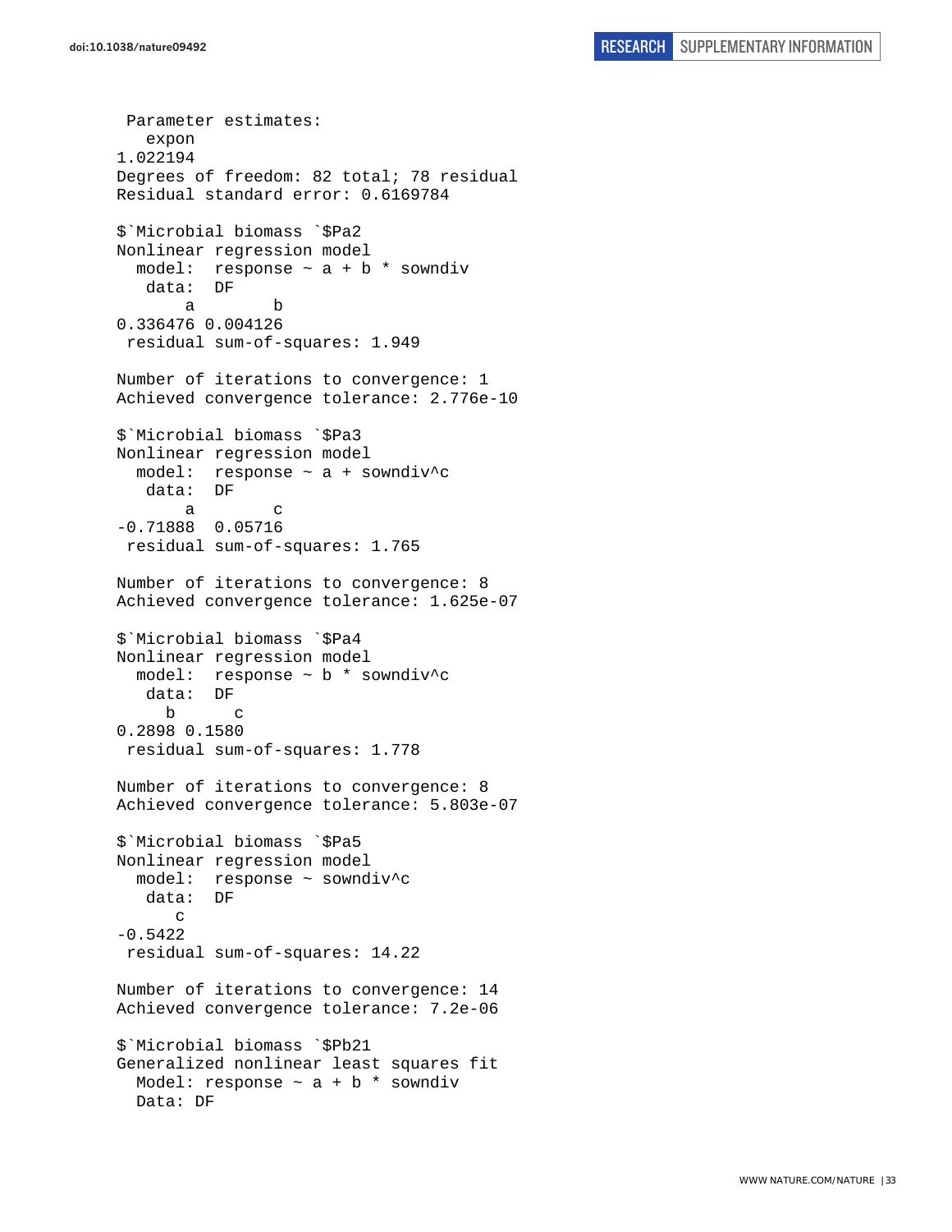```
 Parameter estimates:
   expon
1.022194
Degrees of freedom: 82 total; 78 residual
Residual standard error: 0.6169784

$`Microbial biomass `$Pa2
Nonlinear regression model
  model:  response ~ a + b * sowndiv
   data:  DF
       a        b
0.336476 0.004126
 residual sum-of-squares: 1.949

Number of iterations to convergence: 1
Achieved convergence tolerance: 2.776e-10

$`Microbial biomass `$Pa3
Nonlinear regression model
  model:  response ~ a + sowndiv^c
   data:  DF
       a        c
-0.71888  0.05716
 residual sum-of-squares: 1.765

Number of iterations to convergence: 8
Achieved convergence tolerance: 1.625e-07

$`Microbial biomass `$Pa4
Nonlinear regression model
  model:  response ~ b * sowndiv^c
   data:  DF
     b      c
0.2898 0.1580
 residual sum-of-squares: 1.778

Number of iterations to convergence: 8
Achieved convergence tolerance: 5.803e-07

$`Microbial biomass `$Pa5
Nonlinear regression model
  model:  response ~ sowndiv^c
   data:  DF
      c
-0.5422
 residual sum-of-squares: 14.22

Number of iterations to convergence: 14
Achieved convergence tolerance: 7.2e-06

$`Microbial biomass `$Pb21
Generalized nonlinear least squares fit
  Model: response ~ a + b * sowndiv
  Data: DF
```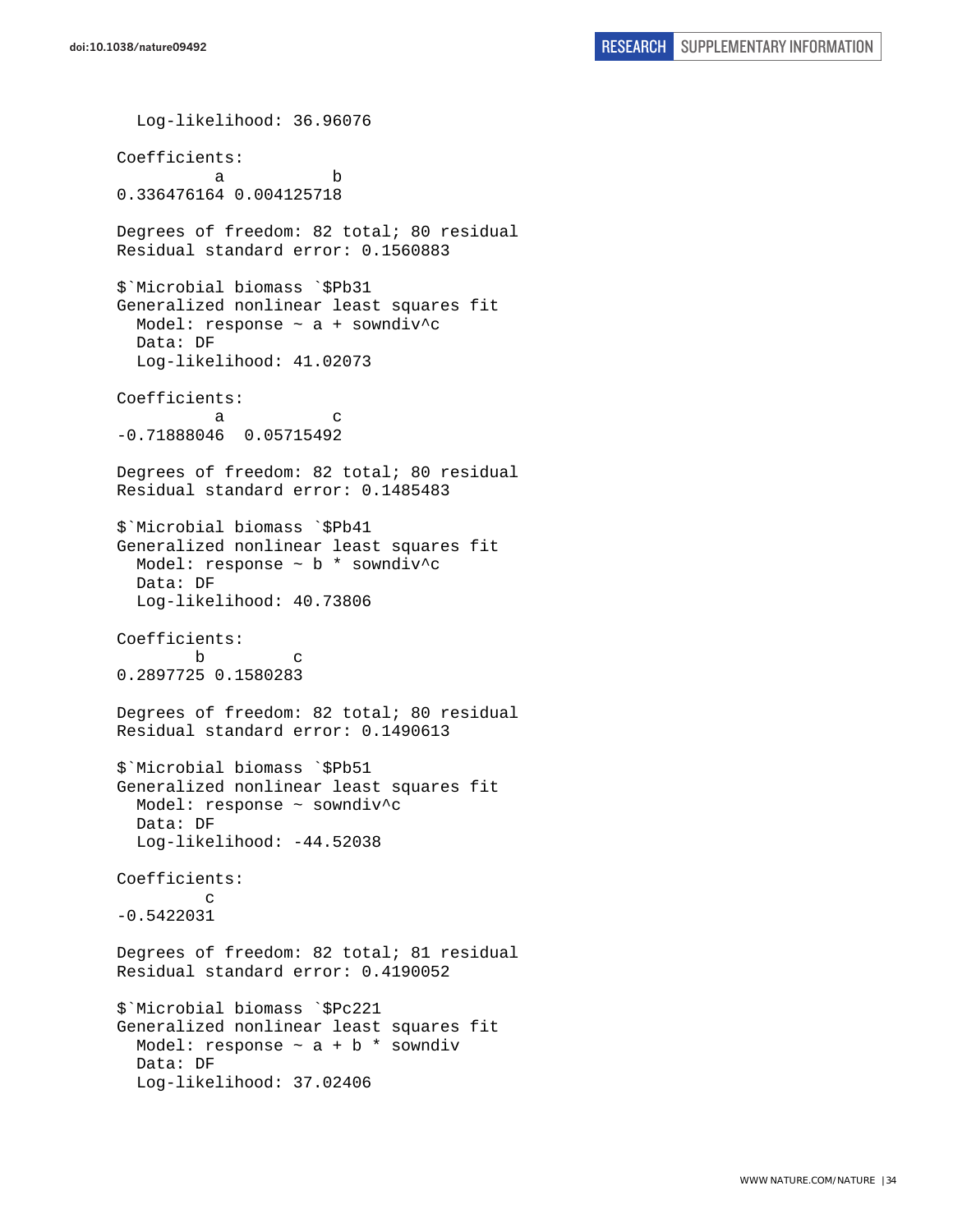```
  Log-likelihood: 36.96076

Coefficients:
          a           b 
0.336476164 0.004125718 

Degrees of freedom: 82 total; 80 residual
Residual standard error: 0.1560883 

$`Microbial biomass `$Pb31
Generalized nonlinear least squares fit
  Model: response ~ a + sowndiv^c 
  Data: DF 
  Log-likelihood: 41.02073

Coefficients:
          a           c 
-0.71888046  0.05715492 

Degrees of freedom: 82 total; 80 residual
Residual standard error: 0.1485483 

$`Microbial biomass `$Pb41
Generalized nonlinear least squares fit
  Model: response ~ b * sowndiv^c 
  Data: DF 
  Log-likelihood: 40.73806

Coefficients:
        b         c 
0.2897725 0.1580283 

Degrees of freedom: 82 total; 80 residual
Residual standard error: 0.1490613 

$`Microbial biomass `$Pb51
Generalized nonlinear least squares fit
  Model: response ~ sowndiv^c 
  Data: DF 
  Log-likelihood: -44.52038

Coefficients:
         c 
-0.5422031 

Degrees of freedom: 82 total; 81 residual
Residual standard error: 0.4190052 

$`Microbial biomass `$Pc221
Generalized nonlinear least squares fit
  Model: response ~ a + b * sowndiv 
  Data: DF 
  Log-likelihood: 37.02406
```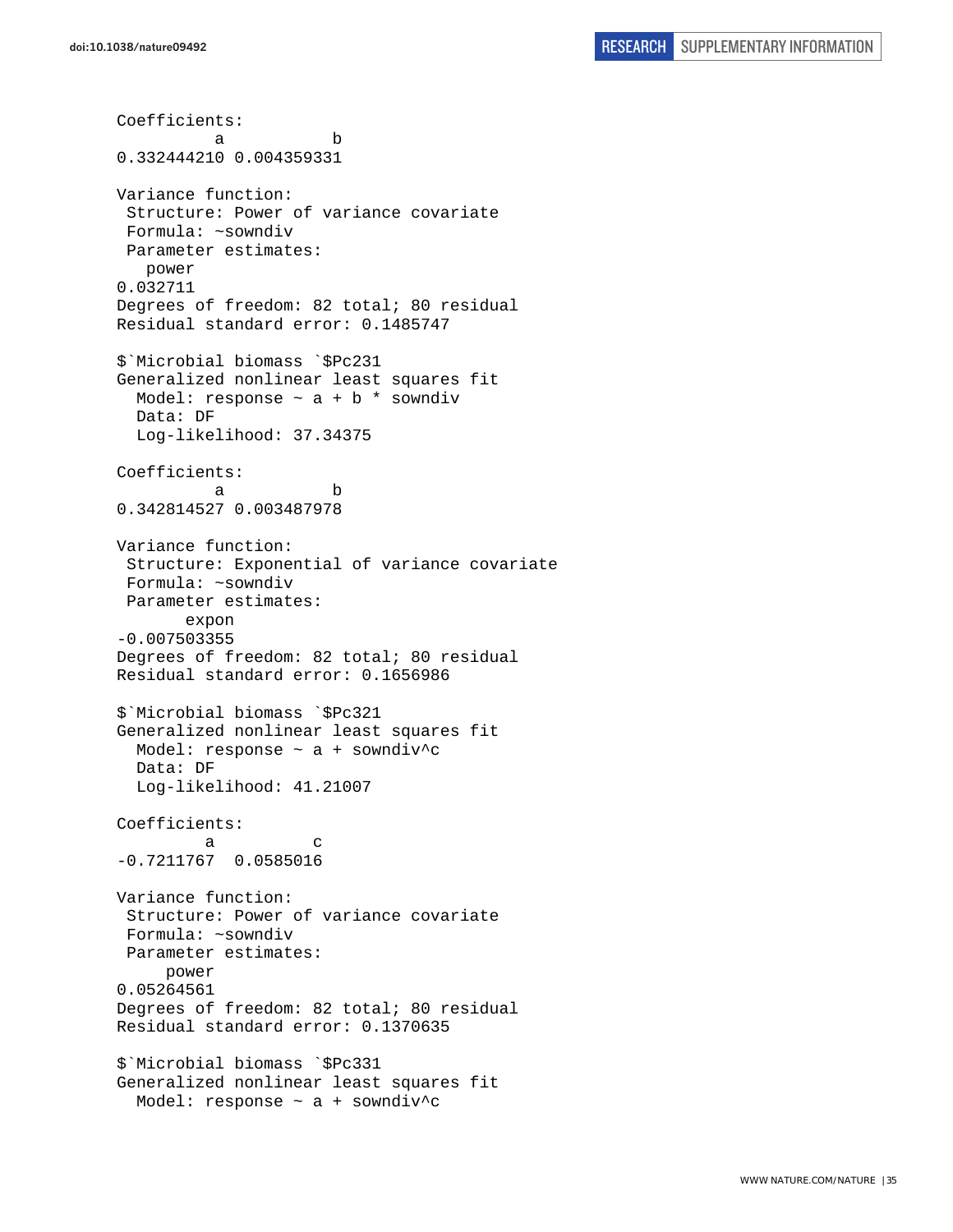```
Coefficients:
          a           b 
0.332444210 0.004359331 

Variance function:
 Structure: Power of variance covariate
 Formula: ~sowndiv 
 Parameter estimates:
   power 
0.032711 
Degrees of freedom: 82 total; 80 residual
Residual standard error: 0.1485747 

$`Microbial biomass `$Pc231
Generalized nonlinear least squares fit
  Model: response ~ a + b * sowndiv 
  Data: DF 
  Log-likelihood: 37.34375

Coefficients:
          a           b 
0.342814527 0.003487978 

Variance function:
 Structure: Exponential of variance covariate
 Formula: ~sowndiv 
 Parameter estimates:
       expon 
-0.007503355 
Degrees of freedom: 82 total; 80 residual
Residual standard error: 0.1656986 

$`Microbial biomass `$Pc321
Generalized nonlinear least squares fit
  Model: response ~ a + sowndiv^c 
  Data: DF 
  Log-likelihood: 41.21007

Coefficients:
         a          c 
-0.7211767  0.0585016 

Variance function:
 Structure: Power of variance covariate
 Formula: ~sowndiv 
 Parameter estimates:
     power 
0.05264561 
Degrees of freedom: 82 total; 80 residual
Residual standard error: 0.1370635 

$`Microbial biomass `$Pc331
Generalized nonlinear least squares fit
  Model: response ~ a + sowndiv^c 
```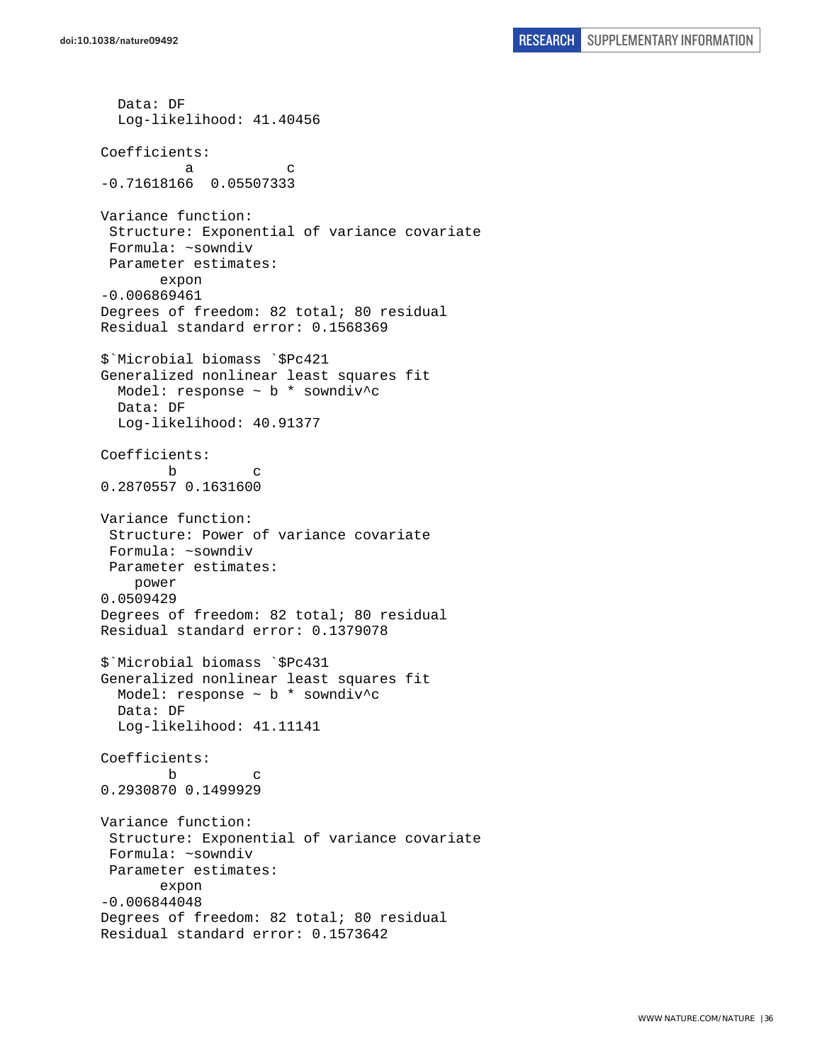```
  Data: DF
  Log-likelihood: 41.40456

Coefficients:
         a           c 
-0.71618166  0.05507333 

Variance function:
 Structure: Exponential of variance covariate
 Formula: ~sowndiv 
 Parameter estimates:
       expon 
-0.006869461 
Degrees of freedom: 82 total; 80 residual
Residual standard error: 0.1568369 

$`Microbial biomass `$Pc421
Generalized nonlinear least squares fit
  Model: response ~ b * sowndiv^c 
  Data: DF 
  Log-likelihood: 40.91377

Coefficients:
        b         c 
0.2870557 0.1631600 

Variance function:
 Structure: Power of variance covariate
 Formula: ~sowndiv 
 Parameter estimates:
    power 
0.0509429 
Degrees of freedom: 82 total; 80 residual
Residual standard error: 0.1379078 

$`Microbial biomass `$Pc431
Generalized nonlinear least squares fit
  Model: response ~ b * sowndiv^c 
  Data: DF 
  Log-likelihood: 41.11141

Coefficients:
        b         c 
0.2930870 0.1499929 

Variance function:
 Structure: Exponential of variance covariate
 Formula: ~sowndiv 
 Parameter estimates:
       expon 
-0.006844048 
Degrees of freedom: 82 total; 80 residual
Residual standard error: 0.1573642 
```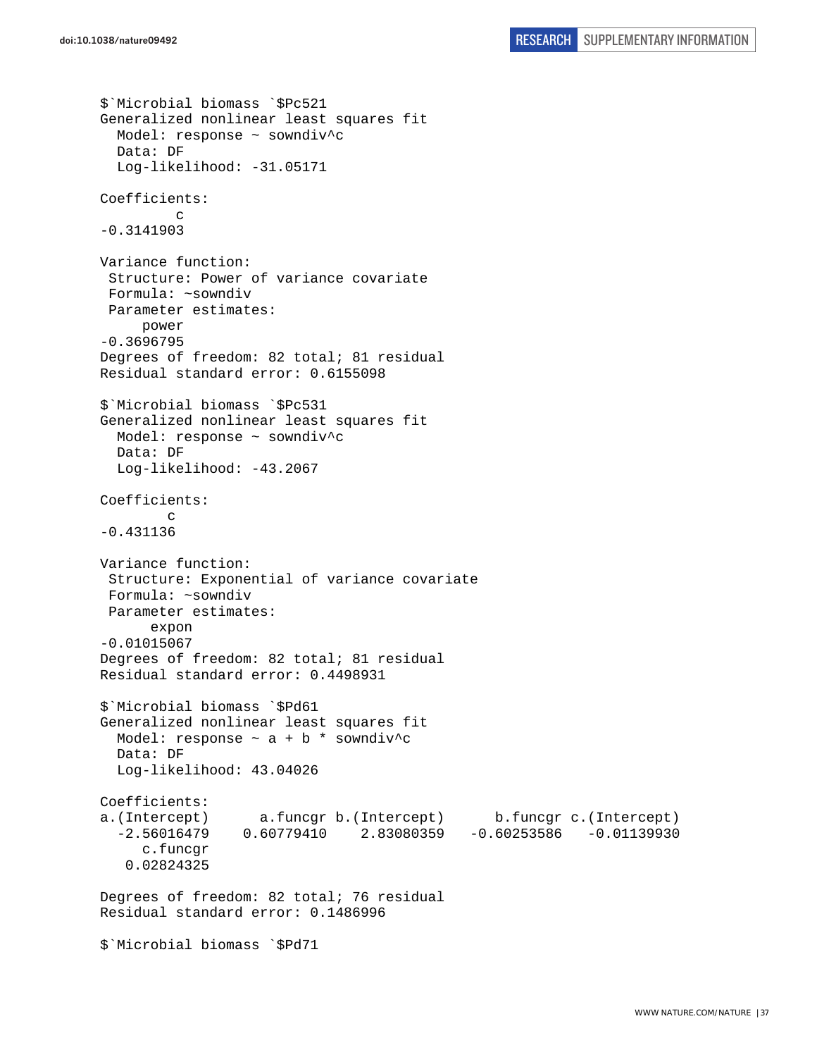```
$`Microbial biomass `$Pc521
Generalized nonlinear least squares fit
  Model: response ~ sowndiv^c
  Data: DF
  Log-likelihood: -31.05171

Coefficients:
         c
-0.3141903

Variance function:
 Structure: Power of variance covariate
 Formula: ~sowndiv
 Parameter estimates:
     power
-0.3696795
Degrees of freedom: 82 total; 81 residual
Residual standard error: 0.6155098

$`Microbial biomass `$Pc531
Generalized nonlinear least squares fit
  Model: response ~ sowndiv^c
  Data: DF
  Log-likelihood: -43.2067

Coefficients:
        c
-0.431136

Variance function:
 Structure: Exponential of variance covariate
 Formula: ~sowndiv
 Parameter estimates:
      expon
-0.01015067
Degrees of freedom: 82 total; 81 residual
Residual standard error: 0.4498931

$`Microbial biomass `$Pd61
Generalized nonlinear least squares fit
  Model: response ~ a + b * sowndiv^c
  Data: DF
  Log-likelihood: 43.04026

Coefficients:
a.(Intercept)      a.funcgr b.(Intercept)      b.funcgr c.(Intercept)
  -2.56016479    0.60779410    2.83080359   -0.60253586   -0.01139930
     c.funcgr
   0.02824325

Degrees of freedom: 82 total; 76 residual
Residual standard error: 0.1486996

$`Microbial biomass `$Pd71
```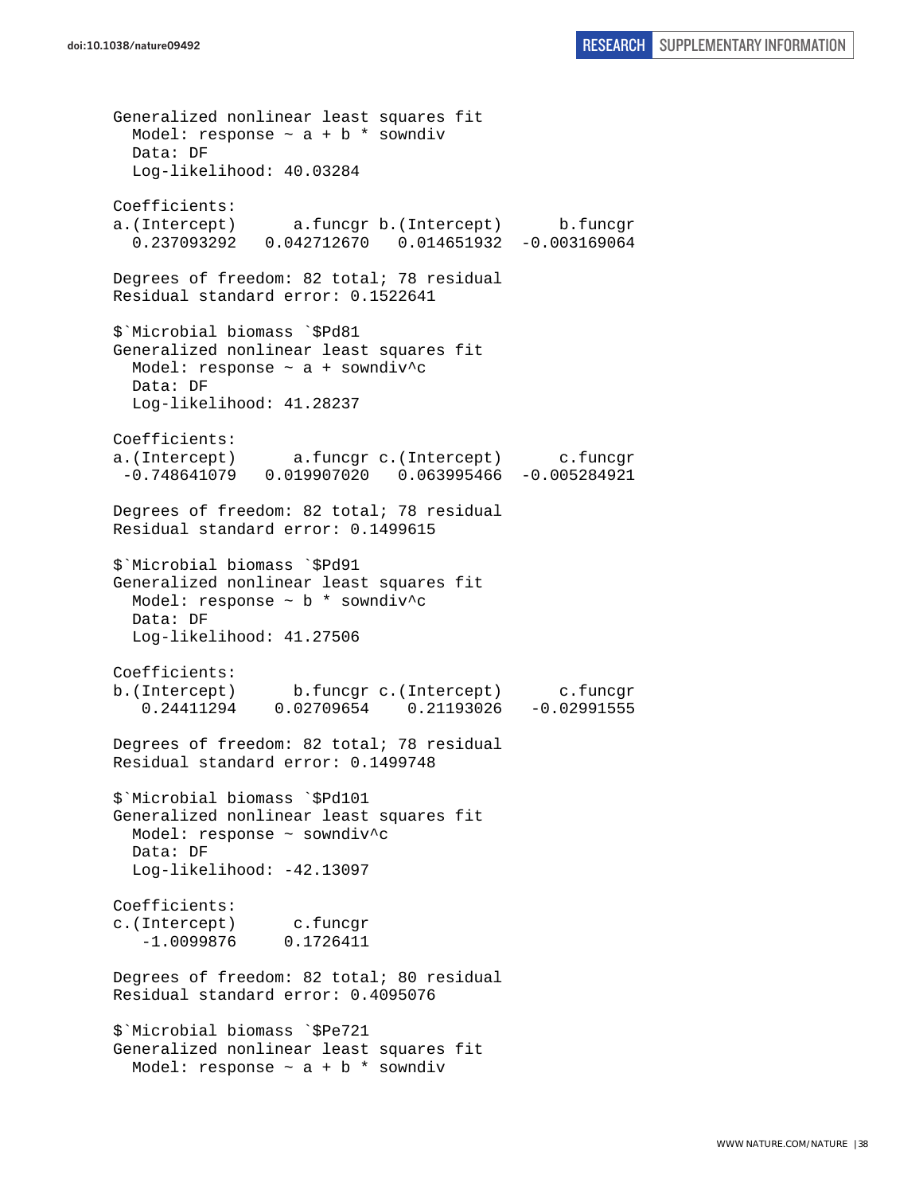```
Generalized nonlinear least squares fit
  Model: response ~ a + b * sowndiv
  Data: DF
  Log-likelihood: 40.03284

Coefficients:
a.(Intercept)      a.funcgr b.(Intercept)      b.funcgr
  0.237093292   0.042712670   0.014651932  -0.003169064

Degrees of freedom: 82 total; 78 residual
Residual standard error: 0.1522641

$`Microbial biomass `$Pd81
Generalized nonlinear least squares fit
  Model: response ~ a + sowndiv^c
  Data: DF
  Log-likelihood: 41.28237

Coefficients:
a.(Intercept)      a.funcgr c.(Intercept)      c.funcgr
 -0.748641079   0.019907020   0.063995466  -0.005284921

Degrees of freedom: 82 total; 78 residual
Residual standard error: 0.1499615

$`Microbial biomass `$Pd91
Generalized nonlinear least squares fit
  Model: response ~ b * sowndiv^c
  Data: DF
  Log-likelihood: 41.27506

Coefficients:
b.(Intercept)      b.funcgr c.(Intercept)      c.funcgr
   0.24411294    0.02709654    0.21193026   -0.02991555

Degrees of freedom: 82 total; 78 residual
Residual standard error: 0.1499748

$`Microbial biomass `$Pd101
Generalized nonlinear least squares fit
  Model: response ~ sowndiv^c
  Data: DF
  Log-likelihood: -42.13097

Coefficients:
c.(Intercept)      c.funcgr
   -1.0099876     0.1726411

Degrees of freedom: 82 total; 80 residual
Residual standard error: 0.4095076

$`Microbial biomass `$Pe721
Generalized nonlinear least squares fit
  Model: response ~ a + b * sowndiv
```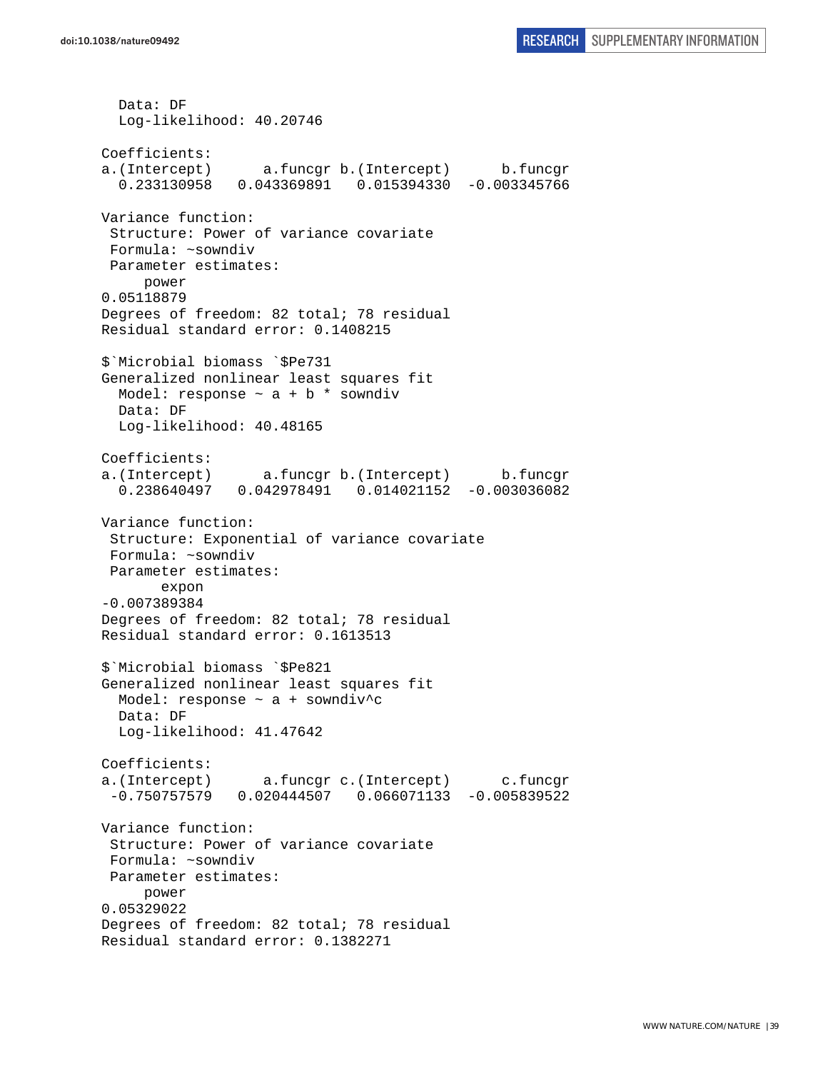```
  Data: DF
  Log-likelihood: 40.20746

Coefficients:
a.(Intercept)      a.funcgr b.(Intercept)      b.funcgr 
  0.233130958   0.043369891   0.015394330  -0.003345766 

Variance function:
 Structure: Power of variance covariate
 Formula: ~sowndiv 
 Parameter estimates:
     power 
0.05118879 
Degrees of freedom: 82 total; 78 residual
Residual standard error: 0.1408215 

$`Microbial biomass `$Pe731
Generalized nonlinear least squares fit
  Model: response ~ a + b * sowndiv 
  Data: DF 
  Log-likelihood: 40.48165

Coefficients:
a.(Intercept)      a.funcgr b.(Intercept)      b.funcgr 
  0.238640497   0.042978491   0.014021152  -0.003036082 

Variance function:
 Structure: Exponential of variance covariate
 Formula: ~sowndiv 
 Parameter estimates:
       expon 
-0.007389384 
Degrees of freedom: 82 total; 78 residual
Residual standard error: 0.1613513 

$`Microbial biomass `$Pe821
Generalized nonlinear least squares fit
  Model: response ~ a + sowndiv^c 
  Data: DF 
  Log-likelihood: 41.47642

Coefficients:
a.(Intercept)      a.funcgr c.(Intercept)      c.funcgr 
 -0.750757579   0.020444507   0.066071133  -0.005839522 

Variance function:
 Structure: Power of variance covariate
 Formula: ~sowndiv 
 Parameter estimates:
     power 
0.05329022 
Degrees of freedom: 82 total; 78 residual
Residual standard error: 0.1382271 
```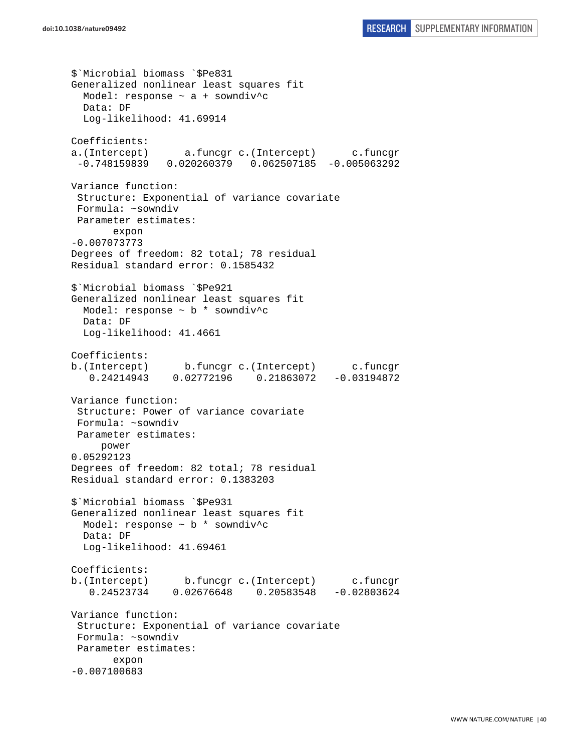```
$`Microbial biomass `$Pe831
Generalized nonlinear least squares fit
  Model: response ~ a + sowndiv^c
  Data: DF
  Log-likelihood: 41.69914

Coefficients:
a.(Intercept)      a.funcgr c.(Intercept)      c.funcgr
 -0.748159839   0.020260379   0.062507185  -0.005063292

Variance function:
 Structure: Exponential of variance covariate
 Formula: ~sowndiv
 Parameter estimates:
       expon
-0.007073773
Degrees of freedom: 82 total; 78 residual
Residual standard error: 0.1585432

$`Microbial biomass `$Pe921
Generalized nonlinear least squares fit
  Model: response ~ b * sowndiv^c
  Data: DF
  Log-likelihood: 41.4661

Coefficients:
b.(Intercept)      b.funcgr c.(Intercept)      c.funcgr
   0.24214943    0.02772196    0.21863072   -0.03194872

Variance function:
 Structure: Power of variance covariate
 Formula: ~sowndiv
 Parameter estimates:
      power
0.05292123
Degrees of freedom: 82 total; 78 residual
Residual standard error: 0.1383203

$`Microbial biomass `$Pe931
Generalized nonlinear least squares fit
  Model: response ~ b * sowndiv^c
  Data: DF
  Log-likelihood: 41.69461

Coefficients:
b.(Intercept)      b.funcgr c.(Intercept)      c.funcgr
   0.24523734    0.02676648    0.20583548   -0.02803624

Variance function:
 Structure: Exponential of variance covariate
 Formula: ~sowndiv
 Parameter estimates:
       expon
-0.007100683
```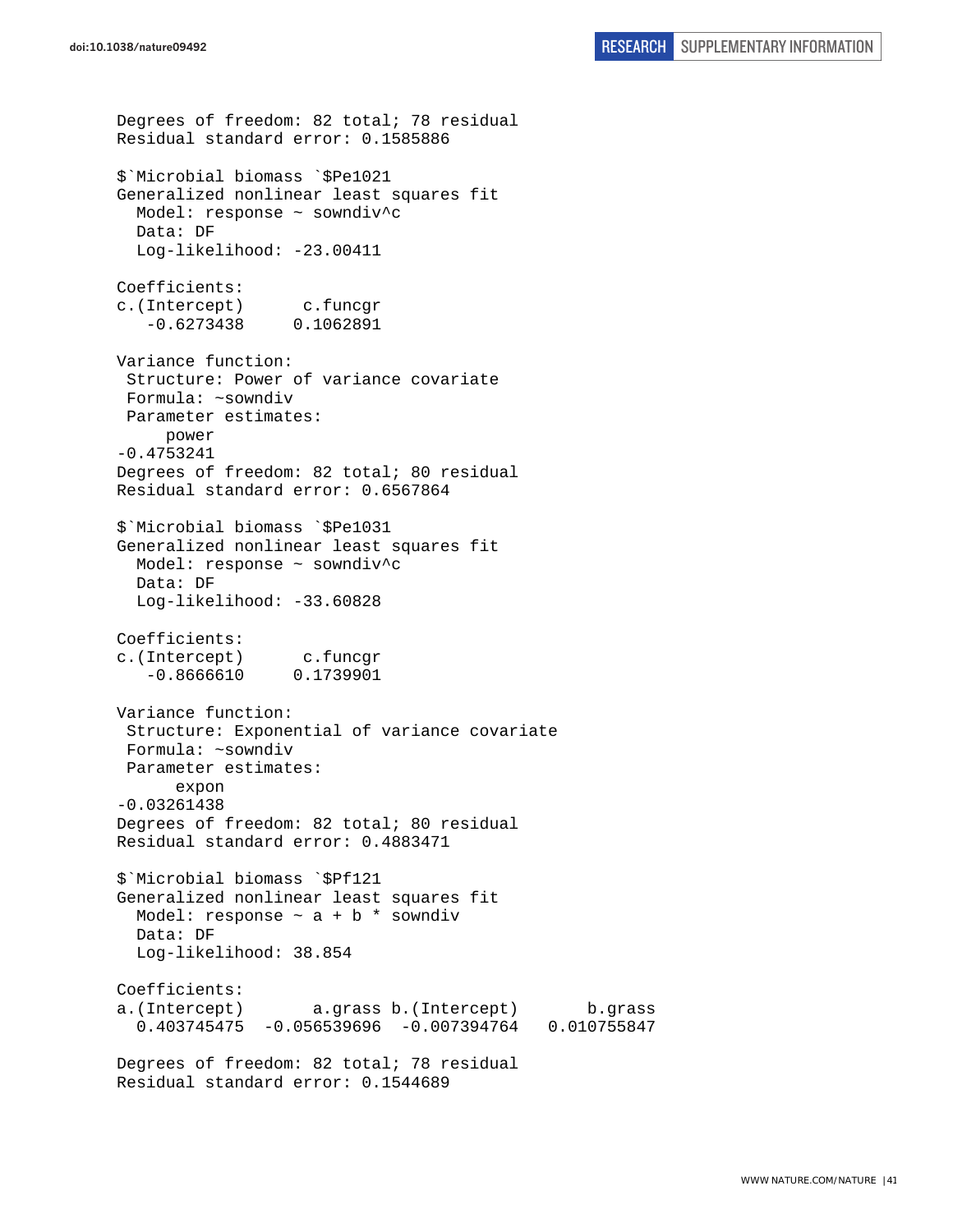```
Degrees of freedom: 82 total; 78 residual
Residual standard error: 0.1585886 

$`Microbial biomass `$Pe1021
Generalized nonlinear least squares fit
  Model: response ~ sowndiv^c 
  Data: DF 
  Log-likelihood: -23.00411

Coefficients:
c.(Intercept)      c.funcgr 
   -0.6273438     0.1062891 

Variance function:
 Structure: Power of variance covariate
 Formula: ~sowndiv 
 Parameter estimates:
     power 
-0.4753241 
Degrees of freedom: 82 total; 80 residual
Residual standard error: 0.6567864 

$`Microbial biomass `$Pe1031
Generalized nonlinear least squares fit
  Model: response ~ sowndiv^c 
  Data: DF 
  Log-likelihood: -33.60828

Coefficients:
c.(Intercept)      c.funcgr 
   -0.8666610     0.1739901 

Variance function:
 Structure: Exponential of variance covariate
 Formula: ~sowndiv 
 Parameter estimates:
      expon 
-0.03261438 
Degrees of freedom: 82 total; 80 residual
Residual standard error: 0.4883471 

$`Microbial biomass `$Pf121
Generalized nonlinear least squares fit
  Model: response ~ a + b * sowndiv 
  Data: DF 
  Log-likelihood: 38.854

Coefficients:
a.(Intercept)       a.grass b.(Intercept)       b.grass 
  0.403745475  -0.056539696  -0.007394764   0.010755847 

Degrees of freedom: 82 total; 78 residual
Residual standard error: 0.1544689 
```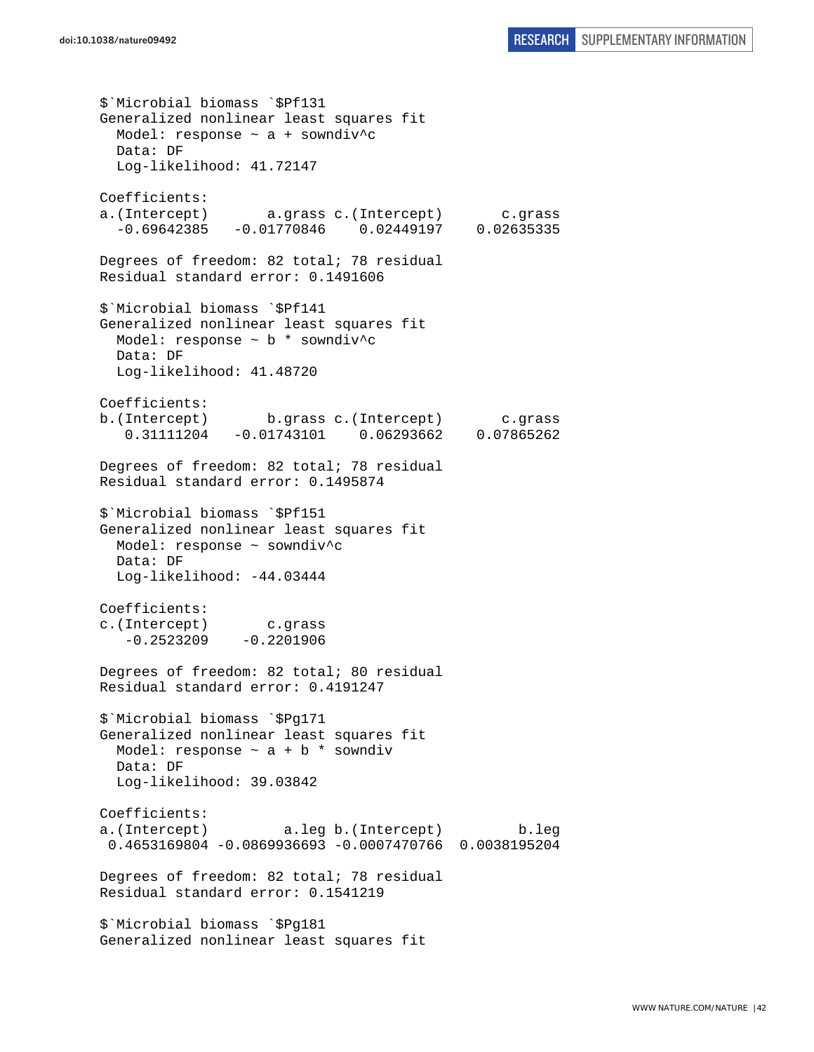```
$`Microbial biomass `$Pf131
Generalized nonlinear least squares fit
  Model: response ~ a + sowndiv^c
  Data: DF
  Log-likelihood: 41.72147

Coefficients:
a.(Intercept)       a.grass c.(Intercept)       c.grass
  -0.69642385   -0.01770846    0.02449197    0.02635335

Degrees of freedom: 82 total; 78 residual
Residual standard error: 0.1491606

$`Microbial biomass `$Pf141
Generalized nonlinear least squares fit
  Model: response ~ b * sowndiv^c
  Data: DF
  Log-likelihood: 41.48720

Coefficients:
b.(Intercept)       b.grass c.(Intercept)       c.grass
   0.31111204   -0.01743101    0.06293662    0.07865262

Degrees of freedom: 82 total; 78 residual
Residual standard error: 0.1495874

$`Microbial biomass `$Pf151
Generalized nonlinear least squares fit
  Model: response ~ sowndiv^c
  Data: DF
  Log-likelihood: -44.03444

Coefficients:
c.(Intercept)       c.grass
   -0.2523209    -0.2201906

Degrees of freedom: 82 total; 80 residual
Residual standard error: 0.4191247

$`Microbial biomass `$Pg171
Generalized nonlinear least squares fit
  Model: response ~ a + b * sowndiv
  Data: DF
  Log-likelihood: 39.03842

Coefficients:
a.(Intercept)         a.leg b.(Intercept)         b.leg
 0.4653169804 -0.0869936693 -0.0007470766  0.0038195204

Degrees of freedom: 82 total; 78 residual
Residual standard error: 0.1541219

$`Microbial biomass `$Pg181
Generalized nonlinear least squares fit
```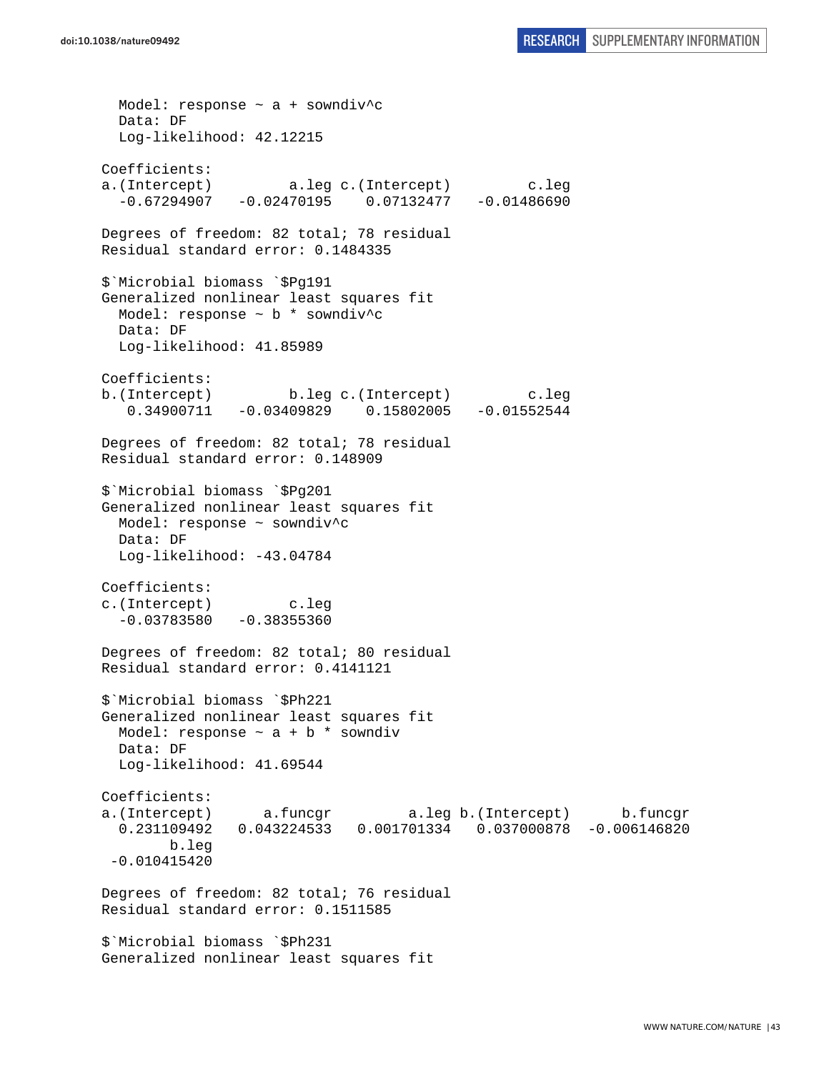```
  Model: response ~ a + sowndiv^c
  Data: DF
  Log-likelihood: 42.12215

Coefficients:
a.(Intercept)         a.leg c.(Intercept)         c.leg
  -0.67294907   -0.02470195    0.07132477   -0.01486690

Degrees of freedom: 82 total; 78 residual
Residual standard error: 0.1484335

$`Microbial biomass `$Pg191
Generalized nonlinear least squares fit
  Model: response ~ b * sowndiv^c
  Data: DF
  Log-likelihood: 41.85989

Coefficients:
b.(Intercept)         b.leg c.(Intercept)         c.leg
   0.34900711   -0.03409829    0.15802005   -0.01552544

Degrees of freedom: 82 total; 78 residual
Residual standard error: 0.148909

$`Microbial biomass `$Pg201
Generalized nonlinear least squares fit
  Model: response ~ sowndiv^c
  Data: DF
  Log-likelihood: -43.04784

Coefficients:
c.(Intercept)         c.leg
  -0.03783580   -0.38355360

Degrees of freedom: 82 total; 80 residual
Residual standard error: 0.4141121

$`Microbial biomass `$Ph221
Generalized nonlinear least squares fit
  Model: response ~ a + b * sowndiv
  Data: DF
  Log-likelihood: 41.69544

Coefficients:
a.(Intercept)      a.funcgr         a.leg b.(Intercept)      b.funcgr
  0.231109492   0.043224533   0.001701334   0.037000878  -0.006146820
        b.leg
 -0.010415420

Degrees of freedom: 82 total; 76 residual
Residual standard error: 0.1511585

$`Microbial biomass `$Ph231
Generalized nonlinear least squares fit
```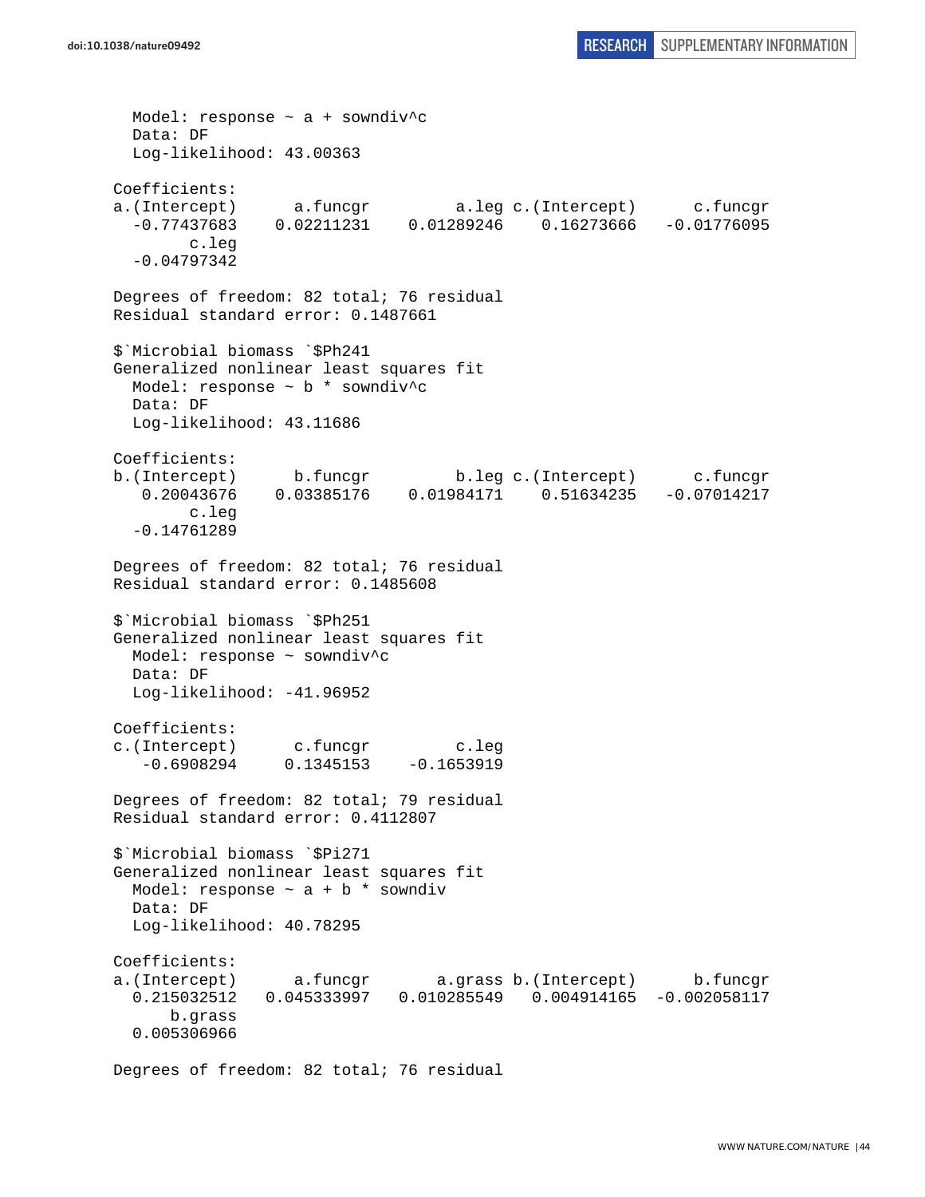```
  Model: response ~ a + sowndiv^c
  Data: DF
  Log-likelihood: 43.00363

Coefficients:
a.(Intercept)      a.funcgr         a.leg c.(Intercept)      c.funcgr
  -0.77437683    0.02211231    0.01289246    0.16273666   -0.01776095
        c.leg
  -0.04797342

Degrees of freedom: 82 total; 76 residual
Residual standard error: 0.1487661

$`Microbial biomass `$Ph241
Generalized nonlinear least squares fit
  Model: response ~ b * sowndiv^c
  Data: DF
  Log-likelihood: 43.11686

Coefficients:
b.(Intercept)      b.funcgr         b.leg c.(Intercept)      c.funcgr
   0.20043676    0.03385176    0.01984171    0.51634235   -0.07014217
        c.leg
  -0.14761289

Degrees of freedom: 82 total; 76 residual
Residual standard error: 0.1485608

$`Microbial biomass `$Ph251
Generalized nonlinear least squares fit
  Model: response ~ sowndiv^c
  Data: DF
  Log-likelihood: -41.96952

Coefficients:
c.(Intercept)      c.funcgr         c.leg
   -0.6908294     0.1345153    -0.1653919

Degrees of freedom: 82 total; 79 residual
Residual standard error: 0.4112807

$`Microbial biomass `$Pi271
Generalized nonlinear least squares fit
  Model: response ~ a + b * sowndiv
  Data: DF
  Log-likelihood: 40.78295

Coefficients:
a.(Intercept)      a.funcgr       a.grass b.(Intercept)      b.funcgr
  0.215032512   0.045333997   0.010285549   0.004914165  -0.002058117
      b.grass
  0.005306966

Degrees of freedom: 82 total; 76 residual
```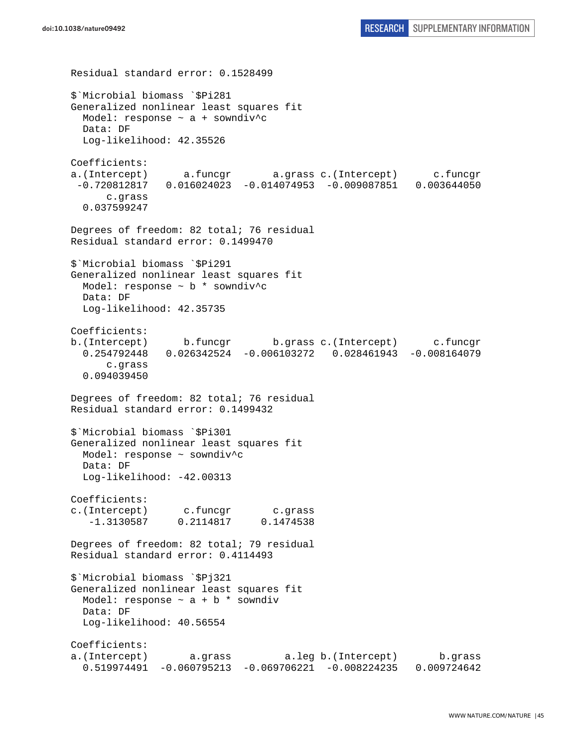```
Residual standard error: 0.1528499

$`Microbial biomass `$Pi281
Generalized nonlinear least squares fit
  Model: response ~ a + sowndiv^c
  Data: DF
  Log-likelihood: 42.35526

Coefficients:
a.(Intercept)      a.funcgr       a.grass c.(Intercept)      c.funcgr
 -0.720812817   0.016024023  -0.014074953  -0.009087851   0.003644050
      c.grass
  0.037599247

Degrees of freedom: 82 total; 76 residual
Residual standard error: 0.1499470

$`Microbial biomass `$Pi291
Generalized nonlinear least squares fit
  Model: response ~ b * sowndiv^c
  Data: DF
  Log-likelihood: 42.35735

Coefficients:
b.(Intercept)      b.funcgr       b.grass c.(Intercept)      c.funcgr
  0.254792448   0.026342524  -0.006103272   0.028461943  -0.008164079
      c.grass
  0.094039450

Degrees of freedom: 82 total; 76 residual
Residual standard error: 0.1499432

$`Microbial biomass `$Pi301
Generalized nonlinear least squares fit
  Model: response ~ sowndiv^c
  Data: DF
  Log-likelihood: -42.00313

Coefficients:
c.(Intercept)      c.funcgr       c.grass
   -1.3130587     0.2114817     0.1474538

Degrees of freedom: 82 total; 79 residual
Residual standard error: 0.4114493

$`Microbial biomass `$Pj321
Generalized nonlinear least squares fit
  Model: response ~ a + b * sowndiv
  Data: DF
  Log-likelihood: 40.56554

Coefficients:
a.(Intercept)       a.grass         a.leg b.(Intercept)       b.grass
  0.519974491  -0.060795213  -0.069706221  -0.008224235   0.009724642
```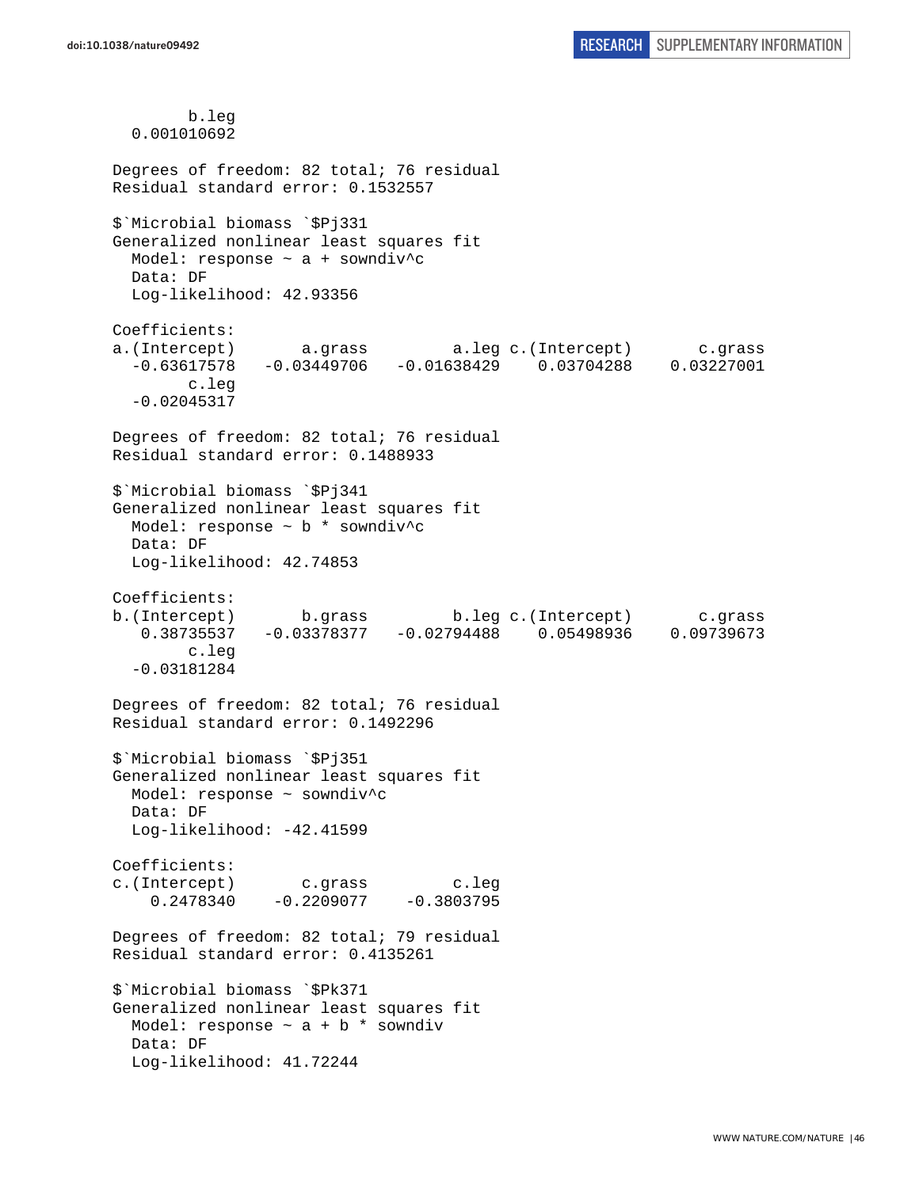```
        b.leg 
  0.001010692 

Degrees of freedom: 82 total; 76 residual
Residual standard error: 0.1532557 

$`Microbial biomass `$Pj331
Generalized nonlinear least squares fit
  Model: response ~ a + sowndiv^c 
  Data: DF 
  Log-likelihood: 42.93356

Coefficients:
a.(Intercept)       a.grass         a.leg c.(Intercept)       c.grass 
  -0.63617578   -0.03449706   -0.01638429    0.03704288    0.03227001 
        c.leg 
  -0.02045317 

Degrees of freedom: 82 total; 76 residual
Residual standard error: 0.1488933 

$`Microbial biomass `$Pj341
Generalized nonlinear least squares fit
  Model: response ~ b * sowndiv^c 
  Data: DF 
  Log-likelihood: 42.74853

Coefficients:
b.(Intercept)       b.grass         b.leg c.(Intercept)       c.grass 
   0.38735537   -0.03378377   -0.02794488    0.05498936    0.09739673 
        c.leg 
  -0.03181284 

Degrees of freedom: 82 total; 76 residual
Residual standard error: 0.1492296 

$`Microbial biomass `$Pj351
Generalized nonlinear least squares fit
  Model: response ~ sowndiv^c 
  Data: DF 
  Log-likelihood: -42.41599

Coefficients:
c.(Intercept)       c.grass         c.leg 
    0.2478340    -0.2209077    -0.3803795 

Degrees of freedom: 82 total; 79 residual
Residual standard error: 0.4135261 

$`Microbial biomass `$Pk371
Generalized nonlinear least squares fit
  Model: response ~ a + b * sowndiv 
  Data: DF 
  Log-likelihood: 41.72244
```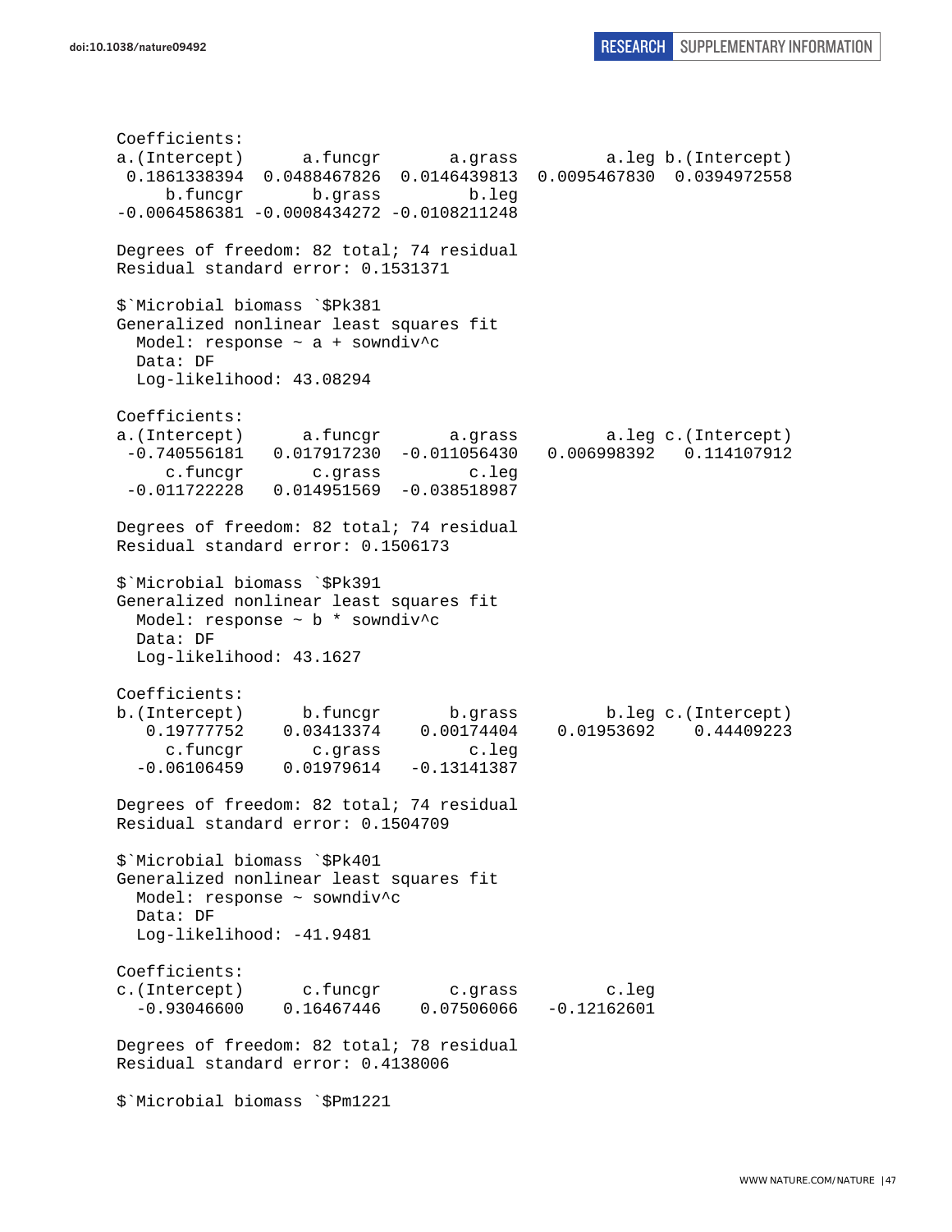```
Coefficients:
a.(Intercept)      a.funcgr       a.grass         a.leg b.(Intercept) 
 0.1861338394  0.0488467826  0.0146439813  0.0095467830  0.0394972558 
     b.funcgr       b.grass         b.leg 
-0.0064586381 -0.0008434272 -0.0108211248 

Degrees of freedom: 82 total; 74 residual
Residual standard error: 0.1531371 

$`Microbial biomass `$Pk381
Generalized nonlinear least squares fit
  Model: response ~ a + sowndiv^c 
  Data: DF 
  Log-likelihood: 43.08294

Coefficients:
a.(Intercept)      a.funcgr       a.grass         a.leg c.(Intercept) 
 -0.740556181   0.017917230  -0.011056430   0.006998392   0.114107912 
     c.funcgr       c.grass         c.leg 
 -0.011722228   0.014951569  -0.038518987 

Degrees of freedom: 82 total; 74 residual
Residual standard error: 0.1506173 

$`Microbial biomass `$Pk391
Generalized nonlinear least squares fit
  Model: response ~ b * sowndiv^c 
  Data: DF 
  Log-likelihood: 43.1627

Coefficients:
b.(Intercept)      b.funcgr       b.grass         b.leg c.(Intercept) 
   0.19777752    0.03413374    0.00174404    0.01953692    0.44409223 
     c.funcgr       c.grass         c.leg 
  -0.06106459    0.01979614   -0.13141387 

Degrees of freedom: 82 total; 74 residual
Residual standard error: 0.1504709 

$`Microbial biomass `$Pk401
Generalized nonlinear least squares fit
  Model: response ~ sowndiv^c 
  Data: DF 
  Log-likelihood: -41.9481

Coefficients:
c.(Intercept)      c.funcgr       c.grass         c.leg 
  -0.93046600    0.16467446    0.07506066   -0.12162601 

Degrees of freedom: 82 total; 78 residual
Residual standard error: 0.4138006 

$`Microbial biomass `$Pm1221
```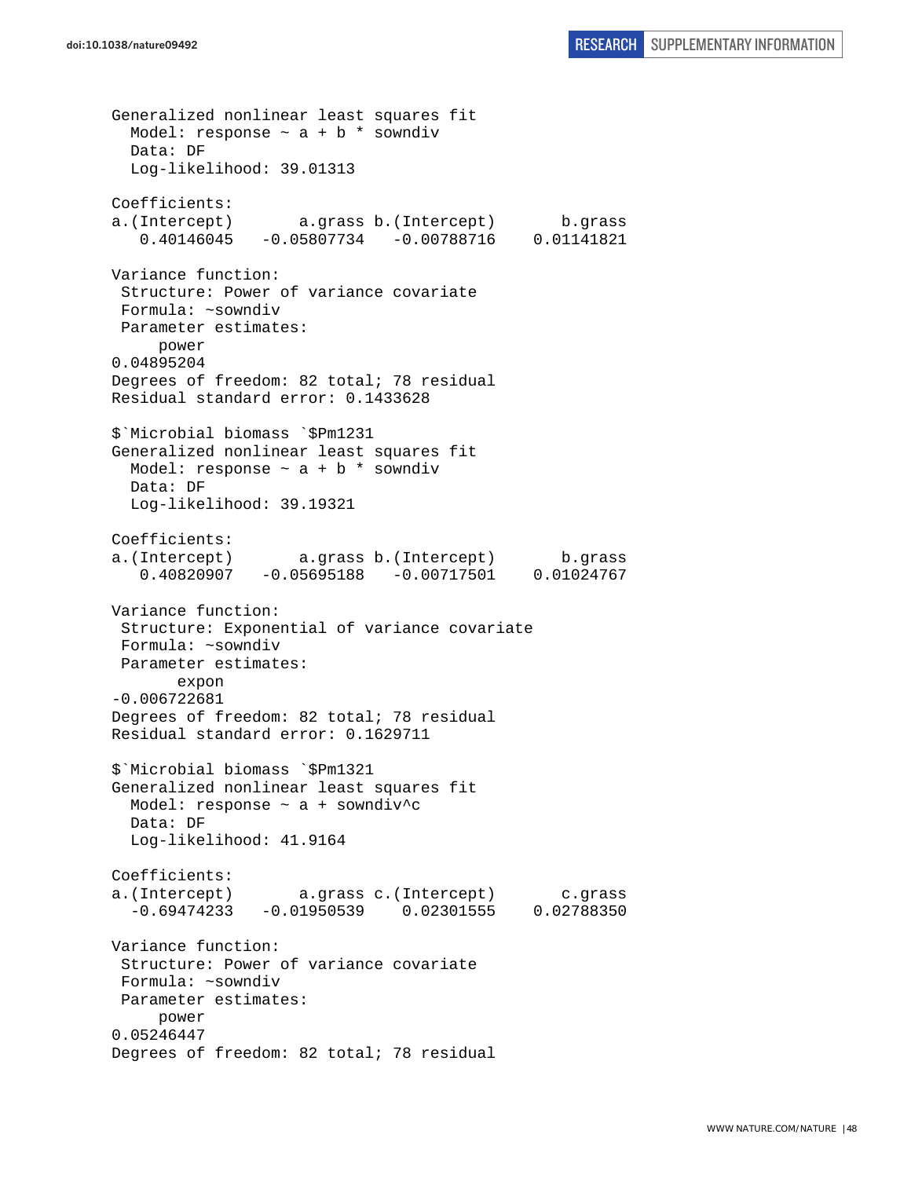```
Generalized nonlinear least squares fit
  Model: response ~ a + b * sowndiv
  Data: DF
  Log-likelihood: 39.01313

Coefficients:
a.(Intercept)       a.grass b.(Intercept)       b.grass
   0.40146045   -0.05807734   -0.00788716    0.01141821

Variance function:
 Structure: Power of variance covariate
 Formula: ~sowndiv
 Parameter estimates:
     power
0.04895204
Degrees of freedom: 82 total; 78 residual
Residual standard error: 0.1433628

$`Microbial biomass `$Pm1231
Generalized nonlinear least squares fit
  Model: response ~ a + b * sowndiv
  Data: DF
  Log-likelihood: 39.19321

Coefficients:
a.(Intercept)       a.grass b.(Intercept)       b.grass
   0.40820907   -0.05695188   -0.00717501    0.01024767

Variance function:
 Structure: Exponential of variance covariate
 Formula: ~sowndiv
 Parameter estimates:
       expon
-0.006722681
Degrees of freedom: 82 total; 78 residual
Residual standard error: 0.1629711

$`Microbial biomass `$Pm1321
Generalized nonlinear least squares fit
  Model: response ~ a + sowndiv^c
  Data: DF
  Log-likelihood: 41.9164

Coefficients:
a.(Intercept)       a.grass c.(Intercept)       c.grass
  -0.69474233   -0.01950539    0.02301555    0.02788350

Variance function:
 Structure: Power of variance covariate
 Formula: ~sowndiv
 Parameter estimates:
     power
0.05246447
Degrees of freedom: 82 total; 78 residual
```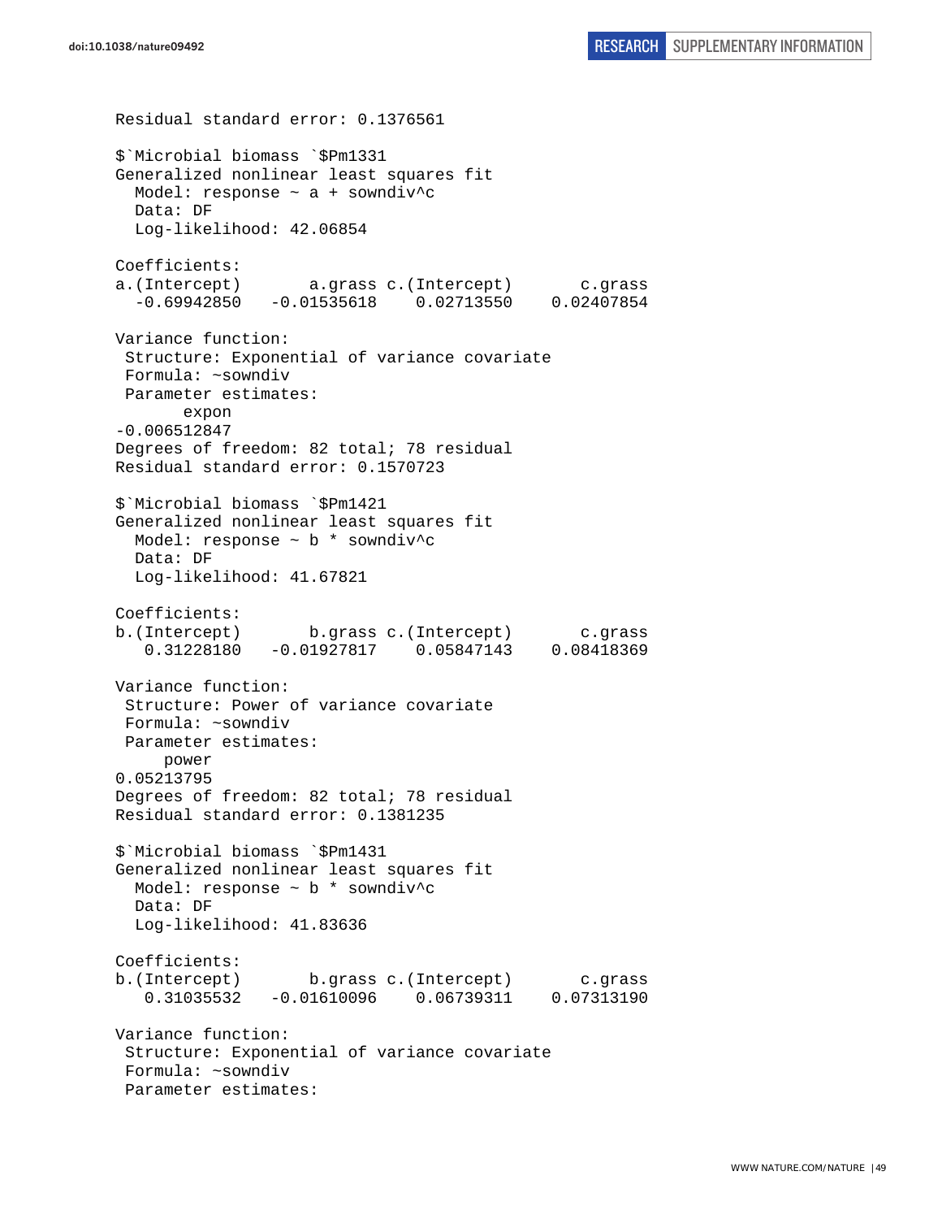```
Residual standard error: 0.1376561

$`Microbial biomass `$Pm1331
Generalized nonlinear least squares fit
  Model: response ~ a + sowndiv^c
  Data: DF
  Log-likelihood: 42.06854

Coefficients:
a.(Intercept)       a.grass c.(Intercept)       c.grass
  -0.69942850   -0.01535618    0.02713550    0.02407854

Variance function:
 Structure: Exponential of variance covariate
 Formula: ~sowndiv
 Parameter estimates:
       expon
-0.006512847
Degrees of freedom: 82 total; 78 residual
Residual standard error: 0.1570723

$`Microbial biomass `$Pm1421
Generalized nonlinear least squares fit
  Model: response ~ b * sowndiv^c
  Data: DF
  Log-likelihood: 41.67821

Coefficients:
b.(Intercept)       b.grass c.(Intercept)       c.grass
   0.31228180   -0.01927817    0.05847143    0.08418369

Variance function:
 Structure: Power of variance covariate
 Formula: ~sowndiv
 Parameter estimates:
      power
0.05213795
Degrees of freedom: 82 total; 78 residual
Residual standard error: 0.1381235

$`Microbial biomass `$Pm1431
Generalized nonlinear least squares fit
  Model: response ~ b * sowndiv^c
  Data: DF
  Log-likelihood: 41.83636

Coefficients:
b.(Intercept)       b.grass c.(Intercept)       c.grass
   0.31035532   -0.01610096    0.06739311    0.07313190

Variance function:
 Structure: Exponential of variance covariate
 Formula: ~sowndiv
 Parameter estimates:
```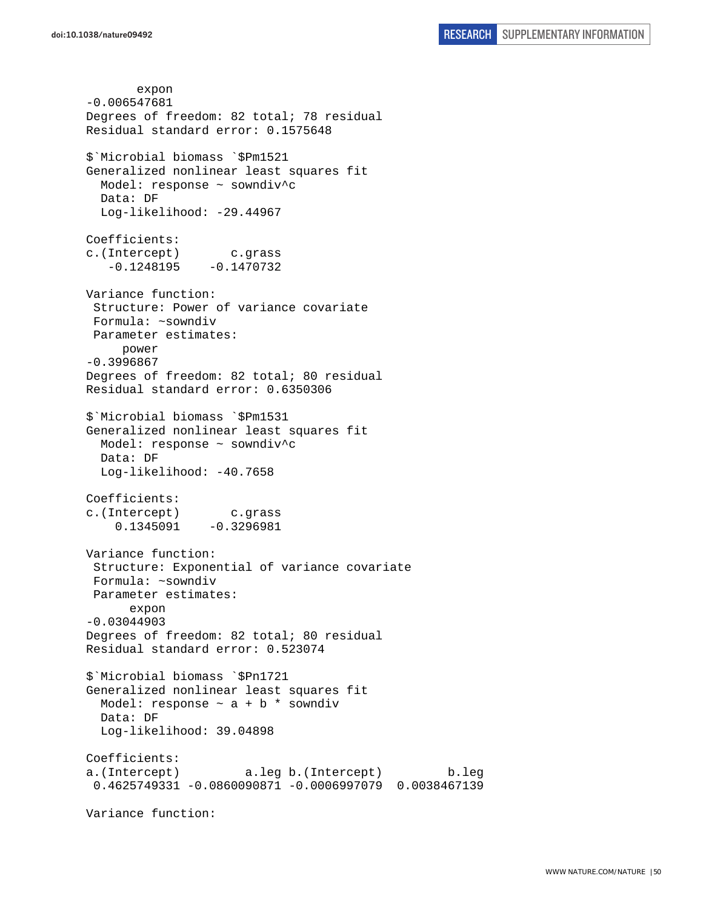```
       expon
-0.006547681
Degrees of freedom: 82 total; 78 residual
Residual standard error: 0.1575648

$`Microbial biomass `$Pm1521
Generalized nonlinear least squares fit
  Model: response ~ sowndiv^c
  Data: DF
  Log-likelihood: -29.44967

Coefficients:
c.(Intercept)       c.grass
   -0.1248195    -0.1470732

Variance function:
 Structure: Power of variance covariate
 Formula: ~sowndiv
 Parameter estimates:
      power
-0.3996867
Degrees of freedom: 82 total; 80 residual
Residual standard error: 0.6350306

$`Microbial biomass `$Pm1531
Generalized nonlinear least squares fit
  Model: response ~ sowndiv^c
  Data: DF
  Log-likelihood: -40.7658

Coefficients:
c.(Intercept)       c.grass
    0.1345091    -0.3296981

Variance function:
 Structure: Exponential of variance covariate
 Formula: ~sowndiv
 Parameter estimates:
       expon
-0.03044903
Degrees of freedom: 82 total; 80 residual
Residual standard error: 0.523074

$`Microbial biomass `$Pn1721
Generalized nonlinear least squares fit
  Model: response ~ a + b * sowndiv
  Data: DF
  Log-likelihood: 39.04898

Coefficients:
a.(Intercept)         a.leg b.(Intercept)         b.leg
 0.4625749331 -0.0860090871 -0.0006997079  0.0038467139

Variance function:
```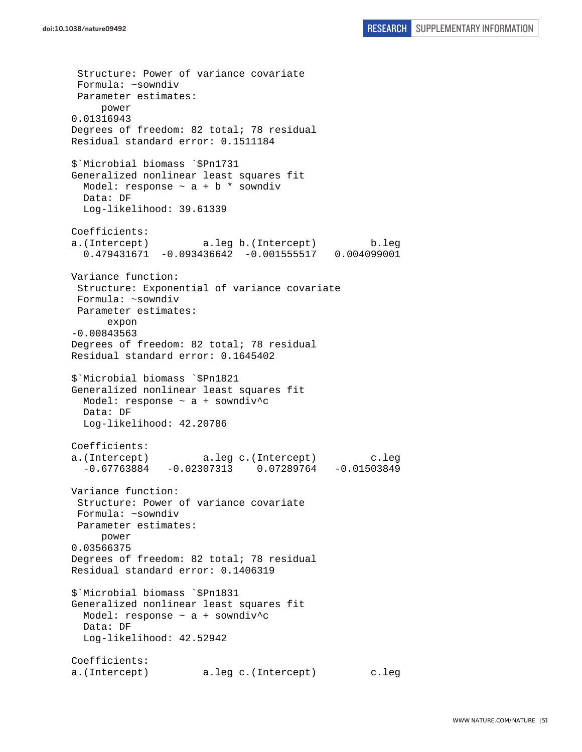```
 Structure: Power of variance covariate
 Formula: ~sowndiv
 Parameter estimates:
     power
0.01316943
Degrees of freedom: 82 total; 78 residual
Residual standard error: 0.1511184

$`Microbial biomass `$Pn1731
Generalized nonlinear least squares fit
  Model: response ~ a + b * sowndiv
  Data: DF
  Log-likelihood: 39.61339

Coefficients:
a.(Intercept)         a.leg b.(Intercept)         b.leg
  0.479431671  -0.093436642  -0.001555517   0.004099001

Variance function:
 Structure: Exponential of variance covariate
 Formula: ~sowndiv
 Parameter estimates:
      expon
-0.00843563
Degrees of freedom: 82 total; 78 residual
Residual standard error: 0.1645402

$`Microbial biomass `$Pn1821
Generalized nonlinear least squares fit
  Model: response ~ a + sowndiv^c
  Data: DF
  Log-likelihood: 42.20786

Coefficients:
a.(Intercept)         a.leg c.(Intercept)         c.leg
  -0.67763884   -0.02307313    0.07289764   -0.01503849

Variance function:
 Structure: Power of variance covariate
 Formula: ~sowndiv
 Parameter estimates:
     power
0.03566375
Degrees of freedom: 82 total; 78 residual
Residual standard error: 0.1406319

$`Microbial biomass `$Pn1831
Generalized nonlinear least squares fit
  Model: response ~ a + sowndiv^c
  Data: DF
  Log-likelihood: 42.52942

Coefficients:
a.(Intercept)         a.leg c.(Intercept)         c.leg
```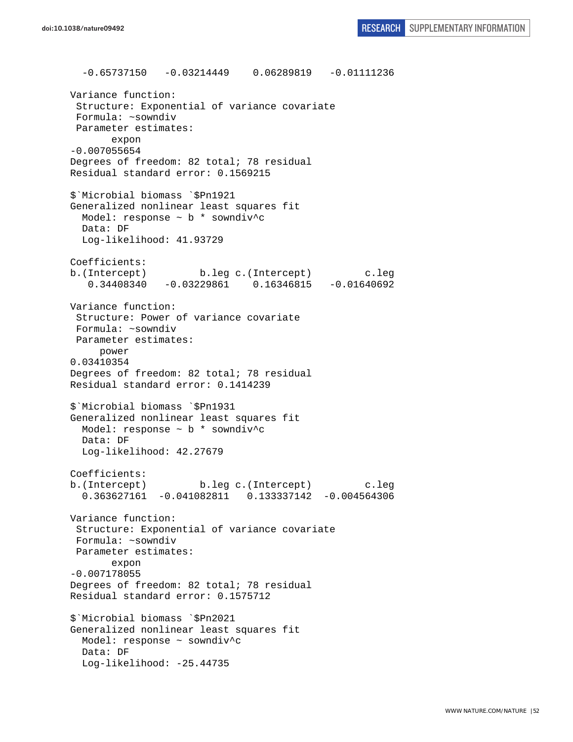```
  -0.65737150   -0.03214449    0.06289819   -0.01111236 

Variance function:
 Structure: Exponential of variance covariate
 Formula: ~sowndiv 
 Parameter estimates:
       expon 
-0.007055654 
Degrees of freedom: 82 total; 78 residual
Residual standard error: 0.1569215 

$`Microbial biomass `$Pn1921
Generalized nonlinear least squares fit
  Model: response ~ b * sowndiv^c 
  Data: DF 
  Log-likelihood: 41.93729

Coefficients:
b.(Intercept)         b.leg c.(Intercept)         c.leg 
   0.34408340   -0.03229861    0.16346815   -0.01640692 

Variance function:
 Structure: Power of variance covariate
 Formula: ~sowndiv 
 Parameter estimates:
      power 
0.03410354 
Degrees of freedom: 82 total; 78 residual
Residual standard error: 0.1414239 

$`Microbial biomass `$Pn1931
Generalized nonlinear least squares fit
  Model: response ~ b * sowndiv^c 
  Data: DF 
  Log-likelihood: 42.27679

Coefficients:
b.(Intercept)         b.leg c.(Intercept)         c.leg 
  0.363627161  -0.041082811   0.133337142  -0.004564306 

Variance function:
 Structure: Exponential of variance covariate
 Formula: ~sowndiv 
 Parameter estimates:
       expon 
-0.007178055 
Degrees of freedom: 82 total; 78 residual
Residual standard error: 0.1575712 

$`Microbial biomass `$Pn2021
Generalized nonlinear least squares fit
  Model: response ~ sowndiv^c 
  Data: DF 
  Log-likelihood: -25.44735
```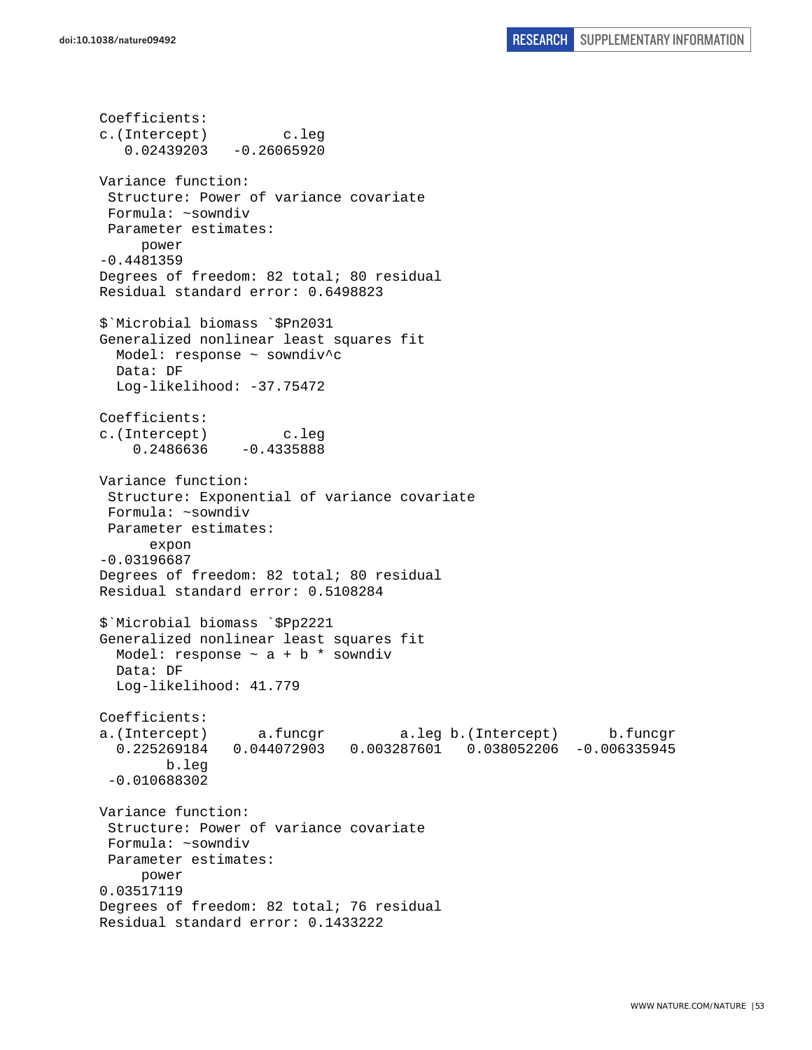```
Coefficients:
c.(Intercept)         c.leg 
   0.02439203   -0.26065920 

Variance function:
 Structure: Power of variance covariate
 Formula: ~sowndiv 
 Parameter estimates:
     power 
-0.4481359 
Degrees of freedom: 82 total; 80 residual
Residual standard error: 0.6498823 

$`Microbial biomass `$Pn2031
Generalized nonlinear least squares fit
  Model: response ~ sowndiv^c 
  Data: DF 
  Log-likelihood: -37.75472

Coefficients:
c.(Intercept)         c.leg 
    0.2486636    -0.4335888 

Variance function:
 Structure: Exponential of variance covariate
 Formula: ~sowndiv 
 Parameter estimates:
      expon 
-0.03196687 
Degrees of freedom: 82 total; 80 residual
Residual standard error: 0.5108284 

$`Microbial biomass `$Pp2221
Generalized nonlinear least squares fit
  Model: response ~ a + b * sowndiv 
  Data: DF 
  Log-likelihood: 41.779

Coefficients:
a.(Intercept)      a.funcgr         a.leg b.(Intercept)      b.funcgr 
  0.225269184   0.044072903   0.003287601   0.038052206  -0.006335945 
        b.leg 
 -0.010688302 

Variance function:
 Structure: Power of variance covariate
 Formula: ~sowndiv 
 Parameter estimates:
     power 
0.03517119 
Degrees of freedom: 82 total; 76 residual
Residual standard error: 0.1433222 
```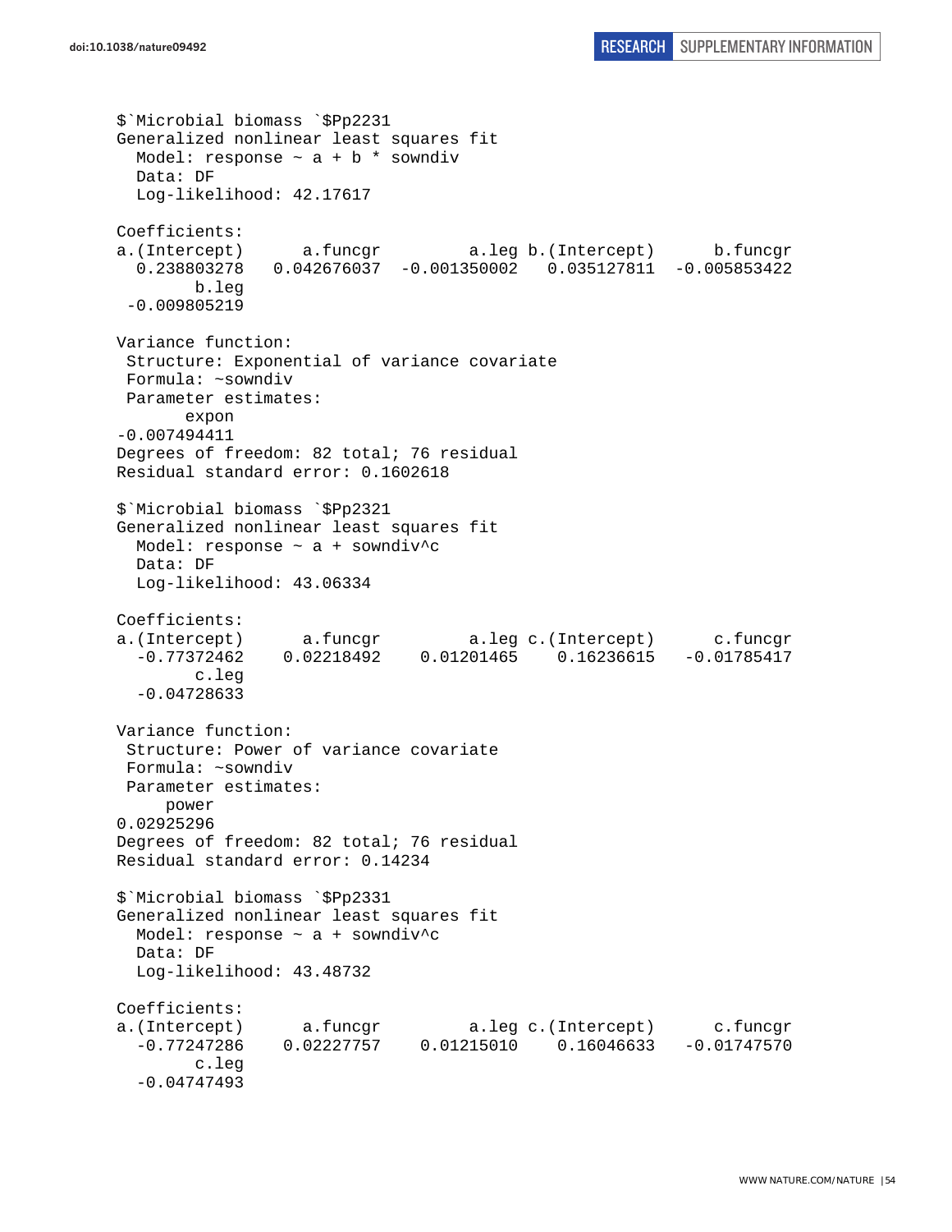```
$`Microbial biomass `$Pp2231
Generalized nonlinear least squares fit
  Model: response ~ a + b * sowndiv
  Data: DF
  Log-likelihood: 42.17617

Coefficients:
a.(Intercept)      a.funcgr         a.leg b.(Intercept)      b.funcgr
  0.238803278   0.042676037  -0.001350002   0.035127811  -0.005853422
        b.leg
 -0.009805219

Variance function:
 Structure: Exponential of variance covariate
 Formula: ~sowndiv
 Parameter estimates:
       expon
-0.007494411
Degrees of freedom: 82 total; 76 residual
Residual standard error: 0.1602618

$`Microbial biomass `$Pp2321
Generalized nonlinear least squares fit
  Model: response ~ a + sowndiv^c
  Data: DF
  Log-likelihood: 43.06334

Coefficients:
a.(Intercept)      a.funcgr         a.leg c.(Intercept)      c.funcgr
  -0.77372462    0.02218492    0.01201465    0.16236615   -0.01785417
        c.leg
  -0.04728633

Variance function:
 Structure: Power of variance covariate
 Formula: ~sowndiv
 Parameter estimates:
     power
0.02925296
Degrees of freedom: 82 total; 76 residual
Residual standard error: 0.14234

$`Microbial biomass `$Pp2331
Generalized nonlinear least squares fit
  Model: response ~ a + sowndiv^c
  Data: DF
  Log-likelihood: 43.48732

Coefficients:
a.(Intercept)      a.funcgr         a.leg c.(Intercept)      c.funcgr
  -0.77247286    0.02227757    0.01215010    0.16046633   -0.01747570
        c.leg
  -0.04747493
```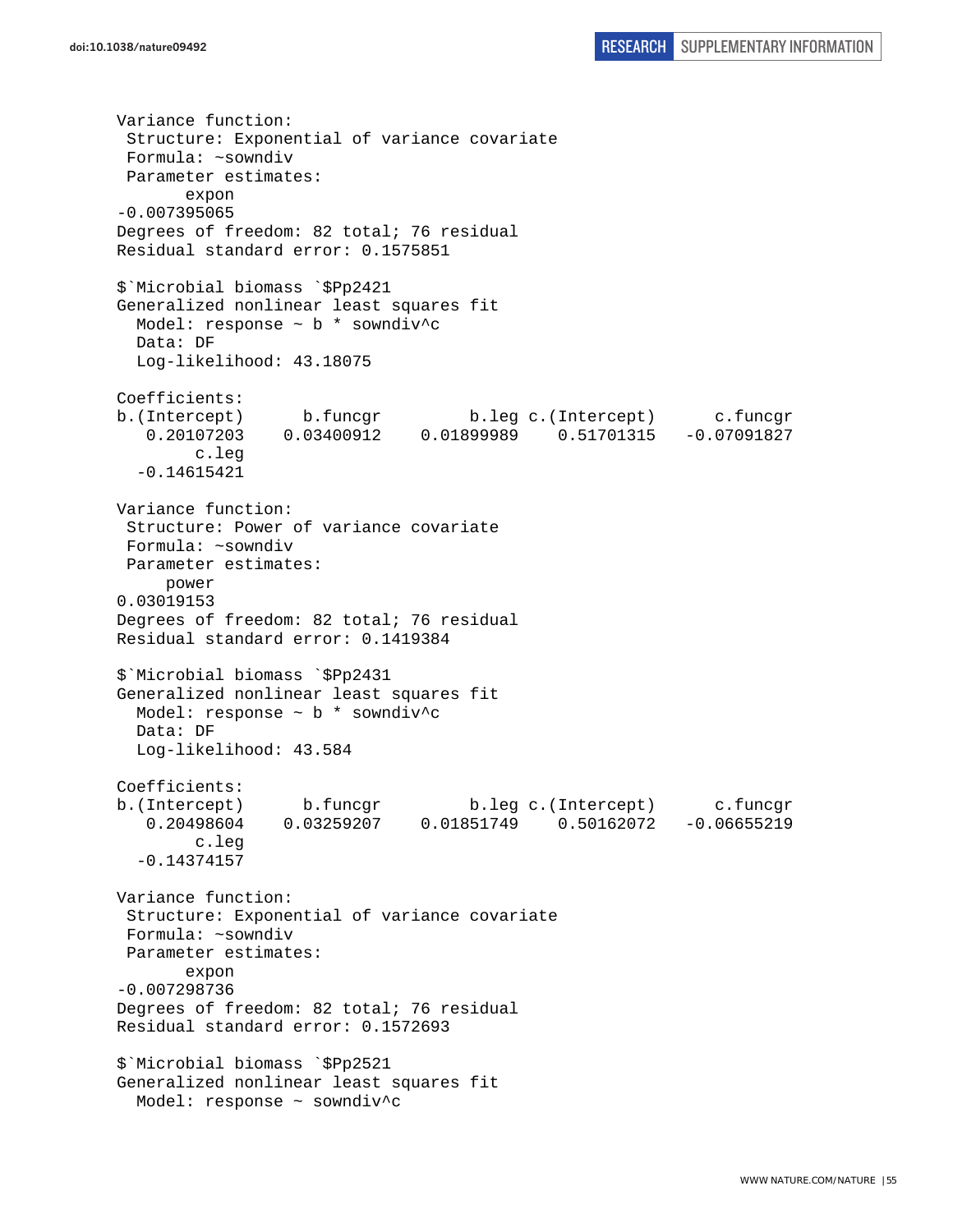```
Variance function:
 Structure: Exponential of variance covariate
 Formula: ~sowndiv
 Parameter estimates:
       expon
-0.007395065
Degrees of freedom: 82 total; 76 residual
Residual standard error: 0.1575851

$`Microbial biomass `$Pp2421
Generalized nonlinear least squares fit
  Model: response ~ b * sowndiv^c
  Data: DF
  Log-likelihood: 43.18075

Coefficients:
b.(Intercept)      b.funcgr         b.leg c.(Intercept)      c.funcgr
   0.20107203    0.03400912    0.01899989    0.51701315   -0.07091827
        c.leg
  -0.14615421

Variance function:
 Structure: Power of variance covariate
 Formula: ~sowndiv
 Parameter estimates:
     power
0.03019153
Degrees of freedom: 82 total; 76 residual
Residual standard error: 0.1419384

$`Microbial biomass `$Pp2431
Generalized nonlinear least squares fit
  Model: response ~ b * sowndiv^c
  Data: DF
  Log-likelihood: 43.584

Coefficients:
b.(Intercept)      b.funcgr         b.leg c.(Intercept)      c.funcgr
   0.20498604    0.03259207    0.01851749    0.50162072   -0.06655219
        c.leg
  -0.14374157

Variance function:
 Structure: Exponential of variance covariate
 Formula: ~sowndiv
 Parameter estimates:
       expon
-0.007298736
Degrees of freedom: 82 total; 76 residual
Residual standard error: 0.1572693

$`Microbial biomass `$Pp2521
Generalized nonlinear least squares fit
  Model: response ~ sowndiv^c
```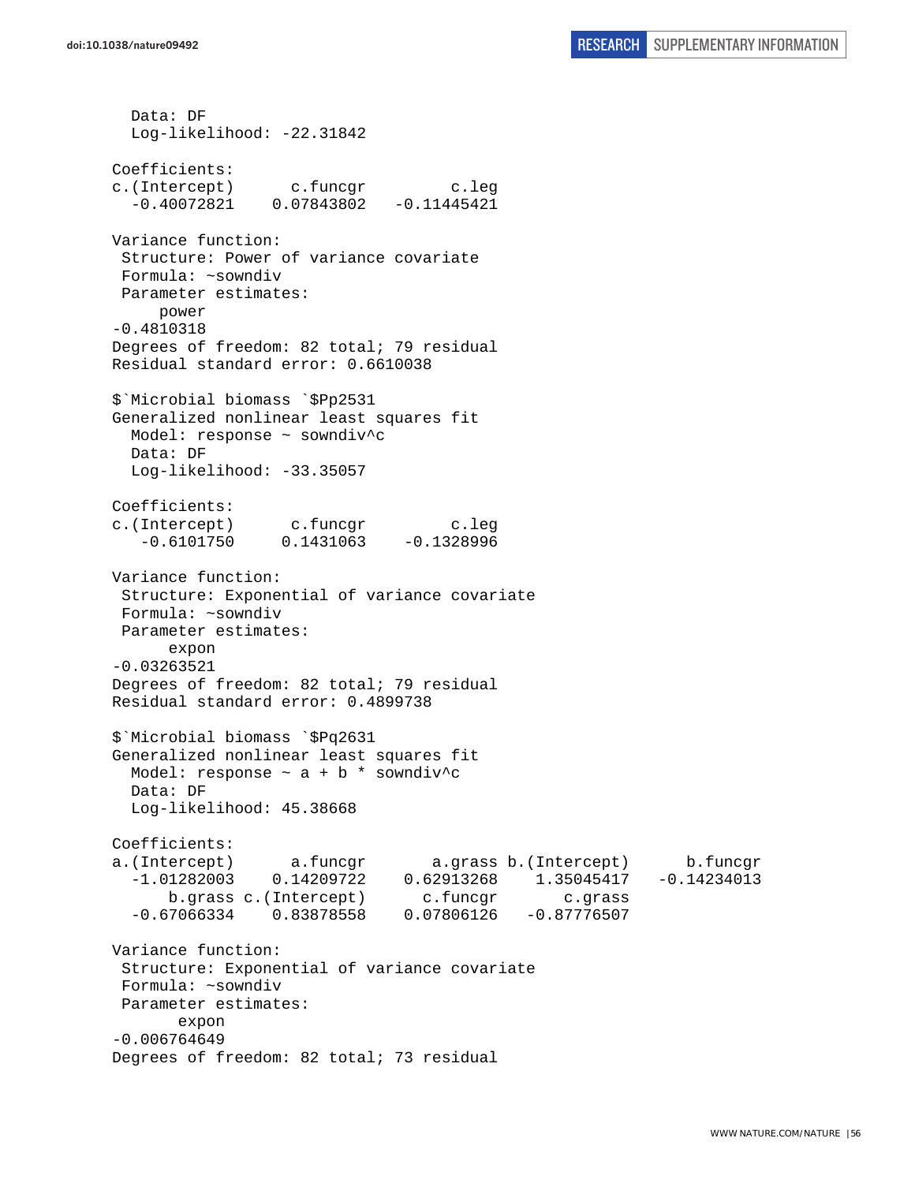```
  Data: DF
  Log-likelihood: -22.31842

Coefficients:
c.(Intercept)      c.funcgr         c.leg 
  -0.40072821    0.07843802   -0.11445421 

Variance function:
 Structure: Power of variance covariate
 Formula: ~sowndiv 
 Parameter estimates:
     power 
-0.4810318 
Degrees of freedom: 82 total; 79 residual
Residual standard error: 0.6610038 

$`Microbial biomass `$Pp2531
Generalized nonlinear least squares fit
  Model: response ~ sowndiv^c 
  Data: DF 
  Log-likelihood: -33.35057

Coefficients:
c.(Intercept)      c.funcgr         c.leg 
   -0.6101750     0.1431063    -0.1328996 

Variance function:
 Structure: Exponential of variance covariate
 Formula: ~sowndiv 
 Parameter estimates:
      expon 
-0.03263521 
Degrees of freedom: 82 total; 79 residual
Residual standard error: 0.4899738 

$`Microbial biomass `$Pq2631
Generalized nonlinear least squares fit
  Model: response ~ a + b * sowndiv^c 
  Data: DF 
  Log-likelihood: 45.38668

Coefficients:
a.(Intercept)      a.funcgr       a.grass b.(Intercept)      b.funcgr 
  -1.01282003    0.14209722    0.62913268    1.35045417   -0.14234013 
      b.grass c.(Intercept)      c.funcgr       c.grass 
  -0.67066334    0.83878558    0.07806126   -0.87776507 

Variance function:
 Structure: Exponential of variance covariate
 Formula: ~sowndiv 
 Parameter estimates:
       expon 
-0.006764649 
Degrees of freedom: 82 total; 73 residual
```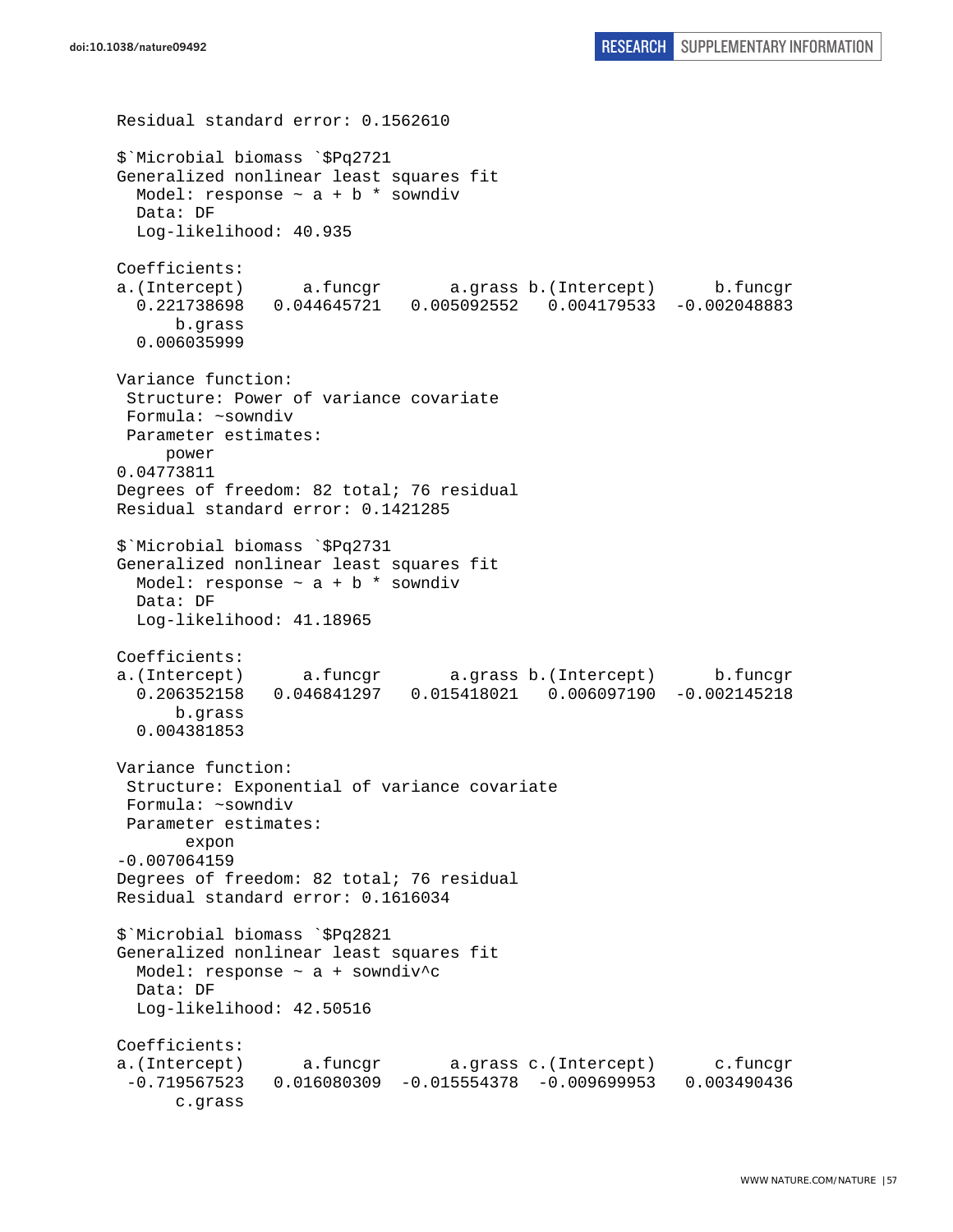```
Residual standard error: 0.1562610

$`Microbial biomass `$Pq2721
Generalized nonlinear least squares fit
  Model: response ~ a + b * sowndiv
  Data: DF
  Log-likelihood: 40.935

Coefficients:
a.(Intercept)      a.funcgr       a.grass b.(Intercept)      b.funcgr
  0.221738698   0.044645721   0.005092552   0.004179533  -0.002048883
      b.grass
  0.006035999

Variance function:
 Structure: Power of variance covariate
 Formula: ~sowndiv
 Parameter estimates:
     power
0.04773811
Degrees of freedom: 82 total; 76 residual
Residual standard error: 0.1421285

$`Microbial biomass `$Pq2731
Generalized nonlinear least squares fit
  Model: response ~ a + b * sowndiv
  Data: DF
  Log-likelihood: 41.18965

Coefficients:
a.(Intercept)      a.funcgr       a.grass b.(Intercept)      b.funcgr
  0.206352158   0.046841297   0.015418021   0.006097190  -0.002145218
      b.grass
  0.004381853

Variance function:
 Structure: Exponential of variance covariate
 Formula: ~sowndiv
 Parameter estimates:
       expon
-0.007064159
Degrees of freedom: 82 total; 76 residual
Residual standard error: 0.1616034

$`Microbial biomass `$Pq2821
Generalized nonlinear least squares fit
  Model: response ~ a + sowndiv^c
  Data: DF
  Log-likelihood: 42.50516

Coefficients:
a.(Intercept)      a.funcgr       a.grass c.(Intercept)      c.funcgr
 -0.719567523   0.016080309  -0.015554378  -0.009699953   0.003490436
      c.grass
```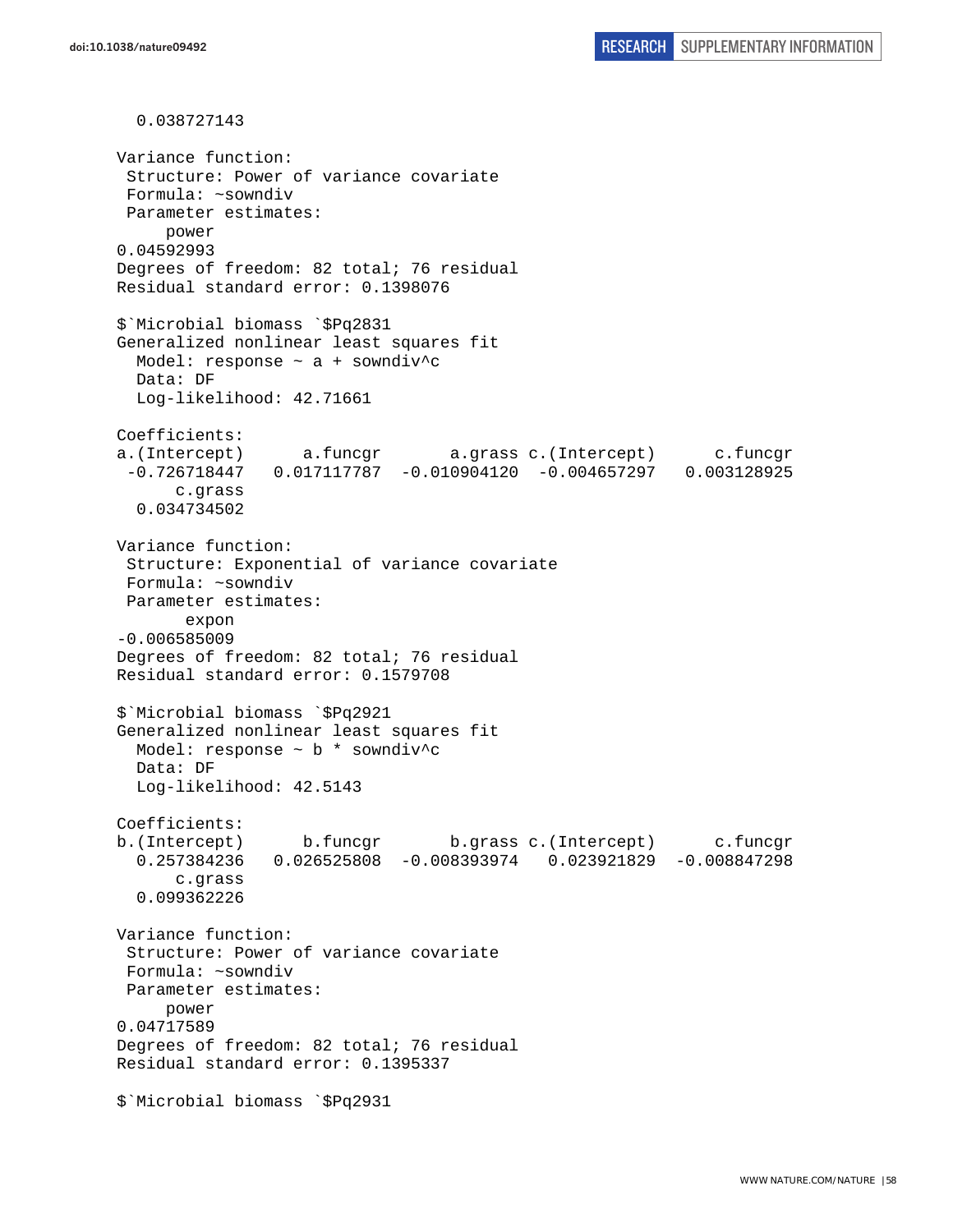```
  0.038727143

Variance function:
 Structure: Power of variance covariate
 Formula: ~sowndiv 
 Parameter estimates:
     power 
0.04592993 
Degrees of freedom: 82 total; 76 residual
Residual standard error: 0.1398076 

$`Microbial biomass `$Pq2831
Generalized nonlinear least squares fit
  Model: response ~ a + sowndiv^c 
  Data: DF 
  Log-likelihood: 42.71661

Coefficients:
a.(Intercept)      a.funcgr       a.grass c.(Intercept)      c.funcgr 
 -0.726718447   0.017117787  -0.010904120  -0.004657297   0.003128925 
      c.grass 
  0.034734502 

Variance function:
 Structure: Exponential of variance covariate
 Formula: ~sowndiv 
 Parameter estimates:
       expon 
-0.006585009 
Degrees of freedom: 82 total; 76 residual
Residual standard error: 0.1579708 

$`Microbial biomass `$Pq2921
Generalized nonlinear least squares fit
  Model: response ~ b * sowndiv^c 
  Data: DF 
  Log-likelihood: 42.5143

Coefficients:
b.(Intercept)      b.funcgr       b.grass c.(Intercept)      c.funcgr 
  0.257384236   0.026525808  -0.008393974   0.023921829  -0.008847298 
      c.grass 
  0.099362226 

Variance function:
 Structure: Power of variance covariate
 Formula: ~sowndiv 
 Parameter estimates:
     power 
0.04717589 
Degrees of freedom: 82 total; 76 residual
Residual standard error: 0.1395337 

$`Microbial biomass `$Pq2931
```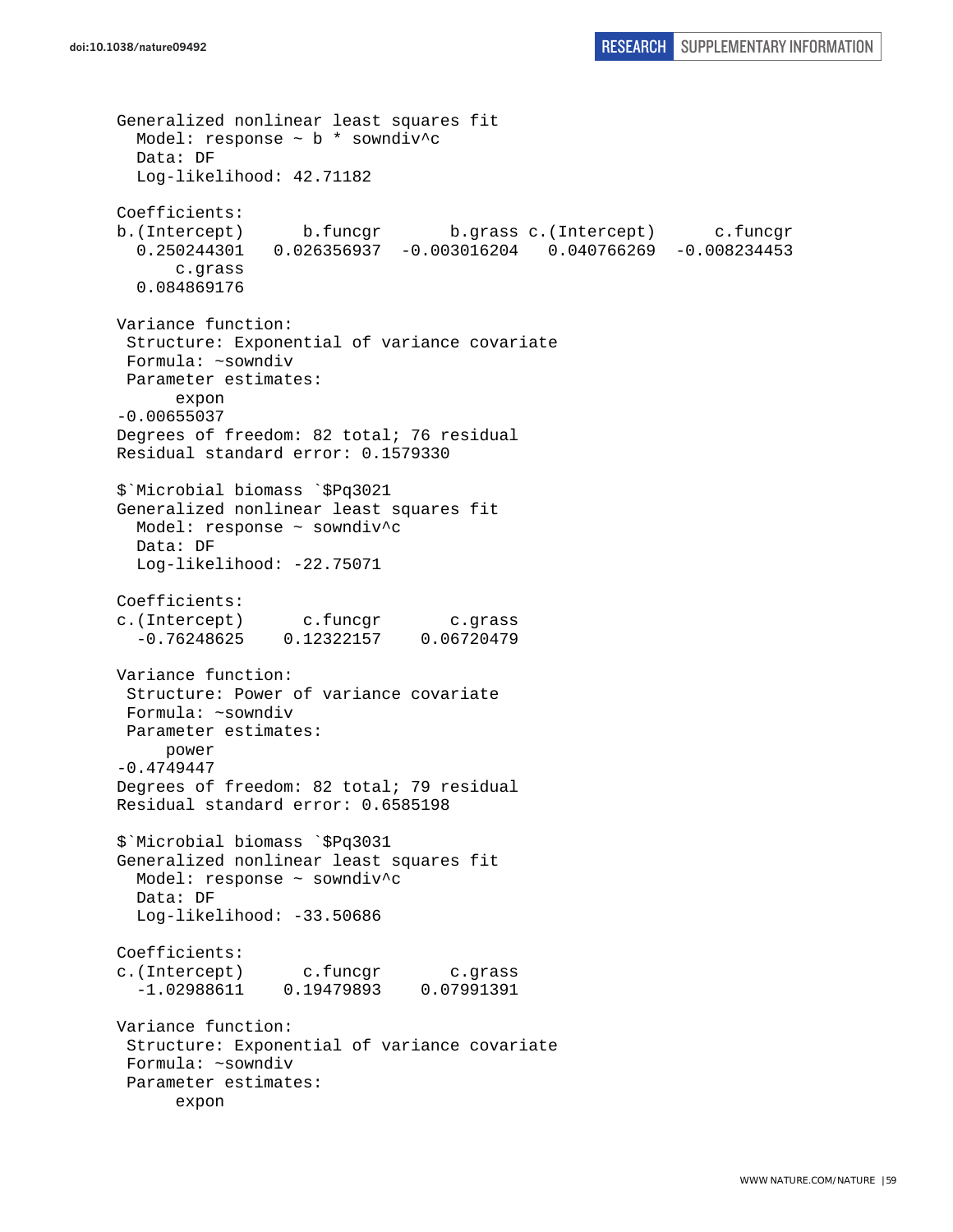```
Generalized nonlinear least squares fit
  Model: response ~ b * sowndiv^c
  Data: DF
  Log-likelihood: 42.71182

Coefficients:
b.(Intercept)      b.funcgr       b.grass c.(Intercept)      c.funcgr
  0.250244301   0.026356937  -0.003016204   0.040766269  -0.008234453
      c.grass
  0.084869176

Variance function:
 Structure: Exponential of variance covariate
 Formula: ~sowndiv
 Parameter estimates:
      expon
-0.00655037
Degrees of freedom: 82 total; 76 residual
Residual standard error: 0.1579330

$`Microbial biomass `$Pq3021
Generalized nonlinear least squares fit
  Model: response ~ sowndiv^c
  Data: DF
  Log-likelihood: -22.75071

Coefficients:
c.(Intercept)      c.funcgr       c.grass
  -0.76248625    0.12322157    0.06720479

Variance function:
 Structure: Power of variance covariate
 Formula: ~sowndiv
 Parameter estimates:
     power
-0.4749447
Degrees of freedom: 82 total; 79 residual
Residual standard error: 0.6585198

$`Microbial biomass `$Pq3031
Generalized nonlinear least squares fit
  Model: response ~ sowndiv^c
  Data: DF
  Log-likelihood: -33.50686

Coefficients:
c.(Intercept)      c.funcgr       c.grass
  -1.02988611    0.19479893    0.07991391

Variance function:
 Structure: Exponential of variance covariate
 Formula: ~sowndiv
 Parameter estimates:
      expon
```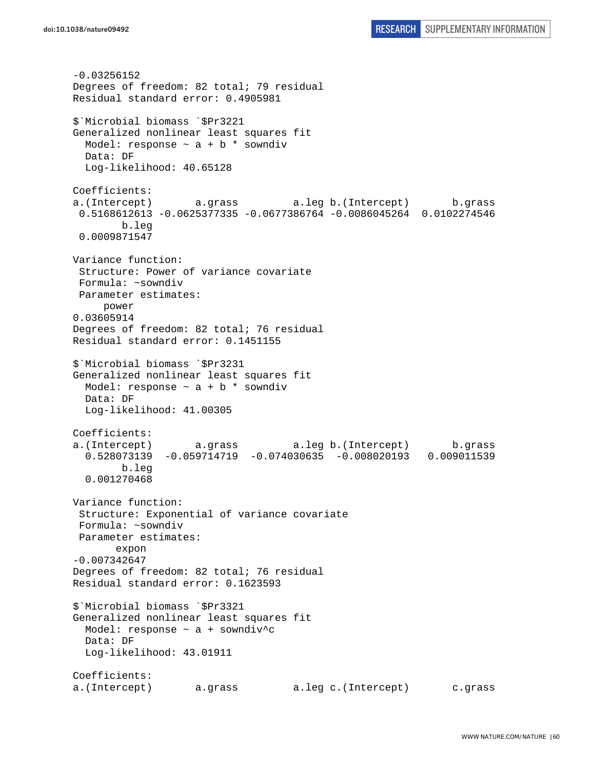```
-0.03256152
Degrees of freedom: 82 total; 79 residual
Residual standard error: 0.4905981

$`Microbial biomass `$Pr3221
Generalized nonlinear least squares fit
  Model: response ~ a + b * sowndiv
  Data: DF
  Log-likelihood: 40.65128

Coefficients:
a.(Intercept)       a.grass         a.leg b.(Intercept)       b.grass
 0.5168612613 -0.0625377335 -0.0677386764 -0.0086045264  0.0102274546
        b.leg
 0.0009871547

Variance function:
 Structure: Power of variance covariate
 Formula: ~sowndiv
 Parameter estimates:
     power
0.03605914
Degrees of freedom: 82 total; 76 residual
Residual standard error: 0.1451155

$`Microbial biomass `$Pr3231
Generalized nonlinear least squares fit
  Model: response ~ a + b * sowndiv
  Data: DF
  Log-likelihood: 41.00305

Coefficients:
a.(Intercept)       a.grass         a.leg b.(Intercept)       b.grass
  0.528073139  -0.059714719  -0.074030635  -0.008020193   0.009011539
        b.leg
  0.001270468

Variance function:
 Structure: Exponential of variance covariate
 Formula: ~sowndiv
 Parameter estimates:
       expon
-0.007342647
Degrees of freedom: 82 total; 76 residual
Residual standard error: 0.1623593

$`Microbial biomass `$Pr3321
Generalized nonlinear least squares fit
  Model: response ~ a + sowndiv^c
  Data: DF
  Log-likelihood: 43.01911

Coefficients:
a.(Intercept)       a.grass         a.leg c.(Intercept)       c.grass
```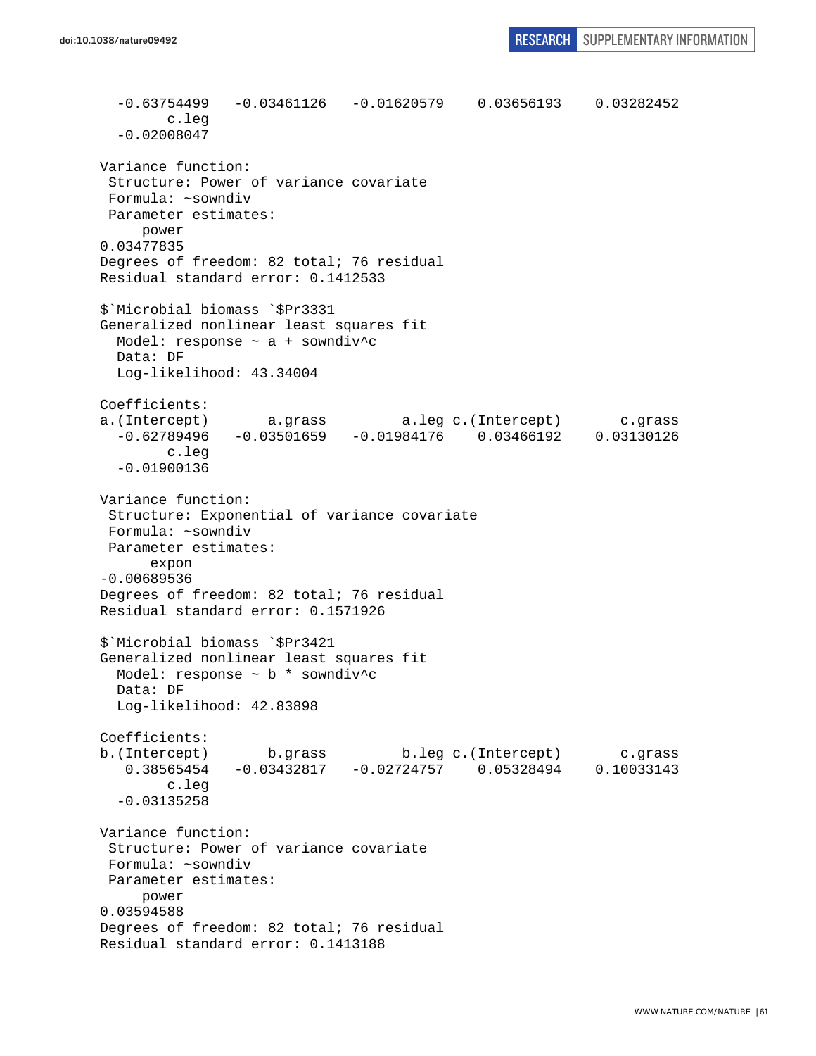```
  -0.63754499   -0.03461126   -0.01620579    0.03656193    0.03282452 
        c.leg 
  -0.02008047 

Variance function:
 Structure: Power of variance covariate
 Formula: ~sowndiv 
 Parameter estimates:
     power 
0.03477835 
Degrees of freedom: 82 total; 76 residual
Residual standard error: 0.1412533 

$`Microbial biomass `$Pr3331
Generalized nonlinear least squares fit
  Model: response ~ a + sowndiv^c 
  Data: DF 
  Log-likelihood: 43.34004

Coefficients:
a.(Intercept)       a.grass         a.leg c.(Intercept)       c.grass 
  -0.62789496   -0.03501659   -0.01984176    0.03466192    0.03130126 
        c.leg 
  -0.01900136 

Variance function:
 Structure: Exponential of variance covariate
 Formula: ~sowndiv 
 Parameter estimates:
      expon 
-0.00689536 
Degrees of freedom: 82 total; 76 residual
Residual standard error: 0.1571926 

$`Microbial biomass `$Pr3421
Generalized nonlinear least squares fit
  Model: response ~ b * sowndiv^c 
  Data: DF 
  Log-likelihood: 42.83898

Coefficients:
b.(Intercept)       b.grass         b.leg c.(Intercept)       c.grass 
   0.38565454   -0.03432817   -0.02724757    0.05328494    0.10033143 
        c.leg 
  -0.03135258 

Variance function:
 Structure: Power of variance covariate
 Formula: ~sowndiv 
 Parameter estimates:
     power 
0.03594588 
Degrees of freedom: 82 total; 76 residual
Residual standard error: 0.1413188 
```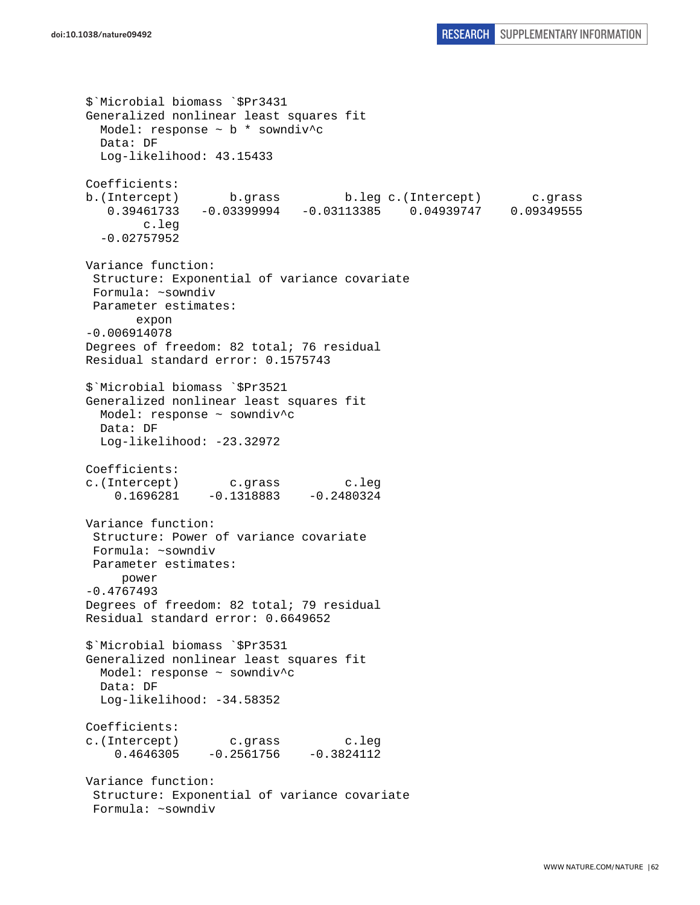```
$`Microbial biomass `$Pr3431
Generalized nonlinear least squares fit
  Model: response ~ b * sowndiv^c
  Data: DF
  Log-likelihood: 43.15433

Coefficients:
b.(Intercept)       b.grass         b.leg c.(Intercept)       c.grass
   0.39461733   -0.03399994   -0.03113385    0.04939747    0.09349555
        c.leg
  -0.02757952

Variance function:
 Structure: Exponential of variance covariate
 Formula: ~sowndiv
 Parameter estimates:
       expon
-0.006914078
Degrees of freedom: 82 total; 76 residual
Residual standard error: 0.1575743

$`Microbial biomass `$Pr3521
Generalized nonlinear least squares fit
  Model: response ~ sowndiv^c
  Data: DF
  Log-likelihood: -23.32972

Coefficients:
c.(Intercept)       c.grass         c.leg
    0.1696281    -0.1318883    -0.2480324

Variance function:
 Structure: Power of variance covariate
 Formula: ~sowndiv
 Parameter estimates:
     power
-0.4767493
Degrees of freedom: 82 total; 79 residual
Residual standard error: 0.6649652

$`Microbial biomass `$Pr3531
Generalized nonlinear least squares fit
  Model: response ~ sowndiv^c
  Data: DF
  Log-likelihood: -34.58352

Coefficients:
c.(Intercept)       c.grass         c.leg
    0.4646305    -0.2561756    -0.3824112

Variance function:
 Structure: Exponential of variance covariate
 Formula: ~sowndiv
```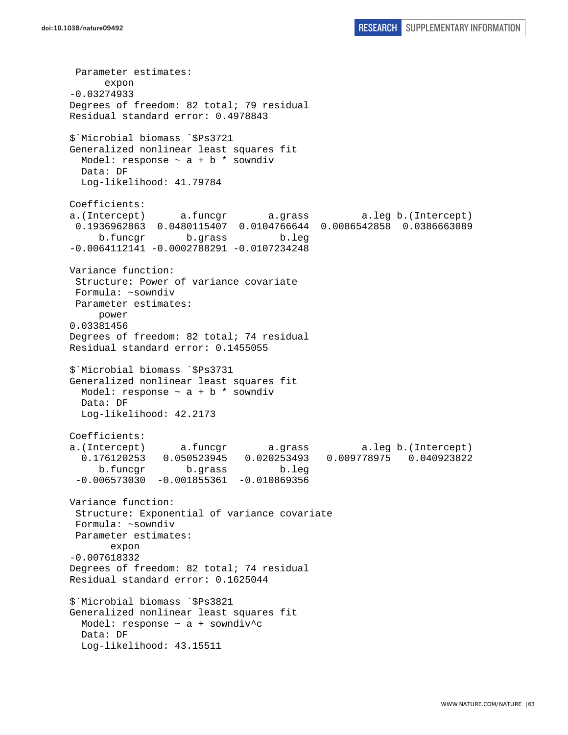```
 Parameter estimates:
      expon 
-0.03274933 
Degrees of freedom: 82 total; 79 residual
Residual standard error: 0.4978843 

$`Microbial biomass `$Ps3721
Generalized nonlinear least squares fit
  Model: response ~ a + b * sowndiv 
  Data: DF 
  Log-likelihood: 41.79784

Coefficients:
a.(Intercept)      a.funcgr       a.grass         a.leg b.(Intercept) 
 0.1936962863  0.0480115407  0.0104766644  0.0086542858  0.0386663089 
     b.funcgr       b.grass         b.leg 
-0.0064112141 -0.0002788291 -0.0107234248 

Variance function:
 Structure: Power of variance covariate
 Formula: ~sowndiv 
 Parameter estimates:
     power 
0.03381456 
Degrees of freedom: 82 total; 74 residual
Residual standard error: 0.1455055 

$`Microbial biomass `$Ps3731
Generalized nonlinear least squares fit
  Model: response ~ a + b * sowndiv 
  Data: DF 
  Log-likelihood: 42.2173

Coefficients:
a.(Intercept)      a.funcgr       a.grass         a.leg b.(Intercept) 
  0.176120253   0.050523945   0.020253493   0.009778975   0.040923822 
     b.funcgr       b.grass         b.leg 
 -0.006573030  -0.001855361  -0.010869356 

Variance function:
 Structure: Exponential of variance covariate
 Formula: ~sowndiv 
 Parameter estimates:
       expon 
-0.007618332 
Degrees of freedom: 82 total; 74 residual
Residual standard error: 0.1625044 

$`Microbial biomass `$Ps3821
Generalized nonlinear least squares fit
  Model: response ~ a + sowndiv^c 
  Data: DF 
  Log-likelihood: 43.15511
```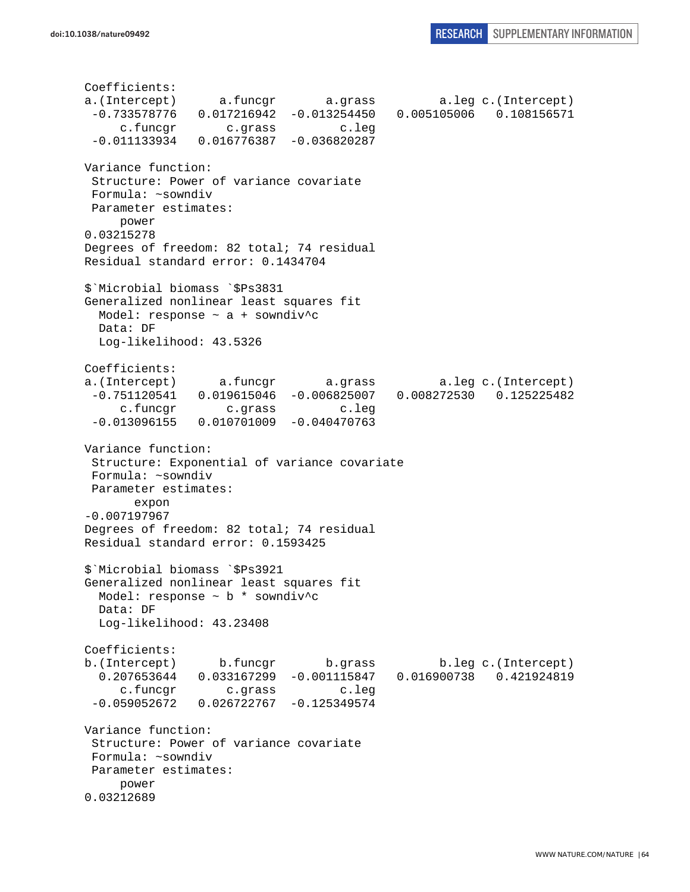```
Coefficients:
a.(Intercept)      a.funcgr       a.grass         a.leg c.(Intercept) 
 -0.733578776   0.017216942  -0.013254450   0.005105006   0.108156571 
     c.funcgr       c.grass         c.leg 
 -0.011133934   0.016776387  -0.036820287 

Variance function:
 Structure: Power of variance covariate
 Formula: ~sowndiv 
 Parameter estimates:
     power 
0.03215278 
Degrees of freedom: 82 total; 74 residual
Residual standard error: 0.1434704 

$`Microbial biomass `$Ps3831
Generalized nonlinear least squares fit
  Model: response ~ a + sowndiv^c 
  Data: DF 
  Log-likelihood: 43.5326

Coefficients:
a.(Intercept)      a.funcgr       a.grass         a.leg c.(Intercept) 
 -0.751120541   0.019615046  -0.006825007   0.008272530   0.125225482 
     c.funcgr       c.grass         c.leg 
 -0.013096155   0.010701009  -0.040470763 

Variance function:
 Structure: Exponential of variance covariate
 Formula: ~sowndiv 
 Parameter estimates:
       expon 
-0.007197967 
Degrees of freedom: 82 total; 74 residual
Residual standard error: 0.1593425 

$`Microbial biomass `$Ps3921
Generalized nonlinear least squares fit
  Model: response ~ b * sowndiv^c 
  Data: DF 
  Log-likelihood: 43.23408

Coefficients:
b.(Intercept)      b.funcgr       b.grass         b.leg c.(Intercept) 
  0.207653644   0.033167299  -0.001115847   0.016900738   0.421924819 
     c.funcgr       c.grass         c.leg 
 -0.059052672   0.026722767  -0.125349574 

Variance function:
 Structure: Power of variance covariate
 Formula: ~sowndiv 
 Parameter estimates:
     power 
0.03212689 
```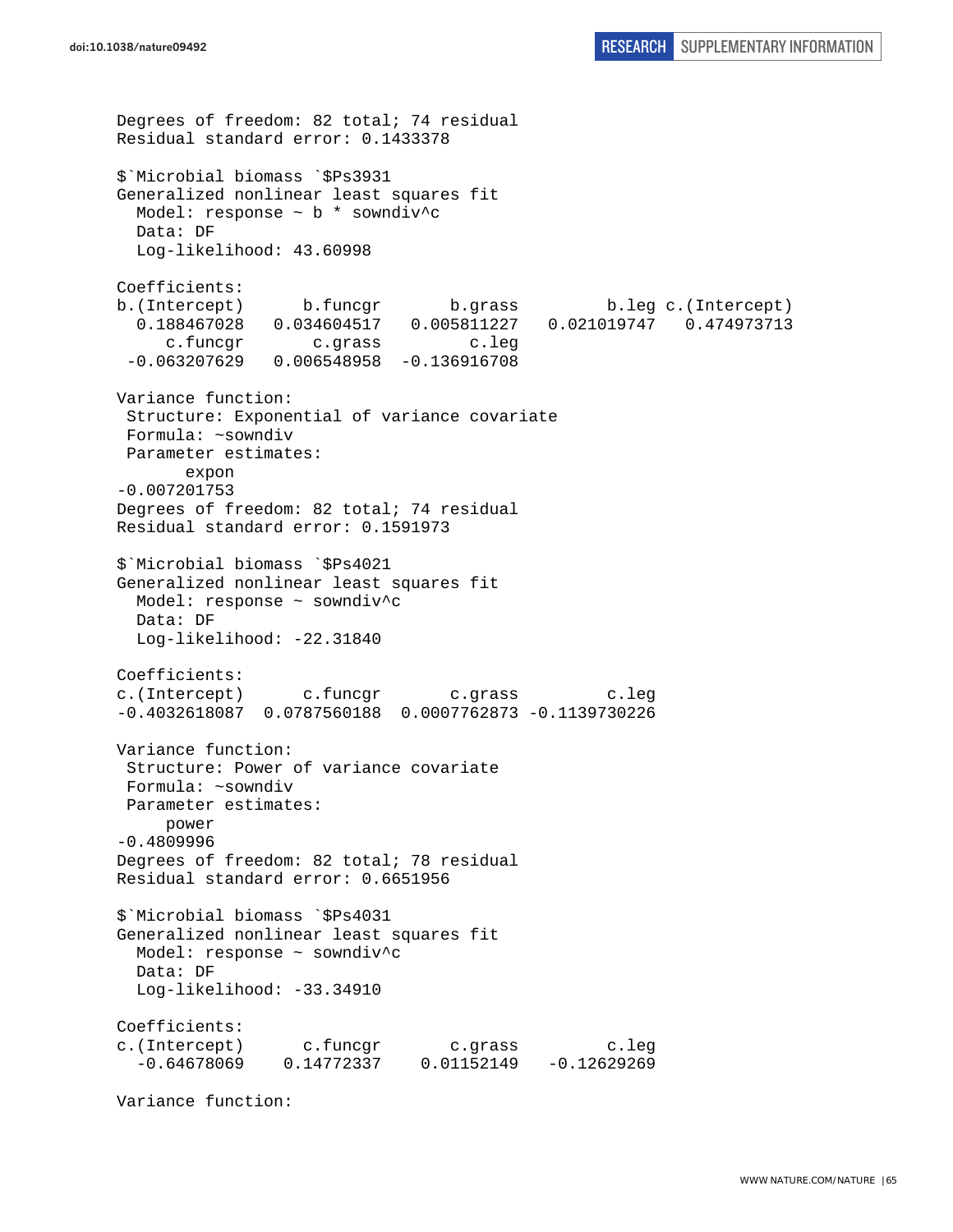```
Degrees of freedom: 82 total; 74 residual
Residual standard error: 0.1433378 

$`Microbial biomass `$Ps3931
Generalized nonlinear least squares fit
  Model: response ~ b * sowndiv^c 
  Data: DF 
  Log-likelihood: 43.60998

Coefficients:
b.(Intercept)      b.funcgr       b.grass         b.leg c.(Intercept) 
  0.188467028   0.034604517   0.005811227   0.021019747   0.474973713 
     c.funcgr       c.grass         c.leg 
 -0.063207629   0.006548958  -0.136916708 

Variance function:
 Structure: Exponential of variance covariate
 Formula: ~sowndiv 
 Parameter estimates:
       expon 
-0.007201753 
Degrees of freedom: 82 total; 74 residual
Residual standard error: 0.1591973 

$`Microbial biomass `$Ps4021
Generalized nonlinear least squares fit
  Model: response ~ sowndiv^c 
  Data: DF 
  Log-likelihood: -22.31840

Coefficients:
c.(Intercept)      c.funcgr       c.grass         c.leg 
-0.4032618087  0.0787560188  0.0007762873 -0.1139730226 

Variance function:
 Structure: Power of variance covariate
 Formula: ~sowndiv 
 Parameter estimates:
      power 
-0.4809996 
Degrees of freedom: 82 total; 78 residual
Residual standard error: 0.6651956 

$`Microbial biomass `$Ps4031
Generalized nonlinear least squares fit
  Model: response ~ sowndiv^c 
  Data: DF 
  Log-likelihood: -33.34910

Coefficients:
c.(Intercept)      c.funcgr       c.grass         c.leg 
  -0.64678069    0.14772337    0.01152149   -0.12629269 

Variance function:
```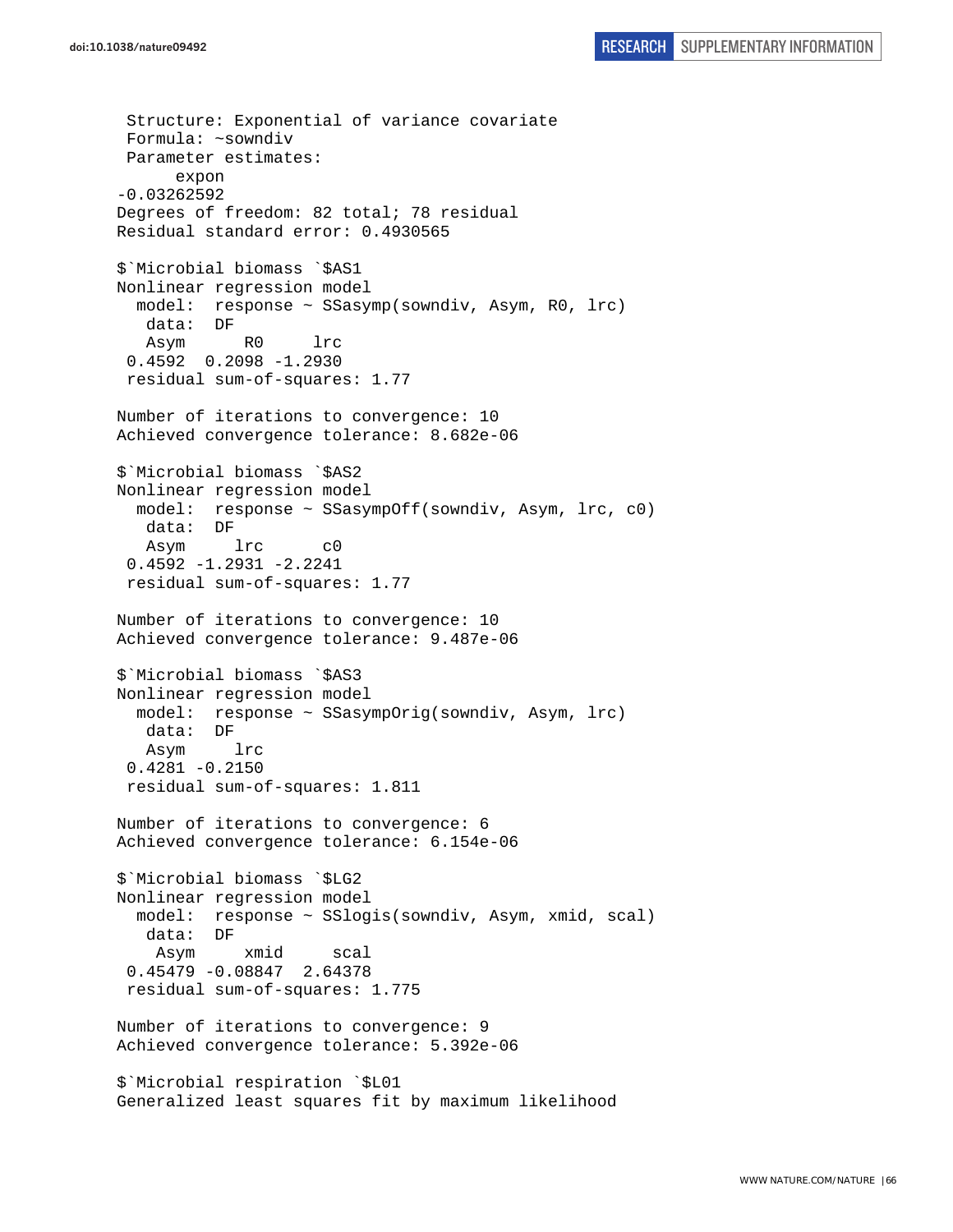```
 Structure: Exponential of variance covariate
 Formula: ~sowndiv 
 Parameter estimates:
      expon 
-0.03262592 
Degrees of freedom: 82 total; 78 residual
Residual standard error: 0.4930565 

$`Microbial biomass `$AS1
Nonlinear regression model
  model:  response ~ SSasymp(sowndiv, Asym, R0, lrc)
   data:  DF 
   Asym      R0     lrc 
 0.4592  0.2098 -1.2930 
 residual sum-of-squares: 1.77

Number of iterations to convergence: 10 
Achieved convergence tolerance: 8.682e-06 

$`Microbial biomass `$AS2
Nonlinear regression model
  model:  response ~ SSasympOff(sowndiv, Asym, lrc, c0)
   data:  DF 
   Asym     lrc      c0 
 0.4592 -1.2931 -2.2241 
 residual sum-of-squares: 1.77

Number of iterations to convergence: 10 
Achieved convergence tolerance: 9.487e-06 

$`Microbial biomass `$AS3
Nonlinear regression model
  model:  response ~ SSasympOrig(sowndiv, Asym, lrc)
   data:  DF 
   Asym     lrc 
 0.4281 -0.2150 
 residual sum-of-squares: 1.811

Number of iterations to convergence: 6 
Achieved convergence tolerance: 6.154e-06 

$`Microbial biomass `$LG2
Nonlinear regression model
  model:  response ~ SSlogis(sowndiv, Asym, xmid, scal)
   data:  DF 
    Asym     xmid     scal 
 0.45479 -0.08847  2.64378 
 residual sum-of-squares: 1.775

Number of iterations to convergence: 9 
Achieved convergence tolerance: 5.392e-06 

$`Microbial respiration `$L01
Generalized least squares fit by maximum likelihood
```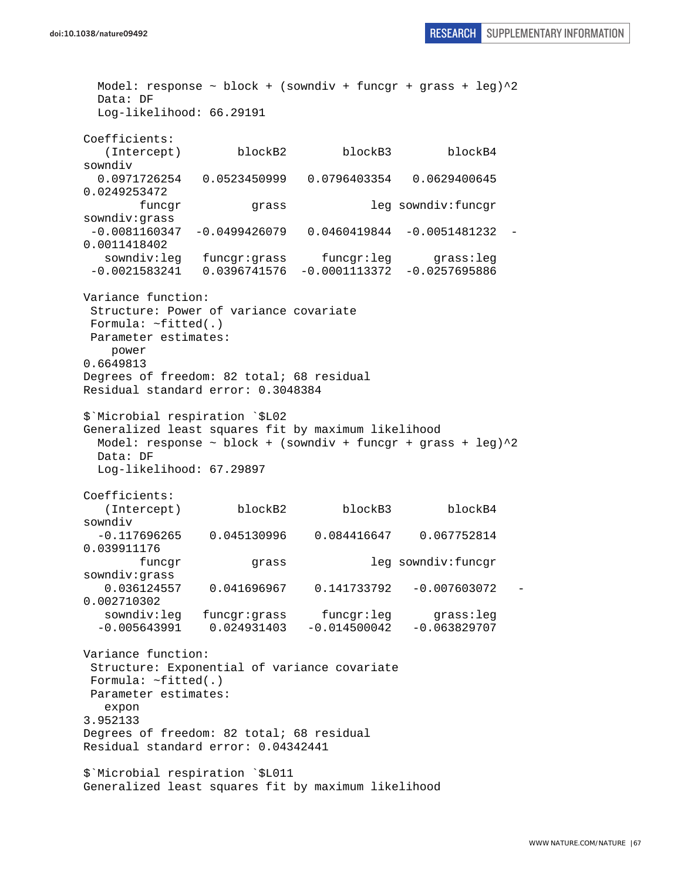```
  Model: response ~ block + (sowndiv + funcgr + grass + leg)^2
  Data: DF
  Log-likelihood: 66.29191

Coefficients:
   (Intercept)        blockB2        blockB3        blockB4
sowndiv
  0.0971726254   0.0523450999   0.0796403354   0.0629400645
0.0249253472
        funcgr          grass            leg sowndiv:funcgr
sowndiv:grass
 -0.0081160347  -0.0499426079   0.0460419844  -0.0051481232  -
0.0011418402
   sowndiv:leg   funcgr:grass     funcgr:leg      grass:leg
 -0.0021583241   0.0396741576  -0.0001113372  -0.0257695886

Variance function:
 Structure: Power of variance covariate
 Formula: ~fitted(.)
 Parameter estimates:
    power
0.6649813
Degrees of freedom: 82 total; 68 residual
Residual standard error: 0.3048384

$`Microbial respiration `$L02
Generalized least squares fit by maximum likelihood
  Model: response ~ block + (sowndiv + funcgr + grass + leg)^2
  Data: DF
  Log-likelihood: 67.29897

Coefficients:
   (Intercept)        blockB2        blockB3        blockB4
sowndiv
  -0.117696265    0.045130996    0.084416647    0.067752814
0.039911176
        funcgr          grass            leg sowndiv:funcgr
sowndiv:grass
   0.036124557    0.041696967    0.141733792   -0.007603072   -
0.002710302
   sowndiv:leg   funcgr:grass     funcgr:leg      grass:leg
  -0.005643991    0.024931403   -0.014500042   -0.063829707

Variance function:
 Structure: Exponential of variance covariate
 Formula: ~fitted(.)
 Parameter estimates:
   expon
3.952133
Degrees of freedom: 82 total; 68 residual
Residual standard error: 0.04342441

$`Microbial respiration `$L011
Generalized least squares fit by maximum likelihood
```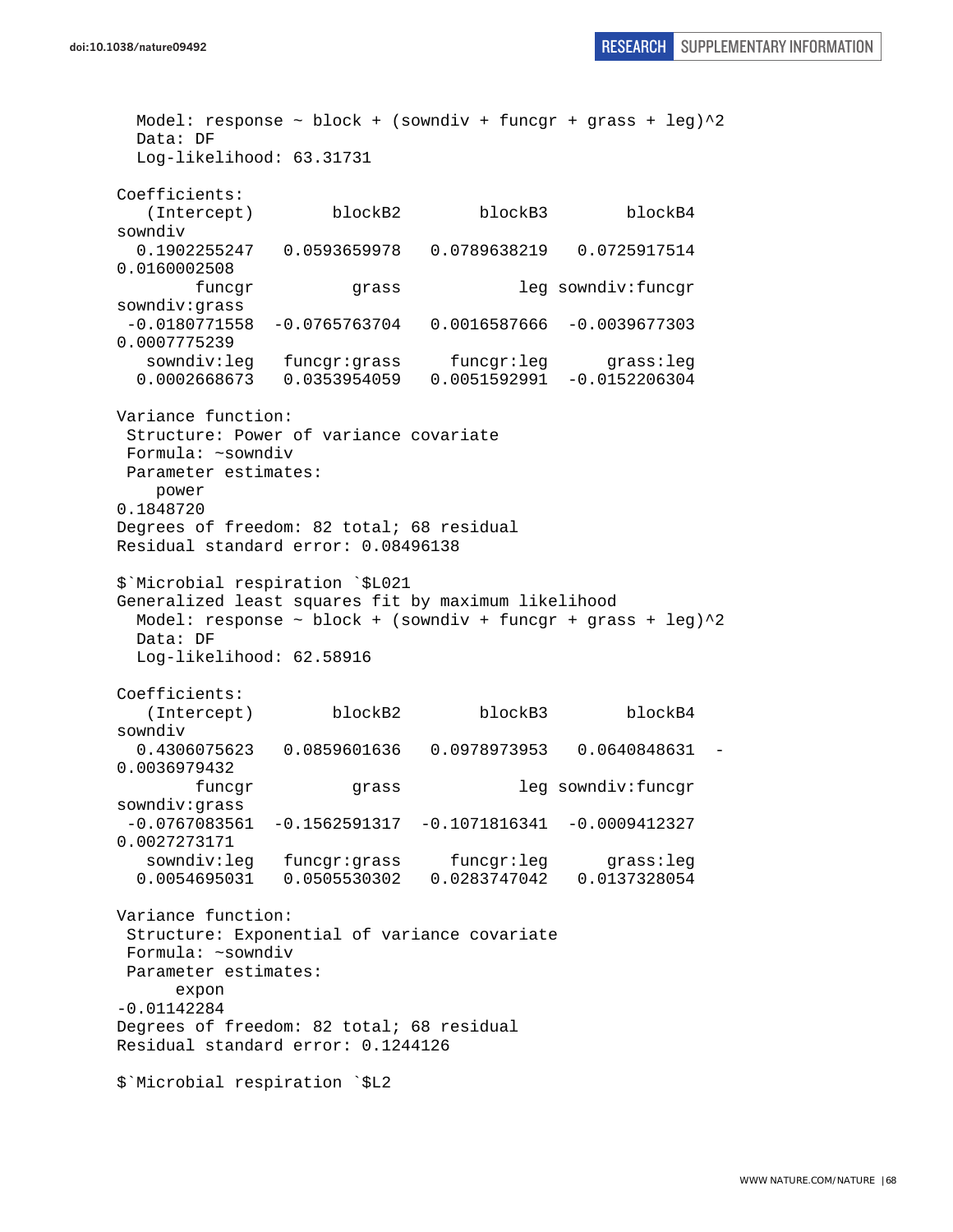```
  Model: response ~ block + (sowndiv + funcgr + grass + leg)^2
  Data: DF
  Log-likelihood: 63.31731

Coefficients:
   (Intercept)        blockB2        blockB3        blockB4 
sowndiv 
  0.1902255247   0.0593659978   0.0789638219   0.0725917514 
0.0160002508 
        funcgr          grass            leg sowndiv:funcgr 
sowndiv:grass 
 -0.0180771558  -0.0765763704   0.0016587666  -0.0039677303 
0.0007775239 
   sowndiv:leg   funcgr:grass     funcgr:leg      grass:leg 
  0.0002668673   0.0353954059   0.0051592991  -0.0152206304 

Variance function:
 Structure: Power of variance covariate
 Formula: ~sowndiv 
 Parameter estimates:
    power 
0.1848720 
Degrees of freedom: 82 total; 68 residual
Residual standard error: 0.08496138 

$`Microbial respiration `$L021
Generalized least squares fit by maximum likelihood
  Model: response ~ block + (sowndiv + funcgr + grass + leg)^2
  Data: DF
  Log-likelihood: 62.58916

Coefficients:
   (Intercept)        blockB2        blockB3        blockB4 
sowndiv 
  0.4306075623   0.0859601636   0.0978973953   0.0640848631  -
0.0036979432 
        funcgr          grass            leg sowndiv:funcgr 
sowndiv:grass 
 -0.0767083561  -0.1562591317  -0.1071816341  -0.0009412327 
0.0027273171 
   sowndiv:leg   funcgr:grass     funcgr:leg      grass:leg 
  0.0054695031   0.0505530302   0.0283747042   0.0137328054 

Variance function:
 Structure: Exponential of variance covariate
 Formula: ~sowndiv 
 Parameter estimates:
      expon 
-0.01142284 
Degrees of freedom: 82 total; 68 residual
Residual standard error: 0.1244126 

$`Microbial respiration `$L2
```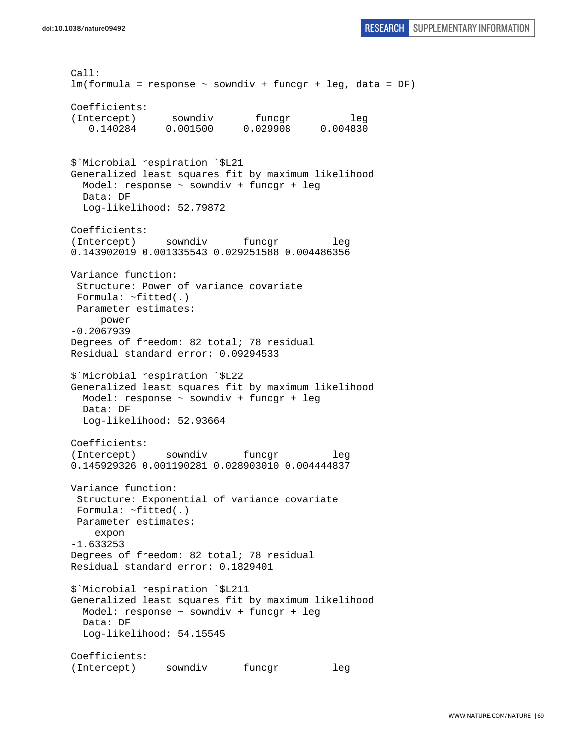```
Call:
lm(formula = response ~ sowndiv + funcgr + leg, data = DF)

Coefficients:
(Intercept)      sowndiv       funcgr          leg  
   0.140284     0.001500     0.029908     0.004830  


$`Microbial respiration `$L21
Generalized least squares fit by maximum likelihood
  Model: response ~ sowndiv + funcgr + leg 
  Data: DF 
  Log-likelihood: 52.79872

Coefficients:
(Intercept)     sowndiv      funcgr         leg 
0.143902019 0.001335543 0.029251588 0.004486356 

Variance function:
 Structure: Power of variance covariate
 Formula: ~fitted(.) 
 Parameter estimates:
     power 
-0.2067939 
Degrees of freedom: 82 total; 78 residual
Residual standard error: 0.09294533 

$`Microbial respiration `$L22
Generalized least squares fit by maximum likelihood
  Model: response ~ sowndiv + funcgr + leg 
  Data: DF 
  Log-likelihood: 52.93664

Coefficients:
(Intercept)     sowndiv      funcgr         leg 
0.145929326 0.001190281 0.028903010 0.004444837 

Variance function:
 Structure: Exponential of variance covariate
 Formula: ~fitted(.) 
 Parameter estimates:
    expon 
-1.633253 
Degrees of freedom: 82 total; 78 residual
Residual standard error: 0.1829401 

$`Microbial respiration `$L211
Generalized least squares fit by maximum likelihood
  Model: response ~ sowndiv + funcgr + leg 
  Data: DF 
  Log-likelihood: 54.15545

Coefficients:
(Intercept)     sowndiv      funcgr         leg 
```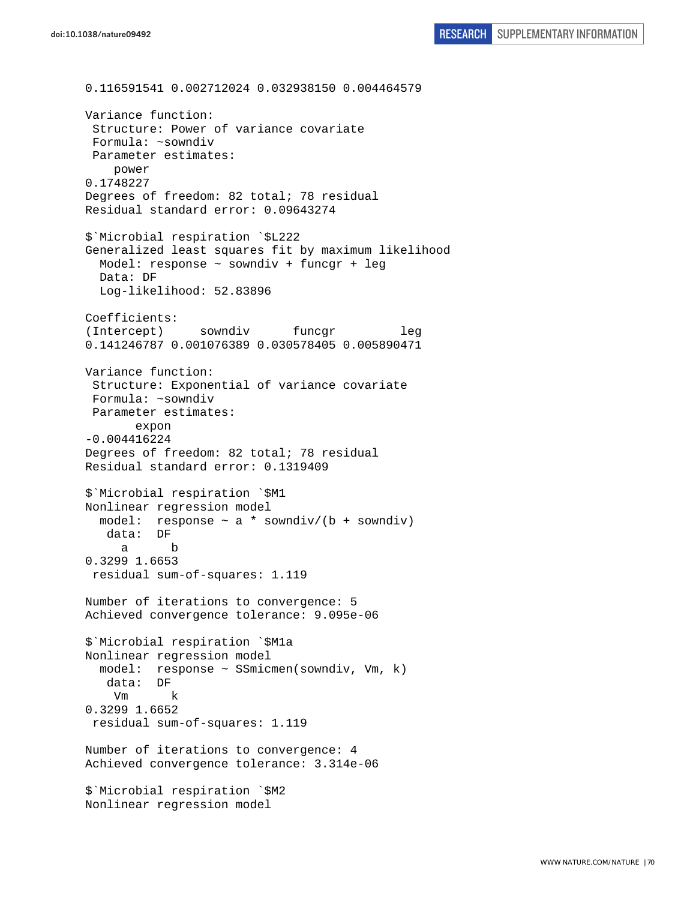```
0.116591541 0.002712024 0.032938150 0.004464579

Variance function:
 Structure: Power of variance covariate
 Formula: ~sowndiv
 Parameter estimates:
    power
0.1748227
Degrees of freedom: 82 total; 78 residual
Residual standard error: 0.09643274

$`Microbial respiration `$L222
Generalized least squares fit by maximum likelihood
  Model: response ~ sowndiv + funcgr + leg
  Data: DF
  Log-likelihood: 52.83896

Coefficients:
(Intercept)     sowndiv      funcgr         leg
0.141246787 0.001076389 0.030578405 0.005890471

Variance function:
 Structure: Exponential of variance covariate
 Formula: ~sowndiv
 Parameter estimates:
       expon
-0.004416224
Degrees of freedom: 82 total; 78 residual
Residual standard error: 0.1319409

$`Microbial respiration `$M1
Nonlinear regression model
  model:  response ~ a * sowndiv/(b + sowndiv)
   data:  DF
     a      b
0.3299 1.6653
 residual sum-of-squares: 1.119

Number of iterations to convergence: 5
Achieved convergence tolerance: 9.095e-06

$`Microbial respiration `$M1a
Nonlinear regression model
  model:  response ~ SSmicmen(sowndiv, Vm, k)
   data:  DF
    Vm      k
0.3299 1.6652
 residual sum-of-squares: 1.119

Number of iterations to convergence: 4
Achieved convergence tolerance: 3.314e-06

$`Microbial respiration `$M2
Nonlinear regression model
```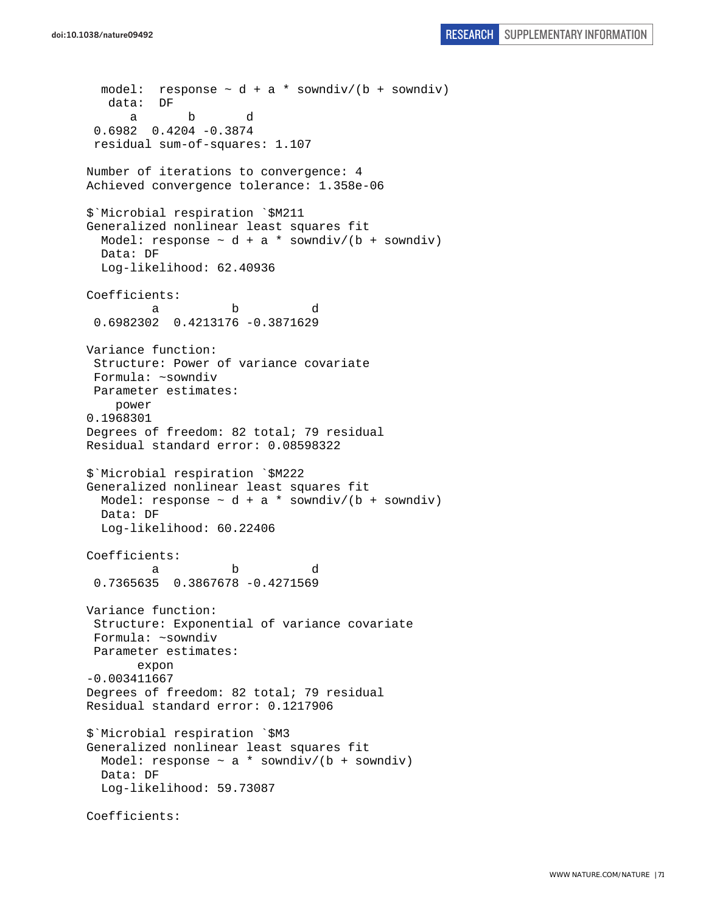```
  model:  response ~ d + a * sowndiv/(b + sowndiv)
   data:  DF
      a       b       d 
 0.6982  0.4204 -0.3874 
 residual sum-of-squares: 1.107

Number of iterations to convergence: 4 
Achieved convergence tolerance: 1.358e-06 

$`Microbial respiration `$M211
Generalized nonlinear least squares fit
  Model: response ~ d + a * sowndiv/(b + sowndiv) 
  Data: DF 
  Log-likelihood: 62.40936

Coefficients:
         a          b          d 
 0.6982302  0.4213176 -0.3871629 

Variance function:
 Structure: Power of variance covariate
 Formula: ~sowndiv 
 Parameter estimates:
    power 
0.1968301 
Degrees of freedom: 82 total; 79 residual
Residual standard error: 0.08598322 

$`Microbial respiration `$M222
Generalized nonlinear least squares fit
  Model: response ~ d + a * sowndiv/(b + sowndiv) 
  Data: DF 
  Log-likelihood: 60.22406

Coefficients:
         a          b          d 
 0.7365635  0.3867678 -0.4271569 

Variance function:
 Structure: Exponential of variance covariate
 Formula: ~sowndiv 
 Parameter estimates:
       expon 
-0.003411667 
Degrees of freedom: 82 total; 79 residual
Residual standard error: 0.1217906 

$`Microbial respiration `$M3
Generalized nonlinear least squares fit
  Model: response ~ a * sowndiv/(b + sowndiv) 
  Data: DF 
  Log-likelihood: 59.73087

Coefficients:
```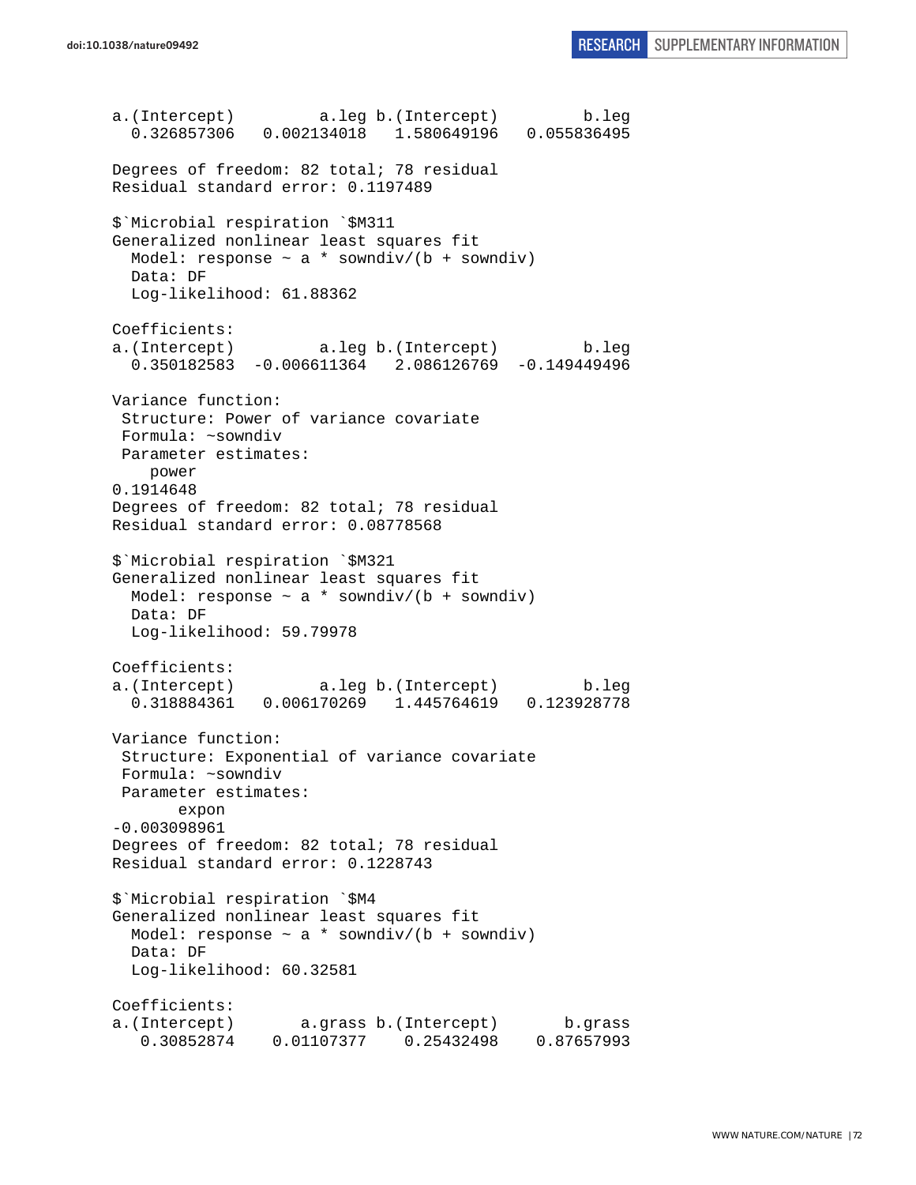```
a.(Intercept)         a.leg b.(Intercept)         b.leg 
  0.326857306   0.002134018   1.580649196   0.055836495 

Degrees of freedom: 82 total; 78 residual
Residual standard error: 0.1197489 

$`Microbial respiration `$M311
Generalized nonlinear least squares fit
  Model: response ~ a * sowndiv/(b + sowndiv) 
  Data: DF 
  Log-likelihood: 61.88362

Coefficients:
a.(Intercept)         a.leg b.(Intercept)         b.leg 
  0.350182583  -0.006611364   2.086126769  -0.149449496 

Variance function:
 Structure: Power of variance covariate
 Formula: ~sowndiv 
 Parameter estimates:
    power 
0.1914648 
Degrees of freedom: 82 total; 78 residual
Residual standard error: 0.08778568 

$`Microbial respiration `$M321
Generalized nonlinear least squares fit
  Model: response ~ a * sowndiv/(b + sowndiv) 
  Data: DF 
  Log-likelihood: 59.79978

Coefficients:
a.(Intercept)         a.leg b.(Intercept)         b.leg 
  0.318884361   0.006170269   1.445764619   0.123928778 

Variance function:
 Structure: Exponential of variance covariate
 Formula: ~sowndiv 
 Parameter estimates:
       expon 
-0.003098961 
Degrees of freedom: 82 total; 78 residual
Residual standard error: 0.1228743 

$`Microbial respiration `$M4
Generalized nonlinear least squares fit
  Model: response ~ a * sowndiv/(b + sowndiv) 
  Data: DF 
  Log-likelihood: 60.32581

Coefficients:
a.(Intercept)       a.grass b.(Intercept)       b.grass 
   0.30852874    0.01107377    0.25432498    0.87657993 
```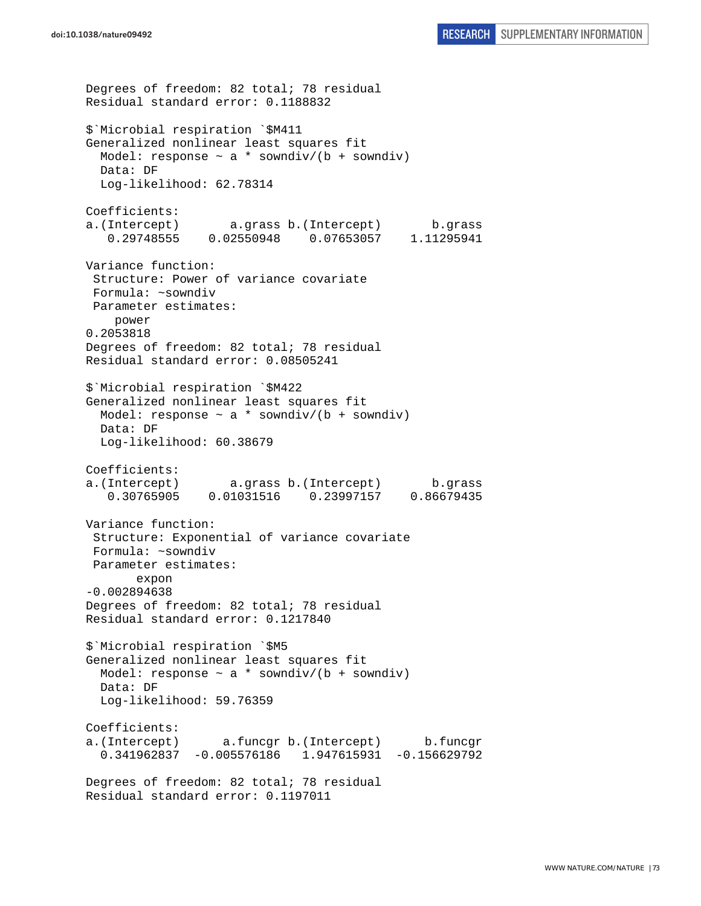```
Degrees of freedom: 82 total; 78 residual
Residual standard error: 0.1188832

$`Microbial respiration `$M411
Generalized nonlinear least squares fit
  Model: response ~ a * sowndiv/(b + sowndiv)
  Data: DF
  Log-likelihood: 62.78314

Coefficients:
a.(Intercept)       a.grass b.(Intercept)       b.grass
   0.29748555    0.02550948    0.07653057    1.11295941

Variance function:
 Structure: Power of variance covariate
 Formula: ~sowndiv
 Parameter estimates:
    power
0.2053818
Degrees of freedom: 82 total; 78 residual
Residual standard error: 0.08505241

$`Microbial respiration `$M422
Generalized nonlinear least squares fit
  Model: response ~ a * sowndiv/(b + sowndiv)
  Data: DF
  Log-likelihood: 60.38679

Coefficients:
a.(Intercept)       a.grass b.(Intercept)       b.grass
   0.30765905    0.01031516    0.23997157    0.86679435

Variance function:
 Structure: Exponential of variance covariate
 Formula: ~sowndiv
 Parameter estimates:
       expon
-0.002894638
Degrees of freedom: 82 total; 78 residual
Residual standard error: 0.1217840

$`Microbial respiration `$M5
Generalized nonlinear least squares fit
  Model: response ~ a * sowndiv/(b + sowndiv)
  Data: DF
  Log-likelihood: 59.76359

Coefficients:
a.(Intercept)      a.funcgr b.(Intercept)      b.funcgr
  0.341962837  -0.005576186   1.947615931  -0.156629792

Degrees of freedom: 82 total; 78 residual
Residual standard error: 0.1197011
```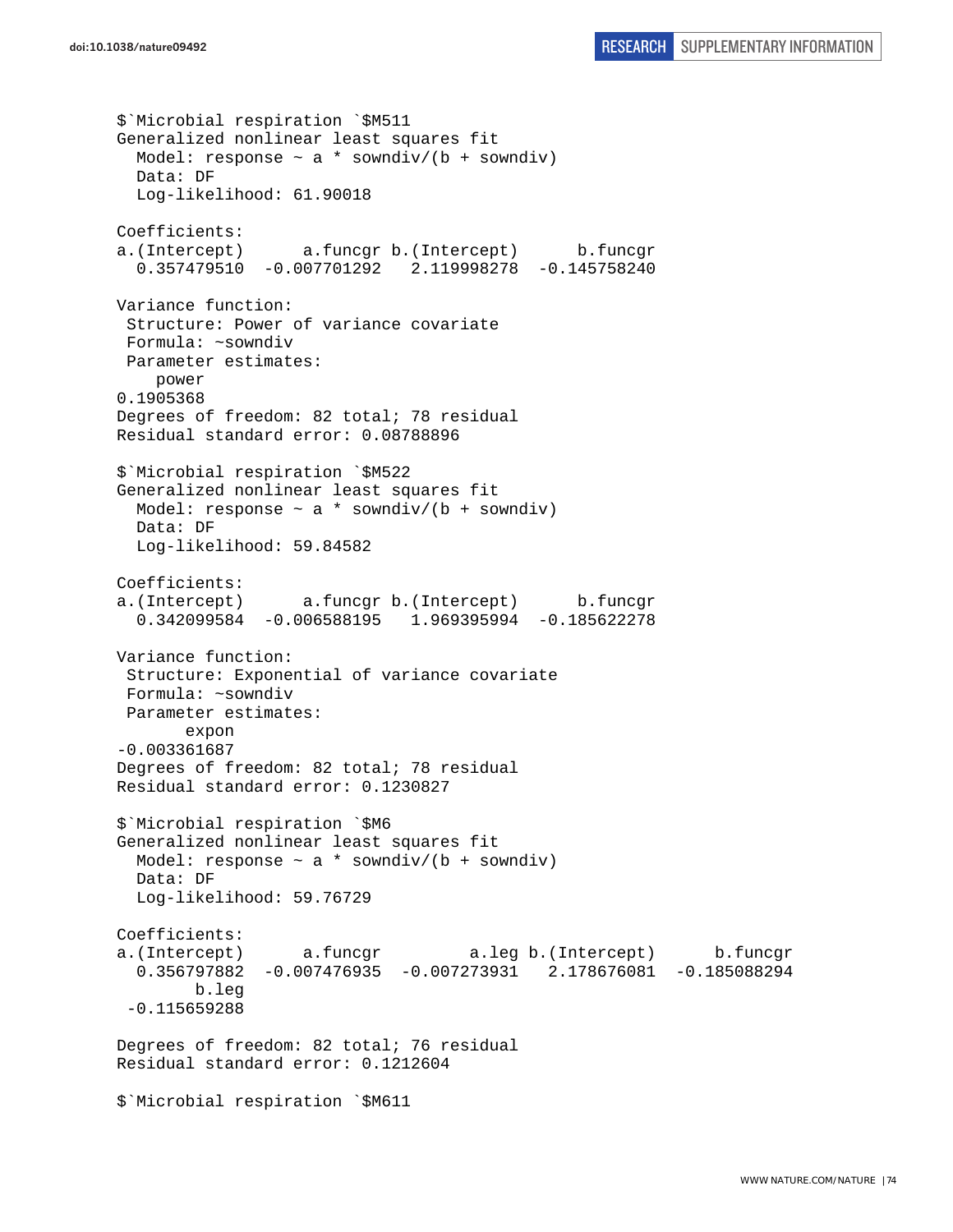```
$`Microbial respiration `$M511
Generalized nonlinear least squares fit
  Model: response ~ a * sowndiv/(b + sowndiv)
  Data: DF
  Log-likelihood: 61.90018

Coefficients:
a.(Intercept)      a.funcgr b.(Intercept)      b.funcgr
  0.357479510  -0.007701292   2.119998278  -0.145758240

Variance function:
 Structure: Power of variance covariate
 Formula: ~sowndiv
 Parameter estimates:
    power
0.1905368
Degrees of freedom: 82 total; 78 residual
Residual standard error: 0.08788896

$`Microbial respiration `$M522
Generalized nonlinear least squares fit
  Model: response ~ a * sowndiv/(b + sowndiv)
  Data: DF
  Log-likelihood: 59.84582

Coefficients:
a.(Intercept)      a.funcgr b.(Intercept)      b.funcgr
  0.342099584  -0.006588195   1.969395994  -0.185622278

Variance function:
 Structure: Exponential of variance covariate
 Formula: ~sowndiv
 Parameter estimates:
       expon
-0.003361687
Degrees of freedom: 82 total; 78 residual
Residual standard error: 0.1230827

$`Microbial respiration `$M6
Generalized nonlinear least squares fit
  Model: response ~ a * sowndiv/(b + sowndiv)
  Data: DF
  Log-likelihood: 59.76729

Coefficients:
a.(Intercept)      a.funcgr         a.leg b.(Intercept)      b.funcgr
  0.356797882  -0.007476935  -0.007273931   2.178676081  -0.185088294
        b.leg
 -0.115659288

Degrees of freedom: 82 total; 76 residual
Residual standard error: 0.1212604

$`Microbial respiration `$M611
```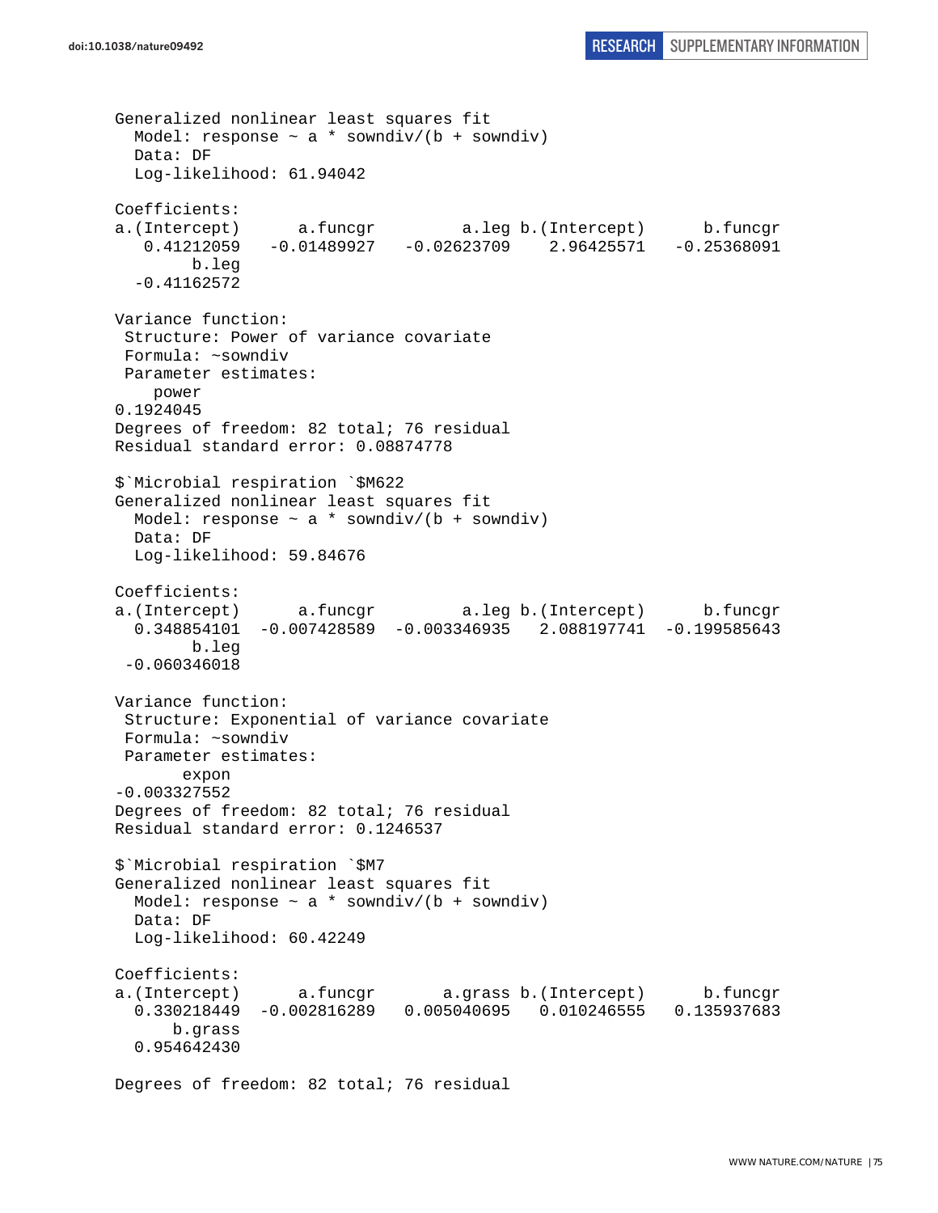```
Generalized nonlinear least squares fit
  Model: response ~ a * sowndiv/(b + sowndiv)
  Data: DF
  Log-likelihood: 61.94042

Coefficients:
a.(Intercept)      a.funcgr         a.leg b.(Intercept)      b.funcgr
   0.41212059   -0.01489927   -0.02623709    2.96425571   -0.25368091
        b.leg
  -0.41162572

Variance function:
 Structure: Power of variance covariate
 Formula: ~sowndiv
 Parameter estimates:
    power
0.1924045
Degrees of freedom: 82 total; 76 residual
Residual standard error: 0.08874778

$`Microbial respiration `$M622
Generalized nonlinear least squares fit
  Model: response ~ a * sowndiv/(b + sowndiv)
  Data: DF
  Log-likelihood: 59.84676

Coefficients:
a.(Intercept)      a.funcgr         a.leg b.(Intercept)      b.funcgr
  0.348854101  -0.007428589  -0.003346935   2.088197741  -0.199585643
        b.leg
 -0.060346018

Variance function:
 Structure: Exponential of variance covariate
 Formula: ~sowndiv
 Parameter estimates:
       expon
-0.003327552
Degrees of freedom: 82 total; 76 residual
Residual standard error: 0.1246537

$`Microbial respiration `$M7
Generalized nonlinear least squares fit
  Model: response ~ a * sowndiv/(b + sowndiv)
  Data: DF
  Log-likelihood: 60.42249

Coefficients:
a.(Intercept)      a.funcgr       a.grass b.(Intercept)      b.funcgr
  0.330218449  -0.002816289   0.005040695   0.010246555   0.135937683
      b.grass
  0.954642430

Degrees of freedom: 82 total; 76 residual
```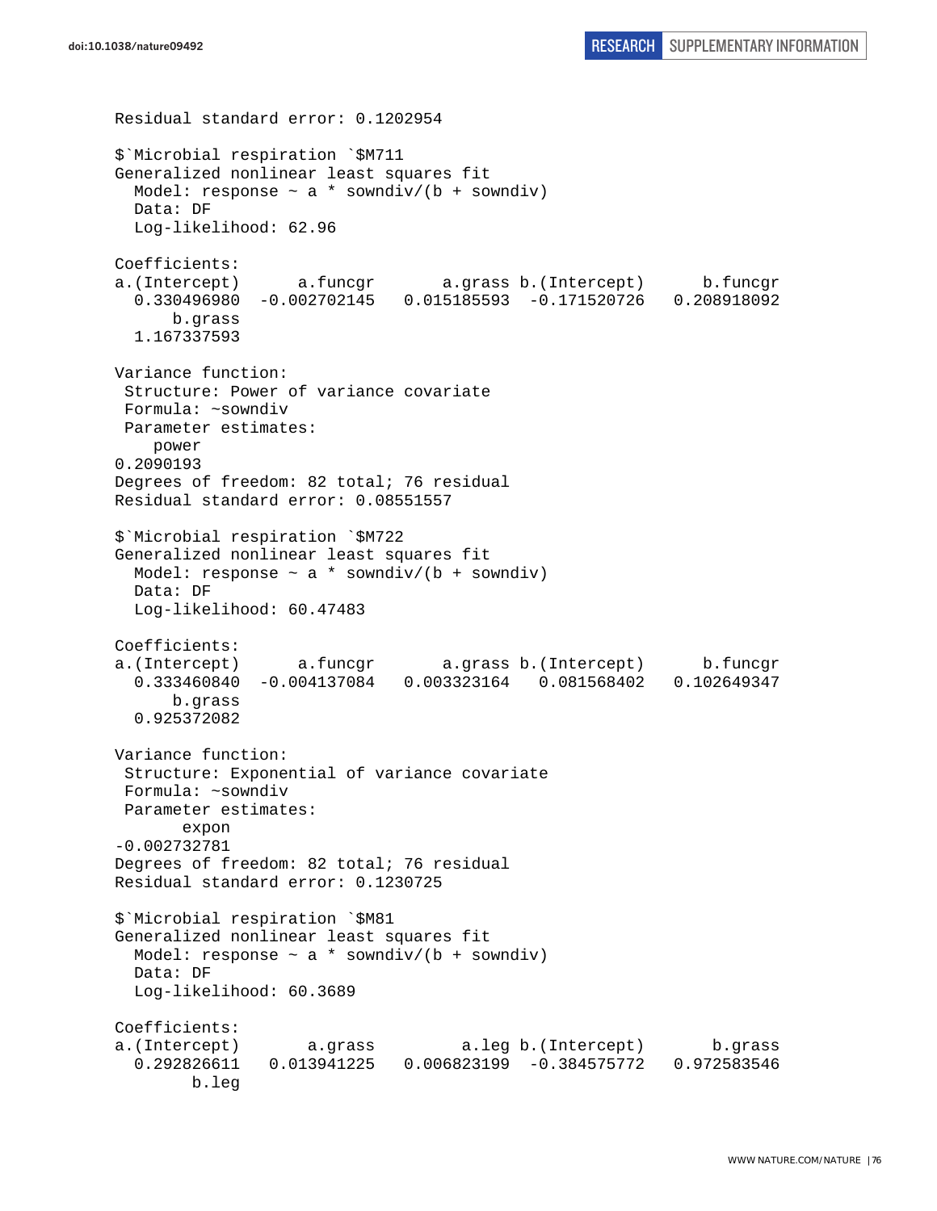```
Residual standard error: 0.1202954

$`Microbial respiration `$M711
Generalized nonlinear least squares fit
  Model: response ~ a * sowndiv/(b + sowndiv)
  Data: DF
  Log-likelihood: 62.96

Coefficients:
a.(Intercept)      a.funcgr       a.grass b.(Intercept)      b.funcgr
  0.330496980  -0.002702145   0.015185593  -0.171520726   0.208918092
      b.grass
  1.167337593

Variance function:
 Structure: Power of variance covariate
 Formula: ~sowndiv
 Parameter estimates:
    power
0.2090193
Degrees of freedom: 82 total; 76 residual
Residual standard error: 0.08551557

$`Microbial respiration `$M722
Generalized nonlinear least squares fit
  Model: response ~ a * sowndiv/(b + sowndiv)
  Data: DF
  Log-likelihood: 60.47483

Coefficients:
a.(Intercept)      a.funcgr       a.grass b.(Intercept)      b.funcgr
  0.333460840  -0.004137084   0.003323164   0.081568402   0.102649347
      b.grass
  0.925372082

Variance function:
 Structure: Exponential of variance covariate
 Formula: ~sowndiv
 Parameter estimates:
       expon
-0.002732781
Degrees of freedom: 82 total; 76 residual
Residual standard error: 0.1230725

$`Microbial respiration `$M81
Generalized nonlinear least squares fit
  Model: response ~ a * sowndiv/(b + sowndiv)
  Data: DF
  Log-likelihood: 60.3689

Coefficients:
a.(Intercept)       a.grass         a.leg b.(Intercept)       b.grass
  0.292826611   0.013941225   0.006823199  -0.384575772   0.972583546
        b.leg
```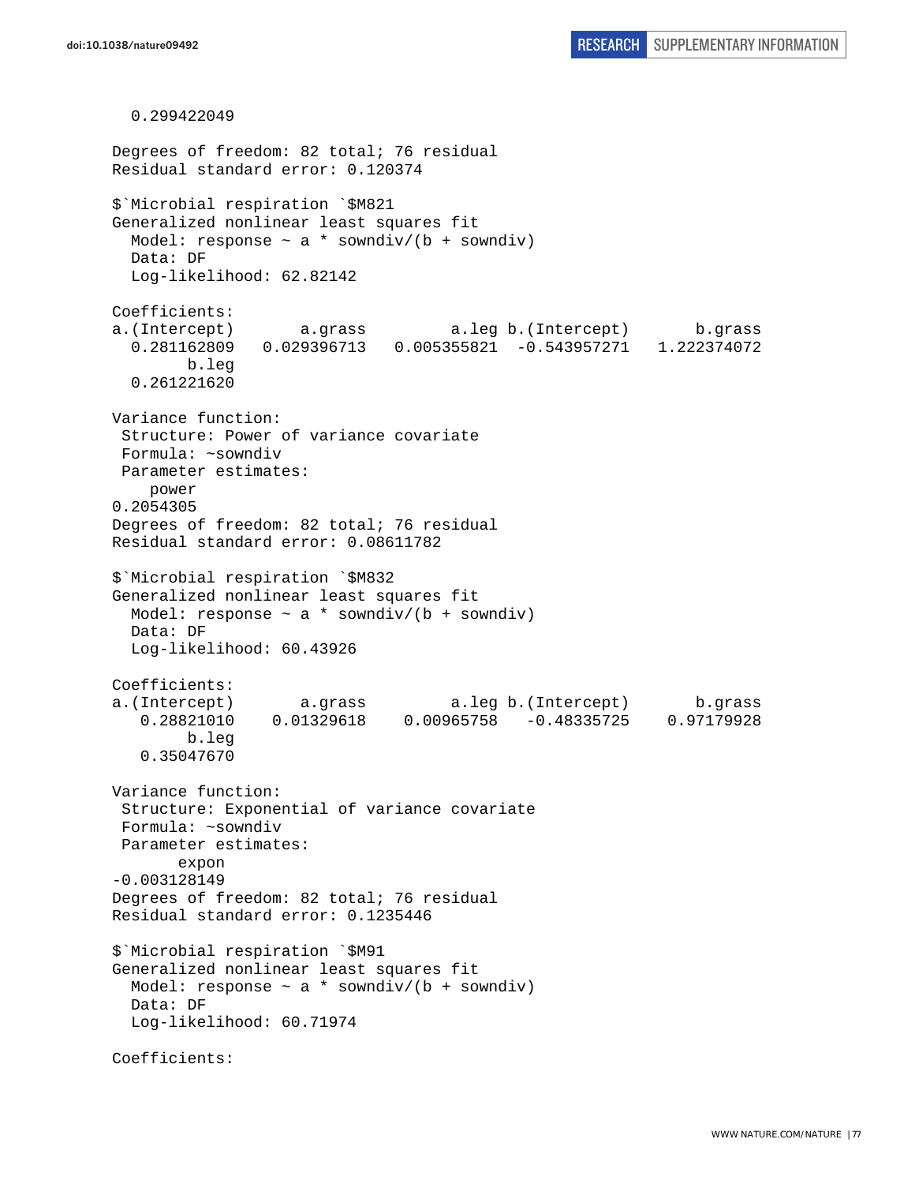```
  0.299422049

Degrees of freedom: 82 total; 76 residual
Residual standard error: 0.120374

$`Microbial respiration `$M821
Generalized nonlinear least squares fit
  Model: response ~ a * sowndiv/(b + sowndiv)
  Data: DF
  Log-likelihood: 62.82142

Coefficients:
a.(Intercept)       a.grass         a.leg b.(Intercept)       b.grass
  0.281162809   0.029396713   0.005355821  -0.543957271   1.222374072
        b.leg
  0.261221620

Variance function:
 Structure: Power of variance covariate
 Formula: ~sowndiv
 Parameter estimates:
    power
0.2054305
Degrees of freedom: 82 total; 76 residual
Residual standard error: 0.08611782

$`Microbial respiration `$M832
Generalized nonlinear least squares fit
  Model: response ~ a * sowndiv/(b + sowndiv)
  Data: DF
  Log-likelihood: 60.43926

Coefficients:
a.(Intercept)       a.grass         a.leg b.(Intercept)       b.grass
   0.28821010    0.01329618    0.00965758   -0.48335725    0.97179928
        b.leg
   0.35047670

Variance function:
 Structure: Exponential of variance covariate
 Formula: ~sowndiv
 Parameter estimates:
       expon
-0.003128149
Degrees of freedom: 82 total; 76 residual
Residual standard error: 0.1235446

$`Microbial respiration `$M91
Generalized nonlinear least squares fit
  Model: response ~ a * sowndiv/(b + sowndiv)
  Data: DF
  Log-likelihood: 60.71974

Coefficients:
```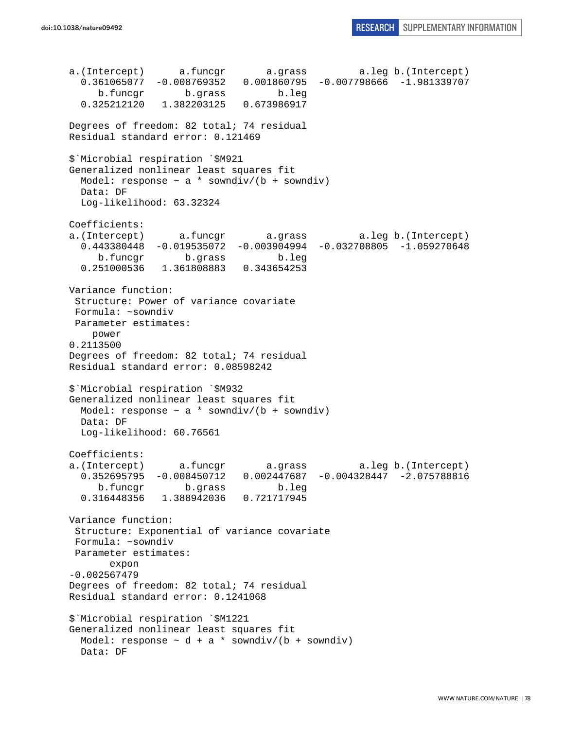```
a.(Intercept)      a.funcgr       a.grass         a.leg b.(Intercept) 
  0.361065077  -0.008769352   0.001860795  -0.007798666  -1.981339707 
     b.funcgr       b.grass         b.leg 
  0.325212120   1.382203125   0.673986917 

Degrees of freedom: 82 total; 74 residual
Residual standard error: 0.121469 

$`Microbial respiration `$M921
Generalized nonlinear least squares fit
  Model: response ~ a * sowndiv/(b + sowndiv) 
  Data: DF 
  Log-likelihood: 63.32324

Coefficients:
a.(Intercept)      a.funcgr       a.grass         a.leg b.(Intercept) 
  0.443380448  -0.019535072  -0.003904994  -0.032708805  -1.059270648 
     b.funcgr       b.grass         b.leg 
  0.251000536   1.361808883   0.343654253 

Variance function:
 Structure: Power of variance covariate
 Formula: ~sowndiv 
 Parameter estimates:
    power 
0.2113500 
Degrees of freedom: 82 total; 74 residual
Residual standard error: 0.08598242 

$`Microbial respiration `$M932
Generalized nonlinear least squares fit
  Model: response ~ a * sowndiv/(b + sowndiv) 
  Data: DF 
  Log-likelihood: 60.76561

Coefficients:
a.(Intercept)      a.funcgr       a.grass         a.leg b.(Intercept) 
  0.352695795  -0.008450712   0.002447687  -0.004328447  -2.075788816 
     b.funcgr       b.grass         b.leg 
  0.316448356   1.388942036   0.721717945 

Variance function:
 Structure: Exponential of variance covariate
 Formula: ~sowndiv 
 Parameter estimates:
       expon 
-0.002567479 
Degrees of freedom: 82 total; 74 residual
Residual standard error: 0.1241068 

$`Microbial respiration `$M1221
Generalized nonlinear least squares fit
  Model: response ~ d + a * sowndiv/(b + sowndiv) 
  Data: DF 
```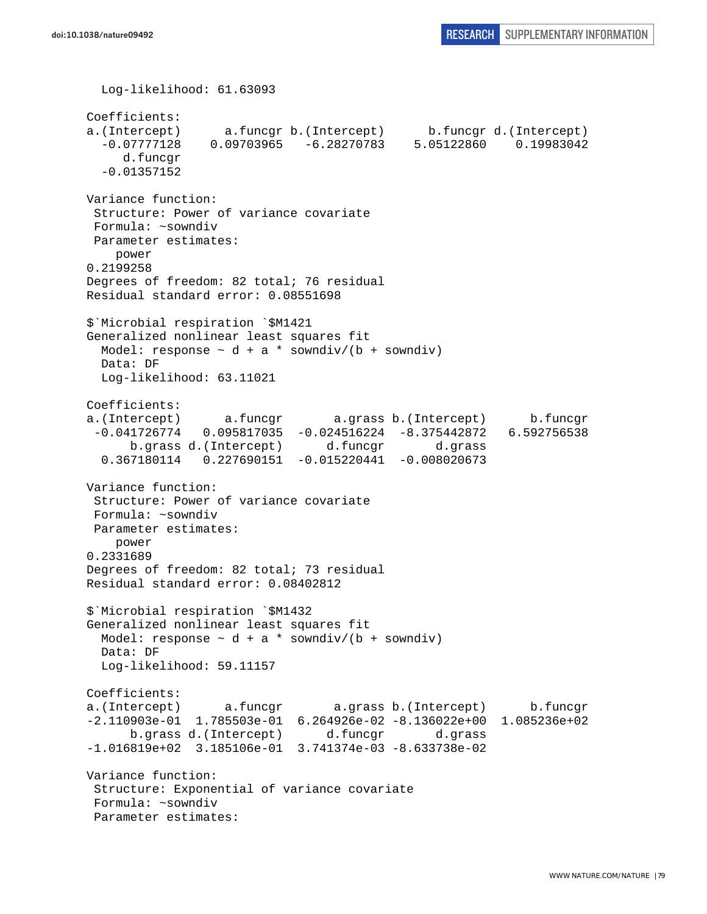```
  Log-likelihood: 61.63093

Coefficients:
a.(Intercept)      a.funcgr b.(Intercept)      b.funcgr d.(Intercept) 
  -0.07777128    0.09703965   -6.28270783    5.05122860    0.19983042 
     d.funcgr 
  -0.01357152 

Variance function:
 Structure: Power of variance covariate
 Formula: ~sowndiv 
 Parameter estimates:
    power 
0.2199258 
Degrees of freedom: 82 total; 76 residual
Residual standard error: 0.08551698 

$`Microbial respiration `$M1421
Generalized nonlinear least squares fit
  Model: response ~ d + a * sowndiv/(b + sowndiv) 
  Data: DF 
  Log-likelihood: 63.11021

Coefficients:
a.(Intercept)      a.funcgr       a.grass b.(Intercept)      b.funcgr 
 -0.041726774   0.095817035  -0.024516224  -8.375442872   6.592756538 
      b.grass d.(Intercept)      d.funcgr       d.grass 
  0.367180114   0.227690151  -0.015220441  -0.008020673 

Variance function:
 Structure: Power of variance covariate
 Formula: ~sowndiv 
 Parameter estimates:
    power 
0.2331689 
Degrees of freedom: 82 total; 73 residual
Residual standard error: 0.08402812 

$`Microbial respiration `$M1432
Generalized nonlinear least squares fit
  Model: response ~ d + a * sowndiv/(b + sowndiv) 
  Data: DF 
  Log-likelihood: 59.11157

Coefficients:
a.(Intercept)      a.funcgr       a.grass b.(Intercept)      b.funcgr 
-2.110903e-01  1.785503e-01  6.264926e-02 -8.136022e+00  1.085236e+02 
      b.grass d.(Intercept)      d.funcgr       d.grass 
-1.016819e+02  3.185106e-01  3.741374e-03 -8.633738e-02 

Variance function:
 Structure: Exponential of variance covariate
 Formula: ~sowndiv 
 Parameter estimates:
```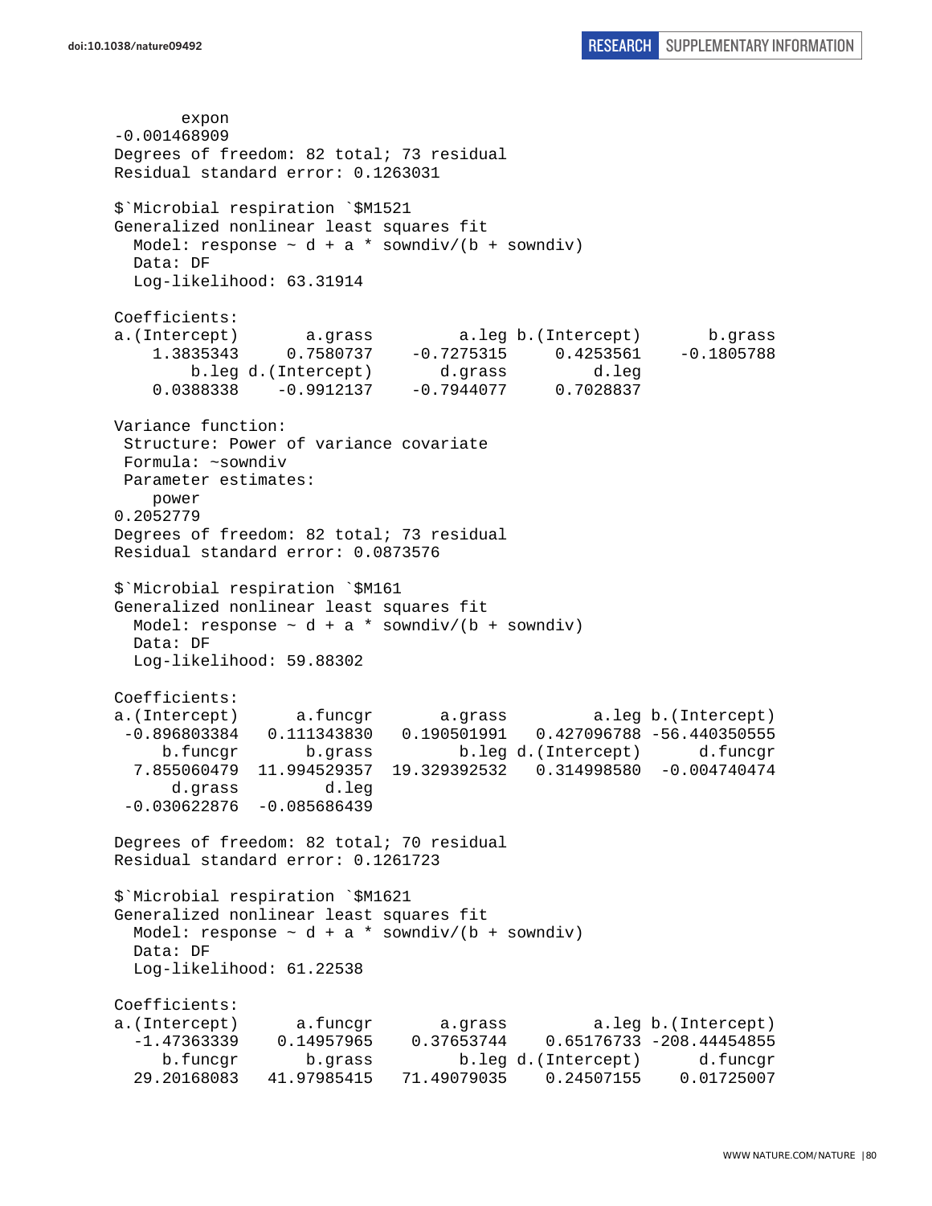```
       expon
-0.001468909
Degrees of freedom: 82 total; 73 residual
Residual standard error: 0.1263031

$`Microbial respiration `$M1521
Generalized nonlinear least squares fit
  Model: response ~ d + a * sowndiv/(b + sowndiv)
  Data: DF
  Log-likelihood: 63.31914

Coefficients:
a.(Intercept)       a.grass         a.leg b.(Intercept)       b.grass
    1.3835343     0.7580737    -0.7275315     0.4253561    -0.1805788
        b.leg d.(Intercept)       d.grass         d.leg
    0.0388338    -0.9912137    -0.7944077     0.7028837

Variance function:
 Structure: Power of variance covariate
 Formula: ~sowndiv
 Parameter estimates:
    power
0.2052779
Degrees of freedom: 82 total; 73 residual
Residual standard error: 0.0873576

$`Microbial respiration `$M161
Generalized nonlinear least squares fit
  Model: response ~ d + a * sowndiv/(b + sowndiv)
  Data: DF
  Log-likelihood: 59.88302

Coefficients:
a.(Intercept)      a.funcgr       a.grass         a.leg b.(Intercept)
 -0.896803384   0.111343830   0.190501991   0.427096788 -56.440350555
     b.funcgr       b.grass         b.leg d.(Intercept)      d.funcgr
  7.855060479  11.994529357  19.329392532   0.314998580  -0.004740474
      d.grass         d.leg
 -0.030622876  -0.085686439

Degrees of freedom: 82 total; 70 residual
Residual standard error: 0.1261723

$`Microbial respiration `$M1621
Generalized nonlinear least squares fit
  Model: response ~ d + a * sowndiv/(b + sowndiv)
  Data: DF
  Log-likelihood: 61.22538

Coefficients:
a.(Intercept)      a.funcgr       a.grass         a.leg b.(Intercept)
  -1.47363339    0.14957965    0.37653744    0.65176733 -208.44454855
     b.funcgr       b.grass         b.leg d.(Intercept)      d.funcgr
  29.20168083   41.97985415   71.49079035    0.24507155    0.01725007
```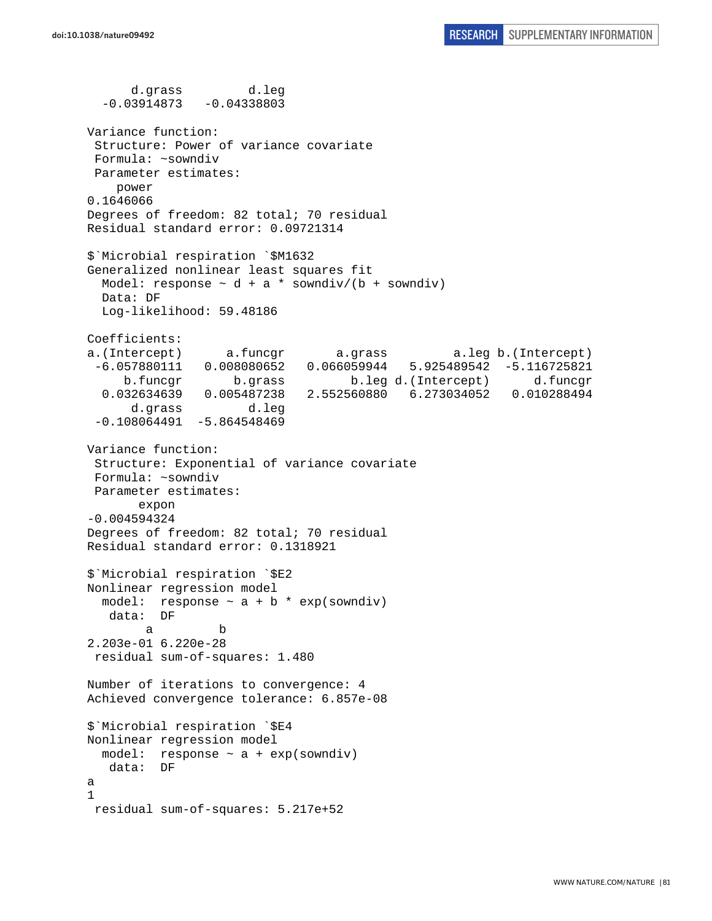```
      d.grass         d.leg
  -0.03914873   -0.04338803

Variance function:
 Structure: Power of variance covariate
 Formula: ~sowndiv
 Parameter estimates:
    power
0.1646066
Degrees of freedom: 82 total; 70 residual
Residual standard error: 0.09721314

$`Microbial respiration `$M1632
Generalized nonlinear least squares fit
  Model: response ~ d + a * sowndiv/(b + sowndiv)
  Data: DF
  Log-likelihood: 59.48186

Coefficients:
a.(Intercept)      a.funcgr       a.grass         a.leg b.(Intercept)
 -6.057880111   0.008080652   0.066059944   5.925489542  -5.116725821
     b.funcgr       b.grass         b.leg d.(Intercept)      d.funcgr
  0.032634639   0.005487238   2.552560880   6.273034052   0.010288494
      d.grass         d.leg
 -0.108064491  -5.864548469

Variance function:
 Structure: Exponential of variance covariate
 Formula: ~sowndiv
 Parameter estimates:
       expon
-0.004594324
Degrees of freedom: 82 total; 70 residual
Residual standard error: 0.1318921

$`Microbial respiration `$E2
Nonlinear regression model
  model:  response ~ a + b * exp(sowndiv)
   data:  DF
        a         b
2.203e-01 6.220e-28
 residual sum-of-squares: 1.480

Number of iterations to convergence: 4
Achieved convergence tolerance: 6.857e-08

$`Microbial respiration `$E4
Nonlinear regression model
  model:  response ~ a + exp(sowndiv)
   data:  DF
a
1
 residual sum-of-squares: 5.217e+52
```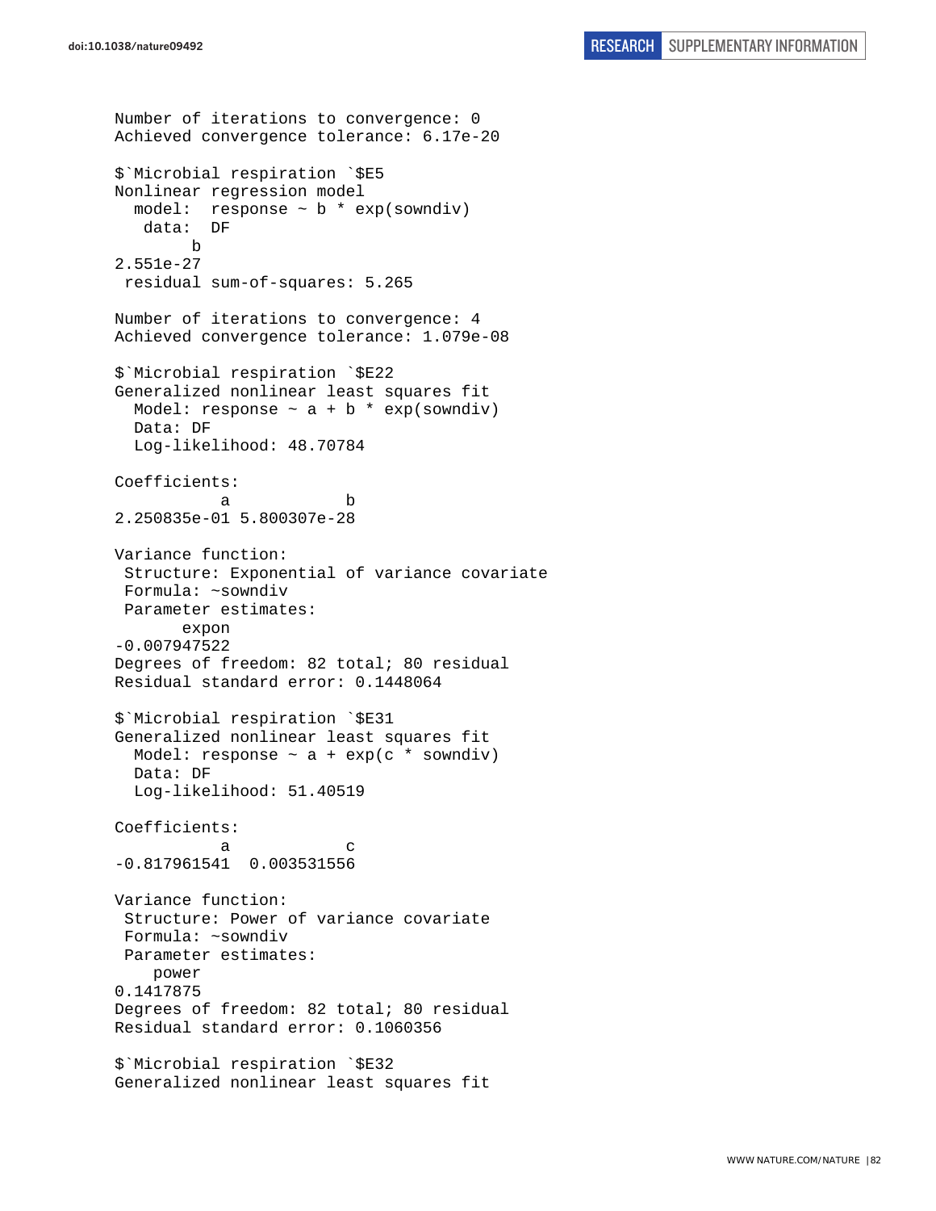```
Number of iterations to convergence: 0 
Achieved convergence tolerance: 6.17e-20

$`Microbial respiration `$E5
Nonlinear regression model
  model:  response ~ b * exp(sowndiv)
   data:  DF
        b 
2.551e-27 
 residual sum-of-squares: 5.265

Number of iterations to convergence: 4 
Achieved convergence tolerance: 1.079e-08

$`Microbial respiration `$E22
Generalized nonlinear least squares fit
  Model: response ~ a + b * exp(sowndiv) 
  Data: DF 
  Log-likelihood: 48.70784

Coefficients:
           a            b 
2.250835e-01 5.800307e-28 

Variance function:
 Structure: Exponential of variance covariate
 Formula: ~sowndiv 
 Parameter estimates:
       expon 
-0.007947522 
Degrees of freedom: 82 total; 80 residual
Residual standard error: 0.1448064 

$`Microbial respiration `$E31
Generalized nonlinear least squares fit
  Model: response ~ a + exp(c * sowndiv) 
  Data: DF 
  Log-likelihood: 51.40519

Coefficients:
           a            c 
-0.817961541  0.003531556 

Variance function:
 Structure: Power of variance covariate
 Formula: ~sowndiv 
 Parameter estimates:
    power 
0.1417875 
Degrees of freedom: 82 total; 80 residual
Residual standard error: 0.1060356 

$`Microbial respiration `$E32
Generalized nonlinear least squares fit
```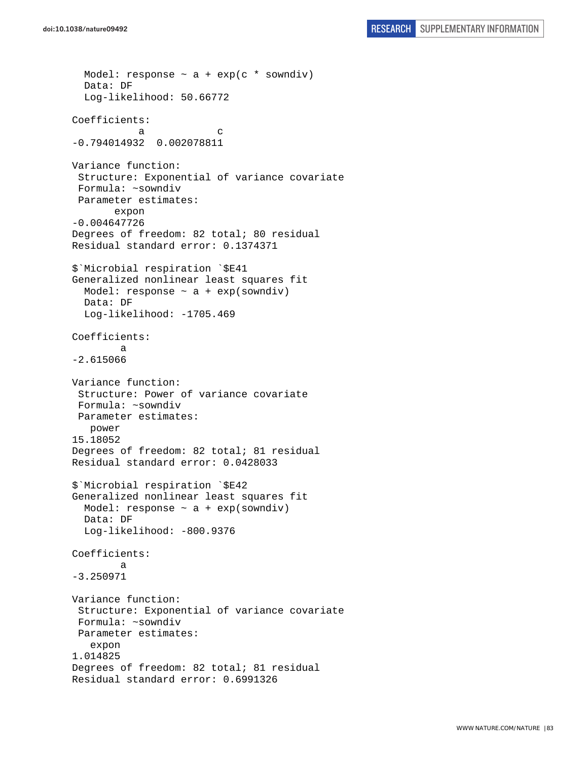```
  Model: response ~ a + exp(c * sowndiv)
  Data: DF
  Log-likelihood: 50.66772

Coefficients:
           a            c
-0.794014932  0.002078811

Variance function:
 Structure: Exponential of variance covariate
 Formula: ~sowndiv
 Parameter estimates:
       expon
-0.004647726
Degrees of freedom: 82 total; 80 residual
Residual standard error: 0.1374371

$`Microbial respiration `$E41
Generalized nonlinear least squares fit
  Model: response ~ a + exp(sowndiv)
  Data: DF
  Log-likelihood: -1705.469

Coefficients:
        a
-2.615066

Variance function:
 Structure: Power of variance covariate
 Formula: ~sowndiv
 Parameter estimates:
   power
15.18052
Degrees of freedom: 82 total; 81 residual
Residual standard error: 0.0428033

$`Microbial respiration `$E42
Generalized nonlinear least squares fit
  Model: response ~ a + exp(sowndiv)
  Data: DF
  Log-likelihood: -800.9376

Coefficients:
        a
-3.250971

Variance function:
 Structure: Exponential of variance covariate
 Formula: ~sowndiv
 Parameter estimates:
   expon
1.014825
Degrees of freedom: 82 total; 81 residual
Residual standard error: 0.6991326
```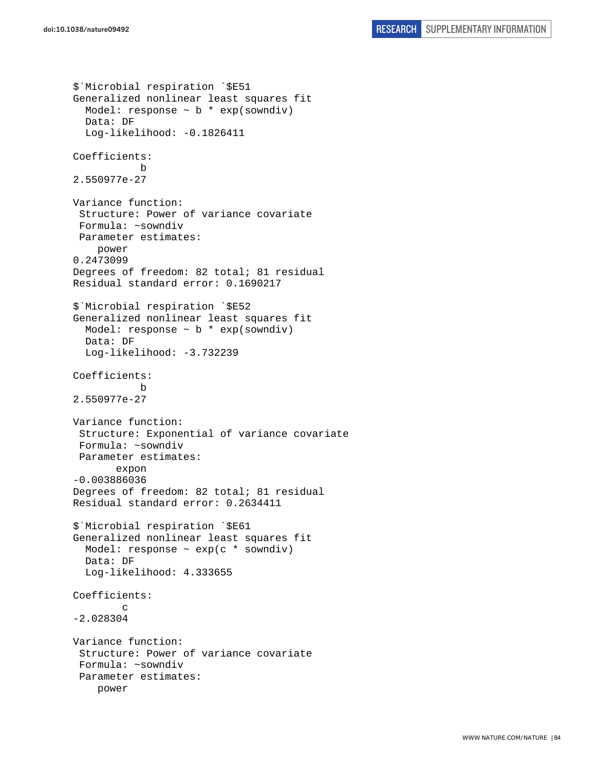```
$`Microbial respiration `$E51
Generalized nonlinear least squares fit
  Model: response ~ b * exp(sowndiv)
  Data: DF
  Log-likelihood: -0.1826411

Coefficients:
           b
2.550977e-27

Variance function:
 Structure: Power of variance covariate
 Formula: ~sowndiv
 Parameter estimates:
    power
0.2473099
Degrees of freedom: 82 total; 81 residual
Residual standard error: 0.1690217

$`Microbial respiration `$E52
Generalized nonlinear least squares fit
  Model: response ~ b * exp(sowndiv)
  Data: DF
  Log-likelihood: -3.732239

Coefficients:
           b
2.550977e-27

Variance function:
 Structure: Exponential of variance covariate
 Formula: ~sowndiv
 Parameter estimates:
       expon
-0.003886036
Degrees of freedom: 82 total; 81 residual
Residual standard error: 0.2634411

$`Microbial respiration `$E61
Generalized nonlinear least squares fit
  Model: response ~ exp(c * sowndiv)
  Data: DF
  Log-likelihood: 4.333655

Coefficients:
        c
-2.028304

Variance function:
 Structure: Power of variance covariate
 Formula: ~sowndiv
 Parameter estimates:
    power
```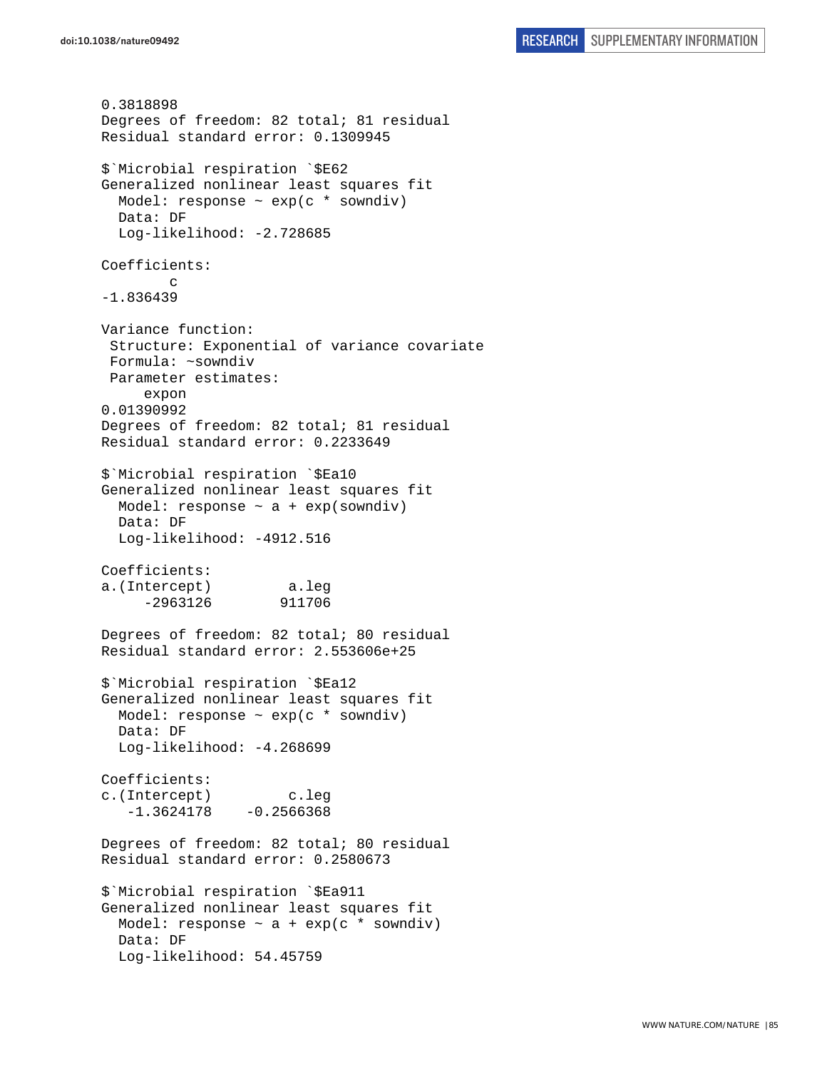```
0.3818898
Degrees of freedom: 82 total; 81 residual
Residual standard error: 0.1309945

$`Microbial respiration `$E62
Generalized nonlinear least squares fit
  Model: response ~ exp(c * sowndiv)
  Data: DF
  Log-likelihood: -2.728685

Coefficients:
        c
-1.836439

Variance function:
 Structure: Exponential of variance covariate
 Formula: ~sowndiv
 Parameter estimates:
     expon
0.01390992
Degrees of freedom: 82 total; 81 residual
Residual standard error: 0.2233649

$`Microbial respiration `$Ea10
Generalized nonlinear least squares fit
  Model: response ~ a + exp(sowndiv)
  Data: DF
  Log-likelihood: -4912.516

Coefficients:
a.(Intercept)         a.leg
     -2963126        911706

Degrees of freedom: 82 total; 80 residual
Residual standard error: 2.553606e+25

$`Microbial respiration `$Ea12
Generalized nonlinear least squares fit
  Model: response ~ exp(c * sowndiv)
  Data: DF
  Log-likelihood: -4.268699

Coefficients:
c.(Intercept)         c.leg
   -1.3624178    -0.2566368

Degrees of freedom: 82 total; 80 residual
Residual standard error: 0.2580673

$`Microbial respiration `$Ea911
Generalized nonlinear least squares fit
  Model: response ~ a + exp(c * sowndiv)
  Data: DF
  Log-likelihood: 54.45759
```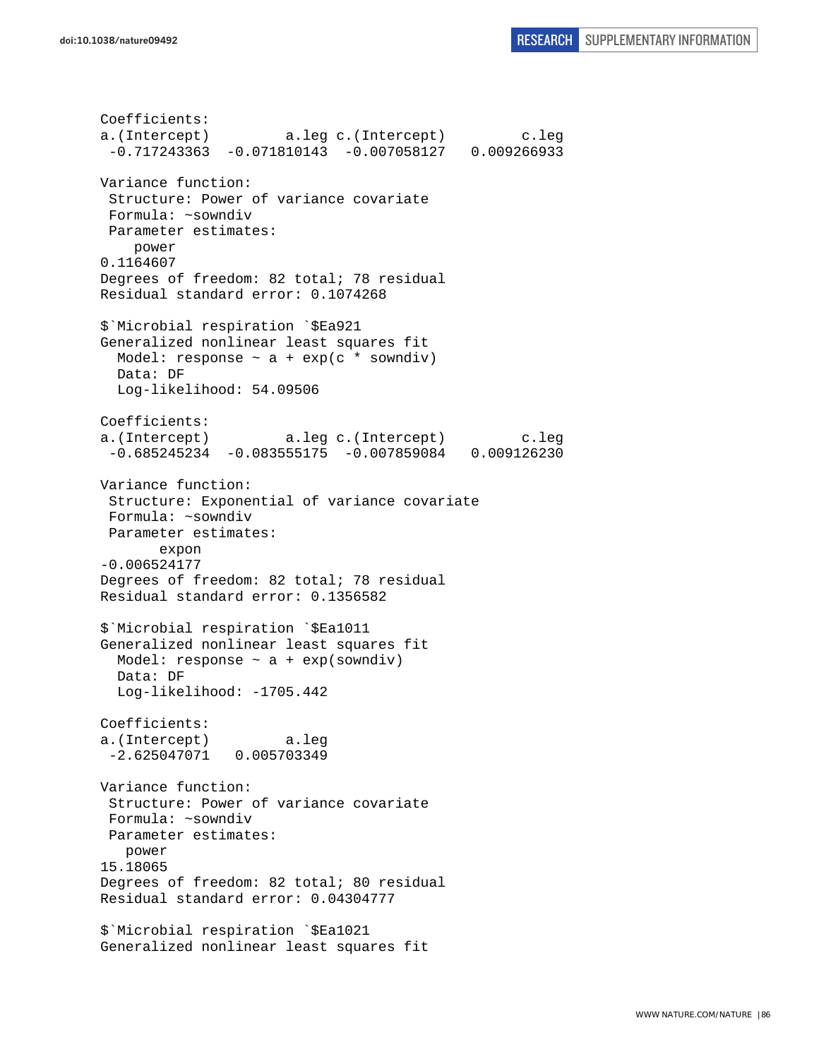```
Coefficients:
a.(Intercept)         a.leg c.(Intercept)         c.leg 
 -0.717243363  -0.071810143  -0.007058127   0.009266933 

Variance function:
 Structure: Power of variance covariate
 Formula: ~sowndiv 
 Parameter estimates:
    power 
0.1164607 
Degrees of freedom: 82 total; 78 residual
Residual standard error: 0.1074268 

$`Microbial respiration `$Ea921
Generalized nonlinear least squares fit
  Model: response ~ a + exp(c * sowndiv) 
  Data: DF 
  Log-likelihood: 54.09506

Coefficients:
a.(Intercept)         a.leg c.(Intercept)         c.leg 
 -0.685245234  -0.083555175  -0.007859084   0.009126230 

Variance function:
 Structure: Exponential of variance covariate
 Formula: ~sowndiv 
 Parameter estimates:
       expon 
-0.006524177 
Degrees of freedom: 82 total; 78 residual
Residual standard error: 0.1356582 

$`Microbial respiration `$Ea1011
Generalized nonlinear least squares fit
  Model: response ~ a + exp(sowndiv) 
  Data: DF 
  Log-likelihood: -1705.442

Coefficients:
a.(Intercept)         a.leg 
 -2.625047071   0.005703349 

Variance function:
 Structure: Power of variance covariate
 Formula: ~sowndiv 
 Parameter estimates:
   power 
15.18065 
Degrees of freedom: 82 total; 80 residual
Residual standard error: 0.04304777 

$`Microbial respiration `$Ea1021
Generalized nonlinear least squares fit
```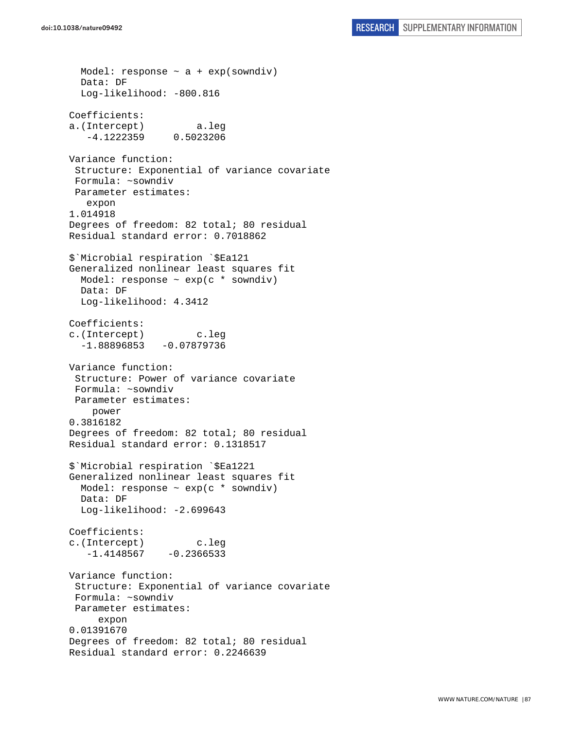```
  Model: response ~ a + exp(sowndiv)
  Data: DF
  Log-likelihood: -800.816

Coefficients:
a.(Intercept)         a.leg
   -4.1222359     0.5023206

Variance function:
 Structure: Exponential of variance covariate
 Formula: ~sowndiv
 Parameter estimates:
   expon
1.014918
Degrees of freedom: 82 total; 80 residual
Residual standard error: 0.7018862

$`Microbial respiration `$Ea121
Generalized nonlinear least squares fit
  Model: response ~ exp(c * sowndiv)
  Data: DF
  Log-likelihood: 4.3412

Coefficients:
c.(Intercept)         c.leg
  -1.88896853   -0.07879736

Variance function:
 Structure: Power of variance covariate
 Formula: ~sowndiv
 Parameter estimates:
    power
0.3816182
Degrees of freedom: 82 total; 80 residual
Residual standard error: 0.1318517

$`Microbial respiration `$Ea1221
Generalized nonlinear least squares fit
  Model: response ~ exp(c * sowndiv)
  Data: DF
  Log-likelihood: -2.699643

Coefficients:
c.(Intercept)         c.leg
   -1.4148567    -0.2366533

Variance function:
 Structure: Exponential of variance covariate
 Formula: ~sowndiv
 Parameter estimates:
     expon
0.01391670
Degrees of freedom: 82 total; 80 residual
Residual standard error: 0.2246639
```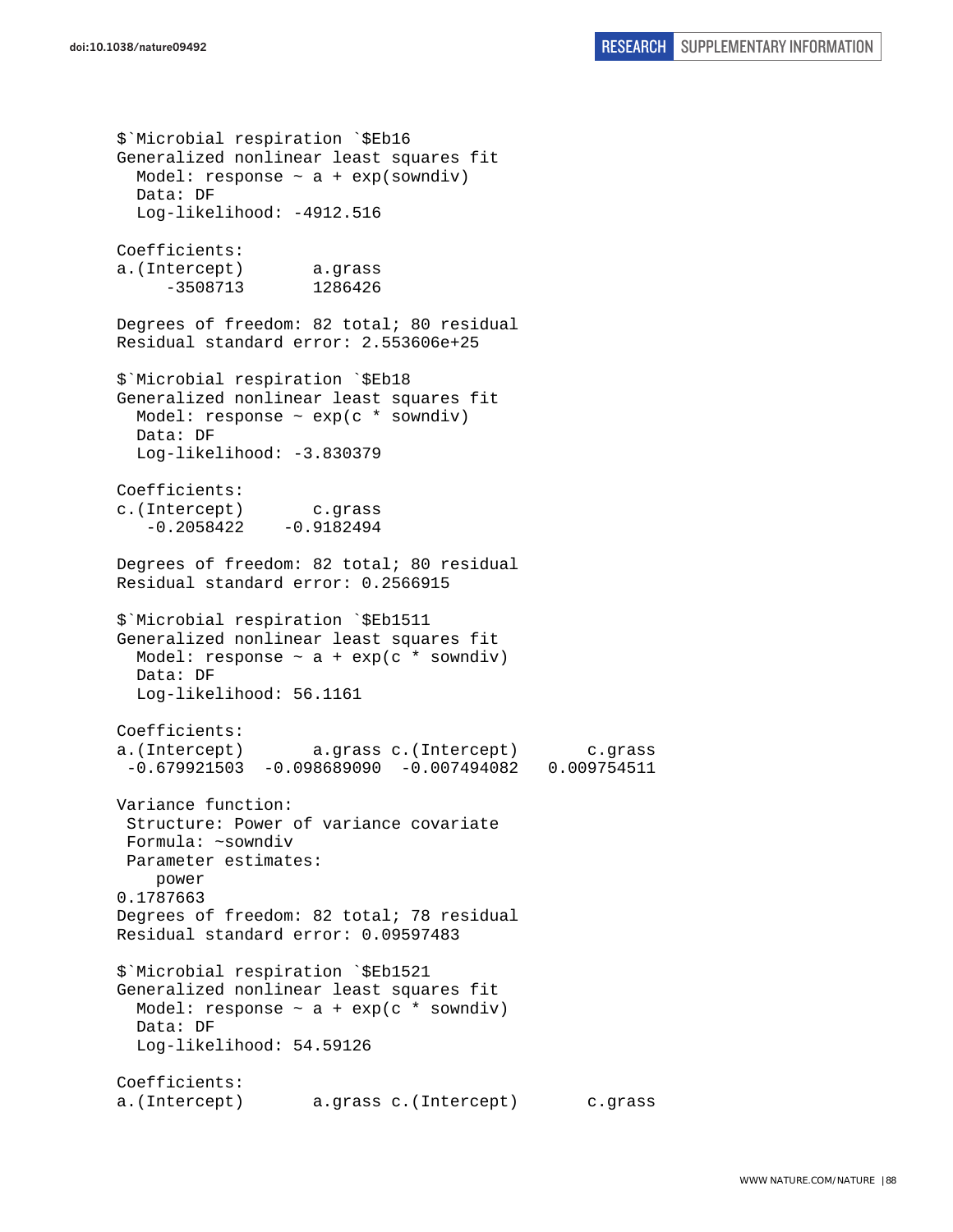```
$`Microbial respiration `$Eb16
Generalized nonlinear least squares fit
  Model: response ~ a + exp(sowndiv)
  Data: DF
  Log-likelihood: -4912.516

Coefficients:
a.(Intercept)       a.grass
     -3508713       1286426

Degrees of freedom: 82 total; 80 residual
Residual standard error: 2.553606e+25

$`Microbial respiration `$Eb18
Generalized nonlinear least squares fit
  Model: response ~ exp(c * sowndiv)
  Data: DF
  Log-likelihood: -3.830379

Coefficients:
c.(Intercept)       c.grass
   -0.2058422    -0.9182494

Degrees of freedom: 82 total; 80 residual
Residual standard error: 0.2566915

$`Microbial respiration `$Eb1511
Generalized nonlinear least squares fit
  Model: response ~ a + exp(c * sowndiv)
  Data: DF
  Log-likelihood: 56.1161

Coefficients:
a.(Intercept)       a.grass c.(Intercept)       c.grass
 -0.679921503  -0.098689090  -0.007494082   0.009754511

Variance function:
 Structure: Power of variance covariate
 Formula: ~sowndiv
 Parameter estimates:
    power
0.1787663
Degrees of freedom: 82 total; 78 residual
Residual standard error: 0.09597483

$`Microbial respiration `$Eb1521
Generalized nonlinear least squares fit
  Model: response ~ a + exp(c * sowndiv)
  Data: DF
  Log-likelihood: 54.59126

Coefficients:
a.(Intercept)       a.grass c.(Intercept)       c.grass
```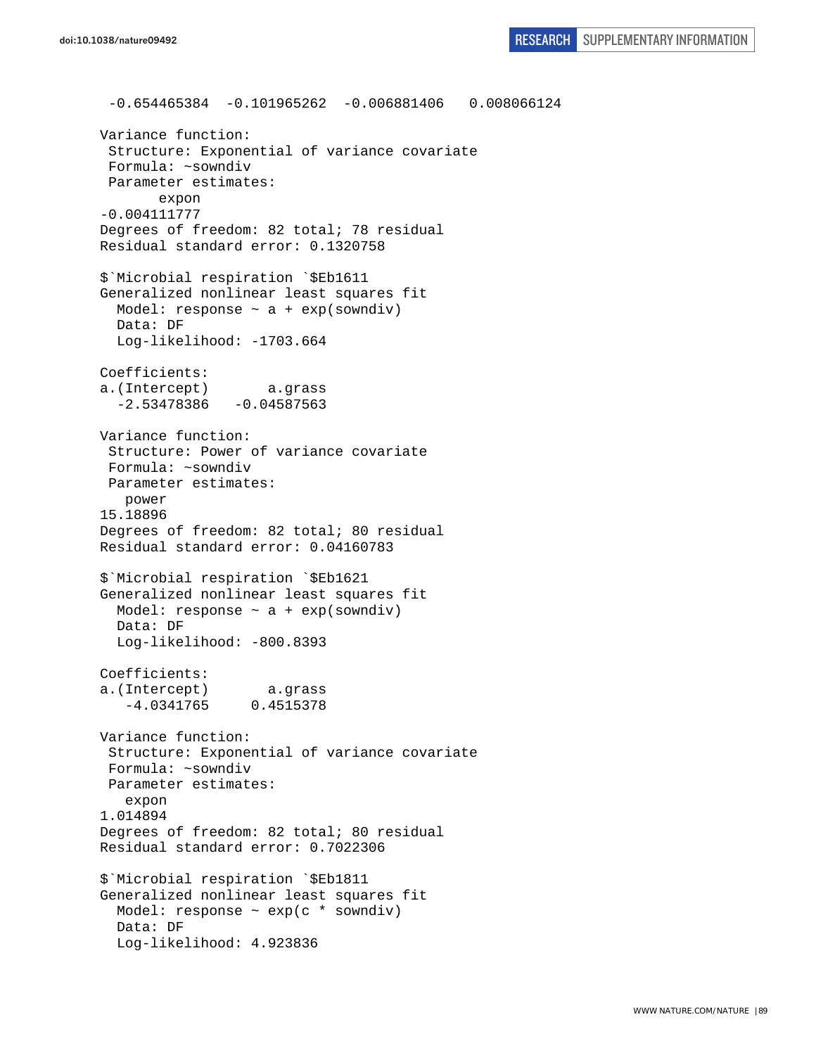```
 -0.654465384  -0.101965262  -0.006881406   0.008066124

Variance function:
 Structure: Exponential of variance covariate
 Formula: ~sowndiv
 Parameter estimates:
       expon
-0.004111777
Degrees of freedom: 82 total; 78 residual
Residual standard error: 0.1320758

$`Microbial respiration `$Eb1611
Generalized nonlinear least squares fit
  Model: response ~ a + exp(sowndiv)
  Data: DF
  Log-likelihood: -1703.664

Coefficients:
a.(Intercept)       a.grass
  -2.53478386   -0.04587563

Variance function:
 Structure: Power of variance covariate
 Formula: ~sowndiv
 Parameter estimates:
   power
15.18896
Degrees of freedom: 82 total; 80 residual
Residual standard error: 0.04160783

$`Microbial respiration `$Eb1621
Generalized nonlinear least squares fit
  Model: response ~ a + exp(sowndiv)
  Data: DF
  Log-likelihood: -800.8393

Coefficients:
a.(Intercept)       a.grass
   -4.0341765     0.4515378

Variance function:
 Structure: Exponential of variance covariate
 Formula: ~sowndiv
 Parameter estimates:
   expon
1.014894
Degrees of freedom: 82 total; 80 residual
Residual standard error: 0.7022306

$`Microbial respiration `$Eb1811
Generalized nonlinear least squares fit
  Model: response ~ exp(c * sowndiv)
  Data: DF
  Log-likelihood: 4.923836
```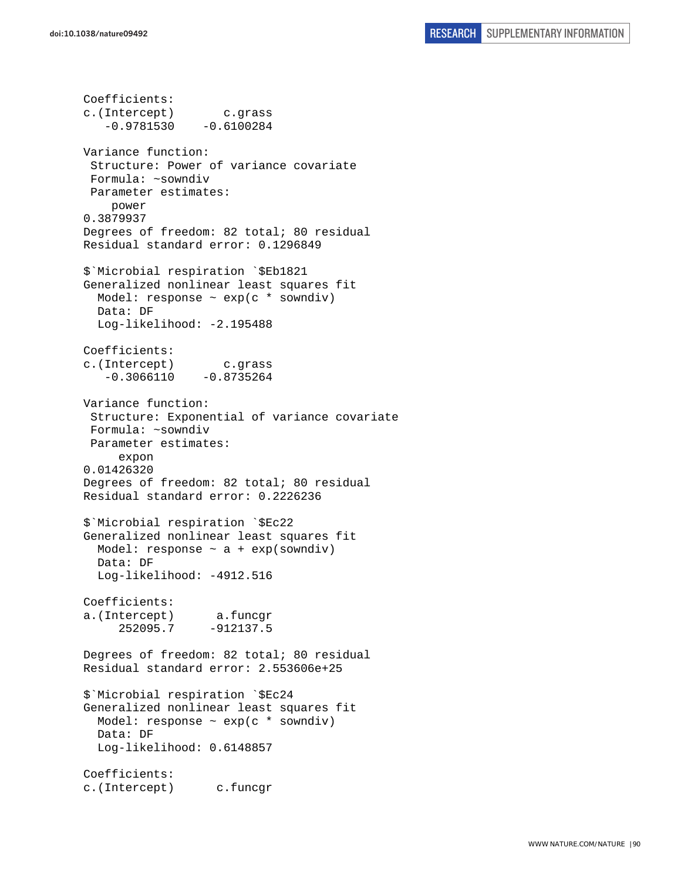```
Coefficients:
c.(Intercept)       c.grass
   -0.9781530    -0.6100284

Variance function:
 Structure: Power of variance covariate
 Formula: ~sowndiv
 Parameter estimates:
    power
0.3879937
Degrees of freedom: 82 total; 80 residual
Residual standard error: 0.1296849

$`Microbial respiration `$Eb1821
Generalized nonlinear least squares fit
  Model: response ~ exp(c * sowndiv)
  Data: DF
  Log-likelihood: -2.195488

Coefficients:
c.(Intercept)       c.grass
   -0.3066110    -0.8735264

Variance function:
 Structure: Exponential of variance covariate
 Formula: ~sowndiv
 Parameter estimates:
     expon
0.01426320
Degrees of freedom: 82 total; 80 residual
Residual standard error: 0.2226236

$`Microbial respiration `$Ec22
Generalized nonlinear least squares fit
  Model: response ~ a + exp(sowndiv)
  Data: DF
  Log-likelihood: -4912.516

Coefficients:
a.(Intercept)      a.funcgr
     252095.7     -912137.5

Degrees of freedom: 82 total; 80 residual
Residual standard error: 2.553606e+25

$`Microbial respiration `$Ec24
Generalized nonlinear least squares fit
  Model: response ~ exp(c * sowndiv)
  Data: DF
  Log-likelihood: 0.6148857

Coefficients:
c.(Intercept)      c.funcgr
```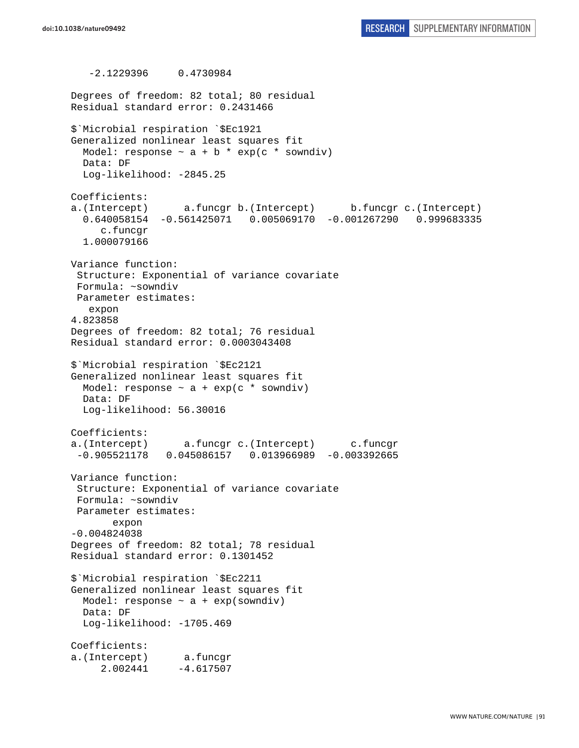```
   -2.1229396     0.4730984

Degrees of freedom: 82 total; 80 residual
Residual standard error: 0.2431466

$`Microbial respiration `$Ec1921
Generalized nonlinear least squares fit
  Model: response ~ a + b * exp(c * sowndiv)
  Data: DF
  Log-likelihood: -2845.25

Coefficients:
a.(Intercept)      a.funcgr b.(Intercept)      b.funcgr c.(Intercept)
  0.640058154  -0.561425071   0.005069170  -0.001267290   0.999683335
     c.funcgr
  1.000079166

Variance function:
 Structure: Exponential of variance covariate
 Formula: ~sowndiv
 Parameter estimates:
   expon
4.823858
Degrees of freedom: 82 total; 76 residual
Residual standard error: 0.0003043408

$`Microbial respiration `$Ec2121
Generalized nonlinear least squares fit
  Model: response ~ a + exp(c * sowndiv)
  Data: DF
  Log-likelihood: 56.30016

Coefficients:
a.(Intercept)      a.funcgr c.(Intercept)      c.funcgr
 -0.905521178   0.045086157   0.013966989  -0.003392665

Variance function:
 Structure: Exponential of variance covariate
 Formula: ~sowndiv
 Parameter estimates:
       expon
-0.004824038
Degrees of freedom: 82 total; 78 residual
Residual standard error: 0.1301452

$`Microbial respiration `$Ec2211
Generalized nonlinear least squares fit
  Model: response ~ a + exp(sowndiv)
  Data: DF
  Log-likelihood: -1705.469

Coefficients:
a.(Intercept)      a.funcgr
     2.002441     -4.617507
```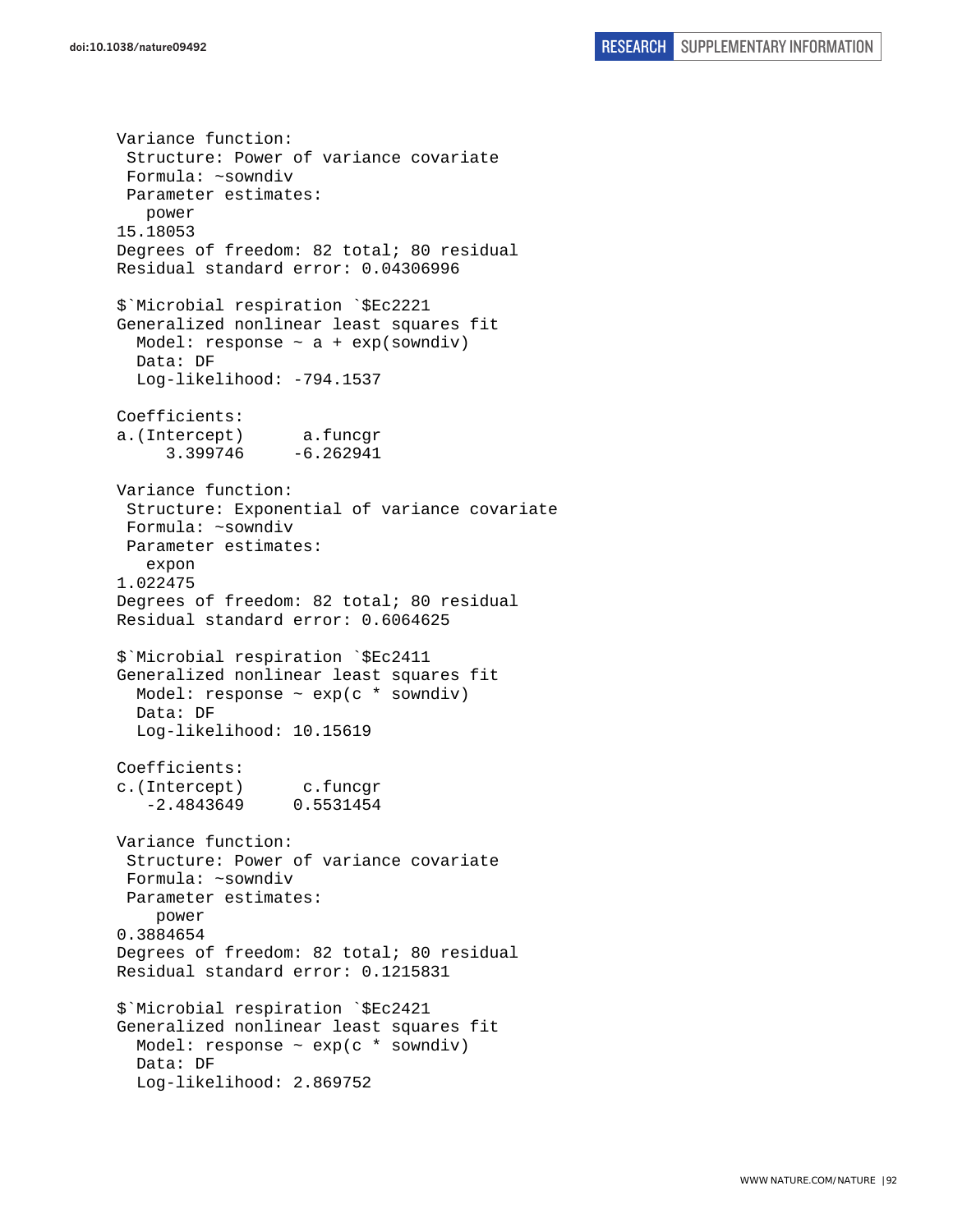```
Variance function:
 Structure: Power of variance covariate
 Formula: ~sowndiv 
 Parameter estimates:
   power 
15.18053 
Degrees of freedom: 82 total; 80 residual
Residual standard error: 0.04306996 

$`Microbial respiration `$Ec2221
Generalized nonlinear least squares fit
  Model: response ~ a + exp(sowndiv) 
  Data: DF 
  Log-likelihood: -794.1537

Coefficients:
a.(Intercept)      a.funcgr 
     3.399746     -6.262941 

Variance function:
 Structure: Exponential of variance covariate
 Formula: ~sowndiv 
 Parameter estimates:
   expon 
1.022475 
Degrees of freedom: 82 total; 80 residual
Residual standard error: 0.6064625 

$`Microbial respiration `$Ec2411
Generalized nonlinear least squares fit
  Model: response ~ exp(c * sowndiv) 
  Data: DF 
  Log-likelihood: 10.15619

Coefficients:
c.(Intercept)      c.funcgr 
   -2.4843649     0.5531454 

Variance function:
 Structure: Power of variance covariate
 Formula: ~sowndiv 
 Parameter estimates:
    power 
0.3884654 
Degrees of freedom: 82 total; 80 residual
Residual standard error: 0.1215831 

$`Microbial respiration `$Ec2421
Generalized nonlinear least squares fit
  Model: response ~ exp(c * sowndiv) 
  Data: DF 
  Log-likelihood: 2.869752
```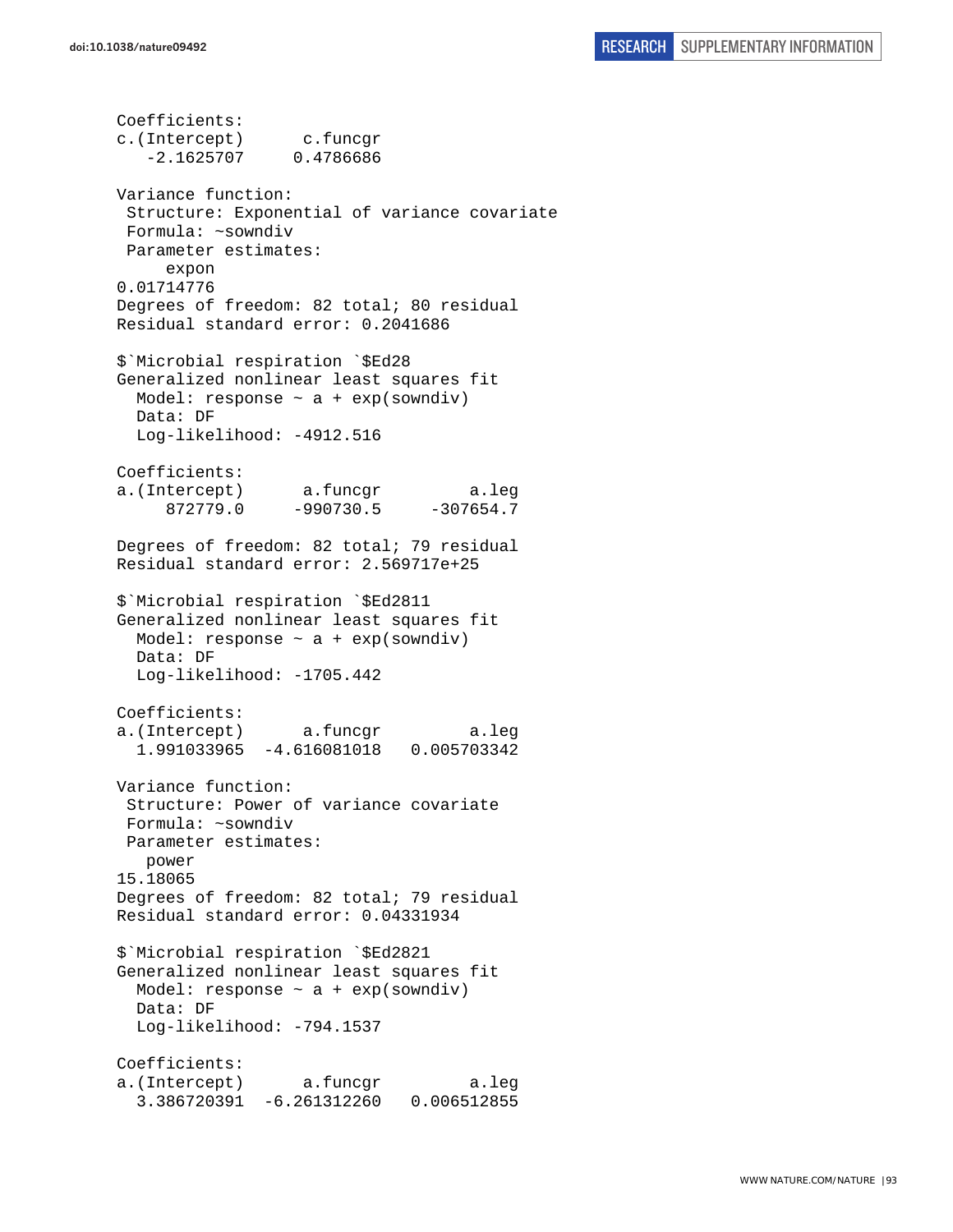```
Coefficients:
c.(Intercept)      c.funcgr 
   -2.1625707     0.4786686 

Variance function:
 Structure: Exponential of variance covariate
 Formula: ~sowndiv 
 Parameter estimates:
     expon 
0.01714776 
Degrees of freedom: 82 total; 80 residual
Residual standard error: 0.2041686 

$`Microbial respiration `$Ed28
Generalized nonlinear least squares fit
  Model: response ~ a + exp(sowndiv) 
  Data: DF 
  Log-likelihood: -4912.516

Coefficients:
a.(Intercept)      a.funcgr         a.leg 
     872779.0     -990730.5     -307654.7 

Degrees of freedom: 82 total; 79 residual
Residual standard error: 2.569717e+25 

$`Microbial respiration `$Ed2811
Generalized nonlinear least squares fit
  Model: response ~ a + exp(sowndiv) 
  Data: DF 
  Log-likelihood: -1705.442

Coefficients:
a.(Intercept)      a.funcgr         a.leg 
  1.991033965  -4.616081018   0.005703342 

Variance function:
 Structure: Power of variance covariate
 Formula: ~sowndiv 
 Parameter estimates:
   power 
15.18065 
Degrees of freedom: 82 total; 79 residual
Residual standard error: 0.04331934 

$`Microbial respiration `$Ed2821
Generalized nonlinear least squares fit
  Model: response ~ a + exp(sowndiv) 
  Data: DF 
  Log-likelihood: -794.1537

Coefficients:
a.(Intercept)      a.funcgr         a.leg 
  3.386720391  -6.261312260   0.006512855 
```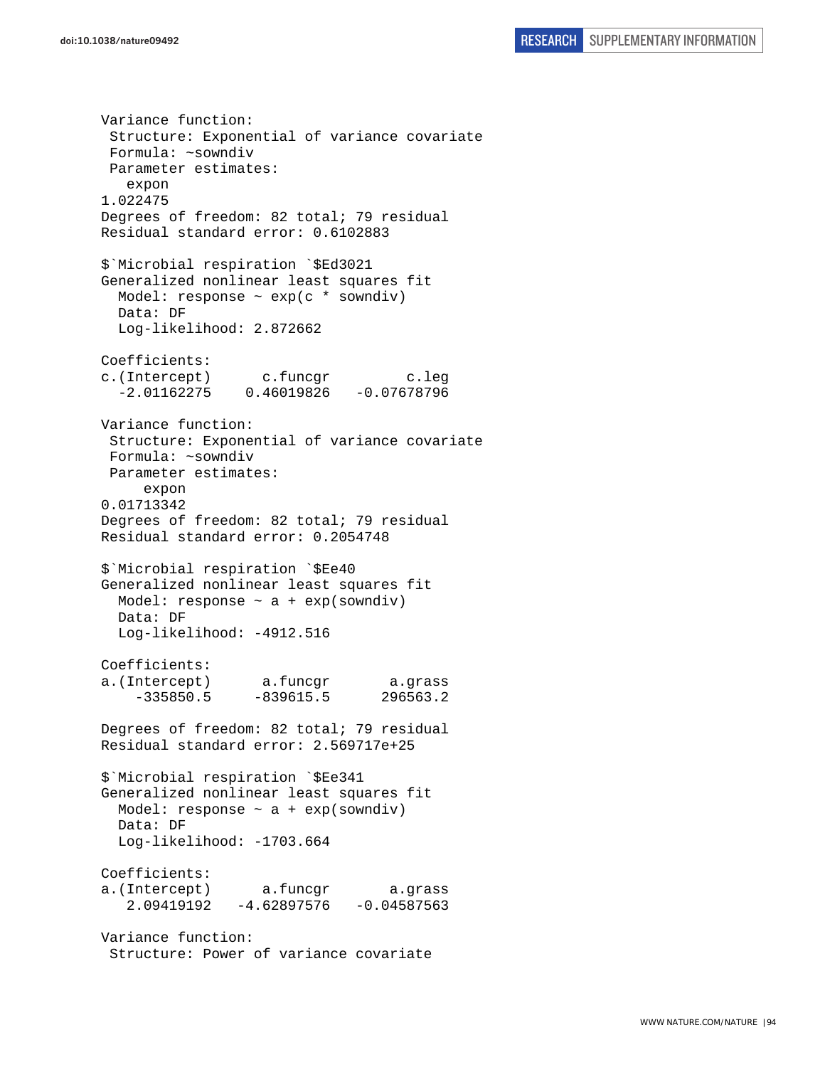```
Variance function:
 Structure: Exponential of variance covariate
 Formula: ~sowndiv
 Parameter estimates:
   expon
1.022475
Degrees of freedom: 82 total; 79 residual
Residual standard error: 0.6102883

$`Microbial respiration `$Ed3021
Generalized nonlinear least squares fit
  Model: response ~ exp(c * sowndiv)
  Data: DF
  Log-likelihood: 2.872662

Coefficients:
c.(Intercept)      c.funcgr         c.leg
  -2.01162275    0.46019826   -0.07678796

Variance function:
 Structure: Exponential of variance covariate
 Formula: ~sowndiv
 Parameter estimates:
     expon
0.01713342
Degrees of freedom: 82 total; 79 residual
Residual standard error: 0.2054748

$`Microbial respiration `$Ee40
Generalized nonlinear least squares fit
  Model: response ~ a + exp(sowndiv)
  Data: DF
  Log-likelihood: -4912.516

Coefficients:
a.(Intercept)      a.funcgr       a.grass
    -335850.5     -839615.5      296563.2

Degrees of freedom: 82 total; 79 residual
Residual standard error: 2.569717e+25

$`Microbial respiration `$Ee341
Generalized nonlinear least squares fit
  Model: response ~ a + exp(sowndiv)
  Data: DF
  Log-likelihood: -1703.664

Coefficients:
a.(Intercept)      a.funcgr       a.grass
   2.09419192   -4.62897576   -0.04587563

Variance function:
 Structure: Power of variance covariate
```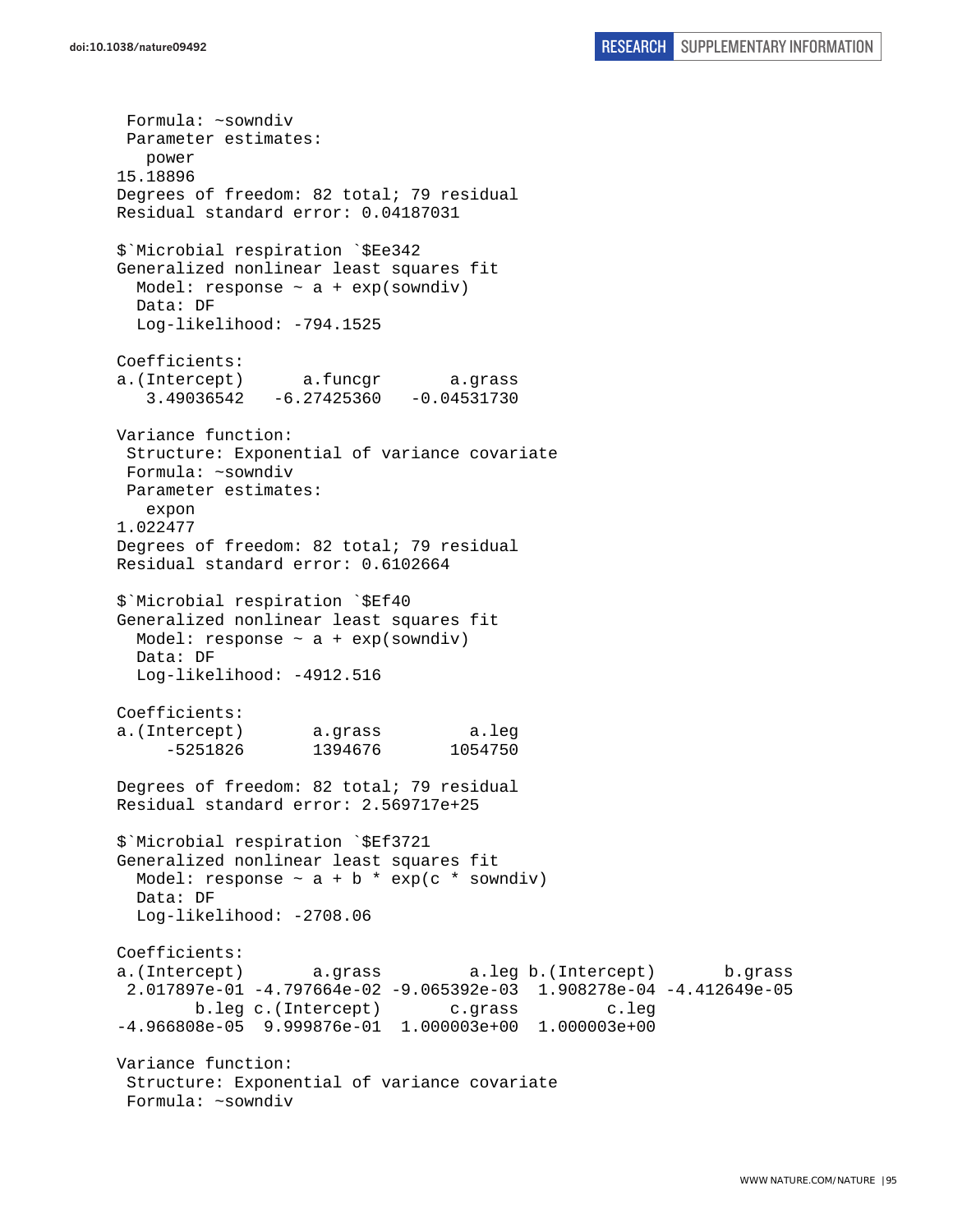```
 Formula: ~sowndiv
 Parameter estimates:
   power
15.18896
Degrees of freedom: 82 total; 79 residual
Residual standard error: 0.04187031

$`Microbial respiration `$Ee342
Generalized nonlinear least squares fit
  Model: response ~ a + exp(sowndiv)
  Data: DF
  Log-likelihood: -794.1525

Coefficients:
a.(Intercept)      a.funcgr       a.grass
   3.49036542   -6.27425360   -0.04531730

Variance function:
 Structure: Exponential of variance covariate
 Formula: ~sowndiv
 Parameter estimates:
   expon
1.022477
Degrees of freedom: 82 total; 79 residual
Residual standard error: 0.6102664

$`Microbial respiration `$Ef40
Generalized nonlinear least squares fit
  Model: response ~ a + exp(sowndiv)
  Data: DF
  Log-likelihood: -4912.516

Coefficients:
a.(Intercept)       a.grass         a.leg
     -5251826       1394676       1054750

Degrees of freedom: 82 total; 79 residual
Residual standard error: 2.569717e+25

$`Microbial respiration `$Ef3721
Generalized nonlinear least squares fit
  Model: response ~ a + b * exp(c * sowndiv)
  Data: DF
  Log-likelihood: -2708.06

Coefficients:
a.(Intercept)       a.grass         a.leg b.(Intercept)       b.grass
 2.017897e-01 -4.797664e-02 -9.065392e-03  1.908278e-04 -4.412649e-05
        b.leg c.(Intercept)       c.grass         c.leg
-4.966808e-05  9.999876e-01  1.000003e+00  1.000003e+00

Variance function:
 Structure: Exponential of variance covariate
 Formula: ~sowndiv
```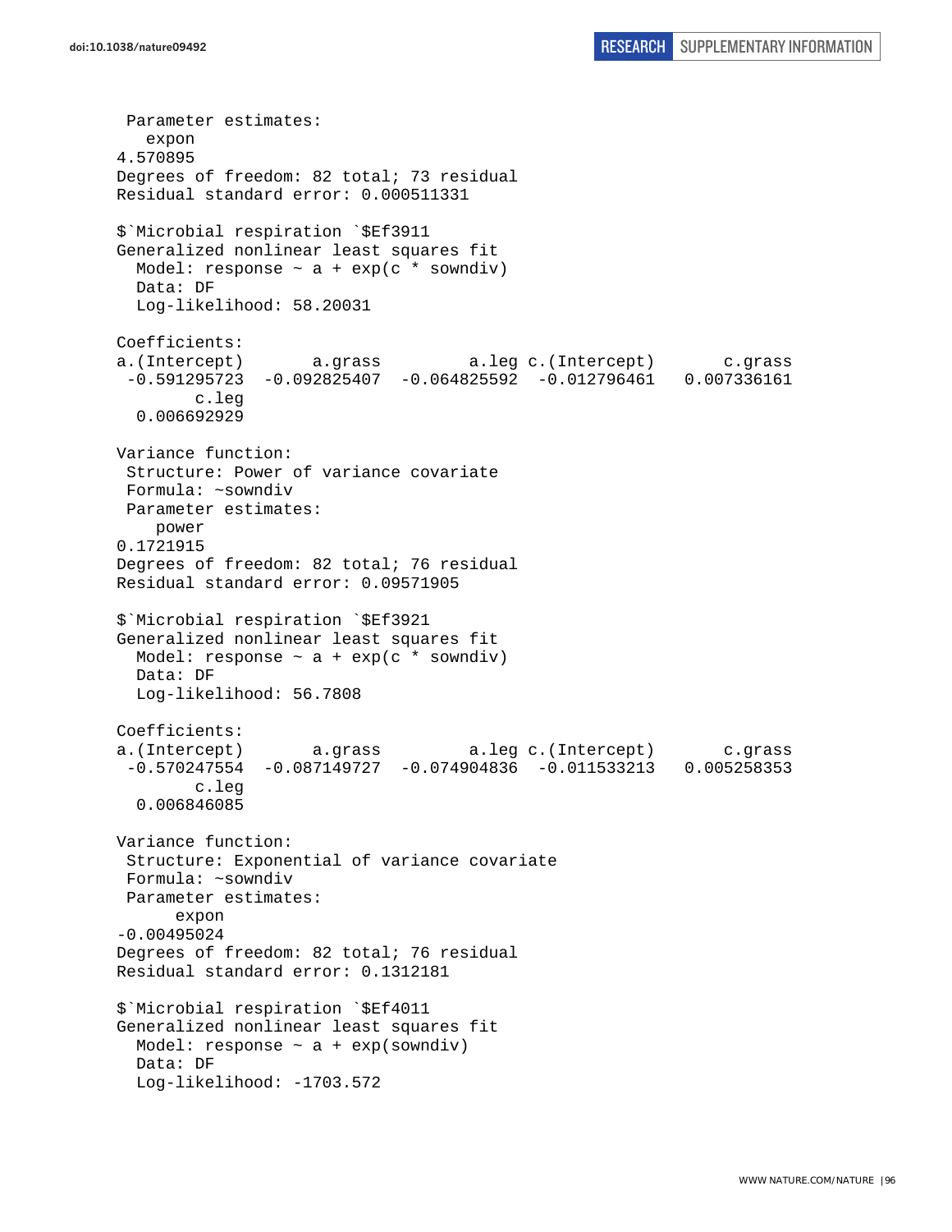```
 Parameter estimates:
   expon 
4.570895 
Degrees of freedom: 82 total; 73 residual
Residual standard error: 0.000511331 

$`Microbial respiration `$Ef3911
Generalized nonlinear least squares fit
  Model: response ~ a + exp(c * sowndiv) 
  Data: DF 
  Log-likelihood: 58.20031

Coefficients:
a.(Intercept)       a.grass         a.leg c.(Intercept)       c.grass 
 -0.591295723  -0.092825407  -0.064825592  -0.012796461   0.007336161 
        c.leg 
  0.006692929 

Variance function:
 Structure: Power of variance covariate
 Formula: ~sowndiv 
 Parameter estimates:
    power 
0.1721915 
Degrees of freedom: 82 total; 76 residual
Residual standard error: 0.09571905 

$`Microbial respiration `$Ef3921
Generalized nonlinear least squares fit
  Model: response ~ a + exp(c * sowndiv) 
  Data: DF 
  Log-likelihood: 56.7808

Coefficients:
a.(Intercept)       a.grass         a.leg c.(Intercept)       c.grass 
 -0.570247554  -0.087149727  -0.074904836  -0.011533213   0.005258353 
        c.leg 
  0.006846085 

Variance function:
 Structure: Exponential of variance covariate
 Formula: ~sowndiv 
 Parameter estimates:
      expon 
-0.00495024 
Degrees of freedom: 82 total; 76 residual
Residual standard error: 0.1312181 

$`Microbial respiration `$Ef4011
Generalized nonlinear least squares fit
  Model: response ~ a + exp(sowndiv) 
  Data: DF 
  Log-likelihood: -1703.572
```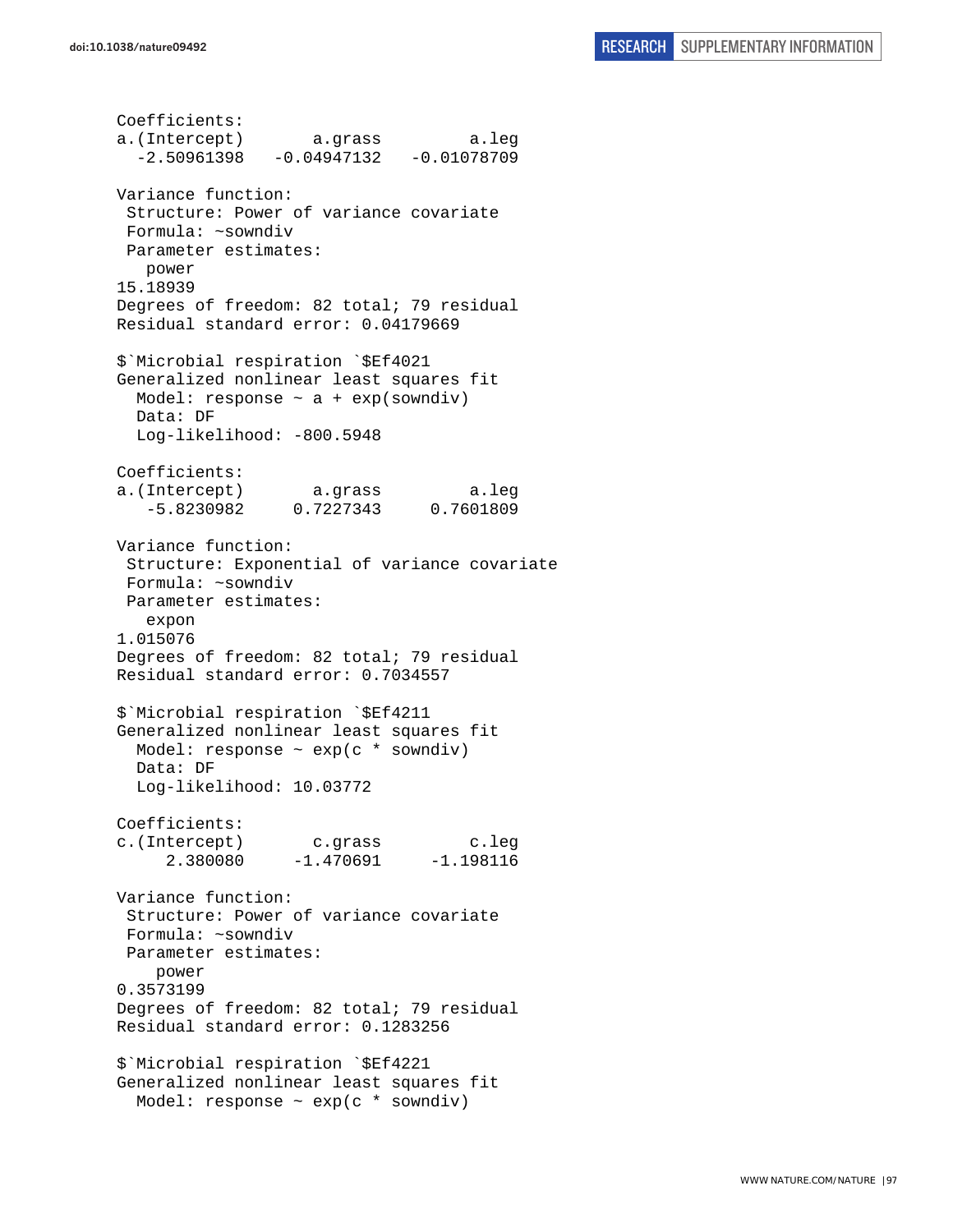```
Coefficients:
a.(Intercept)       a.grass         a.leg 
  -2.50961398   -0.04947132   -0.01078709 

Variance function:
 Structure: Power of variance covariate
 Formula: ~sowndiv 
 Parameter estimates:
   power 
15.18939 
Degrees of freedom: 82 total; 79 residual
Residual standard error: 0.04179669 

$`Microbial respiration `$Ef4021
Generalized nonlinear least squares fit
  Model: response ~ a + exp(sowndiv) 
  Data: DF 
  Log-likelihood: -800.5948

Coefficients:
a.(Intercept)       a.grass         a.leg 
   -5.8230982     0.7227343     0.7601809 

Variance function:
 Structure: Exponential of variance covariate
 Formula: ~sowndiv 
 Parameter estimates:
   expon 
1.015076 
Degrees of freedom: 82 total; 79 residual
Residual standard error: 0.7034557 

$`Microbial respiration `$Ef4211
Generalized nonlinear least squares fit
  Model: response ~ exp(c * sowndiv) 
  Data: DF 
  Log-likelihood: 10.03772

Coefficients:
c.(Intercept)       c.grass         c.leg 
     2.380080     -1.470691     -1.198116 

Variance function:
 Structure: Power of variance covariate
 Formula: ~sowndiv 
 Parameter estimates:
    power 
0.3573199 
Degrees of freedom: 82 total; 79 residual
Residual standard error: 0.1283256 

$`Microbial respiration `$Ef4221
Generalized nonlinear least squares fit
  Model: response ~ exp(c * sowndiv) 
```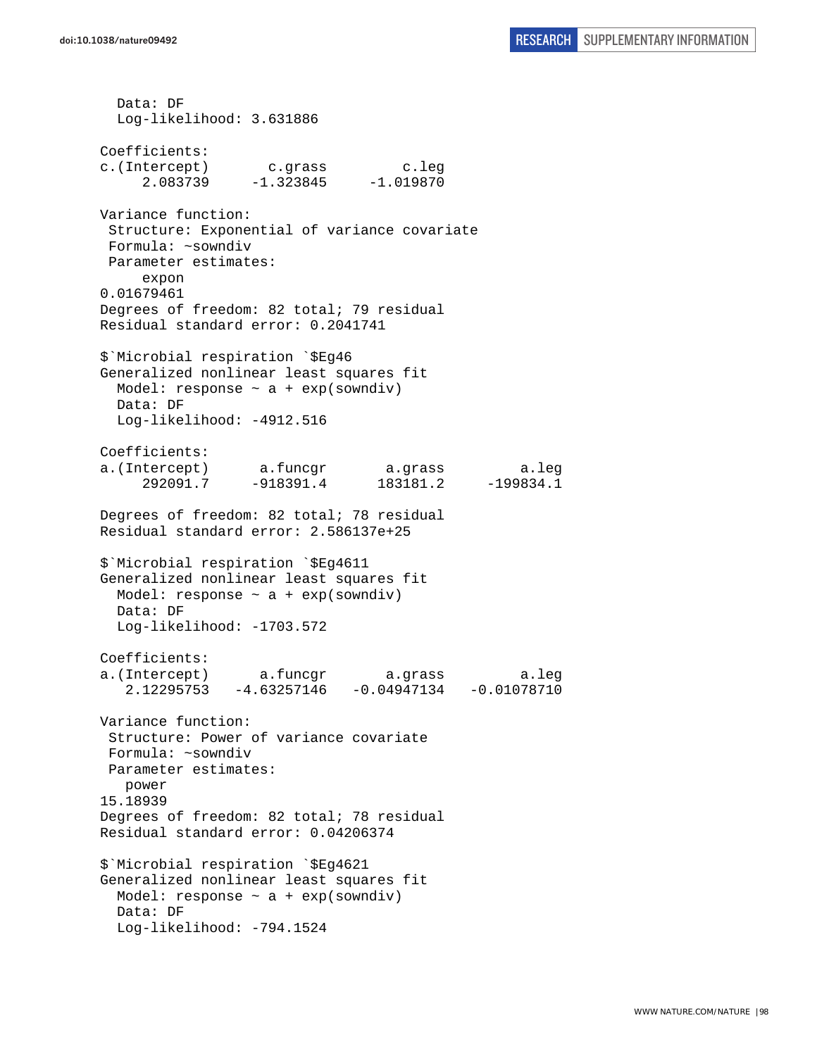```
  Data: DF
  Log-likelihood: 3.631886

Coefficients:
c.(Intercept)       c.grass         c.leg
     2.083739     -1.323845     -1.019870

Variance function:
 Structure: Exponential of variance covariate
 Formula: ~sowndiv
 Parameter estimates:
     expon
0.01679461
Degrees of freedom: 82 total; 79 residual
Residual standard error: 0.2041741

$`Microbial respiration `$Eg46
Generalized nonlinear least squares fit
  Model: response ~ a + exp(sowndiv)
  Data: DF
  Log-likelihood: -4912.516

Coefficients:
a.(Intercept)      a.funcgr       a.grass         a.leg
     292091.7     -918391.4      183181.2     -199834.1

Degrees of freedom: 82 total; 78 residual
Residual standard error: 2.586137e+25

$`Microbial respiration `$Eg4611
Generalized nonlinear least squares fit
  Model: response ~ a + exp(sowndiv)
  Data: DF
  Log-likelihood: -1703.572

Coefficients:
a.(Intercept)      a.funcgr       a.grass         a.leg
   2.12295753   -4.63257146   -0.04947134   -0.01078710

Variance function:
 Structure: Power of variance covariate
 Formula: ~sowndiv
 Parameter estimates:
   power
15.18939
Degrees of freedom: 82 total; 78 residual
Residual standard error: 0.04206374

$`Microbial respiration `$Eg4621
Generalized nonlinear least squares fit
  Model: response ~ a + exp(sowndiv)
  Data: DF
  Log-likelihood: -794.1524
```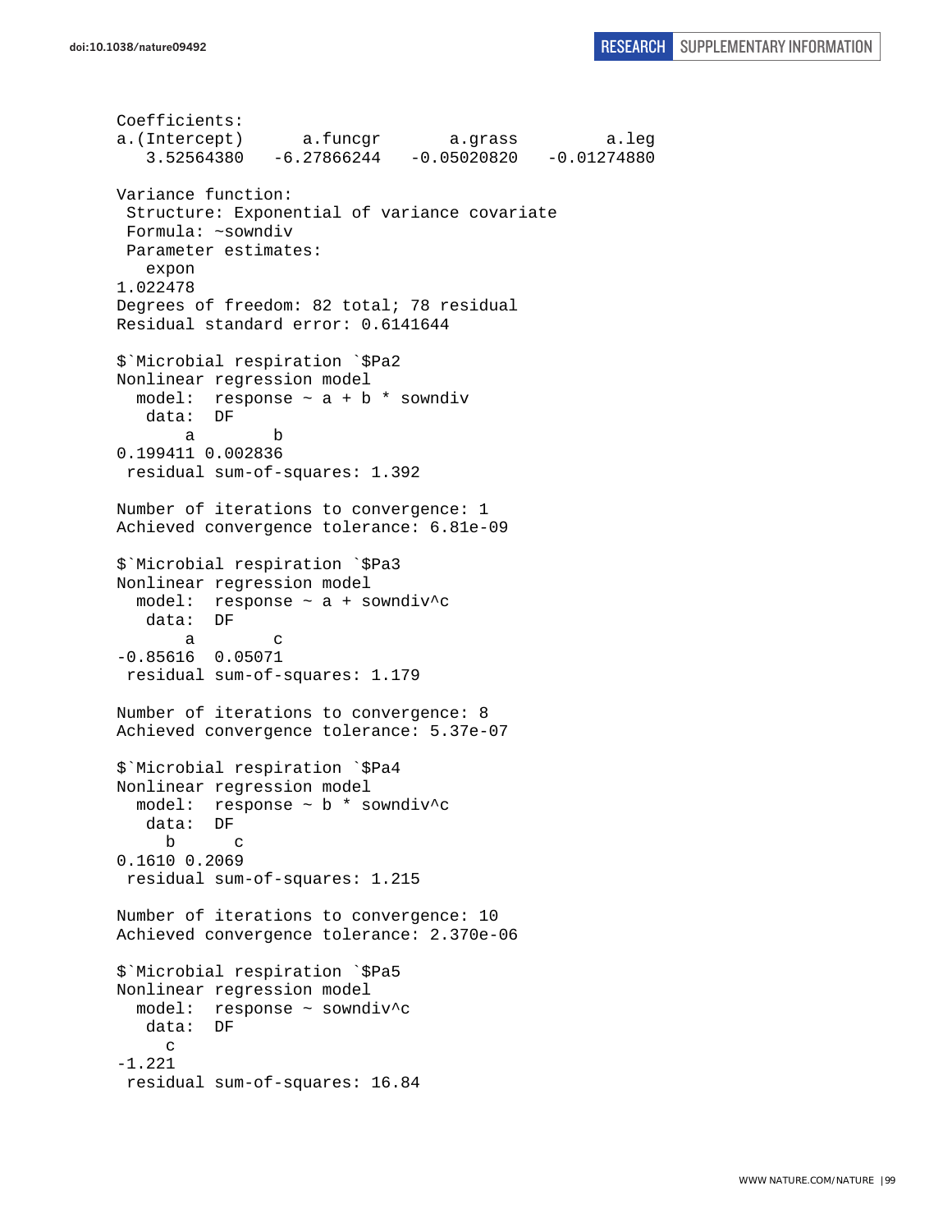```
Coefficients:
a.(Intercept)      a.funcgr       a.grass         a.leg 
   3.52564380   -6.27866244   -0.05020820   -0.01274880 

Variance function:
 Structure: Exponential of variance covariate
 Formula: ~sowndiv 
 Parameter estimates:
   expon 
1.022478 
Degrees of freedom: 82 total; 78 residual
Residual standard error: 0.6141644 

$`Microbial respiration `$Pa2
Nonlinear regression model
  model:  response ~ a + b * sowndiv 
   data:  DF 
       a        b 
0.199411 0.002836 
 residual sum-of-squares: 1.392

Number of iterations to convergence: 1 
Achieved convergence tolerance: 6.81e-09 

$`Microbial respiration `$Pa3
Nonlinear regression model
  model:  response ~ a + sowndiv^c 
   data:  DF 
       a        c 
-0.85616  0.05071 
 residual sum-of-squares: 1.179

Number of iterations to convergence: 8 
Achieved convergence tolerance: 5.37e-07 

$`Microbial respiration `$Pa4
Nonlinear regression model
  model:  response ~ b * sowndiv^c 
   data:  DF 
     b      c 
0.1610 0.2069 
 residual sum-of-squares: 1.215

Number of iterations to convergence: 10 
Achieved convergence tolerance: 2.370e-06 

$`Microbial respiration `$Pa5
Nonlinear regression model
  model:  response ~ sowndiv^c 
   data:  DF 
     c 
-1.221 
 residual sum-of-squares: 16.84
```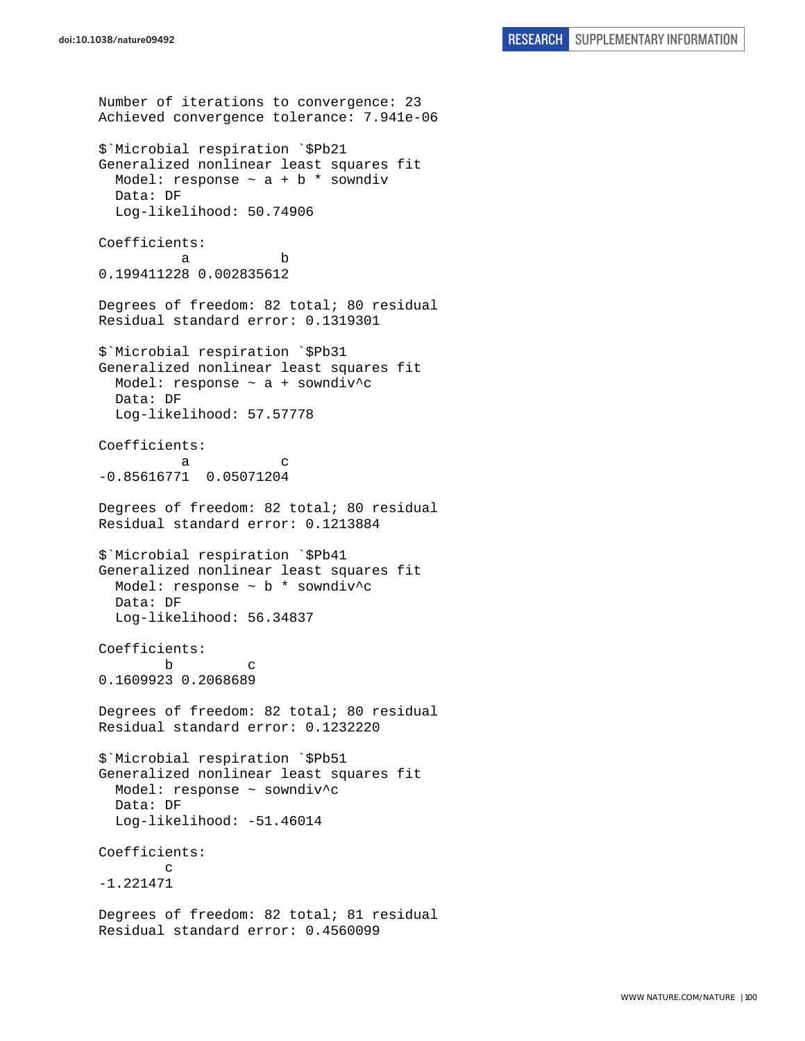```
Number of iterations to convergence: 23 
Achieved convergence tolerance: 7.941e-06 

$`Microbial respiration `$Pb21
Generalized nonlinear least squares fit
  Model: response ~ a + b * sowndiv 
  Data: DF 
  Log-likelihood: 50.74906

Coefficients:
          a           b 
0.199411228 0.002835612 

Degrees of freedom: 82 total; 80 residual
Residual standard error: 0.1319301 

$`Microbial respiration `$Pb31
Generalized nonlinear least squares fit
  Model: response ~ a + sowndiv^c 
  Data: DF 
  Log-likelihood: 57.57778

Coefficients:
          a           c 
-0.85616771  0.05071204 

Degrees of freedom: 82 total; 80 residual
Residual standard error: 0.1213884 

$`Microbial respiration `$Pb41
Generalized nonlinear least squares fit
  Model: response ~ b * sowndiv^c 
  Data: DF 
  Log-likelihood: 56.34837

Coefficients:
        b         c 
0.1609923 0.2068689 

Degrees of freedom: 82 total; 80 residual
Residual standard error: 0.1232220 

$`Microbial respiration `$Pb51
Generalized nonlinear least squares fit
  Model: response ~ sowndiv^c 
  Data: DF 
  Log-likelihood: -51.46014

Coefficients:
        c 
-1.221471 

Degrees of freedom: 82 total; 81 residual
Residual standard error: 0.4560099 
```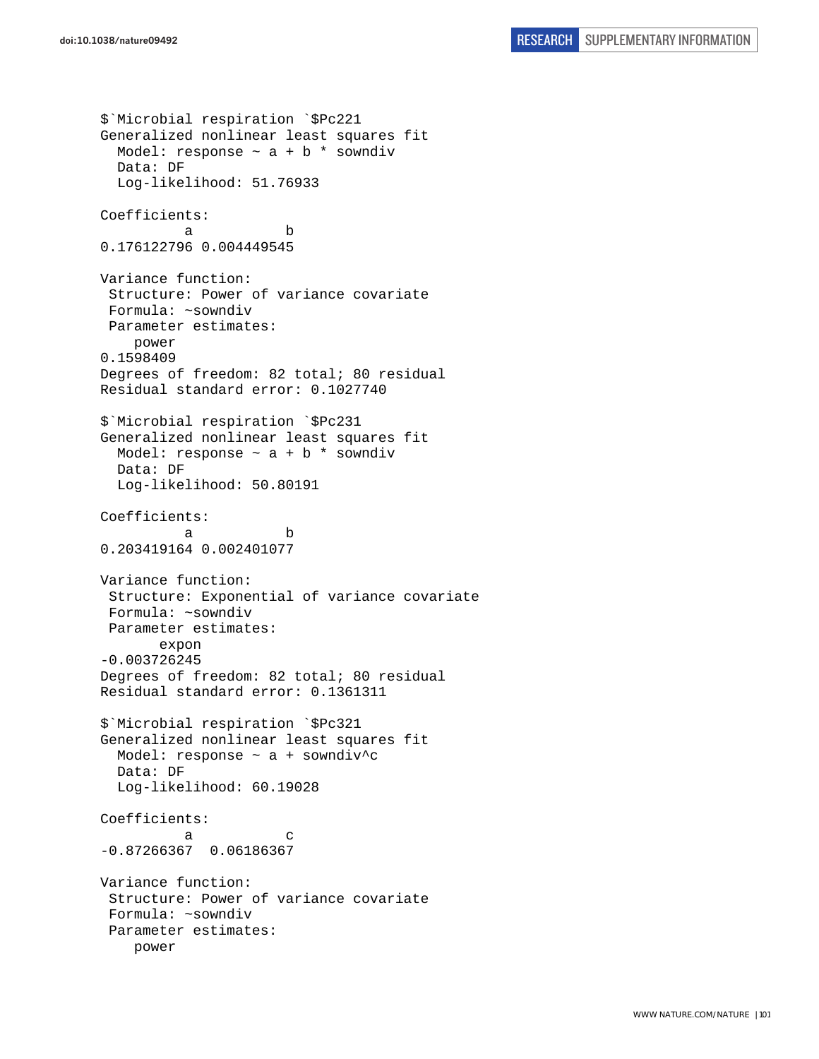```
$`Microbial respiration `$Pc221
Generalized nonlinear least squares fit
  Model: response ~ a + b * sowndiv
  Data: DF
  Log-likelihood: 51.76933

Coefficients:
          a           b
0.176122796 0.004449545

Variance function:
 Structure: Power of variance covariate
 Formula: ~sowndiv
 Parameter estimates:
    power
0.1598409
Degrees of freedom: 82 total; 80 residual
Residual standard error: 0.1027740

$`Microbial respiration `$Pc231
Generalized nonlinear least squares fit
  Model: response ~ a + b * sowndiv
  Data: DF
  Log-likelihood: 50.80191

Coefficients:
          a           b
0.203419164 0.002401077

Variance function:
 Structure: Exponential of variance covariate
 Formula: ~sowndiv
 Parameter estimates:
       expon
-0.003726245
Degrees of freedom: 82 total; 80 residual
Residual standard error: 0.1361311

$`Microbial respiration `$Pc321
Generalized nonlinear least squares fit
  Model: response ~ a + sowndiv^c
  Data: DF
  Log-likelihood: 60.19028

Coefficients:
          a           c
-0.87266367  0.06186367

Variance function:
 Structure: Power of variance covariate
 Formula: ~sowndiv
 Parameter estimates:
    power
```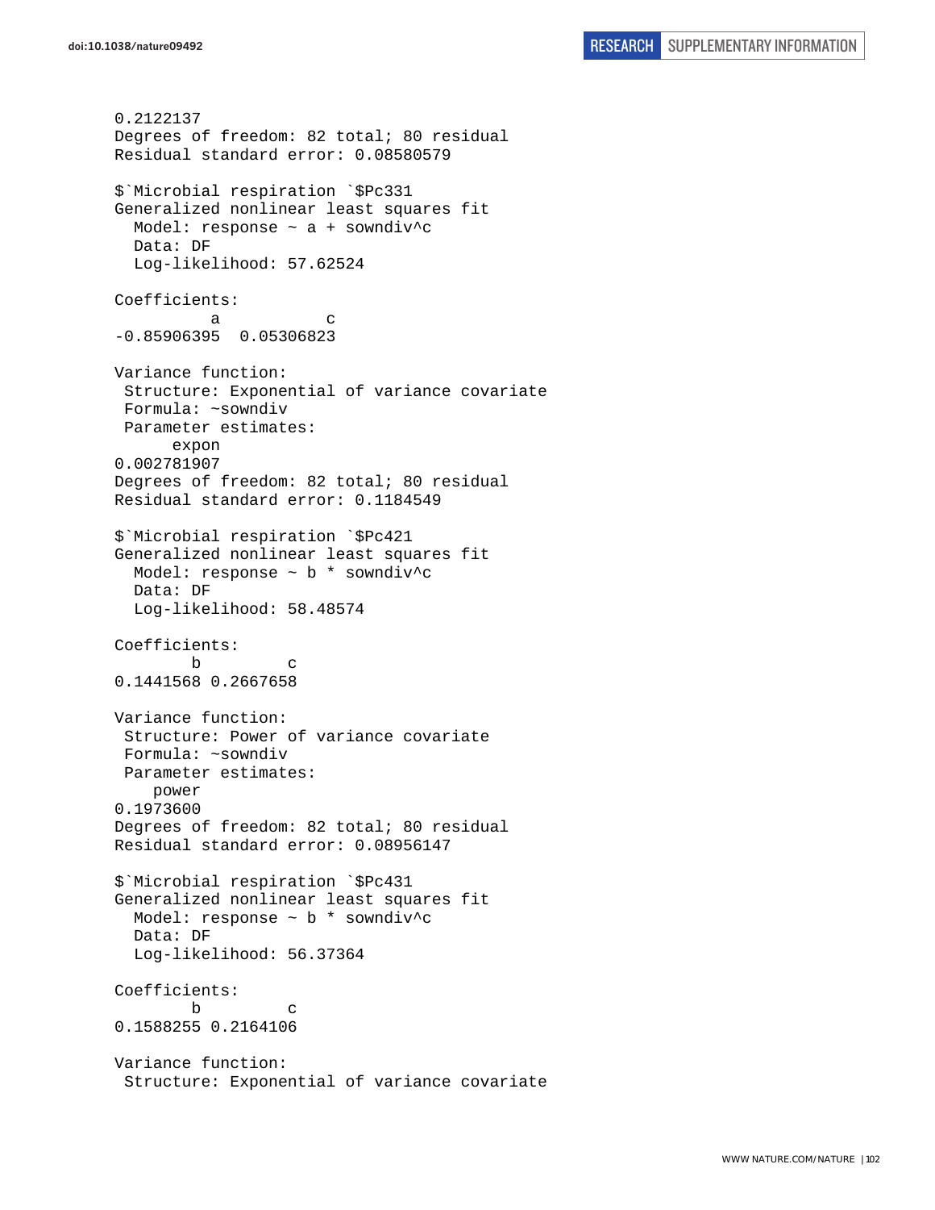```
0.2122137
Degrees of freedom: 82 total; 80 residual
Residual standard error: 0.08580579

$`Microbial respiration `$Pc331
Generalized nonlinear least squares fit
  Model: response ~ a + sowndiv^c
  Data: DF
  Log-likelihood: 57.62524

Coefficients:
          a           c
-0.85906395  0.05306823

Variance function:
 Structure: Exponential of variance covariate
 Formula: ~sowndiv
 Parameter estimates:
      expon
0.002781907
Degrees of freedom: 82 total; 80 residual
Residual standard error: 0.1184549

$`Microbial respiration `$Pc421
Generalized nonlinear least squares fit
  Model: response ~ b * sowndiv^c
  Data: DF
  Log-likelihood: 58.48574

Coefficients:
        b         c
0.1441568 0.2667658

Variance function:
 Structure: Power of variance covariate
 Formula: ~sowndiv
 Parameter estimates:
    power
0.1973600
Degrees of freedom: 82 total; 80 residual
Residual standard error: 0.08956147

$`Microbial respiration `$Pc431
Generalized nonlinear least squares fit
  Model: response ~ b * sowndiv^c
  Data: DF
  Log-likelihood: 56.37364

Coefficients:
        b         c
0.1588255 0.2164106

Variance function:
 Structure: Exponential of variance covariate
```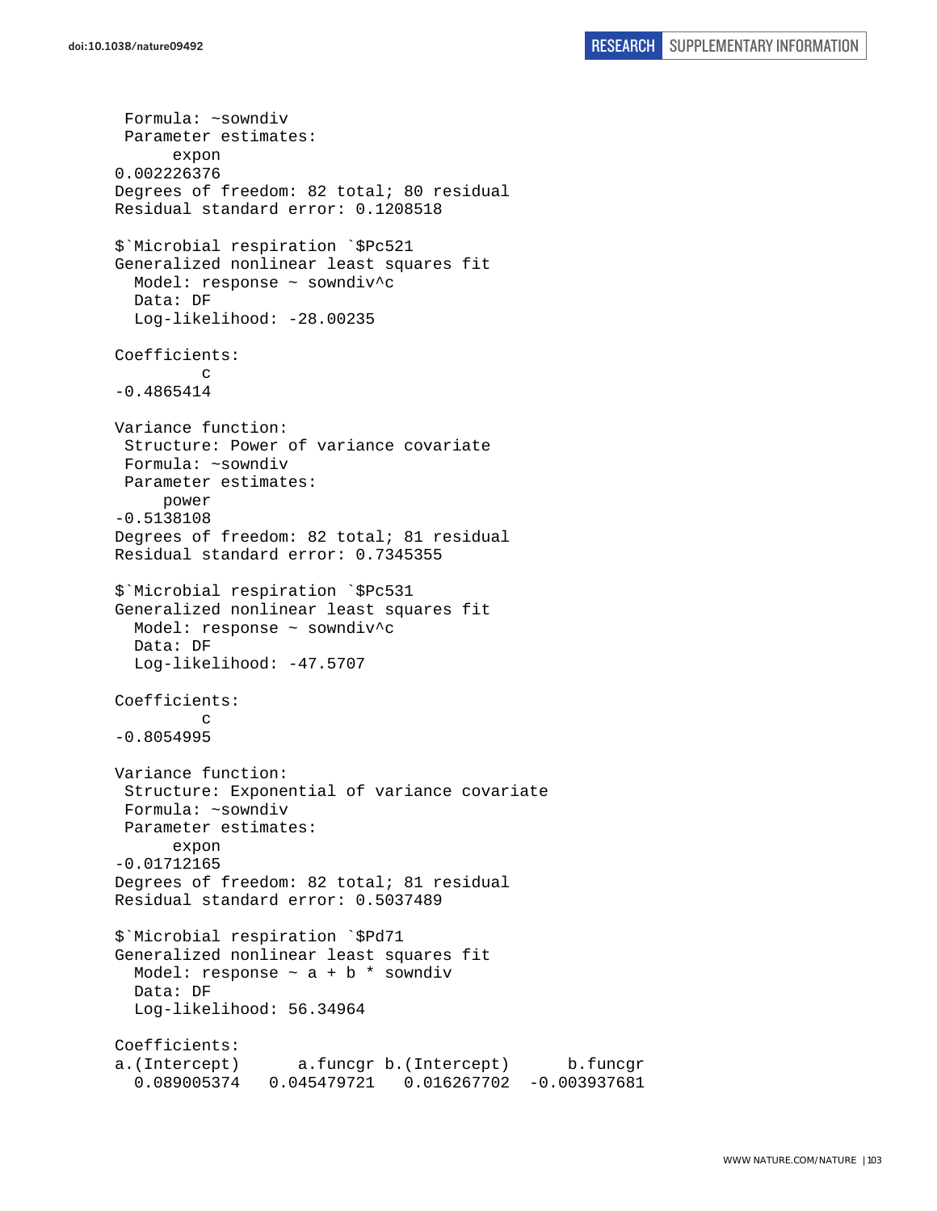```
 Formula: ~sowndiv
 Parameter estimates:
      expon
0.002226376
Degrees of freedom: 82 total; 80 residual
Residual standard error: 0.1208518

$`Microbial respiration `$Pc521
Generalized nonlinear least squares fit
  Model: response ~ sowndiv^c
  Data: DF
  Log-likelihood: -28.00235

Coefficients:
         c
-0.4865414

Variance function:
 Structure: Power of variance covariate
 Formula: ~sowndiv
 Parameter estimates:
     power
-0.5138108
Degrees of freedom: 82 total; 81 residual
Residual standard error: 0.7345355

$`Microbial respiration `$Pc531
Generalized nonlinear least squares fit
  Model: response ~ sowndiv^c
  Data: DF
  Log-likelihood: -47.5707

Coefficients:
         c
-0.8054995

Variance function:
 Structure: Exponential of variance covariate
 Formula: ~sowndiv
 Parameter estimates:
      expon
-0.01712165
Degrees of freedom: 82 total; 81 residual
Residual standard error: 0.5037489

$`Microbial respiration `$Pd71
Generalized nonlinear least squares fit
  Model: response ~ a + b * sowndiv
  Data: DF
  Log-likelihood: 56.34964

Coefficients:
a.(Intercept)      a.funcgr b.(Intercept)      b.funcgr
  0.089005374   0.045479721   0.016267702  -0.003937681
```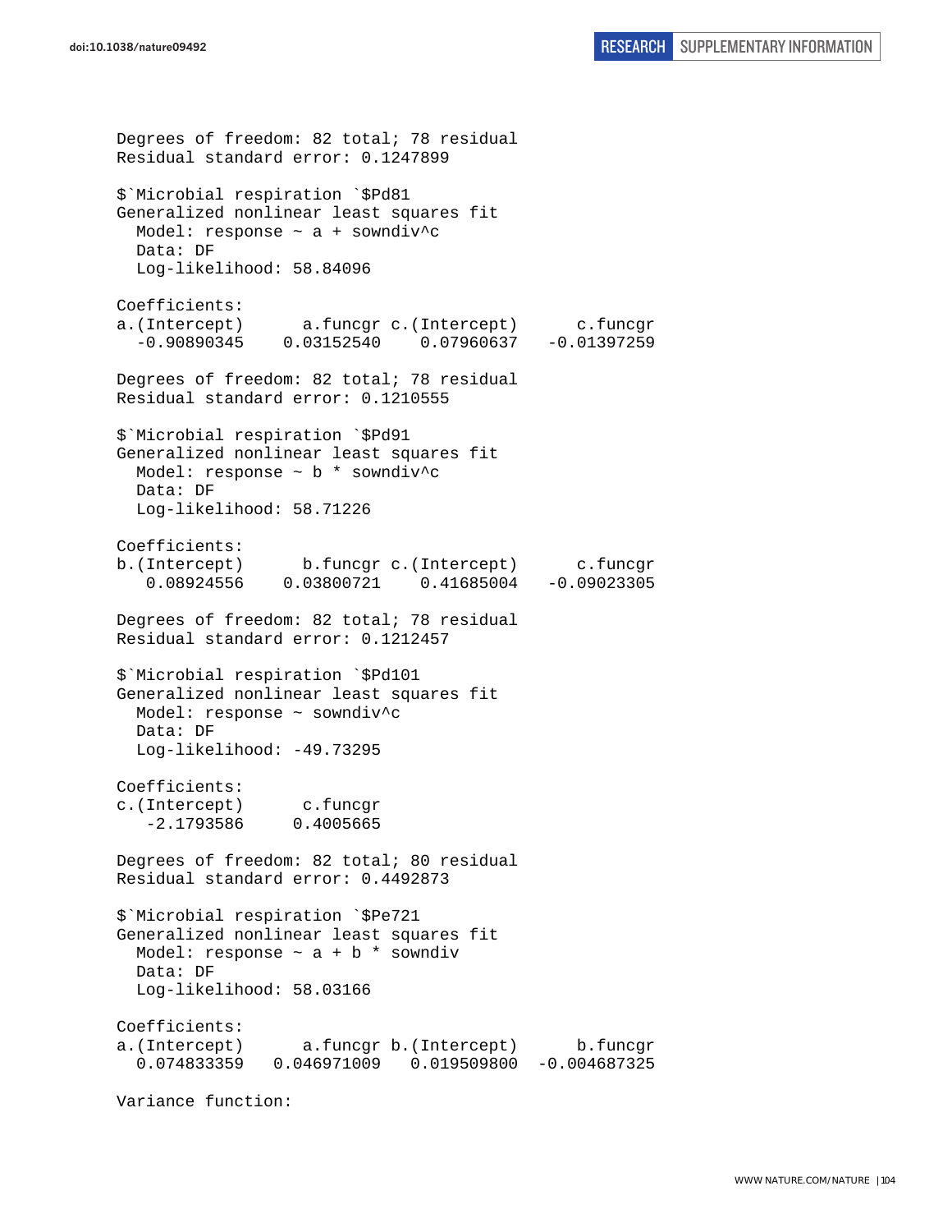```
Degrees of freedom: 82 total; 78 residual
Residual standard error: 0.1247899

$`Microbial respiration `$Pd81
Generalized nonlinear least squares fit
  Model: response ~ a + sowndiv^c
  Data: DF
  Log-likelihood: 58.84096

Coefficients:
a.(Intercept)      a.funcgr c.(Intercept)      c.funcgr
  -0.90890345    0.03152540    0.07960637   -0.01397259

Degrees of freedom: 82 total; 78 residual
Residual standard error: 0.1210555

$`Microbial respiration `$Pd91
Generalized nonlinear least squares fit
  Model: response ~ b * sowndiv^c
  Data: DF
  Log-likelihood: 58.71226

Coefficients:
b.(Intercept)      b.funcgr c.(Intercept)      c.funcgr
   0.08924556    0.03800721    0.41685004   -0.09023305

Degrees of freedom: 82 total; 78 residual
Residual standard error: 0.1212457

$`Microbial respiration `$Pd101
Generalized nonlinear least squares fit
  Model: response ~ sowndiv^c
  Data: DF
  Log-likelihood: -49.73295

Coefficients:
c.(Intercept)      c.funcgr
   -2.1793586     0.4005665

Degrees of freedom: 82 total; 80 residual
Residual standard error: 0.4492873

$`Microbial respiration `$Pe721
Generalized nonlinear least squares fit
  Model: response ~ a + b * sowndiv
  Data: DF
  Log-likelihood: 58.03166

Coefficients:
a.(Intercept)      a.funcgr b.(Intercept)      b.funcgr
  0.074833359   0.046971009   0.019509800  -0.004687325

Variance function:
```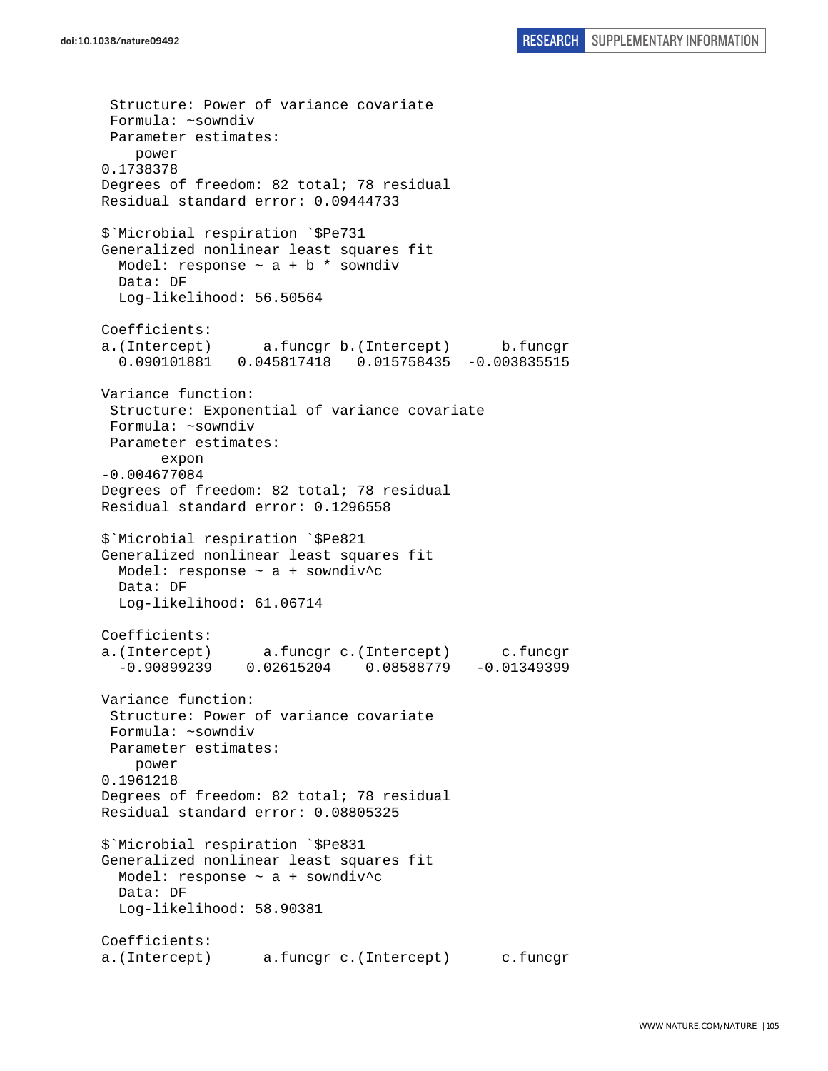```
 Structure: Power of variance covariate
 Formula: ~sowndiv 
 Parameter estimates:
    power 
0.1738378 
Degrees of freedom: 82 total; 78 residual
Residual standard error: 0.09444733 

$`Microbial respiration `$Pe731
Generalized nonlinear least squares fit
  Model: response ~ a + b * sowndiv 
  Data: DF 
  Log-likelihood: 56.50564

Coefficients:
a.(Intercept)      a.funcgr b.(Intercept)      b.funcgr 
  0.090101881   0.045817418   0.015758435  -0.003835515 

Variance function:
 Structure: Exponential of variance covariate
 Formula: ~sowndiv 
 Parameter estimates:
       expon 
-0.004677084 
Degrees of freedom: 82 total; 78 residual
Residual standard error: 0.1296558 

$`Microbial respiration `$Pe821
Generalized nonlinear least squares fit
  Model: response ~ a + sowndiv^c 
  Data: DF 
  Log-likelihood: 61.06714

Coefficients:
a.(Intercept)      a.funcgr c.(Intercept)      c.funcgr 
  -0.90899239    0.02615204    0.08588779   -0.01349399 

Variance function:
 Structure: Power of variance covariate
 Formula: ~sowndiv 
 Parameter estimates:
    power 
0.1961218 
Degrees of freedom: 82 total; 78 residual
Residual standard error: 0.08805325 

$`Microbial respiration `$Pe831
Generalized nonlinear least squares fit
  Model: response ~ a + sowndiv^c 
  Data: DF 
  Log-likelihood: 58.90381

Coefficients:
a.(Intercept)      a.funcgr c.(Intercept)      c.funcgr 
```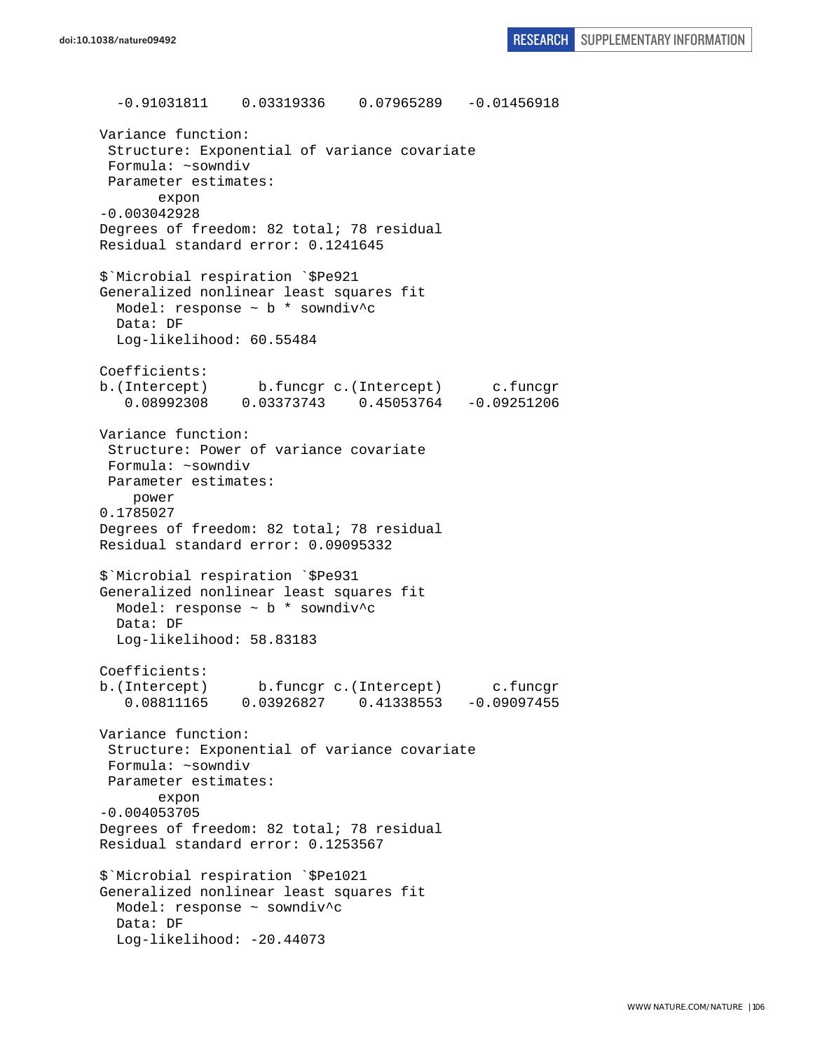```
  -0.91031811    0.03319336    0.07965289   -0.01456918

Variance function:
 Structure: Exponential of variance covariate
 Formula: ~sowndiv 
 Parameter estimates:
       expon 
-0.003042928 
Degrees of freedom: 82 total; 78 residual
Residual standard error: 0.1241645 

$`Microbial respiration `$Pe921
Generalized nonlinear least squares fit
  Model: response ~ b * sowndiv^c 
  Data: DF 
  Log-likelihood: 60.55484

Coefficients:
b.(Intercept)      b.funcgr c.(Intercept)      c.funcgr 
   0.08992308    0.03373743    0.45053764   -0.09251206 

Variance function:
 Structure: Power of variance covariate
 Formula: ~sowndiv 
 Parameter estimates:
    power 
0.1785027 
Degrees of freedom: 82 total; 78 residual
Residual standard error: 0.09095332 

$`Microbial respiration `$Pe931
Generalized nonlinear least squares fit
  Model: response ~ b * sowndiv^c 
  Data: DF 
  Log-likelihood: 58.83183

Coefficients:
b.(Intercept)      b.funcgr c.(Intercept)      c.funcgr 
   0.08811165    0.03926827    0.41338553   -0.09097455 

Variance function:
 Structure: Exponential of variance covariate
 Formula: ~sowndiv 
 Parameter estimates:
       expon 
-0.004053705 
Degrees of freedom: 82 total; 78 residual
Residual standard error: 0.1253567 

$`Microbial respiration `$Pe1021
Generalized nonlinear least squares fit
  Model: response ~ sowndiv^c 
  Data: DF 
  Log-likelihood: -20.44073
```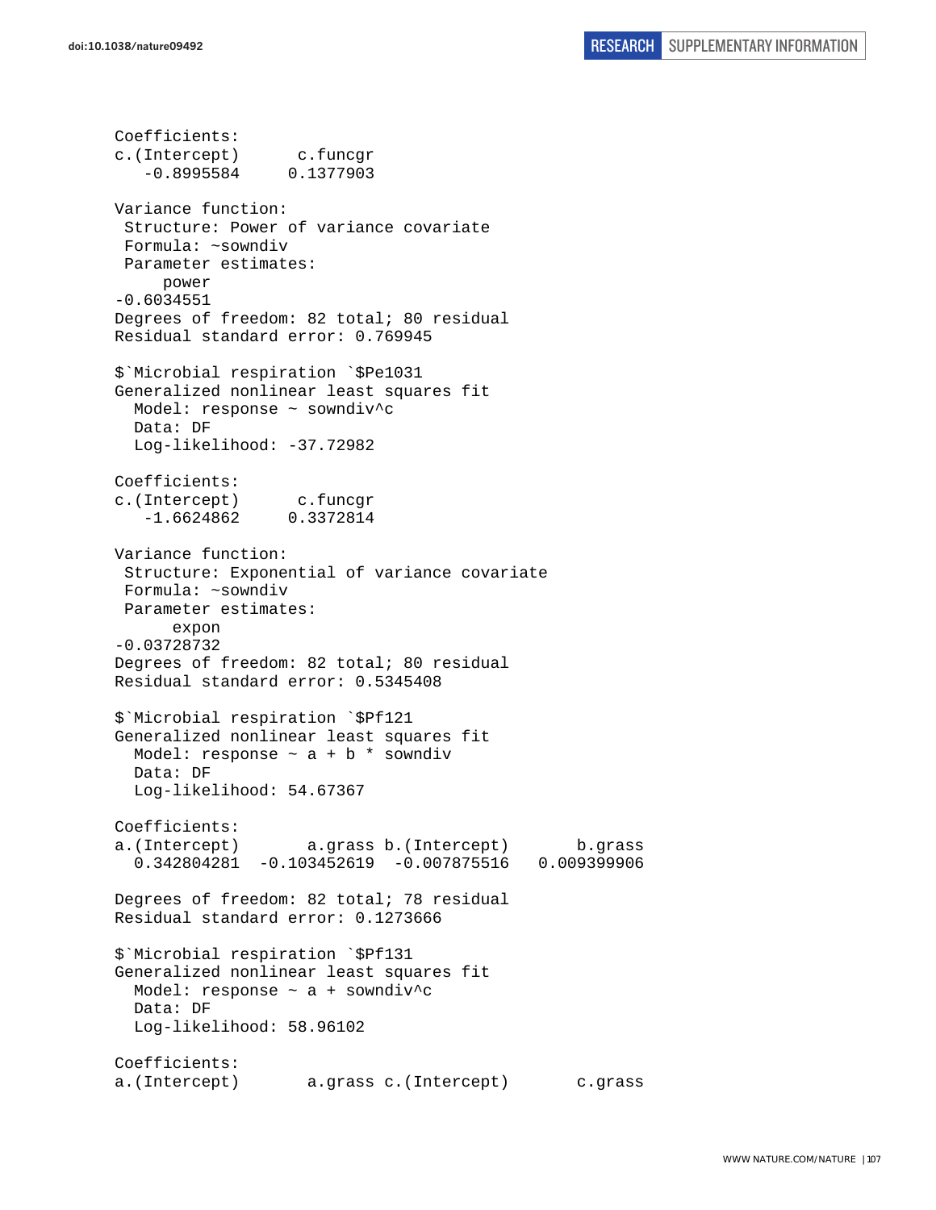```
Coefficients:
c.(Intercept)      c.funcgr
   -0.8995584     0.1377903

Variance function:
 Structure: Power of variance covariate
 Formula: ~sowndiv
 Parameter estimates:
     power
-0.6034551
Degrees of freedom: 82 total; 80 residual
Residual standard error: 0.769945

$`Microbial respiration `$Pe1031
Generalized nonlinear least squares fit
  Model: response ~ sowndiv^c
  Data: DF
  Log-likelihood: -37.72982

Coefficients:
c.(Intercept)      c.funcgr
   -1.6624862     0.3372814

Variance function:
 Structure: Exponential of variance covariate
 Formula: ~sowndiv
 Parameter estimates:
      expon
-0.03728732
Degrees of freedom: 82 total; 80 residual
Residual standard error: 0.5345408

$`Microbial respiration `$Pf121
Generalized nonlinear least squares fit
  Model: response ~ a + b * sowndiv
  Data: DF
  Log-likelihood: 54.67367

Coefficients:
a.(Intercept)       a.grass b.(Intercept)       b.grass
  0.342804281  -0.103452619  -0.007875516   0.009399906

Degrees of freedom: 82 total; 78 residual
Residual standard error: 0.1273666

$`Microbial respiration `$Pf131
Generalized nonlinear least squares fit
  Model: response ~ a + sowndiv^c
  Data: DF
  Log-likelihood: 58.96102

Coefficients:
a.(Intercept)       a.grass c.(Intercept)       c.grass
```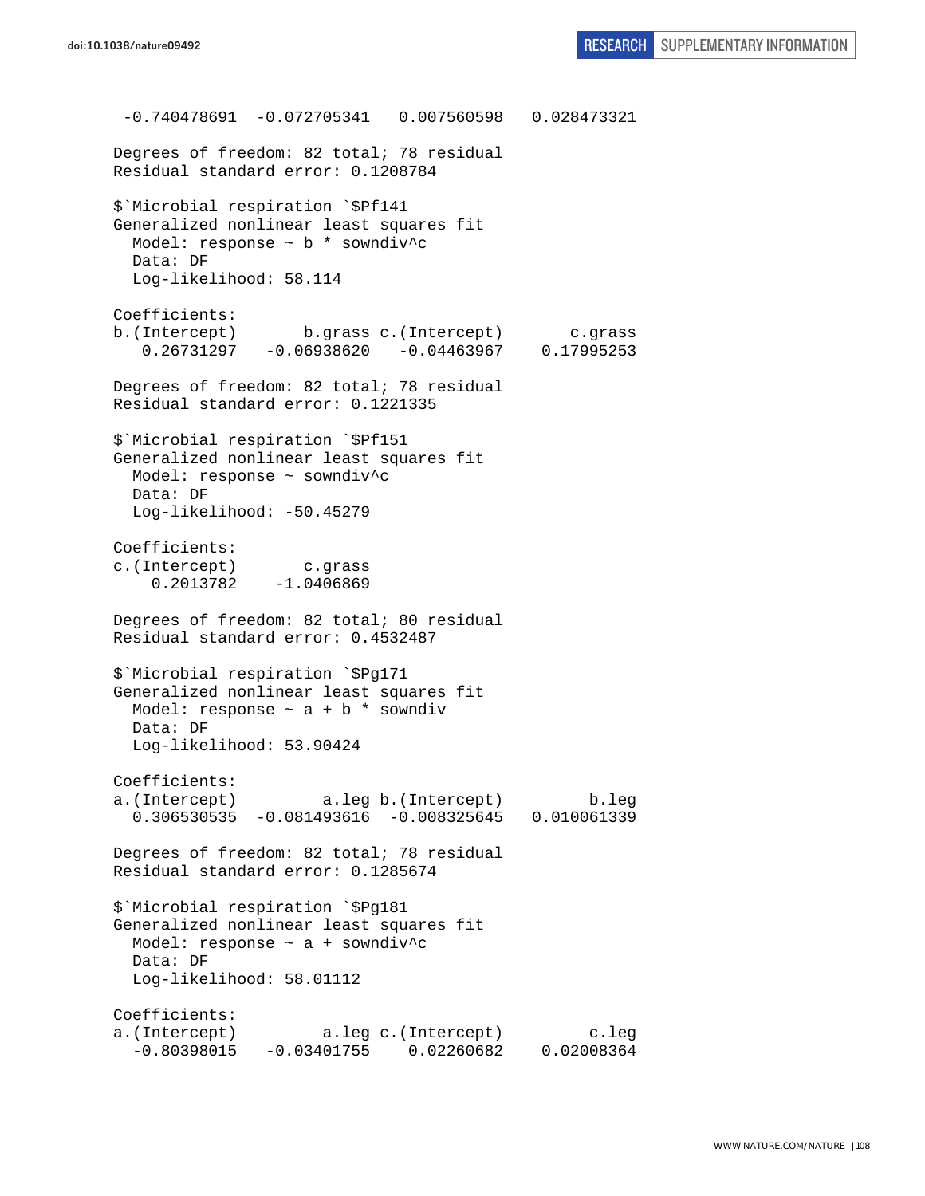```
 -0.740478691  -0.072705341   0.007560598   0.028473321 

Degrees of freedom: 82 total; 78 residual
Residual standard error: 0.1208784 

$`Microbial respiration `$Pf141
Generalized nonlinear least squares fit
  Model: response ~ b * sowndiv^c 
  Data: DF 
  Log-likelihood: 58.114

Coefficients:
b.(Intercept)       b.grass c.(Intercept)       c.grass 
   0.26731297   -0.06938620   -0.04463967    0.17995253 

Degrees of freedom: 82 total; 78 residual
Residual standard error: 0.1221335 

$`Microbial respiration `$Pf151
Generalized nonlinear least squares fit
  Model: response ~ sowndiv^c 
  Data: DF 
  Log-likelihood: -50.45279

Coefficients:
c.(Intercept)       c.grass 
    0.2013782    -1.0406869 

Degrees of freedom: 82 total; 80 residual
Residual standard error: 0.4532487 

$`Microbial respiration `$Pg171
Generalized nonlinear least squares fit
  Model: response ~ a + b * sowndiv 
  Data: DF 
  Log-likelihood: 53.90424

Coefficients:
a.(Intercept)         a.leg b.(Intercept)         b.leg 
  0.306530535  -0.081493616  -0.008325645   0.010061339 

Degrees of freedom: 82 total; 78 residual
Residual standard error: 0.1285674 

$`Microbial respiration `$Pg181
Generalized nonlinear least squares fit
  Model: response ~ a + sowndiv^c 
  Data: DF 
  Log-likelihood: 58.01112

Coefficients:
a.(Intercept)         a.leg c.(Intercept)         c.leg 
  -0.80398015   -0.03401755    0.02260682    0.02008364 
```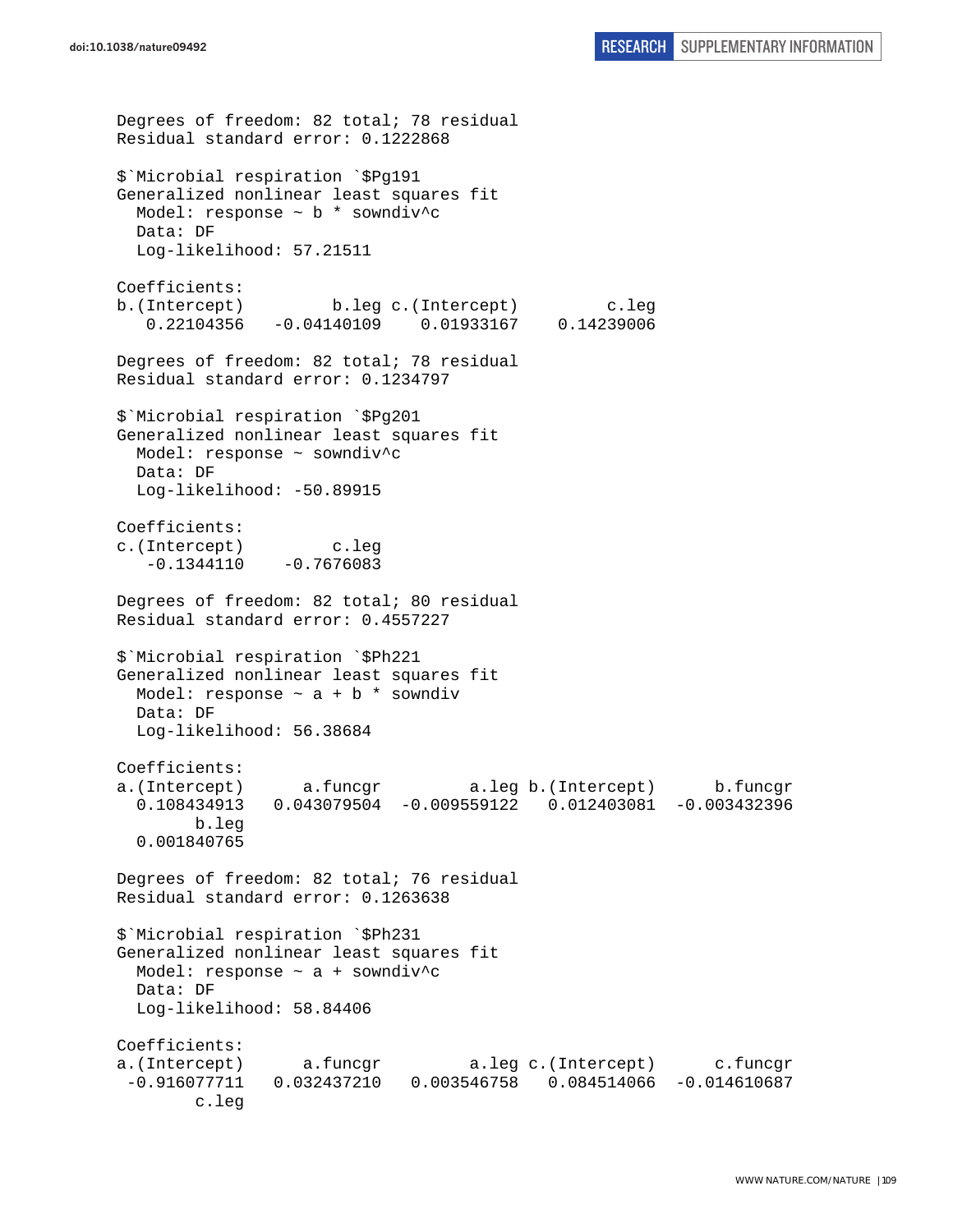```
Degrees of freedom: 82 total; 78 residual
Residual standard error: 0.1222868

$`Microbial respiration `$Pg191
Generalized nonlinear least squares fit
  Model: response ~ b * sowndiv^c
  Data: DF
  Log-likelihood: 57.21511

Coefficients:
b.(Intercept)         b.leg c.(Intercept)         c.leg
   0.22104356   -0.04140109    0.01933167    0.14239006

Degrees of freedom: 82 total; 78 residual
Residual standard error: 0.1234797

$`Microbial respiration `$Pg201
Generalized nonlinear least squares fit
  Model: response ~ sowndiv^c
  Data: DF
  Log-likelihood: -50.89915

Coefficients:
c.(Intercept)         c.leg
   -0.1344110    -0.7676083

Degrees of freedom: 82 total; 80 residual
Residual standard error: 0.4557227

$`Microbial respiration `$Ph221
Generalized nonlinear least squares fit
  Model: response ~ a + b * sowndiv
  Data: DF
  Log-likelihood: 56.38684

Coefficients:
a.(Intercept)      a.funcgr         a.leg b.(Intercept)      b.funcgr
  0.108434913   0.043079504  -0.009559122   0.012403081  -0.003432396
        b.leg
  0.001840765

Degrees of freedom: 82 total; 76 residual
Residual standard error: 0.1263638

$`Microbial respiration `$Ph231
Generalized nonlinear least squares fit
  Model: response ~ a + sowndiv^c
  Data: DF
  Log-likelihood: 58.84406

Coefficients:
a.(Intercept)      a.funcgr         a.leg c.(Intercept)      c.funcgr
 -0.916077711   0.032437210   0.003546758   0.084514066  -0.014610687
        c.leg
```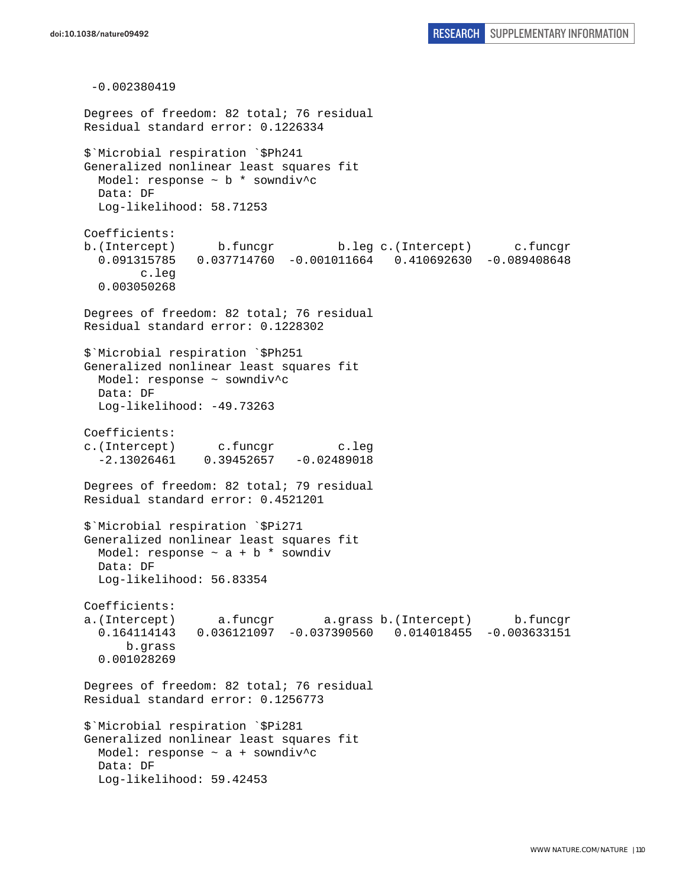```
 -0.002380419

Degrees of freedom: 82 total; 76 residual
Residual standard error: 0.1226334

$`Microbial respiration `$Ph241
Generalized nonlinear least squares fit
  Model: response ~ b * sowndiv^c
  Data: DF
  Log-likelihood: 58.71253

Coefficients:
b.(Intercept)      b.funcgr         b.leg c.(Intercept)      c.funcgr
  0.091315785   0.037714760  -0.001011664   0.410692630  -0.089408648
        c.leg
  0.003050268

Degrees of freedom: 82 total; 76 residual
Residual standard error: 0.1228302

$`Microbial respiration `$Ph251
Generalized nonlinear least squares fit
  Model: response ~ sowndiv^c
  Data: DF
  Log-likelihood: -49.73263

Coefficients:
c.(Intercept)      c.funcgr         c.leg
  -2.13026461    0.39452657   -0.02489018

Degrees of freedom: 82 total; 79 residual
Residual standard error: 0.4521201

$`Microbial respiration `$Pi271
Generalized nonlinear least squares fit
  Model: response ~ a + b * sowndiv
  Data: DF
  Log-likelihood: 56.83354

Coefficients:
a.(Intercept)      a.funcgr       a.grass b.(Intercept)      b.funcgr
  0.164114143   0.036121097  -0.037390560   0.014018455  -0.003633151
      b.grass
  0.001028269

Degrees of freedom: 82 total; 76 residual
Residual standard error: 0.1256773

$`Microbial respiration `$Pi281
Generalized nonlinear least squares fit
  Model: response ~ a + sowndiv^c
  Data: DF
  Log-likelihood: 59.42453
```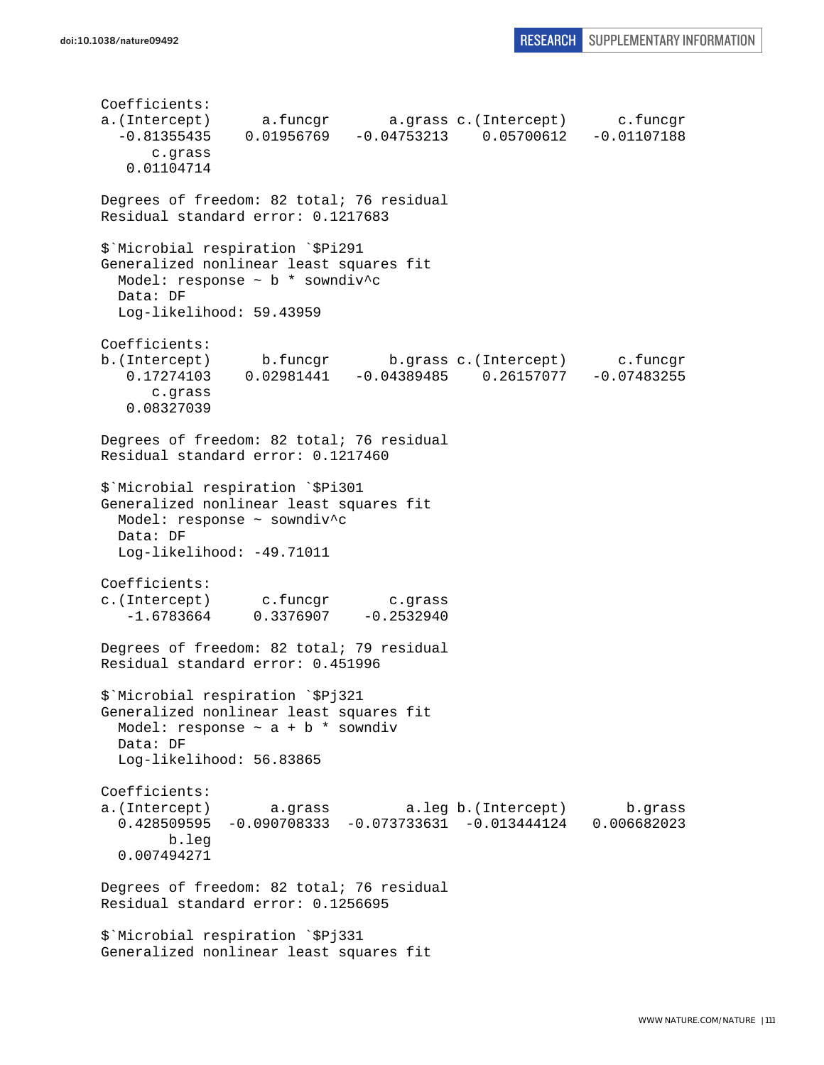```
Coefficients:
a.(Intercept)      a.funcgr       a.grass c.(Intercept)      c.funcgr 
  -0.81355435    0.01956769   -0.04753213    0.05700612   -0.01107188 
      c.grass 
   0.01104714 

Degrees of freedom: 82 total; 76 residual
Residual standard error: 0.1217683 

$`Microbial respiration `$Pi291
Generalized nonlinear least squares fit
  Model: response ~ b * sowndiv^c 
  Data: DF 
  Log-likelihood: 59.43959

Coefficients:
b.(Intercept)      b.funcgr       b.grass c.(Intercept)      c.funcgr 
   0.17274103    0.02981441   -0.04389485    0.26157077   -0.07483255 
      c.grass 
   0.08327039 

Degrees of freedom: 82 total; 76 residual
Residual standard error: 0.1217460 

$`Microbial respiration `$Pi301
Generalized nonlinear least squares fit
  Model: response ~ sowndiv^c 
  Data: DF 
  Log-likelihood: -49.71011

Coefficients:
c.(Intercept)      c.funcgr       c.grass 
   -1.6783664     0.3376907    -0.2532940 

Degrees of freedom: 82 total; 79 residual
Residual standard error: 0.451996 

$`Microbial respiration `$Pj321
Generalized nonlinear least squares fit
  Model: response ~ a + b * sowndiv 
  Data: DF 
  Log-likelihood: 56.83865

Coefficients:
a.(Intercept)       a.grass         a.leg b.(Intercept)       b.grass 
  0.428509595  -0.090708333  -0.073733631  -0.013444124   0.006682023 
        b.leg 
  0.007494271 

Degrees of freedom: 82 total; 76 residual
Residual standard error: 0.1256695 

$`Microbial respiration `$Pj331
Generalized nonlinear least squares fit
```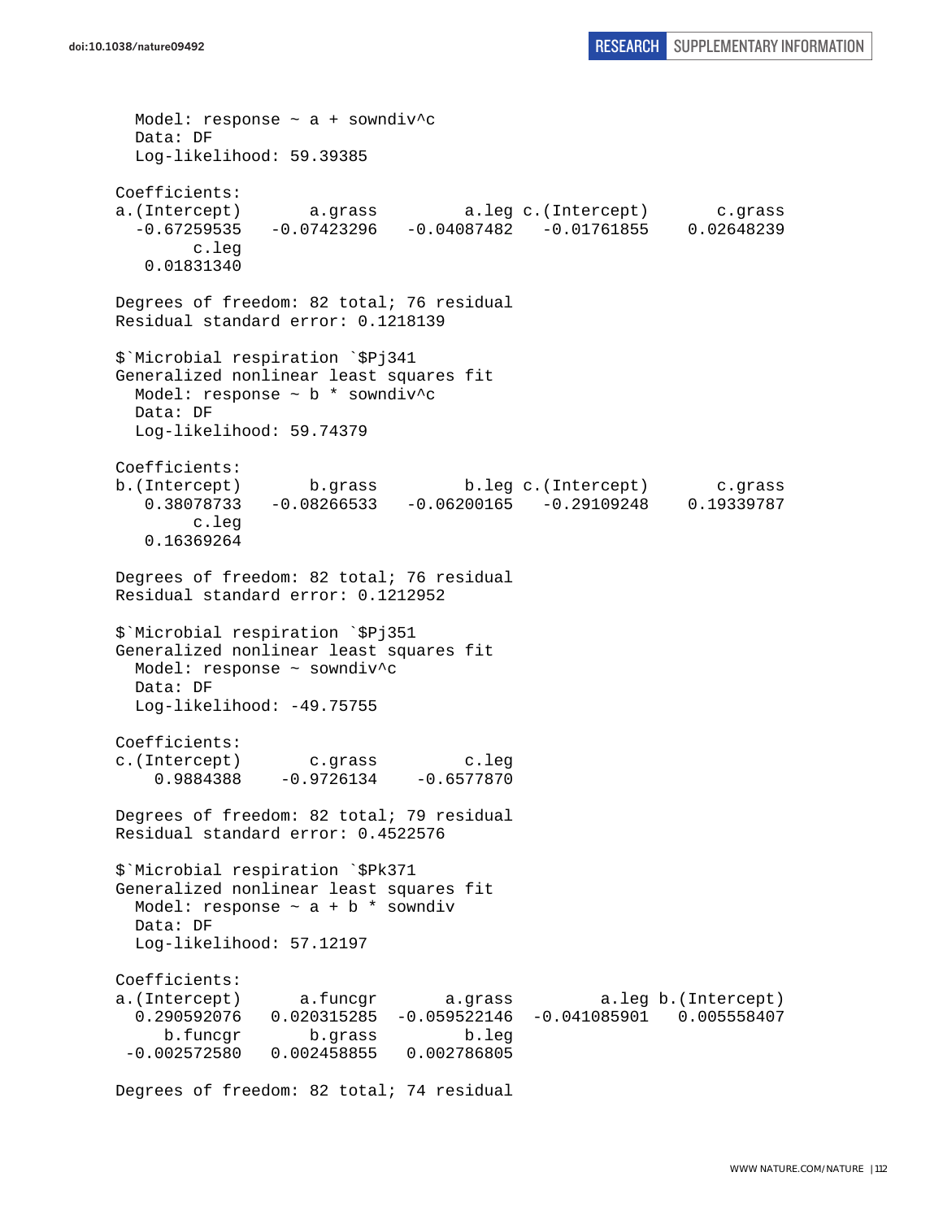```
  Model: response ~ a + sowndiv^c
  Data: DF
  Log-likelihood: 59.39385

Coefficients:
a.(Intercept)       a.grass         a.leg c.(Intercept)       c.grass
  -0.67259535   -0.07423296   -0.04087482   -0.01761855    0.02648239
        c.leg
   0.01831340

Degrees of freedom: 82 total; 76 residual
Residual standard error: 0.1218139

$`Microbial respiration `$Pj341
Generalized nonlinear least squares fit
  Model: response ~ b * sowndiv^c
  Data: DF
  Log-likelihood: 59.74379

Coefficients:
b.(Intercept)       b.grass         b.leg c.(Intercept)       c.grass
   0.38078733   -0.08266533   -0.06200165   -0.29109248    0.19339787
        c.leg
   0.16369264

Degrees of freedom: 82 total; 76 residual
Residual standard error: 0.1212952

$`Microbial respiration `$Pj351
Generalized nonlinear least squares fit
  Model: response ~ sowndiv^c
  Data: DF
  Log-likelihood: -49.75755

Coefficients:
c.(Intercept)       c.grass         c.leg
    0.9884388    -0.9726134    -0.6577870

Degrees of freedom: 82 total; 79 residual
Residual standard error: 0.4522576

$`Microbial respiration `$Pk371
Generalized nonlinear least squares fit
  Model: response ~ a + b * sowndiv
  Data: DF
  Log-likelihood: 57.12197

Coefficients:
a.(Intercept)       a.funcgr       a.grass         a.leg b.(Intercept)
  0.290592076   0.020315285  -0.059522146  -0.041085901   0.005558407
     b.funcgr       b.grass         b.leg
 -0.002572580   0.002458855   0.002786805

Degrees of freedom: 82 total; 74 residual
```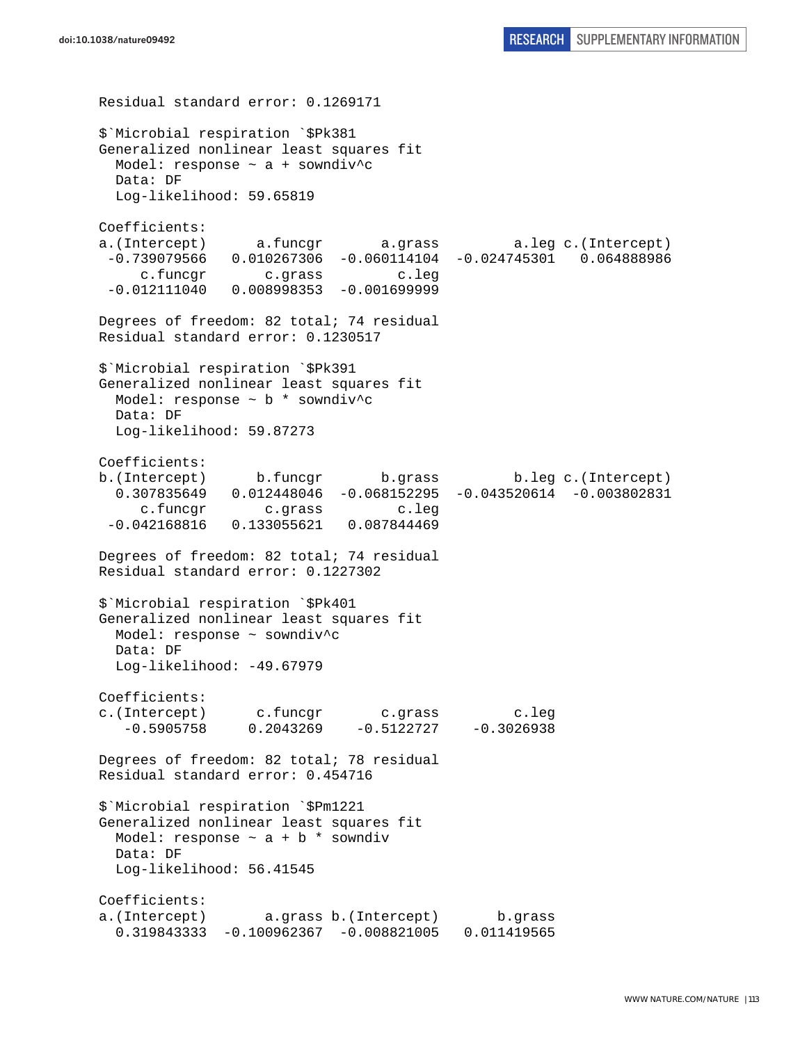```
Residual standard error: 0.1269171 

$`Microbial respiration `$Pk381
Generalized nonlinear least squares fit
  Model: response ~ a + sowndiv^c 
  Data: DF 
  Log-likelihood: 59.65819

Coefficients:
a.(Intercept)      a.funcgr       a.grass         a.leg c.(Intercept) 
 -0.739079566   0.010267306  -0.060114104  -0.024745301   0.064888986 
     c.funcgr       c.grass         c.leg 
 -0.012111040   0.008998353  -0.001699999 

Degrees of freedom: 82 total; 74 residual
Residual standard error: 0.1230517 

$`Microbial respiration `$Pk391
Generalized nonlinear least squares fit
  Model: response ~ b * sowndiv^c 
  Data: DF 
  Log-likelihood: 59.87273

Coefficients:
b.(Intercept)      b.funcgr       b.grass         b.leg c.(Intercept) 
  0.307835649   0.012448046  -0.068152295  -0.043520614  -0.003802831 
     c.funcgr       c.grass         c.leg 
 -0.042168816   0.133055621   0.087844469 

Degrees of freedom: 82 total; 74 residual
Residual standard error: 0.1227302 

$`Microbial respiration `$Pk401
Generalized nonlinear least squares fit
  Model: response ~ sowndiv^c 
  Data: DF 
  Log-likelihood: -49.67979

Coefficients:
c.(Intercept)      c.funcgr       c.grass         c.leg 
   -0.5905758     0.2043269    -0.5122727    -0.3026938 

Degrees of freedom: 82 total; 78 residual
Residual standard error: 0.454716 

$`Microbial respiration `$Pm1221
Generalized nonlinear least squares fit
  Model: response ~ a + b * sowndiv 
  Data: DF 
  Log-likelihood: 56.41545

Coefficients:
a.(Intercept)       a.grass b.(Intercept)       b.grass 
  0.319843333  -0.100962367  -0.008821005   0.011419565 
```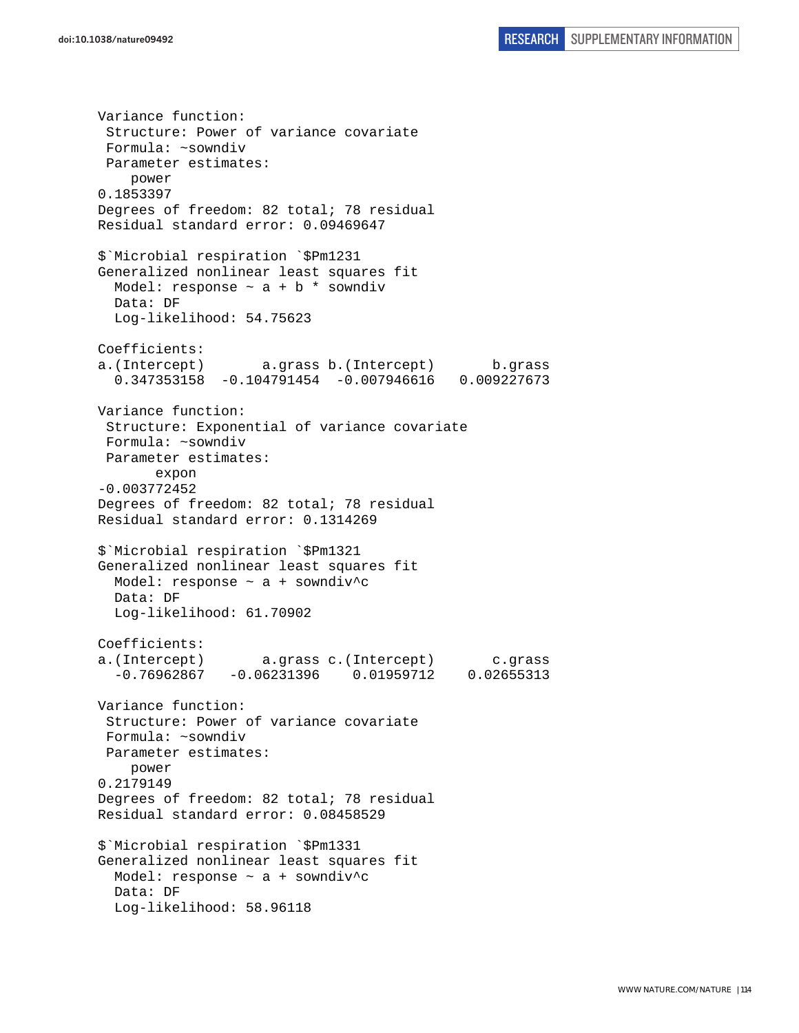```
Variance function:
 Structure: Power of variance covariate
 Formula: ~sowndiv
 Parameter estimates:
    power
0.1853397
Degrees of freedom: 82 total; 78 residual
Residual standard error: 0.09469647

$`Microbial respiration `$Pm1231
Generalized nonlinear least squares fit
  Model: response ~ a + b * sowndiv
  Data: DF
  Log-likelihood: 54.75623

Coefficients:
a.(Intercept)       a.grass b.(Intercept)       b.grass
  0.347353158  -0.104791454  -0.007946616   0.009227673

Variance function:
 Structure: Exponential of variance covariate
 Formula: ~sowndiv
 Parameter estimates:
       expon
-0.003772452
Degrees of freedom: 82 total; 78 residual
Residual standard error: 0.1314269

$`Microbial respiration `$Pm1321
Generalized nonlinear least squares fit
  Model: response ~ a + sowndiv^c
  Data: DF
  Log-likelihood: 61.70902

Coefficients:
a.(Intercept)       a.grass c.(Intercept)       c.grass
  -0.76962867   -0.06231396    0.01959712    0.02655313

Variance function:
 Structure: Power of variance covariate
 Formula: ~sowndiv
 Parameter estimates:
    power
0.2179149
Degrees of freedom: 82 total; 78 residual
Residual standard error: 0.08458529

$`Microbial respiration `$Pm1331
Generalized nonlinear least squares fit
  Model: response ~ a + sowndiv^c
  Data: DF
  Log-likelihood: 58.96118
```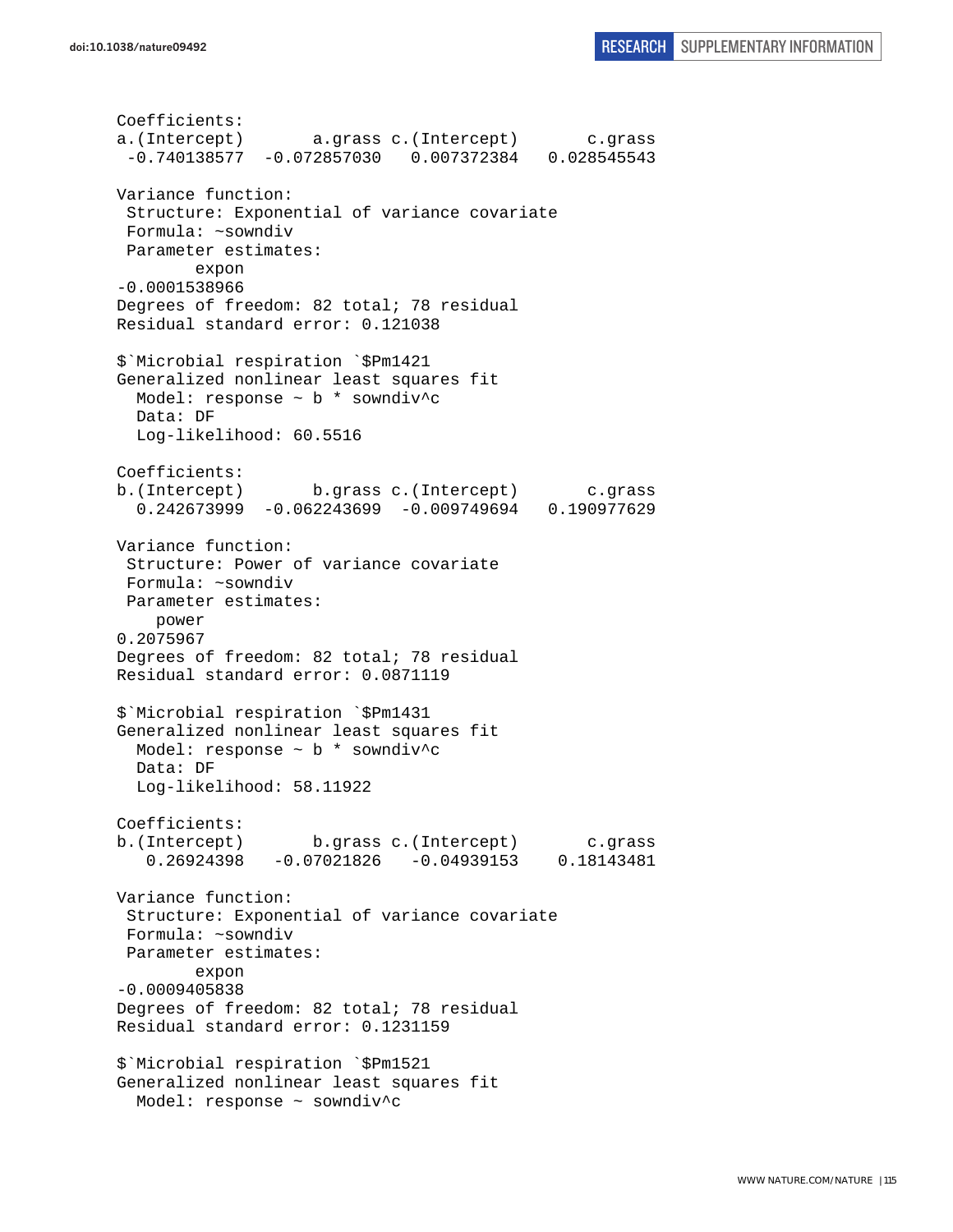```
Coefficients:
a.(Intercept)       a.grass c.(Intercept)       c.grass 
 -0.740138577  -0.072857030   0.007372384   0.028545543 

Variance function:
 Structure: Exponential of variance covariate
 Formula: ~sowndiv 
 Parameter estimates:
        expon 
-0.0001538966 
Degrees of freedom: 82 total; 78 residual
Residual standard error: 0.121038 

$`Microbial respiration `$Pm1421
Generalized nonlinear least squares fit
  Model: response ~ b * sowndiv^c 
  Data: DF 
  Log-likelihood: 60.5516

Coefficients:
b.(Intercept)       b.grass c.(Intercept)       c.grass 
  0.242673999  -0.062243699  -0.009749694   0.190977629 

Variance function:
 Structure: Power of variance covariate
 Formula: ~sowndiv 
 Parameter estimates:
    power 
0.2075967 
Degrees of freedom: 82 total; 78 residual
Residual standard error: 0.0871119 

$`Microbial respiration `$Pm1431
Generalized nonlinear least squares fit
  Model: response ~ b * sowndiv^c 
  Data: DF 
  Log-likelihood: 58.11922

Coefficients:
b.(Intercept)       b.grass c.(Intercept)       c.grass 
   0.26924398   -0.07021826   -0.04939153    0.18143481 

Variance function:
 Structure: Exponential of variance covariate
 Formula: ~sowndiv 
 Parameter estimates:
        expon 
-0.0009405838 
Degrees of freedom: 82 total; 78 residual
Residual standard error: 0.1231159 

$`Microbial respiration `$Pm1521
Generalized nonlinear least squares fit
  Model: response ~ sowndiv^c 
```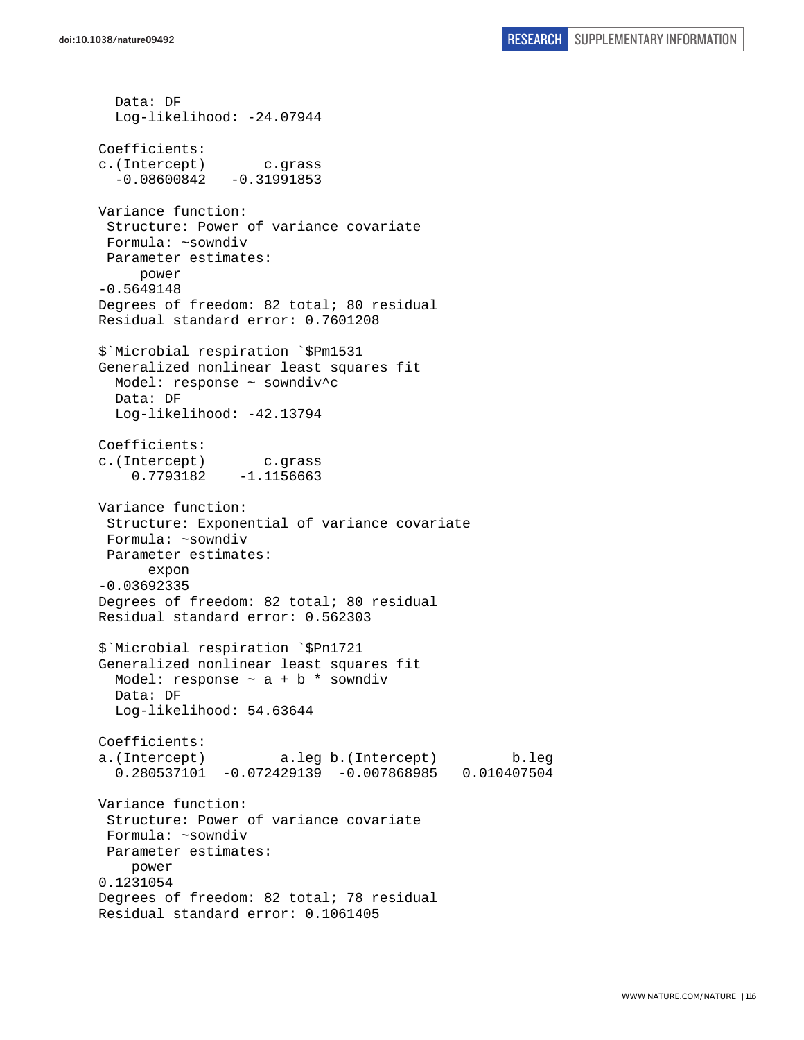```
  Data: DF
  Log-likelihood: -24.07944

Coefficients:
c.(Intercept)       c.grass
  -0.08600842   -0.31991853

Variance function:
 Structure: Power of variance covariate
 Formula: ~sowndiv
 Parameter estimates:
     power
-0.5649148
Degrees of freedom: 82 total; 80 residual
Residual standard error: 0.7601208

$`Microbial respiration `$Pm1531
Generalized nonlinear least squares fit
  Model: response ~ sowndiv^c
  Data: DF
  Log-likelihood: -42.13794

Coefficients:
c.(Intercept)       c.grass
    0.7793182    -1.1156663

Variance function:
 Structure: Exponential of variance covariate
 Formula: ~sowndiv
 Parameter estimates:
      expon
-0.03692335
Degrees of freedom: 82 total; 80 residual
Residual standard error: 0.562303

$`Microbial respiration `$Pn1721
Generalized nonlinear least squares fit
  Model: response ~ a + b * sowndiv
  Data: DF
  Log-likelihood: 54.63644

Coefficients:
a.(Intercept)         a.leg b.(Intercept)         b.leg
  0.280537101  -0.072429139  -0.007868985   0.010407504

Variance function:
 Structure: Power of variance covariate
 Formula: ~sowndiv
 Parameter estimates:
    power
0.1231054
Degrees of freedom: 82 total; 78 residual
Residual standard error: 0.1061405
```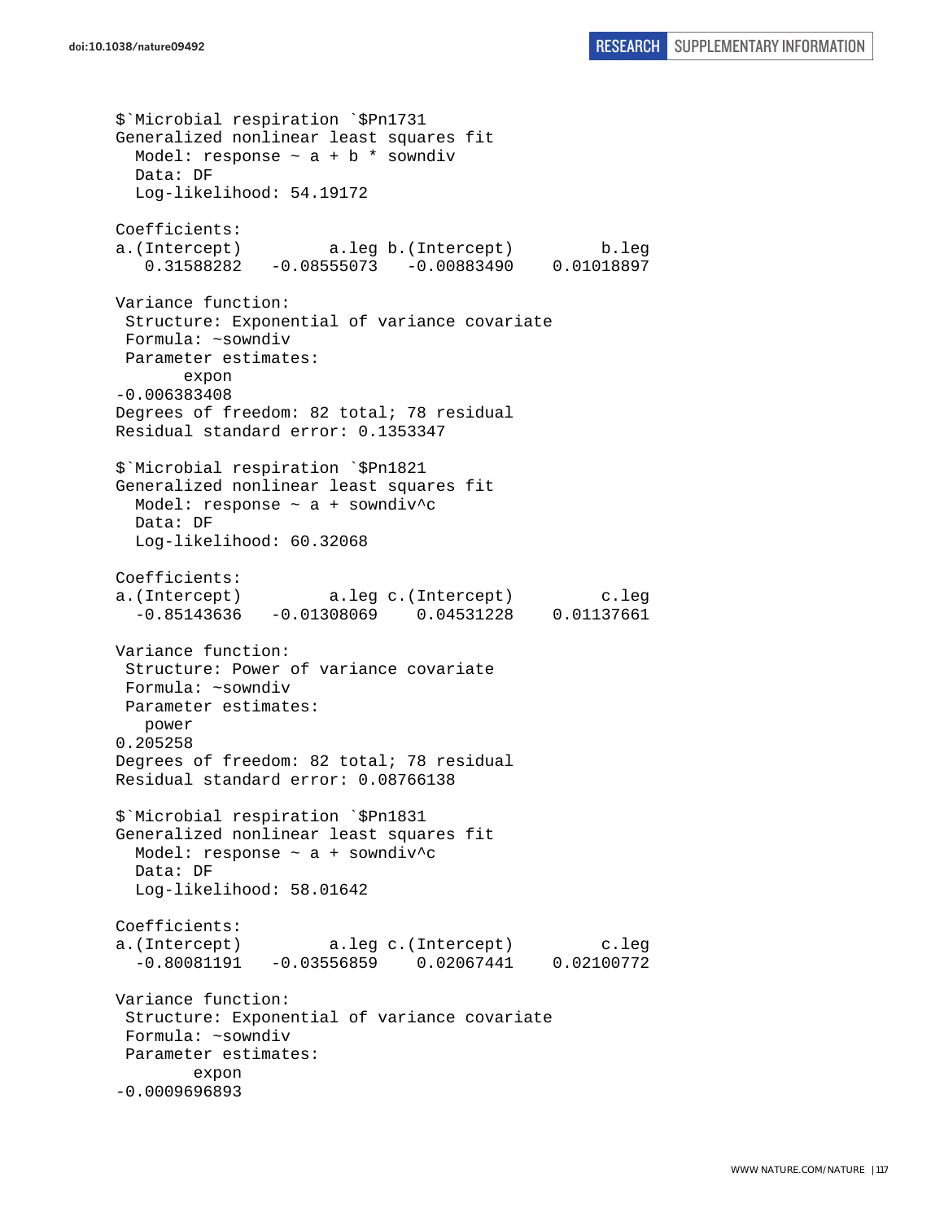```
$`Microbial respiration `$Pn1731
Generalized nonlinear least squares fit
  Model: response ~ a + b * sowndiv
  Data: DF
  Log-likelihood: 54.19172

Coefficients:
a.(Intercept)         a.leg b.(Intercept)         b.leg
   0.31588282   -0.08555073   -0.00883490    0.01018897

Variance function:
 Structure: Exponential of variance covariate
 Formula: ~sowndiv
 Parameter estimates:
       expon
-0.006383408
Degrees of freedom: 82 total; 78 residual
Residual standard error: 0.1353347

$`Microbial respiration `$Pn1821
Generalized nonlinear least squares fit
  Model: response ~ a + sowndiv^c
  Data: DF
  Log-likelihood: 60.32068

Coefficients:
a.(Intercept)         a.leg c.(Intercept)         c.leg
  -0.85143636   -0.01308069    0.04531228    0.01137661

Variance function:
 Structure: Power of variance covariate
 Formula: ~sowndiv
 Parameter estimates:
   power
0.205258
Degrees of freedom: 82 total; 78 residual
Residual standard error: 0.08766138

$`Microbial respiration `$Pn1831
Generalized nonlinear least squares fit
  Model: response ~ a + sowndiv^c
  Data: DF
  Log-likelihood: 58.01642

Coefficients:
a.(Intercept)         a.leg c.(Intercept)         c.leg
  -0.80081191   -0.03556859    0.02067441    0.02100772

Variance function:
 Structure: Exponential of variance covariate
 Formula: ~sowndiv
 Parameter estimates:
        expon
-0.0009696893
```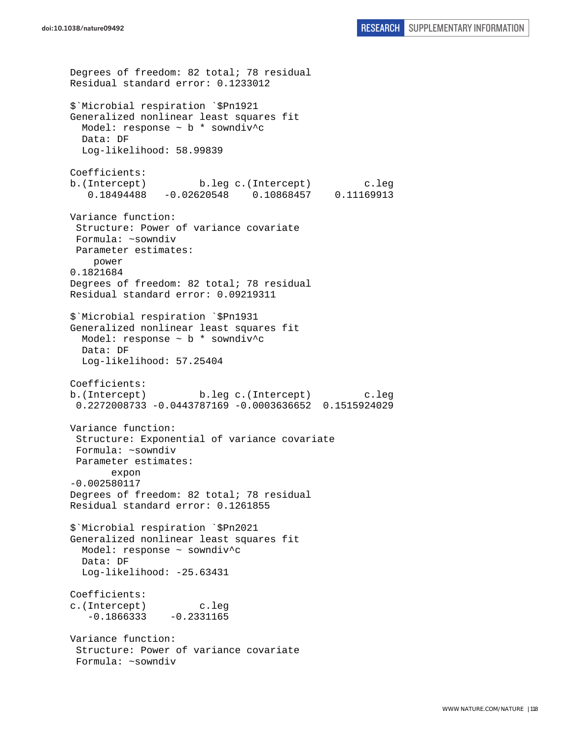```
Degrees of freedom: 82 total; 78 residual
Residual standard error: 0.1233012 

$`Microbial respiration `$Pn1921
Generalized nonlinear least squares fit
  Model: response ~ b * sowndiv^c 
  Data: DF 
  Log-likelihood: 58.99839

Coefficients:
b.(Intercept)         b.leg c.(Intercept)         c.leg 
   0.18494488   -0.02620548    0.10868457    0.11169913 

Variance function:
 Structure: Power of variance covariate
 Formula: ~sowndiv 
 Parameter estimates:
    power 
0.1821684 
Degrees of freedom: 82 total; 78 residual
Residual standard error: 0.09219311 

$`Microbial respiration `$Pn1931
Generalized nonlinear least squares fit
  Model: response ~ b * sowndiv^c 
  Data: DF 
  Log-likelihood: 57.25404

Coefficients:
b.(Intercept)         b.leg c.(Intercept)         c.leg 
 0.2272008733 -0.0443787169 -0.0003636652  0.1515924029 

Variance function:
 Structure: Exponential of variance covariate
 Formula: ~sowndiv 
 Parameter estimates:
       expon 
-0.002580117 
Degrees of freedom: 82 total; 78 residual
Residual standard error: 0.1261855 

$`Microbial respiration `$Pn2021
Generalized nonlinear least squares fit
  Model: response ~ sowndiv^c 
  Data: DF 
  Log-likelihood: -25.63431

Coefficients:
c.(Intercept)         c.leg 
   -0.1866333    -0.2331165 

Variance function:
 Structure: Power of variance covariate
 Formula: ~sowndiv 
```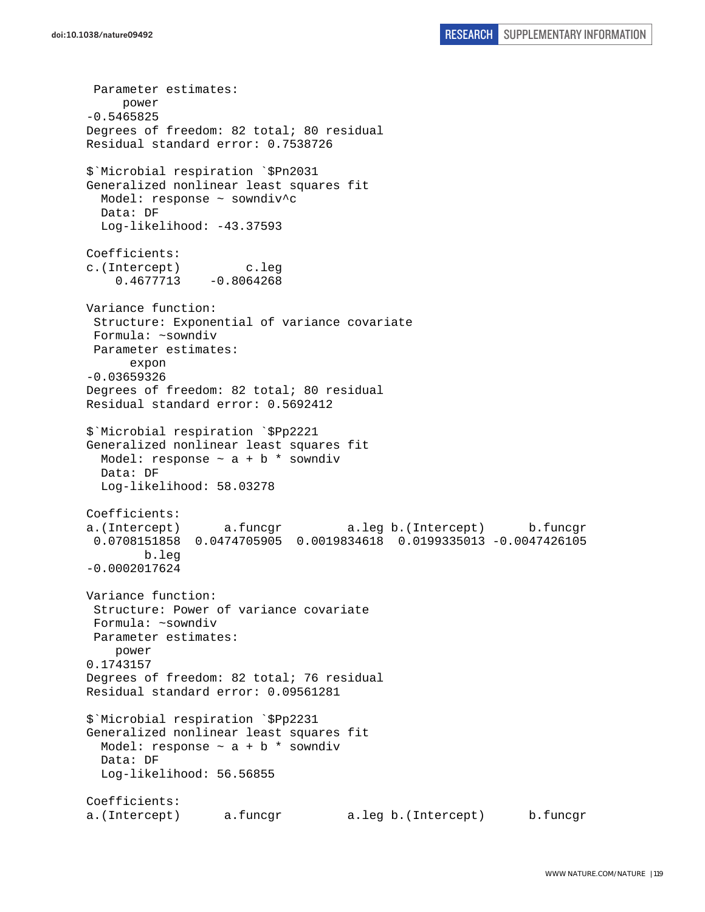```
 Parameter estimates:
     power 
-0.5465825 
Degrees of freedom: 82 total; 80 residual
Residual standard error: 0.7538726 

$`Microbial respiration `$Pn2031
Generalized nonlinear least squares fit
  Model: response ~ sowndiv^c 
  Data: DF 
  Log-likelihood: -43.37593

Coefficients:
c.(Intercept)         c.leg 
    0.4677713    -0.8064268 

Variance function:
 Structure: Exponential of variance covariate
 Formula: ~sowndiv 
 Parameter estimates:
      expon 
-0.03659326 
Degrees of freedom: 82 total; 80 residual
Residual standard error: 0.5692412 

$`Microbial respiration `$Pp2221
Generalized nonlinear least squares fit
  Model: response ~ a + b * sowndiv 
  Data: DF 
  Log-likelihood: 58.03278

Coefficients:
a.(Intercept)      a.funcgr         a.leg b.(Intercept)      b.funcgr 
 0.0708151858  0.0474705905  0.0019834618  0.0199335013 -0.0047426105 
        b.leg 
-0.0002017624 

Variance function:
 Structure: Power of variance covariate
 Formula: ~sowndiv 
 Parameter estimates:
    power 
0.1743157 
Degrees of freedom: 82 total; 76 residual
Residual standard error: 0.09561281 

$`Microbial respiration `$Pp2231
Generalized nonlinear least squares fit
  Model: response ~ a + b * sowndiv 
  Data: DF 
  Log-likelihood: 56.56855

Coefficients:
a.(Intercept)      a.funcgr         a.leg b.(Intercept)      b.funcgr 
```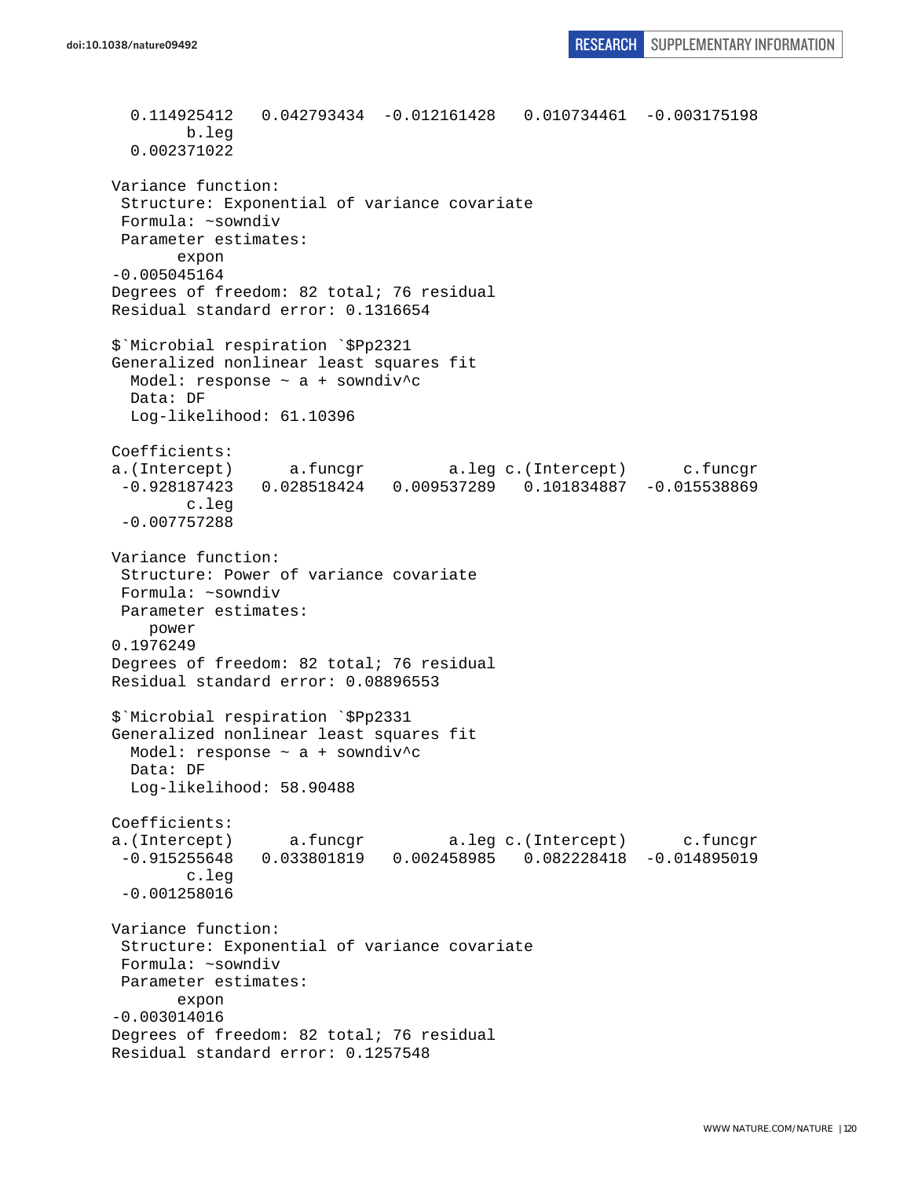```
  0.114925412   0.042793434  -0.012161428   0.010734461  -0.003175198 
        b.leg 
  0.002371022 

Variance function:
 Structure: Exponential of variance covariate
 Formula: ~sowndiv 
 Parameter estimates:
       expon 
-0.005045164 
Degrees of freedom: 82 total; 76 residual
Residual standard error: 0.1316654 

$`Microbial respiration `$Pp2321
Generalized nonlinear least squares fit
  Model: response ~ a + sowndiv^c 
  Data: DF 
  Log-likelihood: 61.10396

Coefficients:
a.(Intercept)      a.funcgr         a.leg c.(Intercept)      c.funcgr 
 -0.928187423   0.028518424   0.009537289   0.101834887  -0.015538869 
        c.leg 
 -0.007757288 

Variance function:
 Structure: Power of variance covariate
 Formula: ~sowndiv 
 Parameter estimates:
    power 
0.1976249 
Degrees of freedom: 82 total; 76 residual
Residual standard error: 0.08896553 

$`Microbial respiration `$Pp2331
Generalized nonlinear least squares fit
  Model: response ~ a + sowndiv^c 
  Data: DF 
  Log-likelihood: 58.90488

Coefficients:
a.(Intercept)      a.funcgr         a.leg c.(Intercept)      c.funcgr 
 -0.915255648   0.033801819   0.002458985   0.082228418  -0.014895019 
        c.leg 
 -0.001258016 

Variance function:
 Structure: Exponential of variance covariate
 Formula: ~sowndiv 
 Parameter estimates:
       expon 
-0.003014016 
Degrees of freedom: 82 total; 76 residual
Residual standard error: 0.1257548 
```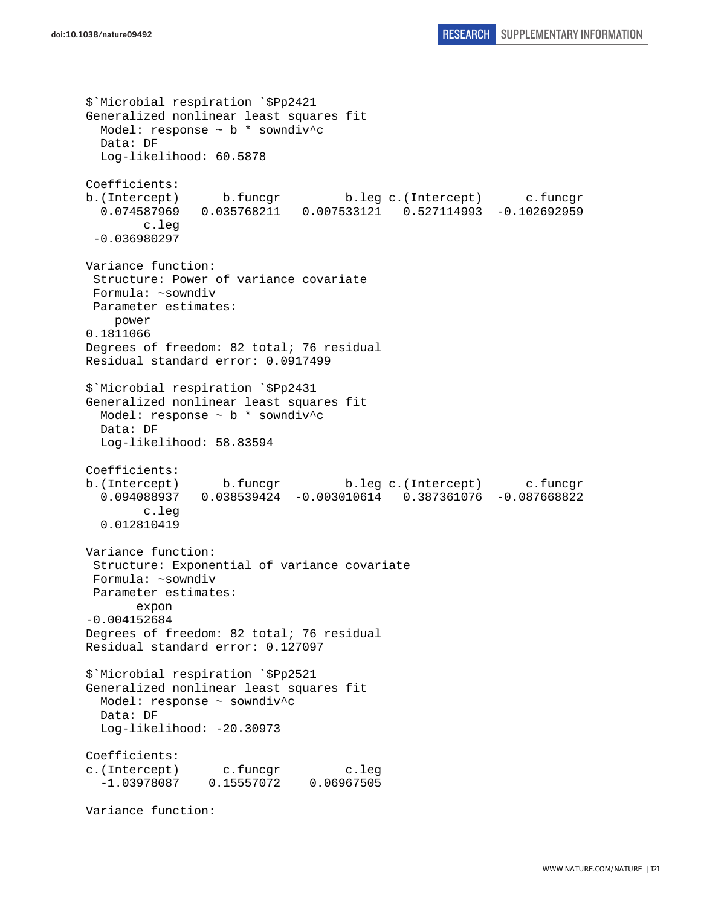```
$`Microbial respiration `$Pp2421
Generalized nonlinear least squares fit
  Model: response ~ b * sowndiv^c
  Data: DF
  Log-likelihood: 60.5878

Coefficients:
b.(Intercept)      b.funcgr         b.leg c.(Intercept)      c.funcgr
  0.074587969   0.035768211   0.007533121   0.527114993  -0.102692959
        c.leg
 -0.036980297

Variance function:
 Structure: Power of variance covariate
 Formula: ~sowndiv
 Parameter estimates:
    power
0.1811066
Degrees of freedom: 82 total; 76 residual
Residual standard error: 0.0917499

$`Microbial respiration `$Pp2431
Generalized nonlinear least squares fit
  Model: response ~ b * sowndiv^c
  Data: DF
  Log-likelihood: 58.83594

Coefficients:
b.(Intercept)      b.funcgr         b.leg c.(Intercept)      c.funcgr
  0.094088937   0.038539424  -0.003010614   0.387361076  -0.087668822
        c.leg
  0.012810419

Variance function:
 Structure: Exponential of variance covariate
 Formula: ~sowndiv
 Parameter estimates:
       expon
-0.004152684
Degrees of freedom: 82 total; 76 residual
Residual standard error: 0.127097

$`Microbial respiration `$Pp2521
Generalized nonlinear least squares fit
  Model: response ~ sowndiv^c
  Data: DF
  Log-likelihood: -20.30973

Coefficients:
c.(Intercept)      c.funcgr         c.leg
  -1.03978087    0.15557072    0.06967505

Variance function:
```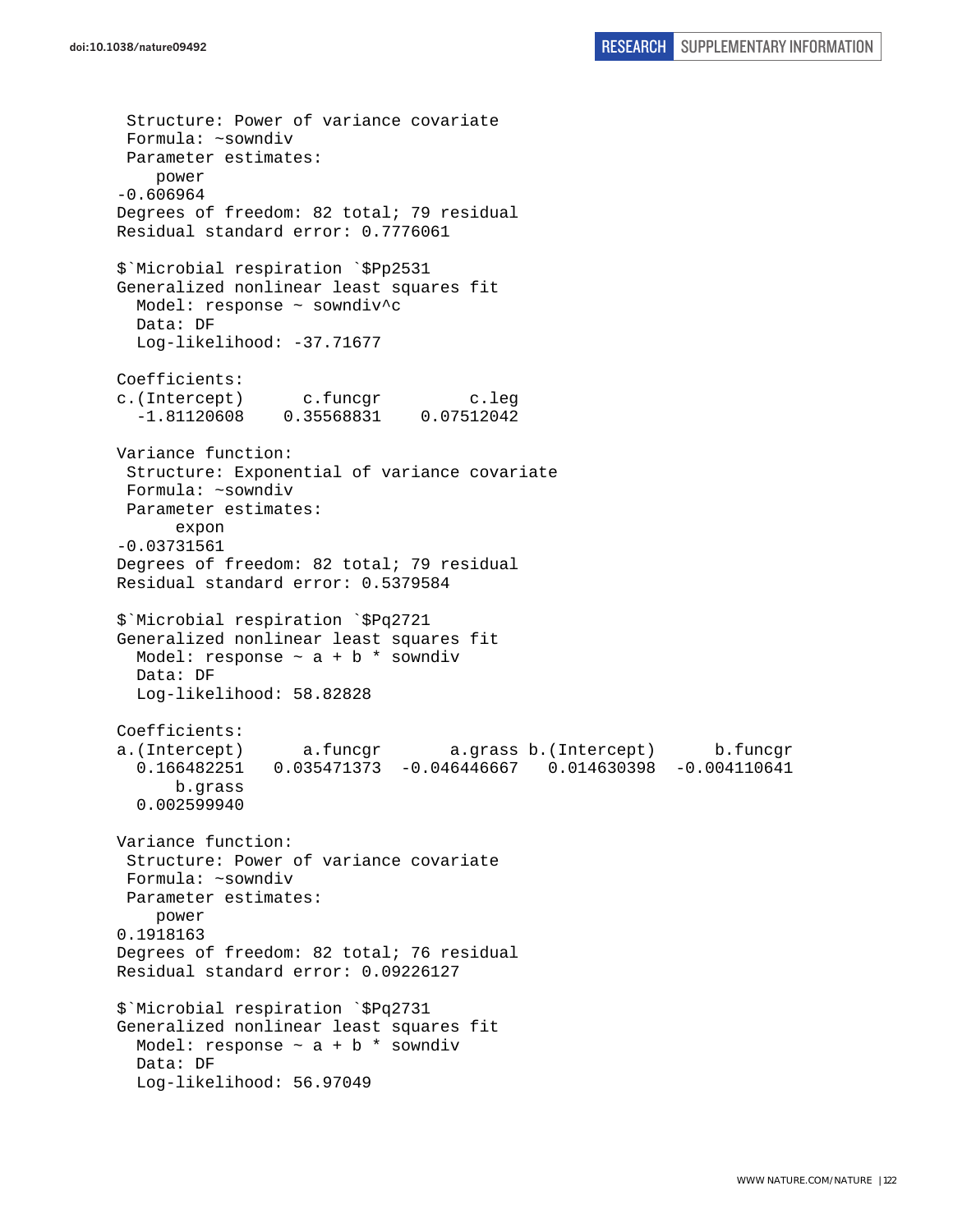```
 Structure: Power of variance covariate
 Formula: ~sowndiv
 Parameter estimates:
    power
-0.606964
Degrees of freedom: 82 total; 79 residual
Residual standard error: 0.7776061

$`Microbial respiration `$Pp2531
Generalized nonlinear least squares fit
  Model: response ~ sowndiv^c
  Data: DF
  Log-likelihood: -37.71677

Coefficients:
c.(Intercept)      c.funcgr         c.leg
  -1.81120608    0.35568831    0.07512042

Variance function:
 Structure: Exponential of variance covariate
 Formula: ~sowndiv
 Parameter estimates:
      expon
-0.03731561
Degrees of freedom: 82 total; 79 residual
Residual standard error: 0.5379584

$`Microbial respiration `$Pq2721
Generalized nonlinear least squares fit
  Model: response ~ a + b * sowndiv
  Data: DF
  Log-likelihood: 58.82828

Coefficients:
a.(Intercept)      a.funcgr       a.grass b.(Intercept)      b.funcgr
  0.166482251   0.035471373  -0.046446667   0.014630398  -0.004110641
      b.grass
  0.002599940

Variance function:
 Structure: Power of variance covariate
 Formula: ~sowndiv
 Parameter estimates:
    power
0.1918163
Degrees of freedom: 82 total; 76 residual
Residual standard error: 0.09226127

$`Microbial respiration `$Pq2731
Generalized nonlinear least squares fit
  Model: response ~ a + b * sowndiv
  Data: DF
  Log-likelihood: 56.97049
```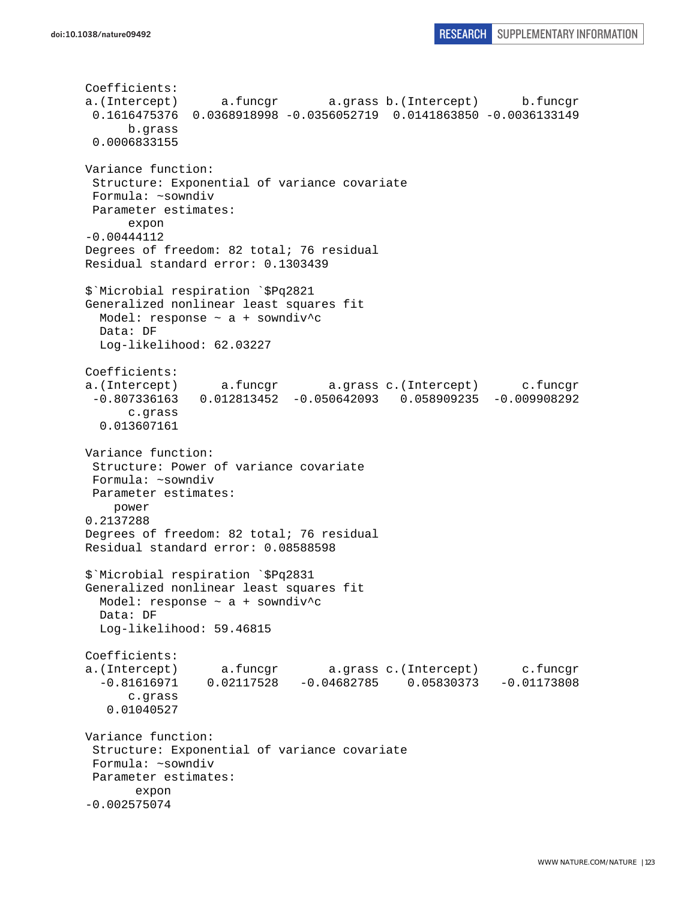```
Coefficients:
a.(Intercept)      a.funcgr       a.grass b.(Intercept)      b.funcgr 
 0.1616475376  0.0368918998 -0.0356052719  0.0141863850 -0.0036133149 
      b.grass 
 0.0006833155 

Variance function:
 Structure: Exponential of variance covariate
 Formula: ~sowndiv 
 Parameter estimates:
      expon 
-0.00444112 
Degrees of freedom: 82 total; 76 residual
Residual standard error: 0.1303439 

$`Microbial respiration `$Pq2821
Generalized nonlinear least squares fit
  Model: response ~ a + sowndiv^c 
  Data: DF 
  Log-likelihood: 62.03227

Coefficients:
a.(Intercept)      a.funcgr       a.grass c.(Intercept)      c.funcgr 
 -0.807336163   0.012813452  -0.050642093   0.058909235  -0.009908292 
      c.grass 
  0.013607161 

Variance function:
 Structure: Power of variance covariate
 Formula: ~sowndiv 
 Parameter estimates:
    power 
0.2137288 
Degrees of freedom: 82 total; 76 residual
Residual standard error: 0.08588598 

$`Microbial respiration `$Pq2831
Generalized nonlinear least squares fit
  Model: response ~ a + sowndiv^c 
  Data: DF 
  Log-likelihood: 59.46815

Coefficients:
a.(Intercept)      a.funcgr       a.grass c.(Intercept)      c.funcgr 
  -0.81616971    0.02117528   -0.04682785    0.05830373   -0.01173808 
      c.grass 
   0.01040527 

Variance function:
 Structure: Exponential of variance covariate
 Formula: ~sowndiv 
 Parameter estimates:
       expon 
-0.002575074 
```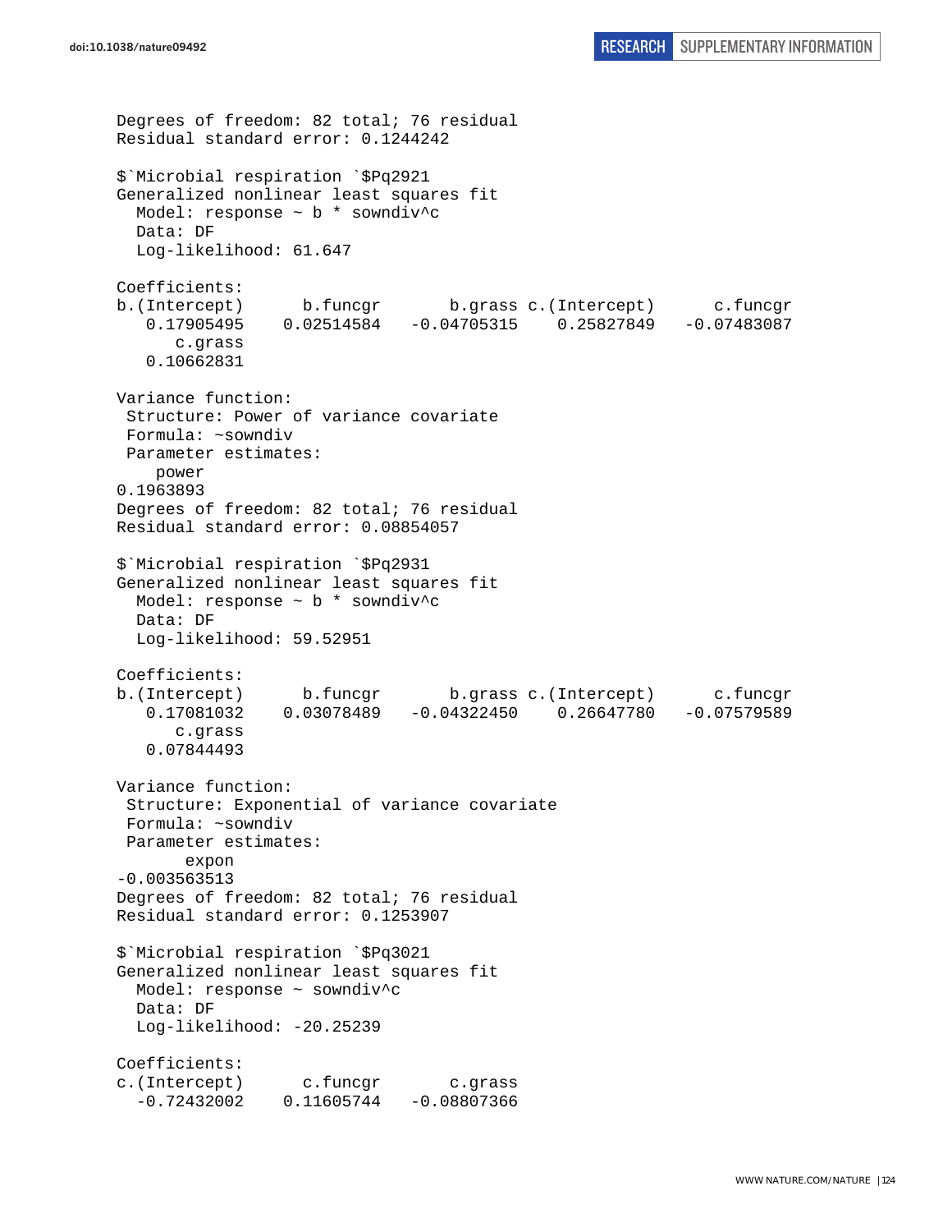```
Degrees of freedom: 82 total; 76 residual
Residual standard error: 0.1244242

$`Microbial respiration `$Pq2921
Generalized nonlinear least squares fit
  Model: response ~ b * sowndiv^c
  Data: DF
  Log-likelihood: 61.647

Coefficients:
b.(Intercept)      b.funcgr       b.grass c.(Intercept)      c.funcgr
   0.17905495    0.02514584   -0.04705315    0.25827849   -0.07483087
      c.grass
   0.10662831

Variance function:
 Structure: Power of variance covariate
 Formula: ~sowndiv
 Parameter estimates:
    power
0.1963893
Degrees of freedom: 82 total; 76 residual
Residual standard error: 0.08854057

$`Microbial respiration `$Pq2931
Generalized nonlinear least squares fit
  Model: response ~ b * sowndiv^c
  Data: DF
  Log-likelihood: 59.52951

Coefficients:
b.(Intercept)      b.funcgr       b.grass c.(Intercept)      c.funcgr
   0.17081032    0.03078489   -0.04322450    0.26647780   -0.07579589
      c.grass
   0.07844493

Variance function:
 Structure: Exponential of variance covariate
 Formula: ~sowndiv
 Parameter estimates:
       expon
-0.003563513
Degrees of freedom: 82 total; 76 residual
Residual standard error: 0.1253907

$`Microbial respiration `$Pq3021
Generalized nonlinear least squares fit
  Model: response ~ sowndiv^c
  Data: DF
  Log-likelihood: -20.25239

Coefficients:
c.(Intercept)      c.funcgr       c.grass
  -0.72432002    0.11605744   -0.08807366
```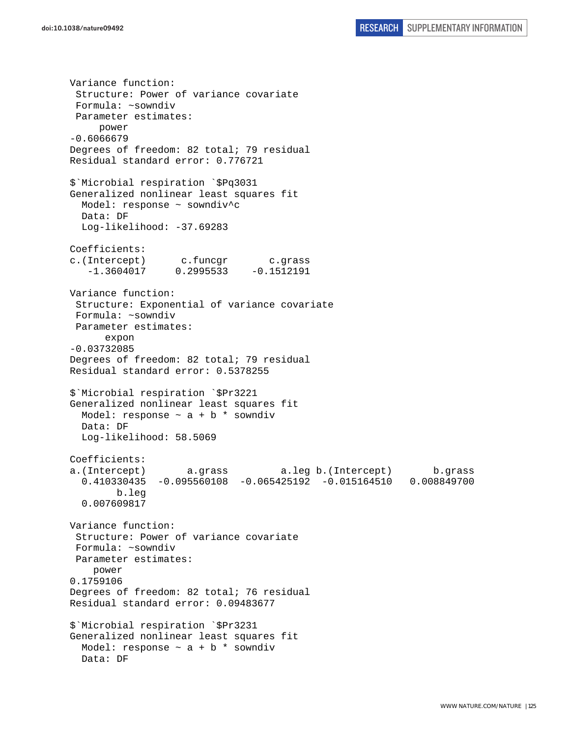```
Variance function:
 Structure: Power of variance covariate
 Formula: ~sowndiv
 Parameter estimates:
     power
-0.6066679
Degrees of freedom: 82 total; 79 residual
Residual standard error: 0.776721

$`Microbial respiration `$Pq3031
Generalized nonlinear least squares fit
  Model: response ~ sowndiv^c
  Data: DF
  Log-likelihood: -37.69283

Coefficients:
c.(Intercept)      c.funcgr       c.grass
   -1.3604017     0.2995533    -0.1512191

Variance function:
 Structure: Exponential of variance covariate
 Formula: ~sowndiv
 Parameter estimates:
      expon
-0.03732085
Degrees of freedom: 82 total; 79 residual
Residual standard error: 0.5378255

$`Microbial respiration `$Pr3221
Generalized nonlinear least squares fit
  Model: response ~ a + b * sowndiv
  Data: DF
  Log-likelihood: 58.5069

Coefficients:
a.(Intercept)       a.grass         a.leg b.(Intercept)       b.grass
  0.410330435  -0.095560108  -0.065425192  -0.015164510   0.008849700
        b.leg
  0.007609817

Variance function:
 Structure: Power of variance covariate
 Formula: ~sowndiv
 Parameter estimates:
    power
0.1759106
Degrees of freedom: 82 total; 76 residual
Residual standard error: 0.09483677

$`Microbial respiration `$Pr3231
Generalized nonlinear least squares fit
  Model: response ~ a + b * sowndiv
  Data: DF
```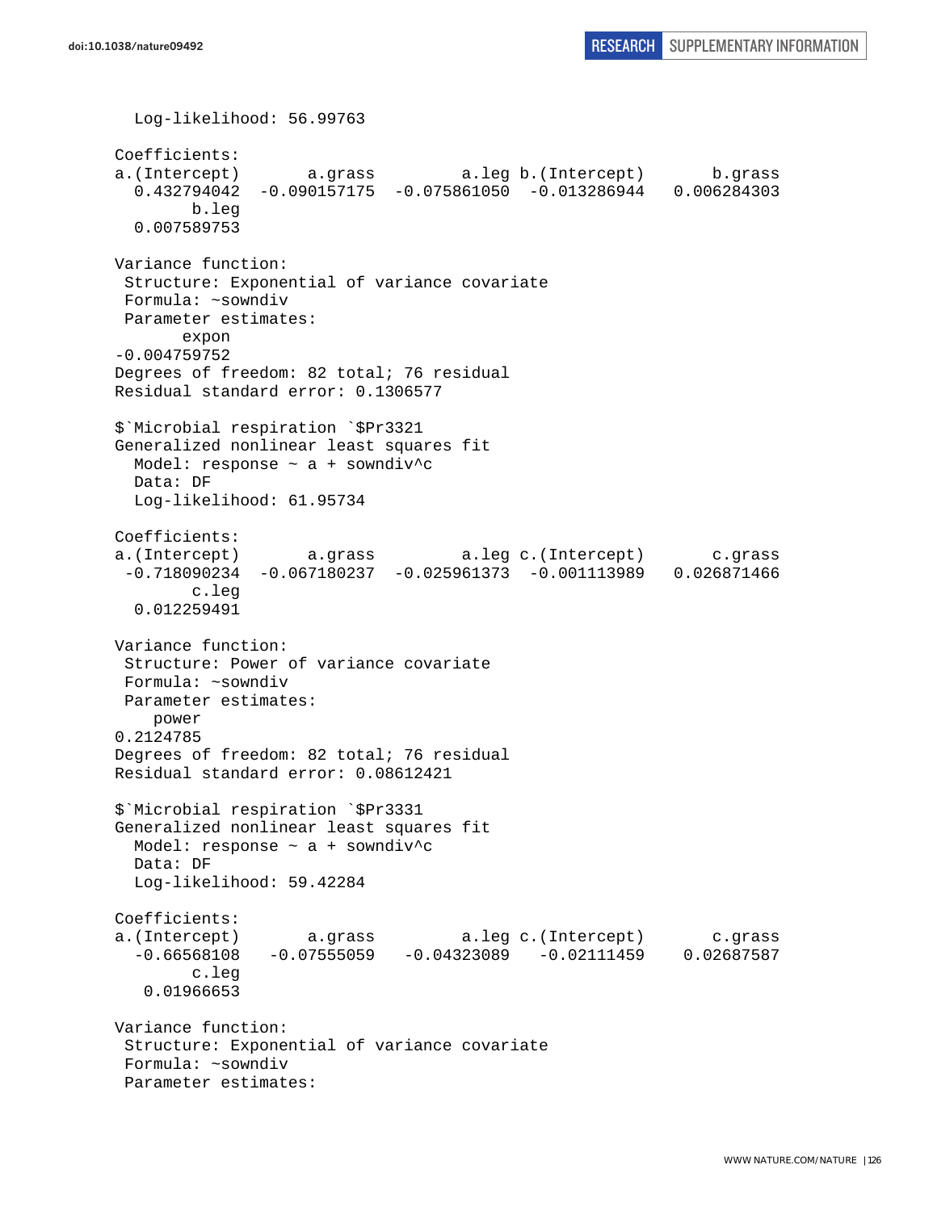```
  Log-likelihood: 56.99763

Coefficients:
a.(Intercept)       a.grass         a.leg b.(Intercept)       b.grass 
  0.432794042  -0.090157175  -0.075861050  -0.013286944   0.006284303 
        b.leg 
  0.007589753 

Variance function:
 Structure: Exponential of variance covariate
 Formula: ~sowndiv 
 Parameter estimates:
       expon 
-0.004759752 
Degrees of freedom: 82 total; 76 residual
Residual standard error: 0.1306577 

$`Microbial respiration `$Pr3321
Generalized nonlinear least squares fit
  Model: response ~ a + sowndiv^c 
  Data: DF 
  Log-likelihood: 61.95734

Coefficients:
a.(Intercept)       a.grass         a.leg c.(Intercept)       c.grass 
 -0.718090234  -0.067180237  -0.025961373  -0.001113989   0.026871466 
        c.leg 
  0.012259491 

Variance function:
 Structure: Power of variance covariate
 Formula: ~sowndiv 
 Parameter estimates:
    power 
0.2124785 
Degrees of freedom: 82 total; 76 residual
Residual standard error: 0.08612421 

$`Microbial respiration `$Pr3331
Generalized nonlinear least squares fit
  Model: response ~ a + sowndiv^c 
  Data: DF 
  Log-likelihood: 59.42284

Coefficients:
a.(Intercept)       a.grass         a.leg c.(Intercept)       c.grass 
  -0.66568108   -0.07555059   -0.04323089   -0.02111459    0.02687587 
        c.leg 
   0.01966653 

Variance function:
 Structure: Exponential of variance covariate
 Formula: ~sowndiv 
 Parameter estimates:
```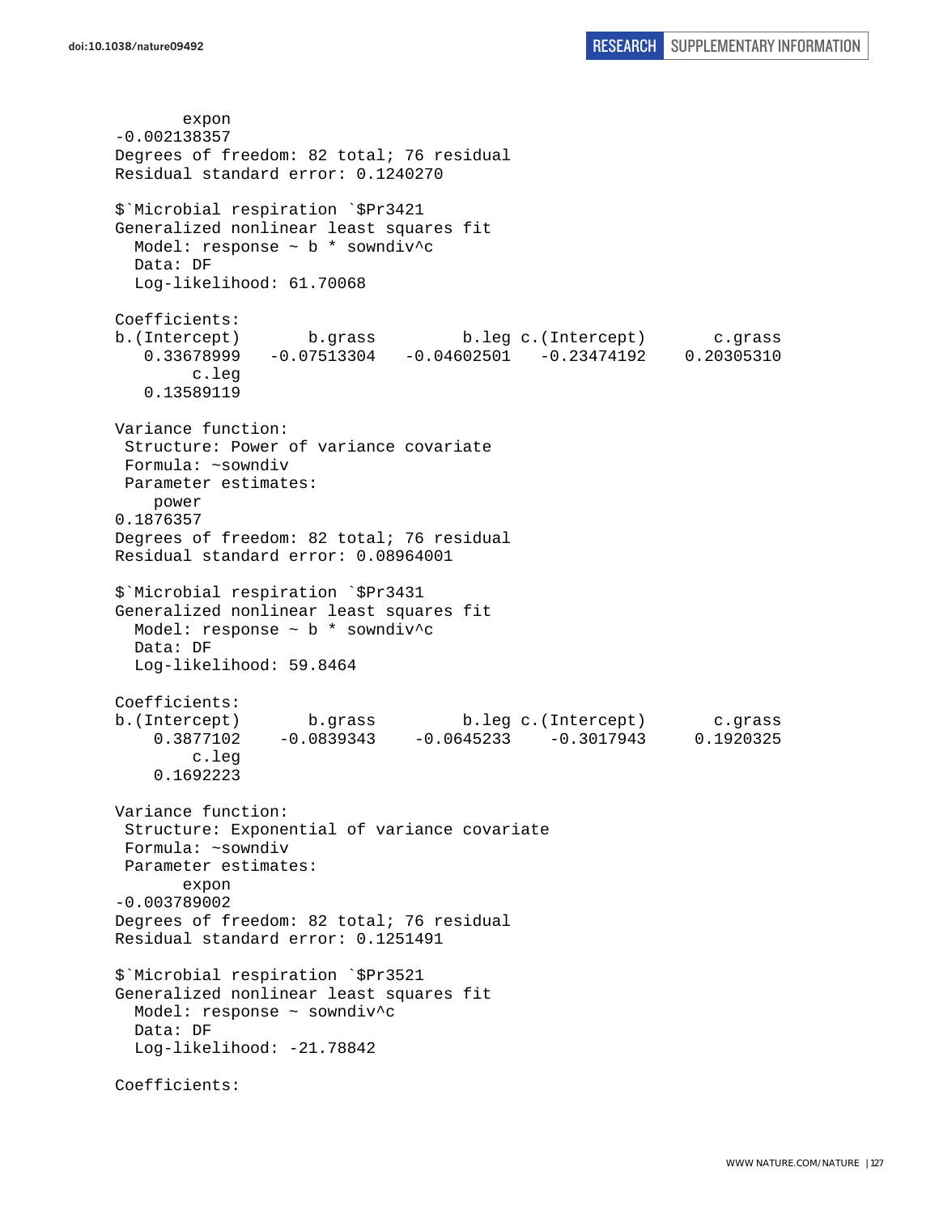```
       expon 
-0.002138357 
Degrees of freedom: 82 total; 76 residual
Residual standard error: 0.1240270 

$`Microbial respiration `$Pr3421
Generalized nonlinear least squares fit
  Model: response ~ b * sowndiv^c 
  Data: DF 
  Log-likelihood: 61.70068

Coefficients:
b.(Intercept)       b.grass         b.leg c.(Intercept)       c.grass 
   0.33678999   -0.07513304   -0.04602501   -0.23474192    0.20305310 
        c.leg 
   0.13589119 

Variance function:
 Structure: Power of variance covariate
 Formula: ~sowndiv 
 Parameter estimates:
    power 
0.1876357 
Degrees of freedom: 82 total; 76 residual
Residual standard error: 0.08964001 

$`Microbial respiration `$Pr3431
Generalized nonlinear least squares fit
  Model: response ~ b * sowndiv^c 
  Data: DF 
  Log-likelihood: 59.8464

Coefficients:
b.(Intercept)       b.grass         b.leg c.(Intercept)       c.grass 
    0.3877102    -0.0839343    -0.0645233    -0.3017943     0.1920325 
        c.leg 
    0.1692223 

Variance function:
 Structure: Exponential of variance covariate
 Formula: ~sowndiv 
 Parameter estimates:
       expon 
-0.003789002 
Degrees of freedom: 82 total; 76 residual
Residual standard error: 0.1251491 

$`Microbial respiration `$Pr3521
Generalized nonlinear least squares fit
  Model: response ~ sowndiv^c 
  Data: DF 
  Log-likelihood: -21.78842

Coefficients:
```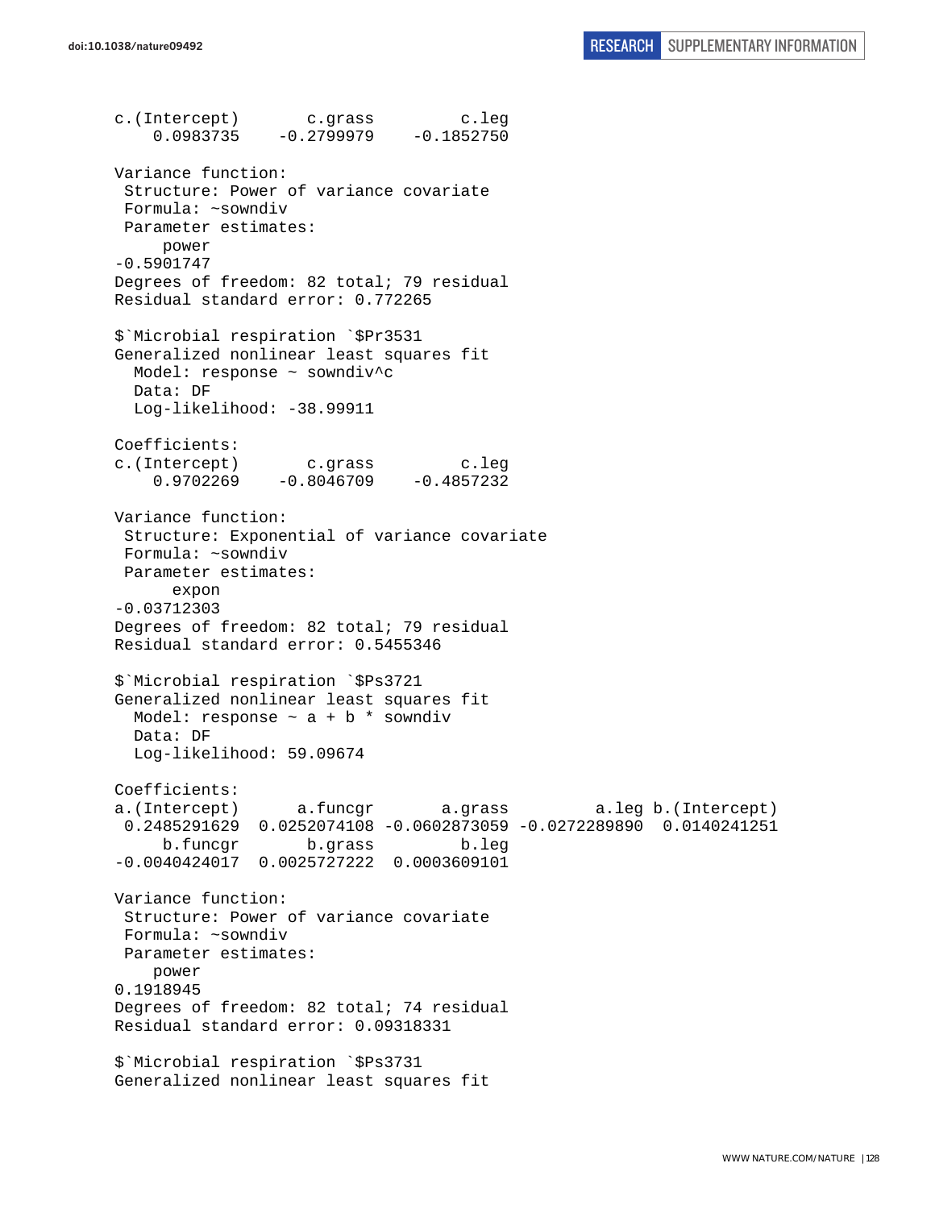```
c.(Intercept)       c.grass         c.leg 
    0.0983735    -0.2799979    -0.1852750 

Variance function:
 Structure: Power of variance covariate
 Formula: ~sowndiv 
 Parameter estimates:
     power 
-0.5901747 
Degrees of freedom: 82 total; 79 residual
Residual standard error: 0.772265 

$`Microbial respiration `$Pr3531
Generalized nonlinear least squares fit
  Model: response ~ sowndiv^c 
  Data: DF 
  Log-likelihood: -38.99911

Coefficients:
c.(Intercept)       c.grass         c.leg 
    0.9702269    -0.8046709    -0.4857232 

Variance function:
 Structure: Exponential of variance covariate
 Formula: ~sowndiv 
 Parameter estimates:
      expon 
-0.03712303 
Degrees of freedom: 82 total; 79 residual
Residual standard error: 0.5455346 

$`Microbial respiration `$Ps3721
Generalized nonlinear least squares fit
  Model: response ~ a + b * sowndiv 
  Data: DF 
  Log-likelihood: 59.09674

Coefficients:
a.(Intercept)      a.funcgr       a.grass         a.leg b.(Intercept) 
 0.2485291629  0.0252074108 -0.0602873059 -0.0272289890  0.0140241251 
     b.funcgr       b.grass         b.leg 
-0.0040424017  0.0025727222  0.0003609101 

Variance function:
 Structure: Power of variance covariate
 Formula: ~sowndiv 
 Parameter estimates:
    power 
0.1918945 
Degrees of freedom: 82 total; 74 residual
Residual standard error: 0.09318331 

$`Microbial respiration `$Ps3731
Generalized nonlinear least squares fit
```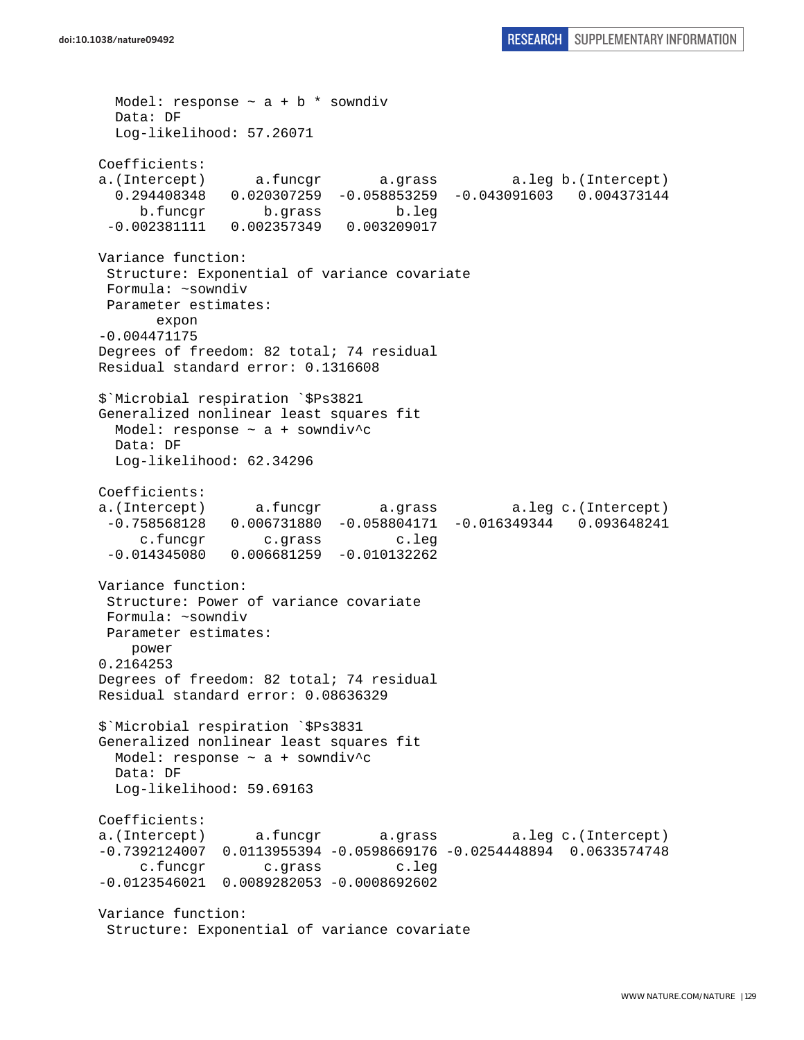```
  Model: response ~ a + b * sowndiv
  Data: DF
  Log-likelihood: 57.26071

Coefficients:
a.(Intercept)      a.funcgr       a.grass         a.leg b.(Intercept)
  0.294408348   0.020307259  -0.058853259  -0.043091603   0.004373144
     b.funcgr       b.grass         b.leg
 -0.002381111   0.002357349   0.003209017

Variance function:
 Structure: Exponential of variance covariate
 Formula: ~sowndiv
 Parameter estimates:
       expon
-0.004471175
Degrees of freedom: 82 total; 74 residual
Residual standard error: 0.1316608

$`Microbial respiration `$Ps3821
Generalized nonlinear least squares fit
  Model: response ~ a + sowndiv^c
  Data: DF
  Log-likelihood: 62.34296

Coefficients:
a.(Intercept)      a.funcgr       a.grass         a.leg c.(Intercept)
 -0.758568128   0.006731880  -0.058804171  -0.016349344   0.093648241
     c.funcgr       c.grass         c.leg
 -0.014345080   0.006681259  -0.010132262

Variance function:
 Structure: Power of variance covariate
 Formula: ~sowndiv
 Parameter estimates:
    power
0.2164253
Degrees of freedom: 82 total; 74 residual
Residual standard error: 0.08636329

$`Microbial respiration `$Ps3831
Generalized nonlinear least squares fit
  Model: response ~ a + sowndiv^c
  Data: DF
  Log-likelihood: 59.69163

Coefficients:
a.(Intercept)      a.funcgr       a.grass         a.leg c.(Intercept)
-0.7392124007  0.0113955394 -0.0598669176 -0.0254448894  0.0633574748
     c.funcgr       c.grass         c.leg
-0.0123546021  0.0089282053 -0.0008692602

Variance function:
 Structure: Exponential of variance covariate
```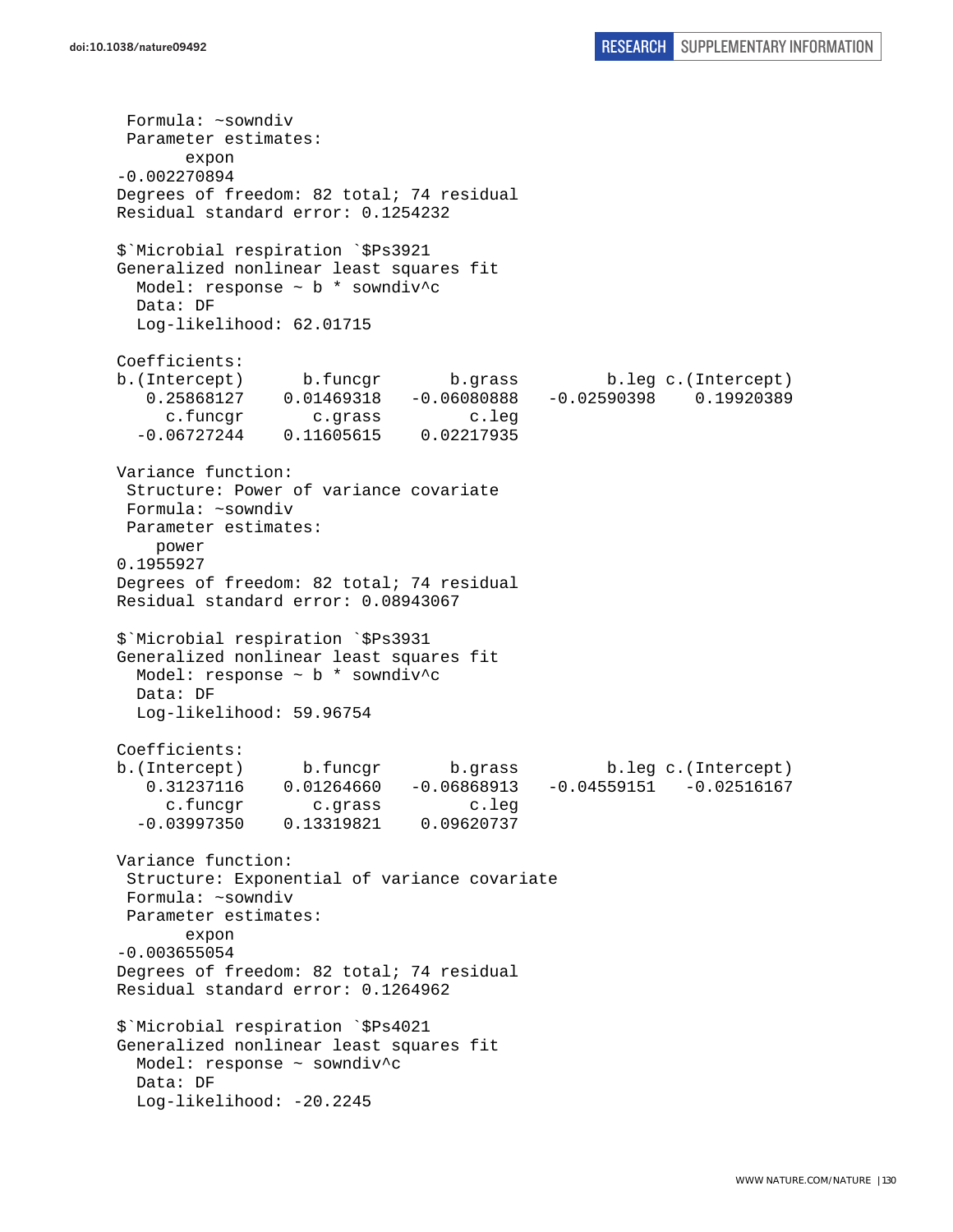```
 Formula: ~sowndiv
 Parameter estimates:
       expon
-0.002270894
Degrees of freedom: 82 total; 74 residual
Residual standard error: 0.1254232

$`Microbial respiration `$Ps3921
Generalized nonlinear least squares fit
  Model: response ~ b * sowndiv^c
  Data: DF
  Log-likelihood: 62.01715

Coefficients:
b.(Intercept)      b.funcgr       b.grass         b.leg c.(Intercept)
   0.25868127    0.01469318   -0.06080888   -0.02590398    0.19920389
     c.funcgr       c.grass         c.leg
  -0.06727244    0.11605615    0.02217935

Variance function:
 Structure: Power of variance covariate
 Formula: ~sowndiv
 Parameter estimates:
    power
0.1955927
Degrees of freedom: 82 total; 74 residual
Residual standard error: 0.08943067

$`Microbial respiration `$Ps3931
Generalized nonlinear least squares fit
  Model: response ~ b * sowndiv^c
  Data: DF
  Log-likelihood: 59.96754

Coefficients:
b.(Intercept)      b.funcgr       b.grass         b.leg c.(Intercept)
   0.31237116    0.01264660   -0.06868913   -0.04559151   -0.02516167
     c.funcgr       c.grass         c.leg
  -0.03997350    0.13319821    0.09620737

Variance function:
 Structure: Exponential of variance covariate
 Formula: ~sowndiv
 Parameter estimates:
       expon
-0.003655054
Degrees of freedom: 82 total; 74 residual
Residual standard error: 0.1264962

$`Microbial respiration `$Ps4021
Generalized nonlinear least squares fit
  Model: response ~ sowndiv^c
  Data: DF
  Log-likelihood: -20.2245
```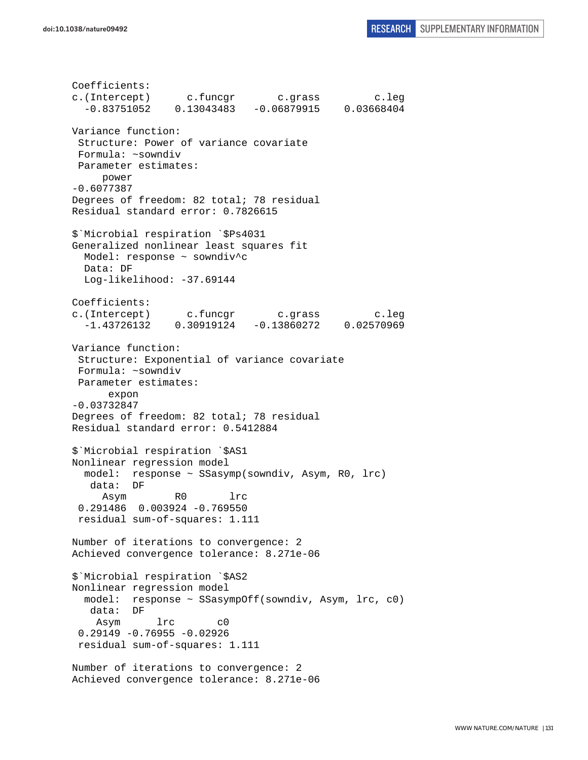```
Coefficients:
c.(Intercept)      c.funcgr       c.grass         c.leg 
  -0.83751052    0.13043483   -0.06879915    0.03668404 

Variance function:
 Structure: Power of variance covariate
 Formula: ~sowndiv 
 Parameter estimates:
     power 
-0.6077387 
Degrees of freedom: 82 total; 78 residual
Residual standard error: 0.7826615 

$`Microbial respiration `$Ps4031
Generalized nonlinear least squares fit
  Model: response ~ sowndiv^c 
  Data: DF 
  Log-likelihood: -37.69144

Coefficients:
c.(Intercept)      c.funcgr       c.grass         c.leg 
  -1.43726132    0.30919124   -0.13860272    0.02570969 

Variance function:
 Structure: Exponential of variance covariate
 Formula: ~sowndiv 
 Parameter estimates:
      expon 
-0.03732847 
Degrees of freedom: 82 total; 78 residual
Residual standard error: 0.5412884 

$`Microbial respiration `$AS1
Nonlinear regression model
  model:  response ~ SSasymp(sowndiv, Asym, R0, lrc) 
   data:  DF 
     Asym        R0       lrc 
 0.291486  0.003924 -0.769550 
 residual sum-of-squares: 1.111

Number of iterations to convergence: 2 
Achieved convergence tolerance: 8.271e-06 

$`Microbial respiration `$AS2
Nonlinear regression model
  model:  response ~ SSasympOff(sowndiv, Asym, lrc, c0) 
   data:  DF 
    Asym      lrc       c0 
 0.29149 -0.76955 -0.02926 
 residual sum-of-squares: 1.111

Number of iterations to convergence: 2 
Achieved convergence tolerance: 8.271e-06 
```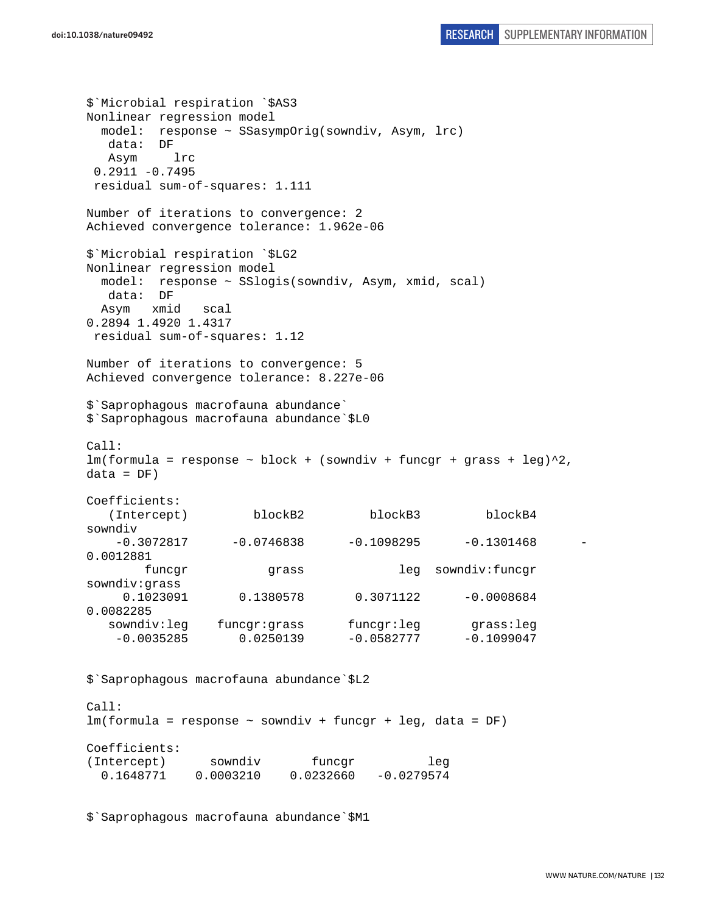```
$`Microbial respiration `$AS3
Nonlinear regression model
  model:  response ~ SSasympOrig(sowndiv, Asym, lrc)
   data:  DF
   Asym     lrc
 0.2911 -0.7495
 residual sum-of-squares: 1.111

Number of iterations to convergence: 2
Achieved convergence tolerance: 1.962e-06

$`Microbial respiration `$LG2
Nonlinear regression model
  model:  response ~ SSlogis(sowndiv, Asym, xmid, scal)
   data:  DF
  Asym   xmid   scal
0.2894 1.4920 1.4317
 residual sum-of-squares: 1.12

Number of iterations to convergence: 5
Achieved convergence tolerance: 8.227e-06

$`Saprophagous macrofauna abundance`
$`Saprophagous macrofauna abundance`$L0

Call:
lm(formula = response ~ block + (sowndiv + funcgr + grass + leg)^2,
data = DF)

Coefficients:
   (Intercept)         blockB2         blockB3         blockB4
sowndiv
    -0.3072817      -0.0746838      -0.1098295      -0.1301468      -
0.0012881
        funcgr           grass             leg  sowndiv:funcgr
sowndiv:grass
     0.1023091       0.1380578       0.3071122      -0.0008684
0.0082285
   sowndiv:leg    funcgr:grass      funcgr:leg       grass:leg
    -0.0035285       0.0250139      -0.0582777      -0.1099047


$`Saprophagous macrofauna abundance`$L2

Call:
lm(formula = response ~ sowndiv + funcgr + leg, data = DF)

Coefficients:
(Intercept)      sowndiv       funcgr          leg
  0.1648771    0.0003210    0.0232660   -0.0279574


$`Saprophagous macrofauna abundance`$M1
```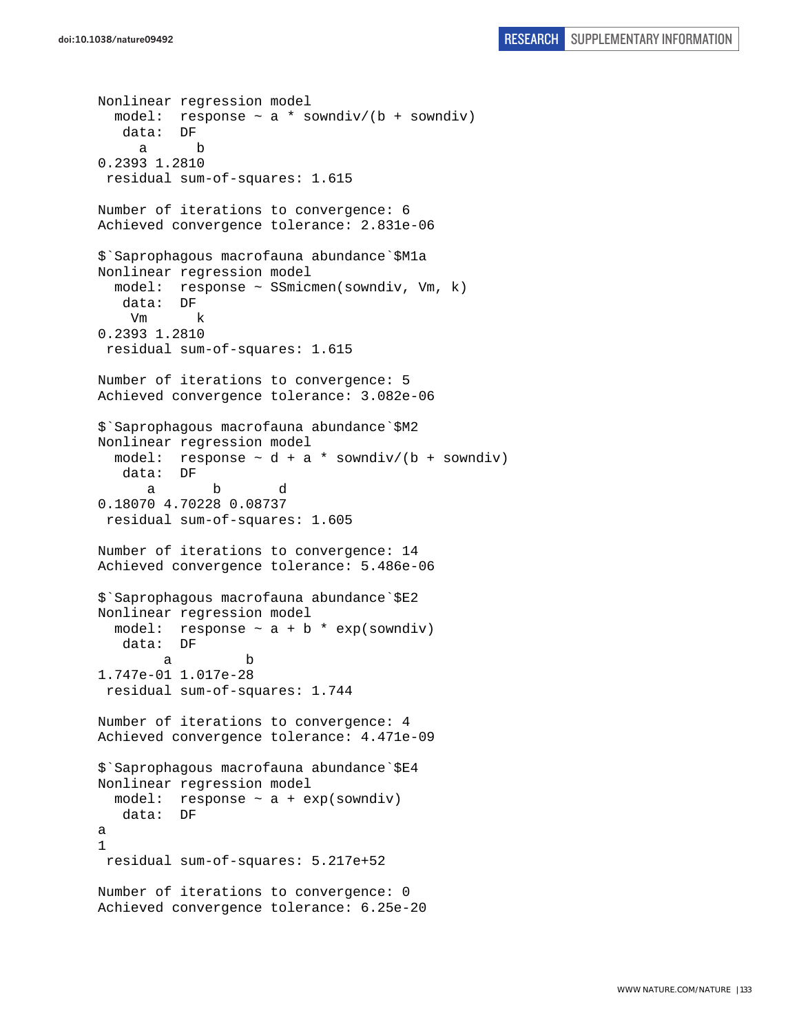```
Nonlinear regression model
  model:  response ~ a * sowndiv/(b + sowndiv)
   data:  DF
     a      b
0.2393 1.2810
 residual sum-of-squares: 1.615

Number of iterations to convergence: 6
Achieved convergence tolerance: 2.831e-06

$`Saprophagous macrofauna abundance`$M1a
Nonlinear regression model
  model:  response ~ SSmicmen(sowndiv, Vm, k)
   data:  DF
    Vm      k
0.2393 1.2810
 residual sum-of-squares: 1.615

Number of iterations to convergence: 5
Achieved convergence tolerance: 3.082e-06

$`Saprophagous macrofauna abundance`$M2
Nonlinear regression model
  model:  response ~ d + a * sowndiv/(b + sowndiv)
   data:  DF
      a       b       d
0.18070 4.70228 0.08737
 residual sum-of-squares: 1.605

Number of iterations to convergence: 14
Achieved convergence tolerance: 5.486e-06

$`Saprophagous macrofauna abundance`$E2
Nonlinear regression model
  model:  response ~ a + b * exp(sowndiv)
   data:  DF
        a         b
1.747e-01 1.017e-28
 residual sum-of-squares: 1.744

Number of iterations to convergence: 4
Achieved convergence tolerance: 4.471e-09

$`Saprophagous macrofauna abundance`$E4
Nonlinear regression model
  model:  response ~ a + exp(sowndiv)
   data:  DF
a
1
 residual sum-of-squares: 5.217e+52

Number of iterations to convergence: 0
Achieved convergence tolerance: 6.25e-20
```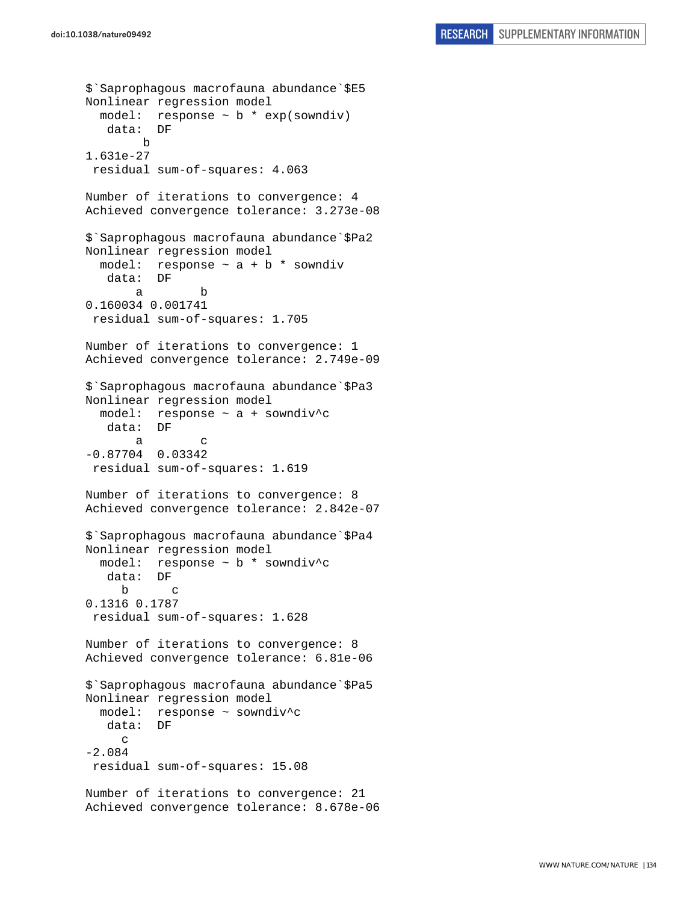```
$`Saprophagous macrofauna abundance`$E5
Nonlinear regression model
  model:  response ~ b * exp(sowndiv)
   data:  DF
        b 
1.631e-27 
 residual sum-of-squares: 4.063

Number of iterations to convergence: 4 
Achieved convergence tolerance: 3.273e-08 

$`Saprophagous macrofauna abundance`$Pa2
Nonlinear regression model
  model:  response ~ a + b * sowndiv
   data:  DF
       a        b 
0.160034 0.001741 
 residual sum-of-squares: 1.705

Number of iterations to convergence: 1 
Achieved convergence tolerance: 2.749e-09 

$`Saprophagous macrofauna abundance`$Pa3
Nonlinear regression model
  model:  response ~ a + sowndiv^c
   data:  DF
       a        c 
-0.87704  0.03342 
 residual sum-of-squares: 1.619

Number of iterations to convergence: 8 
Achieved convergence tolerance: 2.842e-07 

$`Saprophagous macrofauna abundance`$Pa4
Nonlinear regression model
  model:  response ~ b * sowndiv^c
   data:  DF
     b      c 
0.1316 0.1787 
 residual sum-of-squares: 1.628

Number of iterations to convergence: 8 
Achieved convergence tolerance: 6.81e-06 

$`Saprophagous macrofauna abundance`$Pa5
Nonlinear regression model
  model:  response ~ sowndiv^c
   data:  DF
     c 
-2.084 
 residual sum-of-squares: 15.08

Number of iterations to convergence: 21 
Achieved convergence tolerance: 8.678e-06 
```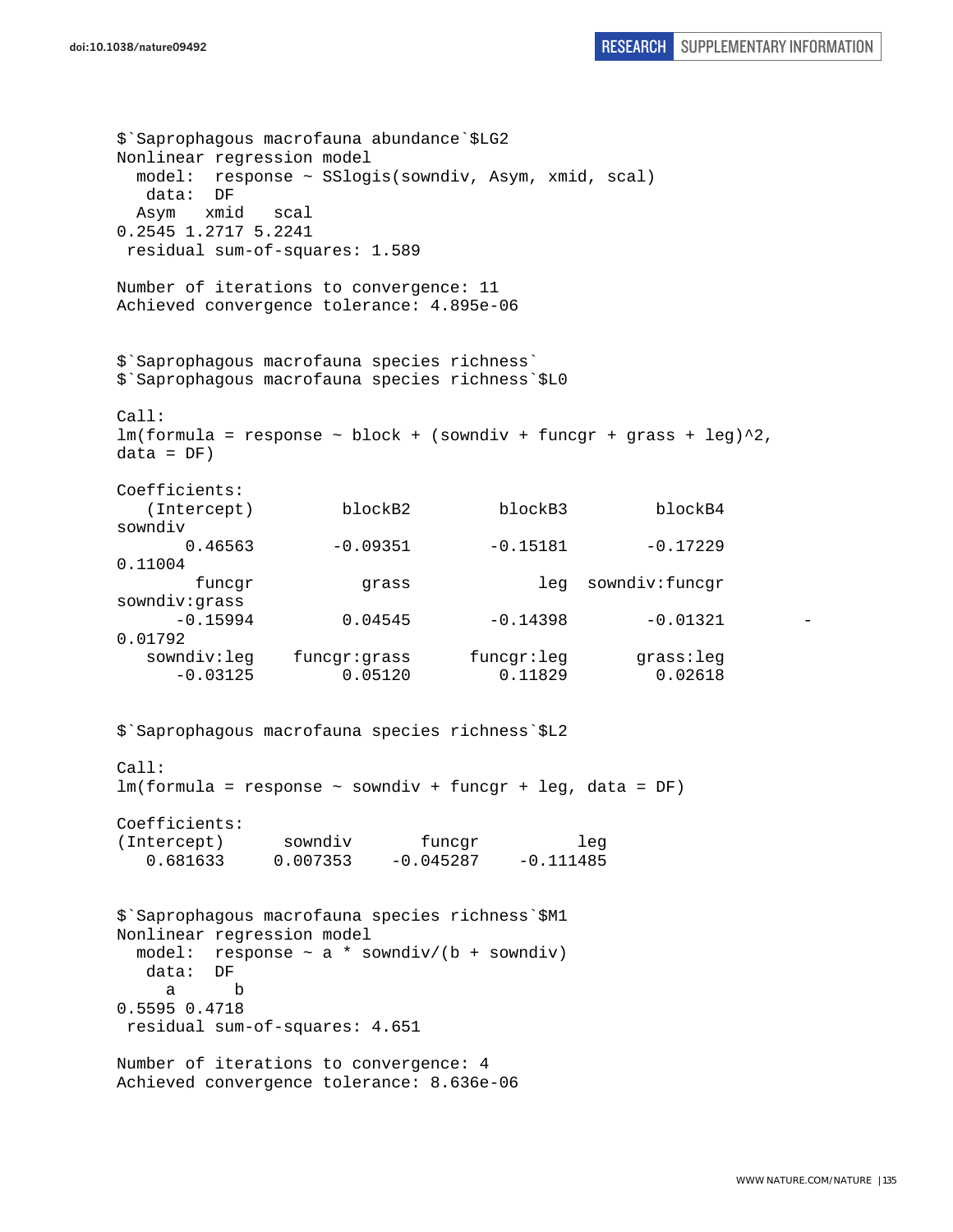```
$`Saprophagous macrofauna abundance`$LG2
Nonlinear regression model
  model:  response ~ SSlogis(sowndiv, Asym, xmid, scal)
   data:  DF
  Asym   xmid   scal 
0.2545 1.2717 5.2241 
 residual sum-of-squares: 1.589

Number of iterations to convergence: 11 
Achieved convergence tolerance: 4.895e-06 


$`Saprophagous macrofauna species richness`
$`Saprophagous macrofauna species richness`$L0

Call:
lm(formula = response ~ block + (sowndiv + funcgr + grass + leg)^2, 
data = DF)

Coefficients:
   (Intercept)         blockB2          blockB3          blockB4          
sowndiv  
       0.46563        -0.09351         -0.15181         -0.17229          
0.11004  
        funcgr           grass              leg   sowndiv:funcgr    
sowndiv:grass  
      -0.15994         0.04545         -0.14398         -0.01321         -
0.01792  
   sowndiv:leg    funcgr:grass       funcgr:leg        grass:leg  
      -0.03125         0.05120          0.11829          0.02618  


$`Saprophagous macrofauna species richness`$L2

Call:
lm(formula = response ~ sowndiv + funcgr + leg, data = DF)

Coefficients:
(Intercept)      sowndiv       funcgr          leg  
   0.681633     0.007353    -0.045287    -0.111485  


$`Saprophagous macrofauna species richness`$M1
Nonlinear regression model
  model:  response ~ a * sowndiv/(b + sowndiv)
   data:  DF
     a      b 
0.5595 0.4718 
 residual sum-of-squares: 4.651

Number of iterations to convergence: 4 
Achieved convergence tolerance: 8.636e-06 
```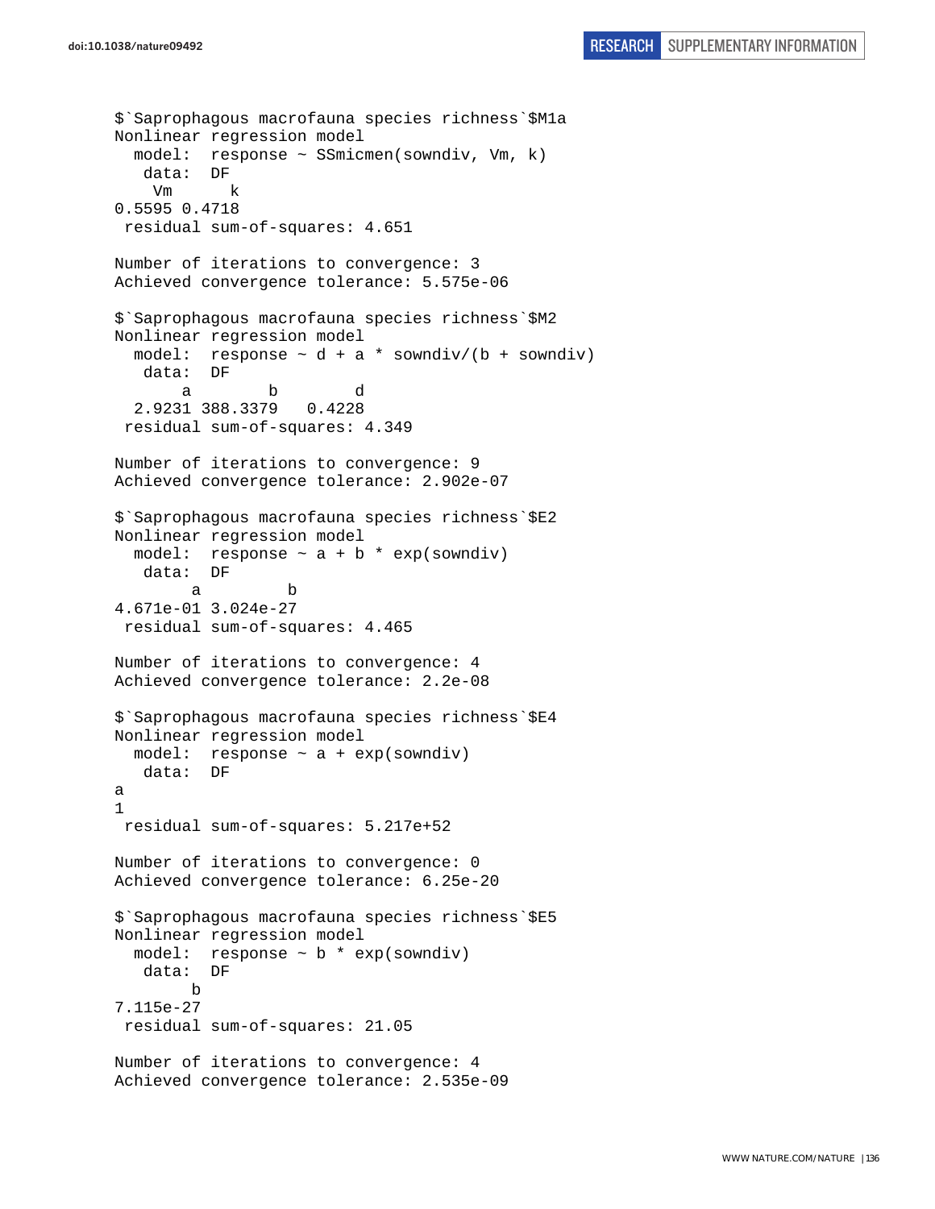```
$`Saprophagous macrofauna species richness`$M1a
Nonlinear regression model
  model:  response ~ SSmicmen(sowndiv, Vm, k)
   data:  DF
    Vm      k
0.5595 0.4718
 residual sum-of-squares: 4.651

Number of iterations to convergence: 3
Achieved convergence tolerance: 5.575e-06

$`Saprophagous macrofauna species richness`$M2
Nonlinear regression model
  model:  response ~ d + a * sowndiv/(b + sowndiv)
   data:  DF
       a        b        d
  2.9231 388.3379   0.4228
 residual sum-of-squares: 4.349

Number of iterations to convergence: 9
Achieved convergence tolerance: 2.902e-07

$`Saprophagous macrofauna species richness`$E2
Nonlinear regression model
  model:  response ~ a + b * exp(sowndiv)
   data:  DF
        a         b
4.671e-01 3.024e-27
 residual sum-of-squares: 4.465

Number of iterations to convergence: 4
Achieved convergence tolerance: 2.2e-08

$`Saprophagous macrofauna species richness`$E4
Nonlinear regression model
  model:  response ~ a + exp(sowndiv)
   data:  DF
a
1
 residual sum-of-squares: 5.217e+52

Number of iterations to convergence: 0
Achieved convergence tolerance: 6.25e-20

$`Saprophagous macrofauna species richness`$E5
Nonlinear regression model
  model:  response ~ b * exp(sowndiv)
   data:  DF
        b
7.115e-27
 residual sum-of-squares: 21.05

Number of iterations to convergence: 4
Achieved convergence tolerance: 2.535e-09
```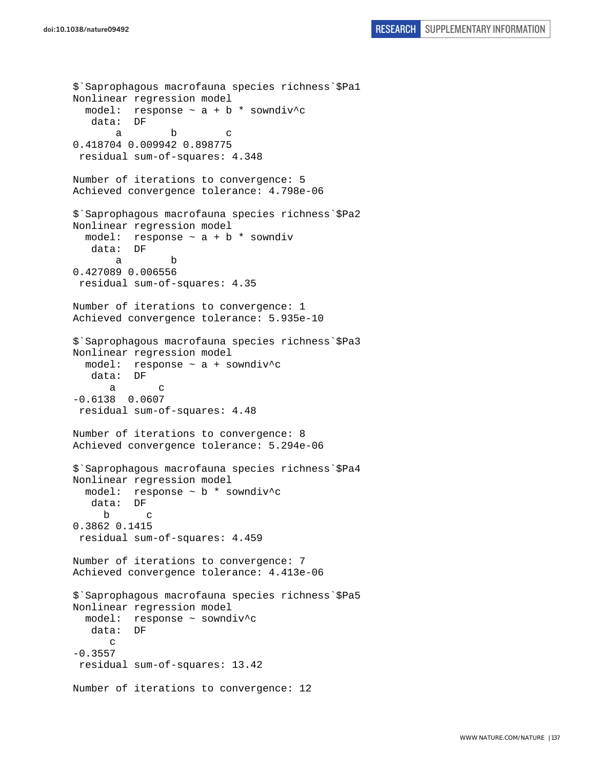```
$`Saprophagous macrofauna species richness`$Pa1
Nonlinear regression model
  model:  response ~ a + b * sowndiv^c
   data:  DF
       a        b        c 
0.418704 0.009942 0.898775 
 residual sum-of-squares: 4.348

Number of iterations to convergence: 5 
Achieved convergence tolerance: 4.798e-06 

$`Saprophagous macrofauna species richness`$Pa2
Nonlinear regression model
  model:  response ~ a + b * sowndiv
   data:  DF
       a        b 
0.427089 0.006556 
 residual sum-of-squares: 4.35

Number of iterations to convergence: 1 
Achieved convergence tolerance: 5.935e-10 

$`Saprophagous macrofauna species richness`$Pa3
Nonlinear regression model
  model:  response ~ a + sowndiv^c
   data:  DF
      a       c 
-0.6138  0.0607 
 residual sum-of-squares: 4.48

Number of iterations to convergence: 8 
Achieved convergence tolerance: 5.294e-06 

$`Saprophagous macrofauna species richness`$Pa4
Nonlinear regression model
  model:  response ~ b * sowndiv^c
   data:  DF
     b      c 
0.3862 0.1415 
 residual sum-of-squares: 4.459

Number of iterations to convergence: 7 
Achieved convergence tolerance: 4.413e-06 

$`Saprophagous macrofauna species richness`$Pa5
Nonlinear regression model
  model:  response ~ sowndiv^c
   data:  DF
      c 
-0.3557 
 residual sum-of-squares: 13.42

Number of iterations to convergence: 12 
```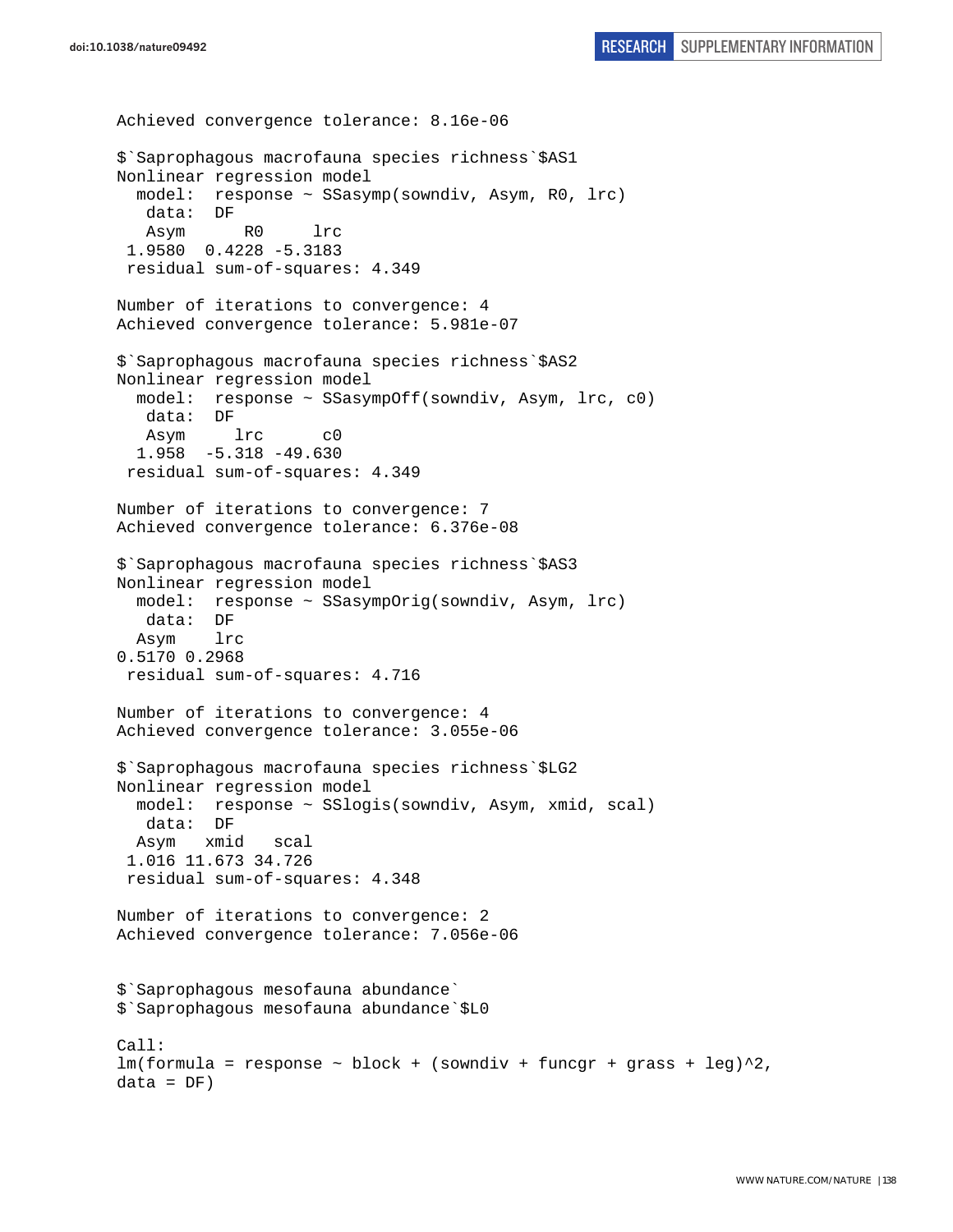```
Achieved convergence tolerance: 8.16e-06

$`Saprophagous macrofauna species richness`$AS1
Nonlinear regression model
  model:  response ~ SSasymp(sowndiv, Asym, R0, lrc)
   data:  DF
   Asym      R0     lrc 
 1.9580  0.4228 -5.3183 
 residual sum-of-squares: 4.349

Number of iterations to convergence: 4 
Achieved convergence tolerance: 5.981e-07

$`Saprophagous macrofauna species richness`$AS2
Nonlinear regression model
  model:  response ~ SSasympOff(sowndiv, Asym, lrc, c0)
   data:  DF
   Asym     lrc      c0 
  1.958  -5.318 -49.630 
 residual sum-of-squares: 4.349

Number of iterations to convergence: 7 
Achieved convergence tolerance: 6.376e-08

$`Saprophagous macrofauna species richness`$AS3
Nonlinear regression model
  model:  response ~ SSasympOrig(sowndiv, Asym, lrc)
   data:  DF
  Asym    lrc 
0.5170 0.2968 
 residual sum-of-squares: 4.716

Number of iterations to convergence: 4 
Achieved convergence tolerance: 3.055e-06

$`Saprophagous macrofauna species richness`$LG2
Nonlinear regression model
  model:  response ~ SSlogis(sowndiv, Asym, xmid, scal)
   data:  DF
  Asym   xmid   scal 
 1.016 11.673 34.726 
 residual sum-of-squares: 4.348

Number of iterations to convergence: 2 
Achieved convergence tolerance: 7.056e-06


$`Saprophagous mesofauna abundance`
$`Saprophagous mesofauna abundance`$L0

Call:
lm(formula = response ~ block + (sowndiv + funcgr + grass + leg)^2, 
data = DF)
```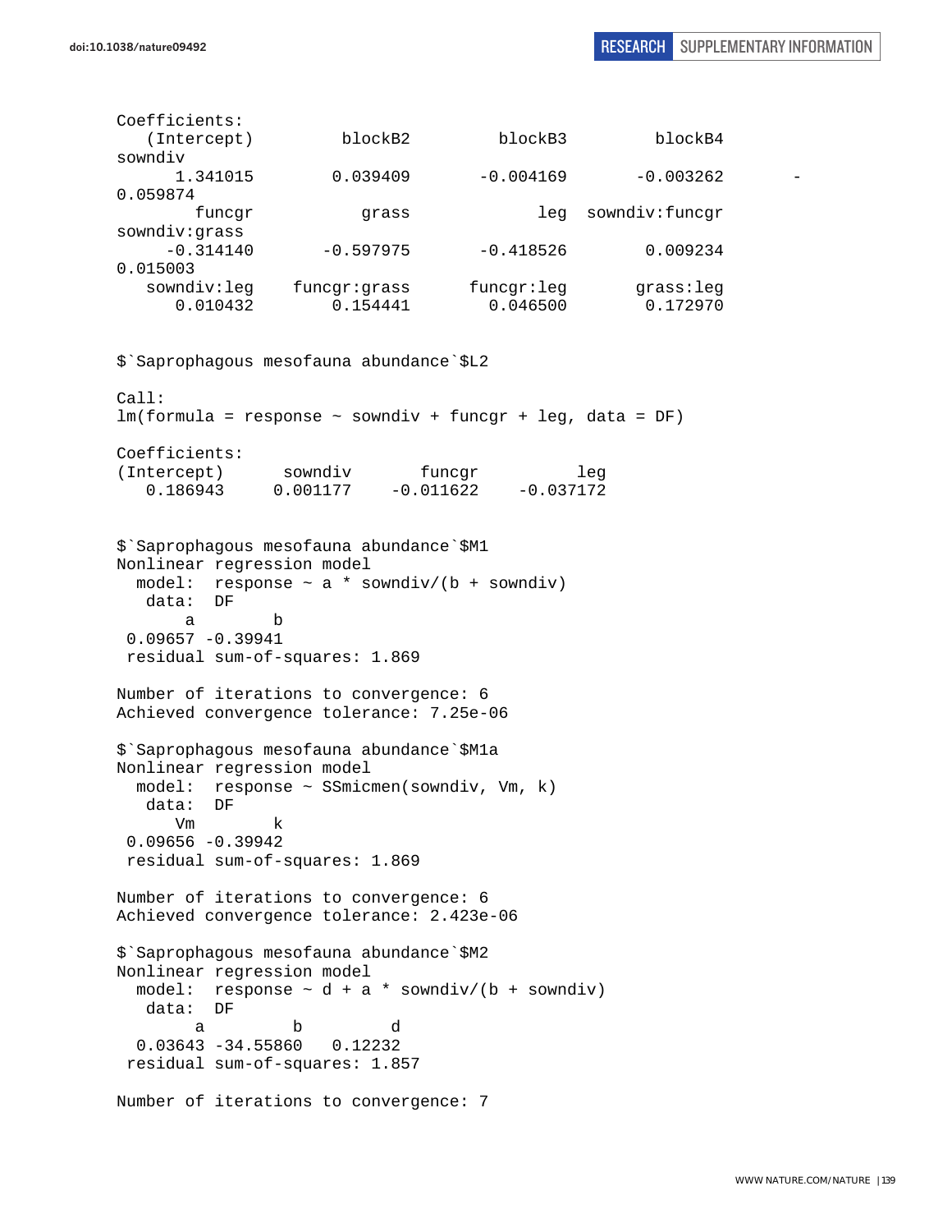```
Coefficients:
   (Intercept)          blockB2          blockB3          blockB4
sowndiv
      1.341015         0.039409        -0.004169        -0.003262        -
0.059874
        funcgr            grass              leg   sowndiv:funcgr
sowndiv:grass
     -0.314140        -0.597975        -0.418526         0.009234
0.015003
   sowndiv:leg     funcgr:grass       funcgr:leg        grass:leg
      0.010432         0.154441         0.046500         0.172970


$`Saprophagous mesofauna abundance`$L2

Call:
lm(formula = response ~ sowndiv + funcgr + leg, data = DF)

Coefficients:
(Intercept)      sowndiv       funcgr          leg
   0.186943     0.001177    -0.011622    -0.037172


$`Saprophagous mesofauna abundance`$M1
Nonlinear regression model
  model:  response ~ a * sowndiv/(b + sowndiv)
   data:  DF
       a        b
 0.09657 -0.39941
 residual sum-of-squares: 1.869

Number of iterations to convergence: 6
Achieved convergence tolerance: 7.25e-06

$`Saprophagous mesofauna abundance`$M1a
Nonlinear regression model
  model:  response ~ SSmicmen(sowndiv, Vm, k)
   data:  DF
      Vm        k
 0.09656 -0.39942
 residual sum-of-squares: 1.869

Number of iterations to convergence: 6
Achieved convergence tolerance: 2.423e-06

$`Saprophagous mesofauna abundance`$M2
Nonlinear regression model
  model:  response ~ d + a * sowndiv/(b + sowndiv)
   data:  DF
        a         b         d
  0.03643 -34.55860   0.12232
 residual sum-of-squares: 1.857

Number of iterations to convergence: 7
```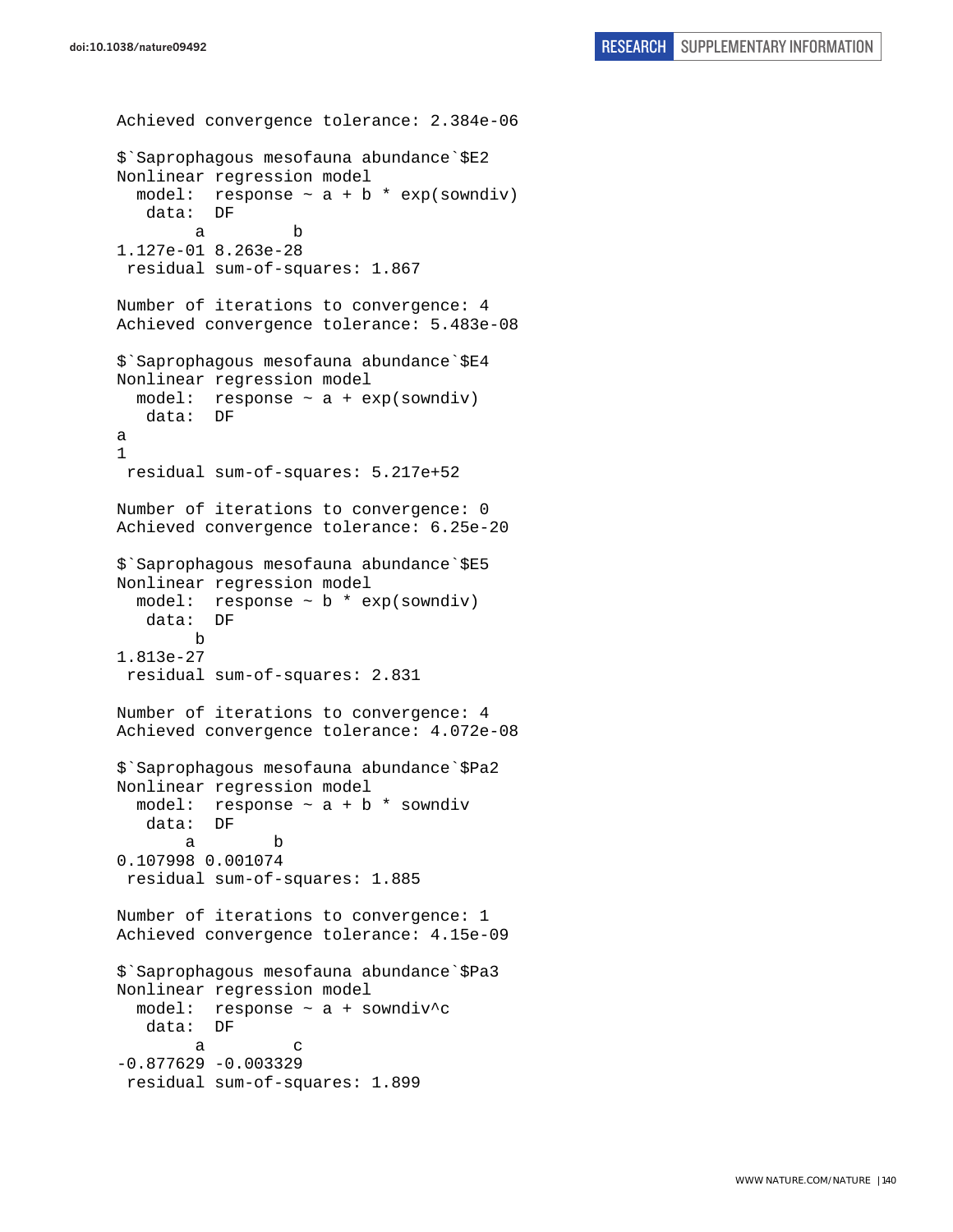```
Achieved convergence tolerance: 2.384e-06

$`Saprophagous mesofauna abundance`$E2
Nonlinear regression model
  model:  response ~ a + b * exp(sowndiv)
   data:  DF
        a         b 
1.127e-01 8.263e-28 
 residual sum-of-squares: 1.867

Number of iterations to convergence: 4 
Achieved convergence tolerance: 5.483e-08 

$`Saprophagous mesofauna abundance`$E4
Nonlinear regression model
  model:  response ~ a + exp(sowndiv)
   data:  DF
a 
1 
 residual sum-of-squares: 5.217e+52

Number of iterations to convergence: 0 
Achieved convergence tolerance: 6.25e-20 

$`Saprophagous mesofauna abundance`$E5
Nonlinear regression model
  model:  response ~ b * exp(sowndiv)
   data:  DF
        b 
1.813e-27 
 residual sum-of-squares: 2.831

Number of iterations to convergence: 4 
Achieved convergence tolerance: 4.072e-08 

$`Saprophagous mesofauna abundance`$Pa2
Nonlinear regression model
  model:  response ~ a + b * sowndiv
   data:  DF
       a        b 
0.107998 0.001074 
 residual sum-of-squares: 1.885

Number of iterations to convergence: 1 
Achieved convergence tolerance: 4.15e-09 

$`Saprophagous mesofauna abundance`$Pa3
Nonlinear regression model
  model:  response ~ a + sowndiv^c
   data:  DF
        a         c 
-0.877629 -0.003329 
 residual sum-of-squares: 1.899
```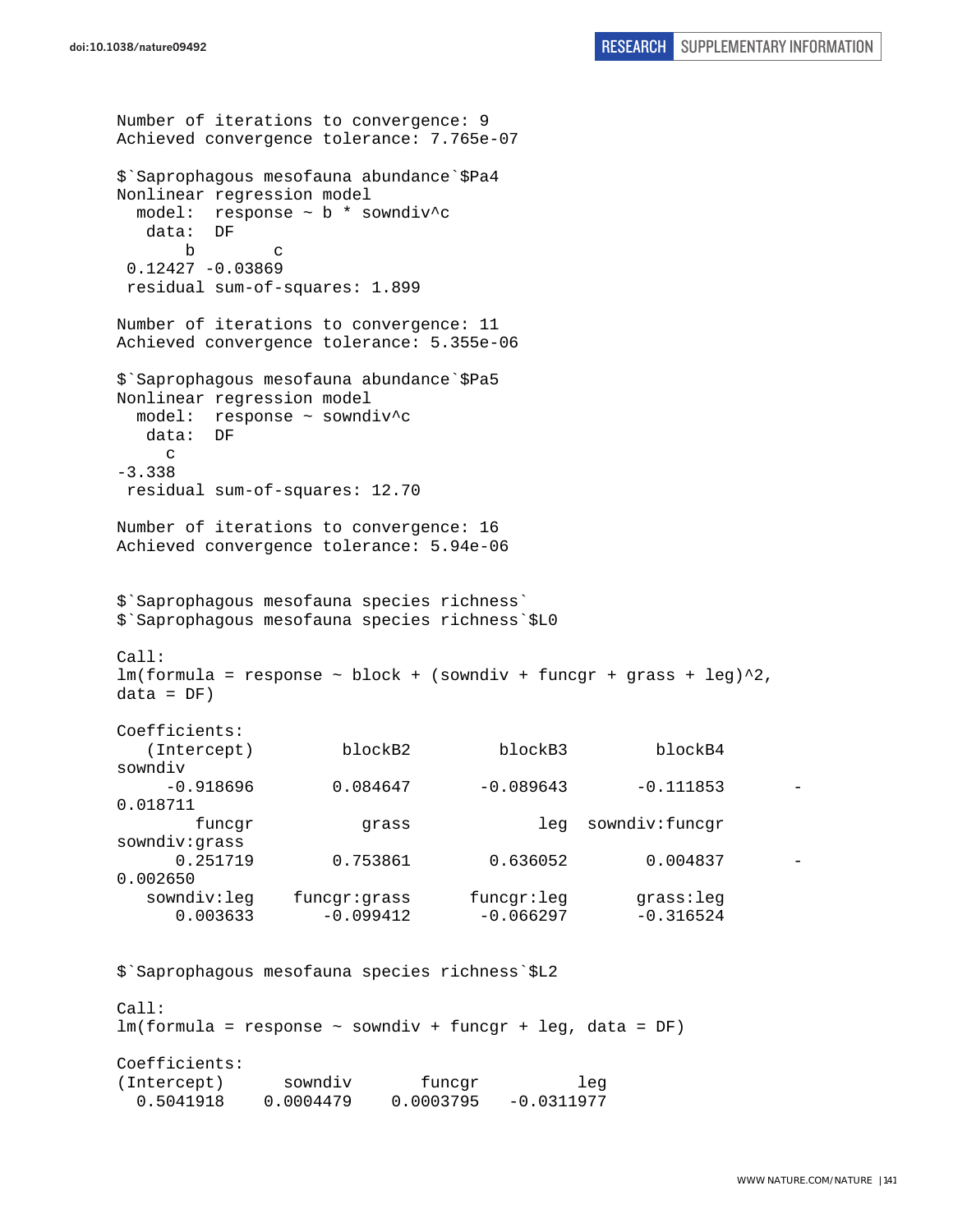```
Number of iterations to convergence: 9
Achieved convergence tolerance: 7.765e-07

$`Saprophagous mesofauna abundance`$Pa4
Nonlinear regression model
  model:  response ~ b * sowndiv^c
   data:  DF
       b        c
 0.12427 -0.03869
 residual sum-of-squares: 1.899

Number of iterations to convergence: 11
Achieved convergence tolerance: 5.355e-06

$`Saprophagous mesofauna abundance`$Pa5
Nonlinear regression model
  model:  response ~ sowndiv^c
   data:  DF
     c
-3.338
 residual sum-of-squares: 12.70

Number of iterations to convergence: 16
Achieved convergence tolerance: 5.94e-06


$`Saprophagous mesofauna species richness`
$`Saprophagous mesofauna species richness`$L0

Call:
lm(formula = response ~ block + (sowndiv + funcgr + grass + leg)^2,
data = DF)

Coefficients:
   (Intercept)          blockB2          blockB3          blockB4
sowndiv
     -0.918696         0.084647        -0.089643        -0.111853        -
0.018711
        funcgr            grass              leg   sowndiv:funcgr
sowndiv:grass
      0.251719         0.753861         0.636052         0.004837        -
0.002650
   sowndiv:leg     funcgr:grass       funcgr:leg        grass:leg
      0.003633        -0.099412        -0.066297        -0.316524


$`Saprophagous mesofauna species richness`$L2

Call:
lm(formula = response ~ sowndiv + funcgr + leg, data = DF)

Coefficients:
(Intercept)      sowndiv       funcgr          leg
  0.5041918    0.0004479    0.0003795   -0.0311977
```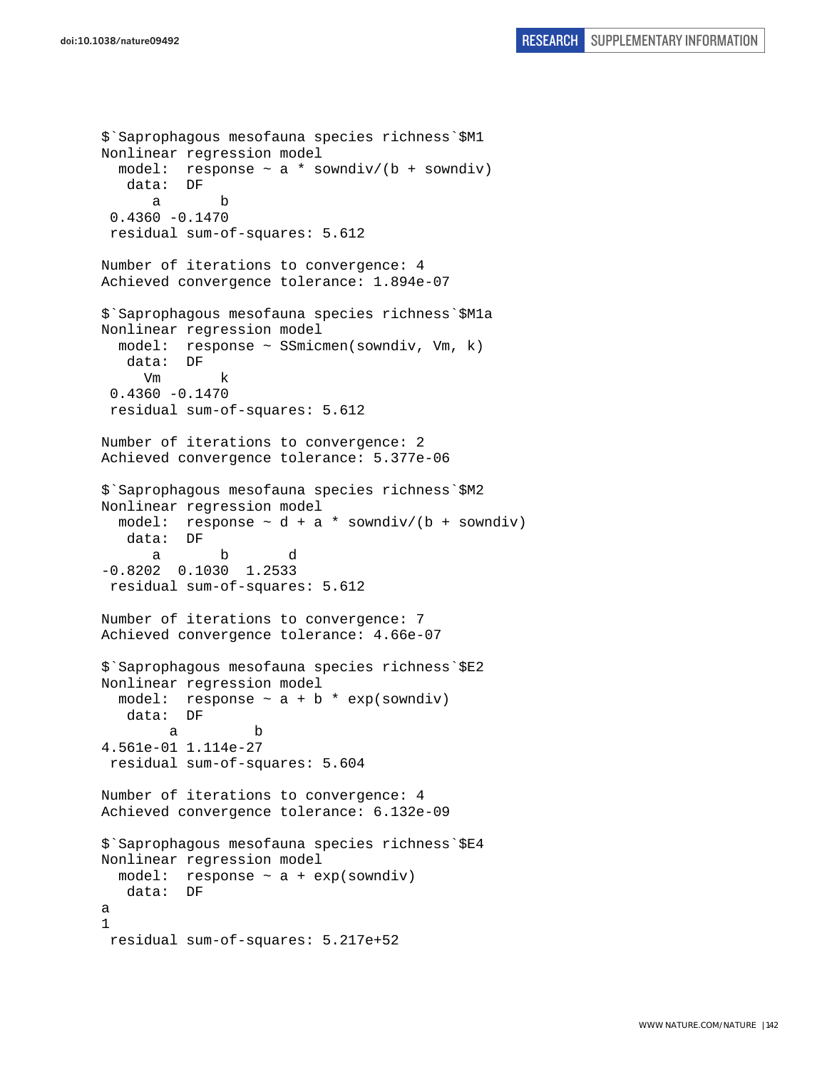```
$`Saprophagous mesofauna species richness`$M1
Nonlinear regression model
  model:  response ~ a * sowndiv/(b + sowndiv)
   data:  DF
      a       b 
 0.4360 -0.1470 
 residual sum-of-squares: 5.612

Number of iterations to convergence: 4 
Achieved convergence tolerance: 1.894e-07 

$`Saprophagous mesofauna species richness`$M1a
Nonlinear regression model
  model:  response ~ SSmicmen(sowndiv, Vm, k)
   data:  DF
     Vm       k 
 0.4360 -0.1470 
 residual sum-of-squares: 5.612

Number of iterations to convergence: 2 
Achieved convergence tolerance: 5.377e-06 

$`Saprophagous mesofauna species richness`$M2
Nonlinear regression model
  model:  response ~ d + a * sowndiv/(b + sowndiv)
   data:  DF
      a       b       d 
-0.8202  0.1030  1.2533 
 residual sum-of-squares: 5.612

Number of iterations to convergence: 7 
Achieved convergence tolerance: 4.66e-07 

$`Saprophagous mesofauna species richness`$E2
Nonlinear regression model
  model:  response ~ a + b * exp(sowndiv)
   data:  DF
        a         b 
4.561e-01 1.114e-27 
 residual sum-of-squares: 5.604

Number of iterations to convergence: 4 
Achieved convergence tolerance: 6.132e-09 

$`Saprophagous mesofauna species richness`$E4
Nonlinear regression model
  model:  response ~ a + exp(sowndiv)
   data:  DF
a 
1 
 residual sum-of-squares: 5.217e+52
```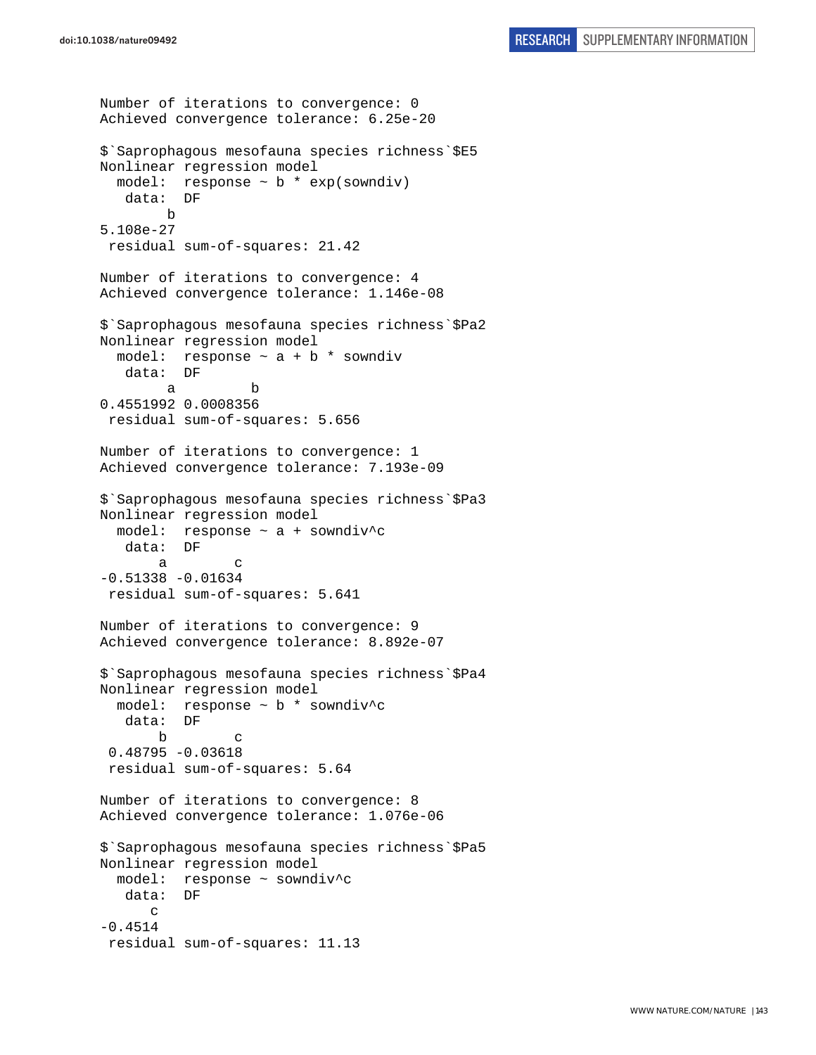```
Number of iterations to convergence: 0
Achieved convergence tolerance: 6.25e-20

$`Saprophagous mesofauna species richness`$E5
Nonlinear regression model
  model:  response ~ b * exp(sowndiv)
   data:  DF
        b
5.108e-27
 residual sum-of-squares: 21.42

Number of iterations to convergence: 4
Achieved convergence tolerance: 1.146e-08

$`Saprophagous mesofauna species richness`$Pa2
Nonlinear regression model
  model:  response ~ a + b * sowndiv
   data:  DF
        a         b
0.4551992 0.0008356
 residual sum-of-squares: 5.656

Number of iterations to convergence: 1
Achieved convergence tolerance: 7.193e-09

$`Saprophagous mesofauna species richness`$Pa3
Nonlinear regression model
  model:  response ~ a + sowndiv^c
   data:  DF
       a        c
-0.51338 -0.01634
 residual sum-of-squares: 5.641

Number of iterations to convergence: 9
Achieved convergence tolerance: 8.892e-07

$`Saprophagous mesofauna species richness`$Pa4
Nonlinear regression model
  model:  response ~ b * sowndiv^c
   data:  DF
       b        c
 0.48795 -0.03618
 residual sum-of-squares: 5.64

Number of iterations to convergence: 8
Achieved convergence tolerance: 1.076e-06

$`Saprophagous mesofauna species richness`$Pa5
Nonlinear regression model
  model:  response ~ sowndiv^c
   data:  DF
      c
-0.4514
 residual sum-of-squares: 11.13
```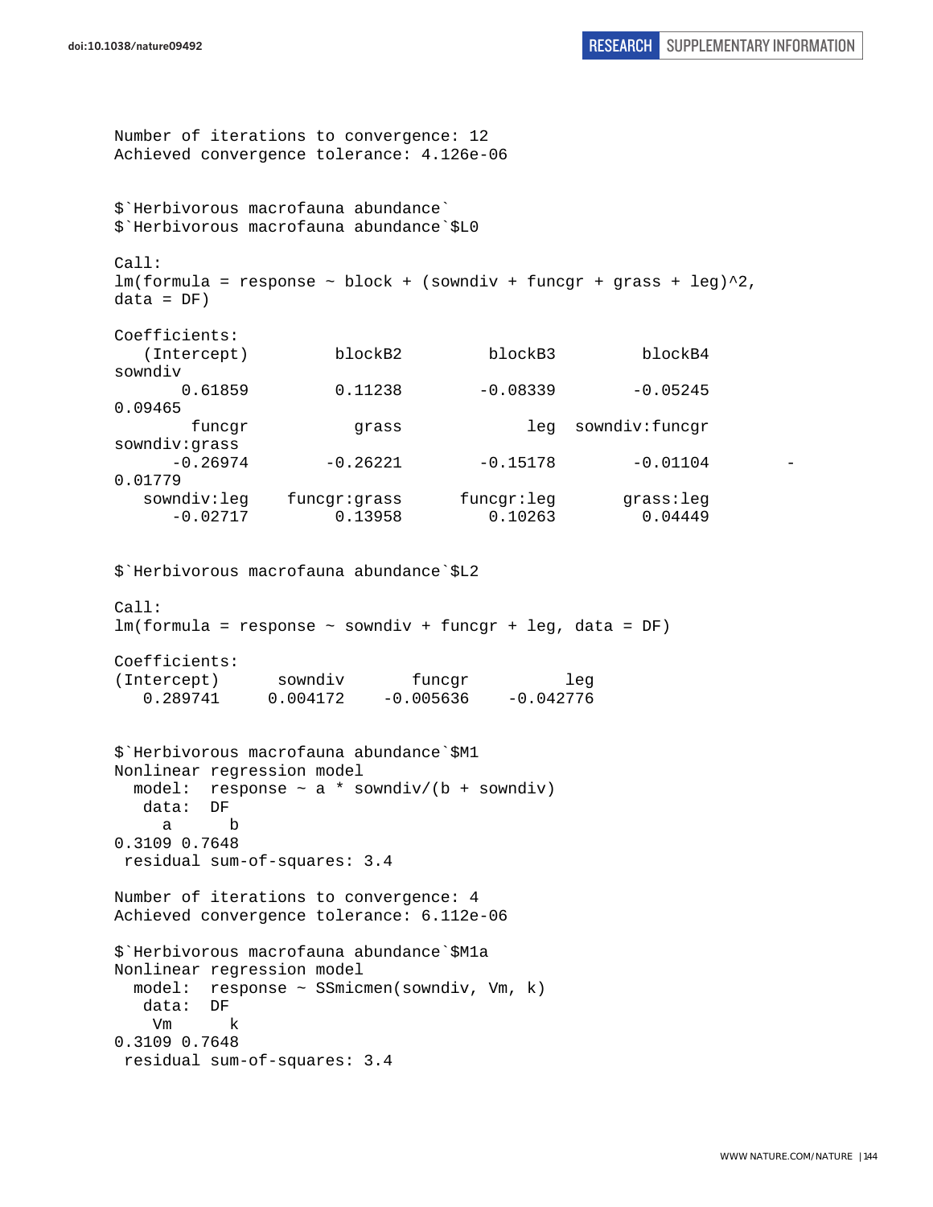```
Number of iterations to convergence: 12
Achieved convergence tolerance: 4.126e-06


$`Herbivorous macrofauna abundance`
$`Herbivorous macrofauna abundance`$L0

Call:
lm(formula = response ~ block + (sowndiv + funcgr + grass + leg)^2,
data = DF)

Coefficients:
   (Intercept)         blockB2         blockB3         blockB4
sowndiv
       0.61859         0.11238        -0.08339        -0.05245
0.09465
        funcgr           grass             leg  sowndiv:funcgr
sowndiv:grass
      -0.26974        -0.26221        -0.15178        -0.01104        -
0.01779
   sowndiv:leg    funcgr:grass      funcgr:leg       grass:leg
      -0.02717         0.13958         0.10263         0.04449


$`Herbivorous macrofauna abundance`$L2

Call:
lm(formula = response ~ sowndiv + funcgr + leg, data = DF)

Coefficients:
(Intercept)      sowndiv       funcgr          leg
   0.289741     0.004172    -0.005636    -0.042776


$`Herbivorous macrofauna abundance`$M1
Nonlinear regression model
  model:  response ~ a * sowndiv/(b + sowndiv)
   data:  DF
     a      b
0.3109 0.7648
 residual sum-of-squares: 3.4

Number of iterations to convergence: 4
Achieved convergence tolerance: 6.112e-06

$`Herbivorous macrofauna abundance`$M1a
Nonlinear regression model
  model:  response ~ SSmicmen(sowndiv, Vm, k)
   data:  DF
    Vm      k
0.3109 0.7648
 residual sum-of-squares: 3.4
```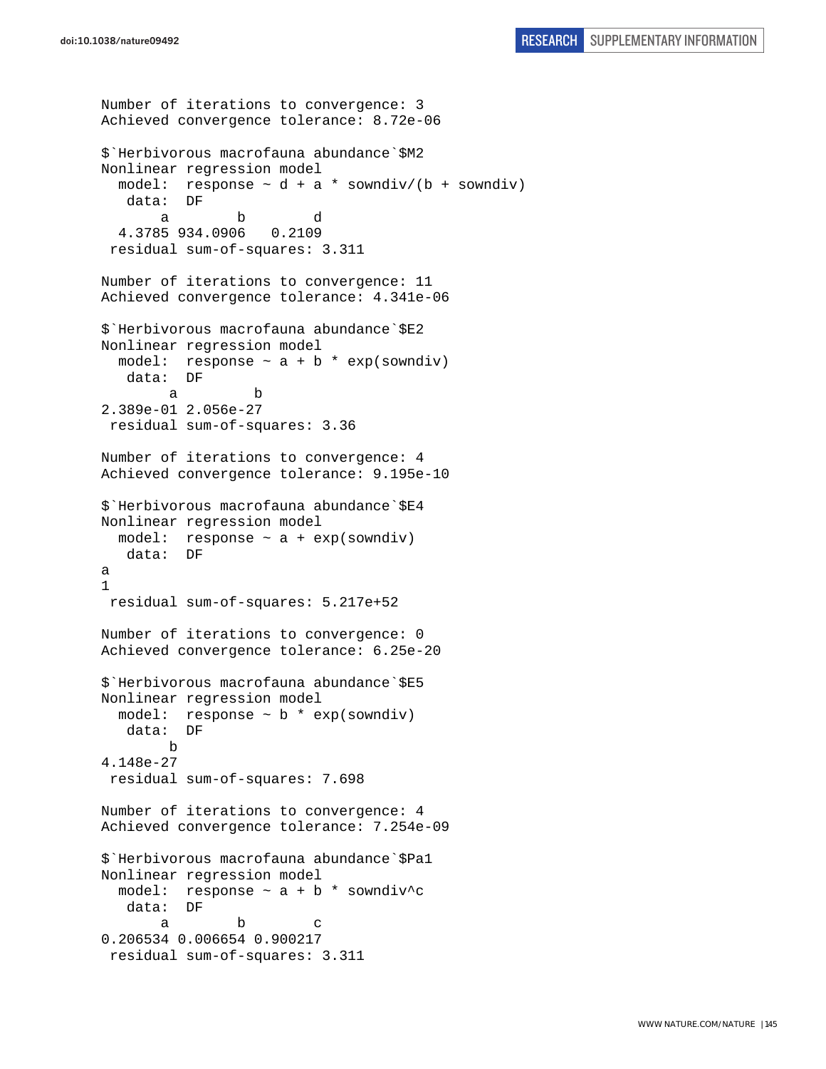```
Number of iterations to convergence: 3 
Achieved convergence tolerance: 8.72e-06 

$`Herbivorous macrofauna abundance`$M2
Nonlinear regression model
  model:  response ~ d + a * sowndiv/(b + sowndiv)
   data:  DF
       a        b        d 
  4.3785 934.0906   0.2109 
 residual sum-of-squares: 3.311

Number of iterations to convergence: 11 
Achieved convergence tolerance: 4.341e-06 

$`Herbivorous macrofauna abundance`$E2
Nonlinear regression model
  model:  response ~ a + b * exp(sowndiv)
   data:  DF
        a         b 
2.389e-01 2.056e-27 
 residual sum-of-squares: 3.36

Number of iterations to convergence: 4 
Achieved convergence tolerance: 9.195e-10 

$`Herbivorous macrofauna abundance`$E4
Nonlinear regression model
  model:  response ~ a + exp(sowndiv)
   data:  DF
a 
1 
 residual sum-of-squares: 5.217e+52

Number of iterations to convergence: 0 
Achieved convergence tolerance: 6.25e-20 

$`Herbivorous macrofauna abundance`$E5
Nonlinear regression model
  model:  response ~ b * exp(sowndiv)
   data:  DF
        b 
4.148e-27 
 residual sum-of-squares: 7.698

Number of iterations to convergence: 4 
Achieved convergence tolerance: 7.254e-09 

$`Herbivorous macrofauna abundance`$Pa1
Nonlinear regression model
  model:  response ~ a + b * sowndiv^c
   data:  DF
       a        b        c 
0.206534 0.006654 0.900217 
 residual sum-of-squares: 3.311
```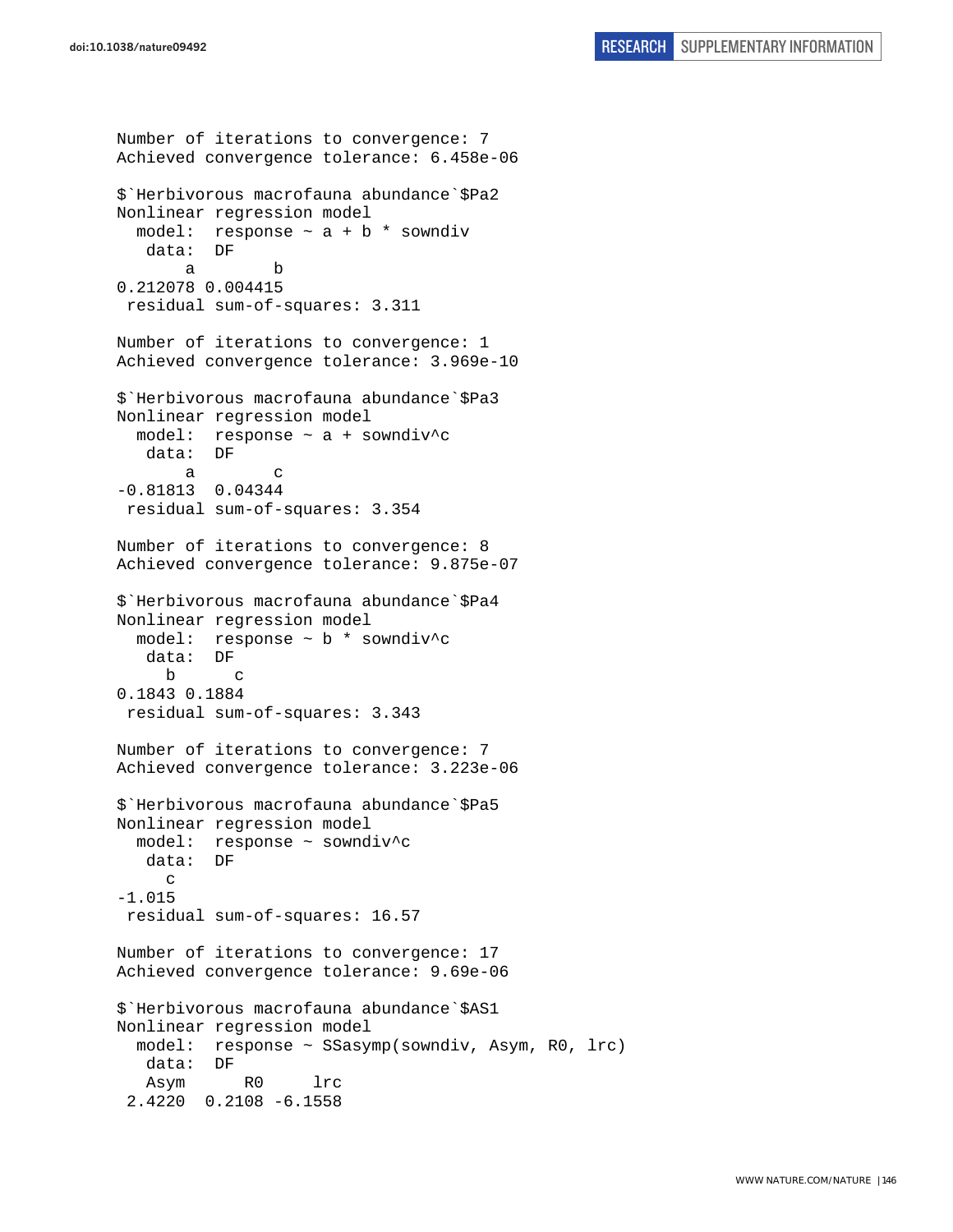```
Number of iterations to convergence: 7
Achieved convergence tolerance: 6.458e-06

$`Herbivorous macrofauna abundance`$Pa2
Nonlinear regression model
  model:  response ~ a + b * sowndiv
   data:  DF
       a        b
0.212078 0.004415
 residual sum-of-squares: 3.311

Number of iterations to convergence: 1
Achieved convergence tolerance: 3.969e-10

$`Herbivorous macrofauna abundance`$Pa3
Nonlinear regression model
  model:  response ~ a + sowndiv^c
   data:  DF
       a        c
-0.81813  0.04344
 residual sum-of-squares: 3.354

Number of iterations to convergence: 8
Achieved convergence tolerance: 9.875e-07

$`Herbivorous macrofauna abundance`$Pa4
Nonlinear regression model
  model:  response ~ b * sowndiv^c
   data:  DF
     b      c
0.1843 0.1884
 residual sum-of-squares: 3.343

Number of iterations to convergence: 7
Achieved convergence tolerance: 3.223e-06

$`Herbivorous macrofauna abundance`$Pa5
Nonlinear regression model
  model:  response ~ sowndiv^c
   data:  DF
     c
-1.015
 residual sum-of-squares: 16.57

Number of iterations to convergence: 17
Achieved convergence tolerance: 9.69e-06

$`Herbivorous macrofauna abundance`$AS1
Nonlinear regression model
  model:  response ~ SSasymp(sowndiv, Asym, R0, lrc)
   data:  DF
   Asym      R0     lrc
 2.4220  0.2108 -6.1558
```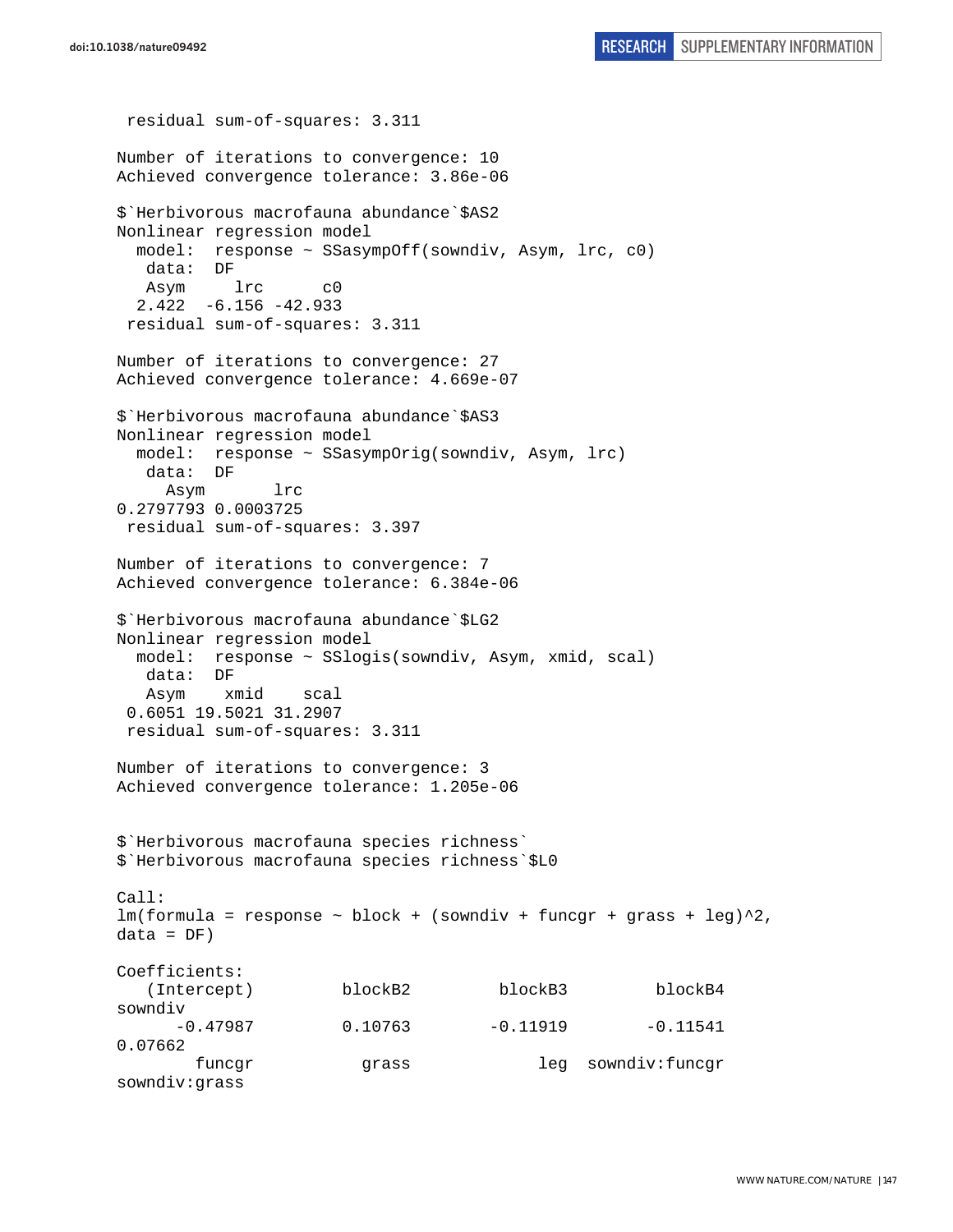```
 residual sum-of-squares: 3.311

Number of iterations to convergence: 10 
Achieved convergence tolerance: 3.86e-06 

$`Herbivorous macrofauna abundance`$AS2
Nonlinear regression model
  model:  response ~ SSasympOff(sowndiv, Asym, lrc, c0) 
   data:  DF 
   Asym     lrc      c0 
  2.422  -6.156 -42.933 
 residual sum-of-squares: 3.311

Number of iterations to convergence: 27 
Achieved convergence tolerance: 4.669e-07 

$`Herbivorous macrofauna abundance`$AS3
Nonlinear regression model
  model:  response ~ SSasympOrig(sowndiv, Asym, lrc) 
   data:  DF 
     Asym       lrc 
0.2797793 0.0003725 
 residual sum-of-squares: 3.397

Number of iterations to convergence: 7 
Achieved convergence tolerance: 6.384e-06 

$`Herbivorous macrofauna abundance`$LG2
Nonlinear regression model
  model:  response ~ SSlogis(sowndiv, Asym, xmid, scal) 
   data:  DF 
   Asym    xmid    scal 
 0.6051 19.5021 31.2907 
 residual sum-of-squares: 3.311

Number of iterations to convergence: 3 
Achieved convergence tolerance: 1.205e-06 


$`Herbivorous macrofauna species richness`
$`Herbivorous macrofauna species richness`$L0

Call:
lm(formula = response ~ block + (sowndiv + funcgr + grass + leg)^2, 
data = DF)

Coefficients:
   (Intercept)         blockB2          blockB3          blockB4          
sowndiv  
      -0.47987         0.10763         -0.11919         -0.11541          
0.07662  
        funcgr           grass              leg   sowndiv:funcgr    
sowndiv:grass  
```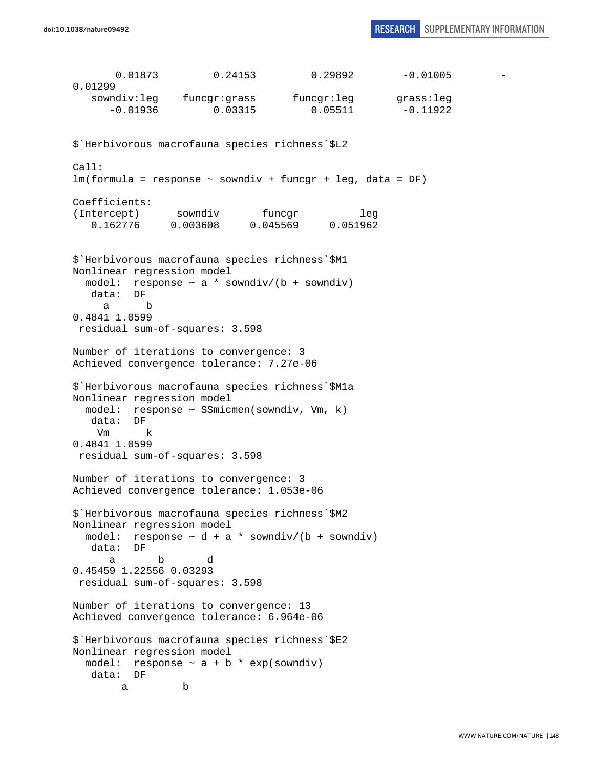```
      0.01873          0.24153          0.29892         -0.01005         -
0.01299
   sowndiv:leg    funcgr:grass      funcgr:leg       grass:leg
     -0.01936          0.03315          0.05511        -0.11922


$`Herbivorous macrofauna species richness`$L2

Call:
lm(formula = response ~ sowndiv + funcgr + leg, data = DF)

Coefficients:
(Intercept)      sowndiv       funcgr          leg
   0.162776     0.003608     0.045569     0.051962


$`Herbivorous macrofauna species richness`$M1
Nonlinear regression model
  model:  response ~ a * sowndiv/(b + sowndiv)
   data:  DF
     a      b
0.4841 1.0599
 residual sum-of-squares: 3.598

Number of iterations to convergence: 3
Achieved convergence tolerance: 7.27e-06

$`Herbivorous macrofauna species richness`$M1a
Nonlinear regression model
  model:  response ~ SSmicmen(sowndiv, Vm, k)
   data:  DF
    Vm      k
0.4841 1.0599
 residual sum-of-squares: 3.598

Number of iterations to convergence: 3
Achieved convergence tolerance: 1.053e-06

$`Herbivorous macrofauna species richness`$M2
Nonlinear regression model
  model:  response ~ d + a * sowndiv/(b + sowndiv)
   data:  DF
      a       b       d
0.45459 1.22556 0.03293
 residual sum-of-squares: 3.598

Number of iterations to convergence: 13
Achieved convergence tolerance: 6.964e-06

$`Herbivorous macrofauna species richness`$E2
Nonlinear regression model
  model:  response ~ a + b * exp(sowndiv)
   data:  DF
        a         b
```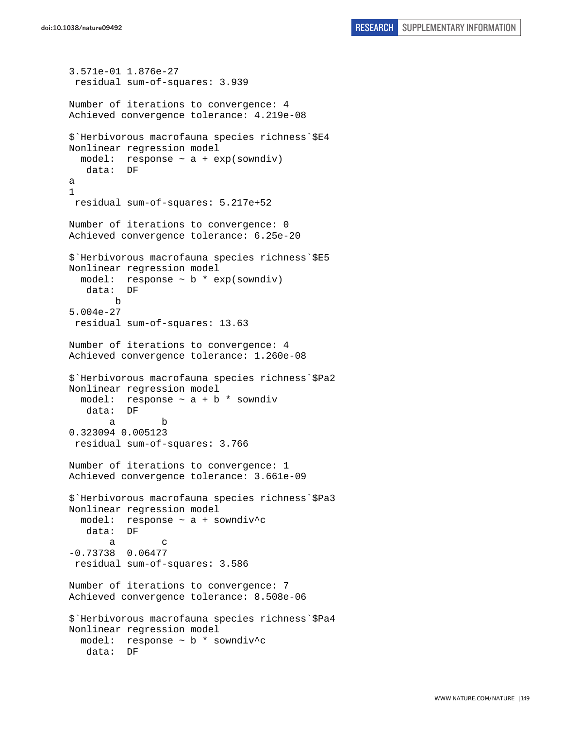```
3.571e-01 1.876e-27
 residual sum-of-squares: 3.939

Number of iterations to convergence: 4
Achieved convergence tolerance: 4.219e-08

$`Herbivorous macrofauna species richness`$E4
Nonlinear regression model
  model:  response ~ a + exp(sowndiv)
   data:  DF
a
1
 residual sum-of-squares: 5.217e+52

Number of iterations to convergence: 0
Achieved convergence tolerance: 6.25e-20

$`Herbivorous macrofauna species richness`$E5
Nonlinear regression model
  model:  response ~ b * exp(sowndiv)
   data:  DF
        b
5.004e-27
 residual sum-of-squares: 13.63

Number of iterations to convergence: 4
Achieved convergence tolerance: 1.260e-08

$`Herbivorous macrofauna species richness`$Pa2
Nonlinear regression model
  model:  response ~ a + b * sowndiv
   data:  DF
       a        b
0.323094 0.005123
 residual sum-of-squares: 3.766

Number of iterations to convergence: 1
Achieved convergence tolerance: 3.661e-09

$`Herbivorous macrofauna species richness`$Pa3
Nonlinear regression model
  model:  response ~ a + sowndiv^c
   data:  DF
       a        c
-0.73738  0.06477
 residual sum-of-squares: 3.586

Number of iterations to convergence: 7
Achieved convergence tolerance: 8.508e-06

$`Herbivorous macrofauna species richness`$Pa4
Nonlinear regression model
  model:  response ~ b * sowndiv^c
   data:  DF
```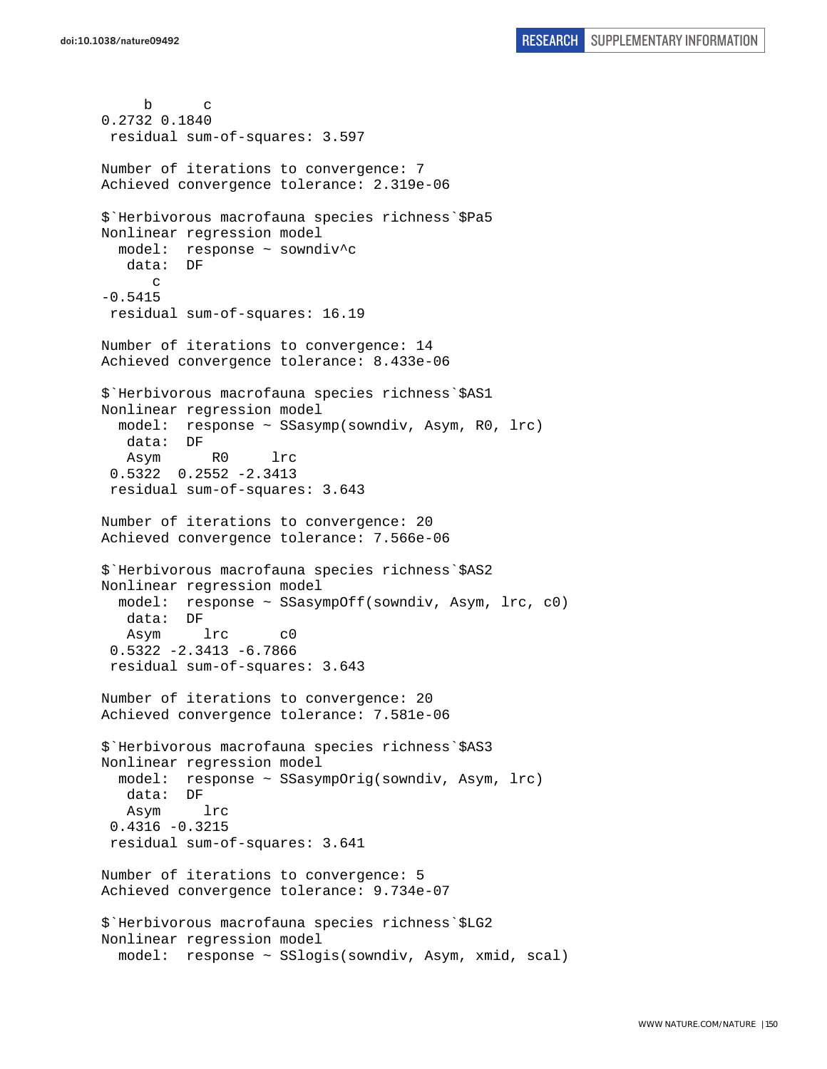```
     b      c 
0.2732 0.1840 
 residual sum-of-squares: 3.597

Number of iterations to convergence: 7 
Achieved convergence tolerance: 2.319e-06

$`Herbivorous macrofauna species richness`$Pa5
Nonlinear regression model
  model:  response ~ sowndiv^c
   data:  DF
      c 
-0.5415 
 residual sum-of-squares: 16.19

Number of iterations to convergence: 14 
Achieved convergence tolerance: 8.433e-06

$`Herbivorous macrofauna species richness`$AS1
Nonlinear regression model
  model:  response ~ SSasymp(sowndiv, Asym, R0, lrc)
   data:  DF
   Asym      R0     lrc 
 0.5322  0.2552 -2.3413 
 residual sum-of-squares: 3.643

Number of iterations to convergence: 20 
Achieved convergence tolerance: 7.566e-06

$`Herbivorous macrofauna species richness`$AS2
Nonlinear regression model
  model:  response ~ SSasympOff(sowndiv, Asym, lrc, c0)
   data:  DF
   Asym     lrc      c0 
 0.5322 -2.3413 -6.7866 
 residual sum-of-squares: 3.643

Number of iterations to convergence: 20 
Achieved convergence tolerance: 7.581e-06

$`Herbivorous macrofauna species richness`$AS3
Nonlinear regression model
  model:  response ~ SSasympOrig(sowndiv, Asym, lrc)
   data:  DF
   Asym     lrc 
 0.4316 -0.3215 
 residual sum-of-squares: 3.641

Number of iterations to convergence: 5 
Achieved convergence tolerance: 9.734e-07

$`Herbivorous macrofauna species richness`$LG2
Nonlinear regression model
  model:  response ~ SSlogis(sowndiv, Asym, xmid, scal)
```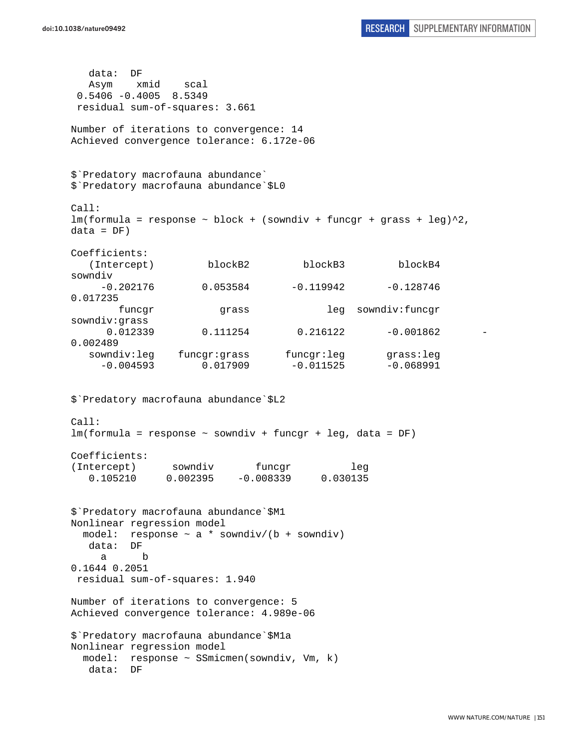```
   data:  DF
   Asym    xmid    scal 
 0.5406 -0.4005  8.5349 
 residual sum-of-squares: 3.661

Number of iterations to convergence: 14 
Achieved convergence tolerance: 6.172e-06 


$`Predatory macrofauna abundance`
$`Predatory macrofauna abundance`$L0

Call:
lm(formula = response ~ block + (sowndiv + funcgr + grass + leg)^2, 
data = DF)

Coefficients:
   (Intercept)         blockB2         blockB3         blockB4        
sowndiv  
     -0.202176        0.053584       -0.119942       -0.128746        
0.017235  
        funcgr           grass             leg  sowndiv:funcgr   
sowndiv:grass  
      0.012339        0.111254        0.216122       -0.001862       -
0.002489  
   sowndiv:leg    funcgr:grass      funcgr:leg       grass:leg  
     -0.004593        0.017909       -0.011525       -0.068991  


$`Predatory macrofauna abundance`$L2

Call:
lm(formula = response ~ sowndiv + funcgr + leg, data = DF)

Coefficients:
(Intercept)      sowndiv       funcgr          leg  
   0.105210     0.002395    -0.008339     0.030135  


$`Predatory macrofauna abundance`$M1
Nonlinear regression model
  model:  response ~ a * sowndiv/(b + sowndiv) 
   data:  DF 
     a      b 
0.1644 0.2051 
 residual sum-of-squares: 1.940

Number of iterations to convergence: 5 
Achieved convergence tolerance: 4.989e-06 

$`Predatory macrofauna abundance`$M1a
Nonlinear regression model
  model:  response ~ SSmicmen(sowndiv, Vm, k) 
   data:  DF 
```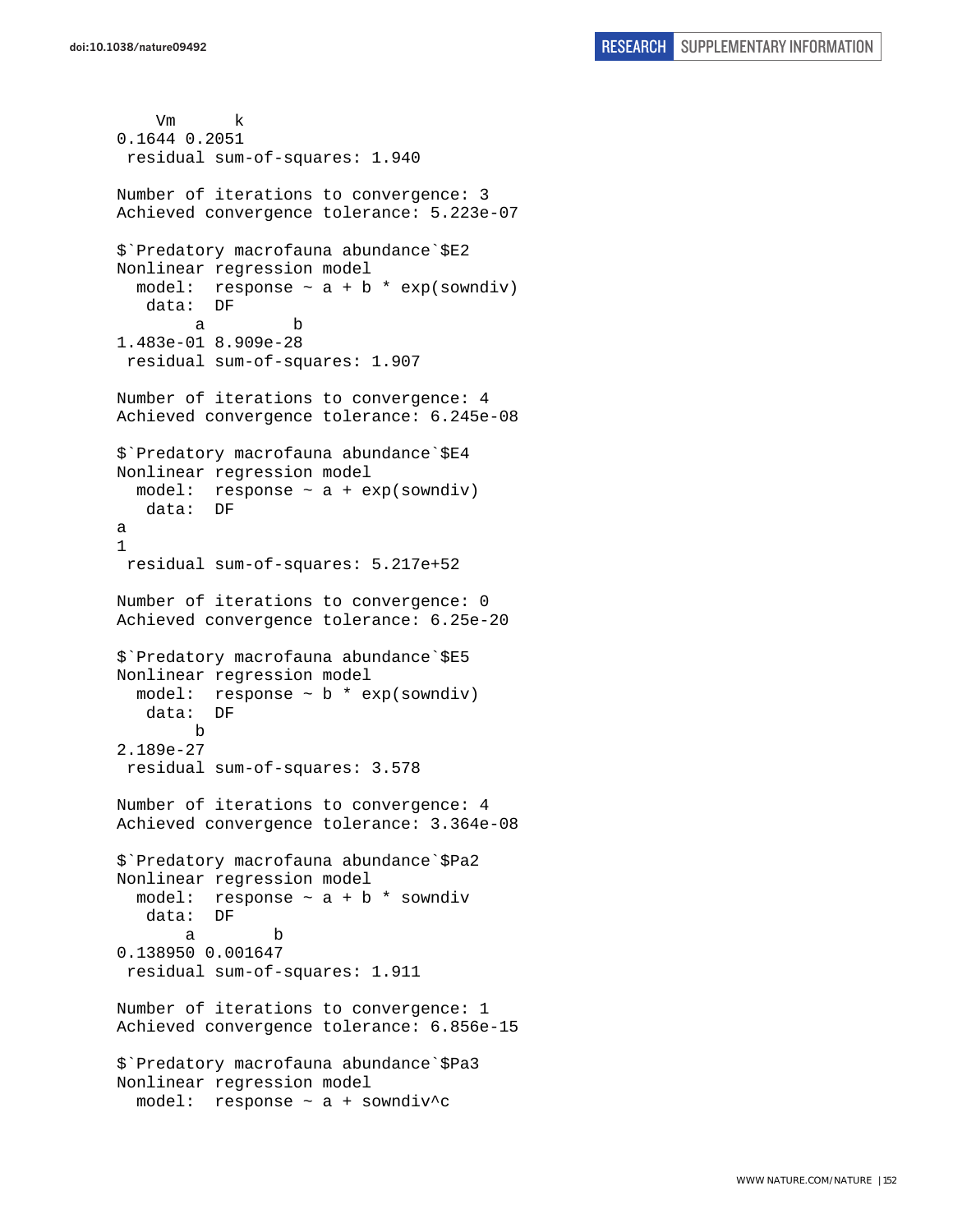```
    Vm      k 
0.1644 0.2051 
 residual sum-of-squares: 1.940

Number of iterations to convergence: 3 
Achieved convergence tolerance: 5.223e-07 

$`Predatory macrofauna abundance`$E2
Nonlinear regression model
  model:  response ~ a + b * exp(sowndiv) 
   data:  DF 
        a         b 
1.483e-01 8.909e-28 
 residual sum-of-squares: 1.907

Number of iterations to convergence: 4 
Achieved convergence tolerance: 6.245e-08 

$`Predatory macrofauna abundance`$E4
Nonlinear regression model
  model:  response ~ a + exp(sowndiv) 
   data:  DF 
a 
1 
 residual sum-of-squares: 5.217e+52

Number of iterations to convergence: 0 
Achieved convergence tolerance: 6.25e-20 

$`Predatory macrofauna abundance`$E5
Nonlinear regression model
  model:  response ~ b * exp(sowndiv) 
   data:  DF 
        b 
2.189e-27 
 residual sum-of-squares: 3.578

Number of iterations to convergence: 4 
Achieved convergence tolerance: 3.364e-08 

$`Predatory macrofauna abundance`$Pa2
Nonlinear regression model
  model:  response ~ a + b * sowndiv 
   data:  DF 
       a        b 
0.138950 0.001647 
 residual sum-of-squares: 1.911

Number of iterations to convergence: 1 
Achieved convergence tolerance: 6.856e-15 

$`Predatory macrofauna abundance`$Pa3
Nonlinear regression model
  model:  response ~ a + sowndiv^c 
```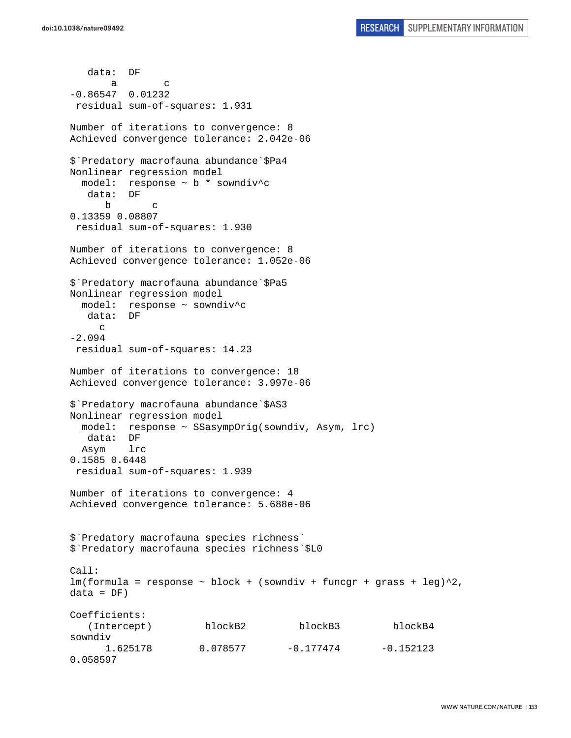```
   data:  DF
       a        c 
-0.86547  0.01232 
 residual sum-of-squares: 1.931

Number of iterations to convergence: 8 
Achieved convergence tolerance: 2.042e-06

$`Predatory macrofauna abundance`$Pa4
Nonlinear regression model
  model:  response ~ b * sowndiv^c 
   data:  DF
      b       c 
0.13359 0.08807 
 residual sum-of-squares: 1.930

Number of iterations to convergence: 8 
Achieved convergence tolerance: 1.052e-06

$`Predatory macrofauna abundance`$Pa5
Nonlinear regression model
  model:  response ~ sowndiv^c 
   data:  DF
     c 
-2.094 
 residual sum-of-squares: 14.23

Number of iterations to convergence: 18 
Achieved convergence tolerance: 3.997e-06

$`Predatory macrofauna abundance`$AS3
Nonlinear regression model
  model:  response ~ SSasympOrig(sowndiv, Asym, lrc) 
   data:  DF
  Asym    lrc 
0.1585 0.6448 
 residual sum-of-squares: 1.939

Number of iterations to convergence: 4 
Achieved convergence tolerance: 5.688e-06


$`Predatory macrofauna species richness`
$`Predatory macrofauna species richness`$L0

Call:
lm(formula = response ~ block + (sowndiv + funcgr + grass + leg)^2, 
data = DF)

Coefficients:
   (Intercept)          blockB2          blockB3          blockB4  
sowndiv  
      1.625178         0.078577        -0.177474        -0.152123  
0.058597
```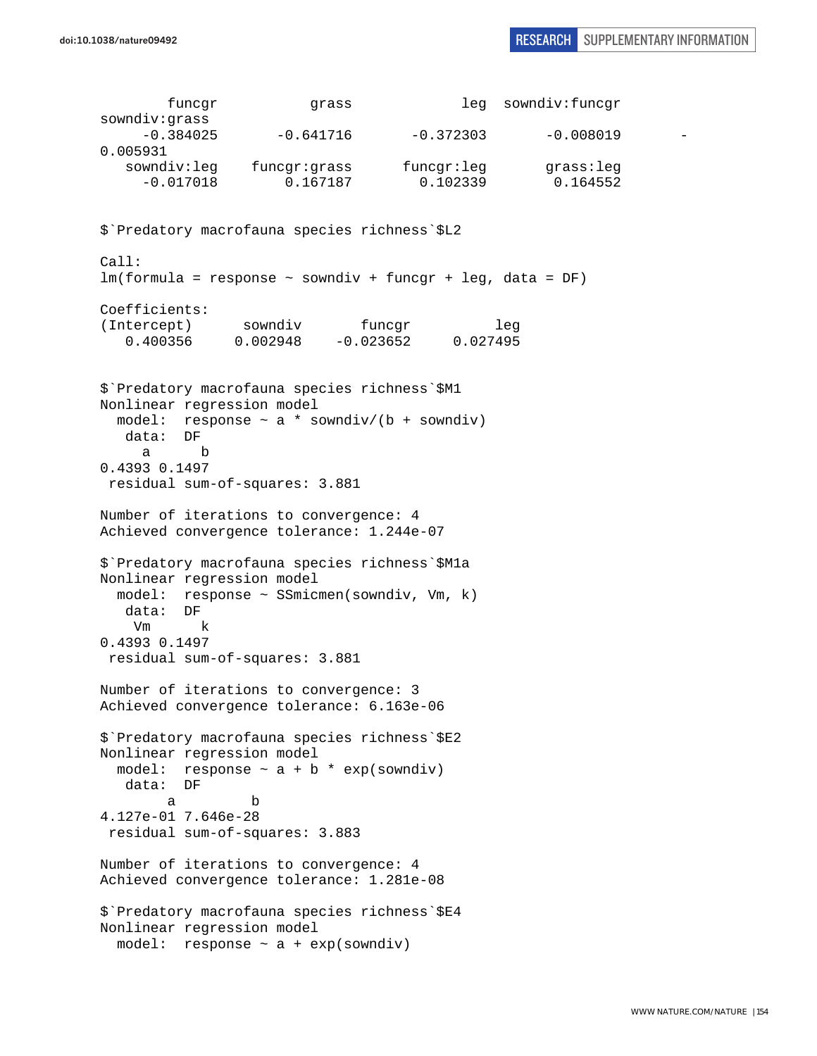```
        funcgr           grass             leg  sowndiv:funcgr
sowndiv:grass
     -0.384025       -0.641716       -0.372303       -0.008019       -
0.005931
   sowndiv:leg    funcgr:grass      funcgr:leg       grass:leg
     -0.017018        0.167187        0.102339        0.164552


$`Predatory macrofauna species richness`$L2

Call:
lm(formula = response ~ sowndiv + funcgr + leg, data = DF)

Coefficients:
(Intercept)      sowndiv       funcgr          leg
   0.400356     0.002948    -0.023652     0.027495


$`Predatory macrofauna species richness`$M1
Nonlinear regression model
  model:  response ~ a * sowndiv/(b + sowndiv)
   data:  DF
     a      b
0.4393 0.1497
 residual sum-of-squares: 3.881

Number of iterations to convergence: 4
Achieved convergence tolerance: 1.244e-07

$`Predatory macrofauna species richness`$M1a
Nonlinear regression model
  model:  response ~ SSmicmen(sowndiv, Vm, k)
   data:  DF
    Vm      k
0.4393 0.1497
 residual sum-of-squares: 3.881

Number of iterations to convergence: 3
Achieved convergence tolerance: 6.163e-06

$`Predatory macrofauna species richness`$E2
Nonlinear regression model
  model:  response ~ a + b * exp(sowndiv)
   data:  DF
        a         b
4.127e-01 7.646e-28
 residual sum-of-squares: 3.883

Number of iterations to convergence: 4
Achieved convergence tolerance: 1.281e-08

$`Predatory macrofauna species richness`$E4
Nonlinear regression model
  model:  response ~ a + exp(sowndiv)
```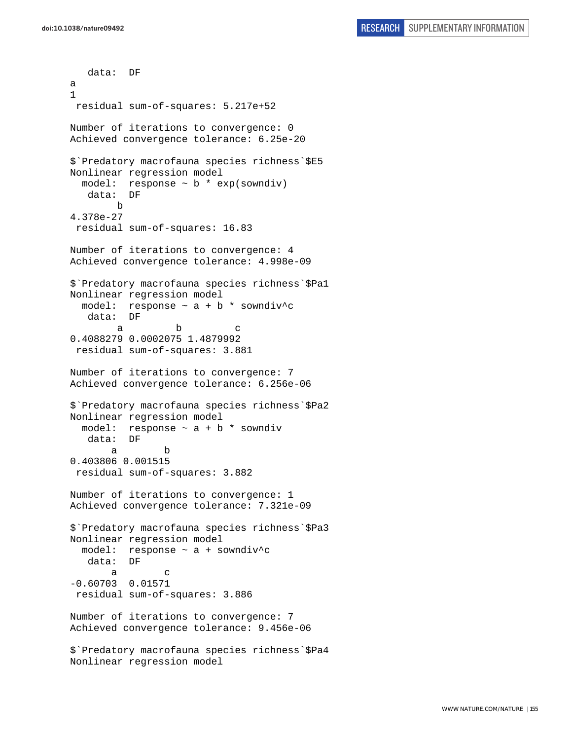```
   data:  DF
a
1
 residual sum-of-squares: 5.217e+52

Number of iterations to convergence: 0
Achieved convergence tolerance: 6.25e-20

$`Predatory macrofauna species richness`$E5
Nonlinear regression model
  model:  response ~ b * exp(sowndiv)
   data:  DF
        b
4.378e-27
 residual sum-of-squares: 16.83

Number of iterations to convergence: 4
Achieved convergence tolerance: 4.998e-09

$`Predatory macrofauna species richness`$Pa1
Nonlinear regression model
  model:  response ~ a + b * sowndiv^c
   data:  DF
        a         b         c
0.4088279 0.0002075 1.4879992
 residual sum-of-squares: 3.881

Number of iterations to convergence: 7
Achieved convergence tolerance: 6.256e-06

$`Predatory macrofauna species richness`$Pa2
Nonlinear regression model
  model:  response ~ a + b * sowndiv
   data:  DF
       a        b
0.403806 0.001515
 residual sum-of-squares: 3.882

Number of iterations to convergence: 1
Achieved convergence tolerance: 7.321e-09

$`Predatory macrofauna species richness`$Pa3
Nonlinear regression model
  model:  response ~ a + sowndiv^c
   data:  DF
       a        c
-0.60703  0.01571
 residual sum-of-squares: 3.886

Number of iterations to convergence: 7
Achieved convergence tolerance: 9.456e-06

$`Predatory macrofauna species richness`$Pa4
Nonlinear regression model
```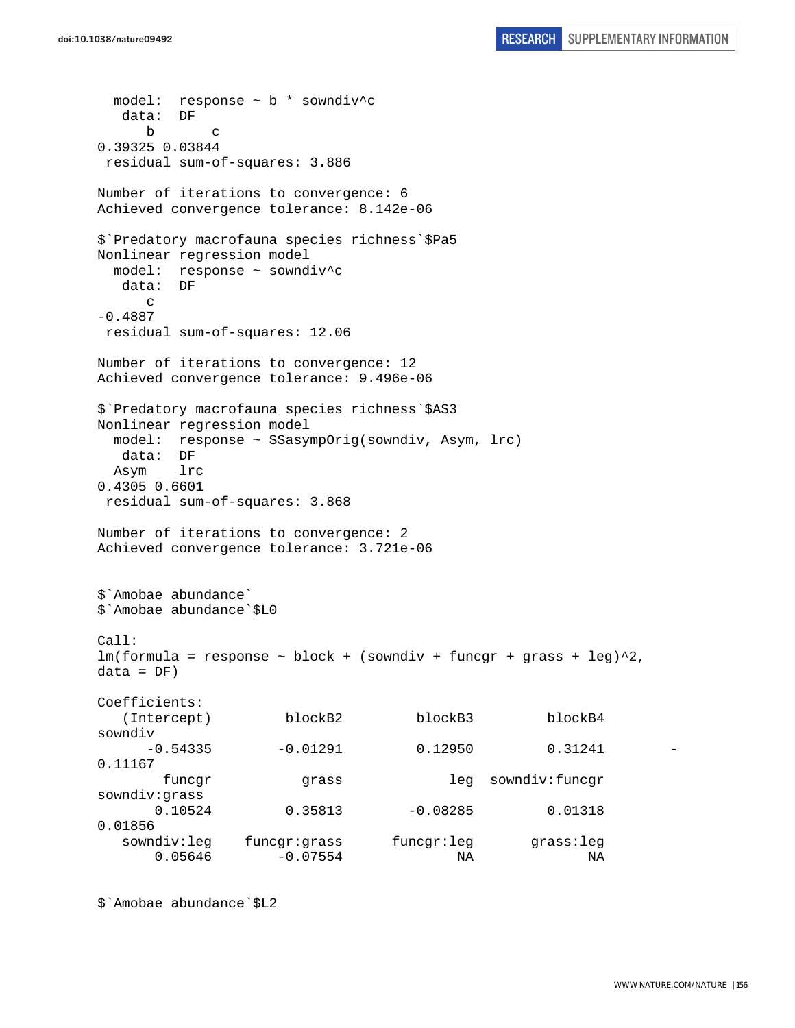```
  model:  response ~ b * sowndiv^c
   data:  DF
      b       c 
0.39325 0.03844 
 residual sum-of-squares: 3.886

Number of iterations to convergence: 6 
Achieved convergence tolerance: 8.142e-06

$`Predatory macrofauna species richness`$Pa5
Nonlinear regression model
  model:  response ~ sowndiv^c
   data:  DF
      c 
-0.4887 
 residual sum-of-squares: 12.06

Number of iterations to convergence: 12 
Achieved convergence tolerance: 9.496e-06

$`Predatory macrofauna species richness`$AS3
Nonlinear regression model
  model:  response ~ SSasympOrig(sowndiv, Asym, lrc)
   data:  DF
  Asym    lrc 
0.4305 0.6601 
 residual sum-of-squares: 3.868

Number of iterations to convergence: 2 
Achieved convergence tolerance: 3.721e-06


$`Amobae abundance`
$`Amobae abundance`$L0

Call:
lm(formula = response ~ block + (sowndiv + funcgr + grass + leg)^2, 
data = DF)

Coefficients:
   (Intercept)          blockB2          blockB3          blockB4          
sowndiv  
      -0.54335         -0.01291          0.12950          0.31241         -
0.11167  
        funcgr            grass              leg   sowndiv:funcgr    
sowndiv:grass  
       0.10524          0.35813         -0.08285          0.01318          
0.01856  
   sowndiv:leg     funcgr:grass       funcgr:leg        grass:leg  
       0.05646         -0.07554               NA               NA  


$`Amobae abundance`$L2
```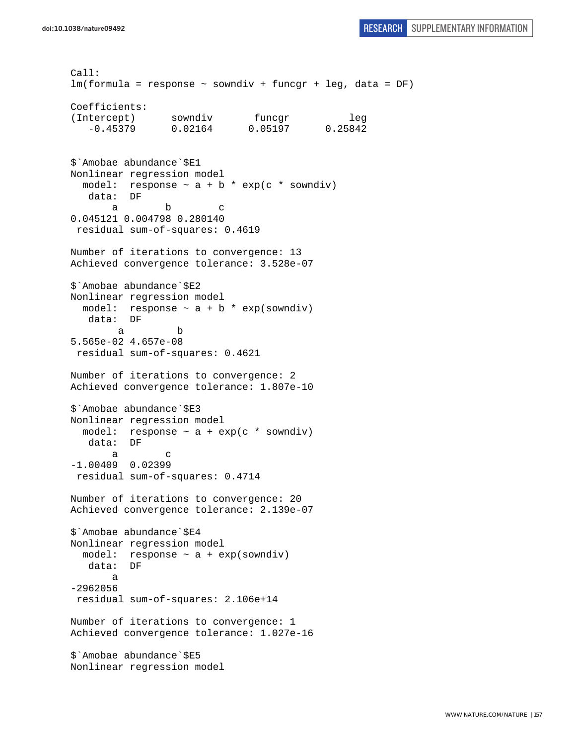```
Call:
lm(formula = response ~ sowndiv + funcgr + leg, data = DF)

Coefficients:
(Intercept)      sowndiv       funcgr          leg  
   -0.45379      0.02164      0.05197      0.25842  


$`Amobae abundance`$E1
Nonlinear regression model
  model:  response ~ a + b * exp(c * sowndiv)
   data:  DF
       a        b        c 
0.045121 0.004798 0.280140 
 residual sum-of-squares: 0.4619

Number of iterations to convergence: 13 
Achieved convergence tolerance: 3.528e-07 

$`Amobae abundance`$E2
Nonlinear regression model
  model:  response ~ a + b * exp(sowndiv)
   data:  DF
        a         b 
5.565e-02 4.657e-08 
 residual sum-of-squares: 0.4621

Number of iterations to convergence: 2 
Achieved convergence tolerance: 1.807e-10 

$`Amobae abundance`$E3
Nonlinear regression model
  model:  response ~ a + exp(c * sowndiv)
   data:  DF
       a        c 
-1.00409  0.02399 
 residual sum-of-squares: 0.4714

Number of iterations to convergence: 20 
Achieved convergence tolerance: 2.139e-07 

$`Amobae abundance`$E4
Nonlinear regression model
  model:  response ~ a + exp(sowndiv)
   data:  DF
       a 
-2962056 
 residual sum-of-squares: 2.106e+14

Number of iterations to convergence: 1 
Achieved convergence tolerance: 1.027e-16 

$`Amobae abundance`$E5
Nonlinear regression model
```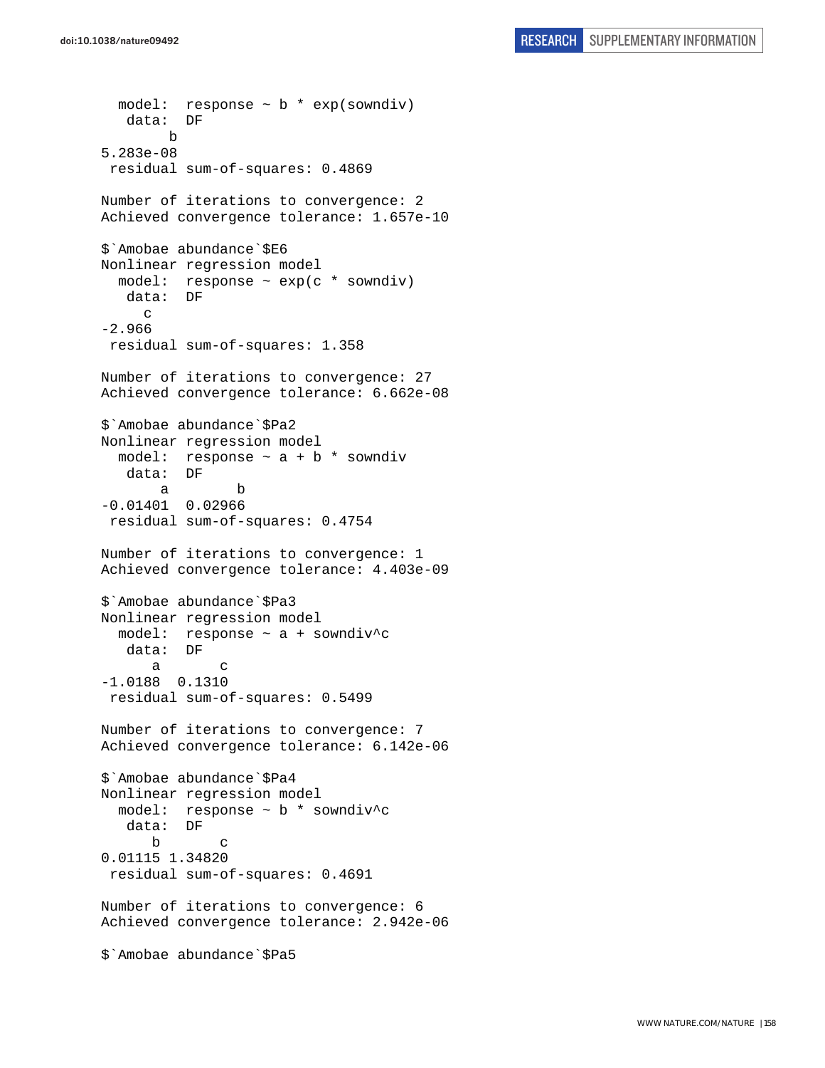```
  model:  response ~ b * exp(sowndiv)
   data:  DF
        b 
5.283e-08 
 residual sum-of-squares: 0.4869

Number of iterations to convergence: 2 
Achieved convergence tolerance: 1.657e-10 

$`Amobae abundance`$E6
Nonlinear regression model
  model:  response ~ exp(c * sowndiv)
   data:  DF
     c 
-2.966 
 residual sum-of-squares: 1.358

Number of iterations to convergence: 27 
Achieved convergence tolerance: 6.662e-08 

$`Amobae abundance`$Pa2
Nonlinear regression model
  model:  response ~ a + b * sowndiv
   data:  DF
       a        b 
-0.01401  0.02966 
 residual sum-of-squares: 0.4754

Number of iterations to convergence: 1 
Achieved convergence tolerance: 4.403e-09 

$`Amobae abundance`$Pa3
Nonlinear regression model
  model:  response ~ a + sowndiv^c
   data:  DF
      a       c 
-1.0188  0.1310 
 residual sum-of-squares: 0.5499

Number of iterations to convergence: 7 
Achieved convergence tolerance: 6.142e-06 

$`Amobae abundance`$Pa4
Nonlinear regression model
  model:  response ~ b * sowndiv^c
   data:  DF
      b       c 
0.01115 1.34820 
 residual sum-of-squares: 0.4691

Number of iterations to convergence: 6 
Achieved convergence tolerance: 2.942e-06 

$`Amobae abundance`$Pa5
```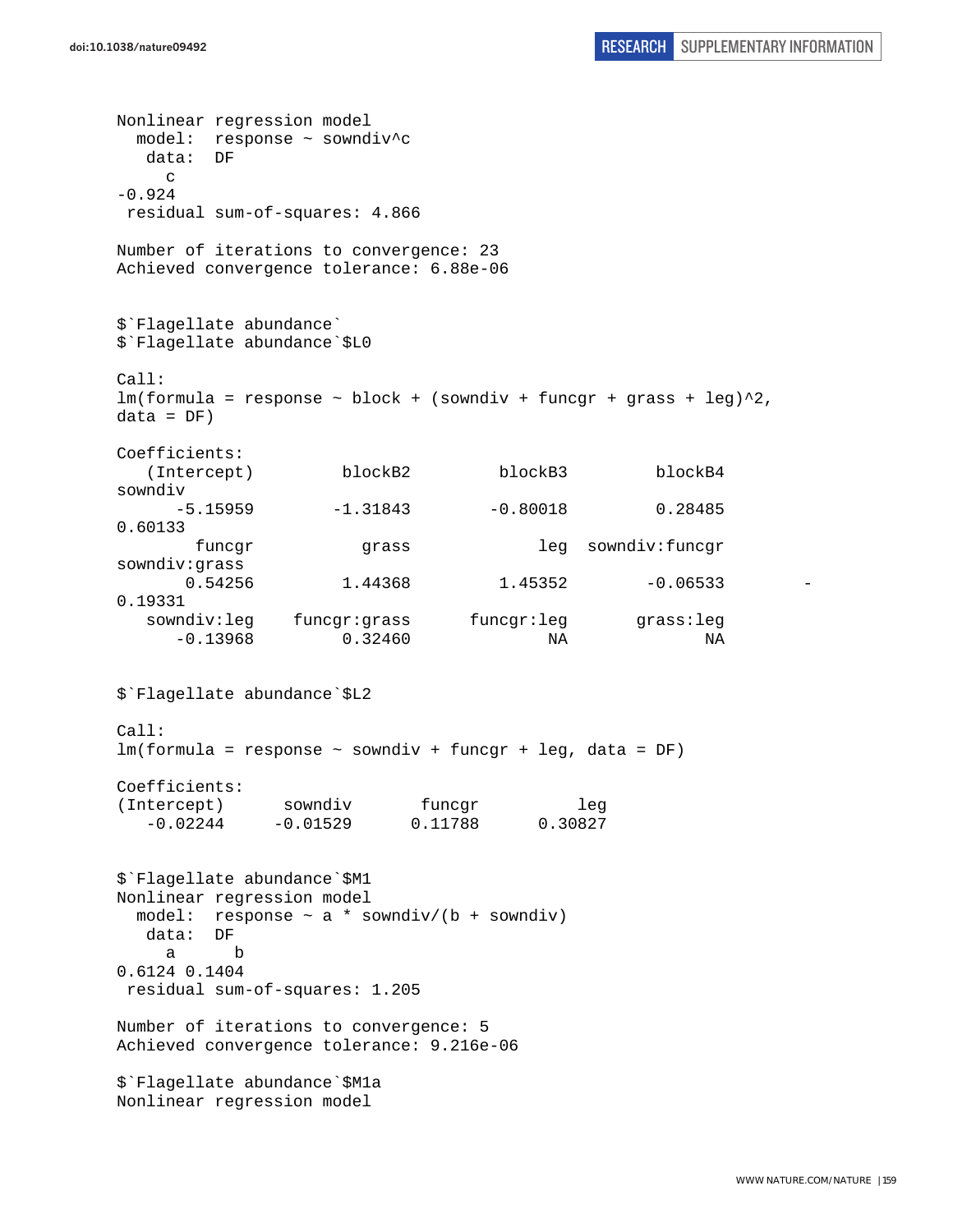```
Nonlinear regression model
  model:  response ~ sowndiv^c
   data:  DF
      c
-0.924
 residual sum-of-squares: 4.866

Number of iterations to convergence: 23
Achieved convergence tolerance: 6.88e-06


$`Flagellate abundance`
$`Flagellate abundance`$L0

Call:
lm(formula = response ~ block + (sowndiv + funcgr + grass + leg)^2,
data = DF)

Coefficients:
   (Intercept)          blockB2          blockB3          blockB4
sowndiv
      -5.15959         -1.31843         -0.80018          0.28485
0.60133
        funcgr            grass              leg   sowndiv:funcgr
sowndiv:grass
       0.54256          1.44368          1.45352         -0.06533         -
0.19331
   sowndiv:leg     funcgr:grass       funcgr:leg        grass:leg
      -0.13968          0.32460               NA               NA


$`Flagellate abundance`$L2

Call:
lm(formula = response ~ sowndiv + funcgr + leg, data = DF)

Coefficients:
(Intercept)      sowndiv       funcgr          leg
   -0.02244     -0.01529      0.11788      0.30827


$`Flagellate abundance`$M1
Nonlinear regression model
  model:  response ~ a * sowndiv/(b + sowndiv)
   data:  DF
     a      b
0.6124 0.1404
 residual sum-of-squares: 1.205

Number of iterations to convergence: 5
Achieved convergence tolerance: 9.216e-06

$`Flagellate abundance`$M1a
Nonlinear regression model
```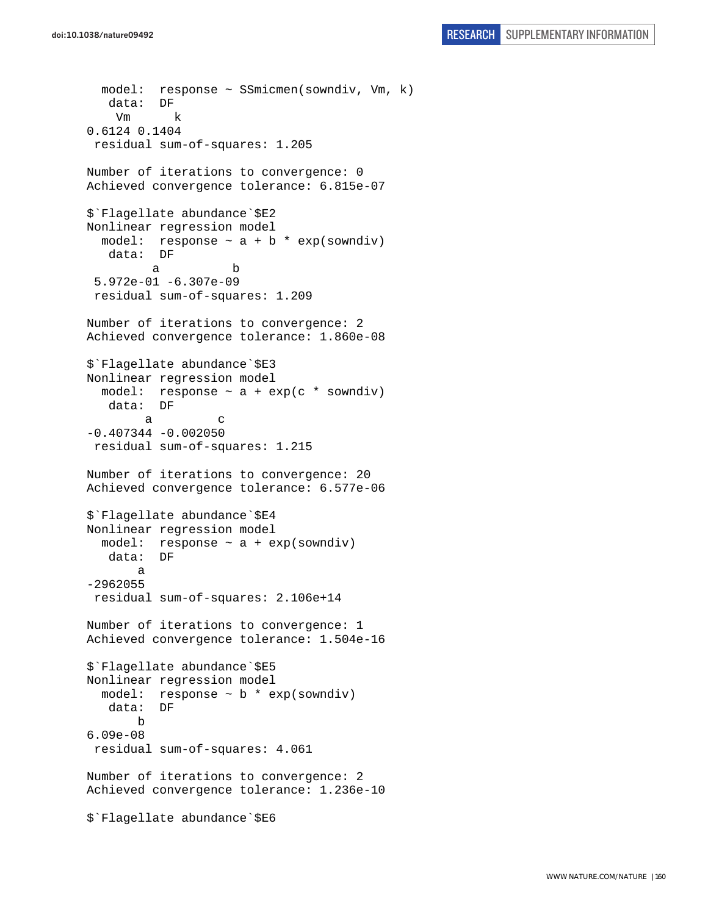```
  model:  response ~ SSmicmen(sowndiv, Vm, k)
   data:  DF
    Vm      k
0.6124 0.1404
 residual sum-of-squares: 1.205

Number of iterations to convergence: 0
Achieved convergence tolerance: 6.815e-07

$`Flagellate abundance`$E2
Nonlinear regression model
  model:  response ~ a + b * exp(sowndiv)
   data:  DF
        a          b
 5.972e-01 -6.307e-09
 residual sum-of-squares: 1.209

Number of iterations to convergence: 2
Achieved convergence tolerance: 1.860e-08

$`Flagellate abundance`$E3
Nonlinear regression model
  model:  response ~ a + exp(c * sowndiv)
   data:  DF
        a         c
-0.407344 -0.002050
 residual sum-of-squares: 1.215

Number of iterations to convergence: 20
Achieved convergence tolerance: 6.577e-06

$`Flagellate abundance`$E4
Nonlinear regression model
  model:  response ~ a + exp(sowndiv)
   data:  DF
       a
-2962055
 residual sum-of-squares: 2.106e+14

Number of iterations to convergence: 1
Achieved convergence tolerance: 1.504e-16

$`Flagellate abundance`$E5
Nonlinear regression model
  model:  response ~ b * exp(sowndiv)
   data:  DF
       b
6.09e-08
 residual sum-of-squares: 4.061

Number of iterations to convergence: 2
Achieved convergence tolerance: 1.236e-10

$`Flagellate abundance`$E6
```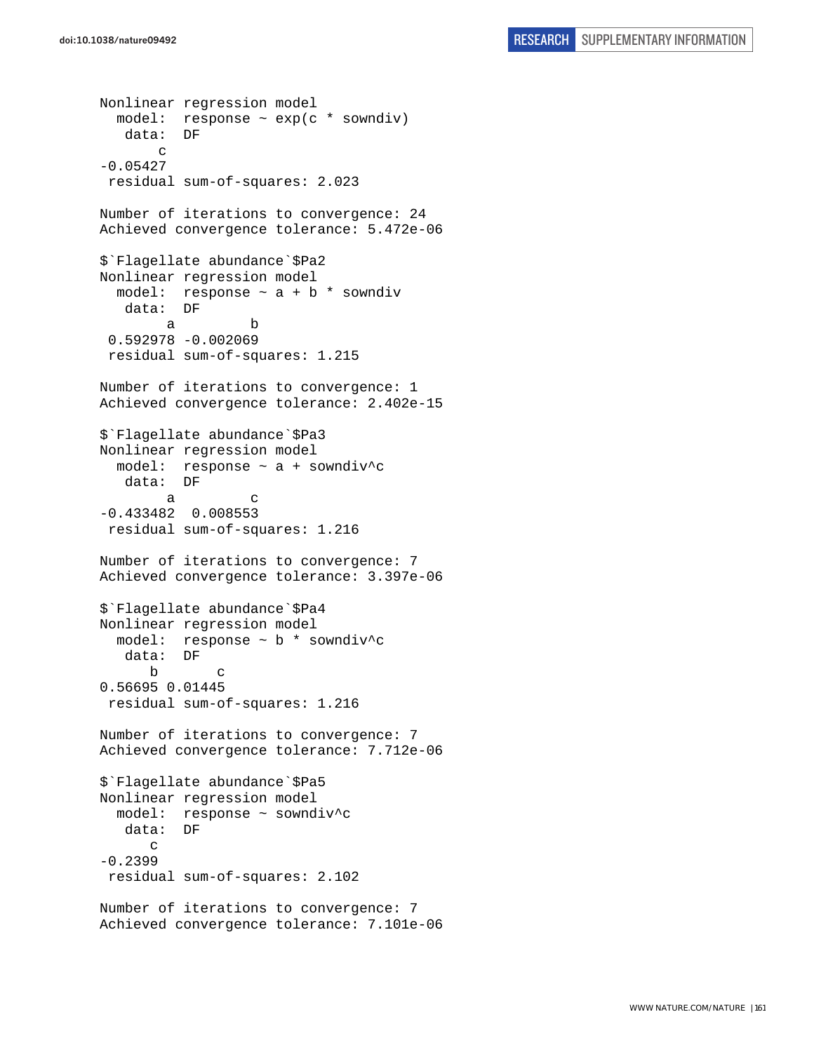```
Nonlinear regression model
  model:  response ~ exp(c * sowndiv)
   data:  DF
       c 
-0.05427 
 residual sum-of-squares: 2.023

Number of iterations to convergence: 24 
Achieved convergence tolerance: 5.472e-06 

$`Flagellate abundance`$Pa2
Nonlinear regression model
  model:  response ~ a + b * sowndiv
   data:  DF
        a         b 
 0.592978 -0.002069 
 residual sum-of-squares: 1.215

Number of iterations to convergence: 1 
Achieved convergence tolerance: 2.402e-15 

$`Flagellate abundance`$Pa3
Nonlinear regression model
  model:  response ~ a + sowndiv^c
   data:  DF
        a         c 
-0.433482  0.008553 
 residual sum-of-squares: 1.216

Number of iterations to convergence: 7 
Achieved convergence tolerance: 3.397e-06 

$`Flagellate abundance`$Pa4
Nonlinear regression model
  model:  response ~ b * sowndiv^c
   data:  DF
      b       c 
0.56695 0.01445 
 residual sum-of-squares: 1.216

Number of iterations to convergence: 7 
Achieved convergence tolerance: 7.712e-06 

$`Flagellate abundance`$Pa5
Nonlinear regression model
  model:  response ~ sowndiv^c
   data:  DF
      c 
-0.2399 
 residual sum-of-squares: 2.102

Number of iterations to convergence: 7 
Achieved convergence tolerance: 7.101e-06 
```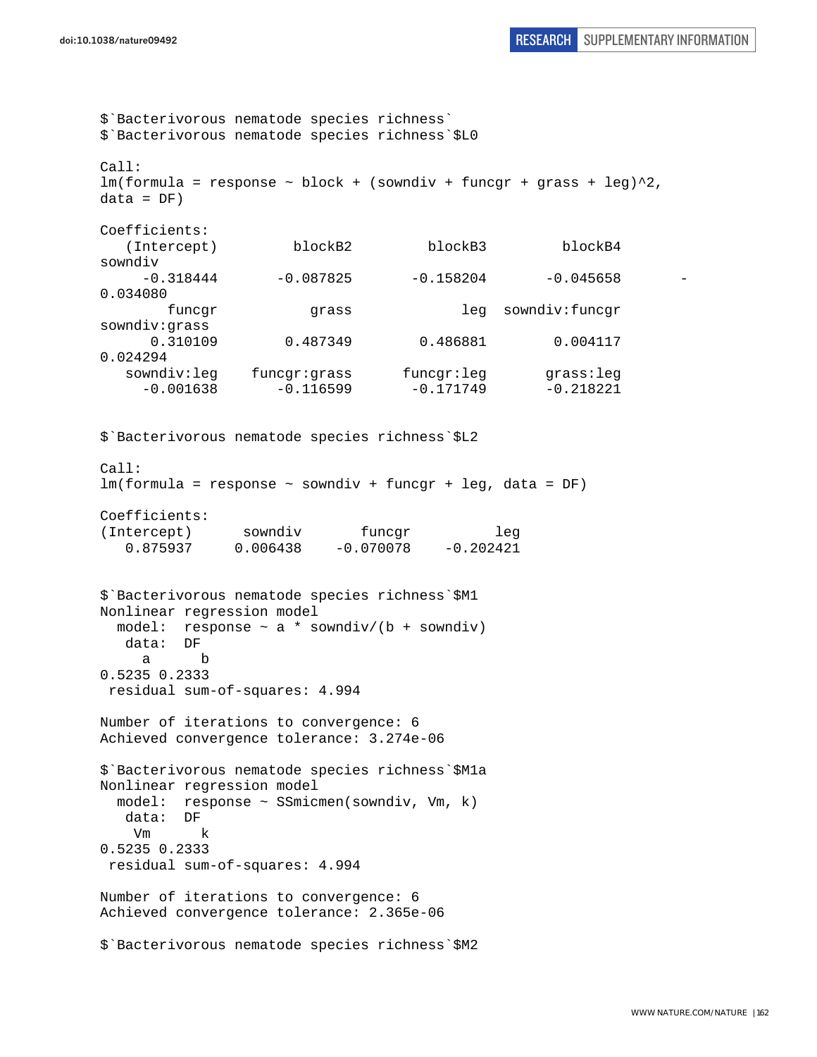```
$`Bacterivorous nematode species richness`
$`Bacterivorous nematode species richness`$L0

Call:
lm(formula = response ~ block + (sowndiv + funcgr + grass + leg)^2,
data = DF)

Coefficients:
   (Intercept)          blockB2          blockB3          blockB4
sowndiv
     -0.318444        -0.087825        -0.158204        -0.045658        -
0.034080
        funcgr            grass              leg   sowndiv:funcgr
sowndiv:grass
      0.310109         0.487349         0.486881         0.004117
0.024294
   sowndiv:leg     funcgr:grass       funcgr:leg        grass:leg
     -0.001638        -0.116599        -0.171749        -0.218221


$`Bacterivorous nematode species richness`$L2

Call:
lm(formula = response ~ sowndiv + funcgr + leg, data = DF)

Coefficients:
(Intercept)      sowndiv       funcgr          leg
   0.875937     0.006438    -0.070078    -0.202421


$`Bacterivorous nematode species richness`$M1
Nonlinear regression model
  model:  response ~ a * sowndiv/(b + sowndiv)
   data:  DF
     a      b
0.5235 0.2333
 residual sum-of-squares: 4.994

Number of iterations to convergence: 6
Achieved convergence tolerance: 3.274e-06

$`Bacterivorous nematode species richness`$M1a
Nonlinear regression model
  model:  response ~ SSmicmen(sowndiv, Vm, k)
   data:  DF
    Vm      k
0.5235 0.2333
 residual sum-of-squares: 4.994

Number of iterations to convergence: 6
Achieved convergence tolerance: 2.365e-06

$`Bacterivorous nematode species richness`$M2
```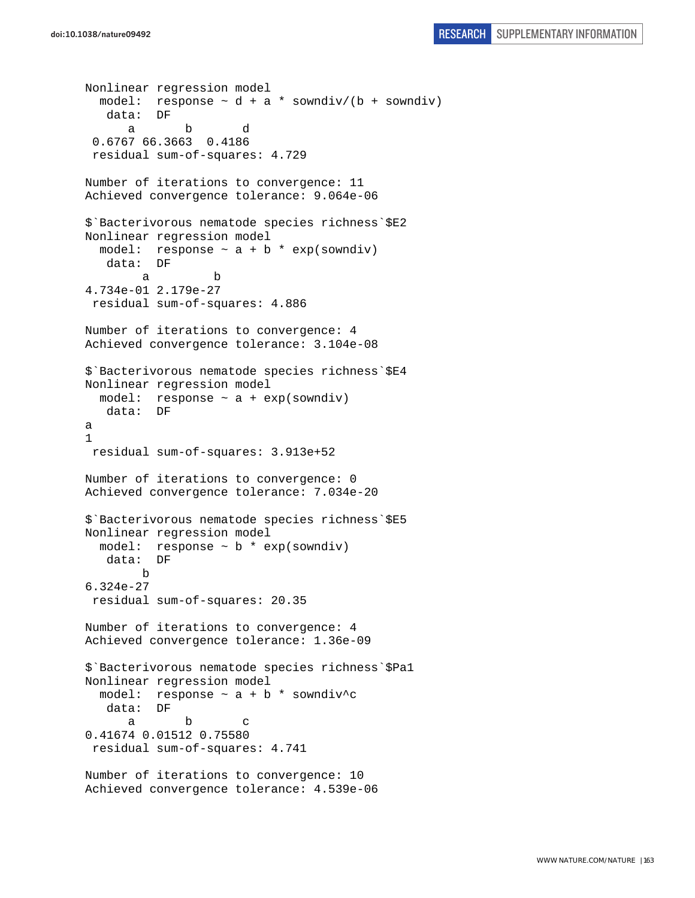```
Nonlinear regression model
  model:  response ~ d + a * sowndiv/(b + sowndiv)
   data:  DF
      a       b       d
 0.6767 66.3663  0.4186
 residual sum-of-squares: 4.729

Number of iterations to convergence: 11
Achieved convergence tolerance: 9.064e-06

$`Bacterivorous nematode species richness`$E2
Nonlinear regression model
  model:  response ~ a + b * exp(sowndiv)
   data:  DF
        a         b
4.734e-01 2.179e-27
 residual sum-of-squares: 4.886

Number of iterations to convergence: 4
Achieved convergence tolerance: 3.104e-08

$`Bacterivorous nematode species richness`$E4
Nonlinear regression model
  model:  response ~ a + exp(sowndiv)
   data:  DF
a
1
 residual sum-of-squares: 3.913e+52

Number of iterations to convergence: 0
Achieved convergence tolerance: 7.034e-20

$`Bacterivorous nematode species richness`$E5
Nonlinear regression model
  model:  response ~ b * exp(sowndiv)
   data:  DF
        b
6.324e-27
 residual sum-of-squares: 20.35

Number of iterations to convergence: 4
Achieved convergence tolerance: 1.36e-09

$`Bacterivorous nematode species richness`$Pa1
Nonlinear regression model
  model:  response ~ a + b * sowndiv^c
   data:  DF
      a       b       c
0.41674 0.01512 0.75580
 residual sum-of-squares: 4.741

Number of iterations to convergence: 10
Achieved convergence tolerance: 4.539e-06
```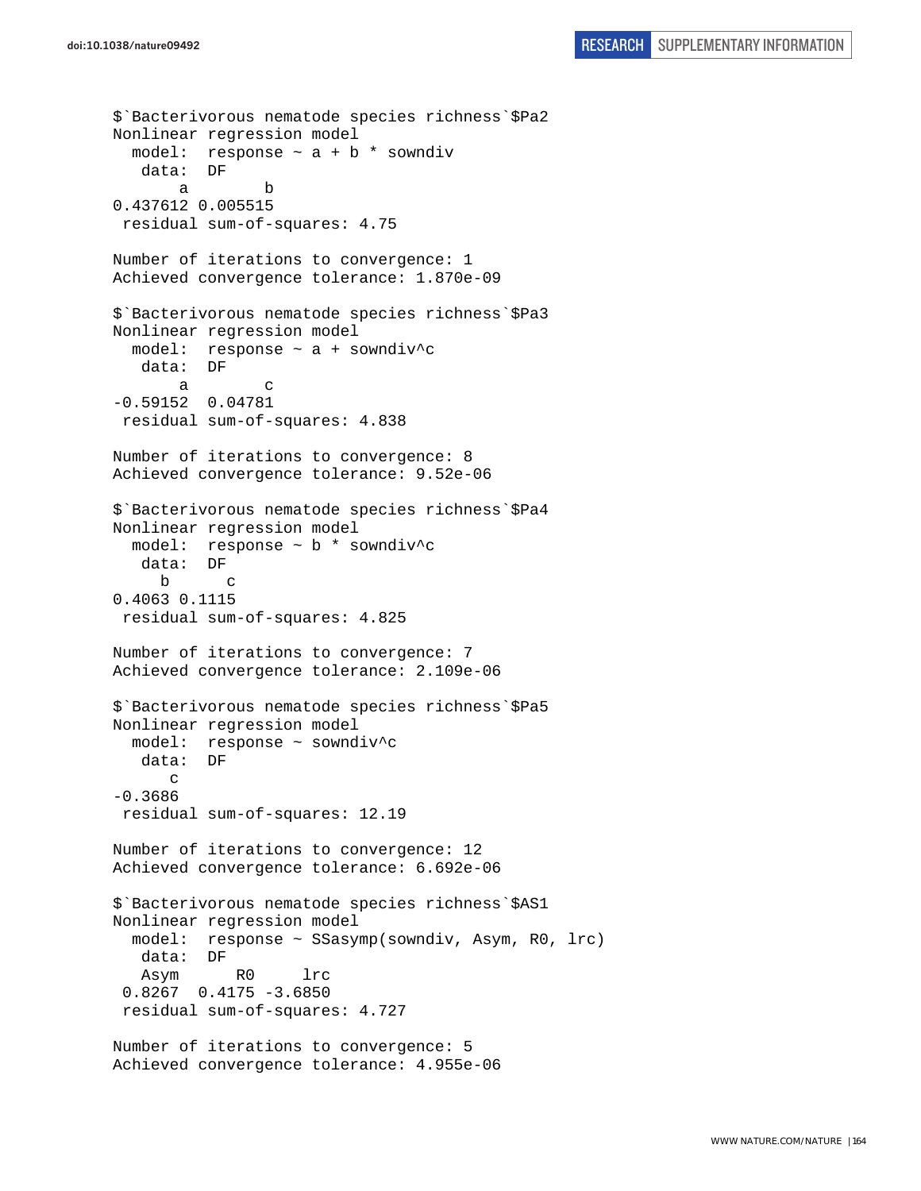```
$`Bacterivorous nematode species richness`$Pa2
Nonlinear regression model
  model:  response ~ a + b * sowndiv
   data:  DF
       a        b 
0.437612 0.005515 
 residual sum-of-squares: 4.75

Number of iterations to convergence: 1 
Achieved convergence tolerance: 1.870e-09 

$`Bacterivorous nematode species richness`$Pa3
Nonlinear regression model
  model:  response ~ a + sowndiv^c
   data:  DF
       a        c 
-0.59152  0.04781 
 residual sum-of-squares: 4.838

Number of iterations to convergence: 8 
Achieved convergence tolerance: 9.52e-06 

$`Bacterivorous nematode species richness`$Pa4
Nonlinear regression model
  model:  response ~ b * sowndiv^c
   data:  DF
     b      c 
0.4063 0.1115 
 residual sum-of-squares: 4.825

Number of iterations to convergence: 7 
Achieved convergence tolerance: 2.109e-06 

$`Bacterivorous nematode species richness`$Pa5
Nonlinear regression model
  model:  response ~ sowndiv^c
   data:  DF
      c 
-0.3686 
 residual sum-of-squares: 12.19

Number of iterations to convergence: 12 
Achieved convergence tolerance: 6.692e-06 

$`Bacterivorous nematode species richness`$AS1
Nonlinear regression model
  model:  response ~ SSasymp(sowndiv, Asym, R0, lrc)
   data:  DF
   Asym      R0     lrc 
 0.8267  0.4175 -3.6850 
 residual sum-of-squares: 4.727

Number of iterations to convergence: 5 
Achieved convergence tolerance: 4.955e-06 
```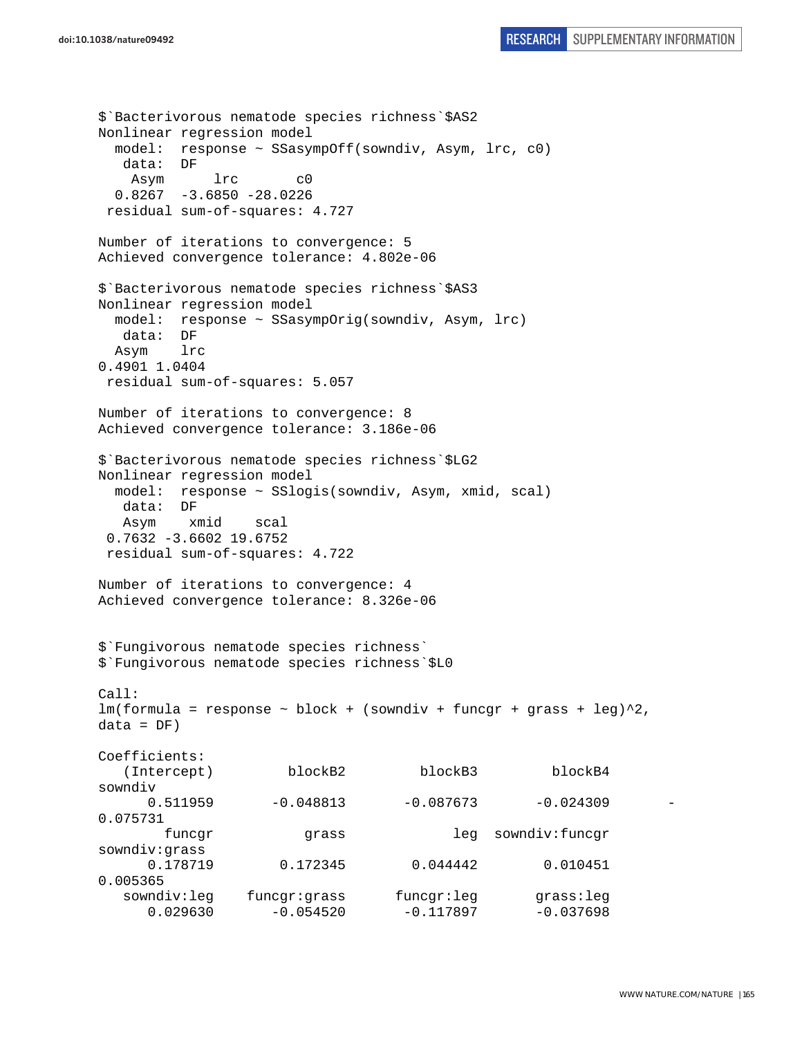```
$`Bacterivorous nematode species richness`$AS2
Nonlinear regression model
  model:  response ~ SSasympOff(sowndiv, Asym, lrc, c0)
   data:  DF
    Asym      lrc       c0
  0.8267  -3.6850 -28.0226
 residual sum-of-squares: 4.727

Number of iterations to convergence: 5
Achieved convergence tolerance: 4.802e-06

$`Bacterivorous nematode species richness`$AS3
Nonlinear regression model
  model:  response ~ SSasympOrig(sowndiv, Asym, lrc)
   data:  DF
  Asym    lrc
0.4901 1.0404
 residual sum-of-squares: 5.057

Number of iterations to convergence: 8
Achieved convergence tolerance: 3.186e-06

$`Bacterivorous nematode species richness`$LG2
Nonlinear regression model
  model:  response ~ SSlogis(sowndiv, Asym, xmid, scal)
   data:  DF
   Asym    xmid    scal
 0.7632 -3.6602 19.6752
 residual sum-of-squares: 4.722

Number of iterations to convergence: 4
Achieved convergence tolerance: 8.326e-06


$`Fungivorous nematode species richness`
$`Fungivorous nematode species richness`$L0

Call:
lm(formula = response ~ block + (sowndiv + funcgr + grass + leg)^2,
data = DF)

Coefficients:
   (Intercept)         blockB2         blockB3         blockB4
sowndiv
      0.511959       -0.048813       -0.087673       -0.024309       -
0.075731
        funcgr           grass             leg  sowndiv:funcgr
sowndiv:grass
      0.178719        0.172345        0.044442        0.010451
0.005365
   sowndiv:leg    funcgr:grass      funcgr:leg       grass:leg
      0.029630       -0.054520       -0.117897       -0.037698
```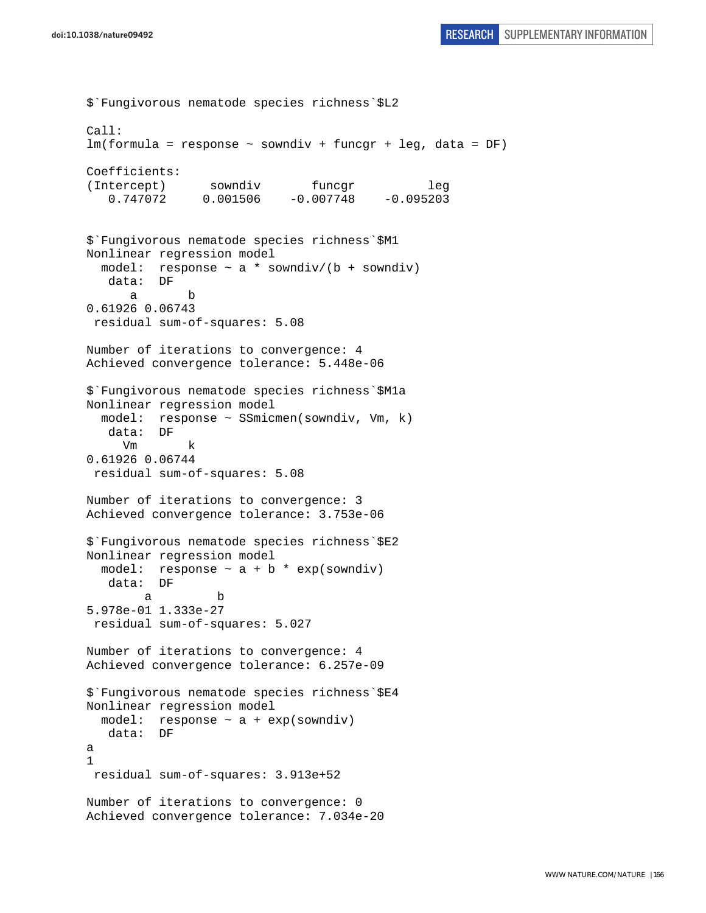```
$`Fungivorous nematode species richness`$L2

Call:
lm(formula = response ~ sowndiv + funcgr + leg, data = DF)

Coefficients:
(Intercept)      sowndiv       funcgr          leg
   0.747072     0.001506    -0.007748    -0.095203


$`Fungivorous nematode species richness`$M1
Nonlinear regression model
  model:  response ~ a * sowndiv/(b + sowndiv)
   data:  DF
      a       b
0.61926 0.06743
 residual sum-of-squares: 5.08

Number of iterations to convergence: 4
Achieved convergence tolerance: 5.448e-06

$`Fungivorous nematode species richness`$M1a
Nonlinear regression model
  model:  response ~ SSmicmen(sowndiv, Vm, k)
   data:  DF
     Vm       k
0.61926 0.06744
 residual sum-of-squares: 5.08

Number of iterations to convergence: 3
Achieved convergence tolerance: 3.753e-06

$`Fungivorous nematode species richness`$E2
Nonlinear regression model
  model:  response ~ a + b * exp(sowndiv)
   data:  DF
        a         b
5.978e-01 1.333e-27
 residual sum-of-squares: 5.027

Number of iterations to convergence: 4
Achieved convergence tolerance: 6.257e-09

$`Fungivorous nematode species richness`$E4
Nonlinear regression model
  model:  response ~ a + exp(sowndiv)
   data:  DF
a
1
 residual sum-of-squares: 3.913e+52

Number of iterations to convergence: 0
Achieved convergence tolerance: 7.034e-20
```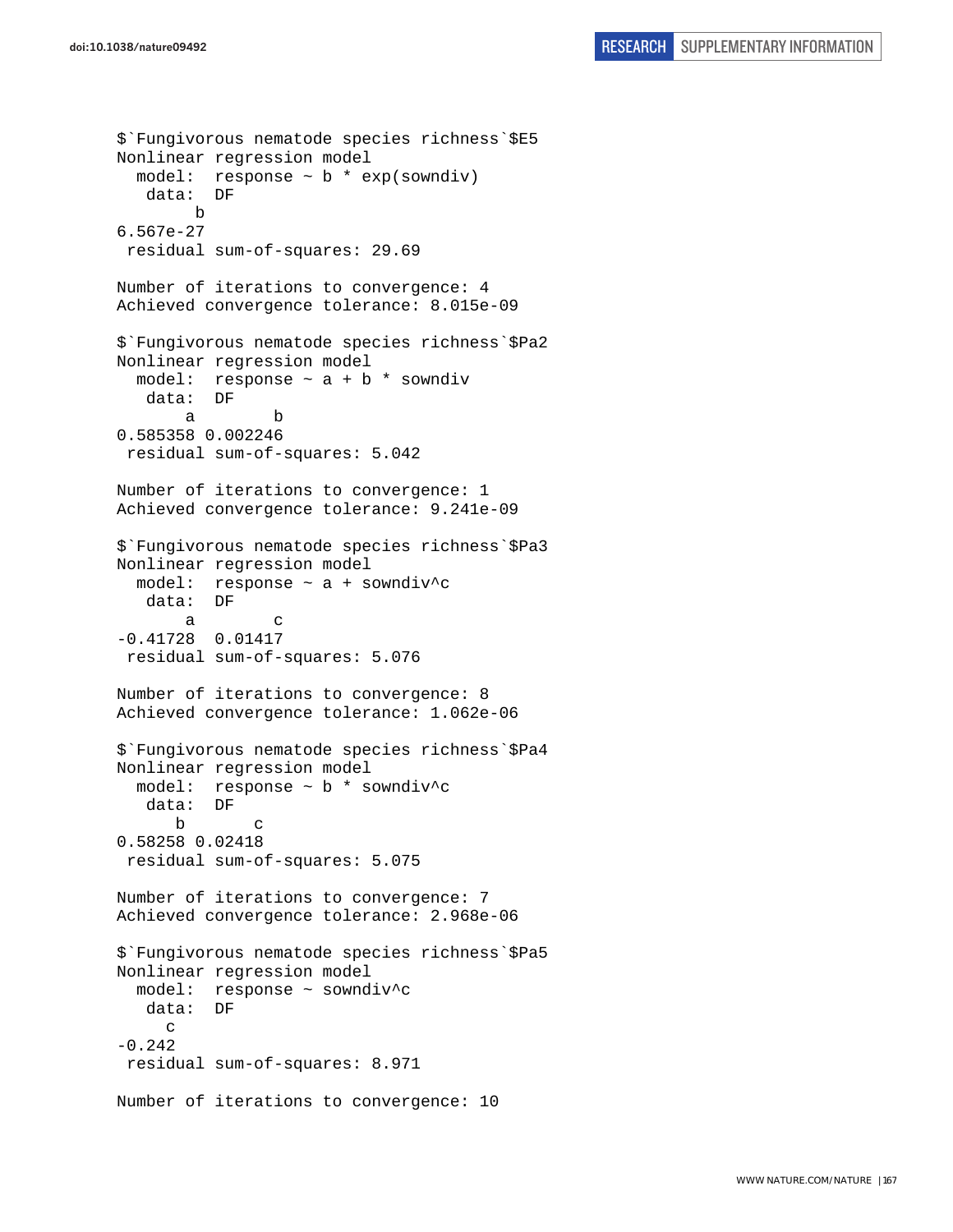```
$`Fungivorous nematode species richness`$E5
Nonlinear regression model
  model:  response ~ b * exp(sowndiv)
   data:  DF
        b 
6.567e-27 
 residual sum-of-squares: 29.69

Number of iterations to convergence: 4 
Achieved convergence tolerance: 8.015e-09 

$`Fungivorous nematode species richness`$Pa2
Nonlinear regression model
  model:  response ~ a + b * sowndiv
   data:  DF
       a        b 
0.585358 0.002246 
 residual sum-of-squares: 5.042

Number of iterations to convergence: 1 
Achieved convergence tolerance: 9.241e-09 

$`Fungivorous nematode species richness`$Pa3
Nonlinear regression model
  model:  response ~ a + sowndiv^c
   data:  DF
       a        c 
-0.41728  0.01417 
 residual sum-of-squares: 5.076

Number of iterations to convergence: 8 
Achieved convergence tolerance: 1.062e-06 

$`Fungivorous nematode species richness`$Pa4
Nonlinear regression model
  model:  response ~ b * sowndiv^c
   data:  DF
      b       c 
0.58258 0.02418 
 residual sum-of-squares: 5.075

Number of iterations to convergence: 7 
Achieved convergence tolerance: 2.968e-06 

$`Fungivorous nematode species richness`$Pa5
Nonlinear regression model
  model:  response ~ sowndiv^c
   data:  DF
     c 
-0.242 
 residual sum-of-squares: 8.971

Number of iterations to convergence: 10
```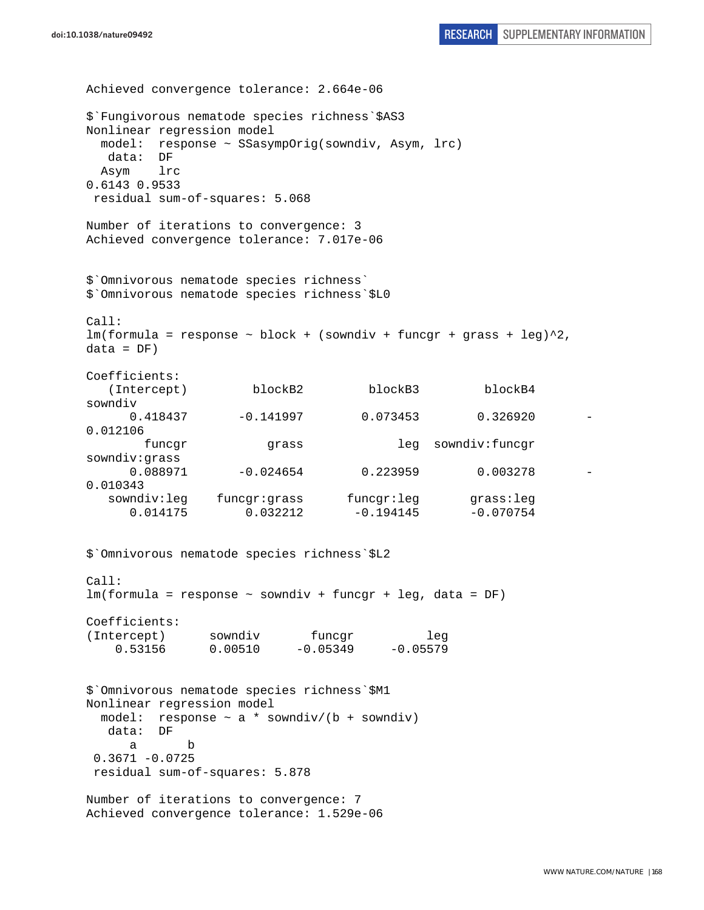```
Achieved convergence tolerance: 2.664e-06

$`Fungivorous nematode species richness`$AS3
Nonlinear regression model
  model:  response ~ SSasympOrig(sowndiv, Asym, lrc)
   data:  DF
  Asym    lrc
0.6143 0.9533
 residual sum-of-squares: 5.068

Number of iterations to convergence: 3
Achieved convergence tolerance: 7.017e-06


$`Omnivorous nematode species richness`
$`Omnivorous nematode species richness`$L0

Call:
lm(formula = response ~ block + (sowndiv + funcgr + grass + leg)^2,
data = DF)

Coefficients:
   (Intercept)         blockB2         blockB3         blockB4
sowndiv
      0.418437       -0.141997        0.073453        0.326920        -
0.012106
        funcgr           grass             leg  sowndiv:funcgr
sowndiv:grass
      0.088971       -0.024654        0.223959        0.003278        -
0.010343
   sowndiv:leg    funcgr:grass      funcgr:leg       grass:leg
      0.014175        0.032212       -0.194145       -0.070754


$`Omnivorous nematode species richness`$L2

Call:
lm(formula = response ~ sowndiv + funcgr + leg, data = DF)

Coefficients:
(Intercept)      sowndiv       funcgr          leg
    0.53156      0.00510     -0.05349     -0.05579


$`Omnivorous nematode species richness`$M1
Nonlinear regression model
  model:  response ~ a * sowndiv/(b + sowndiv)
   data:  DF
      a       b
 0.3671 -0.0725
 residual sum-of-squares: 5.878

Number of iterations to convergence: 7
Achieved convergence tolerance: 1.529e-06
```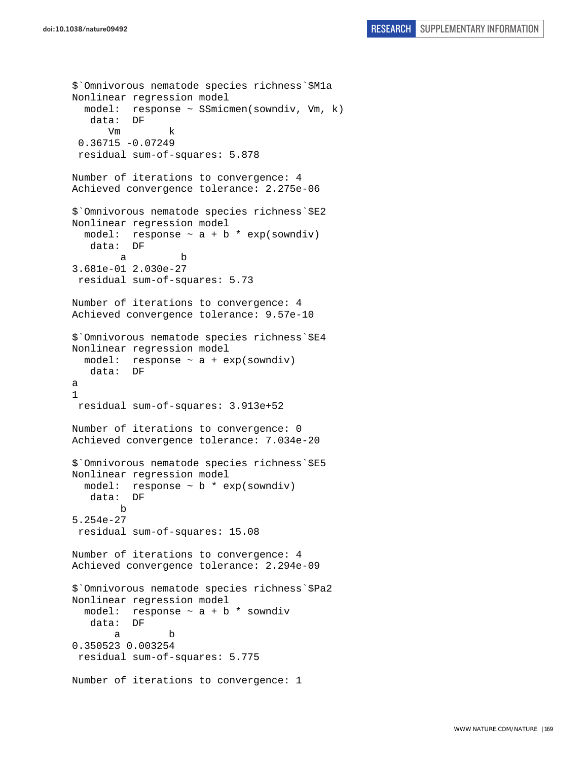```
$`Omnivorous nematode species richness`$M1a
Nonlinear regression model
  model:  response ~ SSmicmen(sowndiv, Vm, k)
   data:  DF
      Vm        k 
 0.36715 -0.07249 
 residual sum-of-squares: 5.878

Number of iterations to convergence: 4 
Achieved convergence tolerance: 2.275e-06 

$`Omnivorous nematode species richness`$E2
Nonlinear regression model
  model:  response ~ a + b * exp(sowndiv)
   data:  DF
        a         b 
3.681e-01 2.030e-27 
 residual sum-of-squares: 5.73

Number of iterations to convergence: 4 
Achieved convergence tolerance: 9.57e-10 

$`Omnivorous nematode species richness`$E4
Nonlinear regression model
  model:  response ~ a + exp(sowndiv)
   data:  DF
a 
1 
 residual sum-of-squares: 3.913e+52

Number of iterations to convergence: 0 
Achieved convergence tolerance: 7.034e-20 

$`Omnivorous nematode species richness`$E5
Nonlinear regression model
  model:  response ~ b * exp(sowndiv)
   data:  DF
        b 
5.254e-27 
 residual sum-of-squares: 15.08

Number of iterations to convergence: 4 
Achieved convergence tolerance: 2.294e-09 

$`Omnivorous nematode species richness`$Pa2
Nonlinear regression model
  model:  response ~ a + b * sowndiv
   data:  DF
       a        b 
0.350523 0.003254 
 residual sum-of-squares: 5.775

Number of iterations to convergence: 1 
```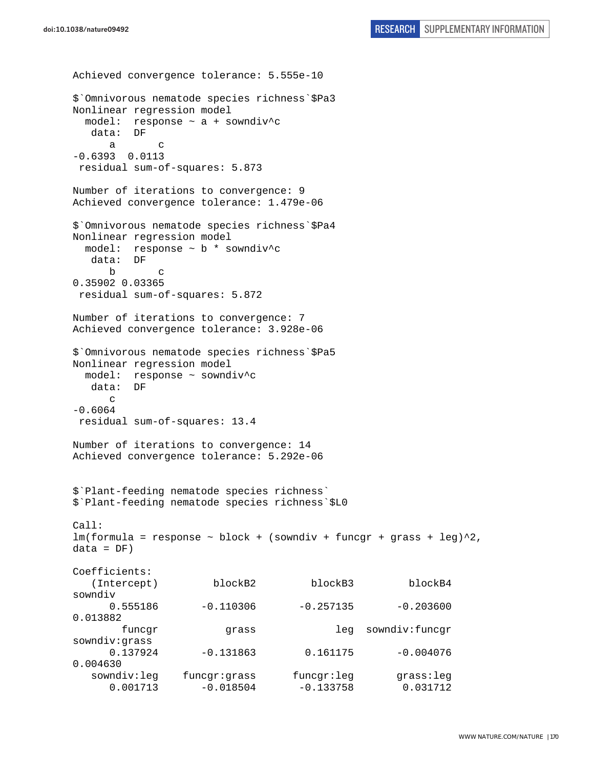```
Achieved convergence tolerance: 5.555e-10

$`Omnivorous nematode species richness`$Pa3
Nonlinear regression model
  model:  response ~ a + sowndiv^c
   data:  DF
      a       c
-0.6393  0.0113
 residual sum-of-squares: 5.873

Number of iterations to convergence: 9
Achieved convergence tolerance: 1.479e-06

$`Omnivorous nematode species richness`$Pa4
Nonlinear regression model
  model:  response ~ b * sowndiv^c
   data:  DF
      b       c
0.35902 0.03365
 residual sum-of-squares: 5.872

Number of iterations to convergence: 7
Achieved convergence tolerance: 3.928e-06

$`Omnivorous nematode species richness`$Pa5
Nonlinear regression model
  model:  response ~ sowndiv^c
   data:  DF
      c
-0.6064
 residual sum-of-squares: 13.4

Number of iterations to convergence: 14
Achieved convergence tolerance: 5.292e-06


$`Plant-feeding nematode species richness`
$`Plant-feeding nematode species richness`$L0

Call:
lm(formula = response ~ block + (sowndiv + funcgr + grass + leg)^2, 
data = DF)

Coefficients:
   (Intercept)          blockB2          blockB3          blockB4  
sowndiv  
      0.555186        -0.110306        -0.257135        -0.203600  
0.013882  
        funcgr            grass              leg   sowndiv:funcgr  
sowndiv:grass  
      0.137924        -0.131863         0.161175        -0.004076  
0.004630  
   sowndiv:leg     funcgr:grass       funcgr:leg        grass:leg  
      0.001713        -0.018504        -0.133758         0.031712
```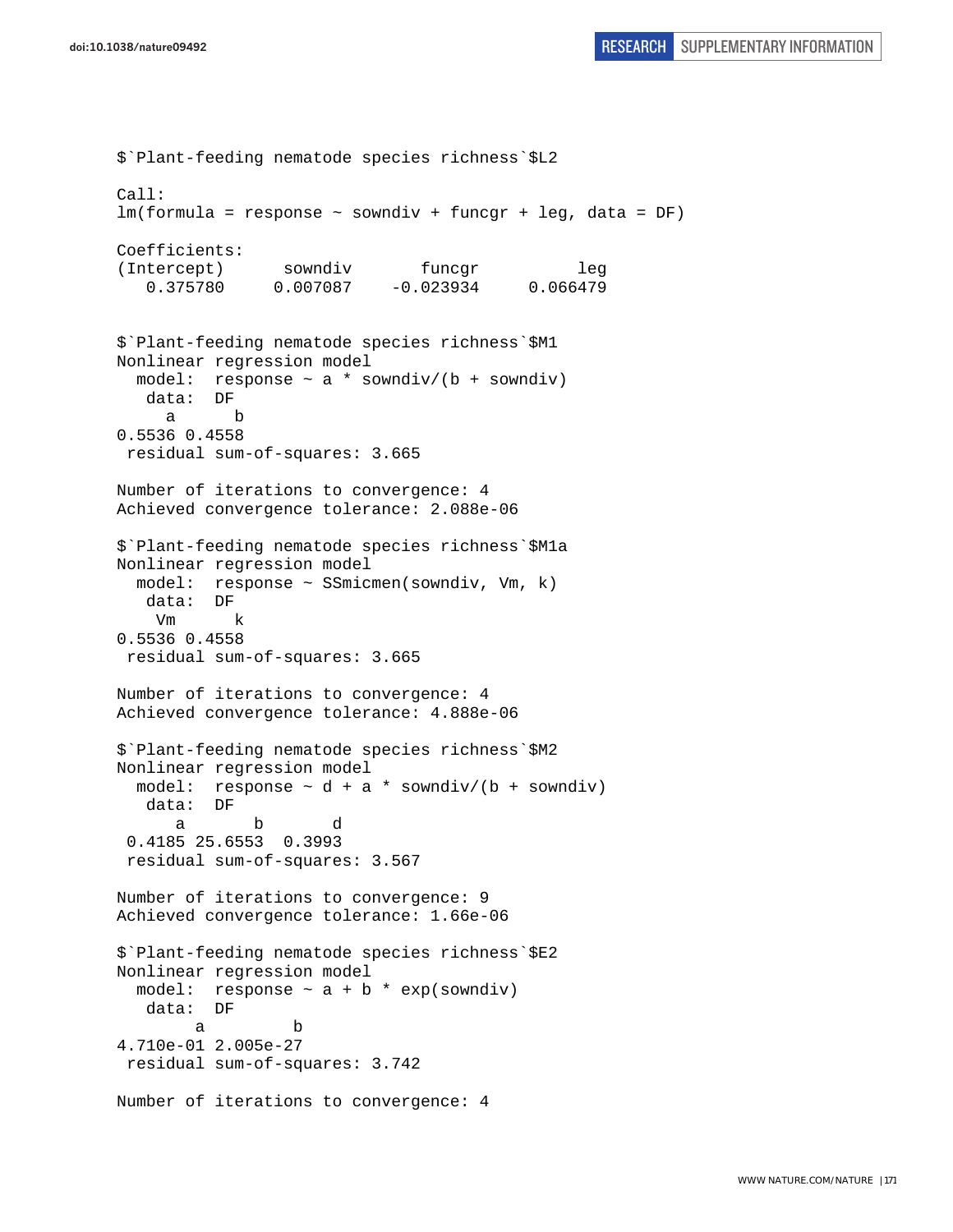```
$`Plant-feeding nematode species richness`$L2

Call:
lm(formula = response ~ sowndiv + funcgr + leg, data = DF)

Coefficients:
(Intercept)      sowndiv       funcgr          leg
   0.375780     0.007087    -0.023934     0.066479


$`Plant-feeding nematode species richness`$M1
Nonlinear regression model
  model:  response ~ a * sowndiv/(b + sowndiv)
   data:  DF
     a      b
0.5536 0.4558
 residual sum-of-squares: 3.665

Number of iterations to convergence: 4
Achieved convergence tolerance: 2.088e-06

$`Plant-feeding nematode species richness`$M1a
Nonlinear regression model
  model:  response ~ SSmicmen(sowndiv, Vm, k)
   data:  DF
    Vm      k
0.5536 0.4558
 residual sum-of-squares: 3.665

Number of iterations to convergence: 4
Achieved convergence tolerance: 4.888e-06

$`Plant-feeding nematode species richness`$M2
Nonlinear regression model
  model:  response ~ d + a * sowndiv/(b + sowndiv)
   data:  DF
      a       b       d
 0.4185 25.6553  0.3993
 residual sum-of-squares: 3.567

Number of iterations to convergence: 9
Achieved convergence tolerance: 1.66e-06

$`Plant-feeding nematode species richness`$E2
Nonlinear regression model
  model:  response ~ a + b * exp(sowndiv)
   data:  DF
        a         b
4.710e-01 2.005e-27
 residual sum-of-squares: 3.742

Number of iterations to convergence: 4
```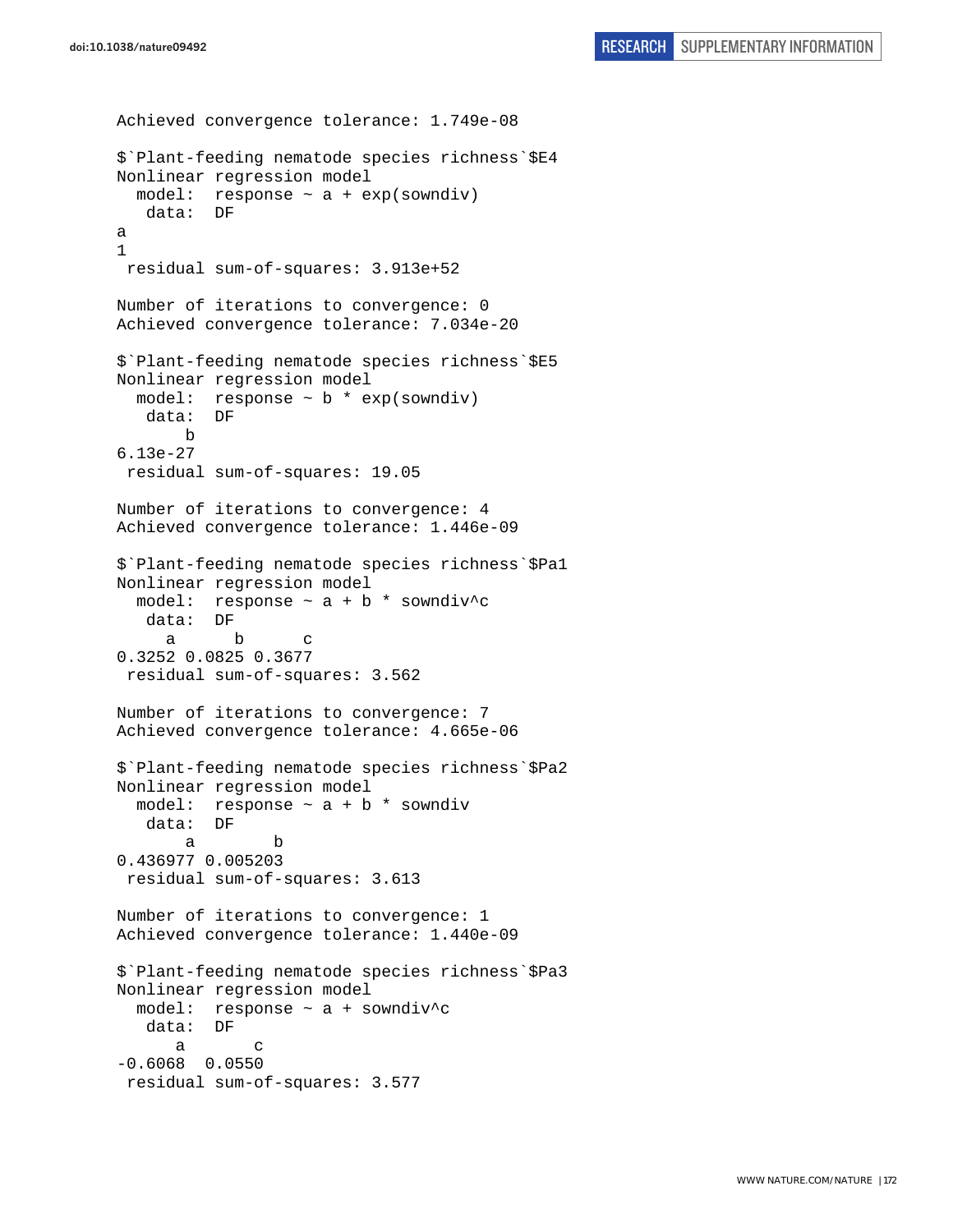```
Achieved convergence tolerance: 1.749e-08

$`Plant-feeding nematode species richness`$E4
Nonlinear regression model
  model:  response ~ a + exp(sowndiv)
   data:  DF
a
1
 residual sum-of-squares: 3.913e+52

Number of iterations to convergence: 0
Achieved convergence tolerance: 7.034e-20

$`Plant-feeding nematode species richness`$E5
Nonlinear regression model
  model:  response ~ b * exp(sowndiv)
   data:  DF
       b
6.13e-27
 residual sum-of-squares: 19.05

Number of iterations to convergence: 4
Achieved convergence tolerance: 1.446e-09

$`Plant-feeding nematode species richness`$Pa1
Nonlinear regression model
  model:  response ~ a + b * sowndiv^c
   data:  DF
     a      b      c
0.3252 0.0825 0.3677
 residual sum-of-squares: 3.562

Number of iterations to convergence: 7
Achieved convergence tolerance: 4.665e-06

$`Plant-feeding nematode species richness`$Pa2
Nonlinear regression model
  model:  response ~ a + b * sowndiv
   data:  DF
       a        b
0.436977 0.005203
 residual sum-of-squares: 3.613

Number of iterations to convergence: 1
Achieved convergence tolerance: 1.440e-09

$`Plant-feeding nematode species richness`$Pa3
Nonlinear regression model
  model:  response ~ a + sowndiv^c
   data:  DF
      a       c
-0.6068  0.0550
 residual sum-of-squares: 3.577
```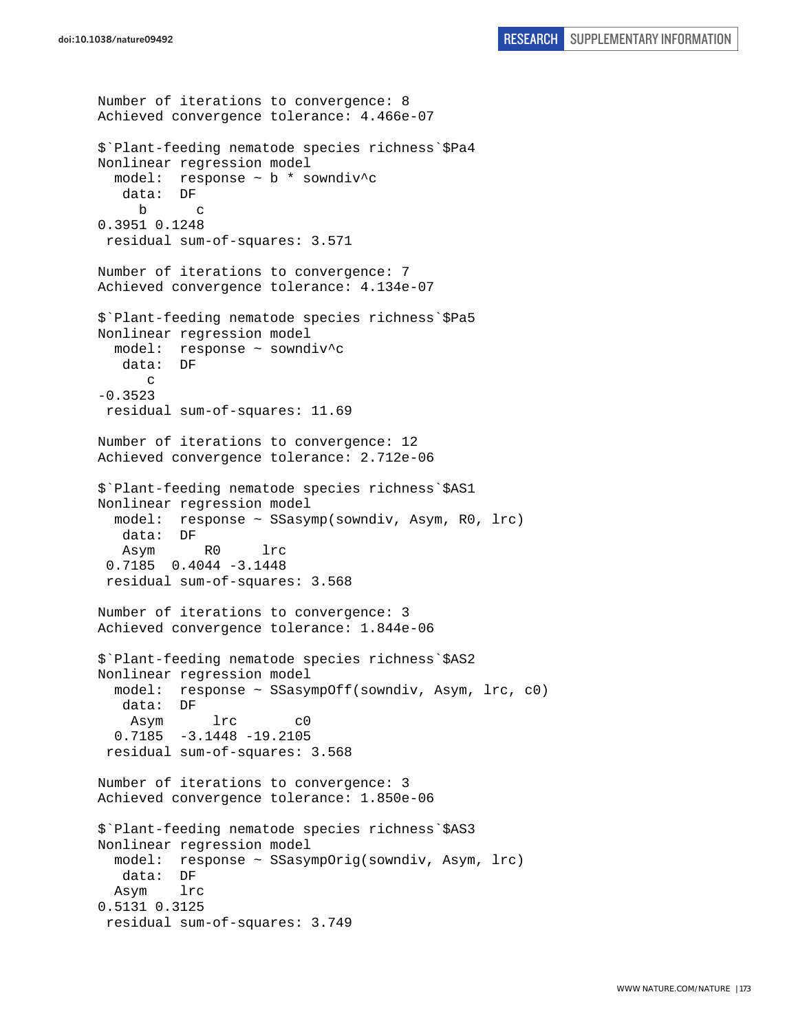```
Number of iterations to convergence: 8
Achieved convergence tolerance: 4.466e-07

$`Plant-feeding nematode species richness`$Pa4
Nonlinear regression model
  model:  response ~ b * sowndiv^c
   data:  DF
     b      c
0.3951 0.1248
 residual sum-of-squares: 3.571

Number of iterations to convergence: 7
Achieved convergence tolerance: 4.134e-07

$`Plant-feeding nematode species richness`$Pa5
Nonlinear regression model
  model:  response ~ sowndiv^c
   data:  DF
      c
-0.3523
 residual sum-of-squares: 11.69

Number of iterations to convergence: 12
Achieved convergence tolerance: 2.712e-06

$`Plant-feeding nematode species richness`$AS1
Nonlinear regression model
  model:  response ~ SSasymp(sowndiv, Asym, R0, lrc)
   data:  DF
   Asym      R0     lrc
 0.7185  0.4044 -3.1448
 residual sum-of-squares: 3.568

Number of iterations to convergence: 3
Achieved convergence tolerance: 1.844e-06

$`Plant-feeding nematode species richness`$AS2
Nonlinear regression model
  model:  response ~ SSasympOff(sowndiv, Asym, lrc, c0)
   data:  DF
    Asym      lrc       c0
  0.7185  -3.1448 -19.2105
 residual sum-of-squares: 3.568

Number of iterations to convergence: 3
Achieved convergence tolerance: 1.850e-06

$`Plant-feeding nematode species richness`$AS3
Nonlinear regression model
  model:  response ~ SSasympOrig(sowndiv, Asym, lrc)
   data:  DF
  Asym    lrc
0.5131 0.3125
 residual sum-of-squares: 3.749
```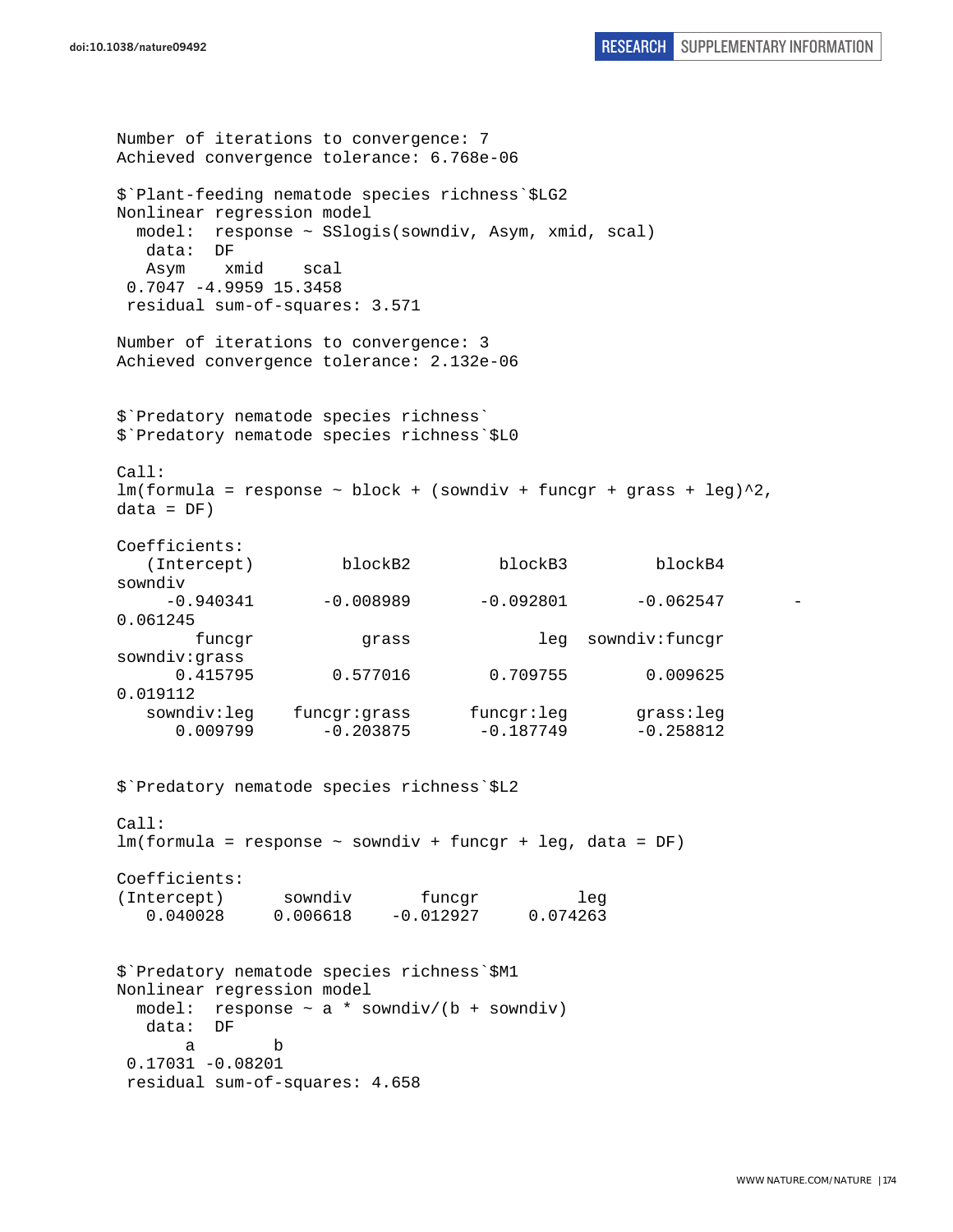```
Number of iterations to convergence: 7
Achieved convergence tolerance: 6.768e-06

$`Plant-feeding nematode species richness`$LG2
Nonlinear regression model
  model:  response ~ SSlogis(sowndiv, Asym, xmid, scal)
   data:  DF
   Asym    xmid    scal
 0.7047 -4.9959 15.3458
 residual sum-of-squares: 3.571

Number of iterations to convergence: 3
Achieved convergence tolerance: 2.132e-06


$`Predatory nematode species richness`
$`Predatory nematode species richness`$L0

Call:
lm(formula = response ~ block + (sowndiv + funcgr + grass + leg)^2,
data = DF)

Coefficients:
   (Intercept)         blockB2          blockB3          blockB4
sowndiv
     -0.940341       -0.008989        -0.092801        -0.062547        -
0.061245
        funcgr           grass              leg  sowndiv:funcgr
sowndiv:grass
      0.415795        0.577016         0.709755         0.009625
0.019112
   sowndiv:leg    funcgr:grass       funcgr:leg        grass:leg
      0.009799       -0.203875        -0.187749        -0.258812


$`Predatory nematode species richness`$L2

Call:
lm(formula = response ~ sowndiv + funcgr + leg, data = DF)

Coefficients:
(Intercept)      sowndiv       funcgr          leg
   0.040028     0.006618    -0.012927     0.074263


$`Predatory nematode species richness`$M1
Nonlinear regression model
  model:  response ~ a * sowndiv/(b + sowndiv)
   data:  DF
       a        b
 0.17031 -0.08201
 residual sum-of-squares: 4.658
```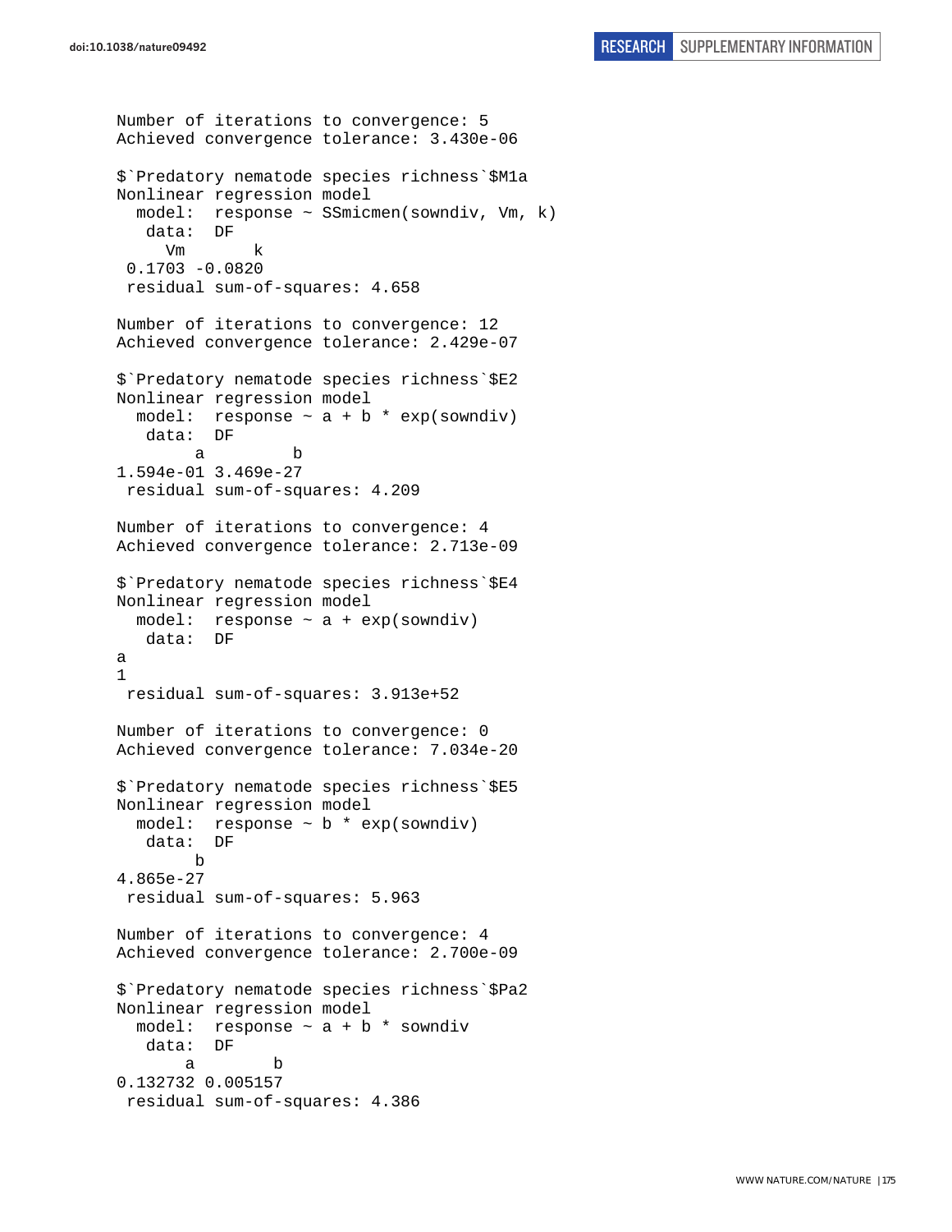```
Number of iterations to convergence: 5
Achieved convergence tolerance: 3.430e-06

$`Predatory nematode species richness`$M1a
Nonlinear regression model
  model:  response ~ SSmicmen(sowndiv, Vm, k)
   data:  DF
     Vm       k
 0.1703 -0.0820
 residual sum-of-squares: 4.658

Number of iterations to convergence: 12
Achieved convergence tolerance: 2.429e-07

$`Predatory nematode species richness`$E2
Nonlinear regression model
  model:  response ~ a + b * exp(sowndiv)
   data:  DF
        a         b
1.594e-01 3.469e-27
 residual sum-of-squares: 4.209

Number of iterations to convergence: 4
Achieved convergence tolerance: 2.713e-09

$`Predatory nematode species richness`$E4
Nonlinear regression model
  model:  response ~ a + exp(sowndiv)
   data:  DF
a
1
 residual sum-of-squares: 3.913e+52

Number of iterations to convergence: 0
Achieved convergence tolerance: 7.034e-20

$`Predatory nematode species richness`$E5
Nonlinear regression model
  model:  response ~ b * exp(sowndiv)
   data:  DF
        b
4.865e-27
 residual sum-of-squares: 5.963

Number of iterations to convergence: 4
Achieved convergence tolerance: 2.700e-09

$`Predatory nematode species richness`$Pa2
Nonlinear regression model
  model:  response ~ a + b * sowndiv
   data:  DF
       a        b
0.132732 0.005157
 residual sum-of-squares: 4.386
```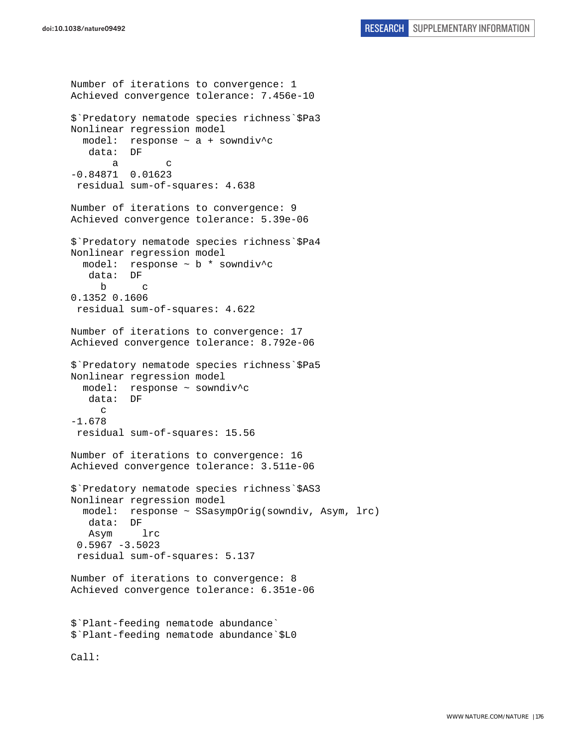```
Number of iterations to convergence: 1
Achieved convergence tolerance: 7.456e-10

$`Predatory nematode species richness`$Pa3
Nonlinear regression model
  model:  response ~ a + sowndiv^c
   data:  DF
       a        c 
-0.84871  0.01623 
 residual sum-of-squares: 4.638

Number of iterations to convergence: 9
Achieved convergence tolerance: 5.39e-06

$`Predatory nematode species richness`$Pa4
Nonlinear regression model
  model:  response ~ b * sowndiv^c
   data:  DF
     b      c 
0.1352 0.1606 
 residual sum-of-squares: 4.622

Number of iterations to convergence: 17
Achieved convergence tolerance: 8.792e-06

$`Predatory nematode species richness`$Pa5
Nonlinear regression model
  model:  response ~ sowndiv^c
   data:  DF
     c 
-1.678 
 residual sum-of-squares: 15.56

Number of iterations to convergence: 16
Achieved convergence tolerance: 3.511e-06

$`Predatory nematode species richness`$AS3
Nonlinear regression model
  model:  response ~ SSasympOrig(sowndiv, Asym, lrc)
   data:  DF
   Asym     lrc 
 0.5967 -3.5023 
 residual sum-of-squares: 5.137

Number of iterations to convergence: 8
Achieved convergence tolerance: 6.351e-06


$`Plant-feeding nematode abundance`
$`Plant-feeding nematode abundance`$L0

Call:
```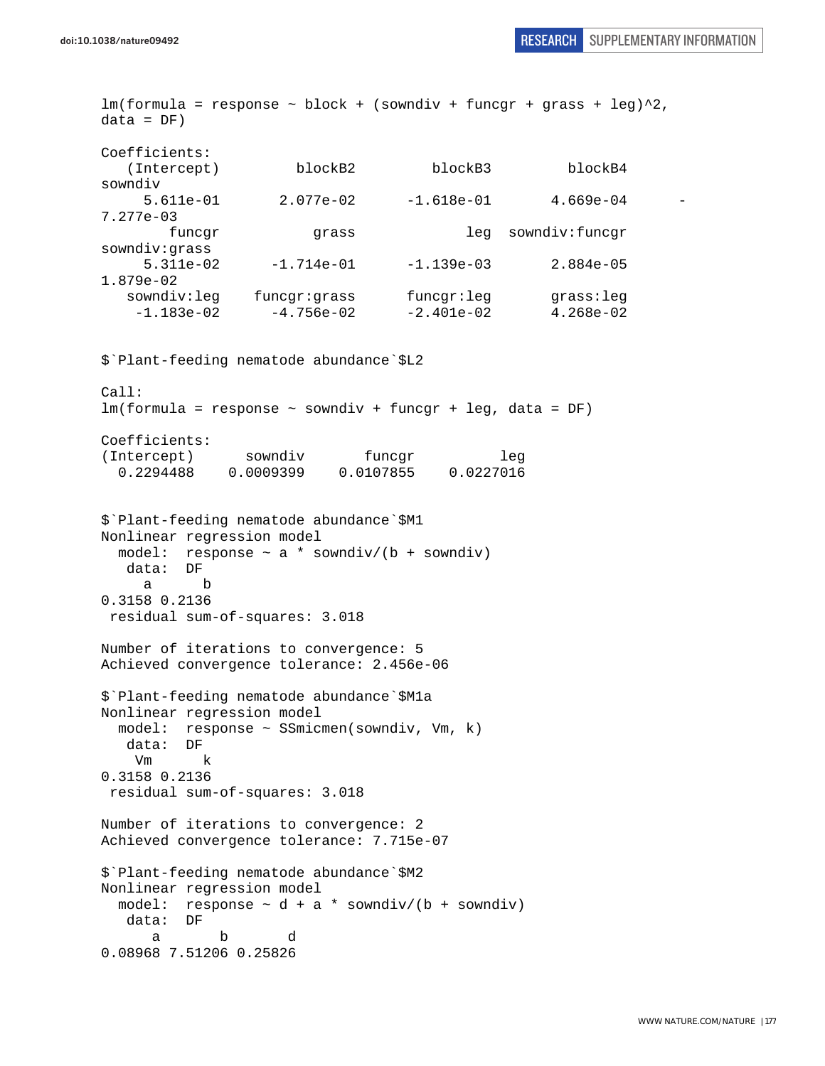```
lm(formula = response ~ block + (sowndiv + funcgr + grass + leg)^2,
data = DF)

Coefficients:
   (Intercept)          blockB2          blockB3          blockB4
sowndiv
     5.611e-01       2.077e-02       -1.618e-01        4.669e-04       -
7.277e-03
        funcgr            grass              leg   sowndiv:funcgr
sowndiv:grass
     5.311e-02      -1.714e-01       -1.139e-03        2.884e-05
1.879e-02
   sowndiv:leg     funcgr:grass       funcgr:leg        grass:leg
    -1.183e-02      -4.756e-02       -2.401e-02        4.268e-02


$`Plant-feeding nematode abundance`$L2

Call:
lm(formula = response ~ sowndiv + funcgr + leg, data = DF)

Coefficients:
(Intercept)      sowndiv       funcgr          leg
  0.2294488    0.0009399    0.0107855    0.0227016


$`Plant-feeding nematode abundance`$M1
Nonlinear regression model
  model:  response ~ a * sowndiv/(b + sowndiv)
   data:  DF
     a      b
0.3158 0.2136
 residual sum-of-squares: 3.018

Number of iterations to convergence: 5
Achieved convergence tolerance: 2.456e-06

$`Plant-feeding nematode abundance`$M1a
Nonlinear regression model
  model:  response ~ SSmicmen(sowndiv, Vm, k)
   data:  DF
    Vm      k
0.3158 0.2136
 residual sum-of-squares: 3.018

Number of iterations to convergence: 2
Achieved convergence tolerance: 7.715e-07

$`Plant-feeding nematode abundance`$M2
Nonlinear regression model
  model:  response ~ d + a * sowndiv/(b + sowndiv)
   data:  DF
      a       b       d
0.08968 7.51206 0.25826
```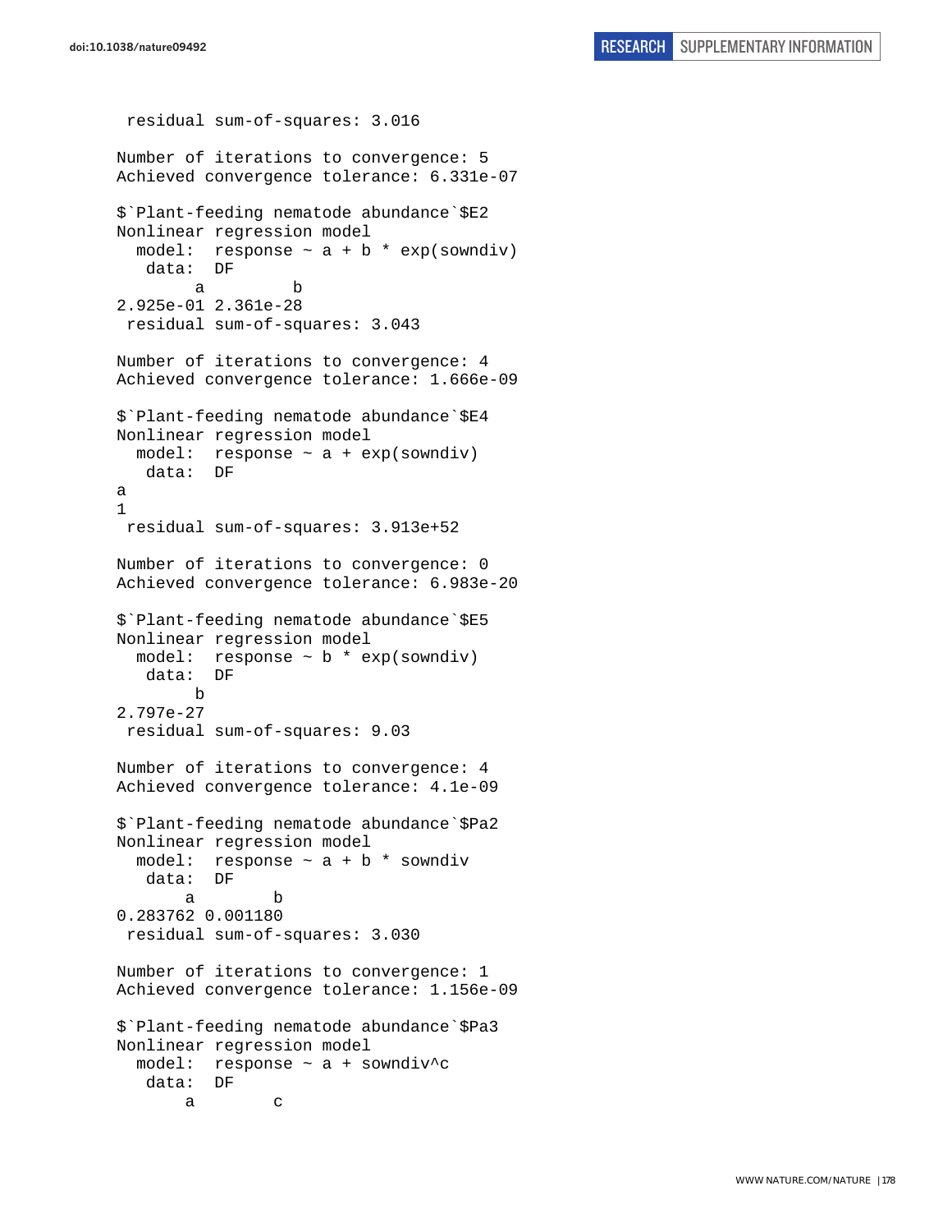```
 residual sum-of-squares: 3.016

Number of iterations to convergence: 5 
Achieved convergence tolerance: 6.331e-07 

$`Plant-feeding nematode abundance`$E2
Nonlinear regression model
  model:  response ~ a + b * exp(sowndiv) 
   data:  DF 
        a         b 
2.925e-01 2.361e-28 
 residual sum-of-squares: 3.043

Number of iterations to convergence: 4 
Achieved convergence tolerance: 1.666e-09 

$`Plant-feeding nematode abundance`$E4
Nonlinear regression model
  model:  response ~ a + exp(sowndiv) 
   data:  DF 
a 
1 
 residual sum-of-squares: 3.913e+52

Number of iterations to convergence: 0 
Achieved convergence tolerance: 6.983e-20 

$`Plant-feeding nematode abundance`$E5
Nonlinear regression model
  model:  response ~ b * exp(sowndiv) 
   data:  DF 
        b 
2.797e-27 
 residual sum-of-squares: 9.03

Number of iterations to convergence: 4 
Achieved convergence tolerance: 4.1e-09 

$`Plant-feeding nematode abundance`$Pa2
Nonlinear regression model
  model:  response ~ a + b * sowndiv 
   data:  DF 
       a        b 
0.283762 0.001180 
 residual sum-of-squares: 3.030

Number of iterations to convergence: 1 
Achieved convergence tolerance: 1.156e-09 

$`Plant-feeding nematode abundance`$Pa3
Nonlinear regression model
  model:  response ~ a + sowndiv^c 
   data:  DF 
       a        c 
```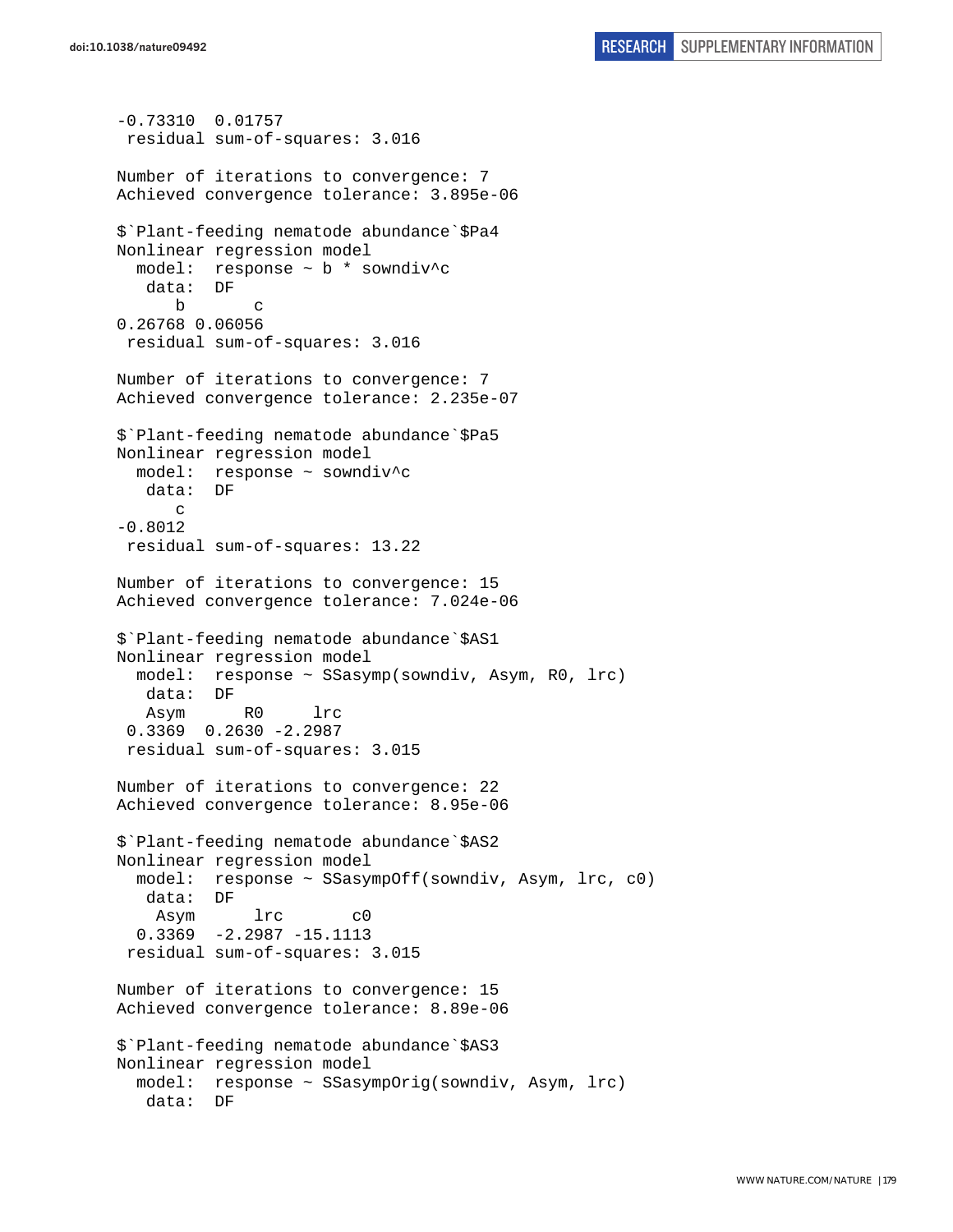```
-0.73310  0.01757
 residual sum-of-squares: 3.016

Number of iterations to convergence: 7
Achieved convergence tolerance: 3.895e-06

$`Plant-feeding nematode abundance`$Pa4
Nonlinear regression model
  model:  response ~ b * sowndiv^c
   data:  DF
      b       c
0.26768 0.06056
 residual sum-of-squares: 3.016

Number of iterations to convergence: 7
Achieved convergence tolerance: 2.235e-07

$`Plant-feeding nematode abundance`$Pa5
Nonlinear regression model
  model:  response ~ sowndiv^c
   data:  DF
      c
-0.8012
 residual sum-of-squares: 13.22

Number of iterations to convergence: 15
Achieved convergence tolerance: 7.024e-06

$`Plant-feeding nematode abundance`$AS1
Nonlinear regression model
  model:  response ~ SSasymp(sowndiv, Asym, R0, lrc)
   data:  DF
   Asym      R0     lrc
 0.3369  0.2630 -2.2987
 residual sum-of-squares: 3.015

Number of iterations to convergence: 22
Achieved convergence tolerance: 8.95e-06

$`Plant-feeding nematode abundance`$AS2
Nonlinear regression model
  model:  response ~ SSasympOff(sowndiv, Asym, lrc, c0)
   data:  DF
    Asym      lrc       c0
  0.3369  -2.2987 -15.1113
 residual sum-of-squares: 3.015

Number of iterations to convergence: 15
Achieved convergence tolerance: 8.89e-06

$`Plant-feeding nematode abundance`$AS3
Nonlinear regression model
  model:  response ~ SSasympOrig(sowndiv, Asym, lrc)
   data:  DF
```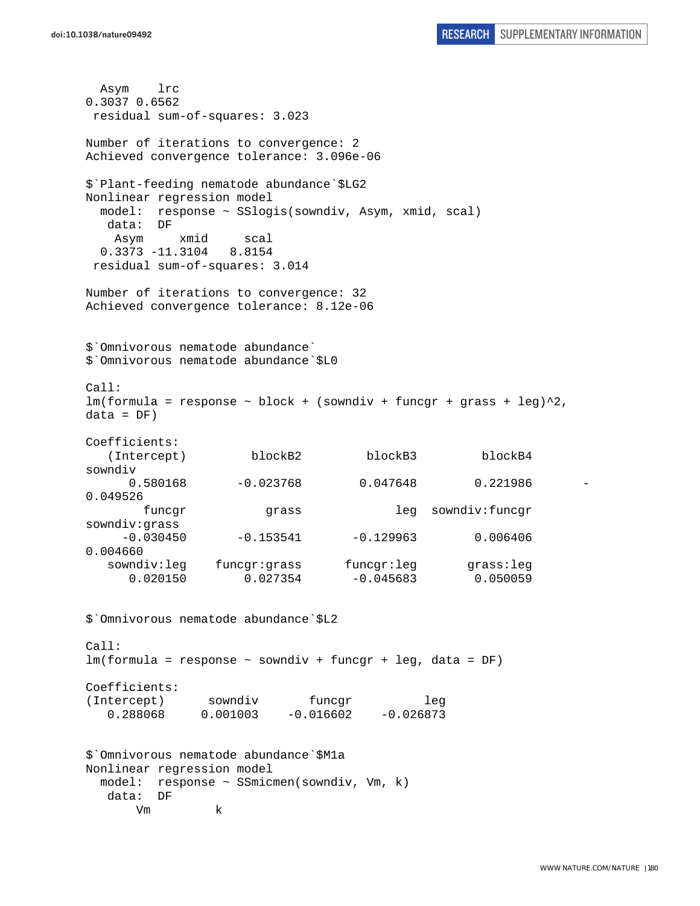```
  Asym    lrc
0.3037 0.6562
 residual sum-of-squares: 3.023

Number of iterations to convergence: 2
Achieved convergence tolerance: 3.096e-06

$`Plant-feeding nematode abundance`$LG2
Nonlinear regression model
  model:  response ~ SSlogis(sowndiv, Asym, xmid, scal)
   data:  DF
    Asym     xmid     scal
  0.3373 -11.3104   8.8154
 residual sum-of-squares: 3.014

Number of iterations to convergence: 32
Achieved convergence tolerance: 8.12e-06


$`Omnivorous nematode abundance`
$`Omnivorous nematode abundance`$L0

Call:
lm(formula = response ~ block + (sowndiv + funcgr + grass + leg)^2,
data = DF)

Coefficients:
   (Intercept)         blockB2         blockB3         blockB4
sowndiv
      0.580168       -0.023768        0.047648        0.221986       -
0.049526
        funcgr           grass             leg  sowndiv:funcgr
sowndiv:grass
     -0.030450       -0.153541       -0.129963        0.006406
0.004660
   sowndiv:leg    funcgr:grass      funcgr:leg       grass:leg
      0.020150        0.027354       -0.045683        0.050059


$`Omnivorous nematode abundance`$L2

Call:
lm(formula = response ~ sowndiv + funcgr + leg, data = DF)

Coefficients:
(Intercept)      sowndiv       funcgr          leg
   0.288068     0.001003    -0.016602    -0.026873


$`Omnivorous nematode abundance`$M1a
Nonlinear regression model
  model:  response ~ SSmicmen(sowndiv, Vm, k)
   data:  DF
       Vm         k
```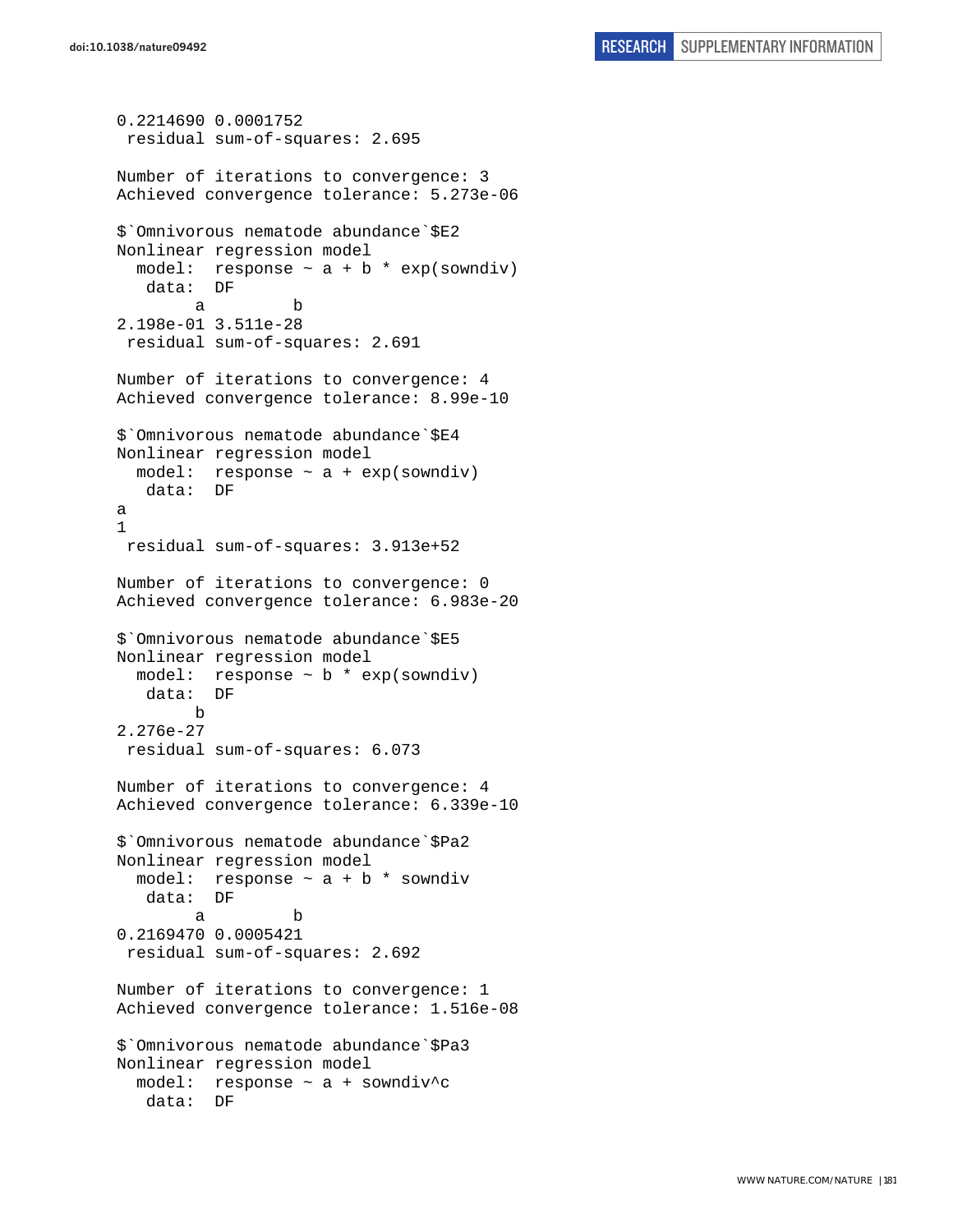```
0.2214690 0.0001752
 residual sum-of-squares: 2.695

Number of iterations to convergence: 3
Achieved convergence tolerance: 5.273e-06

$`Omnivorous nematode abundance`$E2
Nonlinear regression model
  model:  response ~ a + b * exp(sowndiv)
   data:  DF
        a         b
2.198e-01 3.511e-28
 residual sum-of-squares: 2.691

Number of iterations to convergence: 4
Achieved convergence tolerance: 8.99e-10

$`Omnivorous nematode abundance`$E4
Nonlinear regression model
  model:  response ~ a + exp(sowndiv)
   data:  DF
a
1
 residual sum-of-squares: 3.913e+52

Number of iterations to convergence: 0
Achieved convergence tolerance: 6.983e-20

$`Omnivorous nematode abundance`$E5
Nonlinear regression model
  model:  response ~ b * exp(sowndiv)
   data:  DF
        b
2.276e-27
 residual sum-of-squares: 6.073

Number of iterations to convergence: 4
Achieved convergence tolerance: 6.339e-10

$`Omnivorous nematode abundance`$Pa2
Nonlinear regression model
  model:  response ~ a + b * sowndiv
   data:  DF
        a         b
0.2169470 0.0005421
 residual sum-of-squares: 2.692

Number of iterations to convergence: 1
Achieved convergence tolerance: 1.516e-08

$`Omnivorous nematode abundance`$Pa3
Nonlinear regression model
  model:  response ~ a + sowndiv^c
   data:  DF
```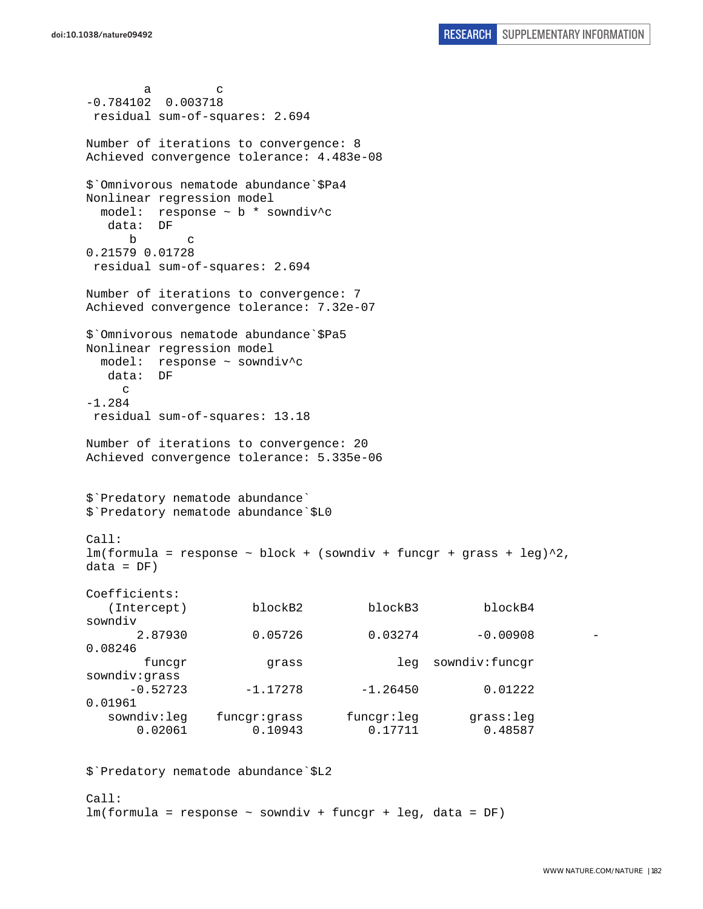```
        a         c
-0.784102  0.003718
 residual sum-of-squares: 2.694

Number of iterations to convergence: 8
Achieved convergence tolerance: 4.483e-08

$`Omnivorous nematode abundance`$Pa4
Nonlinear regression model
  model:  response ~ b * sowndiv^c
   data:  DF
      b       c
0.21579 0.01728
 residual sum-of-squares: 2.694

Number of iterations to convergence: 7
Achieved convergence tolerance: 7.32e-07

$`Omnivorous nematode abundance`$Pa5
Nonlinear regression model
  model:  response ~ sowndiv^c
   data:  DF
     c
-1.284
 residual sum-of-squares: 13.18

Number of iterations to convergence: 20
Achieved convergence tolerance: 5.335e-06


$`Predatory nematode abundance`
$`Predatory nematode abundance`$L0

Call:
lm(formula = response ~ block + (sowndiv + funcgr + grass + leg)^2,
data = DF)

Coefficients:
   (Intercept)         blockB2         blockB3         blockB4
sowndiv
       2.87930         0.05726         0.03274        -0.00908        -
0.08246
        funcgr           grass             leg  sowndiv:funcgr
sowndiv:grass
      -0.52723        -1.17278        -1.26450         0.01222
0.01961
   sowndiv:leg    funcgr:grass      funcgr:leg       grass:leg
       0.02061         0.10943         0.17711         0.48587


$`Predatory nematode abundance`$L2

Call:
lm(formula = response ~ sowndiv + funcgr + leg, data = DF)
```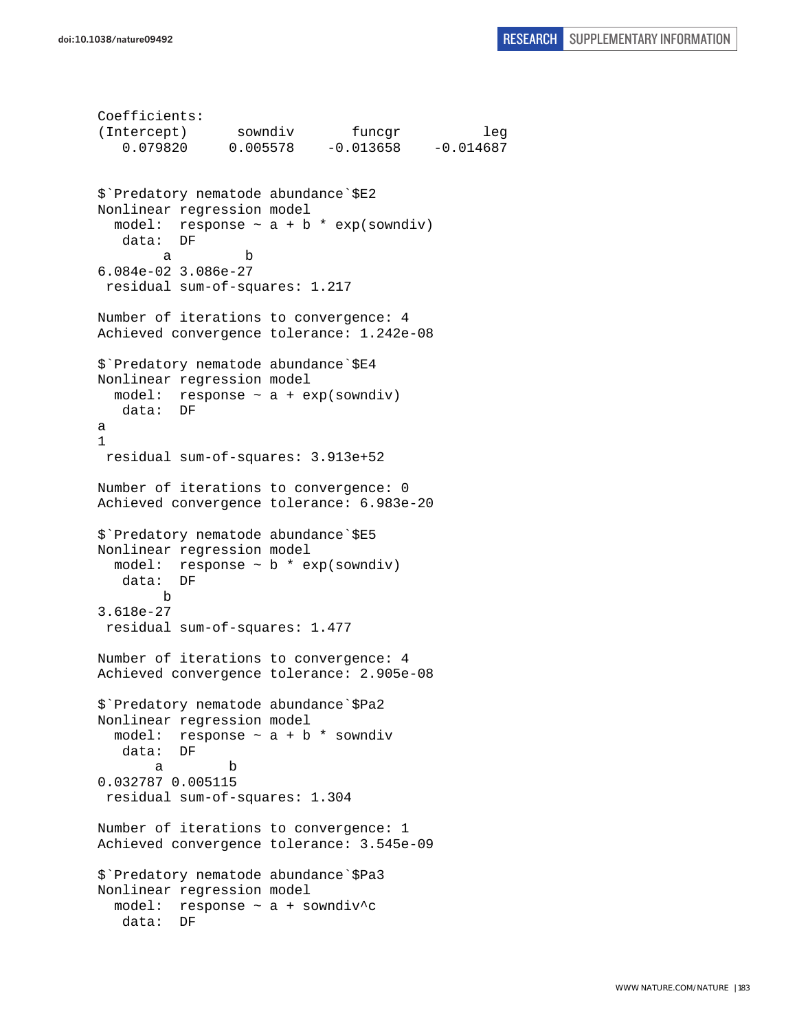```
Coefficients:
(Intercept)      sowndiv       funcgr          leg  
   0.079820     0.005578    -0.013658    -0.014687  


$`Predatory nematode abundance`$E2
Nonlinear regression model
  model:  response ~ a + b * exp(sowndiv)
   data:  DF
        a         b 
6.084e-02 3.086e-27 
 residual sum-of-squares: 1.217

Number of iterations to convergence: 4 
Achieved convergence tolerance: 1.242e-08 

$`Predatory nematode abundance`$E4
Nonlinear regression model
  model:  response ~ a + exp(sowndiv)
   data:  DF
a 
1 
 residual sum-of-squares: 3.913e+52

Number of iterations to convergence: 0 
Achieved convergence tolerance: 6.983e-20 

$`Predatory nematode abundance`$E5
Nonlinear regression model
  model:  response ~ b * exp(sowndiv)
   data:  DF
        b 
3.618e-27 
 residual sum-of-squares: 1.477

Number of iterations to convergence: 4 
Achieved convergence tolerance: 2.905e-08 

$`Predatory nematode abundance`$Pa2
Nonlinear regression model
  model:  response ~ a + b * sowndiv
   data:  DF
       a        b 
0.032787 0.005115 
 residual sum-of-squares: 1.304

Number of iterations to convergence: 1 
Achieved convergence tolerance: 3.545e-09 

$`Predatory nematode abundance`$Pa3
Nonlinear regression model
  model:  response ~ a + sowndiv^c
   data:  DF
```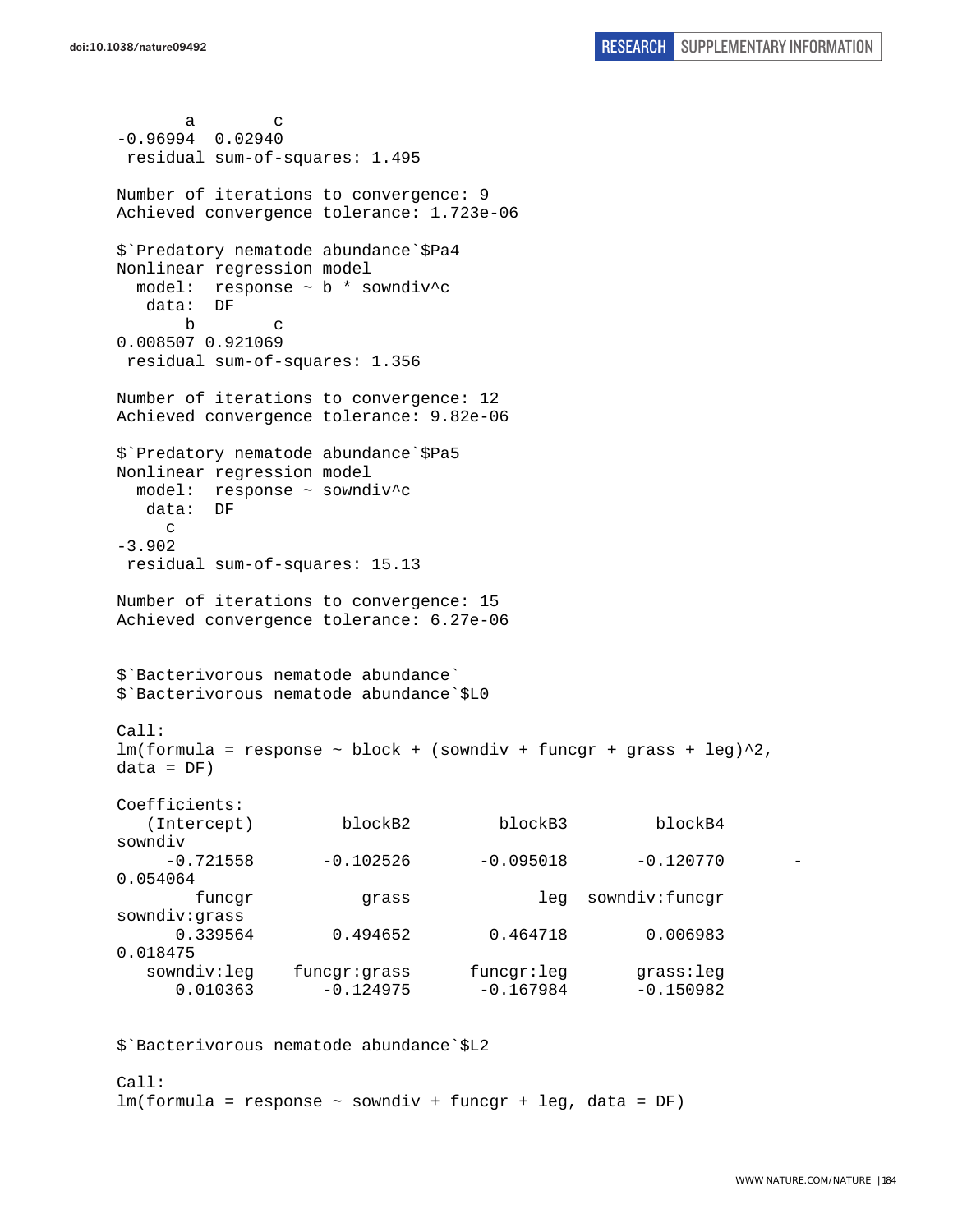```
       a        c 
-0.96994  0.02940 
 residual sum-of-squares: 1.495

Number of iterations to convergence: 9 
Achieved convergence tolerance: 1.723e-06

$`Predatory nematode abundance`$Pa4
Nonlinear regression model
  model:  response ~ b * sowndiv^c 
   data:  DF 
       b        c 
0.008507 0.921069 
 residual sum-of-squares: 1.356

Number of iterations to convergence: 12 
Achieved convergence tolerance: 9.82e-06

$`Predatory nematode abundance`$Pa5
Nonlinear regression model
  model:  response ~ sowndiv^c 
   data:  DF 
     c 
-3.902 
 residual sum-of-squares: 15.13

Number of iterations to convergence: 15 
Achieved convergence tolerance: 6.27e-06


$`Bacterivorous nematode abundance`
$`Bacterivorous nematode abundance`$L0

Call:
lm(formula = response ~ block + (sowndiv + funcgr + grass + leg)^2, 
data = DF)

Coefficients:
   (Intercept)         blockB2         blockB3         blockB4         
sowndiv  
     -0.721558       -0.102526       -0.095018       -0.120770       -
0.054064  
        funcgr           grass             leg  sowndiv:funcgr   
sowndiv:grass  
      0.339564        0.494652        0.464718        0.006983        
0.018475  
   sowndiv:leg    funcgr:grass      funcgr:leg       grass:leg  
      0.010363       -0.124975       -0.167984       -0.150982  


$`Bacterivorous nematode abundance`$L2

Call:
lm(formula = response ~ sowndiv + funcgr + leg, data = DF)
```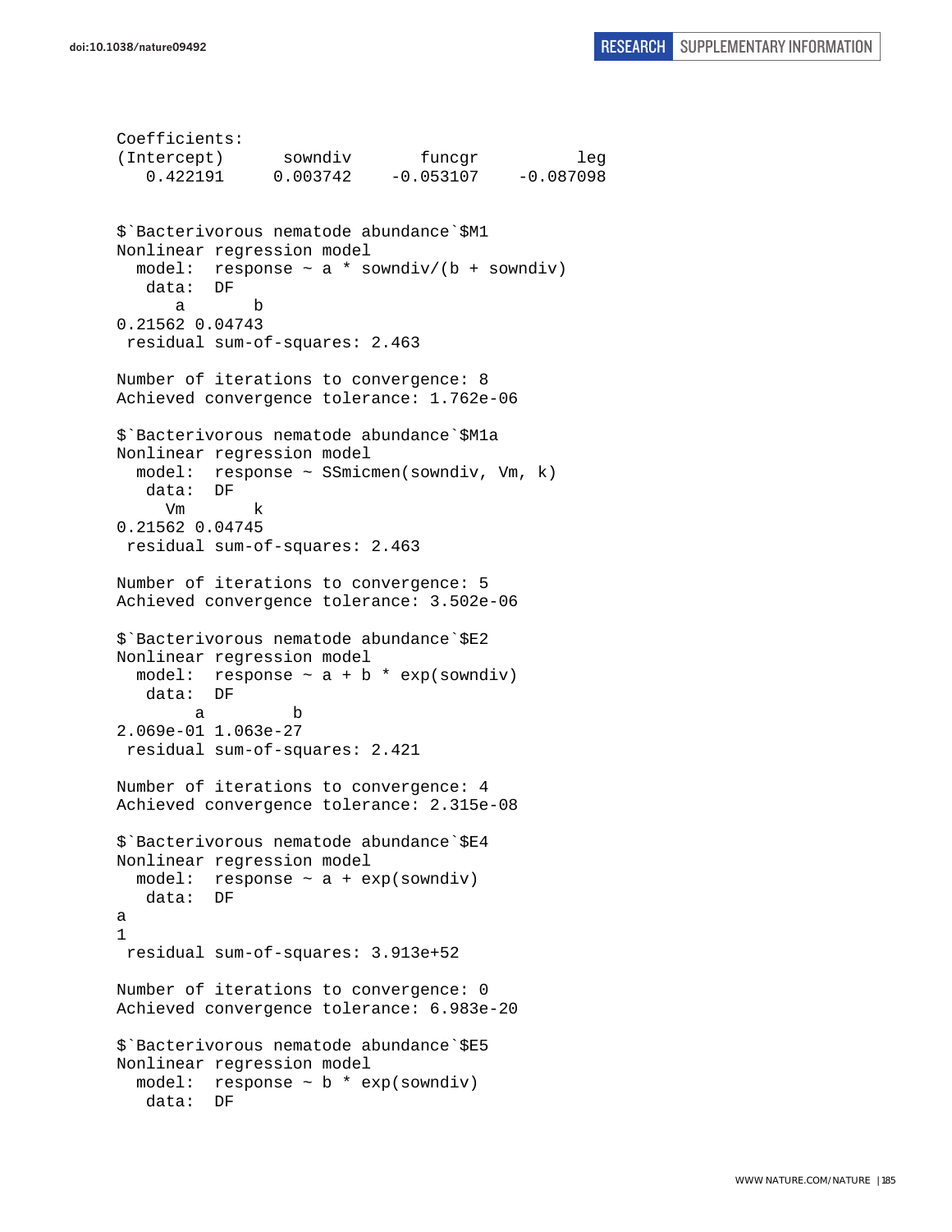```
Coefficients:
(Intercept)      sowndiv       funcgr          leg  
   0.422191     0.003742    -0.053107    -0.087098  


$`Bacterivorous nematode abundance`$M1
Nonlinear regression model
  model:  response ~ a * sowndiv/(b + sowndiv)
   data:  DF
      a       b 
0.21562 0.04743 
 residual sum-of-squares: 2.463

Number of iterations to convergence: 8 
Achieved convergence tolerance: 1.762e-06 

$`Bacterivorous nematode abundance`$M1a
Nonlinear regression model
  model:  response ~ SSmicmen(sowndiv, Vm, k)
   data:  DF
     Vm       k 
0.21562 0.04745 
 residual sum-of-squares: 2.463

Number of iterations to convergence: 5 
Achieved convergence tolerance: 3.502e-06 

$`Bacterivorous nematode abundance`$E2
Nonlinear regression model
  model:  response ~ a + b * exp(sowndiv)
   data:  DF
        a         b 
2.069e-01 1.063e-27 
 residual sum-of-squares: 2.421

Number of iterations to convergence: 4 
Achieved convergence tolerance: 2.315e-08 

$`Bacterivorous nematode abundance`$E4
Nonlinear regression model
  model:  response ~ a + exp(sowndiv)
   data:  DF
a 
1 
 residual sum-of-squares: 3.913e+52

Number of iterations to convergence: 0 
Achieved convergence tolerance: 6.983e-20 

$`Bacterivorous nematode abundance`$E5
Nonlinear regression model
  model:  response ~ b * exp(sowndiv)
   data:  DF
```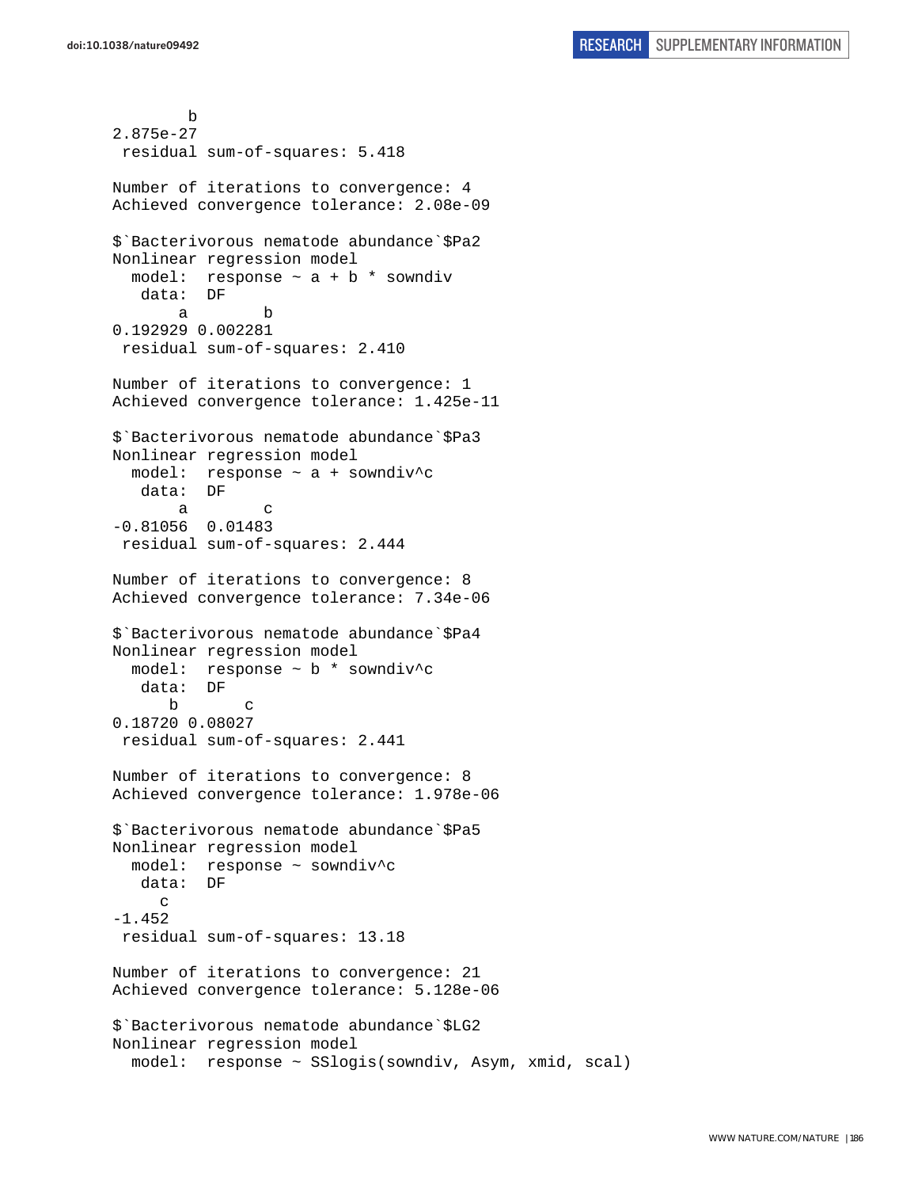```
        b
2.875e-27
 residual sum-of-squares: 5.418

Number of iterations to convergence: 4
Achieved convergence tolerance: 2.08e-09

$`Bacterivorous nematode abundance`$Pa2
Nonlinear regression model
  model:  response ~ a + b * sowndiv
   data:  DF
       a        b
0.192929 0.002281
 residual sum-of-squares: 2.410

Number of iterations to convergence: 1
Achieved convergence tolerance: 1.425e-11

$`Bacterivorous nematode abundance`$Pa3
Nonlinear regression model
  model:  response ~ a + sowndiv^c
   data:  DF
       a        c
-0.81056  0.01483
 residual sum-of-squares: 2.444

Number of iterations to convergence: 8
Achieved convergence tolerance: 7.34e-06

$`Bacterivorous nematode abundance`$Pa4
Nonlinear regression model
  model:  response ~ b * sowndiv^c
   data:  DF
      b       c
0.18720 0.08027
 residual sum-of-squares: 2.441

Number of iterations to convergence: 8
Achieved convergence tolerance: 1.978e-06

$`Bacterivorous nematode abundance`$Pa5
Nonlinear regression model
  model:  response ~ sowndiv^c
   data:  DF
     c
-1.452
 residual sum-of-squares: 13.18

Number of iterations to convergence: 21
Achieved convergence tolerance: 5.128e-06

$`Bacterivorous nematode abundance`$LG2
Nonlinear regression model
  model:  response ~ SSlogis(sowndiv, Asym, xmid, scal)
```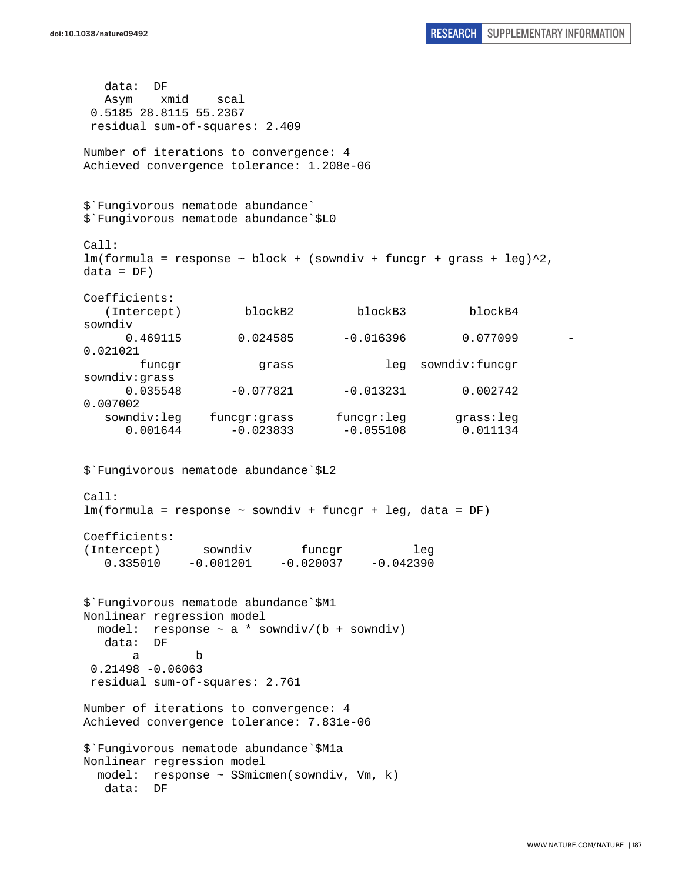```
   data:  DF
   Asym    xmid    scal
 0.5185 28.8115 55.2367
 residual sum-of-squares: 2.409

Number of iterations to convergence: 4
Achieved convergence tolerance: 1.208e-06


$`Fungivorous nematode abundance`
$`Fungivorous nematode abundance`$L0

Call:
lm(formula = response ~ block + (sowndiv + funcgr + grass + leg)^2,
data = DF)

Coefficients:
   (Intercept)         blockB2          blockB3          blockB4
sowndiv
      0.469115        0.024585        -0.016396         0.077099        -
0.021021
        funcgr           grass              leg  sowndiv:funcgr
sowndiv:grass
      0.035548       -0.077821        -0.013231         0.002742
0.007002
   sowndiv:leg    funcgr:grass       funcgr:leg        grass:leg
      0.001644       -0.023833        -0.055108         0.011134


$`Fungivorous nematode abundance`$L2

Call:
lm(formula = response ~ sowndiv + funcgr + leg, data = DF)

Coefficients:
(Intercept)      sowndiv       funcgr          leg
   0.335010    -0.001201    -0.020037    -0.042390


$`Fungivorous nematode abundance`$M1
Nonlinear regression model
  model:  response ~ a * sowndiv/(b + sowndiv)
   data:  DF
       a        b
 0.21498 -0.06063
 residual sum-of-squares: 2.761

Number of iterations to convergence: 4
Achieved convergence tolerance: 7.831e-06

$`Fungivorous nematode abundance`$M1a
Nonlinear regression model
  model:  response ~ SSmicmen(sowndiv, Vm, k)
   data:  DF
```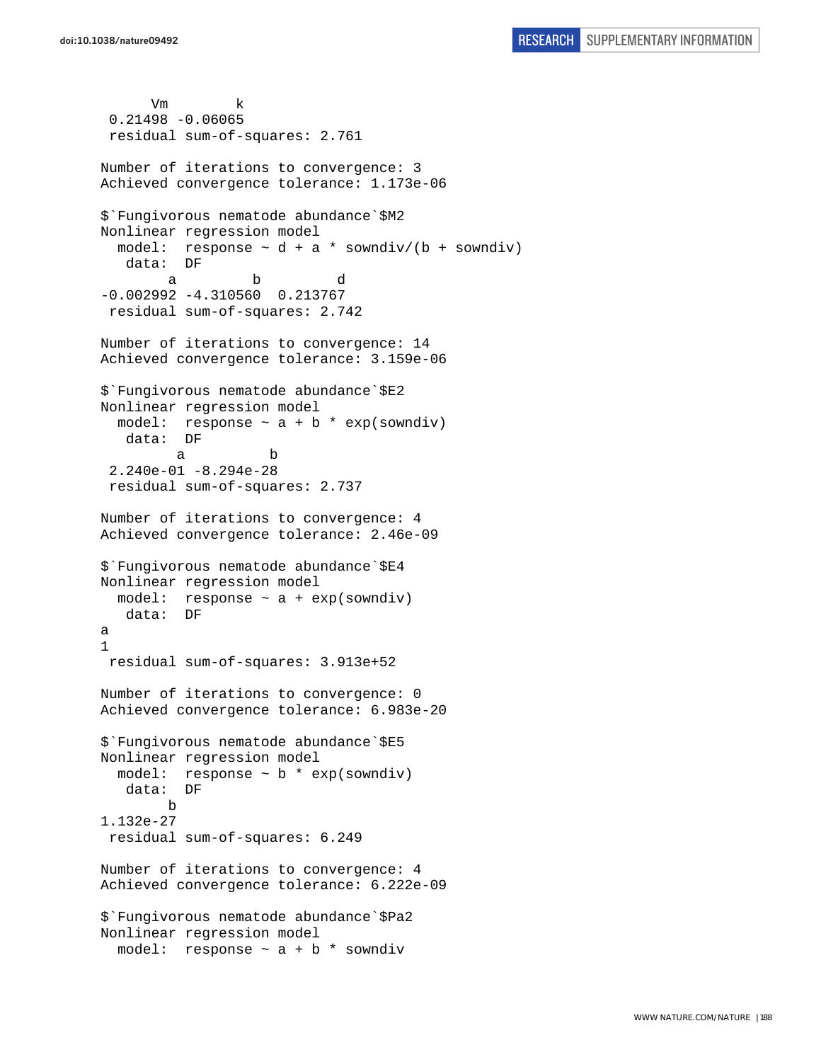```
      Vm        k
 0.21498 -0.06065
 residual sum-of-squares: 2.761

Number of iterations to convergence: 3
Achieved convergence tolerance: 1.173e-06

$`Fungivorous nematode abundance`$M2
Nonlinear regression model
  model:  response ~ d + a * sowndiv/(b + sowndiv)
   data:  DF
        a         b         d
-0.002992 -4.310560  0.213767
 residual sum-of-squares: 2.742

Number of iterations to convergence: 14
Achieved convergence tolerance: 3.159e-06

$`Fungivorous nematode abundance`$E2
Nonlinear regression model
  model:  response ~ a + b * exp(sowndiv)
   data:  DF
         a          b
 2.240e-01 -8.294e-28
 residual sum-of-squares: 2.737

Number of iterations to convergence: 4
Achieved convergence tolerance: 2.46e-09

$`Fungivorous nematode abundance`$E4
Nonlinear regression model
  model:  response ~ a + exp(sowndiv)
   data:  DF
a
1
 residual sum-of-squares: 3.913e+52

Number of iterations to convergence: 0
Achieved convergence tolerance: 6.983e-20

$`Fungivorous nematode abundance`$E5
Nonlinear regression model
  model:  response ~ b * exp(sowndiv)
   data:  DF
        b
1.132e-27
 residual sum-of-squares: 6.249

Number of iterations to convergence: 4
Achieved convergence tolerance: 6.222e-09

$`Fungivorous nematode abundance`$Pa2
Nonlinear regression model
  model:  response ~ a + b * sowndiv
```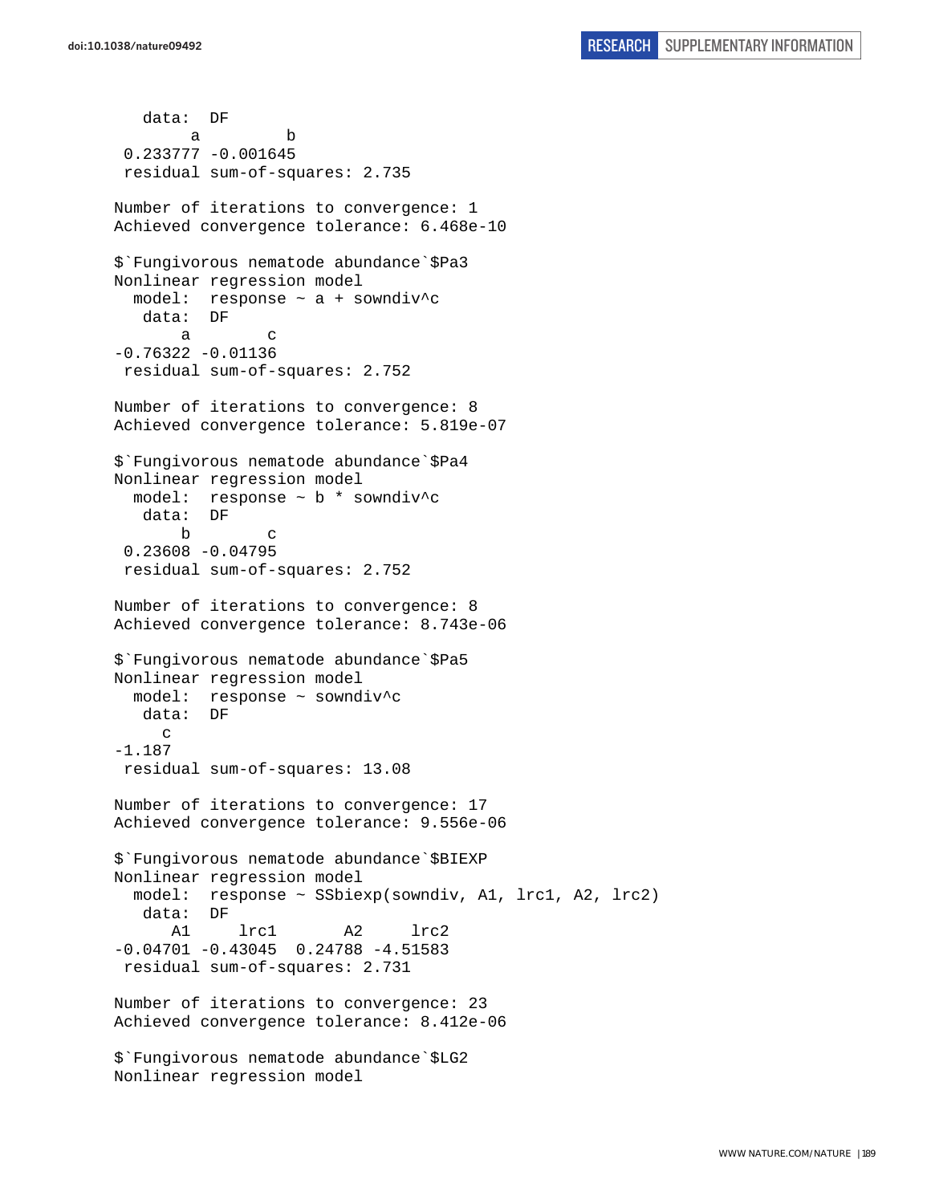```
    data:  DF
        a         b
 0.233777 -0.001645
 residual sum-of-squares: 2.735

Number of iterations to convergence: 1
Achieved convergence tolerance: 6.468e-10

$`Fungivorous nematode abundance`$Pa3
Nonlinear regression model
  model:  response ~ a + sowndiv^c
    data:  DF
       a        c
-0.76322 -0.01136
 residual sum-of-squares: 2.752

Number of iterations to convergence: 8
Achieved convergence tolerance: 5.819e-07

$`Fungivorous nematode abundance`$Pa4
Nonlinear regression model
  model:  response ~ b * sowndiv^c
    data:  DF
       b        c
 0.23608 -0.04795
 residual sum-of-squares: 2.752

Number of iterations to convergence: 8
Achieved convergence tolerance: 8.743e-06

$`Fungivorous nematode abundance`$Pa5
Nonlinear regression model
  model:  response ~ sowndiv^c
    data:  DF
     c
-1.187
 residual sum-of-squares: 13.08

Number of iterations to convergence: 17
Achieved convergence tolerance: 9.556e-06

$`Fungivorous nematode abundance`$BIEXP
Nonlinear regression model
  model:  response ~ SSbiexp(sowndiv, A1, lrc1, A2, lrc2)
    data:  DF
      A1     lrc1       A2     lrc2
-0.04701 -0.43045  0.24788 -4.51583
 residual sum-of-squares: 2.731

Number of iterations to convergence: 23
Achieved convergence tolerance: 8.412e-06

$`Fungivorous nematode abundance`$LG2
Nonlinear regression model
```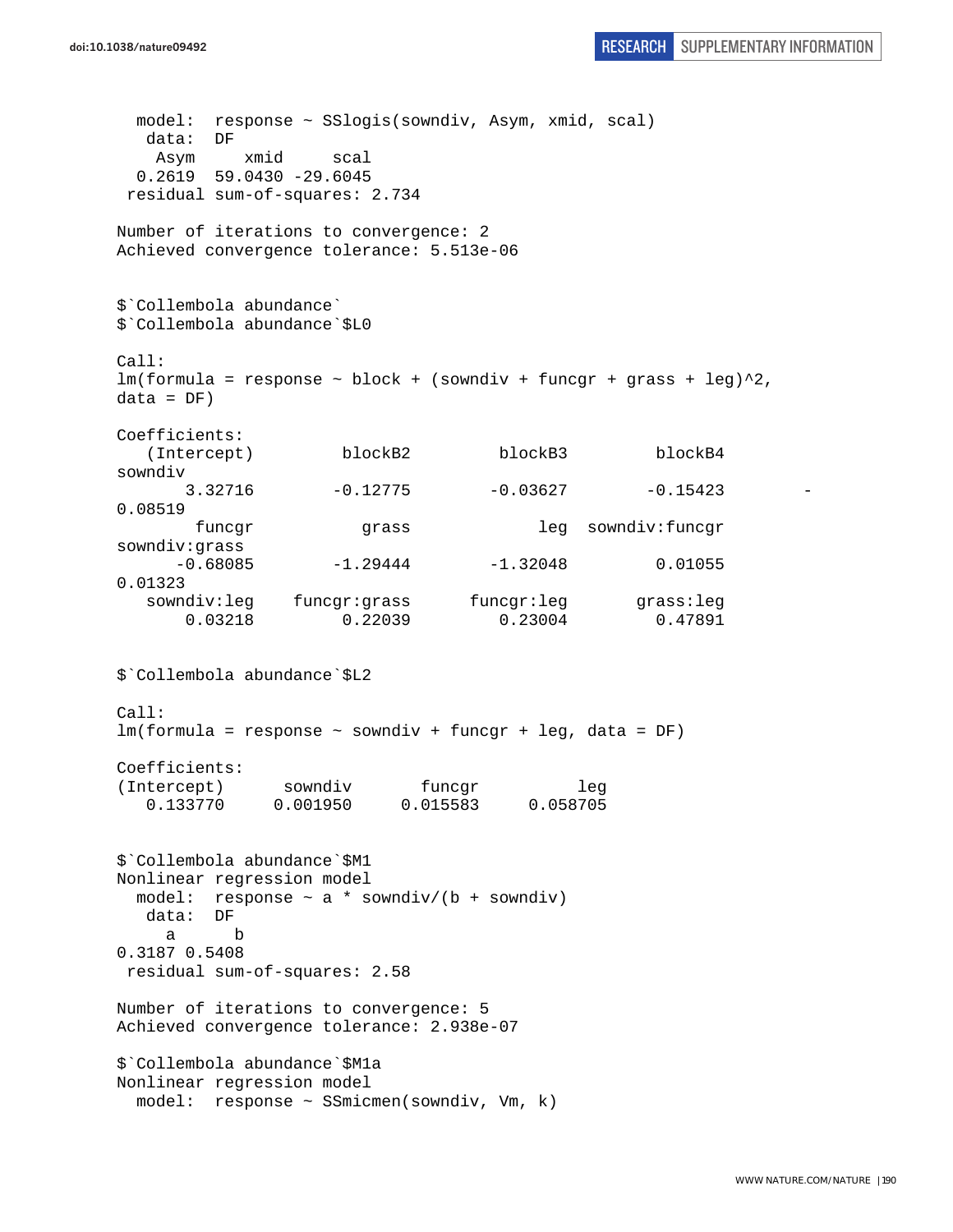```
  model:  response ~ SSlogis(sowndiv, Asym, xmid, scal)
   data:  DF
    Asym     xmid     scal 
  0.2619  59.0430 -29.6045 
 residual sum-of-squares: 2.734

Number of iterations to convergence: 2 
Achieved convergence tolerance: 5.513e-06


$`Collembola abundance`
$`Collembola abundance`$L0

Call:
lm(formula = response ~ block + (sowndiv + funcgr + grass + leg)^2, 
data = DF)

Coefficients:
   (Intercept)          blockB2          blockB3          blockB4          
sowndiv  
       3.32716         -0.12775         -0.03627         -0.15423         -
0.08519  
        funcgr            grass              leg   sowndiv:funcgr    
sowndiv:grass  
      -0.68085         -1.29444         -1.32048          0.01055          
0.01323  
   sowndiv:leg     funcgr:grass       funcgr:leg        grass:leg  
       0.03218          0.22039          0.23004          0.47891  


$`Collembola abundance`$L2

Call:
lm(formula = response ~ sowndiv + funcgr + leg, data = DF)

Coefficients:
(Intercept)      sowndiv       funcgr          leg  
   0.133770     0.001950     0.015583     0.058705  


$`Collembola abundance`$M1
Nonlinear regression model
  model:  response ~ a * sowndiv/(b + sowndiv)
   data:  DF
     a      b 
0.3187 0.5408 
 residual sum-of-squares: 2.58

Number of iterations to convergence: 5 
Achieved convergence tolerance: 2.938e-07

$`Collembola abundance`$M1a
Nonlinear regression model
  model:  response ~ SSmicmen(sowndiv, Vm, k)
```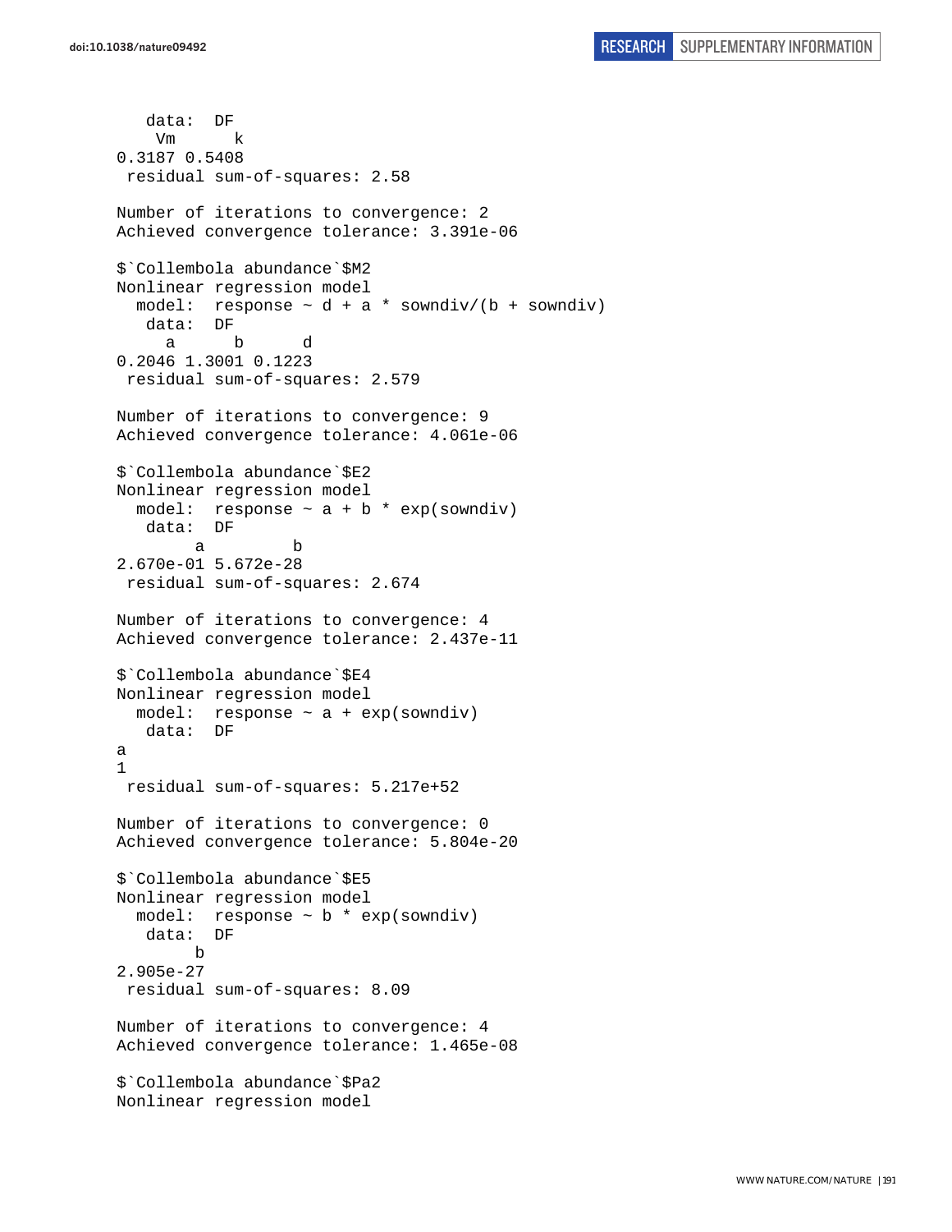```
   data:  DF
    Vm      k
0.3187 0.5408
 residual sum-of-squares: 2.58

Number of iterations to convergence: 2
Achieved convergence tolerance: 3.391e-06

$`Collembola abundance`$M2
Nonlinear regression model
  model:  response ~ d + a * sowndiv/(b + sowndiv)
   data:  DF
     a      b      d
0.2046 1.3001 0.1223
 residual sum-of-squares: 2.579

Number of iterations to convergence: 9
Achieved convergence tolerance: 4.061e-06

$`Collembola abundance`$E2
Nonlinear regression model
  model:  response ~ a + b * exp(sowndiv)
   data:  DF
        a         b
2.670e-01 5.672e-28
 residual sum-of-squares: 2.674

Number of iterations to convergence: 4
Achieved convergence tolerance: 2.437e-11

$`Collembola abundance`$E4
Nonlinear regression model
  model:  response ~ a + exp(sowndiv)
   data:  DF
a
1
 residual sum-of-squares: 5.217e+52

Number of iterations to convergence: 0
Achieved convergence tolerance: 5.804e-20

$`Collembola abundance`$E5
Nonlinear regression model
  model:  response ~ b * exp(sowndiv)
   data:  DF
        b
2.905e-27
 residual sum-of-squares: 8.09

Number of iterations to convergence: 4
Achieved convergence tolerance: 1.465e-08

$`Collembola abundance`$Pa2
Nonlinear regression model
```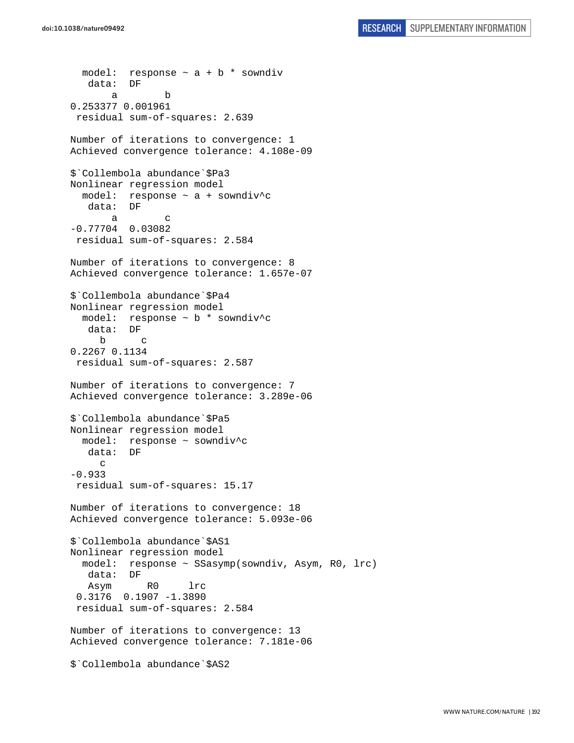```
  model:  response ~ a + b * sowndiv
   data:  DF
       a        b 
0.253377 0.001961 
 residual sum-of-squares: 2.639

Number of iterations to convergence: 1 
Achieved convergence tolerance: 4.108e-09 

$`Collembola abundance`$Pa3
Nonlinear regression model
  model:  response ~ a + sowndiv^c
   data:  DF
       a        c 
-0.77704  0.03082 
 residual sum-of-squares: 2.584

Number of iterations to convergence: 8 
Achieved convergence tolerance: 1.657e-07 

$`Collembola abundance`$Pa4
Nonlinear regression model
  model:  response ~ b * sowndiv^c
   data:  DF
     b      c 
0.2267 0.1134 
 residual sum-of-squares: 2.587

Number of iterations to convergence: 7 
Achieved convergence tolerance: 3.289e-06 

$`Collembola abundance`$Pa5
Nonlinear regression model
  model:  response ~ sowndiv^c
   data:  DF
     c 
-0.933 
 residual sum-of-squares: 15.17

Number of iterations to convergence: 18 
Achieved convergence tolerance: 5.093e-06 

$`Collembola abundance`$AS1
Nonlinear regression model
  model:  response ~ SSasymp(sowndiv, Asym, R0, lrc)
   data:  DF
   Asym      R0     lrc 
 0.3176  0.1907 -1.3890 
 residual sum-of-squares: 2.584

Number of iterations to convergence: 13 
Achieved convergence tolerance: 7.181e-06 

$`Collembola abundance`$AS2
```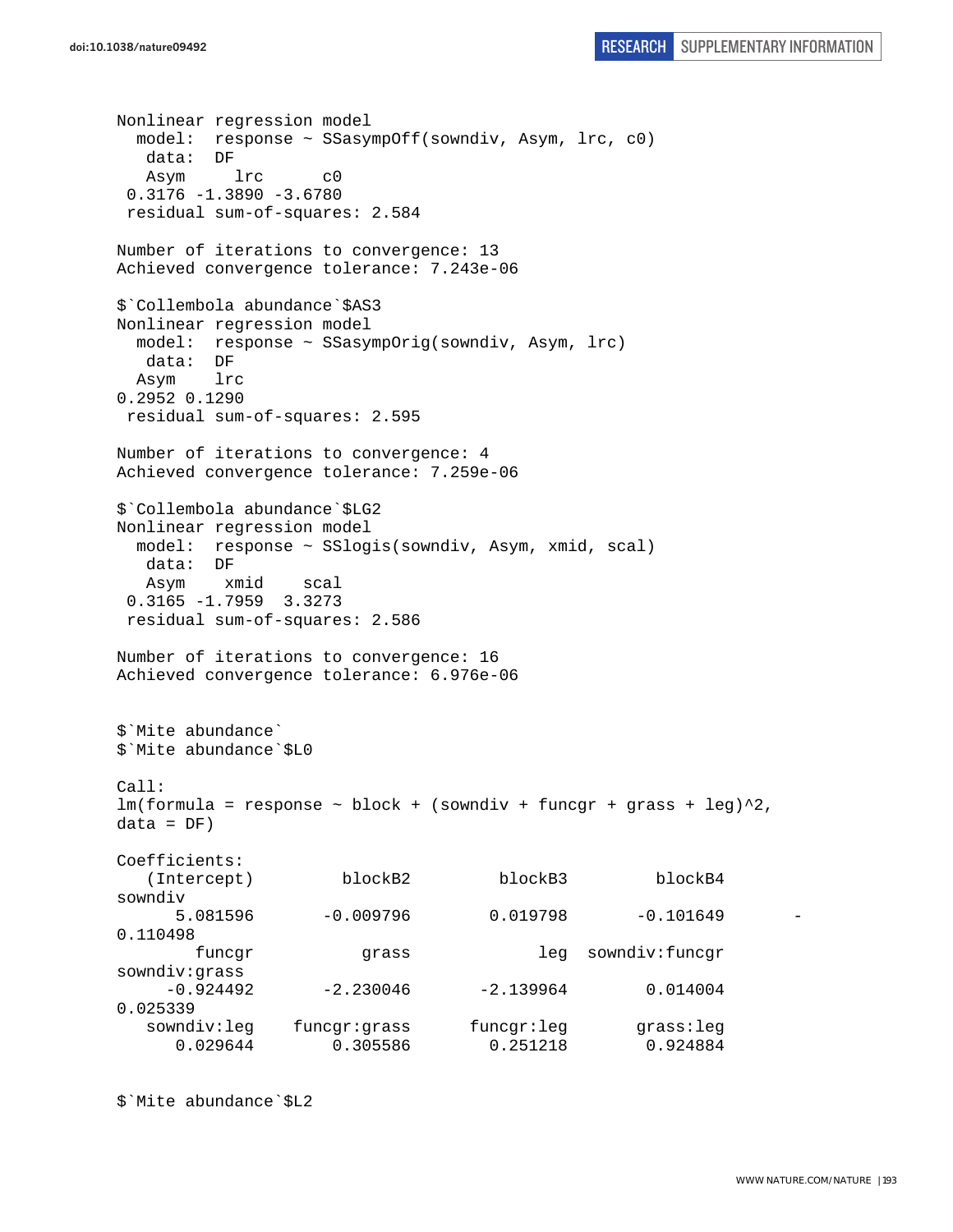```
Nonlinear regression model
  model:  response ~ SSasympOff(sowndiv, Asym, lrc, c0)
   data:  DF
   Asym     lrc      c0
 0.3176 -1.3890 -3.6780
 residual sum-of-squares: 2.584

Number of iterations to convergence: 13
Achieved convergence tolerance: 7.243e-06

$`Collembola abundance`$AS3
Nonlinear regression model
  model:  response ~ SSasympOrig(sowndiv, Asym, lrc)
   data:  DF
  Asym    lrc
0.2952 0.1290
 residual sum-of-squares: 2.595

Number of iterations to convergence: 4
Achieved convergence tolerance: 7.259e-06

$`Collembola abundance`$LG2
Nonlinear regression model
  model:  response ~ SSlogis(sowndiv, Asym, xmid, scal)
   data:  DF
   Asym    xmid    scal
 0.3165 -1.7959  3.3273
 residual sum-of-squares: 2.586

Number of iterations to convergence: 16
Achieved convergence tolerance: 6.976e-06


$`Mite abundance`
$`Mite abundance`$L0

Call:
lm(formula = response ~ block + (sowndiv + funcgr + grass + leg)^2,
data = DF)

Coefficients:
   (Intercept)         blockB2          blockB3          blockB4
sowndiv
      5.081596       -0.009796         0.019798        -0.101649        -
0.110498
        funcgr           grass              leg   sowndiv:funcgr
sowndiv:grass
     -0.924492       -2.230046        -2.139964         0.014004
0.025339
   sowndiv:leg    funcgr:grass       funcgr:leg        grass:leg
      0.029644        0.305586         0.251218         0.924884


$`Mite abundance`$L2
```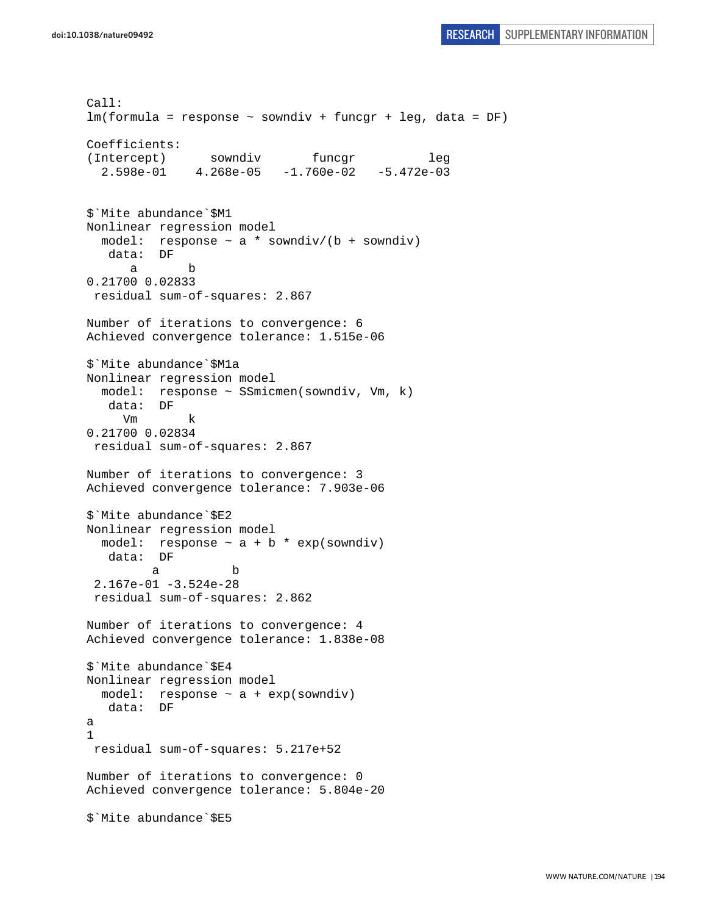```
Call:
lm(formula = response ~ sowndiv + funcgr + leg, data = DF)

Coefficients:
(Intercept)      sowndiv       funcgr          leg  
  2.598e-01    4.268e-05   -1.760e-02   -5.472e-03  


$`Mite abundance`$M1
Nonlinear regression model
  model:  response ~ a * sowndiv/(b + sowndiv)
   data:  DF
      a       b 
0.21700 0.02833 
 residual sum-of-squares: 2.867

Number of iterations to convergence: 6 
Achieved convergence tolerance: 1.515e-06 

$`Mite abundance`$M1a
Nonlinear regression model
  model:  response ~ SSmicmen(sowndiv, Vm, k)
   data:  DF
     Vm       k 
0.21700 0.02834 
 residual sum-of-squares: 2.867

Number of iterations to convergence: 3 
Achieved convergence tolerance: 7.903e-06 

$`Mite abundance`$E2
Nonlinear regression model
  model:  response ~ a + b * exp(sowndiv)
   data:  DF
         a          b 
 2.167e-01 -3.524e-28 
 residual sum-of-squares: 2.862

Number of iterations to convergence: 4 
Achieved convergence tolerance: 1.838e-08 

$`Mite abundance`$E4
Nonlinear regression model
  model:  response ~ a + exp(sowndiv)
   data:  DF
a 
1 
 residual sum-of-squares: 5.217e+52

Number of iterations to convergence: 0 
Achieved convergence tolerance: 5.804e-20 

$`Mite abundance`$E5
```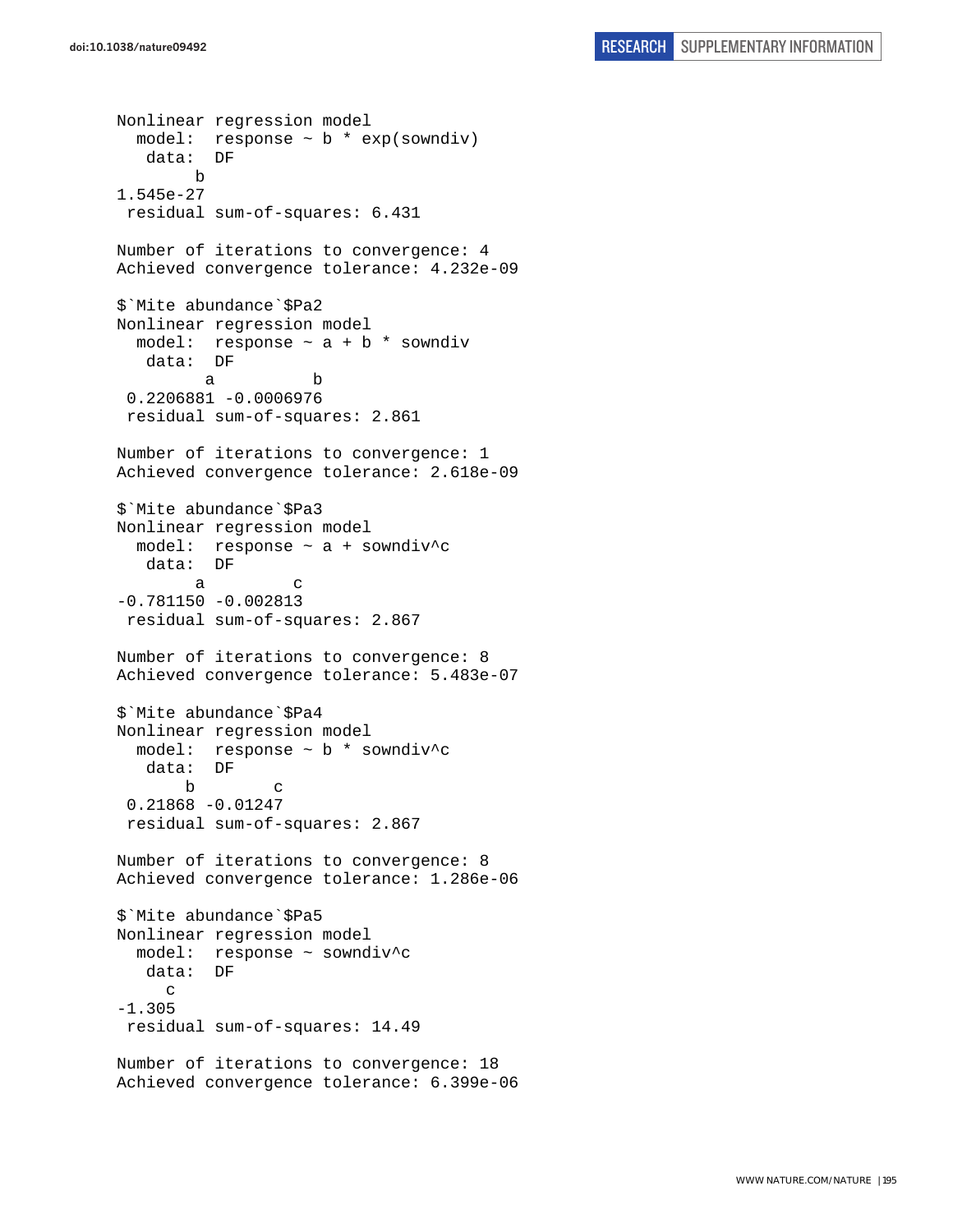```
Nonlinear regression model
  model:  response ~ b * exp(sowndiv)
   data:  DF
        b
1.545e-27
 residual sum-of-squares: 6.431

Number of iterations to convergence: 4
Achieved convergence tolerance: 4.232e-09

$`Mite abundance`$Pa2
Nonlinear regression model
  model:  response ~ a + b * sowndiv
   data:  DF
         a          b
 0.2206881 -0.0006976
 residual sum-of-squares: 2.861

Number of iterations to convergence: 1
Achieved convergence tolerance: 2.618e-09

$`Mite abundance`$Pa3
Nonlinear regression model
  model:  response ~ a + sowndiv^c
   data:  DF
        a         c
-0.781150 -0.002813
 residual sum-of-squares: 2.867

Number of iterations to convergence: 8
Achieved convergence tolerance: 5.483e-07

$`Mite abundance`$Pa4
Nonlinear regression model
  model:  response ~ b * sowndiv^c
   data:  DF
       b        c
 0.21868 -0.01247
 residual sum-of-squares: 2.867

Number of iterations to convergence: 8
Achieved convergence tolerance: 1.286e-06

$`Mite abundance`$Pa5
Nonlinear regression model
  model:  response ~ sowndiv^c
   data:  DF
     c
-1.305
 residual sum-of-squares: 14.49

Number of iterations to convergence: 18
Achieved convergence tolerance: 6.399e-06
```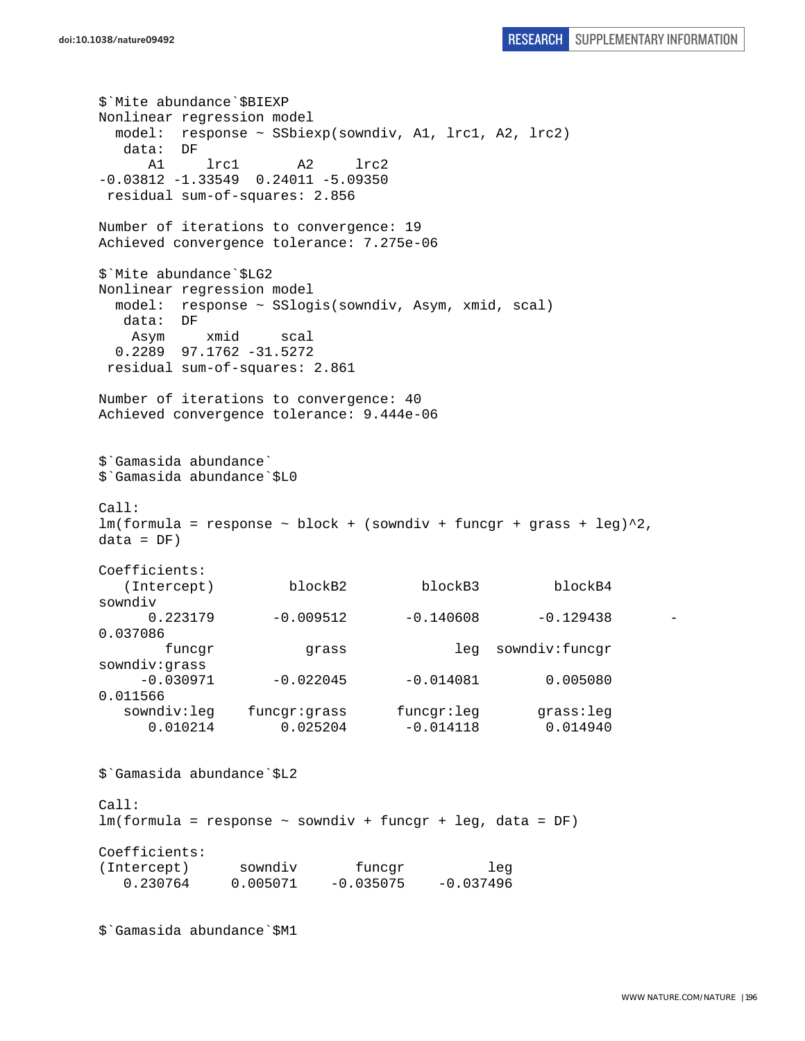```
$`Mite abundance`$BIEXP
Nonlinear regression model
  model:  response ~ SSbiexp(sowndiv, A1, lrc1, A2, lrc2)
   data:  DF
      A1     lrc1       A2     lrc2 
-0.03812 -1.33549  0.24011 -5.09350 
 residual sum-of-squares: 2.856

Number of iterations to convergence: 19 
Achieved convergence tolerance: 7.275e-06 

$`Mite abundance`$LG2
Nonlinear regression model
  model:  response ~ SSlogis(sowndiv, Asym, xmid, scal)
   data:  DF
    Asym     xmid     scal 
  0.2289  97.1762 -31.5272 
 residual sum-of-squares: 2.861

Number of iterations to convergence: 40 
Achieved convergence tolerance: 9.444e-06 


$`Gamasida abundance`
$`Gamasida abundance`$L0

Call:
lm(formula = response ~ block + (sowndiv + funcgr + grass + leg)^2, 
data = DF)

Coefficients:
   (Intercept)          blockB2          blockB3          blockB4          
sowndiv  
      0.223179        -0.009512        -0.140608        -0.129438        -
0.037086  
        funcgr            grass              leg   sowndiv:funcgr    
sowndiv:grass  
     -0.030971        -0.022045        -0.014081         0.005080         
0.011566  
   sowndiv:leg     funcgr:grass       funcgr:leg        grass:leg  
      0.010214         0.025204        -0.014118         0.014940  


$`Gamasida abundance`$L2

Call:
lm(formula = response ~ sowndiv + funcgr + leg, data = DF)

Coefficients:
(Intercept)      sowndiv       funcgr          leg  
   0.230764     0.005071    -0.035075    -0.037496  


$`Gamasida abundance`$M1
```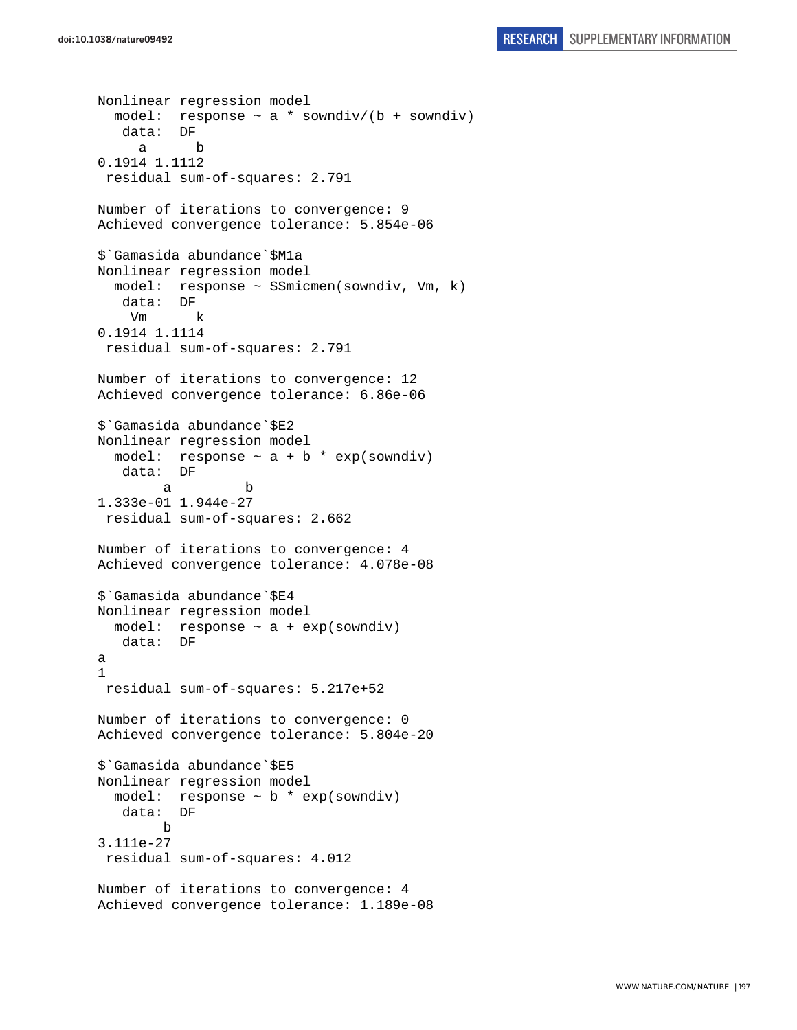```
Nonlinear regression model
  model:  response ~ a * sowndiv/(b + sowndiv)
   data:  DF
     a      b 
0.1914 1.1112 
 residual sum-of-squares: 2.791

Number of iterations to convergence: 9 
Achieved convergence tolerance: 5.854e-06 

$`Gamasida abundance`$M1a
Nonlinear regression model
  model:  response ~ SSmicmen(sowndiv, Vm, k)
   data:  DF
    Vm      k 
0.1914 1.1114 
 residual sum-of-squares: 2.791

Number of iterations to convergence: 12 
Achieved convergence tolerance: 6.86e-06 

$`Gamasida abundance`$E2
Nonlinear regression model
  model:  response ~ a + b * exp(sowndiv)
   data:  DF
        a         b 
1.333e-01 1.944e-27 
 residual sum-of-squares: 2.662

Number of iterations to convergence: 4 
Achieved convergence tolerance: 4.078e-08 

$`Gamasida abundance`$E4
Nonlinear regression model
  model:  response ~ a + exp(sowndiv)
   data:  DF
a 
1 
 residual sum-of-squares: 5.217e+52

Number of iterations to convergence: 0 
Achieved convergence tolerance: 5.804e-20 

$`Gamasida abundance`$E5
Nonlinear regression model
  model:  response ~ b * exp(sowndiv)
   data:  DF
        b 
3.111e-27 
 residual sum-of-squares: 4.012

Number of iterations to convergence: 4 
Achieved convergence tolerance: 1.189e-08 
```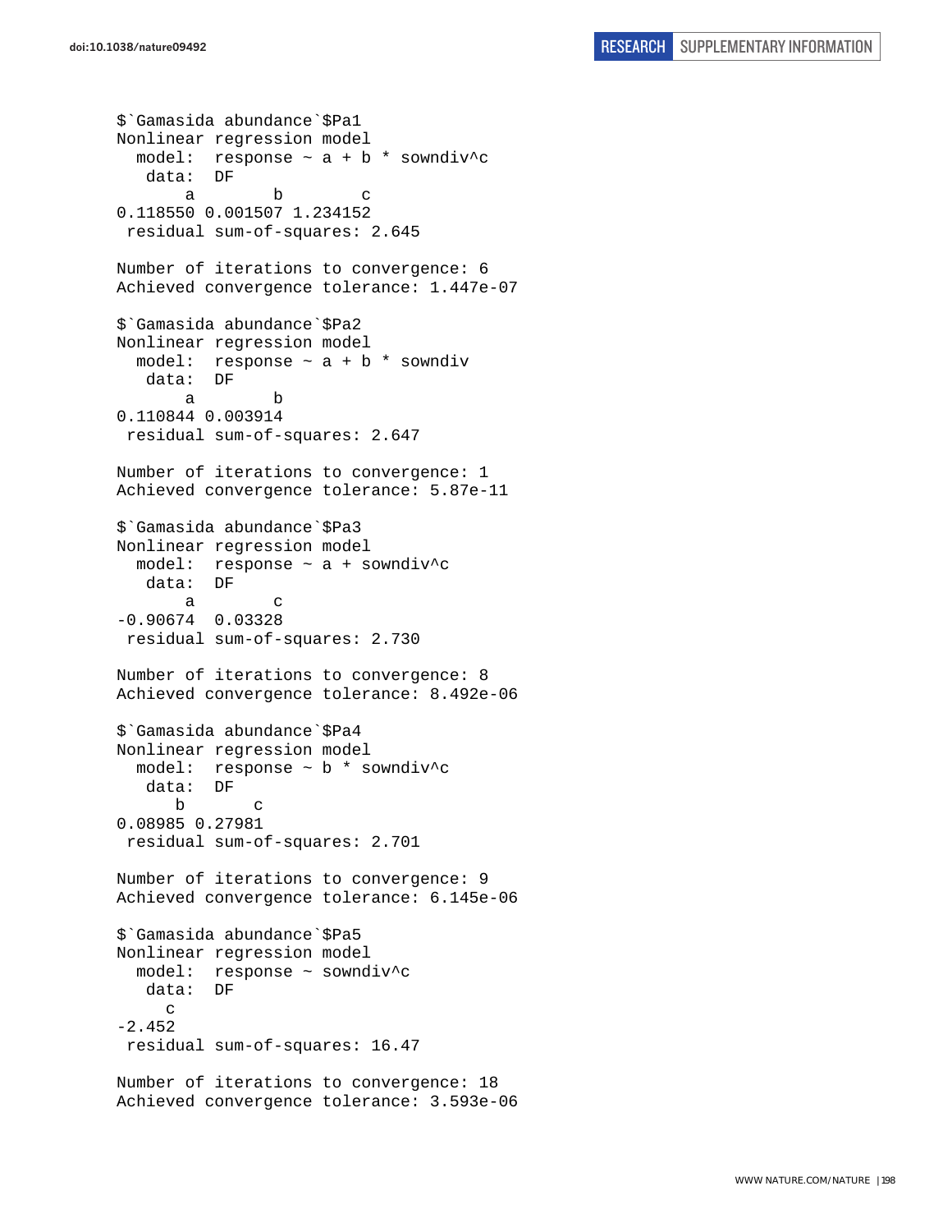```
$`Gamasida abundance`$Pa1
Nonlinear regression model
  model:  response ~ a + b * sowndiv^c
   data:  DF
       a        b        c 
0.118550 0.001507 1.234152 
 residual sum-of-squares: 2.645

Number of iterations to convergence: 6 
Achieved convergence tolerance: 1.447e-07 

$`Gamasida abundance`$Pa2
Nonlinear regression model
  model:  response ~ a + b * sowndiv
   data:  DF
       a        b 
0.110844 0.003914 
 residual sum-of-squares: 2.647

Number of iterations to convergence: 1 
Achieved convergence tolerance: 5.87e-11 

$`Gamasida abundance`$Pa3
Nonlinear regression model
  model:  response ~ a + sowndiv^c
   data:  DF
       a        c 
-0.90674  0.03328 
 residual sum-of-squares: 2.730

Number of iterations to convergence: 8 
Achieved convergence tolerance: 8.492e-06 

$`Gamasida abundance`$Pa4
Nonlinear regression model
  model:  response ~ b * sowndiv^c
   data:  DF
      b       c 
0.08985 0.27981 
 residual sum-of-squares: 2.701

Number of iterations to convergence: 9 
Achieved convergence tolerance: 6.145e-06 

$`Gamasida abundance`$Pa5
Nonlinear regression model
  model:  response ~ sowndiv^c
   data:  DF
     c 
-2.452 
 residual sum-of-squares: 16.47

Number of iterations to convergence: 18 
Achieved convergence tolerance: 3.593e-06 
```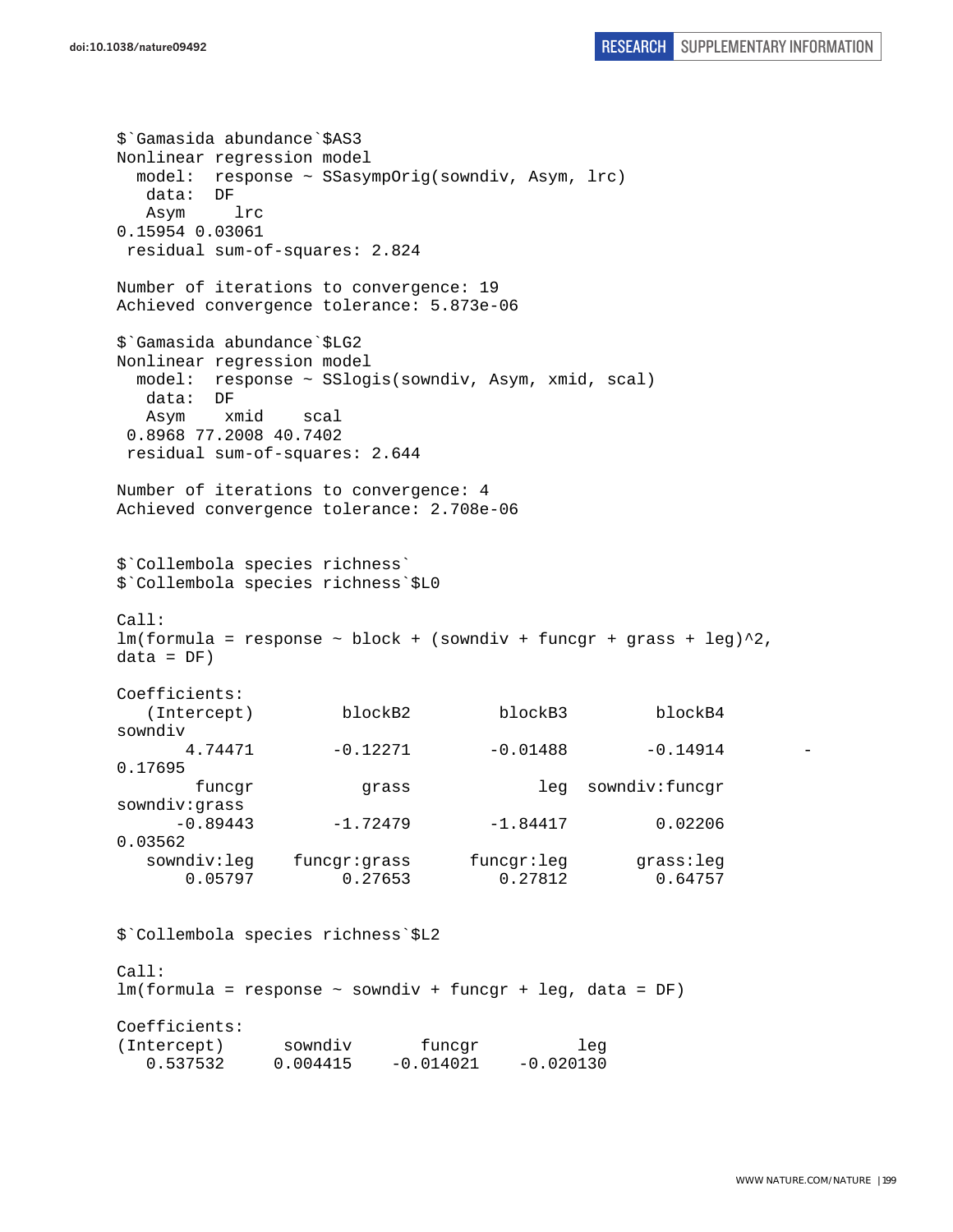```
$`Gamasida abundance`$AS3
Nonlinear regression model
  model:  response ~ SSasympOrig(sowndiv, Asym, lrc)
   data:  DF
   Asym     lrc 
0.15954 0.03061 
 residual sum-of-squares: 2.824

Number of iterations to convergence: 19 
Achieved convergence tolerance: 5.873e-06 

$`Gamasida abundance`$LG2
Nonlinear regression model
  model:  response ~ SSlogis(sowndiv, Asym, xmid, scal)
   data:  DF
   Asym    xmid    scal 
 0.8968 77.2008 40.7402 
 residual sum-of-squares: 2.644

Number of iterations to convergence: 4 
Achieved convergence tolerance: 2.708e-06 


$`Collembola species richness`
$`Collembola species richness`$L0

Call:
lm(formula = response ~ block + (sowndiv + funcgr + grass + leg)^2, 
data = DF)

Coefficients:
   (Intercept)         blockB2         blockB3         blockB4         
sowndiv  
       4.74471        -0.12271        -0.01488        -0.14914        -
0.17695  
        funcgr           grass             leg  sowndiv:funcgr   
sowndiv:grass  
      -0.89443        -1.72479        -1.84417         0.02206         
0.03562  
   sowndiv:leg    funcgr:grass      funcgr:leg       grass:leg  
       0.05797         0.27653         0.27812         0.64757  


$`Collembola species richness`$L2

Call:
lm(formula = response ~ sowndiv + funcgr + leg, data = DF)

Coefficients:
(Intercept)      sowndiv       funcgr          leg  
   0.537532     0.004415    -0.014021    -0.020130  
```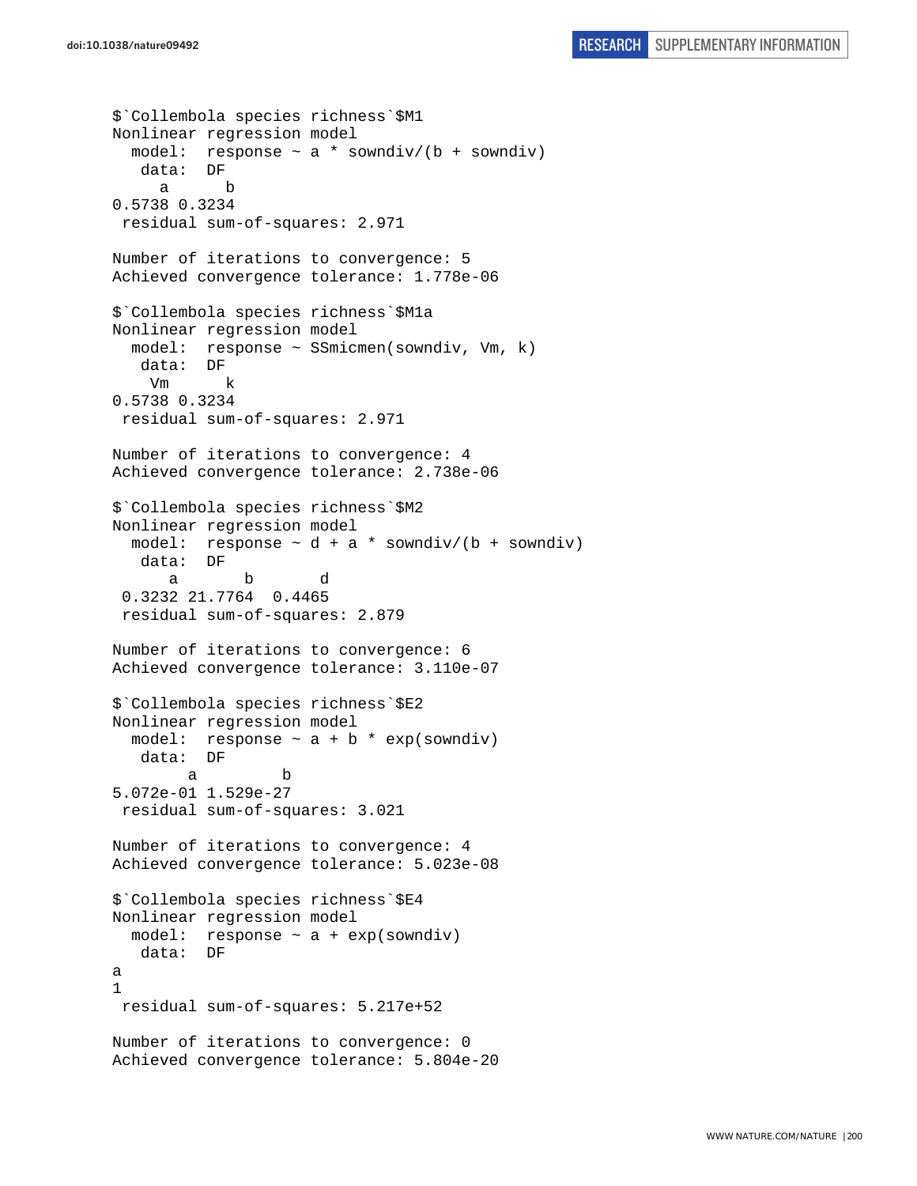```
$`Collembola species richness`$M1
Nonlinear regression model
  model:  response ~ a * sowndiv/(b + sowndiv)
   data:  DF
     a      b 
0.5738 0.3234 
 residual sum-of-squares: 2.971

Number of iterations to convergence: 5 
Achieved convergence tolerance: 1.778e-06 

$`Collembola species richness`$M1a
Nonlinear regression model
  model:  response ~ SSmicmen(sowndiv, Vm, k)
   data:  DF
    Vm      k 
0.5738 0.3234 
 residual sum-of-squares: 2.971

Number of iterations to convergence: 4 
Achieved convergence tolerance: 2.738e-06 

$`Collembola species richness`$M2
Nonlinear regression model
  model:  response ~ d + a * sowndiv/(b + sowndiv)
   data:  DF
      a       b       d 
 0.3232 21.7764  0.4465 
 residual sum-of-squares: 2.879

Number of iterations to convergence: 6 
Achieved convergence tolerance: 3.110e-07 

$`Collembola species richness`$E2
Nonlinear regression model
  model:  response ~ a + b * exp(sowndiv)
   data:  DF
        a         b 
5.072e-01 1.529e-27 
 residual sum-of-squares: 3.021

Number of iterations to convergence: 4 
Achieved convergence tolerance: 5.023e-08 

$`Collembola species richness`$E4
Nonlinear regression model
  model:  response ~ a + exp(sowndiv)
   data:  DF
a 
1 
 residual sum-of-squares: 5.217e+52

Number of iterations to convergence: 0 
Achieved convergence tolerance: 5.804e-20
```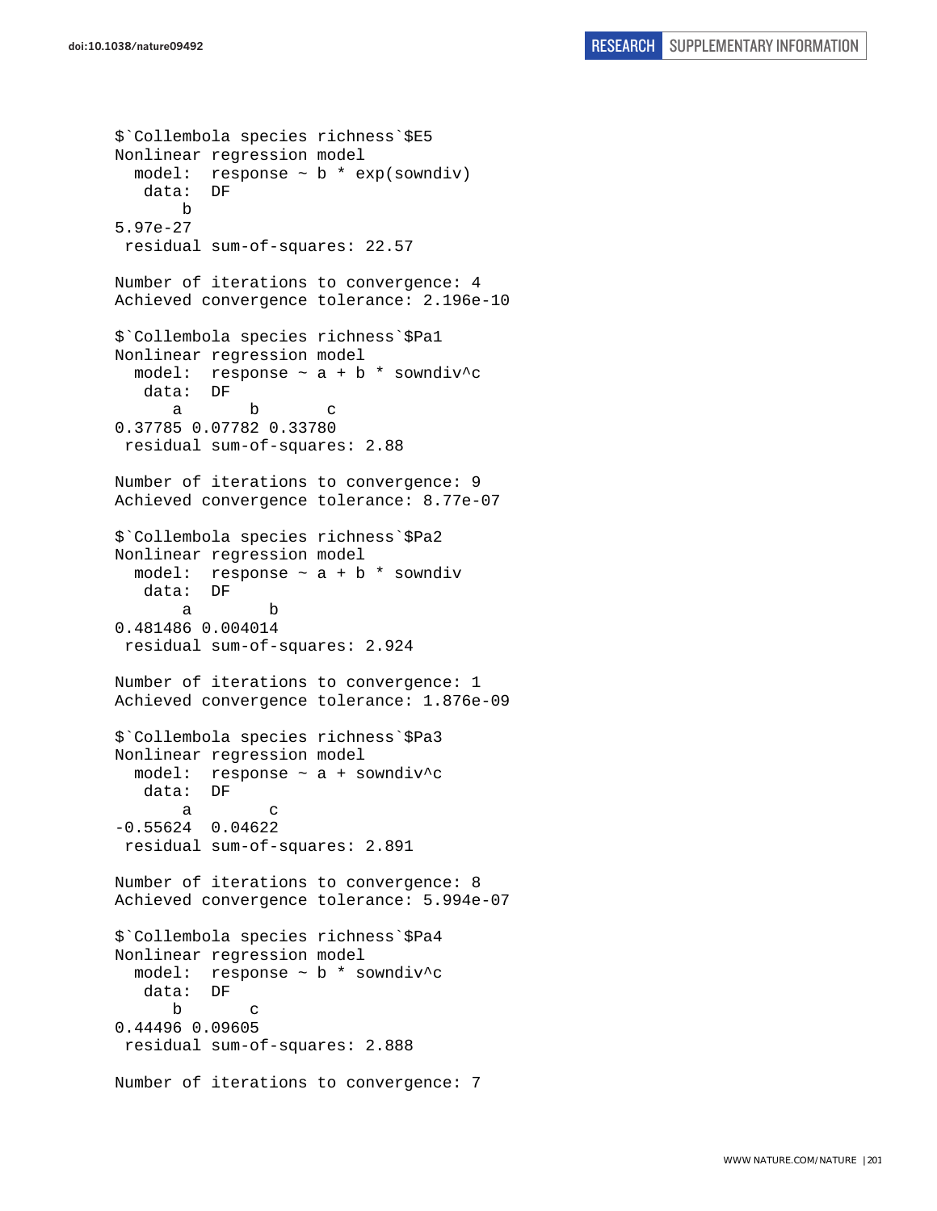```
$`Collembola species richness`$E5
Nonlinear regression model
  model:  response ~ b * exp(sowndiv)
   data:  DF
       b
5.97e-27
 residual sum-of-squares: 22.57

Number of iterations to convergence: 4
Achieved convergence tolerance: 2.196e-10

$`Collembola species richness`$Pa1
Nonlinear regression model
  model:  response ~ a + b * sowndiv^c
   data:  DF
      a       b       c
0.37785 0.07782 0.33780
 residual sum-of-squares: 2.88

Number of iterations to convergence: 9
Achieved convergence tolerance: 8.77e-07

$`Collembola species richness`$Pa2
Nonlinear regression model
  model:  response ~ a + b * sowndiv
   data:  DF
       a        b
0.481486 0.004014
 residual sum-of-squares: 2.924

Number of iterations to convergence: 1
Achieved convergence tolerance: 1.876e-09

$`Collembola species richness`$Pa3
Nonlinear regression model
  model:  response ~ a + sowndiv^c
   data:  DF
       a        c
-0.55624  0.04622
 residual sum-of-squares: 2.891

Number of iterations to convergence: 8
Achieved convergence tolerance: 5.994e-07

$`Collembola species richness`$Pa4
Nonlinear regression model
  model:  response ~ b * sowndiv^c
   data:  DF
      b       c
0.44496 0.09605
 residual sum-of-squares: 2.888

Number of iterations to convergence: 7
```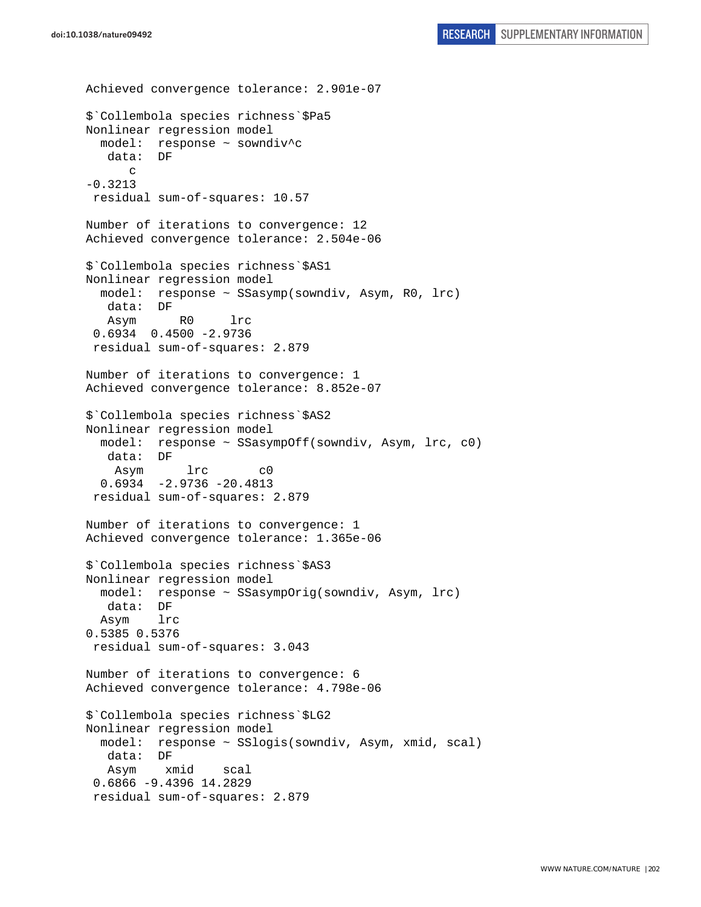```
Achieved convergence tolerance: 2.901e-07

$`Collembola species richness`$Pa5
Nonlinear regression model
  model:  response ~ sowndiv^c
   data:  DF
      c 
-0.3213 
 residual sum-of-squares: 10.57

Number of iterations to convergence: 12 
Achieved convergence tolerance: 2.504e-06 

$`Collembola species richness`$AS1
Nonlinear regression model
  model:  response ~ SSasymp(sowndiv, Asym, R0, lrc)
   data:  DF
   Asym      R0     lrc 
 0.6934  0.4500 -2.9736 
 residual sum-of-squares: 2.879

Number of iterations to convergence: 1 
Achieved convergence tolerance: 8.852e-07 

$`Collembola species richness`$AS2
Nonlinear regression model
  model:  response ~ SSasympOff(sowndiv, Asym, lrc, c0)
   data:  DF
    Asym      lrc       c0 
  0.6934  -2.9736 -20.4813 
 residual sum-of-squares: 2.879

Number of iterations to convergence: 1 
Achieved convergence tolerance: 1.365e-06 

$`Collembola species richness`$AS3
Nonlinear regression model
  model:  response ~ SSasympOrig(sowndiv, Asym, lrc)
   data:  DF
  Asym    lrc 
0.5385 0.5376 
 residual sum-of-squares: 3.043

Number of iterations to convergence: 6 
Achieved convergence tolerance: 4.798e-06 

$`Collembola species richness`$LG2
Nonlinear regression model
  model:  response ~ SSlogis(sowndiv, Asym, xmid, scal)
   data:  DF
   Asym    xmid    scal 
 0.6866 -9.4396 14.2829 
 residual sum-of-squares: 2.879
```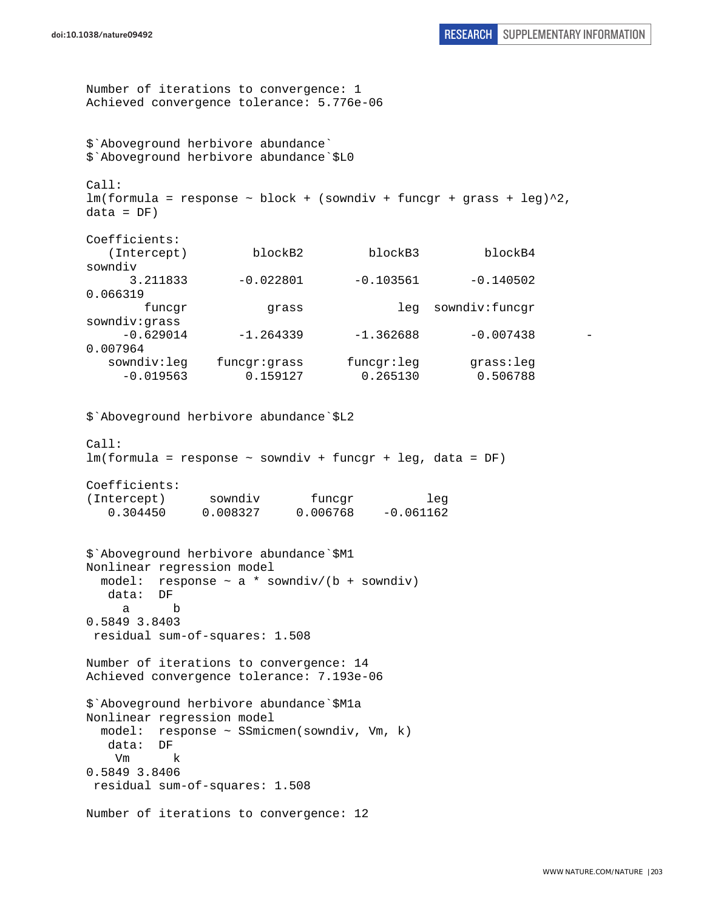```
Number of iterations to convergence: 1
Achieved convergence tolerance: 5.776e-06


$`Aboveground herbivore abundance`
$`Aboveground herbivore abundance`$L0

Call:
lm(formula = response ~ block + (sowndiv + funcgr + grass + leg)^2,
data = DF)

Coefficients:
   (Intercept)          blockB2          blockB3          blockB4
sowndiv
      3.211833        -0.022801        -0.103561        -0.140502
0.066319
        funcgr            grass              leg   sowndiv:funcgr
sowndiv:grass
     -0.629014        -1.264339        -1.362688        -0.007438       -
0.007964
   sowndiv:leg     funcgr:grass       funcgr:leg        grass:leg
     -0.019563         0.159127         0.265130         0.506788


$`Aboveground herbivore abundance`$L2

Call:
lm(formula = response ~ sowndiv + funcgr + leg, data = DF)

Coefficients:
(Intercept)      sowndiv       funcgr          leg
   0.304450     0.008327     0.006768    -0.061162


$`Aboveground herbivore abundance`$M1
Nonlinear regression model
  model:  response ~ a * sowndiv/(b + sowndiv)
   data:  DF
     a      b
0.5849 3.8403
 residual sum-of-squares: 1.508

Number of iterations to convergence: 14
Achieved convergence tolerance: 7.193e-06

$`Aboveground herbivore abundance`$M1a
Nonlinear regression model
  model:  response ~ SSmicmen(sowndiv, Vm, k)
   data:  DF
    Vm      k
0.5849 3.8406
 residual sum-of-squares: 1.508

Number of iterations to convergence: 12
```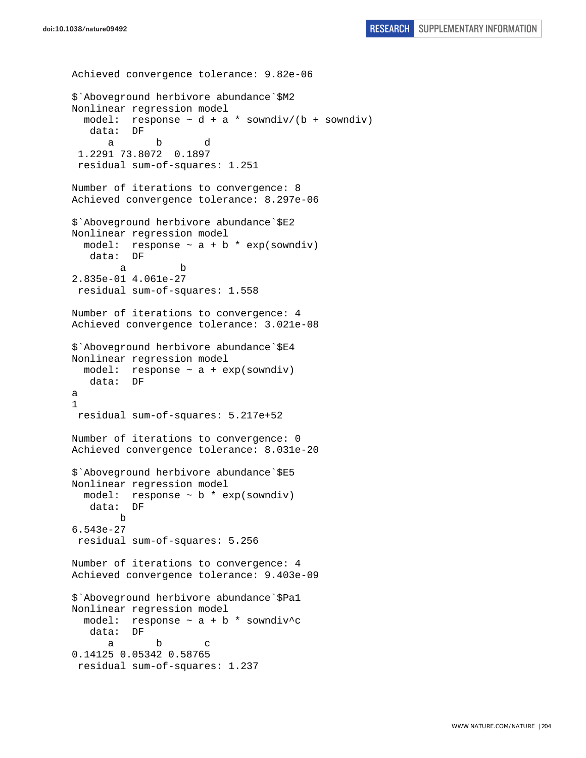```
Achieved convergence tolerance: 9.82e-06

$`Aboveground herbivore abundance`$M2
Nonlinear regression model
  model:  response ~ d + a * sowndiv/(b + sowndiv)
   data:  DF
      a       b       d 
 1.2291 73.8072  0.1897 
 residual sum-of-squares: 1.251

Number of iterations to convergence: 8 
Achieved convergence tolerance: 8.297e-06 

$`Aboveground herbivore abundance`$E2
Nonlinear regression model
  model:  response ~ a + b * exp(sowndiv)
   data:  DF
        a         b 
2.835e-01 4.061e-27 
 residual sum-of-squares: 1.558

Number of iterations to convergence: 4 
Achieved convergence tolerance: 3.021e-08 

$`Aboveground herbivore abundance`$E4
Nonlinear regression model
  model:  response ~ a + exp(sowndiv)
   data:  DF
a 
1 
 residual sum-of-squares: 5.217e+52

Number of iterations to convergence: 0 
Achieved convergence tolerance: 8.031e-20 

$`Aboveground herbivore abundance`$E5
Nonlinear regression model
  model:  response ~ b * exp(sowndiv)
   data:  DF
        b 
6.543e-27 
 residual sum-of-squares: 5.256

Number of iterations to convergence: 4 
Achieved convergence tolerance: 9.403e-09 

$`Aboveground herbivore abundance`$Pa1
Nonlinear regression model
  model:  response ~ a + b * sowndiv^c
   data:  DF
      a       b       c 
0.14125 0.05342 0.58765 
 residual sum-of-squares: 1.237
```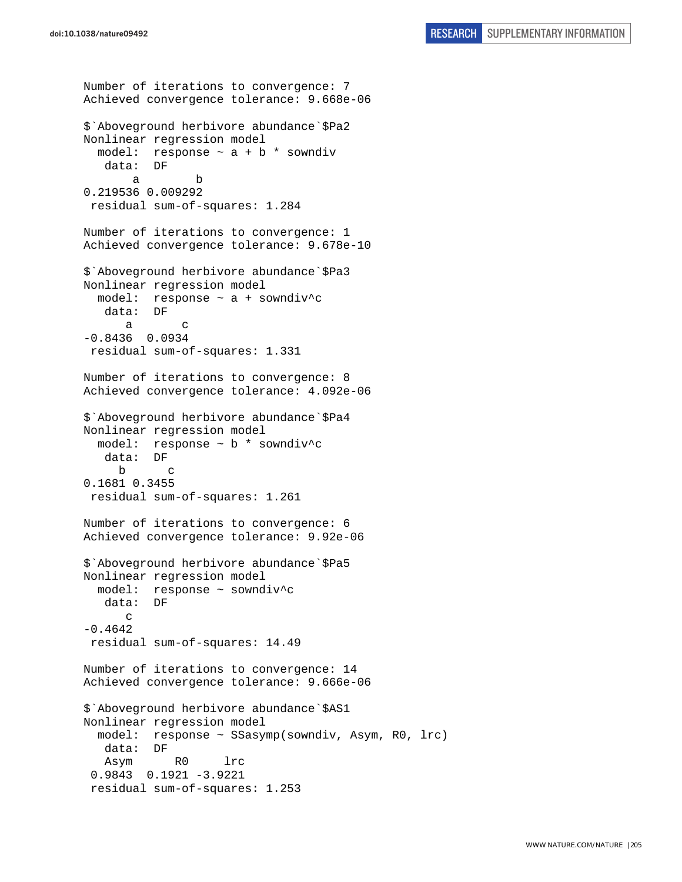```
Number of iterations to convergence: 7 
Achieved convergence tolerance: 9.668e-06 

$`Aboveground herbivore abundance`$Pa2
Nonlinear regression model
  model:  response ~ a + b * sowndiv
   data:  DF
       a        b 
0.219536 0.009292 
 residual sum-of-squares: 1.284

Number of iterations to convergence: 1 
Achieved convergence tolerance: 9.678e-10 

$`Aboveground herbivore abundance`$Pa3
Nonlinear regression model
  model:  response ~ a + sowndiv^c
   data:  DF
      a       c 
-0.8436  0.0934 
 residual sum-of-squares: 1.331

Number of iterations to convergence: 8 
Achieved convergence tolerance: 4.092e-06 

$`Aboveground herbivore abundance`$Pa4
Nonlinear regression model
  model:  response ~ b * sowndiv^c
   data:  DF
     b      c 
0.1681 0.3455 
 residual sum-of-squares: 1.261

Number of iterations to convergence: 6 
Achieved convergence tolerance: 9.92e-06 

$`Aboveground herbivore abundance`$Pa5
Nonlinear regression model
  model:  response ~ sowndiv^c
   data:  DF
      c 
-0.4642 
 residual sum-of-squares: 14.49

Number of iterations to convergence: 14 
Achieved convergence tolerance: 9.666e-06 

$`Aboveground herbivore abundance`$AS1
Nonlinear regression model
  model:  response ~ SSasymp(sowndiv, Asym, R0, lrc)
   data:  DF
   Asym      R0     lrc 
 0.9843  0.1921 -3.9221 
 residual sum-of-squares: 1.253
```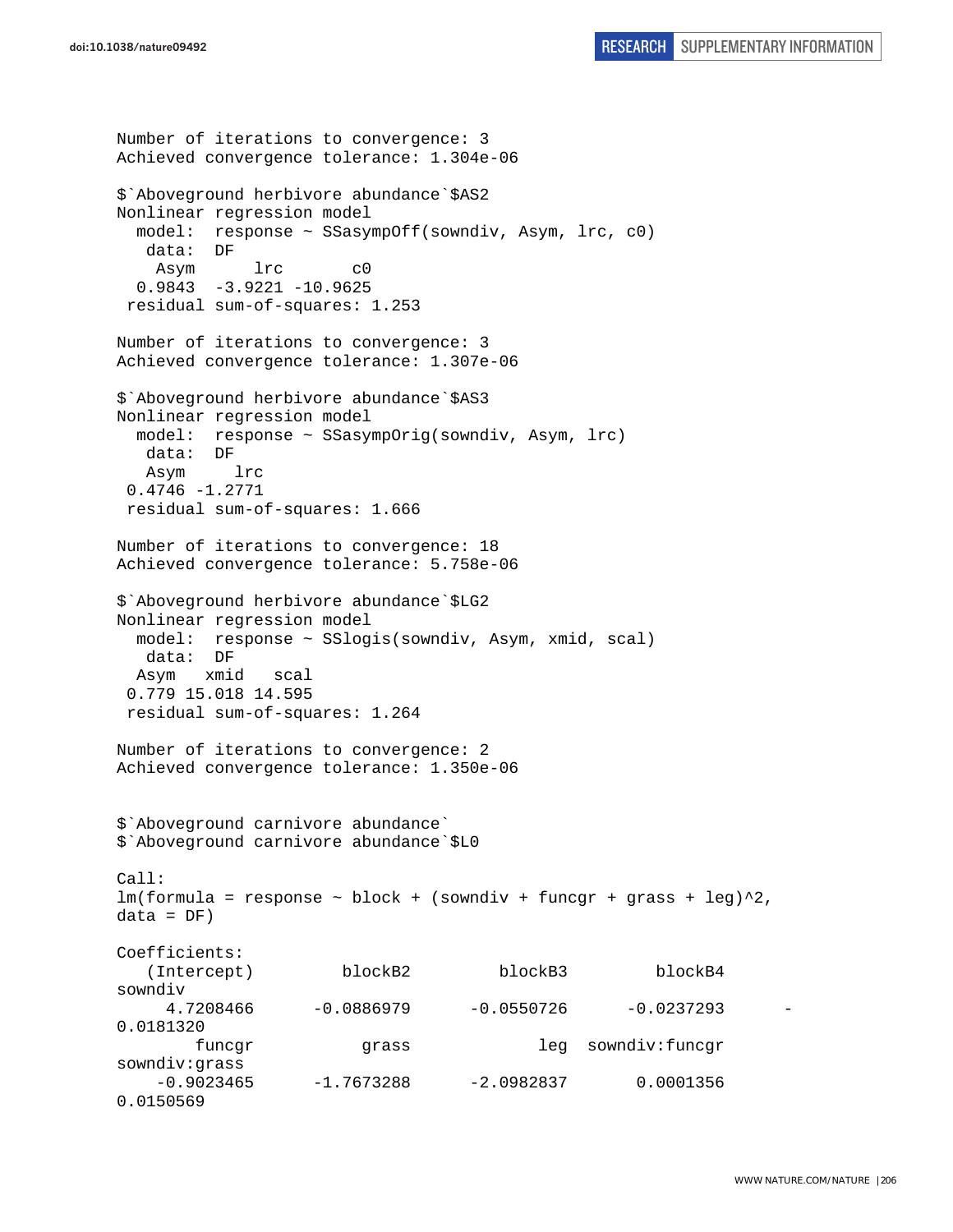```
Number of iterations to convergence: 3
Achieved convergence tolerance: 1.304e-06

$`Aboveground herbivore abundance`$AS2
Nonlinear regression model
  model:  response ~ SSasympOff(sowndiv, Asym, lrc, c0)
   data:  DF
    Asym      lrc       c0
  0.9843  -3.9221 -10.9625
 residual sum-of-squares: 1.253

Number of iterations to convergence: 3
Achieved convergence tolerance: 1.307e-06

$`Aboveground herbivore abundance`$AS3
Nonlinear regression model
  model:  response ~ SSasympOrig(sowndiv, Asym, lrc)
   data:  DF
   Asym     lrc
 0.4746 -1.2771
 residual sum-of-squares: 1.666

Number of iterations to convergence: 18
Achieved convergence tolerance: 5.758e-06

$`Aboveground herbivore abundance`$LG2
Nonlinear regression model
  model:  response ~ SSlogis(sowndiv, Asym, xmid, scal)
   data:  DF
  Asym   xmid   scal
 0.779 15.018 14.595
 residual sum-of-squares: 1.264

Number of iterations to convergence: 2
Achieved convergence tolerance: 1.350e-06


$`Aboveground carnivore abundance`
$`Aboveground carnivore abundance`$L0

Call:
lm(formula = response ~ block + (sowndiv + funcgr + grass + leg)^2,
data = DF)

Coefficients:
   (Intercept)         blockB2          blockB3          blockB4
sowndiv
     4.7208466      -0.0886979       -0.0550726       -0.0237293       -
0.0181320
        funcgr           grass              leg   sowndiv:funcgr
sowndiv:grass
    -0.9023465      -1.7673288       -2.0982837        0.0001356
0.0150569
```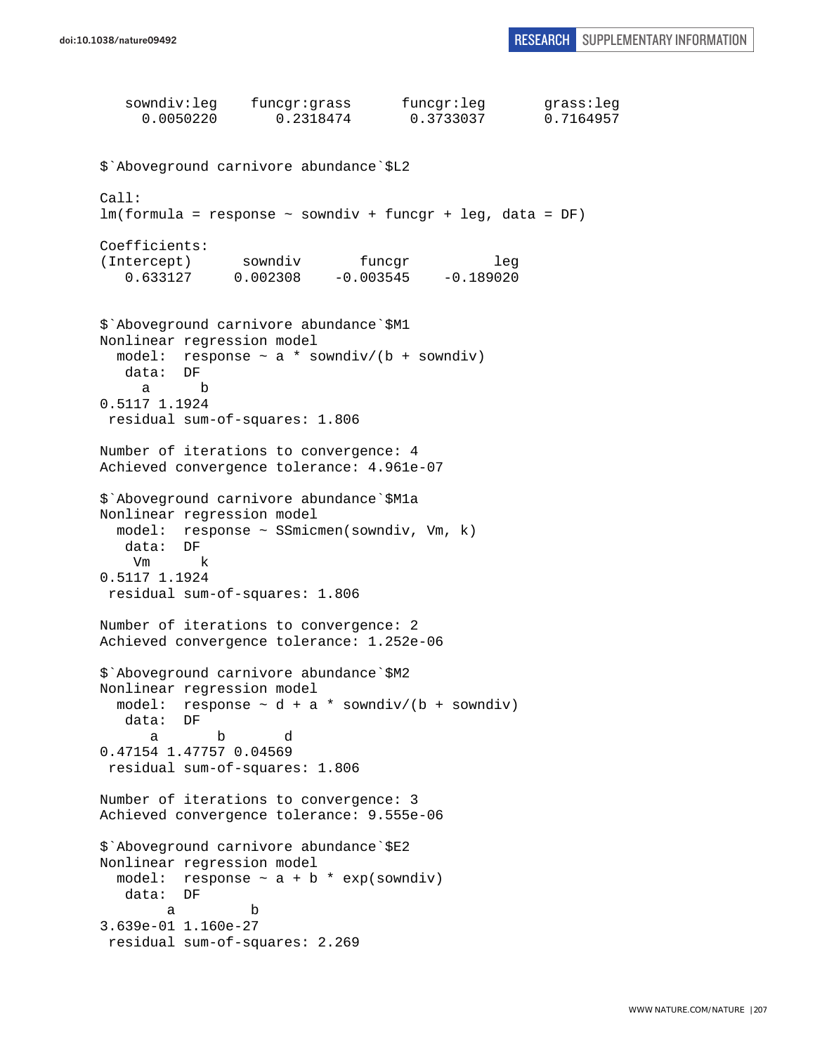```
   sowndiv:leg    funcgr:grass      funcgr:leg       grass:leg
     0.0050220       0.2318474       0.3733037       0.7164957


$`Aboveground carnivore abundance`$L2

Call:
lm(formula = response ~ sowndiv + funcgr + leg, data = DF)

Coefficients:
(Intercept)      sowndiv       funcgr          leg
   0.633127     0.002308    -0.003545    -0.189020


$`Aboveground carnivore abundance`$M1
Nonlinear regression model
  model:  response ~ a * sowndiv/(b + sowndiv)
   data:  DF
     a      b
0.5117 1.1924
 residual sum-of-squares: 1.806

Number of iterations to convergence: 4
Achieved convergence tolerance: 4.961e-07

$`Aboveground carnivore abundance`$M1a
Nonlinear regression model
  model:  response ~ SSmicmen(sowndiv, Vm, k)
   data:  DF
    Vm      k
0.5117 1.1924
 residual sum-of-squares: 1.806

Number of iterations to convergence: 2
Achieved convergence tolerance: 1.252e-06

$`Aboveground carnivore abundance`$M2
Nonlinear regression model
  model:  response ~ d + a * sowndiv/(b + sowndiv)
   data:  DF
      a       b       d
0.47154 1.47757 0.04569
 residual sum-of-squares: 1.806

Number of iterations to convergence: 3
Achieved convergence tolerance: 9.555e-06

$`Aboveground carnivore abundance`$E2
Nonlinear regression model
  model:  response ~ a + b * exp(sowndiv)
   data:  DF
        a         b
3.639e-01 1.160e-27
 residual sum-of-squares: 2.269
```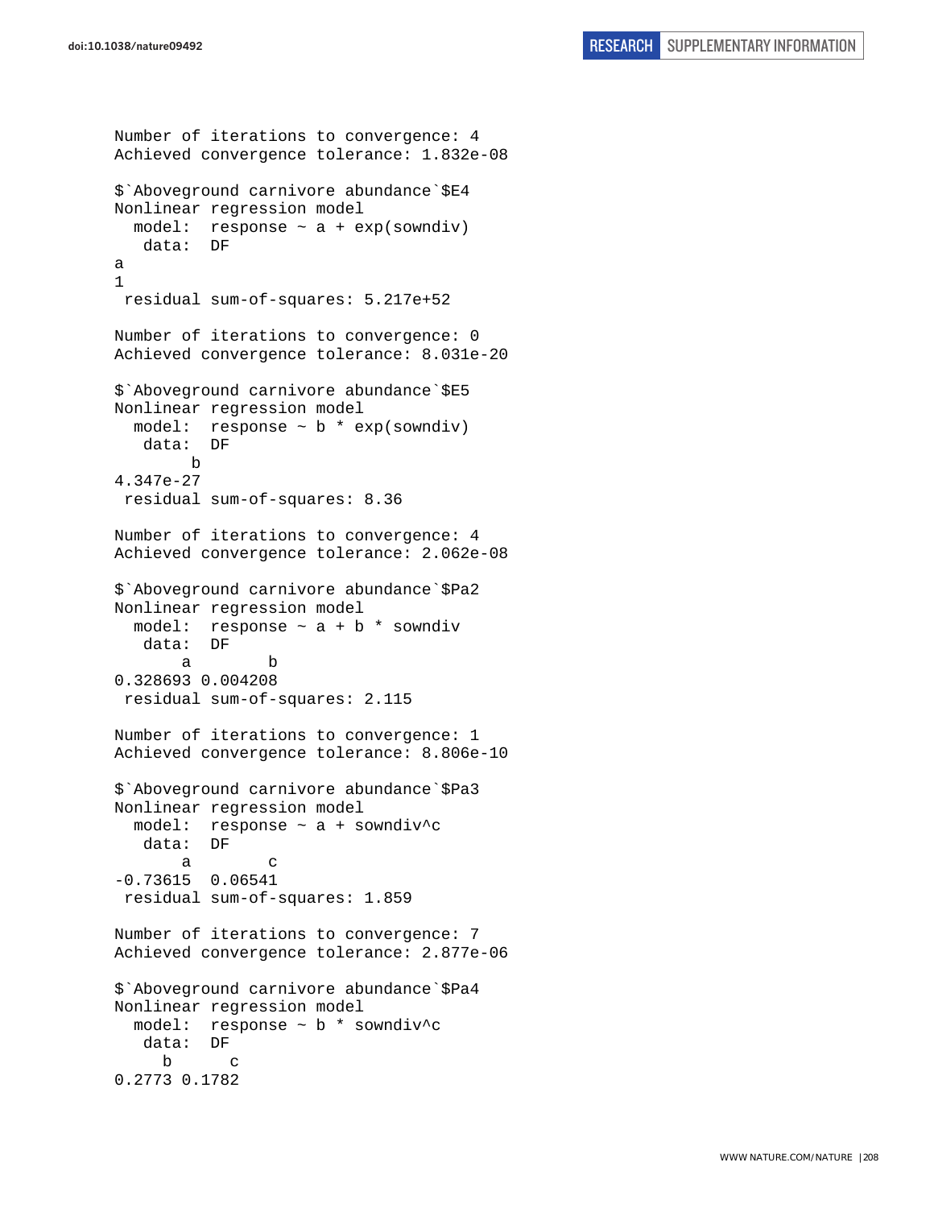```
Number of iterations to convergence: 4
Achieved convergence tolerance: 1.832e-08

$`Aboveground carnivore abundance`$E4
Nonlinear regression model
  model:  response ~ a + exp(sowndiv)
   data:  DF
a
1
 residual sum-of-squares: 5.217e+52

Number of iterations to convergence: 0
Achieved convergence tolerance: 8.031e-20

$`Aboveground carnivore abundance`$E5
Nonlinear regression model
  model:  response ~ b * exp(sowndiv)
   data:  DF
        b
4.347e-27
 residual sum-of-squares: 8.36

Number of iterations to convergence: 4
Achieved convergence tolerance: 2.062e-08

$`Aboveground carnivore abundance`$Pa2
Nonlinear regression model
  model:  response ~ a + b * sowndiv
   data:  DF
       a        b
0.328693 0.004208
 residual sum-of-squares: 2.115

Number of iterations to convergence: 1
Achieved convergence tolerance: 8.806e-10

$`Aboveground carnivore abundance`$Pa3
Nonlinear regression model
  model:  response ~ a + sowndiv^c
   data:  DF
       a        c
-0.73615  0.06541
 residual sum-of-squares: 1.859

Number of iterations to convergence: 7
Achieved convergence tolerance: 2.877e-06

$`Aboveground carnivore abundance`$Pa4
Nonlinear regression model
  model:  response ~ b * sowndiv^c
   data:  DF
     b      c
0.2773 0.1782
```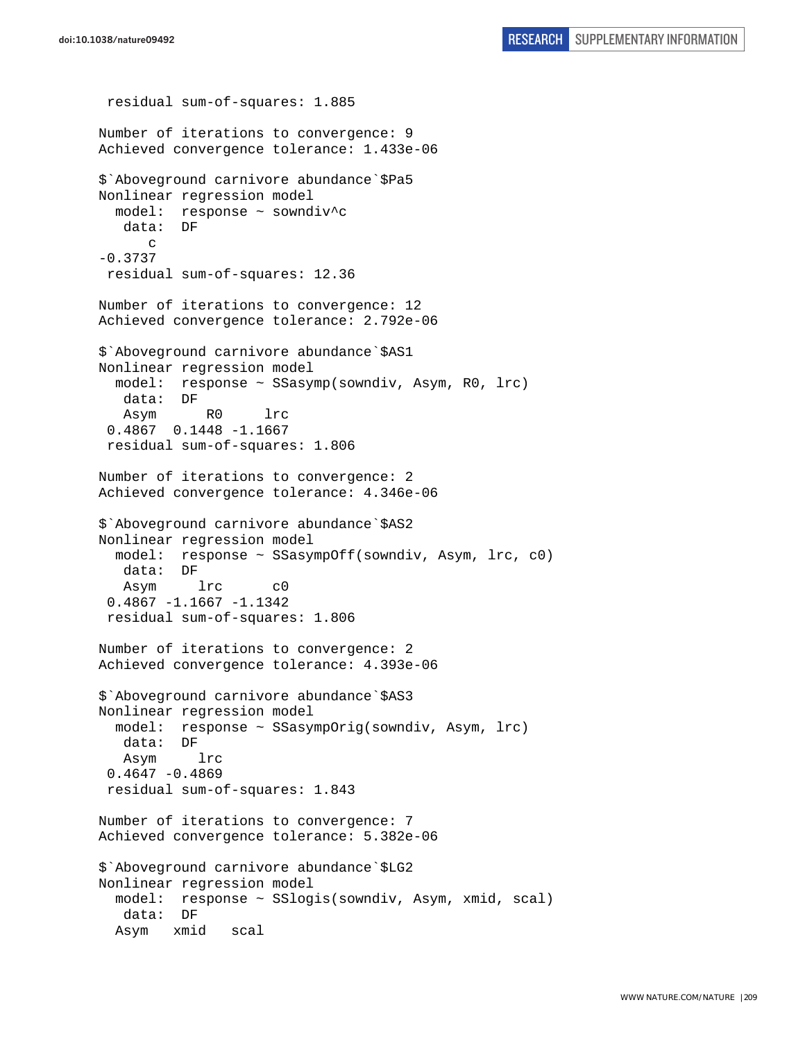```
 residual sum-of-squares: 1.885

Number of iterations to convergence: 9
Achieved convergence tolerance: 1.433e-06

$`Aboveground carnivore abundance`$Pa5
Nonlinear regression model
  model:  response ~ sowndiv^c
   data:  DF
      c
-0.3737
 residual sum-of-squares: 12.36

Number of iterations to convergence: 12
Achieved convergence tolerance: 2.792e-06

$`Aboveground carnivore abundance`$AS1
Nonlinear regression model
  model:  response ~ SSasymp(sowndiv, Asym, R0, lrc)
   data:  DF
   Asym      R0     lrc
 0.4867  0.1448 -1.1667
 residual sum-of-squares: 1.806

Number of iterations to convergence: 2
Achieved convergence tolerance: 4.346e-06

$`Aboveground carnivore abundance`$AS2
Nonlinear regression model
  model:  response ~ SSasympOff(sowndiv, Asym, lrc, c0)
   data:  DF
   Asym     lrc      c0
 0.4867 -1.1667 -1.1342
 residual sum-of-squares: 1.806

Number of iterations to convergence: 2
Achieved convergence tolerance: 4.393e-06

$`Aboveground carnivore abundance`$AS3
Nonlinear regression model
  model:  response ~ SSasympOrig(sowndiv, Asym, lrc)
   data:  DF
   Asym     lrc
 0.4647 -0.4869
 residual sum-of-squares: 1.843

Number of iterations to convergence: 7
Achieved convergence tolerance: 5.382e-06

$`Aboveground carnivore abundance`$LG2
Nonlinear regression model
  model:  response ~ SSlogis(sowndiv, Asym, xmid, scal)
   data:  DF
  Asym   xmid   scal
```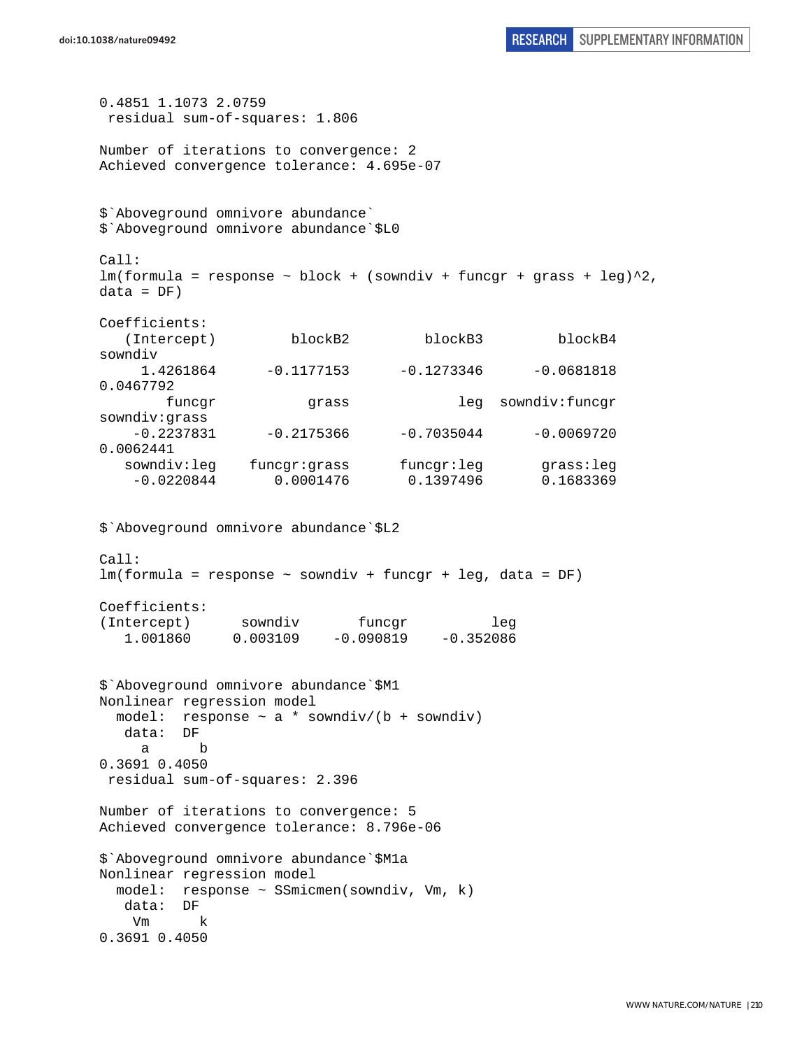```
0.4851 1.1073 2.0759
 residual sum-of-squares: 1.806

Number of iterations to convergence: 2
Achieved convergence tolerance: 4.695e-07


$`Aboveground omnivore abundance`
$`Aboveground omnivore abundance`$L0

Call:
lm(formula = response ~ block + (sowndiv + funcgr + grass + leg)^2,
data = DF)

Coefficients:
   (Intercept)         blockB2         blockB3         blockB4
sowndiv
     1.4261864      -0.1177153      -0.1273346      -0.0681818
0.0467792
        funcgr           grass             leg  sowndiv:funcgr
sowndiv:grass
    -0.2237831      -0.2175366      -0.7035044      -0.0069720
0.0062441
   sowndiv:leg    funcgr:grass      funcgr:leg       grass:leg
    -0.0220844       0.0001476       0.1397496       0.1683369


$`Aboveground omnivore abundance`$L2

Call:
lm(formula = response ~ sowndiv + funcgr + leg, data = DF)

Coefficients:
(Intercept)      sowndiv       funcgr          leg
   1.001860     0.003109    -0.090819    -0.352086


$`Aboveground omnivore abundance`$M1
Nonlinear regression model
  model:  response ~ a * sowndiv/(b + sowndiv)
   data:  DF
     a      b
0.3691 0.4050
 residual sum-of-squares: 2.396

Number of iterations to convergence: 5
Achieved convergence tolerance: 8.796e-06

$`Aboveground omnivore abundance`$M1a
Nonlinear regression model
  model:  response ~ SSmicmen(sowndiv, Vm, k)
   data:  DF
    Vm      k
0.3691 0.4050
```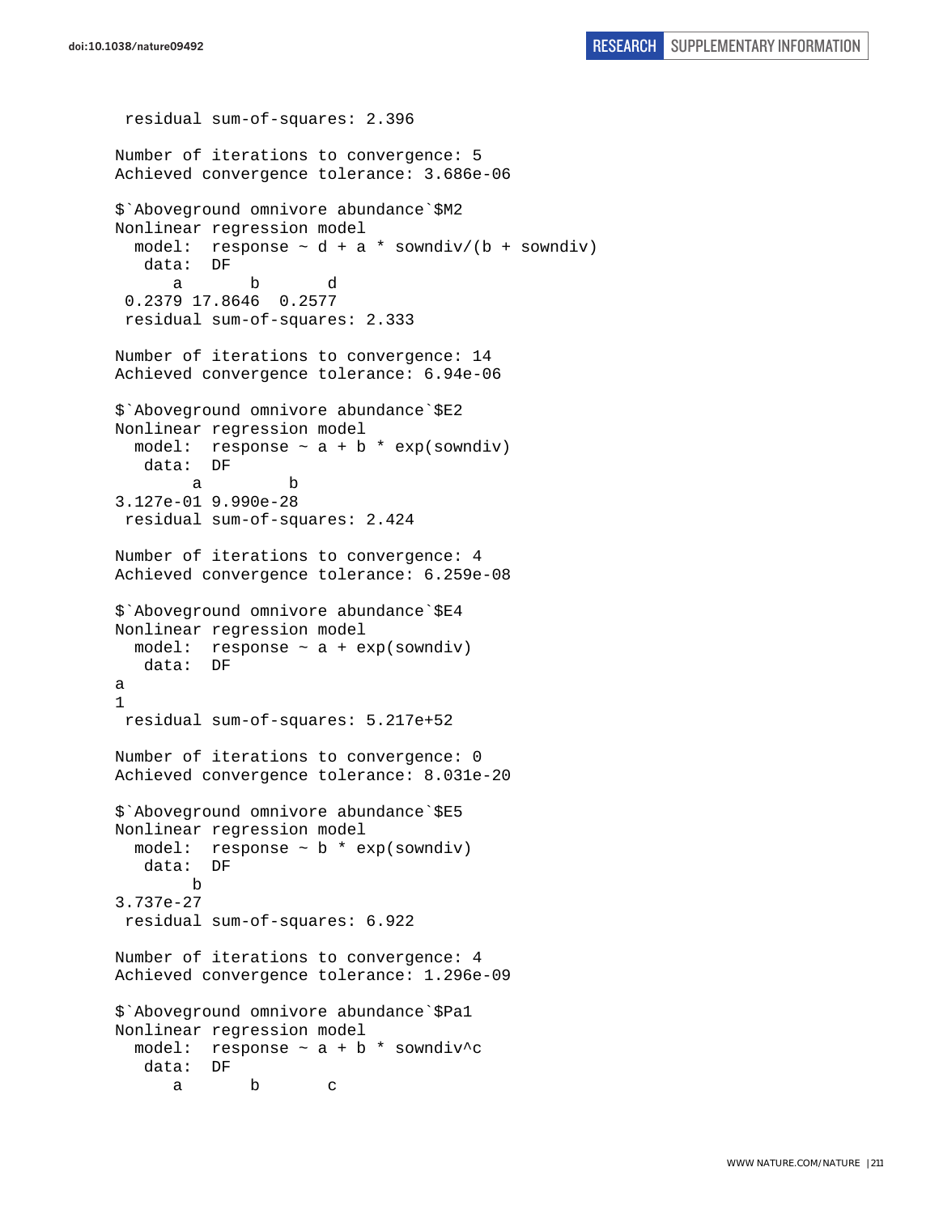```
 residual sum-of-squares: 2.396

Number of iterations to convergence: 5 
Achieved convergence tolerance: 3.686e-06

$`Aboveground omnivore abundance`$M2
Nonlinear regression model
  model:  response ~ d + a * sowndiv/(b + sowndiv)
   data:  DF
      a       b       d 
 0.2379 17.8646  0.2577 
 residual sum-of-squares: 2.333

Number of iterations to convergence: 14 
Achieved convergence tolerance: 6.94e-06

$`Aboveground omnivore abundance`$E2
Nonlinear regression model
  model:  response ~ a + b * exp(sowndiv)
   data:  DF
        a         b 
3.127e-01 9.990e-28 
 residual sum-of-squares: 2.424

Number of iterations to convergence: 4 
Achieved convergence tolerance: 6.259e-08

$`Aboveground omnivore abundance`$E4
Nonlinear regression model
  model:  response ~ a + exp(sowndiv)
   data:  DF
a 
1 
 residual sum-of-squares: 5.217e+52

Number of iterations to convergence: 0 
Achieved convergence tolerance: 8.031e-20

$`Aboveground omnivore abundance`$E5
Nonlinear regression model
  model:  response ~ b * exp(sowndiv)
   data:  DF
        b 
3.737e-27 
 residual sum-of-squares: 6.922

Number of iterations to convergence: 4 
Achieved convergence tolerance: 1.296e-09

$`Aboveground omnivore abundance`$Pa1
Nonlinear regression model
  model:  response ~ a + b * sowndiv^c
   data:  DF
      a       b       c 
```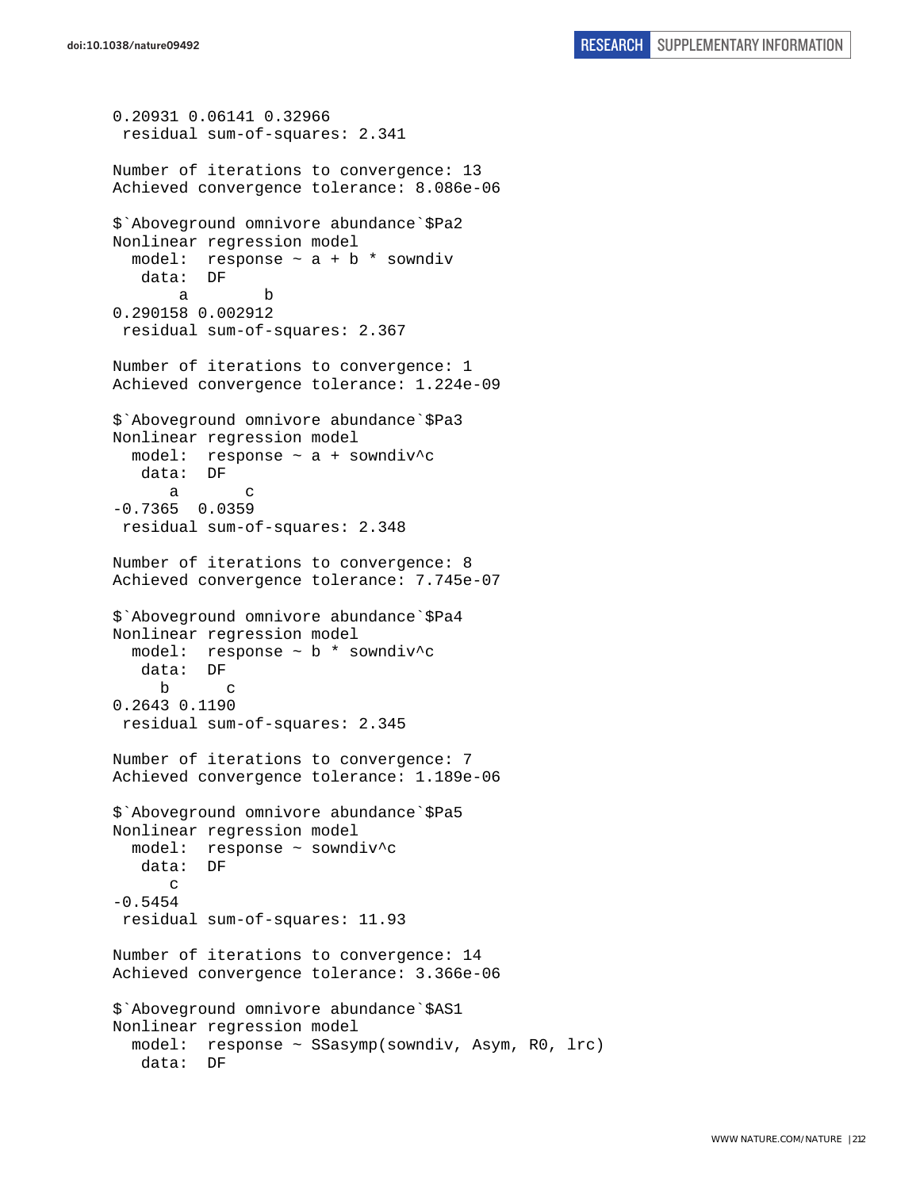```
0.20931 0.06141 0.32966
 residual sum-of-squares: 2.341

Number of iterations to convergence: 13
Achieved convergence tolerance: 8.086e-06

$`Aboveground omnivore abundance`$Pa2
Nonlinear regression model
  model:  response ~ a + b * sowndiv
   data:  DF
       a        b
0.290158 0.002912
 residual sum-of-squares: 2.367

Number of iterations to convergence: 1
Achieved convergence tolerance: 1.224e-09

$`Aboveground omnivore abundance`$Pa3
Nonlinear regression model
  model:  response ~ a + sowndiv^c
   data:  DF
      a       c
-0.7365  0.0359
 residual sum-of-squares: 2.348

Number of iterations to convergence: 8
Achieved convergence tolerance: 7.745e-07

$`Aboveground omnivore abundance`$Pa4
Nonlinear regression model
  model:  response ~ b * sowndiv^c
   data:  DF
     b      c
0.2643 0.1190
 residual sum-of-squares: 2.345

Number of iterations to convergence: 7
Achieved convergence tolerance: 1.189e-06

$`Aboveground omnivore abundance`$Pa5
Nonlinear regression model
  model:  response ~ sowndiv^c
   data:  DF
      c
-0.5454
 residual sum-of-squares: 11.93

Number of iterations to convergence: 14
Achieved convergence tolerance: 3.366e-06

$`Aboveground omnivore abundance`$AS1
Nonlinear regression model
  model:  response ~ SSasymp(sowndiv, Asym, R0, lrc)
   data:  DF
```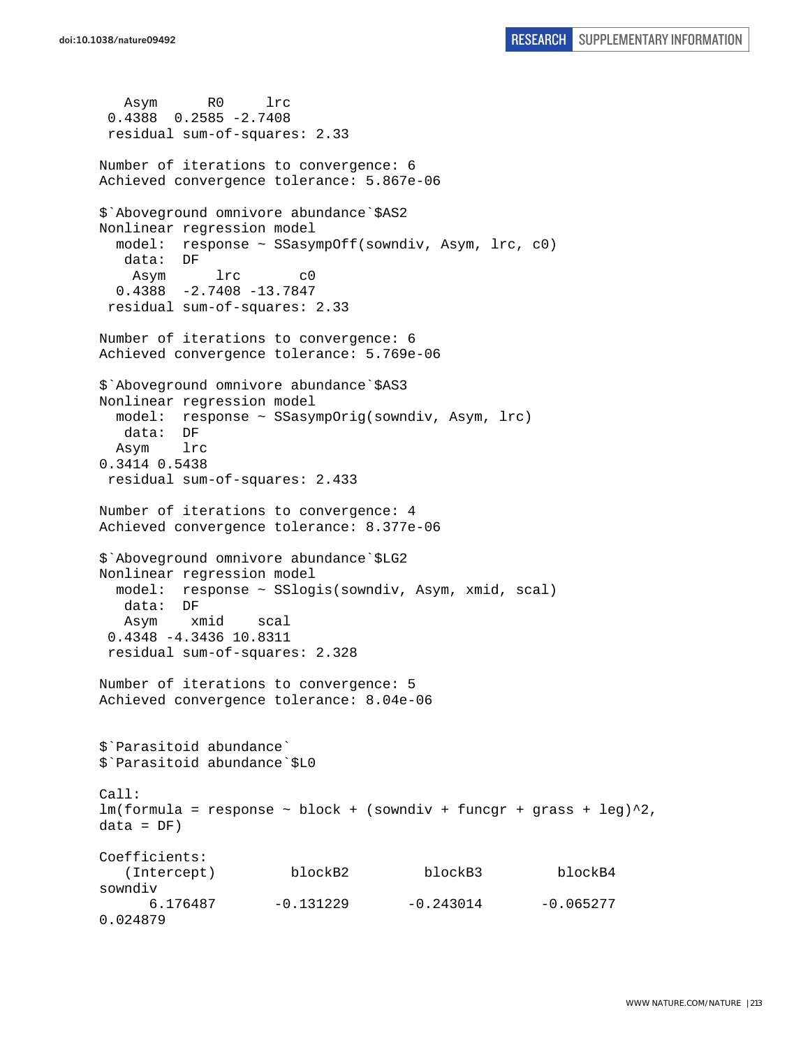```
   Asym      R0     lrc  
 0.4388  0.2585 -2.7408  
 residual sum-of-squares: 2.33

Number of iterations to convergence: 6 
Achieved convergence tolerance: 5.867e-06

$`Aboveground omnivore abundance`$AS2
Nonlinear regression model
  model:  response ~ SSasympOff(sowndiv, Asym, lrc, c0)
   data:  DF 
    Asym      lrc       c0 
  0.4388  -2.7408 -13.7847 
 residual sum-of-squares: 2.33

Number of iterations to convergence: 6 
Achieved convergence tolerance: 5.769e-06

$`Aboveground omnivore abundance`$AS3
Nonlinear regression model
  model:  response ~ SSasympOrig(sowndiv, Asym, lrc)
   data:  DF 
  Asym    lrc 
0.3414 0.5438 
 residual sum-of-squares: 2.433

Number of iterations to convergence: 4 
Achieved convergence tolerance: 8.377e-06

$`Aboveground omnivore abundance`$LG2
Nonlinear regression model
  model:  response ~ SSlogis(sowndiv, Asym, xmid, scal)
   data:  DF 
   Asym    xmid    scal 
 0.4348 -4.3436 10.8311 
 residual sum-of-squares: 2.328

Number of iterations to convergence: 5 
Achieved convergence tolerance: 8.04e-06


$`Parasitoid abundance`
$`Parasitoid abundance`$L0

Call:
lm(formula = response ~ block + (sowndiv + funcgr + grass + leg)^2, 
data = DF)

Coefficients:
   (Intercept)          blockB2          blockB3          blockB4  
sowndiv  
      6.176487        -0.131229        -0.243014        -0.065277  
0.024879
```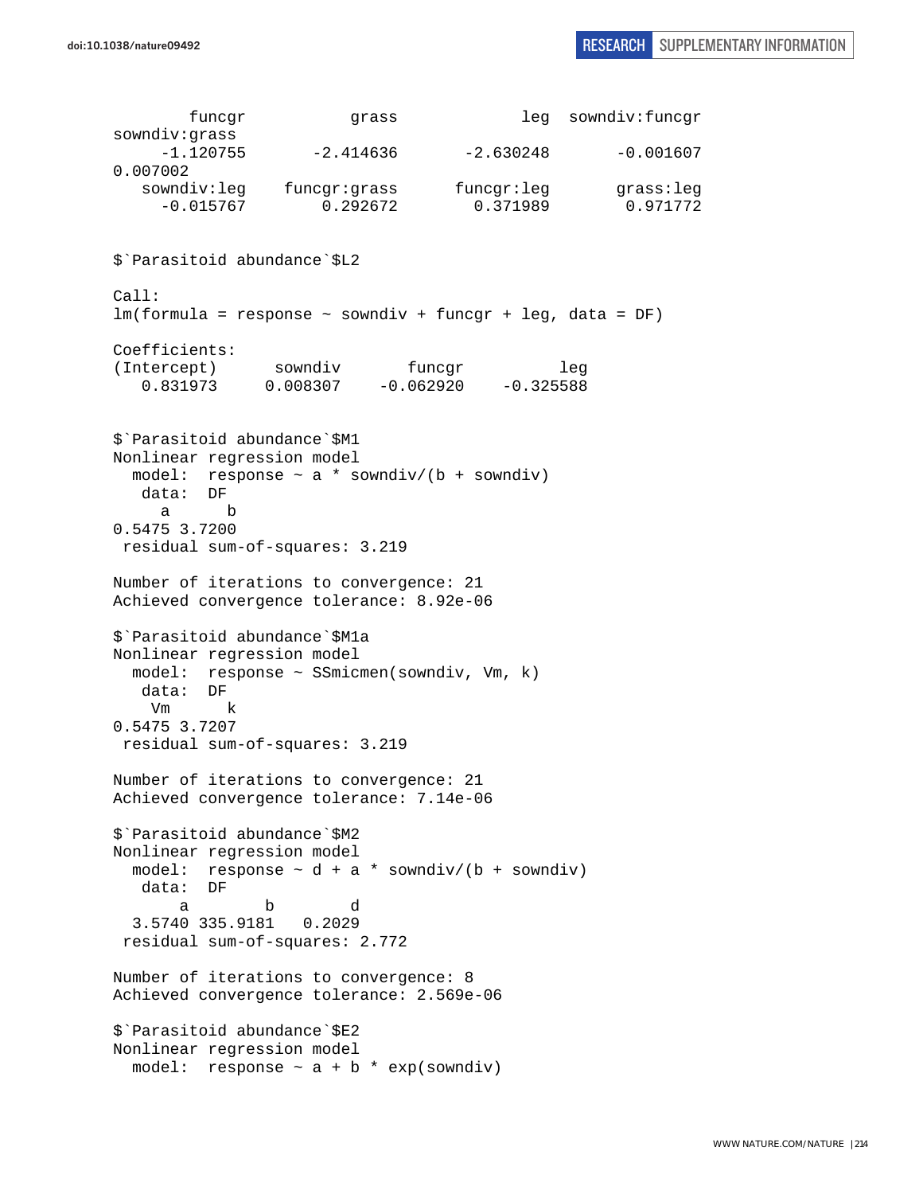```
        funcgr           grass             leg  sowndiv:funcgr 
sowndiv:grass 
     -1.120755       -2.414636       -2.630248       -0.001607 
0.007002 
   sowndiv:leg    funcgr:grass      funcgr:leg       grass:leg 
     -0.015767        0.292672        0.371989        0.971772 


$`Parasitoid abundance`$L2

Call:
lm(formula = response ~ sowndiv + funcgr + leg, data = DF)

Coefficients:
(Intercept)      sowndiv       funcgr          leg  
   0.831973     0.008307    -0.062920    -0.325588  


$`Parasitoid abundance`$M1
Nonlinear regression model
  model:  response ~ a * sowndiv/(b + sowndiv)
   data:  DF 
     a      b 
0.5475 3.7200 
 residual sum-of-squares: 3.219

Number of iterations to convergence: 21 
Achieved convergence tolerance: 8.92e-06 

$`Parasitoid abundance`$M1a
Nonlinear regression model
  model:  response ~ SSmicmen(sowndiv, Vm, k)
   data:  DF 
    Vm      k 
0.5475 3.7207 
 residual sum-of-squares: 3.219

Number of iterations to convergence: 21 
Achieved convergence tolerance: 7.14e-06 

$`Parasitoid abundance`$M2
Nonlinear regression model
  model:  response ~ d + a * sowndiv/(b + sowndiv)
   data:  DF 
       a        b        d 
  3.5740 335.9181   0.2029 
 residual sum-of-squares: 2.772

Number of iterations to convergence: 8 
Achieved convergence tolerance: 2.569e-06 

$`Parasitoid abundance`$E2
Nonlinear regression model
  model:  response ~ a + b * exp(sowndiv)
```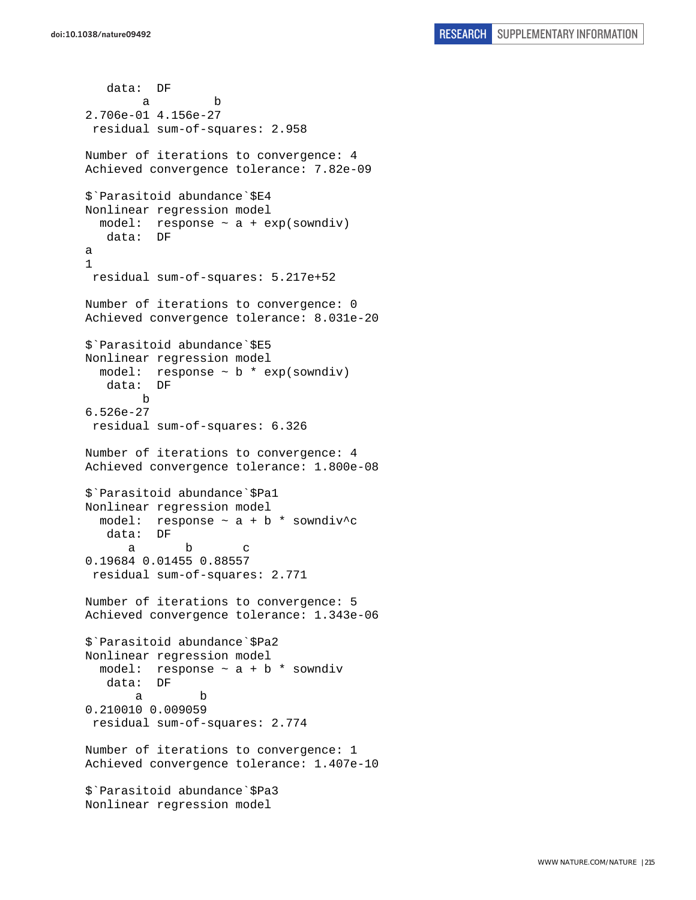```
  data:  DF
        a         b 
2.706e-01 4.156e-27 
 residual sum-of-squares: 2.958

Number of iterations to convergence: 4 
Achieved convergence tolerance: 7.82e-09 

$`Parasitoid abundance`$E4
Nonlinear regression model
  model:  response ~ a + exp(sowndiv) 
   data:  DF 
a 
1 
 residual sum-of-squares: 5.217e+52

Number of iterations to convergence: 0 
Achieved convergence tolerance: 8.031e-20 

$`Parasitoid abundance`$E5
Nonlinear regression model
  model:  response ~ b * exp(sowndiv) 
   data:  DF 
        b 
6.526e-27 
 residual sum-of-squares: 6.326

Number of iterations to convergence: 4 
Achieved convergence tolerance: 1.800e-08 

$`Parasitoid abundance`$Pa1
Nonlinear regression model
  model:  response ~ a + b * sowndiv^c 
   data:  DF 
      a       b       c 
0.19684 0.01455 0.88557 
 residual sum-of-squares: 2.771

Number of iterations to convergence: 5 
Achieved convergence tolerance: 1.343e-06 

$`Parasitoid abundance`$Pa2
Nonlinear regression model
  model:  response ~ a + b * sowndiv 
   data:  DF 
       a        b 
0.210010 0.009059 
 residual sum-of-squares: 2.774

Number of iterations to convergence: 1 
Achieved convergence tolerance: 1.407e-10 

$`Parasitoid abundance`$Pa3
Nonlinear regression model
```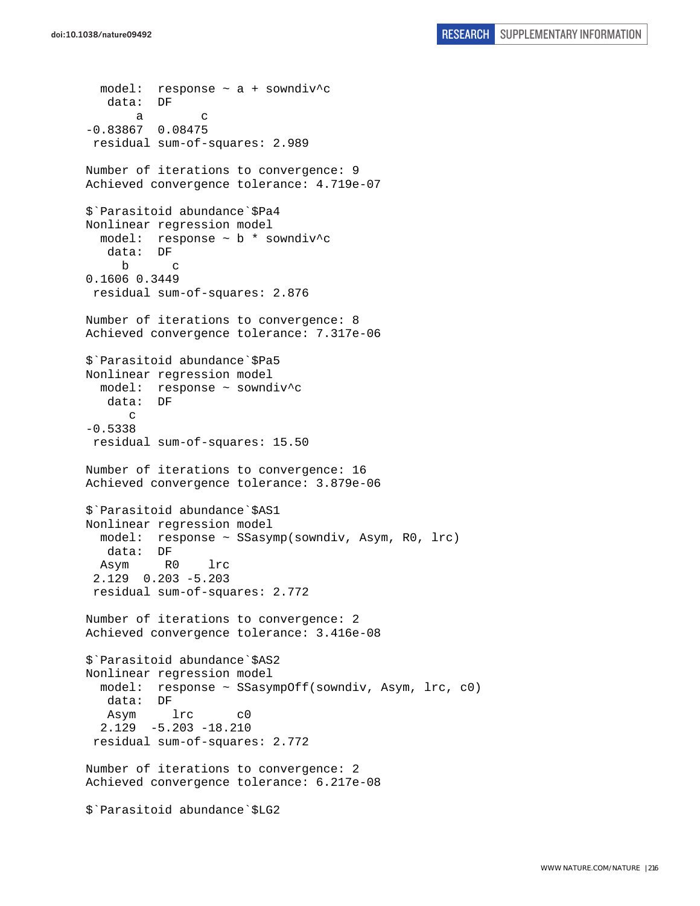```
  model:  response ~ a + sowndiv^c
   data:  DF
       a        c
-0.83867  0.08475
 residual sum-of-squares: 2.989

Number of iterations to convergence: 9
Achieved convergence tolerance: 4.719e-07

$`Parasitoid abundance`$Pa4
Nonlinear regression model
  model:  response ~ b * sowndiv^c
   data:  DF
     b      c
0.1606 0.3449
 residual sum-of-squares: 2.876

Number of iterations to convergence: 8
Achieved convergence tolerance: 7.317e-06

$`Parasitoid abundance`$Pa5
Nonlinear regression model
  model:  response ~ sowndiv^c
   data:  DF
      c
-0.5338
 residual sum-of-squares: 15.50

Number of iterations to convergence: 16
Achieved convergence tolerance: 3.879e-06

$`Parasitoid abundance`$AS1
Nonlinear regression model
  model:  response ~ SSasymp(sowndiv, Asym, R0, lrc)
   data:  DF
  Asym     R0    lrc
 2.129  0.203 -5.203
 residual sum-of-squares: 2.772

Number of iterations to convergence: 2
Achieved convergence tolerance: 3.416e-08

$`Parasitoid abundance`$AS2
Nonlinear regression model
  model:  response ~ SSasympOff(sowndiv, Asym, lrc, c0)
   data:  DF
   Asym     lrc      c0
  2.129  -5.203 -18.210
 residual sum-of-squares: 2.772

Number of iterations to convergence: 2
Achieved convergence tolerance: 6.217e-08

$`Parasitoid abundance`$LG2
```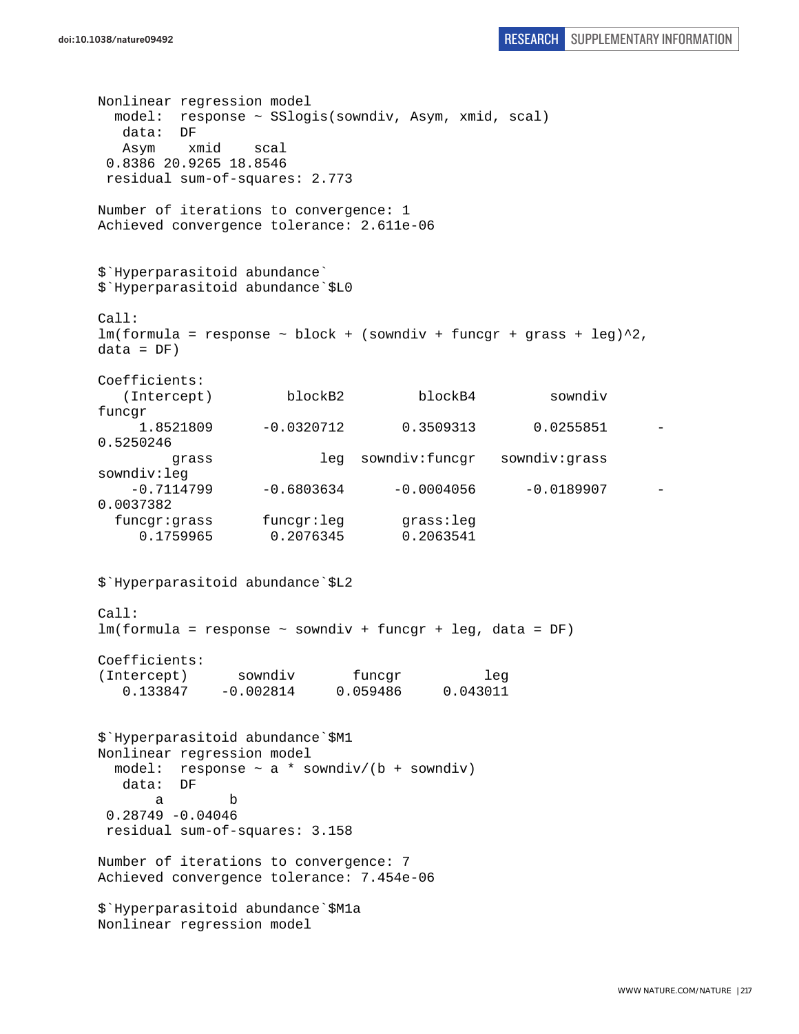```
Nonlinear regression model
  model:  response ~ SSlogis(sowndiv, Asym, xmid, scal)
   data:  DF
   Asym    xmid    scal
 0.8386 20.9265 18.8546
 residual sum-of-squares: 2.773

Number of iterations to convergence: 1
Achieved convergence tolerance: 2.611e-06


$`Hyperparasitoid abundance`
$`Hyperparasitoid abundance`$L0

Call:
lm(formula = response ~ block + (sowndiv + funcgr + grass + leg)^2,
data = DF)

Coefficients:
   (Intercept)         blockB2          blockB4          sowndiv
funcgr
     1.8521809      -0.0320712        0.3509313        0.0255851       -
0.5250246
         grass             leg   sowndiv:funcgr    sowndiv:grass
sowndiv:leg
    -0.7114799      -0.6803634       -0.0004056       -0.0189907       -
0.0037382
  funcgr:grass      funcgr:leg        grass:leg
     0.1759965       0.2076345        0.2063541


$`Hyperparasitoid abundance`$L2

Call:
lm(formula = response ~ sowndiv + funcgr + leg, data = DF)

Coefficients:
(Intercept)      sowndiv       funcgr          leg
   0.133847    -0.002814     0.059486     0.043011


$`Hyperparasitoid abundance`$M1
Nonlinear regression model
  model:  response ~ a * sowndiv/(b + sowndiv)
   data:  DF
       a        b
 0.28749 -0.04046
 residual sum-of-squares: 3.158

Number of iterations to convergence: 7
Achieved convergence tolerance: 7.454e-06

$`Hyperparasitoid abundance`$M1a
Nonlinear regression model
```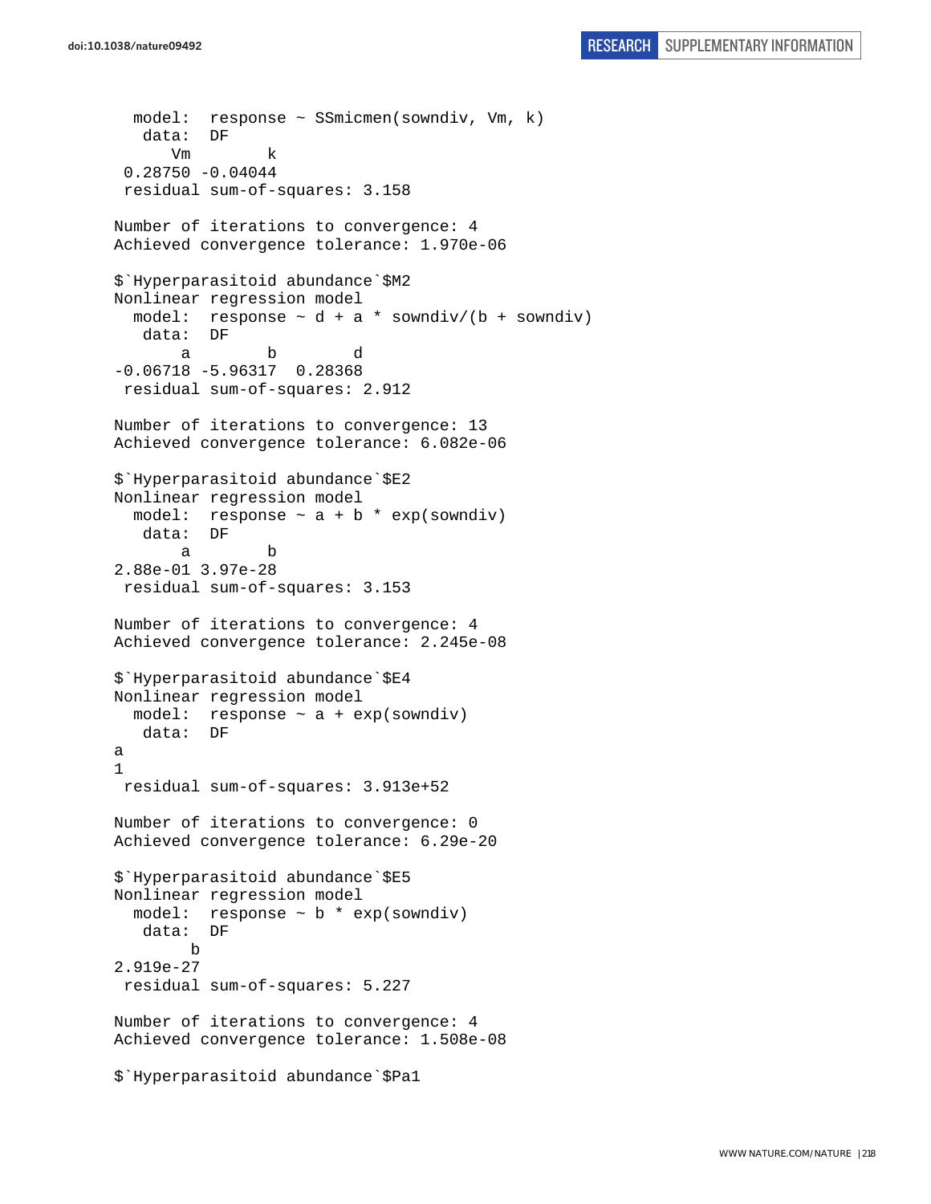```
  model:  response ~ SSmicmen(sowndiv, Vm, k)
   data:  DF
      Vm        k 
 0.28750 -0.04044 
 residual sum-of-squares: 3.158

Number of iterations to convergence: 4 
Achieved convergence tolerance: 1.970e-06 

$`Hyperparasitoid abundance`$M2
Nonlinear regression model
  model:  response ~ d + a * sowndiv/(b + sowndiv)
   data:  DF
       a        b        d 
-0.06718 -5.96317  0.28368 
 residual sum-of-squares: 2.912

Number of iterations to convergence: 13 
Achieved convergence tolerance: 6.082e-06 

$`Hyperparasitoid abundance`$E2
Nonlinear regression model
  model:  response ~ a + b * exp(sowndiv)
   data:  DF
       a        b 
2.88e-01 3.97e-28 
 residual sum-of-squares: 3.153

Number of iterations to convergence: 4 
Achieved convergence tolerance: 2.245e-08 

$`Hyperparasitoid abundance`$E4
Nonlinear regression model
  model:  response ~ a + exp(sowndiv)
   data:  DF
a 
1 
 residual sum-of-squares: 3.913e+52

Number of iterations to convergence: 0 
Achieved convergence tolerance: 6.29e-20 

$`Hyperparasitoid abundance`$E5
Nonlinear regression model
  model:  response ~ b * exp(sowndiv)
   data:  DF
        b 
2.919e-27 
 residual sum-of-squares: 5.227

Number of iterations to convergence: 4 
Achieved convergence tolerance: 1.508e-08 

$`Hyperparasitoid abundance`$Pa1
```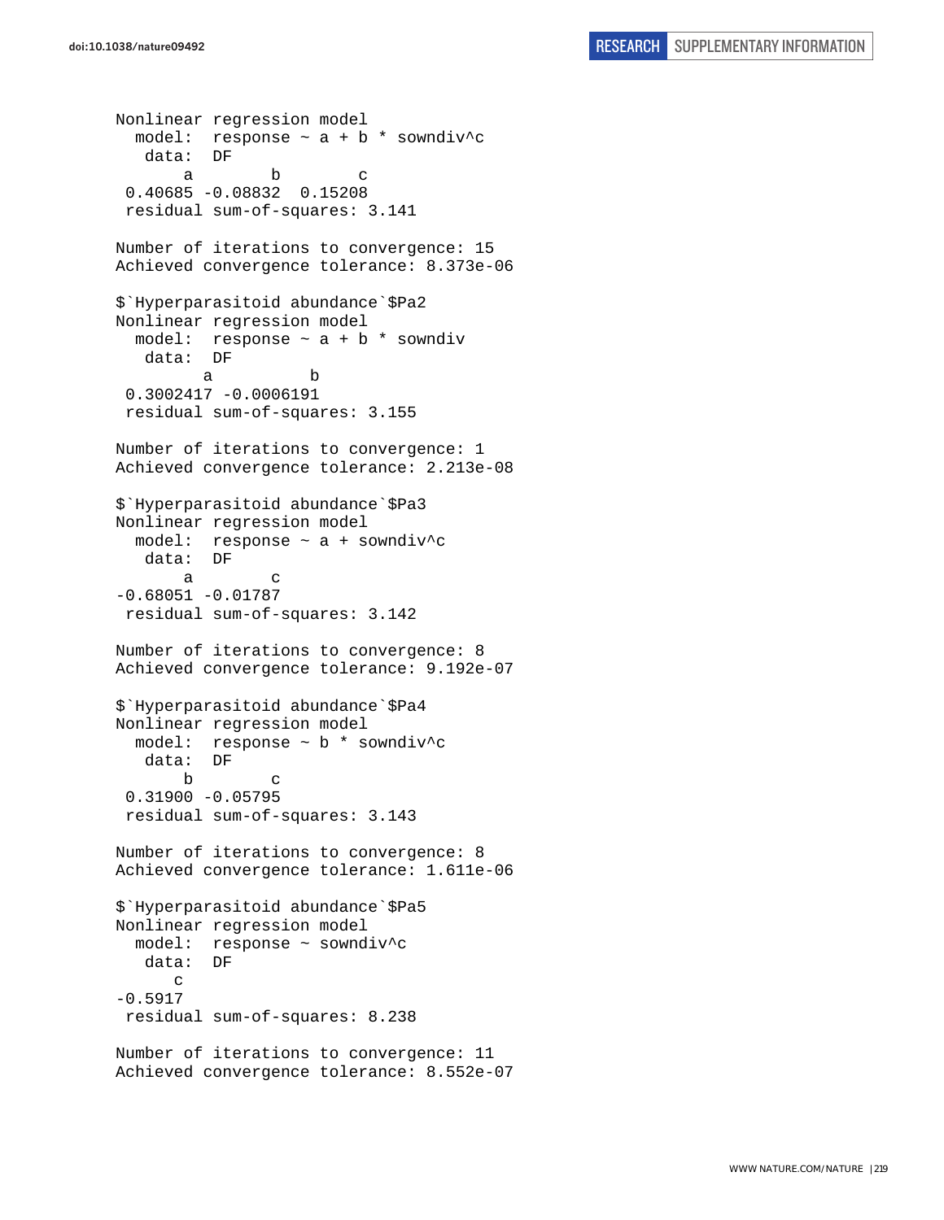```
Nonlinear regression model
  model:  response ~ a + b * sowndiv^c
   data:  DF
       a        b        c 
 0.40685 -0.08832  0.15208 
 residual sum-of-squares: 3.141

Number of iterations to convergence: 15 
Achieved convergence tolerance: 8.373e-06 

$`Hyperparasitoid abundance`$Pa2
Nonlinear regression model
  model:  response ~ a + b * sowndiv
   data:  DF
         a          b 
 0.3002417 -0.0006191 
 residual sum-of-squares: 3.155

Number of iterations to convergence: 1 
Achieved convergence tolerance: 2.213e-08 

$`Hyperparasitoid abundance`$Pa3
Nonlinear regression model
  model:  response ~ a + sowndiv^c
   data:  DF
       a        c 
-0.68051 -0.01787 
 residual sum-of-squares: 3.142

Number of iterations to convergence: 8 
Achieved convergence tolerance: 9.192e-07 

$`Hyperparasitoid abundance`$Pa4
Nonlinear regression model
  model:  response ~ b * sowndiv^c
   data:  DF
       b        c 
 0.31900 -0.05795 
 residual sum-of-squares: 3.143

Number of iterations to convergence: 8 
Achieved convergence tolerance: 1.611e-06 

$`Hyperparasitoid abundance`$Pa5
Nonlinear regression model
  model:  response ~ sowndiv^c
   data:  DF
      c 
-0.5917 
 residual sum-of-squares: 8.238

Number of iterations to convergence: 11 
Achieved convergence tolerance: 8.552e-07 
```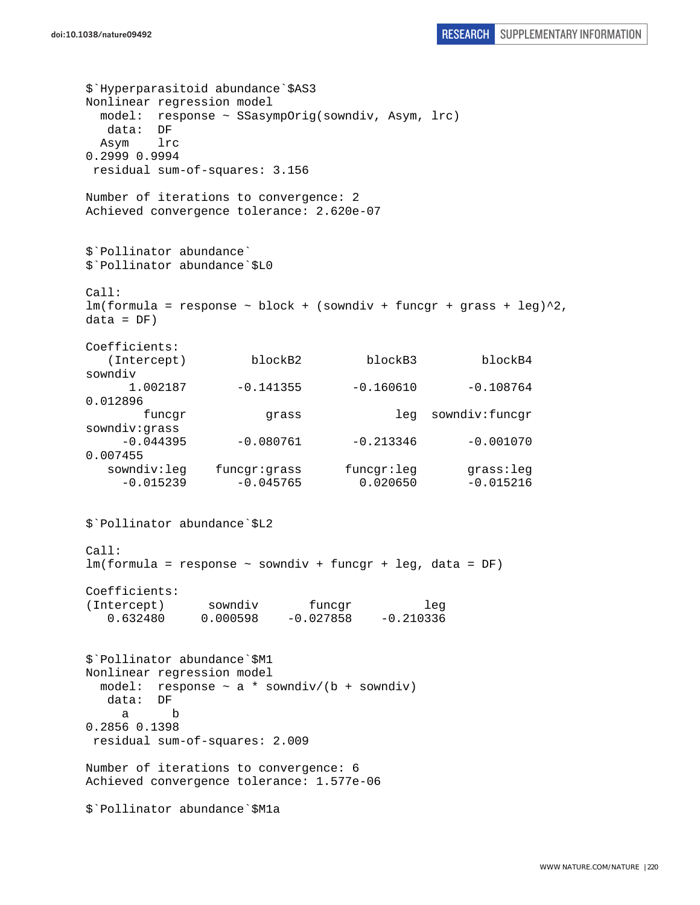```
$`Hyperparasitoid abundance`$AS3
Nonlinear regression model
  model:  response ~ SSasympOrig(sowndiv, Asym, lrc)
   data:  DF
  Asym    lrc 
0.2999 0.9994 
 residual sum-of-squares: 3.156

Number of iterations to convergence: 2 
Achieved convergence tolerance: 2.620e-07


$`Pollinator abundance`
$`Pollinator abundance`$L0

Call:
lm(formula = response ~ block + (sowndiv + funcgr + grass + leg)^2, 
data = DF)

Coefficients:
   (Intercept)         blockB2         blockB3         blockB4  
sowndiv  
      1.002187       -0.141355       -0.160610       -0.108764  
0.012896  
        funcgr           grass             leg  sowndiv:funcgr  
sowndiv:grass  
     -0.044395       -0.080761       -0.213346       -0.001070  
0.007455  
   sowndiv:leg    funcgr:grass      funcgr:leg       grass:leg  
     -0.015239       -0.045765        0.020650       -0.015216  


$`Pollinator abundance`$L2

Call:
lm(formula = response ~ sowndiv + funcgr + leg, data = DF)

Coefficients:
(Intercept)      sowndiv       funcgr          leg  
   0.632480     0.000598    -0.027858    -0.210336  


$`Pollinator abundance`$M1
Nonlinear regression model
  model:  response ~ a * sowndiv/(b + sowndiv)
   data:  DF
     a      b 
0.2856 0.1398 
 residual sum-of-squares: 2.009

Number of iterations to convergence: 6 
Achieved convergence tolerance: 1.577e-06

$`Pollinator abundance`$M1a
```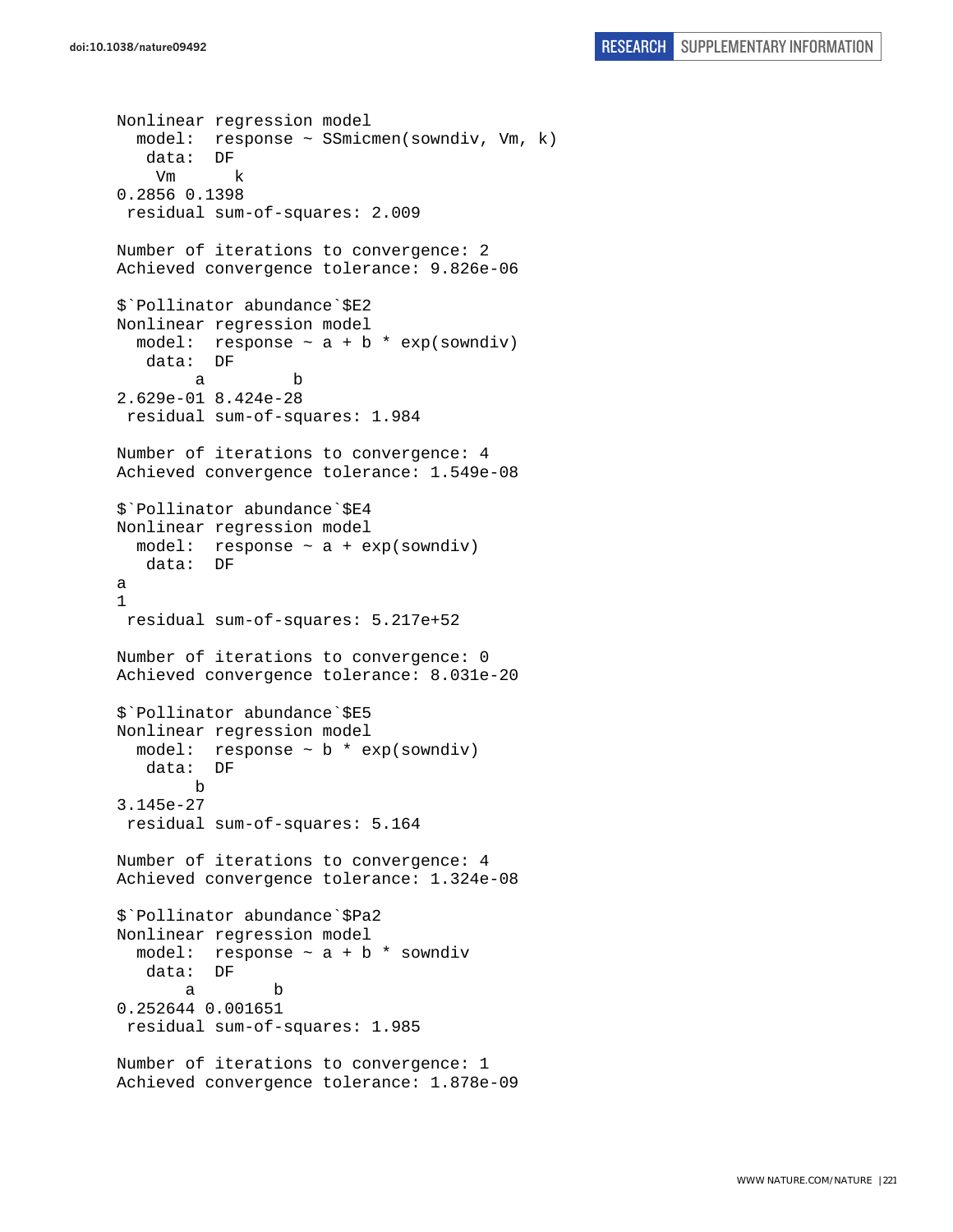```
Nonlinear regression model
  model:  response ~ SSmicmen(sowndiv, Vm, k)
   data:  DF
    Vm      k 
0.2856 0.1398 
 residual sum-of-squares: 2.009

Number of iterations to convergence: 2 
Achieved convergence tolerance: 9.826e-06 

$`Pollinator abundance`$E2
Nonlinear regression model
  model:  response ~ a + b * exp(sowndiv)
   data:  DF
        a         b 
2.629e-01 8.424e-28 
 residual sum-of-squares: 1.984

Number of iterations to convergence: 4 
Achieved convergence tolerance: 1.549e-08 

$`Pollinator abundance`$E4
Nonlinear regression model
  model:  response ~ a + exp(sowndiv)
   data:  DF
a 
1 
 residual sum-of-squares: 5.217e+52

Number of iterations to convergence: 0 
Achieved convergence tolerance: 8.031e-20 

$`Pollinator abundance`$E5
Nonlinear regression model
  model:  response ~ b * exp(sowndiv)
   data:  DF
        b 
3.145e-27 
 residual sum-of-squares: 5.164

Number of iterations to convergence: 4 
Achieved convergence tolerance: 1.324e-08 

$`Pollinator abundance`$Pa2
Nonlinear regression model
  model:  response ~ a + b * sowndiv
   data:  DF
       a        b 
0.252644 0.001651 
 residual sum-of-squares: 1.985

Number of iterations to convergence: 1 
Achieved convergence tolerance: 1.878e-09 
```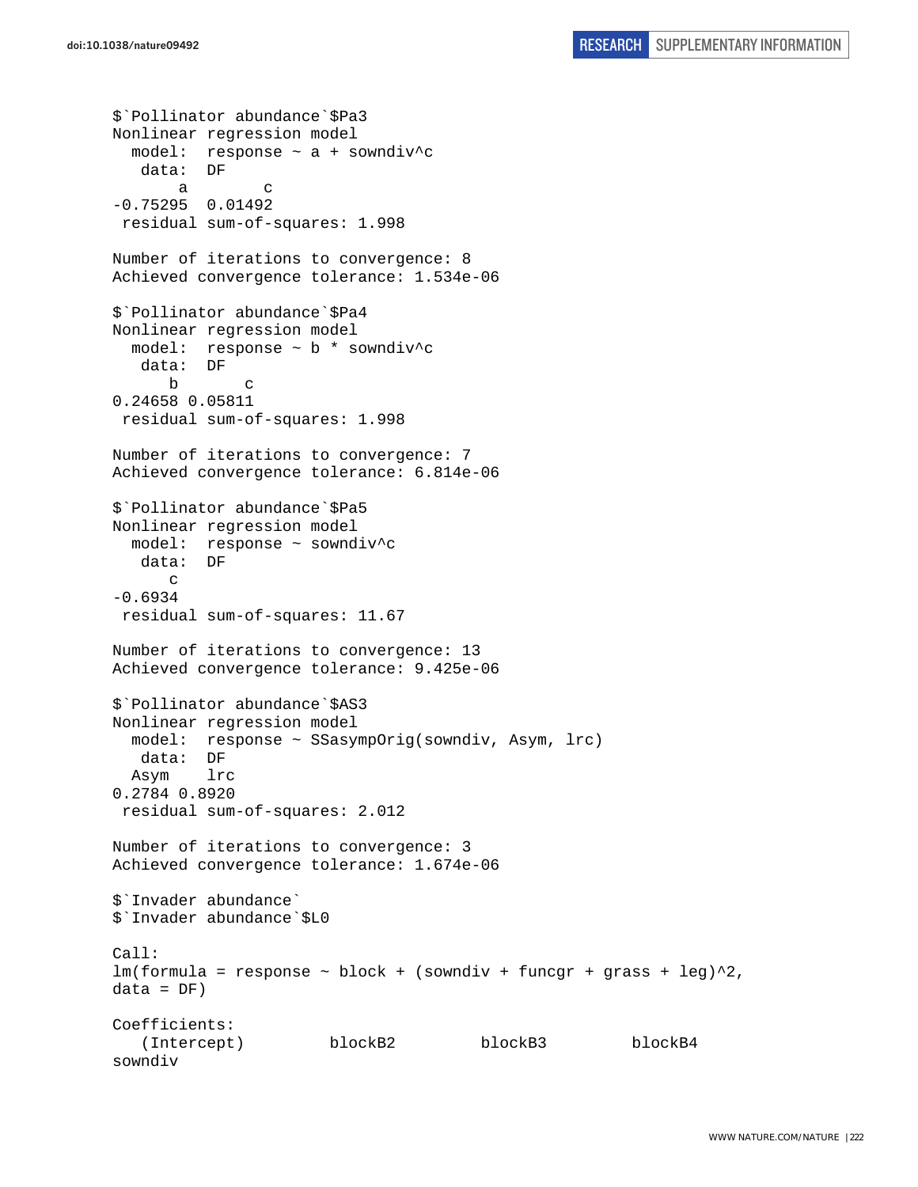```
$`Pollinator abundance`$Pa3
Nonlinear regression model
  model:  response ~ a + sowndiv^c
   data:  DF
       a        c
-0.75295  0.01492
 residual sum-of-squares: 1.998

Number of iterations to convergence: 8
Achieved convergence tolerance: 1.534e-06

$`Pollinator abundance`$Pa4
Nonlinear regression model
  model:  response ~ b * sowndiv^c
   data:  DF
      b       c
0.24658 0.05811
 residual sum-of-squares: 1.998

Number of iterations to convergence: 7
Achieved convergence tolerance: 6.814e-06

$`Pollinator abundance`$Pa5
Nonlinear regression model
  model:  response ~ sowndiv^c
   data:  DF
      c
-0.6934
 residual sum-of-squares: 11.67

Number of iterations to convergence: 13
Achieved convergence tolerance: 9.425e-06

$`Pollinator abundance`$AS3
Nonlinear regression model
  model:  response ~ SSasympOrig(sowndiv, Asym, lrc)
   data:  DF
  Asym    lrc
0.2784 0.8920
 residual sum-of-squares: 2.012

Number of iterations to convergence: 3
Achieved convergence tolerance: 1.674e-06

$`Invader abundance`
$`Invader abundance`$L0

Call:
lm(formula = response ~ block + (sowndiv + funcgr + grass + leg)^2,
data = DF)

Coefficients:
   (Intercept)         blockB2         blockB3         blockB4
sowndiv
```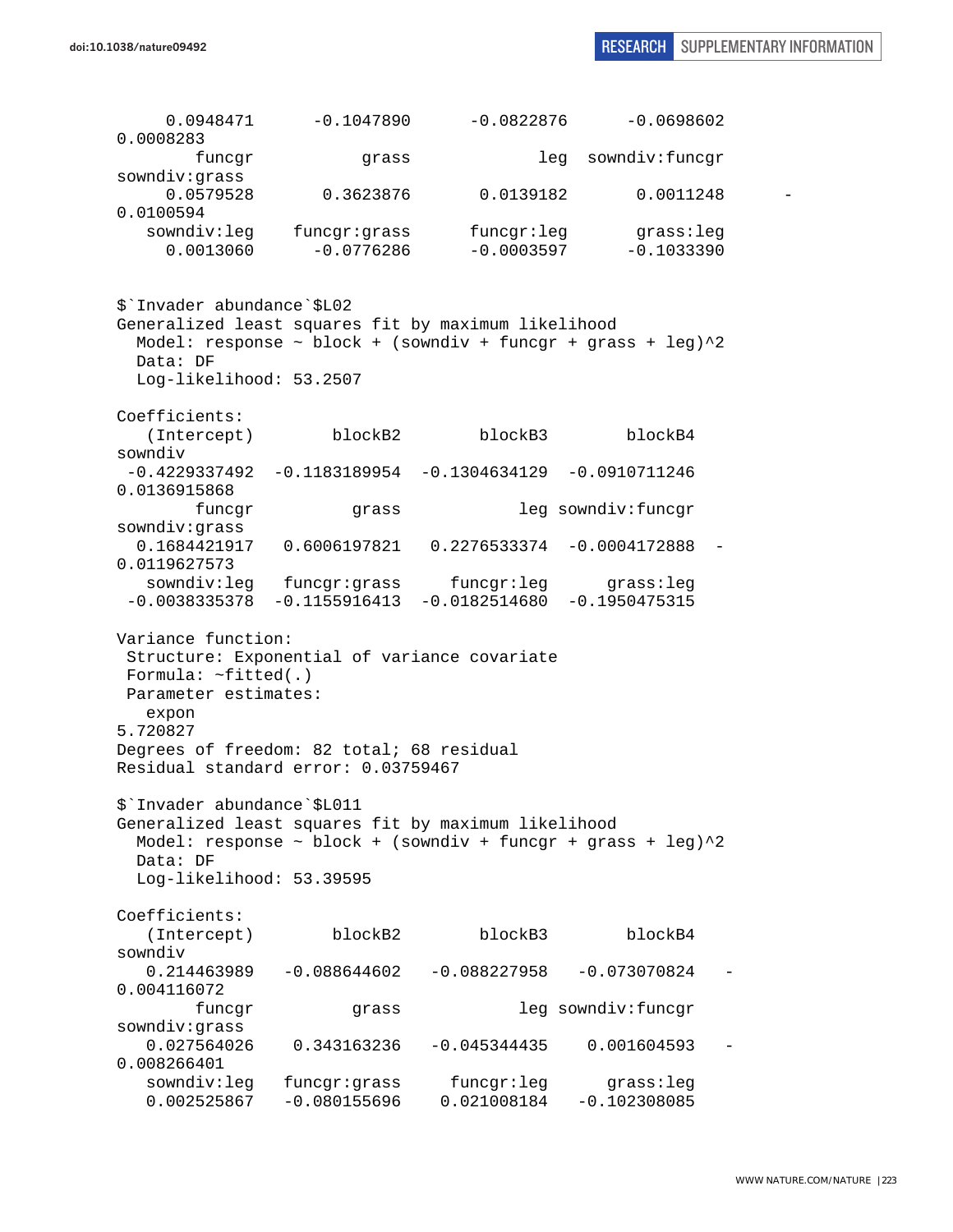```
      0.0948471      -0.1047890      -0.0822876      -0.0698602
0.0008283
         funcgr           grass             leg  sowndiv:funcgr
sowndiv:grass
      0.0579528       0.3623876       0.0139182       0.0011248      -
0.0100594
    sowndiv:leg    funcgr:grass      funcgr:leg       grass:leg
      0.0013060      -0.0776286      -0.0003597      -0.1033390


$`Invader abundance`$L02
Generalized least squares fit by maximum likelihood
  Model: response ~ block + (sowndiv + funcgr + grass + leg)^2
  Data: DF
  Log-likelihood: 53.2507

Coefficients:
   (Intercept)         blockB2         blockB3         blockB4
sowndiv
 -0.4229337492   -0.1183189954   -0.1304634129   -0.0910711246
0.0136915868
        funcgr           grass             leg  sowndiv:funcgr
sowndiv:grass
  0.1684421917    0.6006197821    0.2276533374   -0.0004172888  -
0.0119627573
   sowndiv:leg    funcgr:grass      funcgr:leg       grass:leg
 -0.0038335378   -0.1155916413   -0.0182514680   -0.1950475315

Variance function:
 Structure: Exponential of variance covariate
 Formula: ~fitted(.)
 Parameter estimates:
   expon
5.720827
Degrees of freedom: 82 total; 68 residual
Residual standard error: 0.03759467

$`Invader abundance`$L011
Generalized least squares fit by maximum likelihood
  Model: response ~ block + (sowndiv + funcgr + grass + leg)^2
  Data: DF
  Log-likelihood: 53.39595

Coefficients:
   (Intercept)         blockB2         blockB3         blockB4
sowndiv
   0.214463989    -0.088644602    -0.088227958    -0.073070824   -
0.004116072
        funcgr           grass             leg  sowndiv:funcgr
sowndiv:grass
   0.027564026     0.343163236    -0.045344435     0.001604593   -
0.008266401
   sowndiv:leg    funcgr:grass      funcgr:leg       grass:leg
   0.002525867    -0.080155696     0.021008184    -0.102308085
```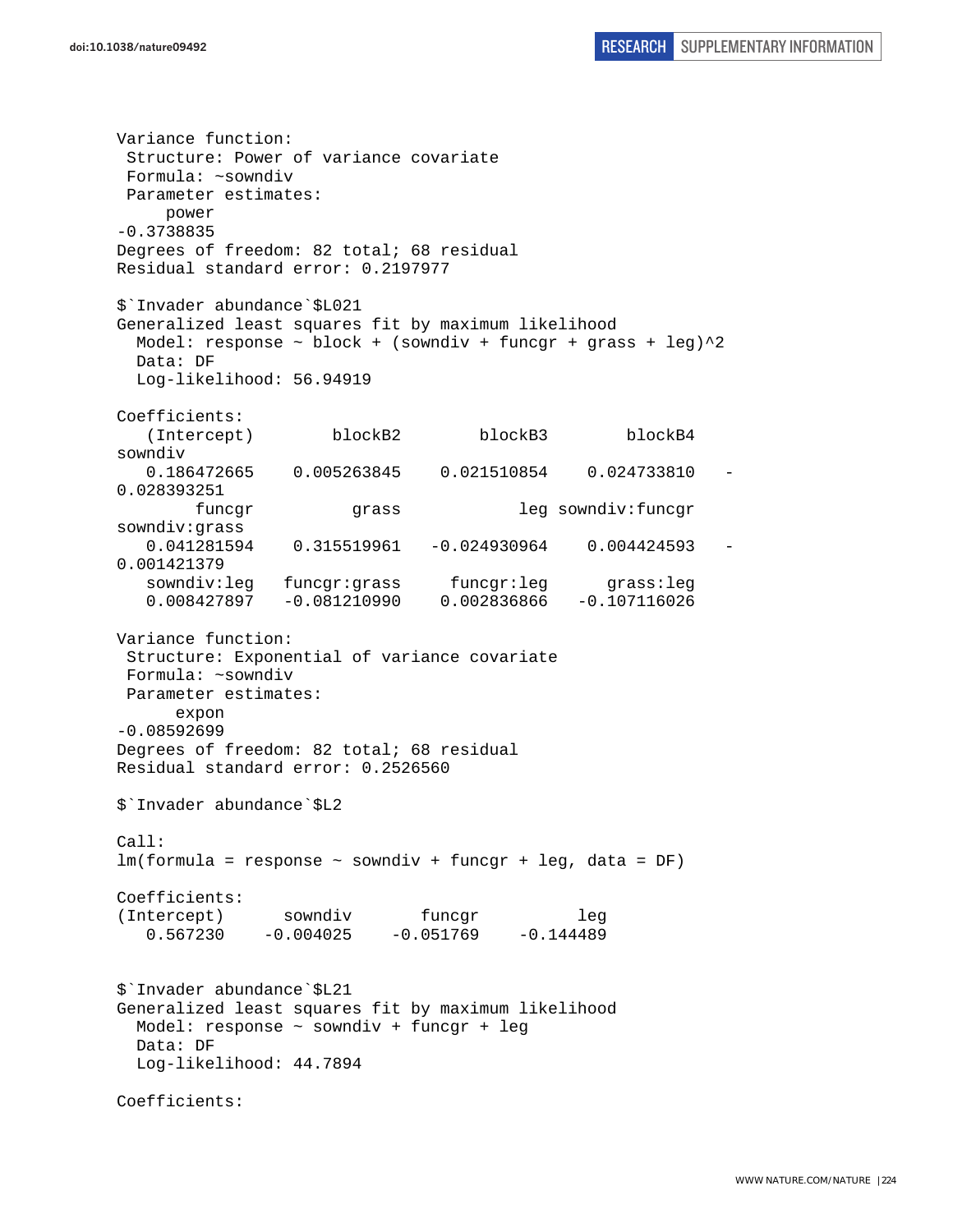```
Variance function:
 Structure: Power of variance covariate
 Formula: ~sowndiv
 Parameter estimates:
     power
-0.3738835
Degrees of freedom: 82 total; 68 residual
Residual standard error: 0.2197977

$`Invader abundance`$L021
Generalized least squares fit by maximum likelihood
  Model: response ~ block + (sowndiv + funcgr + grass + leg)^2
  Data: DF
  Log-likelihood: 56.94919

Coefficients:
   (Intercept)        blockB2        blockB3        blockB4
sowndiv
   0.186472665    0.005263845    0.021510854    0.024733810   -
0.028393251
        funcgr          grass            leg sowndiv:funcgr
sowndiv:grass
   0.041281594    0.315519961   -0.024930964    0.004424593   -
0.001421379
   sowndiv:leg   funcgr:grass     funcgr:leg      grass:leg
   0.008427897   -0.081210990    0.002836866   -0.107116026

Variance function:
 Structure: Exponential of variance covariate
 Formula: ~sowndiv
 Parameter estimates:
      expon
-0.08592699
Degrees of freedom: 82 total; 68 residual
Residual standard error: 0.2526560

$`Invader abundance`$L2

Call:
lm(formula = response ~ sowndiv + funcgr + leg, data = DF)

Coefficients:
(Intercept)      sowndiv       funcgr          leg
   0.567230    -0.004025    -0.051769    -0.144489


$`Invader abundance`$L21
Generalized least squares fit by maximum likelihood
  Model: response ~ sowndiv + funcgr + leg
  Data: DF
  Log-likelihood: 44.7894

Coefficients:
```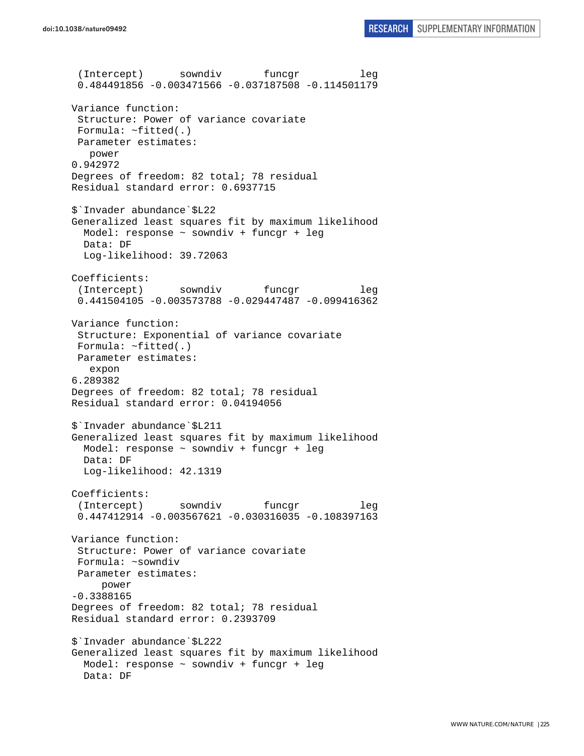```
 (Intercept)      sowndiv       funcgr          leg 
 0.484491856 -0.003471566 -0.037187508 -0.114501179 

Variance function:
 Structure: Power of variance covariate
 Formula: ~fitted(.) 
 Parameter estimates:
   power 
0.942972 
Degrees of freedom: 82 total; 78 residual
Residual standard error: 0.6937715 

$`Invader abundance`$L22
Generalized least squares fit by maximum likelihood
  Model: response ~ sowndiv + funcgr + leg 
  Data: DF 
  Log-likelihood: 39.72063

Coefficients:
 (Intercept)      sowndiv       funcgr          leg 
 0.441504105 -0.003573788 -0.029447487 -0.099416362 

Variance function:
 Structure: Exponential of variance covariate
 Formula: ~fitted(.) 
 Parameter estimates:
   expon 
6.289382 
Degrees of freedom: 82 total; 78 residual
Residual standard error: 0.04194056 

$`Invader abundance`$L211
Generalized least squares fit by maximum likelihood
  Model: response ~ sowndiv + funcgr + leg 
  Data: DF 
  Log-likelihood: 42.1319

Coefficients:
 (Intercept)      sowndiv       funcgr          leg 
 0.447412914 -0.003567621 -0.030316035 -0.108397163 

Variance function:
 Structure: Power of variance covariate
 Formula: ~sowndiv 
 Parameter estimates:
     power 
-0.3388165 
Degrees of freedom: 82 total; 78 residual
Residual standard error: 0.2393709 

$`Invader abundance`$L222
Generalized least squares fit by maximum likelihood
  Model: response ~ sowndiv + funcgr + leg 
  Data: DF 
```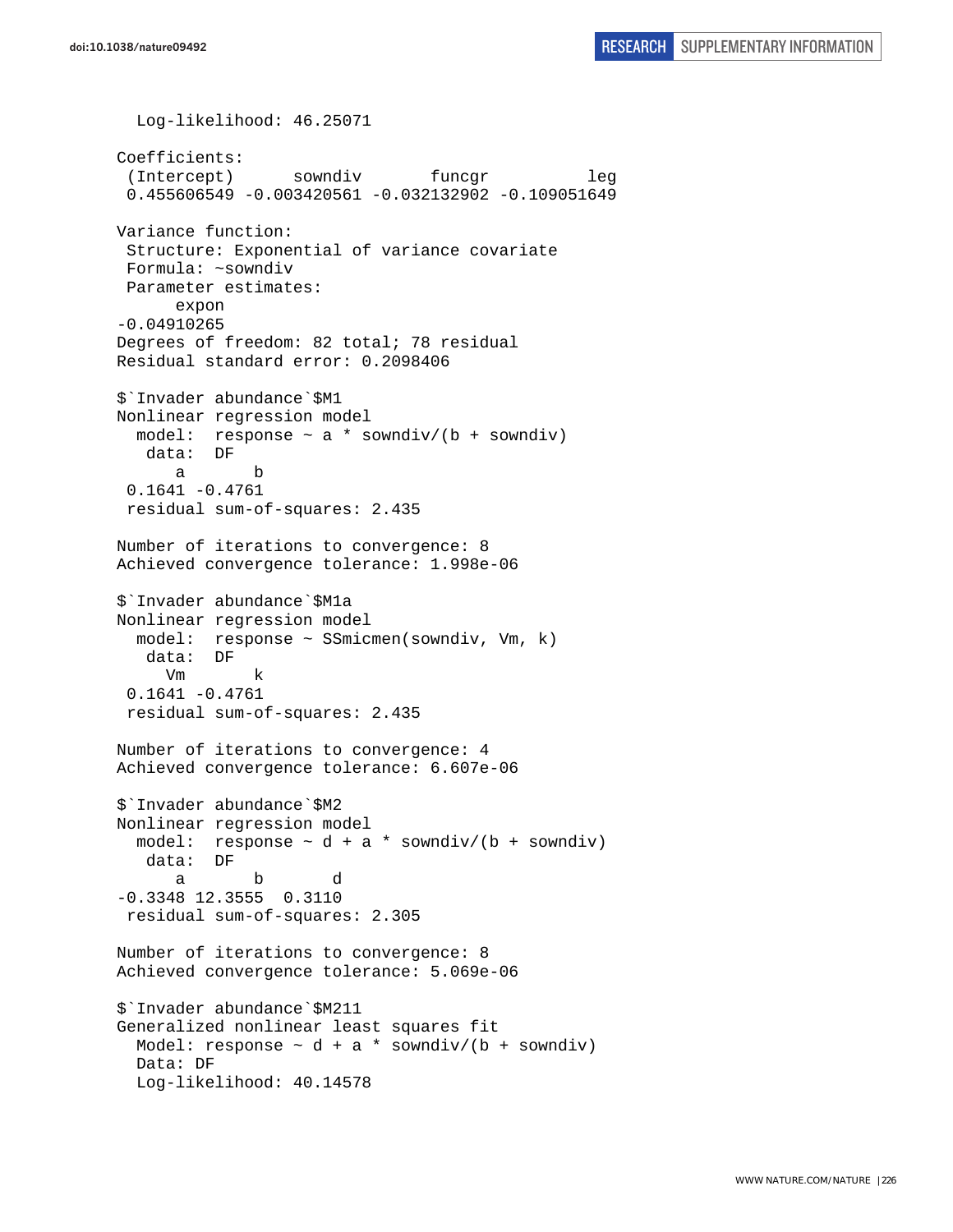```
  Log-likelihood: 46.25071

Coefficients:
 (Intercept)      sowndiv       funcgr          leg 
 0.455606549 -0.003420561 -0.032132902 -0.109051649 

Variance function:
 Structure: Exponential of variance covariate
 Formula: ~sowndiv 
 Parameter estimates:
      expon 
-0.04910265 
Degrees of freedom: 82 total; 78 residual
Residual standard error: 0.2098406 

$`Invader abundance`$M1
Nonlinear regression model
  model:  response ~ a * sowndiv/(b + sowndiv) 
   data:  DF 
      a       b 
 0.1641 -0.4761 
 residual sum-of-squares: 2.435

Number of iterations to convergence: 8 
Achieved convergence tolerance: 1.998e-06 

$`Invader abundance`$M1a
Nonlinear regression model
  model:  response ~ SSmicmen(sowndiv, Vm, k) 
   data:  DF 
     Vm       k 
 0.1641 -0.4761 
 residual sum-of-squares: 2.435

Number of iterations to convergence: 4 
Achieved convergence tolerance: 6.607e-06 

$`Invader abundance`$M2
Nonlinear regression model
  model:  response ~ d + a * sowndiv/(b + sowndiv) 
   data:  DF 
      a       b       d 
-0.3348 12.3555  0.3110 
 residual sum-of-squares: 2.305

Number of iterations to convergence: 8 
Achieved convergence tolerance: 5.069e-06 

$`Invader abundance`$M211
Generalized nonlinear least squares fit
  Model: response ~ d + a * sowndiv/(b + sowndiv) 
  Data: DF 
  Log-likelihood: 40.14578
```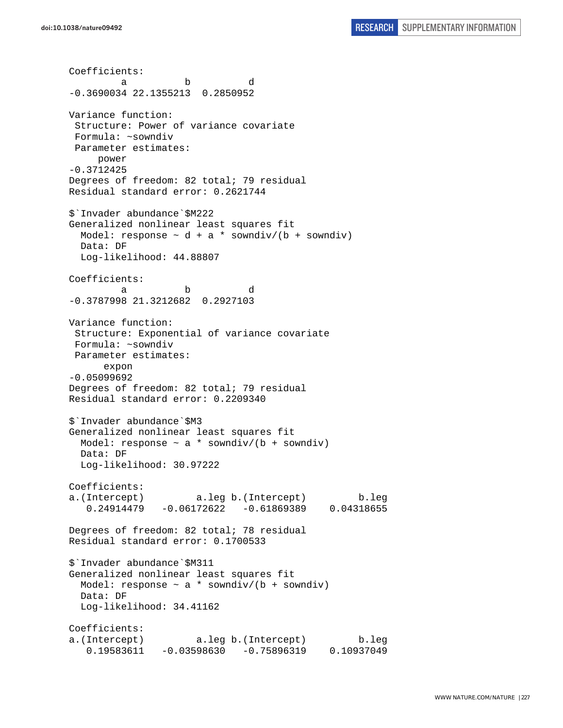```
Coefficients:
         a          b          d 
-0.3690034 22.1355213  0.2850952 

Variance function:
 Structure: Power of variance covariate
 Formula: ~sowndiv 
 Parameter estimates:
     power 
-0.3712425 
Degrees of freedom: 82 total; 79 residual
Residual standard error: 0.2621744 

$`Invader abundance`$M222
Generalized nonlinear least squares fit
  Model: response ~ d + a * sowndiv/(b + sowndiv) 
  Data: DF 
  Log-likelihood: 44.88807

Coefficients:
         a          b          d 
-0.3787998 21.3212682  0.2927103 

Variance function:
 Structure: Exponential of variance covariate
 Formula: ~sowndiv 
 Parameter estimates:
      expon 
-0.05099692 
Degrees of freedom: 82 total; 79 residual
Residual standard error: 0.2209340 

$`Invader abundance`$M3
Generalized nonlinear least squares fit
  Model: response ~ a * sowndiv/(b + sowndiv) 
  Data: DF 
  Log-likelihood: 30.97222

Coefficients:
a.(Intercept)         a.leg b.(Intercept)         b.leg 
   0.24914479   -0.06172622   -0.61869389    0.04318655 

Degrees of freedom: 82 total; 78 residual
Residual standard error: 0.1700533 

$`Invader abundance`$M311
Generalized nonlinear least squares fit
  Model: response ~ a * sowndiv/(b + sowndiv) 
  Data: DF 
  Log-likelihood: 34.41162

Coefficients:
a.(Intercept)         a.leg b.(Intercept)         b.leg 
   0.19583611   -0.03598630   -0.75896319    0.10937049 
```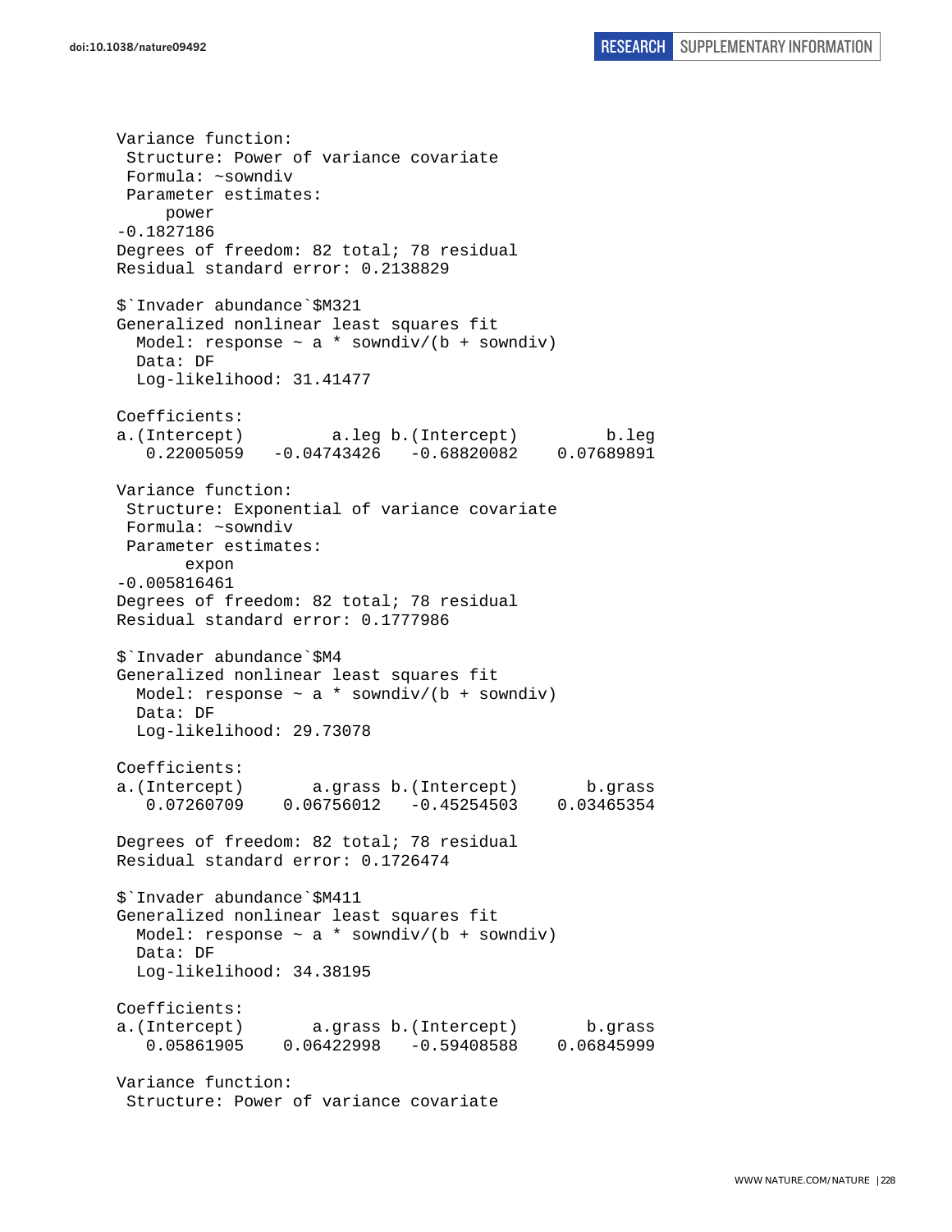```
Variance function:
 Structure: Power of variance covariate
 Formula: ~sowndiv
 Parameter estimates:
     power
-0.1827186
Degrees of freedom: 82 total; 78 residual
Residual standard error: 0.2138829

$`Invader abundance`$M321
Generalized nonlinear least squares fit
  Model: response ~ a * sowndiv/(b + sowndiv)
  Data: DF
  Log-likelihood: 31.41477

Coefficients:
a.(Intercept)         a.leg b.(Intercept)         b.leg
   0.22005059   -0.04743426   -0.68820082    0.07689891

Variance function:
 Structure: Exponential of variance covariate
 Formula: ~sowndiv
 Parameter estimates:
       expon
-0.005816461
Degrees of freedom: 82 total; 78 residual
Residual standard error: 0.1777986

$`Invader abundance`$M4
Generalized nonlinear least squares fit
  Model: response ~ a * sowndiv/(b + sowndiv)
  Data: DF
  Log-likelihood: 29.73078

Coefficients:
a.(Intercept)       a.grass b.(Intercept)       b.grass
   0.07260709    0.06756012   -0.45254503    0.03465354

Degrees of freedom: 82 total; 78 residual
Residual standard error: 0.1726474

$`Invader abundance`$M411
Generalized nonlinear least squares fit
  Model: response ~ a * sowndiv/(b + sowndiv)
  Data: DF
  Log-likelihood: 34.38195

Coefficients:
a.(Intercept)       a.grass b.(Intercept)       b.grass
   0.05861905    0.06422998   -0.59408588    0.06845999

Variance function:
 Structure: Power of variance covariate
```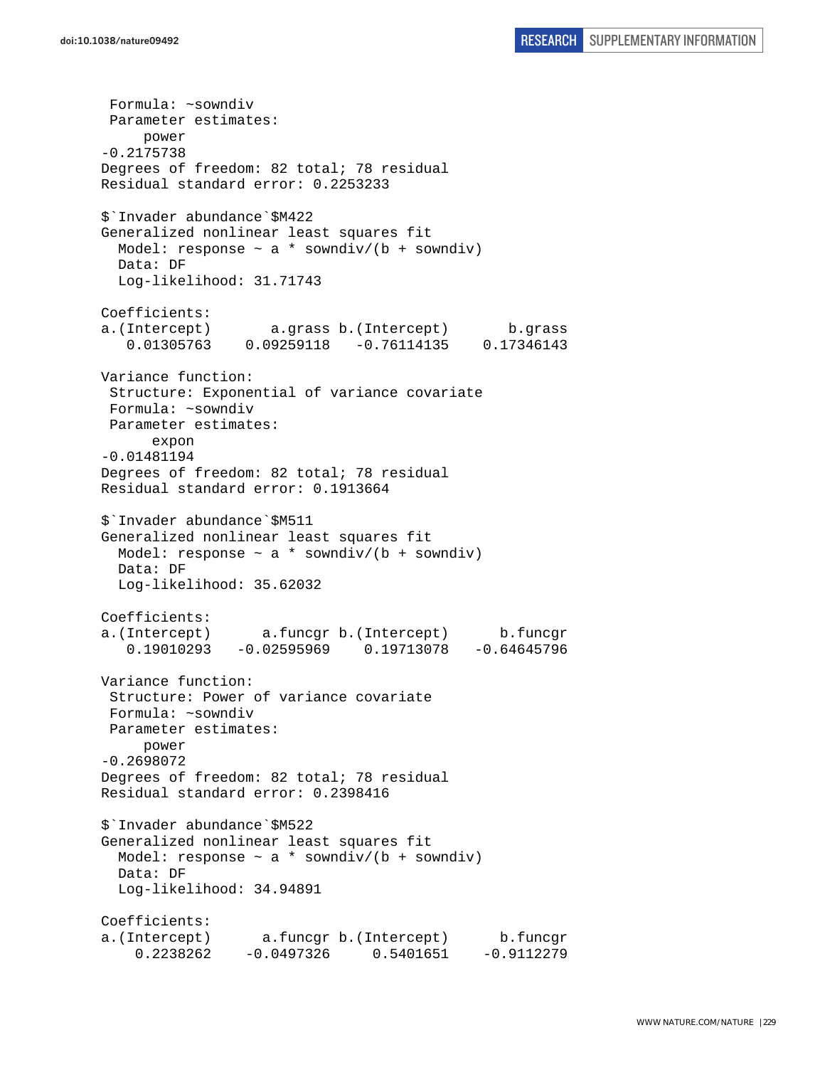```
 Formula: ~sowndiv
 Parameter estimates:
     power
-0.2175738
Degrees of freedom: 82 total; 78 residual
Residual standard error: 0.2253233

$`Invader abundance`$M422
Generalized nonlinear least squares fit
  Model: response ~ a * sowndiv/(b + sowndiv)
  Data: DF
  Log-likelihood: 31.71743

Coefficients:
a.(Intercept)       a.grass b.(Intercept)       b.grass
   0.01305763    0.09259118   -0.76114135    0.17346143

Variance function:
 Structure: Exponential of variance covariate
 Formula: ~sowndiv
 Parameter estimates:
      expon
-0.01481194
Degrees of freedom: 82 total; 78 residual
Residual standard error: 0.1913664

$`Invader abundance`$M511
Generalized nonlinear least squares fit
  Model: response ~ a * sowndiv/(b + sowndiv)
  Data: DF
  Log-likelihood: 35.62032

Coefficients:
a.(Intercept)      a.funcgr b.(Intercept)      b.funcgr
   0.19010293   -0.02595969    0.19713078   -0.64645796

Variance function:
 Structure: Power of variance covariate
 Formula: ~sowndiv
 Parameter estimates:
     power
-0.2698072
Degrees of freedom: 82 total; 78 residual
Residual standard error: 0.2398416

$`Invader abundance`$M522
Generalized nonlinear least squares fit
  Model: response ~ a * sowndiv/(b + sowndiv)
  Data: DF
  Log-likelihood: 34.94891

Coefficients:
a.(Intercept)      a.funcgr b.(Intercept)      b.funcgr
    0.2238262    -0.0497326     0.5401651    -0.9112279
```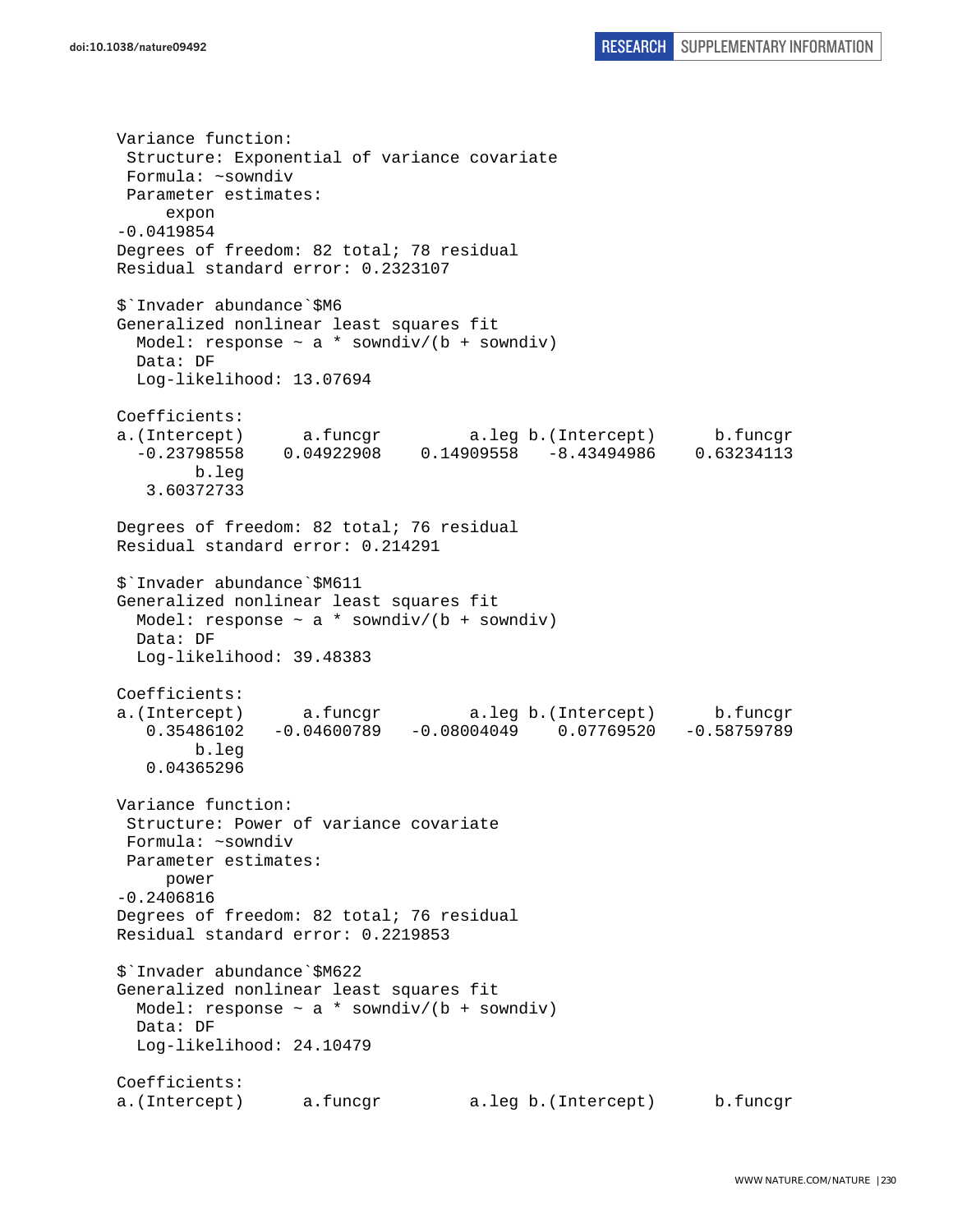```
Variance function:
 Structure: Exponential of variance covariate
 Formula: ~sowndiv
 Parameter estimates:
     expon
-0.0419854
Degrees of freedom: 82 total; 78 residual
Residual standard error: 0.2323107

$`Invader abundance`$M6
Generalized nonlinear least squares fit
  Model: response ~ a * sowndiv/(b + sowndiv)
  Data: DF
  Log-likelihood: 13.07694

Coefficients:
a.(Intercept)      a.funcgr         a.leg b.(Intercept)      b.funcgr
  -0.23798558    0.04922908    0.14909558   -8.43494986    0.63234113
        b.leg
   3.60372733

Degrees of freedom: 82 total; 76 residual
Residual standard error: 0.214291

$`Invader abundance`$M611
Generalized nonlinear least squares fit
  Model: response ~ a * sowndiv/(b + sowndiv)
  Data: DF
  Log-likelihood: 39.48383

Coefficients:
a.(Intercept)      a.funcgr         a.leg b.(Intercept)      b.funcgr
   0.35486102   -0.04600789   -0.08004049    0.07769520   -0.58759789
        b.leg
   0.04365296

Variance function:
 Structure: Power of variance covariate
 Formula: ~sowndiv
 Parameter estimates:
     power
-0.2406816
Degrees of freedom: 82 total; 76 residual
Residual standard error: 0.2219853

$`Invader abundance`$M622
Generalized nonlinear least squares fit
  Model: response ~ a * sowndiv/(b + sowndiv)
  Data: DF
  Log-likelihood: 24.10479

Coefficients:
a.(Intercept)      a.funcgr         a.leg b.(Intercept)      b.funcgr
```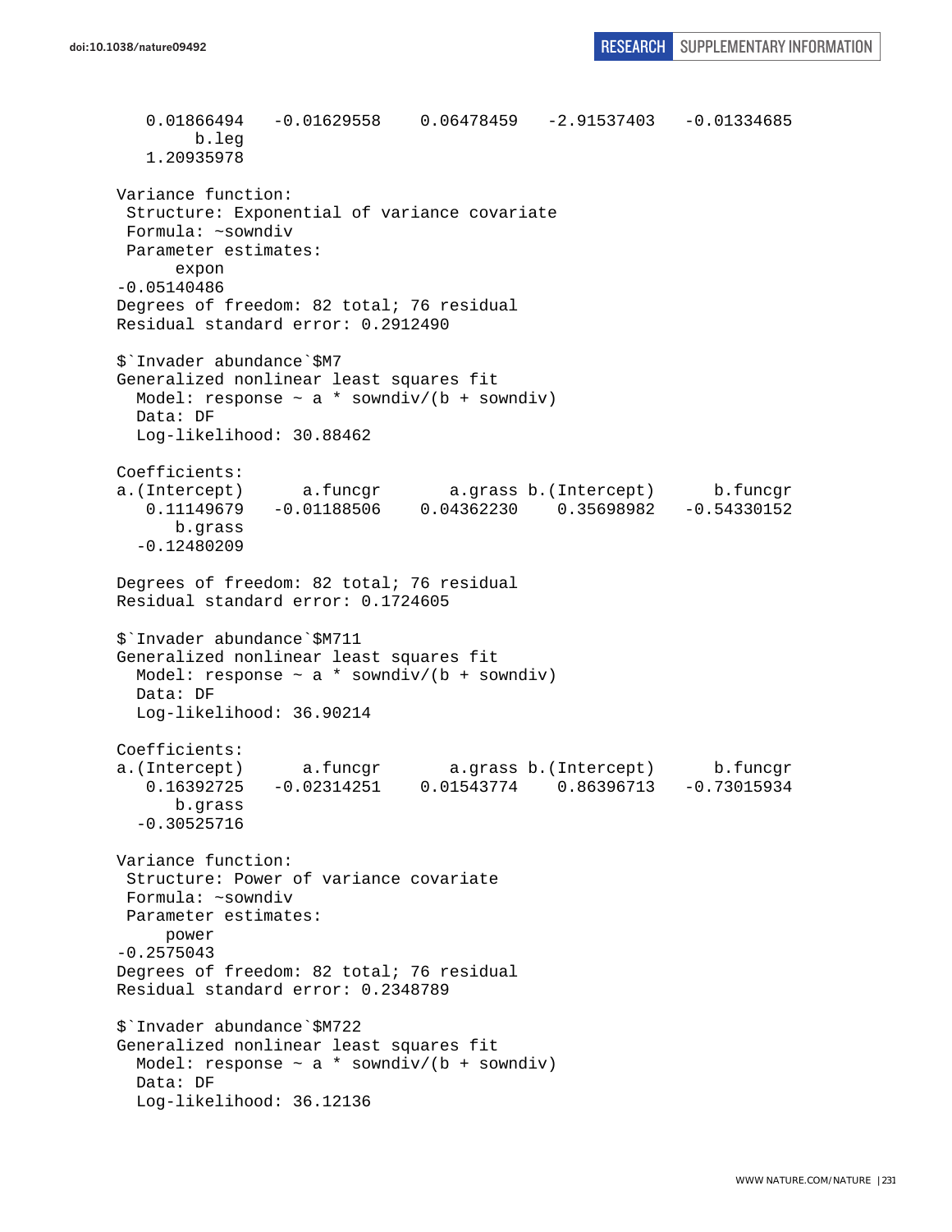```
   0.01866494   -0.01629558    0.06478459   -2.91537403   -0.01334685 
        b.leg 
   1.20935978 

Variance function:
 Structure: Exponential of variance covariate
 Formula: ~sowndiv 
 Parameter estimates:
      expon 
-0.05140486 
Degrees of freedom: 82 total; 76 residual
Residual standard error: 0.2912490 

$`Invader abundance`$M7
Generalized nonlinear least squares fit
  Model: response ~ a * sowndiv/(b + sowndiv) 
  Data: DF 
  Log-likelihood: 30.88462

Coefficients:
a.(Intercept)      a.funcgr       a.grass b.(Intercept)      b.funcgr 
   0.11149679   -0.01188506    0.04362230    0.35698982   -0.54330152 
      b.grass 
  -0.12480209 

Degrees of freedom: 82 total; 76 residual
Residual standard error: 0.1724605 

$`Invader abundance`$M711
Generalized nonlinear least squares fit
  Model: response ~ a * sowndiv/(b + sowndiv) 
  Data: DF 
  Log-likelihood: 36.90214

Coefficients:
a.(Intercept)      a.funcgr       a.grass b.(Intercept)      b.funcgr 
   0.16392725   -0.02314251    0.01543774    0.86396713   -0.73015934 
      b.grass 
  -0.30525716 

Variance function:
 Structure: Power of variance covariate
 Formula: ~sowndiv 
 Parameter estimates:
     power 
-0.2575043 
Degrees of freedom: 82 total; 76 residual
Residual standard error: 0.2348789 

$`Invader abundance`$M722
Generalized nonlinear least squares fit
  Model: response ~ a * sowndiv/(b + sowndiv) 
  Data: DF 
  Log-likelihood: 36.12136
```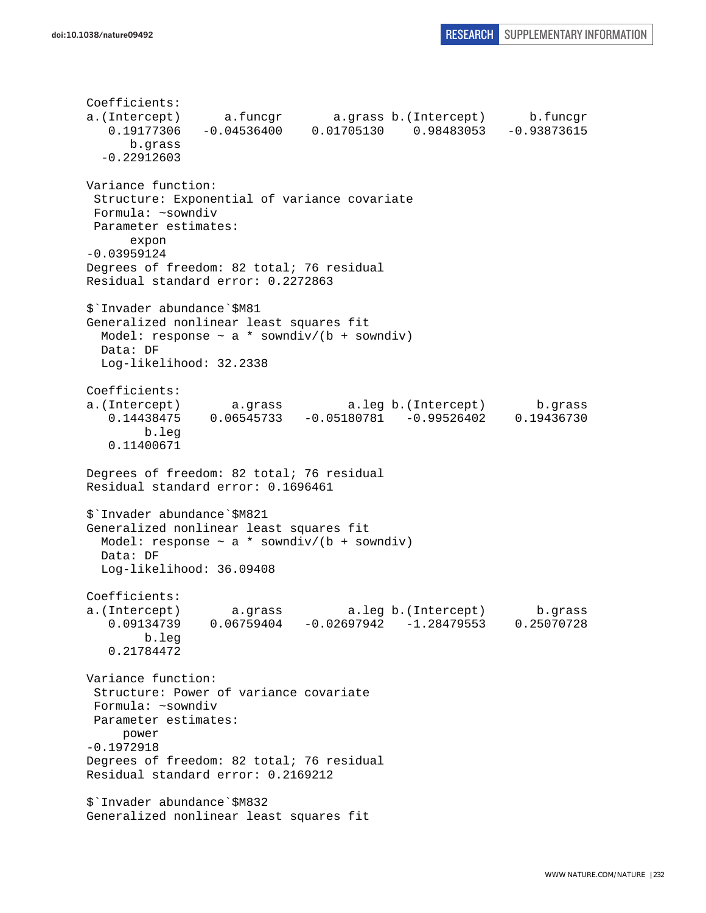```
Coefficients:
a.(Intercept)      a.funcgr       a.grass b.(Intercept)      b.funcgr 
   0.19177306   -0.04536400    0.01705130    0.98483053   -0.93873615 
      b.grass 
  -0.22912603 

Variance function:
 Structure: Exponential of variance covariate
 Formula: ~sowndiv 
 Parameter estimates:
      expon 
-0.03959124 
Degrees of freedom: 82 total; 76 residual
Residual standard error: 0.2272863 

$`Invader abundance`$M81
Generalized nonlinear least squares fit
  Model: response ~ a * sowndiv/(b + sowndiv) 
  Data: DF 
  Log-likelihood: 32.2338

Coefficients:
a.(Intercept)       a.grass         a.leg b.(Intercept)       b.grass 
   0.14438475    0.06545733   -0.05180781   -0.99526402    0.19436730 
        b.leg 
   0.11400671 

Degrees of freedom: 82 total; 76 residual
Residual standard error: 0.1696461 

$`Invader abundance`$M821
Generalized nonlinear least squares fit
  Model: response ~ a * sowndiv/(b + sowndiv) 
  Data: DF 
  Log-likelihood: 36.09408

Coefficients:
a.(Intercept)       a.grass         a.leg b.(Intercept)       b.grass 
   0.09134739    0.06759404   -0.02697942   -1.28479553    0.25070728 
        b.leg 
   0.21784472 

Variance function:
 Structure: Power of variance covariate
 Formula: ~sowndiv 
 Parameter estimates:
     power 
-0.1972918 
Degrees of freedom: 82 total; 76 residual
Residual standard error: 0.2169212 

$`Invader abundance`$M832
Generalized nonlinear least squares fit
```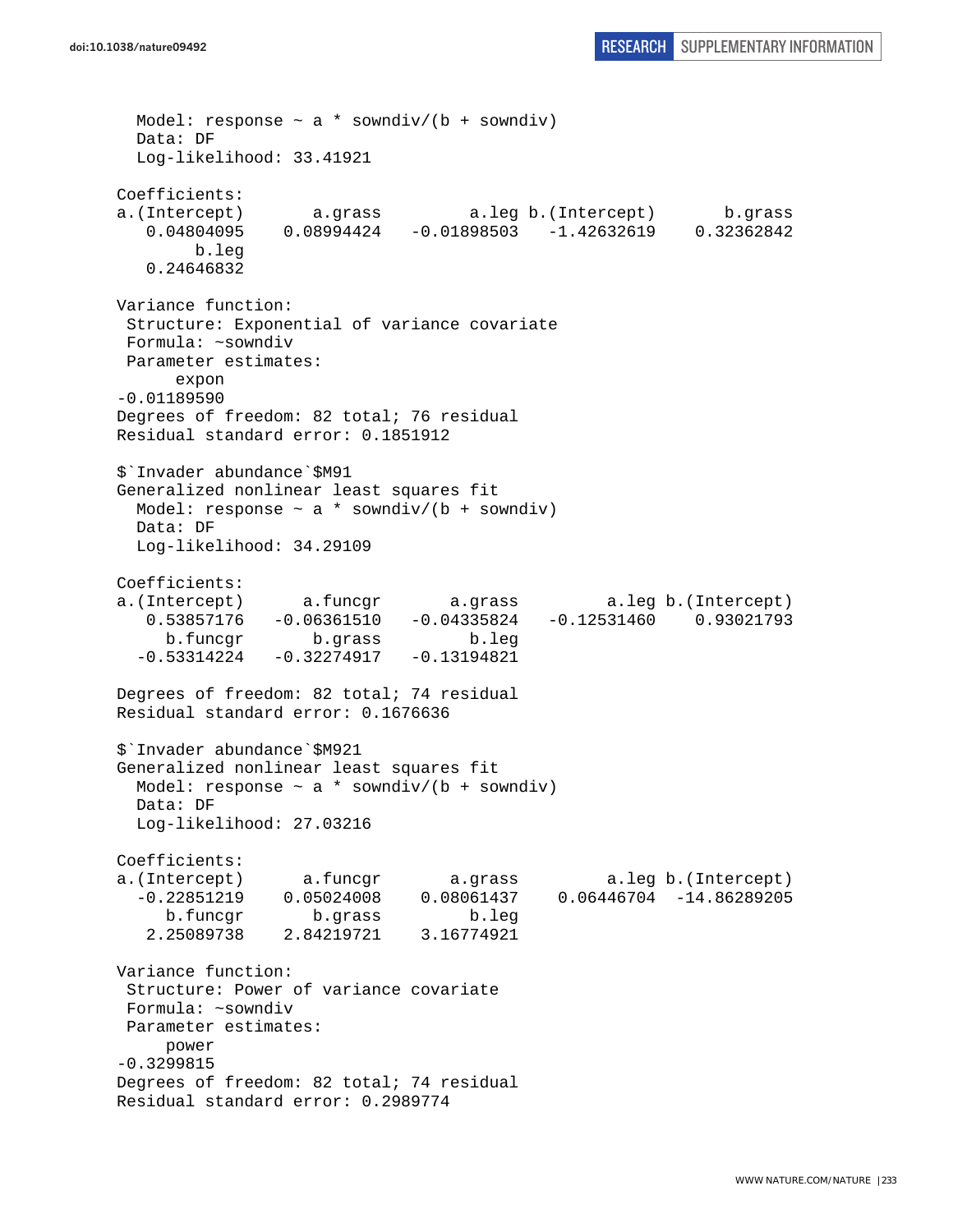```
  Model: response ~ a * sowndiv/(b + sowndiv)
  Data: DF
  Log-likelihood: 33.41921

Coefficients:
a.(Intercept)       a.grass         a.leg b.(Intercept)       b.grass
   0.04804095    0.08994424   -0.01898503   -1.42632619    0.32362842
        b.leg
   0.24646832

Variance function:
 Structure: Exponential of variance covariate
 Formula: ~sowndiv
 Parameter estimates:
      expon
-0.01189590
Degrees of freedom: 82 total; 76 residual
Residual standard error: 0.1851912

$`Invader abundance`$M91
Generalized nonlinear least squares fit
  Model: response ~ a * sowndiv/(b + sowndiv)
  Data: DF
  Log-likelihood: 34.29109

Coefficients:
a.(Intercept)      a.funcgr       a.grass         a.leg b.(Intercept)
   0.53857176   -0.06361510   -0.04335824   -0.12531460    0.93021793
     b.funcgr       b.grass         b.leg
  -0.53314224   -0.32274917   -0.13194821

Degrees of freedom: 82 total; 74 residual
Residual standard error: 0.1676636

$`Invader abundance`$M921
Generalized nonlinear least squares fit
  Model: response ~ a * sowndiv/(b + sowndiv)
  Data: DF
  Log-likelihood: 27.03216

Coefficients:
a.(Intercept)      a.funcgr       a.grass         a.leg b.(Intercept)
  -0.22851219    0.05024008    0.08061437    0.06446704  -14.86289205
     b.funcgr       b.grass         b.leg
   2.25089738    2.84219721    3.16774921

Variance function:
 Structure: Power of variance covariate
 Formula: ~sowndiv
 Parameter estimates:
     power
-0.3299815
Degrees of freedom: 82 total; 74 residual
Residual standard error: 0.2989774
```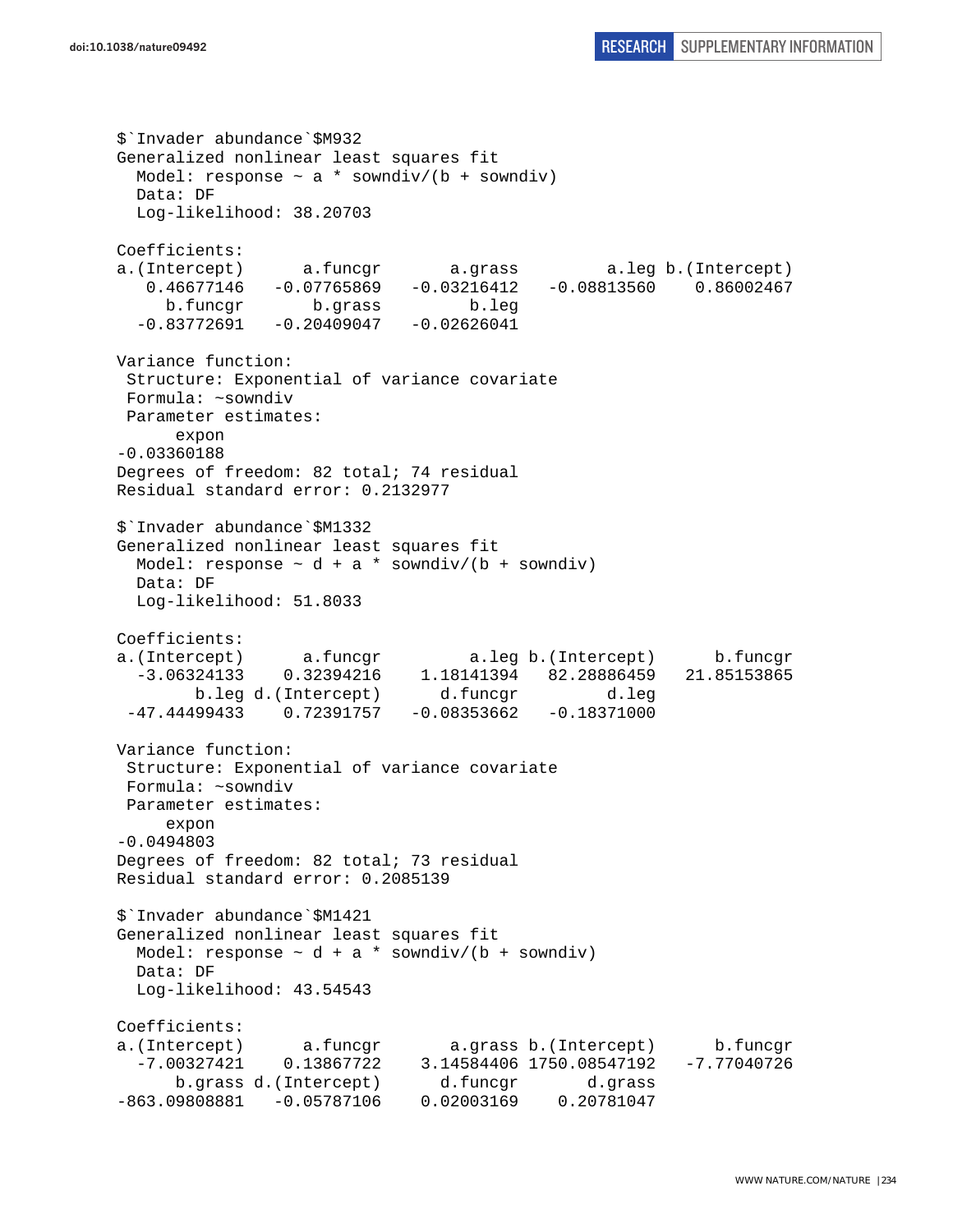```
$`Invader abundance`$M932
Generalized nonlinear least squares fit
  Model: response ~ a * sowndiv/(b + sowndiv)
  Data: DF
  Log-likelihood: 38.20703

Coefficients:
a.(Intercept)      a.funcgr       a.grass         a.leg b.(Intercept)
   0.46677146   -0.07765869   -0.03216412   -0.08813560    0.86002467
     b.funcgr       b.grass         b.leg
  -0.83772691   -0.20409047   -0.02626041

Variance function:
 Structure: Exponential of variance covariate
 Formula: ~sowndiv
 Parameter estimates:
      expon
-0.03360188
Degrees of freedom: 82 total; 74 residual
Residual standard error: 0.2132977

$`Invader abundance`$M1332
Generalized nonlinear least squares fit
  Model: response ~ d + a * sowndiv/(b + sowndiv)
  Data: DF
  Log-likelihood: 51.8033

Coefficients:
a.(Intercept)      a.funcgr         a.leg b.(Intercept)      b.funcgr
  -3.06324133    0.32394216    1.18141394   82.28886459   21.85153865
        b.leg d.(Intercept)      d.funcgr         d.leg
 -47.44499433    0.72391757   -0.08353662   -0.18371000

Variance function:
 Structure: Exponential of variance covariate
 Formula: ~sowndiv
 Parameter estimates:
     expon
-0.0494803
Degrees of freedom: 82 total; 73 residual
Residual standard error: 0.2085139

$`Invader abundance`$M1421
Generalized nonlinear least squares fit
  Model: response ~ d + a * sowndiv/(b + sowndiv)
  Data: DF
  Log-likelihood: 43.54543

Coefficients:
a.(Intercept)      a.funcgr       a.grass b.(Intercept)      b.funcgr
  -7.00327421    0.13867722    3.14584406 1750.08547192   -7.77040726
      b.grass d.(Intercept)      d.funcgr       d.grass
-863.09808881   -0.05787106    0.02003169    0.20781047
```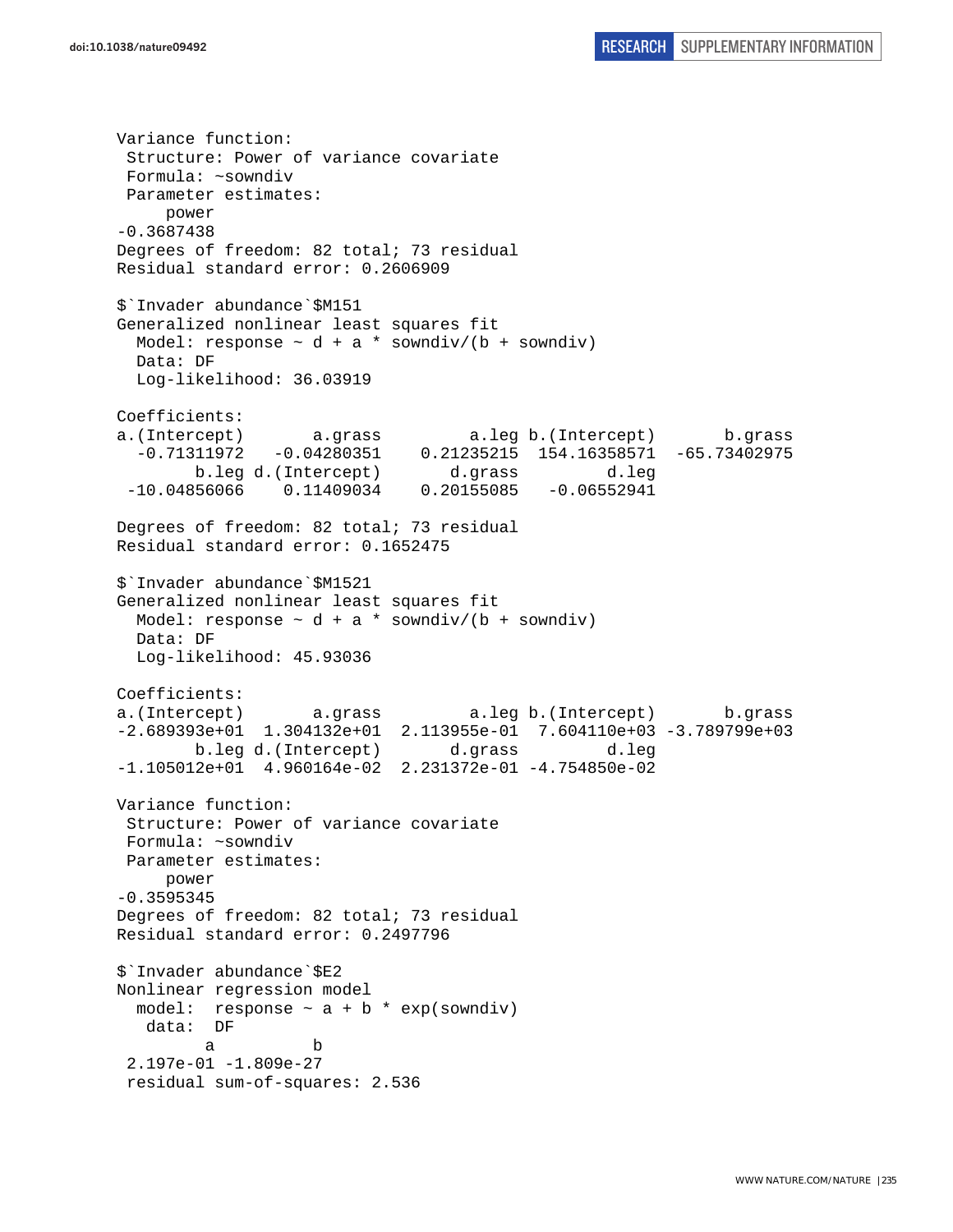```
Variance function:
 Structure: Power of variance covariate
 Formula: ~sowndiv
 Parameter estimates:
     power
-0.3687438
Degrees of freedom: 82 total; 73 residual
Residual standard error: 0.2606909

$`Invader abundance`$M151
Generalized nonlinear least squares fit
  Model: response ~ d + a * sowndiv/(b + sowndiv)
  Data: DF
  Log-likelihood: 36.03919

Coefficients:
a.(Intercept)       a.grass         a.leg b.(Intercept)       b.grass
  -0.71311972   -0.04280351    0.21235215  154.16358571  -65.73402975
        b.leg d.(Intercept)       d.grass         d.leg
 -10.04856066    0.11409034    0.20155085   -0.06552941

Degrees of freedom: 82 total; 73 residual
Residual standard error: 0.1652475

$`Invader abundance`$M1521
Generalized nonlinear least squares fit
  Model: response ~ d + a * sowndiv/(b + sowndiv)
  Data: DF
  Log-likelihood: 45.93036

Coefficients:
a.(Intercept)       a.grass         a.leg b.(Intercept)       b.grass
-2.689393e+01  1.304132e+01  2.113955e-01  7.604110e+03 -3.789799e+03
        b.leg d.(Intercept)       d.grass         d.leg
-1.105012e+01  4.960164e-02  2.231372e-01 -4.754850e-02

Variance function:
 Structure: Power of variance covariate
 Formula: ~sowndiv
 Parameter estimates:
     power
-0.3595345
Degrees of freedom: 82 total; 73 residual
Residual standard error: 0.2497796

$`Invader abundance`$E2
Nonlinear regression model
  model:  response ~ a + b * exp(sowndiv)
   data:  DF
         a          b
 2.197e-01 -1.809e-27
 residual sum-of-squares: 2.536
```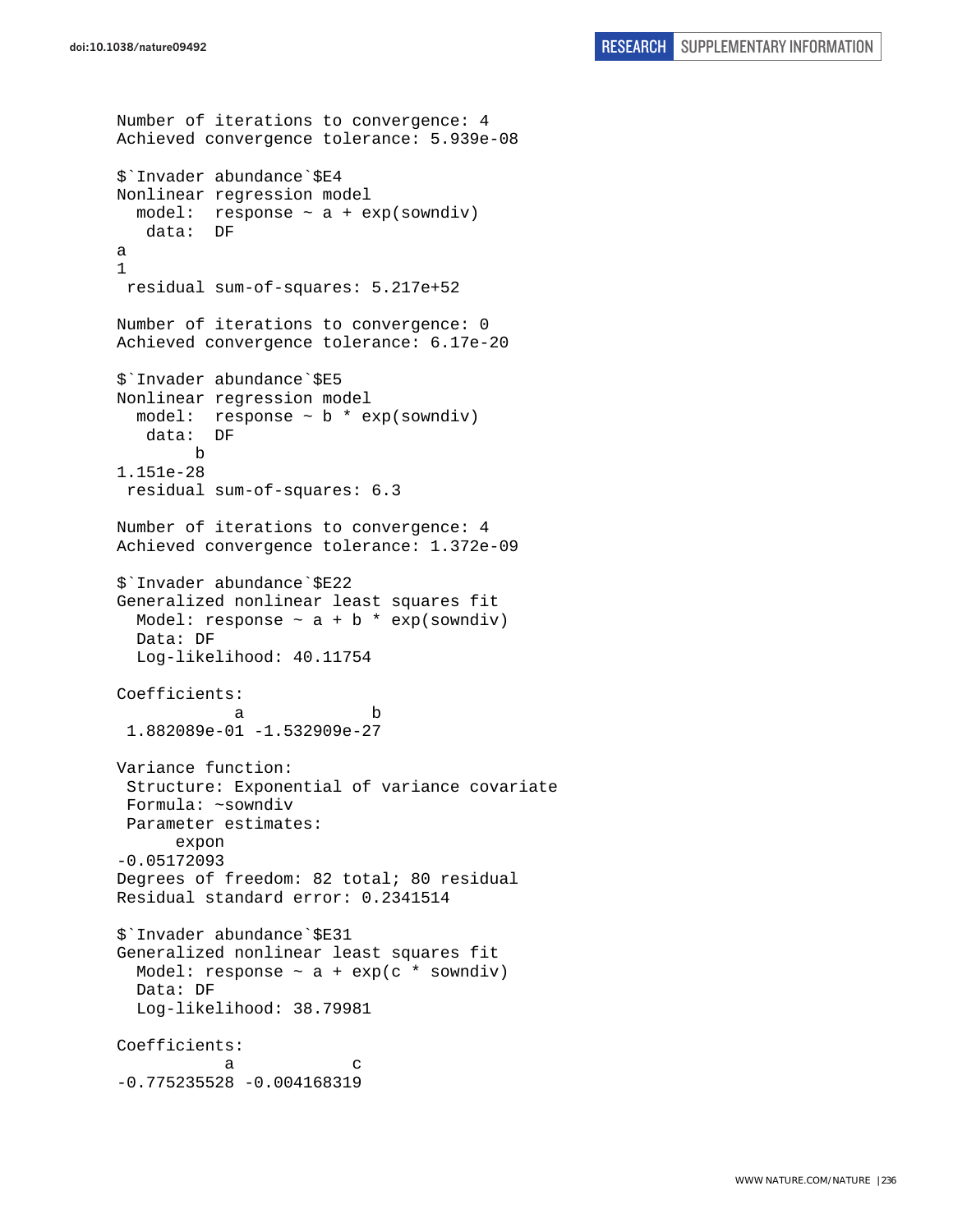```
Number of iterations to convergence: 4
Achieved convergence tolerance: 5.939e-08

$`Invader abundance`$E4
Nonlinear regression model
  model:  response ~ a + exp(sowndiv)
   data:  DF
a
1
 residual sum-of-squares: 5.217e+52

Number of iterations to convergence: 0
Achieved convergence tolerance: 6.17e-20

$`Invader abundance`$E5
Nonlinear regression model
  model:  response ~ b * exp(sowndiv)
   data:  DF
        b
1.151e-28
 residual sum-of-squares: 6.3

Number of iterations to convergence: 4
Achieved convergence tolerance: 1.372e-09

$`Invader abundance`$E22
Generalized nonlinear least squares fit
  Model: response ~ a + b * exp(sowndiv)
  Data: DF
  Log-likelihood: 40.11754

Coefficients:
            a             b
 1.882089e-01 -1.532909e-27

Variance function:
 Structure: Exponential of variance covariate
 Formula: ~sowndiv
 Parameter estimates:
      expon
-0.05172093
Degrees of freedom: 82 total; 80 residual
Residual standard error: 0.2341514

$`Invader abundance`$E31
Generalized nonlinear least squares fit
  Model: response ~ a + exp(c * sowndiv)
  Data: DF
  Log-likelihood: 38.79981

Coefficients:
           a            c
-0.775235528 -0.004168319
```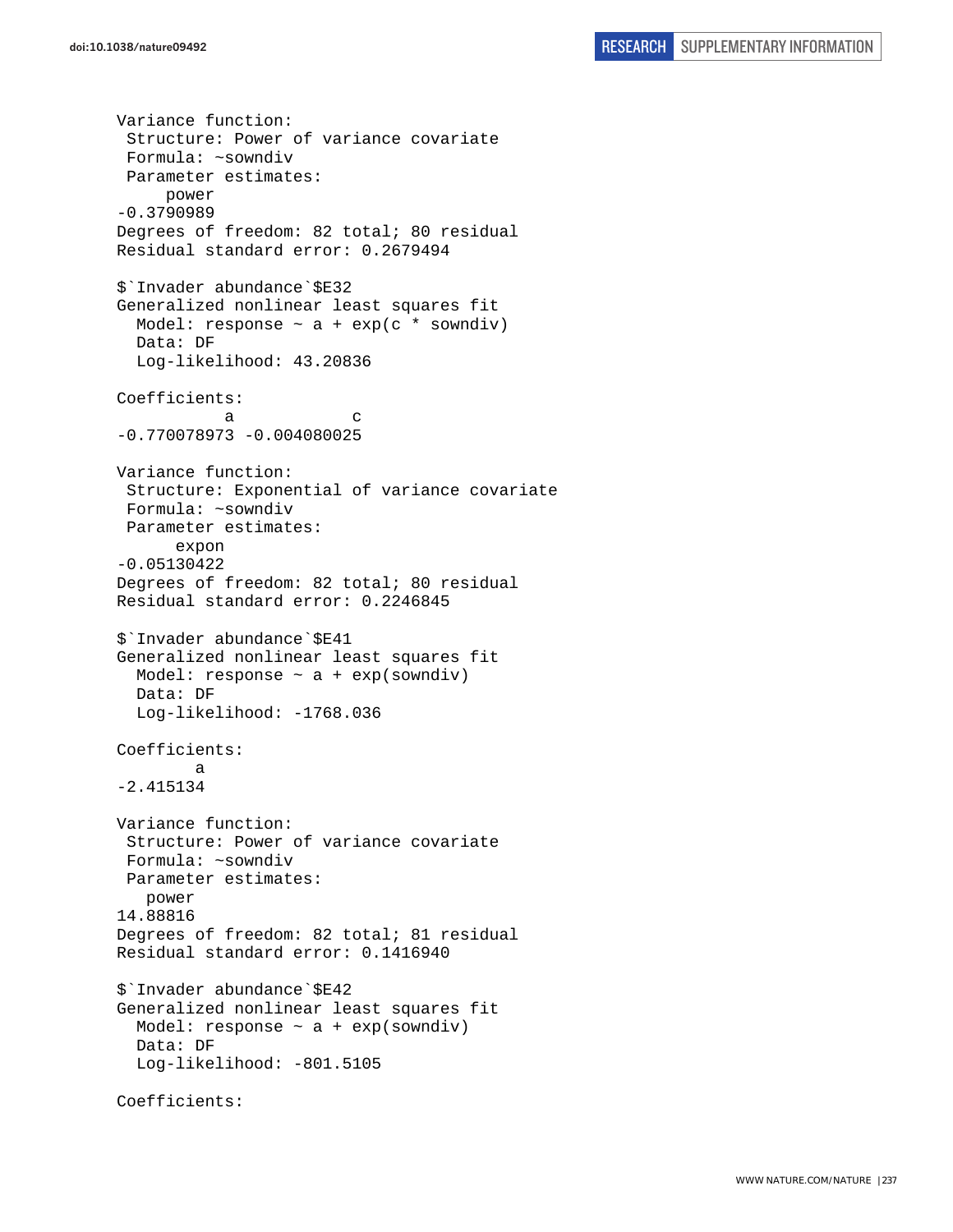```
Variance function:
 Structure: Power of variance covariate
 Formula: ~sowndiv
 Parameter estimates:
     power
-0.3790989
Degrees of freedom: 82 total; 80 residual
Residual standard error: 0.2679494

$`Invader abundance`$E32
Generalized nonlinear least squares fit
  Model: response ~ a + exp(c * sowndiv)
  Data: DF
  Log-likelihood: 43.20836

Coefficients:
           a            c
-0.770078973 -0.004080025

Variance function:
 Structure: Exponential of variance covariate
 Formula: ~sowndiv
 Parameter estimates:
      expon
-0.05130422
Degrees of freedom: 82 total; 80 residual
Residual standard error: 0.2246845

$`Invader abundance`$E41
Generalized nonlinear least squares fit
  Model: response ~ a + exp(sowndiv)
  Data: DF
  Log-likelihood: -1768.036

Coefficients:
        a
-2.415134

Variance function:
 Structure: Power of variance covariate
 Formula: ~sowndiv
 Parameter estimates:
   power
14.88816
Degrees of freedom: 82 total; 81 residual
Residual standard error: 0.1416940

$`Invader abundance`$E42
Generalized nonlinear least squares fit
  Model: response ~ a + exp(sowndiv)
  Data: DF
  Log-likelihood: -801.5105

Coefficients:
```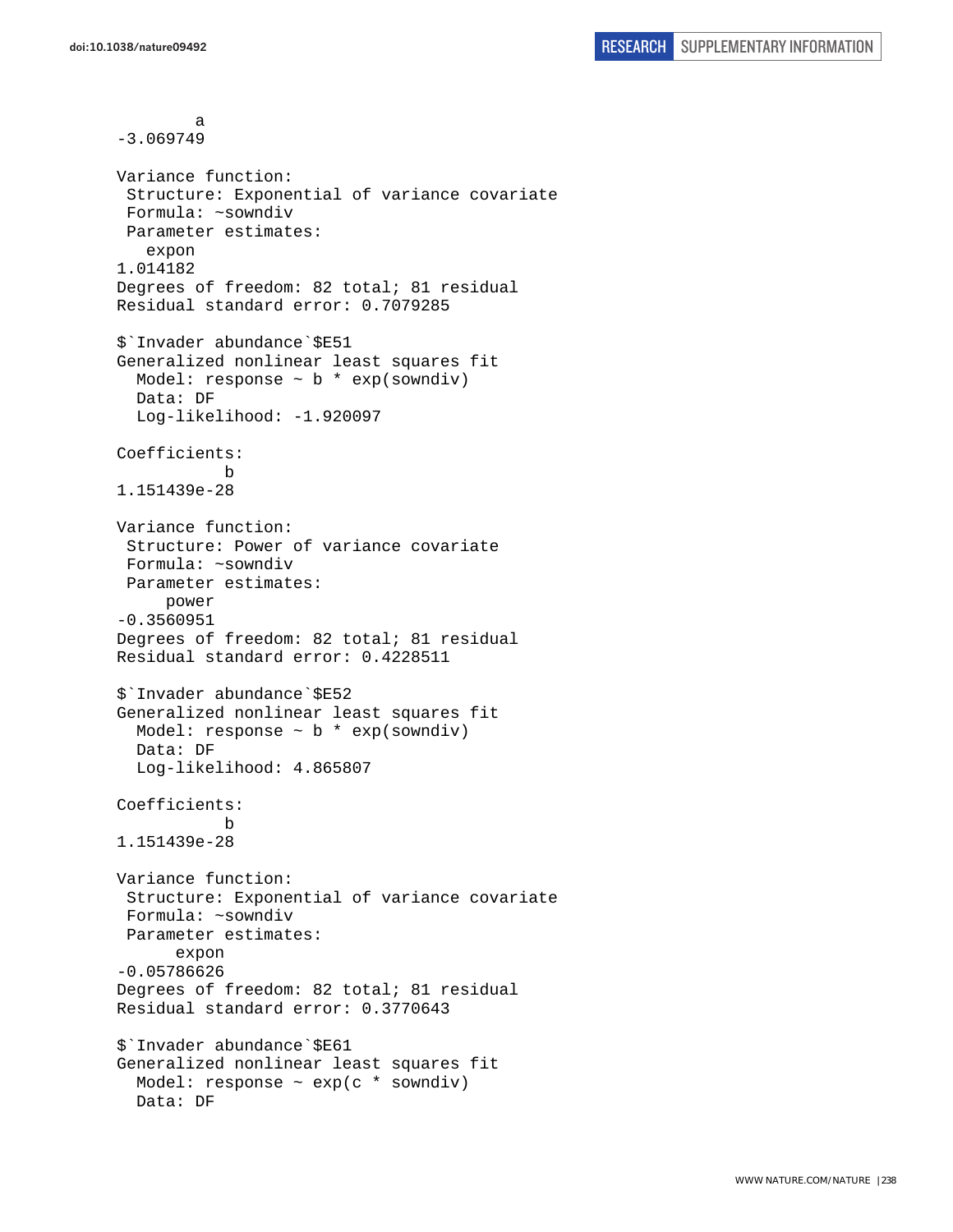```
        a
-3.069749

Variance function:
 Structure: Exponential of variance covariate
 Formula: ~sowndiv
 Parameter estimates:
   expon
1.014182
Degrees of freedom: 82 total; 81 residual
Residual standard error: 0.7079285

$`Invader abundance`$E51
Generalized nonlinear least squares fit
  Model: response ~ b * exp(sowndiv)
  Data: DF
  Log-likelihood: -1.920097

Coefficients:
           b
1.151439e-28

Variance function:
 Structure: Power of variance covariate
 Formula: ~sowndiv
 Parameter estimates:
     power
-0.3560951
Degrees of freedom: 82 total; 81 residual
Residual standard error: 0.4228511

$`Invader abundance`$E52
Generalized nonlinear least squares fit
  Model: response ~ b * exp(sowndiv)
  Data: DF
  Log-likelihood: 4.865807

Coefficients:
           b
1.151439e-28

Variance function:
 Structure: Exponential of variance covariate
 Formula: ~sowndiv
 Parameter estimates:
      expon
-0.05786626
Degrees of freedom: 82 total; 81 residual
Residual standard error: 0.3770643

$`Invader abundance`$E61
Generalized nonlinear least squares fit
  Model: response ~ exp(c * sowndiv)
  Data: DF
```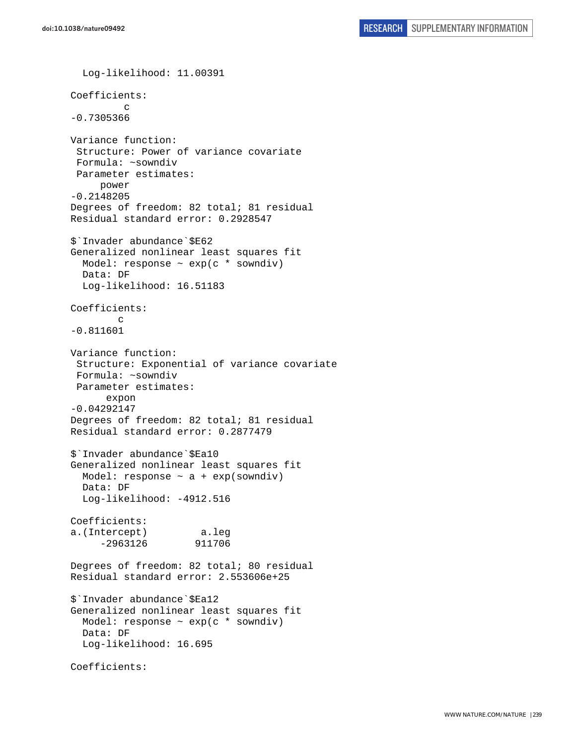```
  Log-likelihood: 11.00391

Coefficients:
         c 
-0.7305366 

Variance function:
 Structure: Power of variance covariate
 Formula: ~sowndiv 
 Parameter estimates:
     power 
-0.2148205 
Degrees of freedom: 82 total; 81 residual
Residual standard error: 0.2928547 

$`Invader abundance`$E62
Generalized nonlinear least squares fit
  Model: response ~ exp(c * sowndiv) 
  Data: DF 
  Log-likelihood: 16.51183

Coefficients:
        c 
-0.811601 

Variance function:
 Structure: Exponential of variance covariate
 Formula: ~sowndiv 
 Parameter estimates:
      expon 
-0.04292147 
Degrees of freedom: 82 total; 81 residual
Residual standard error: 0.2877479 

$`Invader abundance`$Ea10
Generalized nonlinear least squares fit
  Model: response ~ a + exp(sowndiv) 
  Data: DF 
  Log-likelihood: -4912.516

Coefficients:
a.(Intercept)         a.leg 
     -2963126        911706 

Degrees of freedom: 82 total; 80 residual
Residual standard error: 2.553606e+25 

$`Invader abundance`$Ea12
Generalized nonlinear least squares fit
  Model: response ~ exp(c * sowndiv) 
  Data: DF 
  Log-likelihood: 16.695

Coefficients:
```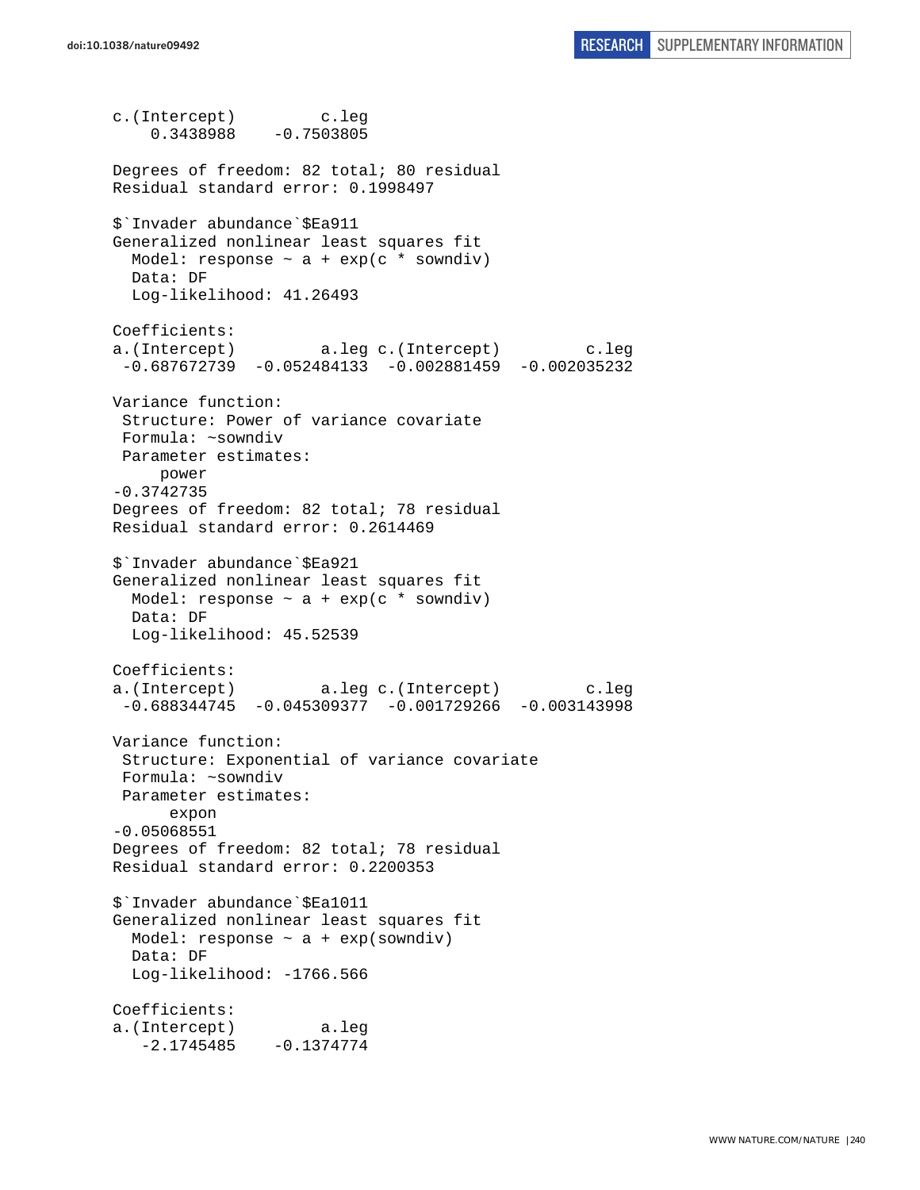```
c.(Intercept)         c.leg
    0.3438988    -0.7503805

Degrees of freedom: 82 total; 80 residual
Residual standard error: 0.1998497

$`Invader abundance`$Ea911
Generalized nonlinear least squares fit
  Model: response ~ a + exp(c * sowndiv)
  Data: DF
  Log-likelihood: 41.26493

Coefficients:
a.(Intercept)         a.leg c.(Intercept)         c.leg
 -0.687672739  -0.052484133  -0.002881459  -0.002035232

Variance function:
 Structure: Power of variance covariate
 Formula: ~sowndiv
 Parameter estimates:
     power
-0.3742735
Degrees of freedom: 82 total; 78 residual
Residual standard error: 0.2614469

$`Invader abundance`$Ea921
Generalized nonlinear least squares fit
  Model: response ~ a + exp(c * sowndiv)
  Data: DF
  Log-likelihood: 45.52539

Coefficients:
a.(Intercept)         a.leg c.(Intercept)         c.leg
 -0.688344745  -0.045309377  -0.001729266  -0.003143998

Variance function:
 Structure: Exponential of variance covariate
 Formula: ~sowndiv
 Parameter estimates:
      expon
-0.05068551
Degrees of freedom: 82 total; 78 residual
Residual standard error: 0.2200353

$`Invader abundance`$Ea1011
Generalized nonlinear least squares fit
  Model: response ~ a + exp(sowndiv)
  Data: DF
  Log-likelihood: -1766.566

Coefficients:
a.(Intercept)         a.leg
   -2.1745485    -0.1374774
```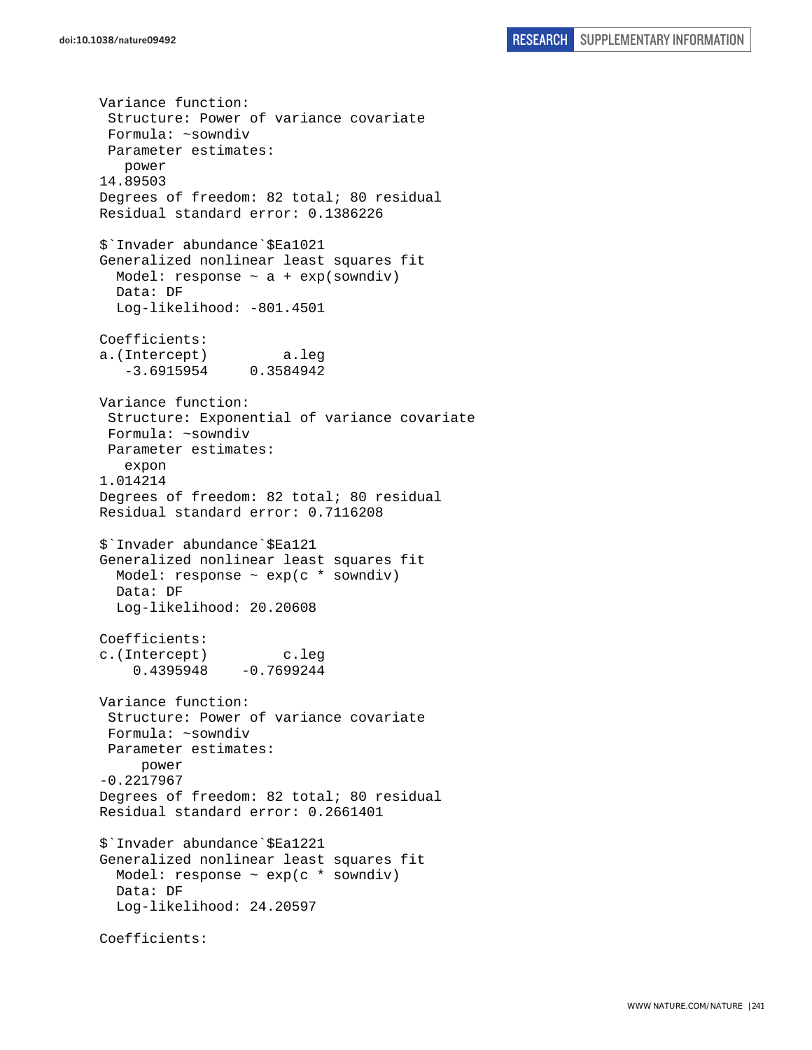```
Variance function:
 Structure: Power of variance covariate
 Formula: ~sowndiv
 Parameter estimates:
   power
14.89503
Degrees of freedom: 82 total; 80 residual
Residual standard error: 0.1386226

$`Invader abundance`$Ea1021
Generalized nonlinear least squares fit
  Model: response ~ a + exp(sowndiv)
  Data: DF
  Log-likelihood: -801.4501

Coefficients:
a.(Intercept)         a.leg
   -3.6915954     0.3584942

Variance function:
 Structure: Exponential of variance covariate
 Formula: ~sowndiv
 Parameter estimates:
   expon
1.014214
Degrees of freedom: 82 total; 80 residual
Residual standard error: 0.7116208

$`Invader abundance`$Ea121
Generalized nonlinear least squares fit
  Model: response ~ exp(c * sowndiv)
  Data: DF
  Log-likelihood: 20.20608

Coefficients:
c.(Intercept)         c.leg
    0.4395948    -0.7699244

Variance function:
 Structure: Power of variance covariate
 Formula: ~sowndiv
 Parameter estimates:
     power
-0.2217967
Degrees of freedom: 82 total; 80 residual
Residual standard error: 0.2661401

$`Invader abundance`$Ea1221
Generalized nonlinear least squares fit
  Model: response ~ exp(c * sowndiv)
  Data: DF
  Log-likelihood: 24.20597

Coefficients:
```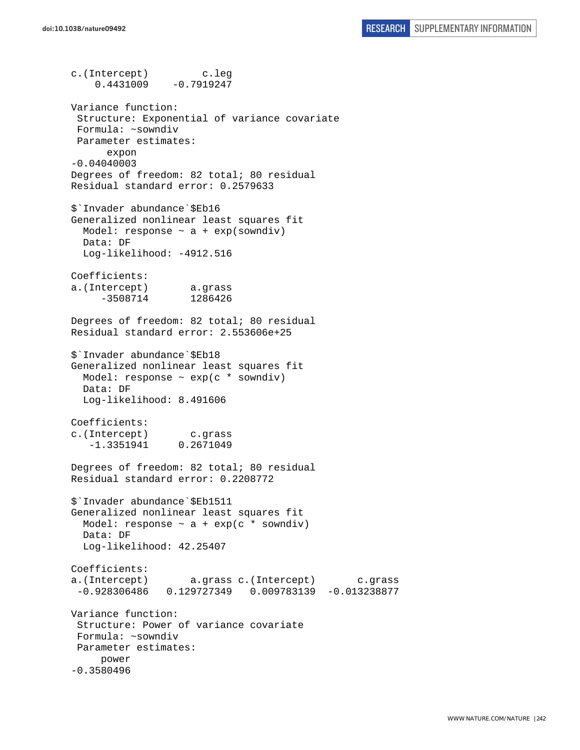```
c.(Intercept)         c.leg
    0.4431009    -0.7919247

Variance function:
 Structure: Exponential of variance covariate
 Formula: ~sowndiv
 Parameter estimates:
      expon
-0.04040003
Degrees of freedom: 82 total; 80 residual
Residual standard error: 0.2579633

$`Invader abundance`$Eb16
Generalized nonlinear least squares fit
  Model: response ~ a + exp(sowndiv)
  Data: DF
  Log-likelihood: -4912.516

Coefficients:
a.(Intercept)       a.grass
     -3508714       1286426

Degrees of freedom: 82 total; 80 residual
Residual standard error: 2.553606e+25

$`Invader abundance`$Eb18
Generalized nonlinear least squares fit
  Model: response ~ exp(c * sowndiv)
  Data: DF
  Log-likelihood: 8.491606

Coefficients:
c.(Intercept)       c.grass
   -1.3351941     0.2671049

Degrees of freedom: 82 total; 80 residual
Residual standard error: 0.2208772

$`Invader abundance`$Eb1511
Generalized nonlinear least squares fit
  Model: response ~ a + exp(c * sowndiv)
  Data: DF
  Log-likelihood: 42.25407

Coefficients:
a.(Intercept)       a.grass c.(Intercept)       c.grass
 -0.928306486   0.129727349   0.009783139  -0.013238877

Variance function:
 Structure: Power of variance covariate
 Formula: ~sowndiv
 Parameter estimates:
     power
-0.3580496
```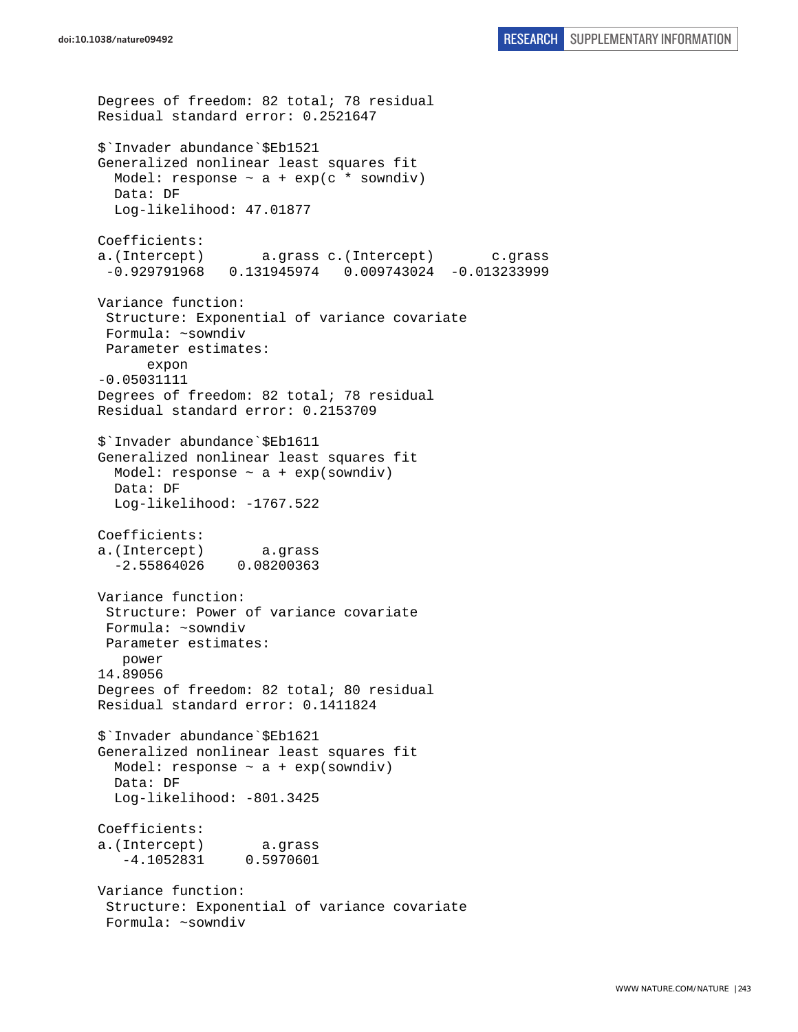```
Degrees of freedom: 82 total; 78 residual
Residual standard error: 0.2521647

$`Invader abundance`$Eb1521
Generalized nonlinear least squares fit
  Model: response ~ a + exp(c * sowndiv)
  Data: DF
  Log-likelihood: 47.01877

Coefficients:
a.(Intercept)       a.grass c.(Intercept)       c.grass
 -0.929791968   0.131945974   0.009743024  -0.013233999

Variance function:
 Structure: Exponential of variance covariate
 Formula: ~sowndiv
 Parameter estimates:
      expon
-0.05031111
Degrees of freedom: 82 total; 78 residual
Residual standard error: 0.2153709

$`Invader abundance`$Eb1611
Generalized nonlinear least squares fit
  Model: response ~ a + exp(sowndiv)
  Data: DF
  Log-likelihood: -1767.522

Coefficients:
a.(Intercept)       a.grass
  -2.55864026    0.08200363

Variance function:
 Structure: Power of variance covariate
 Formula: ~sowndiv
 Parameter estimates:
   power
14.89056
Degrees of freedom: 82 total; 80 residual
Residual standard error: 0.1411824

$`Invader abundance`$Eb1621
Generalized nonlinear least squares fit
  Model: response ~ a + exp(sowndiv)
  Data: DF
  Log-likelihood: -801.3425

Coefficients:
a.(Intercept)       a.grass
   -4.1052831     0.5970601

Variance function:
 Structure: Exponential of variance covariate
 Formula: ~sowndiv
```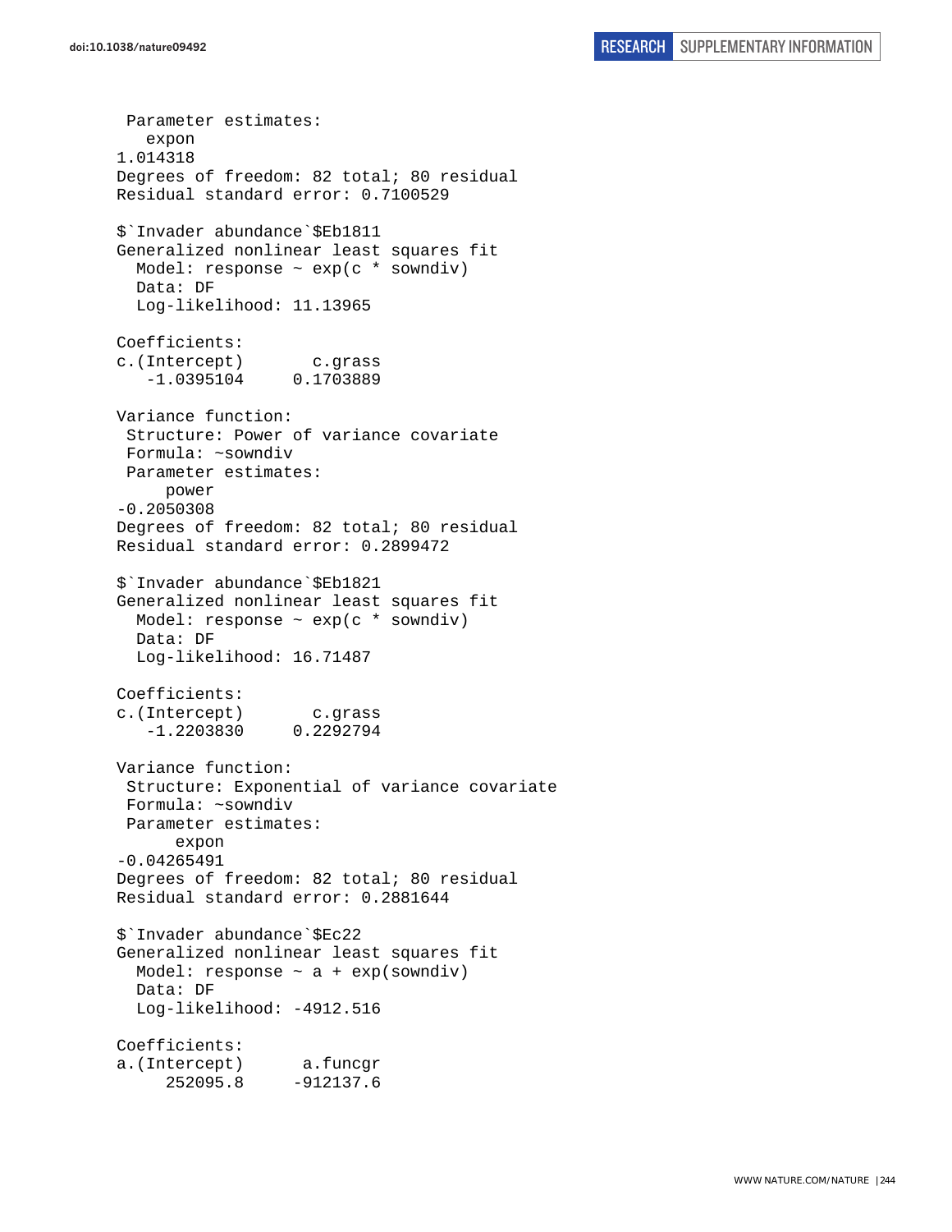```
 Parameter estimates:
   expon
1.014318
Degrees of freedom: 82 total; 80 residual
Residual standard error: 0.7100529

$`Invader abundance`$Eb1811
Generalized nonlinear least squares fit
  Model: response ~ exp(c * sowndiv)
  Data: DF
  Log-likelihood: 11.13965

Coefficients:
c.(Intercept)       c.grass
   -1.0395104     0.1703889

Variance function:
 Structure: Power of variance covariate
 Formula: ~sowndiv
 Parameter estimates:
     power
-0.2050308
Degrees of freedom: 82 total; 80 residual
Residual standard error: 0.2899472

$`Invader abundance`$Eb1821
Generalized nonlinear least squares fit
  Model: response ~ exp(c * sowndiv)
  Data: DF
  Log-likelihood: 16.71487

Coefficients:
c.(Intercept)       c.grass
   -1.2203830     0.2292794

Variance function:
 Structure: Exponential of variance covariate
 Formula: ~sowndiv
 Parameter estimates:
      expon
-0.04265491
Degrees of freedom: 82 total; 80 residual
Residual standard error: 0.2881644

$`Invader abundance`$Ec22
Generalized nonlinear least squares fit
  Model: response ~ a + exp(sowndiv)
  Data: DF
  Log-likelihood: -4912.516

Coefficients:
a.(Intercept)      a.funcgr
     252095.8     -912137.6
```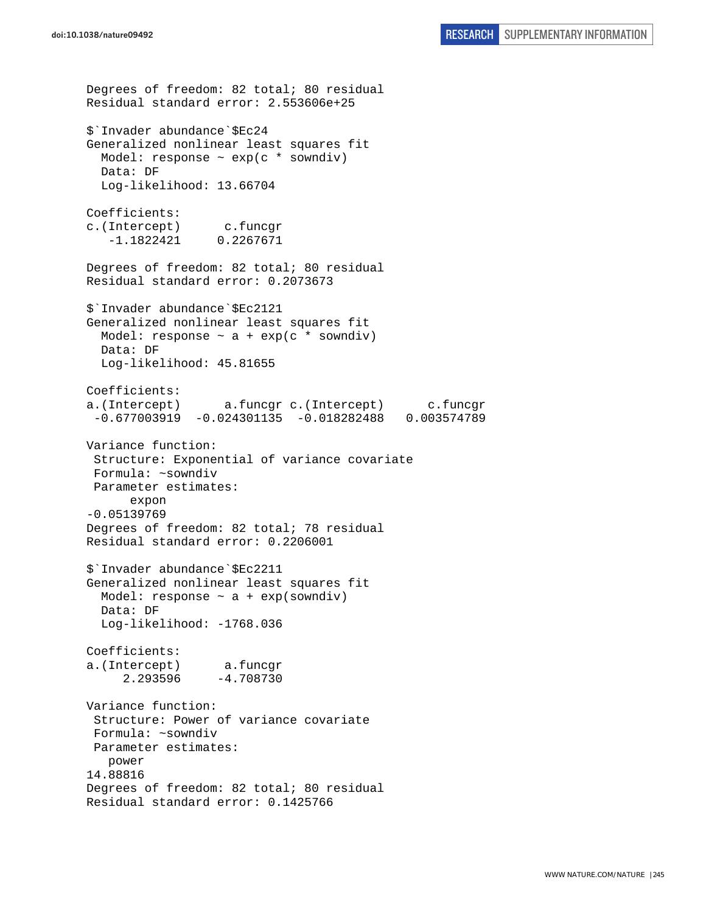```
Degrees of freedom: 82 total; 80 residual
Residual standard error: 2.553606e+25

$`Invader abundance`$Ec24
Generalized nonlinear least squares fit
  Model: response ~ exp(c * sowndiv)
  Data: DF
  Log-likelihood: 13.66704

Coefficients:
c.(Intercept)      c.funcgr
   -1.1822421     0.2267671

Degrees of freedom: 82 total; 80 residual
Residual standard error: 0.2073673

$`Invader abundance`$Ec2121
Generalized nonlinear least squares fit
  Model: response ~ a + exp(c * sowndiv)
  Data: DF
  Log-likelihood: 45.81655

Coefficients:
a.(Intercept)      a.funcgr c.(Intercept)      c.funcgr
 -0.677003919  -0.024301135  -0.018282488   0.003574789

Variance function:
 Structure: Exponential of variance covariate
 Formula: ~sowndiv
 Parameter estimates:
      expon
-0.05139769
Degrees of freedom: 82 total; 78 residual
Residual standard error: 0.2206001

$`Invader abundance`$Ec2211
Generalized nonlinear least squares fit
  Model: response ~ a + exp(sowndiv)
  Data: DF
  Log-likelihood: -1768.036

Coefficients:
a.(Intercept)      a.funcgr
     2.293596     -4.708730

Variance function:
 Structure: Power of variance covariate
 Formula: ~sowndiv
 Parameter estimates:
   power
14.88816
Degrees of freedom: 82 total; 80 residual
Residual standard error: 0.1425766
```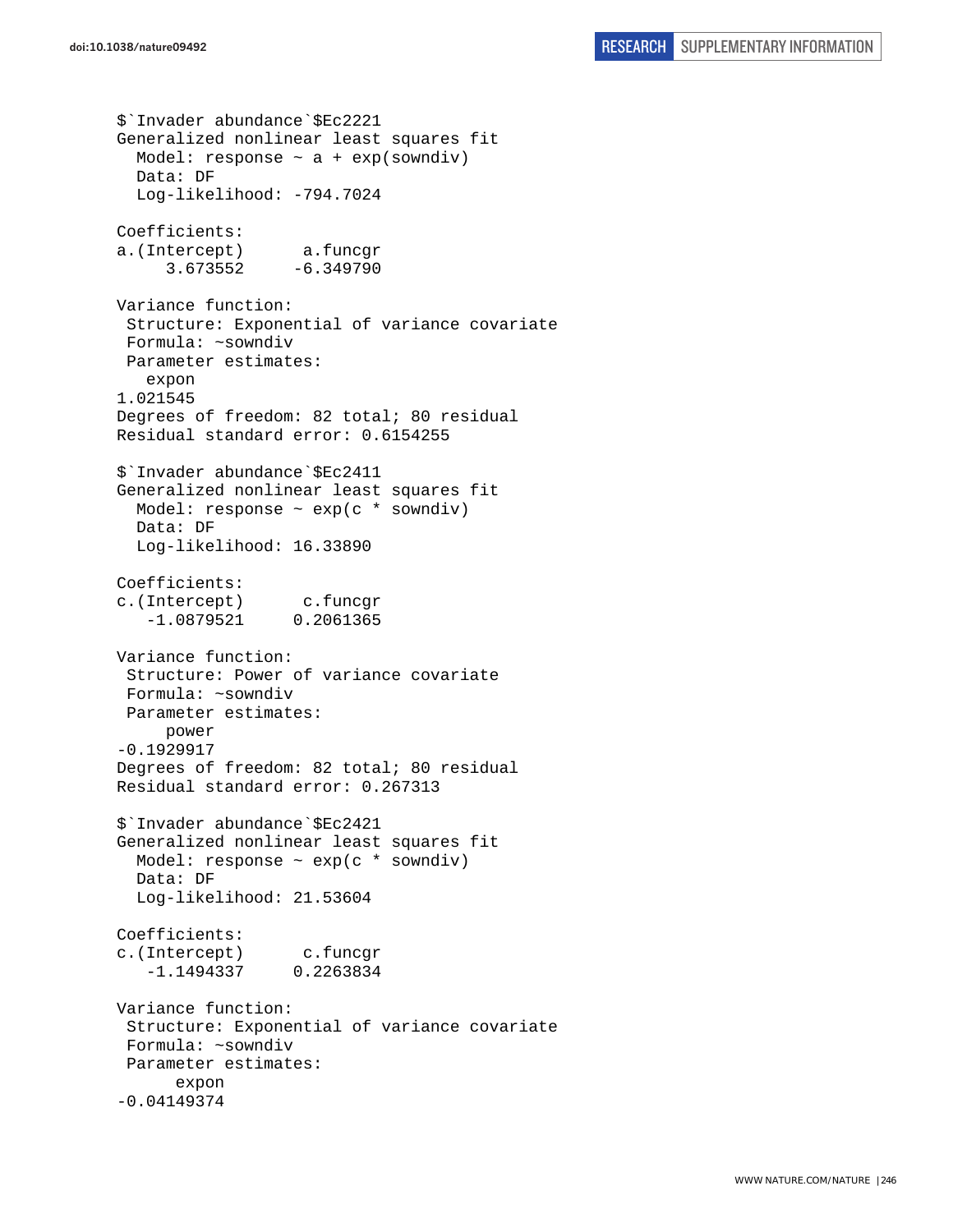```
$`Invader abundance`$Ec2221
Generalized nonlinear least squares fit
  Model: response ~ a + exp(sowndiv)
  Data: DF
  Log-likelihood: -794.7024

Coefficients:
a.(Intercept)      a.funcgr
     3.673552     -6.349790

Variance function:
 Structure: Exponential of variance covariate
 Formula: ~sowndiv
 Parameter estimates:
   expon
1.021545
Degrees of freedom: 82 total; 80 residual
Residual standard error: 0.6154255

$`Invader abundance`$Ec2411
Generalized nonlinear least squares fit
  Model: response ~ exp(c * sowndiv)
  Data: DF
  Log-likelihood: 16.33890

Coefficients:
c.(Intercept)      c.funcgr
   -1.0879521     0.2061365

Variance function:
 Structure: Power of variance covariate
 Formula: ~sowndiv
 Parameter estimates:
     power
-0.1929917
Degrees of freedom: 82 total; 80 residual
Residual standard error: 0.267313

$`Invader abundance`$Ec2421
Generalized nonlinear least squares fit
  Model: response ~ exp(c * sowndiv)
  Data: DF
  Log-likelihood: 21.53604

Coefficients:
c.(Intercept)      c.funcgr
   -1.1494337     0.2263834

Variance function:
 Structure: Exponential of variance covariate
 Formula: ~sowndiv
 Parameter estimates:
      expon
-0.04149374
```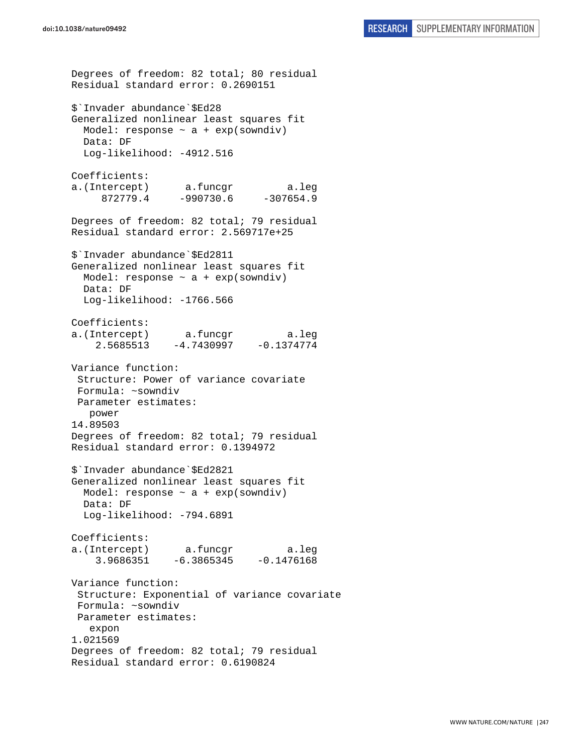```
Degrees of freedom: 82 total; 80 residual
Residual standard error: 0.2690151

$`Invader abundance`$Ed28
Generalized nonlinear least squares fit
  Model: response ~ a + exp(sowndiv)
  Data: DF
  Log-likelihood: -4912.516

Coefficients:
a.(Intercept)      a.funcgr         a.leg
     872779.4     -990730.6     -307654.9

Degrees of freedom: 82 total; 79 residual
Residual standard error: 2.569717e+25

$`Invader abundance`$Ed2811
Generalized nonlinear least squares fit
  Model: response ~ a + exp(sowndiv)
  Data: DF
  Log-likelihood: -1766.566

Coefficients:
a.(Intercept)      a.funcgr         a.leg
    2.5685513    -4.7430997    -0.1374774

Variance function:
 Structure: Power of variance covariate
 Formula: ~sowndiv
 Parameter estimates:
   power
14.89503
Degrees of freedom: 82 total; 79 residual
Residual standard error: 0.1394972

$`Invader abundance`$Ed2821
Generalized nonlinear least squares fit
  Model: response ~ a + exp(sowndiv)
  Data: DF
  Log-likelihood: -794.6891

Coefficients:
a.(Intercept)      a.funcgr         a.leg
    3.9686351    -6.3865345    -0.1476168

Variance function:
 Structure: Exponential of variance covariate
 Formula: ~sowndiv
 Parameter estimates:
   expon
1.021569
Degrees of freedom: 82 total; 79 residual
Residual standard error: 0.6190824
```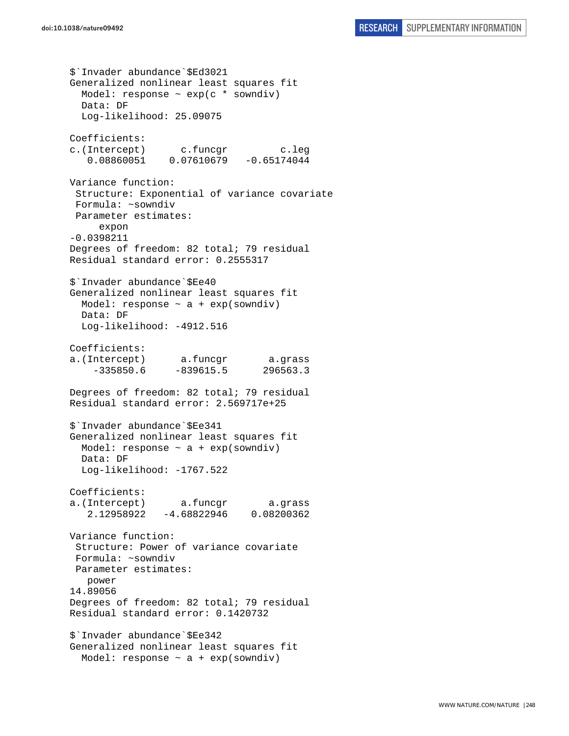```
$`Invader abundance`$Ed3021
Generalized nonlinear least squares fit
  Model: response ~ exp(c * sowndiv)
  Data: DF
  Log-likelihood: 25.09075

Coefficients:
c.(Intercept)      c.funcgr         c.leg
   0.08860051    0.07610679   -0.65174044

Variance function:
 Structure: Exponential of variance covariate
 Formula: ~sowndiv
 Parameter estimates:
      expon
-0.0398211
Degrees of freedom: 82 total; 79 residual
Residual standard error: 0.2555317

$`Invader abundance`$Ee40
Generalized nonlinear least squares fit
  Model: response ~ a + exp(sowndiv)
  Data: DF
  Log-likelihood: -4912.516

Coefficients:
a.(Intercept)      a.funcgr       a.grass
    -335850.6     -839615.5      296563.3

Degrees of freedom: 82 total; 79 residual
Residual standard error: 2.569717e+25

$`Invader abundance`$Ee341
Generalized nonlinear least squares fit
  Model: response ~ a + exp(sowndiv)
  Data: DF
  Log-likelihood: -1767.522

Coefficients:
a.(Intercept)      a.funcgr       a.grass
   2.12958922   -4.68822946    0.08200362

Variance function:
 Structure: Power of variance covariate
 Formula: ~sowndiv
 Parameter estimates:
   power
14.89056
Degrees of freedom: 82 total; 79 residual
Residual standard error: 0.1420732

$`Invader abundance`$Ee342
Generalized nonlinear least squares fit
  Model: response ~ a + exp(sowndiv)
```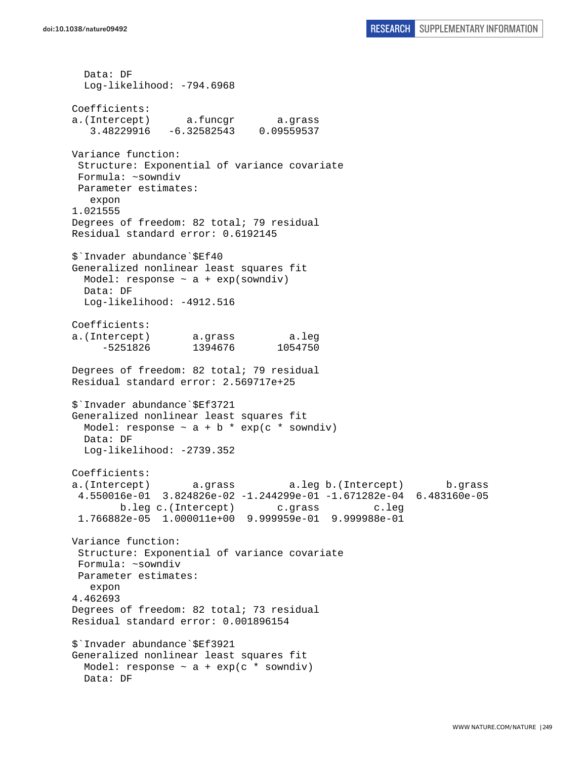```
  Data: DF
  Log-likelihood: -794.6968

Coefficients:
a.(Intercept)      a.funcgr       a.grass
   3.48229916   -6.32582543    0.09559537

Variance function:
 Structure: Exponential of variance covariate
 Formula: ~sowndiv
 Parameter estimates:
   expon
1.021555
Degrees of freedom: 82 total; 79 residual
Residual standard error: 0.6192145

$`Invader abundance`$Ef40
Generalized nonlinear least squares fit
  Model: response ~ a + exp(sowndiv)
  Data: DF
  Log-likelihood: -4912.516

Coefficients:
a.(Intercept)       a.grass         a.leg
     -5251826       1394676       1054750

Degrees of freedom: 82 total; 79 residual
Residual standard error: 2.569717e+25

$`Invader abundance`$Ef3721
Generalized nonlinear least squares fit
  Model: response ~ a + b * exp(c * sowndiv)
  Data: DF
  Log-likelihood: -2739.352

Coefficients:
a.(Intercept)       a.grass         a.leg b.(Intercept)       b.grass
 4.550016e-01  3.824826e-02 -1.244299e-01 -1.671282e-04  6.483160e-05
        b.leg c.(Intercept)       c.grass         c.leg
 1.766882e-05  1.000011e+00  9.999959e-01  9.999988e-01

Variance function:
 Structure: Exponential of variance covariate
 Formula: ~sowndiv
 Parameter estimates:
   expon
4.462693
Degrees of freedom: 82 total; 73 residual
Residual standard error: 0.001896154

$`Invader abundance`$Ef3921
Generalized nonlinear least squares fit
  Model: response ~ a + exp(c * sowndiv)
  Data: DF
```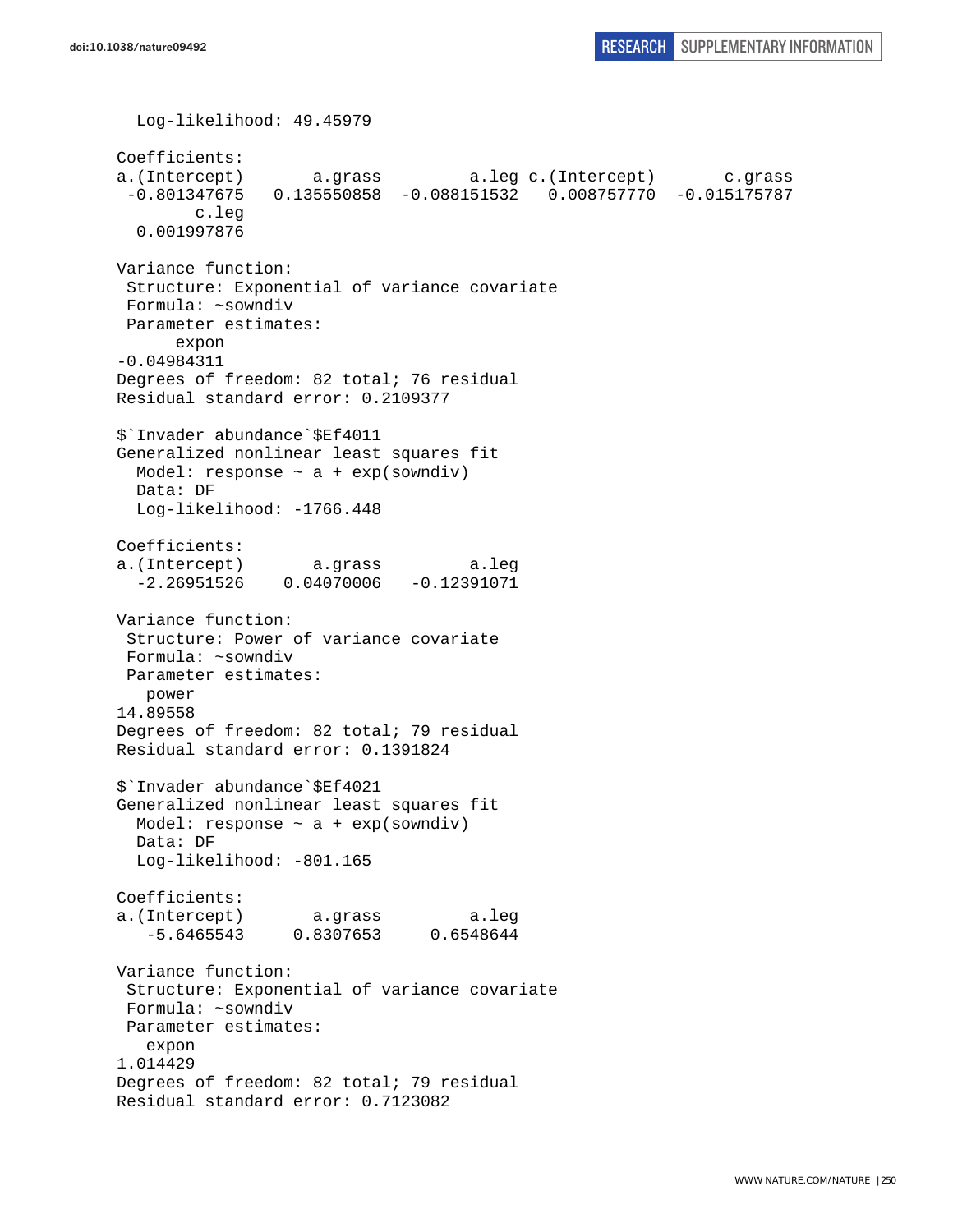```
  Log-likelihood: 49.45979

Coefficients:
a.(Intercept)       a.grass         a.leg c.(Intercept)       c.grass 
 -0.801347675   0.135550858  -0.088151532   0.008757770  -0.015175787 
        c.leg 
  0.001997876 

Variance function:
 Structure: Exponential of variance covariate
 Formula: ~sowndiv 
 Parameter estimates:
      expon 
-0.04984311 
Degrees of freedom: 82 total; 76 residual
Residual standard error: 0.2109377 

$`Invader abundance`$Ef4011
Generalized nonlinear least squares fit
  Model: response ~ a + exp(sowndiv) 
  Data: DF 
  Log-likelihood: -1766.448

Coefficients:
a.(Intercept)       a.grass         a.leg 
  -2.26951526    0.04070006   -0.12391071 

Variance function:
 Structure: Power of variance covariate
 Formula: ~sowndiv 
 Parameter estimates:
   power 
14.89558 
Degrees of freedom: 82 total; 79 residual
Residual standard error: 0.1391824 

$`Invader abundance`$Ef4021
Generalized nonlinear least squares fit
  Model: response ~ a + exp(sowndiv) 
  Data: DF 
  Log-likelihood: -801.165

Coefficients:
a.(Intercept)       a.grass         a.leg 
   -5.6465543     0.8307653     0.6548644 

Variance function:
 Structure: Exponential of variance covariate
 Formula: ~sowndiv 
 Parameter estimates:
   expon 
1.014429 
Degrees of freedom: 82 total; 79 residual
Residual standard error: 0.7123082 
```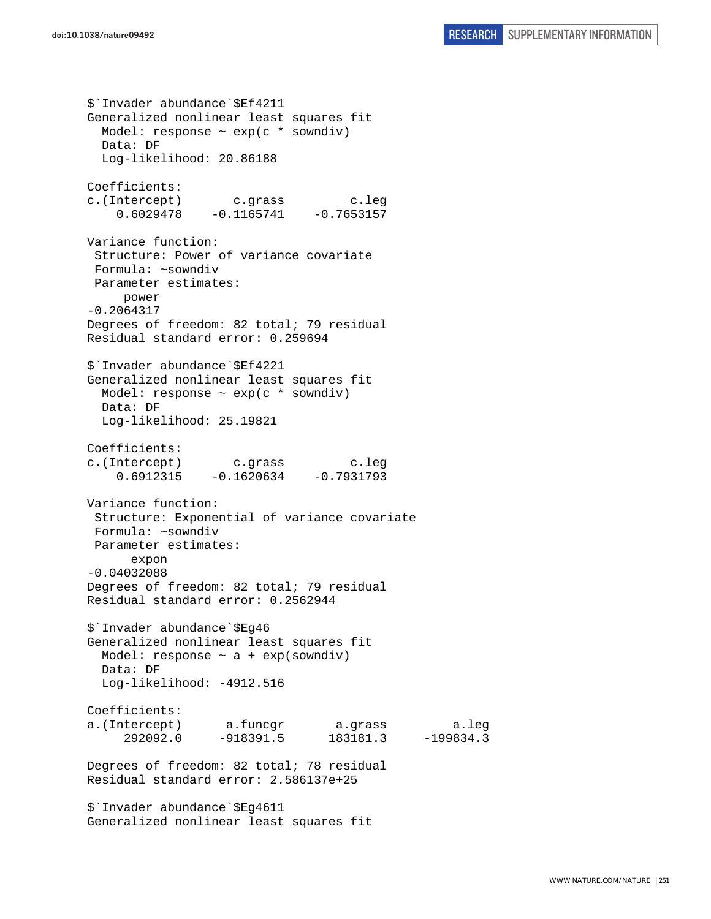```
$`Invader abundance`$Ef4211
Generalized nonlinear least squares fit
  Model: response ~ exp(c * sowndiv)
  Data: DF
  Log-likelihood: 20.86188

Coefficients:
c.(Intercept)       c.grass         c.leg
    0.6029478    -0.1165741    -0.7653157

Variance function:
 Structure: Power of variance covariate
 Formula: ~sowndiv
 Parameter estimates:
     power
-0.2064317
Degrees of freedom: 82 total; 79 residual
Residual standard error: 0.259694

$`Invader abundance`$Ef4221
Generalized nonlinear least squares fit
  Model: response ~ exp(c * sowndiv)
  Data: DF
  Log-likelihood: 25.19821

Coefficients:
c.(Intercept)       c.grass         c.leg
    0.6912315    -0.1620634    -0.7931793

Variance function:
 Structure: Exponential of variance covariate
 Formula: ~sowndiv
 Parameter estimates:
      expon
-0.04032088
Degrees of freedom: 82 total; 79 residual
Residual standard error: 0.2562944

$`Invader abundance`$Eg46
Generalized nonlinear least squares fit
  Model: response ~ a + exp(sowndiv)
  Data: DF
  Log-likelihood: -4912.516

Coefficients:
a.(Intercept)      a.funcgr       a.grass         a.leg
     292092.0     -918391.5      183181.3     -199834.3

Degrees of freedom: 82 total; 78 residual
Residual standard error: 2.586137e+25

$`Invader abundance`$Eg4611
Generalized nonlinear least squares fit
```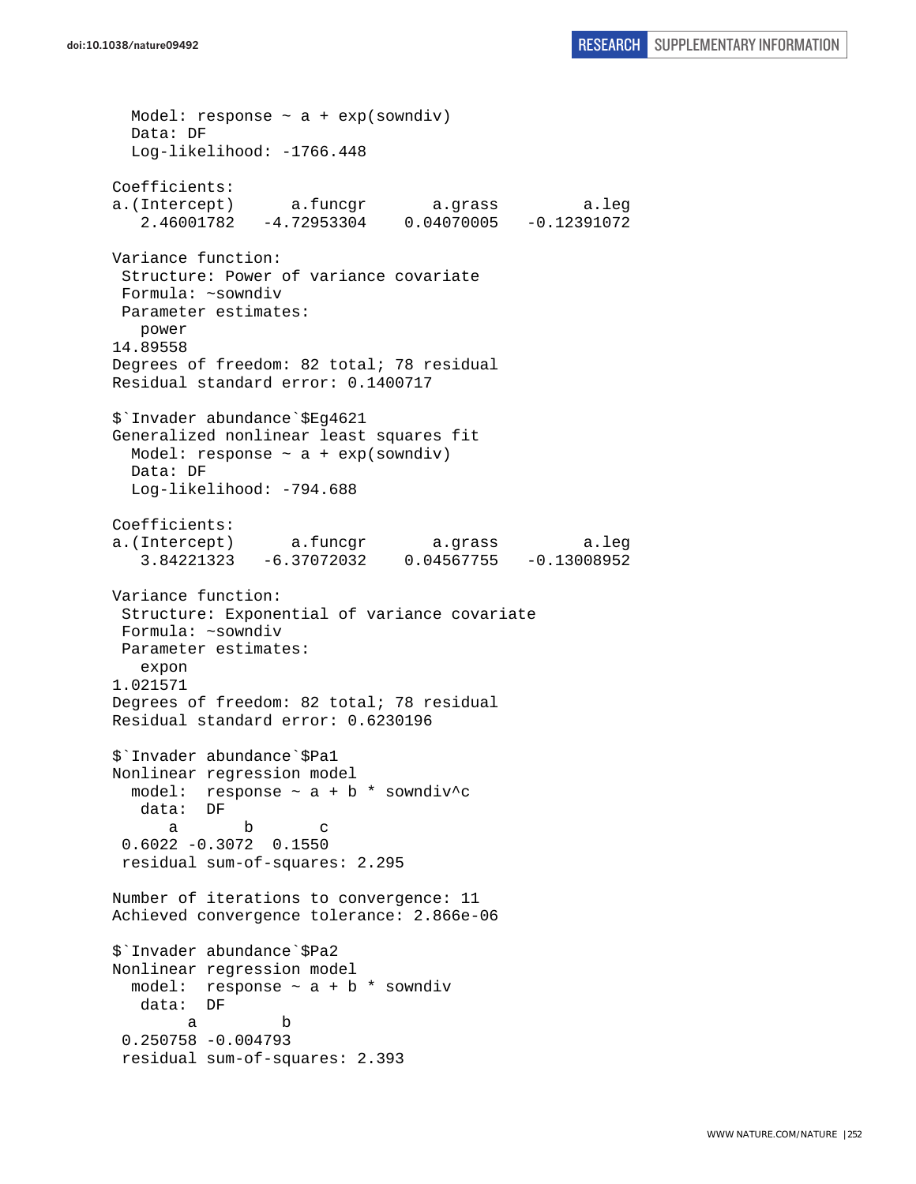```
  Model: response ~ a + exp(sowndiv)
  Data: DF
  Log-likelihood: -1766.448

Coefficients:
a.(Intercept)      a.funcgr       a.grass         a.leg
   2.46001782   -4.72953304    0.04070005   -0.12391072

Variance function:
 Structure: Power of variance covariate
 Formula: ~sowndiv
 Parameter estimates:
   power
14.89558
Degrees of freedom: 82 total; 78 residual
Residual standard error: 0.1400717

$`Invader abundance`$Eg4621
Generalized nonlinear least squares fit
  Model: response ~ a + exp(sowndiv)
  Data: DF
  Log-likelihood: -794.688

Coefficients:
a.(Intercept)      a.funcgr       a.grass         a.leg
   3.84221323   -6.37072032    0.04567755   -0.13008952

Variance function:
 Structure: Exponential of variance covariate
 Formula: ~sowndiv
 Parameter estimates:
   expon
1.021571
Degrees of freedom: 82 total; 78 residual
Residual standard error: 0.6230196

$`Invader abundance`$Pa1
Nonlinear regression model
  model:  response ~ a + b * sowndiv^c
   data:  DF
      a       b       c
 0.6022 -0.3072  0.1550
 residual sum-of-squares: 2.295

Number of iterations to convergence: 11
Achieved convergence tolerance: 2.866e-06

$`Invader abundance`$Pa2
Nonlinear regression model
  model:  response ~ a + b * sowndiv
   data:  DF
        a         b
 0.250758 -0.004793
 residual sum-of-squares: 2.393
```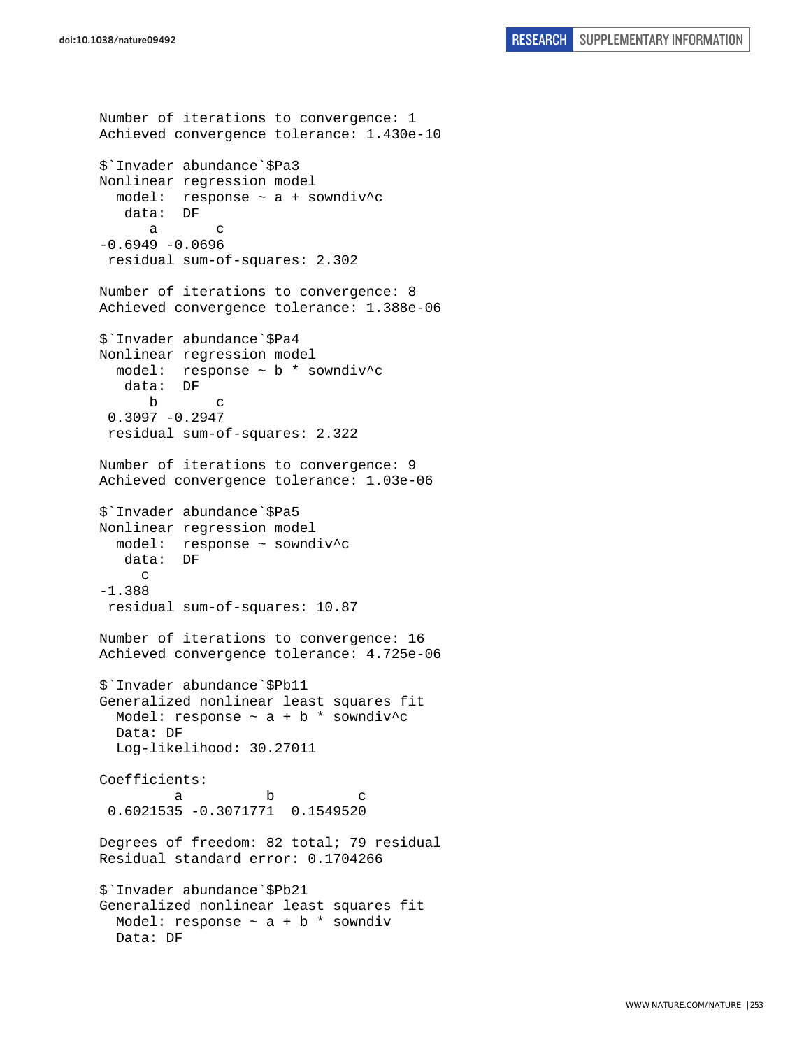```
Number of iterations to convergence: 1 
Achieved convergence tolerance: 1.430e-10 

$`Invader abundance`$Pa3
Nonlinear regression model
  model:  response ~ a + sowndiv^c 
   data:  DF 
      a       c 
-0.6949 -0.0696 
 residual sum-of-squares: 2.302

Number of iterations to convergence: 8 
Achieved convergence tolerance: 1.388e-06 

$`Invader abundance`$Pa4
Nonlinear regression model
  model:  response ~ b * sowndiv^c 
   data:  DF 
      b       c 
 0.3097 -0.2947 
 residual sum-of-squares: 2.322

Number of iterations to convergence: 9 
Achieved convergence tolerance: 1.03e-06 

$`Invader abundance`$Pa5
Nonlinear regression model
  model:  response ~ sowndiv^c 
   data:  DF 
     c 
-1.388 
 residual sum-of-squares: 10.87

Number of iterations to convergence: 16 
Achieved convergence tolerance: 4.725e-06 

$`Invader abundance`$Pb11
Generalized nonlinear least squares fit
  Model: response ~ a + b * sowndiv^c 
  Data: DF 
  Log-likelihood: 30.27011

Coefficients:
         a          b          c 
 0.6021535 -0.3071771  0.1549520 

Degrees of freedom: 82 total; 79 residual
Residual standard error: 0.1704266 

$`Invader abundance`$Pb21
Generalized nonlinear least squares fit
  Model: response ~ a + b * sowndiv 
  Data: DF 
```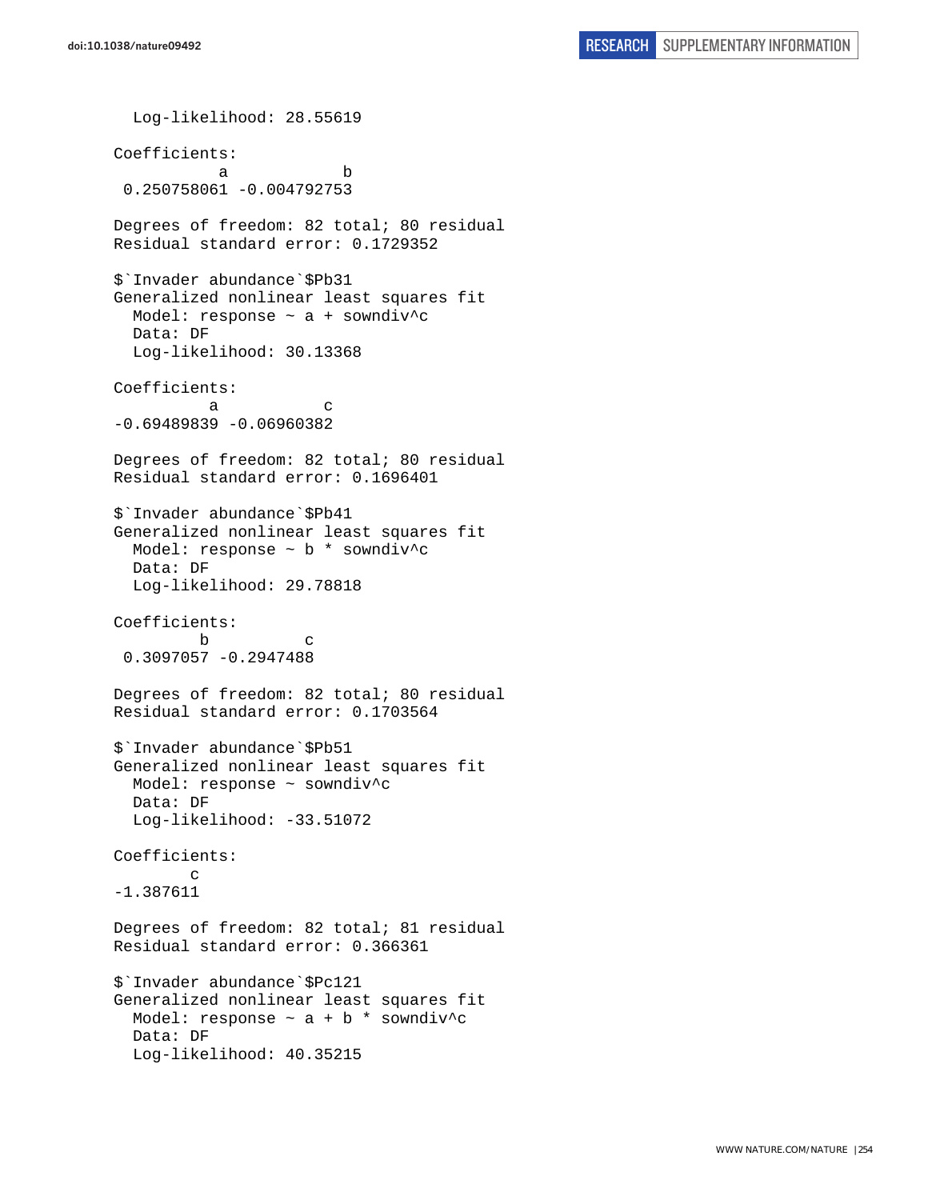```
  Log-likelihood: 28.55619

Coefficients:
          a            b 
 0.250758061 -0.004792753 

Degrees of freedom: 82 total; 80 residual
Residual standard error: 0.1729352 

$`Invader abundance`$Pb31
Generalized nonlinear least squares fit
  Model: response ~ a + sowndiv^c 
  Data: DF 
  Log-likelihood: 30.13368

Coefficients:
          a           c 
-0.69489839 -0.06960382 

Degrees of freedom: 82 total; 80 residual
Residual standard error: 0.1696401 

$`Invader abundance`$Pb41
Generalized nonlinear least squares fit
  Model: response ~ b * sowndiv^c 
  Data: DF 
  Log-likelihood: 29.78818

Coefficients:
         b          c 
 0.3097057 -0.2947488 

Degrees of freedom: 82 total; 80 residual
Residual standard error: 0.1703564 

$`Invader abundance`$Pb51
Generalized nonlinear least squares fit
  Model: response ~ sowndiv^c 
  Data: DF 
  Log-likelihood: -33.51072

Coefficients:
        c 
-1.387611 

Degrees of freedom: 82 total; 81 residual
Residual standard error: 0.366361 

$`Invader abundance`$Pc121
Generalized nonlinear least squares fit
  Model: response ~ a + b * sowndiv^c 
  Data: DF 
  Log-likelihood: 40.35215
```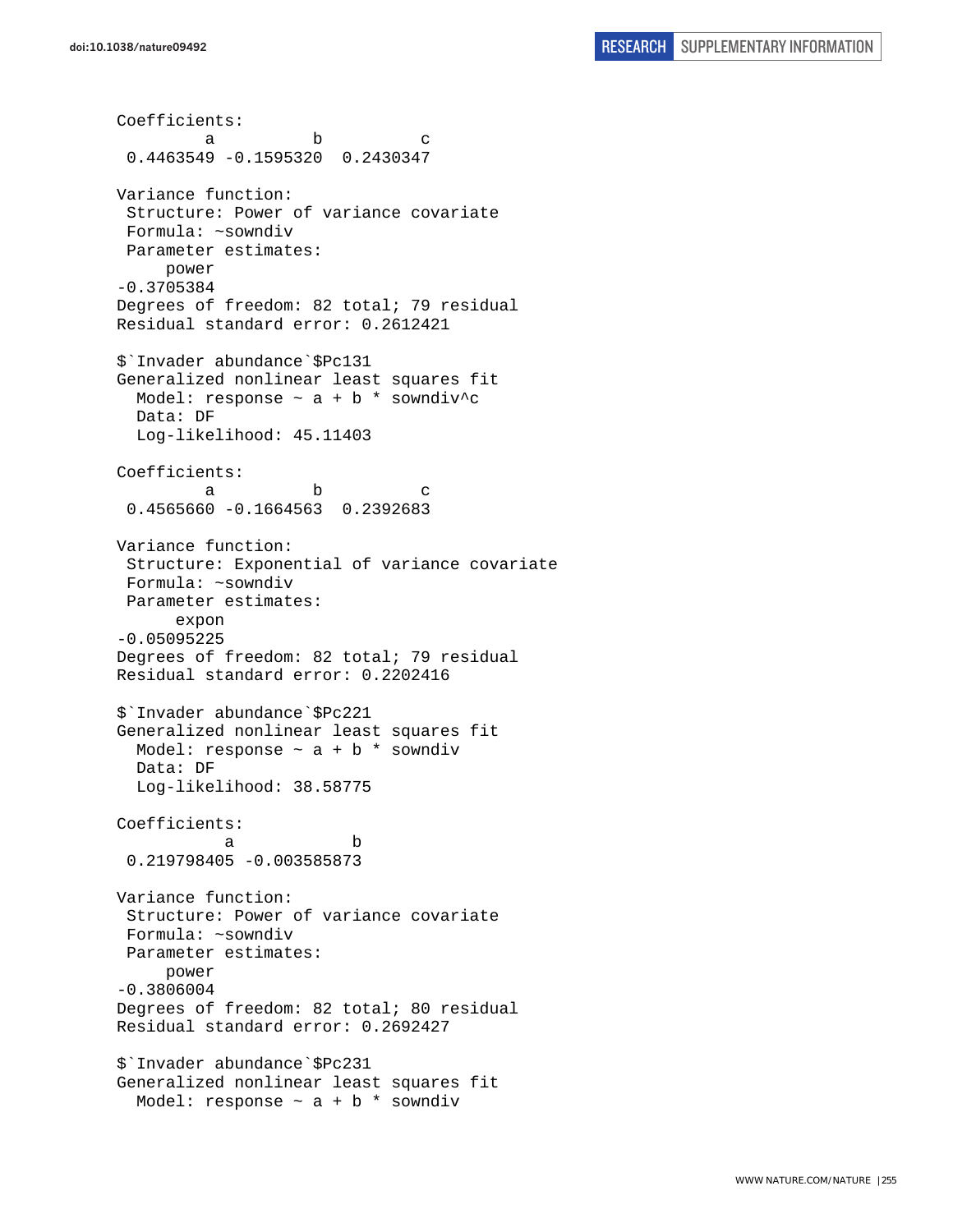```
Coefficients:
         a          b          c 
 0.4463549 -0.1595320  0.2430347 

Variance function:
 Structure: Power of variance covariate
 Formula: ~sowndiv 
 Parameter estimates:
     power 
-0.3705384 
Degrees of freedom: 82 total; 79 residual
Residual standard error: 0.2612421 

$`Invader abundance`$Pc131
Generalized nonlinear least squares fit
  Model: response ~ a + b * sowndiv^c 
  Data: DF 
  Log-likelihood: 45.11403

Coefficients:
         a          b          c 
 0.4565660 -0.1664563  0.2392683 

Variance function:
 Structure: Exponential of variance covariate
 Formula: ~sowndiv 
 Parameter estimates:
      expon 
-0.05095225 
Degrees of freedom: 82 total; 79 residual
Residual standard error: 0.2202416 

$`Invader abundance`$Pc221
Generalized nonlinear least squares fit
  Model: response ~ a + b * sowndiv 
  Data: DF 
  Log-likelihood: 38.58775

Coefficients:
           a            b 
 0.219798405 -0.003585873 

Variance function:
 Structure: Power of variance covariate
 Formula: ~sowndiv 
 Parameter estimates:
     power 
-0.3806004 
Degrees of freedom: 82 total; 80 residual
Residual standard error: 0.2692427 

$`Invader abundance`$Pc231
Generalized nonlinear least squares fit
  Model: response ~ a + b * sowndiv 
```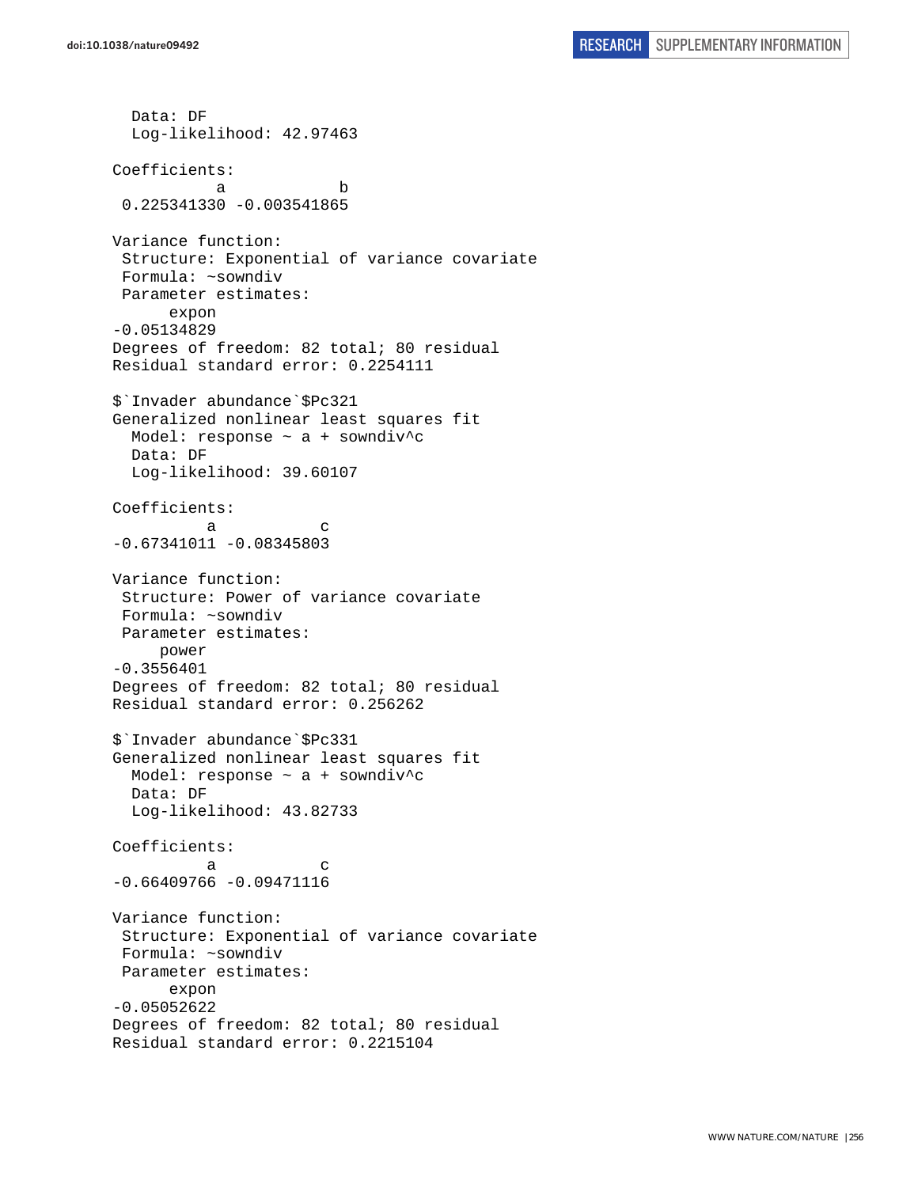```
  Data: DF
  Log-likelihood: 42.97463

Coefficients:
          a            b 
 0.225341330 -0.003541865 

Variance function:
 Structure: Exponential of variance covariate
 Formula: ~sowndiv 
 Parameter estimates:
      expon 
-0.05134829 
Degrees of freedom: 82 total; 80 residual
Residual standard error: 0.2254111 

$`Invader abundance`$Pc321
Generalized nonlinear least squares fit
  Model: response ~ a + sowndiv^c 
  Data: DF
  Log-likelihood: 39.60107

Coefficients:
          a           c 
-0.67341011 -0.08345803 

Variance function:
 Structure: Power of variance covariate
 Formula: ~sowndiv 
 Parameter estimates:
     power 
-0.3556401 
Degrees of freedom: 82 total; 80 residual
Residual standard error: 0.256262 

$`Invader abundance`$Pc331
Generalized nonlinear least squares fit
  Model: response ~ a + sowndiv^c 
  Data: DF
  Log-likelihood: 43.82733

Coefficients:
          a           c 
-0.66409766 -0.09471116 

Variance function:
 Structure: Exponential of variance covariate
 Formula: ~sowndiv 
 Parameter estimates:
      expon 
-0.05052622 
Degrees of freedom: 82 total; 80 residual
Residual standard error: 0.2215104 
```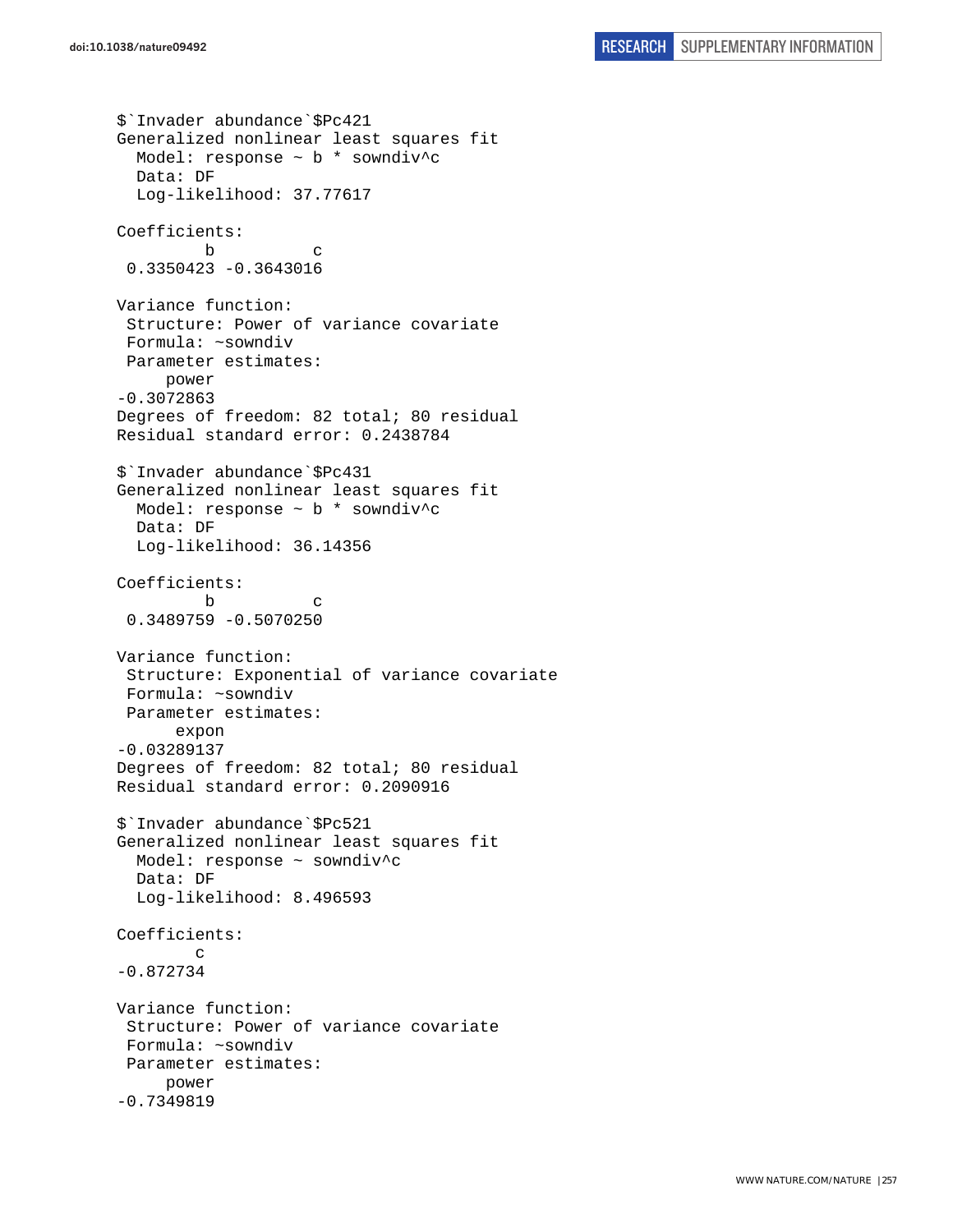```
$`Invader abundance`$Pc421
Generalized nonlinear least squares fit
  Model: response ~ b * sowndiv^c
  Data: DF
  Log-likelihood: 37.77617

Coefficients:
         b          c
 0.3350423 -0.3643016

Variance function:
 Structure: Power of variance covariate
 Formula: ~sowndiv
 Parameter estimates:
     power
-0.3072863
Degrees of freedom: 82 total; 80 residual
Residual standard error: 0.2438784

$`Invader abundance`$Pc431
Generalized nonlinear least squares fit
  Model: response ~ b * sowndiv^c
  Data: DF
  Log-likelihood: 36.14356

Coefficients:
         b          c
 0.3489759 -0.5070250

Variance function:
 Structure: Exponential of variance covariate
 Formula: ~sowndiv
 Parameter estimates:
      expon
-0.03289137
Degrees of freedom: 82 total; 80 residual
Residual standard error: 0.2090916

$`Invader abundance`$Pc521
Generalized nonlinear least squares fit
  Model: response ~ sowndiv^c
  Data: DF
  Log-likelihood: 8.496593

Coefficients:
        c
-0.872734

Variance function:
 Structure: Power of variance covariate
 Formula: ~sowndiv
 Parameter estimates:
     power
-0.7349819
```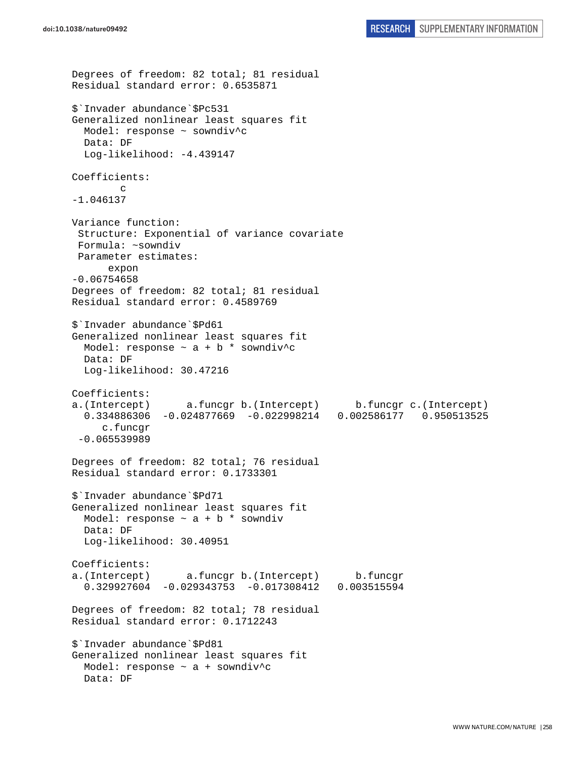```
Degrees of freedom: 82 total; 81 residual
Residual standard error: 0.6535871 

$`Invader abundance`$Pc531
Generalized nonlinear least squares fit
  Model: response ~ sowndiv^c 
  Data: DF 
  Log-likelihood: -4.439147

Coefficients:
        c 
-1.046137 

Variance function:
 Structure: Exponential of variance covariate
 Formula: ~sowndiv 
 Parameter estimates:
      expon 
-0.06754658 
Degrees of freedom: 82 total; 81 residual
Residual standard error: 0.4589769 

$`Invader abundance`$Pd61
Generalized nonlinear least squares fit
  Model: response ~ a + b * sowndiv^c 
  Data: DF 
  Log-likelihood: 30.47216

Coefficients:
a.(Intercept)      a.funcgr b.(Intercept)      b.funcgr c.(Intercept) 
  0.334886306  -0.024877669  -0.022998214   0.002586177   0.950513525 
     c.funcgr 
 -0.065539989 

Degrees of freedom: 82 total; 76 residual
Residual standard error: 0.1733301 

$`Invader abundance`$Pd71
Generalized nonlinear least squares fit
  Model: response ~ a + b * sowndiv 
  Data: DF 
  Log-likelihood: 30.40951

Coefficients:
a.(Intercept)      a.funcgr b.(Intercept)      b.funcgr 
  0.329927604  -0.029343753  -0.017308412   0.003515594 

Degrees of freedom: 82 total; 78 residual
Residual standard error: 0.1712243 

$`Invader abundance`$Pd81
Generalized nonlinear least squares fit
  Model: response ~ a + sowndiv^c 
  Data: DF 
```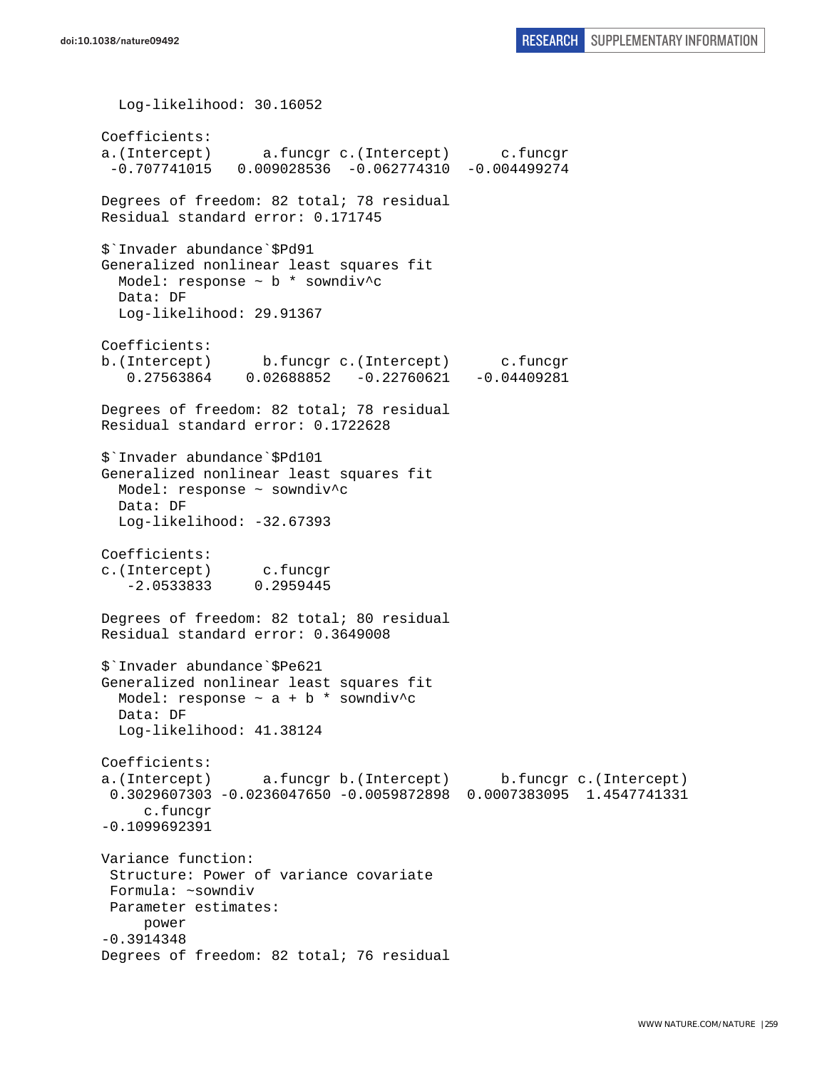```
  Log-likelihood: 30.16052

Coefficients:
a.(Intercept)      a.funcgr c.(Intercept)      c.funcgr 
 -0.707741015   0.009028536  -0.062774310  -0.004499274 

Degrees of freedom: 82 total; 78 residual
Residual standard error: 0.171745 

$`Invader abundance`$Pd91
Generalized nonlinear least squares fit
  Model: response ~ b * sowndiv^c 
  Data: DF 
  Log-likelihood: 29.91367

Coefficients:
b.(Intercept)      b.funcgr c.(Intercept)      c.funcgr 
   0.27563864    0.02688852   -0.22760621   -0.04409281 

Degrees of freedom: 82 total; 78 residual
Residual standard error: 0.1722628 

$`Invader abundance`$Pd101
Generalized nonlinear least squares fit
  Model: response ~ sowndiv^c 
  Data: DF 
  Log-likelihood: -32.67393

Coefficients:
c.(Intercept)      c.funcgr 
   -2.0533833     0.2959445 

Degrees of freedom: 82 total; 80 residual
Residual standard error: 0.3649008 

$`Invader abundance`$Pe621
Generalized nonlinear least squares fit
  Model: response ~ a + b * sowndiv^c 
  Data: DF 
  Log-likelihood: 41.38124

Coefficients:
a.(Intercept)      a.funcgr b.(Intercept)      b.funcgr c.(Intercept) 
 0.3029607303 -0.0236047650 -0.0059872898  0.0007383095  1.4547741331 
     c.funcgr 
-0.1099692391 

Variance function:
 Structure: Power of variance covariate
 Formula: ~sowndiv 
 Parameter estimates:
     power 
-0.3914348 
Degrees of freedom: 82 total; 76 residual
```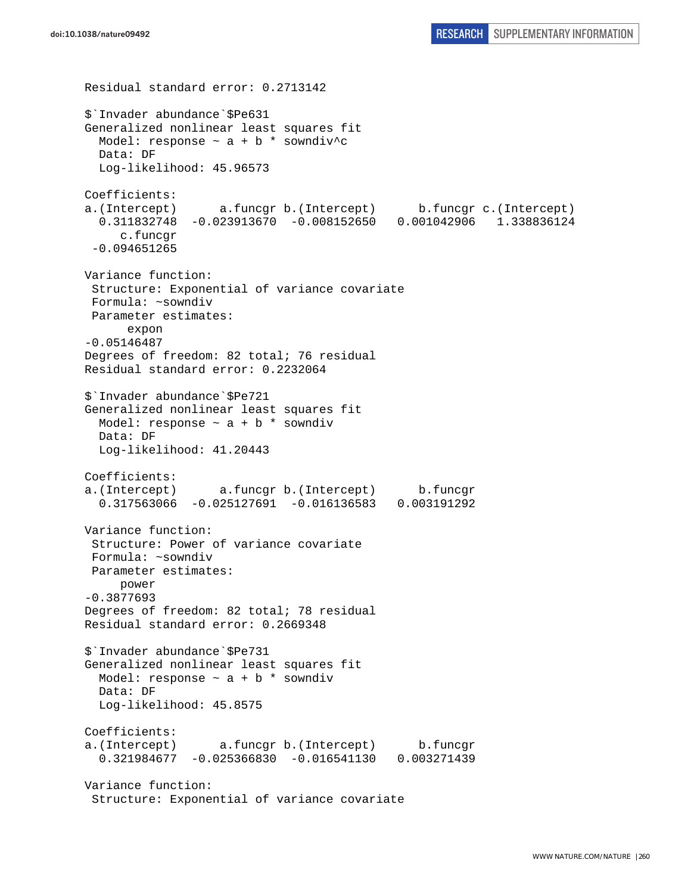```
Residual standard error: 0.2713142

$`Invader abundance`$Pe631
Generalized nonlinear least squares fit
  Model: response ~ a + b * sowndiv^c
  Data: DF
  Log-likelihood: 45.96573

Coefficients:
a.(Intercept)      a.funcgr b.(Intercept)      b.funcgr c.(Intercept)
  0.311832748  -0.023913670  -0.008152650   0.001042906   1.338836124
     c.funcgr
 -0.094651265

Variance function:
 Structure: Exponential of variance covariate
 Formula: ~sowndiv
 Parameter estimates:
      expon
-0.05146487
Degrees of freedom: 82 total; 76 residual
Residual standard error: 0.2232064

$`Invader abundance`$Pe721
Generalized nonlinear least squares fit
  Model: response ~ a + b * sowndiv
  Data: DF
  Log-likelihood: 41.20443

Coefficients:
a.(Intercept)      a.funcgr b.(Intercept)      b.funcgr
  0.317563066  -0.025127691  -0.016136583   0.003191292

Variance function:
 Structure: Power of variance covariate
 Formula: ~sowndiv
 Parameter estimates:
     power
-0.3877693
Degrees of freedom: 82 total; 78 residual
Residual standard error: 0.2669348

$`Invader abundance`$Pe731
Generalized nonlinear least squares fit
  Model: response ~ a + b * sowndiv
  Data: DF
  Log-likelihood: 45.8575

Coefficients:
a.(Intercept)      a.funcgr b.(Intercept)      b.funcgr
  0.321984677  -0.025366830  -0.016541130   0.003271439

Variance function:
 Structure: Exponential of variance covariate
```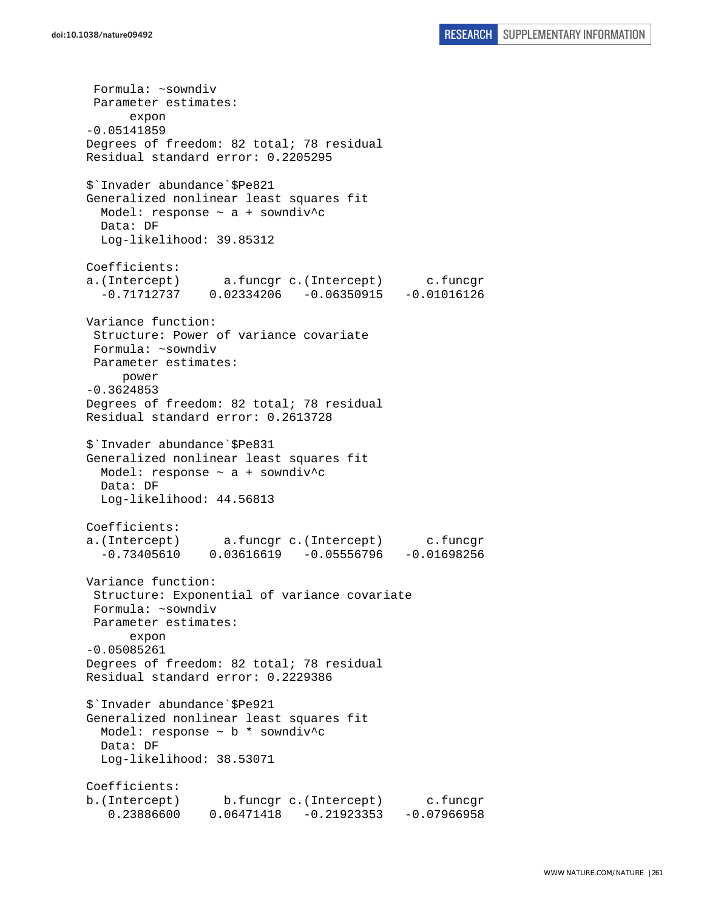```
 Formula: ~sowndiv
 Parameter estimates:
      expon
-0.05141859
Degrees of freedom: 82 total; 78 residual
Residual standard error: 0.2205295

$`Invader abundance`$Pe821
Generalized nonlinear least squares fit
  Model: response ~ a + sowndiv^c
  Data: DF
  Log-likelihood: 39.85312

Coefficients:
a.(Intercept)      a.funcgr c.(Intercept)      c.funcgr
  -0.71712737    0.02334206   -0.06350915   -0.01016126

Variance function:
 Structure: Power of variance covariate
 Formula: ~sowndiv
 Parameter estimates:
     power
-0.3624853
Degrees of freedom: 82 total; 78 residual
Residual standard error: 0.2613728

$`Invader abundance`$Pe831
Generalized nonlinear least squares fit
  Model: response ~ a + sowndiv^c
  Data: DF
  Log-likelihood: 44.56813

Coefficients:
a.(Intercept)      a.funcgr c.(Intercept)      c.funcgr
  -0.73405610    0.03616619   -0.05556796   -0.01698256

Variance function:
 Structure: Exponential of variance covariate
 Formula: ~sowndiv
 Parameter estimates:
      expon
-0.05085261
Degrees of freedom: 82 total; 78 residual
Residual standard error: 0.2229386

$`Invader abundance`$Pe921
Generalized nonlinear least squares fit
  Model: response ~ b * sowndiv^c
  Data: DF
  Log-likelihood: 38.53071

Coefficients:
b.(Intercept)      b.funcgr c.(Intercept)      c.funcgr
   0.23886600    0.06471418   -0.21923353   -0.07966958
```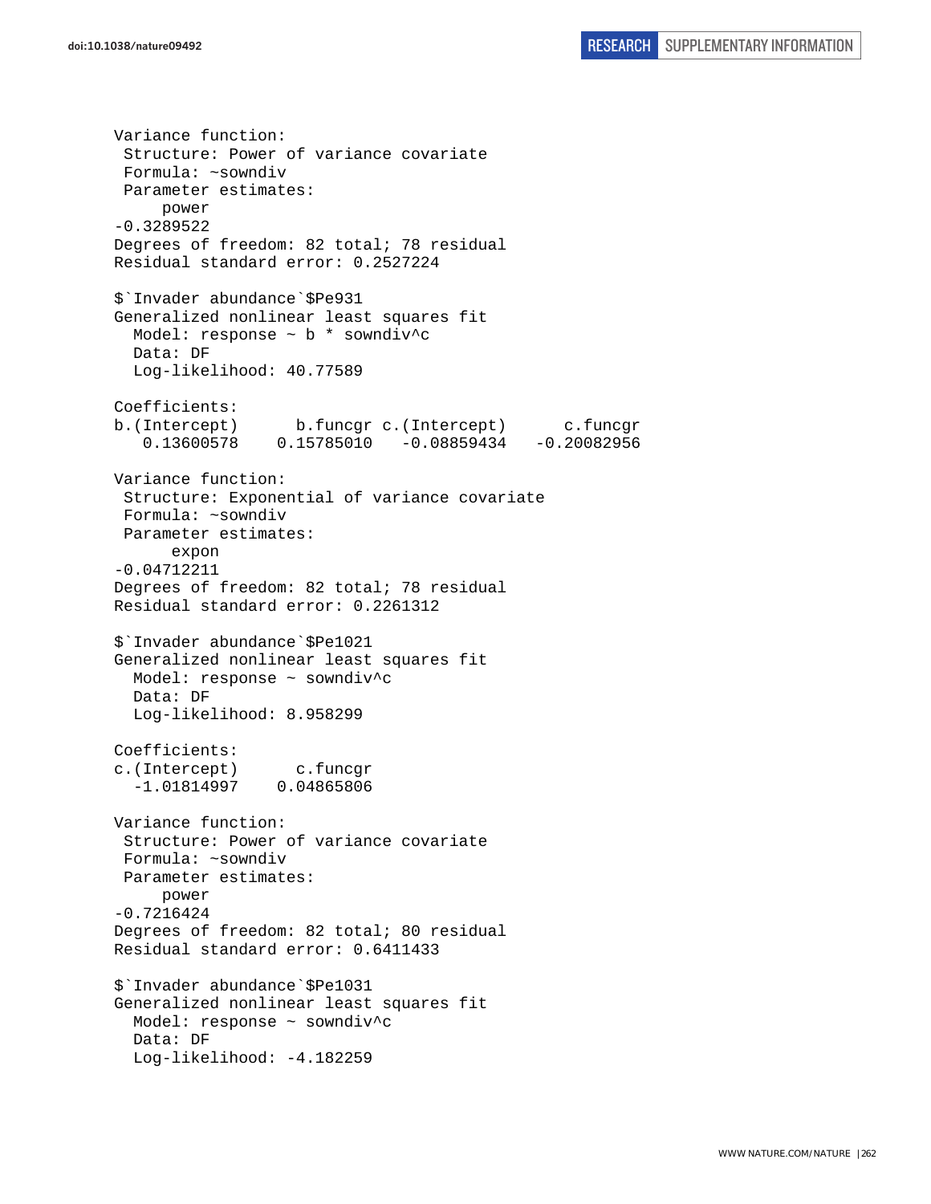```
Variance function:
 Structure: Power of variance covariate
 Formula: ~sowndiv 
 Parameter estimates:
     power 
-0.3289522 
Degrees of freedom: 82 total; 78 residual
Residual standard error: 0.2527224 

$`Invader abundance`$Pe931
Generalized nonlinear least squares fit
  Model: response ~ b * sowndiv^c 
  Data: DF 
  Log-likelihood: 40.77589

Coefficients:
b.(Intercept)      b.funcgr c.(Intercept)      c.funcgr 
   0.13600578    0.15785010   -0.08859434   -0.20082956 

Variance function:
 Structure: Exponential of variance covariate
 Formula: ~sowndiv 
 Parameter estimates:
      expon 
-0.04712211 
Degrees of freedom: 82 total; 78 residual
Residual standard error: 0.2261312 

$`Invader abundance`$Pe1021
Generalized nonlinear least squares fit
  Model: response ~ sowndiv^c 
  Data: DF 
  Log-likelihood: 8.958299

Coefficients:
c.(Intercept)      c.funcgr 
  -1.01814997    0.04865806 

Variance function:
 Structure: Power of variance covariate
 Formula: ~sowndiv 
 Parameter estimates:
     power 
-0.7216424 
Degrees of freedom: 82 total; 80 residual
Residual standard error: 0.6411433 

$`Invader abundance`$Pe1031
Generalized nonlinear least squares fit
  Model: response ~ sowndiv^c 
  Data: DF 
  Log-likelihood: -4.182259
```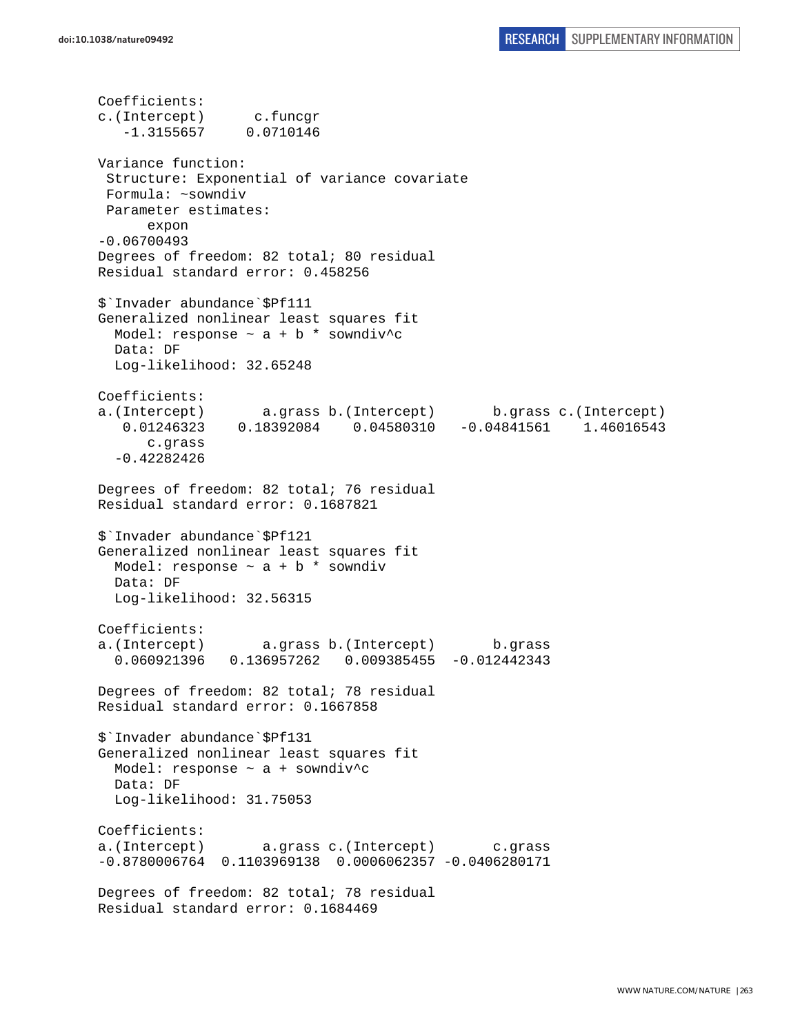```
Coefficients:
c.(Intercept)      c.funcgr
   -1.3155657     0.0710146

Variance function:
 Structure: Exponential of variance covariate
 Formula: ~sowndiv
 Parameter estimates:
      expon
-0.06700493
Degrees of freedom: 82 total; 80 residual
Residual standard error: 0.458256

$`Invader abundance`$Pf111
Generalized nonlinear least squares fit
  Model: response ~ a + b * sowndiv^c
  Data: DF
  Log-likelihood: 32.65248

Coefficients:
a.(Intercept)       a.grass b.(Intercept)       b.grass c.(Intercept)
   0.01246323    0.18392084    0.04580310   -0.04841561    1.46016543
      c.grass
  -0.42282426

Degrees of freedom: 82 total; 76 residual
Residual standard error: 0.1687821

$`Invader abundance`$Pf121
Generalized nonlinear least squares fit
  Model: response ~ a + b * sowndiv
  Data: DF
  Log-likelihood: 32.56315

Coefficients:
a.(Intercept)       a.grass b.(Intercept)       b.grass
  0.060921396   0.136957262   0.009385455  -0.012442343

Degrees of freedom: 82 total; 78 residual
Residual standard error: 0.1667858

$`Invader abundance`$Pf131
Generalized nonlinear least squares fit
  Model: response ~ a + sowndiv^c
  Data: DF
  Log-likelihood: 31.75053

Coefficients:
a.(Intercept)       a.grass c.(Intercept)       c.grass
-0.8780006764  0.1103969138  0.0006062357 -0.0406280171

Degrees of freedom: 82 total; 78 residual
Residual standard error: 0.1684469
```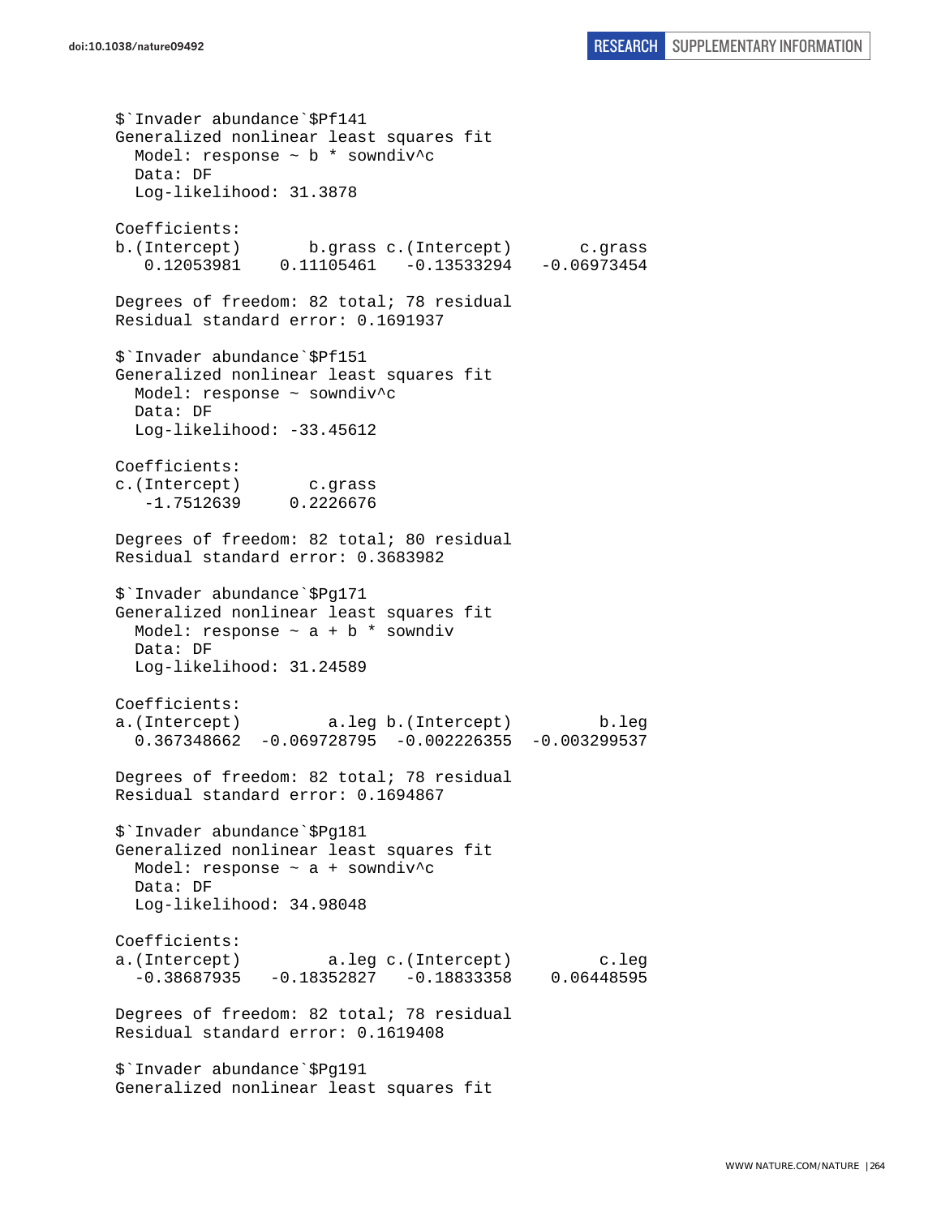```
$`Invader abundance`$Pf141
Generalized nonlinear least squares fit
  Model: response ~ b * sowndiv^c
  Data: DF
  Log-likelihood: 31.3878

Coefficients:
b.(Intercept)       b.grass c.(Intercept)       c.grass
   0.12053981    0.11105461   -0.13533294   -0.06973454

Degrees of freedom: 82 total; 78 residual
Residual standard error: 0.1691937

$`Invader abundance`$Pf151
Generalized nonlinear least squares fit
  Model: response ~ sowndiv^c
  Data: DF
  Log-likelihood: -33.45612

Coefficients:
c.(Intercept)       c.grass
   -1.7512639     0.2226676

Degrees of freedom: 82 total; 80 residual
Residual standard error: 0.3683982

$`Invader abundance`$Pg171
Generalized nonlinear least squares fit
  Model: response ~ a + b * sowndiv
  Data: DF
  Log-likelihood: 31.24589

Coefficients:
a.(Intercept)         a.leg b.(Intercept)         b.leg
  0.367348662  -0.069728795  -0.002226355  -0.003299537

Degrees of freedom: 82 total; 78 residual
Residual standard error: 0.1694867

$`Invader abundance`$Pg181
Generalized nonlinear least squares fit
  Model: response ~ a + sowndiv^c
  Data: DF
  Log-likelihood: 34.98048

Coefficients:
a.(Intercept)         a.leg c.(Intercept)         c.leg
  -0.38687935   -0.18352827   -0.18833358    0.06448595

Degrees of freedom: 82 total; 78 residual
Residual standard error: 0.1619408

$`Invader abundance`$Pg191
Generalized nonlinear least squares fit
```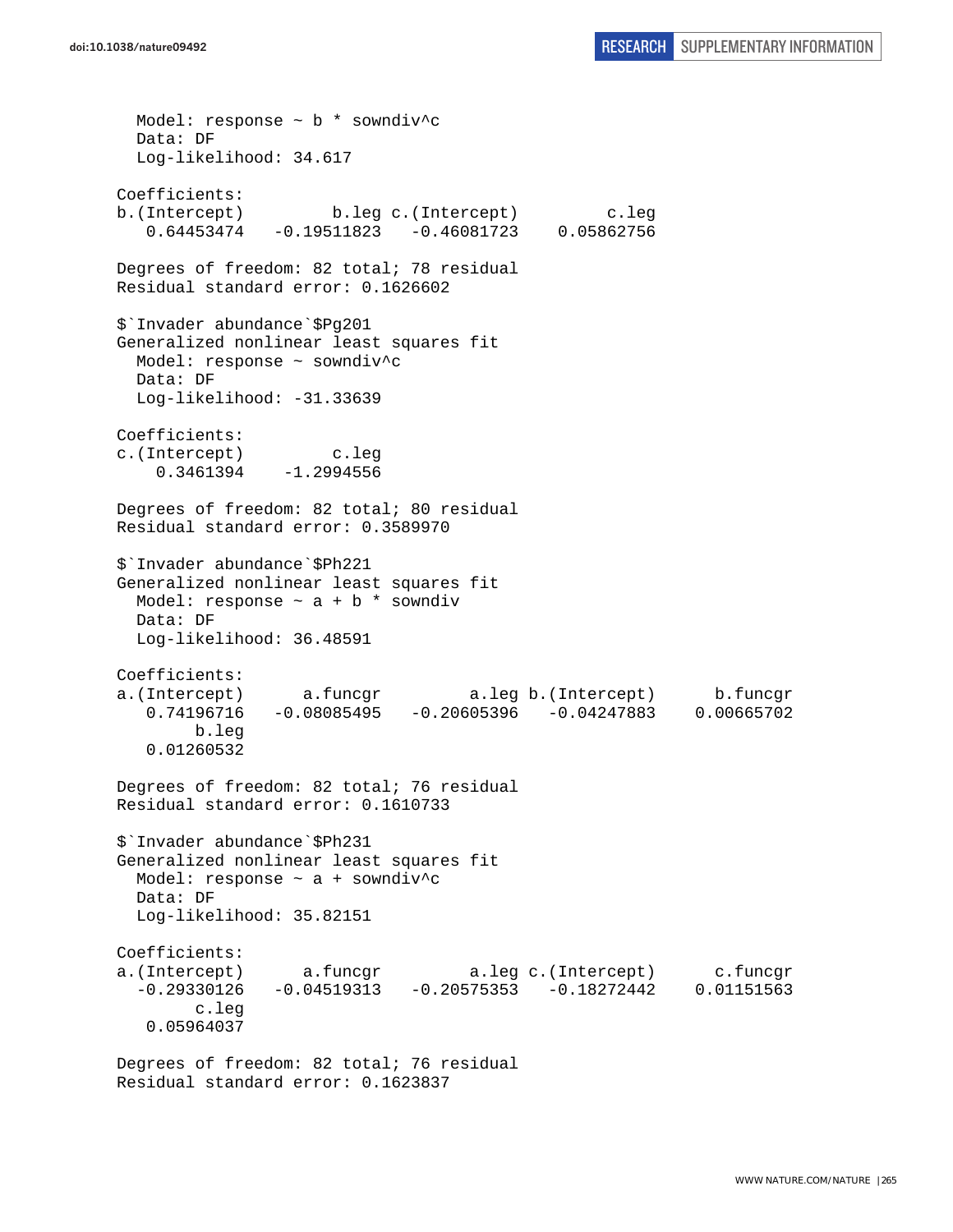```
  Model: response ~ b * sowndiv^c
  Data: DF
  Log-likelihood: 34.617

Coefficients:
b.(Intercept)         b.leg c.(Intercept)         c.leg
   0.64453474   -0.19511823   -0.46081723    0.05862756

Degrees of freedom: 82 total; 78 residual
Residual standard error: 0.1626602

$`Invader abundance`$Pg201
Generalized nonlinear least squares fit
  Model: response ~ sowndiv^c
  Data: DF
  Log-likelihood: -31.33639

Coefficients:
c.(Intercept)         c.leg
    0.3461394    -1.2994556

Degrees of freedom: 82 total; 80 residual
Residual standard error: 0.3589970

$`Invader abundance`$Ph221
Generalized nonlinear least squares fit
  Model: response ~ a + b * sowndiv
  Data: DF
  Log-likelihood: 36.48591

Coefficients:
a.(Intercept)      a.funcgr         a.leg b.(Intercept)      b.funcgr
   0.74196716   -0.08085495   -0.20605396   -0.04247883    0.00665702
        b.leg
   0.01260532

Degrees of freedom: 82 total; 76 residual
Residual standard error: 0.1610733

$`Invader abundance`$Ph231
Generalized nonlinear least squares fit
  Model: response ~ a + sowndiv^c
  Data: DF
  Log-likelihood: 35.82151

Coefficients:
a.(Intercept)      a.funcgr         a.leg c.(Intercept)      c.funcgr
  -0.29330126   -0.04519313   -0.20575353   -0.18272442    0.01151563
        c.leg
   0.05964037

Degrees of freedom: 82 total; 76 residual
Residual standard error: 0.1623837
```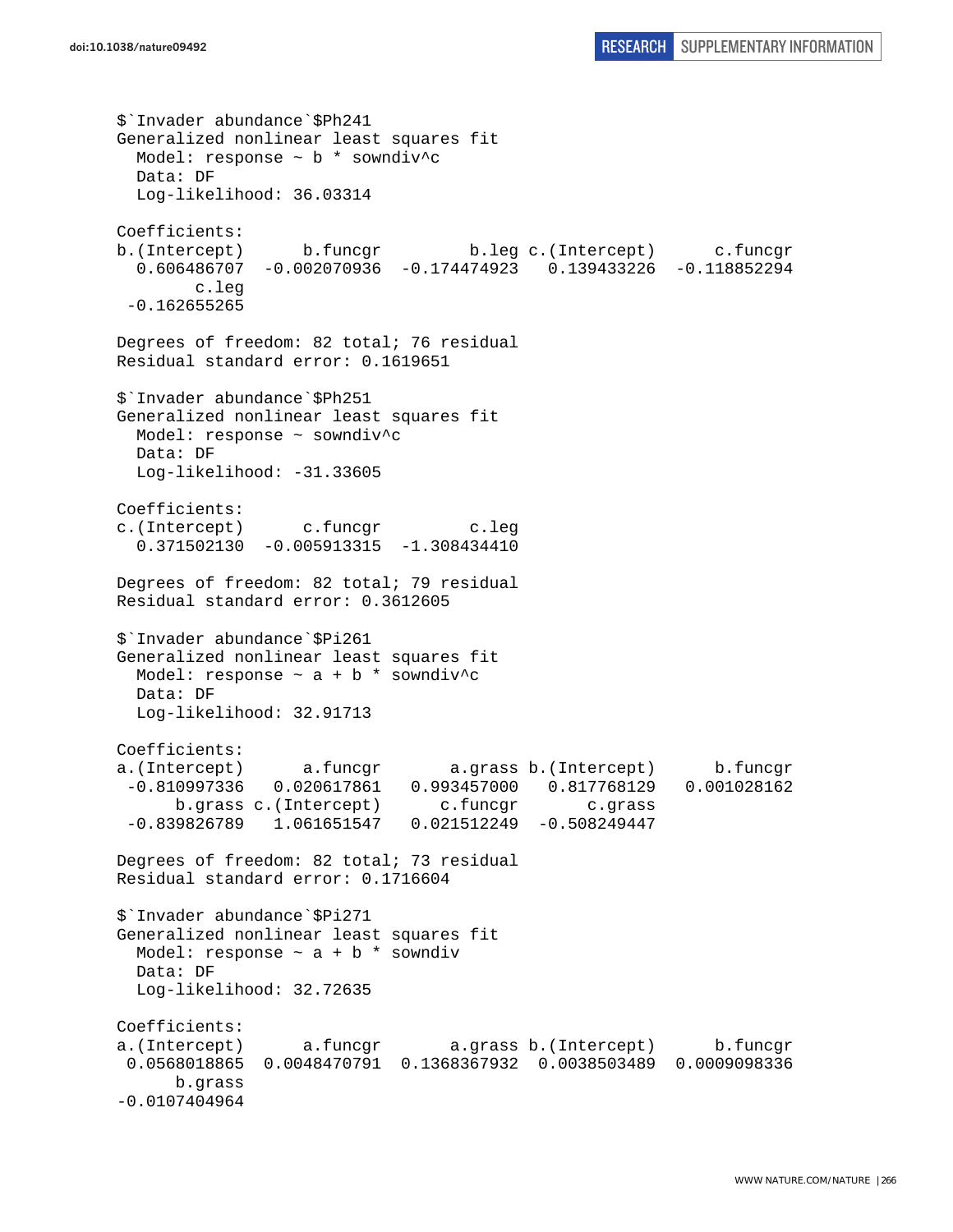```
$`Invader abundance`$Ph241
Generalized nonlinear least squares fit
  Model: response ~ b * sowndiv^c
  Data: DF
  Log-likelihood: 36.03314

Coefficients:
b.(Intercept)      b.funcgr         b.leg c.(Intercept)      c.funcgr
  0.606486707  -0.002070936  -0.174474923   0.139433226  -0.118852294
        c.leg
 -0.162655265

Degrees of freedom: 82 total; 76 residual
Residual standard error: 0.1619651

$`Invader abundance`$Ph251
Generalized nonlinear least squares fit
  Model: response ~ sowndiv^c
  Data: DF
  Log-likelihood: -31.33605

Coefficients:
c.(Intercept)      c.funcgr         c.leg
  0.371502130  -0.005913315  -1.308434410

Degrees of freedom: 82 total; 79 residual
Residual standard error: 0.3612605

$`Invader abundance`$Pi261
Generalized nonlinear least squares fit
  Model: response ~ a + b * sowndiv^c
  Data: DF
  Log-likelihood: 32.91713

Coefficients:
a.(Intercept)      a.funcgr       a.grass b.(Intercept)      b.funcgr
 -0.810997336   0.020617861   0.993457000   0.817768129   0.001028162
      b.grass c.(Intercept)      c.funcgr       c.grass
 -0.839826789   1.061651547   0.021512249  -0.508249447

Degrees of freedom: 82 total; 73 residual
Residual standard error: 0.1716604

$`Invader abundance`$Pi271
Generalized nonlinear least squares fit
  Model: response ~ a + b * sowndiv
  Data: DF
  Log-likelihood: 32.72635

Coefficients:
a.(Intercept)      a.funcgr       a.grass b.(Intercept)      b.funcgr
 0.0568018865  0.0048470791  0.1368367932  0.0038503489  0.0009098336
      b.grass
-0.0107404964
```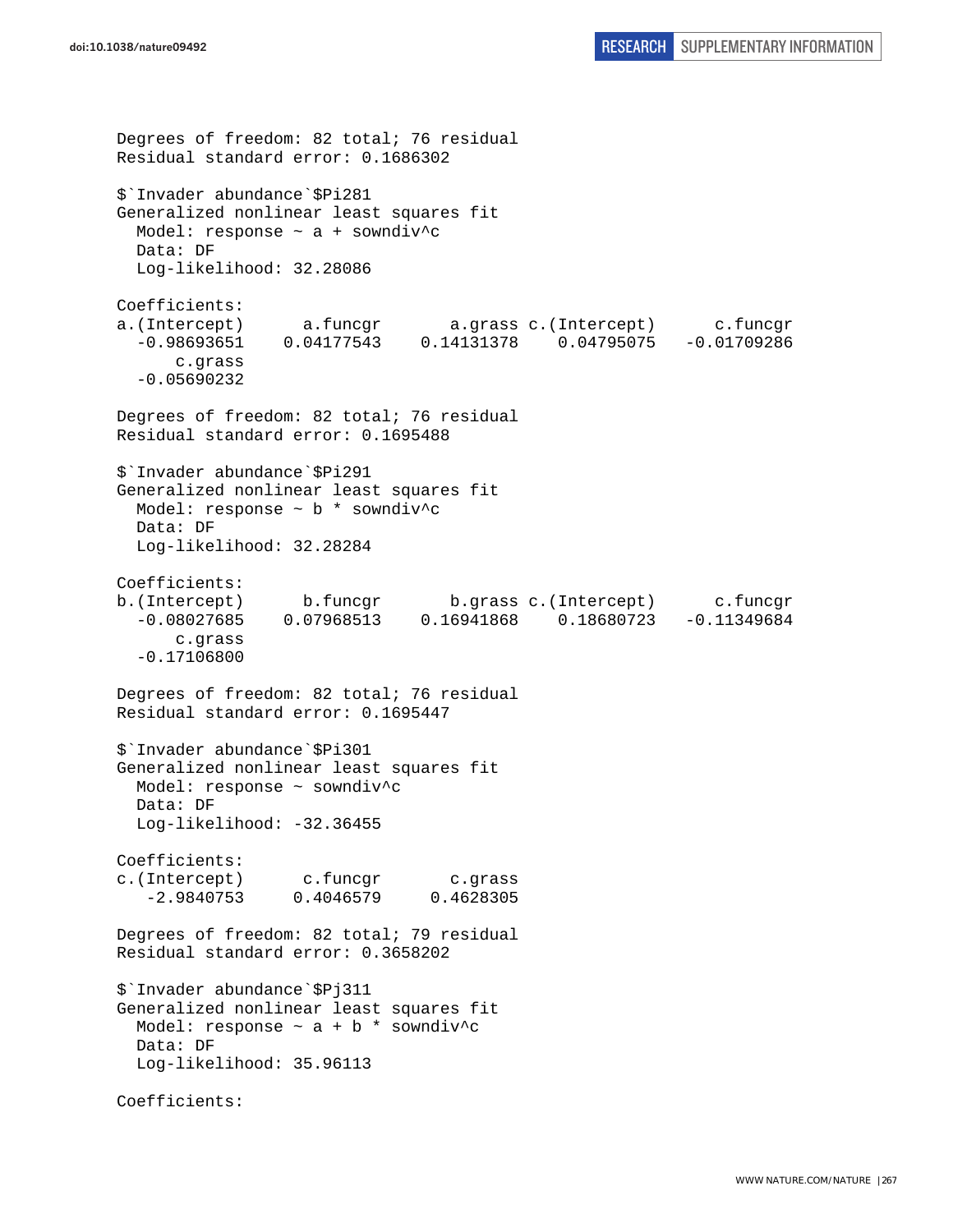```
Degrees of freedom: 82 total; 76 residual
Residual standard error: 0.1686302

$`Invader abundance`$Pi281
Generalized nonlinear least squares fit
  Model: response ~ a + sowndiv^c
  Data: DF
  Log-likelihood: 32.28086

Coefficients:
a.(Intercept)      a.funcgr       a.grass c.(Intercept)      c.funcgr
  -0.98693651    0.04177543    0.14131378    0.04795075   -0.01709286
      c.grass
  -0.05690232

Degrees of freedom: 82 total; 76 residual
Residual standard error: 0.1695488

$`Invader abundance`$Pi291
Generalized nonlinear least squares fit
  Model: response ~ b * sowndiv^c
  Data: DF
  Log-likelihood: 32.28284

Coefficients:
b.(Intercept)      b.funcgr       b.grass c.(Intercept)      c.funcgr
  -0.08027685    0.07968513    0.16941868    0.18680723   -0.11349684
      c.grass
  -0.17106800

Degrees of freedom: 82 total; 76 residual
Residual standard error: 0.1695447

$`Invader abundance`$Pi301
Generalized nonlinear least squares fit
  Model: response ~ sowndiv^c
  Data: DF
  Log-likelihood: -32.36455

Coefficients:
c.(Intercept)      c.funcgr       c.grass
   -2.9840753     0.4046579     0.4628305

Degrees of freedom: 82 total; 79 residual
Residual standard error: 0.3658202

$`Invader abundance`$Pj311
Generalized nonlinear least squares fit
  Model: response ~ a + b * sowndiv^c
  Data: DF
  Log-likelihood: 35.96113

Coefficients:
```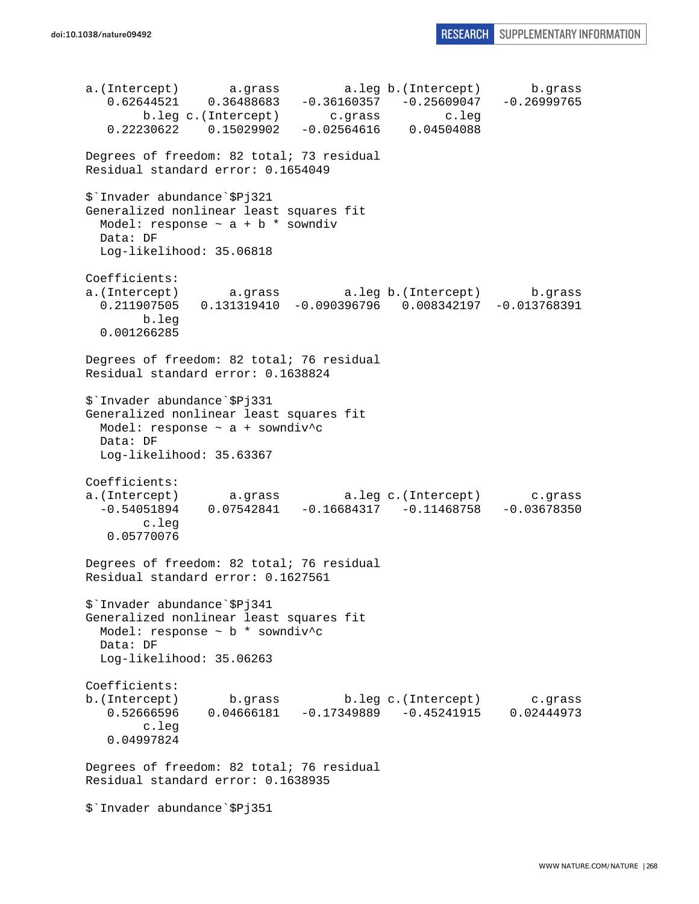```
a.(Intercept)       a.grass         a.leg b.(Intercept)       b.grass 
   0.62644521    0.36488683   -0.36160357   -0.25609047   -0.26999765 
        b.leg c.(Intercept)       c.grass         c.leg 
   0.22230622    0.15029902   -0.02564616    0.04504088 

Degrees of freedom: 82 total; 73 residual
Residual standard error: 0.1654049 

$`Invader abundance`$Pj321
Generalized nonlinear least squares fit
  Model: response ~ a + b * sowndiv 
  Data: DF 
  Log-likelihood: 35.06818

Coefficients:
a.(Intercept)       a.grass         a.leg b.(Intercept)       b.grass 
  0.211907505   0.131319410  -0.090396796   0.008342197  -0.013768391 
        b.leg 
  0.001266285 

Degrees of freedom: 82 total; 76 residual
Residual standard error: 0.1638824 

$`Invader abundance`$Pj331
Generalized nonlinear least squares fit
  Model: response ~ a + sowndiv^c 
  Data: DF 
  Log-likelihood: 35.63367

Coefficients:
a.(Intercept)       a.grass         a.leg c.(Intercept)       c.grass 
  -0.54051894    0.07542841   -0.16684317   -0.11468758   -0.03678350 
        c.leg 
   0.05770076 

Degrees of freedom: 82 total; 76 residual
Residual standard error: 0.1627561 

$`Invader abundance`$Pj341
Generalized nonlinear least squares fit
  Model: response ~ b * sowndiv^c 
  Data: DF 
  Log-likelihood: 35.06263

Coefficients:
b.(Intercept)       b.grass         b.leg c.(Intercept)       c.grass 
   0.52666596    0.04666181   -0.17349889   -0.45241915    0.02444973 
        c.leg 
   0.04997824 

Degrees of freedom: 82 total; 76 residual
Residual standard error: 0.1638935 

$`Invader abundance`$Pj351
```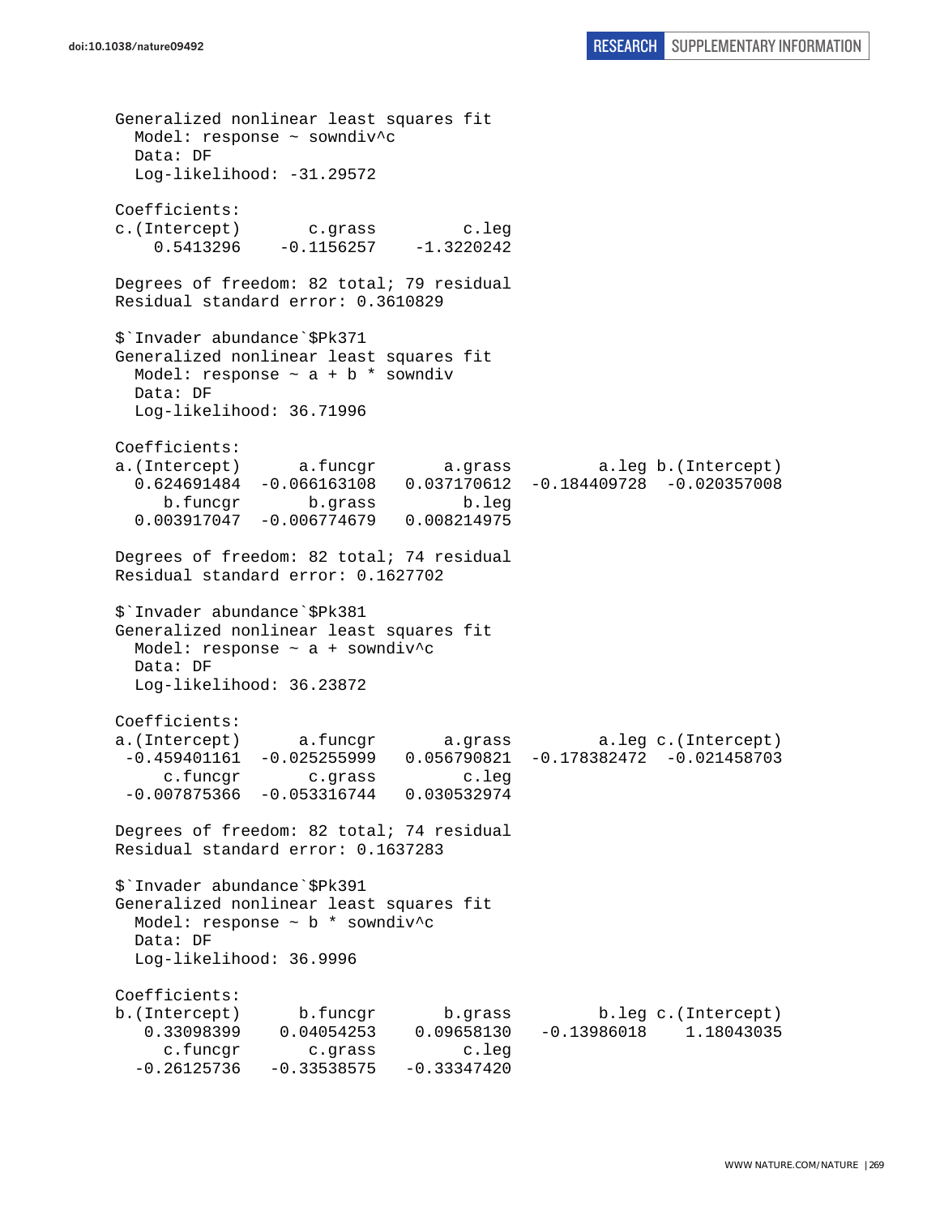```
Generalized nonlinear least squares fit
  Model: response ~ sowndiv^c
  Data: DF
  Log-likelihood: -31.29572

Coefficients:
c.(Intercept)       c.grass         c.leg
    0.5413296    -0.1156257    -1.3220242

Degrees of freedom: 82 total; 79 residual
Residual standard error: 0.3610829

$`Invader abundance`$Pk371
Generalized nonlinear least squares fit
  Model: response ~ a + b * sowndiv
  Data: DF
  Log-likelihood: 36.71996

Coefficients:
a.(Intercept)      a.funcgr       a.grass         a.leg b.(Intercept)
  0.624691484  -0.066163108   0.037170612  -0.184409728  -0.020357008
     b.funcgr       b.grass         b.leg
  0.003917047  -0.006774679   0.008214975

Degrees of freedom: 82 total; 74 residual
Residual standard error: 0.1627702

$`Invader abundance`$Pk381
Generalized nonlinear least squares fit
  Model: response ~ a + sowndiv^c
  Data: DF
  Log-likelihood: 36.23872

Coefficients:
a.(Intercept)      a.funcgr       a.grass         a.leg c.(Intercept)
 -0.459401161  -0.025255999   0.056790821  -0.178382472  -0.021458703
     c.funcgr       c.grass         c.leg
 -0.007875366  -0.053316744   0.030532974

Degrees of freedom: 82 total; 74 residual
Residual standard error: 0.1637283

$`Invader abundance`$Pk391
Generalized nonlinear least squares fit
  Model: response ~ b * sowndiv^c
  Data: DF
  Log-likelihood: 36.9996

Coefficients:
b.(Intercept)      b.funcgr       b.grass         b.leg c.(Intercept)
   0.33098399    0.04054253    0.09658130   -0.13986018    1.18043035
     c.funcgr       c.grass         c.leg
  -0.26125736   -0.33538575   -0.33347420
```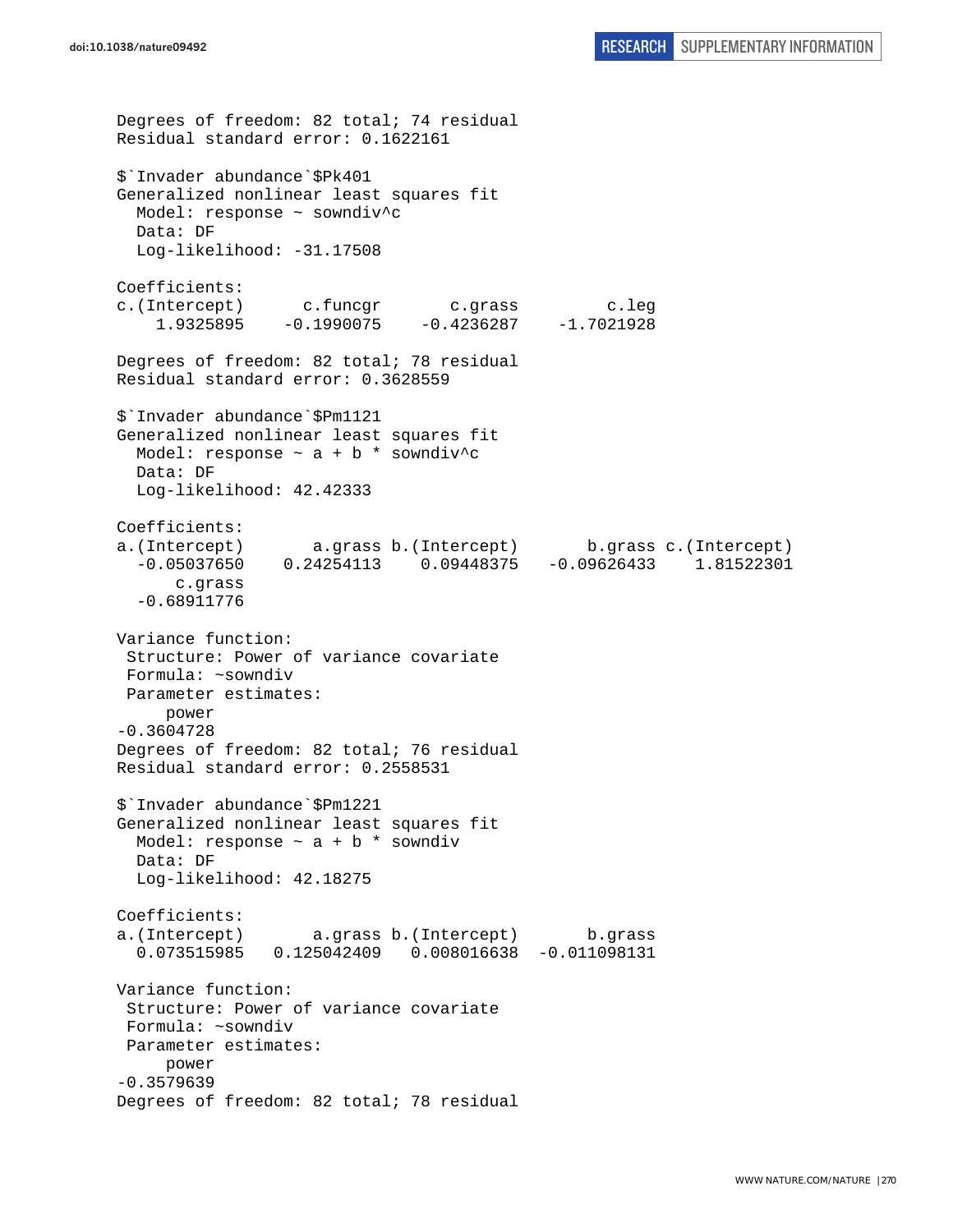```
Degrees of freedom: 82 total; 74 residual
Residual standard error: 0.1622161

$`Invader abundance`$Pk401
Generalized nonlinear least squares fit
  Model: response ~ sowndiv^c
  Data: DF
  Log-likelihood: -31.17508

Coefficients:
c.(Intercept)      c.funcgr       c.grass         c.leg
    1.9325895    -0.1990075    -0.4236287    -1.7021928

Degrees of freedom: 82 total; 78 residual
Residual standard error: 0.3628559

$`Invader abundance`$Pm1121
Generalized nonlinear least squares fit
  Model: response ~ a + b * sowndiv^c
  Data: DF
  Log-likelihood: 42.42333

Coefficients:
a.(Intercept)       a.grass b.(Intercept)       b.grass c.(Intercept)
  -0.05037650    0.24254113    0.09448375   -0.09626433    1.81522301
      c.grass
  -0.68911776

Variance function:
 Structure: Power of variance covariate
 Formula: ~sowndiv
 Parameter estimates:
     power
-0.3604728
Degrees of freedom: 82 total; 76 residual
Residual standard error: 0.2558531

$`Invader abundance`$Pm1221
Generalized nonlinear least squares fit
  Model: response ~ a + b * sowndiv
  Data: DF
  Log-likelihood: 42.18275

Coefficients:
a.(Intercept)       a.grass b.(Intercept)       b.grass
  0.073515985   0.125042409   0.008016638  -0.011098131

Variance function:
 Structure: Power of variance covariate
 Formula: ~sowndiv
 Parameter estimates:
     power
-0.3579639
Degrees of freedom: 82 total; 78 residual
```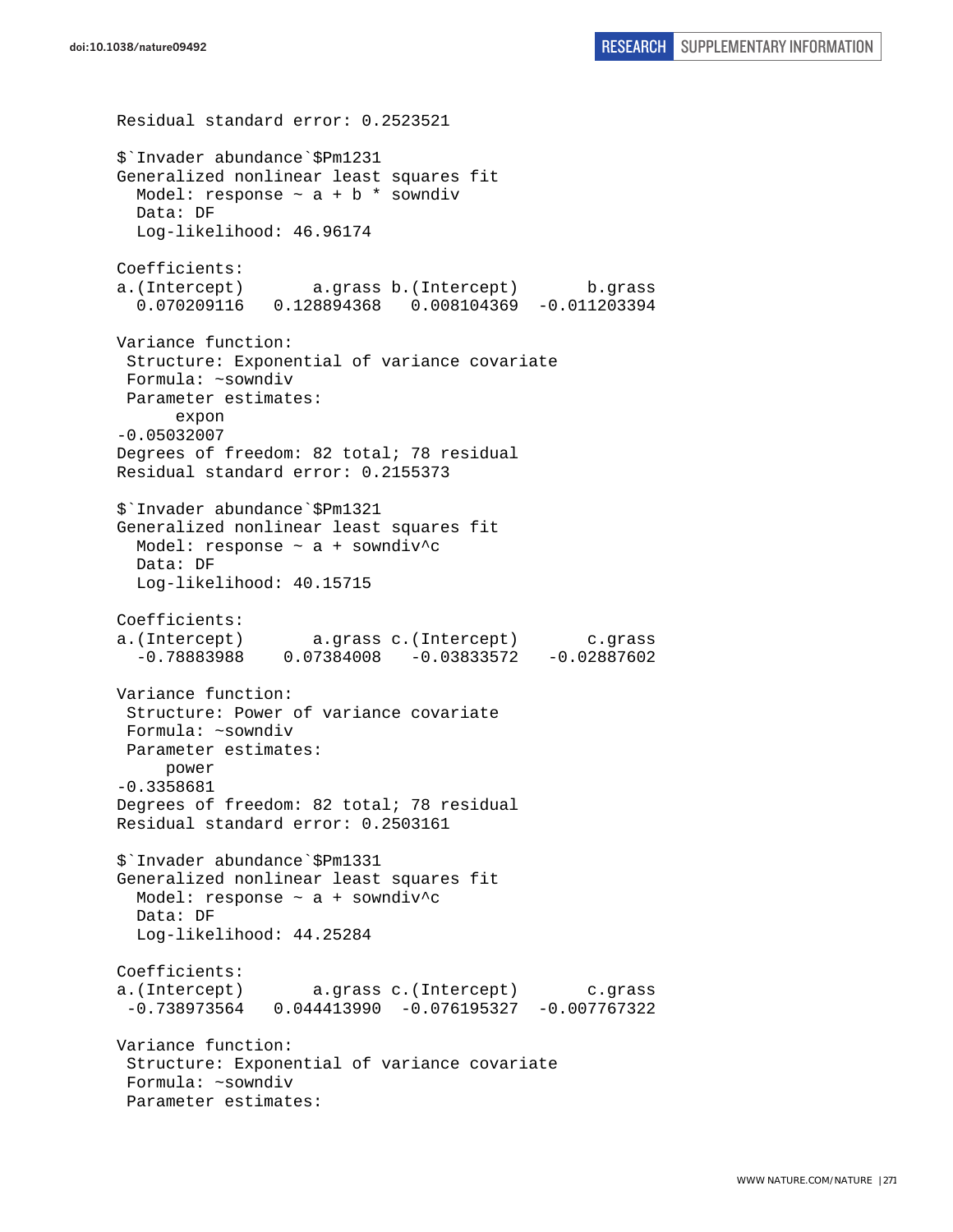```
Residual standard error: 0.2523521

$`Invader abundance`$Pm1231
Generalized nonlinear least squares fit
  Model: response ~ a + b * sowndiv
  Data: DF
  Log-likelihood: 46.96174

Coefficients:
a.(Intercept)       a.grass b.(Intercept)       b.grass
  0.070209116   0.128894368   0.008104369  -0.011203394

Variance function:
 Structure: Exponential of variance covariate
 Formula: ~sowndiv
 Parameter estimates:
      expon
-0.05032007
Degrees of freedom: 82 total; 78 residual
Residual standard error: 0.2155373

$`Invader abundance`$Pm1321
Generalized nonlinear least squares fit
  Model: response ~ a + sowndiv^c
  Data: DF
  Log-likelihood: 40.15715

Coefficients:
a.(Intercept)       a.grass c.(Intercept)       c.grass
  -0.78883988    0.07384008   -0.03833572   -0.02887602

Variance function:
 Structure: Power of variance covariate
 Formula: ~sowndiv
 Parameter estimates:
     power
-0.3358681
Degrees of freedom: 82 total; 78 residual
Residual standard error: 0.2503161

$`Invader abundance`$Pm1331
Generalized nonlinear least squares fit
  Model: response ~ a + sowndiv^c
  Data: DF
  Log-likelihood: 44.25284

Coefficients:
a.(Intercept)       a.grass c.(Intercept)       c.grass
 -0.738973564   0.044413990  -0.076195327  -0.007767322

Variance function:
 Structure: Exponential of variance covariate
 Formula: ~sowndiv
 Parameter estimates:
```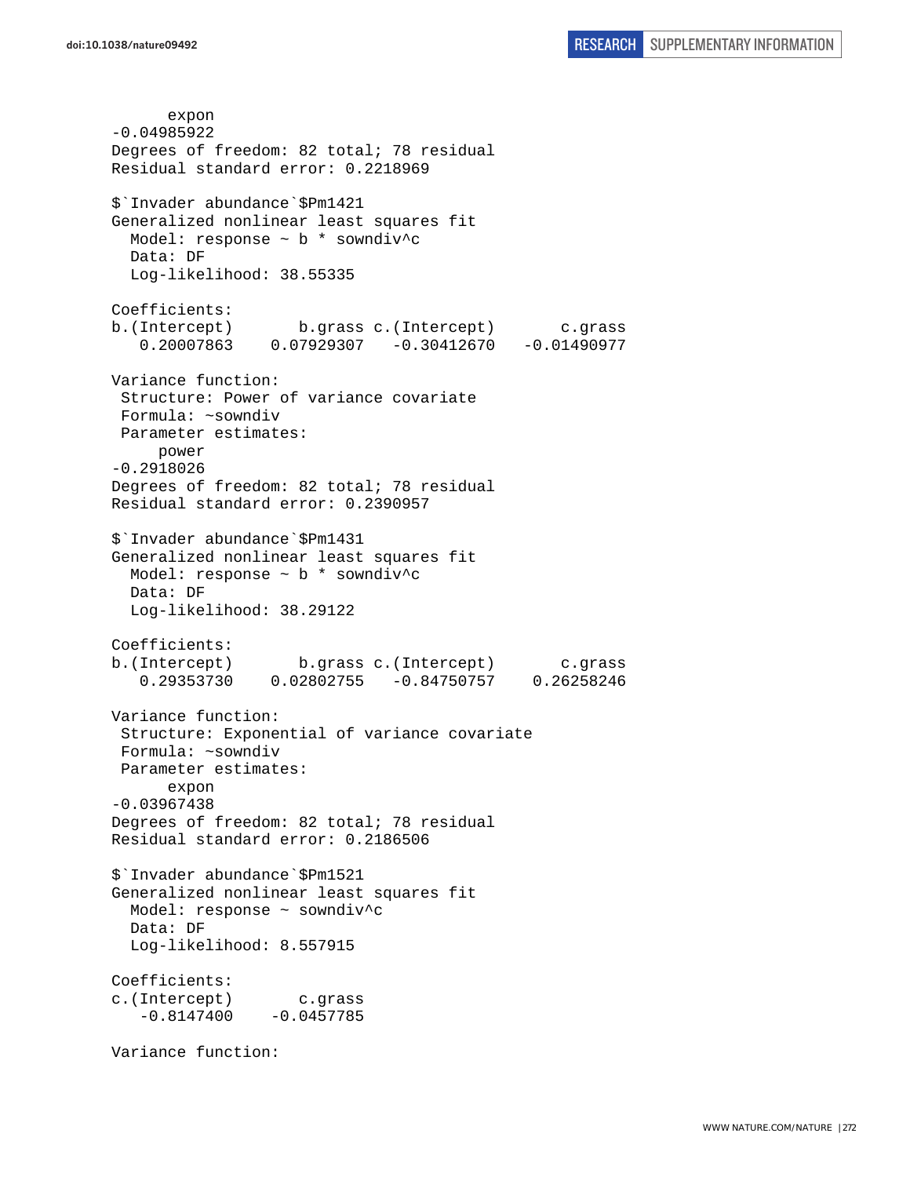```
      expon 
-0.04985922 
Degrees of freedom: 82 total; 78 residual
Residual standard error: 0.2218969 

$`Invader abundance`$Pm1421
Generalized nonlinear least squares fit
  Model: response ~ b * sowndiv^c 
  Data: DF 
  Log-likelihood: 38.55335

Coefficients:
b.(Intercept)       b.grass c.(Intercept)       c.grass 
   0.20007863    0.07929307   -0.30412670   -0.01490977 

Variance function:
 Structure: Power of variance covariate
 Formula: ~sowndiv 
 Parameter estimates:
     power 
-0.2918026 
Degrees of freedom: 82 total; 78 residual
Residual standard error: 0.2390957 

$`Invader abundance`$Pm1431
Generalized nonlinear least squares fit
  Model: response ~ b * sowndiv^c 
  Data: DF 
  Log-likelihood: 38.29122

Coefficients:
b.(Intercept)       b.grass c.(Intercept)       c.grass 
   0.29353730    0.02802755   -0.84750757    0.26258246 

Variance function:
 Structure: Exponential of variance covariate
 Formula: ~sowndiv 
 Parameter estimates:
      expon 
-0.03967438 
Degrees of freedom: 82 total; 78 residual
Residual standard error: 0.2186506 

$`Invader abundance`$Pm1521
Generalized nonlinear least squares fit
  Model: response ~ sowndiv^c 
  Data: DF 
  Log-likelihood: 8.557915

Coefficients:
c.(Intercept)       c.grass 
   -0.8147400    -0.0457785 

Variance function:
```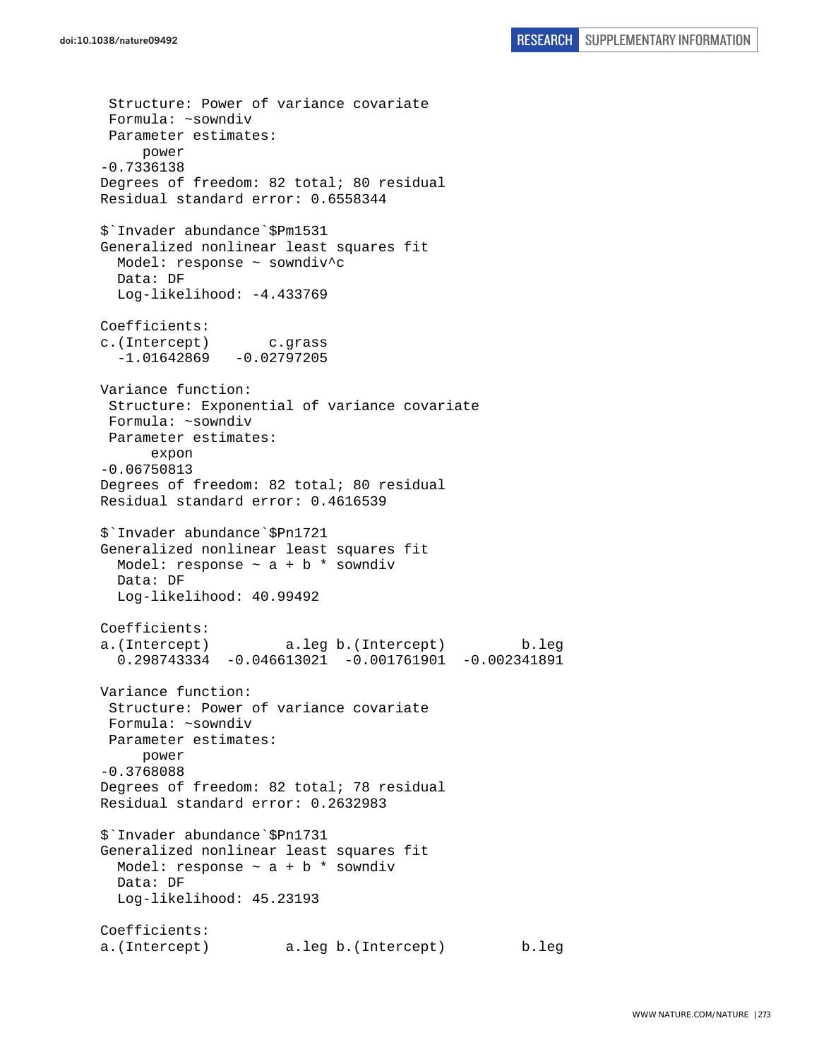```
 Structure: Power of variance covariate
 Formula: ~sowndiv
 Parameter estimates:
     power
-0.7336138
Degrees of freedom: 82 total; 80 residual
Residual standard error: 0.6558344

$`Invader abundance`$Pm1531
Generalized nonlinear least squares fit
  Model: response ~ sowndiv^c
  Data: DF
  Log-likelihood: -4.433769

Coefficients:
c.(Intercept)       c.grass
  -1.01642869   -0.02797205

Variance function:
 Structure: Exponential of variance covariate
 Formula: ~sowndiv
 Parameter estimates:
      expon
-0.06750813
Degrees of freedom: 82 total; 80 residual
Residual standard error: 0.4616539

$`Invader abundance`$Pn1721
Generalized nonlinear least squares fit
  Model: response ~ a + b * sowndiv
  Data: DF
  Log-likelihood: 40.99492

Coefficients:
a.(Intercept)         a.leg b.(Intercept)         b.leg
  0.298743334  -0.046613021  -0.001761901  -0.002341891

Variance function:
 Structure: Power of variance covariate
 Formula: ~sowndiv
 Parameter estimates:
     power
-0.3768088
Degrees of freedom: 82 total; 78 residual
Residual standard error: 0.2632983

$`Invader abundance`$Pn1731
Generalized nonlinear least squares fit
  Model: response ~ a + b * sowndiv
  Data: DF
  Log-likelihood: 45.23193

Coefficients:
a.(Intercept)         a.leg b.(Intercept)         b.leg
```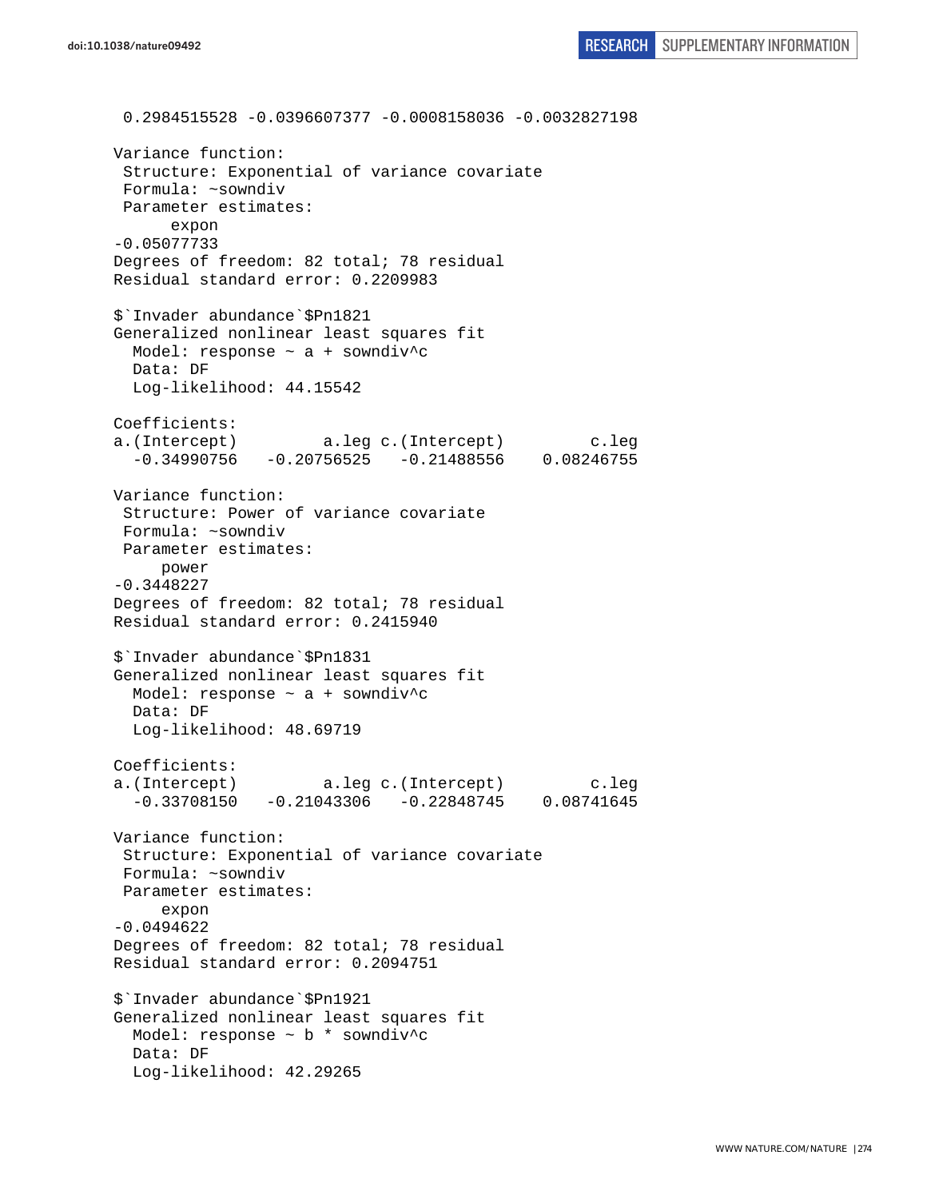```
 0.2984515528 -0.0396607377 -0.0008158036 -0.0032827198

Variance function:
 Structure: Exponential of variance covariate
 Formula: ~sowndiv
 Parameter estimates:
      expon
-0.05077733
Degrees of freedom: 82 total; 78 residual
Residual standard error: 0.2209983

$`Invader abundance`$Pn1821
Generalized nonlinear least squares fit
  Model: response ~ a + sowndiv^c
  Data: DF
  Log-likelihood: 44.15542

Coefficients:
a.(Intercept)         a.leg c.(Intercept)         c.leg
  -0.34990756   -0.20756525   -0.21488556    0.08246755

Variance function:
 Structure: Power of variance covariate
 Formula: ~sowndiv
 Parameter estimates:
     power
-0.3448227
Degrees of freedom: 82 total; 78 residual
Residual standard error: 0.2415940

$`Invader abundance`$Pn1831
Generalized nonlinear least squares fit
  Model: response ~ a + sowndiv^c
  Data: DF
  Log-likelihood: 48.69719

Coefficients:
a.(Intercept)         a.leg c.(Intercept)         c.leg
  -0.33708150   -0.21043306   -0.22848745    0.08741645

Variance function:
 Structure: Exponential of variance covariate
 Formula: ~sowndiv
 Parameter estimates:
     expon
-0.0494622
Degrees of freedom: 82 total; 78 residual
Residual standard error: 0.2094751

$`Invader abundance`$Pn1921
Generalized nonlinear least squares fit
  Model: response ~ b * sowndiv^c
  Data: DF
  Log-likelihood: 42.29265
```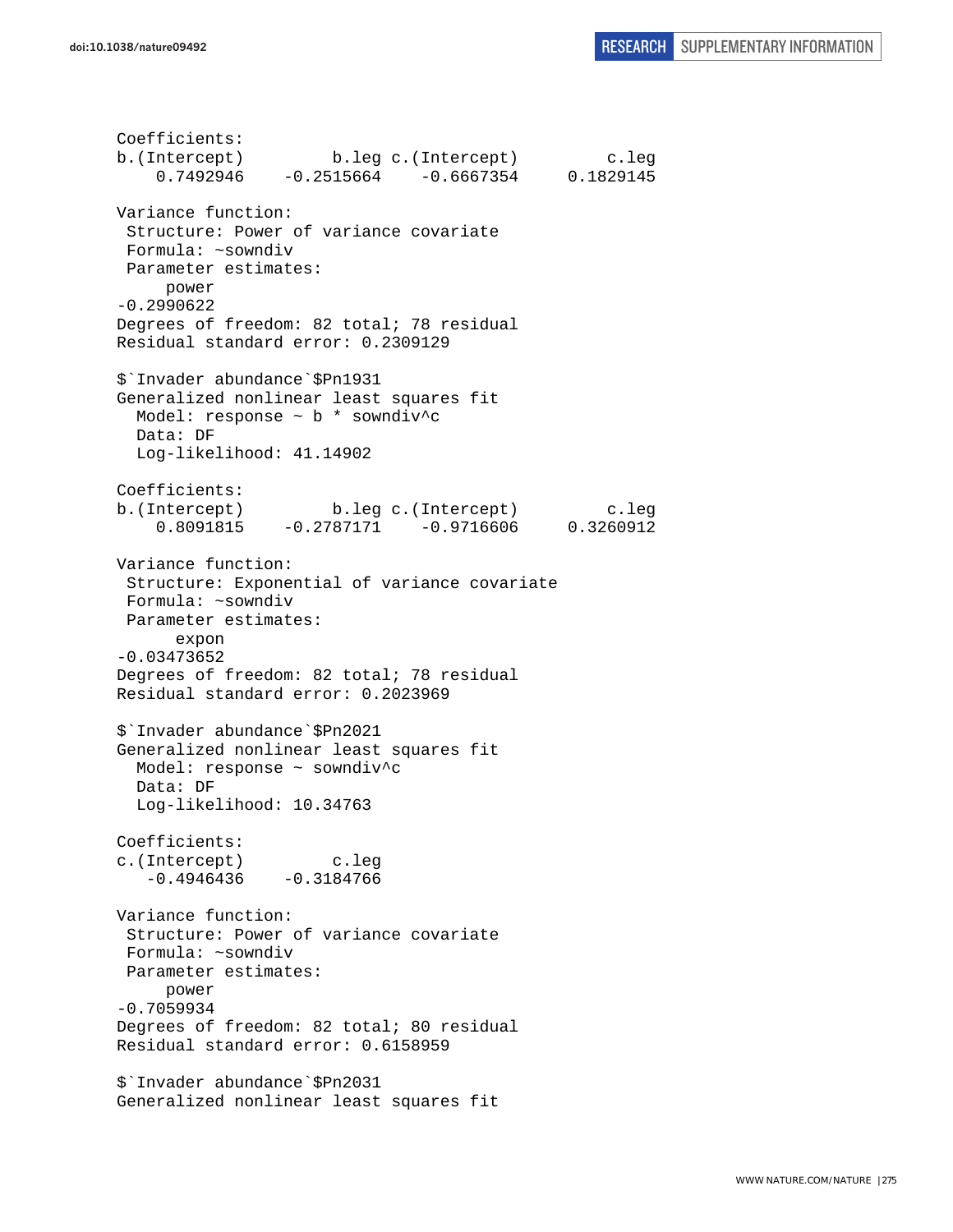```
Coefficients:
b.(Intercept)         b.leg c.(Intercept)         c.leg 
    0.7492946    -0.2515664    -0.6667354     0.1829145 

Variance function:
 Structure: Power of variance covariate
 Formula: ~sowndiv 
 Parameter estimates:
     power 
-0.2990622 
Degrees of freedom: 82 total; 78 residual
Residual standard error: 0.2309129 

$`Invader abundance`$Pn1931
Generalized nonlinear least squares fit
  Model: response ~ b * sowndiv^c 
  Data: DF 
  Log-likelihood: 41.14902

Coefficients:
b.(Intercept)         b.leg c.(Intercept)         c.leg 
    0.8091815    -0.2787171    -0.9716606     0.3260912 

Variance function:
 Structure: Exponential of variance covariate
 Formula: ~sowndiv 
 Parameter estimates:
      expon 
-0.03473652 
Degrees of freedom: 82 total; 78 residual
Residual standard error: 0.2023969 

$`Invader abundance`$Pn2021
Generalized nonlinear least squares fit
  Model: response ~ sowndiv^c 
  Data: DF 
  Log-likelihood: 10.34763

Coefficients:
c.(Intercept)         c.leg 
   -0.4946436    -0.3184766 

Variance function:
 Structure: Power of variance covariate
 Formula: ~sowndiv 
 Parameter estimates:
     power 
-0.7059934 
Degrees of freedom: 82 total; 80 residual
Residual standard error: 0.6158959 

$`Invader abundance`$Pn2031
Generalized nonlinear least squares fit
```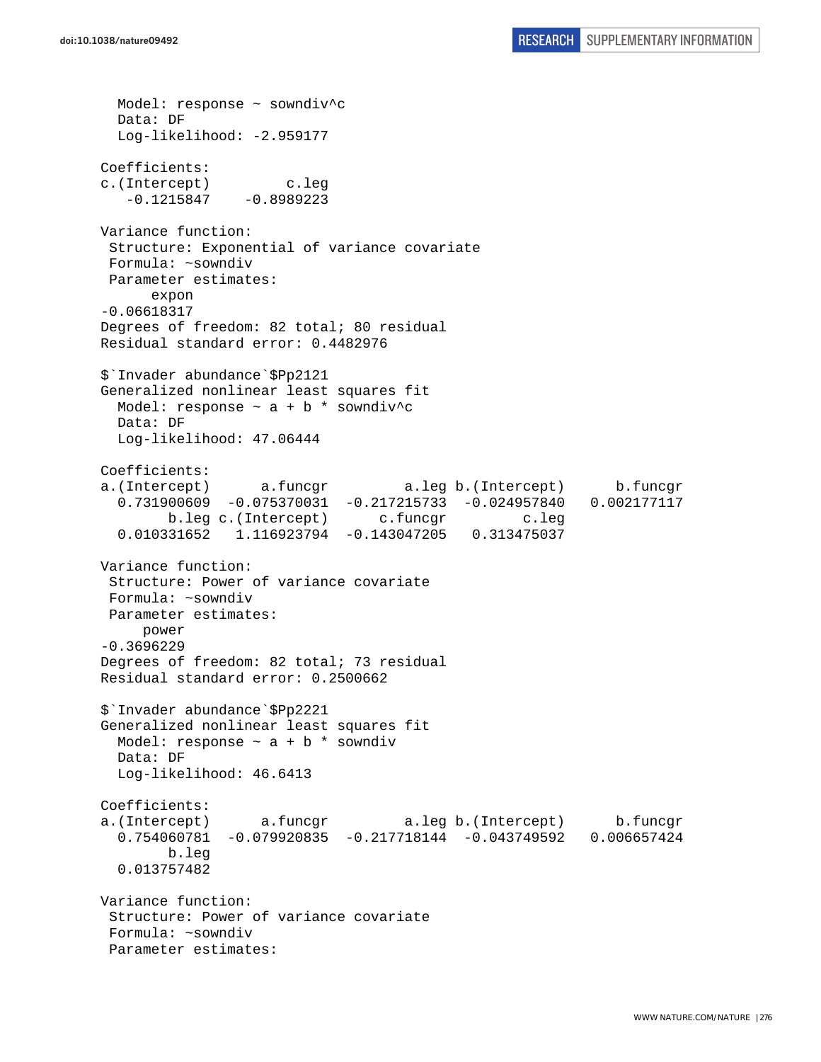```
  Model: response ~ sowndiv^c
  Data: DF
  Log-likelihood: -2.959177

Coefficients:
c.(Intercept)         c.leg
   -0.1215847    -0.8989223

Variance function:
 Structure: Exponential of variance covariate
 Formula: ~sowndiv
 Parameter estimates:
      expon
-0.06618317
Degrees of freedom: 82 total; 80 residual
Residual standard error: 0.4482976

$`Invader abundance`$Pp2121
Generalized nonlinear least squares fit
  Model: response ~ a + b * sowndiv^c
  Data: DF
  Log-likelihood: 47.06444

Coefficients:
a.(Intercept)      a.funcgr         a.leg b.(Intercept)      b.funcgr
  0.731900609  -0.075370031  -0.217215733  -0.024957840   0.002177117
        b.leg c.(Intercept)      c.funcgr         c.leg
  0.010331652   1.116923794  -0.143047205   0.313475037

Variance function:
 Structure: Power of variance covariate
 Formula: ~sowndiv
 Parameter estimates:
     power
-0.3696229
Degrees of freedom: 82 total; 73 residual
Residual standard error: 0.2500662

$`Invader abundance`$Pp2221
Generalized nonlinear least squares fit
  Model: response ~ a + b * sowndiv
  Data: DF
  Log-likelihood: 46.6413

Coefficients:
a.(Intercept)      a.funcgr         a.leg b.(Intercept)      b.funcgr
  0.754060781  -0.079920835  -0.217718144  -0.043749592   0.006657424
        b.leg
  0.013757482

Variance function:
 Structure: Power of variance covariate
 Formula: ~sowndiv
 Parameter estimates:
```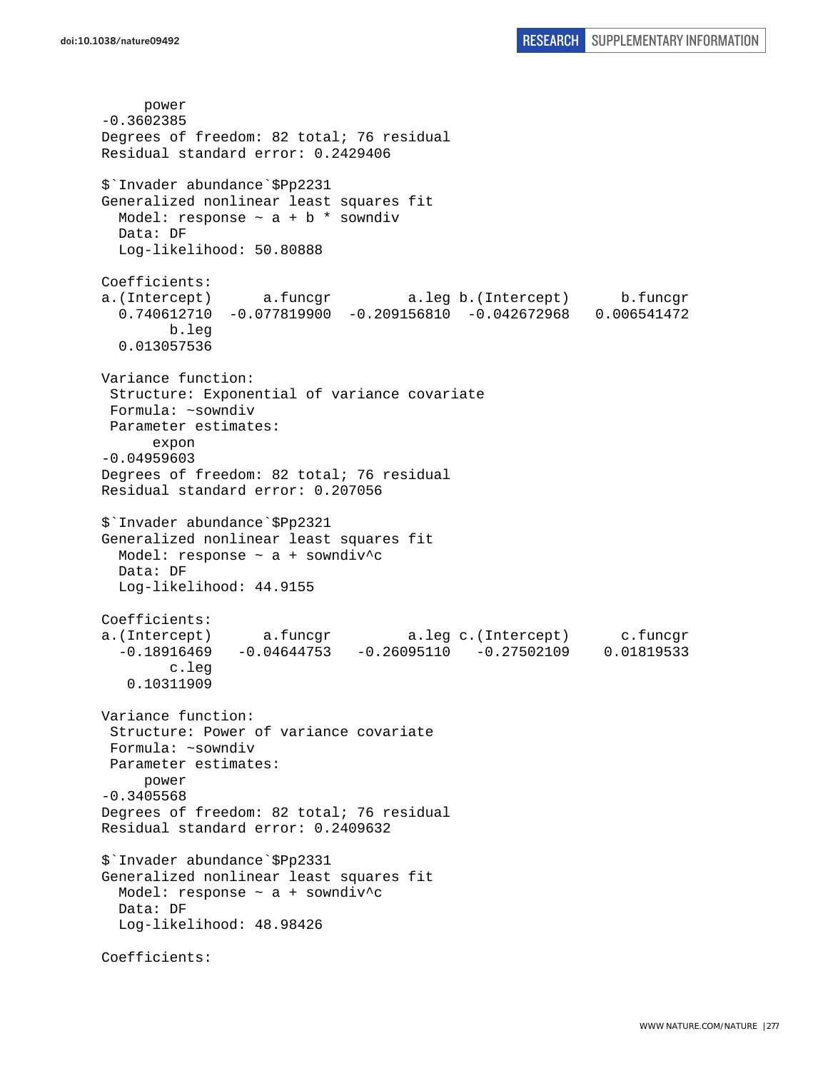```
      power 
-0.3602385 
Degrees of freedom: 82 total; 76 residual
Residual standard error: 0.2429406 

$`Invader abundance`$Pp2231
Generalized nonlinear least squares fit
  Model: response ~ a + b * sowndiv 
  Data: DF 
  Log-likelihood: 50.80888

Coefficients:
a.(Intercept)      a.funcgr         a.leg b.(Intercept)      b.funcgr 
  0.740612710  -0.077819900  -0.209156810  -0.042672968   0.006541472 
        b.leg 
  0.013057536 

Variance function:
 Structure: Exponential of variance covariate
 Formula: ~sowndiv 
 Parameter estimates:
      expon 
-0.04959603 
Degrees of freedom: 82 total; 76 residual
Residual standard error: 0.207056 

$`Invader abundance`$Pp2321
Generalized nonlinear least squares fit
  Model: response ~ a + sowndiv^c 
  Data: DF 
  Log-likelihood: 44.9155

Coefficients:
a.(Intercept)      a.funcgr         a.leg c.(Intercept)      c.funcgr 
  -0.18916469   -0.04644753   -0.26095110   -0.27502109    0.01819533 
        c.leg 
   0.10311909 

Variance function:
 Structure: Power of variance covariate
 Formula: ~sowndiv 
 Parameter estimates:
     power 
-0.3405568 
Degrees of freedom: 82 total; 76 residual
Residual standard error: 0.2409632 

$`Invader abundance`$Pp2331
Generalized nonlinear least squares fit
  Model: response ~ a + sowndiv^c 
  Data: DF 
  Log-likelihood: 48.98426

Coefficients:
```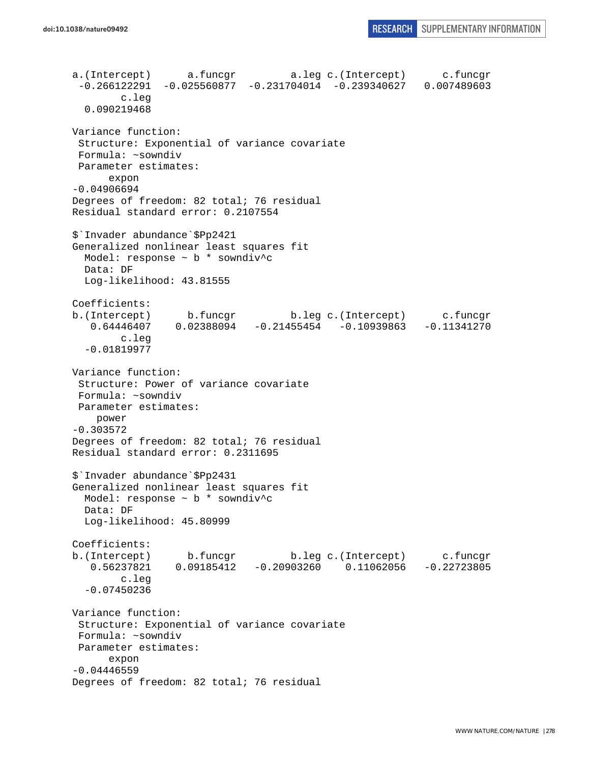```
a.(Intercept)      a.funcgr         a.leg c.(Intercept)      c.funcgr 
 -0.266122291  -0.025560877  -0.231704014  -0.239340627   0.007489603 
        c.leg 
  0.090219468 

Variance function:
 Structure: Exponential of variance covariate
 Formula: ~sowndiv 
 Parameter estimates:
      expon 
-0.04906694 
Degrees of freedom: 82 total; 76 residual
Residual standard error: 0.2107554 

$`Invader abundance`$Pp2421
Generalized nonlinear least squares fit
  Model: response ~ b * sowndiv^c 
  Data: DF 
  Log-likelihood: 43.81555

Coefficients:
b.(Intercept)      b.funcgr         b.leg c.(Intercept)      c.funcgr 
   0.64446407    0.02388094   -0.21455454   -0.10939863   -0.11341270 
        c.leg 
  -0.01819977 

Variance function:
 Structure: Power of variance covariate
 Formula: ~sowndiv 
 Parameter estimates:
    power 
-0.303572 
Degrees of freedom: 82 total; 76 residual
Residual standard error: 0.2311695 

$`Invader abundance`$Pp2431
Generalized nonlinear least squares fit
  Model: response ~ b * sowndiv^c 
  Data: DF 
  Log-likelihood: 45.80999

Coefficients:
b.(Intercept)      b.funcgr         b.leg c.(Intercept)      c.funcgr 
   0.56237821    0.09185412   -0.20903260    0.11062056   -0.22723805 
        c.leg 
  -0.07450236 

Variance function:
 Structure: Exponential of variance covariate
 Formula: ~sowndiv 
 Parameter estimates:
      expon 
-0.04446559 
Degrees of freedom: 82 total; 76 residual
```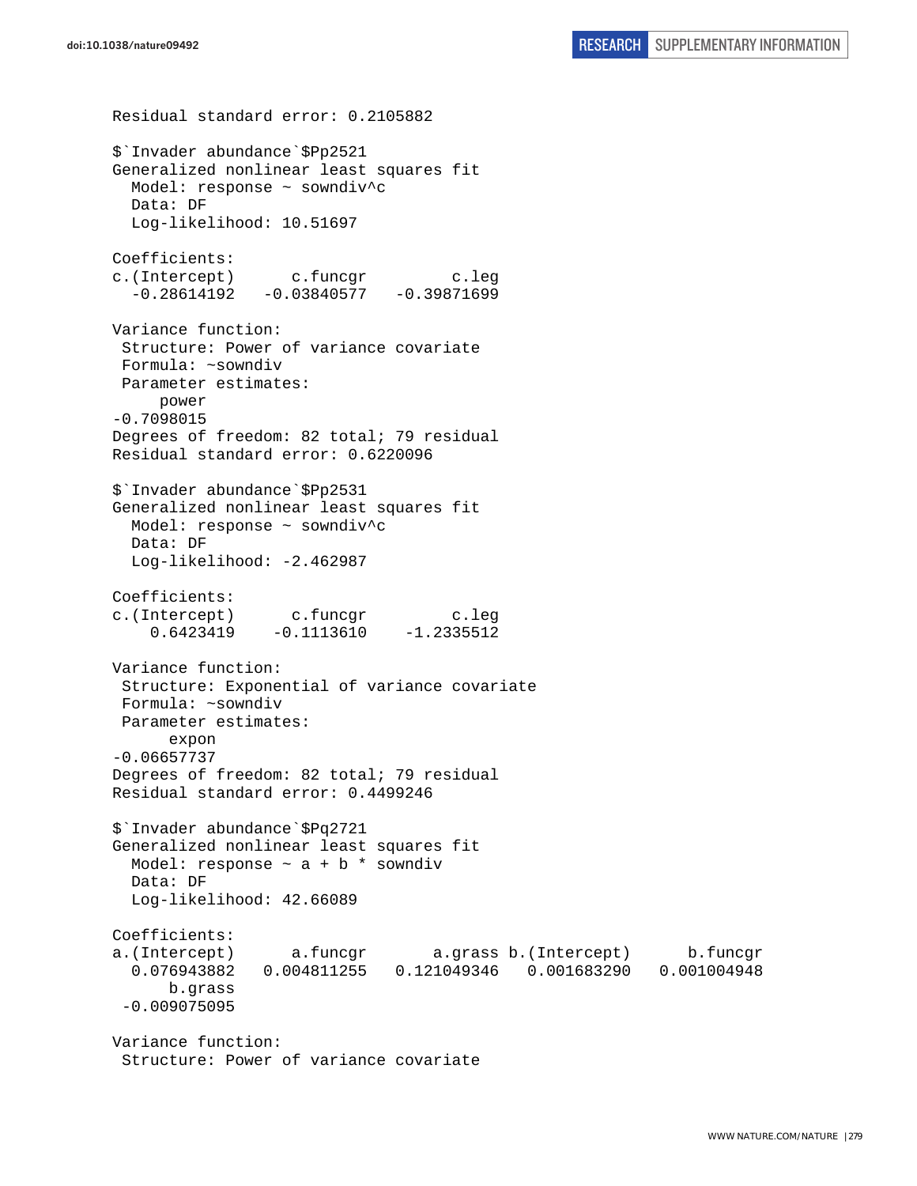```
Residual standard error: 0.2105882

$`Invader abundance`$Pp2521
Generalized nonlinear least squares fit
  Model: response ~ sowndiv^c
  Data: DF
  Log-likelihood: 10.51697

Coefficients:
c.(Intercept)      c.funcgr         c.leg
  -0.28614192   -0.03840577   -0.39871699

Variance function:
 Structure: Power of variance covariate
 Formula: ~sowndiv
 Parameter estimates:
     power
-0.7098015
Degrees of freedom: 82 total; 79 residual
Residual standard error: 0.6220096

$`Invader abundance`$Pp2531
Generalized nonlinear least squares fit
  Model: response ~ sowndiv^c
  Data: DF
  Log-likelihood: -2.462987

Coefficients:
c.(Intercept)      c.funcgr         c.leg
    0.6423419    -0.1113610    -1.2335512

Variance function:
 Structure: Exponential of variance covariate
 Formula: ~sowndiv
 Parameter estimates:
      expon
-0.06657737
Degrees of freedom: 82 total; 79 residual
Residual standard error: 0.4499246

$`Invader abundance`$Pq2721
Generalized nonlinear least squares fit
  Model: response ~ a + b * sowndiv
  Data: DF
  Log-likelihood: 42.66089

Coefficients:
a.(Intercept)      a.funcgr       a.grass b.(Intercept)      b.funcgr
  0.076943882   0.004811255   0.121049346   0.001683290   0.001004948
      b.grass
 -0.009075095

Variance function:
 Structure: Power of variance covariate
```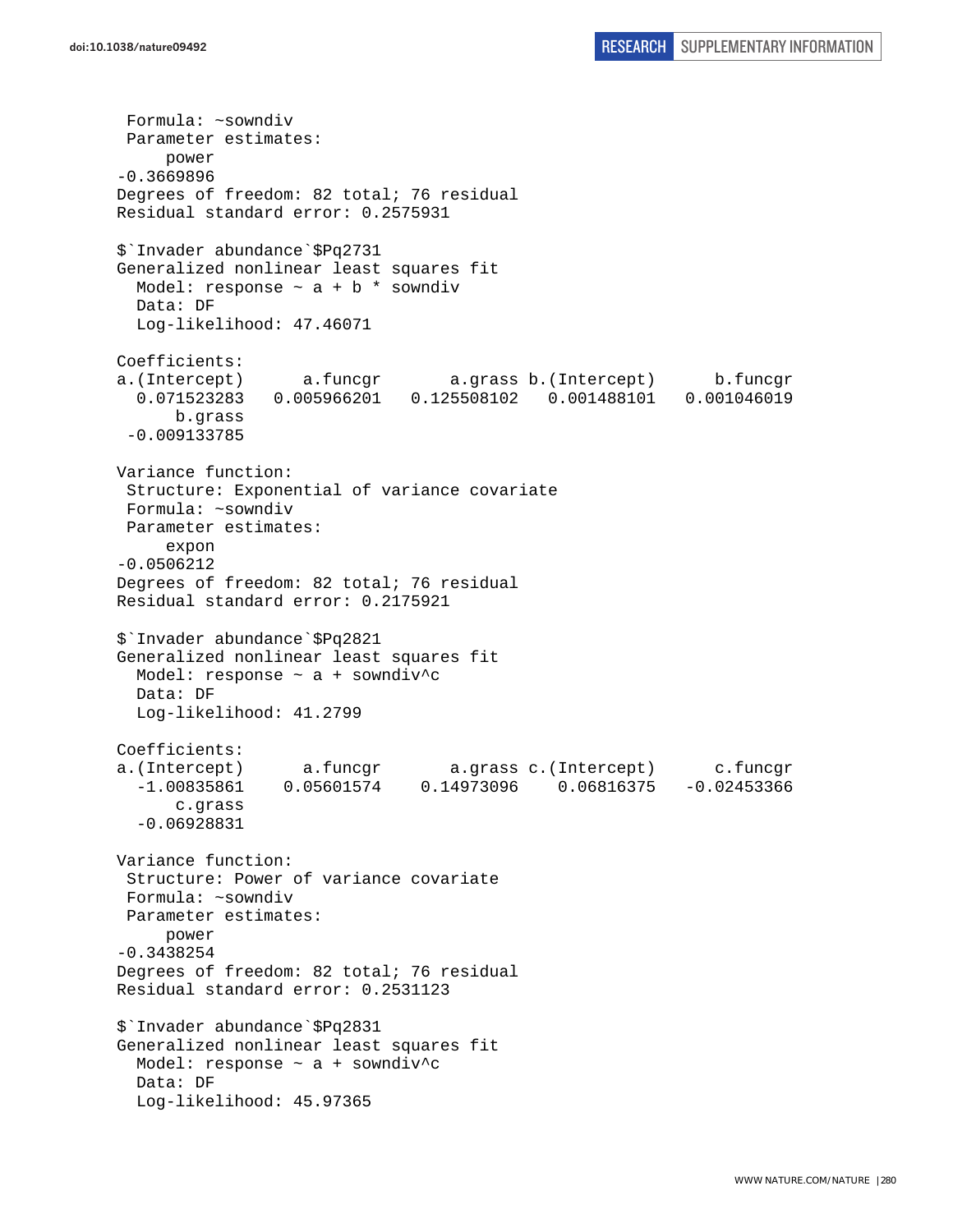```
 Formula: ~sowndiv
 Parameter estimates:
     power
-0.3669896
Degrees of freedom: 82 total; 76 residual
Residual standard error: 0.2575931

$`Invader abundance`$Pq2731
Generalized nonlinear least squares fit
  Model: response ~ a + b * sowndiv
  Data: DF
  Log-likelihood: 47.46071

Coefficients:
a.(Intercept)      a.funcgr       a.grass b.(Intercept)      b.funcgr
  0.071523283   0.005966201   0.125508102   0.001488101   0.001046019
      b.grass
 -0.009133785

Variance function:
 Structure: Exponential of variance covariate
 Formula: ~sowndiv
 Parameter estimates:
     expon
-0.0506212
Degrees of freedom: 82 total; 76 residual
Residual standard error: 0.2175921

$`Invader abundance`$Pq2821
Generalized nonlinear least squares fit
  Model: response ~ a + sowndiv^c
  Data: DF
  Log-likelihood: 41.2799

Coefficients:
a.(Intercept)      a.funcgr       a.grass c.(Intercept)      c.funcgr
  -1.00835861    0.05601574    0.14973096    0.06816375   -0.02453366
      c.grass
  -0.06928831

Variance function:
 Structure: Power of variance covariate
 Formula: ~sowndiv
 Parameter estimates:
     power
-0.3438254
Degrees of freedom: 82 total; 76 residual
Residual standard error: 0.2531123

$`Invader abundance`$Pq2831
Generalized nonlinear least squares fit
  Model: response ~ a + sowndiv^c
  Data: DF
  Log-likelihood: 45.97365
```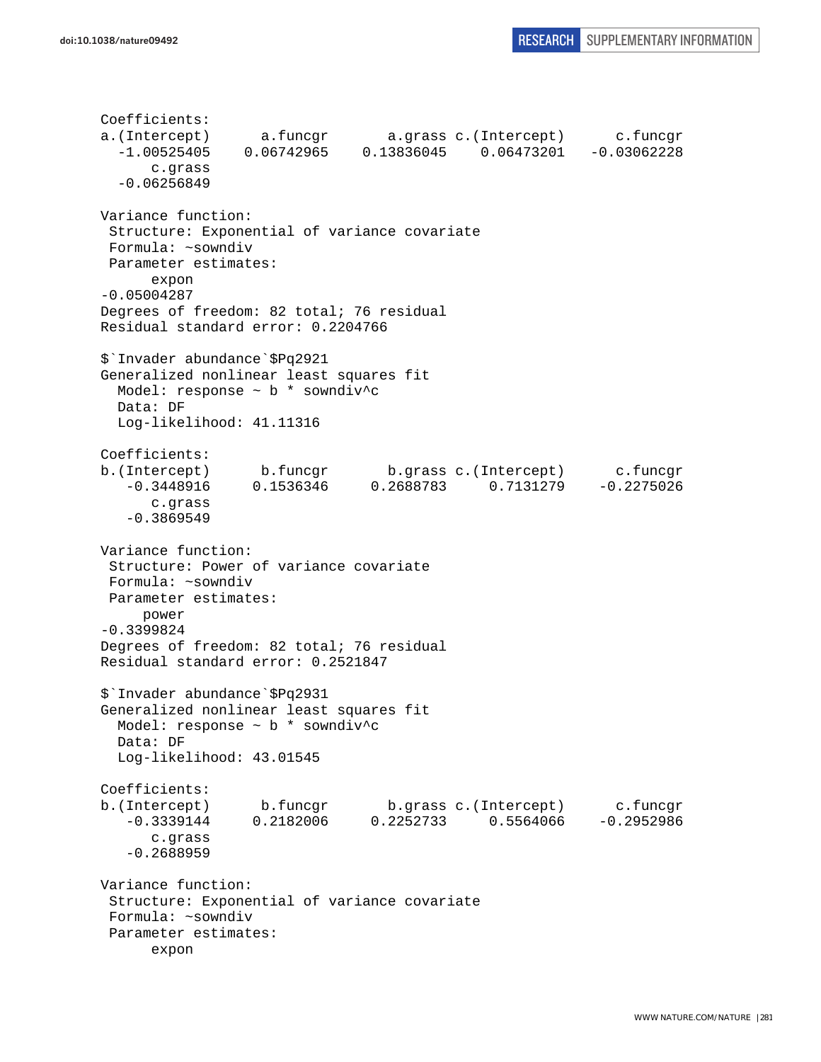```
Coefficients:
a.(Intercept)      a.funcgr       a.grass c.(Intercept)      c.funcgr 
  -1.00525405    0.06742965    0.13836045    0.06473201   -0.03062228 
      c.grass 
  -0.06256849 

Variance function:
 Structure: Exponential of variance covariate
 Formula: ~sowndiv 
 Parameter estimates:
      expon 
-0.05004287 
Degrees of freedom: 82 total; 76 residual
Residual standard error: 0.2204766 

$`Invader abundance`$Pq2921
Generalized nonlinear least squares fit
  Model: response ~ b * sowndiv^c 
  Data: DF 
  Log-likelihood: 41.11316

Coefficients:
b.(Intercept)      b.funcgr       b.grass c.(Intercept)      c.funcgr 
   -0.3448916     0.1536346     0.2688783     0.7131279    -0.2275026 
      c.grass 
   -0.3869549 

Variance function:
 Structure: Power of variance covariate
 Formula: ~sowndiv 
 Parameter estimates:
     power 
-0.3399824 
Degrees of freedom: 82 total; 76 residual
Residual standard error: 0.2521847 

$`Invader abundance`$Pq2931
Generalized nonlinear least squares fit
  Model: response ~ b * sowndiv^c 
  Data: DF 
  Log-likelihood: 43.01545

Coefficients:
b.(Intercept)      b.funcgr       b.grass c.(Intercept)      c.funcgr 
   -0.3339144     0.2182006     0.2252733     0.5564066    -0.2952986 
      c.grass 
   -0.2688959 

Variance function:
 Structure: Exponential of variance covariate
 Formula: ~sowndiv 
 Parameter estimates:
      expon 
```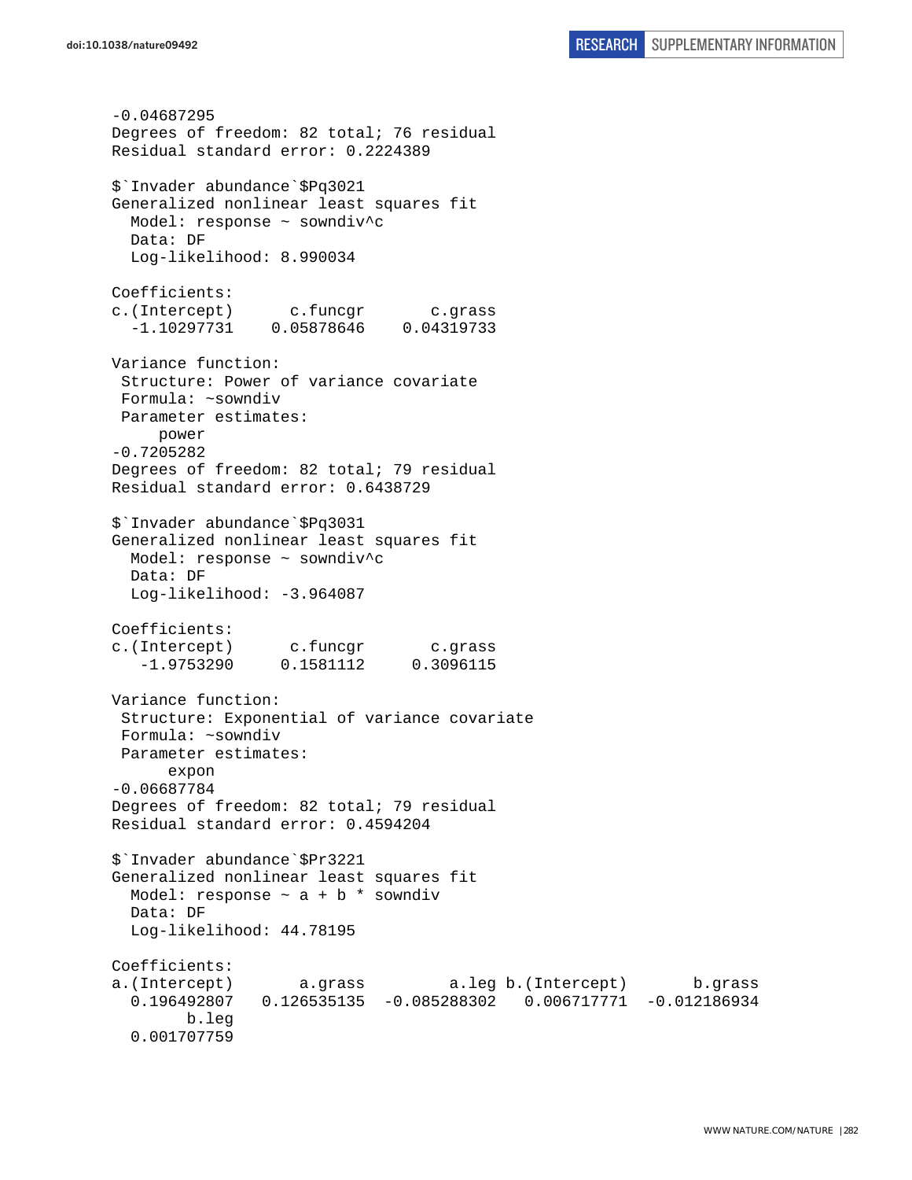```
-0.04687295
Degrees of freedom: 82 total; 76 residual
Residual standard error: 0.2224389

$`Invader abundance`$Pq3021
Generalized nonlinear least squares fit
  Model: response ~ sowndiv^c
  Data: DF
  Log-likelihood: 8.990034

Coefficients:
c.(Intercept)      c.funcgr       c.grass
  -1.10297731    0.05878646    0.04319733

Variance function:
 Structure: Power of variance covariate
 Formula: ~sowndiv
 Parameter estimates:
     power
-0.7205282
Degrees of freedom: 82 total; 79 residual
Residual standard error: 0.6438729

$`Invader abundance`$Pq3031
Generalized nonlinear least squares fit
  Model: response ~ sowndiv^c
  Data: DF
  Log-likelihood: -3.964087

Coefficients:
c.(Intercept)      c.funcgr       c.grass
   -1.9753290     0.1581112     0.3096115

Variance function:
 Structure: Exponential of variance covariate
 Formula: ~sowndiv
 Parameter estimates:
      expon
-0.06687784
Degrees of freedom: 82 total; 79 residual
Residual standard error: 0.4594204

$`Invader abundance`$Pr3221
Generalized nonlinear least squares fit
  Model: response ~ a + b * sowndiv
  Data: DF
  Log-likelihood: 44.78195

Coefficients:
a.(Intercept)       a.grass         a.leg b.(Intercept)       b.grass
  0.196492807   0.126535135  -0.085288302   0.006717771  -0.012186934
        b.leg
  0.001707759
```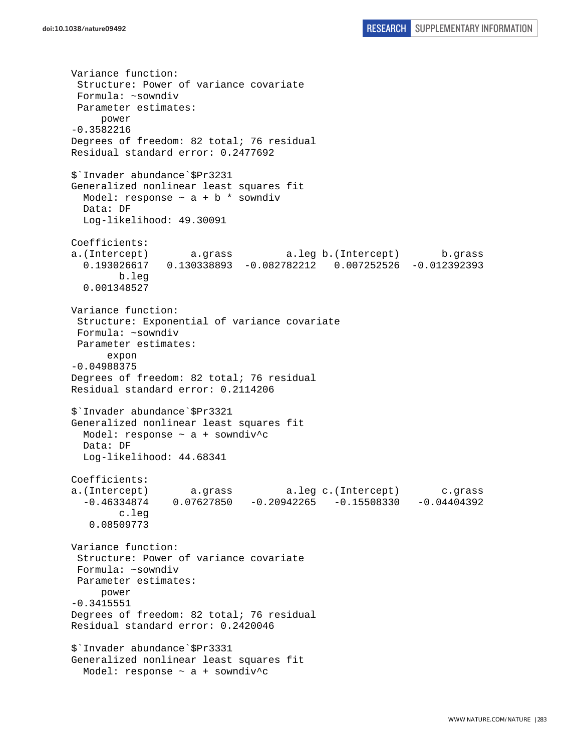```
Variance function:
 Structure: Power of variance covariate
 Formula: ~sowndiv
 Parameter estimates:
      power
-0.3582216
Degrees of freedom: 82 total; 76 residual
Residual standard error: 0.2477692

$`Invader abundance`$Pr3231
Generalized nonlinear least squares fit
  Model: response ~ a + b * sowndiv
  Data: DF
  Log-likelihood: 49.30091

Coefficients:
a.(Intercept)       a.grass         a.leg b.(Intercept)       b.grass
  0.193026617   0.130338893  -0.082782212   0.007252526  -0.012392393
        b.leg
  0.001348527

Variance function:
 Structure: Exponential of variance covariate
 Formula: ~sowndiv
 Parameter estimates:
       expon
-0.04988375
Degrees of freedom: 82 total; 76 residual
Residual standard error: 0.2114206

$`Invader abundance`$Pr3321
Generalized nonlinear least squares fit
  Model: response ~ a + sowndiv^c
  Data: DF
  Log-likelihood: 44.68341

Coefficients:
a.(Intercept)       a.grass         a.leg c.(Intercept)       c.grass
  -0.46334874    0.07627850   -0.20942265   -0.15508330   -0.04404392
        c.leg
   0.08509773

Variance function:
 Structure: Power of variance covariate
 Formula: ~sowndiv
 Parameter estimates:
      power
-0.3415551
Degrees of freedom: 82 total; 76 residual
Residual standard error: 0.2420046

$`Invader abundance`$Pr3331
Generalized nonlinear least squares fit
  Model: response ~ a + sowndiv^c
```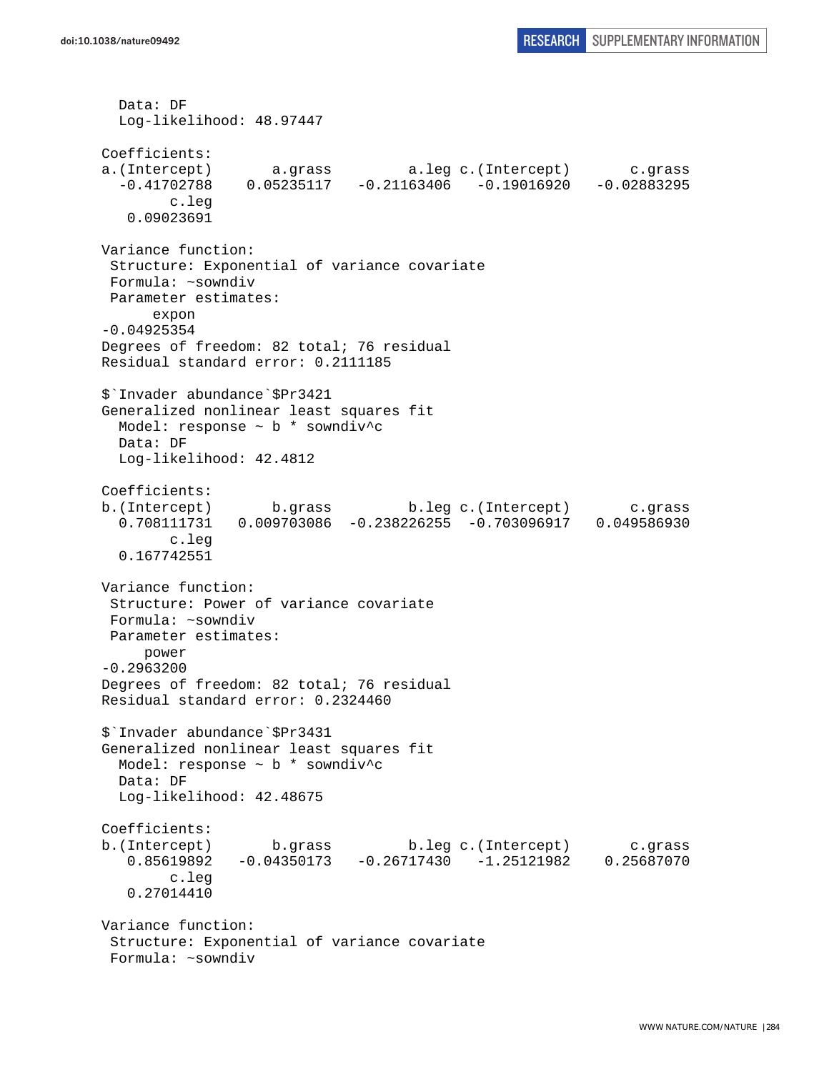```
  Data: DF
  Log-likelihood: 48.97447

Coefficients:
a.(Intercept)       a.grass         a.leg c.(Intercept)       c.grass 
  -0.41702788    0.05235117   -0.21163406   -0.19016920   -0.02883295 
        c.leg 
   0.09023691 

Variance function:
 Structure: Exponential of variance covariate
 Formula: ~sowndiv 
 Parameter estimates:
      expon 
-0.04925354 
Degrees of freedom: 82 total; 76 residual
Residual standard error: 0.2111185 

$`Invader abundance`$Pr3421
Generalized nonlinear least squares fit
  Model: response ~ b * sowndiv^c 
  Data: DF 
  Log-likelihood: 42.4812

Coefficients:
b.(Intercept)       b.grass         b.leg c.(Intercept)       c.grass 
  0.708111731   0.009703086  -0.238226255  -0.703096917   0.049586930 
        c.leg 
  0.167742551 

Variance function:
 Structure: Power of variance covariate
 Formula: ~sowndiv 
 Parameter estimates:
     power 
-0.2963200 
Degrees of freedom: 82 total; 76 residual
Residual standard error: 0.2324460 

$`Invader abundance`$Pr3431
Generalized nonlinear least squares fit
  Model: response ~ b * sowndiv^c 
  Data: DF 
  Log-likelihood: 42.48675

Coefficients:
b.(Intercept)       b.grass         b.leg c.(Intercept)       c.grass 
   0.85619892   -0.04350173   -0.26717430   -1.25121982    0.25687070 
        c.leg 
   0.27014410 

Variance function:
 Structure: Exponential of variance covariate
 Formula: ~sowndiv 
```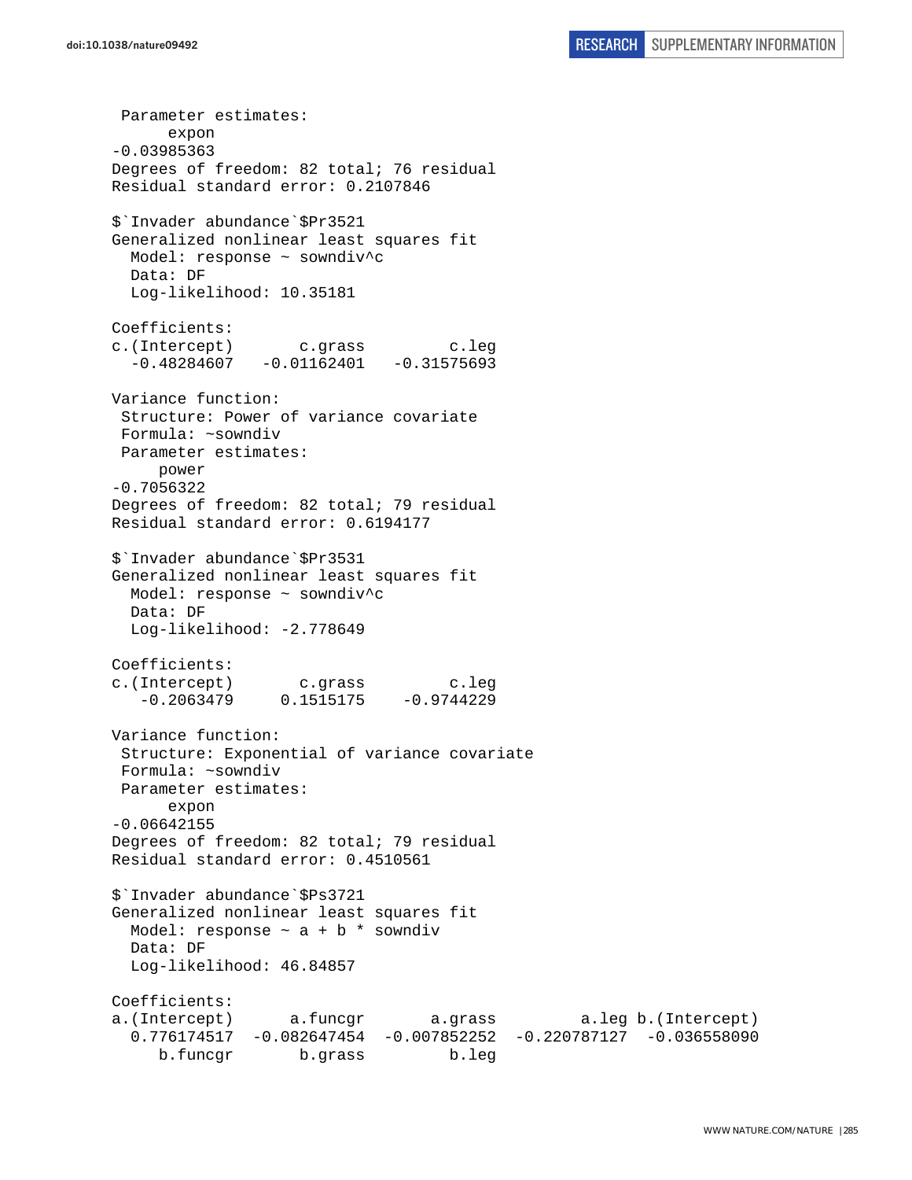```
 Parameter estimates:
      expon 
-0.03985363 
Degrees of freedom: 82 total; 76 residual
Residual standard error: 0.2107846 

$`Invader abundance`$Pr3521
Generalized nonlinear least squares fit
  Model: response ~ sowndiv^c 
  Data: DF 
  Log-likelihood: 10.35181

Coefficients:
c.(Intercept)       c.grass         c.leg 
  -0.48284607   -0.01162401   -0.31575693 

Variance function:
 Structure: Power of variance covariate
 Formula: ~sowndiv 
 Parameter estimates:
     power 
-0.7056322 
Degrees of freedom: 82 total; 79 residual
Residual standard error: 0.6194177 

$`Invader abundance`$Pr3531
Generalized nonlinear least squares fit
  Model: response ~ sowndiv^c 
  Data: DF 
  Log-likelihood: -2.778649

Coefficients:
c.(Intercept)       c.grass         c.leg 
   -0.2063479     0.1515175    -0.9744229 

Variance function:
 Structure: Exponential of variance covariate
 Formula: ~sowndiv 
 Parameter estimates:
      expon 
-0.06642155 
Degrees of freedom: 82 total; 79 residual
Residual standard error: 0.4510561 

$`Invader abundance`$Ps3721
Generalized nonlinear least squares fit
  Model: response ~ a + b * sowndiv 
  Data: DF 
  Log-likelihood: 46.84857

Coefficients:
a.(Intercept)      a.funcgr       a.grass         a.leg b.(Intercept) 
  0.776174517  -0.082647454  -0.007852252  -0.220787127  -0.036558090 
     b.funcgr       b.grass         b.leg 
```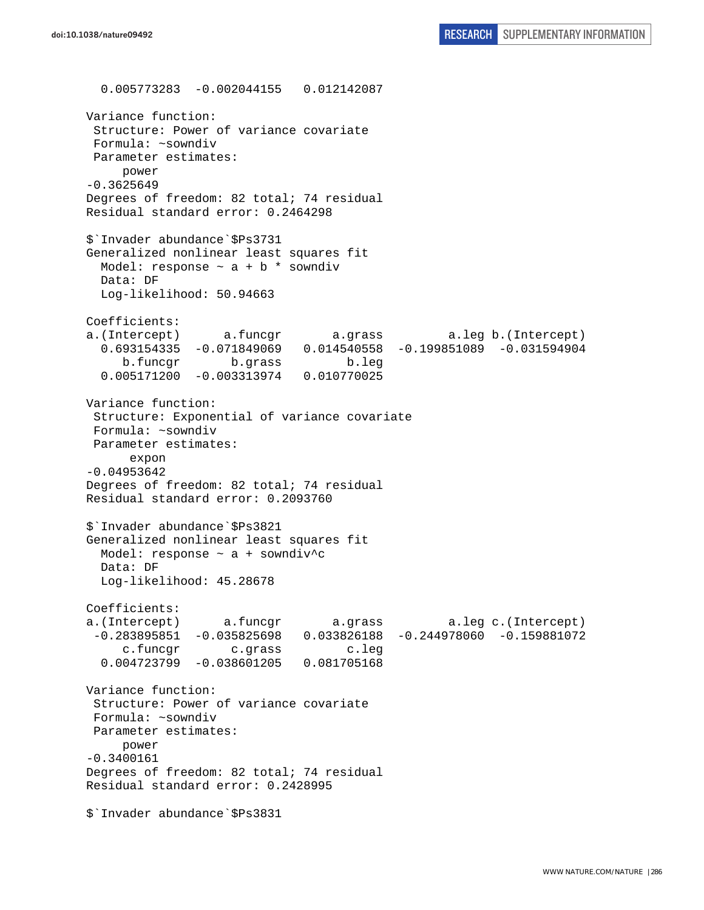```
  0.005773283  -0.002044155   0.012142087 

Variance function:
 Structure: Power of variance covariate
 Formula: ~sowndiv 
 Parameter estimates:
     power 
-0.3625649 
Degrees of freedom: 82 total; 74 residual
Residual standard error: 0.2464298 

$`Invader abundance`$Ps3731
Generalized nonlinear least squares fit
  Model: response ~ a + b * sowndiv 
  Data: DF 
  Log-likelihood: 50.94663

Coefficients:
a.(Intercept)      a.funcgr       a.grass         a.leg b.(Intercept) 
  0.693154335  -0.071849069   0.014540558  -0.199851089  -0.031594904 
     b.funcgr       b.grass         b.leg 
  0.005171200  -0.003313974   0.010770025 

Variance function:
 Structure: Exponential of variance covariate
 Formula: ~sowndiv 
 Parameter estimates:
      expon 
-0.04953642 
Degrees of freedom: 82 total; 74 residual
Residual standard error: 0.2093760 

$`Invader abundance`$Ps3821
Generalized nonlinear least squares fit
  Model: response ~ a + sowndiv^c 
  Data: DF 
  Log-likelihood: 45.28678

Coefficients:
a.(Intercept)      a.funcgr       a.grass         a.leg c.(Intercept) 
 -0.283895851  -0.035825698   0.033826188  -0.244978060  -0.159881072 
     c.funcgr       c.grass         c.leg 
  0.004723799  -0.038601205   0.081705168 

Variance function:
 Structure: Power of variance covariate
 Formula: ~sowndiv 
 Parameter estimates:
     power 
-0.3400161 
Degrees of freedom: 82 total; 74 residual
Residual standard error: 0.2428995 

$`Invader abundance`$Ps3831
```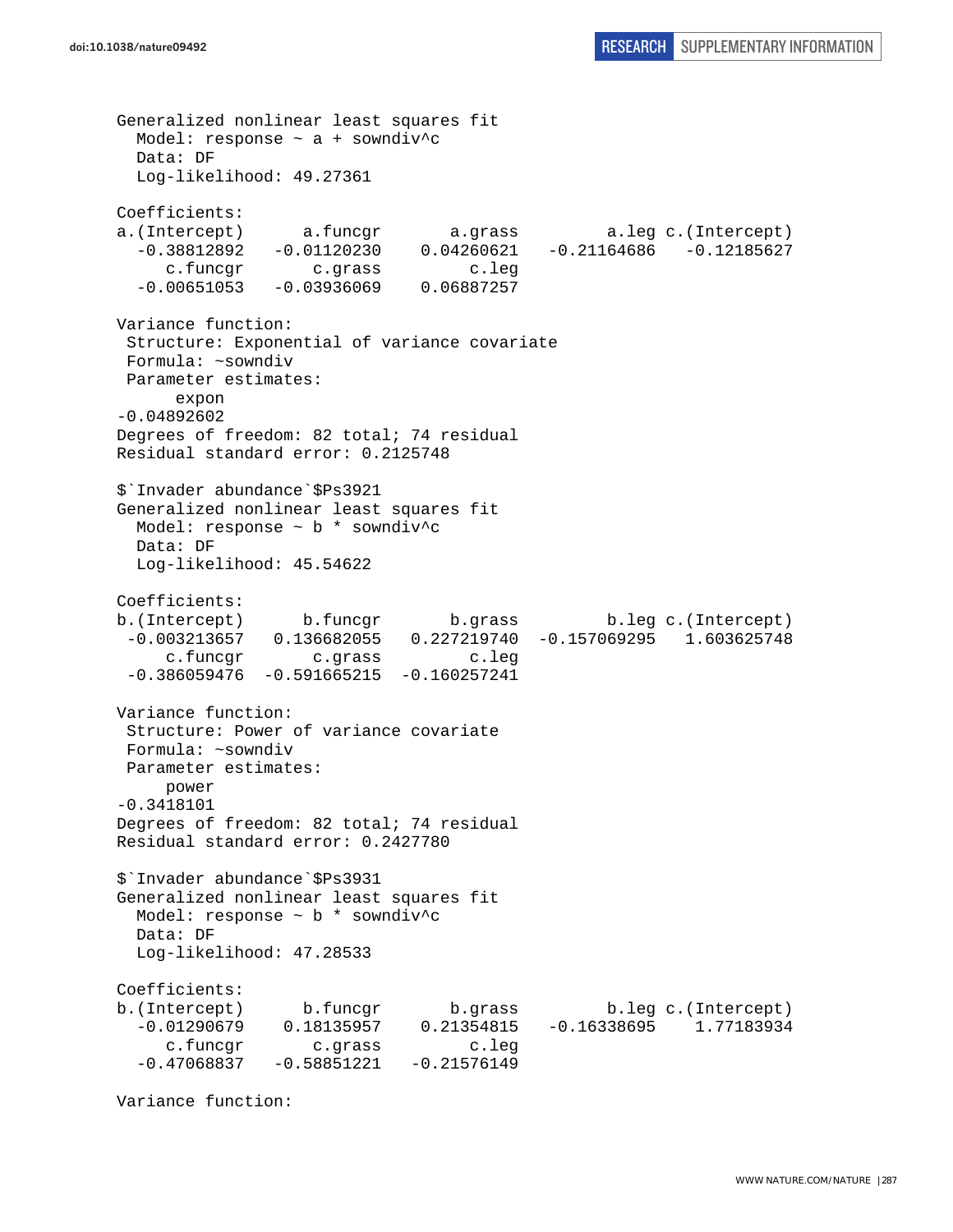```
Generalized nonlinear least squares fit
  Model: response ~ a + sowndiv^c
  Data: DF
  Log-likelihood: 49.27361

Coefficients:
a.(Intercept)      a.funcgr       a.grass         a.leg c.(Intercept)
  -0.38812892   -0.01120230    0.04260621   -0.21164686   -0.12185627
     c.funcgr       c.grass         c.leg
  -0.00651053   -0.03936069    0.06887257

Variance function:
 Structure: Exponential of variance covariate
 Formula: ~sowndiv
 Parameter estimates:
      expon
-0.04892602
Degrees of freedom: 82 total; 74 residual
Residual standard error: 0.2125748

$`Invader abundance`$Ps3921
Generalized nonlinear least squares fit
  Model: response ~ b * sowndiv^c
  Data: DF
  Log-likelihood: 45.54622

Coefficients:
b.(Intercept)      b.funcgr       b.grass         b.leg c.(Intercept)
 -0.003213657   0.136682055   0.227219740  -0.157069295   1.603625748
     c.funcgr       c.grass         c.leg
 -0.386059476  -0.591665215  -0.160257241

Variance function:
 Structure: Power of variance covariate
 Formula: ~sowndiv
 Parameter estimates:
     power
-0.3418101
Degrees of freedom: 82 total; 74 residual
Residual standard error: 0.2427780

$`Invader abundance`$Ps3931
Generalized nonlinear least squares fit
  Model: response ~ b * sowndiv^c
  Data: DF
  Log-likelihood: 47.28533

Coefficients:
b.(Intercept)      b.funcgr       b.grass         b.leg c.(Intercept)
  -0.01290679    0.18135957    0.21354815   -0.16338695    1.77183934
     c.funcgr       c.grass         c.leg
  -0.47068837   -0.58851221   -0.21576149

Variance function:
```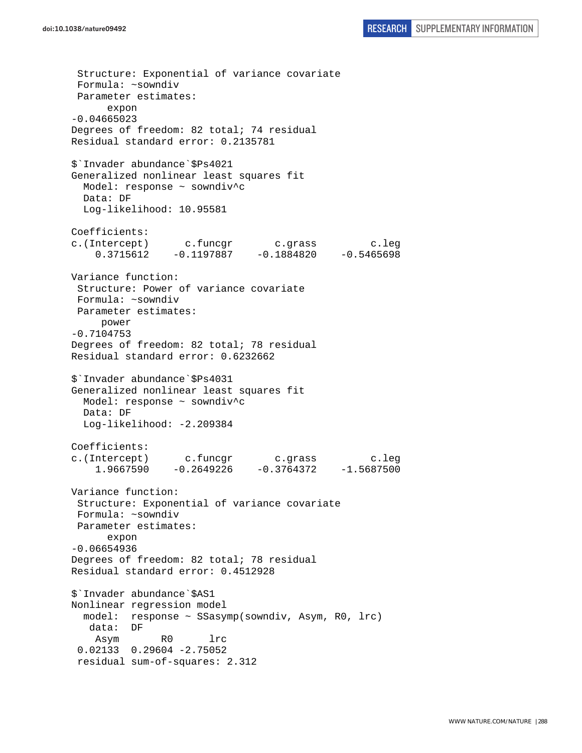```
 Structure: Exponential of variance covariate
 Formula: ~sowndiv
 Parameter estimates:
      expon
-0.04665023
Degrees of freedom: 82 total; 74 residual
Residual standard error: 0.2135781

$`Invader abundance`$Ps4021
Generalized nonlinear least squares fit
  Model: response ~ sowndiv^c
  Data: DF
  Log-likelihood: 10.95581

Coefficients:
c.(Intercept)      c.funcgr       c.grass         c.leg
    0.3715612    -0.1197887    -0.1884820    -0.5465698

Variance function:
 Structure: Power of variance covariate
 Formula: ~sowndiv
 Parameter estimates:
     power
-0.7104753
Degrees of freedom: 82 total; 78 residual
Residual standard error: 0.6232662

$`Invader abundance`$Ps4031
Generalized nonlinear least squares fit
  Model: response ~ sowndiv^c
  Data: DF
  Log-likelihood: -2.209384

Coefficients:
c.(Intercept)      c.funcgr       c.grass         c.leg
    1.9667590    -0.2649226    -0.3764372    -1.5687500

Variance function:
 Structure: Exponential of variance covariate
 Formula: ~sowndiv
 Parameter estimates:
      expon
-0.06654936
Degrees of freedom: 82 total; 78 residual
Residual standard error: 0.4512928

$`Invader abundance`$AS1
Nonlinear regression model
  model:  response ~ SSasymp(sowndiv, Asym, R0, lrc)
   data:  DF
    Asym       R0      lrc
 0.02133  0.29604 -2.75052
 residual sum-of-squares: 2.312
```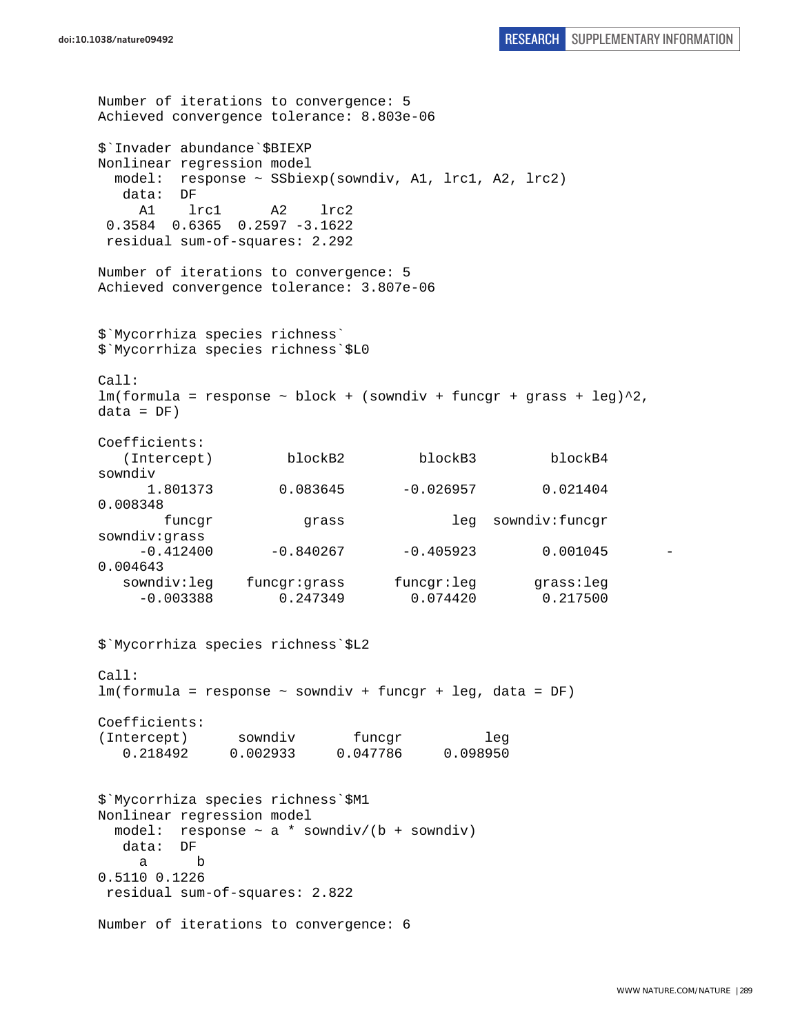```
Number of iterations to convergence: 5
Achieved convergence tolerance: 8.803e-06

$`Invader abundance`$BIEXP
Nonlinear regression model
  model:  response ~ SSbiexp(sowndiv, A1, lrc1, A2, lrc2)
   data:  DF
     A1    lrc1      A2    lrc2
 0.3584  0.6365  0.2597 -3.1622
 residual sum-of-squares: 2.292

Number of iterations to convergence: 5
Achieved convergence tolerance: 3.807e-06


$`Mycorrhiza species richness`
$`Mycorrhiza species richness`$L0

Call:
lm(formula = response ~ block + (sowndiv + funcgr + grass + leg)^2,
data = DF)

Coefficients:
   (Intercept)         blockB2         blockB3         blockB4
sowndiv
      1.801373        0.083645       -0.026957        0.021404
0.008348
        funcgr           grass             leg  sowndiv:funcgr
sowndiv:grass
     -0.412400       -0.840267       -0.405923        0.001045       -
0.004643
   sowndiv:leg    funcgr:grass      funcgr:leg       grass:leg
     -0.003388        0.247349        0.074420        0.217500


$`Mycorrhiza species richness`$L2

Call:
lm(formula = response ~ sowndiv + funcgr + leg, data = DF)

Coefficients:
(Intercept)      sowndiv       funcgr          leg
   0.218492     0.002933     0.047786     0.098950


$`Mycorrhiza species richness`$M1
Nonlinear regression model
  model:  response ~ a * sowndiv/(b + sowndiv)
   data:  DF
     a      b
0.5110 0.1226
 residual sum-of-squares: 2.822

Number of iterations to convergence: 6
```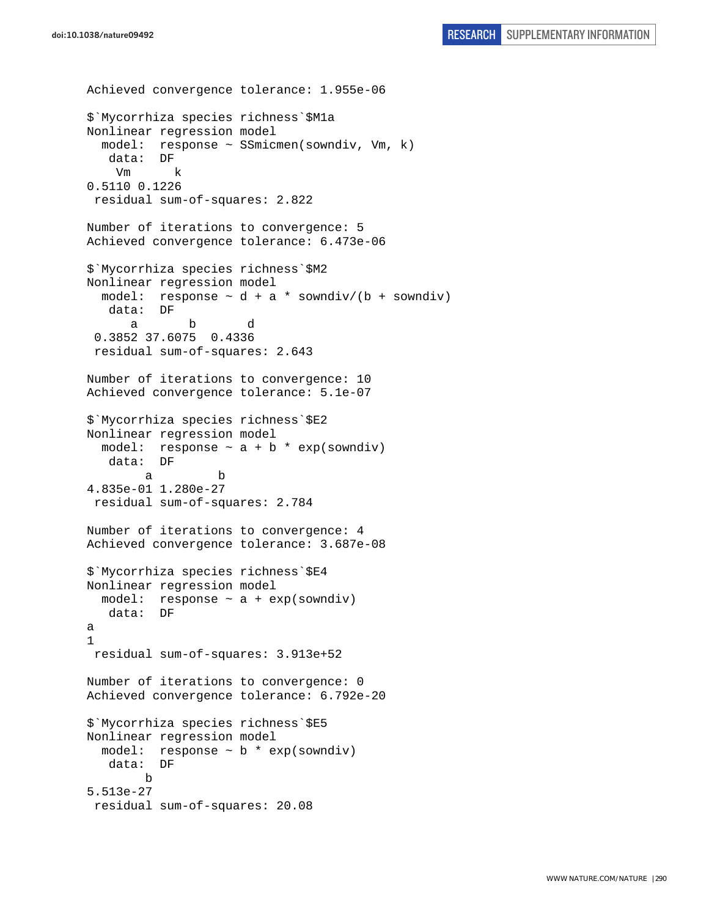```
Achieved convergence tolerance: 1.955e-06

$`Mycorrhiza species richness`$M1a
Nonlinear regression model
  model:  response ~ SSmicmen(sowndiv, Vm, k)
   data:  DF
    Vm      k
0.5110 0.1226
 residual sum-of-squares: 2.822

Number of iterations to convergence: 5
Achieved convergence tolerance: 6.473e-06

$`Mycorrhiza species richness`$M2
Nonlinear regression model
  model:  response ~ d + a * sowndiv/(b + sowndiv)
   data:  DF
      a       b       d
 0.3852 37.6075  0.4336
 residual sum-of-squares: 2.643

Number of iterations to convergence: 10
Achieved convergence tolerance: 5.1e-07

$`Mycorrhiza species richness`$E2
Nonlinear regression model
  model:  response ~ a + b * exp(sowndiv)
   data:  DF
        a         b
4.835e-01 1.280e-27
 residual sum-of-squares: 2.784

Number of iterations to convergence: 4
Achieved convergence tolerance: 3.687e-08

$`Mycorrhiza species richness`$E4
Nonlinear regression model
  model:  response ~ a + exp(sowndiv)
   data:  DF
a
1
 residual sum-of-squares: 3.913e+52

Number of iterations to convergence: 0
Achieved convergence tolerance: 6.792e-20

$`Mycorrhiza species richness`$E5
Nonlinear regression model
  model:  response ~ b * exp(sowndiv)
   data:  DF
        b
5.513e-27
 residual sum-of-squares: 20.08
```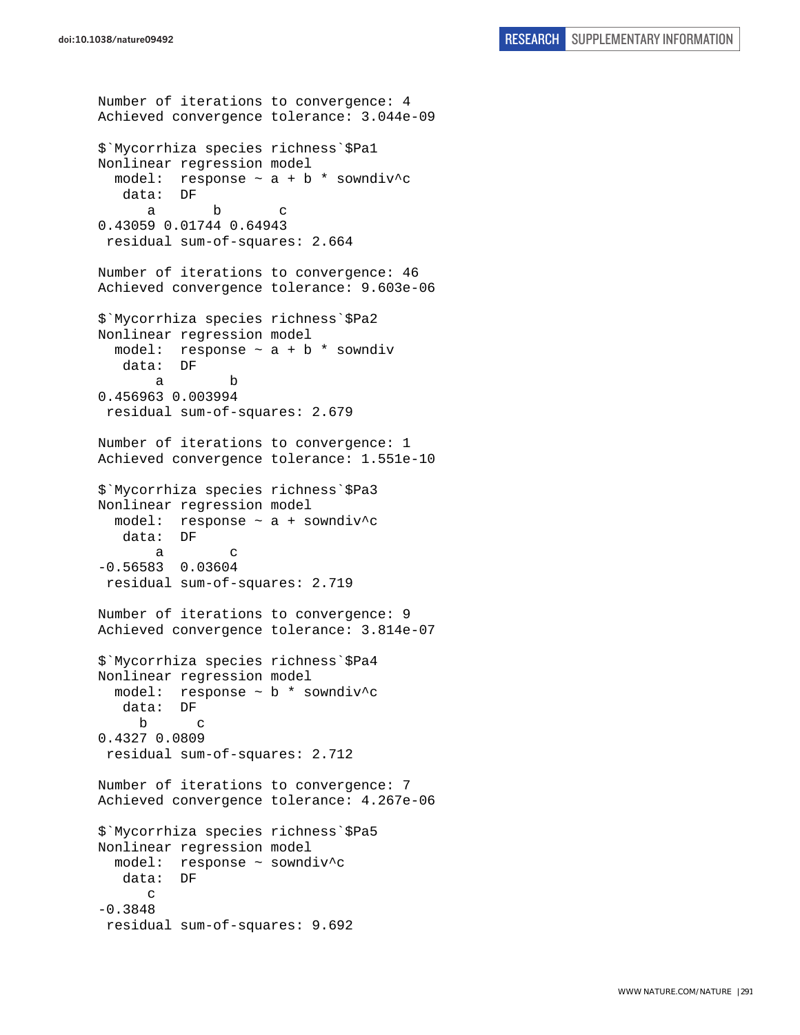```
Number of iterations to convergence: 4
Achieved convergence tolerance: 3.044e-09

$`Mycorrhiza species richness`$Pa1
Nonlinear regression model
  model:  response ~ a + b * sowndiv^c
   data:  DF
      a       b       c
0.43059 0.01744 0.64943
 residual sum-of-squares: 2.664

Number of iterations to convergence: 46
Achieved convergence tolerance: 9.603e-06

$`Mycorrhiza species richness`$Pa2
Nonlinear regression model
  model:  response ~ a + b * sowndiv
   data:  DF
       a        b
0.456963 0.003994
 residual sum-of-squares: 2.679

Number of iterations to convergence: 1
Achieved convergence tolerance: 1.551e-10

$`Mycorrhiza species richness`$Pa3
Nonlinear regression model
  model:  response ~ a + sowndiv^c
   data:  DF
       a        c
-0.56583  0.03604
 residual sum-of-squares: 2.719

Number of iterations to convergence: 9
Achieved convergence tolerance: 3.814e-07

$`Mycorrhiza species richness`$Pa4
Nonlinear regression model
  model:  response ~ b * sowndiv^c
   data:  DF
     b      c
0.4327 0.0809
 residual sum-of-squares: 2.712

Number of iterations to convergence: 7
Achieved convergence tolerance: 4.267e-06

$`Mycorrhiza species richness`$Pa5
Nonlinear regression model
  model:  response ~ sowndiv^c
   data:  DF
      c
-0.3848
 residual sum-of-squares: 9.692
```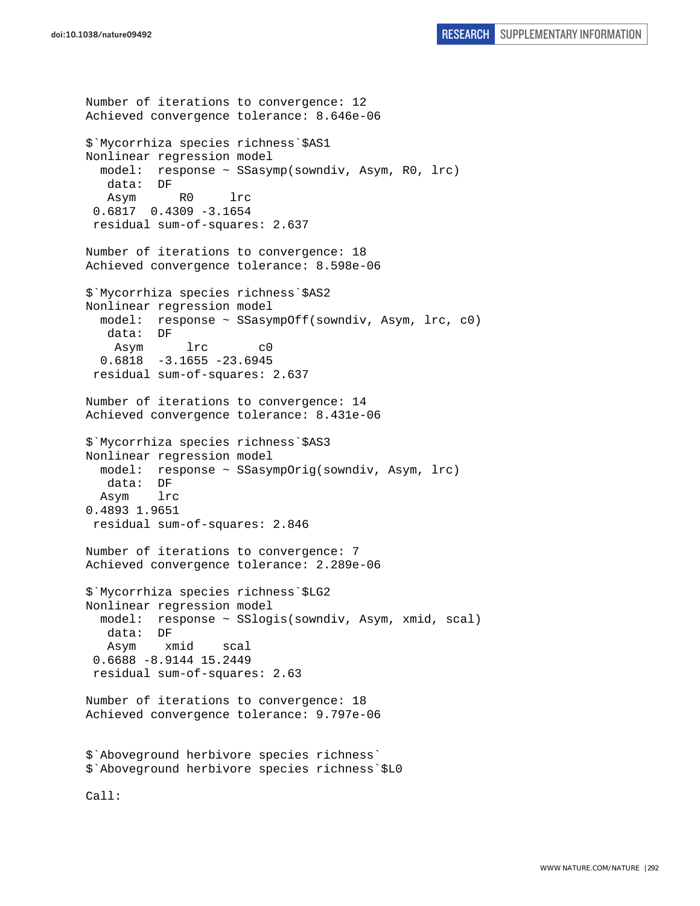```
Number of iterations to convergence: 12
Achieved convergence tolerance: 8.646e-06

$`Mycorrhiza species richness`$AS1
Nonlinear regression model
  model:  response ~ SSasymp(sowndiv, Asym, R0, lrc)
   data:  DF
   Asym      R0     lrc
 0.6817  0.4309 -3.1654
 residual sum-of-squares: 2.637

Number of iterations to convergence: 18
Achieved convergence tolerance: 8.598e-06

$`Mycorrhiza species richness`$AS2
Nonlinear regression model
  model:  response ~ SSasympOff(sowndiv, Asym, lrc, c0)
   data:  DF
    Asym      lrc       c0
  0.6818  -3.1655 -23.6945
 residual sum-of-squares: 2.637

Number of iterations to convergence: 14
Achieved convergence tolerance: 8.431e-06

$`Mycorrhiza species richness`$AS3
Nonlinear regression model
  model:  response ~ SSasympOrig(sowndiv, Asym, lrc)
   data:  DF
  Asym    lrc
0.4893 1.9651
 residual sum-of-squares: 2.846

Number of iterations to convergence: 7
Achieved convergence tolerance: 2.289e-06

$`Mycorrhiza species richness`$LG2
Nonlinear regression model
  model:  response ~ SSlogis(sowndiv, Asym, xmid, scal)
   data:  DF
   Asym    xmid    scal
 0.6688 -8.9144 15.2449
 residual sum-of-squares: 2.63

Number of iterations to convergence: 18
Achieved convergence tolerance: 9.797e-06


$`Aboveground herbivore species richness`
$`Aboveground herbivore species richness`$L0

Call:
```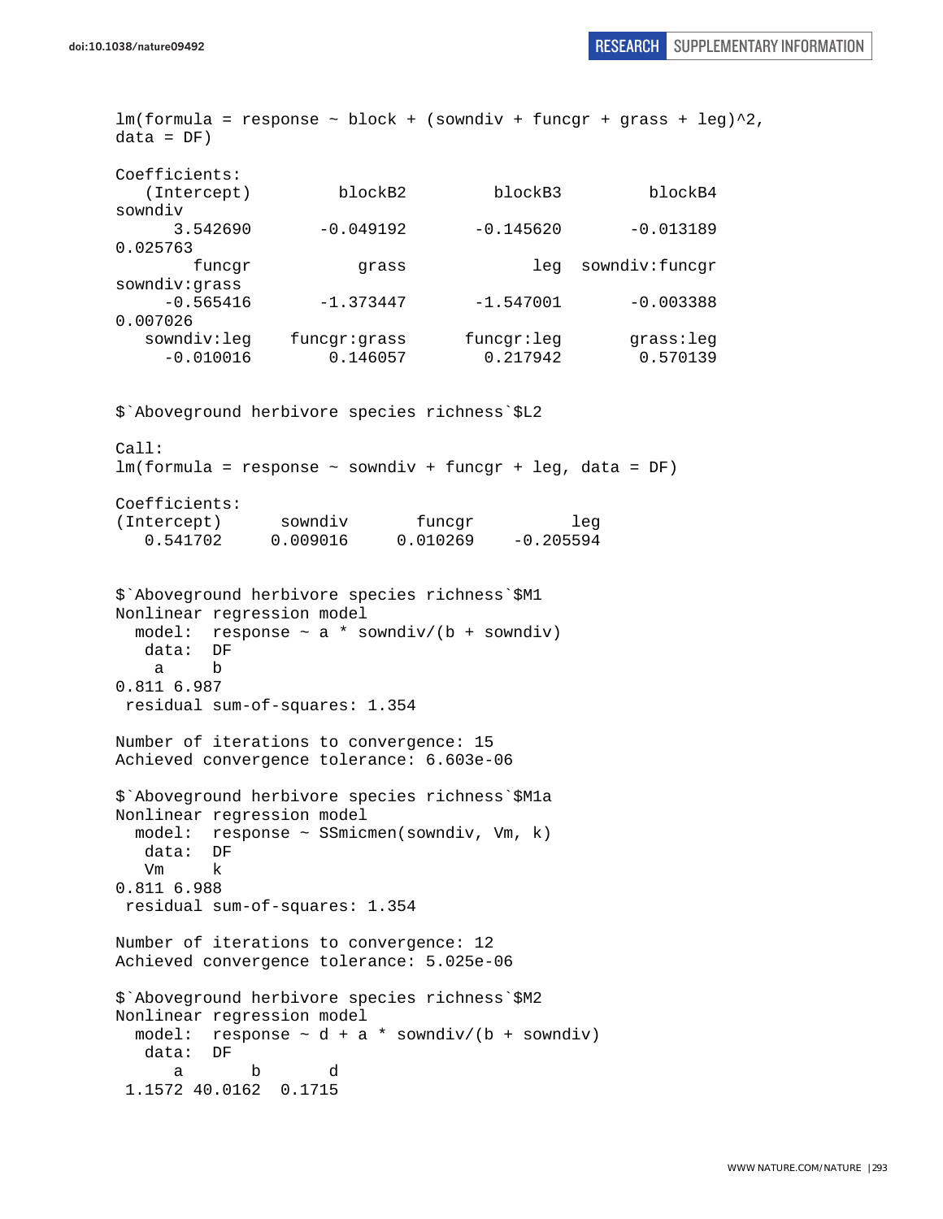```
lm(formula = response ~ block + (sowndiv + funcgr + grass + leg)^2,
data = DF)

Coefficients:
   (Intercept)          blockB2          blockB3          blockB4
sowndiv
      3.542690        -0.049192        -0.145620        -0.013189
0.025763
        funcgr            grass              leg   sowndiv:funcgr
sowndiv:grass
     -0.565416        -1.373447        -1.547001        -0.003388
0.007026
   sowndiv:leg     funcgr:grass       funcgr:leg        grass:leg
     -0.010016         0.146057         0.217942         0.570139


$`Aboveground herbivore species richness`$L2

Call:
lm(formula = response ~ sowndiv + funcgr + leg, data = DF)

Coefficients:
(Intercept)      sowndiv       funcgr          leg
   0.541702     0.009016     0.010269    -0.205594


$`Aboveground herbivore species richness`$M1
Nonlinear regression model
  model:  response ~ a * sowndiv/(b + sowndiv)
   data:  DF
    a     b
0.811 6.987
 residual sum-of-squares: 1.354

Number of iterations to convergence: 15
Achieved convergence tolerance: 6.603e-06

$`Aboveground herbivore species richness`$M1a
Nonlinear regression model
  model:  response ~ SSmicmen(sowndiv, Vm, k)
   data:  DF
   Vm     k
0.811 6.988
 residual sum-of-squares: 1.354

Number of iterations to convergence: 12
Achieved convergence tolerance: 5.025e-06

$`Aboveground herbivore species richness`$M2
Nonlinear regression model
  model:  response ~ d + a * sowndiv/(b + sowndiv)
   data:  DF
      a       b       d
 1.1572 40.0162  0.1715
```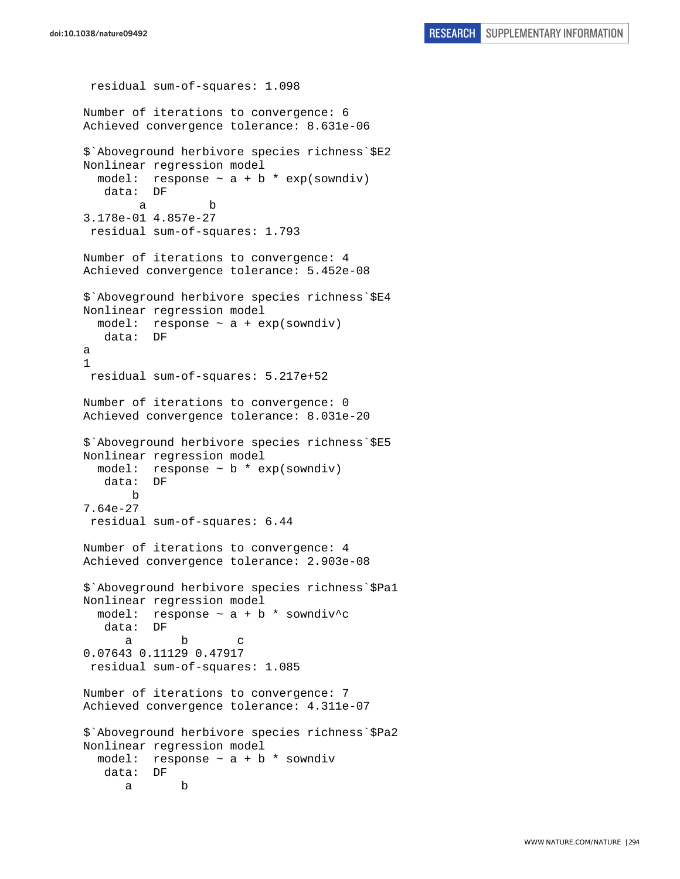```
 residual sum-of-squares: 1.098

Number of iterations to convergence: 6
Achieved convergence tolerance: 8.631e-06

$`Aboveground herbivore species richness`$E2
Nonlinear regression model
  model:  response ~ a + b * exp(sowndiv)
   data:  DF
        a         b
3.178e-01 4.857e-27
 residual sum-of-squares: 1.793

Number of iterations to convergence: 4
Achieved convergence tolerance: 5.452e-08

$`Aboveground herbivore species richness`$E4
Nonlinear regression model
  model:  response ~ a + exp(sowndiv)
   data:  DF
a
1
 residual sum-of-squares: 5.217e+52

Number of iterations to convergence: 0
Achieved convergence tolerance: 8.031e-20

$`Aboveground herbivore species richness`$E5
Nonlinear regression model
  model:  response ~ b * exp(sowndiv)
   data:  DF
       b
7.64e-27
 residual sum-of-squares: 6.44

Number of iterations to convergence: 4
Achieved convergence tolerance: 2.903e-08

$`Aboveground herbivore species richness`$Pa1
Nonlinear regression model
  model:  response ~ a + b * sowndiv^c
   data:  DF
      a       b       c
0.07643 0.11129 0.47917
 residual sum-of-squares: 1.085

Number of iterations to convergence: 7
Achieved convergence tolerance: 4.311e-07

$`Aboveground herbivore species richness`$Pa2
Nonlinear regression model
  model:  response ~ a + b * sowndiv
   data:  DF
      a       b
```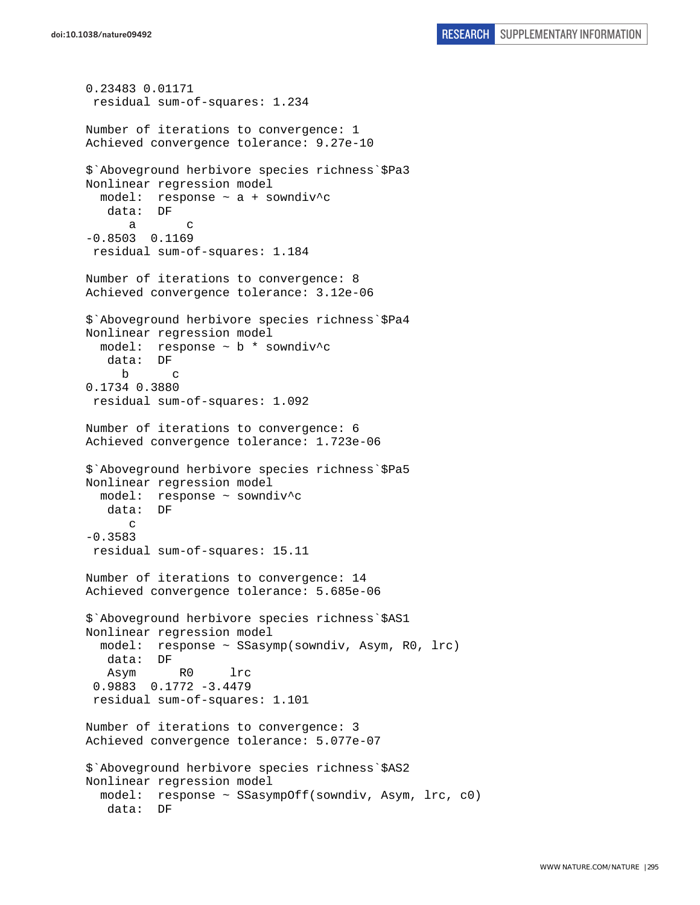```
0.23483 0.01171
 residual sum-of-squares: 1.234

Number of iterations to convergence: 1
Achieved convergence tolerance: 9.27e-10

$`Aboveground herbivore species richness`$Pa3
Nonlinear regression model
  model:  response ~ a + sowndiv^c
   data:  DF
      a       c
-0.8503  0.1169
 residual sum-of-squares: 1.184

Number of iterations to convergence: 8
Achieved convergence tolerance: 3.12e-06

$`Aboveground herbivore species richness`$Pa4
Nonlinear regression model
  model:  response ~ b * sowndiv^c
   data:  DF
     b      c
0.1734 0.3880
 residual sum-of-squares: 1.092

Number of iterations to convergence: 6
Achieved convergence tolerance: 1.723e-06

$`Aboveground herbivore species richness`$Pa5
Nonlinear regression model
  model:  response ~ sowndiv^c
   data:  DF
      c
-0.3583
 residual sum-of-squares: 15.11

Number of iterations to convergence: 14
Achieved convergence tolerance: 5.685e-06

$`Aboveground herbivore species richness`$AS1
Nonlinear regression model
  model:  response ~ SSasymp(sowndiv, Asym, R0, lrc)
   data:  DF
   Asym      R0     lrc
 0.9883  0.1772 -3.4479
 residual sum-of-squares: 1.101

Number of iterations to convergence: 3
Achieved convergence tolerance: 5.077e-07

$`Aboveground herbivore species richness`$AS2
Nonlinear regression model
  model:  response ~ SSasympOff(sowndiv, Asym, lrc, c0)
   data:  DF
```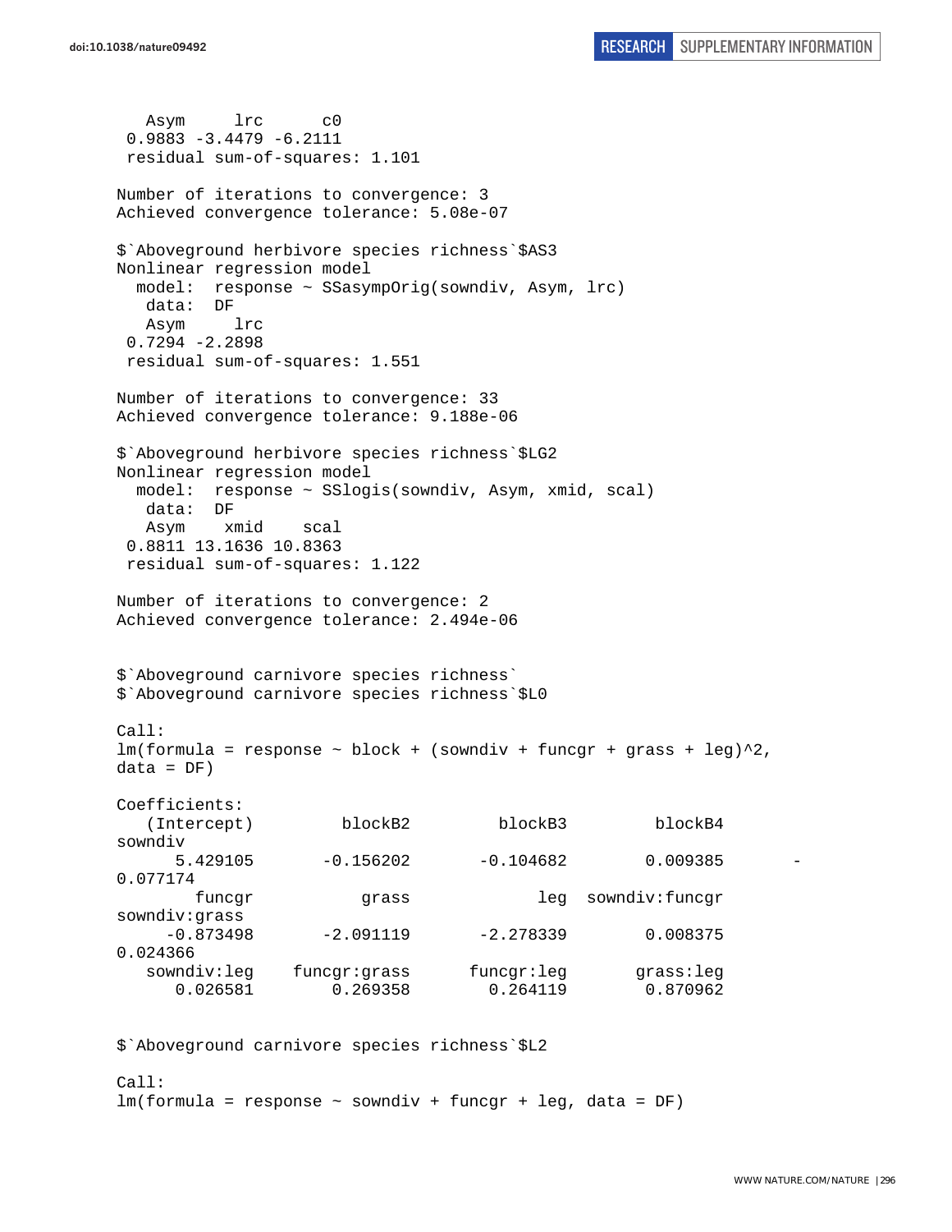```
   Asym     lrc      c0
 0.9883 -3.4479 -6.2111
 residual sum-of-squares: 1.101

Number of iterations to convergence: 3
Achieved convergence tolerance: 5.08e-07

$`Aboveground herbivore species richness`$AS3
Nonlinear regression model
  model:  response ~ SSasympOrig(sowndiv, Asym, lrc)
   data:  DF
   Asym     lrc
 0.7294 -2.2898
 residual sum-of-squares: 1.551

Number of iterations to convergence: 33
Achieved convergence tolerance: 9.188e-06

$`Aboveground herbivore species richness`$LG2
Nonlinear regression model
  model:  response ~ SSlogis(sowndiv, Asym, xmid, scal)
   data:  DF
   Asym    xmid    scal
 0.8811 13.1636 10.8363
 residual sum-of-squares: 1.122

Number of iterations to convergence: 2
Achieved convergence tolerance: 2.494e-06


$`Aboveground carnivore species richness`
$`Aboveground carnivore species richness`$L0

Call:
lm(formula = response ~ block + (sowndiv + funcgr + grass + leg)^2,
data = DF)

Coefficients:
   (Intercept)         blockB2         blockB3         blockB4
sowndiv
      5.429105       -0.156202       -0.104682        0.009385       -
0.077174
        funcgr           grass             leg  sowndiv:funcgr
sowndiv:grass
     -0.873498       -2.091119       -2.278339        0.008375
0.024366
   sowndiv:leg    funcgr:grass      funcgr:leg       grass:leg
      0.026581        0.269358        0.264119        0.870962


$`Aboveground carnivore species richness`$L2

Call:
lm(formula = response ~ sowndiv + funcgr + leg, data = DF)
```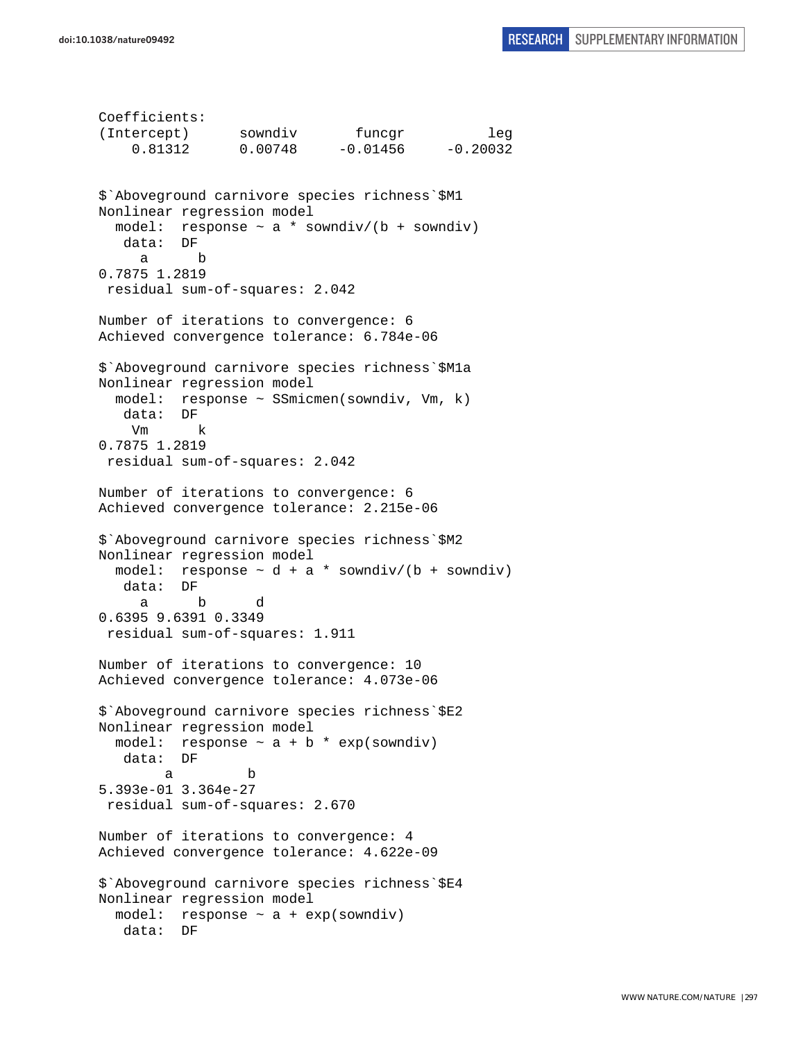```
Coefficients:
(Intercept)      sowndiv       funcgr          leg
    0.81312      0.00748     -0.01456     -0.20032


$`Aboveground carnivore species richness`$M1
Nonlinear regression model
  model:  response ~ a * sowndiv/(b + sowndiv)
   data:  DF
     a      b 
0.7875 1.2819 
 residual sum-of-squares: 2.042

Number of iterations to convergence: 6 
Achieved convergence tolerance: 6.784e-06 

$`Aboveground carnivore species richness`$M1a
Nonlinear regression model
  model:  response ~ SSmicmen(sowndiv, Vm, k)
   data:  DF
    Vm      k 
0.7875 1.2819 
 residual sum-of-squares: 2.042

Number of iterations to convergence: 6 
Achieved convergence tolerance: 2.215e-06 

$`Aboveground carnivore species richness`$M2
Nonlinear regression model
  model:  response ~ d + a * sowndiv/(b + sowndiv)
   data:  DF
     a      b      d 
0.6395 9.6391 0.3349 
 residual sum-of-squares: 1.911

Number of iterations to convergence: 10 
Achieved convergence tolerance: 4.073e-06 

$`Aboveground carnivore species richness`$E2
Nonlinear regression model
  model:  response ~ a + b * exp(sowndiv)
   data:  DF
        a         b 
5.393e-01 3.364e-27 
 residual sum-of-squares: 2.670

Number of iterations to convergence: 4 
Achieved convergence tolerance: 4.622e-09 

$`Aboveground carnivore species richness`$E4
Nonlinear regression model
  model:  response ~ a + exp(sowndiv)
   data:  DF
```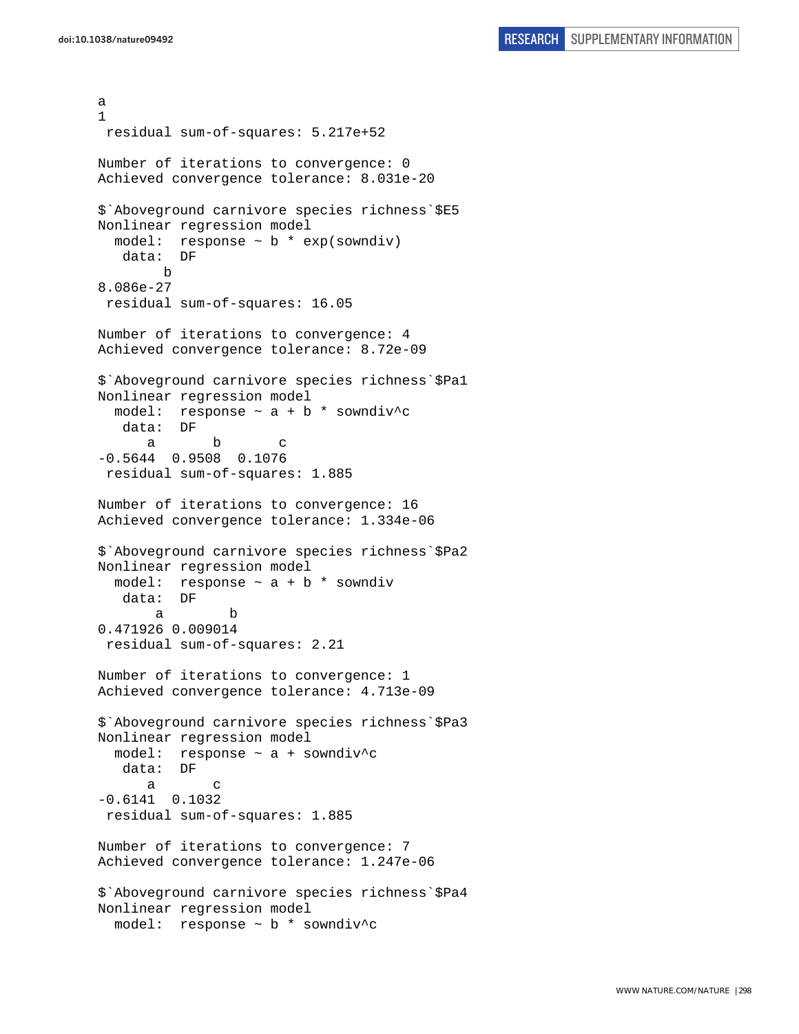```
a
1
 residual sum-of-squares: 5.217e+52

Number of iterations to convergence: 0 
Achieved convergence tolerance: 8.031e-20 

$`Aboveground carnivore species richness`$E5
Nonlinear regression model
  model:  response ~ b * exp(sowndiv)
   data:  DF
        b 
8.086e-27 
 residual sum-of-squares: 16.05

Number of iterations to convergence: 4 
Achieved convergence tolerance: 8.72e-09 

$`Aboveground carnivore species richness`$Pa1
Nonlinear regression model
  model:  response ~ a + b * sowndiv^c
   data:  DF
      a       b       c 
-0.5644  0.9508  0.1076 
 residual sum-of-squares: 1.885

Number of iterations to convergence: 16 
Achieved convergence tolerance: 1.334e-06 

$`Aboveground carnivore species richness`$Pa2
Nonlinear regression model
  model:  response ~ a + b * sowndiv
   data:  DF
       a        b 
0.471926 0.009014 
 residual sum-of-squares: 2.21

Number of iterations to convergence: 1 
Achieved convergence tolerance: 4.713e-09 

$`Aboveground carnivore species richness`$Pa3
Nonlinear regression model
  model:  response ~ a + sowndiv^c
   data:  DF
      a       c 
-0.6141  0.1032 
 residual sum-of-squares: 1.885

Number of iterations to convergence: 7 
Achieved convergence tolerance: 1.247e-06 

$`Aboveground carnivore species richness`$Pa4
Nonlinear regression model
  model:  response ~ b * sowndiv^c
```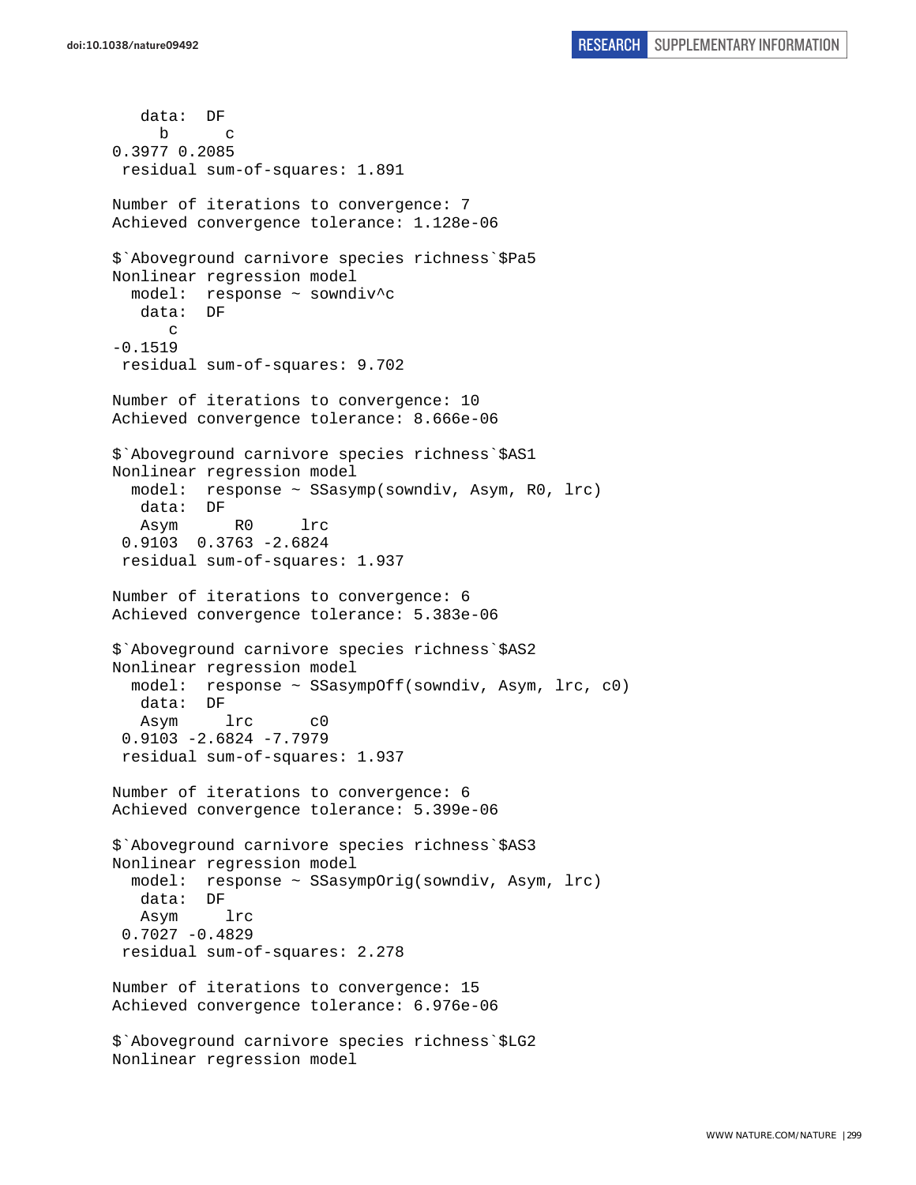```
   data:  DF
     b      c
0.3977 0.2085
 residual sum-of-squares: 1.891

Number of iterations to convergence: 7
Achieved convergence tolerance: 1.128e-06

$`Aboveground carnivore species richness`$Pa5
Nonlinear regression model
  model:  response ~ sowndiv^c
   data:  DF
      c
-0.1519
 residual sum-of-squares: 9.702

Number of iterations to convergence: 10
Achieved convergence tolerance: 8.666e-06

$`Aboveground carnivore species richness`$AS1
Nonlinear regression model
  model:  response ~ SSasymp(sowndiv, Asym, R0, lrc)
   data:  DF
   Asym      R0     lrc
 0.9103  0.3763 -2.6824
 residual sum-of-squares: 1.937

Number of iterations to convergence: 6
Achieved convergence tolerance: 5.383e-06

$`Aboveground carnivore species richness`$AS2
Nonlinear regression model
  model:  response ~ SSasympOff(sowndiv, Asym, lrc, c0)
   data:  DF
   Asym     lrc      c0
 0.9103 -2.6824 -7.7979
 residual sum-of-squares: 1.937

Number of iterations to convergence: 6
Achieved convergence tolerance: 5.399e-06

$`Aboveground carnivore species richness`$AS3
Nonlinear regression model
  model:  response ~ SSasympOrig(sowndiv, Asym, lrc)
   data:  DF
   Asym     lrc
 0.7027 -0.4829
 residual sum-of-squares: 2.278

Number of iterations to convergence: 15
Achieved convergence tolerance: 6.976e-06

$`Aboveground carnivore species richness`$LG2
Nonlinear regression model
```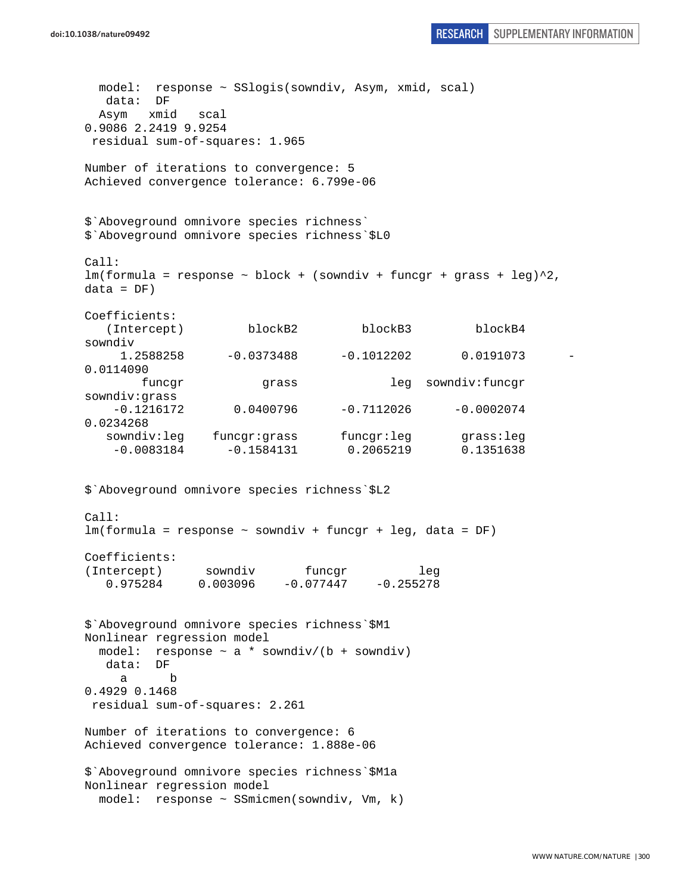```
  model:  response ~ SSlogis(sowndiv, Asym, xmid, scal)
   data:  DF
  Asym   xmid   scal 
0.9086 2.2419 9.9254 
 residual sum-of-squares: 1.965

Number of iterations to convergence: 5 
Achieved convergence tolerance: 6.799e-06


$`Aboveground omnivore species richness`
$`Aboveground omnivore species richness`$L0

Call:
lm(formula = response ~ block + (sowndiv + funcgr + grass + leg)^2, 
data = DF)

Coefficients:
   (Intercept)          blockB2          blockB3          blockB4         
sowndiv  
     1.2588258       -0.0373488       -0.1012202        0.0191073       -
0.0114090  
        funcgr            grass              leg   sowndiv:funcgr    
sowndiv:grass  
    -0.1216172        0.0400796       -0.7112026       -0.0002074        
0.0234268  
   sowndiv:leg     funcgr:grass       funcgr:leg        grass:leg  
    -0.0083184       -0.1584131        0.2065219        0.1351638  


$`Aboveground omnivore species richness`$L2

Call:
lm(formula = response ~ sowndiv + funcgr + leg, data = DF)

Coefficients:
(Intercept)      sowndiv       funcgr          leg  
   0.975284     0.003096    -0.077447    -0.255278  


$`Aboveground omnivore species richness`$M1
Nonlinear regression model
  model:  response ~ a * sowndiv/(b + sowndiv)
   data:  DF
     a      b 
0.4929 0.1468 
 residual sum-of-squares: 2.261

Number of iterations to convergence: 6 
Achieved convergence tolerance: 1.888e-06

$`Aboveground omnivore species richness`$M1a
Nonlinear regression model
  model:  response ~ SSmicmen(sowndiv, Vm, k)
```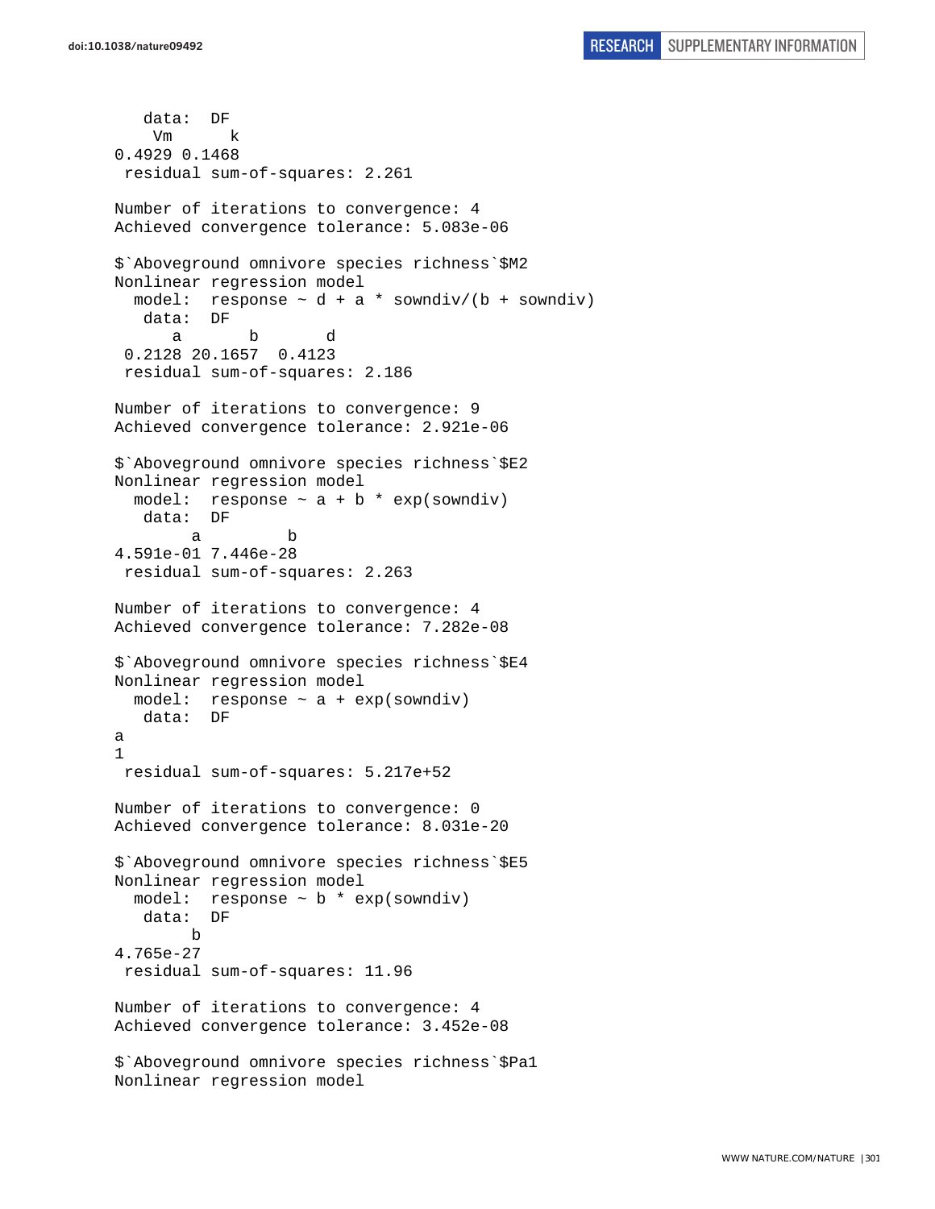```
   data:  DF
    Vm      k 
0.4929 0.1468 
 residual sum-of-squares: 2.261

Number of iterations to convergence: 4 
Achieved convergence tolerance: 5.083e-06 

$`Aboveground omnivore species richness`$M2
Nonlinear regression model
  model:  response ~ d + a * sowndiv/(b + sowndiv) 
   data:  DF 
      a       b       d 
 0.2128 20.1657  0.4123 
 residual sum-of-squares: 2.186

Number of iterations to convergence: 9 
Achieved convergence tolerance: 2.921e-06 

$`Aboveground omnivore species richness`$E2
Nonlinear regression model
  model:  response ~ a + b * exp(sowndiv) 
   data:  DF 
        a         b 
4.591e-01 7.446e-28 
 residual sum-of-squares: 2.263

Number of iterations to convergence: 4 
Achieved convergence tolerance: 7.282e-08 

$`Aboveground omnivore species richness`$E4
Nonlinear regression model
  model:  response ~ a + exp(sowndiv) 
   data:  DF 
a 
1 
 residual sum-of-squares: 5.217e+52

Number of iterations to convergence: 0 
Achieved convergence tolerance: 8.031e-20 

$`Aboveground omnivore species richness`$E5
Nonlinear regression model
  model:  response ~ b * exp(sowndiv) 
   data:  DF 
        b 
4.765e-27 
 residual sum-of-squares: 11.96

Number of iterations to convergence: 4 
Achieved convergence tolerance: 3.452e-08 

$`Aboveground omnivore species richness`$Pa1
Nonlinear regression model
```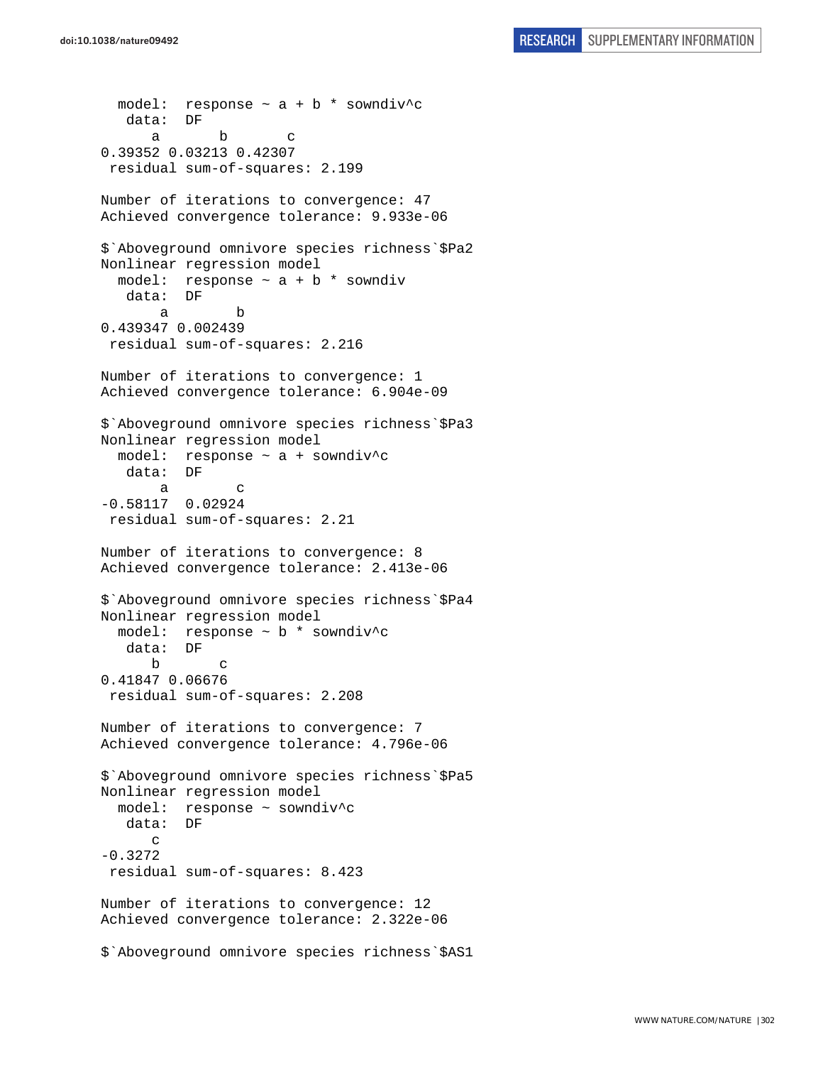```
  model:  response ~ a + b * sowndiv^c
   data:  DF
      a       b       c 
0.39352 0.03213 0.42307 
 residual sum-of-squares: 2.199

Number of iterations to convergence: 47 
Achieved convergence tolerance: 9.933e-06

$`Aboveground omnivore species richness`$Pa2
Nonlinear regression model
  model:  response ~ a + b * sowndiv
   data:  DF
       a        b 
0.439347 0.002439 
 residual sum-of-squares: 2.216

Number of iterations to convergence: 1 
Achieved convergence tolerance: 6.904e-09

$`Aboveground omnivore species richness`$Pa3
Nonlinear regression model
  model:  response ~ a + sowndiv^c
   data:  DF
       a        c 
-0.58117  0.02924 
 residual sum-of-squares: 2.21

Number of iterations to convergence: 8 
Achieved convergence tolerance: 2.413e-06

$`Aboveground omnivore species richness`$Pa4
Nonlinear regression model
  model:  response ~ b * sowndiv^c
   data:  DF
      b       c 
0.41847 0.06676 
 residual sum-of-squares: 2.208

Number of iterations to convergence: 7 
Achieved convergence tolerance: 4.796e-06

$`Aboveground omnivore species richness`$Pa5
Nonlinear regression model
  model:  response ~ sowndiv^c
   data:  DF
      c 
-0.3272 
 residual sum-of-squares: 8.423

Number of iterations to convergence: 12 
Achieved convergence tolerance: 2.322e-06

$`Aboveground omnivore species richness`$AS1
```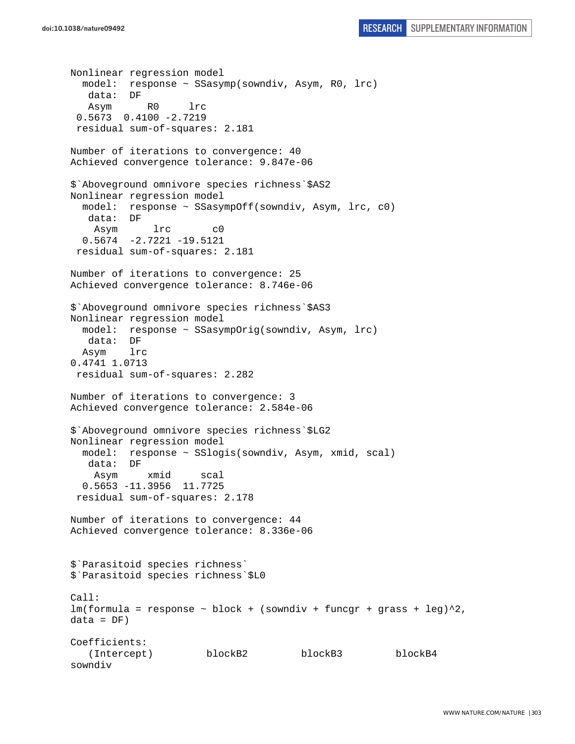```
Nonlinear regression model
  model:  response ~ SSasymp(sowndiv, Asym, R0, lrc)
   data:  DF
   Asym      R0     lrc 
 0.5673  0.4100 -2.7219 
 residual sum-of-squares: 2.181

Number of iterations to convergence: 40 
Achieved convergence tolerance: 9.847e-06 

$`Aboveground omnivore species richness`$AS2
Nonlinear regression model
  model:  response ~ SSasympOff(sowndiv, Asym, lrc, c0)
   data:  DF
    Asym      lrc       c0 
  0.5674  -2.7221 -19.5121 
 residual sum-of-squares: 2.181

Number of iterations to convergence: 25 
Achieved convergence tolerance: 8.746e-06 

$`Aboveground omnivore species richness`$AS3
Nonlinear regression model
  model:  response ~ SSasympOrig(sowndiv, Asym, lrc)
   data:  DF
  Asym    lrc 
0.4741 1.0713 
 residual sum-of-squares: 2.282

Number of iterations to convergence: 3 
Achieved convergence tolerance: 2.584e-06 

$`Aboveground omnivore species richness`$LG2
Nonlinear regression model
  model:  response ~ SSlogis(sowndiv, Asym, xmid, scal)
   data:  DF
    Asym     xmid     scal 
  0.5653 -11.3956  11.7725 
 residual sum-of-squares: 2.178

Number of iterations to convergence: 44 
Achieved convergence tolerance: 8.336e-06 


$`Parasitoid species richness`
$`Parasitoid species richness`$L0

Call:
lm(formula = response ~ block + (sowndiv + funcgr + grass + leg)^2, 
data = DF)

Coefficients:
   (Intercept)         blockB2         blockB3         blockB4  
sowndiv
```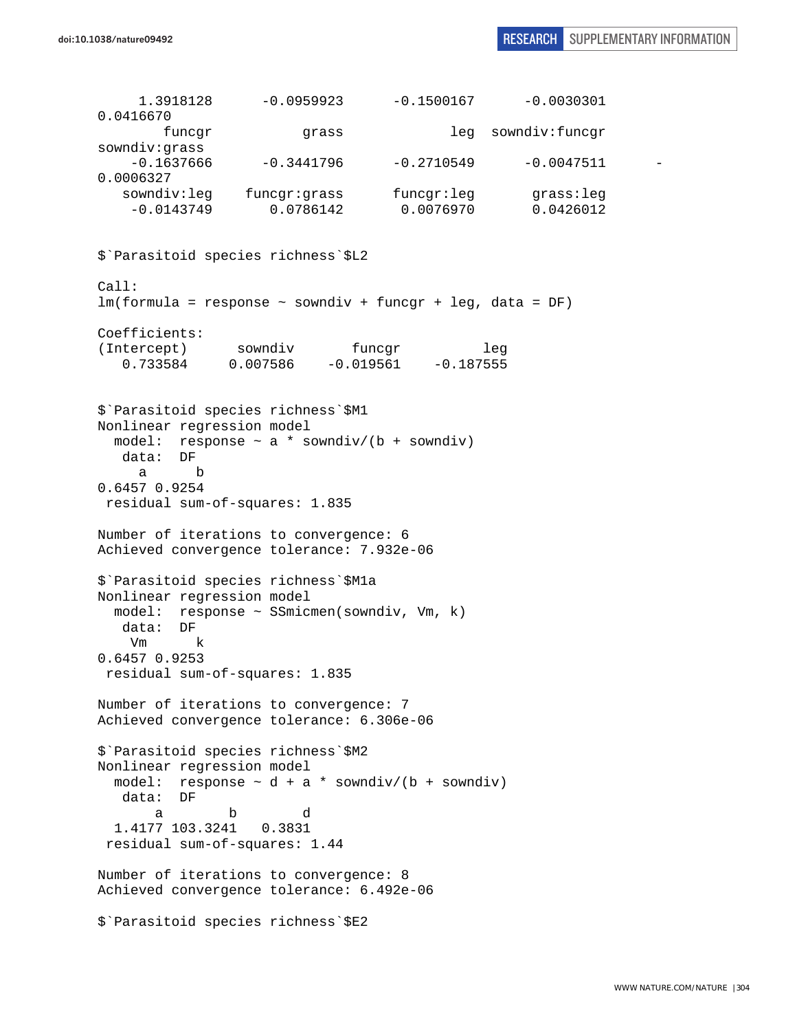```
     1.3918128      -0.0959923      -0.1500167      -0.0030301
0.0416670
        funcgr           grass             leg  sowndiv:funcgr
sowndiv:grass
    -0.1637666      -0.3441796      -0.2710549      -0.0047511      -
0.0006327
   sowndiv:leg    funcgr:grass      funcgr:leg       grass:leg
    -0.0143749       0.0786142       0.0076970       0.0426012


$`Parasitoid species richness`$L2

Call:
lm(formula = response ~ sowndiv + funcgr + leg, data = DF)

Coefficients:
(Intercept)      sowndiv       funcgr          leg
   0.733584     0.007586    -0.019561    -0.187555


$`Parasitoid species richness`$M1
Nonlinear regression model
  model:  response ~ a * sowndiv/(b + sowndiv)
   data:  DF
     a      b
0.6457 0.9254
 residual sum-of-squares: 1.835

Number of iterations to convergence: 6
Achieved convergence tolerance: 7.932e-06

$`Parasitoid species richness`$M1a
Nonlinear regression model
  model:  response ~ SSmicmen(sowndiv, Vm, k)
   data:  DF
    Vm      k
0.6457 0.9253
 residual sum-of-squares: 1.835

Number of iterations to convergence: 7
Achieved convergence tolerance: 6.306e-06

$`Parasitoid species richness`$M2
Nonlinear regression model
  model:  response ~ d + a * sowndiv/(b + sowndiv)
   data:  DF
       a        b        d
  1.4177 103.3241   0.3831
 residual sum-of-squares: 1.44

Number of iterations to convergence: 8
Achieved convergence tolerance: 6.492e-06

$`Parasitoid species richness`$E2
```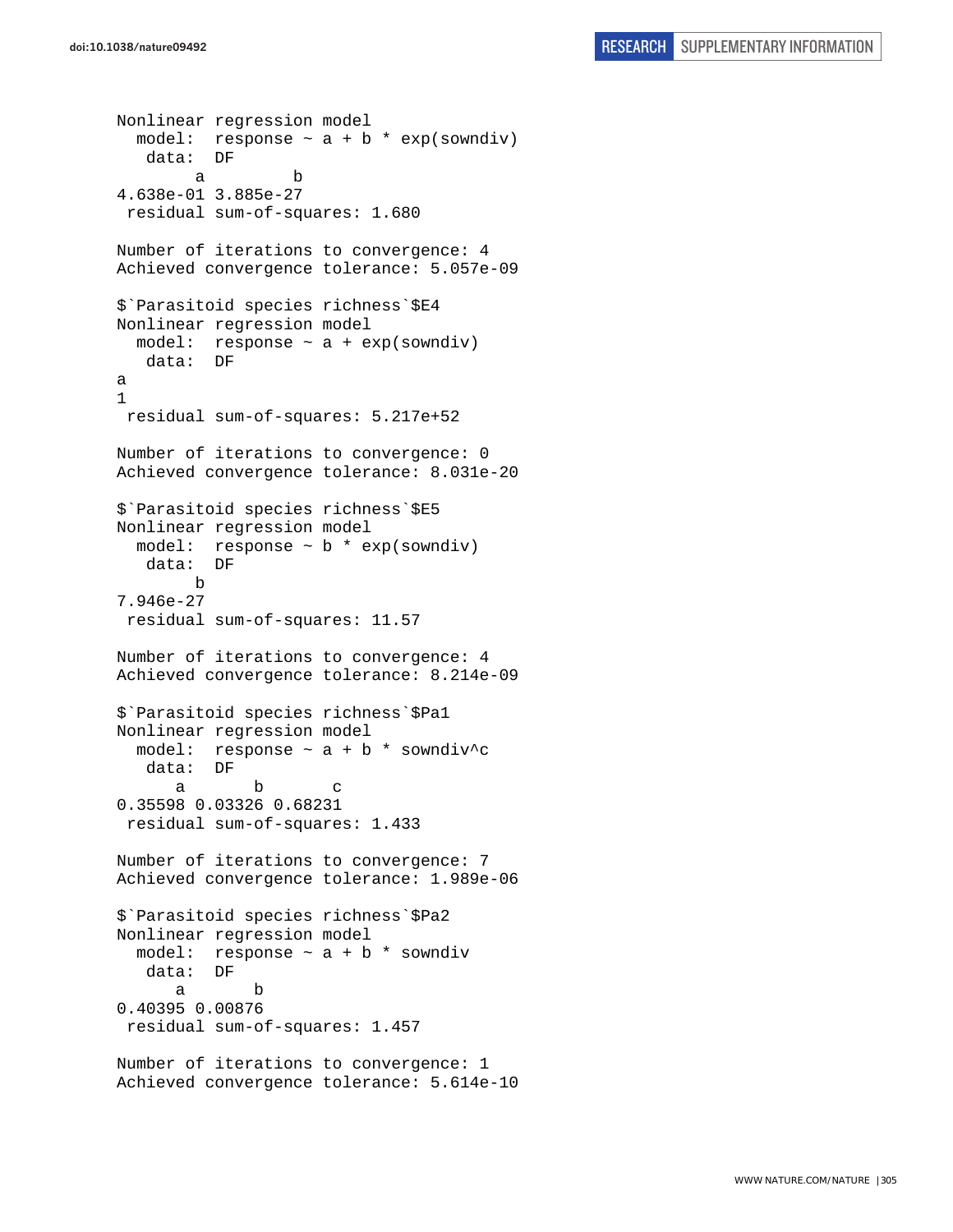```
Nonlinear regression model
  model:  response ~ a + b * exp(sowndiv)
   data:  DF
        a         b 
4.638e-01 3.885e-27 
 residual sum-of-squares: 1.680

Number of iterations to convergence: 4 
Achieved convergence tolerance: 5.057e-09

$`Parasitoid species richness`$E4
Nonlinear regression model
  model:  response ~ a + exp(sowndiv)
   data:  DF
a 
1 
 residual sum-of-squares: 5.217e+52

Number of iterations to convergence: 0 
Achieved convergence tolerance: 8.031e-20

$`Parasitoid species richness`$E5
Nonlinear regression model
  model:  response ~ b * exp(sowndiv)
   data:  DF
        b 
7.946e-27 
 residual sum-of-squares: 11.57

Number of iterations to convergence: 4 
Achieved convergence tolerance: 8.214e-09

$`Parasitoid species richness`$Pa1
Nonlinear regression model
  model:  response ~ a + b * sowndiv^c
   data:  DF
      a       b       c 
0.35598 0.03326 0.68231 
 residual sum-of-squares: 1.433

Number of iterations to convergence: 7 
Achieved convergence tolerance: 1.989e-06

$`Parasitoid species richness`$Pa2
Nonlinear regression model
  model:  response ~ a + b * sowndiv
   data:  DF
      a       b 
0.40395 0.00876 
 residual sum-of-squares: 1.457

Number of iterations to convergence: 1 
Achieved convergence tolerance: 5.614e-10
```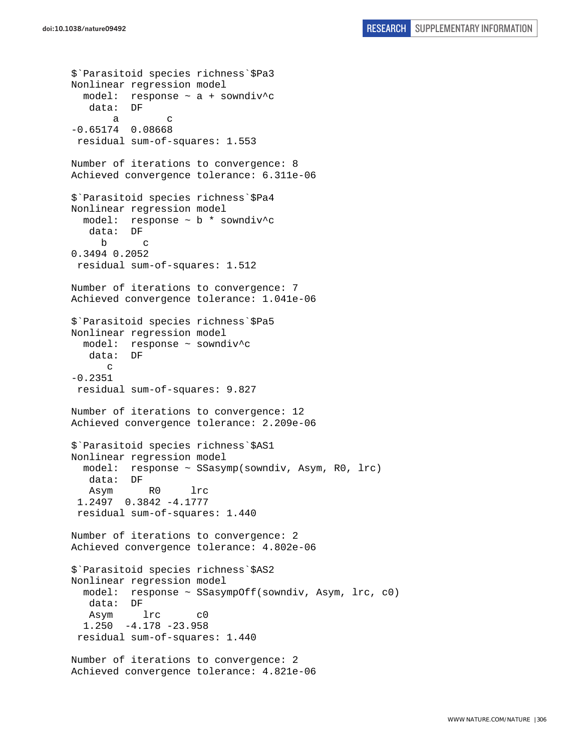```
$`Parasitoid species richness`$Pa3
Nonlinear regression model
  model:  response ~ a + sowndiv^c
   data:  DF
       a        c 
-0.65174  0.08668 
 residual sum-of-squares: 1.553

Number of iterations to convergence: 8 
Achieved convergence tolerance: 6.311e-06 

$`Parasitoid species richness`$Pa4
Nonlinear regression model
  model:  response ~ b * sowndiv^c
   data:  DF
     b      c 
0.3494 0.2052 
 residual sum-of-squares: 1.512

Number of iterations to convergence: 7 
Achieved convergence tolerance: 1.041e-06 

$`Parasitoid species richness`$Pa5
Nonlinear regression model
  model:  response ~ sowndiv^c
   data:  DF
      c 
-0.2351 
 residual sum-of-squares: 9.827

Number of iterations to convergence: 12 
Achieved convergence tolerance: 2.209e-06 

$`Parasitoid species richness`$AS1
Nonlinear regression model
  model:  response ~ SSasymp(sowndiv, Asym, R0, lrc)
   data:  DF
   Asym      R0     lrc 
 1.2497  0.3842 -4.1777 
 residual sum-of-squares: 1.440

Number of iterations to convergence: 2 
Achieved convergence tolerance: 4.802e-06 

$`Parasitoid species richness`$AS2
Nonlinear regression model
  model:  response ~ SSasympOff(sowndiv, Asym, lrc, c0)
   data:  DF
   Asym     lrc      c0 
  1.250  -4.178 -23.958 
 residual sum-of-squares: 1.440

Number of iterations to convergence: 2 
Achieved convergence tolerance: 4.821e-06 
```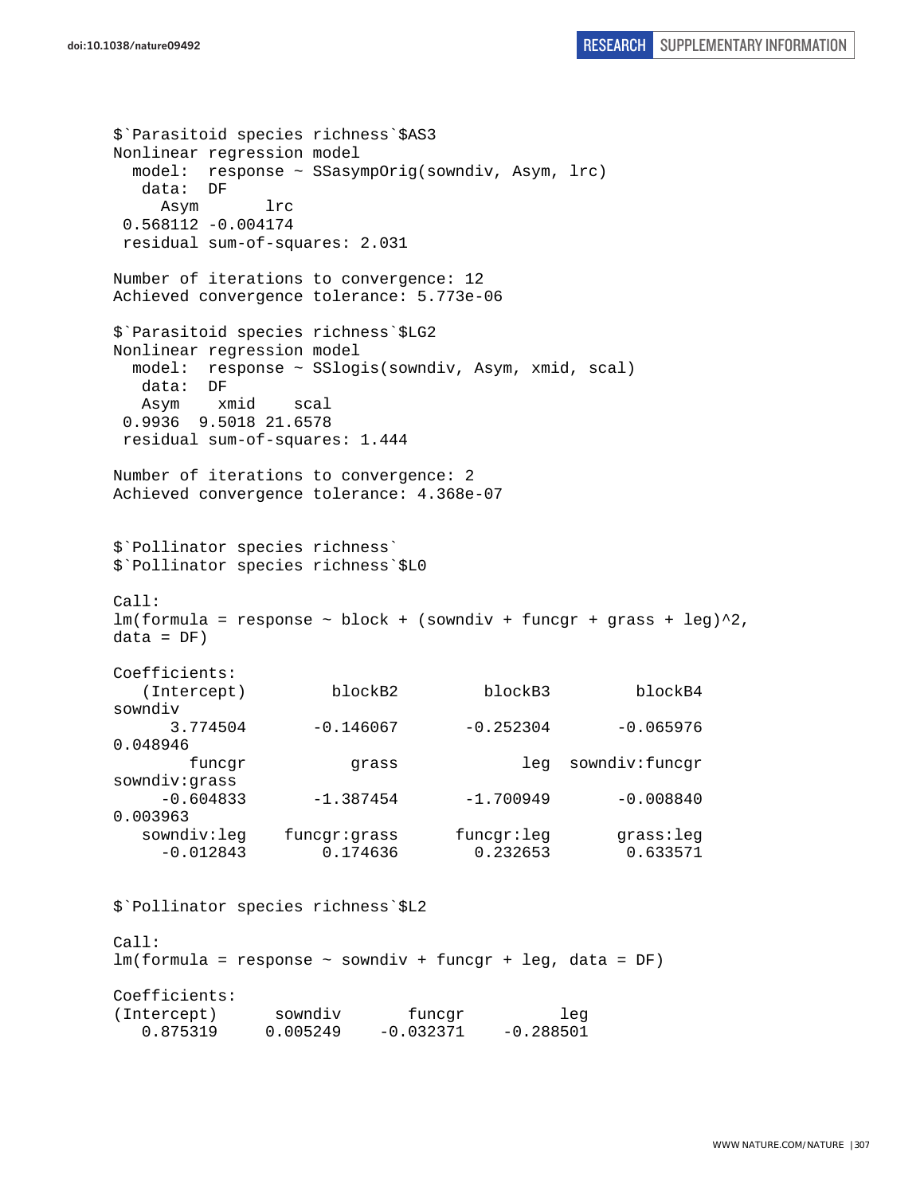```
$`Parasitoid species richness`$AS3
Nonlinear regression model
  model:  response ~ SSasympOrig(sowndiv, Asym, lrc)
   data:  DF
     Asym       lrc
 0.568112 -0.004174
 residual sum-of-squares: 2.031

Number of iterations to convergence: 12
Achieved convergence tolerance: 5.773e-06

$`Parasitoid species richness`$LG2
Nonlinear regression model
  model:  response ~ SSlogis(sowndiv, Asym, xmid, scal)
   data:  DF
   Asym    xmid    scal
 0.9936  9.5018 21.6578
 residual sum-of-squares: 1.444

Number of iterations to convergence: 2
Achieved convergence tolerance: 4.368e-07


$`Pollinator species richness`
$`Pollinator species richness`$L0

Call:
lm(formula = response ~ block + (sowndiv + funcgr + grass + leg)^2,
data = DF)

Coefficients:
   (Intercept)         blockB2         blockB3         blockB4
sowndiv
      3.774504       -0.146067       -0.252304       -0.065976
0.048946
        funcgr           grass             leg  sowndiv:funcgr
sowndiv:grass
     -0.604833       -1.387454       -1.700949       -0.008840
0.003963
   sowndiv:leg    funcgr:grass      funcgr:leg       grass:leg
     -0.012843        0.174636        0.232653        0.633571


$`Pollinator species richness`$L2

Call:
lm(formula = response ~ sowndiv + funcgr + leg, data = DF)

Coefficients:
(Intercept)      sowndiv       funcgr          leg
   0.875319     0.005249    -0.032371    -0.288501
```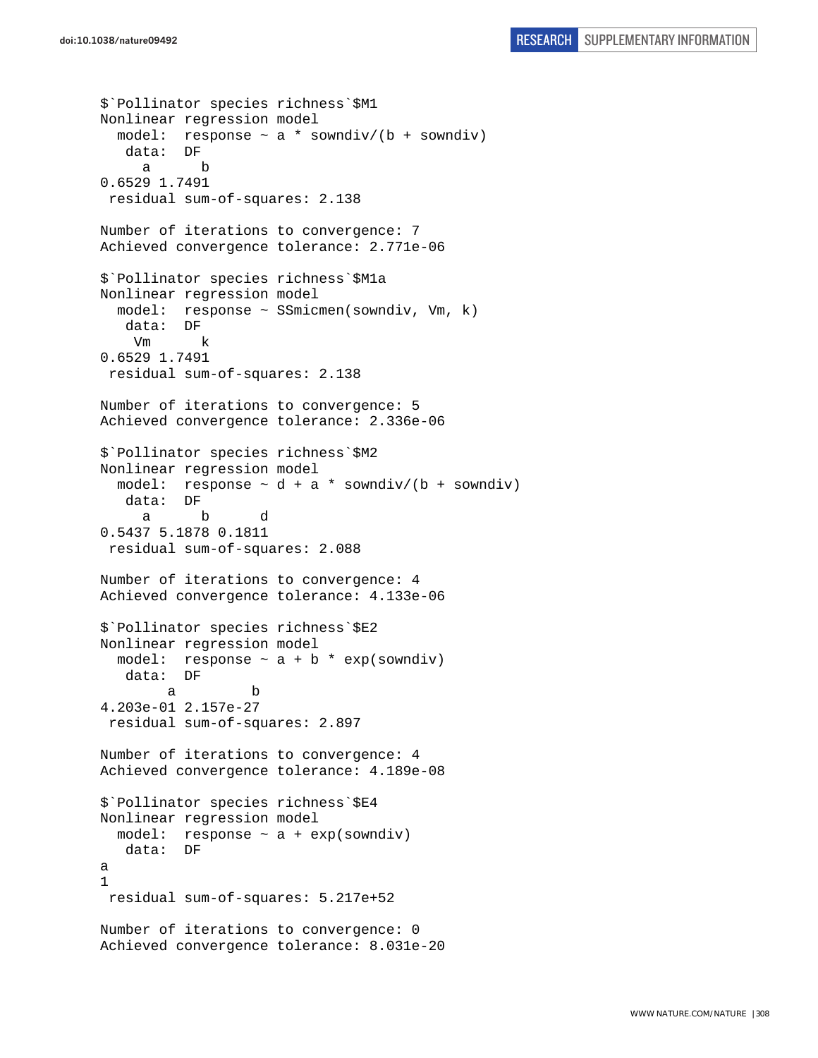```
$`Pollinator species richness`$M1
Nonlinear regression model
  model:  response ~ a * sowndiv/(b + sowndiv)
   data:  DF
     a      b 
0.6529 1.7491 
 residual sum-of-squares: 2.138

Number of iterations to convergence: 7 
Achieved convergence tolerance: 2.771e-06 

$`Pollinator species richness`$M1a
Nonlinear regression model
  model:  response ~ SSmicmen(sowndiv, Vm, k)
   data:  DF
    Vm      k 
0.6529 1.7491 
 residual sum-of-squares: 2.138

Number of iterations to convergence: 5 
Achieved convergence tolerance: 2.336e-06 

$`Pollinator species richness`$M2
Nonlinear regression model
  model:  response ~ d + a * sowndiv/(b + sowndiv)
   data:  DF
     a      b      d 
0.5437 5.1878 0.1811 
 residual sum-of-squares: 2.088

Number of iterations to convergence: 4 
Achieved convergence tolerance: 4.133e-06 

$`Pollinator species richness`$E2
Nonlinear regression model
  model:  response ~ a + b * exp(sowndiv)
   data:  DF
        a         b 
4.203e-01 2.157e-27 
 residual sum-of-squares: 2.897

Number of iterations to convergence: 4 
Achieved convergence tolerance: 4.189e-08 

$`Pollinator species richness`$E4
Nonlinear regression model
  model:  response ~ a + exp(sowndiv)
   data:  DF
a 
1 
 residual sum-of-squares: 5.217e+52

Number of iterations to convergence: 0 
Achieved convergence tolerance: 8.031e-20 
```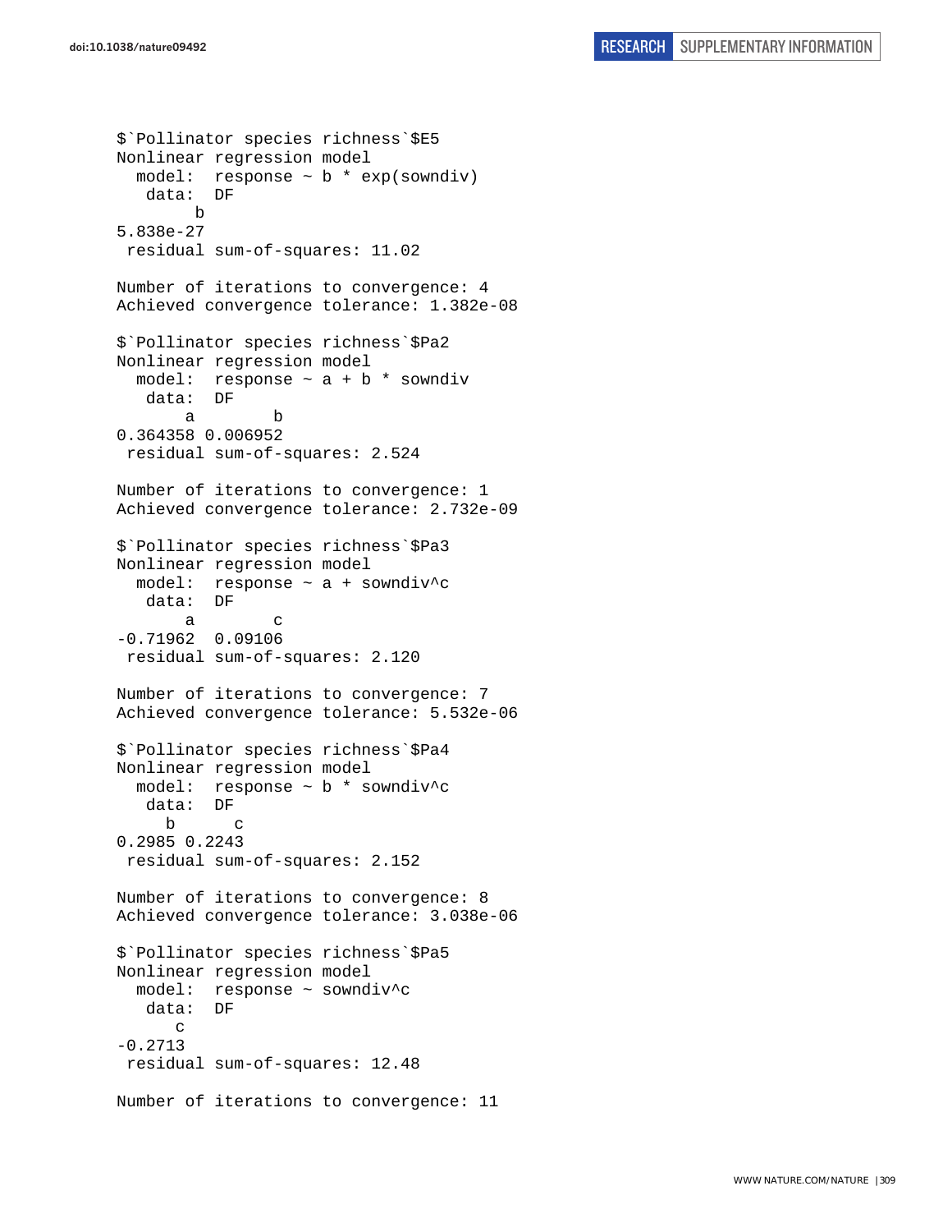```
$`Pollinator species richness`$E5
Nonlinear regression model
  model:  response ~ b * exp(sowndiv)
   data:  DF
        b
5.838e-27
 residual sum-of-squares: 11.02

Number of iterations to convergence: 4
Achieved convergence tolerance: 1.382e-08

$`Pollinator species richness`$Pa2
Nonlinear regression model
  model:  response ~ a + b * sowndiv
   data:  DF
       a        b
0.364358 0.006952
 residual sum-of-squares: 2.524

Number of iterations to convergence: 1
Achieved convergence tolerance: 2.732e-09

$`Pollinator species richness`$Pa3
Nonlinear regression model
  model:  response ~ a + sowndiv^c
   data:  DF
       a        c
-0.71962  0.09106
 residual sum-of-squares: 2.120

Number of iterations to convergence: 7
Achieved convergence tolerance: 5.532e-06

$`Pollinator species richness`$Pa4
Nonlinear regression model
  model:  response ~ b * sowndiv^c
   data:  DF
     b      c
0.2985 0.2243
 residual sum-of-squares: 2.152

Number of iterations to convergence: 8
Achieved convergence tolerance: 3.038e-06

$`Pollinator species richness`$Pa5
Nonlinear regression model
  model:  response ~ sowndiv^c
   data:  DF
      c
-0.2713
 residual sum-of-squares: 12.48

Number of iterations to convergence: 11
```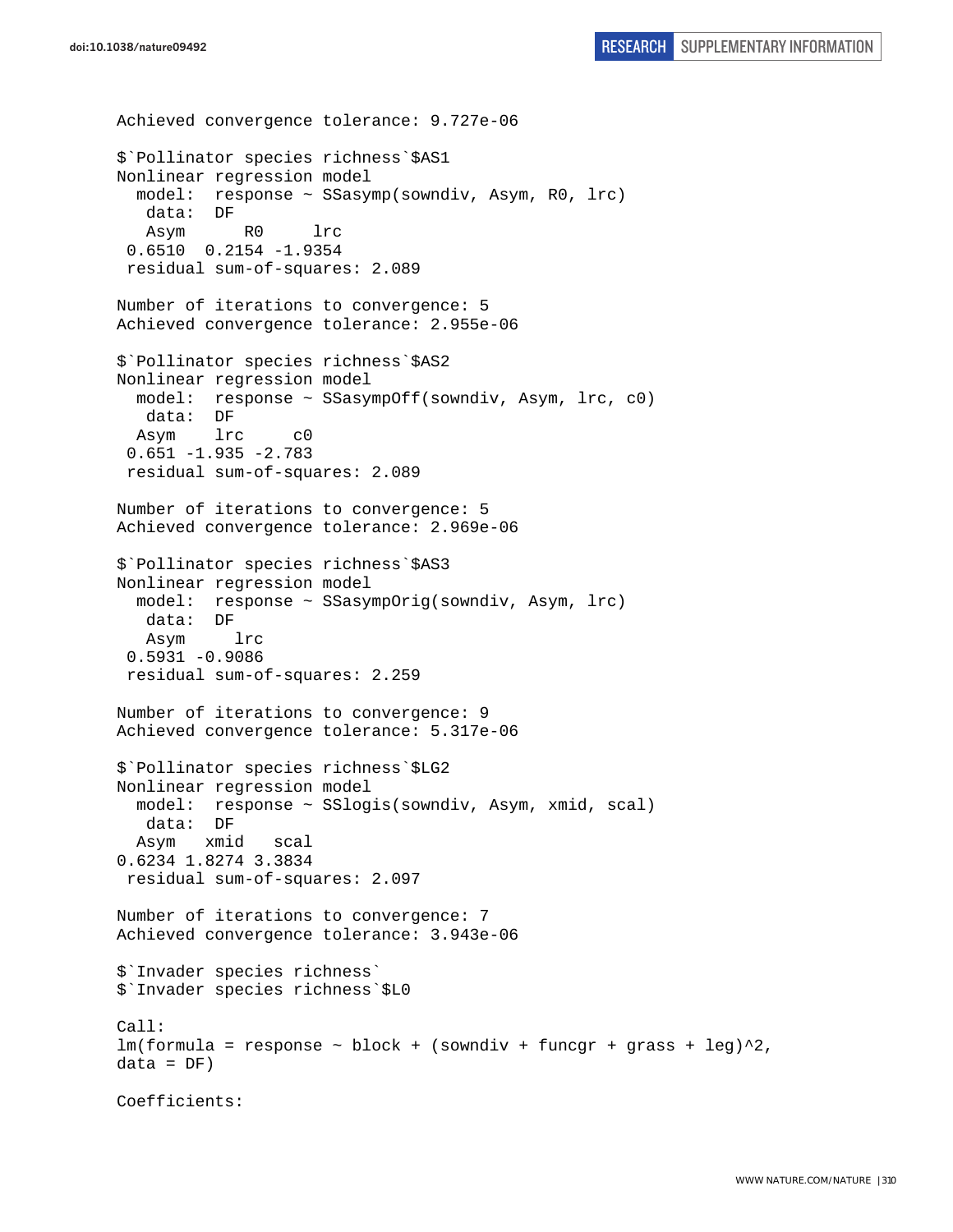```
Achieved convergence tolerance: 9.727e-06

$`Pollinator species richness`$AS1
Nonlinear regression model
  model:  response ~ SSasymp(sowndiv, Asym, R0, lrc)
   data:  DF
   Asym      R0     lrc
 0.6510  0.2154 -1.9354
 residual sum-of-squares: 2.089

Number of iterations to convergence: 5
Achieved convergence tolerance: 2.955e-06

$`Pollinator species richness`$AS2
Nonlinear regression model
  model:  response ~ SSasympOff(sowndiv, Asym, lrc, c0)
   data:  DF
  Asym    lrc     c0
 0.651 -1.935 -2.783
 residual sum-of-squares: 2.089

Number of iterations to convergence: 5
Achieved convergence tolerance: 2.969e-06

$`Pollinator species richness`$AS3
Nonlinear regression model
  model:  response ~ SSasympOrig(sowndiv, Asym, lrc)
   data:  DF
   Asym     lrc
 0.5931 -0.9086
 residual sum-of-squares: 2.259

Number of iterations to convergence: 9
Achieved convergence tolerance: 5.317e-06

$`Pollinator species richness`$LG2
Nonlinear regression model
  model:  response ~ SSlogis(sowndiv, Asym, xmid, scal)
   data:  DF
  Asym   xmid   scal
0.6234 1.8274 3.3834
 residual sum-of-squares: 2.097

Number of iterations to convergence: 7
Achieved convergence tolerance: 3.943e-06

$`Invader species richness`
$`Invader species richness`$L0

Call:
lm(formula = response ~ block + (sowndiv + funcgr + grass + leg)^2,
data = DF)

Coefficients:
```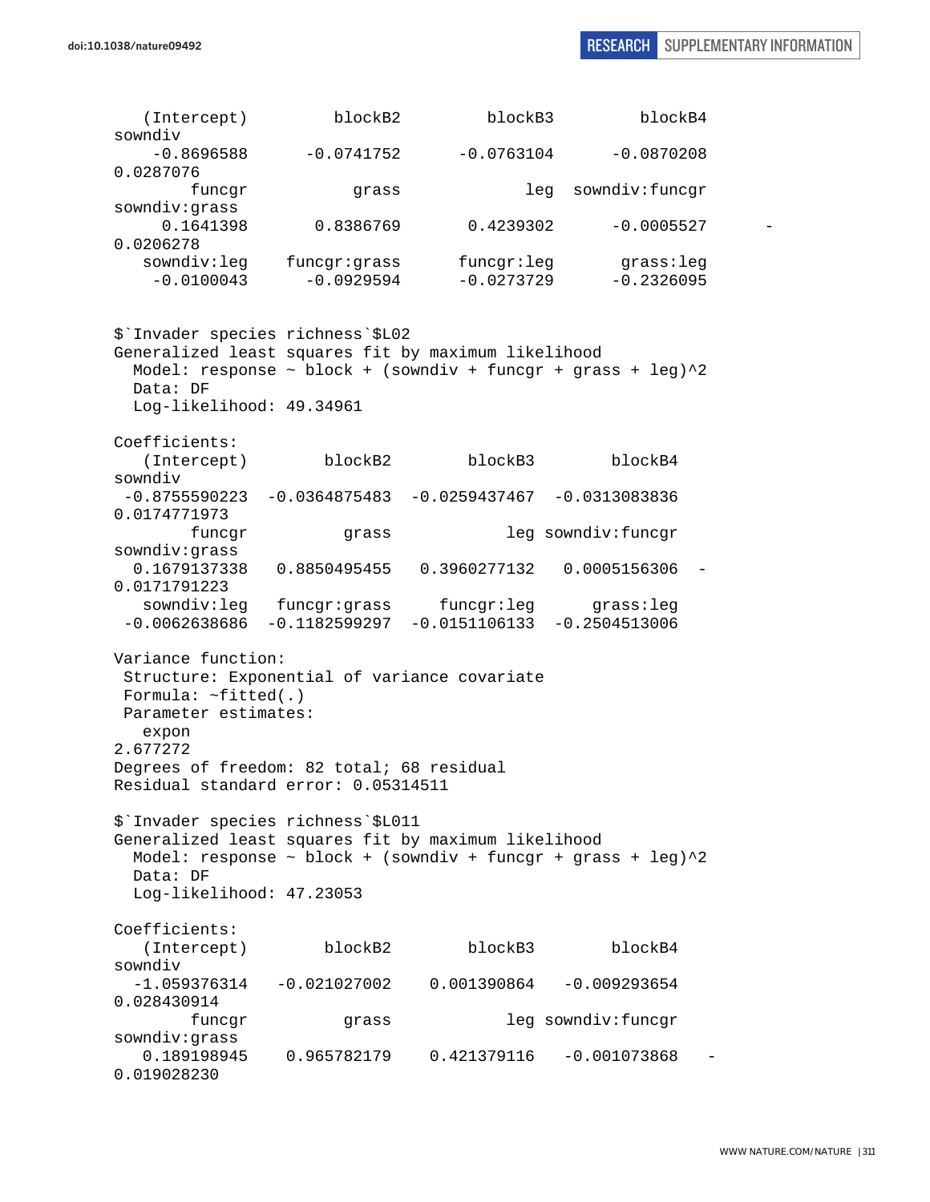```
   (Intercept)         blockB2         blockB3         blockB4
sowndiv
    -0.8696588      -0.0741752      -0.0763104      -0.0870208
0.0287076
        funcgr           grass             leg  sowndiv:funcgr
sowndiv:grass
     0.1641398       0.8386769       0.4239302      -0.0005527       -
0.0206278
   sowndiv:leg    funcgr:grass      funcgr:leg       grass:leg
    -0.0100043      -0.0929594      -0.0273729      -0.2326095


$`Invader species richness`$L02
Generalized least squares fit by maximum likelihood
  Model: response ~ block + (sowndiv + funcgr + grass + leg)^2
  Data: DF
  Log-likelihood: 49.34961

Coefficients:
   (Intercept)        blockB2        blockB3        blockB4
sowndiv
 -0.8755590223  -0.0364875483  -0.0259437467  -0.0313083836
0.0174771973
        funcgr          grass            leg sowndiv:funcgr
sowndiv:grass
  0.1679137338   0.8850495455   0.3960277132   0.0005156306  -
0.0171791223
   sowndiv:leg   funcgr:grass     funcgr:leg      grass:leg
 -0.0062638686  -0.1182599297  -0.0151106133  -0.2504513006

Variance function:
 Structure: Exponential of variance covariate
 Formula: ~fitted(.)
 Parameter estimates:
   expon
2.677272
Degrees of freedom: 82 total; 68 residual
Residual standard error: 0.05314511

$`Invader species richness`$L011
Generalized least squares fit by maximum likelihood
  Model: response ~ block + (sowndiv + funcgr + grass + leg)^2
  Data: DF
  Log-likelihood: 47.23053

Coefficients:
   (Intercept)        blockB2        blockB3        blockB4
sowndiv
  -1.059376314   -0.021027002    0.001390864   -0.009293654
0.028430914
        funcgr          grass            leg sowndiv:funcgr
sowndiv:grass
   0.189198945    0.965782179    0.421379116   -0.001073868   -
0.019028230
```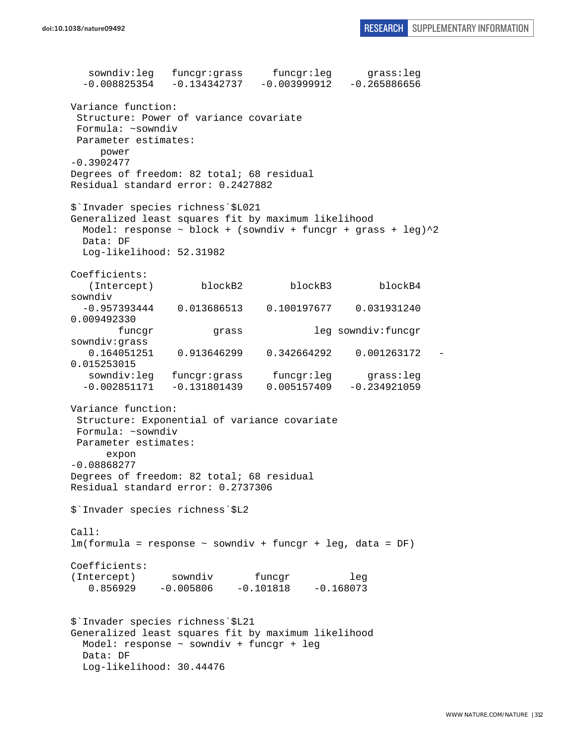```
   sowndiv:leg   funcgr:grass     funcgr:leg      grass:leg 
  -0.008825354   -0.134342737   -0.003999912   -0.265886656 

Variance function:
 Structure: Power of variance covariate
 Formula: ~sowndiv 
 Parameter estimates:
     power 
-0.3902477 
Degrees of freedom: 82 total; 68 residual
Residual standard error: 0.2427882 

$`Invader species richness`$L021
Generalized least squares fit by maximum likelihood
  Model: response ~ block + (sowndiv + funcgr + grass + leg)^2 
  Data: DF 
  Log-likelihood: 52.31982

Coefficients:
   (Intercept)        blockB2        blockB3        blockB4 
sowndiv 
  -0.957393444    0.013686513    0.100197677    0.031931240 
0.009492330 
        funcgr          grass            leg sowndiv:funcgr 
sowndiv:grass 
   0.164051251    0.913646299    0.342664292    0.001263172   -
0.015253015 
   sowndiv:leg   funcgr:grass     funcgr:leg      grass:leg 
  -0.002851171   -0.131801439    0.005157409   -0.234921059 

Variance function:
 Structure: Exponential of variance covariate
 Formula: ~sowndiv 
 Parameter estimates:
      expon 
-0.08868277 
Degrees of freedom: 82 total; 68 residual
Residual standard error: 0.2737306 

$`Invader species richness`$L2

Call:
lm(formula = response ~ sowndiv + funcgr + leg, data = DF)

Coefficients:
(Intercept)      sowndiv       funcgr          leg  
   0.856929    -0.005806    -0.101818    -0.168073  


$`Invader species richness`$L21
Generalized least squares fit by maximum likelihood
  Model: response ~ sowndiv + funcgr + leg 
  Data: DF 
  Log-likelihood: 30.44476
```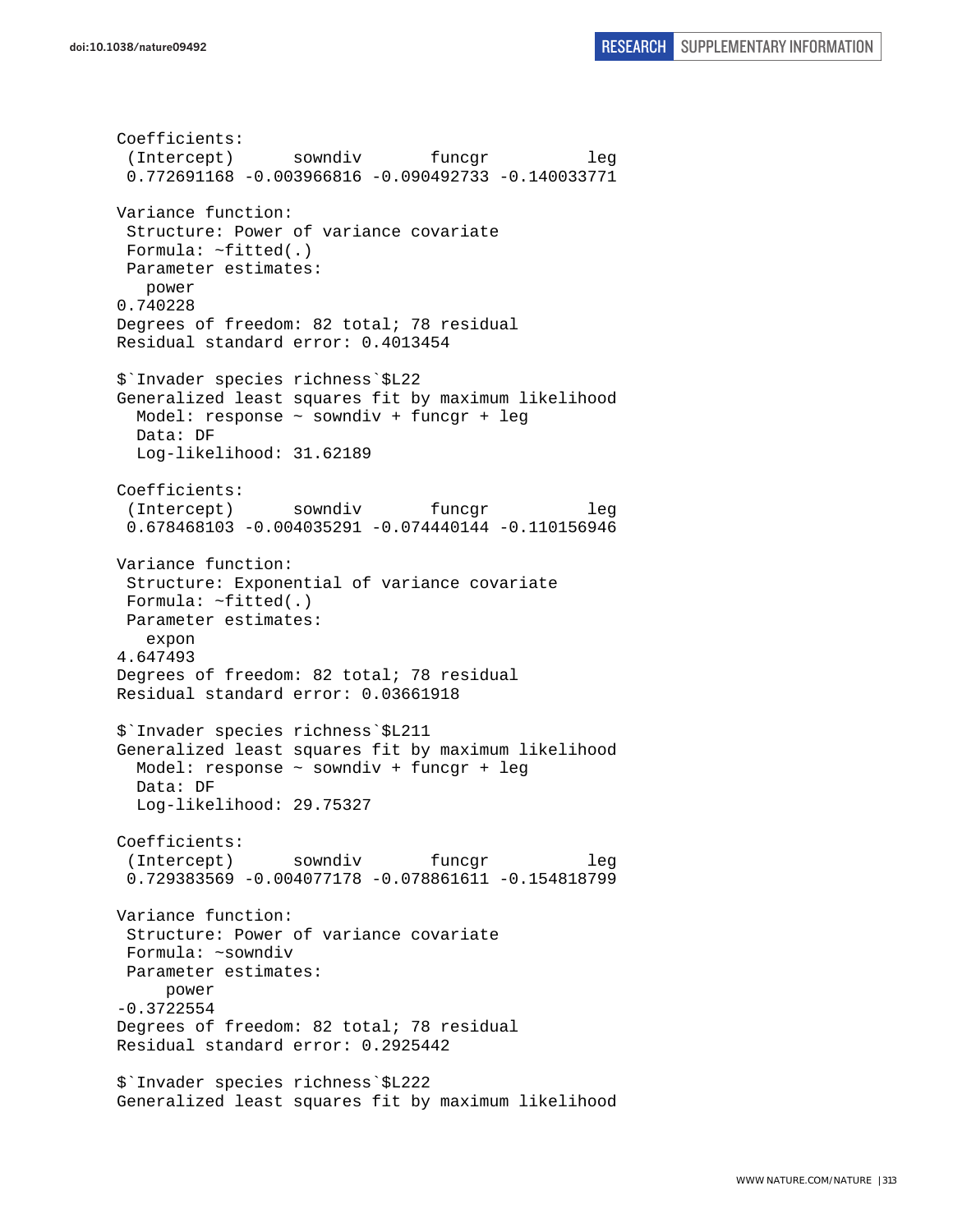```
Coefficients:
 (Intercept)      sowndiv       funcgr          leg 
 0.772691168 -0.003966816 -0.090492733 -0.140033771 

Variance function:
 Structure: Power of variance covariate
 Formula: ~fitted(.) 
 Parameter estimates:
   power 
0.740228 
Degrees of freedom: 82 total; 78 residual
Residual standard error: 0.4013454 

$`Invader species richness`$L22
Generalized least squares fit by maximum likelihood
  Model: response ~ sowndiv + funcgr + leg 
  Data: DF 
  Log-likelihood: 31.62189

Coefficients:
 (Intercept)      sowndiv       funcgr          leg 
 0.678468103 -0.004035291 -0.074440144 -0.110156946 

Variance function:
 Structure: Exponential of variance covariate
 Formula: ~fitted(.) 
 Parameter estimates:
   expon 
4.647493 
Degrees of freedom: 82 total; 78 residual
Residual standard error: 0.03661918 

$`Invader species richness`$L211
Generalized least squares fit by maximum likelihood
  Model: response ~ sowndiv + funcgr + leg 
  Data: DF 
  Log-likelihood: 29.75327

Coefficients:
 (Intercept)      sowndiv       funcgr          leg 
 0.729383569 -0.004077178 -0.078861611 -0.154818799 

Variance function:
 Structure: Power of variance covariate
 Formula: ~sowndiv 
 Parameter estimates:
     power 
-0.3722554 
Degrees of freedom: 82 total; 78 residual
Residual standard error: 0.2925442 

$`Invader species richness`$L222
Generalized least squares fit by maximum likelihood
```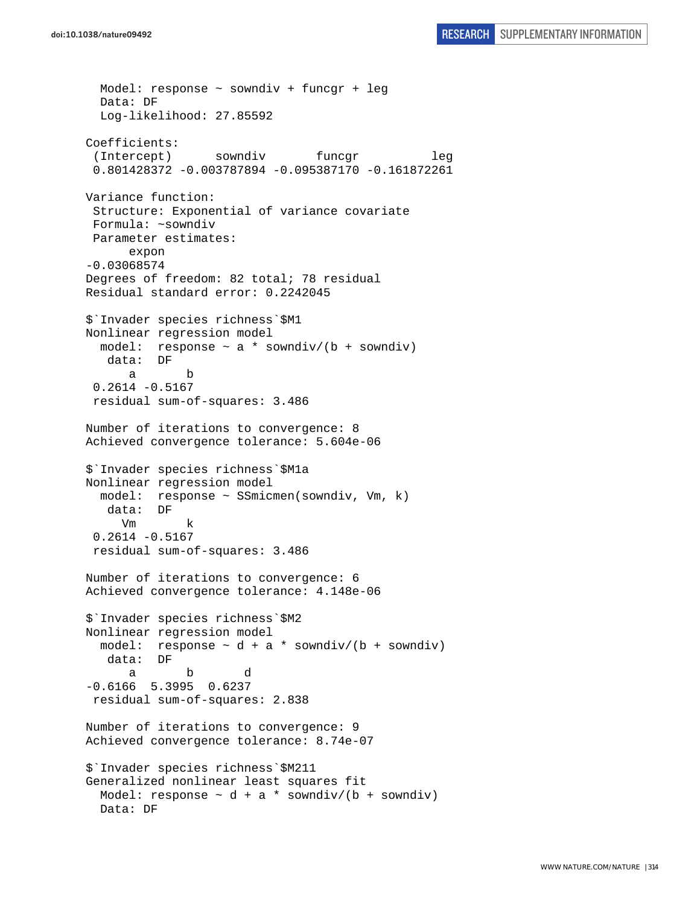```
  Model: response ~ sowndiv + funcgr + leg
  Data: DF
  Log-likelihood: 27.85592

Coefficients:
 (Intercept)      sowndiv       funcgr          leg
 0.801428372 -0.003787894 -0.095387170 -0.161872261

Variance function:
 Structure: Exponential of variance covariate
 Formula: ~sowndiv
 Parameter estimates:
      expon
-0.03068574
Degrees of freedom: 82 total; 78 residual
Residual standard error: 0.2242045

$`Invader species richness`$M1
Nonlinear regression model
  model:  response ~ a * sowndiv/(b + sowndiv)
   data:  DF
      a       b
 0.2614 -0.5167
 residual sum-of-squares: 3.486

Number of iterations to convergence: 8
Achieved convergence tolerance: 5.604e-06

$`Invader species richness`$M1a
Nonlinear regression model
  model:  response ~ SSmicmen(sowndiv, Vm, k)
   data:  DF
     Vm       k
 0.2614 -0.5167
 residual sum-of-squares: 3.486

Number of iterations to convergence: 6
Achieved convergence tolerance: 4.148e-06

$`Invader species richness`$M2
Nonlinear regression model
  model:  response ~ d + a * sowndiv/(b + sowndiv)
   data:  DF
      a       b       d
-0.6166  5.3995  0.6237
 residual sum-of-squares: 2.838

Number of iterations to convergence: 9
Achieved convergence tolerance: 8.74e-07

$`Invader species richness`$M211
Generalized nonlinear least squares fit
  Model: response ~ d + a * sowndiv/(b + sowndiv)
  Data: DF
```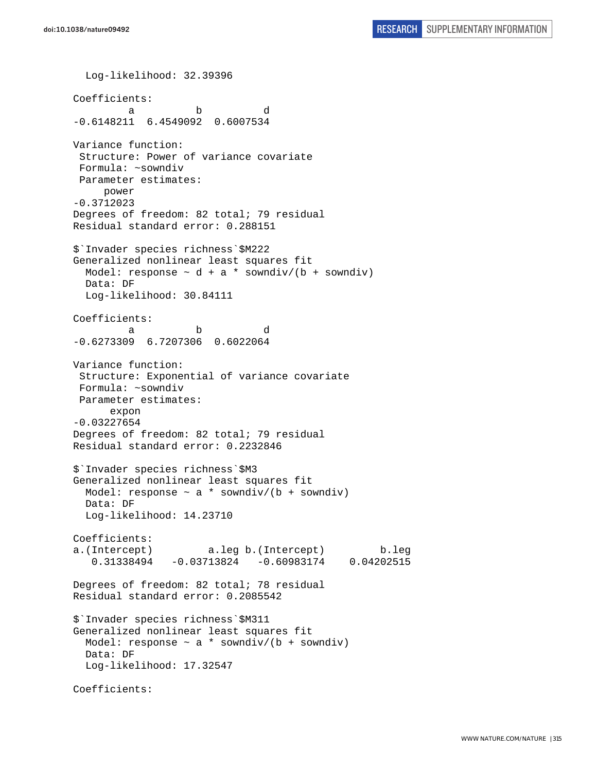```
  Log-likelihood: 32.39396

Coefficients:
         a          b          d 
-0.6148211  6.4549092  0.6007534 

Variance function:
 Structure: Power of variance covariate
 Formula: ~sowndiv 
 Parameter estimates:
     power 
-0.3712023 
Degrees of freedom: 82 total; 79 residual
Residual standard error: 0.288151 

$`Invader species richness`$M222
Generalized nonlinear least squares fit
  Model: response ~ d + a * sowndiv/(b + sowndiv) 
  Data: DF 
  Log-likelihood: 30.84111

Coefficients:
         a          b          d 
-0.6273309  6.7207306  0.6022064 

Variance function:
 Structure: Exponential of variance covariate
 Formula: ~sowndiv 
 Parameter estimates:
      expon 
-0.03227654 
Degrees of freedom: 82 total; 79 residual
Residual standard error: 0.2232846 

$`Invader species richness`$M3
Generalized nonlinear least squares fit
  Model: response ~ a * sowndiv/(b + sowndiv) 
  Data: DF 
  Log-likelihood: 14.23710

Coefficients:
a.(Intercept)         a.leg b.(Intercept)         b.leg 
   0.31338494   -0.03713824   -0.60983174    0.04202515 

Degrees of freedom: 82 total; 78 residual
Residual standard error: 0.2085542 

$`Invader species richness`$M311
Generalized nonlinear least squares fit
  Model: response ~ a * sowndiv/(b + sowndiv) 
  Data: DF 
  Log-likelihood: 17.32547

Coefficients:
```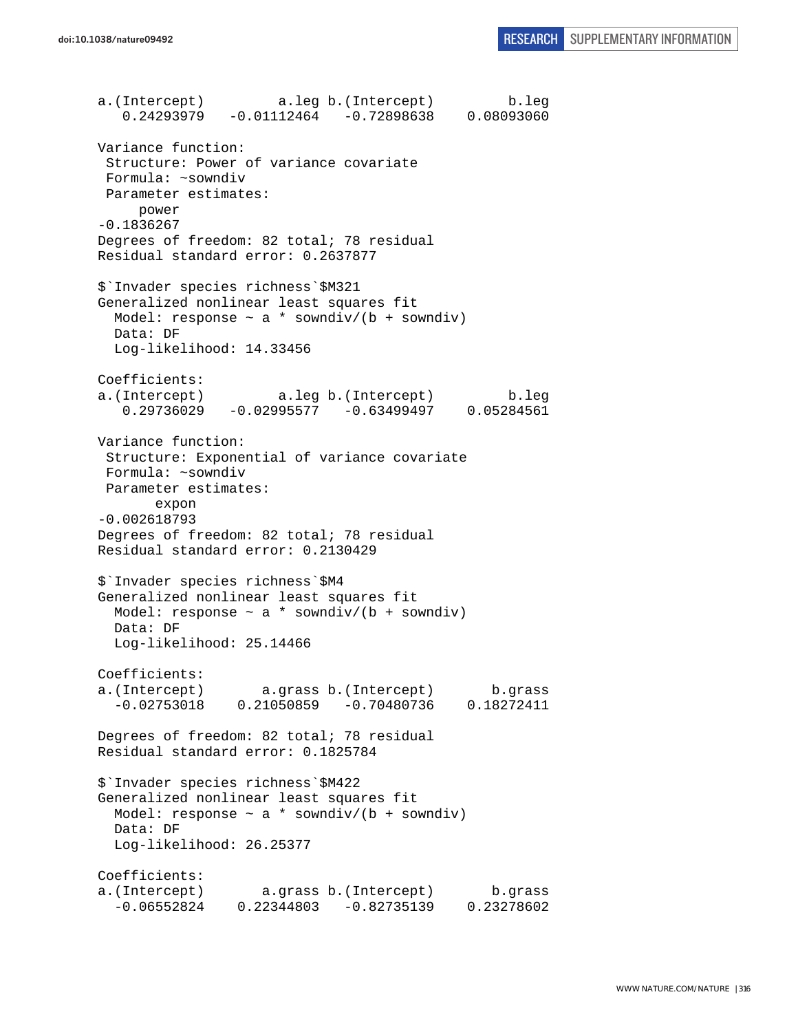```
a.(Intercept)         a.leg b.(Intercept)         b.leg 
   0.24293979   -0.01112464   -0.72898638    0.08093060 

Variance function:
 Structure: Power of variance covariate
 Formula: ~sowndiv 
 Parameter estimates:
     power 
-0.1836267 
Degrees of freedom: 82 total; 78 residual
Residual standard error: 0.2637877 

$`Invader species richness`$M321
Generalized nonlinear least squares fit
  Model: response ~ a * sowndiv/(b + sowndiv) 
  Data: DF 
  Log-likelihood: 14.33456

Coefficients:
a.(Intercept)         a.leg b.(Intercept)         b.leg 
   0.29736029   -0.02995577   -0.63499497    0.05284561 

Variance function:
 Structure: Exponential of variance covariate
 Formula: ~sowndiv 
 Parameter estimates:
       expon 
-0.002618793 
Degrees of freedom: 82 total; 78 residual
Residual standard error: 0.2130429 

$`Invader species richness`$M4
Generalized nonlinear least squares fit
  Model: response ~ a * sowndiv/(b + sowndiv) 
  Data: DF 
  Log-likelihood: 25.14466

Coefficients:
a.(Intercept)       a.grass b.(Intercept)       b.grass 
  -0.02753018    0.21050859   -0.70480736    0.18272411 

Degrees of freedom: 82 total; 78 residual
Residual standard error: 0.1825784 

$`Invader species richness`$M422
Generalized nonlinear least squares fit
  Model: response ~ a * sowndiv/(b + sowndiv) 
  Data: DF 
  Log-likelihood: 26.25377

Coefficients:
a.(Intercept)       a.grass b.(Intercept)       b.grass 
  -0.06552824    0.22344803   -0.82735139    0.23278602 
```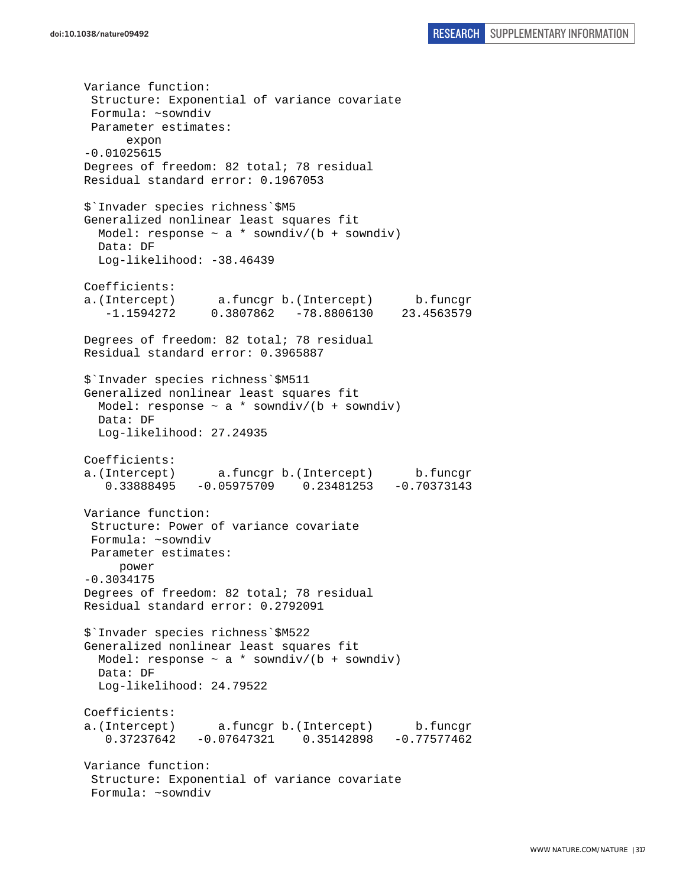```
Variance function:
 Structure: Exponential of variance covariate
 Formula: ~sowndiv
 Parameter estimates:
      expon
-0.01025615
Degrees of freedom: 82 total; 78 residual
Residual standard error: 0.1967053

$`Invader species richness`$M5
Generalized nonlinear least squares fit
  Model: response ~ a * sowndiv/(b + sowndiv)
  Data: DF
  Log-likelihood: -38.46439

Coefficients:
a.(Intercept)      a.funcgr b.(Intercept)      b.funcgr
   -1.1594272     0.3807862   -78.8806130    23.4563579

Degrees of freedom: 82 total; 78 residual
Residual standard error: 0.3965887

$`Invader species richness`$M511
Generalized nonlinear least squares fit
  Model: response ~ a * sowndiv/(b + sowndiv)
  Data: DF
  Log-likelihood: 27.24935

Coefficients:
a.(Intercept)      a.funcgr b.(Intercept)      b.funcgr
   0.33888495   -0.05975709    0.23481253   -0.70373143

Variance function:
 Structure: Power of variance covariate
 Formula: ~sowndiv
 Parameter estimates:
     power
-0.3034175
Degrees of freedom: 82 total; 78 residual
Residual standard error: 0.2792091

$`Invader species richness`$M522
Generalized nonlinear least squares fit
  Model: response ~ a * sowndiv/(b + sowndiv)
  Data: DF
  Log-likelihood: 24.79522

Coefficients:
a.(Intercept)      a.funcgr b.(Intercept)      b.funcgr
   0.37237642   -0.07647321    0.35142898   -0.77577462

Variance function:
 Structure: Exponential of variance covariate
 Formula: ~sowndiv
```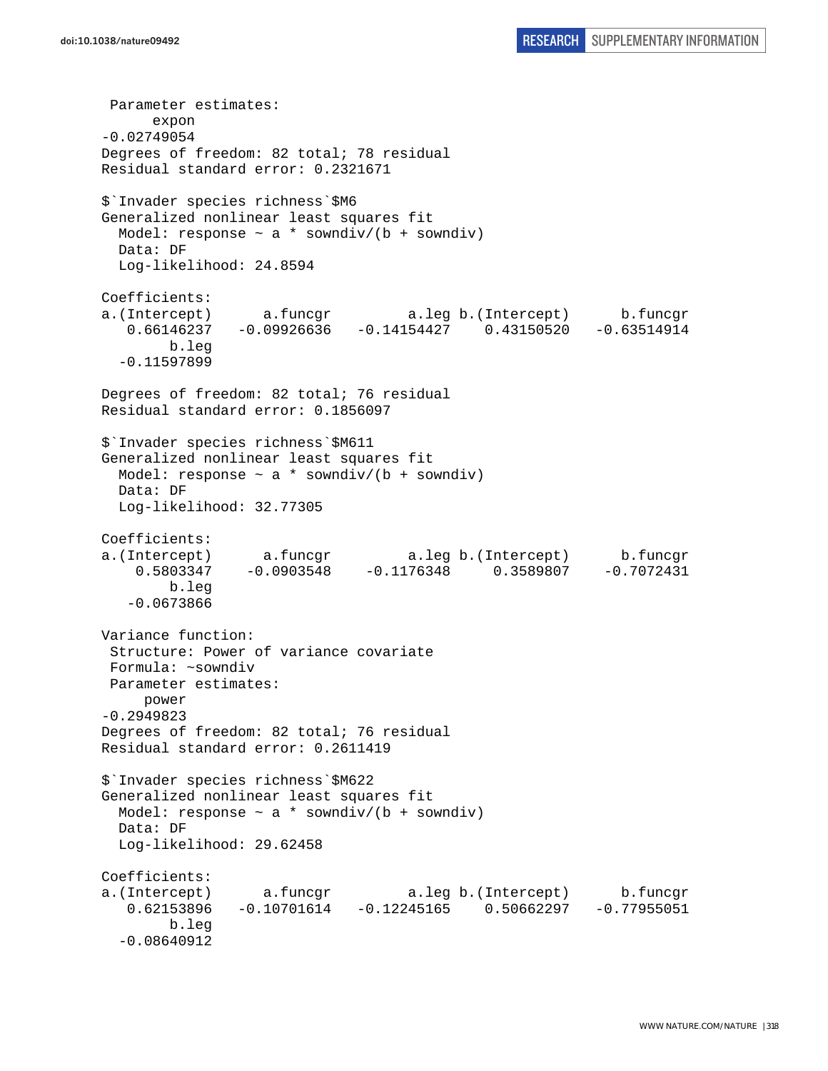```
 Parameter estimates:
      expon
-0.02749054
Degrees of freedom: 82 total; 78 residual
Residual standard error: 0.2321671

$`Invader species richness`$M6
Generalized nonlinear least squares fit
  Model: response ~ a * sowndiv/(b + sowndiv)
  Data: DF
  Log-likelihood: 24.8594

Coefficients:
a.(Intercept)      a.funcgr         a.leg b.(Intercept)      b.funcgr
   0.66146237   -0.09926636   -0.14154427    0.43150520   -0.63514914
        b.leg
  -0.11597899

Degrees of freedom: 82 total; 76 residual
Residual standard error: 0.1856097

$`Invader species richness`$M611
Generalized nonlinear least squares fit
  Model: response ~ a * sowndiv/(b + sowndiv)
  Data: DF
  Log-likelihood: 32.77305

Coefficients:
a.(Intercept)      a.funcgr         a.leg b.(Intercept)      b.funcgr
    0.5803347    -0.0903548    -0.1176348     0.3589807    -0.7072431
        b.leg
   -0.0673866

Variance function:
 Structure: Power of variance covariate
 Formula: ~sowndiv
 Parameter estimates:
     power
-0.2949823
Degrees of freedom: 82 total; 76 residual
Residual standard error: 0.2611419

$`Invader species richness`$M622
Generalized nonlinear least squares fit
  Model: response ~ a * sowndiv/(b + sowndiv)
  Data: DF
  Log-likelihood: 29.62458

Coefficients:
a.(Intercept)      a.funcgr         a.leg b.(Intercept)      b.funcgr
   0.62153896   -0.10701614   -0.12245165    0.50662297   -0.77955051
        b.leg
  -0.08640912
```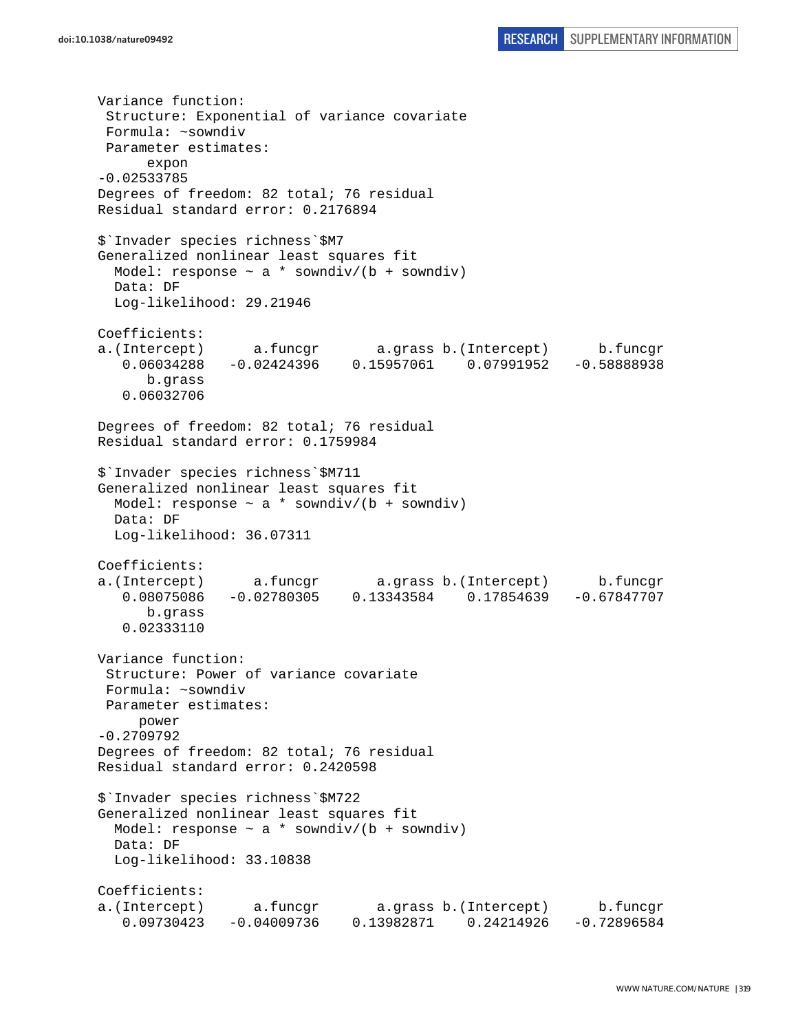```
Variance function:
 Structure: Exponential of variance covariate
 Formula: ~sowndiv
 Parameter estimates:
      expon
-0.02533785
Degrees of freedom: 82 total; 76 residual
Residual standard error: 0.2176894

$`Invader species richness`$M7
Generalized nonlinear least squares fit
  Model: response ~ a * sowndiv/(b + sowndiv)
  Data: DF
  Log-likelihood: 29.21946

Coefficients:
a.(Intercept)      a.funcgr       a.grass b.(Intercept)      b.funcgr
   0.06034288   -0.02424396    0.15957061    0.07991952   -0.58888938
      b.grass
   0.06032706

Degrees of freedom: 82 total; 76 residual
Residual standard error: 0.1759984

$`Invader species richness`$M711
Generalized nonlinear least squares fit
  Model: response ~ a * sowndiv/(b + sowndiv)
  Data: DF
  Log-likelihood: 36.07311

Coefficients:
a.(Intercept)      a.funcgr       a.grass b.(Intercept)      b.funcgr
   0.08075086   -0.02780305    0.13343584    0.17854639   -0.67847707
      b.grass
   0.02333110

Variance function:
 Structure: Power of variance covariate
 Formula: ~sowndiv
 Parameter estimates:
     power
-0.2709792
Degrees of freedom: 82 total; 76 residual
Residual standard error: 0.2420598

$`Invader species richness`$M722
Generalized nonlinear least squares fit
  Model: response ~ a * sowndiv/(b + sowndiv)
  Data: DF
  Log-likelihood: 33.10838

Coefficients:
a.(Intercept)      a.funcgr       a.grass b.(Intercept)      b.funcgr
   0.09730423   -0.04009736    0.13982871    0.24214926   -0.72896584
```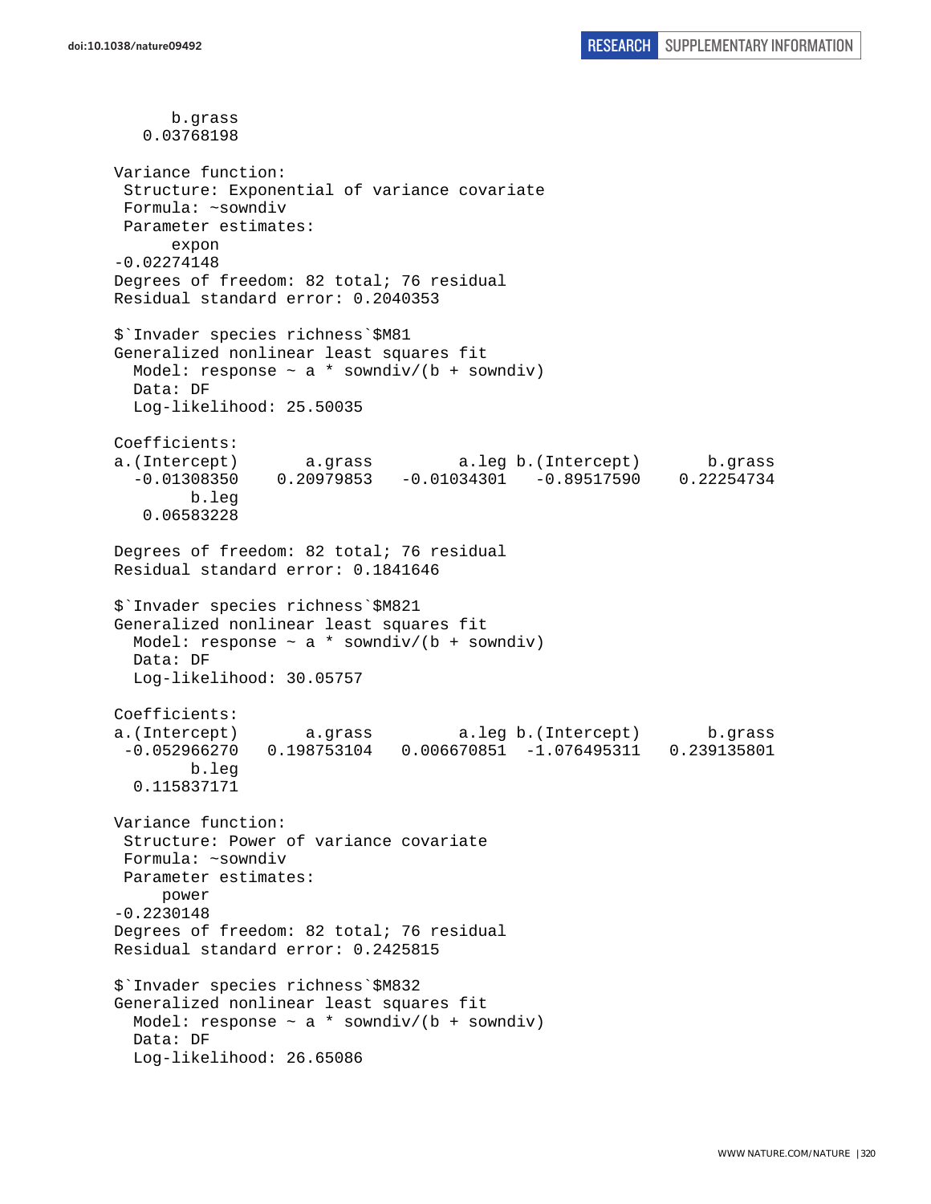```
      b.grass
   0.03768198

Variance function:
 Structure: Exponential of variance covariate
 Formula: ~sowndiv
 Parameter estimates:
      expon
-0.02274148
Degrees of freedom: 82 total; 76 residual
Residual standard error: 0.2040353

$`Invader species richness`$M81
Generalized nonlinear least squares fit
  Model: response ~ a * sowndiv/(b + sowndiv)
  Data: DF
  Log-likelihood: 25.50035

Coefficients:
a.(Intercept)       a.grass         a.leg b.(Intercept)       b.grass
  -0.01308350    0.20979853   -0.01034301   -0.89517590    0.22254734
        b.leg
   0.06583228

Degrees of freedom: 82 total; 76 residual
Residual standard error: 0.1841646

$`Invader species richness`$M821
Generalized nonlinear least squares fit
  Model: response ~ a * sowndiv/(b + sowndiv)
  Data: DF
  Log-likelihood: 30.05757

Coefficients:
a.(Intercept)       a.grass         a.leg b.(Intercept)       b.grass
 -0.052966270   0.198753104   0.006670851  -1.076495311   0.239135801
        b.leg
  0.115837171

Variance function:
 Structure: Power of variance covariate
 Formula: ~sowndiv
 Parameter estimates:
     power
-0.2230148
Degrees of freedom: 82 total; 76 residual
Residual standard error: 0.2425815

$`Invader species richness`$M832
Generalized nonlinear least squares fit
  Model: response ~ a * sowndiv/(b + sowndiv)
  Data: DF
  Log-likelihood: 26.65086
```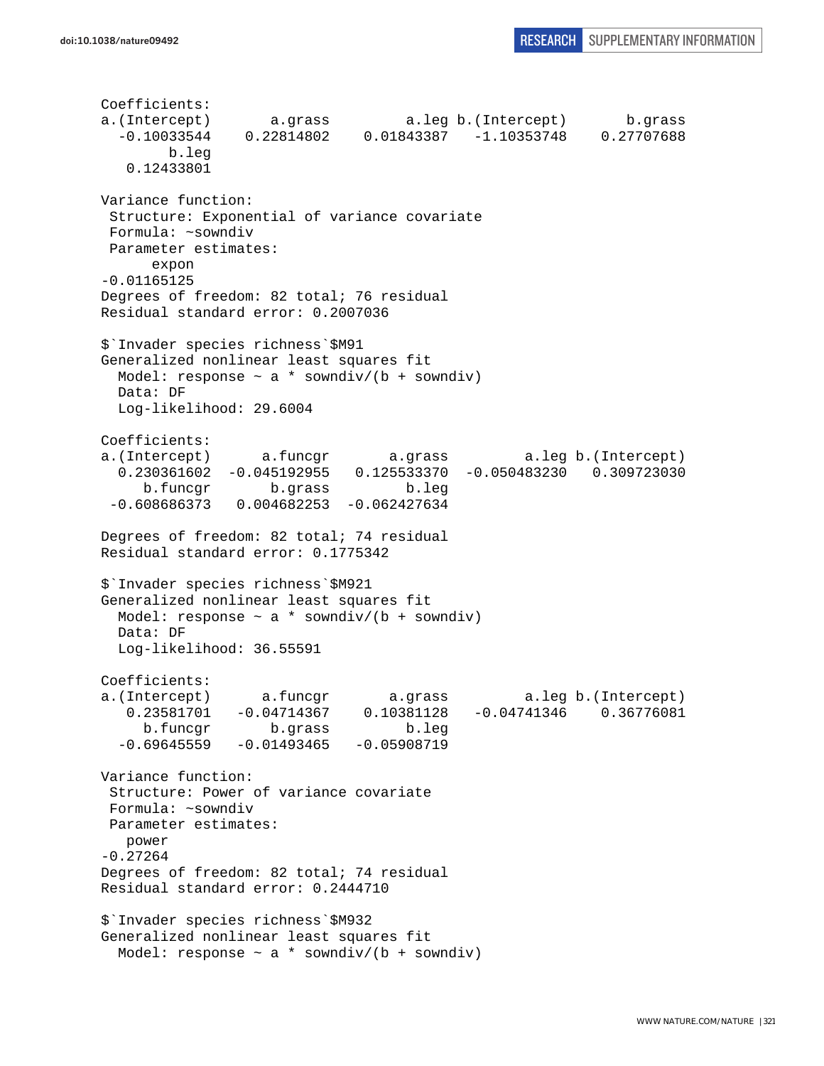```
Coefficients:
a.(Intercept)       a.grass         a.leg b.(Intercept)       b.grass 
  -0.10033544    0.22814802    0.01843387   -1.10353748    0.27707688 
        b.leg 
   0.12433801 

Variance function:
 Structure: Exponential of variance covariate
 Formula: ~sowndiv 
 Parameter estimates:
      expon 
-0.01165125 
Degrees of freedom: 82 total; 76 residual
Residual standard error: 0.2007036 

$`Invader species richness`$M91
Generalized nonlinear least squares fit
  Model: response ~ a * sowndiv/(b + sowndiv) 
  Data: DF 
  Log-likelihood: 29.6004

Coefficients:
a.(Intercept)      a.funcgr       a.grass         a.leg b.(Intercept) 
  0.230361602  -0.045192955   0.125533370  -0.050483230   0.309723030 
     b.funcgr       b.grass         b.leg 
 -0.608686373   0.004682253  -0.062427634 

Degrees of freedom: 82 total; 74 residual
Residual standard error: 0.1775342 

$`Invader species richness`$M921
Generalized nonlinear least squares fit
  Model: response ~ a * sowndiv/(b + sowndiv) 
  Data: DF 
  Log-likelihood: 36.55591

Coefficients:
a.(Intercept)      a.funcgr       a.grass         a.leg b.(Intercept) 
   0.23581701   -0.04714367    0.10381128   -0.04741346    0.36776081 
     b.funcgr       b.grass         b.leg 
  -0.69645559   -0.01493465   -0.05908719 

Variance function:
 Structure: Power of variance covariate
 Formula: ~sowndiv 
 Parameter estimates:
   power 
-0.27264 
Degrees of freedom: 82 total; 74 residual
Residual standard error: 0.2444710 

$`Invader species richness`$M932
Generalized nonlinear least squares fit
  Model: response ~ a * sowndiv/(b + sowndiv) 
```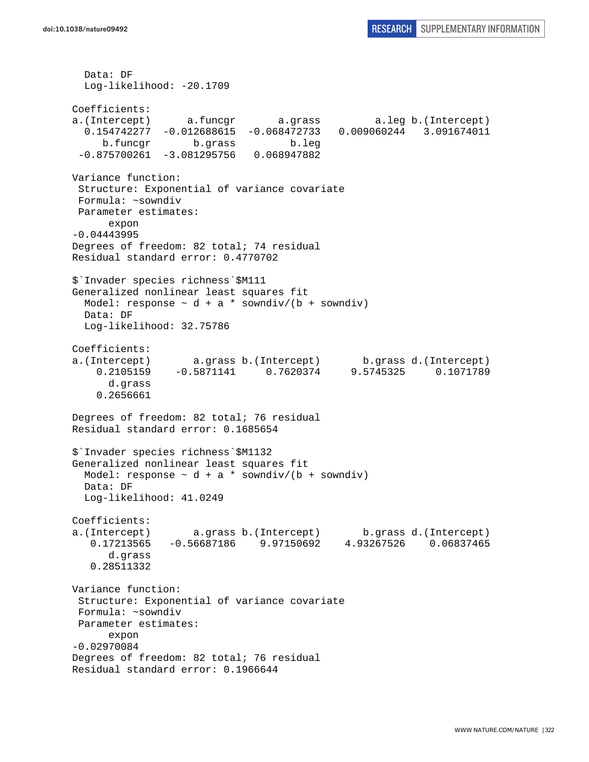```
  Data: DF
  Log-likelihood: -20.1709

Coefficients:
a.(Intercept)      a.funcgr       a.grass         a.leg b.(Intercept) 
  0.154742277  -0.012688615  -0.068472733   0.009060244   3.091674011 
     b.funcgr       b.grass         b.leg 
 -0.875700261  -3.081295756   0.068947882 

Variance function:
 Structure: Exponential of variance covariate
 Formula: ~sowndiv 
 Parameter estimates:
      expon 
-0.04443995 
Degrees of freedom: 82 total; 74 residual
Residual standard error: 0.4770702 

$`Invader species richness`$M111
Generalized nonlinear least squares fit
  Model: response ~ d + a * sowndiv/(b + sowndiv) 
  Data: DF 
  Log-likelihood: 32.75786

Coefficients:
a.(Intercept)       a.grass b.(Intercept)       b.grass d.(Intercept) 
    0.2105159    -0.5871141     0.7620374     9.5745325     0.1071789 
      d.grass 
    0.2656661 

Degrees of freedom: 82 total; 76 residual
Residual standard error: 0.1685654 

$`Invader species richness`$M1132
Generalized nonlinear least squares fit
  Model: response ~ d + a * sowndiv/(b + sowndiv) 
  Data: DF 
  Log-likelihood: 41.0249

Coefficients:
a.(Intercept)       a.grass b.(Intercept)       b.grass d.(Intercept) 
   0.17213565   -0.56687186    9.97150692    4.93267526    0.06837465 
      d.grass 
   0.28511332 

Variance function:
 Structure: Exponential of variance covariate
 Formula: ~sowndiv 
 Parameter estimates:
      expon 
-0.02970084 
Degrees of freedom: 82 total; 76 residual
Residual standard error: 0.1966644 
```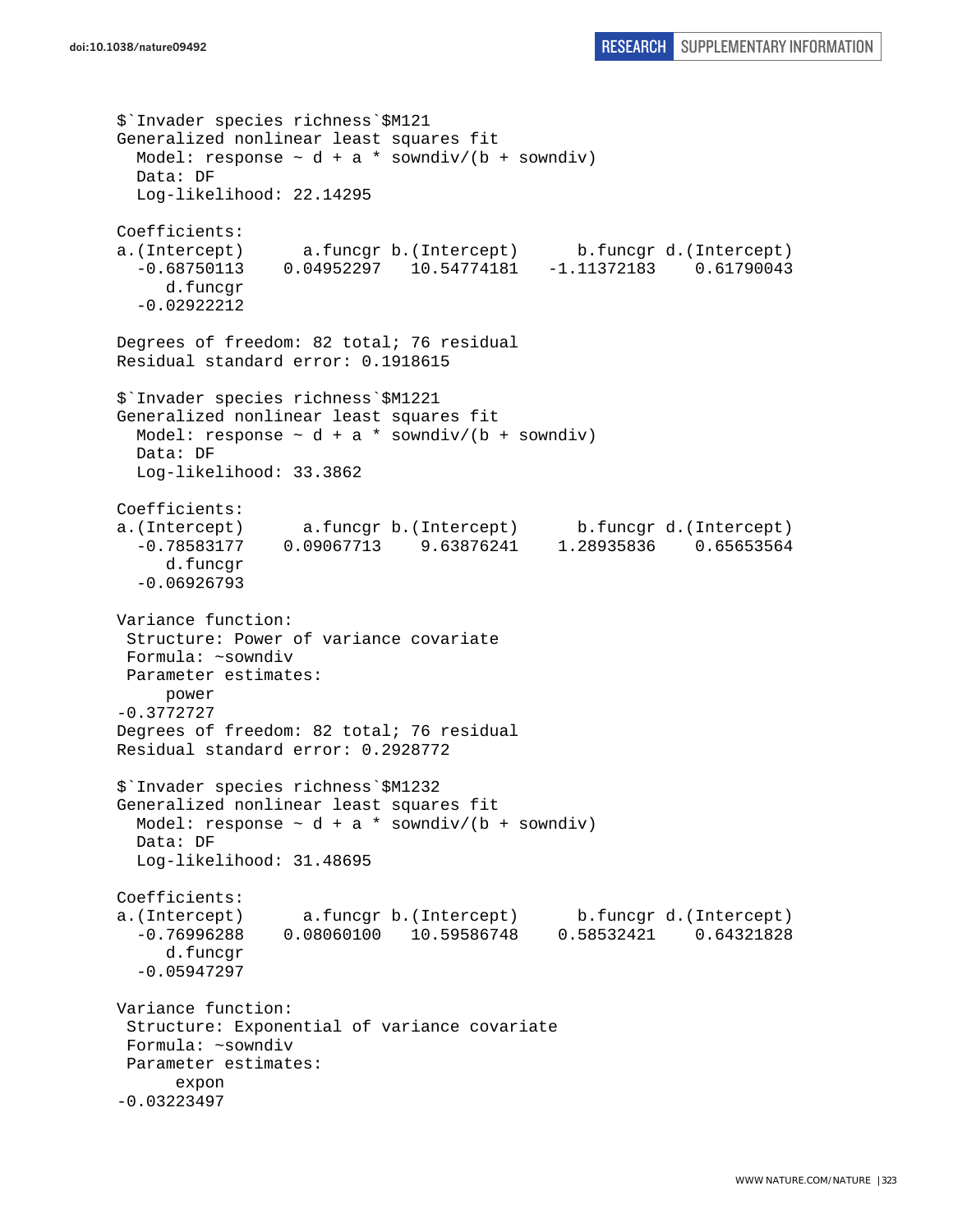```
$`Invader species richness`$M121
Generalized nonlinear least squares fit
  Model: response ~ d + a * sowndiv/(b + sowndiv)
  Data: DF
  Log-likelihood: 22.14295

Coefficients:
a.(Intercept)      a.funcgr b.(Intercept)      b.funcgr d.(Intercept)
  -0.68750113    0.04952297   10.54774181   -1.11372183    0.61790043
     d.funcgr
  -0.02922212

Degrees of freedom: 82 total; 76 residual
Residual standard error: 0.1918615

$`Invader species richness`$M1221
Generalized nonlinear least squares fit
  Model: response ~ d + a * sowndiv/(b + sowndiv)
  Data: DF
  Log-likelihood: 33.3862

Coefficients:
a.(Intercept)      a.funcgr b.(Intercept)      b.funcgr d.(Intercept)
  -0.78583177    0.09067713    9.63876241    1.28935836    0.65653564
     d.funcgr
  -0.06926793

Variance function:
 Structure: Power of variance covariate
 Formula: ~sowndiv
 Parameter estimates:
     power
-0.3772727
Degrees of freedom: 82 total; 76 residual
Residual standard error: 0.2928772

$`Invader species richness`$M1232
Generalized nonlinear least squares fit
  Model: response ~ d + a * sowndiv/(b + sowndiv)
  Data: DF
  Log-likelihood: 31.48695

Coefficients:
a.(Intercept)      a.funcgr b.(Intercept)      b.funcgr d.(Intercept)
  -0.76996288    0.08060100   10.59586748    0.58532421    0.64321828
     d.funcgr
  -0.05947297

Variance function:
 Structure: Exponential of variance covariate
 Formula: ~sowndiv
 Parameter estimates:
      expon
-0.03223497
```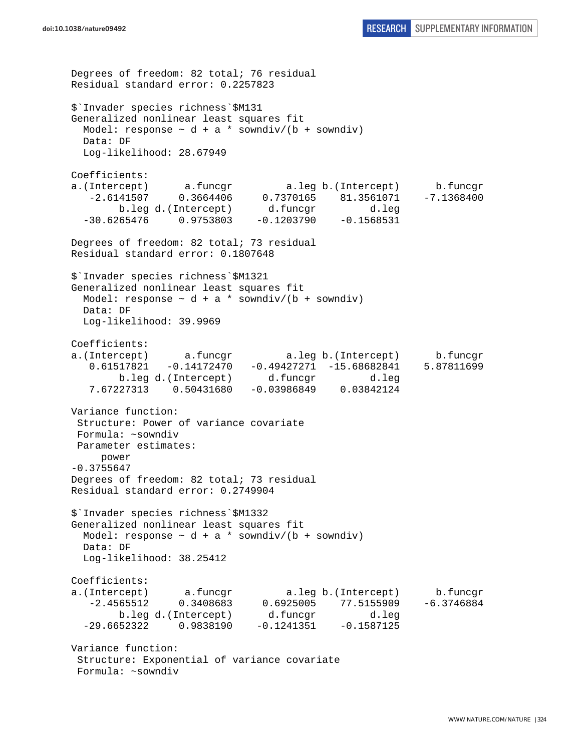```
Degrees of freedom: 82 total; 76 residual
Residual standard error: 0.2257823

$`Invader species richness`$M131
Generalized nonlinear least squares fit
  Model: response ~ d + a * sowndiv/(b + sowndiv)
  Data: DF
  Log-likelihood: 28.67949

Coefficients:
a.(Intercept)      a.funcgr         a.leg b.(Intercept)      b.funcgr
   -2.6141507     0.3664406     0.7370165    81.3561071    -7.1368400
        b.leg d.(Intercept)      d.funcgr         d.leg
  -30.6265476     0.9753803    -0.1203790    -0.1568531

Degrees of freedom: 82 total; 73 residual
Residual standard error: 0.1807648

$`Invader species richness`$M1321
Generalized nonlinear least squares fit
  Model: response ~ d + a * sowndiv/(b + sowndiv)
  Data: DF
  Log-likelihood: 39.9969

Coefficients:
a.(Intercept)      a.funcgr         a.leg b.(Intercept)      b.funcgr
   0.61517821   -0.14172470   -0.49427271  -15.68682841    5.87811699
        b.leg d.(Intercept)      d.funcgr         d.leg
   7.67227313    0.50431680   -0.03986849    0.03842124

Variance function:
 Structure: Power of variance covariate
 Formula: ~sowndiv
 Parameter estimates:
     power
-0.3755647
Degrees of freedom: 82 total; 73 residual
Residual standard error: 0.2749904

$`Invader species richness`$M1332
Generalized nonlinear least squares fit
  Model: response ~ d + a * sowndiv/(b + sowndiv)
  Data: DF
  Log-likelihood: 38.25412

Coefficients:
a.(Intercept)      a.funcgr         a.leg b.(Intercept)      b.funcgr
   -2.4565512     0.3408683     0.6925005    77.5155909    -6.3746884
        b.leg d.(Intercept)      d.funcgr         d.leg
  -29.6652322     0.9838190    -0.1241351    -0.1587125

Variance function:
 Structure: Exponential of variance covariate
 Formula: ~sowndiv
```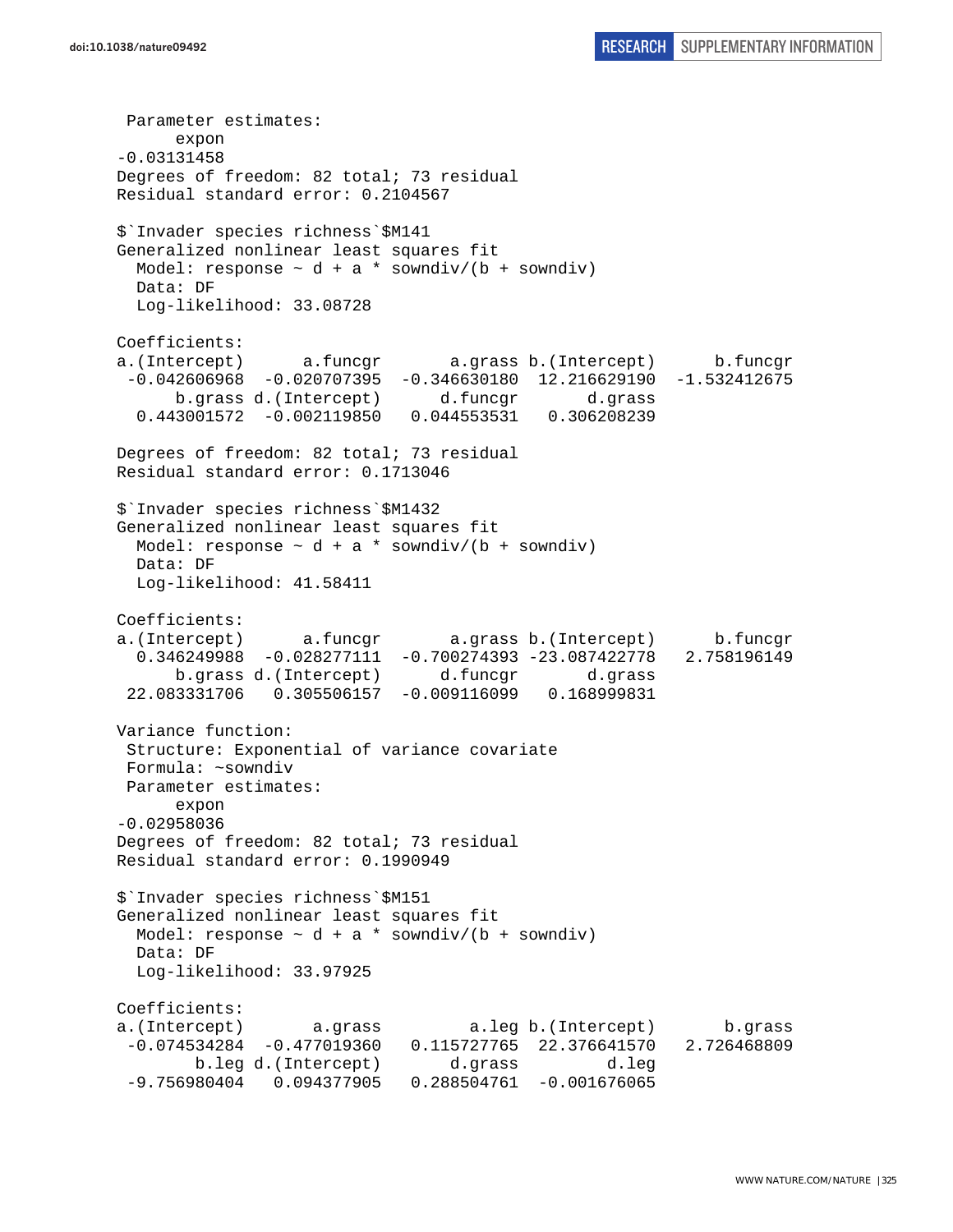```
 Parameter estimates:
      expon 
-0.03131458 
Degrees of freedom: 82 total; 73 residual
Residual standard error: 0.2104567 

$`Invader species richness`$M141
Generalized nonlinear least squares fit
  Model: response ~ d + a * sowndiv/(b + sowndiv) 
  Data: DF 
  Log-likelihood: 33.08728

Coefficients:
a.(Intercept)      a.funcgr       a.grass b.(Intercept)      b.funcgr 
 -0.042606968  -0.020707395  -0.346630180  12.216629190  -1.532412675 
      b.grass d.(Intercept)      d.funcgr       d.grass 
  0.443001572  -0.002119850   0.044553531   0.306208239 

Degrees of freedom: 82 total; 73 residual
Residual standard error: 0.1713046 

$`Invader species richness`$M1432
Generalized nonlinear least squares fit
  Model: response ~ d + a * sowndiv/(b + sowndiv) 
  Data: DF 
  Log-likelihood: 41.58411

Coefficients:
a.(Intercept)      a.funcgr       a.grass b.(Intercept)      b.funcgr 
  0.346249988  -0.028277111  -0.700274393 -23.087422778   2.758196149 
      b.grass d.(Intercept)      d.funcgr       d.grass 
 22.083331706   0.305506157  -0.009116099   0.168999831 

Variance function:
 Structure: Exponential of variance covariate
 Formula: ~sowndiv 
 Parameter estimates:
      expon 
-0.02958036 
Degrees of freedom: 82 total; 73 residual
Residual standard error: 0.1990949 

$`Invader species richness`$M151
Generalized nonlinear least squares fit
  Model: response ~ d + a * sowndiv/(b + sowndiv) 
  Data: DF 
  Log-likelihood: 33.97925

Coefficients:
a.(Intercept)       a.grass         a.leg b.(Intercept)       b.grass 
 -0.074534284  -0.477019360   0.115727765  22.376641570   2.726468809 
        b.leg d.(Intercept)       d.grass         d.leg 
 -9.756980404   0.094377905   0.288504761  -0.001676065 
```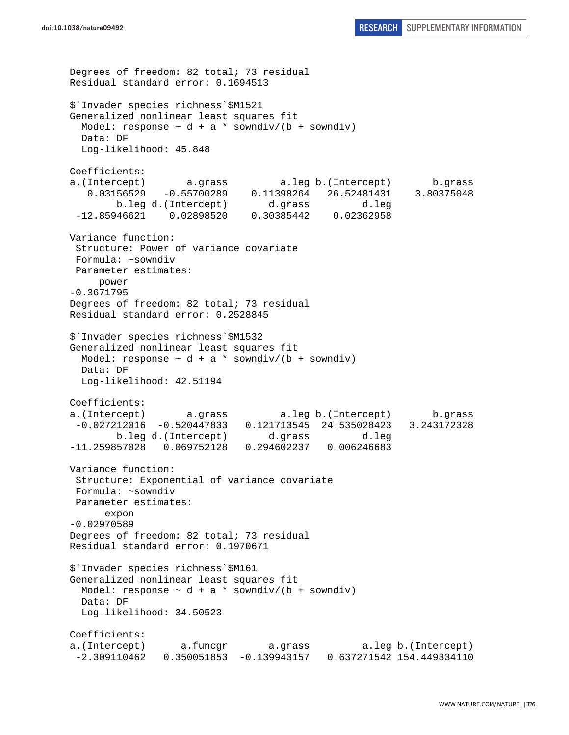```
Degrees of freedom: 82 total; 73 residual
Residual standard error: 0.1694513

$`Invader species richness`$M1521
Generalized nonlinear least squares fit
  Model: response ~ d + a * sowndiv/(b + sowndiv)
  Data: DF
  Log-likelihood: 45.848

Coefficients:
a.(Intercept)       a.grass         a.leg b.(Intercept)       b.grass
   0.03156529   -0.55700289    0.11398264   26.52481431    3.80375048
        b.leg d.(Intercept)       d.grass         d.leg
 -12.85946621    0.02898520    0.30385442    0.02362958

Variance function:
 Structure: Power of variance covariate
 Formula: ~sowndiv
 Parameter estimates:
     power
-0.3671795
Degrees of freedom: 82 total; 73 residual
Residual standard error: 0.2528845

$`Invader species richness`$M1532
Generalized nonlinear least squares fit
  Model: response ~ d + a * sowndiv/(b + sowndiv)
  Data: DF
  Log-likelihood: 42.51194

Coefficients:
a.(Intercept)       a.grass         a.leg b.(Intercept)       b.grass
 -0.027212016  -0.520447833   0.121713545  24.535028423   3.243172328
        b.leg d.(Intercept)       d.grass         d.leg
-11.259857028   0.069752128   0.294602237   0.006246683

Variance function:
 Structure: Exponential of variance covariate
 Formula: ~sowndiv
 Parameter estimates:
      expon
-0.02970589
Degrees of freedom: 82 total; 73 residual
Residual standard error: 0.1970671

$`Invader species richness`$M161
Generalized nonlinear least squares fit
  Model: response ~ d + a * sowndiv/(b + sowndiv)
  Data: DF
  Log-likelihood: 34.50523

Coefficients:
a.(Intercept)      a.funcgr       a.grass         a.leg b.(Intercept)
 -2.309110462   0.350051853  -0.139943157   0.637271542 154.449334110
```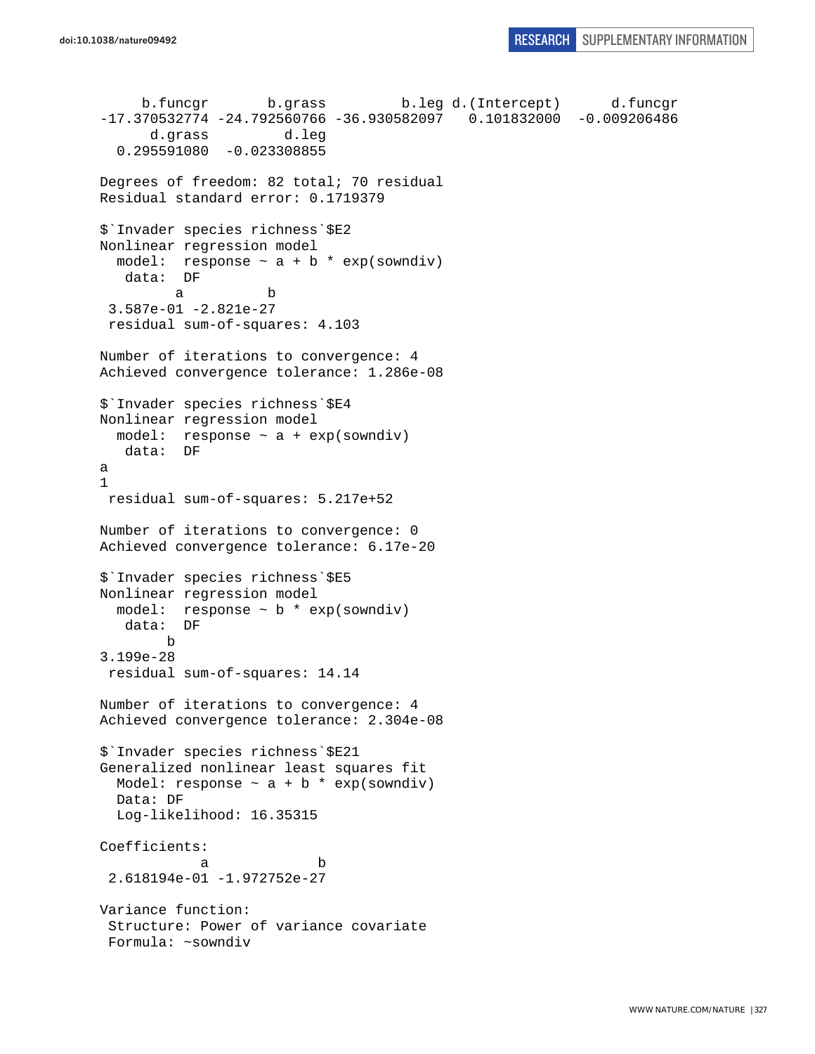```
      b.funcgr       b.grass         b.leg d.(Intercept)      d.funcgr 
-17.370532774 -24.792560766 -36.930582097   0.101832000  -0.009206486 
      d.grass         d.leg 
  0.295591080  -0.023308855 

Degrees of freedom: 82 total; 70 residual
Residual standard error: 0.1719379 

$`Invader species richness`$E2
Nonlinear regression model
  model:  response ~ a + b * exp(sowndiv) 
   data:  DF 
         a          b 
 3.587e-01 -2.821e-27 
 residual sum-of-squares: 4.103

Number of iterations to convergence: 4 
Achieved convergence tolerance: 1.286e-08 

$`Invader species richness`$E4
Nonlinear regression model
  model:  response ~ a + exp(sowndiv) 
   data:  DF 
a 
1 
 residual sum-of-squares: 5.217e+52

Number of iterations to convergence: 0 
Achieved convergence tolerance: 6.17e-20 

$`Invader species richness`$E5
Nonlinear regression model
  model:  response ~ b * exp(sowndiv) 
   data:  DF 
        b 
3.199e-28 
 residual sum-of-squares: 14.14

Number of iterations to convergence: 4 
Achieved convergence tolerance: 2.304e-08 

$`Invader species richness`$E21
Generalized nonlinear least squares fit
  Model: response ~ a + b * exp(sowndiv) 
  Data: DF 
  Log-likelihood: 16.35315

Coefficients:
            a             b 
 2.618194e-01 -1.972752e-27 

Variance function:
 Structure: Power of variance covariate
 Formula: ~sowndiv 
```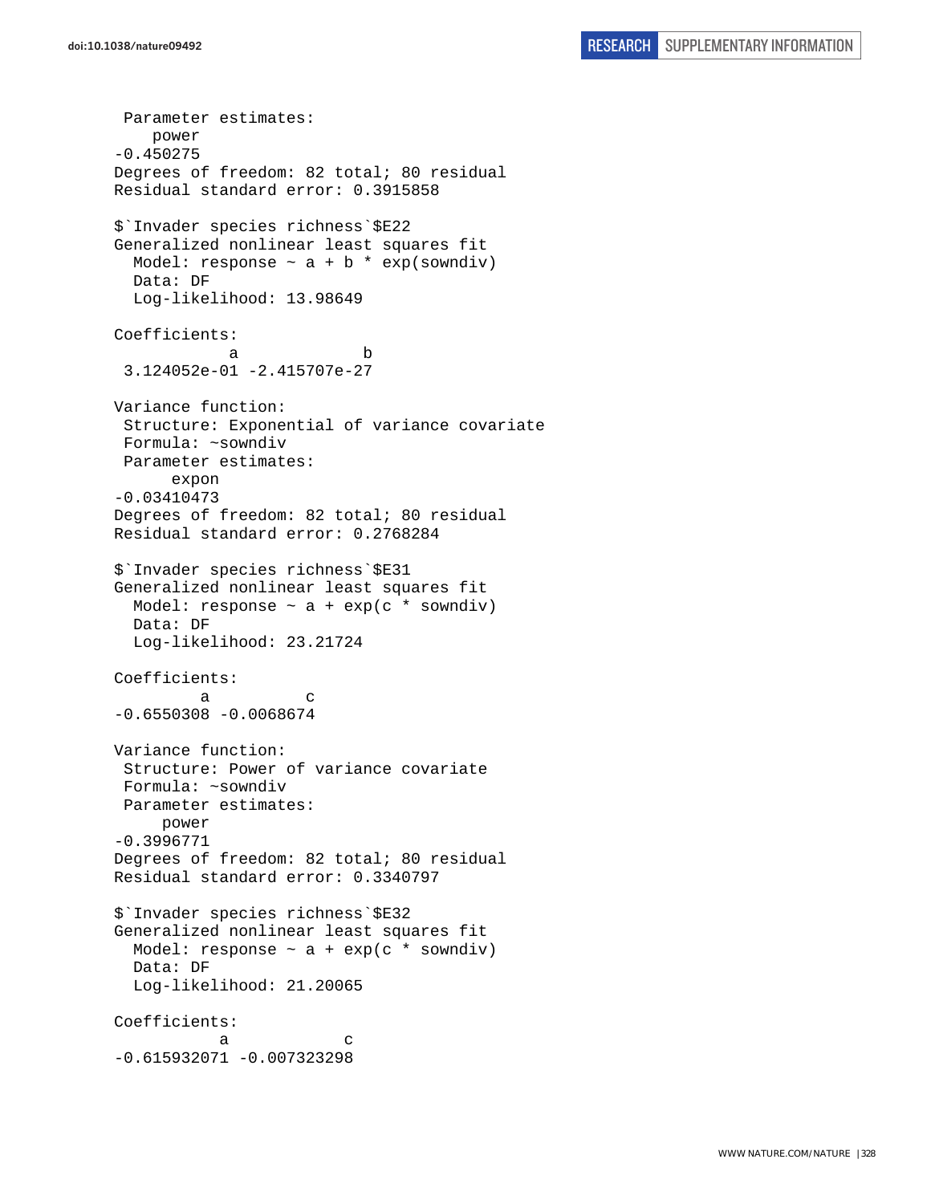```
 Parameter estimates:
     power
-0.450275
Degrees of freedom: 82 total; 80 residual
Residual standard error: 0.3915858

$`Invader species richness`$E22
Generalized nonlinear least squares fit
  Model: response ~ a + b * exp(sowndiv)
  Data: DF
  Log-likelihood: 13.98649

Coefficients:
            a              b
 3.124052e-01 -2.415707e-27

Variance function:
 Structure: Exponential of variance covariate
 Formula: ~sowndiv
 Parameter estimates:
      expon
-0.03410473
Degrees of freedom: 82 total; 80 residual
Residual standard error: 0.2768284

$`Invader species richness`$E31
Generalized nonlinear least squares fit
  Model: response ~ a + exp(c * sowndiv)
  Data: DF
  Log-likelihood: 23.21724

Coefficients:
         a          c
-0.6550308 -0.0068674

Variance function:
 Structure: Power of variance covariate
 Formula: ~sowndiv
 Parameter estimates:
      power
-0.3996771
Degrees of freedom: 82 total; 80 residual
Residual standard error: 0.3340797

$`Invader species richness`$E32
Generalized nonlinear least squares fit
  Model: response ~ a + exp(c * sowndiv)
  Data: DF
  Log-likelihood: 21.20065

Coefficients:
           a            c
-0.615932071 -0.007323298
```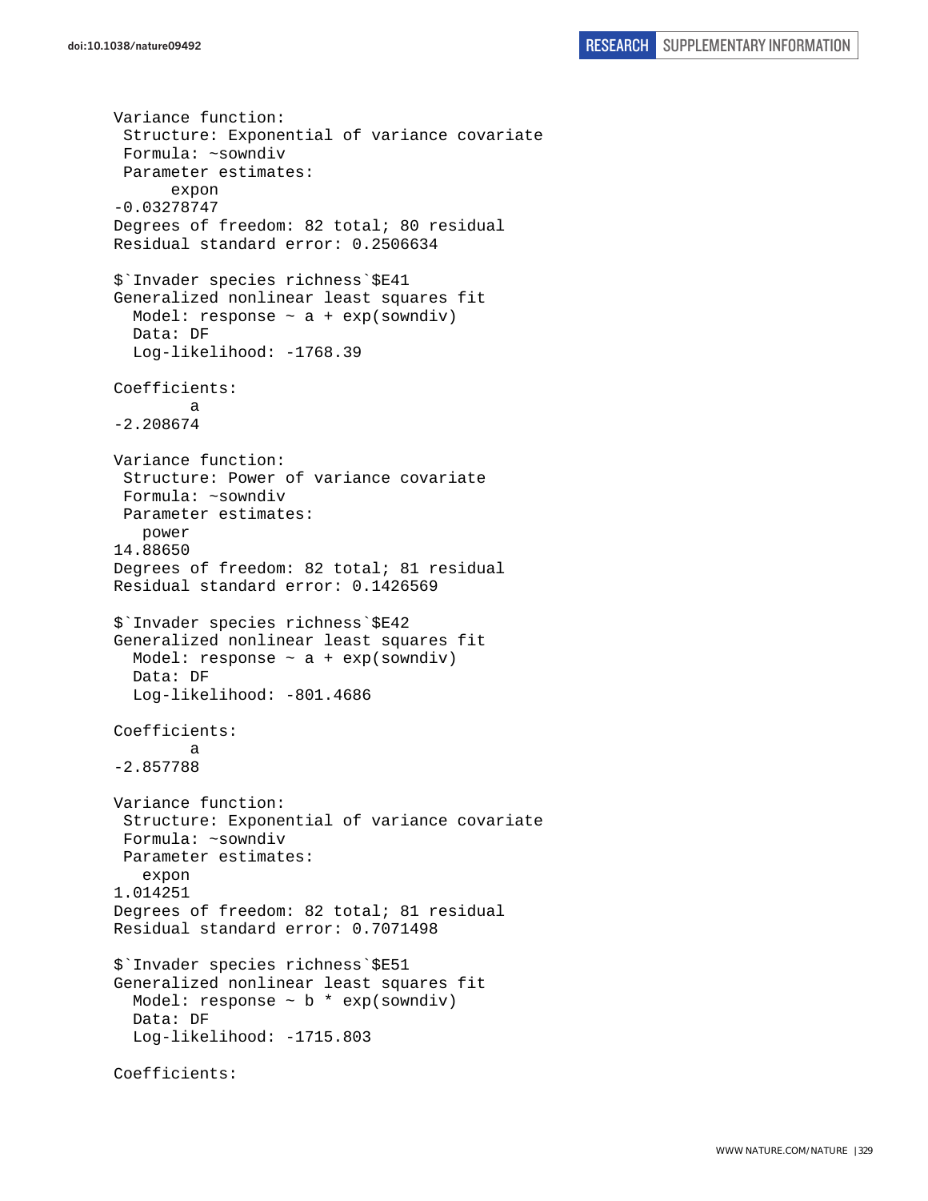```
Variance function:
 Structure: Exponential of variance covariate
 Formula: ~sowndiv
 Parameter estimates:
      expon
-0.03278747
Degrees of freedom: 82 total; 80 residual
Residual standard error: 0.2506634

$`Invader species richness`$E41
Generalized nonlinear least squares fit
  Model: response ~ a + exp(sowndiv)
  Data: DF
  Log-likelihood: -1768.39

Coefficients:
        a
-2.208674

Variance function:
 Structure: Power of variance covariate
 Formula: ~sowndiv
 Parameter estimates:
   power
14.88650
Degrees of freedom: 82 total; 81 residual
Residual standard error: 0.1426569

$`Invader species richness`$E42
Generalized nonlinear least squares fit
  Model: response ~ a + exp(sowndiv)
  Data: DF
  Log-likelihood: -801.4686

Coefficients:
        a
-2.857788

Variance function:
 Structure: Exponential of variance covariate
 Formula: ~sowndiv
 Parameter estimates:
   expon
1.014251
Degrees of freedom: 82 total; 81 residual
Residual standard error: 0.7071498

$`Invader species richness`$E51
Generalized nonlinear least squares fit
  Model: response ~ b * exp(sowndiv)
  Data: DF
  Log-likelihood: -1715.803

Coefficients:
```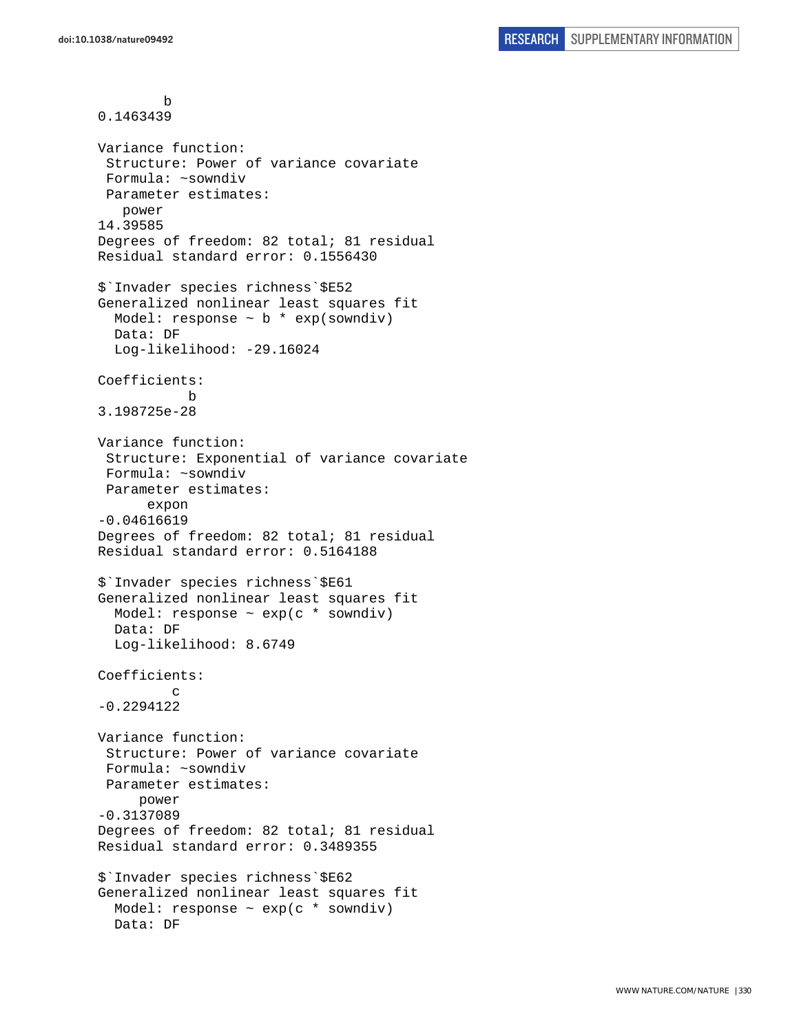```
        b
0.1463439

Variance function:
 Structure: Power of variance covariate
 Formula: ~sowndiv
 Parameter estimates:
   power
14.39585
Degrees of freedom: 82 total; 81 residual
Residual standard error: 0.1556430

$`Invader species richness`$E52
Generalized nonlinear least squares fit
  Model: response ~ b * exp(sowndiv)
  Data: DF
  Log-likelihood: -29.16024

Coefficients:
           b
3.198725e-28

Variance function:
 Structure: Exponential of variance covariate
 Formula: ~sowndiv
 Parameter estimates:
      expon
-0.04616619
Degrees of freedom: 82 total; 81 residual
Residual standard error: 0.5164188

$`Invader species richness`$E61
Generalized nonlinear least squares fit
  Model: response ~ exp(c * sowndiv)
  Data: DF
  Log-likelihood: 8.6749

Coefficients:
         c
-0.2294122

Variance function:
 Structure: Power of variance covariate
 Formula: ~sowndiv
 Parameter estimates:
     power
-0.3137089
Degrees of freedom: 82 total; 81 residual
Residual standard error: 0.3489355

$`Invader species richness`$E62
Generalized nonlinear least squares fit
  Model: response ~ exp(c * sowndiv)
  Data: DF
```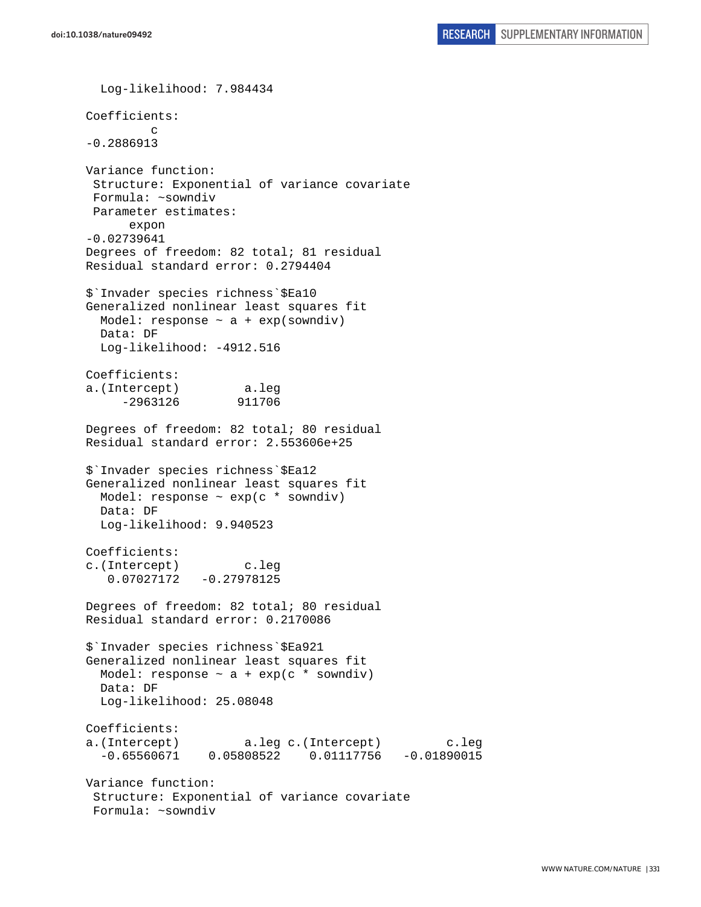```
  Log-likelihood: 7.984434

Coefficients:
         c 
-0.2886913 

Variance function:
 Structure: Exponential of variance covariate
 Formula: ~sowndiv 
 Parameter estimates:
      expon 
-0.02739641 
Degrees of freedom: 82 total; 81 residual
Residual standard error: 0.2794404 

$`Invader species richness`$Ea10
Generalized nonlinear least squares fit
  Model: response ~ a + exp(sowndiv) 
  Data: DF 
  Log-likelihood: -4912.516

Coefficients:
a.(Intercept)         a.leg 
     -2963126        911706 

Degrees of freedom: 82 total; 80 residual
Residual standard error: 2.553606e+25 

$`Invader species richness`$Ea12
Generalized nonlinear least squares fit
  Model: response ~ exp(c * sowndiv) 
  Data: DF 
  Log-likelihood: 9.940523

Coefficients:
c.(Intercept)         c.leg 
   0.07027172   -0.27978125 

Degrees of freedom: 82 total; 80 residual
Residual standard error: 0.2170086 

$`Invader species richness`$Ea921
Generalized nonlinear least squares fit
  Model: response ~ a + exp(c * sowndiv) 
  Data: DF 
  Log-likelihood: 25.08048

Coefficients:
a.(Intercept)         a.leg c.(Intercept)         c.leg 
  -0.65560671    0.05808522    0.01117756   -0.01890015 

Variance function:
 Structure: Exponential of variance covariate
 Formula: ~sowndiv 
```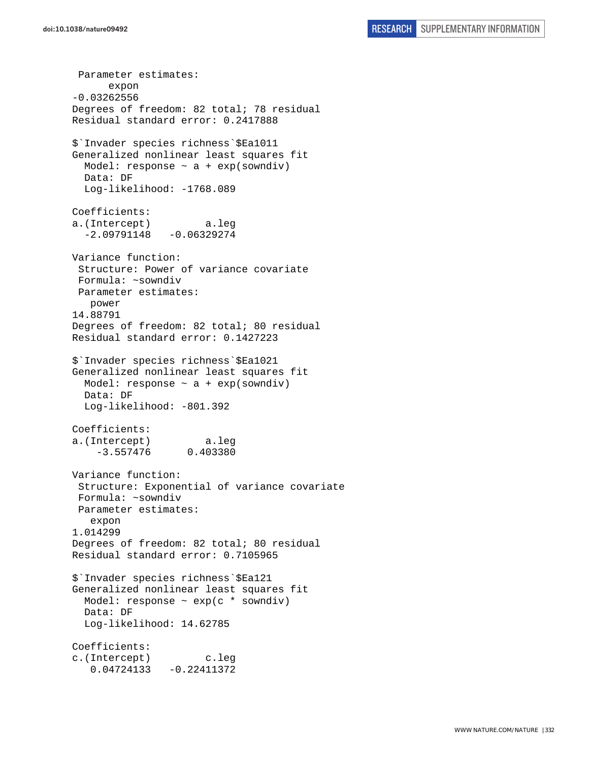```
 Parameter estimates:
      expon
-0.03262556
Degrees of freedom: 82 total; 78 residual
Residual standard error: 0.2417888

$`Invader species richness`$Ea1011
Generalized nonlinear least squares fit
  Model: response ~ a + exp(sowndiv)
  Data: DF
  Log-likelihood: -1768.089

Coefficients:
a.(Intercept)         a.leg
  -2.09791148   -0.06329274

Variance function:
 Structure: Power of variance covariate
 Formula: ~sowndiv
 Parameter estimates:
   power
14.88791
Degrees of freedom: 82 total; 80 residual
Residual standard error: 0.1427223

$`Invader species richness`$Ea1021
Generalized nonlinear least squares fit
  Model: response ~ a + exp(sowndiv)
  Data: DF
  Log-likelihood: -801.392

Coefficients:
a.(Intercept)         a.leg
    -3.557476      0.403380

Variance function:
 Structure: Exponential of variance covariate
 Formula: ~sowndiv
 Parameter estimates:
   expon
1.014299
Degrees of freedom: 82 total; 80 residual
Residual standard error: 0.7105965

$`Invader species richness`$Ea121
Generalized nonlinear least squares fit
  Model: response ~ exp(c * sowndiv)
  Data: DF
  Log-likelihood: 14.62785

Coefficients:
c.(Intercept)         c.leg
   0.04724133   -0.22411372
```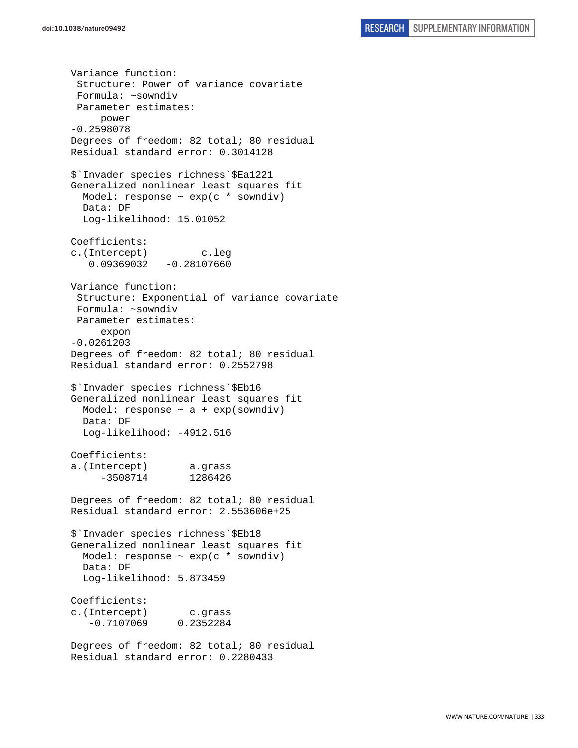```
Variance function:
 Structure: Power of variance covariate
 Formula: ~sowndiv
 Parameter estimates:
     power
-0.2598078
Degrees of freedom: 82 total; 80 residual
Residual standard error: 0.3014128

$`Invader species richness`$Ea1221
Generalized nonlinear least squares fit
  Model: response ~ exp(c * sowndiv)
  Data: DF
  Log-likelihood: 15.01052

Coefficients:
c.(Intercept)         c.leg
   0.09369032   -0.28107660

Variance function:
 Structure: Exponential of variance covariate
 Formula: ~sowndiv
 Parameter estimates:
     expon
-0.0261203
Degrees of freedom: 82 total; 80 residual
Residual standard error: 0.2552798

$`Invader species richness`$Eb16
Generalized nonlinear least squares fit
  Model: response ~ a + exp(sowndiv)
  Data: DF
  Log-likelihood: -4912.516

Coefficients:
a.(Intercept)       a.grass
     -3508714       1286426

Degrees of freedom: 82 total; 80 residual
Residual standard error: 2.553606e+25

$`Invader species richness`$Eb18
Generalized nonlinear least squares fit
  Model: response ~ exp(c * sowndiv)
  Data: DF
  Log-likelihood: 5.873459

Coefficients:
c.(Intercept)       c.grass
   -0.7107069     0.2352284

Degrees of freedom: 82 total; 80 residual
Residual standard error: 0.2280433
```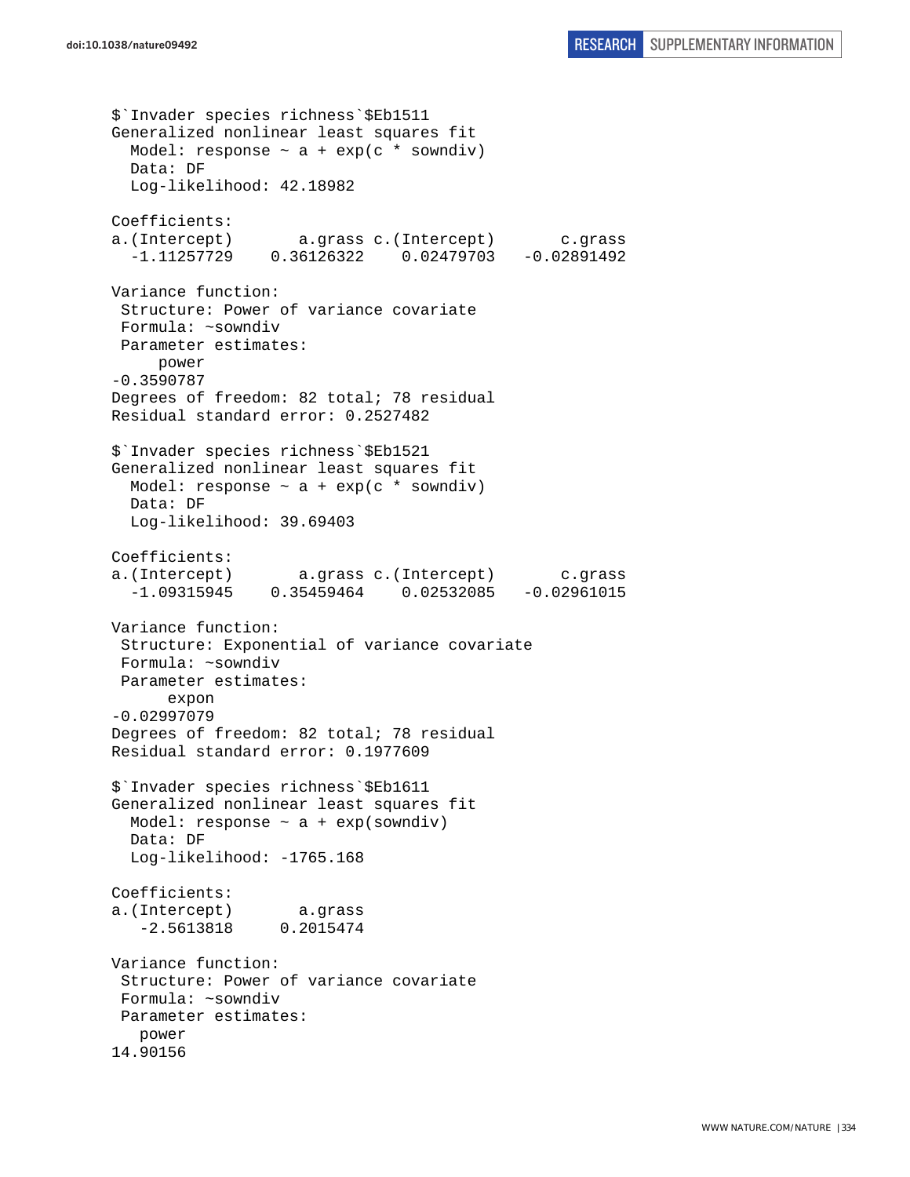```
$`Invader species richness`$Eb1511
Generalized nonlinear least squares fit
  Model: response ~ a + exp(c * sowndiv)
  Data: DF
  Log-likelihood: 42.18982

Coefficients:
a.(Intercept)       a.grass c.(Intercept)       c.grass
  -1.11257729    0.36126322    0.02479703   -0.02891492

Variance function:
 Structure: Power of variance covariate
 Formula: ~sowndiv
 Parameter estimates:
     power
-0.3590787
Degrees of freedom: 82 total; 78 residual
Residual standard error: 0.2527482

$`Invader species richness`$Eb1521
Generalized nonlinear least squares fit
  Model: response ~ a + exp(c * sowndiv)
  Data: DF
  Log-likelihood: 39.69403

Coefficients:
a.(Intercept)       a.grass c.(Intercept)       c.grass
  -1.09315945    0.35459464    0.02532085   -0.02961015

Variance function:
 Structure: Exponential of variance covariate
 Formula: ~sowndiv
 Parameter estimates:
      expon
-0.02997079
Degrees of freedom: 82 total; 78 residual
Residual standard error: 0.1977609

$`Invader species richness`$Eb1611
Generalized nonlinear least squares fit
  Model: response ~ a + exp(sowndiv)
  Data: DF
  Log-likelihood: -1765.168

Coefficients:
a.(Intercept)       a.grass
   -2.5613818     0.2015474

Variance function:
 Structure: Power of variance covariate
 Formula: ~sowndiv
 Parameter estimates:
   power
14.90156
```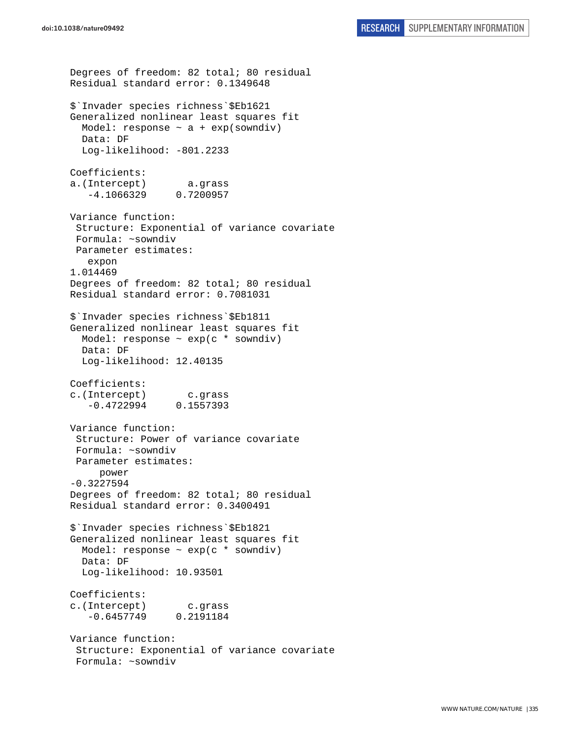```
Degrees of freedom: 82 total; 80 residual
Residual standard error: 0.1349648

$`Invader species richness`$Eb1621
Generalized nonlinear least squares fit
  Model: response ~ a + exp(sowndiv)
  Data: DF
  Log-likelihood: -801.2233

Coefficients:
a.(Intercept)       a.grass
   -4.1066329     0.7200957

Variance function:
 Structure: Exponential of variance covariate
 Formula: ~sowndiv
 Parameter estimates:
   expon
1.014469
Degrees of freedom: 82 total; 80 residual
Residual standard error: 0.7081031

$`Invader species richness`$Eb1811
Generalized nonlinear least squares fit
  Model: response ~ exp(c * sowndiv)
  Data: DF
  Log-likelihood: 12.40135

Coefficients:
c.(Intercept)       c.grass
   -0.4722994     0.1557393

Variance function:
 Structure: Power of variance covariate
 Formula: ~sowndiv
 Parameter estimates:
     power
-0.3227594
Degrees of freedom: 82 total; 80 residual
Residual standard error: 0.3400491

$`Invader species richness`$Eb1821
Generalized nonlinear least squares fit
  Model: response ~ exp(c * sowndiv)
  Data: DF
  Log-likelihood: 10.93501

Coefficients:
c.(Intercept)       c.grass
   -0.6457749     0.2191184

Variance function:
 Structure: Exponential of variance covariate
 Formula: ~sowndiv
```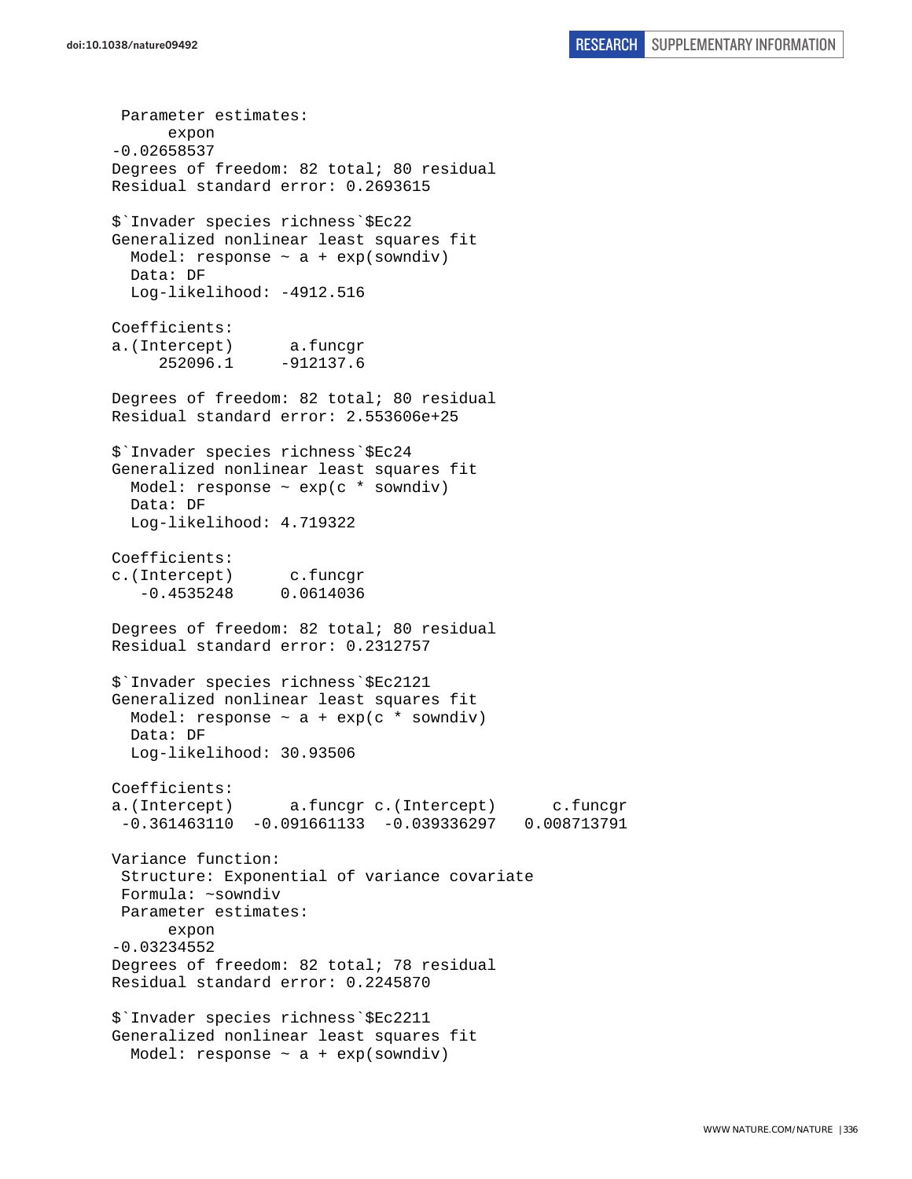```
 Parameter estimates:
      expon
-0.02658537
Degrees of freedom: 82 total; 80 residual
Residual standard error: 0.2693615

$`Invader species richness`$Ec22
Generalized nonlinear least squares fit
  Model: response ~ a + exp(sowndiv)
  Data: DF
  Log-likelihood: -4912.516

Coefficients:
a.(Intercept)      a.funcgr
     252096.1     -912137.6

Degrees of freedom: 82 total; 80 residual
Residual standard error: 2.553606e+25

$`Invader species richness`$Ec24
Generalized nonlinear least squares fit
  Model: response ~ exp(c * sowndiv)
  Data: DF
  Log-likelihood: 4.719322

Coefficients:
c.(Intercept)      c.funcgr
   -0.4535248     0.0614036

Degrees of freedom: 82 total; 80 residual
Residual standard error: 0.2312757

$`Invader species richness`$Ec2121
Generalized nonlinear least squares fit
  Model: response ~ a + exp(c * sowndiv)
  Data: DF
  Log-likelihood: 30.93506

Coefficients:
a.(Intercept)      a.funcgr c.(Intercept)      c.funcgr
 -0.361463110  -0.091661133  -0.039336297   0.008713791

Variance function:
 Structure: Exponential of variance covariate
 Formula: ~sowndiv
 Parameter estimates:
      expon
-0.03234552
Degrees of freedom: 82 total; 78 residual
Residual standard error: 0.2245870

$`Invader species richness`$Ec2211
Generalized nonlinear least squares fit
  Model: response ~ a + exp(sowndiv)
```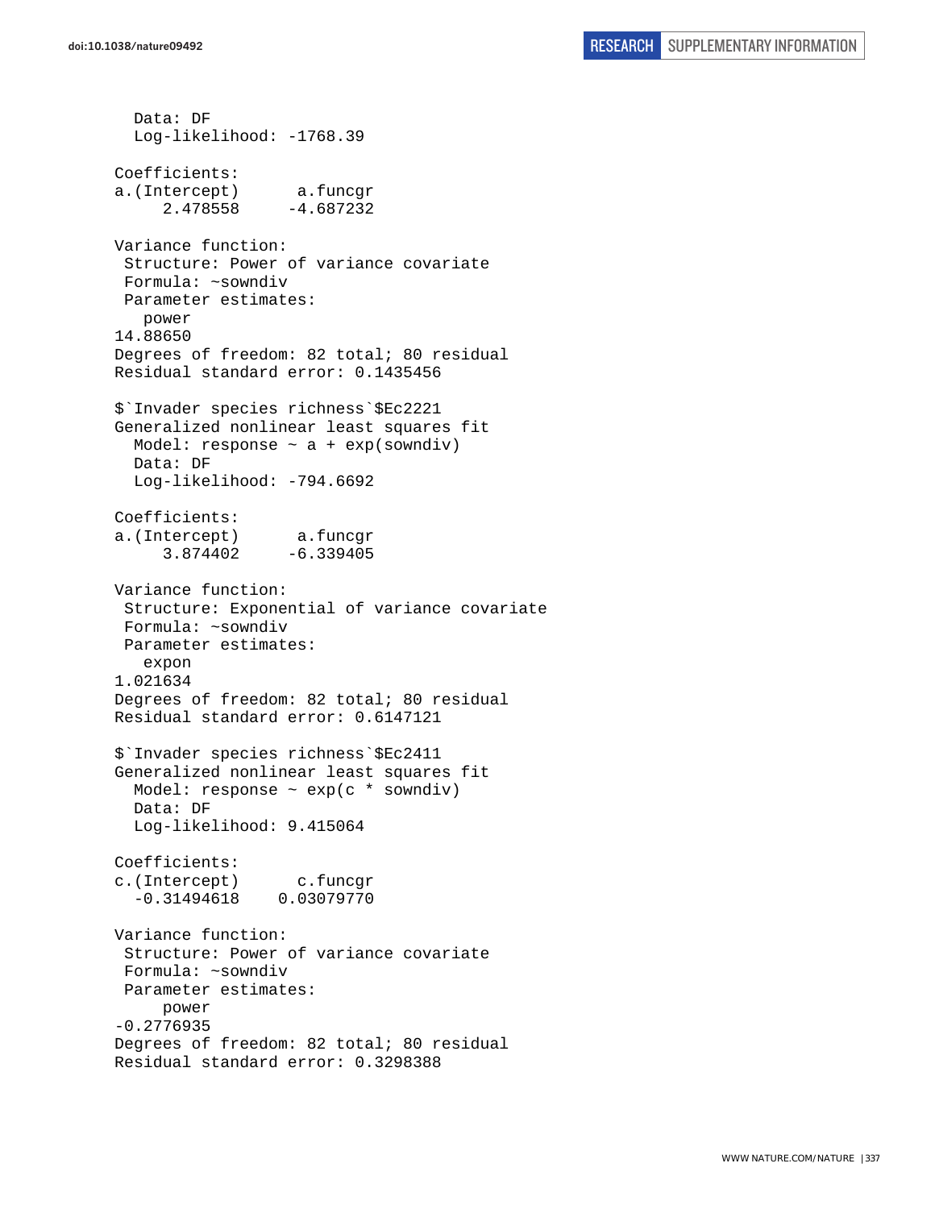```
  Data: DF
  Log-likelihood: -1768.39

Coefficients:
a.(Intercept)      a.funcgr
     2.478558     -4.687232

Variance function:
 Structure: Power of variance covariate
 Formula: ~sowndiv
 Parameter estimates:
   power
14.88650
Degrees of freedom: 82 total; 80 residual
Residual standard error: 0.1435456

$`Invader species richness`$Ec2221
Generalized nonlinear least squares fit
  Model: response ~ a + exp(sowndiv)
  Data: DF
  Log-likelihood: -794.6692

Coefficients:
a.(Intercept)      a.funcgr
     3.874402     -6.339405

Variance function:
 Structure: Exponential of variance covariate
 Formula: ~sowndiv
 Parameter estimates:
   expon
1.021634
Degrees of freedom: 82 total; 80 residual
Residual standard error: 0.6147121

$`Invader species richness`$Ec2411
Generalized nonlinear least squares fit
  Model: response ~ exp(c * sowndiv)
  Data: DF
  Log-likelihood: 9.415064

Coefficients:
c.(Intercept)      c.funcgr
  -0.31494618    0.03079770

Variance function:
 Structure: Power of variance covariate
 Formula: ~sowndiv
 Parameter estimates:
     power
-0.2776935
Degrees of freedom: 82 total; 80 residual
Residual standard error: 0.3298388
```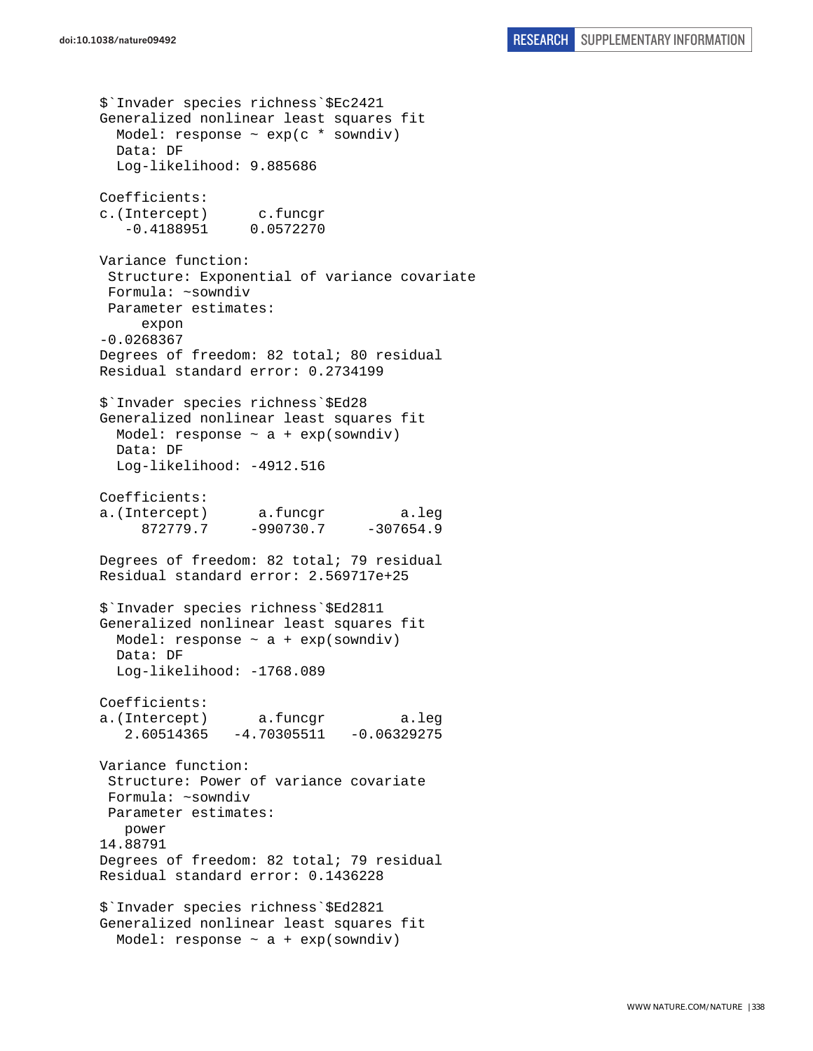```
$`Invader species richness`$Ec2421
Generalized nonlinear least squares fit
  Model: response ~ exp(c * sowndiv)
  Data: DF
  Log-likelihood: 9.885686

Coefficients:
c.(Intercept)      c.funcgr
   -0.4188951     0.0572270

Variance function:
 Structure: Exponential of variance covariate
 Formula: ~sowndiv
 Parameter estimates:
     expon
-0.0268367
Degrees of freedom: 82 total; 80 residual
Residual standard error: 0.2734199

$`Invader species richness`$Ed28
Generalized nonlinear least squares fit
  Model: response ~ a + exp(sowndiv)
  Data: DF
  Log-likelihood: -4912.516

Coefficients:
a.(Intercept)      a.funcgr         a.leg
     872779.7     -990730.7     -307654.9

Degrees of freedom: 82 total; 79 residual
Residual standard error: 2.569717e+25

$`Invader species richness`$Ed2811
Generalized nonlinear least squares fit
  Model: response ~ a + exp(sowndiv)
  Data: DF
  Log-likelihood: -1768.089

Coefficients:
a.(Intercept)      a.funcgr         a.leg
   2.60514365   -4.70305511   -0.06329275

Variance function:
 Structure: Power of variance covariate
 Formula: ~sowndiv
 Parameter estimates:
   power
14.88791
Degrees of freedom: 82 total; 79 residual
Residual standard error: 0.1436228

$`Invader species richness`$Ed2821
Generalized nonlinear least squares fit
  Model: response ~ a + exp(sowndiv)
```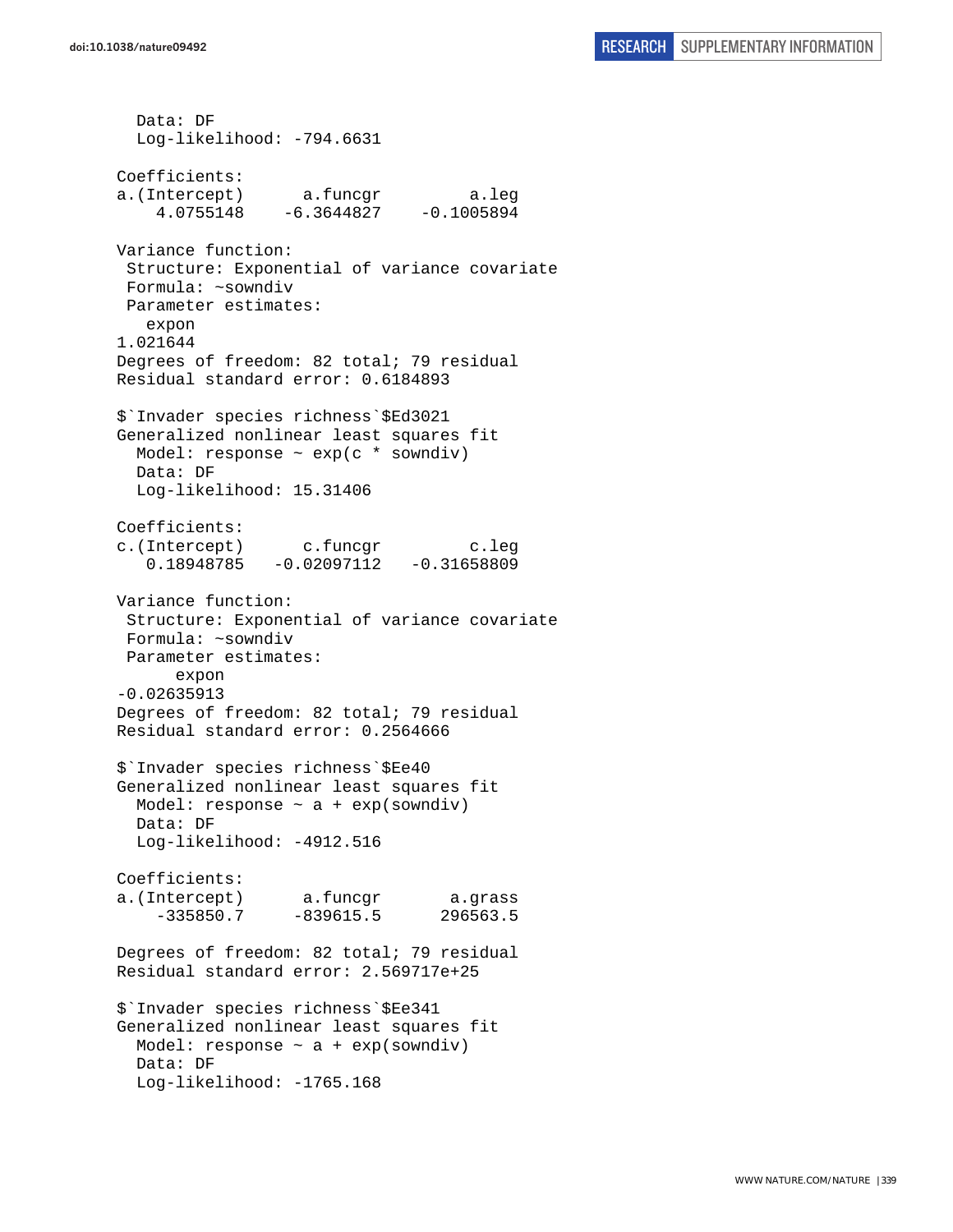```
  Data: DF
  Log-likelihood: -794.6631

Coefficients:
a.(Intercept)      a.funcgr         a.leg
    4.0755148    -6.3644827    -0.1005894

Variance function:
 Structure: Exponential of variance covariate
 Formula: ~sowndiv
 Parameter estimates:
   expon
1.021644
Degrees of freedom: 82 total; 79 residual
Residual standard error: 0.6184893

$`Invader species richness`$Ed3021
Generalized nonlinear least squares fit
  Model: response ~ exp(c * sowndiv)
  Data: DF
  Log-likelihood: 15.31406

Coefficients:
c.(Intercept)      c.funcgr         c.leg
   0.18948785   -0.02097112   -0.31658809

Variance function:
 Structure: Exponential of variance covariate
 Formula: ~sowndiv
 Parameter estimates:
      expon
-0.02635913
Degrees of freedom: 82 total; 79 residual
Residual standard error: 0.2564666

$`Invader species richness`$Ee40
Generalized nonlinear least squares fit
  Model: response ~ a + exp(sowndiv)
  Data: DF
  Log-likelihood: -4912.516

Coefficients:
a.(Intercept)      a.funcgr       a.grass
    -335850.7     -839615.5      296563.5

Degrees of freedom: 82 total; 79 residual
Residual standard error: 2.569717e+25

$`Invader species richness`$Ee341
Generalized nonlinear least squares fit
  Model: response ~ a + exp(sowndiv)
  Data: DF
  Log-likelihood: -1765.168
```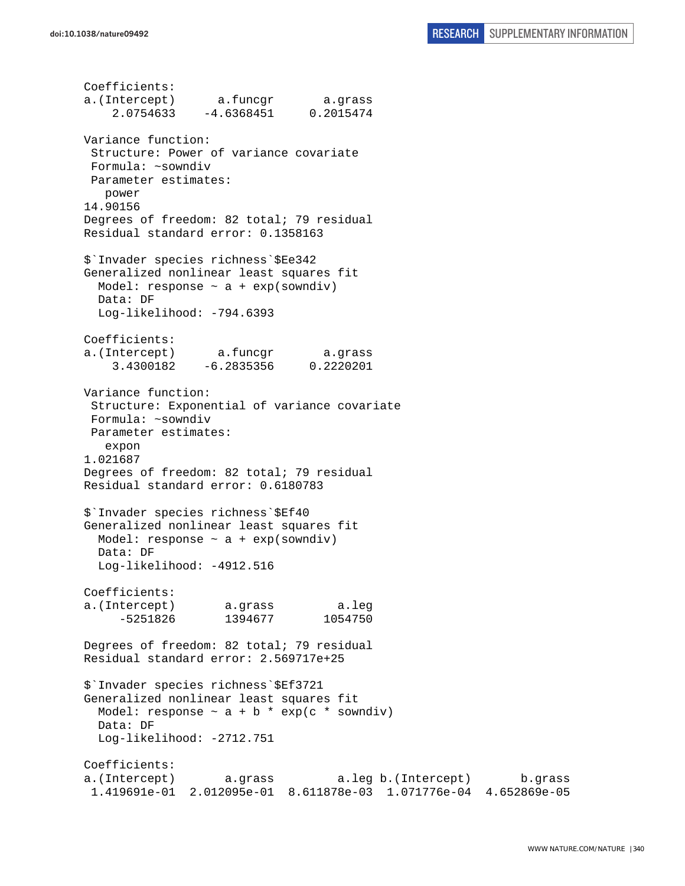```
Coefficients:
a.(Intercept)      a.funcgr       a.grass 
    2.0754633    -4.6368451     0.2015474 

Variance function:
 Structure: Power of variance covariate
 Formula: ~sowndiv 
 Parameter estimates:
   power 
14.90156 
Degrees of freedom: 82 total; 79 residual
Residual standard error: 0.1358163 

$`Invader species richness`$Ee342
Generalized nonlinear least squares fit
  Model: response ~ a + exp(sowndiv) 
  Data: DF 
  Log-likelihood: -794.6393

Coefficients:
a.(Intercept)      a.funcgr       a.grass 
    3.4300182    -6.2835356     0.2220201 

Variance function:
 Structure: Exponential of variance covariate
 Formula: ~sowndiv 
 Parameter estimates:
   expon 
1.021687 
Degrees of freedom: 82 total; 79 residual
Residual standard error: 0.6180783 

$`Invader species richness`$Ef40
Generalized nonlinear least squares fit
  Model: response ~ a + exp(sowndiv) 
  Data: DF 
  Log-likelihood: -4912.516

Coefficients:
a.(Intercept)       a.grass         a.leg 
     -5251826       1394677       1054750 

Degrees of freedom: 82 total; 79 residual
Residual standard error: 2.569717e+25 

$`Invader species richness`$Ef3721
Generalized nonlinear least squares fit
  Model: response ~ a + b * exp(c * sowndiv) 
  Data: DF 
  Log-likelihood: -2712.751

Coefficients:
a.(Intercept)       a.grass         a.leg b.(Intercept)       b.grass 
 1.419691e-01  2.012095e-01  8.611878e-03  1.071776e-04  4.652869e-05 
```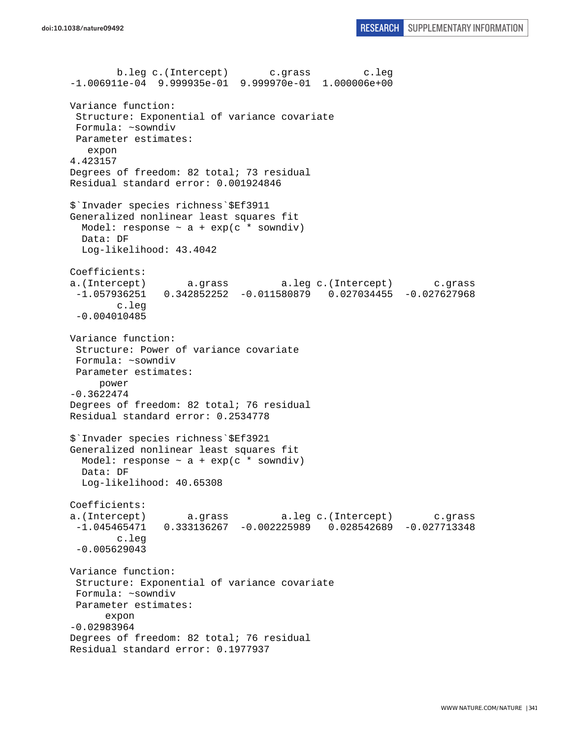```
        b.leg c.(Intercept)       c.grass         c.leg 
-1.006911e-04  9.999935e-01  9.999970e-01  1.000006e+00 

Variance function:
 Structure: Exponential of variance covariate
 Formula: ~sowndiv 
 Parameter estimates:
   expon 
4.423157 
Degrees of freedom: 82 total; 73 residual
Residual standard error: 0.001924846 

$`Invader species richness`$Ef3911
Generalized nonlinear least squares fit
  Model: response ~ a + exp(c * sowndiv) 
  Data: DF 
  Log-likelihood: 43.4042

Coefficients:
a.(Intercept)       a.grass         a.leg c.(Intercept)       c.grass 
 -1.057936251   0.342852252  -0.011580879   0.027034455  -0.027627968 
        c.leg 
 -0.004010485 

Variance function:
 Structure: Power of variance covariate
 Formula: ~sowndiv 
 Parameter estimates:
     power 
-0.3622474 
Degrees of freedom: 82 total; 76 residual
Residual standard error: 0.2534778 

$`Invader species richness`$Ef3921
Generalized nonlinear least squares fit
  Model: response ~ a + exp(c * sowndiv) 
  Data: DF 
  Log-likelihood: 40.65308

Coefficients:
a.(Intercept)       a.grass         a.leg c.(Intercept)       c.grass 
 -1.045465471   0.333136267  -0.002225989   0.028542689  -0.027713348 
        c.leg 
 -0.005629043 

Variance function:
 Structure: Exponential of variance covariate
 Formula: ~sowndiv 
 Parameter estimates:
      expon 
-0.02983964 
Degrees of freedom: 82 total; 76 residual
Residual standard error: 0.1977937 
```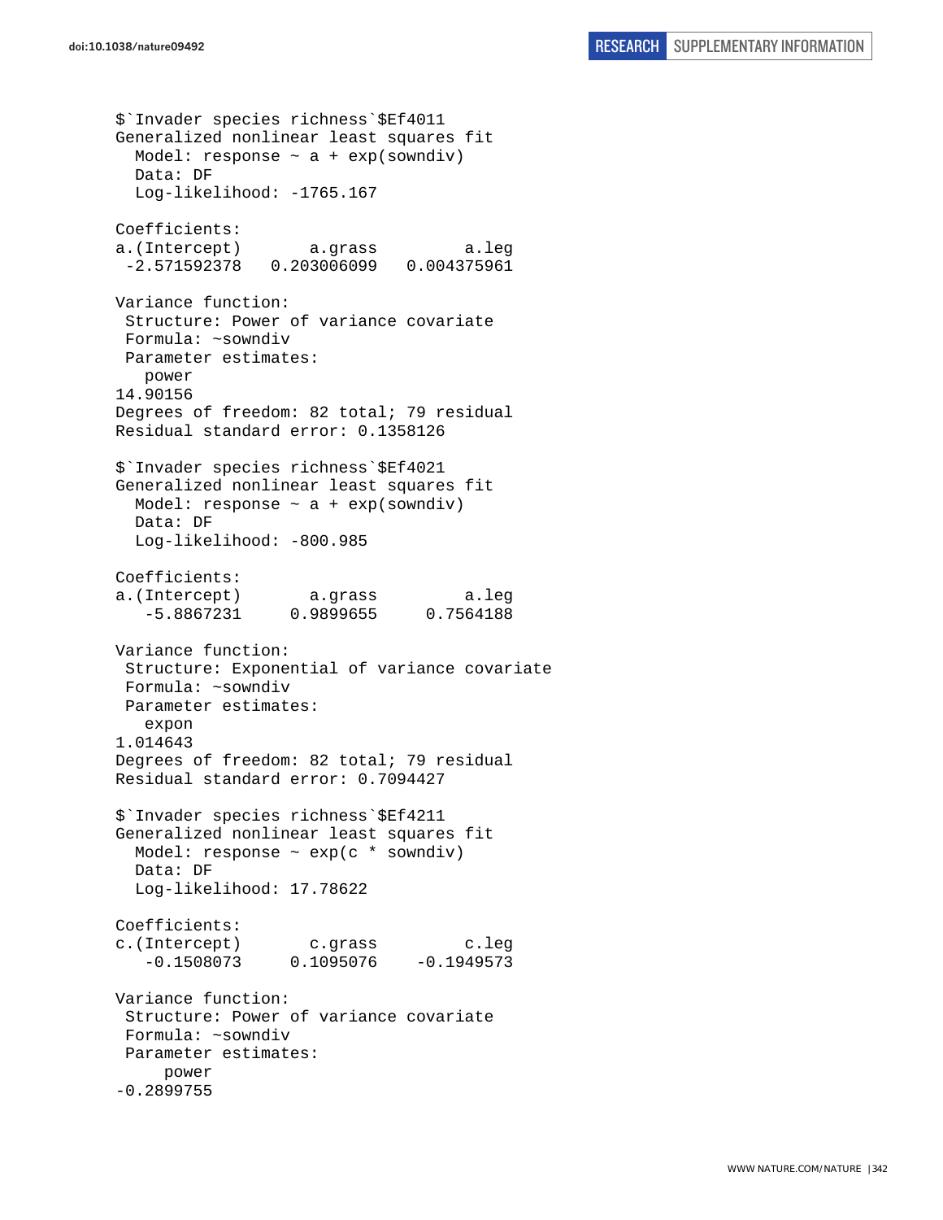```
$`Invader species richness`$Ef4011
Generalized nonlinear least squares fit
  Model: response ~ a + exp(sowndiv)
  Data: DF
  Log-likelihood: -1765.167

Coefficients:
a.(Intercept)       a.grass         a.leg
 -2.571592378   0.203006099   0.004375961

Variance function:
 Structure: Power of variance covariate
 Formula: ~sowndiv
 Parameter estimates:
   power
14.90156
Degrees of freedom: 82 total; 79 residual
Residual standard error: 0.1358126

$`Invader species richness`$Ef4021
Generalized nonlinear least squares fit
  Model: response ~ a + exp(sowndiv)
  Data: DF
  Log-likelihood: -800.985

Coefficients:
a.(Intercept)       a.grass         a.leg
   -5.8867231     0.9899655     0.7564188

Variance function:
 Structure: Exponential of variance covariate
 Formula: ~sowndiv
 Parameter estimates:
   expon
1.014643
Degrees of freedom: 82 total; 79 residual
Residual standard error: 0.7094427

$`Invader species richness`$Ef4211
Generalized nonlinear least squares fit
  Model: response ~ exp(c * sowndiv)
  Data: DF
  Log-likelihood: 17.78622

Coefficients:
c.(Intercept)       c.grass         c.leg
   -0.1508073     0.1095076    -0.1949573

Variance function:
 Structure: Power of variance covariate
 Formula: ~sowndiv
 Parameter estimates:
     power
-0.2899755
```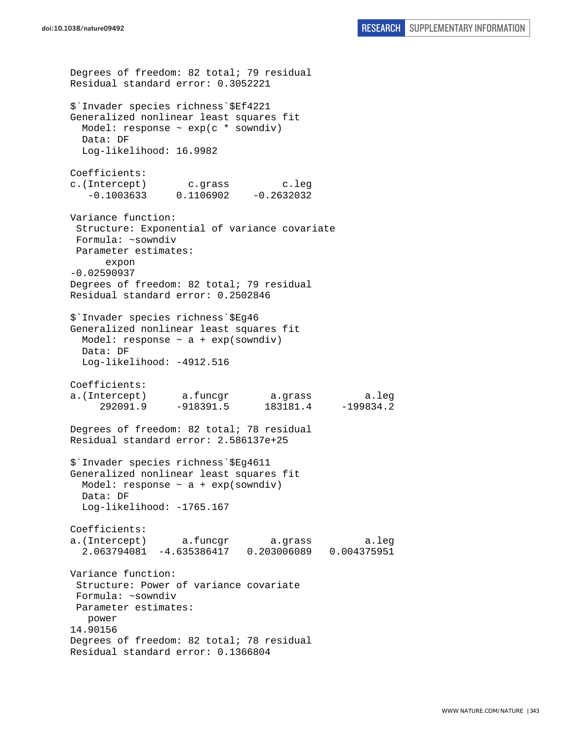```
Degrees of freedom: 82 total; 79 residual
Residual standard error: 0.3052221

$`Invader species richness`$Ef4221
Generalized nonlinear least squares fit
  Model: response ~ exp(c * sowndiv)
  Data: DF
  Log-likelihood: 16.9982

Coefficients:
c.(Intercept)       c.grass         c.leg
   -0.1003633     0.1106902    -0.2632032

Variance function:
 Structure: Exponential of variance covariate
 Formula: ~sowndiv
 Parameter estimates:
      expon
-0.02590937
Degrees of freedom: 82 total; 79 residual
Residual standard error: 0.2502846

$`Invader species richness`$Eg46
Generalized nonlinear least squares fit
  Model: response ~ a + exp(sowndiv)
  Data: DF
  Log-likelihood: -4912.516

Coefficients:
a.(Intercept)      a.funcgr       a.grass         a.leg
     292091.9     -918391.5      183181.4     -199834.2

Degrees of freedom: 82 total; 78 residual
Residual standard error: 2.586137e+25

$`Invader species richness`$Eg4611
Generalized nonlinear least squares fit
  Model: response ~ a + exp(sowndiv)
  Data: DF
  Log-likelihood: -1765.167

Coefficients:
a.(Intercept)      a.funcgr       a.grass         a.leg
  2.063794081  -4.635386417   0.203006089   0.004375951

Variance function:
 Structure: Power of variance covariate
 Formula: ~sowndiv
 Parameter estimates:
   power
14.90156
Degrees of freedom: 82 total; 78 residual
Residual standard error: 0.1366804
```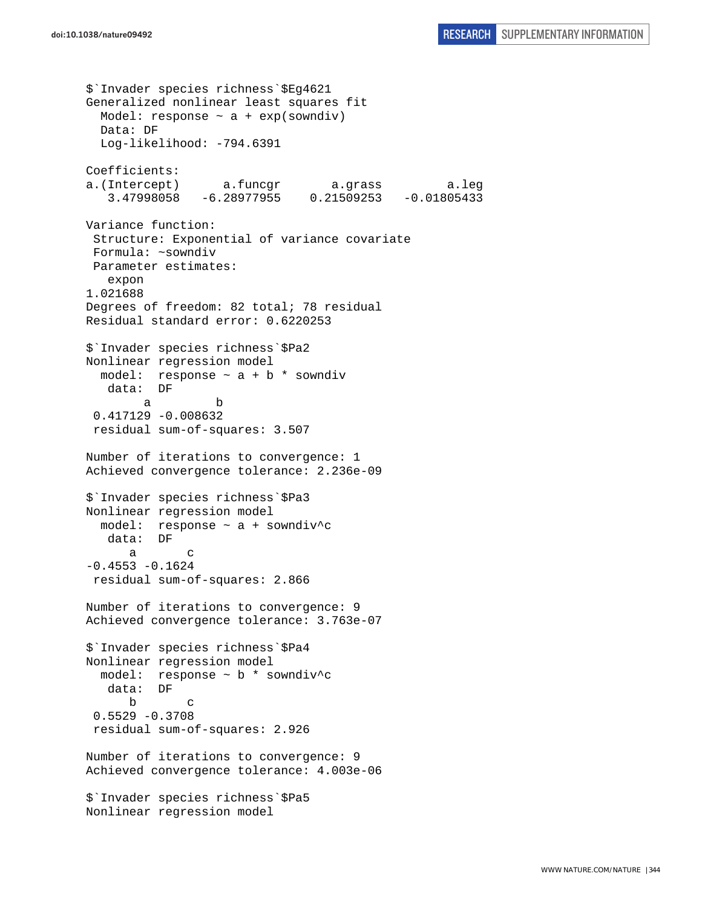```
$`Invader species richness`$Eg4621
Generalized nonlinear least squares fit
  Model: response ~ a + exp(sowndiv)
  Data: DF
  Log-likelihood: -794.6391

Coefficients:
a.(Intercept)      a.funcgr       a.grass         a.leg
   3.47998058   -6.28977955    0.21509253   -0.01805433

Variance function:
 Structure: Exponential of variance covariate
 Formula: ~sowndiv
 Parameter estimates:
   expon
1.021688
Degrees of freedom: 82 total; 78 residual
Residual standard error: 0.6220253

$`Invader species richness`$Pa2
Nonlinear regression model
  model:  response ~ a + b * sowndiv
   data:  DF
        a         b
 0.417129 -0.008632
 residual sum-of-squares: 3.507

Number of iterations to convergence: 1
Achieved convergence tolerance: 2.236e-09

$`Invader species richness`$Pa3
Nonlinear regression model
  model:  response ~ a + sowndiv^c
   data:  DF
      a       c
-0.4553 -0.1624
 residual sum-of-squares: 2.866

Number of iterations to convergence: 9
Achieved convergence tolerance: 3.763e-07

$`Invader species richness`$Pa4
Nonlinear regression model
  model:  response ~ b * sowndiv^c
   data:  DF
      b       c
 0.5529 -0.3708
 residual sum-of-squares: 2.926

Number of iterations to convergence: 9
Achieved convergence tolerance: 4.003e-06

$`Invader species richness`$Pa5
Nonlinear regression model
```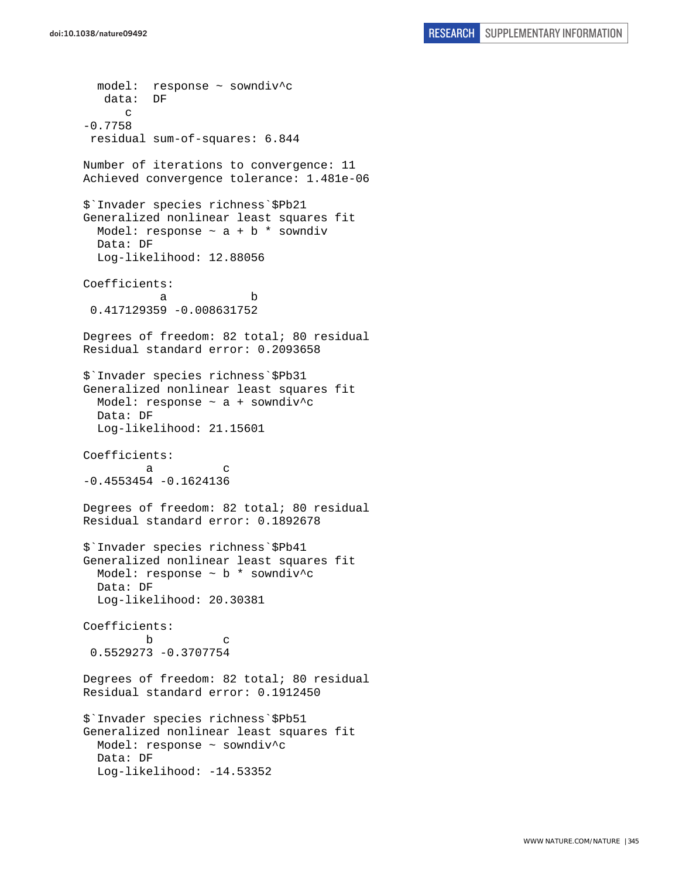```
  model:  response ~ sowndiv^c
   data:  DF
      c 
-0.7758 
 residual sum-of-squares: 6.844

Number of iterations to convergence: 11 
Achieved convergence tolerance: 1.481e-06 

$`Invader species richness`$Pb21
Generalized nonlinear least squares fit
  Model: response ~ a + b * sowndiv 
  Data: DF 
  Log-likelihood: 12.88056

Coefficients:
           a            b 
 0.417129359 -0.008631752 

Degrees of freedom: 82 total; 80 residual
Residual standard error: 0.2093658 

$`Invader species richness`$Pb31
Generalized nonlinear least squares fit
  Model: response ~ a + sowndiv^c 
  Data: DF 
  Log-likelihood: 21.15601

Coefficients:
         a          c 
-0.4553454 -0.1624136 

Degrees of freedom: 82 total; 80 residual
Residual standard error: 0.1892678 

$`Invader species richness`$Pb41
Generalized nonlinear least squares fit
  Model: response ~ b * sowndiv^c 
  Data: DF 
  Log-likelihood: 20.30381

Coefficients:
         b          c 
 0.5529273 -0.3707754 

Degrees of freedom: 82 total; 80 residual
Residual standard error: 0.1912450 

$`Invader species richness`$Pb51
Generalized nonlinear least squares fit
  Model: response ~ sowndiv^c 
  Data: DF 
  Log-likelihood: -14.53352
```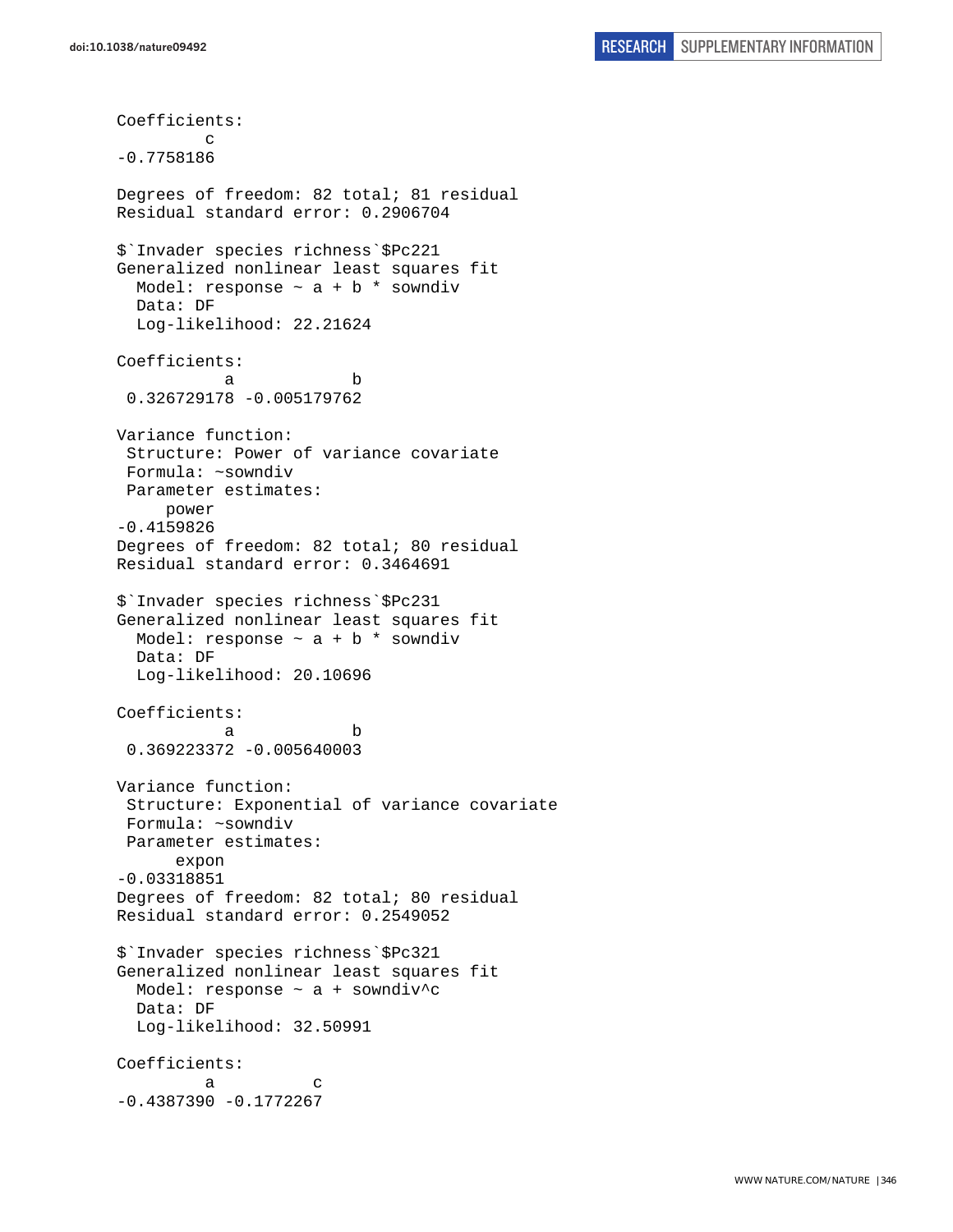```
Coefficients:
         c 
-0.7758186 

Degrees of freedom: 82 total; 81 residual
Residual standard error: 0.2906704 

$`Invader species richness`$Pc221
Generalized nonlinear least squares fit
  Model: response ~ a + b * sowndiv 
  Data: DF 
  Log-likelihood: 22.21624

Coefficients:
           a            b 
 0.326729178 -0.005179762 

Variance function:
 Structure: Power of variance covariate
 Formula: ~sowndiv 
 Parameter estimates:
     power 
-0.4159826 
Degrees of freedom: 82 total; 80 residual
Residual standard error: 0.3464691 

$`Invader species richness`$Pc231
Generalized nonlinear least squares fit
  Model: response ~ a + b * sowndiv 
  Data: DF 
  Log-likelihood: 20.10696

Coefficients:
           a            b 
 0.369223372 -0.005640003 

Variance function:
 Structure: Exponential of variance covariate
 Formula: ~sowndiv 
 Parameter estimates:
      expon 
-0.03318851 
Degrees of freedom: 82 total; 80 residual
Residual standard error: 0.2549052 

$`Invader species richness`$Pc321
Generalized nonlinear least squares fit
  Model: response ~ a + sowndiv^c 
  Data: DF 
  Log-likelihood: 32.50991

Coefficients:
         a          c 
-0.4387390 -0.1772267 
```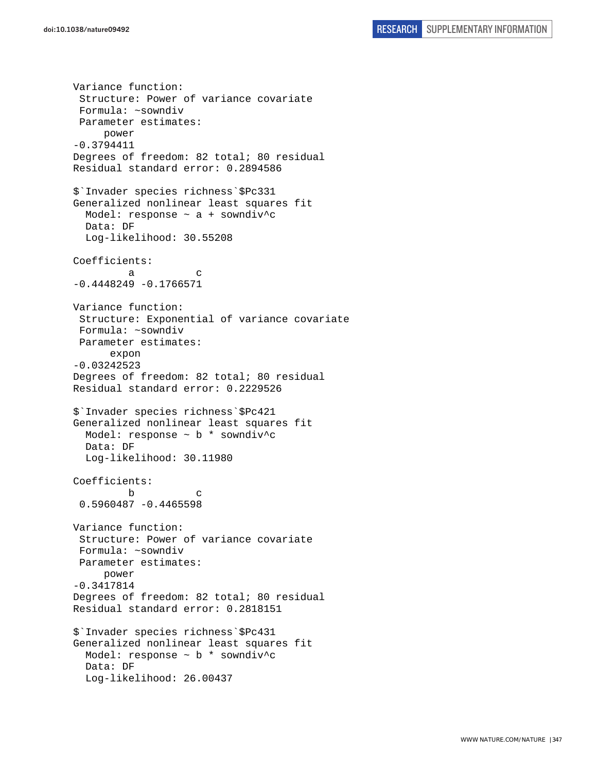```
Variance function:
 Structure: Power of variance covariate
 Formula: ~sowndiv 
 Parameter estimates:
     power 
-0.3794411 
Degrees of freedom: 82 total; 80 residual
Residual standard error: 0.2894586 

$`Invader species richness`$Pc331
Generalized nonlinear least squares fit
  Model: response ~ a + sowndiv^c 
  Data: DF 
  Log-likelihood: 30.55208

Coefficients:
         a          c 
-0.4448249 -0.1766571 

Variance function:
 Structure: Exponential of variance covariate
 Formula: ~sowndiv 
 Parameter estimates:
      expon 
-0.03242523 
Degrees of freedom: 82 total; 80 residual
Residual standard error: 0.2229526 

$`Invader species richness`$Pc421
Generalized nonlinear least squares fit
  Model: response ~ b * sowndiv^c 
  Data: DF 
  Log-likelihood: 30.11980

Coefficients:
         b          c 
 0.5960487 -0.4465598 

Variance function:
 Structure: Power of variance covariate
 Formula: ~sowndiv 
 Parameter estimates:
     power 
-0.3417814 
Degrees of freedom: 82 total; 80 residual
Residual standard error: 0.2818151 

$`Invader species richness`$Pc431
Generalized nonlinear least squares fit
  Model: response ~ b * sowndiv^c 
  Data: DF 
  Log-likelihood: 26.00437
```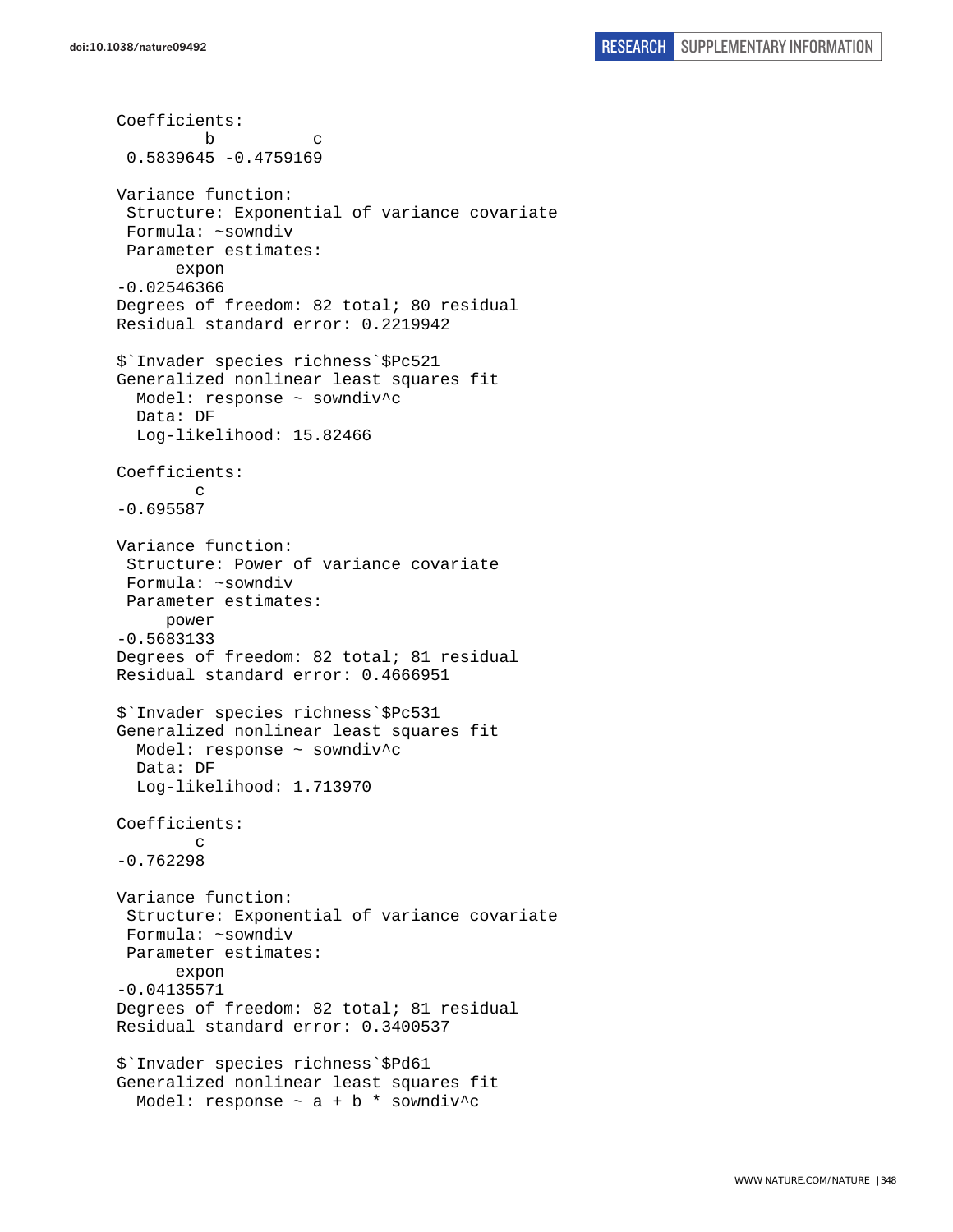```
Coefficients:
        b          c 
 0.5839645 -0.4759169 

Variance function:
 Structure: Exponential of variance covariate
 Formula: ~sowndiv 
 Parameter estimates:
      expon 
-0.02546366 
Degrees of freedom: 82 total; 80 residual
Residual standard error: 0.2219942 

$`Invader species richness`$Pc521
Generalized nonlinear least squares fit
  Model: response ~ sowndiv^c 
  Data: DF 
  Log-likelihood: 15.82466

Coefficients:
        c 
-0.695587 

Variance function:
 Structure: Power of variance covariate
 Formula: ~sowndiv 
 Parameter estimates:
     power 
-0.5683133 
Degrees of freedom: 82 total; 81 residual
Residual standard error: 0.4666951 

$`Invader species richness`$Pc531
Generalized nonlinear least squares fit
  Model: response ~ sowndiv^c 
  Data: DF 
  Log-likelihood: 1.713970

Coefficients:
        c 
-0.762298 

Variance function:
 Structure: Exponential of variance covariate
 Formula: ~sowndiv 
 Parameter estimates:
      expon 
-0.04135571 
Degrees of freedom: 82 total; 81 residual
Residual standard error: 0.3400537 

$`Invader species richness`$Pd61
Generalized nonlinear least squares fit
  Model: response ~ a + b * sowndiv^c 
```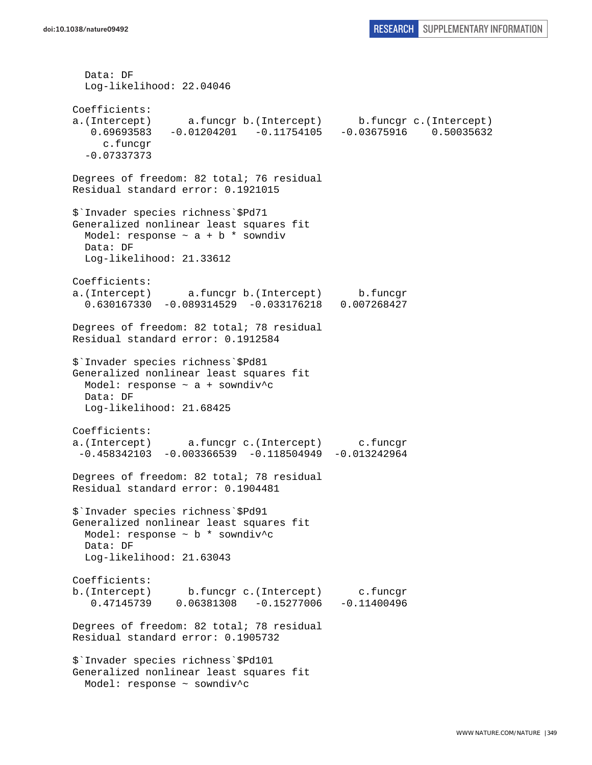```
  Data: DF
  Log-likelihood: 22.04046

Coefficients:
a.(Intercept)      a.funcgr b.(Intercept)      b.funcgr c.(Intercept)
   0.69693583   -0.01204201   -0.11754105   -0.03675916    0.50035632
     c.funcgr
  -0.07337373

Degrees of freedom: 82 total; 76 residual
Residual standard error: 0.1921015

$`Invader species richness`$Pd71
Generalized nonlinear least squares fit
  Model: response ~ a + b * sowndiv
  Data: DF
  Log-likelihood: 21.33612

Coefficients:
a.(Intercept)      a.funcgr b.(Intercept)      b.funcgr
  0.630167330  -0.089314529  -0.033176218   0.007268427

Degrees of freedom: 82 total; 78 residual
Residual standard error: 0.1912584

$`Invader species richness`$Pd81
Generalized nonlinear least squares fit
  Model: response ~ a + sowndiv^c
  Data: DF
  Log-likelihood: 21.68425

Coefficients:
a.(Intercept)      a.funcgr c.(Intercept)      c.funcgr
 -0.458342103  -0.003366539  -0.118504949  -0.013242964

Degrees of freedom: 82 total; 78 residual
Residual standard error: 0.1904481

$`Invader species richness`$Pd91
Generalized nonlinear least squares fit
  Model: response ~ b * sowndiv^c
  Data: DF
  Log-likelihood: 21.63043

Coefficients:
b.(Intercept)      b.funcgr c.(Intercept)      c.funcgr
   0.47145739    0.06381308   -0.15277006   -0.11400496

Degrees of freedom: 82 total; 78 residual
Residual standard error: 0.1905732

$`Invader species richness`$Pd101
Generalized nonlinear least squares fit
  Model: response ~ sowndiv^c
```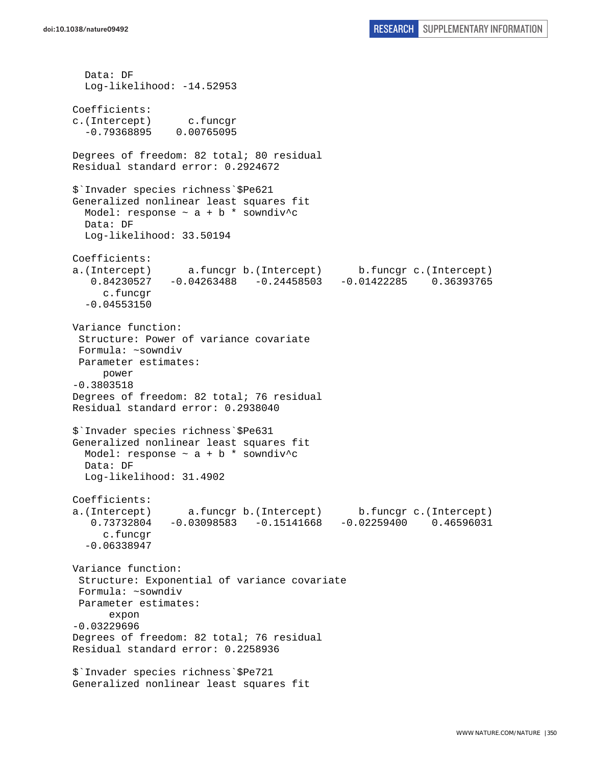```
  Data: DF
  Log-likelihood: -14.52953

Coefficients:
c.(Intercept)      c.funcgr
  -0.79368895    0.00765095

Degrees of freedom: 82 total; 80 residual
Residual standard error: 0.2924672

$`Invader species richness`$Pe621
Generalized nonlinear least squares fit
  Model: response ~ a + b * sowndiv^c
  Data: DF
  Log-likelihood: 33.50194

Coefficients:
a.(Intercept)      a.funcgr b.(Intercept)      b.funcgr c.(Intercept)
   0.84230527   -0.04263488   -0.24458503   -0.01422285    0.36393765
     c.funcgr
  -0.04553150

Variance function:
 Structure: Power of variance covariate
 Formula: ~sowndiv
 Parameter estimates:
     power
-0.3803518
Degrees of freedom: 82 total; 76 residual
Residual standard error: 0.2938040

$`Invader species richness`$Pe631
Generalized nonlinear least squares fit
  Model: response ~ a + b * sowndiv^c
  Data: DF
  Log-likelihood: 31.4902

Coefficients:
a.(Intercept)      a.funcgr b.(Intercept)      b.funcgr c.(Intercept)
   0.73732804   -0.03098583   -0.15141668   -0.02259400    0.46596031
     c.funcgr
  -0.06338947

Variance function:
 Structure: Exponential of variance covariate
 Formula: ~sowndiv
 Parameter estimates:
      expon
-0.03229696
Degrees of freedom: 82 total; 76 residual
Residual standard error: 0.2258936

$`Invader species richness`$Pe721
Generalized nonlinear least squares fit
```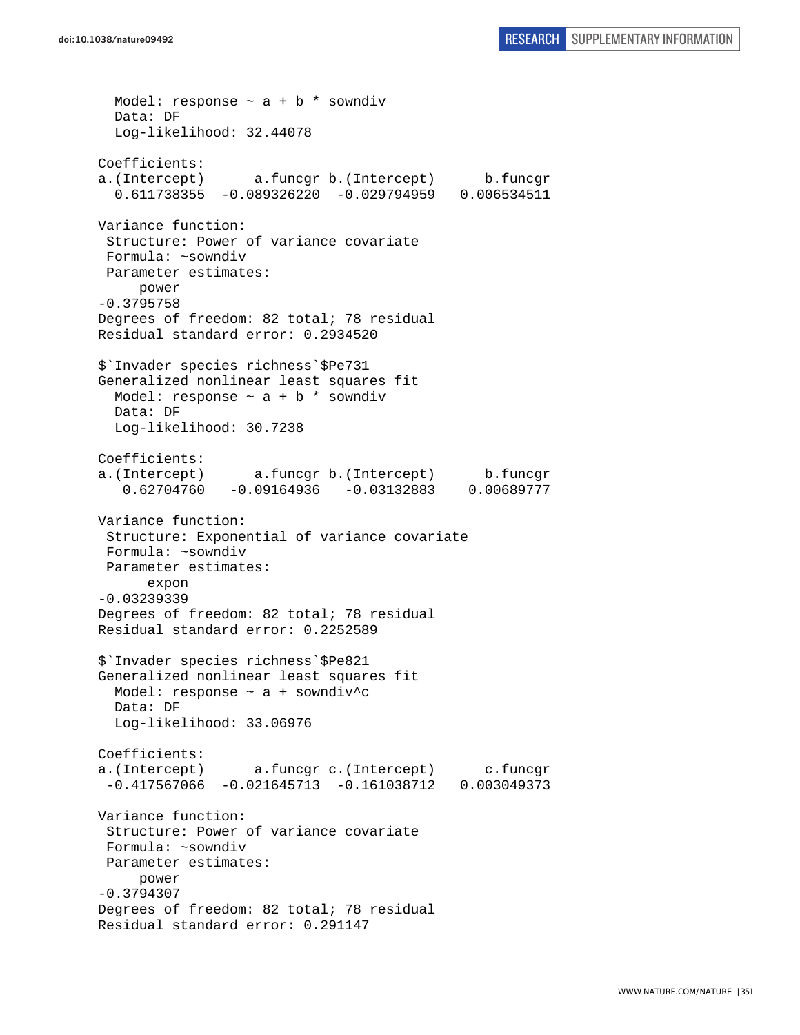```
  Model: response ~ a + b * sowndiv
  Data: DF
  Log-likelihood: 32.44078

Coefficients:
a.(Intercept)      a.funcgr b.(Intercept)      b.funcgr
  0.611738355  -0.089326220  -0.029794959   0.006534511

Variance function:
 Structure: Power of variance covariate
 Formula: ~sowndiv
 Parameter estimates:
     power
-0.3795758
Degrees of freedom: 82 total; 78 residual
Residual standard error: 0.2934520

$`Invader species richness`$Pe731
Generalized nonlinear least squares fit
  Model: response ~ a + b * sowndiv
  Data: DF
  Log-likelihood: 30.7238

Coefficients:
a.(Intercept)      a.funcgr b.(Intercept)      b.funcgr
   0.62704760   -0.09164936   -0.03132883    0.00689777

Variance function:
 Structure: Exponential of variance covariate
 Formula: ~sowndiv
 Parameter estimates:
      expon
-0.03239339
Degrees of freedom: 82 total; 78 residual
Residual standard error: 0.2252589

$`Invader species richness`$Pe821
Generalized nonlinear least squares fit
  Model: response ~ a + sowndiv^c
  Data: DF
  Log-likelihood: 33.06976

Coefficients:
a.(Intercept)      a.funcgr c.(Intercept)      c.funcgr
 -0.417567066  -0.021645713  -0.161038712   0.003049373

Variance function:
 Structure: Power of variance covariate
 Formula: ~sowndiv
 Parameter estimates:
     power
-0.3794307
Degrees of freedom: 82 total; 78 residual
Residual standard error: 0.291147
```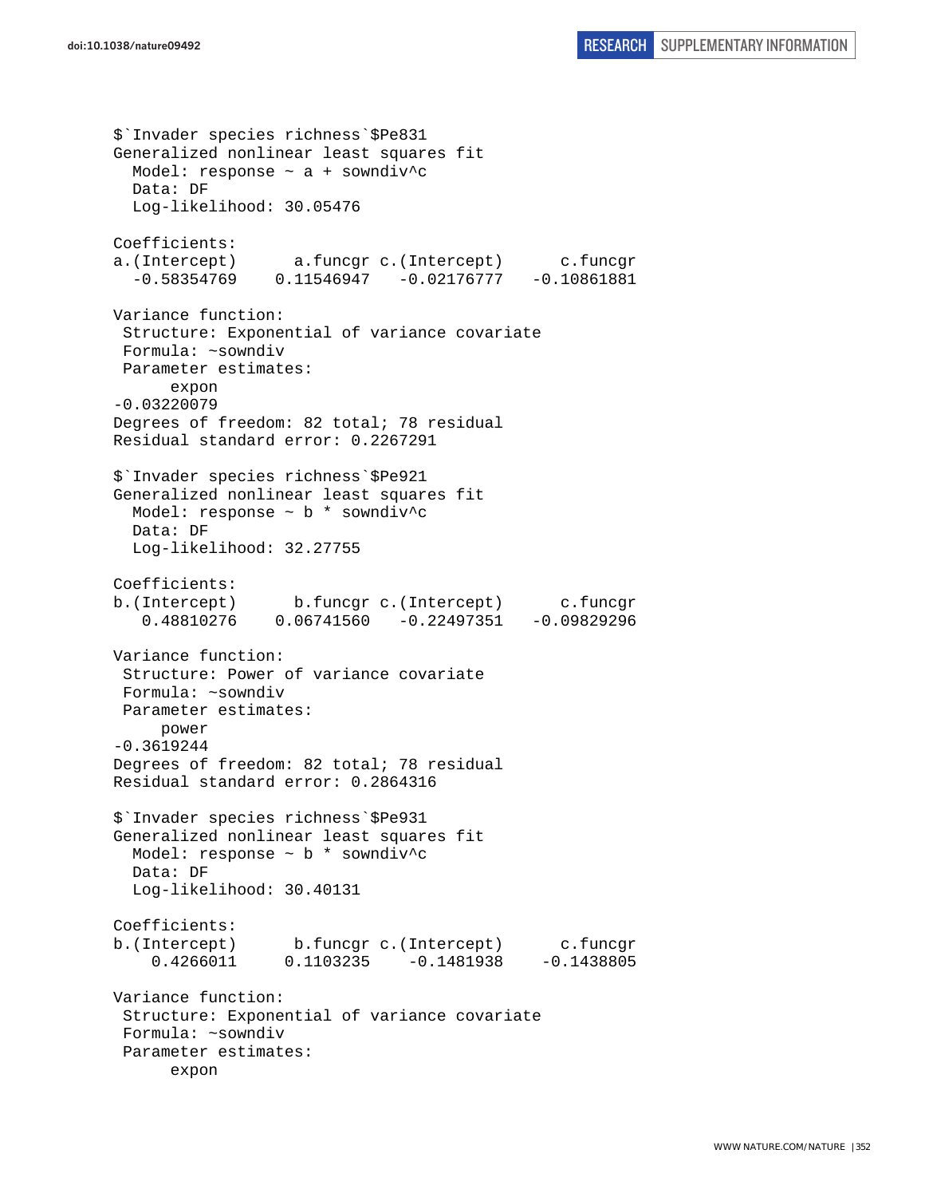```
$`Invader species richness`$Pe831
Generalized nonlinear least squares fit
  Model: response ~ a + sowndiv^c
  Data: DF
  Log-likelihood: 30.05476

Coefficients:
a.(Intercept)      a.funcgr c.(Intercept)      c.funcgr
  -0.58354769    0.11546947   -0.02176777   -0.10861881

Variance function:
 Structure: Exponential of variance covariate
 Formula: ~sowndiv
 Parameter estimates:
      expon
-0.03220079
Degrees of freedom: 82 total; 78 residual
Residual standard error: 0.2267291

$`Invader species richness`$Pe921
Generalized nonlinear least squares fit
  Model: response ~ b * sowndiv^c
  Data: DF
  Log-likelihood: 32.27755

Coefficients:
b.(Intercept)      b.funcgr c.(Intercept)      c.funcgr
   0.48810276    0.06741560   -0.22497351   -0.09829296

Variance function:
 Structure: Power of variance covariate
 Formula: ~sowndiv
 Parameter estimates:
     power
-0.3619244
Degrees of freedom: 82 total; 78 residual
Residual standard error: 0.2864316

$`Invader species richness`$Pe931
Generalized nonlinear least squares fit
  Model: response ~ b * sowndiv^c
  Data: DF
  Log-likelihood: 30.40131

Coefficients:
b.(Intercept)      b.funcgr c.(Intercept)      c.funcgr
    0.4266011     0.1103235    -0.1481938    -0.1438805

Variance function:
 Structure: Exponential of variance covariate
 Formula: ~sowndiv
 Parameter estimates:
      expon
```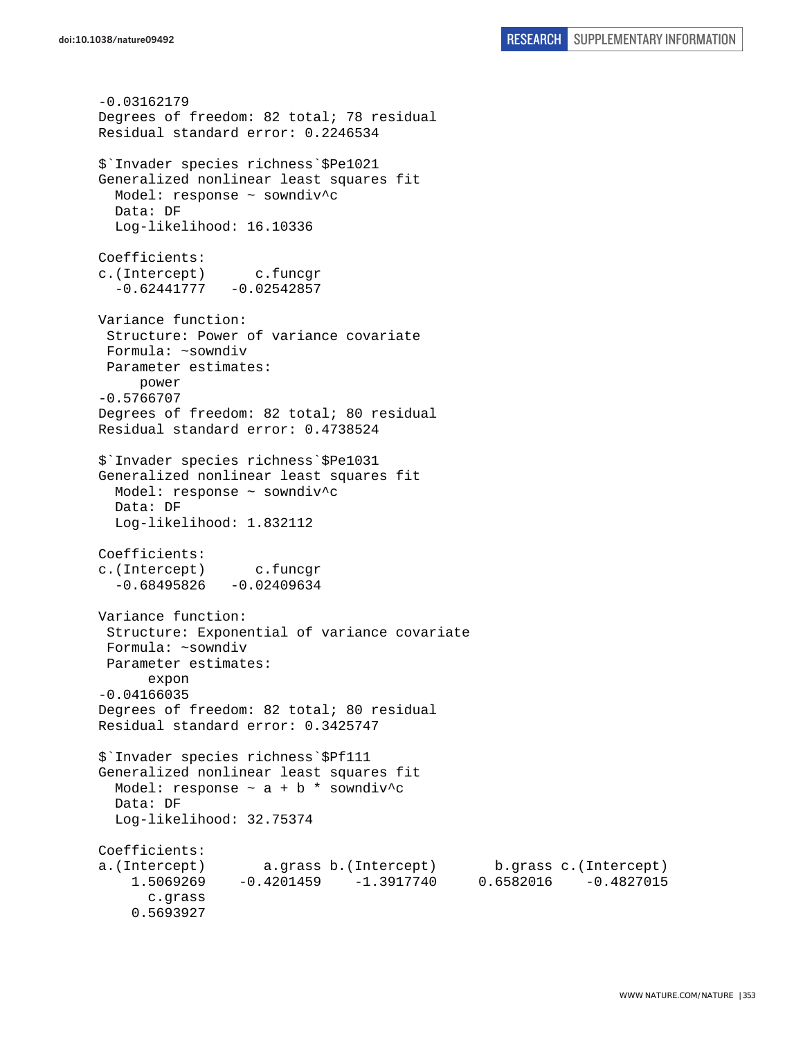```
-0.03162179
Degrees of freedom: 82 total; 78 residual
Residual standard error: 0.2246534

$`Invader species richness`$Pe1021
Generalized nonlinear least squares fit
  Model: response ~ sowndiv^c
  Data: DF
  Log-likelihood: 16.10336

Coefficients:
c.(Intercept)      c.funcgr
  -0.62441777   -0.02542857

Variance function:
 Structure: Power of variance covariate
 Formula: ~sowndiv
 Parameter estimates:
     power
-0.5766707
Degrees of freedom: 82 total; 80 residual
Residual standard error: 0.4738524

$`Invader species richness`$Pe1031
Generalized nonlinear least squares fit
  Model: response ~ sowndiv^c
  Data: DF
  Log-likelihood: 1.832112

Coefficients:
c.(Intercept)      c.funcgr
  -0.68495826   -0.02409634

Variance function:
 Structure: Exponential of variance covariate
 Formula: ~sowndiv
 Parameter estimates:
      expon
-0.04166035
Degrees of freedom: 82 total; 80 residual
Residual standard error: 0.3425747

$`Invader species richness`$Pf111
Generalized nonlinear least squares fit
  Model: response ~ a + b * sowndiv^c
  Data: DF
  Log-likelihood: 32.75374

Coefficients:
a.(Intercept)       a.grass b.(Intercept)       b.grass c.(Intercept)
    1.5069269    -0.4201459    -1.3917740     0.6582016    -0.4827015
      c.grass
    0.5693927
```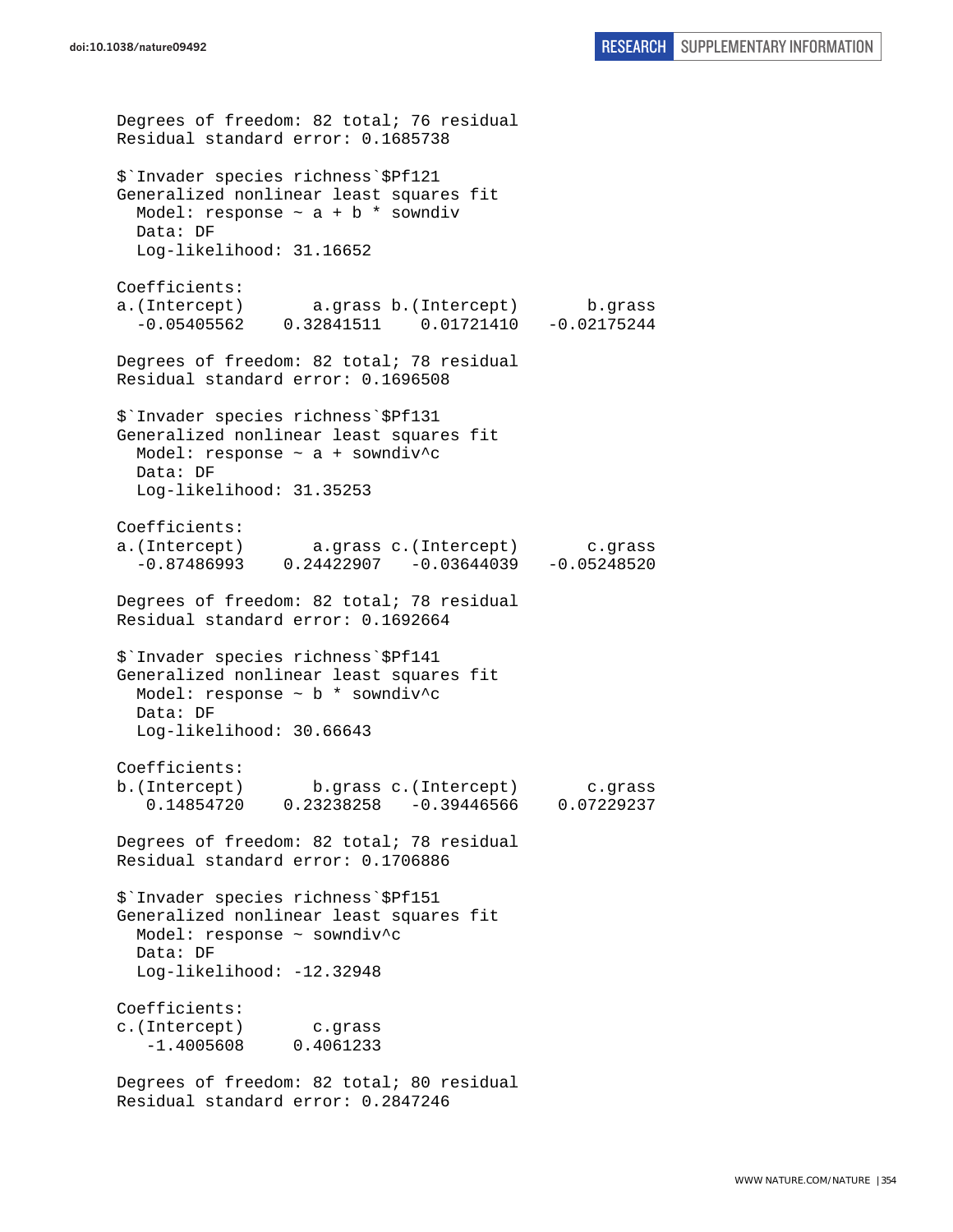```
Degrees of freedom: 82 total; 76 residual
Residual standard error: 0.1685738

$`Invader species richness`$Pf121
Generalized nonlinear least squares fit
  Model: response ~ a + b * sowndiv
  Data: DF
  Log-likelihood: 31.16652

Coefficients:
a.(Intercept)       a.grass b.(Intercept)       b.grass
  -0.05405562    0.32841511    0.01721410   -0.02175244

Degrees of freedom: 82 total; 78 residual
Residual standard error: 0.1696508

$`Invader species richness`$Pf131
Generalized nonlinear least squares fit
  Model: response ~ a + sowndiv^c
  Data: DF
  Log-likelihood: 31.35253

Coefficients:
a.(Intercept)       a.grass c.(Intercept)       c.grass
  -0.87486993    0.24422907   -0.03644039   -0.05248520

Degrees of freedom: 82 total; 78 residual
Residual standard error: 0.1692664

$`Invader species richness`$Pf141
Generalized nonlinear least squares fit
  Model: response ~ b * sowndiv^c
  Data: DF
  Log-likelihood: 30.66643

Coefficients:
b.(Intercept)       b.grass c.(Intercept)       c.grass
   0.14854720    0.23238258   -0.39446566    0.07229237

Degrees of freedom: 82 total; 78 residual
Residual standard error: 0.1706886

$`Invader species richness`$Pf151
Generalized nonlinear least squares fit
  Model: response ~ sowndiv^c
  Data: DF
  Log-likelihood: -12.32948

Coefficients:
c.(Intercept)       c.grass
   -1.4005608     0.4061233

Degrees of freedom: 82 total; 80 residual
Residual standard error: 0.2847246
```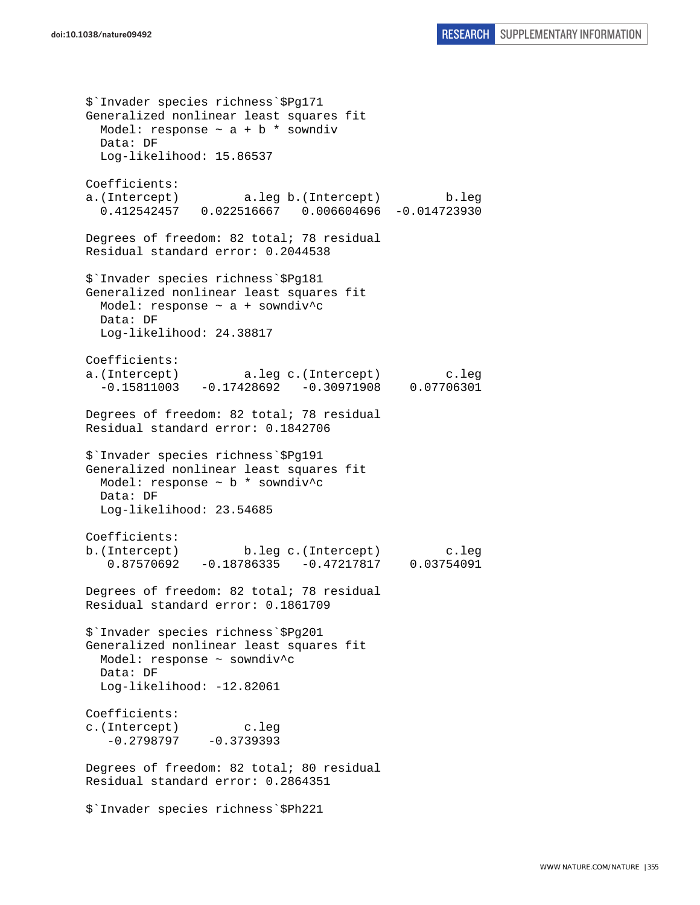```
$`Invader species richness`$Pg171
Generalized nonlinear least squares fit
  Model: response ~ a + b * sowndiv
  Data: DF
  Log-likelihood: 15.86537

Coefficients:
a.(Intercept)         a.leg b.(Intercept)         b.leg
  0.412542457   0.022516667   0.006604696  -0.014723930

Degrees of freedom: 82 total; 78 residual
Residual standard error: 0.2044538

$`Invader species richness`$Pg181
Generalized nonlinear least squares fit
  Model: response ~ a + sowndiv^c
  Data: DF
  Log-likelihood: 24.38817

Coefficients:
a.(Intercept)         a.leg c.(Intercept)         c.leg
  -0.15811003   -0.17428692   -0.30971908    0.07706301

Degrees of freedom: 82 total; 78 residual
Residual standard error: 0.1842706

$`Invader species richness`$Pg191
Generalized nonlinear least squares fit
  Model: response ~ b * sowndiv^c
  Data: DF
  Log-likelihood: 23.54685

Coefficients:
b.(Intercept)         b.leg c.(Intercept)         c.leg
   0.87570692   -0.18786335   -0.47217817    0.03754091

Degrees of freedom: 82 total; 78 residual
Residual standard error: 0.1861709

$`Invader species richness`$Pg201
Generalized nonlinear least squares fit
  Model: response ~ sowndiv^c
  Data: DF
  Log-likelihood: -12.82061

Coefficients:
c.(Intercept)         c.leg
   -0.2798797    -0.3739393

Degrees of freedom: 82 total; 80 residual
Residual standard error: 0.2864351

$`Invader species richness`$Ph221
```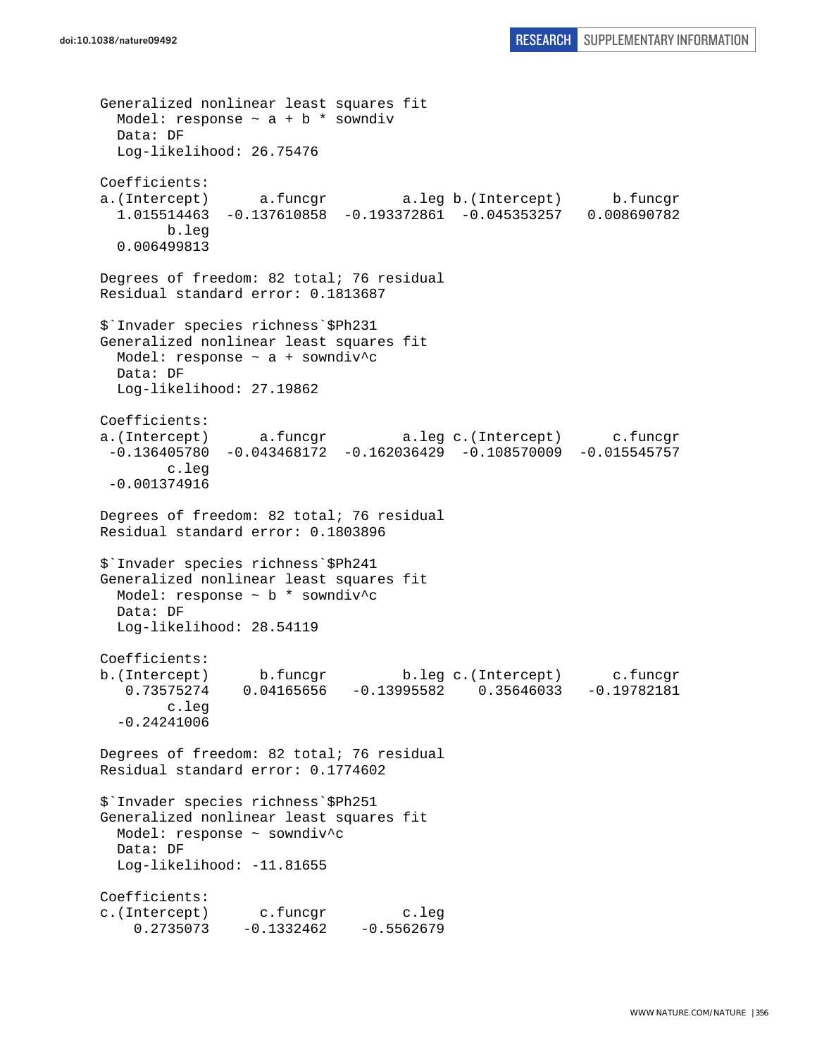```
Generalized nonlinear least squares fit
  Model: response ~ a + b * sowndiv
  Data: DF
  Log-likelihood: 26.75476

Coefficients:
a.(Intercept)      a.funcgr         a.leg b.(Intercept)      b.funcgr
  1.015514463  -0.137610858  -0.193372861  -0.045353257   0.008690782
        b.leg
  0.006499813

Degrees of freedom: 82 total; 76 residual
Residual standard error: 0.1813687

$`Invader species richness`$Ph231
Generalized nonlinear least squares fit
  Model: response ~ a + sowndiv^c
  Data: DF
  Log-likelihood: 27.19862

Coefficients:
a.(Intercept)      a.funcgr         a.leg c.(Intercept)      c.funcgr
 -0.136405780  -0.043468172  -0.162036429  -0.108570009  -0.015545757
        c.leg
 -0.001374916

Degrees of freedom: 82 total; 76 residual
Residual standard error: 0.1803896

$`Invader species richness`$Ph241
Generalized nonlinear least squares fit
  Model: response ~ b * sowndiv^c
  Data: DF
  Log-likelihood: 28.54119

Coefficients:
b.(Intercept)      b.funcgr         b.leg c.(Intercept)      c.funcgr
   0.73575274    0.04165656   -0.13995582    0.35646033   -0.19782181
        c.leg
  -0.24241006

Degrees of freedom: 82 total; 76 residual
Residual standard error: 0.1774602

$`Invader species richness`$Ph251
Generalized nonlinear least squares fit
  Model: response ~ sowndiv^c
  Data: DF
  Log-likelihood: -11.81655

Coefficients:
c.(Intercept)      c.funcgr         c.leg
    0.2735073    -0.1332462    -0.5562679
```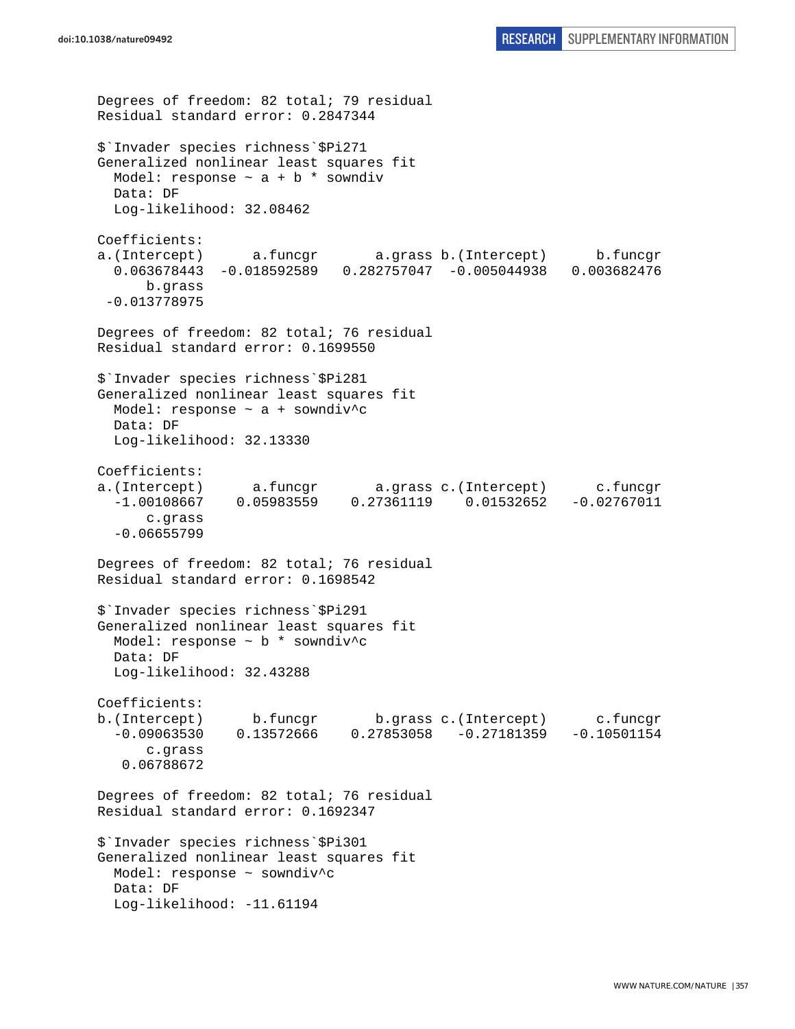```
Degrees of freedom: 82 total; 79 residual
Residual standard error: 0.2847344

$`Invader species richness`$Pi271
Generalized nonlinear least squares fit
  Model: response ~ a + b * sowndiv
  Data: DF
  Log-likelihood: 32.08462

Coefficients:
a.(Intercept)      a.funcgr       a.grass b.(Intercept)      b.funcgr
  0.063678443  -0.018592589   0.282757047  -0.005044938   0.003682476
      b.grass
 -0.013778975

Degrees of freedom: 82 total; 76 residual
Residual standard error: 0.1699550

$`Invader species richness`$Pi281
Generalized nonlinear least squares fit
  Model: response ~ a + sowndiv^c
  Data: DF
  Log-likelihood: 32.13330

Coefficients:
a.(Intercept)      a.funcgr       a.grass c.(Intercept)      c.funcgr
  -1.00108667    0.05983559    0.27361119    0.01532652   -0.02767011
      c.grass
  -0.06655799

Degrees of freedom: 82 total; 76 residual
Residual standard error: 0.1698542

$`Invader species richness`$Pi291
Generalized nonlinear least squares fit
  Model: response ~ b * sowndiv^c
  Data: DF
  Log-likelihood: 32.43288

Coefficients:
b.(Intercept)      b.funcgr       b.grass c.(Intercept)      c.funcgr
  -0.09063530    0.13572666    0.27853058   -0.27181359   -0.10501154
      c.grass
   0.06788672

Degrees of freedom: 82 total; 76 residual
Residual standard error: 0.1692347

$`Invader species richness`$Pi301
Generalized nonlinear least squares fit
  Model: response ~ sowndiv^c
  Data: DF
  Log-likelihood: -11.61194
```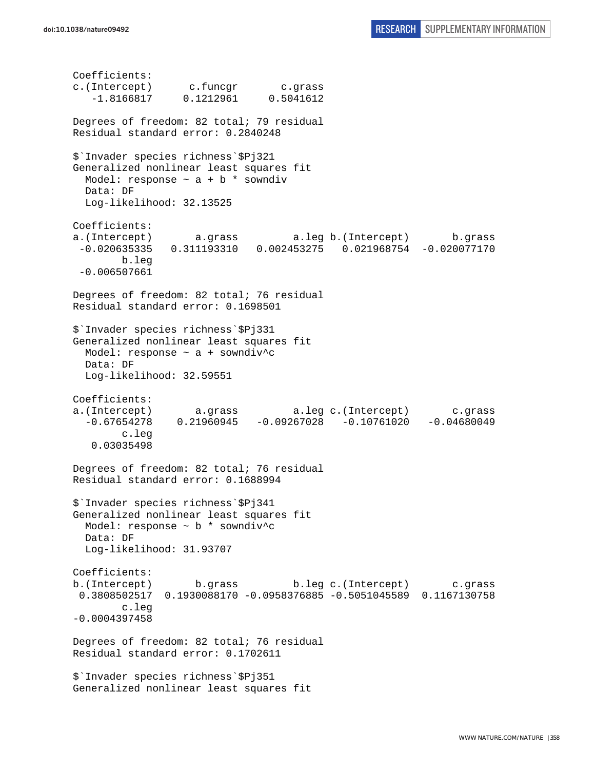```
Coefficients:
c.(Intercept)      c.funcgr       c.grass 
   -1.8166817     0.1212961     0.5041612 

Degrees of freedom: 82 total; 79 residual
Residual standard error: 0.2840248 

$`Invader species richness`$Pj321
Generalized nonlinear least squares fit
  Model: response ~ a + b * sowndiv 
  Data: DF 
  Log-likelihood: 32.13525

Coefficients:
a.(Intercept)       a.grass         a.leg b.(Intercept)       b.grass 
 -0.020635335   0.311193310   0.002453275   0.021968754  -0.020077170 
        b.leg 
 -0.006507661 

Degrees of freedom: 82 total; 76 residual
Residual standard error: 0.1698501 

$`Invader species richness`$Pj331
Generalized nonlinear least squares fit
  Model: response ~ a + sowndiv^c 
  Data: DF 
  Log-likelihood: 32.59551

Coefficients:
a.(Intercept)       a.grass         a.leg c.(Intercept)       c.grass 
  -0.67654278    0.21960945   -0.09267028   -0.10761020   -0.04680049 
        c.leg 
   0.03035498 

Degrees of freedom: 82 total; 76 residual
Residual standard error: 0.1688994 

$`Invader species richness`$Pj341
Generalized nonlinear least squares fit
  Model: response ~ b * sowndiv^c 
  Data: DF 
  Log-likelihood: 31.93707

Coefficients:
b.(Intercept)       b.grass         b.leg c.(Intercept)       c.grass 
 0.3808502517  0.1930088170 -0.0958376885 -0.5051045589  0.1167130758 
        c.leg 
-0.0004397458 

Degrees of freedom: 82 total; 76 residual
Residual standard error: 0.1702611 

$`Invader species richness`$Pj351
Generalized nonlinear least squares fit
```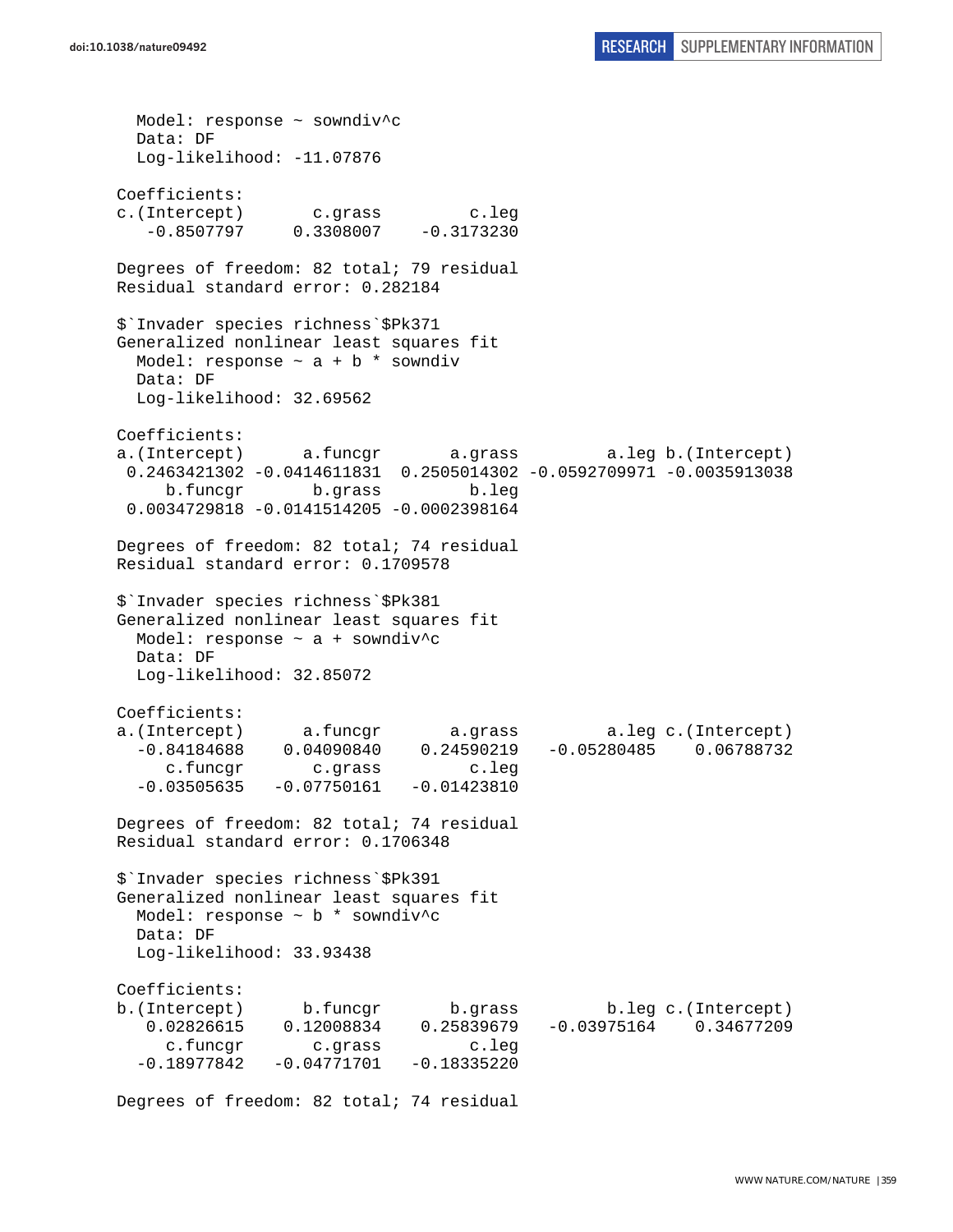```
  Model: response ~ sowndiv^c
  Data: DF
  Log-likelihood: -11.07876

Coefficients:
c.(Intercept)       c.grass         c.leg
   -0.8507797     0.3308007    -0.3173230

Degrees of freedom: 82 total; 79 residual
Residual standard error: 0.282184

$`Invader species richness`$Pk371
Generalized nonlinear least squares fit
  Model: response ~ a + b * sowndiv
  Data: DF
  Log-likelihood: 32.69562

Coefficients:
a.(Intercept)      a.funcgr       a.grass         a.leg b.(Intercept)
 0.2463421302 -0.0414611831  0.2505014302 -0.0592709971 -0.0035913038
     b.funcgr       b.grass         b.leg
 0.0034729818 -0.0141514205 -0.0002398164

Degrees of freedom: 82 total; 74 residual
Residual standard error: 0.1709578

$`Invader species richness`$Pk381
Generalized nonlinear least squares fit
  Model: response ~ a + sowndiv^c
  Data: DF
  Log-likelihood: 32.85072

Coefficients:
a.(Intercept)      a.funcgr       a.grass         a.leg c.(Intercept)
  -0.84184688    0.04090840    0.24590219   -0.05280485    0.06788732
     c.funcgr       c.grass         c.leg
  -0.03505635   -0.07750161   -0.01423810

Degrees of freedom: 82 total; 74 residual
Residual standard error: 0.1706348

$`Invader species richness`$Pk391
Generalized nonlinear least squares fit
  Model: response ~ b * sowndiv^c
  Data: DF
  Log-likelihood: 33.93438

Coefficients:
b.(Intercept)      b.funcgr       b.grass         b.leg c.(Intercept)
   0.02826615    0.12008834    0.25839679   -0.03975164    0.34677209
     c.funcgr       c.grass         c.leg
  -0.18977842   -0.04771701   -0.18335220

Degrees of freedom: 82 total; 74 residual
```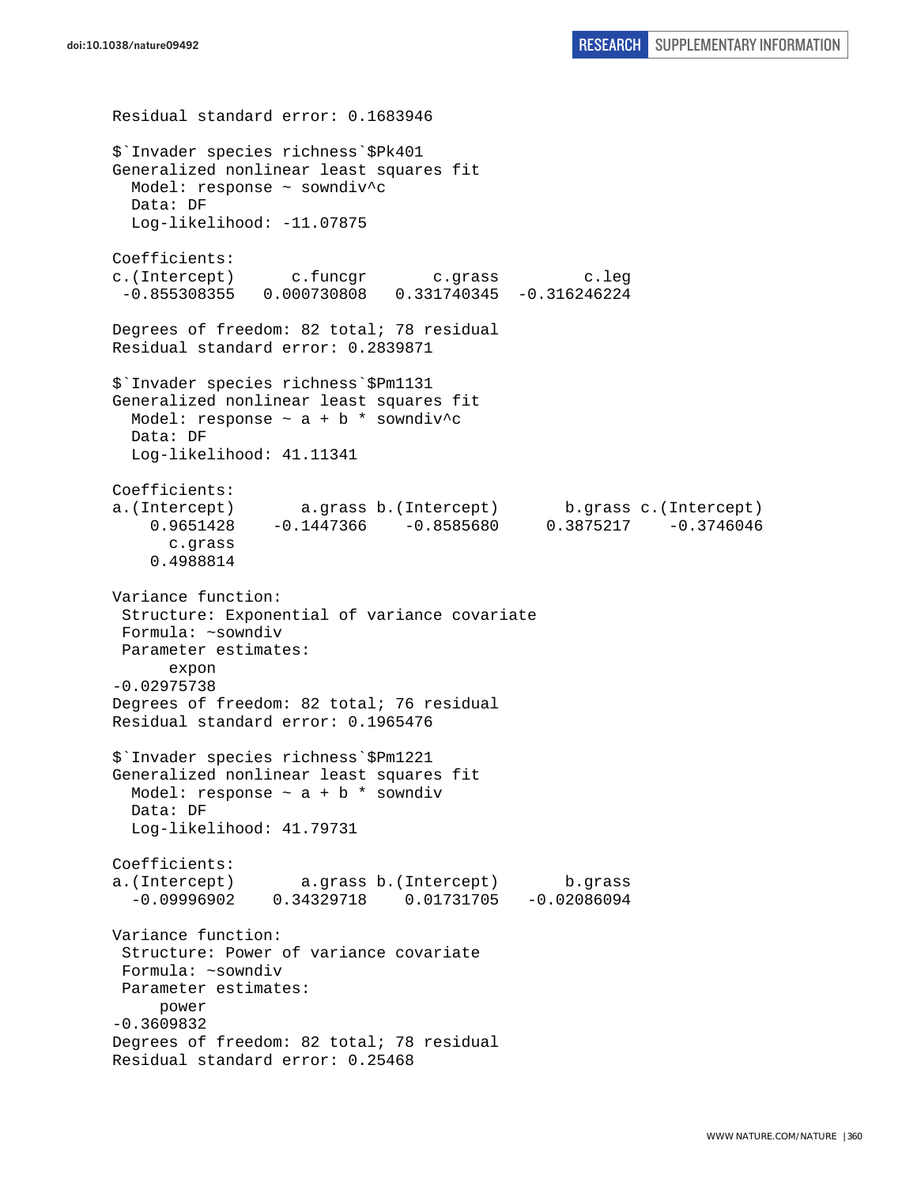```
Residual standard error: 0.1683946

$`Invader species richness`$Pk401
Generalized nonlinear least squares fit
  Model: response ~ sowndiv^c
  Data: DF
  Log-likelihood: -11.07875

Coefficients:
c.(Intercept)      c.funcgr       c.grass         c.leg
 -0.855308355   0.000730808   0.331740345  -0.316246224

Degrees of freedom: 82 total; 78 residual
Residual standard error: 0.2839871

$`Invader species richness`$Pm1131
Generalized nonlinear least squares fit
  Model: response ~ a + b * sowndiv^c
  Data: DF
  Log-likelihood: 41.11341

Coefficients:
a.(Intercept)       a.grass b.(Intercept)       b.grass c.(Intercept)
    0.9651428    -0.1447366    -0.8585680     0.3875217    -0.3746046
      c.grass
    0.4988814

Variance function:
 Structure: Exponential of variance covariate
 Formula: ~sowndiv
 Parameter estimates:
      expon
-0.02975738
Degrees of freedom: 82 total; 76 residual
Residual standard error: 0.1965476

$`Invader species richness`$Pm1221
Generalized nonlinear least squares fit
  Model: response ~ a + b * sowndiv
  Data: DF
  Log-likelihood: 41.79731

Coefficients:
a.(Intercept)       a.grass b.(Intercept)       b.grass
  -0.09996902    0.34329718    0.01731705   -0.02086094

Variance function:
 Structure: Power of variance covariate
 Formula: ~sowndiv
 Parameter estimates:
     power
-0.3609832
Degrees of freedom: 82 total; 78 residual
Residual standard error: 0.25468
```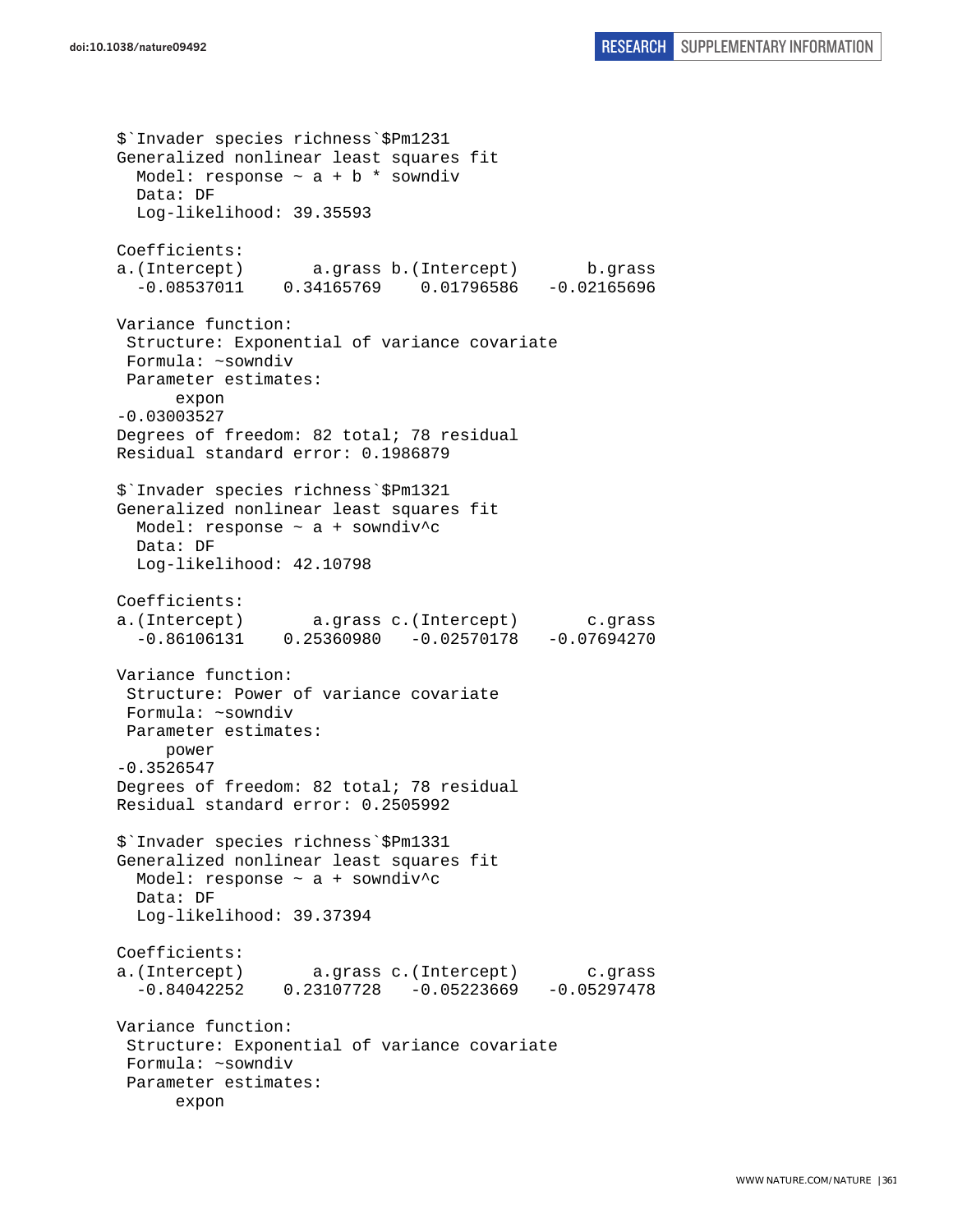```
$`Invader species richness`$Pm1231
Generalized nonlinear least squares fit
  Model: response ~ a + b * sowndiv
  Data: DF
  Log-likelihood: 39.35593

Coefficients:
a.(Intercept)       a.grass b.(Intercept)       b.grass
  -0.08537011    0.34165769    0.01796586   -0.02165696

Variance function:
 Structure: Exponential of variance covariate
 Formula: ~sowndiv
 Parameter estimates:
      expon
-0.03003527
Degrees of freedom: 82 total; 78 residual
Residual standard error: 0.1986879

$`Invader species richness`$Pm1321
Generalized nonlinear least squares fit
  Model: response ~ a + sowndiv^c
  Data: DF
  Log-likelihood: 42.10798

Coefficients:
a.(Intercept)       a.grass c.(Intercept)       c.grass
  -0.86106131    0.25360980   -0.02570178   -0.07694270

Variance function:
 Structure: Power of variance covariate
 Formula: ~sowndiv
 Parameter estimates:
     power
-0.3526547
Degrees of freedom: 82 total; 78 residual
Residual standard error: 0.2505992

$`Invader species richness`$Pm1331
Generalized nonlinear least squares fit
  Model: response ~ a + sowndiv^c
  Data: DF
  Log-likelihood: 39.37394

Coefficients:
a.(Intercept)       a.grass c.(Intercept)       c.grass
  -0.84042252    0.23107728   -0.05223669   -0.05297478

Variance function:
 Structure: Exponential of variance covariate
 Formula: ~sowndiv
 Parameter estimates:
      expon
```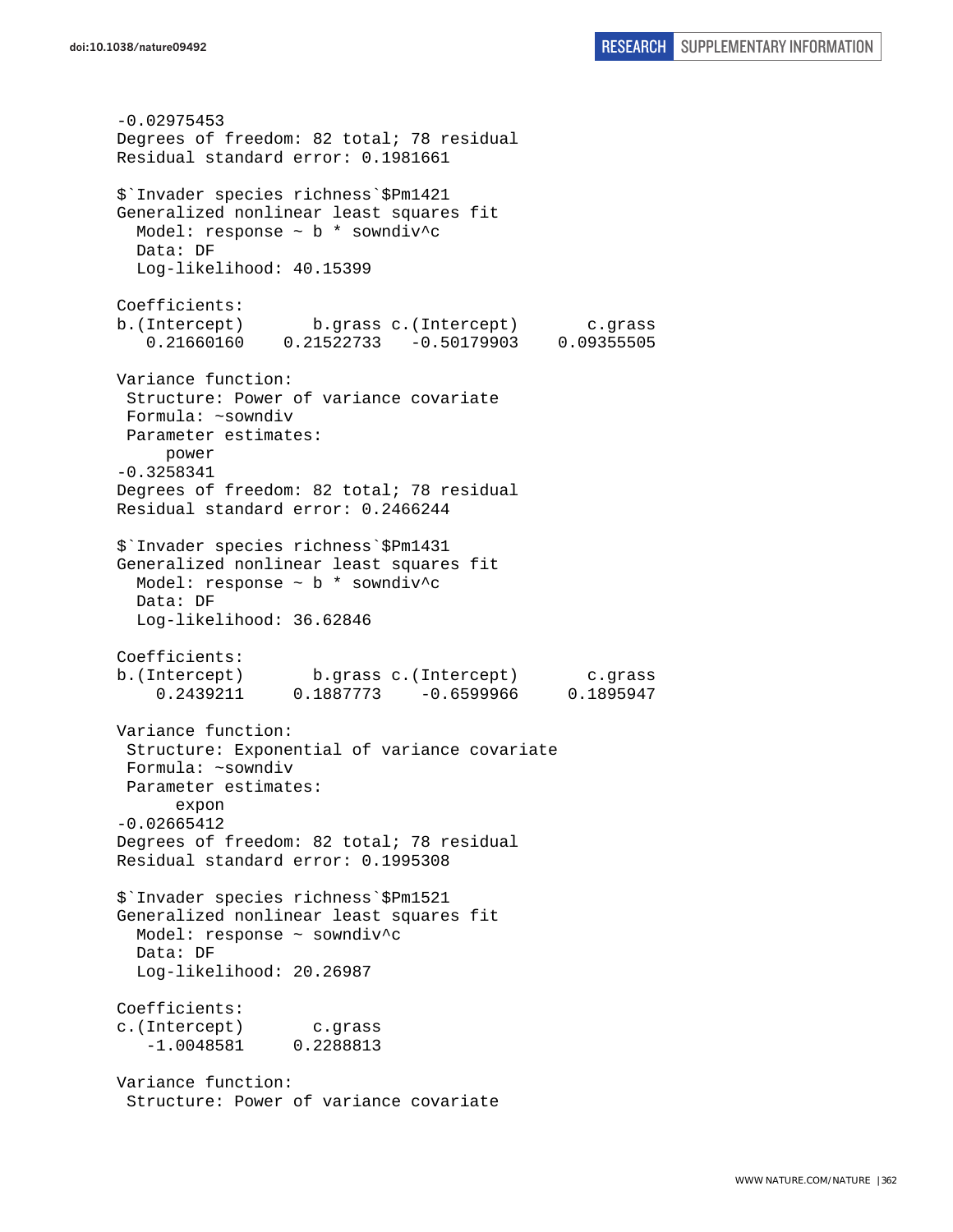```
-0.02975453
Degrees of freedom: 82 total; 78 residual
Residual standard error: 0.1981661

$`Invader species richness`$Pm1421
Generalized nonlinear least squares fit
  Model: response ~ b * sowndiv^c
  Data: DF
  Log-likelihood: 40.15399

Coefficients:
b.(Intercept)       b.grass c.(Intercept)       c.grass
   0.21660160    0.21522733   -0.50179903    0.09355505

Variance function:
 Structure: Power of variance covariate
 Formula: ~sowndiv
 Parameter estimates:
     power
-0.3258341
Degrees of freedom: 82 total; 78 residual
Residual standard error: 0.2466244

$`Invader species richness`$Pm1431
Generalized nonlinear least squares fit
  Model: response ~ b * sowndiv^c
  Data: DF
  Log-likelihood: 36.62846

Coefficients:
b.(Intercept)       b.grass c.(Intercept)       c.grass
    0.2439211     0.1887773    -0.6599966     0.1895947

Variance function:
 Structure: Exponential of variance covariate
 Formula: ~sowndiv
 Parameter estimates:
      expon
-0.02665412
Degrees of freedom: 82 total; 78 residual
Residual standard error: 0.1995308

$`Invader species richness`$Pm1521
Generalized nonlinear least squares fit
  Model: response ~ sowndiv^c
  Data: DF
  Log-likelihood: 20.26987

Coefficients:
c.(Intercept)       c.grass
   -1.0048581     0.2288813

Variance function:
 Structure: Power of variance covariate
```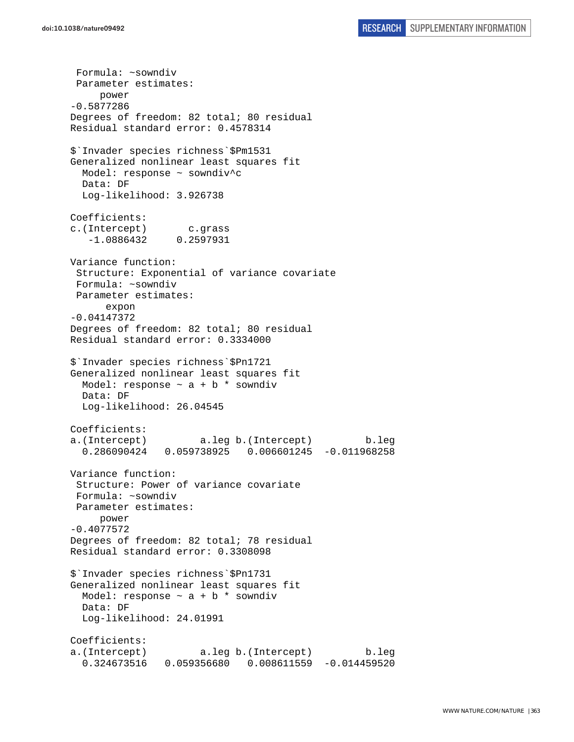```
 Formula: ~sowndiv
 Parameter estimates:
     power
-0.5877286
Degrees of freedom: 82 total; 80 residual
Residual standard error: 0.4578314

$`Invader species richness`$Pm1531
Generalized nonlinear least squares fit
  Model: response ~ sowndiv^c
  Data: DF
  Log-likelihood: 3.926738

Coefficients:
c.(Intercept)       c.grass
   -1.0886432     0.2597931

Variance function:
 Structure: Exponential of variance covariate
 Formula: ~sowndiv
 Parameter estimates:
      expon
-0.04147372
Degrees of freedom: 82 total; 80 residual
Residual standard error: 0.3334000

$`Invader species richness`$Pn1721
Generalized nonlinear least squares fit
  Model: response ~ a + b * sowndiv
  Data: DF
  Log-likelihood: 26.04545

Coefficients:
a.(Intercept)         a.leg b.(Intercept)         b.leg
  0.286090424   0.059738925   0.006601245  -0.011968258

Variance function:
 Structure: Power of variance covariate
 Formula: ~sowndiv
 Parameter estimates:
     power
-0.4077572
Degrees of freedom: 82 total; 78 residual
Residual standard error: 0.3308098

$`Invader species richness`$Pn1731
Generalized nonlinear least squares fit
  Model: response ~ a + b * sowndiv
  Data: DF
  Log-likelihood: 24.01991

Coefficients:
a.(Intercept)         a.leg b.(Intercept)         b.leg
  0.324673516   0.059356680   0.008611559  -0.014459520
```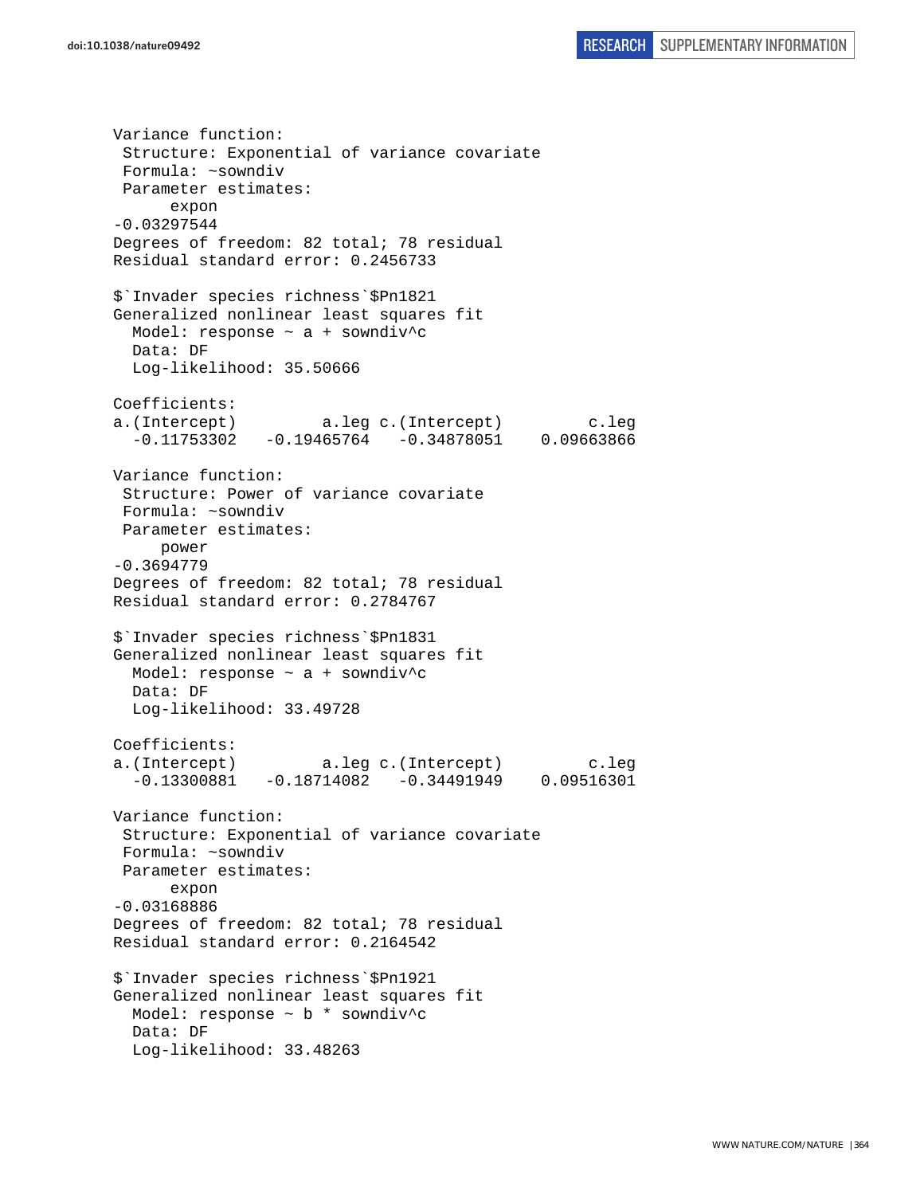```
Variance function:
 Structure: Exponential of variance covariate
 Formula: ~sowndiv 
 Parameter estimates:
      expon 
-0.03297544 
Degrees of freedom: 82 total; 78 residual
Residual standard error: 0.2456733 

$`Invader species richness`$Pn1821
Generalized nonlinear least squares fit
  Model: response ~ a + sowndiv^c 
  Data: DF 
  Log-likelihood: 35.50666

Coefficients:
a.(Intercept)         a.leg c.(Intercept)         c.leg 
  -0.11753302   -0.19465764   -0.34878051    0.09663866 

Variance function:
 Structure: Power of variance covariate
 Formula: ~sowndiv 
 Parameter estimates:
     power 
-0.3694779 
Degrees of freedom: 82 total; 78 residual
Residual standard error: 0.2784767 

$`Invader species richness`$Pn1831
Generalized nonlinear least squares fit
  Model: response ~ a + sowndiv^c 
  Data: DF 
  Log-likelihood: 33.49728

Coefficients:
a.(Intercept)         a.leg c.(Intercept)         c.leg 
  -0.13300881   -0.18714082   -0.34491949    0.09516301 

Variance function:
 Structure: Exponential of variance covariate
 Formula: ~sowndiv 
 Parameter estimates:
      expon 
-0.03168886 
Degrees of freedom: 82 total; 78 residual
Residual standard error: 0.2164542 

$`Invader species richness`$Pn1921
Generalized nonlinear least squares fit
  Model: response ~ b * sowndiv^c 
  Data: DF 
  Log-likelihood: 33.48263
```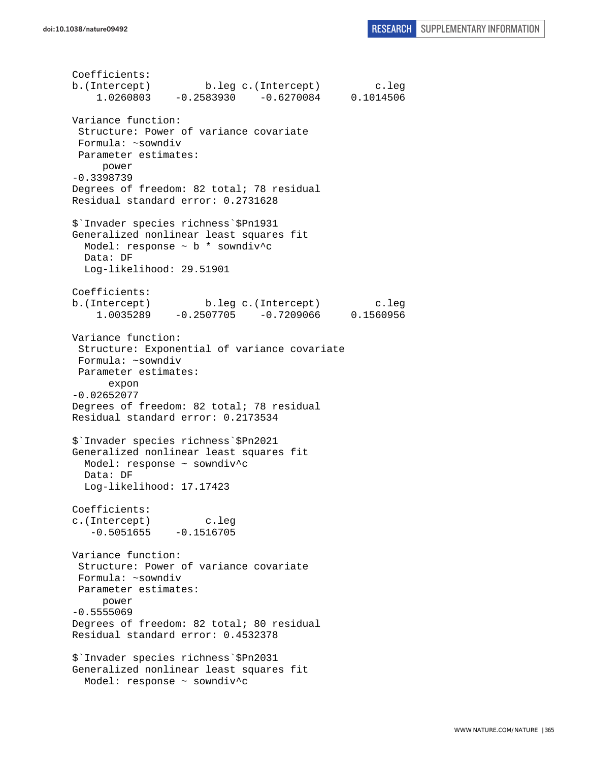```
Coefficients:
b.(Intercept)         b.leg c.(Intercept)         c.leg 
    1.0260803    -0.2583930    -0.6270084     0.1014506 

Variance function:
 Structure: Power of variance covariate
 Formula: ~sowndiv 
 Parameter estimates:
     power 
-0.3398739 
Degrees of freedom: 82 total; 78 residual
Residual standard error: 0.2731628 

$`Invader species richness`$Pn1931
Generalized nonlinear least squares fit
  Model: response ~ b * sowndiv^c 
  Data: DF 
  Log-likelihood: 29.51901

Coefficients:
b.(Intercept)         b.leg c.(Intercept)         c.leg 
    1.0035289    -0.2507705    -0.7209066     0.1560956 

Variance function:
 Structure: Exponential of variance covariate
 Formula: ~sowndiv 
 Parameter estimates:
      expon 
-0.02652077 
Degrees of freedom: 82 total; 78 residual
Residual standard error: 0.2173534 

$`Invader species richness`$Pn2021
Generalized nonlinear least squares fit
  Model: response ~ sowndiv^c 
  Data: DF 
  Log-likelihood: 17.17423

Coefficients:
c.(Intercept)         c.leg 
   -0.5051655    -0.1516705 

Variance function:
 Structure: Power of variance covariate
 Formula: ~sowndiv 
 Parameter estimates:
     power 
-0.5555069 
Degrees of freedom: 82 total; 80 residual
Residual standard error: 0.4532378 

$`Invader species richness`$Pn2031
Generalized nonlinear least squares fit
  Model: response ~ sowndiv^c 
```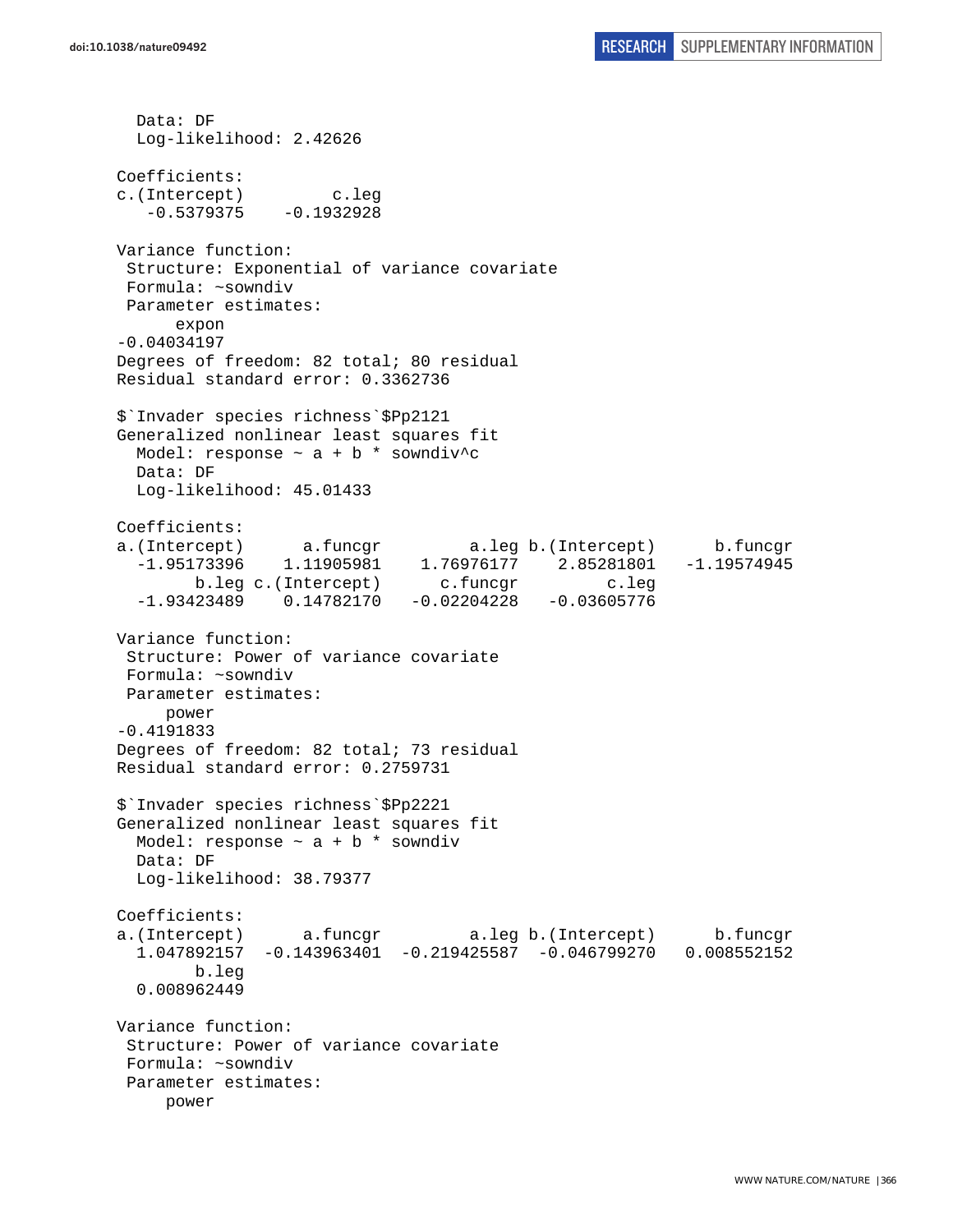```
  Data: DF
  Log-likelihood: 2.42626

Coefficients:
c.(Intercept)         c.leg
   -0.5379375    -0.1932928

Variance function:
 Structure: Exponential of variance covariate
 Formula: ~sowndiv
 Parameter estimates:
      expon
-0.04034197
Degrees of freedom: 82 total; 80 residual
Residual standard error: 0.3362736

$`Invader species richness`$Pp2121
Generalized nonlinear least squares fit
  Model: response ~ a + b * sowndiv^c
  Data: DF
  Log-likelihood: 45.01433

Coefficients:
a.(Intercept)      a.funcgr         a.leg b.(Intercept)      b.funcgr
  -1.95173396    1.11905981    1.76976177    2.85281801   -1.19574945
        b.leg c.(Intercept)      c.funcgr         c.leg
  -1.93423489    0.14782170   -0.02204228   -0.03605776

Variance function:
 Structure: Power of variance covariate
 Formula: ~sowndiv
 Parameter estimates:
     power
-0.4191833
Degrees of freedom: 82 total; 73 residual
Residual standard error: 0.2759731

$`Invader species richness`$Pp2221
Generalized nonlinear least squares fit
  Model: response ~ a + b * sowndiv
  Data: DF
  Log-likelihood: 38.79377

Coefficients:
a.(Intercept)      a.funcgr         a.leg b.(Intercept)      b.funcgr
  1.047892157  -0.143963401  -0.219425587  -0.046799270   0.008552152
        b.leg
  0.008962449

Variance function:
 Structure: Power of variance covariate
 Formula: ~sowndiv
 Parameter estimates:
     power
```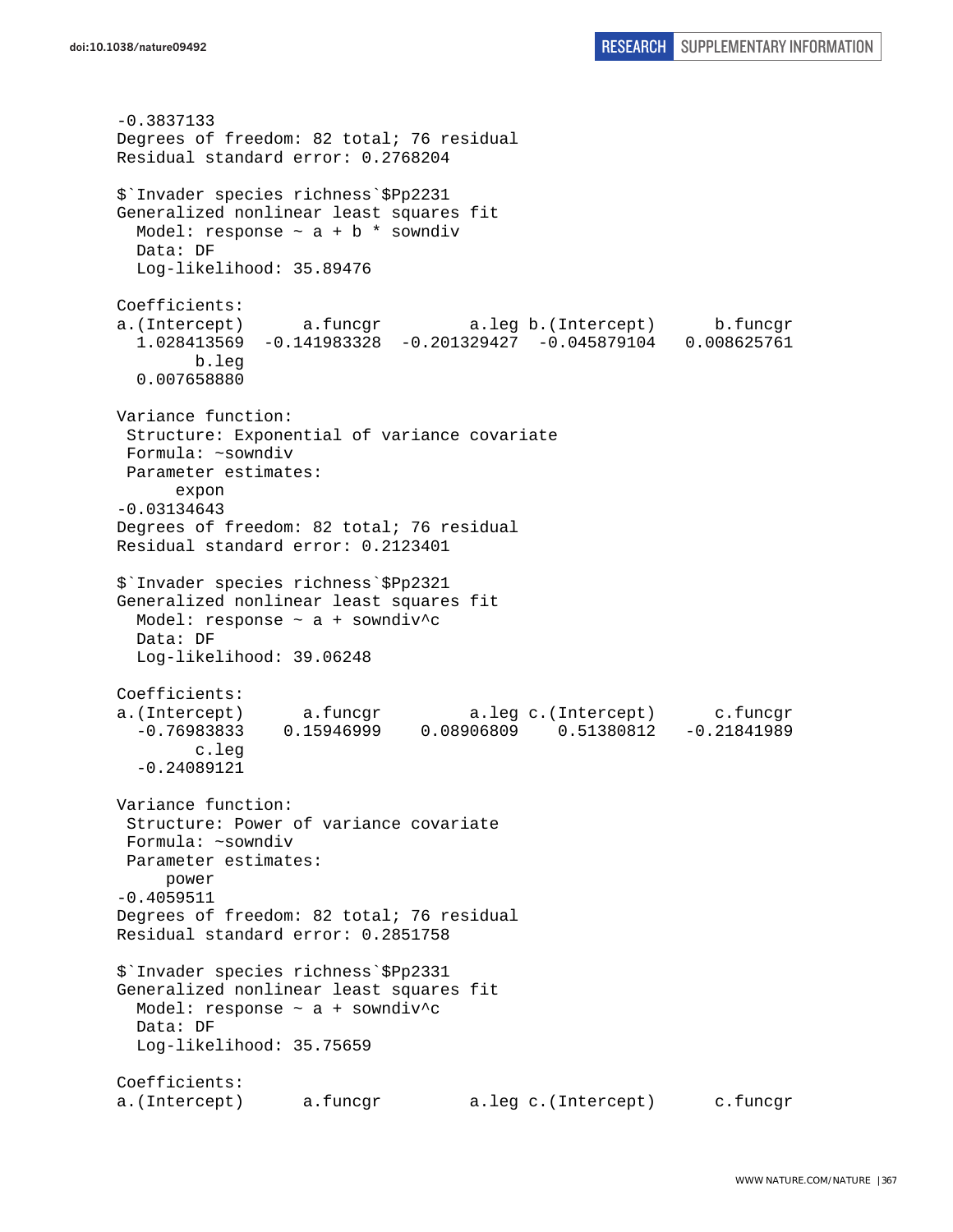```
-0.3837133
Degrees of freedom: 82 total; 76 residual
Residual standard error: 0.2768204

$`Invader species richness`$Pp2231
Generalized nonlinear least squares fit
  Model: response ~ a + b * sowndiv
  Data: DF
  Log-likelihood: 35.89476

Coefficients:
a.(Intercept)      a.funcgr         a.leg b.(Intercept)      b.funcgr
  1.028413569  -0.141983328  -0.201329427  -0.045879104   0.008625761
        b.leg
  0.007658880

Variance function:
 Structure: Exponential of variance covariate
 Formula: ~sowndiv
 Parameter estimates:
      expon
-0.03134643
Degrees of freedom: 82 total; 76 residual
Residual standard error: 0.2123401

$`Invader species richness`$Pp2321
Generalized nonlinear least squares fit
  Model: response ~ a + sowndiv^c
  Data: DF
  Log-likelihood: 39.06248

Coefficients:
a.(Intercept)      a.funcgr         a.leg c.(Intercept)      c.funcgr
  -0.76983833    0.15946999    0.08906809    0.51380812   -0.21841989
        c.leg
  -0.24089121

Variance function:
 Structure: Power of variance covariate
 Formula: ~sowndiv
 Parameter estimates:
     power
-0.4059511
Degrees of freedom: 82 total; 76 residual
Residual standard error: 0.2851758

$`Invader species richness`$Pp2331
Generalized nonlinear least squares fit
  Model: response ~ a + sowndiv^c
  Data: DF
  Log-likelihood: 35.75659

Coefficients:
a.(Intercept)      a.funcgr         a.leg c.(Intercept)      c.funcgr
```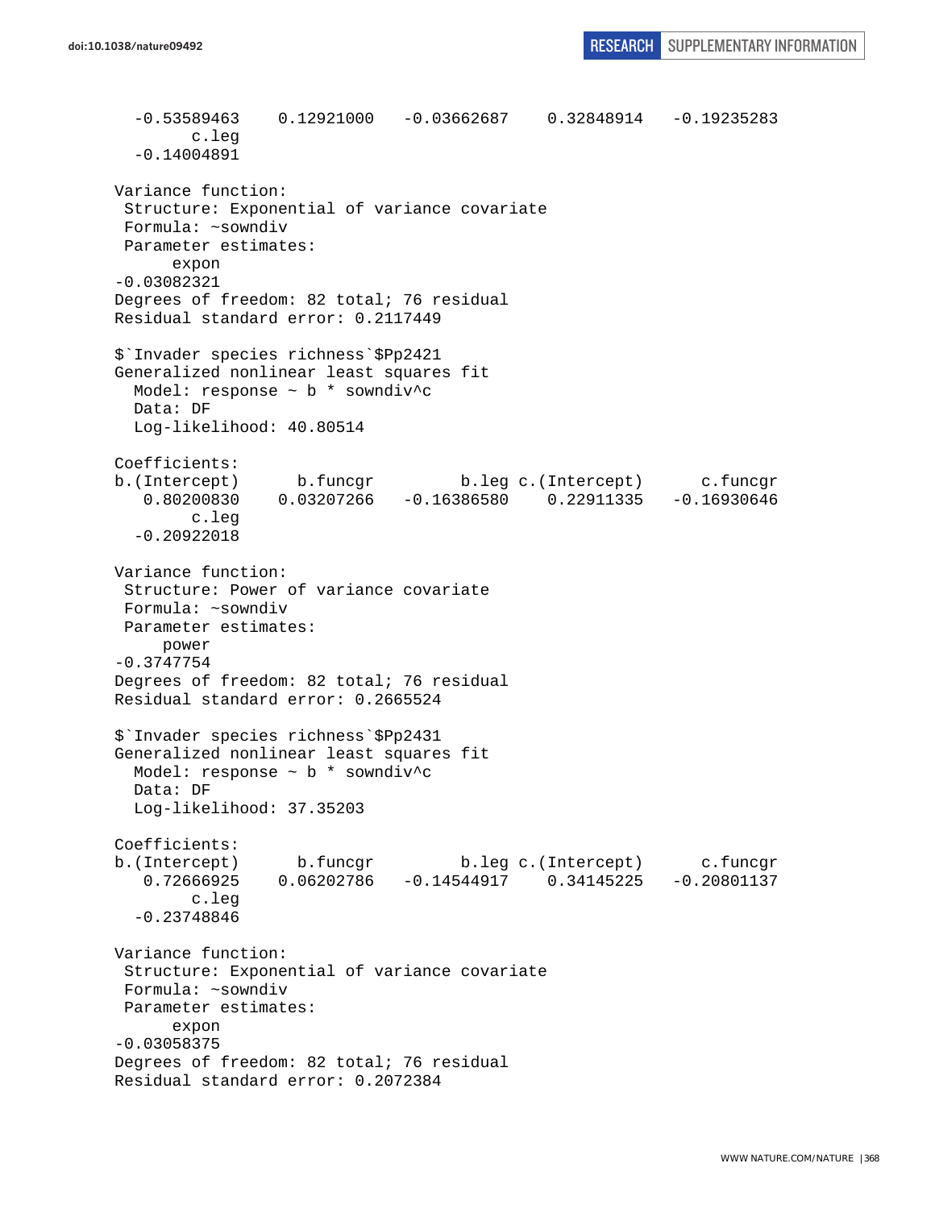```
  -0.53589463    0.12921000   -0.03662687    0.32848914   -0.19235283 
        c.leg 
  -0.14004891 

Variance function:
 Structure: Exponential of variance covariate
 Formula: ~sowndiv 
 Parameter estimates:
      expon 
-0.03082321 
Degrees of freedom: 82 total; 76 residual
Residual standard error: 0.2117449 

$`Invader species richness`$Pp2421
Generalized nonlinear least squares fit
  Model: response ~ b * sowndiv^c 
  Data: DF 
  Log-likelihood: 40.80514

Coefficients:
b.(Intercept)      b.funcgr         b.leg c.(Intercept)      c.funcgr 
   0.80200830    0.03207266   -0.16386580    0.22911335   -0.16930646 
        c.leg 
  -0.20922018 

Variance function:
 Structure: Power of variance covariate
 Formula: ~sowndiv 
 Parameter estimates:
     power 
-0.3747754 
Degrees of freedom: 82 total; 76 residual
Residual standard error: 0.2665524 

$`Invader species richness`$Pp2431
Generalized nonlinear least squares fit
  Model: response ~ b * sowndiv^c 
  Data: DF 
  Log-likelihood: 37.35203

Coefficients:
b.(Intercept)      b.funcgr         b.leg c.(Intercept)      c.funcgr 
   0.72666925    0.06202786   -0.14544917    0.34145225   -0.20801137 
        c.leg 
  -0.23748846 

Variance function:
 Structure: Exponential of variance covariate
 Formula: ~sowndiv 
 Parameter estimates:
      expon 
-0.03058375 
Degrees of freedom: 82 total; 76 residual
Residual standard error: 0.2072384 
```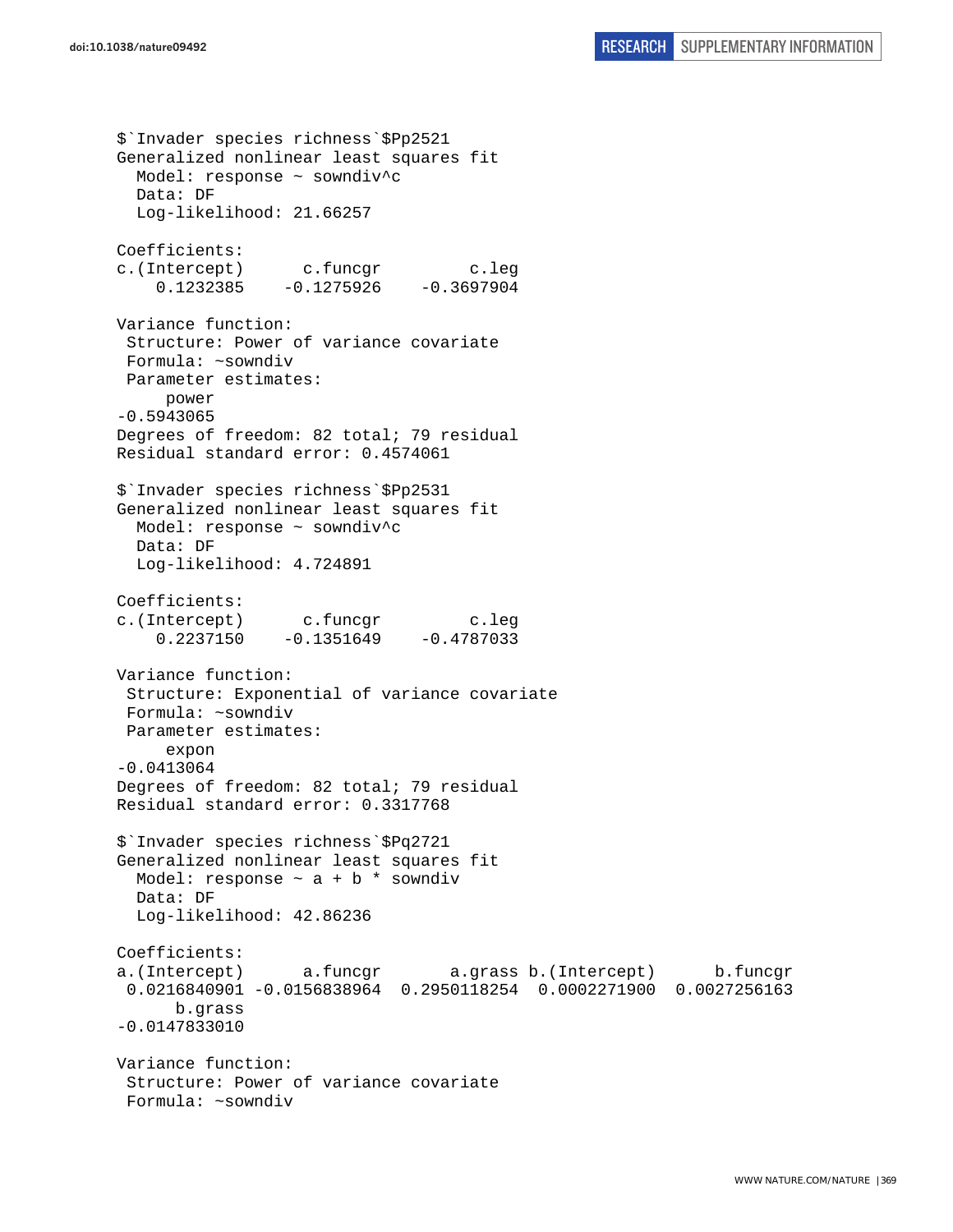```
$`Invader species richness`$Pp2521
Generalized nonlinear least squares fit
  Model: response ~ sowndiv^c
  Data: DF
  Log-likelihood: 21.66257

Coefficients:
c.(Intercept)      c.funcgr         c.leg
    0.1232385    -0.1275926    -0.3697904

Variance function:
 Structure: Power of variance covariate
 Formula: ~sowndiv
 Parameter estimates:
      power
-0.5943065
Degrees of freedom: 82 total; 79 residual
Residual standard error: 0.4574061

$`Invader species richness`$Pp2531
Generalized nonlinear least squares fit
  Model: response ~ sowndiv^c
  Data: DF
  Log-likelihood: 4.724891

Coefficients:
c.(Intercept)      c.funcgr         c.leg
    0.2237150    -0.1351649    -0.4787033

Variance function:
 Structure: Exponential of variance covariate
 Formula: ~sowndiv
 Parameter estimates:
      expon
-0.0413064
Degrees of freedom: 82 total; 79 residual
Residual standard error: 0.3317768

$`Invader species richness`$Pq2721
Generalized nonlinear least squares fit
  Model: response ~ a + b * sowndiv
  Data: DF
  Log-likelihood: 42.86236

Coefficients:
a.(Intercept)      a.funcgr       a.grass b.(Intercept)      b.funcgr
 0.0216840901 -0.0156838964  0.2950118254  0.0002271900  0.0027256163
      b.grass
-0.0147833010

Variance function:
 Structure: Power of variance covariate
 Formula: ~sowndiv
```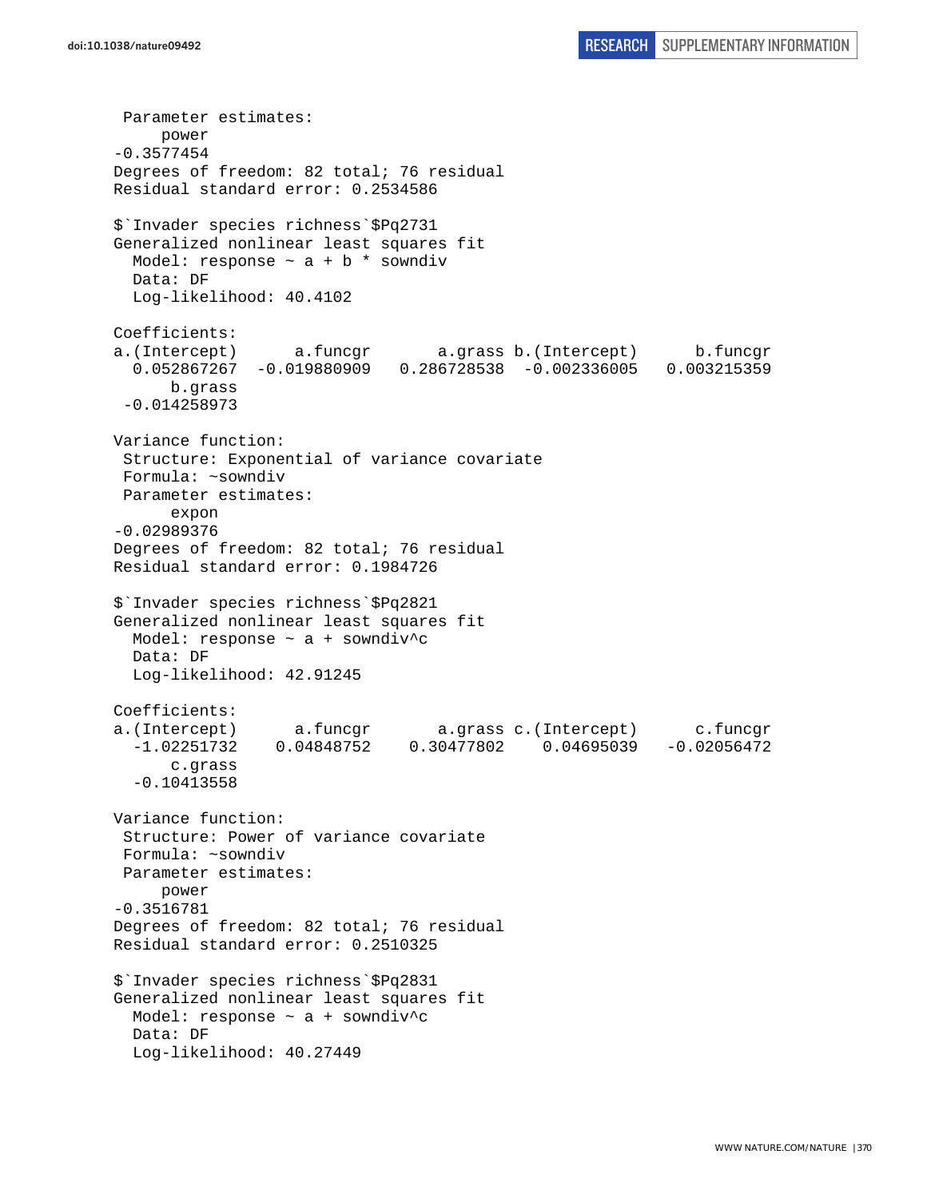```
 Parameter estimates:
     power 
-0.3577454 
Degrees of freedom: 82 total; 76 residual
Residual standard error: 0.2534586 

$`Invader species richness`$Pq2731
Generalized nonlinear least squares fit
  Model: response ~ a + b * sowndiv 
  Data: DF 
  Log-likelihood: 40.4102

Coefficients:
a.(Intercept)      a.funcgr       a.grass b.(Intercept)      b.funcgr 
  0.052867267  -0.019880909   0.286728538  -0.002336005   0.003215359 
      b.grass 
 -0.014258973 

Variance function:
 Structure: Exponential of variance covariate
 Formula: ~sowndiv 
 Parameter estimates:
      expon 
-0.02989376 
Degrees of freedom: 82 total; 76 residual
Residual standard error: 0.1984726 

$`Invader species richness`$Pq2821
Generalized nonlinear least squares fit
  Model: response ~ a + sowndiv^c 
  Data: DF 
  Log-likelihood: 42.91245

Coefficients:
a.(Intercept)      a.funcgr       a.grass c.(Intercept)      c.funcgr 
  -1.02251732    0.04848752    0.30477802    0.04695039   -0.02056472 
      c.grass 
  -0.10413558 

Variance function:
 Structure: Power of variance covariate
 Formula: ~sowndiv 
 Parameter estimates:
     power 
-0.3516781 
Degrees of freedom: 82 total; 76 residual
Residual standard error: 0.2510325 

$`Invader species richness`$Pq2831
Generalized nonlinear least squares fit
  Model: response ~ a + sowndiv^c 
  Data: DF 
  Log-likelihood: 40.27449
```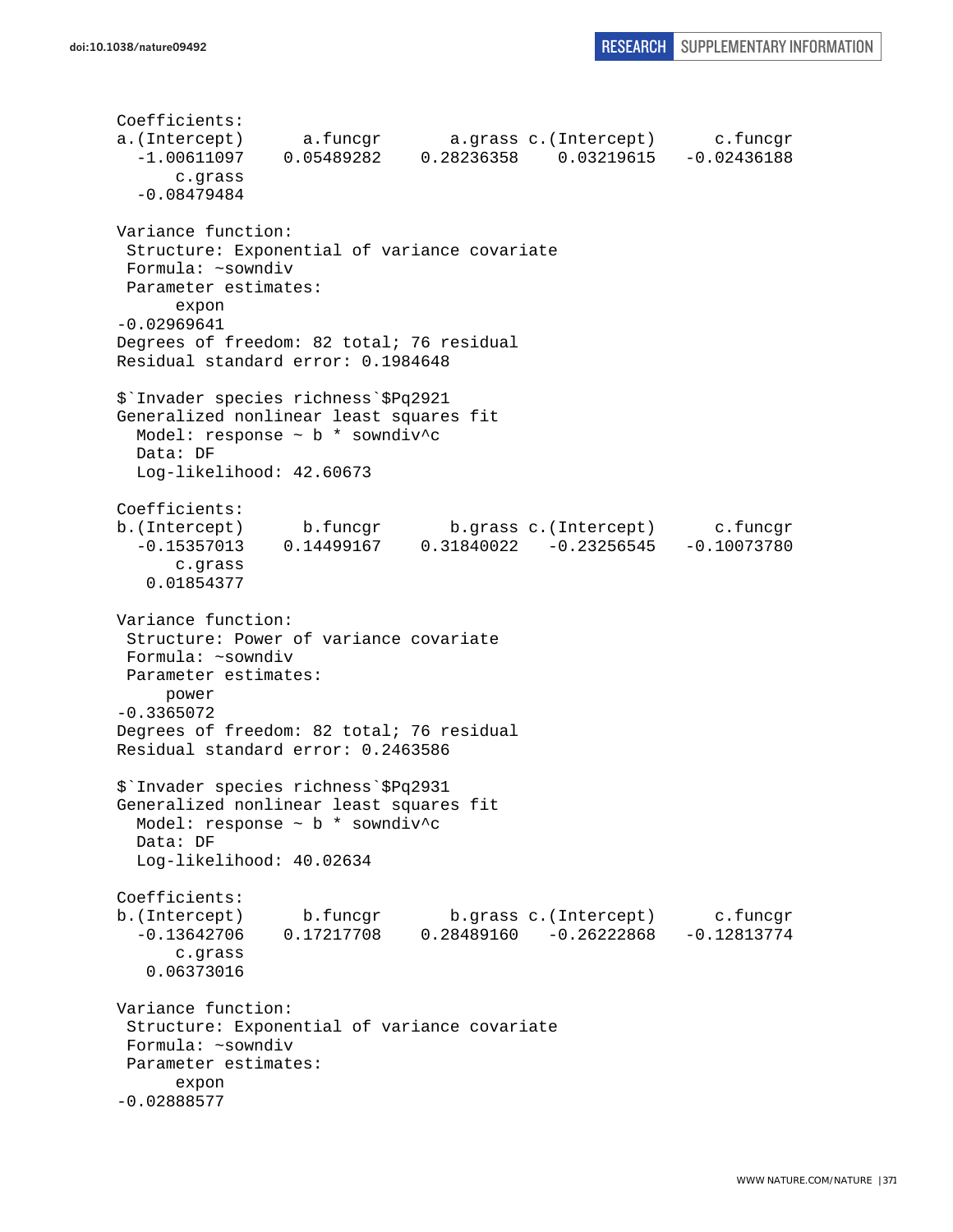```
Coefficients:
a.(Intercept)      a.funcgr       a.grass c.(Intercept)      c.funcgr
  -1.00611097    0.05489282    0.28236358    0.03219615   -0.02436188
      c.grass
  -0.08479484

Variance function:
 Structure: Exponential of variance covariate
 Formula: ~sowndiv
 Parameter estimates:
      expon
-0.02969641
Degrees of freedom: 82 total; 76 residual
Residual standard error: 0.1984648

$`Invader species richness`$Pq2921
Generalized nonlinear least squares fit
  Model: response ~ b * sowndiv^c
  Data: DF
  Log-likelihood: 42.60673

Coefficients:
b.(Intercept)      b.funcgr       b.grass c.(Intercept)      c.funcgr
  -0.15357013    0.14499167    0.31840022   -0.23256545   -0.10073780
      c.grass
   0.01854377

Variance function:
 Structure: Power of variance covariate
 Formula: ~sowndiv
 Parameter estimates:
     power
-0.3365072
Degrees of freedom: 82 total; 76 residual
Residual standard error: 0.2463586

$`Invader species richness`$Pq2931
Generalized nonlinear least squares fit
  Model: response ~ b * sowndiv^c
  Data: DF
  Log-likelihood: 40.02634

Coefficients:
b.(Intercept)      b.funcgr       b.grass c.(Intercept)      c.funcgr
  -0.13642706    0.17217708    0.28489160   -0.26222868   -0.12813774
      c.grass
   0.06373016

Variance function:
 Structure: Exponential of variance covariate
 Formula: ~sowndiv
 Parameter estimates:
      expon
-0.02888577
```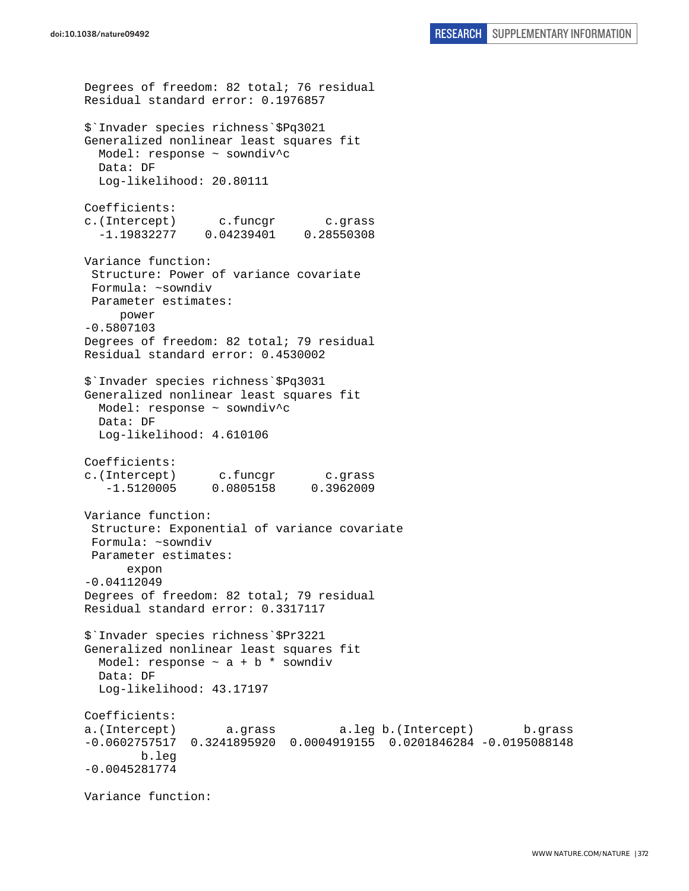```
Degrees of freedom: 82 total; 76 residual
Residual standard error: 0.1976857

$`Invader species richness`$Pq3021
Generalized nonlinear least squares fit
  Model: response ~ sowndiv^c
  Data: DF
  Log-likelihood: 20.80111

Coefficients:
c.(Intercept)      c.funcgr       c.grass
  -1.19832277    0.04239401    0.28550308

Variance function:
 Structure: Power of variance covariate
 Formula: ~sowndiv
 Parameter estimates:
     power
-0.5807103
Degrees of freedom: 82 total; 79 residual
Residual standard error: 0.4530002

$`Invader species richness`$Pq3031
Generalized nonlinear least squares fit
  Model: response ~ sowndiv^c
  Data: DF
  Log-likelihood: 4.610106

Coefficients:
c.(Intercept)      c.funcgr       c.grass
   -1.5120005     0.0805158     0.3962009

Variance function:
 Structure: Exponential of variance covariate
 Formula: ~sowndiv
 Parameter estimates:
      expon
-0.04112049
Degrees of freedom: 82 total; 79 residual
Residual standard error: 0.3317117

$`Invader species richness`$Pr3221
Generalized nonlinear least squares fit
  Model: response ~ a + b * sowndiv
  Data: DF
  Log-likelihood: 43.17197

Coefficients:
a.(Intercept)       a.grass         a.leg b.(Intercept)       b.grass
-0.0602757517  0.3241895920  0.0004919155  0.0201846284 -0.0195088148
        b.leg
-0.0045281774

Variance function:
```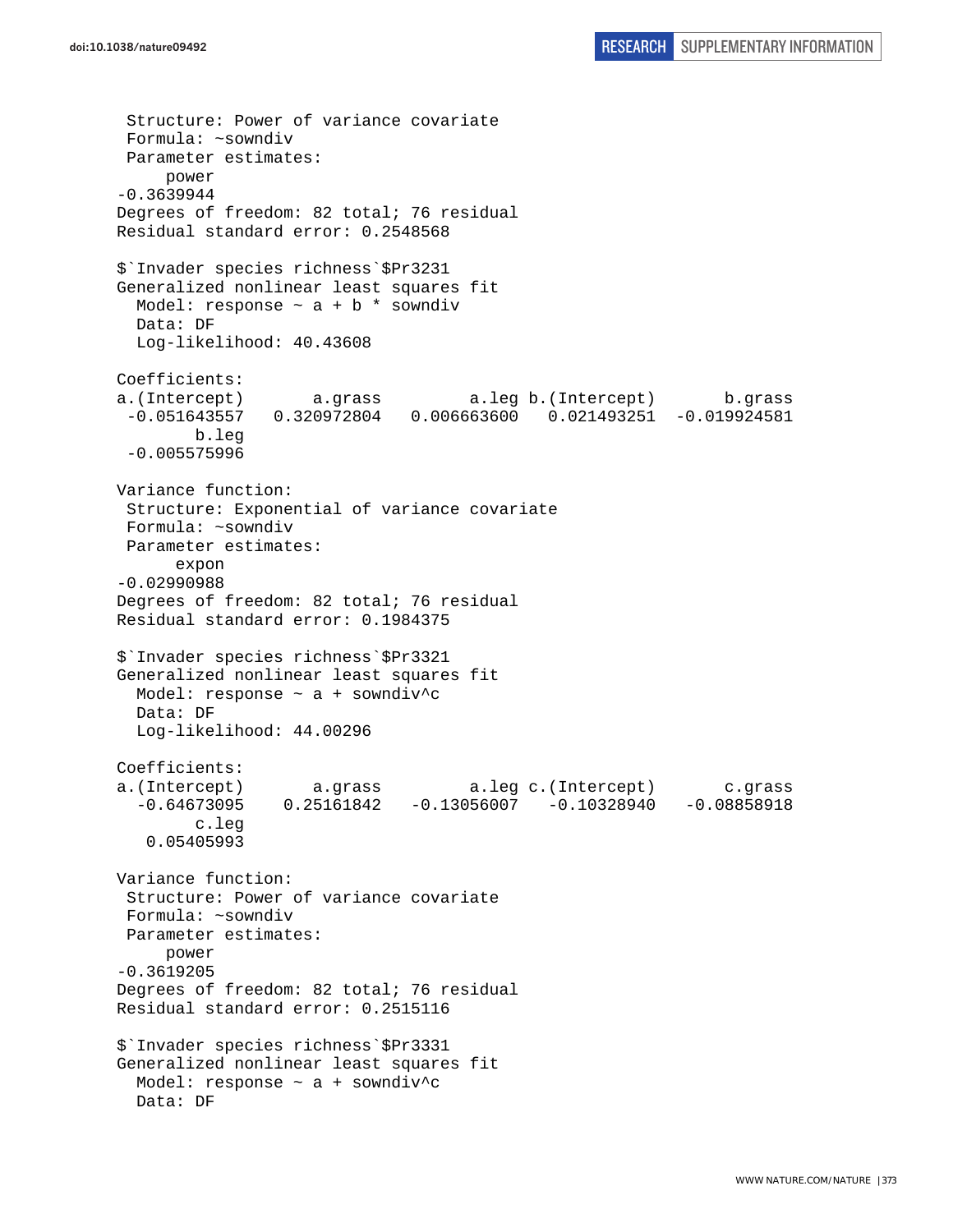```
 Structure: Power of variance covariate
 Formula: ~sowndiv
 Parameter estimates:
     power
-0.3639944
Degrees of freedom: 82 total; 76 residual
Residual standard error: 0.2548568

$`Invader species richness`$Pr3231
Generalized nonlinear least squares fit
  Model: response ~ a + b * sowndiv
  Data: DF
  Log-likelihood: 40.43608

Coefficients:
a.(Intercept)       a.grass         a.leg b.(Intercept)       b.grass
 -0.051643557   0.320972804   0.006663600   0.021493251  -0.019924581
        b.leg
 -0.005575996

Variance function:
 Structure: Exponential of variance covariate
 Formula: ~sowndiv
 Parameter estimates:
      expon
-0.02990988
Degrees of freedom: 82 total; 76 residual
Residual standard error: 0.1984375

$`Invader species richness`$Pr3321
Generalized nonlinear least squares fit
  Model: response ~ a + sowndiv^c
  Data: DF
  Log-likelihood: 44.00296

Coefficients:
a.(Intercept)       a.grass         a.leg c.(Intercept)       c.grass
  -0.64673095    0.25161842   -0.13056007   -0.10328940   -0.08858918
        c.leg
   0.05405993

Variance function:
 Structure: Power of variance covariate
 Formula: ~sowndiv
 Parameter estimates:
     power
-0.3619205
Degrees of freedom: 82 total; 76 residual
Residual standard error: 0.2515116

$`Invader species richness`$Pr3331
Generalized nonlinear least squares fit
  Model: response ~ a + sowndiv^c
  Data: DF
```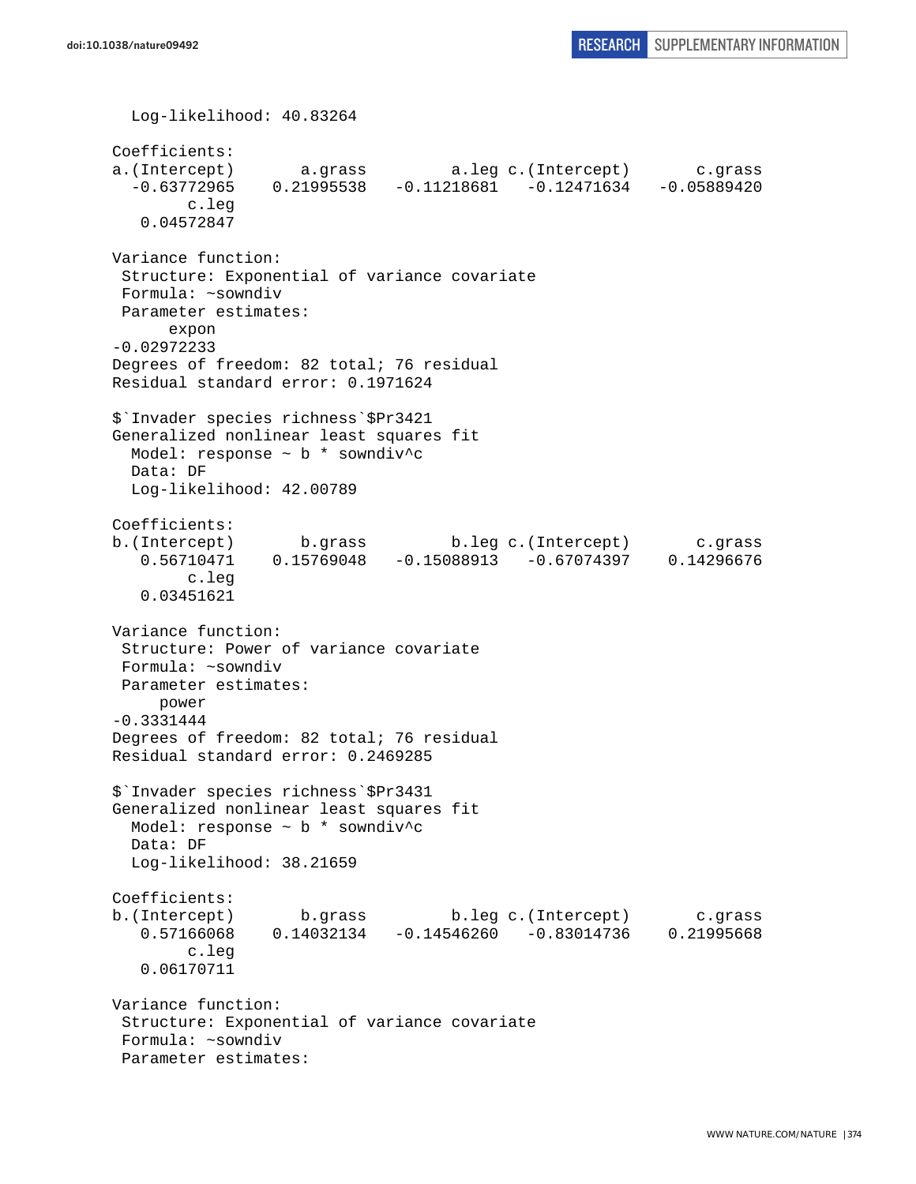```
  Log-likelihood: 40.83264

Coefficients:
a.(Intercept)       a.grass         a.leg c.(Intercept)       c.grass 
  -0.63772965    0.21995538   -0.11218681   -0.12471634   -0.05889420 
        c.leg 
   0.04572847 

Variance function:
 Structure: Exponential of variance covariate
 Formula: ~sowndiv 
 Parameter estimates:
      expon 
-0.02972233 
Degrees of freedom: 82 total; 76 residual
Residual standard error: 0.1971624 

$`Invader species richness`$Pr3421
Generalized nonlinear least squares fit
  Model: response ~ b * sowndiv^c 
  Data: DF 
  Log-likelihood: 42.00789

Coefficients:
b.(Intercept)       b.grass         b.leg c.(Intercept)       c.grass 
   0.56710471    0.15769048   -0.15088913   -0.67074397    0.14296676 
        c.leg 
   0.03451621 

Variance function:
 Structure: Power of variance covariate
 Formula: ~sowndiv 
 Parameter estimates:
     power 
-0.3331444 
Degrees of freedom: 82 total; 76 residual
Residual standard error: 0.2469285 

$`Invader species richness`$Pr3431
Generalized nonlinear least squares fit
  Model: response ~ b * sowndiv^c 
  Data: DF 
  Log-likelihood: 38.21659

Coefficients:
b.(Intercept)       b.grass         b.leg c.(Intercept)       c.grass 
   0.57166068    0.14032134   -0.14546260   -0.83014736    0.21995668 
        c.leg 
   0.06170711 

Variance function:
 Structure: Exponential of variance covariate
 Formula: ~sowndiv 
 Parameter estimates:
```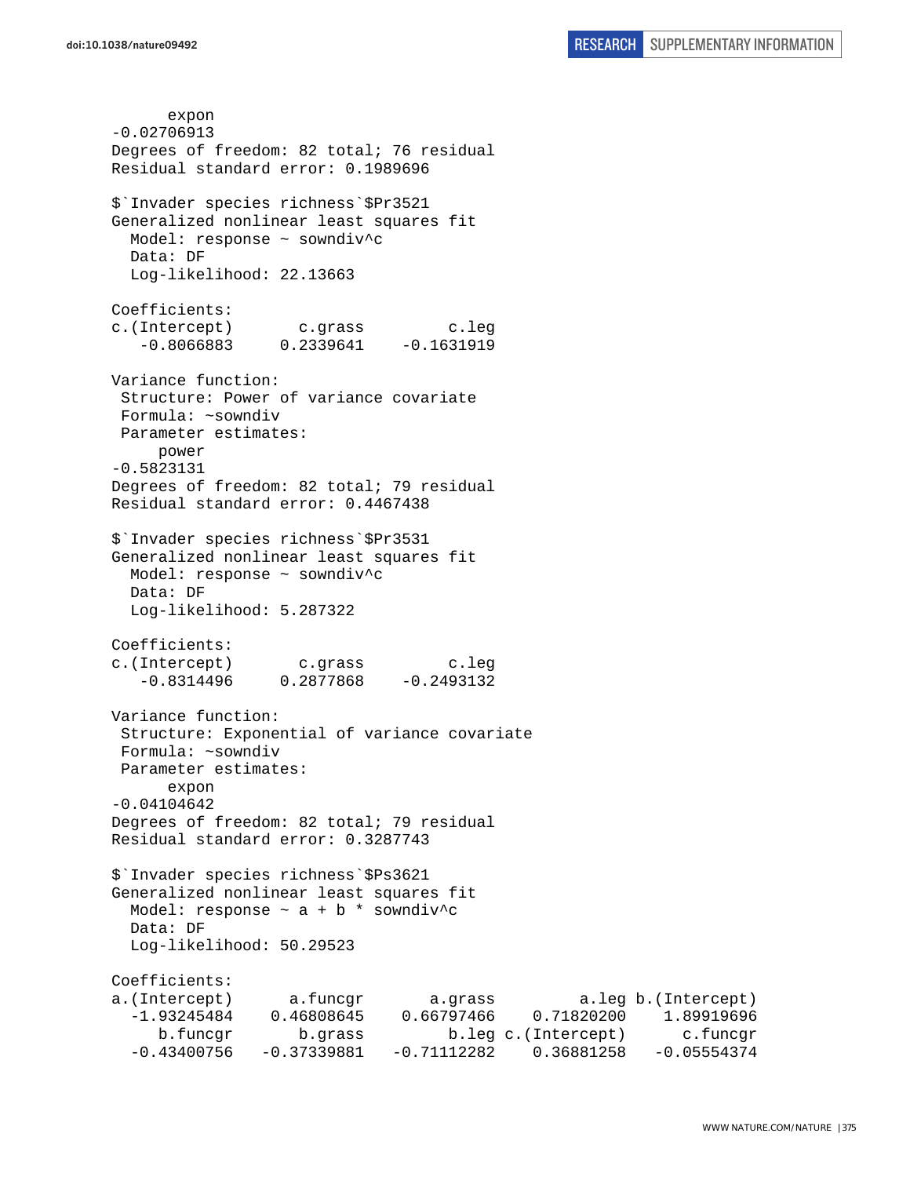```
      expon
-0.02706913
Degrees of freedom: 82 total; 76 residual
Residual standard error: 0.1989696

$`Invader species richness`$Pr3521
Generalized nonlinear least squares fit
  Model: response ~ sowndiv^c
  Data: DF
  Log-likelihood: 22.13663

Coefficients:
c.(Intercept)       c.grass         c.leg
   -0.8066883     0.2339641    -0.1631919

Variance function:
 Structure: Power of variance covariate
 Formula: ~sowndiv
 Parameter estimates:
     power
-0.5823131
Degrees of freedom: 82 total; 79 residual
Residual standard error: 0.4467438

$`Invader species richness`$Pr3531
Generalized nonlinear least squares fit
  Model: response ~ sowndiv^c
  Data: DF
  Log-likelihood: 5.287322

Coefficients:
c.(Intercept)       c.grass         c.leg
   -0.8314496     0.2877868    -0.2493132

Variance function:
 Structure: Exponential of variance covariate
 Formula: ~sowndiv
 Parameter estimates:
      expon
-0.04104642
Degrees of freedom: 82 total; 79 residual
Residual standard error: 0.3287743

$`Invader species richness`$Ps3621
Generalized nonlinear least squares fit
  Model: response ~ a + b * sowndiv^c
  Data: DF
  Log-likelihood: 50.29523

Coefficients:
a.(Intercept)      a.funcgr       a.grass         a.leg b.(Intercept)
  -1.93245484    0.46808645    0.66797466    0.71820200    1.89919696
     b.funcgr       b.grass         b.leg c.(Intercept)      c.funcgr
  -0.43400756   -0.37339881   -0.71112282    0.36881258   -0.05554374
```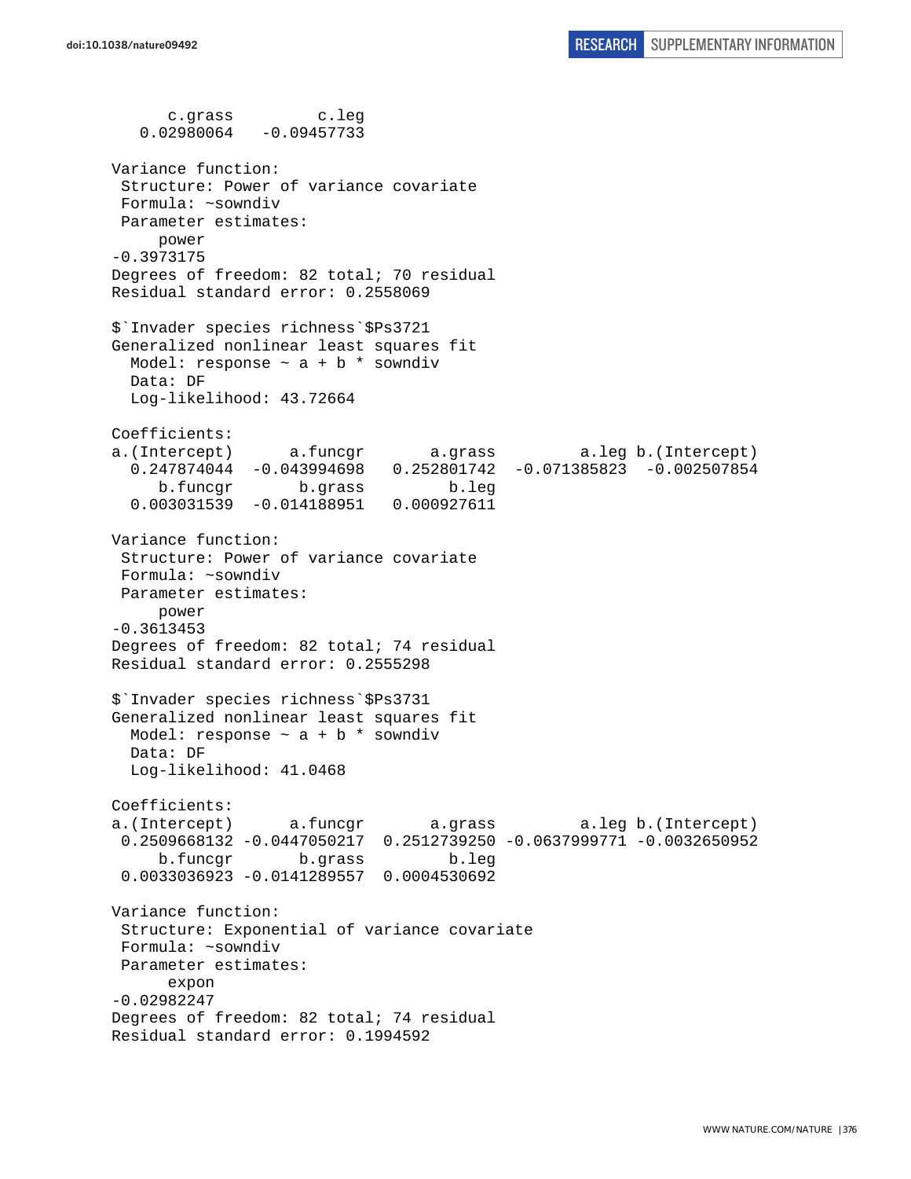```
      c.grass         c.leg 
   0.02980064   -0.09457733 

Variance function:
 Structure: Power of variance covariate
 Formula: ~sowndiv 
 Parameter estimates:
     power 
-0.3973175 
Degrees of freedom: 82 total; 70 residual
Residual standard error: 0.2558069 

$`Invader species richness`$Ps3721
Generalized nonlinear least squares fit
  Model: response ~ a + b * sowndiv 
  Data: DF 
  Log-likelihood: 43.72664

Coefficients:
a.(Intercept)      a.funcgr       a.grass         a.leg b.(Intercept) 
  0.247874044  -0.043994698   0.252801742  -0.071385823  -0.002507854 
     b.funcgr       b.grass         b.leg 
  0.003031539  -0.014188951   0.000927611 

Variance function:
 Structure: Power of variance covariate
 Formula: ~sowndiv 
 Parameter estimates:
     power 
-0.3613453 
Degrees of freedom: 82 total; 74 residual
Residual standard error: 0.2555298 

$`Invader species richness`$Ps3731
Generalized nonlinear least squares fit
  Model: response ~ a + b * sowndiv 
  Data: DF 
  Log-likelihood: 41.0468

Coefficients:
a.(Intercept)      a.funcgr       a.grass         a.leg b.(Intercept) 
 0.2509668132 -0.0447050217  0.2512739250 -0.0637999771 -0.0032650952 
     b.funcgr       b.grass         b.leg 
 0.0033036923 -0.0141289557  0.0004530692 

Variance function:
 Structure: Exponential of variance covariate
 Formula: ~sowndiv 
 Parameter estimates:
      expon 
-0.02982247 
Degrees of freedom: 82 total; 74 residual
Residual standard error: 0.1994592 
```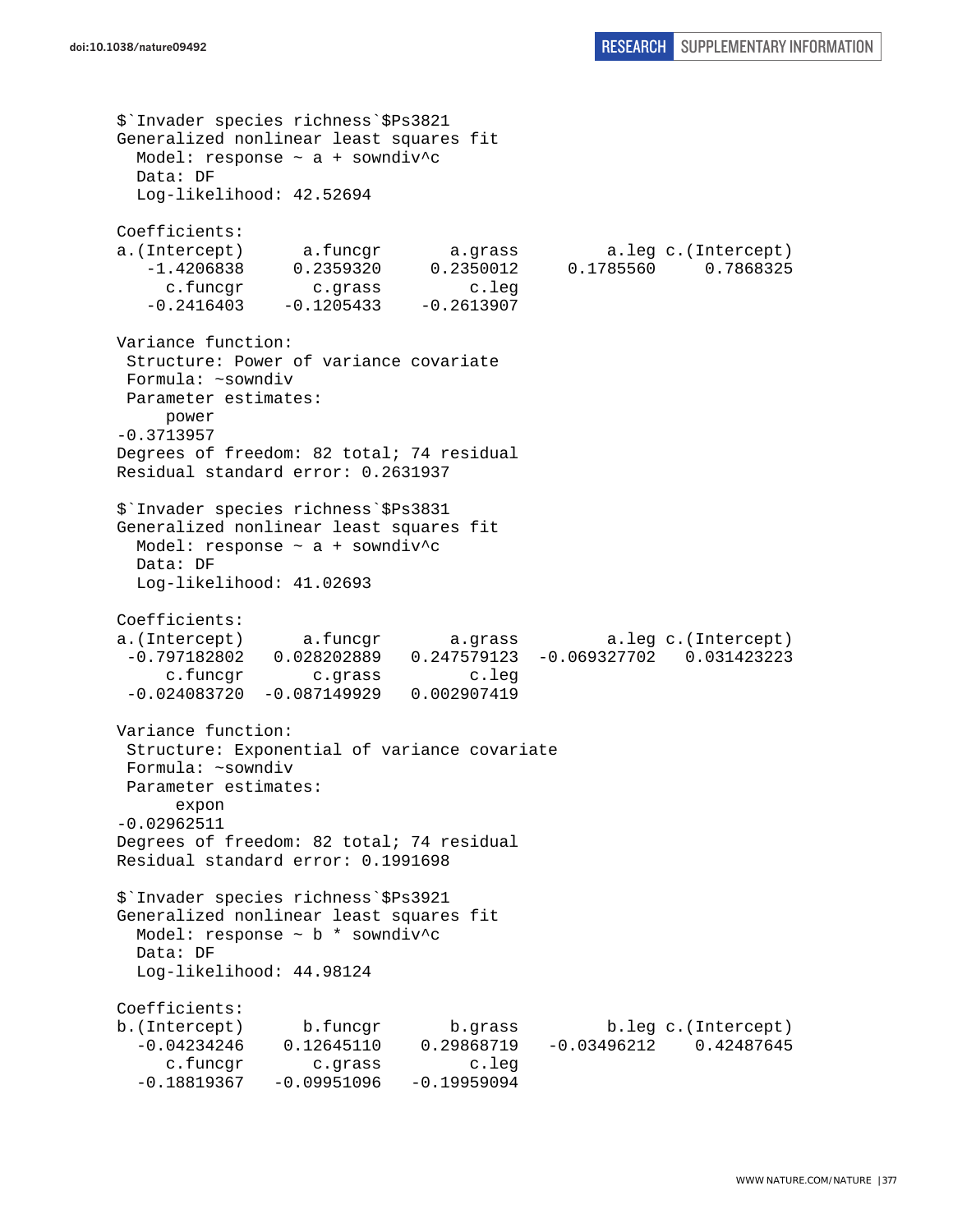```
$`Invader species richness`$Ps3821
Generalized nonlinear least squares fit
  Model: response ~ a + sowndiv^c
  Data: DF
  Log-likelihood: 42.52694

Coefficients:
a.(Intercept)      a.funcgr       a.grass         a.leg c.(Intercept)
   -1.4206838     0.2359320     0.2350012     0.1785560     0.7868325
     c.funcgr       c.grass         c.leg
   -0.2416403    -0.1205433    -0.2613907

Variance function:
 Structure: Power of variance covariate
 Formula: ~sowndiv
 Parameter estimates:
     power
-0.3713957
Degrees of freedom: 82 total; 74 residual
Residual standard error: 0.2631937

$`Invader species richness`$Ps3831
Generalized nonlinear least squares fit
  Model: response ~ a + sowndiv^c
  Data: DF
  Log-likelihood: 41.02693

Coefficients:
a.(Intercept)      a.funcgr       a.grass         a.leg c.(Intercept)
 -0.797182802   0.028202889   0.247579123  -0.069327702   0.031423223
     c.funcgr       c.grass         c.leg
 -0.024083720  -0.087149929   0.002907419

Variance function:
 Structure: Exponential of variance covariate
 Formula: ~sowndiv
 Parameter estimates:
      expon
-0.02962511
Degrees of freedom: 82 total; 74 residual
Residual standard error: 0.1991698

$`Invader species richness`$Ps3921
Generalized nonlinear least squares fit
  Model: response ~ b * sowndiv^c
  Data: DF
  Log-likelihood: 44.98124

Coefficients:
b.(Intercept)      b.funcgr       b.grass         b.leg c.(Intercept)
  -0.04234246    0.12645110    0.29868719   -0.03496212    0.42487645
     c.funcgr       c.grass         c.leg
  -0.18819367   -0.09951096   -0.19959094
```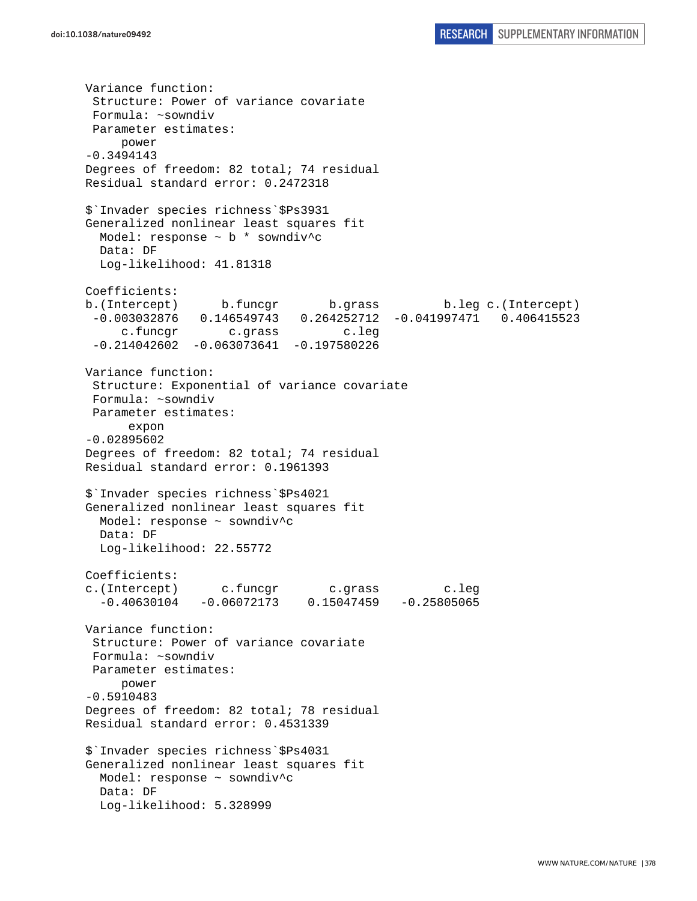```
Variance function:
 Structure: Power of variance covariate
 Formula: ~sowndiv
 Parameter estimates:
     power
-0.3494143
Degrees of freedom: 82 total; 74 residual
Residual standard error: 0.2472318

$`Invader species richness`$Ps3931
Generalized nonlinear least squares fit
  Model: response ~ b * sowndiv^c
  Data: DF
  Log-likelihood: 41.81318

Coefficients:
b.(Intercept)      b.funcgr       b.grass         b.leg c.(Intercept)
 -0.003032876   0.146549743   0.264252712  -0.041997471   0.406415523
     c.funcgr       c.grass         c.leg
 -0.214042602  -0.063073641  -0.197580226

Variance function:
 Structure: Exponential of variance covariate
 Formula: ~sowndiv
 Parameter estimates:
      expon
-0.02895602
Degrees of freedom: 82 total; 74 residual
Residual standard error: 0.1961393

$`Invader species richness`$Ps4021
Generalized nonlinear least squares fit
  Model: response ~ sowndiv^c
  Data: DF
  Log-likelihood: 22.55772

Coefficients:
c.(Intercept)      c.funcgr       c.grass         c.leg
  -0.40630104   -0.06072173    0.15047459   -0.25805065

Variance function:
 Structure: Power of variance covariate
 Formula: ~sowndiv
 Parameter estimates:
     power
-0.5910483
Degrees of freedom: 82 total; 78 residual
Residual standard error: 0.4531339

$`Invader species richness`$Ps4031
Generalized nonlinear least squares fit
  Model: response ~ sowndiv^c
  Data: DF
  Log-likelihood: 5.328999
```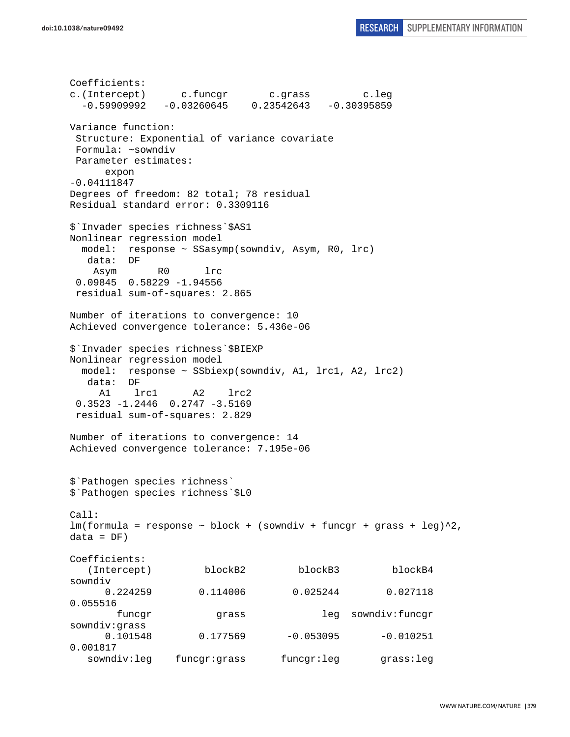```
Coefficients:
c.(Intercept)      c.funcgr       c.grass         c.leg
  -0.59909992   -0.03260645    0.23542643   -0.30395859

Variance function:
 Structure: Exponential of variance covariate
 Formula: ~sowndiv
 Parameter estimates:
      expon
-0.04111847
Degrees of freedom: 82 total; 78 residual
Residual standard error: 0.3309116

$`Invader species richness`$AS1
Nonlinear regression model
  model:  response ~ SSasymp(sowndiv, Asym, R0, lrc)
   data:  DF
    Asym       R0      lrc
 0.09845  0.58229 -1.94556
 residual sum-of-squares: 2.865

Number of iterations to convergence: 10
Achieved convergence tolerance: 5.436e-06

$`Invader species richness`$BIEXP
Nonlinear regression model
  model:  response ~ SSbiexp(sowndiv, A1, lrc1, A2, lrc2)
   data:  DF
     A1    lrc1      A2    lrc2
 0.3523 -1.2446  0.2747 -3.5169
 residual sum-of-squares: 2.829

Number of iterations to convergence: 14
Achieved convergence tolerance: 7.195e-06


$`Pathogen species richness`
$`Pathogen species richness`$L0

Call:
lm(formula = response ~ block + (sowndiv + funcgr + grass + leg)^2,
data = DF)

Coefficients:
   (Intercept)         blockB2          blockB3          blockB4
sowndiv
      0.224259        0.114006         0.025244         0.027118
0.055516
        funcgr           grass              leg   sowndiv:funcgr
sowndiv:grass
      0.101548        0.177569        -0.053095        -0.010251
0.001817
   sowndiv:leg    funcgr:grass       funcgr:leg        grass:leg
```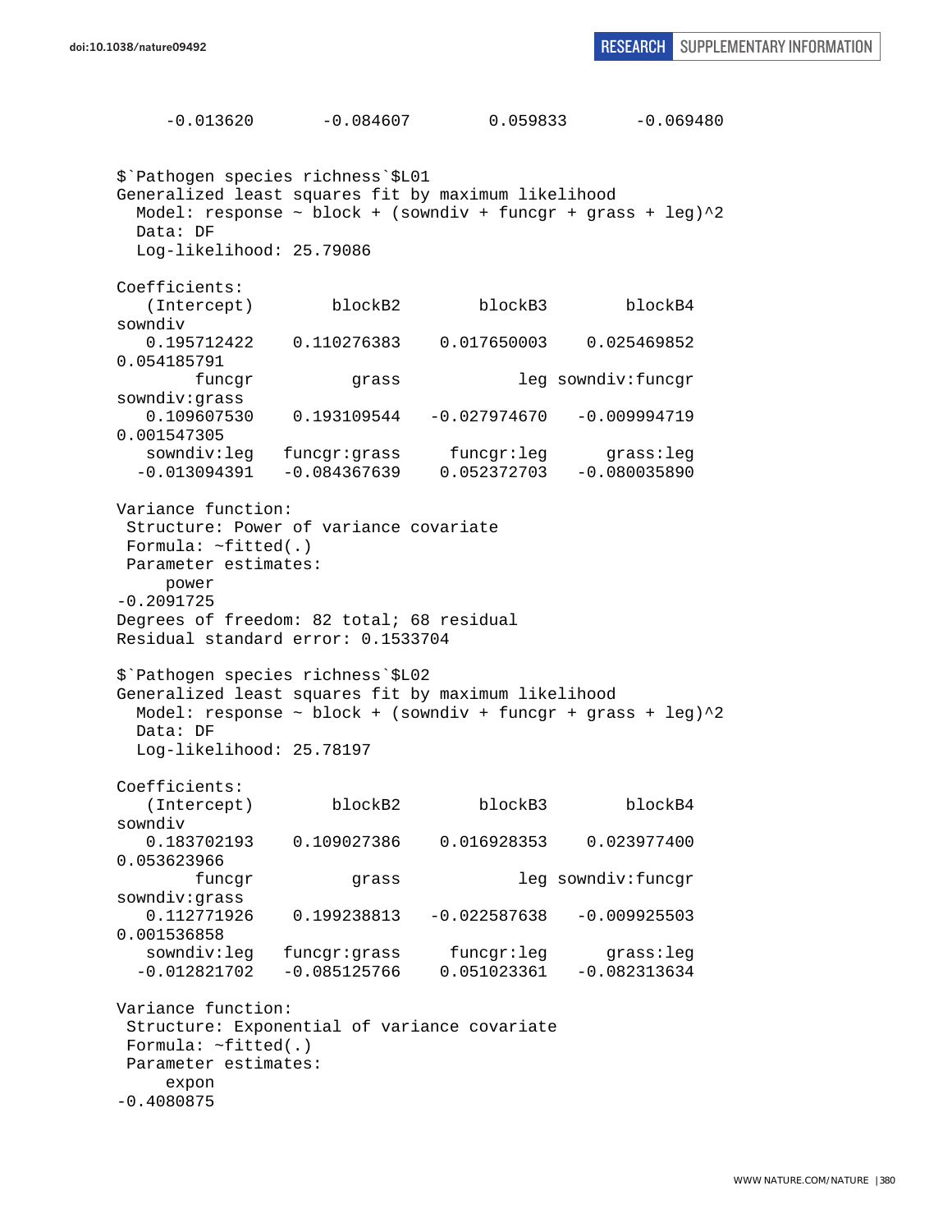```
     -0.013620       -0.084607        0.059833       -0.069480


$`Pathogen species richness`$L01
Generalized least squares fit by maximum likelihood
  Model: response ~ block + (sowndiv + funcgr + grass + leg)^2
  Data: DF
  Log-likelihood: 25.79086

Coefficients:
   (Intercept)        blockB2        blockB3        blockB4
sowndiv
   0.195712422    0.110276383    0.017650003    0.025469852
0.054185791
        funcgr          grass            leg sowndiv:funcgr
sowndiv:grass
   0.109607530    0.193109544   -0.027974670   -0.009994719
0.001547305
   sowndiv:leg   funcgr:grass     funcgr:leg      grass:leg
  -0.013094391   -0.084367639    0.052372703   -0.080035890

Variance function:
 Structure: Power of variance covariate
 Formula: ~fitted(.)
 Parameter estimates:
     power
-0.2091725
Degrees of freedom: 82 total; 68 residual
Residual standard error: 0.1533704

$`Pathogen species richness`$L02
Generalized least squares fit by maximum likelihood
  Model: response ~ block + (sowndiv + funcgr + grass + leg)^2
  Data: DF
  Log-likelihood: 25.78197

Coefficients:
   (Intercept)        blockB2        blockB3        blockB4
sowndiv
   0.183702193    0.109027386    0.016928353    0.023977400
0.053623966
        funcgr          grass            leg sowndiv:funcgr
sowndiv:grass
   0.112771926    0.199238813   -0.022587638   -0.009925503
0.001536858
   sowndiv:leg   funcgr:grass     funcgr:leg      grass:leg
  -0.012821702   -0.085125766    0.051023361   -0.082313634

Variance function:
 Structure: Exponential of variance covariate
 Formula: ~fitted(.)
 Parameter estimates:
     expon
-0.4080875
```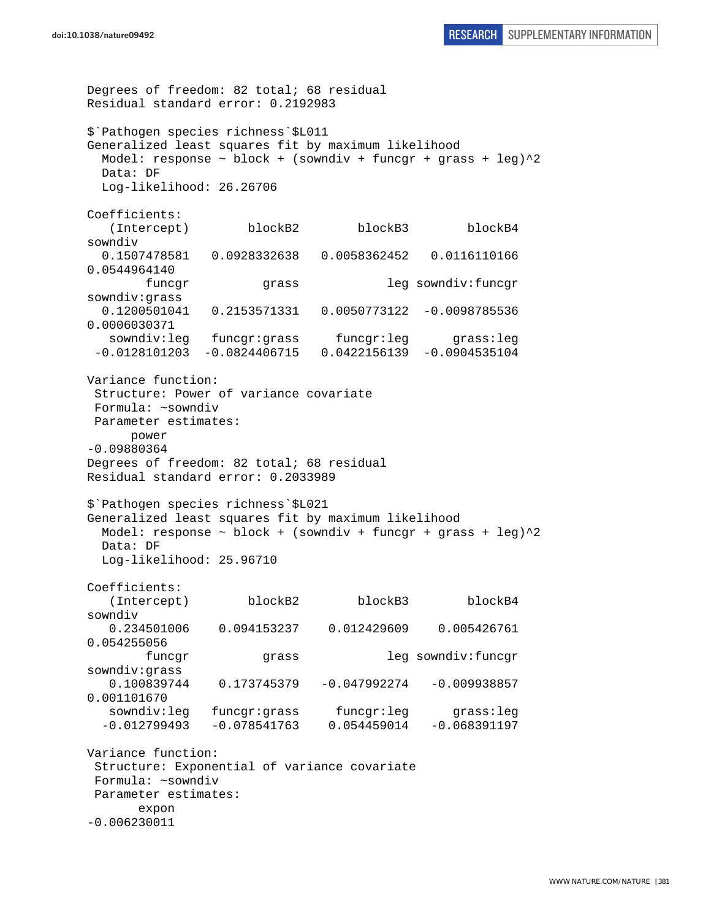```
Degrees of freedom: 82 total; 68 residual
Residual standard error: 0.2192983

$`Pathogen species richness`$L011
Generalized least squares fit by maximum likelihood
  Model: response ~ block + (sowndiv + funcgr + grass + leg)^2
  Data: DF
  Log-likelihood: 26.26706

Coefficients:
   (Intercept)        blockB2        blockB3        blockB4
sowndiv
  0.1507478581   0.0928332638   0.0058362452   0.0116110166
0.0544964140
        funcgr          grass            leg sowndiv:funcgr
sowndiv:grass
  0.1200501041   0.2153571331   0.0050773122  -0.0098785536
0.0006030371
   sowndiv:leg   funcgr:grass     funcgr:leg      grass:leg
 -0.0128101203  -0.0824406715   0.0422156139  -0.0904535104

Variance function:
 Structure: Power of variance covariate
 Formula: ~sowndiv
 Parameter estimates:
      power
-0.09880364
Degrees of freedom: 82 total; 68 residual
Residual standard error: 0.2033989

$`Pathogen species richness`$L021
Generalized least squares fit by maximum likelihood
  Model: response ~ block + (sowndiv + funcgr + grass + leg)^2
  Data: DF
  Log-likelihood: 25.96710

Coefficients:
   (Intercept)        blockB2        blockB3        blockB4
sowndiv
   0.234501006    0.094153237    0.012429609    0.005426761
0.054255056
        funcgr          grass            leg sowndiv:funcgr
sowndiv:grass
   0.100839744    0.173745379   -0.047992274   -0.009938857
0.001101670
   sowndiv:leg   funcgr:grass     funcgr:leg      grass:leg
  -0.012799493   -0.078541763    0.054459014   -0.068391197

Variance function:
 Structure: Exponential of variance covariate
 Formula: ~sowndiv
 Parameter estimates:
       expon
-0.006230011
```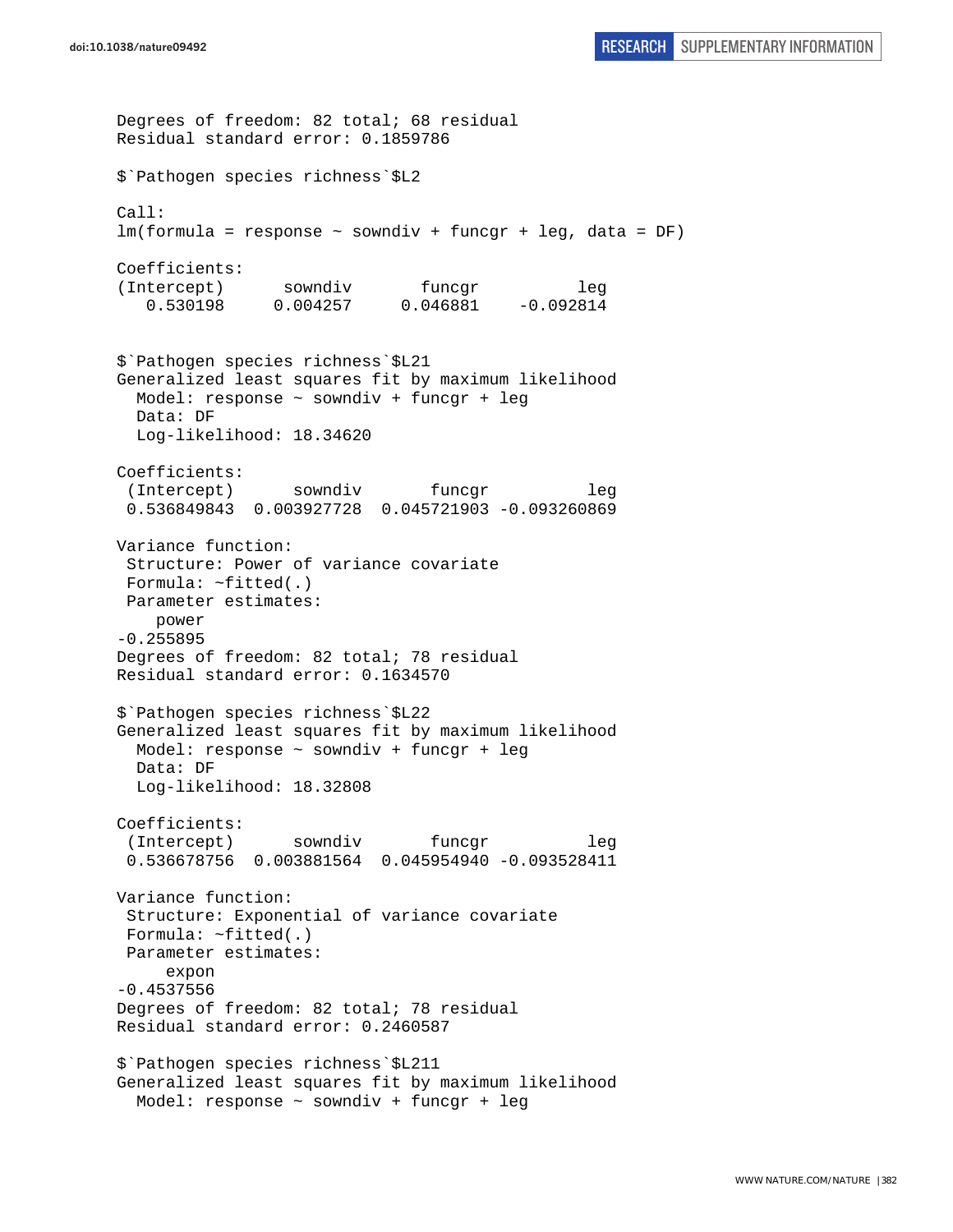```
Degrees of freedom: 82 total; 68 residual
Residual standard error: 0.1859786

$`Pathogen species richness`$L2

Call:
lm(formula = response ~ sowndiv + funcgr + leg, data = DF)

Coefficients:
(Intercept)      sowndiv       funcgr          leg  
   0.530198     0.004257     0.046881    -0.092814  


$`Pathogen species richness`$L21
Generalized least squares fit by maximum likelihood
  Model: response ~ sowndiv + funcgr + leg 
  Data: DF 
  Log-likelihood: 18.34620

Coefficients:
 (Intercept)      sowndiv       funcgr          leg 
 0.536849843  0.003927728  0.045721903 -0.093260869 

Variance function:
 Structure: Power of variance covariate
 Formula: ~fitted(.) 
 Parameter estimates:
    power 
-0.255895 
Degrees of freedom: 82 total; 78 residual
Residual standard error: 0.1634570 

$`Pathogen species richness`$L22
Generalized least squares fit by maximum likelihood
  Model: response ~ sowndiv + funcgr + leg 
  Data: DF 
  Log-likelihood: 18.32808

Coefficients:
 (Intercept)      sowndiv       funcgr          leg 
 0.536678756  0.003881564  0.045954940 -0.093528411 

Variance function:
 Structure: Exponential of variance covariate
 Formula: ~fitted(.) 
 Parameter estimates:
     expon 
-0.4537556 
Degrees of freedom: 82 total; 78 residual
Residual standard error: 0.2460587 

$`Pathogen species richness`$L211
Generalized least squares fit by maximum likelihood
  Model: response ~ sowndiv + funcgr + leg 
```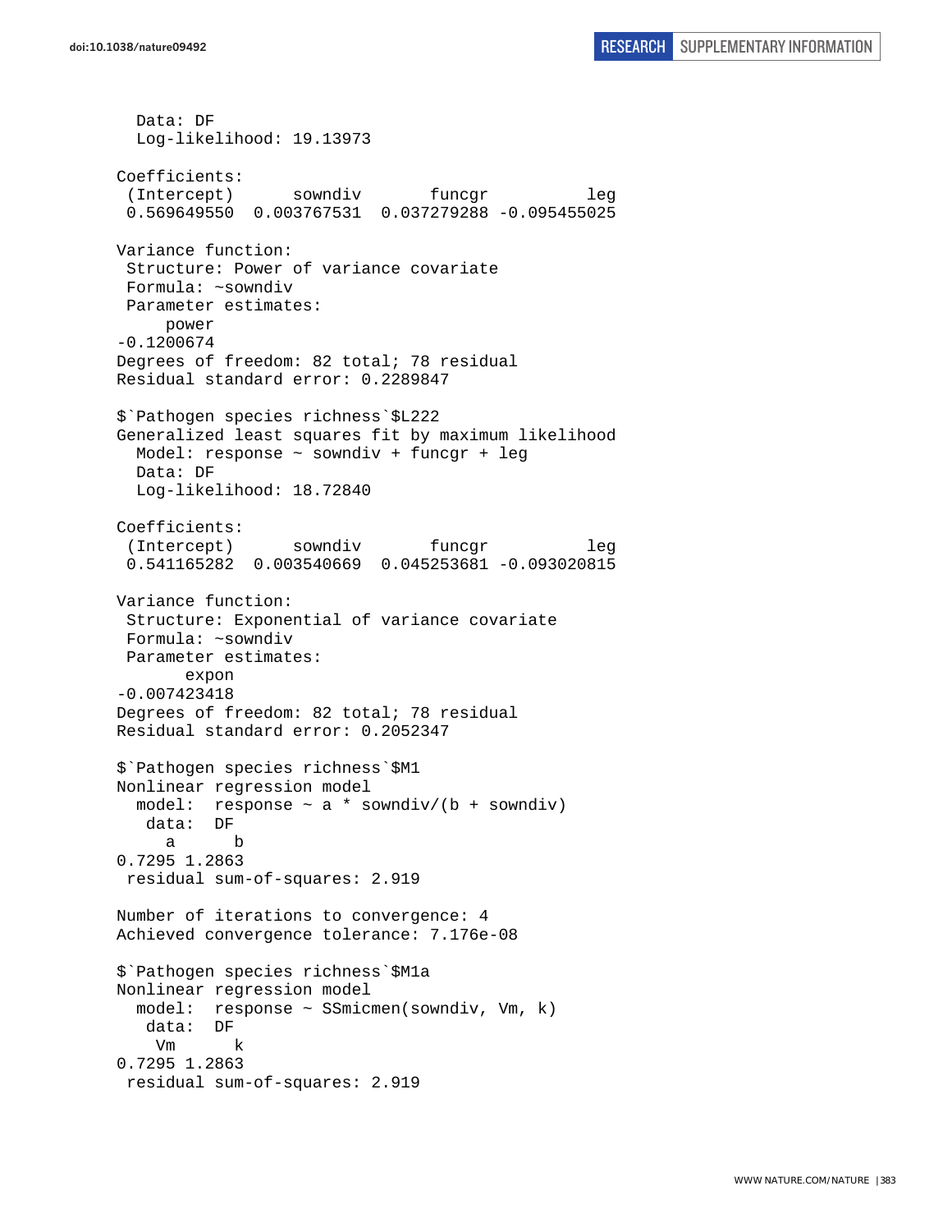```
  Data: DF
  Log-likelihood: 19.13973

Coefficients:
 (Intercept)      sowndiv       funcgr          leg 
 0.569649550  0.003767531  0.037279288 -0.095455025 

Variance function:
 Structure: Power of variance covariate
 Formula: ~sowndiv 
 Parameter estimates:
     power 
-0.1200674 
Degrees of freedom: 82 total; 78 residual
Residual standard error: 0.2289847 

$`Pathogen species richness`$L222
Generalized least squares fit by maximum likelihood
  Model: response ~ sowndiv + funcgr + leg 
  Data: DF 
  Log-likelihood: 18.72840

Coefficients:
 (Intercept)      sowndiv       funcgr          leg 
 0.541165282  0.003540669  0.045253681 -0.093020815 

Variance function:
 Structure: Exponential of variance covariate
 Formula: ~sowndiv 
 Parameter estimates:
       expon 
-0.007423418 
Degrees of freedom: 82 total; 78 residual
Residual standard error: 0.2052347 

$`Pathogen species richness`$M1
Nonlinear regression model
  model:  response ~ a * sowndiv/(b + sowndiv) 
   data:  DF 
     a      b 
0.7295 1.2863 
 residual sum-of-squares: 2.919

Number of iterations to convergence: 4 
Achieved convergence tolerance: 7.176e-08 

$`Pathogen species richness`$M1a
Nonlinear regression model
  model:  response ~ SSmicmen(sowndiv, Vm, k) 
   data:  DF 
    Vm      k 
0.7295 1.2863 
 residual sum-of-squares: 2.919
```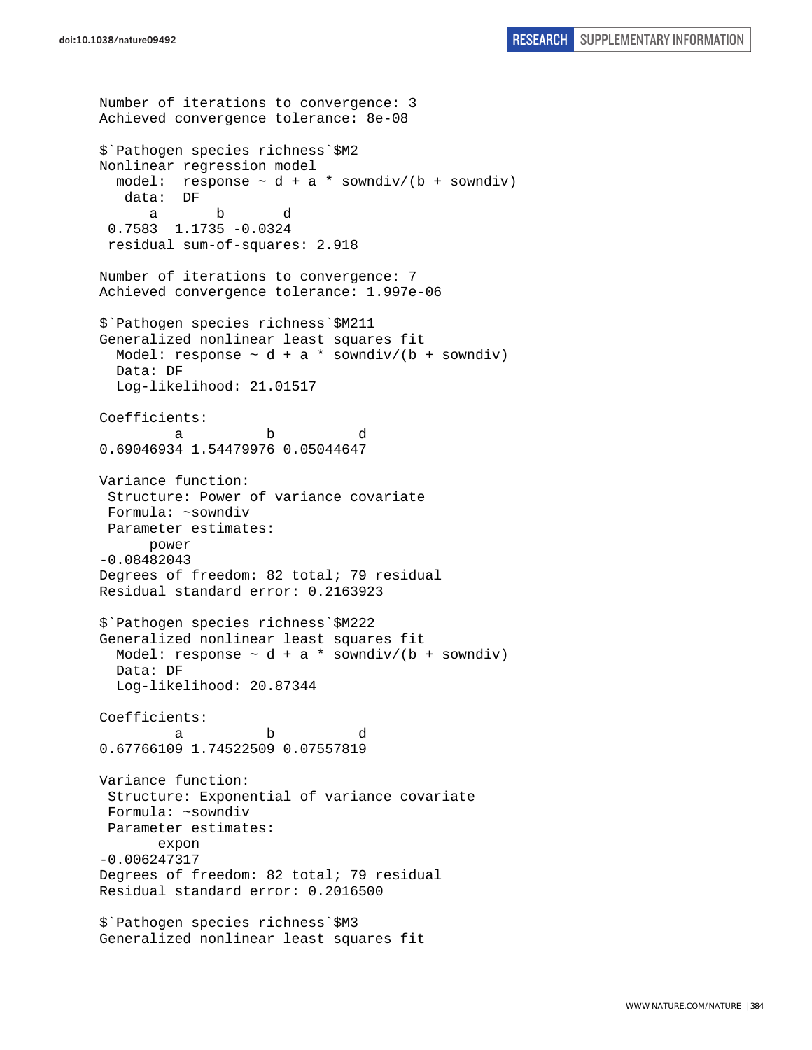```
Number of iterations to convergence: 3 
Achieved convergence tolerance: 8e-08 

$`Pathogen species richness`$M2
Nonlinear regression model
  model:  response ~ d + a * sowndiv/(b + sowndiv)
   data:  DF
      a       b       d 
 0.7583  1.1735 -0.0324 
 residual sum-of-squares: 2.918

Number of iterations to convergence: 7 
Achieved convergence tolerance: 1.997e-06 

$`Pathogen species richness`$M211
Generalized nonlinear least squares fit
  Model: response ~ d + a * sowndiv/(b + sowndiv) 
  Data: DF 
  Log-likelihood: 21.01517

Coefficients:
         a          b          d 
0.69046934 1.54479976 0.05044647 

Variance function:
 Structure: Power of variance covariate
 Formula: ~sowndiv 
 Parameter estimates:
      power 
-0.08482043 
Degrees of freedom: 82 total; 79 residual
Residual standard error: 0.2163923 

$`Pathogen species richness`$M222
Generalized nonlinear least squares fit
  Model: response ~ d + a * sowndiv/(b + sowndiv) 
  Data: DF 
  Log-likelihood: 20.87344

Coefficients:
         a          b          d 
0.67766109 1.74522509 0.07557819 

Variance function:
 Structure: Exponential of variance covariate
 Formula: ~sowndiv 
 Parameter estimates:
       expon 
-0.006247317 
Degrees of freedom: 82 total; 79 residual
Residual standard error: 0.2016500 

$`Pathogen species richness`$M3
Generalized nonlinear least squares fit
```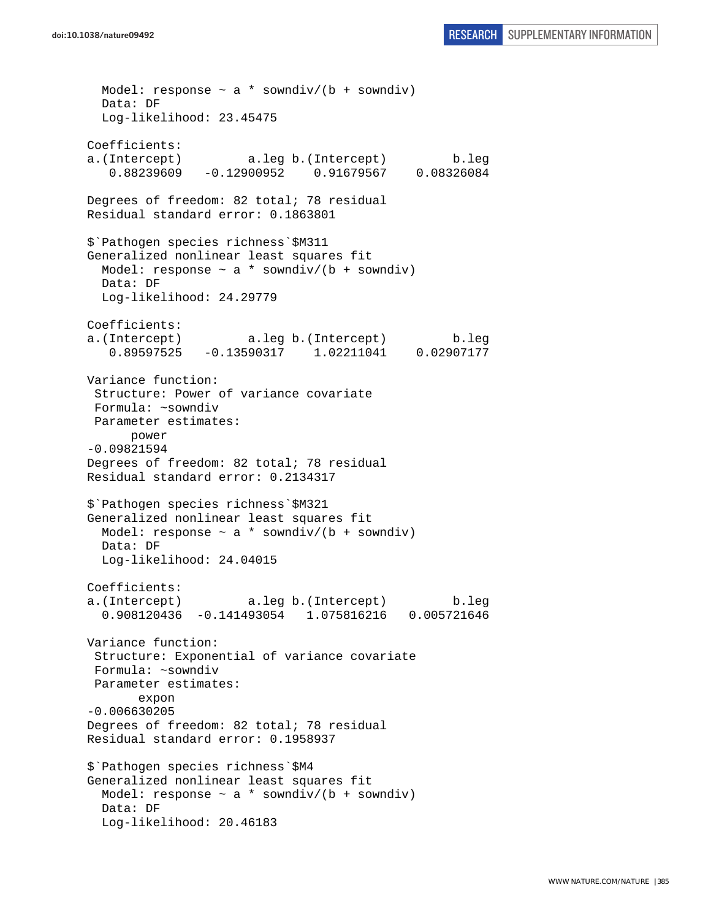```
  Model: response ~ a * sowndiv/(b + sowndiv)
  Data: DF
  Log-likelihood: 23.45475

Coefficients:
a.(Intercept)         a.leg b.(Intercept)         b.leg
   0.88239609   -0.12900952    0.91679567    0.08326084

Degrees of freedom: 82 total; 78 residual
Residual standard error: 0.1863801

$`Pathogen species richness`$M311
Generalized nonlinear least squares fit
  Model: response ~ a * sowndiv/(b + sowndiv)
  Data: DF
  Log-likelihood: 24.29779

Coefficients:
a.(Intercept)         a.leg b.(Intercept)         b.leg
   0.89597525   -0.13590317    1.02211041    0.02907177

Variance function:
 Structure: Power of variance covariate
 Formula: ~sowndiv
 Parameter estimates:
      power
-0.09821594
Degrees of freedom: 82 total; 78 residual
Residual standard error: 0.2134317

$`Pathogen species richness`$M321
Generalized nonlinear least squares fit
  Model: response ~ a * sowndiv/(b + sowndiv)
  Data: DF
  Log-likelihood: 24.04015

Coefficients:
a.(Intercept)         a.leg b.(Intercept)         b.leg
  0.908120436  -0.141493054   1.075816216   0.005721646

Variance function:
 Structure: Exponential of variance covariate
 Formula: ~sowndiv
 Parameter estimates:
       expon
-0.006630205
Degrees of freedom: 82 total; 78 residual
Residual standard error: 0.1958937

$`Pathogen species richness`$M4
Generalized nonlinear least squares fit
  Model: response ~ a * sowndiv/(b + sowndiv)
  Data: DF
  Log-likelihood: 20.46183
```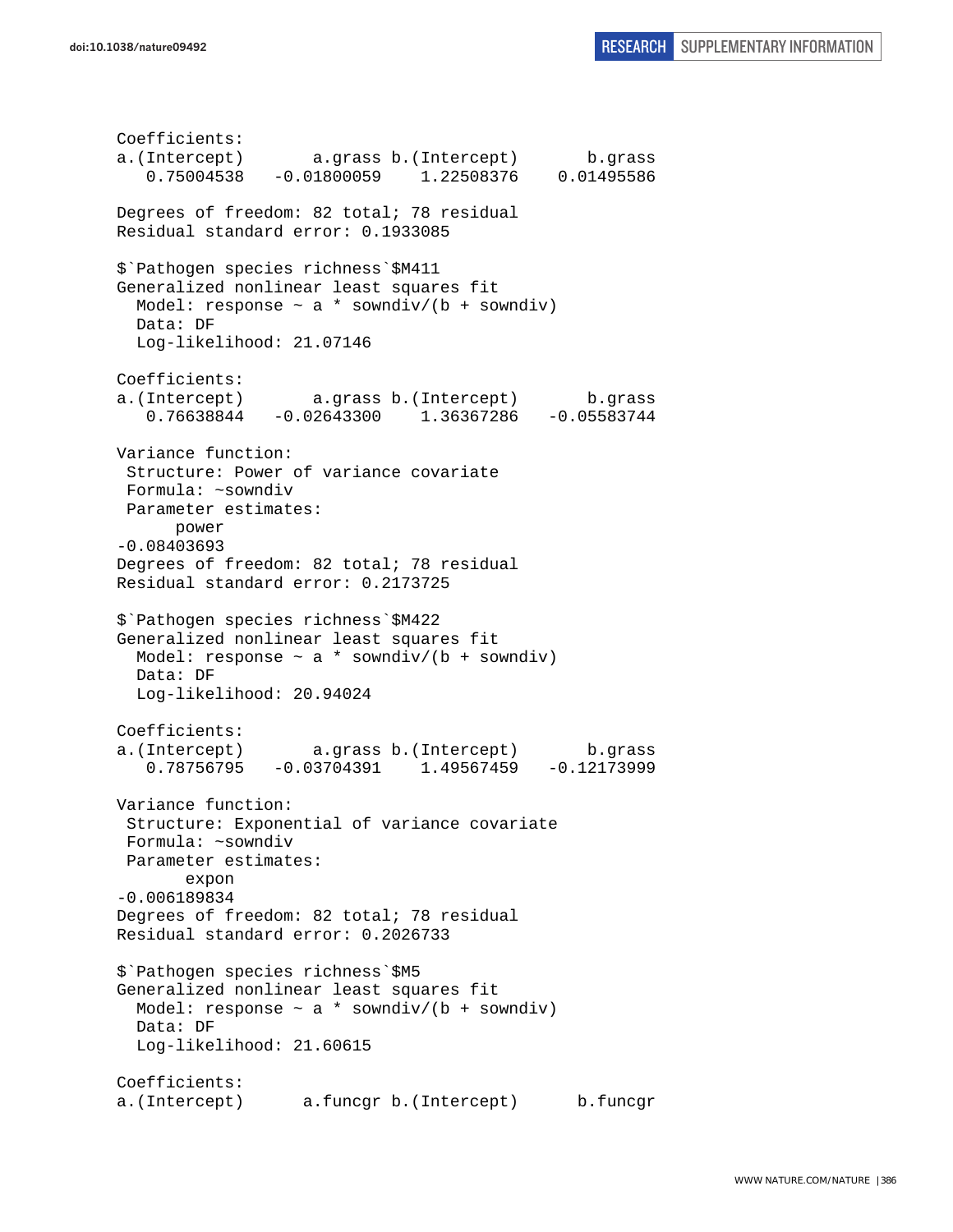```
Coefficients:
a.(Intercept)       a.grass b.(Intercept)       b.grass
   0.75004538   -0.01800059    1.22508376    0.01495586

Degrees of freedom: 82 total; 78 residual
Residual standard error: 0.1933085

$`Pathogen species richness`$M411
Generalized nonlinear least squares fit
  Model: response ~ a * sowndiv/(b + sowndiv)
  Data: DF
  Log-likelihood: 21.07146

Coefficients:
a.(Intercept)       a.grass b.(Intercept)       b.grass
   0.76638844   -0.02643300    1.36367286   -0.05583744

Variance function:
 Structure: Power of variance covariate
 Formula: ~sowndiv
 Parameter estimates:
      power
-0.08403693
Degrees of freedom: 82 total; 78 residual
Residual standard error: 0.2173725

$`Pathogen species richness`$M422
Generalized nonlinear least squares fit
  Model: response ~ a * sowndiv/(b + sowndiv)
  Data: DF
  Log-likelihood: 20.94024

Coefficients:
a.(Intercept)       a.grass b.(Intercept)       b.grass
   0.78756795   -0.03704391    1.49567459   -0.12173999

Variance function:
 Structure: Exponential of variance covariate
 Formula: ~sowndiv
 Parameter estimates:
       expon
-0.006189834
Degrees of freedom: 82 total; 78 residual
Residual standard error: 0.2026733

$`Pathogen species richness`$M5
Generalized nonlinear least squares fit
  Model: response ~ a * sowndiv/(b + sowndiv)
  Data: DF
  Log-likelihood: 21.60615

Coefficients:
a.(Intercept)      a.funcgr b.(Intercept)      b.funcgr
```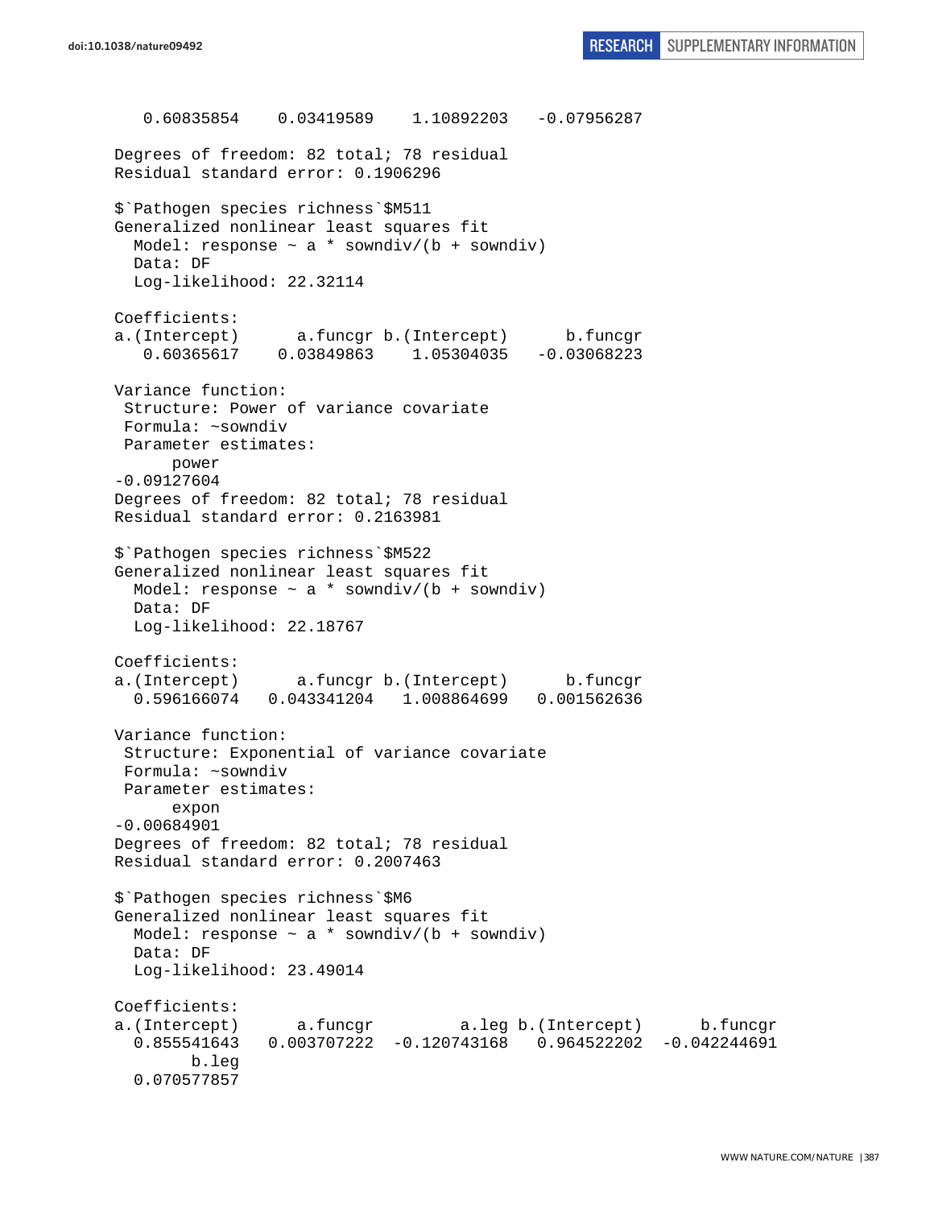```
   0.60835854    0.03419589    1.10892203   -0.07956287 

Degrees of freedom: 82 total; 78 residual
Residual standard error: 0.1906296 

$`Pathogen species richness`$M511
Generalized nonlinear least squares fit
  Model: response ~ a * sowndiv/(b + sowndiv) 
  Data: DF 
  Log-likelihood: 22.32114

Coefficients:
a.(Intercept)      a.funcgr b.(Intercept)      b.funcgr 
   0.60365617    0.03849863    1.05304035   -0.03068223 

Variance function:
 Structure: Power of variance covariate
 Formula: ~sowndiv 
 Parameter estimates:
      power 
-0.09127604 
Degrees of freedom: 82 total; 78 residual
Residual standard error: 0.2163981 

$`Pathogen species richness`$M522
Generalized nonlinear least squares fit
  Model: response ~ a * sowndiv/(b + sowndiv) 
  Data: DF 
  Log-likelihood: 22.18767

Coefficients:
a.(Intercept)      a.funcgr b.(Intercept)      b.funcgr 
  0.596166074   0.043341204   1.008864699   0.001562636 

Variance function:
 Structure: Exponential of variance covariate
 Formula: ~sowndiv 
 Parameter estimates:
      expon 
-0.00684901 
Degrees of freedom: 82 total; 78 residual
Residual standard error: 0.2007463 

$`Pathogen species richness`$M6
Generalized nonlinear least squares fit
  Model: response ~ a * sowndiv/(b + sowndiv) 
  Data: DF 
  Log-likelihood: 23.49014

Coefficients:
a.(Intercept)      a.funcgr         a.leg b.(Intercept)      b.funcgr 
  0.855541643   0.003707222  -0.120743168   0.964522202  -0.042244691 
        b.leg 
  0.070577857 
```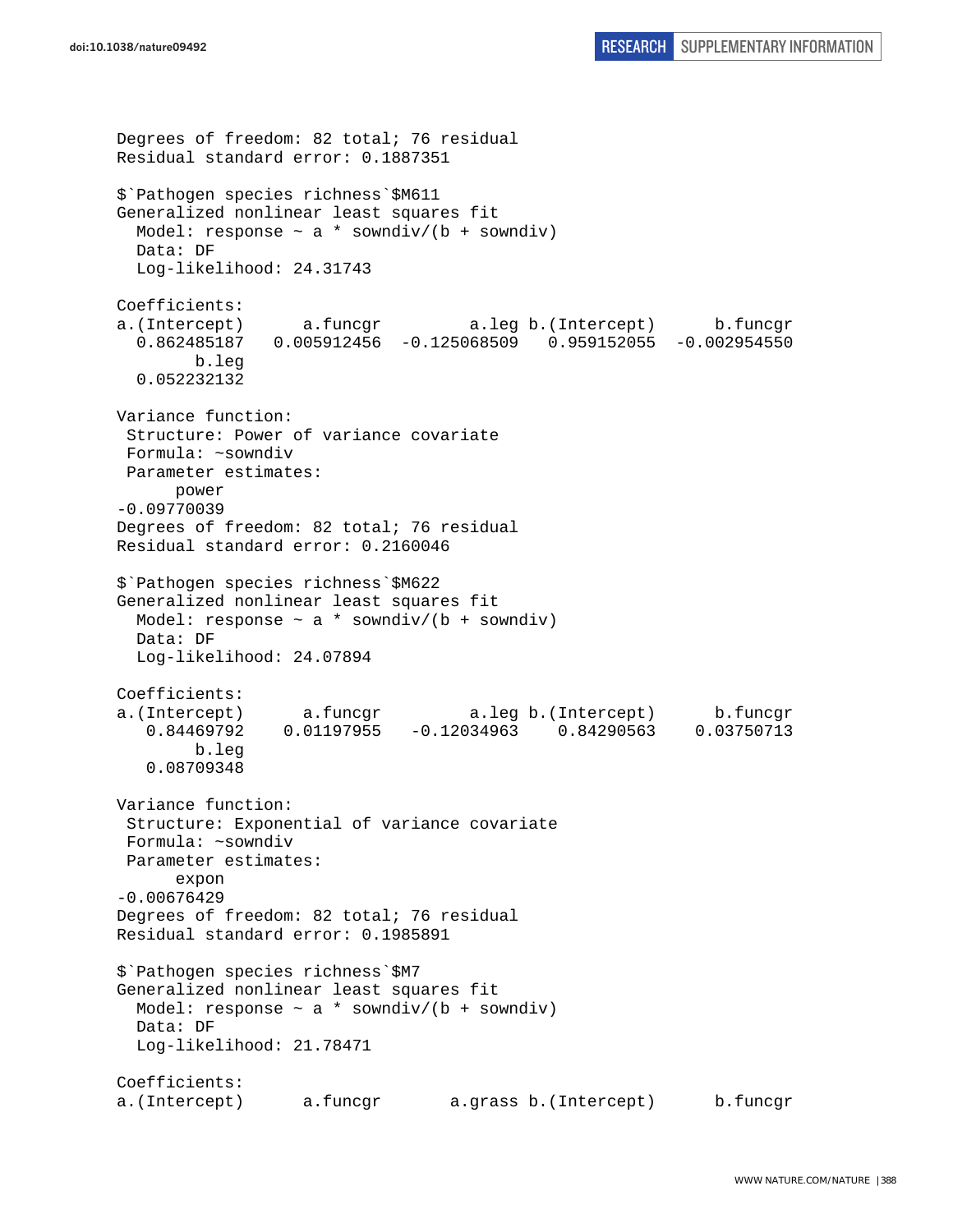```
Degrees of freedom: 82 total; 76 residual
Residual standard error: 0.1887351

$`Pathogen species richness`$M611
Generalized nonlinear least squares fit
  Model: response ~ a * sowndiv/(b + sowndiv)
  Data: DF
  Log-likelihood: 24.31743

Coefficients:
a.(Intercept)      a.funcgr         a.leg b.(Intercept)      b.funcgr
  0.862485187   0.005912456  -0.125068509   0.959152055  -0.002954550
        b.leg
  0.052232132

Variance function:
 Structure: Power of variance covariate
 Formula: ~sowndiv
 Parameter estimates:
      power
-0.09770039
Degrees of freedom: 82 total; 76 residual
Residual standard error: 0.2160046

$`Pathogen species richness`$M622
Generalized nonlinear least squares fit
  Model: response ~ a * sowndiv/(b + sowndiv)
  Data: DF
  Log-likelihood: 24.07894

Coefficients:
a.(Intercept)      a.funcgr         a.leg b.(Intercept)      b.funcgr
   0.84469792    0.01197955   -0.12034963    0.84290563    0.03750713
        b.leg
   0.08709348

Variance function:
 Structure: Exponential of variance covariate
 Formula: ~sowndiv
 Parameter estimates:
      expon
-0.00676429
Degrees of freedom: 82 total; 76 residual
Residual standard error: 0.1985891

$`Pathogen species richness`$M7
Generalized nonlinear least squares fit
  Model: response ~ a * sowndiv/(b + sowndiv)
  Data: DF
  Log-likelihood: 21.78471

Coefficients:
a.(Intercept)      a.funcgr       a.grass b.(Intercept)      b.funcgr
```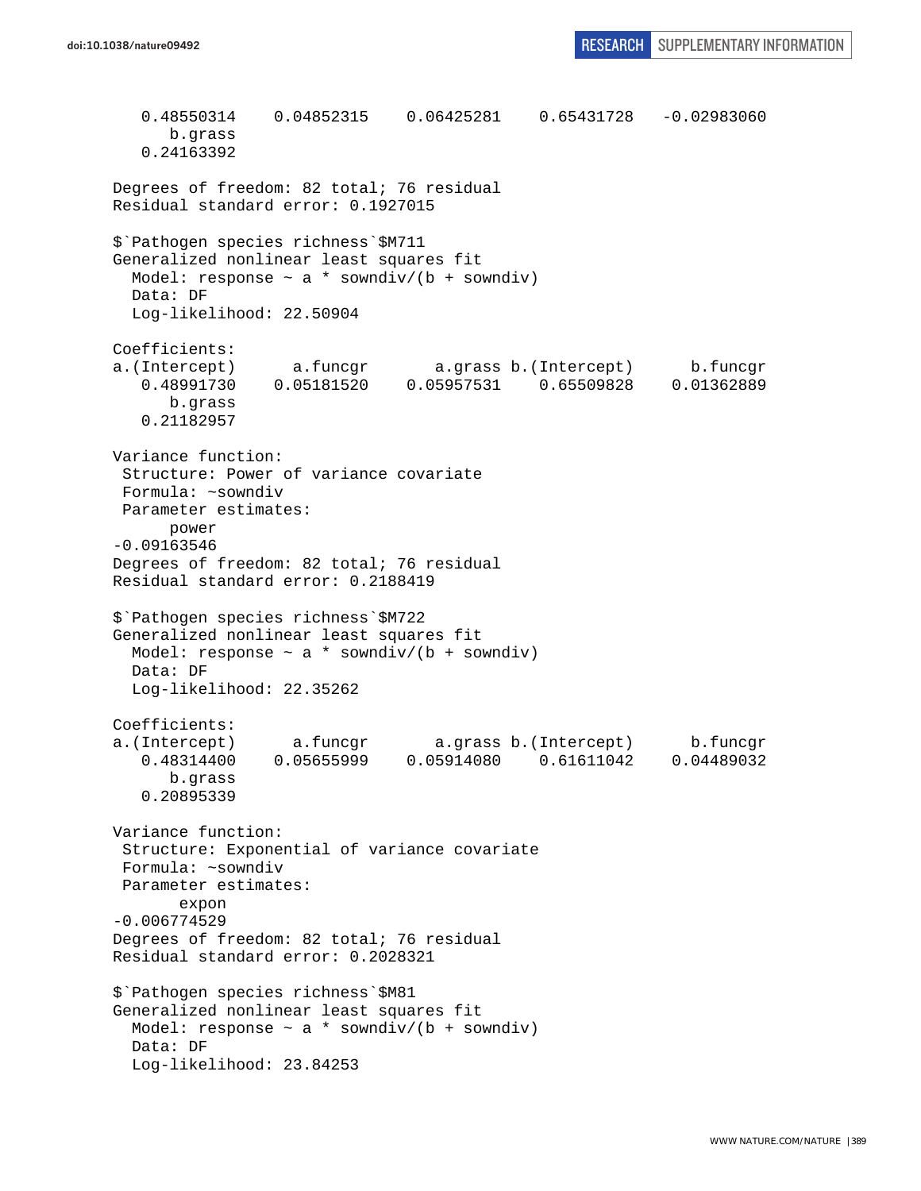```
   0.48550314   0.04852315   0.06425281   0.65431728  -0.02983060 
      b.grass 
   0.24163392 

Degrees of freedom: 82 total; 76 residual
Residual standard error: 0.1927015 

$`Pathogen species richness`$M711
Generalized nonlinear least squares fit
  Model: response ~ a * sowndiv/(b + sowndiv) 
  Data: DF 
  Log-likelihood: 22.50904

Coefficients:
a.(Intercept)      a.funcgr      a.grass b.(Intercept)      b.funcgr 
   0.48991730   0.05181520   0.05957531   0.65509828   0.01362889 
      b.grass 
   0.21182957 

Variance function:
 Structure: Power of variance covariate
 Formula: ~sowndiv 
 Parameter estimates:
      power 
-0.09163546 
Degrees of freedom: 82 total; 76 residual
Residual standard error: 0.2188419 

$`Pathogen species richness`$M722
Generalized nonlinear least squares fit
  Model: response ~ a * sowndiv/(b + sowndiv) 
  Data: DF 
  Log-likelihood: 22.35262

Coefficients:
a.(Intercept)      a.funcgr      a.grass b.(Intercept)      b.funcgr 
   0.48314400   0.05655999   0.05914080   0.61611042   0.04489032 
      b.grass 
   0.20895339 

Variance function:
 Structure: Exponential of variance covariate
 Formula: ~sowndiv 
 Parameter estimates:
       expon 
-0.006774529 
Degrees of freedom: 82 total; 76 residual
Residual standard error: 0.2028321 

$`Pathogen species richness`$M81
Generalized nonlinear least squares fit
  Model: response ~ a * sowndiv/(b + sowndiv) 
  Data: DF 
  Log-likelihood: 23.84253
```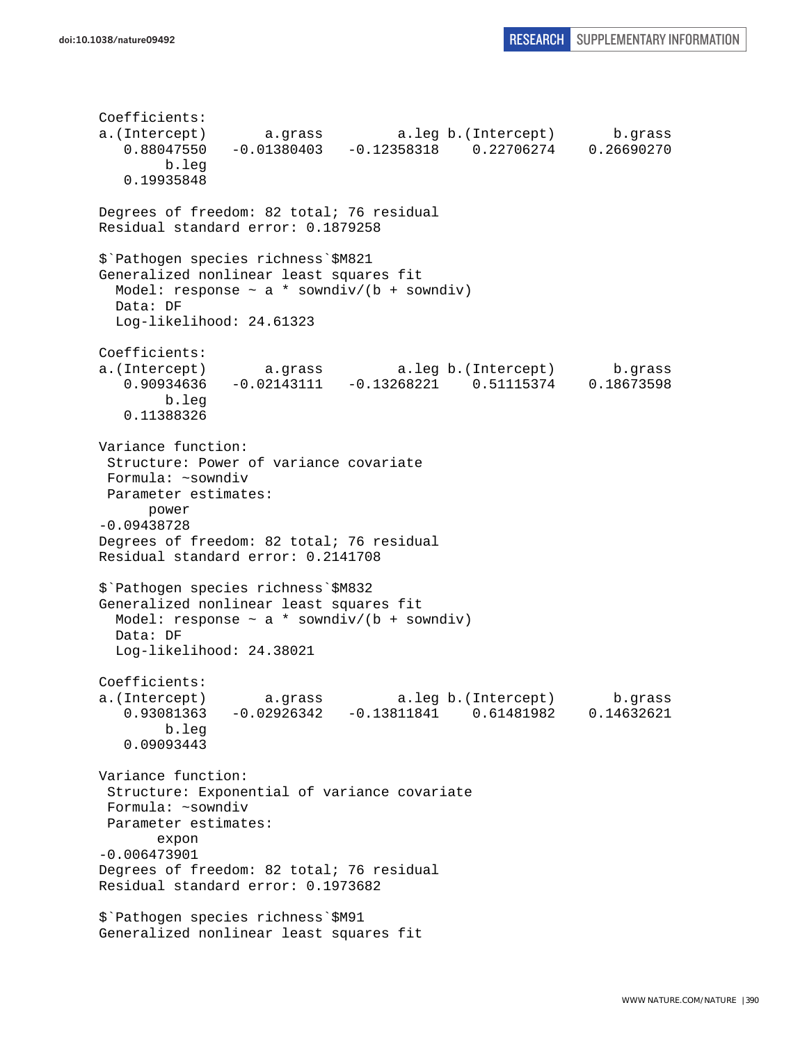```
Coefficients:
a.(Intercept)       a.grass         a.leg b.(Intercept)       b.grass 
   0.88047550   -0.01380403   -0.12358318    0.22706274    0.26690270 
        b.leg 
   0.19935848 

Degrees of freedom: 82 total; 76 residual
Residual standard error: 0.1879258 

$`Pathogen species richness`$M821
Generalized nonlinear least squares fit
  Model: response ~ a * sowndiv/(b + sowndiv) 
  Data: DF 
  Log-likelihood: 24.61323

Coefficients:
a.(Intercept)       a.grass         a.leg b.(Intercept)       b.grass 
   0.90934636   -0.02143111   -0.13268221    0.51115374    0.18673598 
        b.leg 
   0.11388326 

Variance function:
 Structure: Power of variance covariate
 Formula: ~sowndiv 
 Parameter estimates:
      power 
-0.09438728 
Degrees of freedom: 82 total; 76 residual
Residual standard error: 0.2141708 

$`Pathogen species richness`$M832
Generalized nonlinear least squares fit
  Model: response ~ a * sowndiv/(b + sowndiv) 
  Data: DF 
  Log-likelihood: 24.38021

Coefficients:
a.(Intercept)       a.grass         a.leg b.(Intercept)       b.grass 
   0.93081363   -0.02926342   -0.13811841    0.61481982    0.14632621 
        b.leg 
   0.09093443 

Variance function:
 Structure: Exponential of variance covariate
 Formula: ~sowndiv 
 Parameter estimates:
       expon 
-0.006473901 
Degrees of freedom: 82 total; 76 residual
Residual standard error: 0.1973682 

$`Pathogen species richness`$M91
Generalized nonlinear least squares fit
```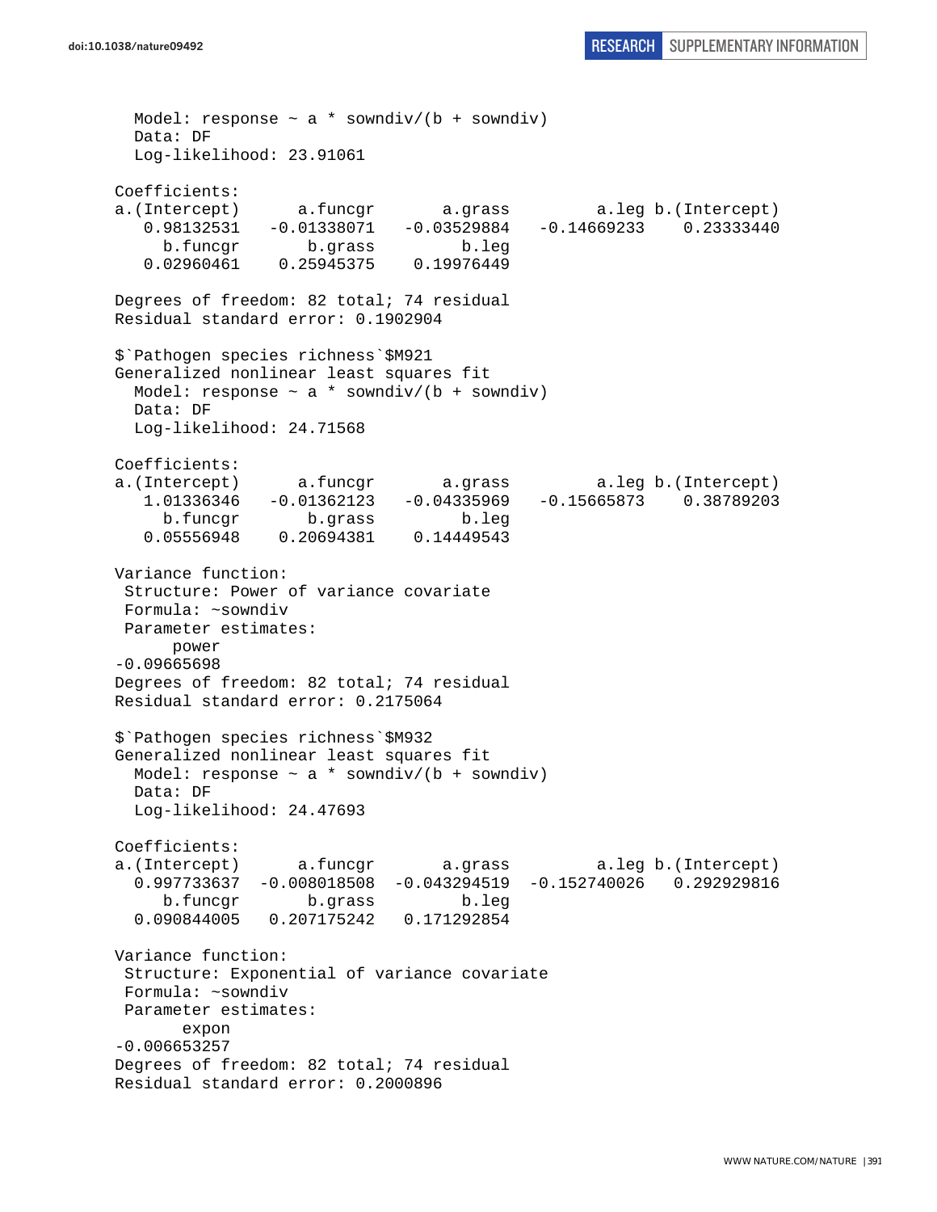```
  Model: response ~ a * sowndiv/(b + sowndiv)
  Data: DF
  Log-likelihood: 23.91061

Coefficients:
a.(Intercept)      a.funcgr       a.grass         a.leg b.(Intercept)
   0.98132531   -0.01338071   -0.03529884   -0.14669233    0.23333440
     b.funcgr       b.grass         b.leg
   0.02960461    0.25945375    0.19976449

Degrees of freedom: 82 total; 74 residual
Residual standard error: 0.1902904

$`Pathogen species richness`$M921
Generalized nonlinear least squares fit
  Model: response ~ a * sowndiv/(b + sowndiv)
  Data: DF
  Log-likelihood: 24.71568

Coefficients:
a.(Intercept)      a.funcgr       a.grass         a.leg b.(Intercept)
   1.01336346   -0.01362123   -0.04335969   -0.15665873    0.38789203
     b.funcgr       b.grass         b.leg
   0.05556948    0.20694381    0.14449543

Variance function:
 Structure: Power of variance covariate
 Formula: ~sowndiv
 Parameter estimates:
      power
-0.09665698
Degrees of freedom: 82 total; 74 residual
Residual standard error: 0.2175064

$`Pathogen species richness`$M932
Generalized nonlinear least squares fit
  Model: response ~ a * sowndiv/(b + sowndiv)
  Data: DF
  Log-likelihood: 24.47693

Coefficients:
a.(Intercept)      a.funcgr       a.grass         a.leg b.(Intercept)
  0.997733637  -0.008018508  -0.043294519  -0.152740026   0.292929816
     b.funcgr       b.grass         b.leg
  0.090844005   0.207175242   0.171292854

Variance function:
 Structure: Exponential of variance covariate
 Formula: ~sowndiv
 Parameter estimates:
       expon
-0.006653257
Degrees of freedom: 82 total; 74 residual
Residual standard error: 0.2000896
```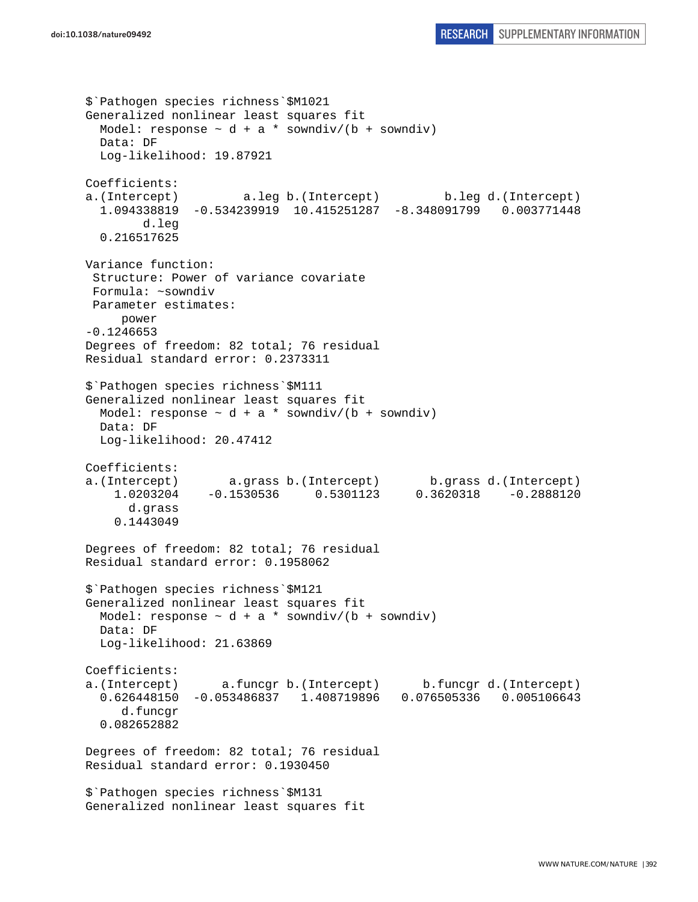```
$`Pathogen species richness`$M1021
Generalized nonlinear least squares fit
  Model: response ~ d + a * sowndiv/(b + sowndiv)
  Data: DF
  Log-likelihood: 19.87921

Coefficients:
a.(Intercept)         a.leg b.(Intercept)         b.leg d.(Intercept)
  1.094338819  -0.534239919  10.415251287  -8.348091799   0.003771448
        d.leg
  0.216517625

Variance function:
 Structure: Power of variance covariate
 Formula: ~sowndiv
 Parameter estimates:
     power
-0.1246653
Degrees of freedom: 82 total; 76 residual
Residual standard error: 0.2373311

$`Pathogen species richness`$M111
Generalized nonlinear least squares fit
  Model: response ~ d + a * sowndiv/(b + sowndiv)
  Data: DF
  Log-likelihood: 20.47412

Coefficients:
a.(Intercept)       a.grass b.(Intercept)       b.grass d.(Intercept)
    1.0203204    -0.1530536     0.5301123     0.3620318    -0.2888120
      d.grass
    0.1443049

Degrees of freedom: 82 total; 76 residual
Residual standard error: 0.1958062

$`Pathogen species richness`$M121
Generalized nonlinear least squares fit
  Model: response ~ d + a * sowndiv/(b + sowndiv)
  Data: DF
  Log-likelihood: 21.63869

Coefficients:
a.(Intercept)      a.funcgr b.(Intercept)      b.funcgr d.(Intercept)
  0.626448150  -0.053486837   1.408719896   0.076505336   0.005106643
     d.funcgr
  0.082652882

Degrees of freedom: 82 total; 76 residual
Residual standard error: 0.1930450

$`Pathogen species richness`$M131
Generalized nonlinear least squares fit
```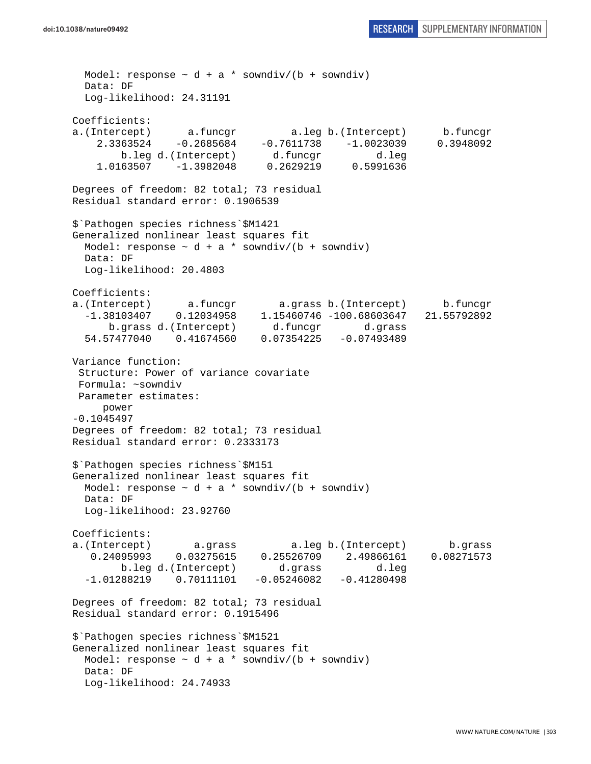```
  Model: response ~ d + a * sowndiv/(b + sowndiv)
  Data: DF
  Log-likelihood: 24.31191

Coefficients:
a.(Intercept)      a.funcgr         a.leg b.(Intercept)      b.funcgr
    2.3363524    -0.2685684    -0.7611738    -1.0023039     0.3948092
        b.leg d.(Intercept)      d.funcgr         d.leg
    1.0163507    -1.3982048     0.2629219     0.5991636

Degrees of freedom: 82 total; 73 residual
Residual standard error: 0.1906539

$`Pathogen species richness`$M1421
Generalized nonlinear least squares fit
  Model: response ~ d + a * sowndiv/(b + sowndiv)
  Data: DF
  Log-likelihood: 20.4803

Coefficients:
a.(Intercept)      a.funcgr       a.grass b.(Intercept)      b.funcgr
  -1.38103407    0.12034958    1.15460746 -100.68603647   21.55792892
      b.grass d.(Intercept)      d.funcgr       d.grass
  54.57477040    0.41674560    0.07354225   -0.07493489

Variance function:
 Structure: Power of variance covariate
 Formula: ~sowndiv
 Parameter estimates:
     power
-0.1045497
Degrees of freedom: 82 total; 73 residual
Residual standard error: 0.2333173

$`Pathogen species richness`$M151
Generalized nonlinear least squares fit
  Model: response ~ d + a * sowndiv/(b + sowndiv)
  Data: DF
  Log-likelihood: 23.92760

Coefficients:
a.(Intercept)       a.grass         a.leg b.(Intercept)       b.grass
   0.24095993    0.03275615    0.25526709    2.49866161    0.08271573
        b.leg d.(Intercept)       d.grass         d.leg
  -1.01288219    0.70111101   -0.05246082   -0.41280498

Degrees of freedom: 82 total; 73 residual
Residual standard error: 0.1915496

$`Pathogen species richness`$M1521
Generalized nonlinear least squares fit
  Model: response ~ d + a * sowndiv/(b + sowndiv)
  Data: DF
  Log-likelihood: 24.74933
```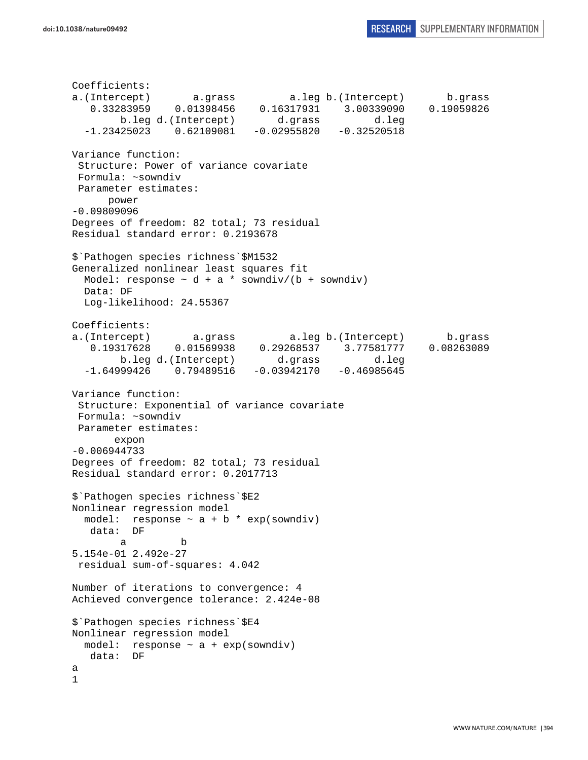```
Coefficients:
a.(Intercept)       a.grass         a.leg b.(Intercept)       b.grass 
   0.33283959    0.01398456    0.16317931    3.00339090    0.19059826 
        b.leg d.(Intercept)       d.grass         d.leg 
  -1.23425023    0.62109081   -0.02955820   -0.32520518 

Variance function:
 Structure: Power of variance covariate
 Formula: ~sowndiv 
 Parameter estimates:
      power 
-0.09809096 
Degrees of freedom: 82 total; 73 residual
Residual standard error: 0.2193678 

$`Pathogen species richness`$M1532
Generalized nonlinear least squares fit
  Model: response ~ d + a * sowndiv/(b + sowndiv) 
  Data: DF 
  Log-likelihood: 24.55367

Coefficients:
a.(Intercept)       a.grass         a.leg b.(Intercept)       b.grass 
   0.19317628    0.01569938    0.29268537    3.77581777    0.08263089 
        b.leg d.(Intercept)       d.grass         d.leg 
  -1.64999426    0.79489516   -0.03942170   -0.46985645 

Variance function:
 Structure: Exponential of variance covariate
 Formula: ~sowndiv 
 Parameter estimates:
       expon 
-0.006944733 
Degrees of freedom: 82 total; 73 residual
Residual standard error: 0.2017713 

$`Pathogen species richness`$E2
Nonlinear regression model
  model:  response ~ a + b * exp(sowndiv) 
   data:  DF 
        a         b 
5.154e-01 2.492e-27 
 residual sum-of-squares: 4.042

Number of iterations to convergence: 4 
Achieved convergence tolerance: 2.424e-08 

$`Pathogen species richness`$E4
Nonlinear regression model
  model:  response ~ a + exp(sowndiv) 
   data:  DF 
a 
1 
```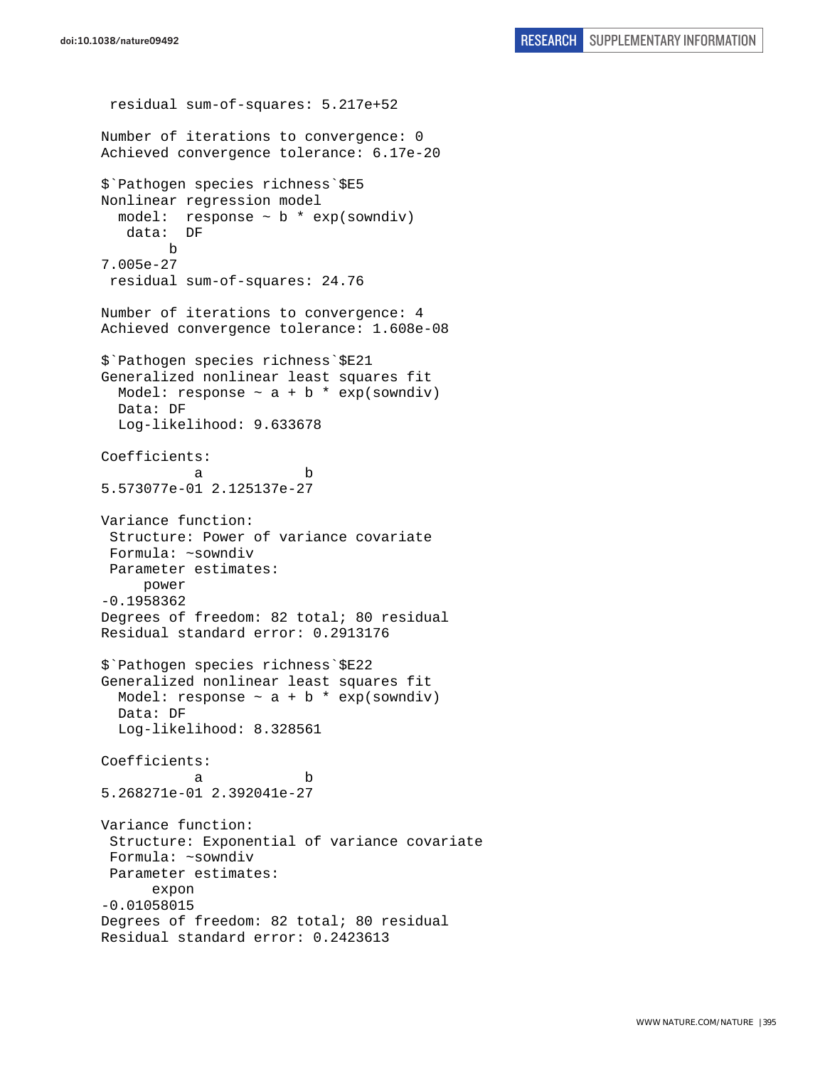```
 residual sum-of-squares: 5.217e+52

Number of iterations to convergence: 0
Achieved convergence tolerance: 6.17e-20

$`Pathogen species richness`$E5
Nonlinear regression model
  model:  response ~ b * exp(sowndiv)
   data:  DF
        b
7.005e-27
 residual sum-of-squares: 24.76

Number of iterations to convergence: 4
Achieved convergence tolerance: 1.608e-08

$`Pathogen species richness`$E21
Generalized nonlinear least squares fit
  Model: response ~ a + b * exp(sowndiv)
  Data: DF
  Log-likelihood: 9.633678

Coefficients:
           a            b
5.573077e-01 2.125137e-27

Variance function:
 Structure: Power of variance covariate
 Formula: ~sowndiv
 Parameter estimates:
     power
-0.1958362
Degrees of freedom: 82 total; 80 residual
Residual standard error: 0.2913176

$`Pathogen species richness`$E22
Generalized nonlinear least squares fit
  Model: response ~ a + b * exp(sowndiv)
  Data: DF
  Log-likelihood: 8.328561

Coefficients:
           a            b
5.268271e-01 2.392041e-27

Variance function:
 Structure: Exponential of variance covariate
 Formula: ~sowndiv
 Parameter estimates:
      expon
-0.01058015
Degrees of freedom: 82 total; 80 residual
Residual standard error: 0.2423613
```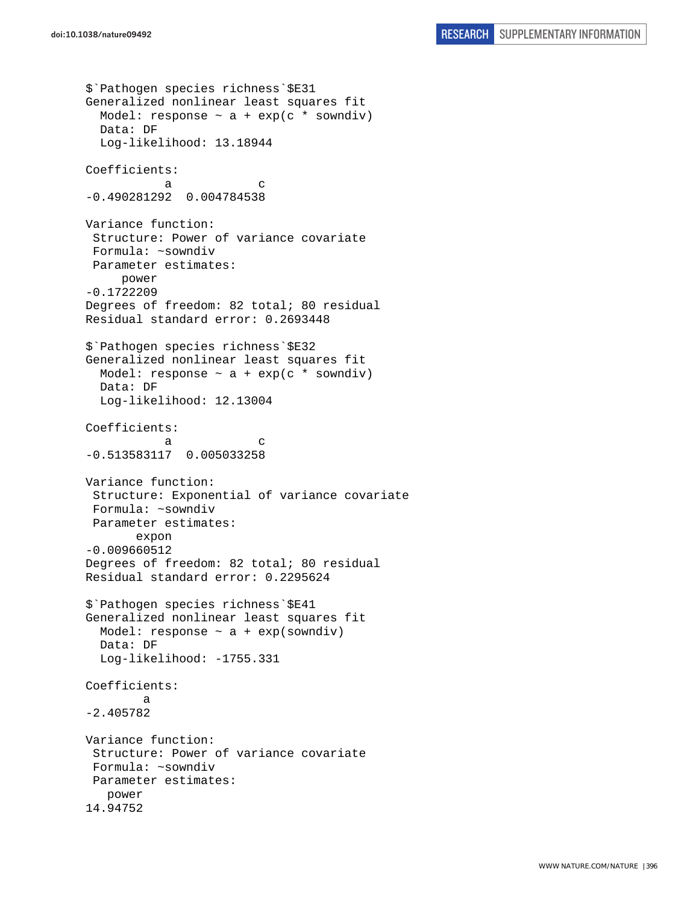```
$`Pathogen species richness`$E31
Generalized nonlinear least squares fit
  Model: response ~ a + exp(c * sowndiv)
  Data: DF
  Log-likelihood: 13.18944

Coefficients:
           a            c
-0.490281292  0.004784538

Variance function:
 Structure: Power of variance covariate
 Formula: ~sowndiv
 Parameter estimates:
     power
-0.1722209
Degrees of freedom: 82 total; 80 residual
Residual standard error: 0.2693448

$`Pathogen species richness`$E32
Generalized nonlinear least squares fit
  Model: response ~ a + exp(c * sowndiv)
  Data: DF
  Log-likelihood: 12.13004

Coefficients:
           a            c
-0.513583117  0.005033258

Variance function:
 Structure: Exponential of variance covariate
 Formula: ~sowndiv
 Parameter estimates:
       expon
-0.009660512
Degrees of freedom: 82 total; 80 residual
Residual standard error: 0.2295624

$`Pathogen species richness`$E41
Generalized nonlinear least squares fit
  Model: response ~ a + exp(sowndiv)
  Data: DF
  Log-likelihood: -1755.331

Coefficients:
        a
-2.405782

Variance function:
 Structure: Power of variance covariate
 Formula: ~sowndiv
 Parameter estimates:
   power
14.94752
```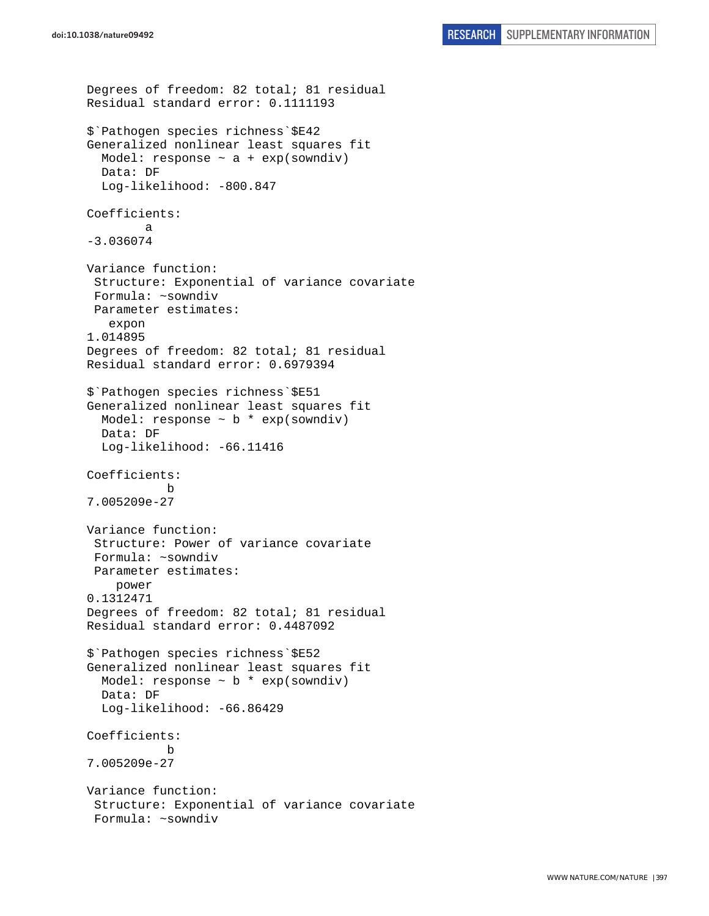```
Degrees of freedom: 82 total; 81 residual
Residual standard error: 0.1111193

$`Pathogen species richness`$E42
Generalized nonlinear least squares fit
  Model: response ~ a + exp(sowndiv)
  Data: DF
  Log-likelihood: -800.847

Coefficients:
        a
-3.036074

Variance function:
 Structure: Exponential of variance covariate
 Formula: ~sowndiv
 Parameter estimates:
   expon
1.014895
Degrees of freedom: 82 total; 81 residual
Residual standard error: 0.6979394

$`Pathogen species richness`$E51
Generalized nonlinear least squares fit
  Model: response ~ b * exp(sowndiv)
  Data: DF
  Log-likelihood: -66.11416

Coefficients:
           b
7.005209e-27

Variance function:
 Structure: Power of variance covariate
 Formula: ~sowndiv
 Parameter estimates:
    power
0.1312471
Degrees of freedom: 82 total; 81 residual
Residual standard error: 0.4487092

$`Pathogen species richness`$E52
Generalized nonlinear least squares fit
  Model: response ~ b * exp(sowndiv)
  Data: DF
  Log-likelihood: -66.86429

Coefficients:
           b
7.005209e-27

Variance function:
 Structure: Exponential of variance covariate
 Formula: ~sowndiv
```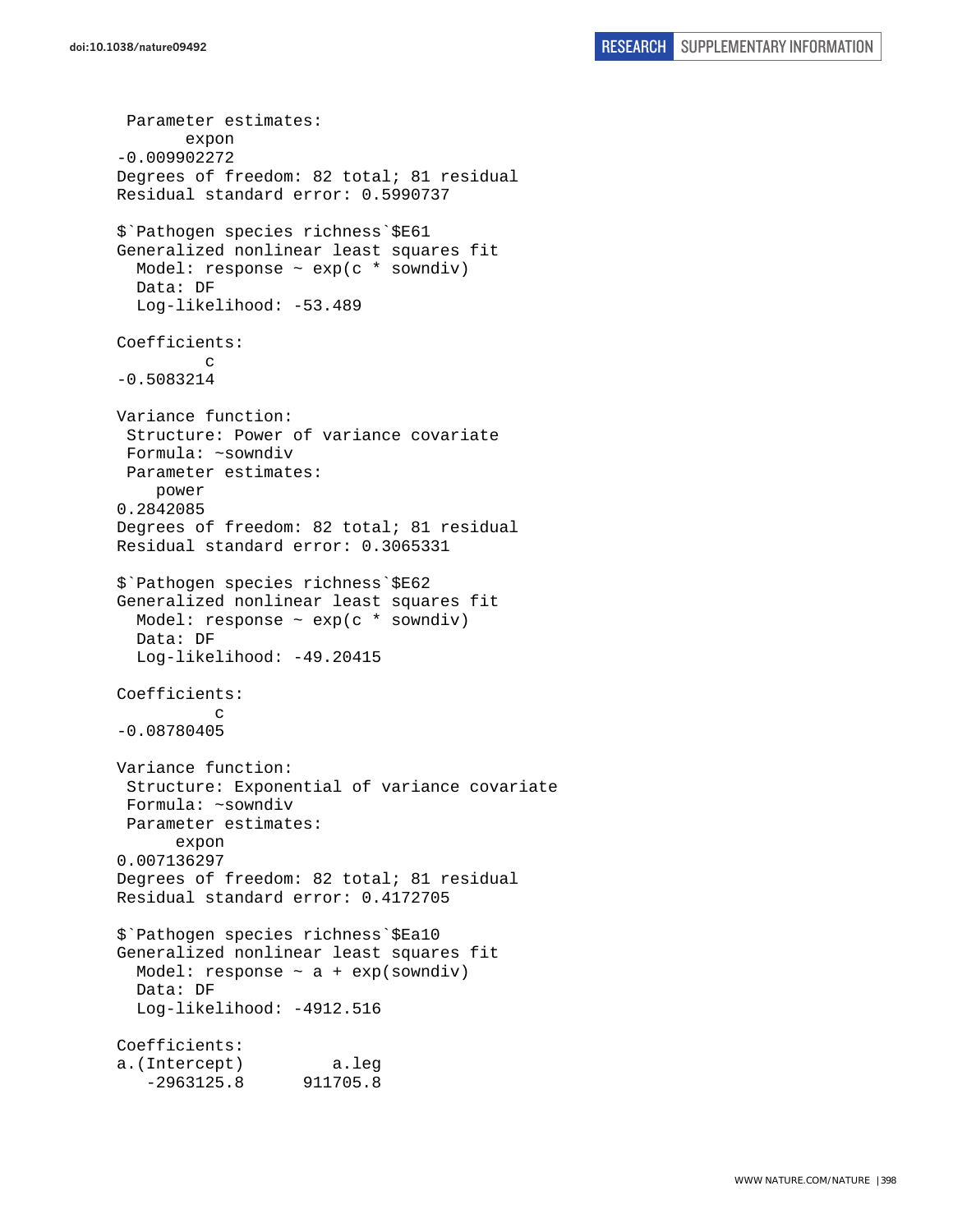```
 Parameter estimates:
       expon
-0.009902272
Degrees of freedom: 82 total; 81 residual
Residual standard error: 0.5990737

$`Pathogen species richness`$E61
Generalized nonlinear least squares fit
  Model: response ~ exp(c * sowndiv)
  Data: DF
  Log-likelihood: -53.489

Coefficients:
         c
-0.5083214

Variance function:
 Structure: Power of variance covariate
 Formula: ~sowndiv
 Parameter estimates:
    power
0.2842085
Degrees of freedom: 82 total; 81 residual
Residual standard error: 0.3065331

$`Pathogen species richness`$E62
Generalized nonlinear least squares fit
  Model: response ~ exp(c * sowndiv)
  Data: DF
  Log-likelihood: -49.20415

Coefficients:
          c
-0.08780405

Variance function:
 Structure: Exponential of variance covariate
 Formula: ~sowndiv
 Parameter estimates:
      expon
0.007136297
Degrees of freedom: 82 total; 81 residual
Residual standard error: 0.4172705

$`Pathogen species richness`$Ea10
Generalized nonlinear least squares fit
  Model: response ~ a + exp(sowndiv)
  Data: DF
  Log-likelihood: -4912.516

Coefficients:
a.(Intercept)         a.leg
   -2963125.8      911705.8
```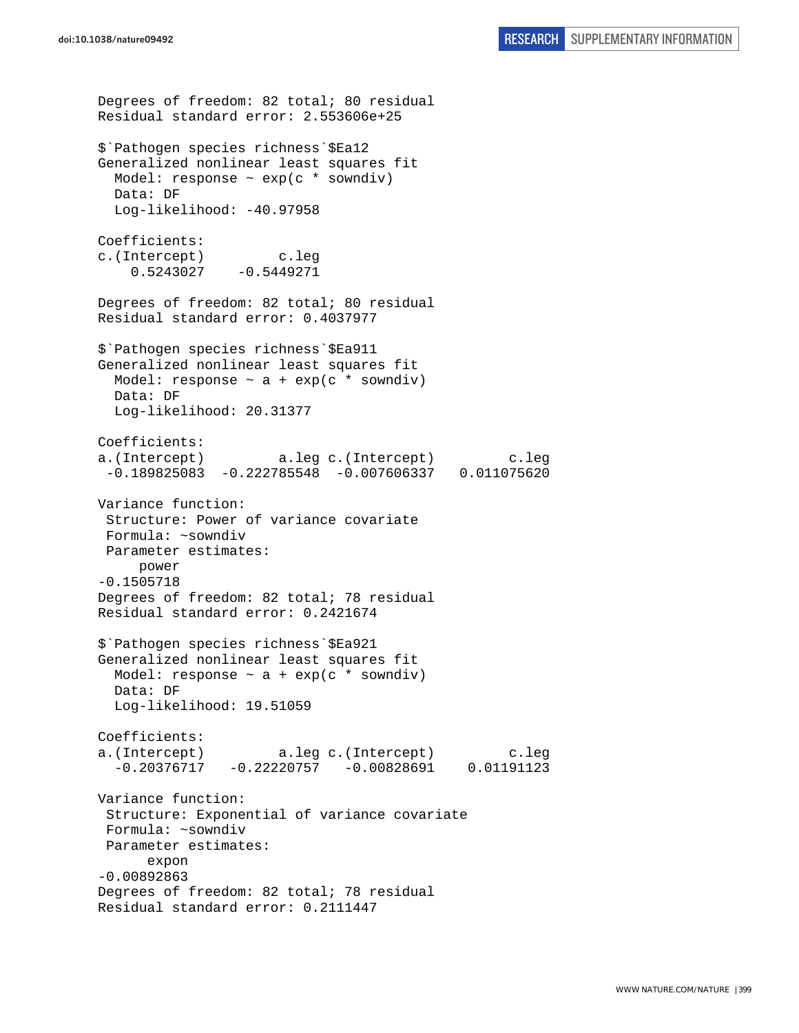```
Degrees of freedom: 82 total; 80 residual
Residual standard error: 2.553606e+25

$`Pathogen species richness`$Ea12
Generalized nonlinear least squares fit
  Model: response ~ exp(c * sowndiv)
  Data: DF
  Log-likelihood: -40.97958

Coefficients:
c.(Intercept)         c.leg
    0.5243027    -0.5449271

Degrees of freedom: 82 total; 80 residual
Residual standard error: 0.4037977

$`Pathogen species richness`$Ea911
Generalized nonlinear least squares fit
  Model: response ~ a + exp(c * sowndiv)
  Data: DF
  Log-likelihood: 20.31377

Coefficients:
a.(Intercept)         a.leg c.(Intercept)         c.leg
 -0.189825083  -0.222785548  -0.007606337   0.011075620

Variance function:
 Structure: Power of variance covariate
 Formula: ~sowndiv
 Parameter estimates:
     power
-0.1505718
Degrees of freedom: 82 total; 78 residual
Residual standard error: 0.2421674

$`Pathogen species richness`$Ea921
Generalized nonlinear least squares fit
  Model: response ~ a + exp(c * sowndiv)
  Data: DF
  Log-likelihood: 19.51059

Coefficients:
a.(Intercept)         a.leg c.(Intercept)         c.leg
  -0.20376717   -0.22220757   -0.00828691    0.01191123

Variance function:
 Structure: Exponential of variance covariate
 Formula: ~sowndiv
 Parameter estimates:
      expon
-0.00892863
Degrees of freedom: 82 total; 78 residual
Residual standard error: 0.2111447
```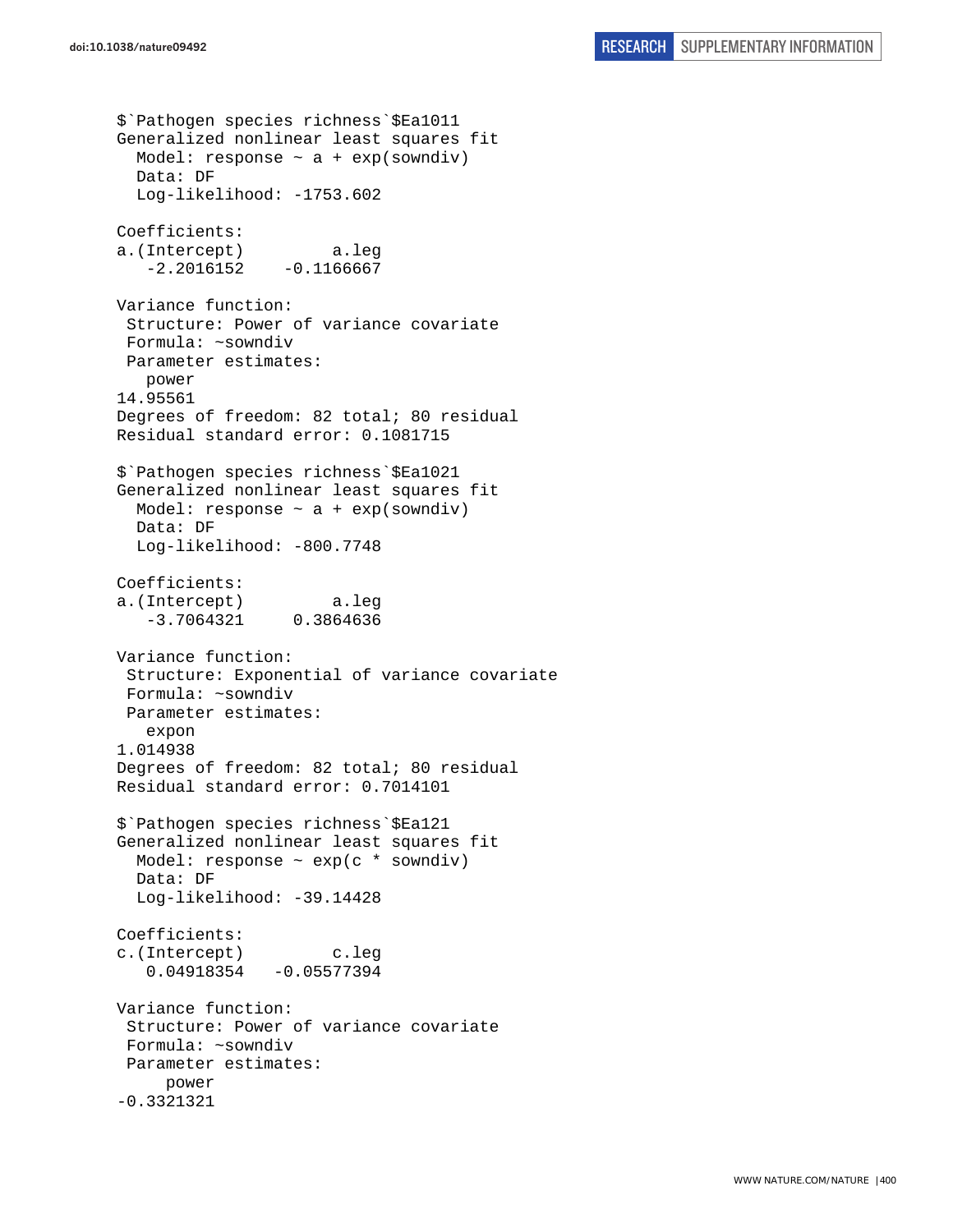```
$`Pathogen species richness`$Ea1011
Generalized nonlinear least squares fit
  Model: response ~ a + exp(sowndiv)
  Data: DF
  Log-likelihood: -1753.602

Coefficients:
a.(Intercept)         a.leg
   -2.2016152    -0.1166667

Variance function:
 Structure: Power of variance covariate
 Formula: ~sowndiv
 Parameter estimates:
   power
14.95561
Degrees of freedom: 82 total; 80 residual
Residual standard error: 0.1081715

$`Pathogen species richness`$Ea1021
Generalized nonlinear least squares fit
  Model: response ~ a + exp(sowndiv)
  Data: DF
  Log-likelihood: -800.7748

Coefficients:
a.(Intercept)         a.leg
   -3.7064321     0.3864636

Variance function:
 Structure: Exponential of variance covariate
 Formula: ~sowndiv
 Parameter estimates:
   expon
1.014938
Degrees of freedom: 82 total; 80 residual
Residual standard error: 0.7014101

$`Pathogen species richness`$Ea121
Generalized nonlinear least squares fit
  Model: response ~ exp(c * sowndiv)
  Data: DF
  Log-likelihood: -39.14428

Coefficients:
c.(Intercept)         c.leg
   0.04918354   -0.05577394

Variance function:
 Structure: Power of variance covariate
 Formula: ~sowndiv
 Parameter estimates:
     power
-0.3321321
```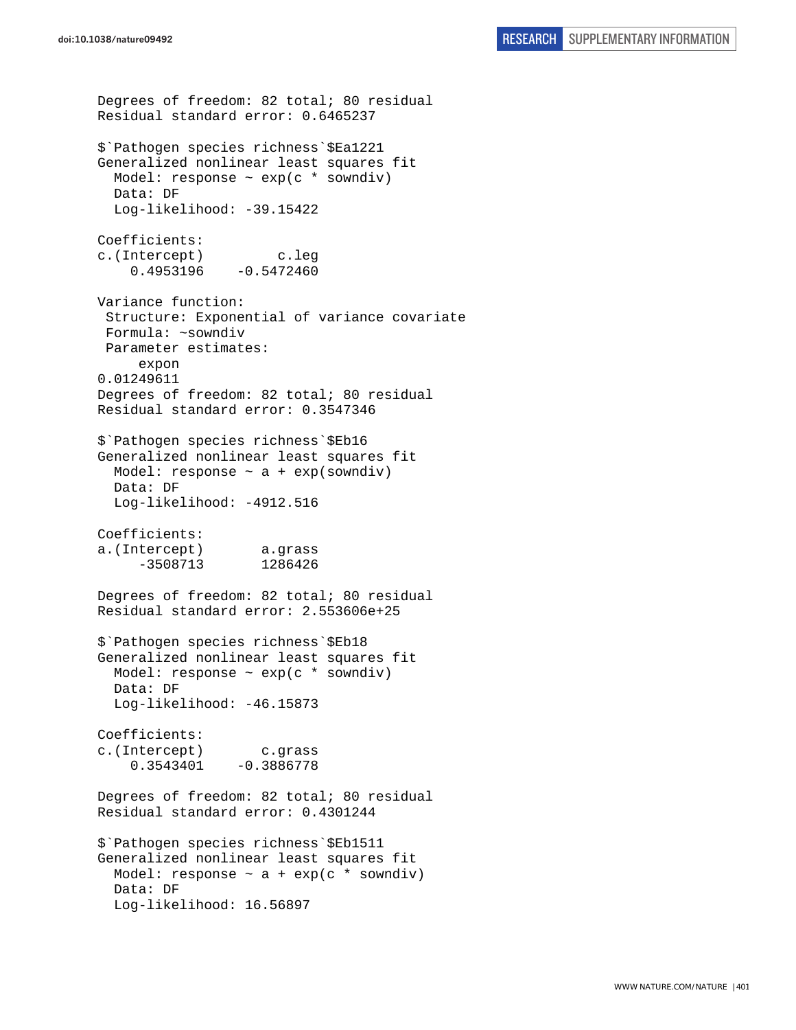```
Degrees of freedom: 82 total; 80 residual
Residual standard error: 0.6465237

$`Pathogen species richness`$Ea1221
Generalized nonlinear least squares fit
  Model: response ~ exp(c * sowndiv)
  Data: DF
  Log-likelihood: -39.15422

Coefficients:
c.(Intercept)         c.leg
    0.4953196    -0.5472460

Variance function:
 Structure: Exponential of variance covariate
 Formula: ~sowndiv
 Parameter estimates:
     expon
0.01249611
Degrees of freedom: 82 total; 80 residual
Residual standard error: 0.3547346

$`Pathogen species richness`$Eb16
Generalized nonlinear least squares fit
  Model: response ~ a + exp(sowndiv)
  Data: DF
  Log-likelihood: -4912.516

Coefficients:
a.(Intercept)       a.grass
     -3508713       1286426

Degrees of freedom: 82 total; 80 residual
Residual standard error: 2.553606e+25

$`Pathogen species richness`$Eb18
Generalized nonlinear least squares fit
  Model: response ~ exp(c * sowndiv)
  Data: DF
  Log-likelihood: -46.15873

Coefficients:
c.(Intercept)       c.grass
    0.3543401    -0.3886778

Degrees of freedom: 82 total; 80 residual
Residual standard error: 0.4301244

$`Pathogen species richness`$Eb1511
Generalized nonlinear least squares fit
  Model: response ~ a + exp(c * sowndiv)
  Data: DF
  Log-likelihood: 16.56897
```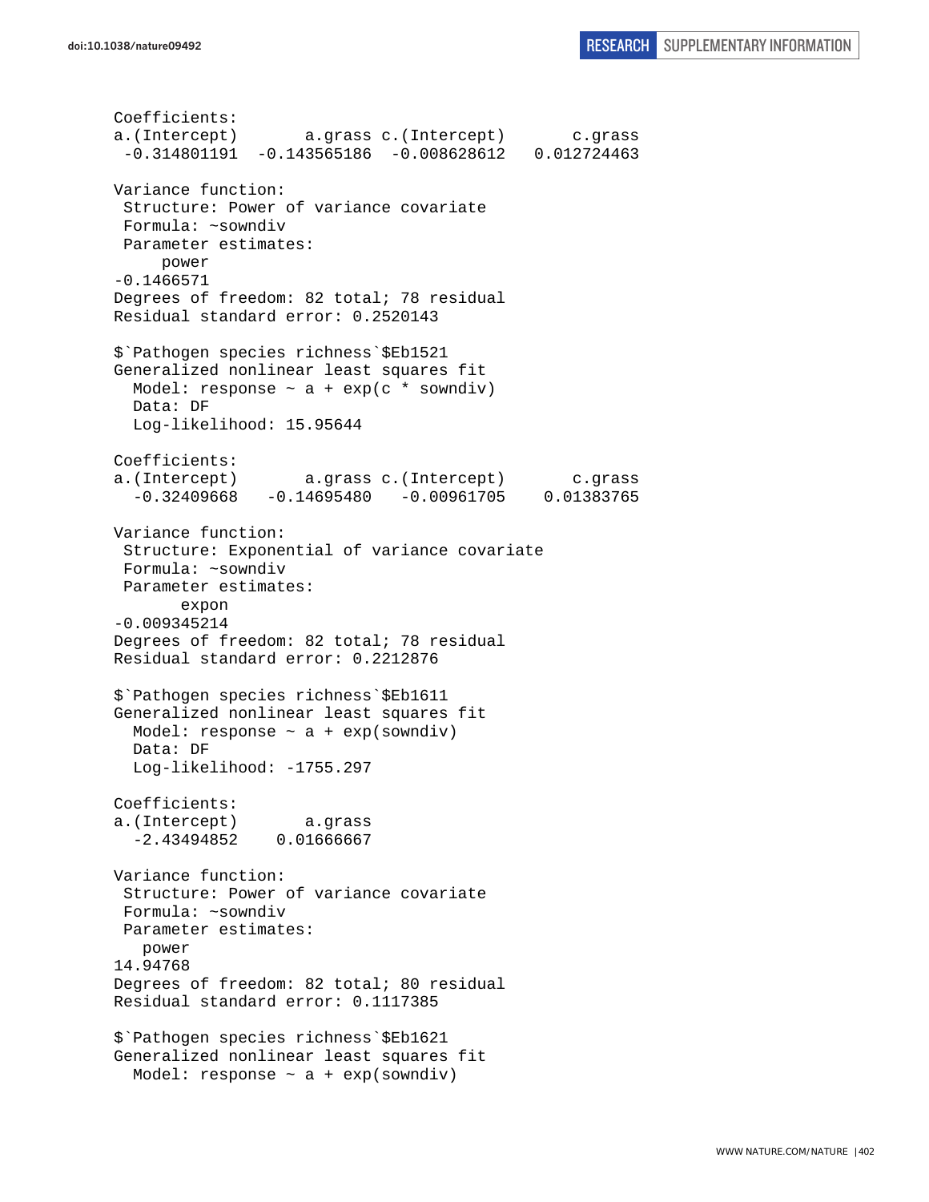```
Coefficients:
a.(Intercept)       a.grass c.(Intercept)       c.grass 
 -0.314801191  -0.143565186  -0.008628612   0.012724463 

Variance function:
 Structure: Power of variance covariate
 Formula: ~sowndiv 
 Parameter estimates:
     power 
-0.1466571 
Degrees of freedom: 82 total; 78 residual
Residual standard error: 0.2520143 

$`Pathogen species richness`$Eb1521
Generalized nonlinear least squares fit
  Model: response ~ a + exp(c * sowndiv) 
  Data: DF 
  Log-likelihood: 15.95644

Coefficients:
a.(Intercept)       a.grass c.(Intercept)       c.grass 
  -0.32409668   -0.14695480   -0.00961705    0.01383765 

Variance function:
 Structure: Exponential of variance covariate
 Formula: ~sowndiv 
 Parameter estimates:
       expon 
-0.009345214 
Degrees of freedom: 82 total; 78 residual
Residual standard error: 0.2212876 

$`Pathogen species richness`$Eb1611
Generalized nonlinear least squares fit
  Model: response ~ a + exp(sowndiv) 
  Data: DF 
  Log-likelihood: -1755.297

Coefficients:
a.(Intercept)       a.grass 
  -2.43494852    0.01666667 

Variance function:
 Structure: Power of variance covariate
 Formula: ~sowndiv 
 Parameter estimates:
   power 
14.94768 
Degrees of freedom: 82 total; 80 residual
Residual standard error: 0.1117385 

$`Pathogen species richness`$Eb1621
Generalized nonlinear least squares fit
  Model: response ~ a + exp(sowndiv) 
```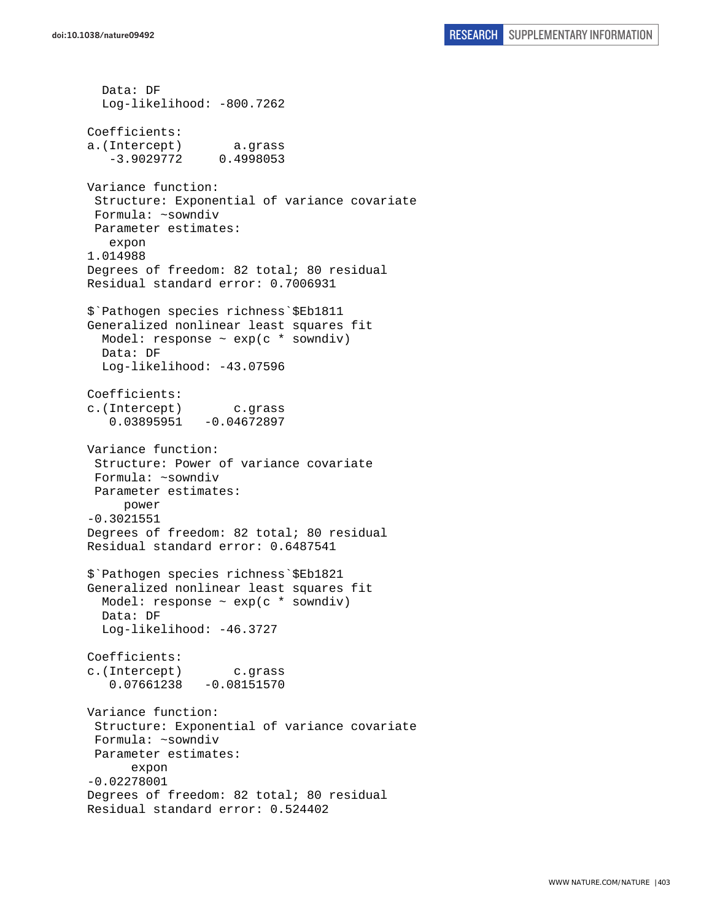```
  Data: DF
  Log-likelihood: -800.7262

Coefficients:
a.(Intercept)       a.grass
   -3.9029772     0.4998053

Variance function:
 Structure: Exponential of variance covariate
 Formula: ~sowndiv
 Parameter estimates:
   expon
1.014988
Degrees of freedom: 82 total; 80 residual
Residual standard error: 0.7006931

$`Pathogen species richness`$Eb1811
Generalized nonlinear least squares fit
  Model: response ~ exp(c * sowndiv)
  Data: DF
  Log-likelihood: -43.07596

Coefficients:
c.(Intercept)       c.grass
   0.03895951   -0.04672897

Variance function:
 Structure: Power of variance covariate
 Formula: ~sowndiv
 Parameter estimates:
     power
-0.3021551
Degrees of freedom: 82 total; 80 residual
Residual standard error: 0.6487541

$`Pathogen species richness`$Eb1821
Generalized nonlinear least squares fit
  Model: response ~ exp(c * sowndiv)
  Data: DF
  Log-likelihood: -46.3727

Coefficients:
c.(Intercept)       c.grass
   0.07661238   -0.08151570

Variance function:
 Structure: Exponential of variance covariate
 Formula: ~sowndiv
 Parameter estimates:
      expon
-0.02278001
Degrees of freedom: 82 total; 80 residual
Residual standard error: 0.524402
```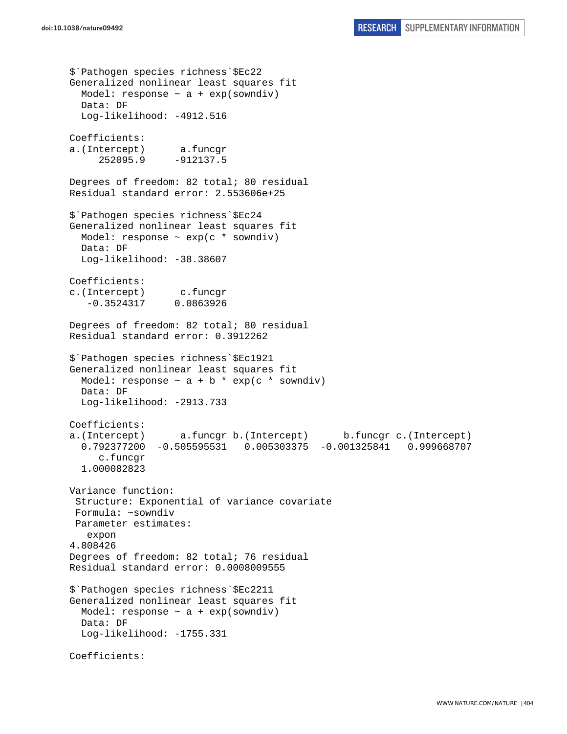```
$`Pathogen species richness`$Ec22
Generalized nonlinear least squares fit
  Model: response ~ a + exp(sowndiv)
  Data: DF
  Log-likelihood: -4912.516

Coefficients:
a.(Intercept)      a.funcgr
     252095.9     -912137.5

Degrees of freedom: 82 total; 80 residual
Residual standard error: 2.553606e+25

$`Pathogen species richness`$Ec24
Generalized nonlinear least squares fit
  Model: response ~ exp(c * sowndiv)
  Data: DF
  Log-likelihood: -38.38607

Coefficients:
c.(Intercept)      c.funcgr
   -0.3524317     0.0863926

Degrees of freedom: 82 total; 80 residual
Residual standard error: 0.3912262

$`Pathogen species richness`$Ec1921
Generalized nonlinear least squares fit
  Model: response ~ a + b * exp(c * sowndiv)
  Data: DF
  Log-likelihood: -2913.733

Coefficients:
a.(Intercept)      a.funcgr b.(Intercept)      b.funcgr c.(Intercept)
  0.792377200  -0.505595531   0.005303375  -0.001325841   0.999668707
     c.funcgr
  1.000082823

Variance function:
 Structure: Exponential of variance covariate
 Formula: ~sowndiv
 Parameter estimates:
   expon
4.808426
Degrees of freedom: 82 total; 76 residual
Residual standard error: 0.0008009555

$`Pathogen species richness`$Ec2211
Generalized nonlinear least squares fit
  Model: response ~ a + exp(sowndiv)
  Data: DF
  Log-likelihood: -1755.331

Coefficients:
```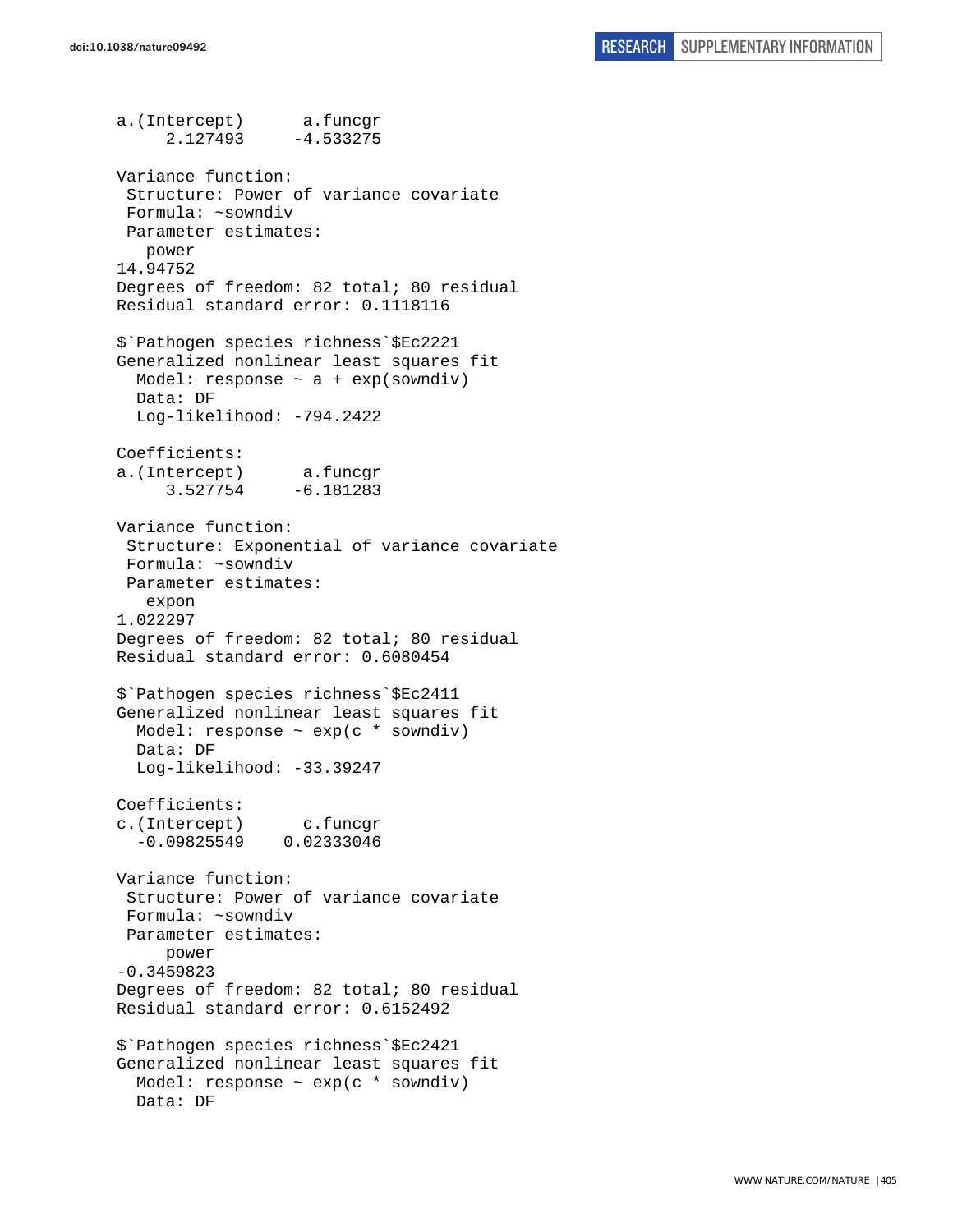```
a.(Intercept)      a.funcgr
     2.127493     -4.533275

Variance function:
 Structure: Power of variance covariate
 Formula: ~sowndiv
 Parameter estimates:
   power
14.94752
Degrees of freedom: 82 total; 80 residual
Residual standard error: 0.1118116

$`Pathogen species richness`$Ec2221
Generalized nonlinear least squares fit
  Model: response ~ a + exp(sowndiv)
  Data: DF
  Log-likelihood: -794.2422

Coefficients:
a.(Intercept)      a.funcgr
     3.527754     -6.181283

Variance function:
 Structure: Exponential of variance covariate
 Formula: ~sowndiv
 Parameter estimates:
   expon
1.022297
Degrees of freedom: 82 total; 80 residual
Residual standard error: 0.6080454

$`Pathogen species richness`$Ec2411
Generalized nonlinear least squares fit
  Model: response ~ exp(c * sowndiv)
  Data: DF
  Log-likelihood: -33.39247

Coefficients:
c.(Intercept)      c.funcgr
  -0.09825549    0.02333046

Variance function:
 Structure: Power of variance covariate
 Formula: ~sowndiv
 Parameter estimates:
     power
-0.3459823
Degrees of freedom: 82 total; 80 residual
Residual standard error: 0.6152492

$`Pathogen species richness`$Ec2421
Generalized nonlinear least squares fit
  Model: response ~ exp(c * sowndiv)
  Data: DF
```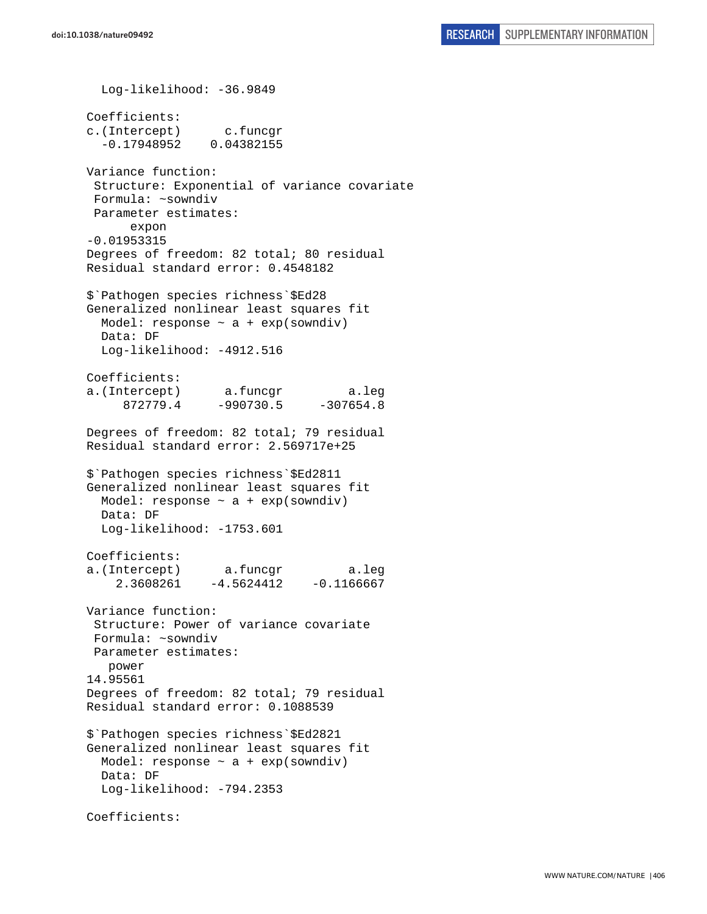```
  Log-likelihood: -36.9849

Coefficients:
c.(Intercept)      c.funcgr 
  -0.17948952    0.04382155 

Variance function:
 Structure: Exponential of variance covariate
 Formula: ~sowndiv 
 Parameter estimates:
      expon 
-0.01953315 
Degrees of freedom: 82 total; 80 residual
Residual standard error: 0.4548182 

$`Pathogen species richness`$Ed28
Generalized nonlinear least squares fit
  Model: response ~ a + exp(sowndiv) 
  Data: DF 
  Log-likelihood: -4912.516

Coefficients:
a.(Intercept)      a.funcgr         a.leg 
     872779.4     -990730.5     -307654.8 

Degrees of freedom: 82 total; 79 residual
Residual standard error: 2.569717e+25 

$`Pathogen species richness`$Ed2811
Generalized nonlinear least squares fit
  Model: response ~ a + exp(sowndiv) 
  Data: DF 
  Log-likelihood: -1753.601

Coefficients:
a.(Intercept)      a.funcgr         a.leg 
    2.3608261    -4.5624412    -0.1166667 

Variance function:
 Structure: Power of variance covariate
 Formula: ~sowndiv 
 Parameter estimates:
   power 
14.95561 
Degrees of freedom: 82 total; 79 residual
Residual standard error: 0.1088539 

$`Pathogen species richness`$Ed2821
Generalized nonlinear least squares fit
  Model: response ~ a + exp(sowndiv) 
  Data: DF 
  Log-likelihood: -794.2353

Coefficients:
```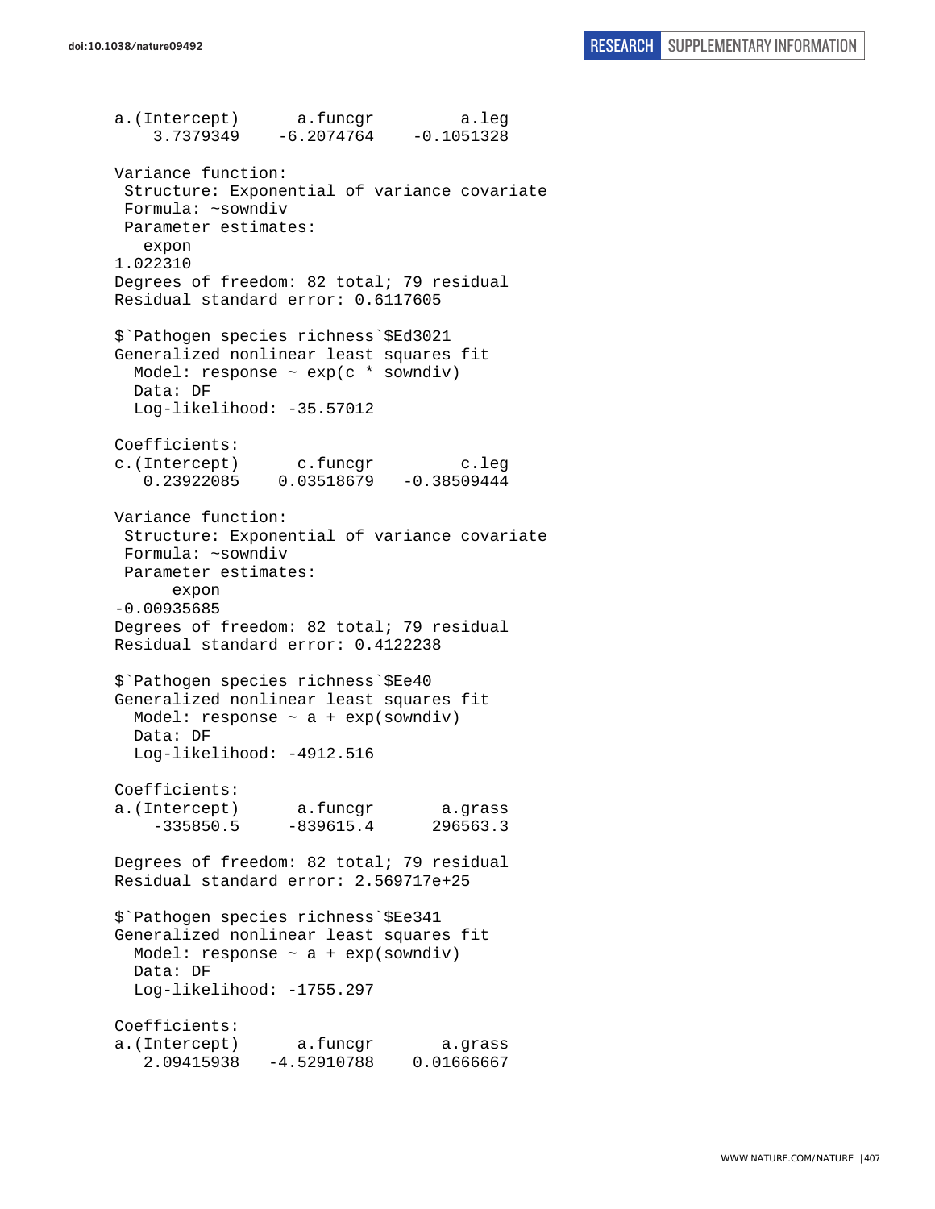```
a.(Intercept)      a.funcgr         a.leg 
    3.7379349    -6.2074764    -0.1051328 

Variance function:
 Structure: Exponential of variance covariate
 Formula: ~sowndiv 
 Parameter estimates:
   expon 
1.022310 
Degrees of freedom: 82 total; 79 residual
Residual standard error: 0.6117605 

$`Pathogen species richness`$Ed3021
Generalized nonlinear least squares fit
  Model: response ~ exp(c * sowndiv) 
  Data: DF 
  Log-likelihood: -35.57012

Coefficients:
c.(Intercept)      c.funcgr         c.leg 
   0.23922085    0.03518679   -0.38509444 

Variance function:
 Structure: Exponential of variance covariate
 Formula: ~sowndiv 
 Parameter estimates:
      expon 
-0.00935685 
Degrees of freedom: 82 total; 79 residual
Residual standard error: 0.4122238 

$`Pathogen species richness`$Ee40
Generalized nonlinear least squares fit
  Model: response ~ a + exp(sowndiv) 
  Data: DF 
  Log-likelihood: -4912.516

Coefficients:
a.(Intercept)      a.funcgr       a.grass 
    -335850.5     -839615.4      296563.3 

Degrees of freedom: 82 total; 79 residual
Residual standard error: 2.569717e+25 

$`Pathogen species richness`$Ee341
Generalized nonlinear least squares fit
  Model: response ~ a + exp(sowndiv) 
  Data: DF 
  Log-likelihood: -1755.297

Coefficients:
a.(Intercept)      a.funcgr       a.grass 
   2.09415938   -4.52910788    0.01666667 
```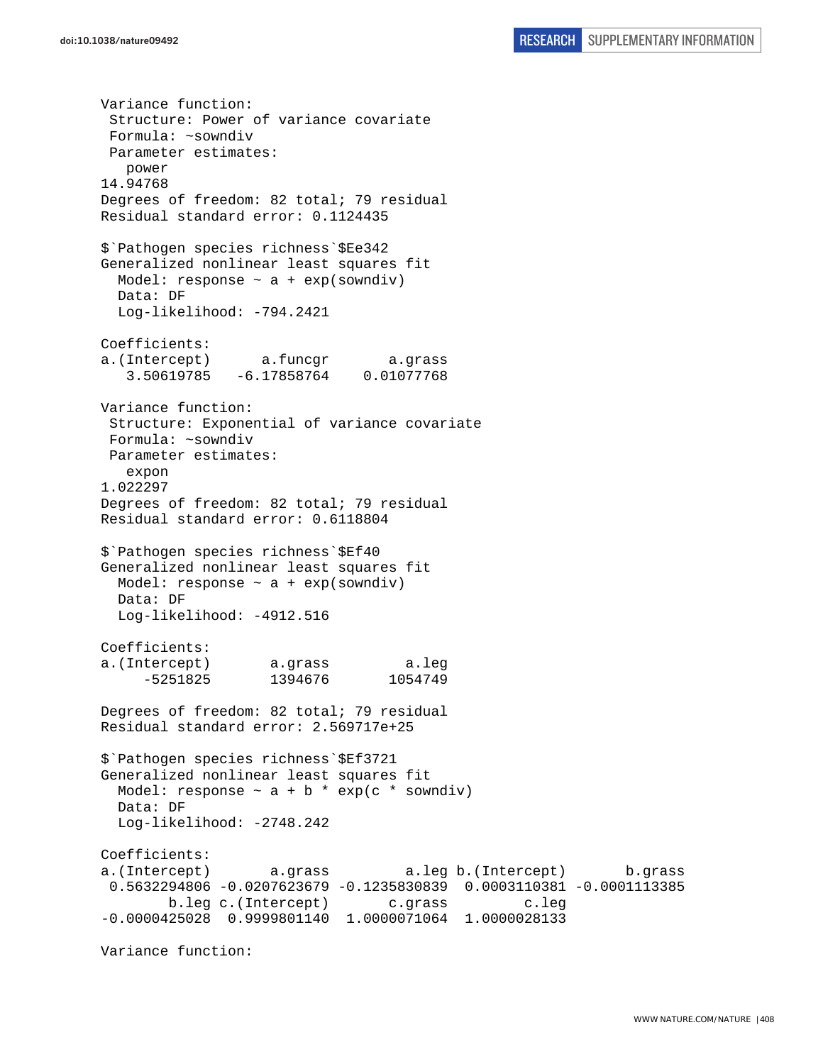```
Variance function:
 Structure: Power of variance covariate
 Formula: ~sowndiv
 Parameter estimates:
   power
14.94768
Degrees of freedom: 82 total; 79 residual
Residual standard error: 0.1124435

$`Pathogen species richness`$Ee342
Generalized nonlinear least squares fit
  Model: response ~ a + exp(sowndiv)
  Data: DF
  Log-likelihood: -794.2421

Coefficients:
a.(Intercept)      a.funcgr       a.grass
   3.50619785   -6.17858764    0.01077768

Variance function:
 Structure: Exponential of variance covariate
 Formula: ~sowndiv
 Parameter estimates:
   expon
1.022297
Degrees of freedom: 82 total; 79 residual
Residual standard error: 0.6118804

$`Pathogen species richness`$Ef40
Generalized nonlinear least squares fit
  Model: response ~ a + exp(sowndiv)
  Data: DF
  Log-likelihood: -4912.516

Coefficients:
a.(Intercept)       a.grass         a.leg
     -5251825       1394676       1054749

Degrees of freedom: 82 total; 79 residual
Residual standard error: 2.569717e+25

$`Pathogen species richness`$Ef3721
Generalized nonlinear least squares fit
  Model: response ~ a + b * exp(c * sowndiv)
  Data: DF
  Log-likelihood: -2748.242

Coefficients:
a.(Intercept)       a.grass         a.leg b.(Intercept)       b.grass
 0.5632294806 -0.0207623679 -0.1235830839  0.0003110381 -0.0001113385
        b.leg c.(Intercept)       c.grass         c.leg
-0.0000425028  0.9999801140  1.0000071064  1.0000028133

Variance function:
```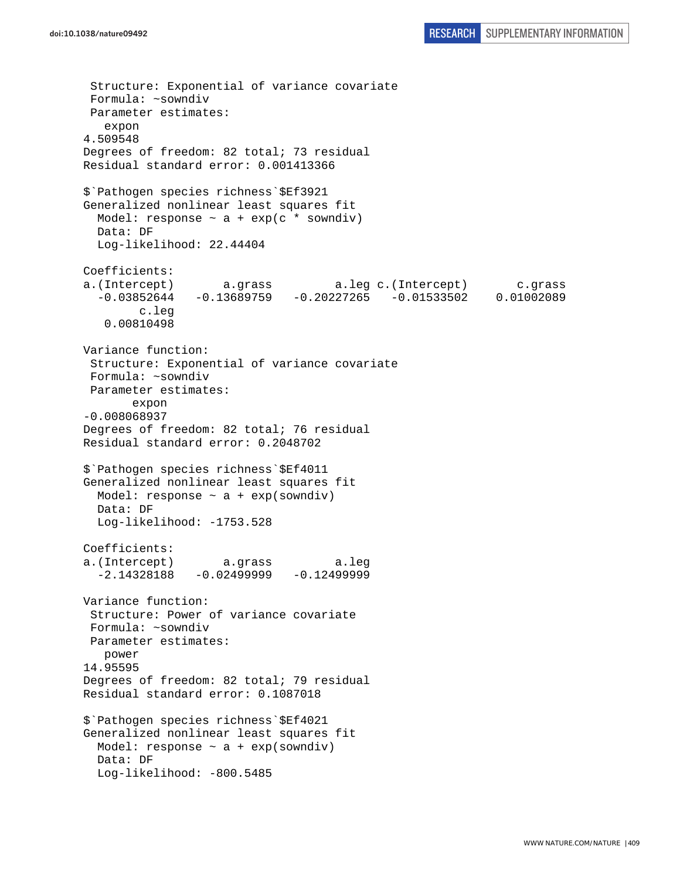```
 Structure: Exponential of variance covariate
 Formula: ~sowndiv
 Parameter estimates:
   expon
4.509548
Degrees of freedom: 82 total; 73 residual
Residual standard error: 0.001413366

$`Pathogen species richness`$Ef3921
Generalized nonlinear least squares fit
  Model: response ~ a + exp(c * sowndiv)
  Data: DF
  Log-likelihood: 22.44404

Coefficients:
a.(Intercept)       a.grass         a.leg c.(Intercept)       c.grass
  -0.03852644   -0.13689759   -0.20227265   -0.01533502    0.01002089
        c.leg
   0.00810498

Variance function:
 Structure: Exponential of variance covariate
 Formula: ~sowndiv
 Parameter estimates:
       expon
-0.008068937
Degrees of freedom: 82 total; 76 residual
Residual standard error: 0.2048702

$`Pathogen species richness`$Ef4011
Generalized nonlinear least squares fit
  Model: response ~ a + exp(sowndiv)
  Data: DF
  Log-likelihood: -1753.528

Coefficients:
a.(Intercept)       a.grass         a.leg
  -2.14328188   -0.02499999   -0.12499999

Variance function:
 Structure: Power of variance covariate
 Formula: ~sowndiv
 Parameter estimates:
   power
14.95595
Degrees of freedom: 82 total; 79 residual
Residual standard error: 0.1087018

$`Pathogen species richness`$Ef4021
Generalized nonlinear least squares fit
  Model: response ~ a + exp(sowndiv)
  Data: DF
  Log-likelihood: -800.5485
```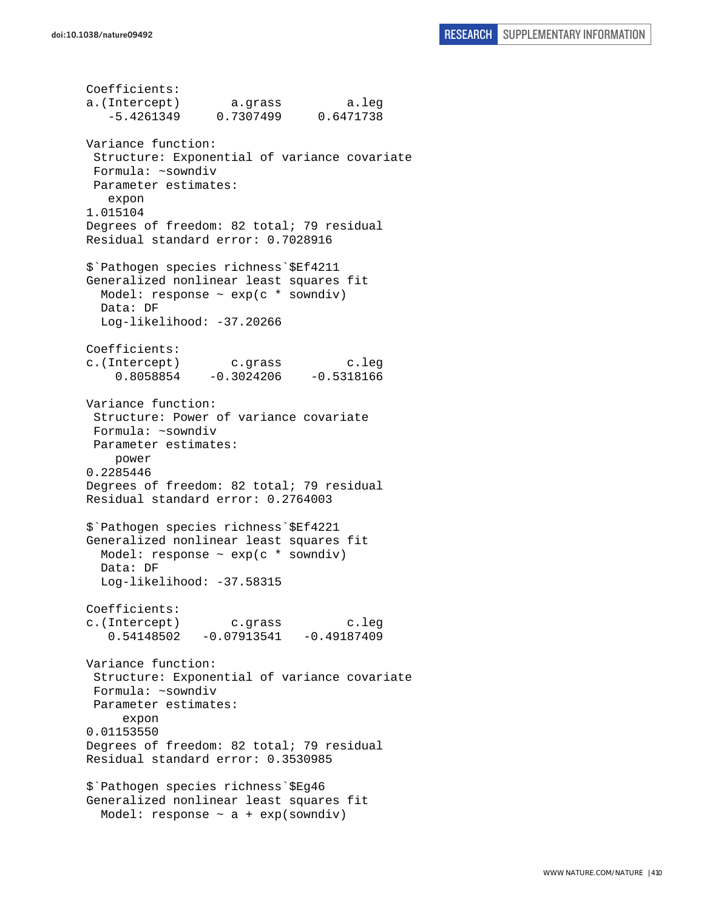```
Coefficients:
a.(Intercept)       a.grass         a.leg 
   -5.4261349     0.7307499     0.6471738 

Variance function:
 Structure: Exponential of variance covariate
 Formula: ~sowndiv 
 Parameter estimates:
   expon 
1.015104 
Degrees of freedom: 82 total; 79 residual
Residual standard error: 0.7028916 

$`Pathogen species richness`$Ef4211
Generalized nonlinear least squares fit
  Model: response ~ exp(c * sowndiv) 
  Data: DF 
  Log-likelihood: -37.20266

Coefficients:
c.(Intercept)       c.grass         c.leg 
    0.8058854    -0.3024206    -0.5318166 

Variance function:
 Structure: Power of variance covariate
 Formula: ~sowndiv 
 Parameter estimates:
    power 
0.2285446 
Degrees of freedom: 82 total; 79 residual
Residual standard error: 0.2764003 

$`Pathogen species richness`$Ef4221
Generalized nonlinear least squares fit
  Model: response ~ exp(c * sowndiv) 
  Data: DF 
  Log-likelihood: -37.58315

Coefficients:
c.(Intercept)       c.grass         c.leg 
   0.54148502   -0.07913541   -0.49187409 

Variance function:
 Structure: Exponential of variance covariate
 Formula: ~sowndiv 
 Parameter estimates:
     expon 
0.01153550 
Degrees of freedom: 82 total; 79 residual
Residual standard error: 0.3530985 

$`Pathogen species richness`$Eg46
Generalized nonlinear least squares fit
  Model: response ~ a + exp(sowndiv) 
```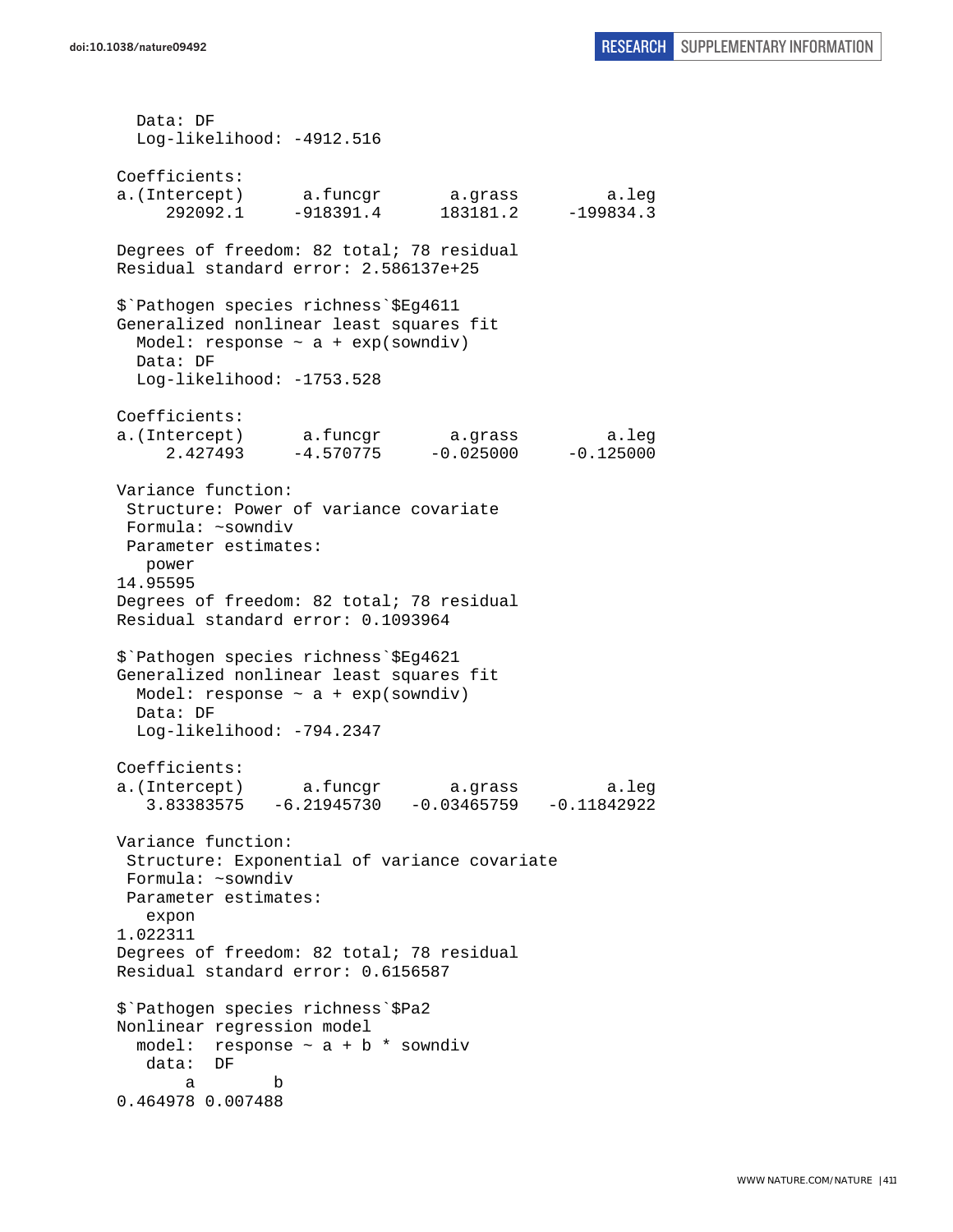```
  Data: DF
  Log-likelihood: -4912.516

Coefficients:
a.(Intercept)      a.funcgr       a.grass         a.leg 
     292092.1     -918391.4      183181.2     -199834.3 

Degrees of freedom: 82 total; 78 residual
Residual standard error: 2.586137e+25 

$`Pathogen species richness`$Eg4611
Generalized nonlinear least squares fit
  Model: response ~ a + exp(sowndiv) 
  Data: DF 
  Log-likelihood: -1753.528

Coefficients:
a.(Intercept)      a.funcgr       a.grass         a.leg 
     2.427493     -4.570775     -0.025000     -0.125000 

Variance function:
 Structure: Power of variance covariate
 Formula: ~sowndiv 
 Parameter estimates:
   power 
14.95595 
Degrees of freedom: 82 total; 78 residual
Residual standard error: 0.1093964 

$`Pathogen species richness`$Eg4621
Generalized nonlinear least squares fit
  Model: response ~ a + exp(sowndiv) 
  Data: DF 
  Log-likelihood: -794.2347

Coefficients:
a.(Intercept)      a.funcgr       a.grass         a.leg 
   3.83383575   -6.21945730   -0.03465759   -0.11842922 

Variance function:
 Structure: Exponential of variance covariate
 Formula: ~sowndiv 
 Parameter estimates:
   expon 
1.022311 
Degrees of freedom: 82 total; 78 residual
Residual standard error: 0.6156587 

$`Pathogen species richness`$Pa2
Nonlinear regression model
  model:  response ~ a + b * sowndiv 
   data:  DF 
       a        b 
0.464978 0.007488 
```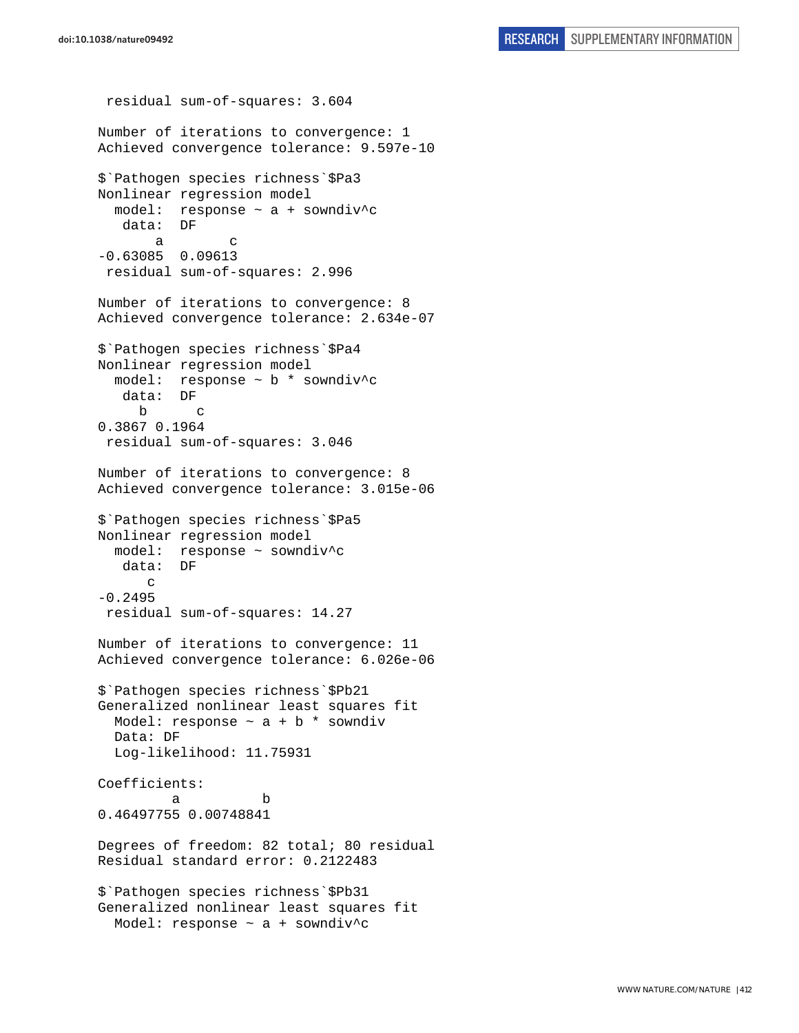```
 residual sum-of-squares: 3.604

Number of iterations to convergence: 1 
Achieved convergence tolerance: 9.597e-10

$`Pathogen species richness`$Pa3
Nonlinear regression model
  model:  response ~ a + sowndiv^c 
   data:  DF 
       a        c 
-0.63085  0.09613 
 residual sum-of-squares: 2.996

Number of iterations to convergence: 8 
Achieved convergence tolerance: 2.634e-07

$`Pathogen species richness`$Pa4
Nonlinear regression model
  model:  response ~ b * sowndiv^c 
   data:  DF 
     b      c 
0.3867 0.1964 
 residual sum-of-squares: 3.046

Number of iterations to convergence: 8 
Achieved convergence tolerance: 3.015e-06

$`Pathogen species richness`$Pa5
Nonlinear regression model
  model:  response ~ sowndiv^c 
   data:  DF 
      c 
-0.2495 
 residual sum-of-squares: 14.27

Number of iterations to convergence: 11 
Achieved convergence tolerance: 6.026e-06

$`Pathogen species richness`$Pb21
Generalized nonlinear least squares fit
  Model: response ~ a + b * sowndiv 
  Data: DF 
  Log-likelihood: 11.75931

Coefficients:
         a          b 
0.46497755 0.00748841 

Degrees of freedom: 82 total; 80 residual
Residual standard error: 0.2122483 

$`Pathogen species richness`$Pb31
Generalized nonlinear least squares fit
  Model: response ~ a + sowndiv^c 
```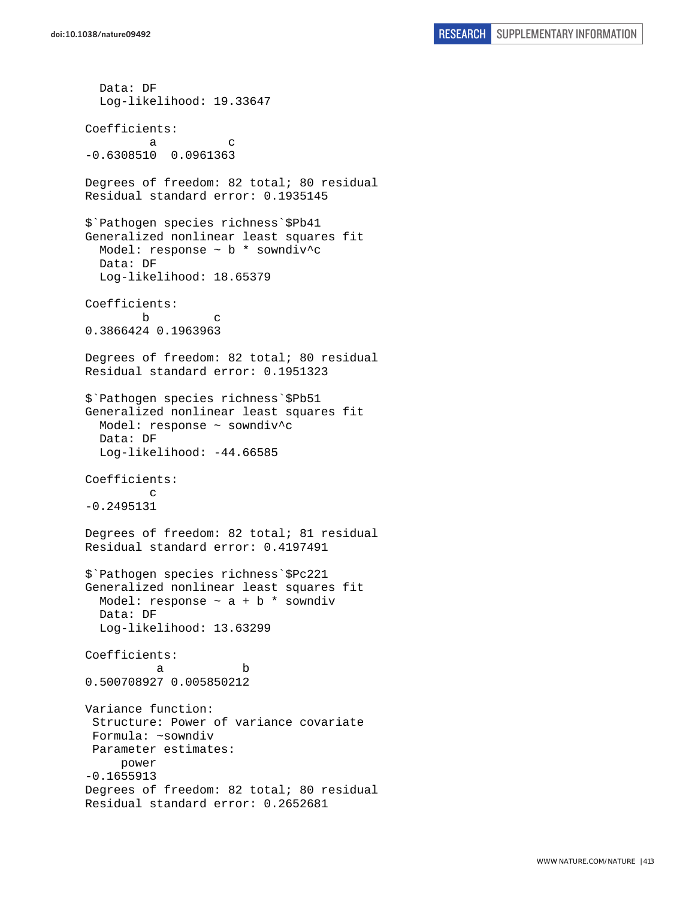```
  Data: DF
  Log-likelihood: 19.33647

Coefficients:
         a          c
-0.6308510  0.0961363

Degrees of freedom: 82 total; 80 residual
Residual standard error: 0.1935145

$`Pathogen species richness`$Pb41
Generalized nonlinear least squares fit
  Model: response ~ b * sowndiv^c
  Data: DF
  Log-likelihood: 18.65379

Coefficients:
        b         c
0.3866424 0.1963963

Degrees of freedom: 82 total; 80 residual
Residual standard error: 0.1951323

$`Pathogen species richness`$Pb51
Generalized nonlinear least squares fit
  Model: response ~ sowndiv^c
  Data: DF
  Log-likelihood: -44.66585

Coefficients:
         c
-0.2495131

Degrees of freedom: 82 total; 81 residual
Residual standard error: 0.4197491

$`Pathogen species richness`$Pc221
Generalized nonlinear least squares fit
  Model: response ~ a + b * sowndiv
  Data: DF
  Log-likelihood: 13.63299

Coefficients:
          a           b
0.500708927 0.005850212

Variance function:
 Structure: Power of variance covariate
 Formula: ~sowndiv
 Parameter estimates:
     power
-0.1655913
Degrees of freedom: 82 total; 80 residual
Residual standard error: 0.2652681
```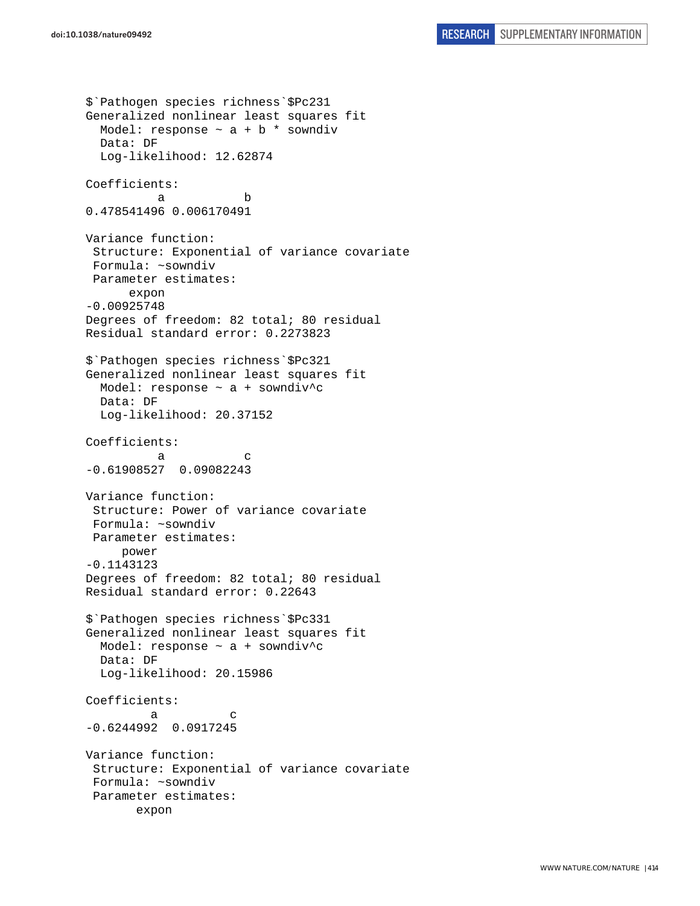```
$`Pathogen species richness`$Pc231
Generalized nonlinear least squares fit
  Model: response ~ a + b * sowndiv
  Data: DF
  Log-likelihood: 12.62874

Coefficients:
          a           b
0.478541496 0.006170491

Variance function:
 Structure: Exponential of variance covariate
 Formula: ~sowndiv
 Parameter estimates:
      expon
-0.00925748
Degrees of freedom: 82 total; 80 residual
Residual standard error: 0.2273823

$`Pathogen species richness`$Pc321
Generalized nonlinear least squares fit
  Model: response ~ a + sowndiv^c
  Data: DF
  Log-likelihood: 20.37152

Coefficients:
          a           c
-0.61908527  0.09082243

Variance function:
 Structure: Power of variance covariate
 Formula: ~sowndiv
 Parameter estimates:
     power
-0.1143123
Degrees of freedom: 82 total; 80 residual
Residual standard error: 0.22643

$`Pathogen species richness`$Pc331
Generalized nonlinear least squares fit
  Model: response ~ a + sowndiv^c
  Data: DF
  Log-likelihood: 20.15986

Coefficients:
         a          c
-0.6244992  0.0917245

Variance function:
 Structure: Exponential of variance covariate
 Formula: ~sowndiv
 Parameter estimates:
       expon
```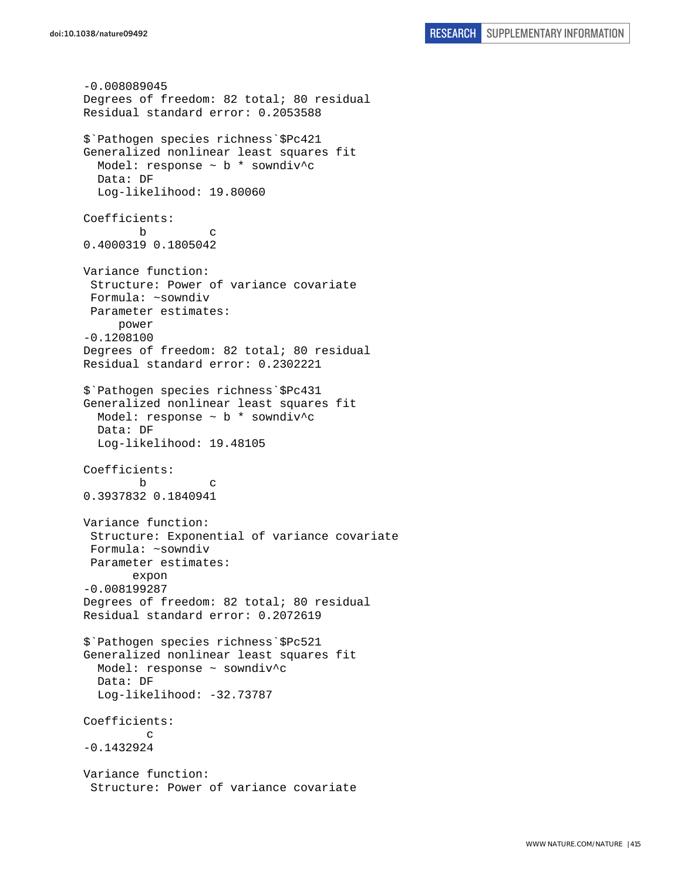```
-0.008089045
Degrees of freedom: 82 total; 80 residual
Residual standard error: 0.2053588

$`Pathogen species richness`$Pc421
Generalized nonlinear least squares fit
  Model: response ~ b * sowndiv^c
  Data: DF
  Log-likelihood: 19.80060

Coefficients:
        b         c
0.4000319 0.1805042

Variance function:
 Structure: Power of variance covariate
 Formula: ~sowndiv
 Parameter estimates:
     power
-0.1208100
Degrees of freedom: 82 total; 80 residual
Residual standard error: 0.2302221

$`Pathogen species richness`$Pc431
Generalized nonlinear least squares fit
  Model: response ~ b * sowndiv^c
  Data: DF
  Log-likelihood: 19.48105

Coefficients:
        b         c
0.3937832 0.1840941

Variance function:
 Structure: Exponential of variance covariate
 Formula: ~sowndiv
 Parameter estimates:
       expon
-0.008199287
Degrees of freedom: 82 total; 80 residual
Residual standard error: 0.2072619

$`Pathogen species richness`$Pc521
Generalized nonlinear least squares fit
  Model: response ~ sowndiv^c
  Data: DF
  Log-likelihood: -32.73787

Coefficients:
         c
-0.1432924

Variance function:
 Structure: Power of variance covariate
```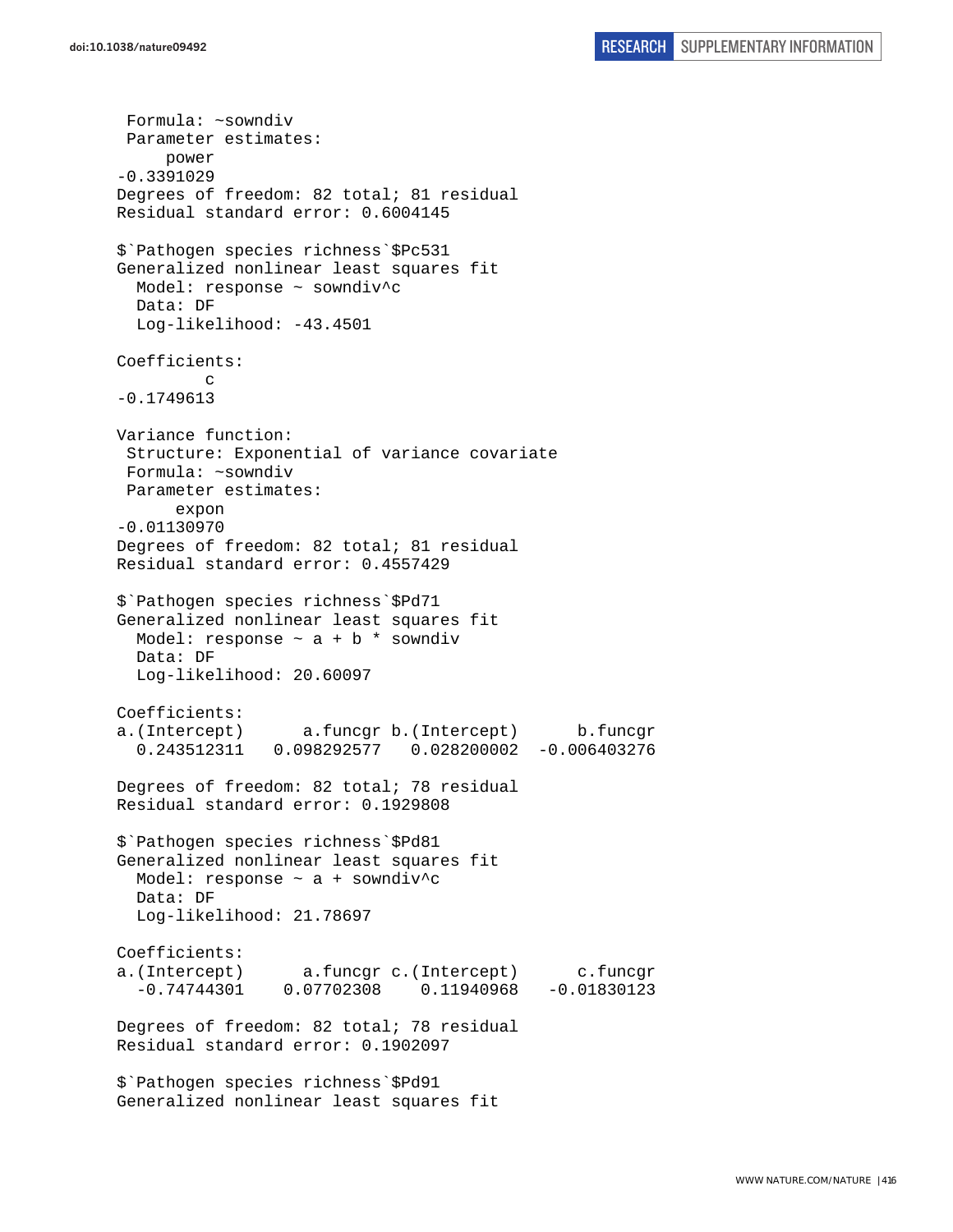```
 Formula: ~sowndiv 
 Parameter estimates:
     power 
-0.3391029 
Degrees of freedom: 82 total; 81 residual
Residual standard error: 0.6004145 

$`Pathogen species richness`$Pc531
Generalized nonlinear least squares fit
  Model: response ~ sowndiv^c 
  Data: DF 
  Log-likelihood: -43.4501

Coefficients:
         c 
-0.1749613 

Variance function:
 Structure: Exponential of variance covariate
 Formula: ~sowndiv 
 Parameter estimates:
      expon 
-0.01130970 
Degrees of freedom: 82 total; 81 residual
Residual standard error: 0.4557429 

$`Pathogen species richness`$Pd71
Generalized nonlinear least squares fit
  Model: response ~ a + b * sowndiv 
  Data: DF 
  Log-likelihood: 20.60097

Coefficients:
a.(Intercept)      a.funcgr b.(Intercept)      b.funcgr 
  0.243512311   0.098292577   0.028200002  -0.006403276 

Degrees of freedom: 82 total; 78 residual
Residual standard error: 0.1929808 

$`Pathogen species richness`$Pd81
Generalized nonlinear least squares fit
  Model: response ~ a + sowndiv^c 
  Data: DF 
  Log-likelihood: 21.78697

Coefficients:
a.(Intercept)      a.funcgr c.(Intercept)      c.funcgr 
  -0.74744301    0.07702308    0.11940968   -0.01830123 

Degrees of freedom: 82 total; 78 residual
Residual standard error: 0.1902097 

$`Pathogen species richness`$Pd91
Generalized nonlinear least squares fit
```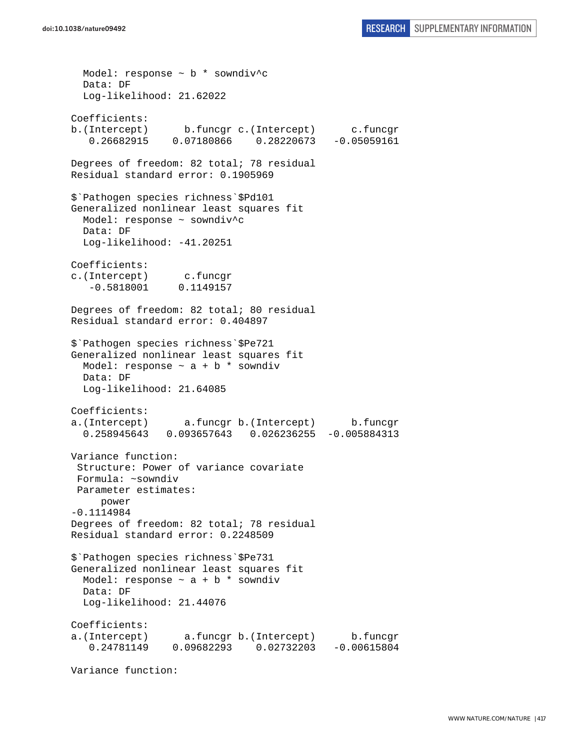```
  Model: response ~ b * sowndiv^c
  Data: DF
  Log-likelihood: 21.62022

Coefficients:
b.(Intercept)      b.funcgr c.(Intercept)      c.funcgr
   0.26682915    0.07180866    0.28220673   -0.05059161

Degrees of freedom: 82 total; 78 residual
Residual standard error: 0.1905969

$`Pathogen species richness`$Pd101
Generalized nonlinear least squares fit
  Model: response ~ sowndiv^c
  Data: DF
  Log-likelihood: -41.20251

Coefficients:
c.(Intercept)      c.funcgr
   -0.5818001     0.1149157

Degrees of freedom: 82 total; 80 residual
Residual standard error: 0.404897

$`Pathogen species richness`$Pe721
Generalized nonlinear least squares fit
  Model: response ~ a + b * sowndiv
  Data: DF
  Log-likelihood: 21.64085

Coefficients:
a.(Intercept)      a.funcgr b.(Intercept)      b.funcgr
  0.258945643   0.093657643   0.026236255  -0.005884313

Variance function:
 Structure: Power of variance covariate
 Formula: ~sowndiv
 Parameter estimates:
     power
-0.1114984
Degrees of freedom: 82 total; 78 residual
Residual standard error: 0.2248509

$`Pathogen species richness`$Pe731
Generalized nonlinear least squares fit
  Model: response ~ a + b * sowndiv
  Data: DF
  Log-likelihood: 21.44076

Coefficients:
a.(Intercept)      a.funcgr b.(Intercept)      b.funcgr
   0.24781149    0.09682293    0.02732203   -0.00615804

Variance function:
```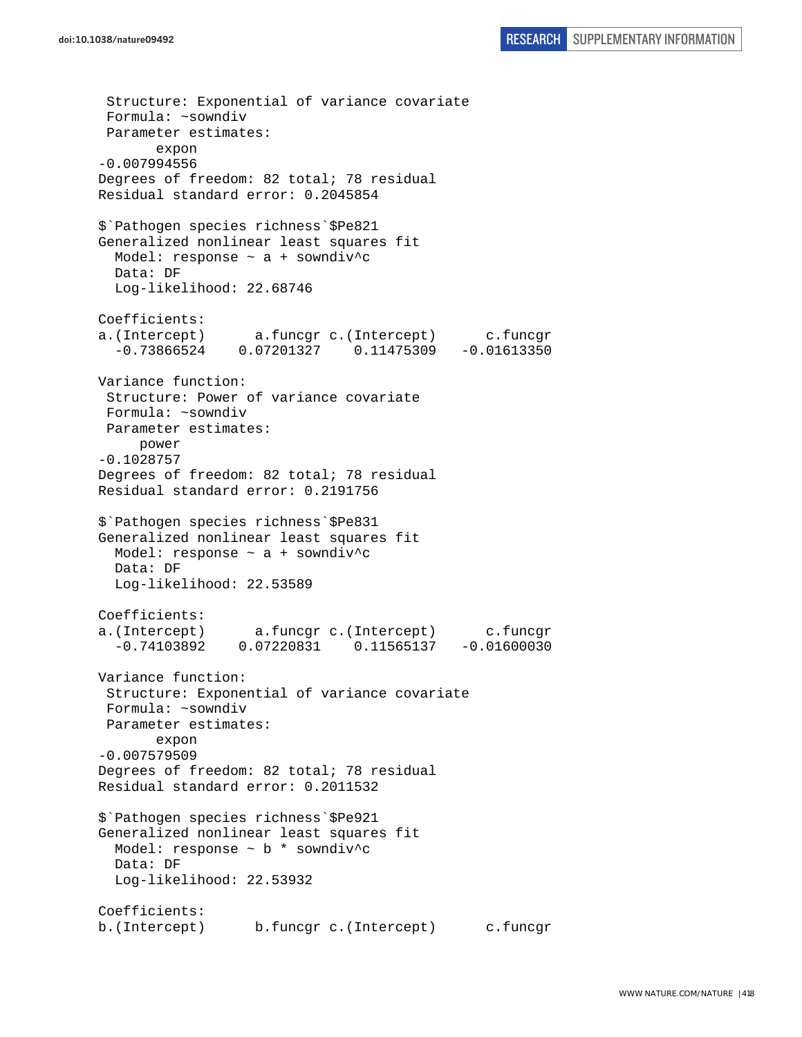```
 Structure: Exponential of variance covariate
 Formula: ~sowndiv
 Parameter estimates:
       expon
-0.007994556
Degrees of freedom: 82 total; 78 residual
Residual standard error: 0.2045854

$`Pathogen species richness`$Pe821
Generalized nonlinear least squares fit
  Model: response ~ a + sowndiv^c
  Data: DF
  Log-likelihood: 22.68746

Coefficients:
a.(Intercept)      a.funcgr c.(Intercept)      c.funcgr
  -0.73866524    0.07201327    0.11475309   -0.01613350

Variance function:
 Structure: Power of variance covariate
 Formula: ~sowndiv
 Parameter estimates:
     power
-0.1028757
Degrees of freedom: 82 total; 78 residual
Residual standard error: 0.2191756

$`Pathogen species richness`$Pe831
Generalized nonlinear least squares fit
  Model: response ~ a + sowndiv^c
  Data: DF
  Log-likelihood: 22.53589

Coefficients:
a.(Intercept)      a.funcgr c.(Intercept)      c.funcgr
  -0.74103892    0.07220831    0.11565137   -0.01600030

Variance function:
 Structure: Exponential of variance covariate
 Formula: ~sowndiv
 Parameter estimates:
       expon
-0.007579509
Degrees of freedom: 82 total; 78 residual
Residual standard error: 0.2011532

$`Pathogen species richness`$Pe921
Generalized nonlinear least squares fit
  Model: response ~ b * sowndiv^c
  Data: DF
  Log-likelihood: 22.53932

Coefficients:
b.(Intercept)      b.funcgr c.(Intercept)      c.funcgr
```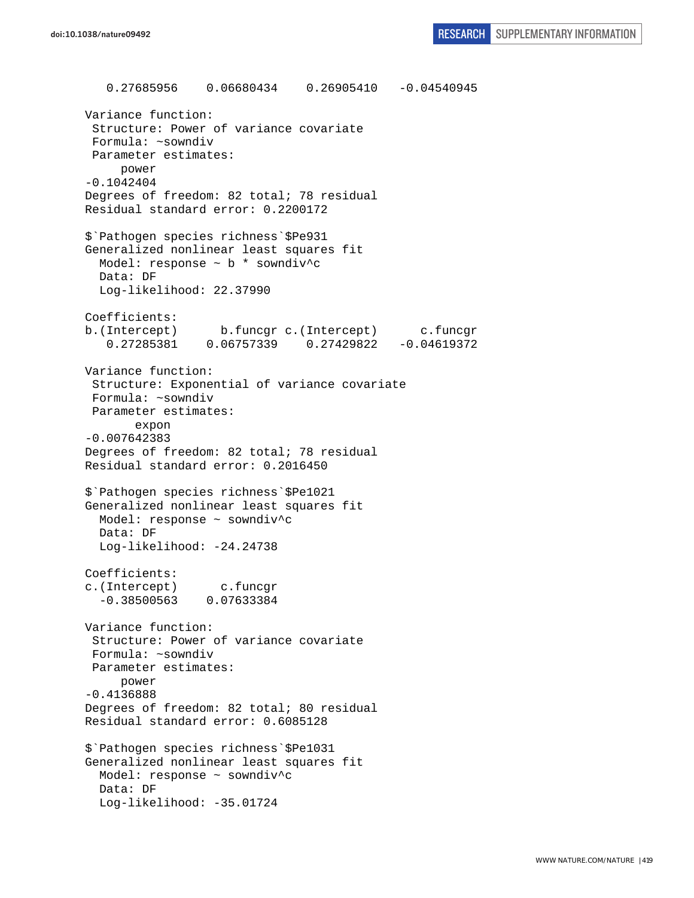```
   0.27685956    0.06680434    0.26905410   -0.04540945 

Variance function:
 Structure: Power of variance covariate
 Formula: ~sowndiv 
 Parameter estimates:
     power 
-0.1042404 
Degrees of freedom: 82 total; 78 residual
Residual standard error: 0.2200172 

$`Pathogen species richness`$Pe931
Generalized nonlinear least squares fit
  Model: response ~ b * sowndiv^c 
  Data: DF 
  Log-likelihood: 22.37990

Coefficients:
b.(Intercept)      b.funcgr c.(Intercept)      c.funcgr 
   0.27285381    0.06757339    0.27429822   -0.04619372 

Variance function:
 Structure: Exponential of variance covariate
 Formula: ~sowndiv 
 Parameter estimates:
       expon 
-0.007642383 
Degrees of freedom: 82 total; 78 residual
Residual standard error: 0.2016450 

$`Pathogen species richness`$Pe1021
Generalized nonlinear least squares fit
  Model: response ~ sowndiv^c 
  Data: DF 
  Log-likelihood: -24.24738

Coefficients:
c.(Intercept)      c.funcgr 
  -0.38500563    0.07633384 

Variance function:
 Structure: Power of variance covariate
 Formula: ~sowndiv 
 Parameter estimates:
     power 
-0.4136888 
Degrees of freedom: 82 total; 80 residual
Residual standard error: 0.6085128 

$`Pathogen species richness`$Pe1031
Generalized nonlinear least squares fit
  Model: response ~ sowndiv^c 
  Data: DF 
  Log-likelihood: -35.01724
```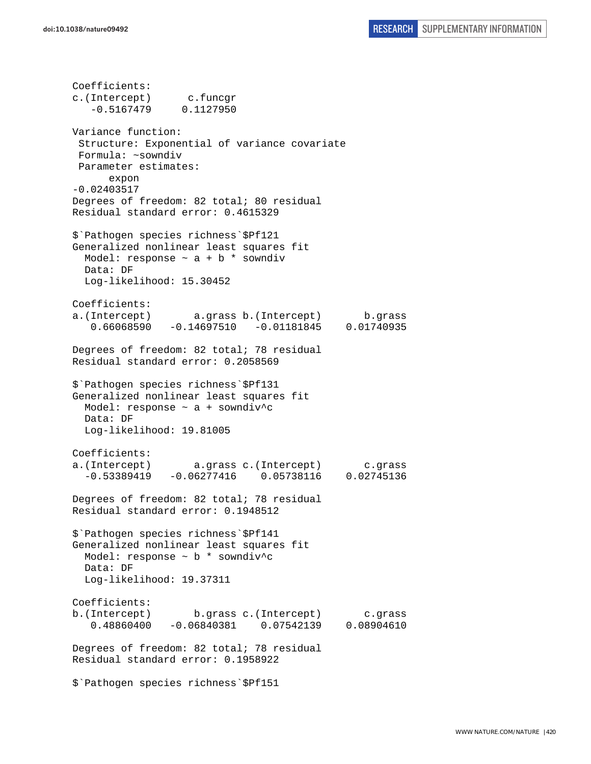```
Coefficients:
c.(Intercept)      c.funcgr
   -0.5167479     0.1127950

Variance function:
 Structure: Exponential of variance covariate
 Formula: ~sowndiv
 Parameter estimates:
      expon
-0.02403517
Degrees of freedom: 82 total; 80 residual
Residual standard error: 0.4615329

$`Pathogen species richness`$Pf121
Generalized nonlinear least squares fit
  Model: response ~ a + b * sowndiv
  Data: DF
  Log-likelihood: 15.30452

Coefficients:
a.(Intercept)       a.grass b.(Intercept)       b.grass
   0.66068590   -0.14697510   -0.01181845    0.01740935

Degrees of freedom: 82 total; 78 residual
Residual standard error: 0.2058569

$`Pathogen species richness`$Pf131
Generalized nonlinear least squares fit
  Model: response ~ a + sowndiv^c
  Data: DF
  Log-likelihood: 19.81005

Coefficients:
a.(Intercept)       a.grass c.(Intercept)       c.grass
  -0.53389419   -0.06277416    0.05738116    0.02745136

Degrees of freedom: 82 total; 78 residual
Residual standard error: 0.1948512

$`Pathogen species richness`$Pf141
Generalized nonlinear least squares fit
  Model: response ~ b * sowndiv^c
  Data: DF
  Log-likelihood: 19.37311

Coefficients:
b.(Intercept)       b.grass c.(Intercept)       c.grass
   0.48860400   -0.06840381    0.07542139    0.08904610

Degrees of freedom: 82 total; 78 residual
Residual standard error: 0.1958922

$`Pathogen species richness`$Pf151
```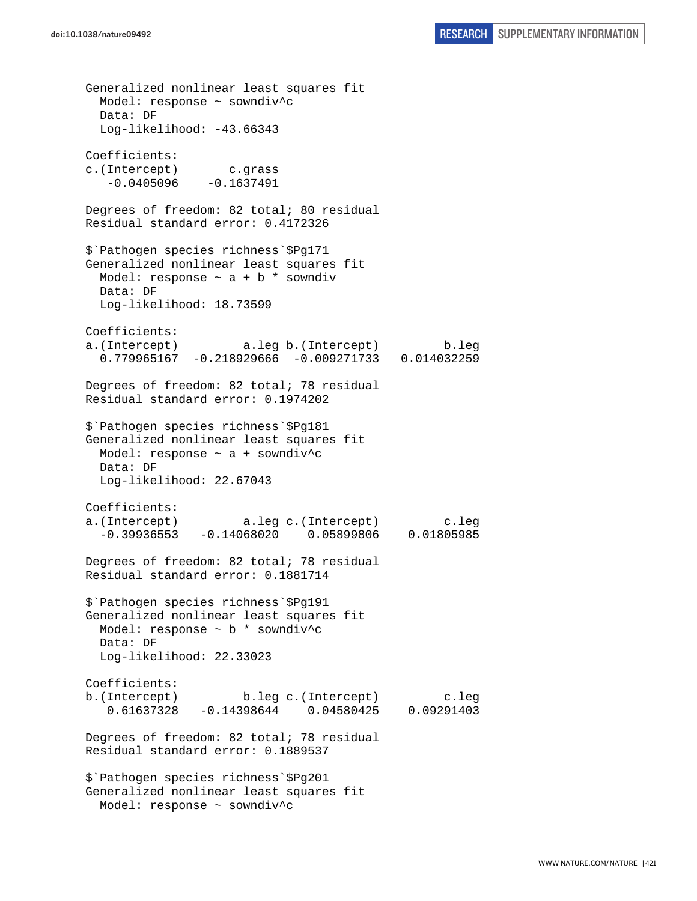```
Generalized nonlinear least squares fit
  Model: response ~ sowndiv^c
  Data: DF
  Log-likelihood: -43.66343

Coefficients:
c.(Intercept)       c.grass
   -0.0405096    -0.1637491

Degrees of freedom: 82 total; 80 residual
Residual standard error: 0.4172326

$`Pathogen species richness`$Pg171
Generalized nonlinear least squares fit
  Model: response ~ a + b * sowndiv
  Data: DF
  Log-likelihood: 18.73599

Coefficients:
a.(Intercept)         a.leg b.(Intercept)         b.leg
  0.779965167  -0.218929666  -0.009271733   0.014032259

Degrees of freedom: 82 total; 78 residual
Residual standard error: 0.1974202

$`Pathogen species richness`$Pg181
Generalized nonlinear least squares fit
  Model: response ~ a + sowndiv^c
  Data: DF
  Log-likelihood: 22.67043

Coefficients:
a.(Intercept)         a.leg c.(Intercept)         c.leg
  -0.39936553   -0.14068020    0.05899806    0.01805985

Degrees of freedom: 82 total; 78 residual
Residual standard error: 0.1881714

$`Pathogen species richness`$Pg191
Generalized nonlinear least squares fit
  Model: response ~ b * sowndiv^c
  Data: DF
  Log-likelihood: 22.33023

Coefficients:
b.(Intercept)         b.leg c.(Intercept)         c.leg
   0.61637328   -0.14398644    0.04580425    0.09291403

Degrees of freedom: 82 total; 78 residual
Residual standard error: 0.1889537

$`Pathogen species richness`$Pg201
Generalized nonlinear least squares fit
  Model: response ~ sowndiv^c
```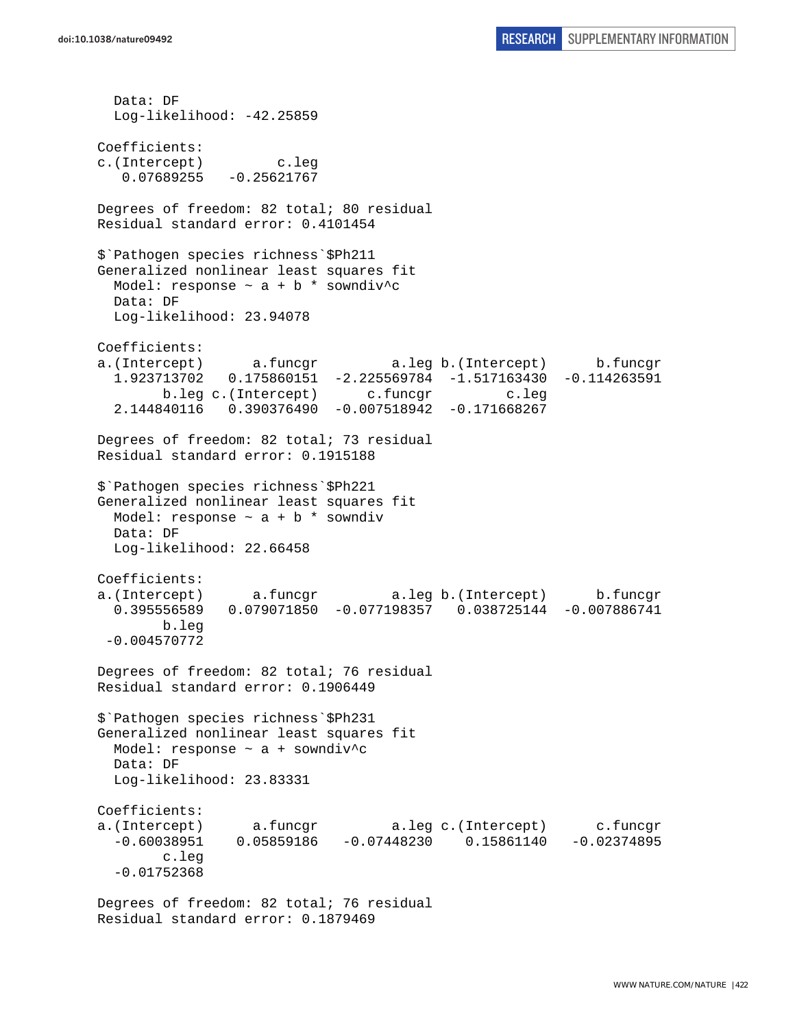```
  Data: DF
  Log-likelihood: -42.25859

Coefficients:
c.(Intercept)         c.leg 
   0.07689255   -0.25621767 

Degrees of freedom: 82 total; 80 residual
Residual standard error: 0.4101454 

$`Pathogen species richness`$Ph211
Generalized nonlinear least squares fit
  Model: response ~ a + b * sowndiv^c 
  Data: DF
  Log-likelihood: 23.94078

Coefficients:
a.(Intercept)      a.funcgr         a.leg b.(Intercept)      b.funcgr 
  1.923713702   0.175860151  -2.225569784  -1.517163430  -0.114263591 
        b.leg c.(Intercept)      c.funcgr         c.leg 
  2.144840116   0.390376490  -0.007518942  -0.171668267 

Degrees of freedom: 82 total; 73 residual
Residual standard error: 0.1915188 

$`Pathogen species richness`$Ph221
Generalized nonlinear least squares fit
  Model: response ~ a + b * sowndiv 
  Data: DF
  Log-likelihood: 22.66458

Coefficients:
a.(Intercept)      a.funcgr         a.leg b.(Intercept)      b.funcgr 
  0.395556589   0.079071850  -0.077198357   0.038725144  -0.007886741 
        b.leg 
 -0.004570772 

Degrees of freedom: 82 total; 76 residual
Residual standard error: 0.1906449 

$`Pathogen species richness`$Ph231
Generalized nonlinear least squares fit
  Model: response ~ a + sowndiv^c 
  Data: DF
  Log-likelihood: 23.83331

Coefficients:
a.(Intercept)      a.funcgr         a.leg c.(Intercept)      c.funcgr 
  -0.60038951    0.05859186   -0.07448230    0.15861140   -0.02374895 
        c.leg 
  -0.01752368 

Degrees of freedom: 82 total; 76 residual
Residual standard error: 0.1879469 
```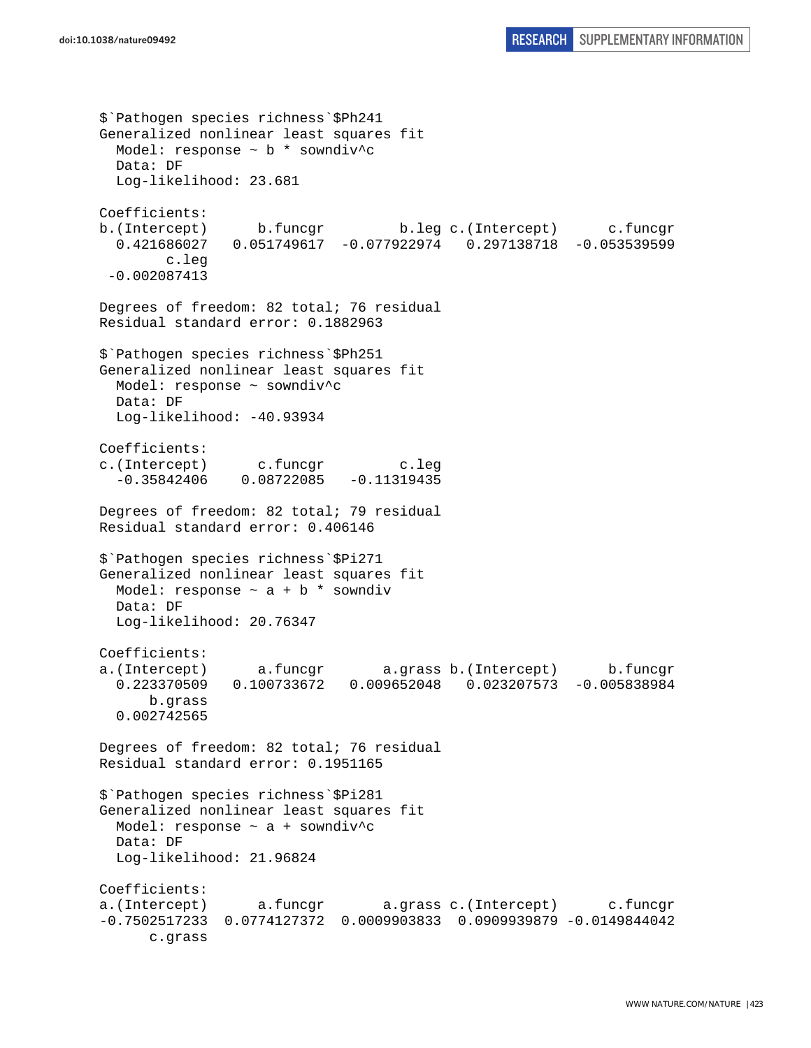```
$`Pathogen species richness`$Ph241
Generalized nonlinear least squares fit
  Model: response ~ b * sowndiv^c
  Data: DF
  Log-likelihood: 23.681

Coefficients:
b.(Intercept)      b.funcgr         b.leg c.(Intercept)      c.funcgr
  0.421686027   0.051749617  -0.077922974   0.297138718  -0.053539599
        c.leg
 -0.002087413

Degrees of freedom: 82 total; 76 residual
Residual standard error: 0.1882963

$`Pathogen species richness`$Ph251
Generalized nonlinear least squares fit
  Model: response ~ sowndiv^c
  Data: DF
  Log-likelihood: -40.93934

Coefficients:
c.(Intercept)      c.funcgr         c.leg
  -0.35842406    0.08722085   -0.11319435

Degrees of freedom: 82 total; 79 residual
Residual standard error: 0.406146

$`Pathogen species richness`$Pi271
Generalized nonlinear least squares fit
  Model: response ~ a + b * sowndiv
  Data: DF
  Log-likelihood: 20.76347

Coefficients:
a.(Intercept)      a.funcgr       a.grass b.(Intercept)      b.funcgr
  0.223370509   0.100733672   0.009652048   0.023207573  -0.005838984
      b.grass
  0.002742565

Degrees of freedom: 82 total; 76 residual
Residual standard error: 0.1951165

$`Pathogen species richness`$Pi281
Generalized nonlinear least squares fit
  Model: response ~ a + sowndiv^c
  Data: DF
  Log-likelihood: 21.96824

Coefficients:
a.(Intercept)      a.funcgr       a.grass c.(Intercept)      c.funcgr
-0.7502517233  0.0774127372  0.0009903833  0.0909939879 -0.0149844042
      c.grass
```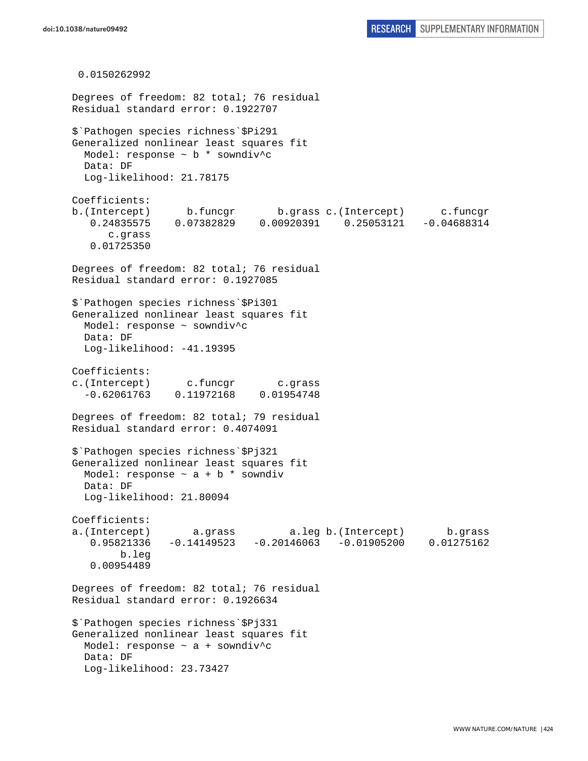```
 0.0150262992

Degrees of freedom: 82 total; 76 residual
Residual standard error: 0.1922707

$`Pathogen species richness`$Pi291
Generalized nonlinear least squares fit
  Model: response ~ b * sowndiv^c
  Data: DF
  Log-likelihood: 21.78175

Coefficients:
b.(Intercept)      b.funcgr       b.grass c.(Intercept)      c.funcgr
   0.24835575    0.07382829    0.00920391    0.25053121   -0.04688314
      c.grass
   0.01725350

Degrees of freedom: 82 total; 76 residual
Residual standard error: 0.1927085

$`Pathogen species richness`$Pi301
Generalized nonlinear least squares fit
  Model: response ~ sowndiv^c
  Data: DF
  Log-likelihood: -41.19395

Coefficients:
c.(Intercept)      c.funcgr       c.grass
  -0.62061763    0.11972168    0.01954748

Degrees of freedom: 82 total; 79 residual
Residual standard error: 0.4074091

$`Pathogen species richness`$Pj321
Generalized nonlinear least squares fit
  Model: response ~ a + b * sowndiv
  Data: DF
  Log-likelihood: 21.80094

Coefficients:
a.(Intercept)       a.grass         a.leg b.(Intercept)       b.grass
   0.95821336   -0.14149523   -0.20146063   -0.01905200    0.01275162
        b.leg
   0.00954489

Degrees of freedom: 82 total; 76 residual
Residual standard error: 0.1926634

$`Pathogen species richness`$Pj331
Generalized nonlinear least squares fit
  Model: response ~ a + sowndiv^c
  Data: DF
  Log-likelihood: 23.73427
```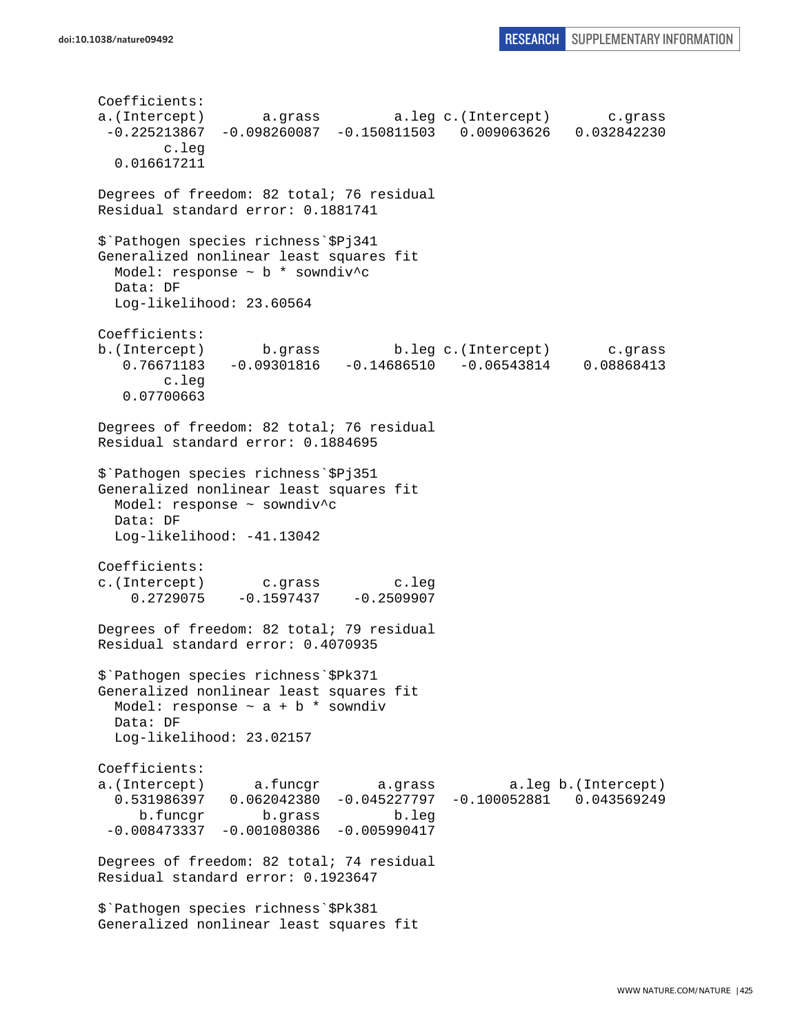```
Coefficients:
a.(Intercept)       a.grass         a.leg c.(Intercept)       c.grass 
 -0.225213867  -0.098260087  -0.150811503   0.009063626   0.032842230 
        c.leg 
  0.016617211 

Degrees of freedom: 82 total; 76 residual
Residual standard error: 0.1881741 

$`Pathogen species richness`$Pj341
Generalized nonlinear least squares fit
  Model: response ~ b * sowndiv^c 
  Data: DF 
  Log-likelihood: 23.60564

Coefficients:
b.(Intercept)       b.grass         b.leg c.(Intercept)       c.grass 
   0.76671183   -0.09301816   -0.14686510   -0.06543814    0.08868413 
        c.leg 
   0.07700663 

Degrees of freedom: 82 total; 76 residual
Residual standard error: 0.1884695 

$`Pathogen species richness`$Pj351
Generalized nonlinear least squares fit
  Model: response ~ sowndiv^c 
  Data: DF 
  Log-likelihood: -41.13042

Coefficients:
c.(Intercept)       c.grass         c.leg 
    0.2729075    -0.1597437    -0.2509907 

Degrees of freedom: 82 total; 79 residual
Residual standard error: 0.4070935 

$`Pathogen species richness`$Pk371
Generalized nonlinear least squares fit
  Model: response ~ a + b * sowndiv 
  Data: DF 
  Log-likelihood: 23.02157

Coefficients:
a.(Intercept)      a.funcgr       a.grass         a.leg b.(Intercept) 
  0.531986397   0.062042380  -0.045227797  -0.100052881   0.043569249 
     b.funcgr       b.grass         b.leg 
 -0.008473337  -0.001080386  -0.005990417 

Degrees of freedom: 82 total; 74 residual
Residual standard error: 0.1923647 

$`Pathogen species richness`$Pk381
Generalized nonlinear least squares fit
```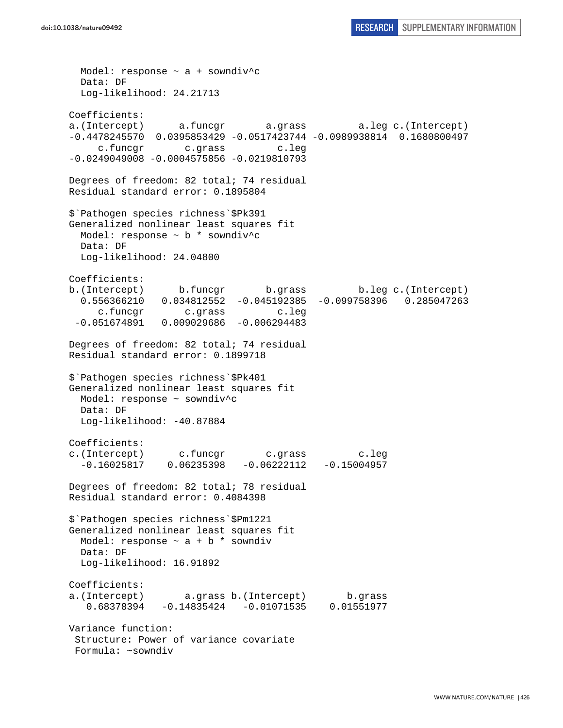```
  Model: response ~ a + sowndiv^c
  Data: DF
  Log-likelihood: 24.21713

Coefficients:
a.(Intercept)      a.funcgr       a.grass         a.leg c.(Intercept)
-0.4478245570  0.0395853429 -0.0517423744 -0.0989938814  0.1680800497
     c.funcgr       c.grass         c.leg
-0.0249049008 -0.0004575856 -0.0219810793

Degrees of freedom: 82 total; 74 residual
Residual standard error: 0.1895804

$`Pathogen species richness`$Pk391
Generalized nonlinear least squares fit
  Model: response ~ b * sowndiv^c
  Data: DF
  Log-likelihood: 24.04800

Coefficients:
b.(Intercept)      b.funcgr       b.grass         b.leg c.(Intercept)
  0.556366210   0.034812552  -0.045192385  -0.099758396   0.285047263
     c.funcgr       c.grass         c.leg
 -0.051674891   0.009029686  -0.006294483

Degrees of freedom: 82 total; 74 residual
Residual standard error: 0.1899718

$`Pathogen species richness`$Pk401
Generalized nonlinear least squares fit
  Model: response ~ sowndiv^c
  Data: DF
  Log-likelihood: -40.87884

Coefficients:
c.(Intercept)      c.funcgr       c.grass         c.leg
  -0.16025817    0.06235398   -0.06222112   -0.15004957

Degrees of freedom: 82 total; 78 residual
Residual standard error: 0.4084398

$`Pathogen species richness`$Pm1221
Generalized nonlinear least squares fit
  Model: response ~ a + b * sowndiv
  Data: DF
  Log-likelihood: 16.91892

Coefficients:
a.(Intercept)       a.grass b.(Intercept)       b.grass
   0.68378394   -0.14835424   -0.01071535    0.01551977

Variance function:
 Structure: Power of variance covariate
 Formula: ~sowndiv
```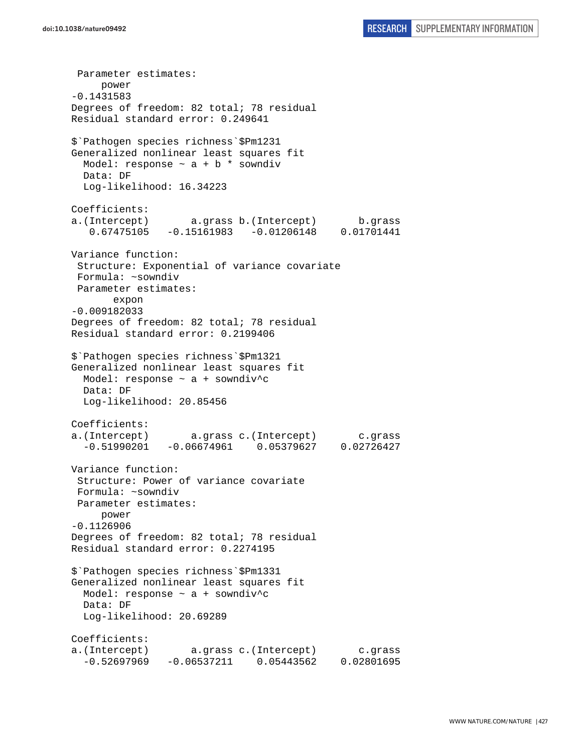```
 Parameter estimates:
     power 
-0.1431583 
Degrees of freedom: 82 total; 78 residual
Residual standard error: 0.249641 

$`Pathogen species richness`$Pm1231
Generalized nonlinear least squares fit
  Model: response ~ a + b * sowndiv 
  Data: DF 
  Log-likelihood: 16.34223

Coefficients:
a.(Intercept)       a.grass b.(Intercept)       b.grass 
   0.67475105   -0.15161983   -0.01206148    0.01701441 

Variance function:
 Structure: Exponential of variance covariate
 Formula: ~sowndiv 
 Parameter estimates:
       expon 
-0.009182033 
Degrees of freedom: 82 total; 78 residual
Residual standard error: 0.2199406 

$`Pathogen species richness`$Pm1321
Generalized nonlinear least squares fit
  Model: response ~ a + sowndiv^c 
  Data: DF 
  Log-likelihood: 20.85456

Coefficients:
a.(Intercept)       a.grass c.(Intercept)       c.grass 
  -0.51990201   -0.06674961    0.05379627    0.02726427 

Variance function:
 Structure: Power of variance covariate
 Formula: ~sowndiv 
 Parameter estimates:
     power 
-0.1126906 
Degrees of freedom: 82 total; 78 residual
Residual standard error: 0.2274195 

$`Pathogen species richness`$Pm1331
Generalized nonlinear least squares fit
  Model: response ~ a + sowndiv^c 
  Data: DF 
  Log-likelihood: 20.69289

Coefficients:
a.(Intercept)       a.grass c.(Intercept)       c.grass 
  -0.52697969   -0.06537211    0.05443562    0.02801695 
```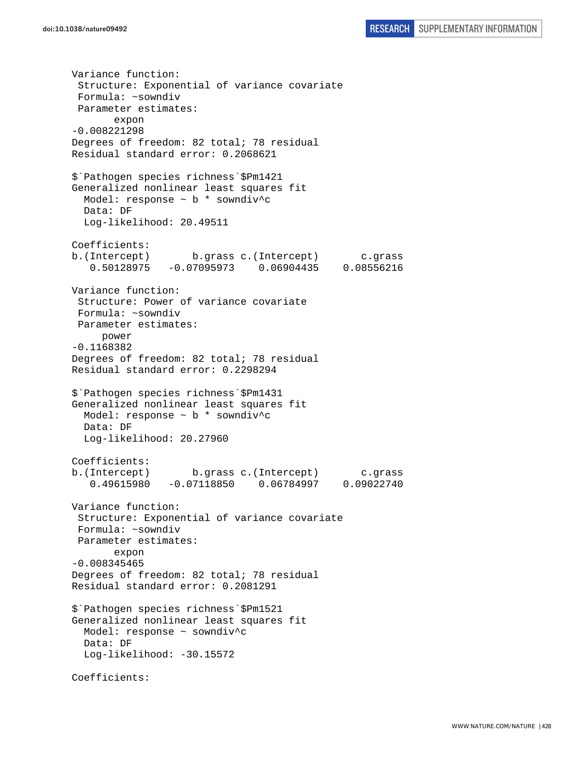```
Variance function:
 Structure: Exponential of variance covariate
 Formula: ~sowndiv 
 Parameter estimates:
       expon 
-0.008221298 
Degrees of freedom: 82 total; 78 residual
Residual standard error: 0.2068621 

$`Pathogen species richness`$Pm1421
Generalized nonlinear least squares fit
  Model: response ~ b * sowndiv^c 
  Data: DF 
  Log-likelihood: 20.49511

Coefficients:
b.(Intercept)       b.grass c.(Intercept)       c.grass 
   0.50128975   -0.07095973    0.06904435    0.08556216 

Variance function:
 Structure: Power of variance covariate
 Formula: ~sowndiv 
 Parameter estimates:
     power 
-0.1168382 
Degrees of freedom: 82 total; 78 residual
Residual standard error: 0.2298294 

$`Pathogen species richness`$Pm1431
Generalized nonlinear least squares fit
  Model: response ~ b * sowndiv^c 
  Data: DF 
  Log-likelihood: 20.27960

Coefficients:
b.(Intercept)       b.grass c.(Intercept)       c.grass 
   0.49615980   -0.07118850    0.06784997    0.09022740 

Variance function:
 Structure: Exponential of variance covariate
 Formula: ~sowndiv 
 Parameter estimates:
       expon 
-0.008345465 
Degrees of freedom: 82 total; 78 residual
Residual standard error: 0.2081291 

$`Pathogen species richness`$Pm1521
Generalized nonlinear least squares fit
  Model: response ~ sowndiv^c 
  Data: DF 
  Log-likelihood: -30.15572

Coefficients:
```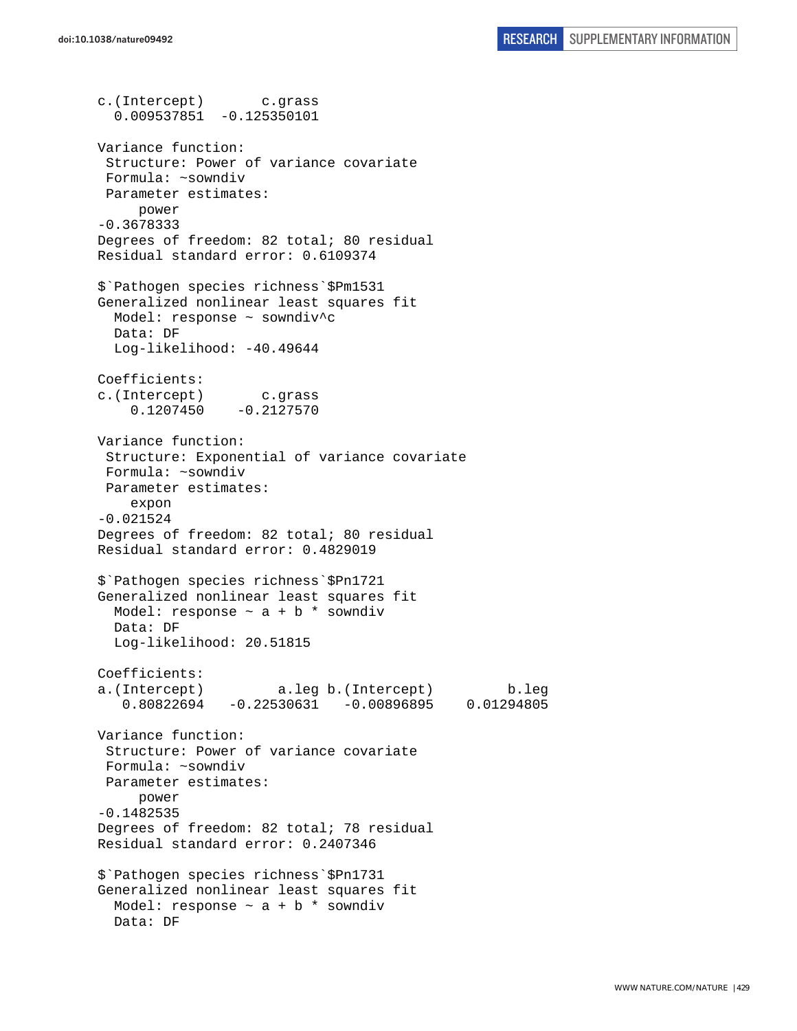```
c.(Intercept)       c.grass
  0.009537851  -0.125350101

Variance function:
 Structure: Power of variance covariate
 Formula: ~sowndiv
 Parameter estimates:
     power
-0.3678333
Degrees of freedom: 82 total; 80 residual
Residual standard error: 0.6109374

$`Pathogen species richness`$Pm1531
Generalized nonlinear least squares fit
  Model: response ~ sowndiv^c
  Data: DF
  Log-likelihood: -40.49644

Coefficients:
c.(Intercept)       c.grass
    0.1207450    -0.2127570

Variance function:
 Structure: Exponential of variance covariate
 Formula: ~sowndiv
 Parameter estimates:
    expon
-0.021524
Degrees of freedom: 82 total; 80 residual
Residual standard error: 0.4829019

$`Pathogen species richness`$Pn1721
Generalized nonlinear least squares fit
  Model: response ~ a + b * sowndiv
  Data: DF
  Log-likelihood: 20.51815

Coefficients:
a.(Intercept)         a.leg b.(Intercept)         b.leg
   0.80822694   -0.22530631   -0.00896895    0.01294805

Variance function:
 Structure: Power of variance covariate
 Formula: ~sowndiv
 Parameter estimates:
     power
-0.1482535
Degrees of freedom: 82 total; 78 residual
Residual standard error: 0.2407346

$`Pathogen species richness`$Pn1731
Generalized nonlinear least squares fit
  Model: response ~ a + b * sowndiv
  Data: DF
```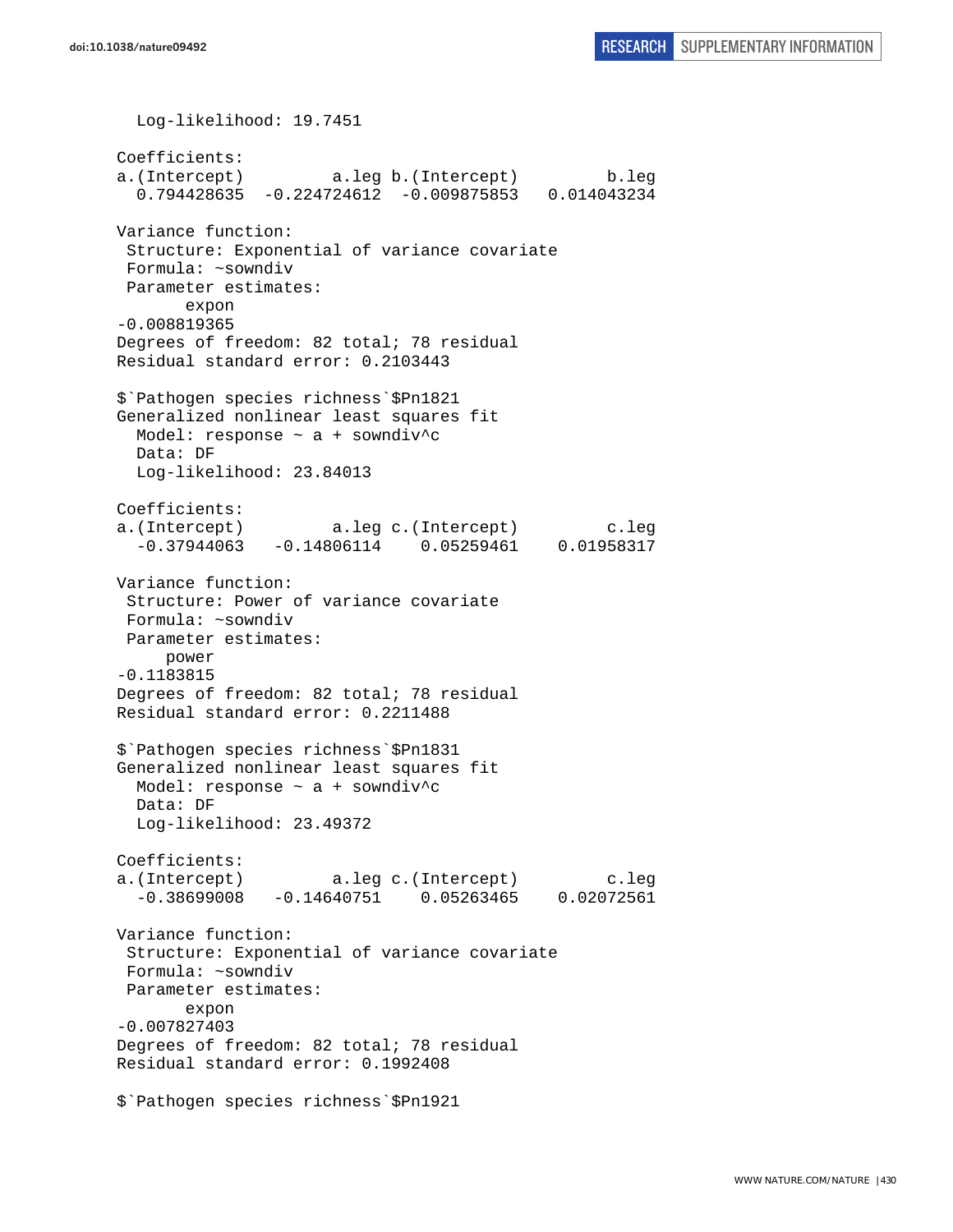```
  Log-likelihood: 19.7451

Coefficients:
a.(Intercept)         a.leg b.(Intercept)         b.leg 
  0.794428635  -0.224724612  -0.009875853   0.014043234 

Variance function:
 Structure: Exponential of variance covariate
 Formula: ~sowndiv 
 Parameter estimates:
       expon 
-0.008819365 
Degrees of freedom: 82 total; 78 residual
Residual standard error: 0.2103443 

$`Pathogen species richness`$Pn1821
Generalized nonlinear least squares fit
  Model: response ~ a + sowndiv^c 
  Data: DF 
  Log-likelihood: 23.84013

Coefficients:
a.(Intercept)         a.leg c.(Intercept)         c.leg 
  -0.37944063   -0.14806114    0.05259461    0.01958317 

Variance function:
 Structure: Power of variance covariate
 Formula: ~sowndiv 
 Parameter estimates:
      power 
-0.1183815 
Degrees of freedom: 82 total; 78 residual
Residual standard error: 0.2211488 

$`Pathogen species richness`$Pn1831
Generalized nonlinear least squares fit
  Model: response ~ a + sowndiv^c 
  Data: DF 
  Log-likelihood: 23.49372

Coefficients:
a.(Intercept)         a.leg c.(Intercept)         c.leg 
  -0.38699008   -0.14640751    0.05263465    0.02072561 

Variance function:
 Structure: Exponential of variance covariate
 Formula: ~sowndiv 
 Parameter estimates:
       expon 
-0.007827403 
Degrees of freedom: 82 total; 78 residual
Residual standard error: 0.1992408 

$`Pathogen species richness`$Pn1921
```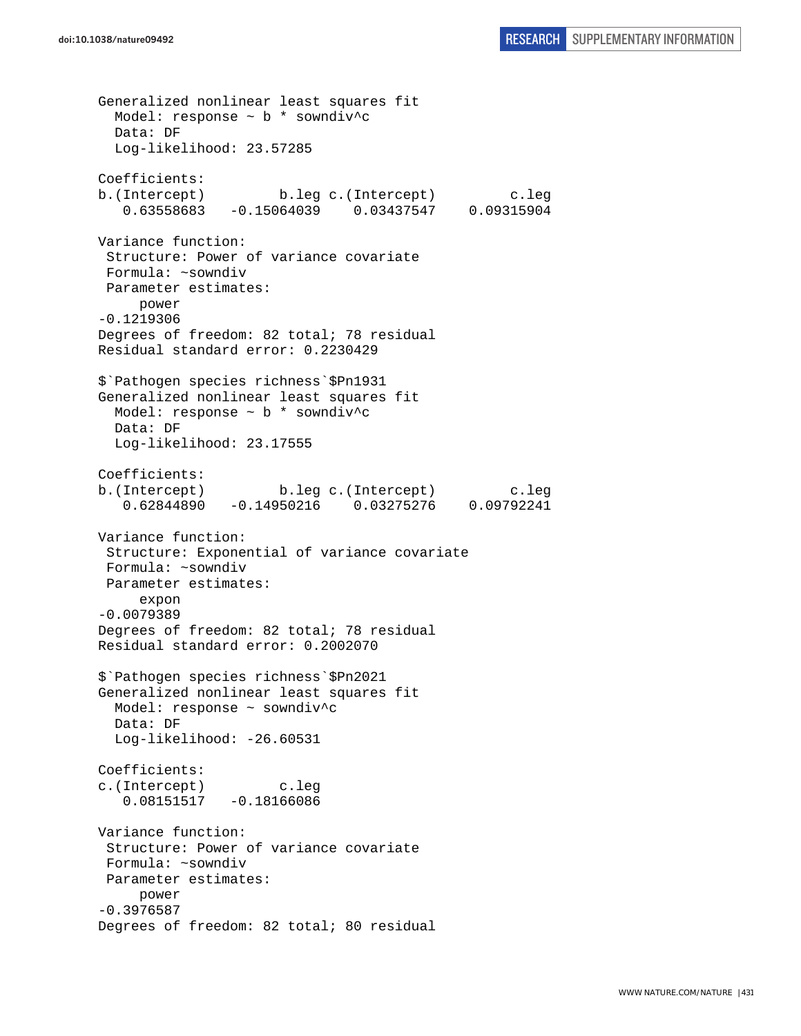```
Generalized nonlinear least squares fit
  Model: response ~ b * sowndiv^c
  Data: DF
  Log-likelihood: 23.57285

Coefficients:
b.(Intercept)         b.leg c.(Intercept)         c.leg
   0.63558683   -0.15064039    0.03437547    0.09315904

Variance function:
 Structure: Power of variance covariate
 Formula: ~sowndiv
 Parameter estimates:
     power
-0.1219306
Degrees of freedom: 82 total; 78 residual
Residual standard error: 0.2230429

$`Pathogen species richness`$Pn1931
Generalized nonlinear least squares fit
  Model: response ~ b * sowndiv^c
  Data: DF
  Log-likelihood: 23.17555

Coefficients:
b.(Intercept)         b.leg c.(Intercept)         c.leg
   0.62844890   -0.14950216    0.03275276    0.09792241

Variance function:
 Structure: Exponential of variance covariate
 Formula: ~sowndiv
 Parameter estimates:
     expon
-0.0079389
Degrees of freedom: 82 total; 78 residual
Residual standard error: 0.2002070

$`Pathogen species richness`$Pn2021
Generalized nonlinear least squares fit
  Model: response ~ sowndiv^c
  Data: DF
  Log-likelihood: -26.60531

Coefficients:
c.(Intercept)         c.leg
   0.08151517   -0.18166086

Variance function:
 Structure: Power of variance covariate
 Formula: ~sowndiv
 Parameter estimates:
     power
-0.3976587
Degrees of freedom: 82 total; 80 residual
```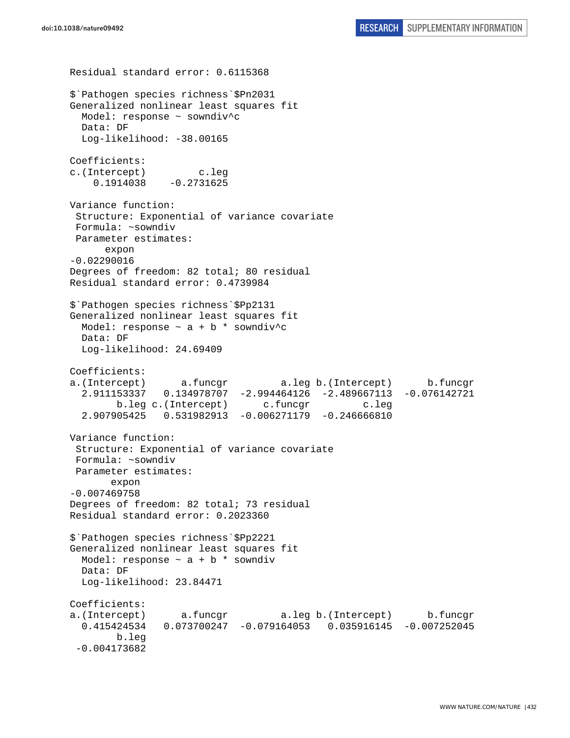```
Residual standard error: 0.6115368

$`Pathogen species richness`$Pn2031
Generalized nonlinear least squares fit
  Model: response ~ sowndiv^c
  Data: DF
  Log-likelihood: -38.00165

Coefficients:
c.(Intercept)         c.leg
    0.1914038    -0.2731625

Variance function:
 Structure: Exponential of variance covariate
 Formula: ~sowndiv
 Parameter estimates:
      expon
-0.02290016
Degrees of freedom: 82 total; 80 residual
Residual standard error: 0.4739984

$`Pathogen species richness`$Pp2131
Generalized nonlinear least squares fit
  Model: response ~ a + b * sowndiv^c
  Data: DF
  Log-likelihood: 24.69409

Coefficients:
a.(Intercept)      a.funcgr         a.leg b.(Intercept)      b.funcgr
  2.911153337   0.134978707  -2.994464126  -2.489667113  -0.076142721
        b.leg c.(Intercept)      c.funcgr         c.leg
  2.907905425   0.531982913  -0.006271179  -0.246666810

Variance function:
 Structure: Exponential of variance covariate
 Formula: ~sowndiv
 Parameter estimates:
       expon
-0.007469758
Degrees of freedom: 82 total; 73 residual
Residual standard error: 0.2023360

$`Pathogen species richness`$Pp2221
Generalized nonlinear least squares fit
  Model: response ~ a + b * sowndiv
  Data: DF
  Log-likelihood: 23.84471

Coefficients:
a.(Intercept)      a.funcgr         a.leg b.(Intercept)      b.funcgr
  0.415424534   0.073700247  -0.079164053   0.035916145  -0.007252045
        b.leg
 -0.004173682
```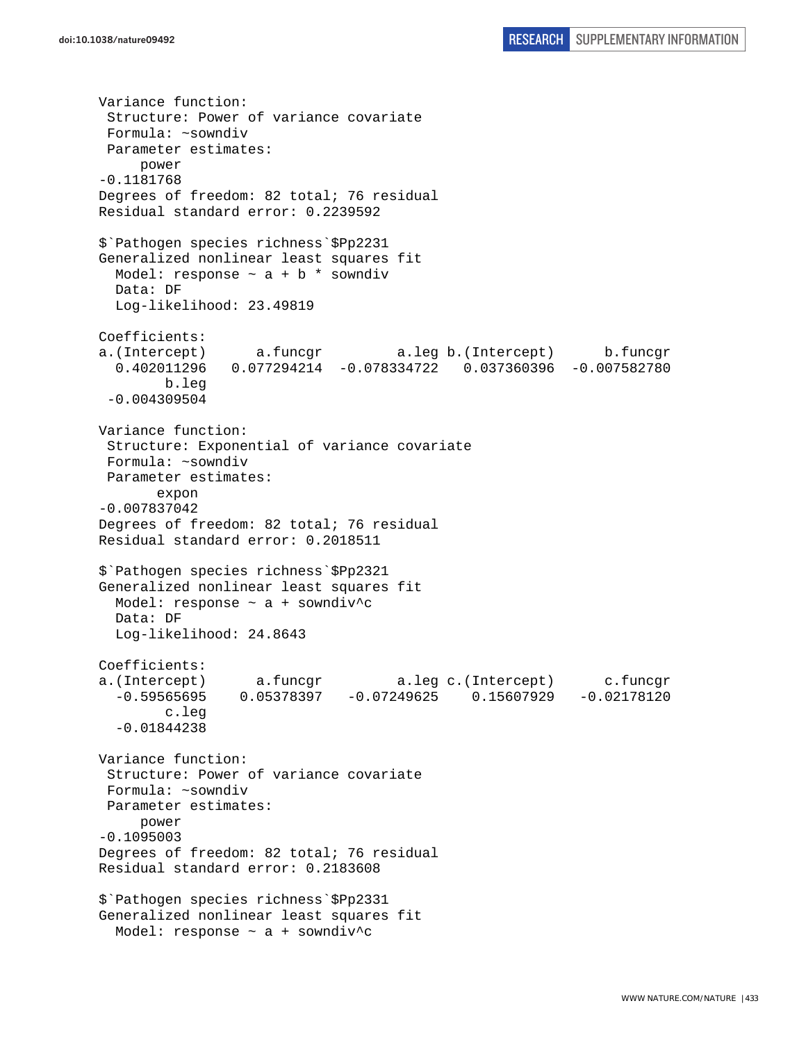```
Variance function:
 Structure: Power of variance covariate
 Formula: ~sowndiv
 Parameter estimates:
     power
-0.1181768
Degrees of freedom: 82 total; 76 residual
Residual standard error: 0.2239592

$`Pathogen species richness`$Pp2231
Generalized nonlinear least squares fit
  Model: response ~ a + b * sowndiv
  Data: DF
  Log-likelihood: 23.49819

Coefficients:
a.(Intercept)      a.funcgr         a.leg b.(Intercept)      b.funcgr
  0.402011296   0.077294214  -0.078334722   0.037360396  -0.007582780
        b.leg
 -0.004309504

Variance function:
 Structure: Exponential of variance covariate
 Formula: ~sowndiv
 Parameter estimates:
       expon
-0.007837042
Degrees of freedom: 82 total; 76 residual
Residual standard error: 0.2018511

$`Pathogen species richness`$Pp2321
Generalized nonlinear least squares fit
  Model: response ~ a + sowndiv^c
  Data: DF
  Log-likelihood: 24.8643

Coefficients:
a.(Intercept)      a.funcgr         a.leg c.(Intercept)      c.funcgr
  -0.59565695    0.05378397   -0.07249625    0.15607929   -0.02178120
        c.leg
  -0.01844238

Variance function:
 Structure: Power of variance covariate
 Formula: ~sowndiv
 Parameter estimates:
     power
-0.1095003
Degrees of freedom: 82 total; 76 residual
Residual standard error: 0.2183608

$`Pathogen species richness`$Pp2331
Generalized nonlinear least squares fit
  Model: response ~ a + sowndiv^c
```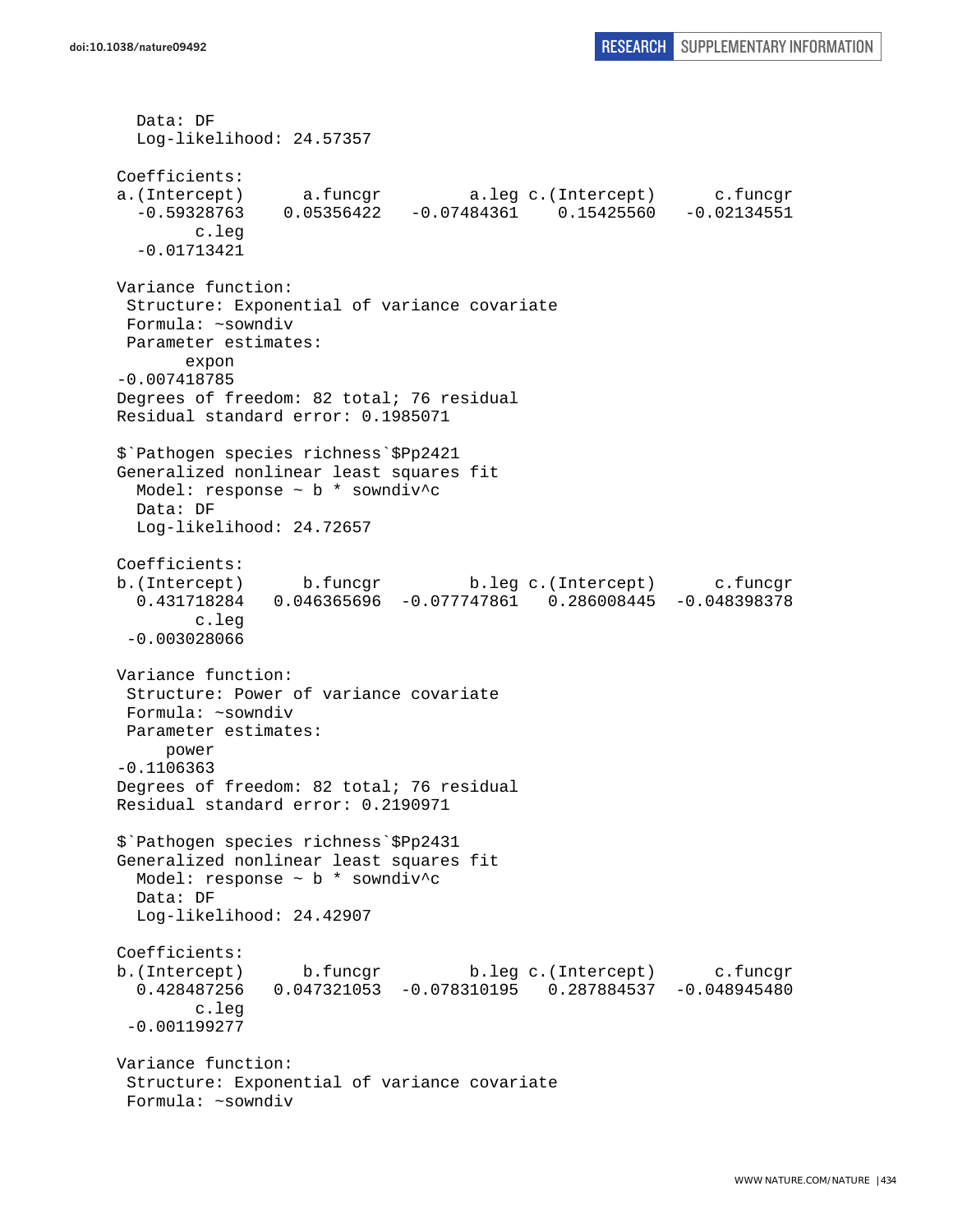```
  Data: DF
  Log-likelihood: 24.57357

Coefficients:
a.(Intercept)      a.funcgr         a.leg c.(Intercept)      c.funcgr 
  -0.59328763    0.05356422   -0.07484361    0.15425560   -0.02134551 
        c.leg 
  -0.01713421 

Variance function:
 Structure: Exponential of variance covariate
 Formula: ~sowndiv 
 Parameter estimates:
       expon 
-0.007418785 
Degrees of freedom: 82 total; 76 residual
Residual standard error: 0.1985071 

$`Pathogen species richness`$Pp2421
Generalized nonlinear least squares fit
  Model: response ~ b * sowndiv^c 
  Data: DF 
  Log-likelihood: 24.72657

Coefficients:
b.(Intercept)      b.funcgr         b.leg c.(Intercept)      c.funcgr 
  0.431718284   0.046365696  -0.077747861   0.286008445  -0.048398378 
        c.leg 
 -0.003028066 

Variance function:
 Structure: Power of variance covariate
 Formula: ~sowndiv 
 Parameter estimates:
      power 
-0.1106363 
Degrees of freedom: 82 total; 76 residual
Residual standard error: 0.2190971 

$`Pathogen species richness`$Pp2431
Generalized nonlinear least squares fit
  Model: response ~ b * sowndiv^c 
  Data: DF 
  Log-likelihood: 24.42907

Coefficients:
b.(Intercept)      b.funcgr         b.leg c.(Intercept)      c.funcgr 
  0.428487256   0.047321053  -0.078310195   0.287884537  -0.048945480 
        c.leg 
 -0.001199277 

Variance function:
 Structure: Exponential of variance covariate
 Formula: ~sowndiv 
```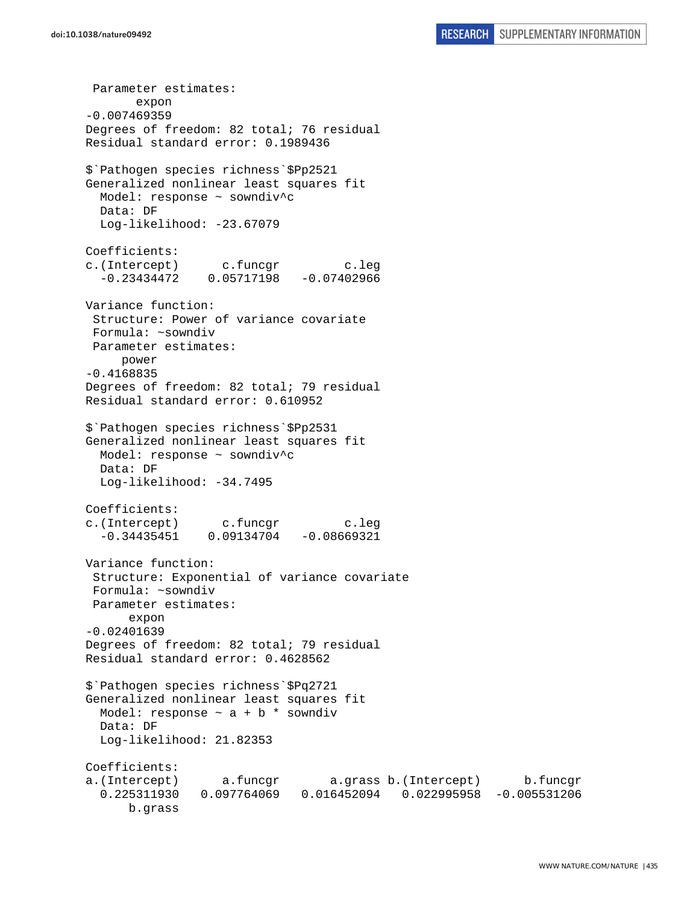```
 Parameter estimates:
       expon 
-0.007469359 
Degrees of freedom: 82 total; 76 residual
Residual standard error: 0.1989436 

$`Pathogen species richness`$Pp2521
Generalized nonlinear least squares fit
  Model: response ~ sowndiv^c 
  Data: DF 
  Log-likelihood: -23.67079

Coefficients:
c.(Intercept)      c.funcgr         c.leg 
  -0.23434472    0.05717198   -0.07402966 

Variance function:
 Structure: Power of variance covariate
 Formula: ~sowndiv 
 Parameter estimates:
     power 
-0.4168835 
Degrees of freedom: 82 total; 79 residual
Residual standard error: 0.610952 

$`Pathogen species richness`$Pp2531
Generalized nonlinear least squares fit
  Model: response ~ sowndiv^c 
  Data: DF 
  Log-likelihood: -34.7495

Coefficients:
c.(Intercept)      c.funcgr         c.leg 
  -0.34435451    0.09134704   -0.08669321 

Variance function:
 Structure: Exponential of variance covariate
 Formula: ~sowndiv 
 Parameter estimates:
      expon 
-0.02401639 
Degrees of freedom: 82 total; 79 residual
Residual standard error: 0.4628562 

$`Pathogen species richness`$Pq2721
Generalized nonlinear least squares fit
  Model: response ~ a + b * sowndiv 
  Data: DF 
  Log-likelihood: 21.82353

Coefficients:
a.(Intercept)      a.funcgr       a.grass b.(Intercept)      b.funcgr 
  0.225311930   0.097764069   0.016452094   0.022995958  -0.005531206 
      b.grass 
```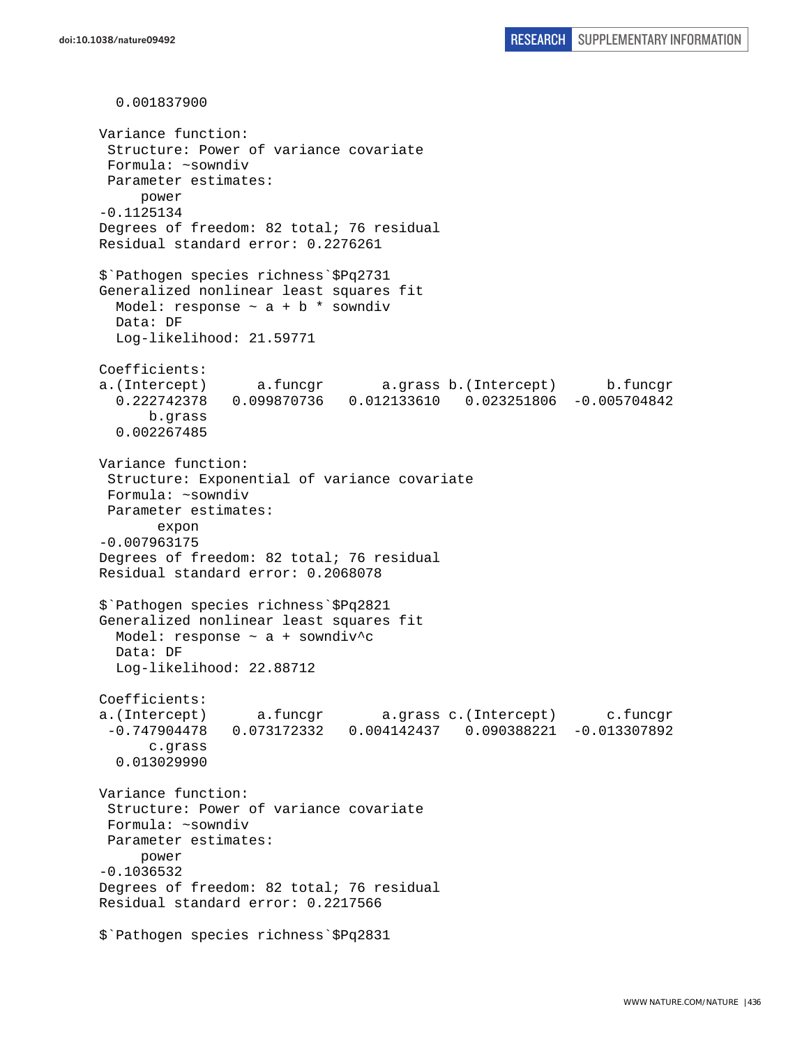```
  0.001837900

Variance function:
 Structure: Power of variance covariate
 Formula: ~sowndiv
 Parameter estimates:
     power
-0.1125134
Degrees of freedom: 82 total; 76 residual
Residual standard error: 0.2276261

$`Pathogen species richness`$Pq2731
Generalized nonlinear least squares fit
  Model: response ~ a + b * sowndiv
  Data: DF
  Log-likelihood: 21.59771

Coefficients:
a.(Intercept)      a.funcgr       a.grass b.(Intercept)      b.funcgr
  0.222742378   0.099870736   0.012133610   0.023251806  -0.005704842
      b.grass
  0.002267485

Variance function:
 Structure: Exponential of variance covariate
 Formula: ~sowndiv
 Parameter estimates:
       expon
-0.007963175
Degrees of freedom: 82 total; 76 residual
Residual standard error: 0.2068078

$`Pathogen species richness`$Pq2821
Generalized nonlinear least squares fit
  Model: response ~ a + sowndiv^c
  Data: DF
  Log-likelihood: 22.88712

Coefficients:
a.(Intercept)      a.funcgr       a.grass c.(Intercept)      c.funcgr
 -0.747904478   0.073172332   0.004142437   0.090388221  -0.013307892
      c.grass
  0.013029990

Variance function:
 Structure: Power of variance covariate
 Formula: ~sowndiv
 Parameter estimates:
     power
-0.1036532
Degrees of freedom: 82 total; 76 residual
Residual standard error: 0.2217566

$`Pathogen species richness`$Pq2831
```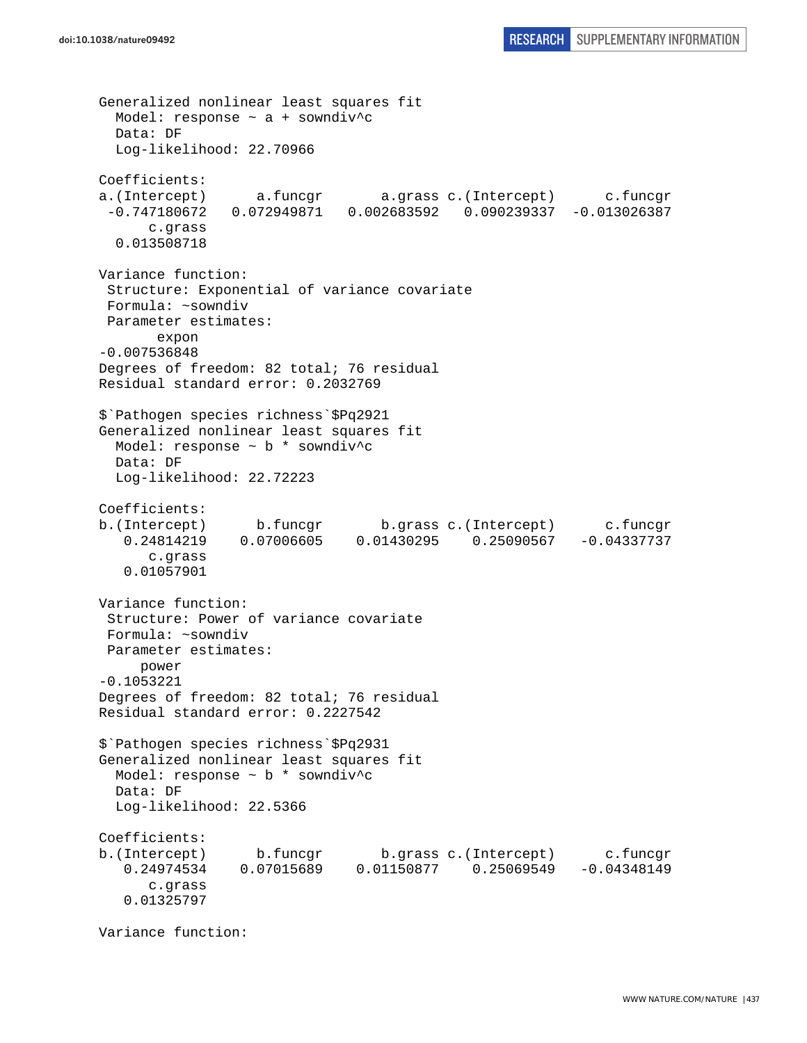```
Generalized nonlinear least squares fit
  Model: response ~ a + sowndiv^c
  Data: DF
  Log-likelihood: 22.70966

Coefficients:
a.(Intercept)      a.funcgr       a.grass c.(Intercept)      c.funcgr
 -0.747180672   0.072949871   0.002683592   0.090239337  -0.013026387
      c.grass
  0.013508718

Variance function:
 Structure: Exponential of variance covariate
 Formula: ~sowndiv
 Parameter estimates:
       expon
-0.007536848
Degrees of freedom: 82 total; 76 residual
Residual standard error: 0.2032769

$`Pathogen species richness`$Pq2921
Generalized nonlinear least squares fit
  Model: response ~ b * sowndiv^c
  Data: DF
  Log-likelihood: 22.72223

Coefficients:
b.(Intercept)      b.funcgr       b.grass c.(Intercept)      c.funcgr
   0.24814219    0.07006605    0.01430295    0.25090567   -0.04337737
      c.grass
   0.01057901

Variance function:
 Structure: Power of variance covariate
 Formula: ~sowndiv
 Parameter estimates:
     power
-0.1053221
Degrees of freedom: 82 total; 76 residual
Residual standard error: 0.2227542

$`Pathogen species richness`$Pq2931
Generalized nonlinear least squares fit
  Model: response ~ b * sowndiv^c
  Data: DF
  Log-likelihood: 22.5366

Coefficients:
b.(Intercept)      b.funcgr       b.grass c.(Intercept)      c.funcgr
   0.24974534    0.07015689    0.01150877    0.25069549   -0.04348149
      c.grass
   0.01325797

Variance function:
```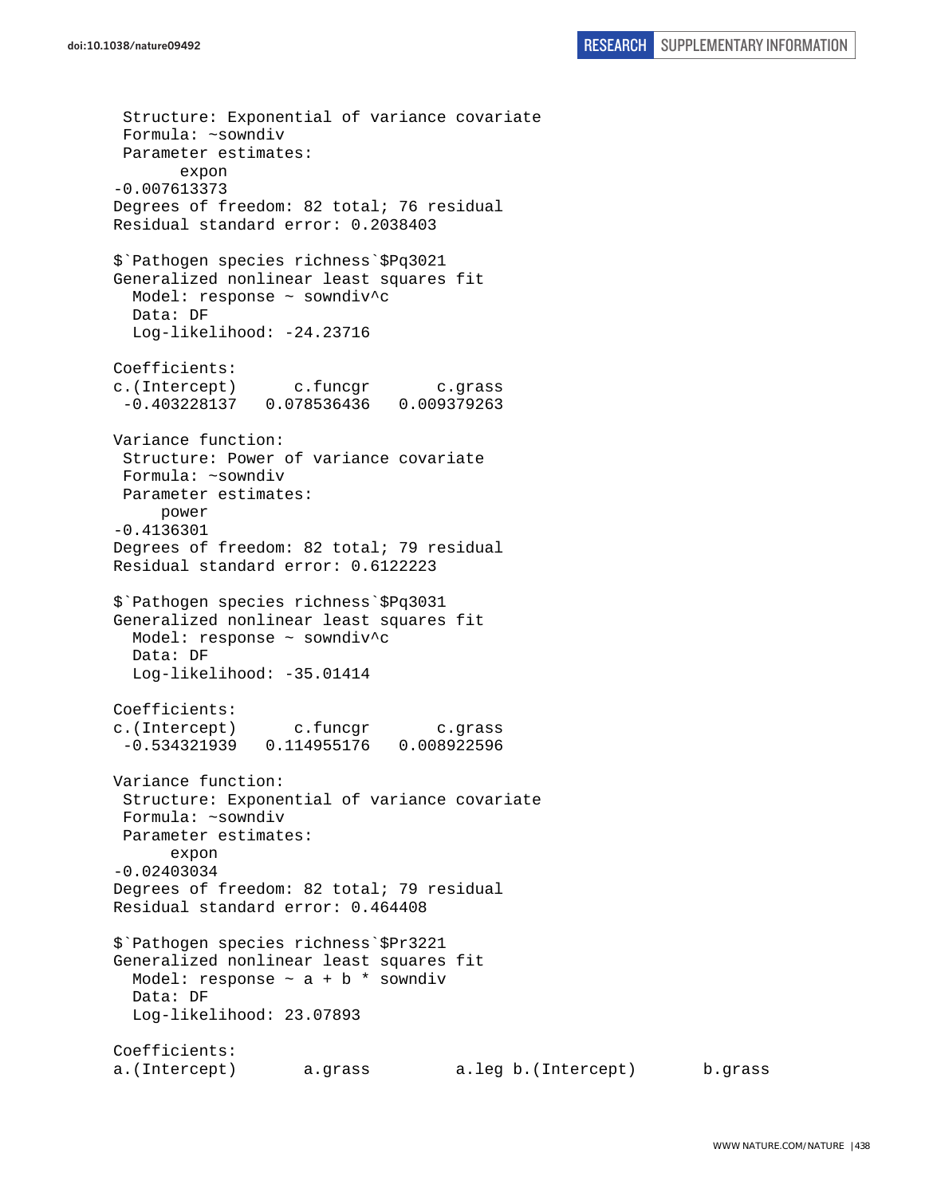```
 Structure: Exponential of variance covariate
 Formula: ~sowndiv
 Parameter estimates:
       expon
-0.007613373
Degrees of freedom: 82 total; 76 residual
Residual standard error: 0.2038403

$`Pathogen species richness`$Pq3021
Generalized nonlinear least squares fit
  Model: response ~ sowndiv^c
  Data: DF
  Log-likelihood: -24.23716

Coefficients:
c.(Intercept)      c.funcgr       c.grass
 -0.403228137   0.078536436   0.009379263

Variance function:
 Structure: Power of variance covariate
 Formula: ~sowndiv
 Parameter estimates:
     power
-0.4136301
Degrees of freedom: 82 total; 79 residual
Residual standard error: 0.6122223

$`Pathogen species richness`$Pq3031
Generalized nonlinear least squares fit
  Model: response ~ sowndiv^c
  Data: DF
  Log-likelihood: -35.01414

Coefficients:
c.(Intercept)      c.funcgr       c.grass
 -0.534321939   0.114955176   0.008922596

Variance function:
 Structure: Exponential of variance covariate
 Formula: ~sowndiv
 Parameter estimates:
      expon
-0.02403034
Degrees of freedom: 82 total; 79 residual
Residual standard error: 0.464408

$`Pathogen species richness`$Pr3221
Generalized nonlinear least squares fit
  Model: response ~ a + b * sowndiv
  Data: DF
  Log-likelihood: 23.07893

Coefficients:
a.(Intercept)       a.grass         a.leg b.(Intercept)       b.grass
```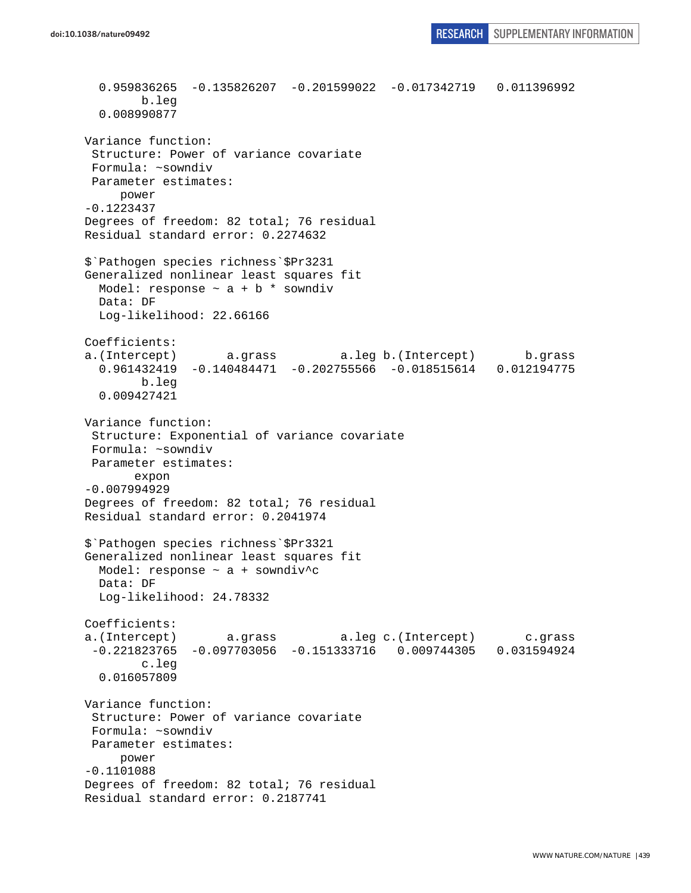```
  0.959836265  -0.135826207  -0.201599022  -0.017342719   0.011396992 
        b.leg 
  0.008990877 

Variance function:
 Structure: Power of variance covariate
 Formula: ~sowndiv 
 Parameter estimates:
     power 
-0.1223437 
Degrees of freedom: 82 total; 76 residual
Residual standard error: 0.2274632 

$`Pathogen species richness`$Pr3231
Generalized nonlinear least squares fit
  Model: response ~ a + b * sowndiv 
  Data: DF 
  Log-likelihood: 22.66166

Coefficients:
a.(Intercept)       a.grass         a.leg b.(Intercept)       b.grass 
  0.961432419  -0.140484471  -0.202755566  -0.018515614   0.012194775 
        b.leg 
  0.009427421 

Variance function:
 Structure: Exponential of variance covariate
 Formula: ~sowndiv 
 Parameter estimates:
       expon 
-0.007994929 
Degrees of freedom: 82 total; 76 residual
Residual standard error: 0.2041974 

$`Pathogen species richness`$Pr3321
Generalized nonlinear least squares fit
  Model: response ~ a + sowndiv^c 
  Data: DF 
  Log-likelihood: 24.78332

Coefficients:
a.(Intercept)       a.grass         a.leg c.(Intercept)       c.grass 
 -0.221823765  -0.097703056  -0.151333716   0.009744305   0.031594924 
        c.leg 
  0.016057809 

Variance function:
 Structure: Power of variance covariate
 Formula: ~sowndiv 
 Parameter estimates:
     power 
-0.1101088 
Degrees of freedom: 82 total; 76 residual
Residual standard error: 0.2187741 
```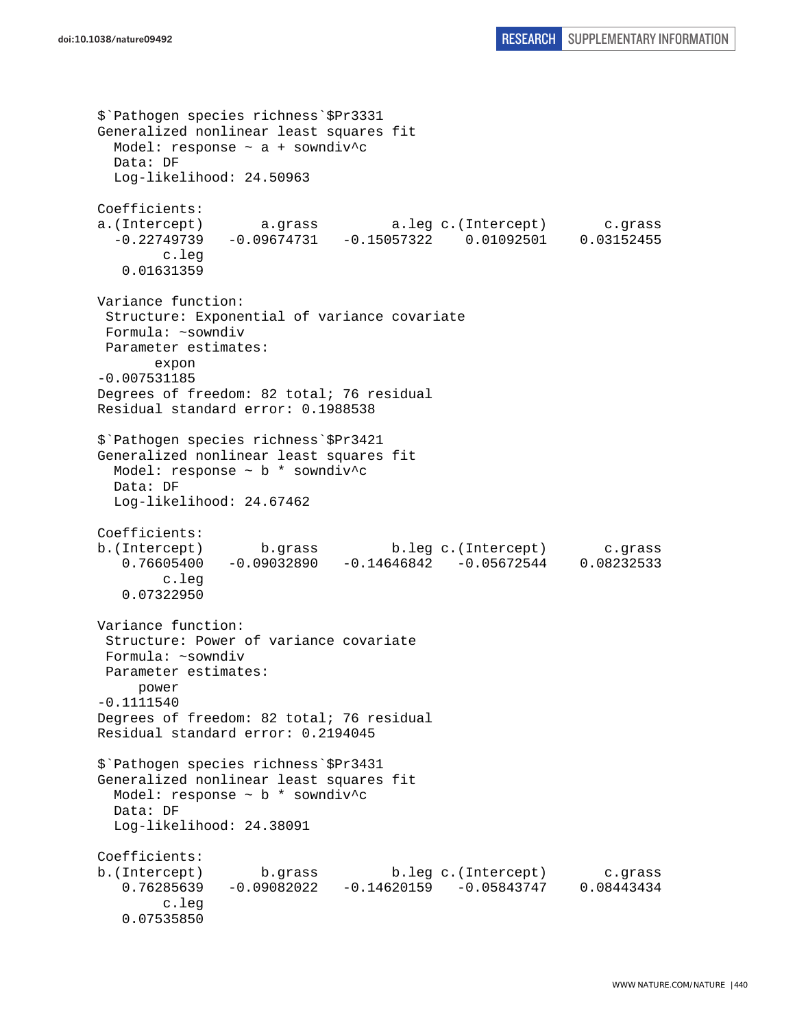```
$`Pathogen species richness`$Pr3331
Generalized nonlinear least squares fit
  Model: response ~ a + sowndiv^c
  Data: DF
  Log-likelihood: 24.50963

Coefficients:
a.(Intercept)       a.grass         a.leg c.(Intercept)       c.grass
  -0.22749739   -0.09674731   -0.15057322    0.01092501    0.03152455
        c.leg
   0.01631359

Variance function:
 Structure: Exponential of variance covariate
 Formula: ~sowndiv
 Parameter estimates:
       expon
-0.007531185
Degrees of freedom: 82 total; 76 residual
Residual standard error: 0.1988538

$`Pathogen species richness`$Pr3421
Generalized nonlinear least squares fit
  Model: response ~ b * sowndiv^c
  Data: DF
  Log-likelihood: 24.67462

Coefficients:
b.(Intercept)       b.grass         b.leg c.(Intercept)       c.grass
   0.76605400   -0.09032890   -0.14646842   -0.05672544    0.08232533
        c.leg
   0.07322950

Variance function:
 Structure: Power of variance covariate
 Formula: ~sowndiv
 Parameter estimates:
      power
-0.1111540
Degrees of freedom: 82 total; 76 residual
Residual standard error: 0.2194045

$`Pathogen species richness`$Pr3431
Generalized nonlinear least squares fit
  Model: response ~ b * sowndiv^c
  Data: DF
  Log-likelihood: 24.38091

Coefficients:
b.(Intercept)       b.grass         b.leg c.(Intercept)       c.grass
   0.76285639   -0.09082022   -0.14620159   -0.05843747    0.08443434
        c.leg
   0.07535850
```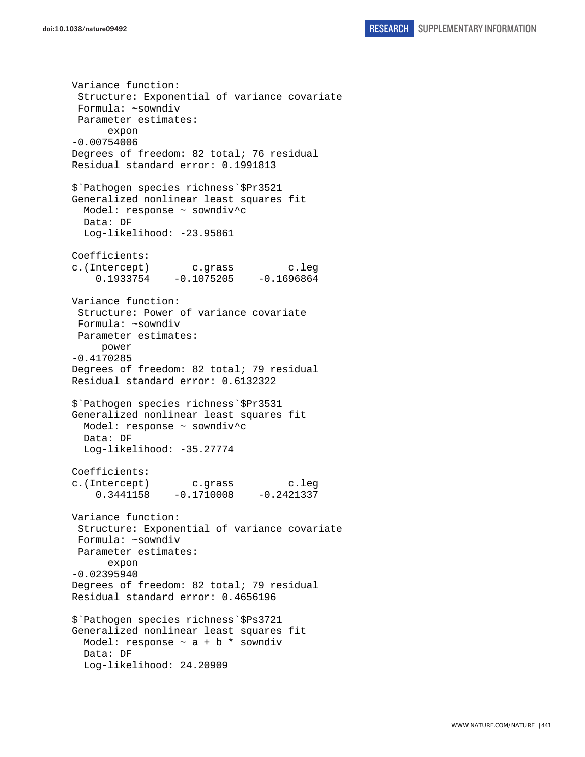```
Variance function:
 Structure: Exponential of variance covariate
 Formula: ~sowndiv
 Parameter estimates:
      expon
-0.00754006
Degrees of freedom: 82 total; 76 residual
Residual standard error: 0.1991813

$`Pathogen species richness`$Pr3521
Generalized nonlinear least squares fit
  Model: response ~ sowndiv^c
  Data: DF
  Log-likelihood: -23.95861

Coefficients:
c.(Intercept)       c.grass         c.leg
    0.1933754    -0.1075205    -0.1696864

Variance function:
 Structure: Power of variance covariate
 Formula: ~sowndiv
 Parameter estimates:
      power
-0.4170285
Degrees of freedom: 82 total; 79 residual
Residual standard error: 0.6132322

$`Pathogen species richness`$Pr3531
Generalized nonlinear least squares fit
  Model: response ~ sowndiv^c
  Data: DF
  Log-likelihood: -35.27774

Coefficients:
c.(Intercept)       c.grass         c.leg
    0.3441158    -0.1710008    -0.2421337

Variance function:
 Structure: Exponential of variance covariate
 Formula: ~sowndiv
 Parameter estimates:
      expon
-0.02395940
Degrees of freedom: 82 total; 79 residual
Residual standard error: 0.4656196

$`Pathogen species richness`$Ps3721
Generalized nonlinear least squares fit
  Model: response ~ a + b * sowndiv
  Data: DF
  Log-likelihood: 24.20909
```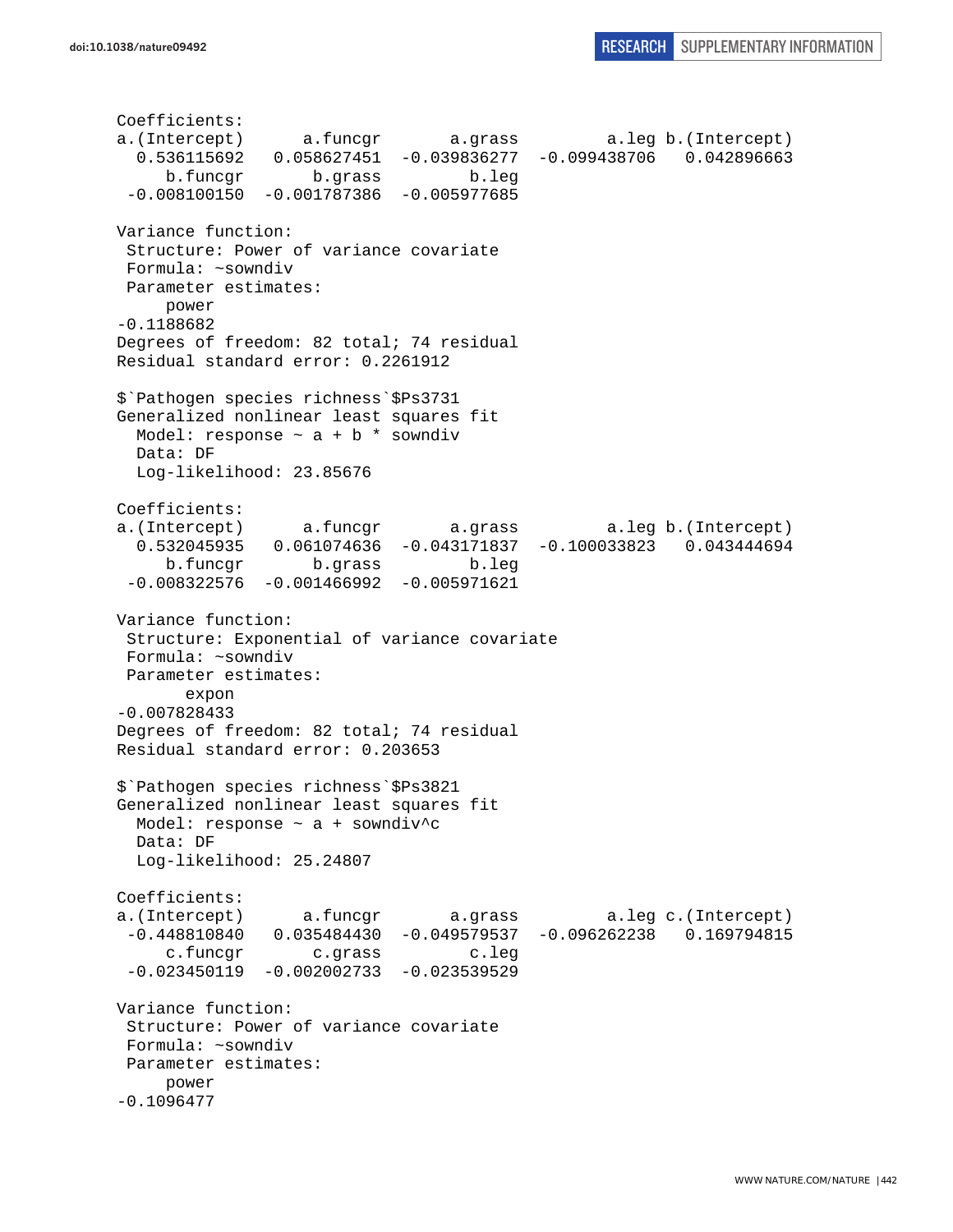```
Coefficients:
a.(Intercept)      a.funcgr      a.grass        a.leg b.(Intercept) 
  0.536115692   0.058627451  -0.039836277  -0.099438706   0.042896663 
     b.funcgr       b.grass         b.leg 
 -0.008100150  -0.001787386  -0.005977685 

Variance function:
 Structure: Power of variance covariate
 Formula: ~sowndiv 
 Parameter estimates:
     power 
-0.1188682 
Degrees of freedom: 82 total; 74 residual
Residual standard error: 0.2261912 

$`Pathogen species richness`$Ps3731
Generalized nonlinear least squares fit
  Model: response ~ a + b * sowndiv 
  Data: DF 
  Log-likelihood: 23.85676

Coefficients:
a.(Intercept)      a.funcgr      a.grass        a.leg b.(Intercept) 
  0.532045935   0.061074636  -0.043171837  -0.100033823   0.043444694 
     b.funcgr       b.grass         b.leg 
 -0.008322576  -0.001466992  -0.005971621 

Variance function:
 Structure: Exponential of variance covariate
 Formula: ~sowndiv 
 Parameter estimates:
       expon 
-0.007828433 
Degrees of freedom: 82 total; 74 residual
Residual standard error: 0.203653 

$`Pathogen species richness`$Ps3821
Generalized nonlinear least squares fit
  Model: response ~ a + sowndiv^c 
  Data: DF 
  Log-likelihood: 25.24807

Coefficients:
a.(Intercept)      a.funcgr      a.grass        a.leg c.(Intercept) 
 -0.448810840   0.035484430  -0.049579537  -0.096262238   0.169794815 
     c.funcgr       c.grass         c.leg 
 -0.023450119  -0.002002733  -0.023539529 

Variance function:
 Structure: Power of variance covariate
 Formula: ~sowndiv 
 Parameter estimates:
     power 
-0.1096477 
```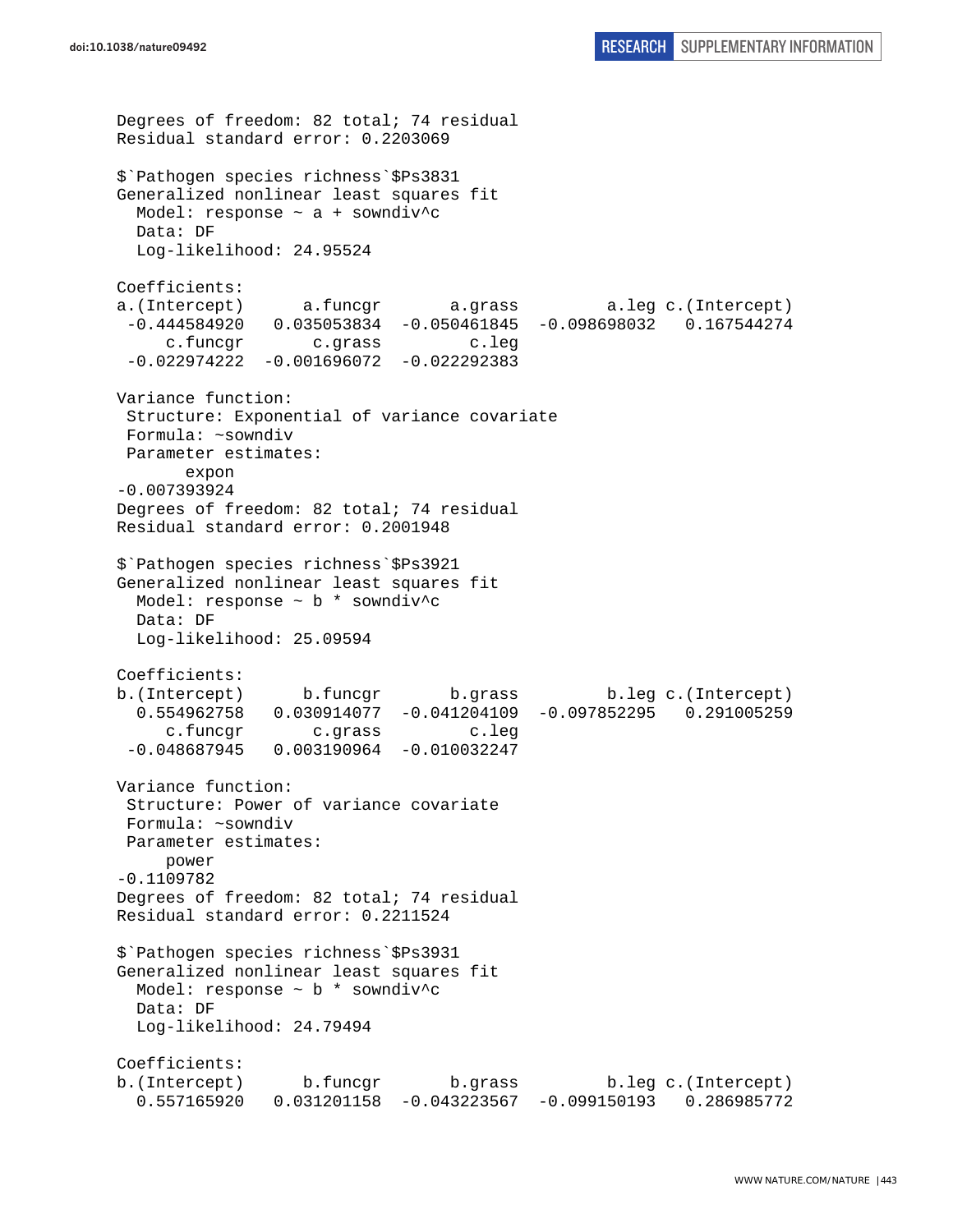```
Degrees of freedom: 82 total; 74 residual
Residual standard error: 0.2203069 

$`Pathogen species richness`$Ps3831
Generalized nonlinear least squares fit
  Model: response ~ a + sowndiv^c 
  Data: DF 
  Log-likelihood: 24.95524

Coefficients:
a.(Intercept)      a.funcgr       a.grass         a.leg c.(Intercept) 
 -0.444584920   0.035053834  -0.050461845  -0.098698032   0.167544274 
     c.funcgr       c.grass         c.leg 
 -0.022974222  -0.001696072  -0.022292383 

Variance function:
 Structure: Exponential of variance covariate
 Formula: ~sowndiv 
 Parameter estimates:
       expon 
-0.007393924 
Degrees of freedom: 82 total; 74 residual
Residual standard error: 0.2001948 

$`Pathogen species richness`$Ps3921
Generalized nonlinear least squares fit
  Model: response ~ b * sowndiv^c 
  Data: DF 
  Log-likelihood: 25.09594

Coefficients:
b.(Intercept)      b.funcgr       b.grass         b.leg c.(Intercept) 
  0.554962758   0.030914077  -0.041204109  -0.097852295   0.291005259 
     c.funcgr       c.grass         c.leg 
 -0.048687945   0.003190964  -0.010032247 

Variance function:
 Structure: Power of variance covariate
 Formula: ~sowndiv 
 Parameter estimates:
     power 
-0.1109782 
Degrees of freedom: 82 total; 74 residual
Residual standard error: 0.2211524 

$`Pathogen species richness`$Ps3931
Generalized nonlinear least squares fit
  Model: response ~ b * sowndiv^c 
  Data: DF 
  Log-likelihood: 24.79494

Coefficients:
b.(Intercept)      b.funcgr       b.grass         b.leg c.(Intercept) 
  0.557165920   0.031201158  -0.043223567  -0.099150193   0.286985772 
```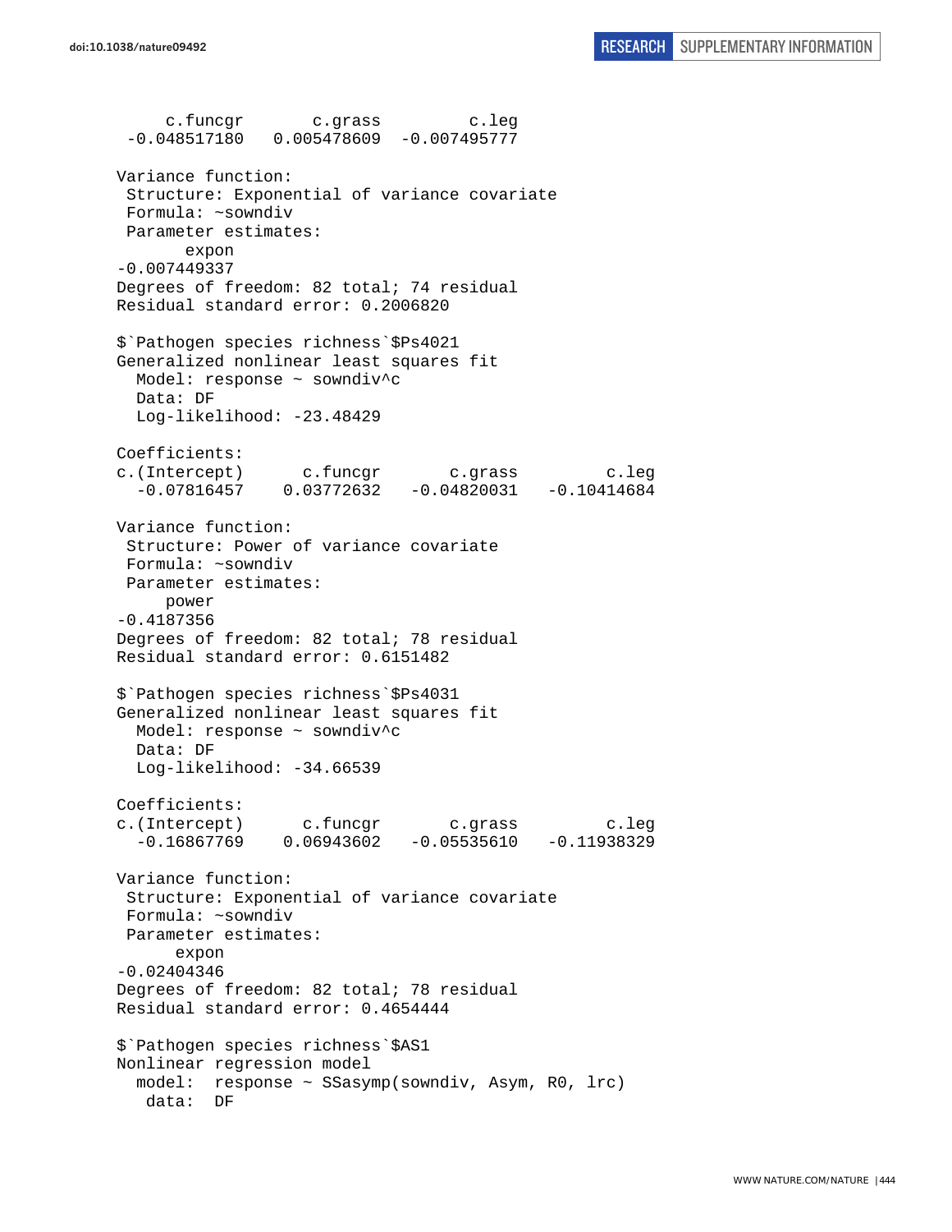```
     c.funcgr       c.grass        c.leg 
 -0.048517180   0.005478609  -0.007495777 

Variance function:
 Structure: Exponential of variance covariate
 Formula: ~sowndiv 
 Parameter estimates:
       expon 
-0.007449337 
Degrees of freedom: 82 total; 74 residual
Residual standard error: 0.2006820 

$`Pathogen species richness`$Ps4021
Generalized nonlinear least squares fit
  Model: response ~ sowndiv^c 
  Data: DF 
  Log-likelihood: -23.48429

Coefficients:
c.(Intercept)      c.funcgr       c.grass         c.leg 
  -0.07816457    0.03772632   -0.04820031   -0.10414684 

Variance function:
 Structure: Power of variance covariate
 Formula: ~sowndiv 
 Parameter estimates:
     power 
-0.4187356 
Degrees of freedom: 82 total; 78 residual
Residual standard error: 0.6151482 

$`Pathogen species richness`$Ps4031
Generalized nonlinear least squares fit
  Model: response ~ sowndiv^c 
  Data: DF 
  Log-likelihood: -34.66539

Coefficients:
c.(Intercept)      c.funcgr       c.grass         c.leg 
  -0.16867769    0.06943602   -0.05535610   -0.11938329 

Variance function:
 Structure: Exponential of variance covariate
 Formula: ~sowndiv 
 Parameter estimates:
      expon 
-0.02404346 
Degrees of freedom: 82 total; 78 residual
Residual standard error: 0.4654444 

$`Pathogen species richness`$AS1
Nonlinear regression model
  model:  response ~ SSasymp(sowndiv, Asym, R0, lrc)
   data:  DF
```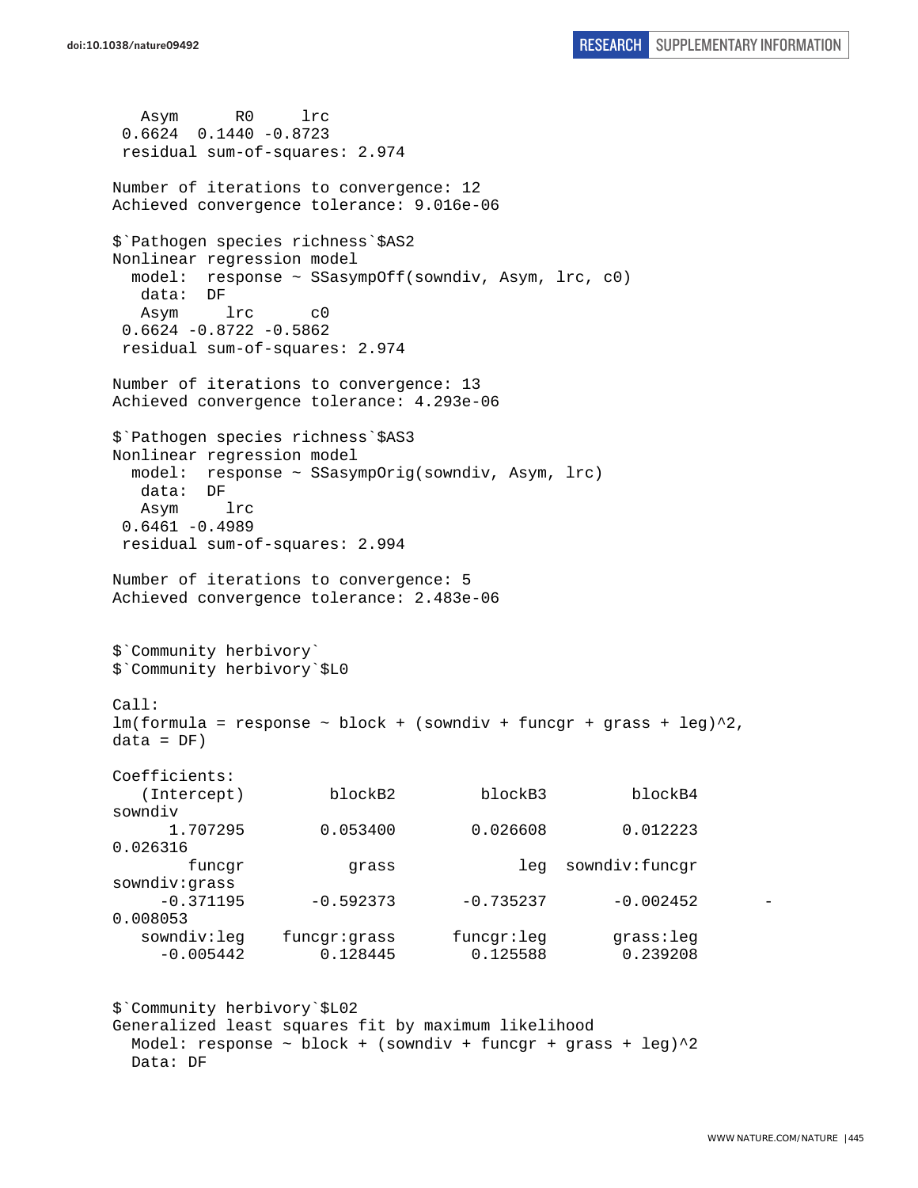```
    Asym      R0     lrc
 0.6624  0.1440 -0.8723
 residual sum-of-squares: 2.974

Number of iterations to convergence: 12
Achieved convergence tolerance: 9.016e-06

$`Pathogen species richness`$AS2
Nonlinear regression model
  model:  response ~ SSasympOff(sowndiv, Asym, lrc, c0)
   data:  DF
    Asym     lrc      c0
 0.6624 -0.8722 -0.5862
 residual sum-of-squares: 2.974

Number of iterations to convergence: 13
Achieved convergence tolerance: 4.293e-06

$`Pathogen species richness`$AS3
Nonlinear regression model
  model:  response ~ SSasympOrig(sowndiv, Asym, lrc)
   data:  DF
    Asym     lrc
 0.6461 -0.4989
 residual sum-of-squares: 2.994

Number of iterations to convergence: 5
Achieved convergence tolerance: 2.483e-06


$`Community herbivory`
$`Community herbivory`$L0

Call:
lm(formula = response ~ block + (sowndiv + funcgr + grass + leg)^2,
data = DF)

Coefficients:
   (Intercept)         blockB2         blockB3         blockB4
sowndiv
      1.707295        0.053400        0.026608        0.012223
0.026316
        funcgr           grass             leg  sowndiv:funcgr
sowndiv:grass
     -0.371195       -0.592373       -0.735237       -0.002452        -
0.008053
   sowndiv:leg    funcgr:grass      funcgr:leg       grass:leg
     -0.005442        0.128445        0.125588        0.239208


$`Community herbivory`$L02
Generalized least squares fit by maximum likelihood
  Model: response ~ block + (sowndiv + funcgr + grass + leg)^2
  Data: DF
```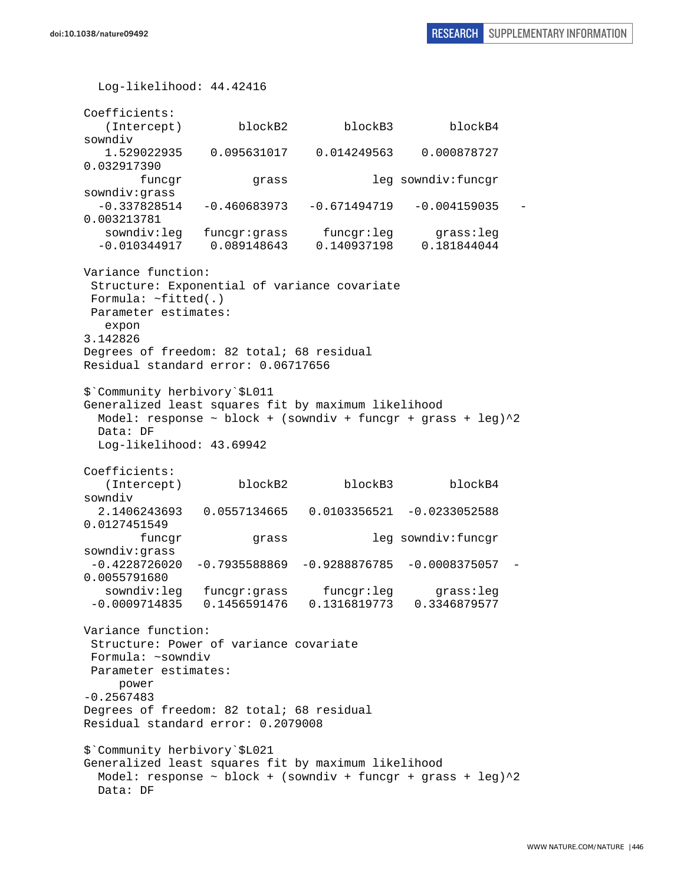```
  Log-likelihood: 44.42416

Coefficients:
   (Intercept)        blockB2        blockB3        blockB4 
sowndiv 
   1.529022935    0.095631017    0.014249563    0.000878727 
0.032917390 
        funcgr          grass            leg sowndiv:funcgr 
sowndiv:grass 
  -0.337828514   -0.460683973   -0.671494719   -0.004159035   -
0.003213781 
   sowndiv:leg   funcgr:grass     funcgr:leg      grass:leg 
  -0.010344917    0.089148643    0.140937198    0.181844044 

Variance function:
 Structure: Exponential of variance covariate
 Formula: ~fitted(.) 
 Parameter estimates:
   expon 
3.142826 
Degrees of freedom: 82 total; 68 residual
Residual standard error: 0.06717656 

$`Community herbivory`$L011
Generalized least squares fit by maximum likelihood
  Model: response ~ block + (sowndiv + funcgr + grass + leg)^2 
  Data: DF 
  Log-likelihood: 43.69942

Coefficients:
   (Intercept)        blockB2        blockB3        blockB4 
sowndiv 
  2.1406243693   0.0557134665   0.0103356521  -0.0233052588 
0.0127451549 
        funcgr          grass            leg sowndiv:funcgr 
sowndiv:grass 
 -0.4228726020  -0.7935588869  -0.9288876785  -0.0008375057  -
0.0055791680 
   sowndiv:leg   funcgr:grass     funcgr:leg      grass:leg 
 -0.0009714835   0.1456591476   0.1316819773   0.3346879577 

Variance function:
 Structure: Power of variance covariate
 Formula: ~sowndiv 
 Parameter estimates:
     power 
-0.2567483 
Degrees of freedom: 82 total; 68 residual
Residual standard error: 0.2079008 

$`Community herbivory`$L021
Generalized least squares fit by maximum likelihood
  Model: response ~ block + (sowndiv + funcgr + grass + leg)^2 
  Data: DF 
```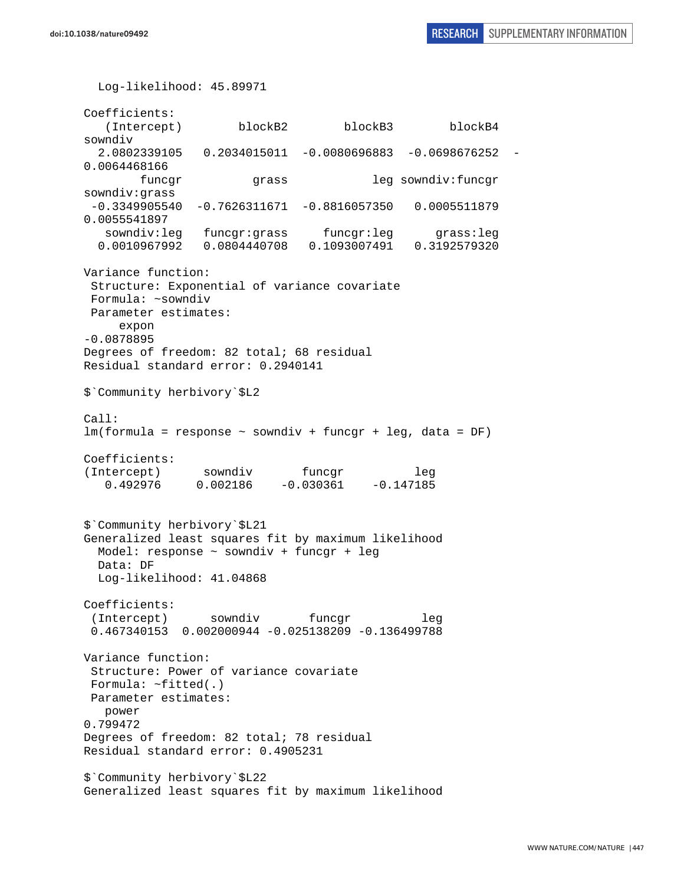```
  Log-likelihood: 45.89971

Coefficients:
   (Intercept)        blockB2        blockB3        blockB4        
sowndiv
  2.0802339105   0.2034015011  -0.0080696883  -0.0698676252  -
0.0064468166
        funcgr          grass            leg sowndiv:funcgr  
sowndiv:grass
 -0.3349905540  -0.7626311671  -0.8816057350   0.0005511879   
0.0055541897
   sowndiv:leg   funcgr:grass     funcgr:leg      grass:leg
  0.0010967992   0.0804440708   0.1093007491   0.3192579320

Variance function:
 Structure: Exponential of variance covariate
 Formula: ~sowndiv
 Parameter estimates:
     expon
-0.0878895
Degrees of freedom: 82 total; 68 residual
Residual standard error: 0.2940141

$`Community herbivory`$L2

Call:
lm(formula = response ~ sowndiv + funcgr + leg, data = DF)

Coefficients:
(Intercept)      sowndiv       funcgr          leg  
   0.492976     0.002186    -0.030361    -0.147185


$`Community herbivory`$L21
Generalized least squares fit by maximum likelihood
  Model: response ~ sowndiv + funcgr + leg
  Data: DF
  Log-likelihood: 41.04868

Coefficients:
 (Intercept)      sowndiv       funcgr          leg
 0.467340153  0.002000944 -0.025138209 -0.136499788

Variance function:
 Structure: Power of variance covariate
 Formula: ~fitted(.)
 Parameter estimates:
   power
0.799472
Degrees of freedom: 82 total; 78 residual
Residual standard error: 0.4905231

$`Community herbivory`$L22
Generalized least squares fit by maximum likelihood
```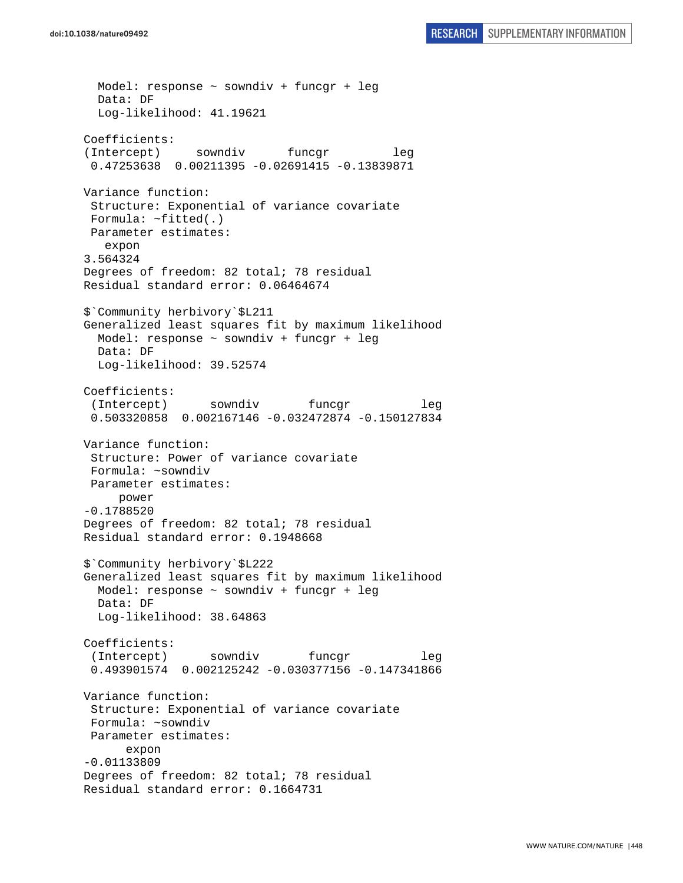```
  Model: response ~ sowndiv + funcgr + leg
  Data: DF
  Log-likelihood: 41.19621

Coefficients:
(Intercept)     sowndiv      funcgr         leg
 0.47253638  0.00211395 -0.02691415 -0.13839871

Variance function:
 Structure: Exponential of variance covariate
 Formula: ~fitted(.)
 Parameter estimates:
   expon
3.564324
Degrees of freedom: 82 total; 78 residual
Residual standard error: 0.06464674

$`Community herbivory`$L211
Generalized least squares fit by maximum likelihood
  Model: response ~ sowndiv + funcgr + leg
  Data: DF
  Log-likelihood: 39.52574

Coefficients:
 (Intercept)      sowndiv       funcgr          leg
 0.503320858  0.002167146 -0.032472874 -0.150127834

Variance function:
 Structure: Power of variance covariate
 Formula: ~sowndiv
 Parameter estimates:
     power
-0.1788520
Degrees of freedom: 82 total; 78 residual
Residual standard error: 0.1948668

$`Community herbivory`$L222
Generalized least squares fit by maximum likelihood
  Model: response ~ sowndiv + funcgr + leg
  Data: DF
  Log-likelihood: 38.64863

Coefficients:
 (Intercept)      sowndiv       funcgr          leg
 0.493901574  0.002125242 -0.030377156 -0.147341866

Variance function:
 Structure: Exponential of variance covariate
 Formula: ~sowndiv
 Parameter estimates:
      expon
-0.01133809
Degrees of freedom: 82 total; 78 residual
Residual standard error: 0.1664731
```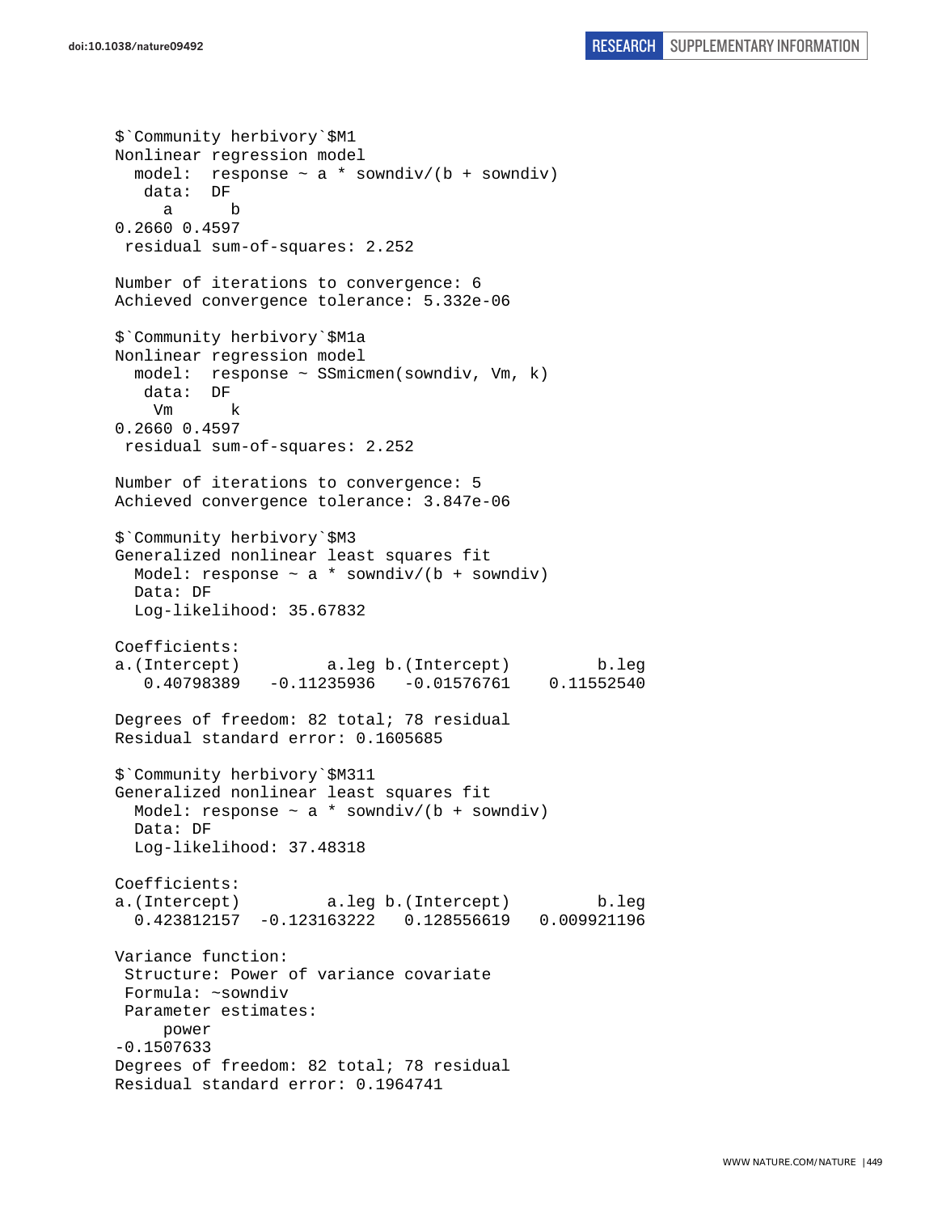```
$`Community herbivory`$M1
Nonlinear regression model
  model:  response ~ a * sowndiv/(b + sowndiv)
   data:  DF
     a      b 
0.2660 0.4597 
 residual sum-of-squares: 2.252

Number of iterations to convergence: 6 
Achieved convergence tolerance: 5.332e-06 

$`Community herbivory`$M1a
Nonlinear regression model
  model:  response ~ SSmicmen(sowndiv, Vm, k)
   data:  DF
    Vm      k 
0.2660 0.4597 
 residual sum-of-squares: 2.252

Number of iterations to convergence: 5 
Achieved convergence tolerance: 3.847e-06 

$`Community herbivory`$M3
Generalized nonlinear least squares fit
  Model: response ~ a * sowndiv/(b + sowndiv) 
  Data: DF 
  Log-likelihood: 35.67832

Coefficients:
a.(Intercept)         a.leg b.(Intercept)         b.leg 
   0.40798389   -0.11235936   -0.01576761    0.11552540 

Degrees of freedom: 82 total; 78 residual
Residual standard error: 0.1605685 

$`Community herbivory`$M311
Generalized nonlinear least squares fit
  Model: response ~ a * sowndiv/(b + sowndiv) 
  Data: DF 
  Log-likelihood: 37.48318

Coefficients:
a.(Intercept)         a.leg b.(Intercept)         b.leg 
  0.423812157  -0.123163222   0.128556619   0.009921196 

Variance function:
 Structure: Power of variance covariate
 Formula: ~sowndiv 
 Parameter estimates:
     power 
-0.1507633 
Degrees of freedom: 82 total; 78 residual
Residual standard error: 0.1964741 
```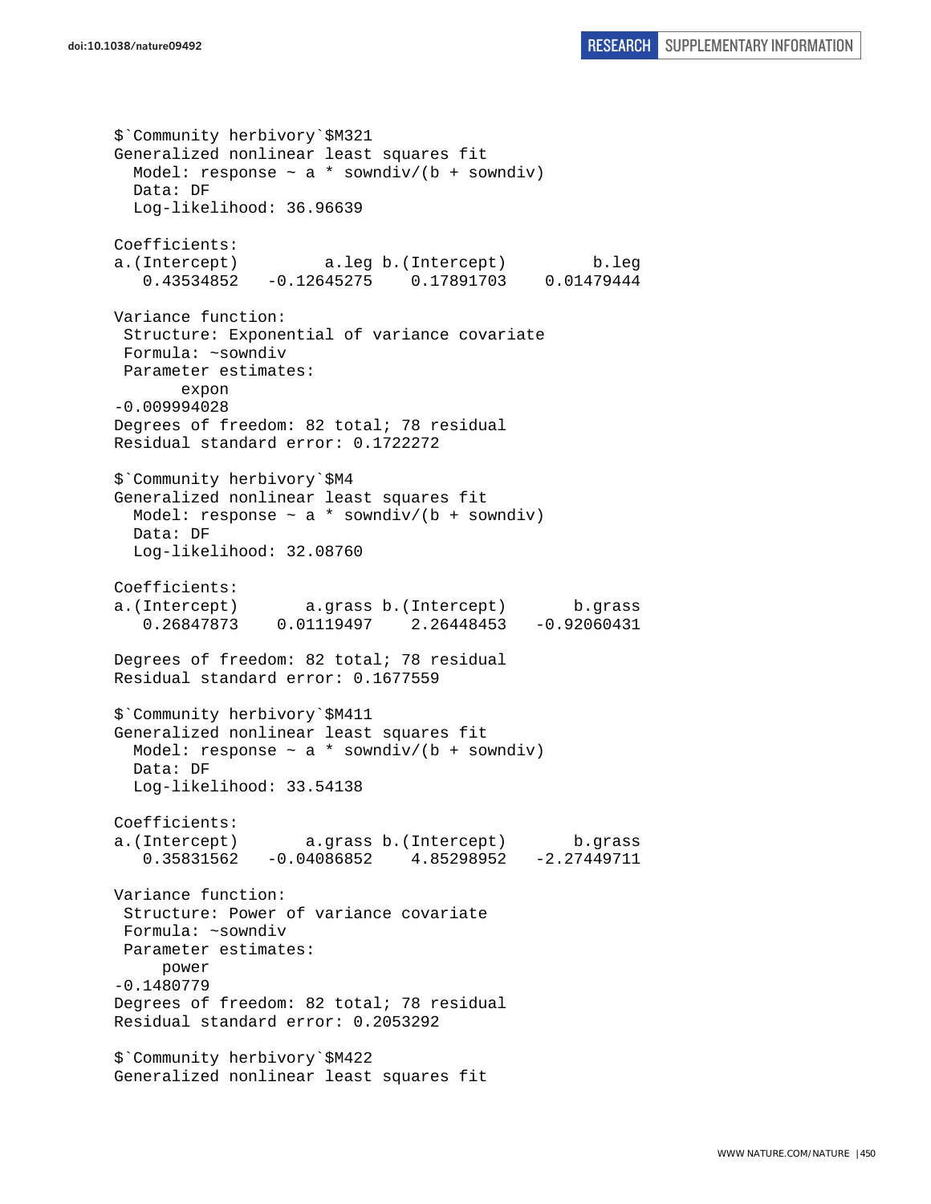```
$`Community herbivory`$M321
Generalized nonlinear least squares fit
  Model: response ~ a * sowndiv/(b + sowndiv)
  Data: DF
  Log-likelihood: 36.96639

Coefficients:
a.(Intercept)         a.leg b.(Intercept)         b.leg
   0.43534852   -0.12645275    0.17891703    0.01479444

Variance function:
 Structure: Exponential of variance covariate
 Formula: ~sowndiv
 Parameter estimates:
       expon
-0.009994028
Degrees of freedom: 82 total; 78 residual
Residual standard error: 0.1722272

$`Community herbivory`$M4
Generalized nonlinear least squares fit
  Model: response ~ a * sowndiv/(b + sowndiv)
  Data: DF
  Log-likelihood: 32.08760

Coefficients:
a.(Intercept)       a.grass b.(Intercept)       b.grass
   0.26847873    0.01119497    2.26448453   -0.92060431

Degrees of freedom: 82 total; 78 residual
Residual standard error: 0.1677559

$`Community herbivory`$M411
Generalized nonlinear least squares fit
  Model: response ~ a * sowndiv/(b + sowndiv)
  Data: DF
  Log-likelihood: 33.54138

Coefficients:
a.(Intercept)       a.grass b.(Intercept)       b.grass
   0.35831562   -0.04086852    4.85298952   -2.27449711

Variance function:
 Structure: Power of variance covariate
 Formula: ~sowndiv
 Parameter estimates:
      power
-0.1480779
Degrees of freedom: 82 total; 78 residual
Residual standard error: 0.2053292

$`Community herbivory`$M422
Generalized nonlinear least squares fit
```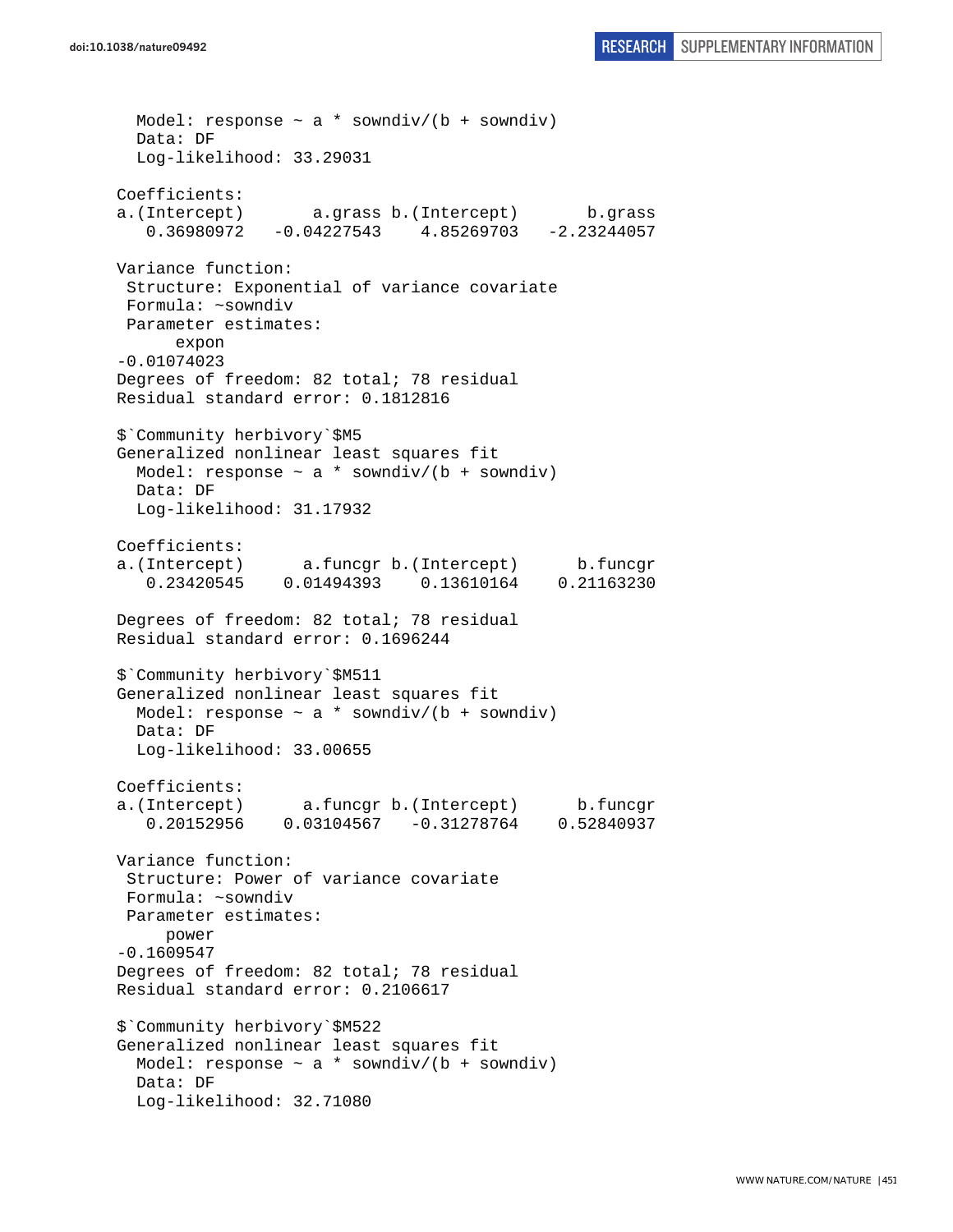```
  Model: response ~ a * sowndiv/(b + sowndiv)
  Data: DF
  Log-likelihood: 33.29031

Coefficients:
a.(Intercept)       a.grass b.(Intercept)       b.grass
   0.36980972   -0.04227543    4.85269703   -2.23244057

Variance function:
 Structure: Exponential of variance covariate
 Formula: ~sowndiv
 Parameter estimates:
      expon
-0.01074023
Degrees of freedom: 82 total; 78 residual
Residual standard error: 0.1812816

$`Community herbivory`$M5
Generalized nonlinear least squares fit
  Model: response ~ a * sowndiv/(b + sowndiv)
  Data: DF
  Log-likelihood: 31.17932

Coefficients:
a.(Intercept)      a.funcgr b.(Intercept)      b.funcgr
   0.23420545    0.01494393    0.13610164    0.21163230

Degrees of freedom: 82 total; 78 residual
Residual standard error: 0.1696244

$`Community herbivory`$M511
Generalized nonlinear least squares fit
  Model: response ~ a * sowndiv/(b + sowndiv)
  Data: DF
  Log-likelihood: 33.00655

Coefficients:
a.(Intercept)      a.funcgr b.(Intercept)      b.funcgr
   0.20152956    0.03104567   -0.31278764    0.52840937

Variance function:
 Structure: Power of variance covariate
 Formula: ~sowndiv
 Parameter estimates:
     power
-0.1609547
Degrees of freedom: 82 total; 78 residual
Residual standard error: 0.2106617

$`Community herbivory`$M522
Generalized nonlinear least squares fit
  Model: response ~ a * sowndiv/(b + sowndiv)
  Data: DF
  Log-likelihood: 32.71080
```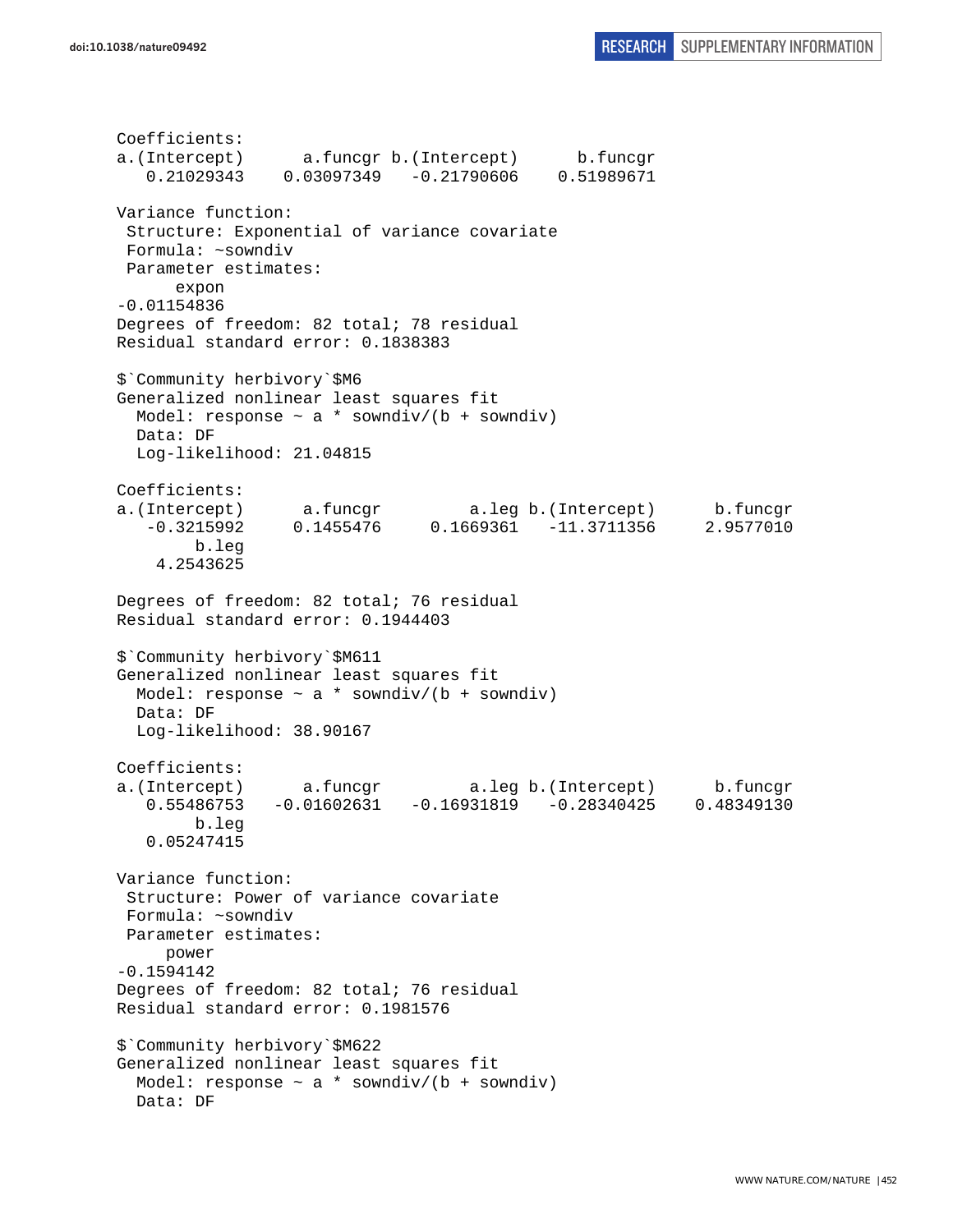```
Coefficients:
a.(Intercept)      a.funcgr b.(Intercept)      b.funcgr 
   0.21029343    0.03097349   -0.21790606    0.51989671 

Variance function:
 Structure: Exponential of variance covariate
 Formula: ~sowndiv 
 Parameter estimates:
      expon 
-0.01154836 
Degrees of freedom: 82 total; 78 residual
Residual standard error: 0.1838383 

$`Community herbivory`$M6
Generalized nonlinear least squares fit
  Model: response ~ a * sowndiv/(b + sowndiv) 
  Data: DF 
  Log-likelihood: 21.04815

Coefficients:
a.(Intercept)      a.funcgr         a.leg b.(Intercept)      b.funcgr 
   -0.3215992     0.1455476     0.1669361   -11.3711356     2.9577010 
        b.leg 
    4.2543625 

Degrees of freedom: 82 total; 76 residual
Residual standard error: 0.1944403 

$`Community herbivory`$M611
Generalized nonlinear least squares fit
  Model: response ~ a * sowndiv/(b + sowndiv) 
  Data: DF 
  Log-likelihood: 38.90167

Coefficients:
a.(Intercept)      a.funcgr         a.leg b.(Intercept)      b.funcgr 
   0.55486753   -0.01602631   -0.16931819   -0.28340425    0.48349130 
        b.leg 
   0.05247415 

Variance function:
 Structure: Power of variance covariate
 Formula: ~sowndiv 
 Parameter estimates:
     power 
-0.1594142 
Degrees of freedom: 82 total; 76 residual
Residual standard error: 0.1981576 

$`Community herbivory`$M622
Generalized nonlinear least squares fit
  Model: response ~ a * sowndiv/(b + sowndiv) 
  Data: DF 
```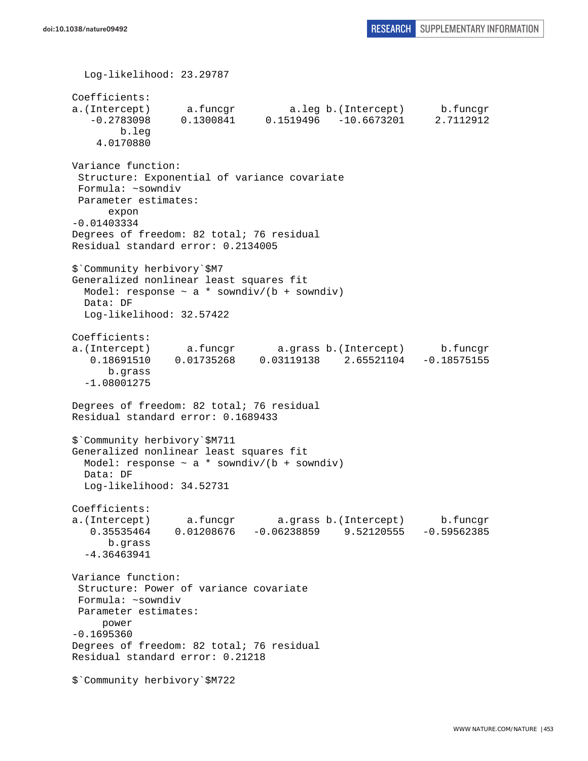```
  Log-likelihood: 23.29787

Coefficients:
a.(Intercept)      a.funcgr         a.leg b.(Intercept)      b.funcgr 
   -0.2783098     0.1300841     0.1519496   -10.6673201     2.7112912 
        b.leg 
    4.0170880 

Variance function:
 Structure: Exponential of variance covariate
 Formula: ~sowndiv 
 Parameter estimates:
      expon 
-0.01403334 
Degrees of freedom: 82 total; 76 residual
Residual standard error: 0.2134005 

$`Community herbivory`$M7
Generalized nonlinear least squares fit
  Model: response ~ a * sowndiv/(b + sowndiv) 
  Data: DF 
  Log-likelihood: 32.57422

Coefficients:
a.(Intercept)      a.funcgr       a.grass b.(Intercept)      b.funcgr 
   0.18691510    0.01735268    0.03119138    2.65521104   -0.18575155 
      b.grass 
  -1.08001275 

Degrees of freedom: 82 total; 76 residual
Residual standard error: 0.1689433 

$`Community herbivory`$M711
Generalized nonlinear least squares fit
  Model: response ~ a * sowndiv/(b + sowndiv) 
  Data: DF 
  Log-likelihood: 34.52731

Coefficients:
a.(Intercept)      a.funcgr       a.grass b.(Intercept)      b.funcgr 
   0.35535464    0.01208676   -0.06238859    9.52120555   -0.59562385 
      b.grass 
  -4.36463941 

Variance function:
 Structure: Power of variance covariate
 Formula: ~sowndiv 
 Parameter estimates:
     power 
-0.1695360 
Degrees of freedom: 82 total; 76 residual
Residual standard error: 0.21218 

$`Community herbivory`$M722
```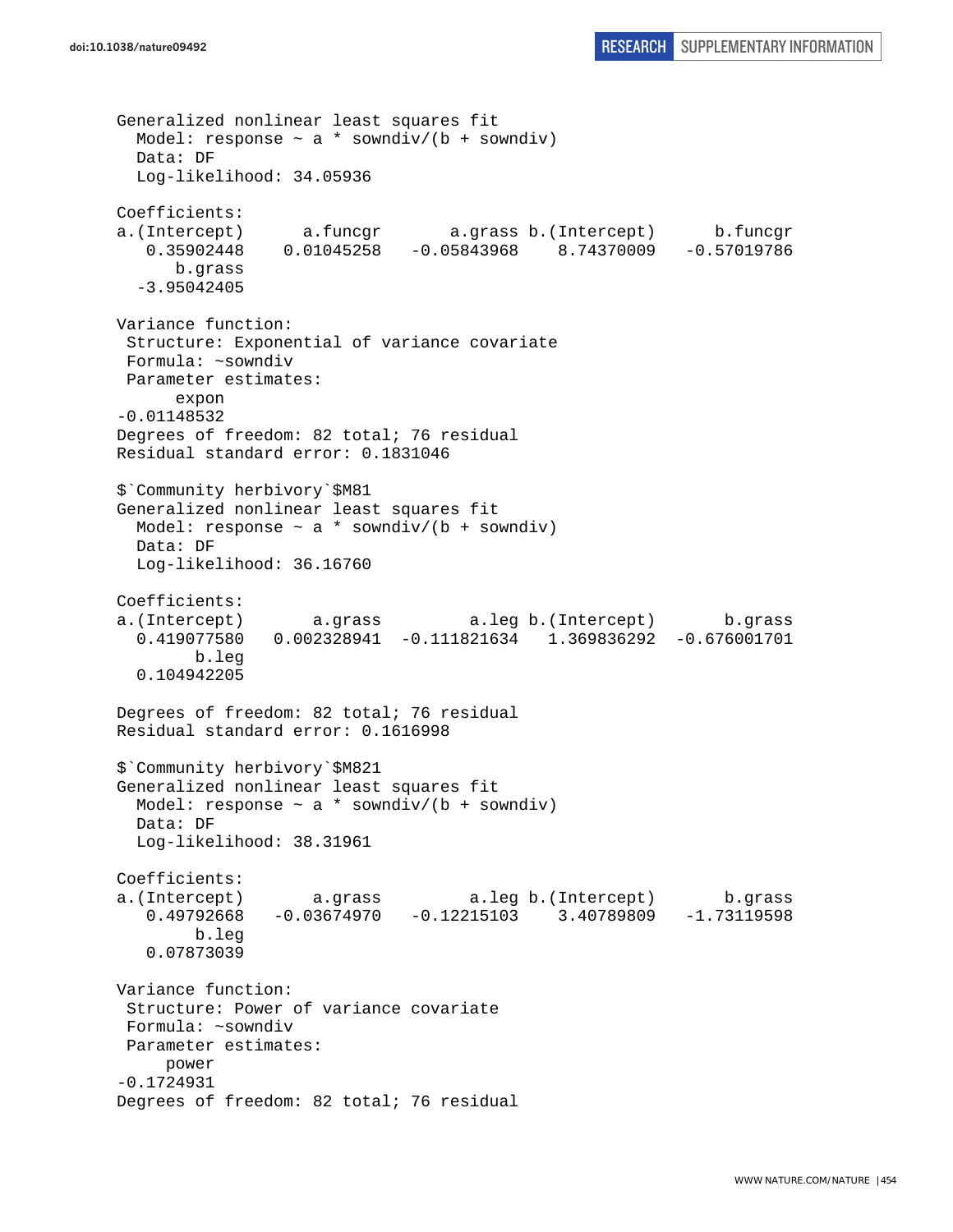```
Generalized nonlinear least squares fit
  Model: response ~ a * sowndiv/(b + sowndiv)
  Data: DF
  Log-likelihood: 34.05936

Coefficients:
a.(Intercept)      a.funcgr       a.grass b.(Intercept)      b.funcgr
   0.35902448    0.01045258   -0.05843968    8.74370009   -0.57019786
      b.grass
  -3.95042405

Variance function:
 Structure: Exponential of variance covariate
 Formula: ~sowndiv
 Parameter estimates:
      expon
-0.01148532
Degrees of freedom: 82 total; 76 residual
Residual standard error: 0.1831046

$`Community herbivory`$M81
Generalized nonlinear least squares fit
  Model: response ~ a * sowndiv/(b + sowndiv)
  Data: DF
  Log-likelihood: 36.16760

Coefficients:
a.(Intercept)       a.grass         a.leg b.(Intercept)       b.grass
  0.419077580   0.002328941  -0.111821634   1.369836292  -0.676001701
        b.leg
  0.104942205

Degrees of freedom: 82 total; 76 residual
Residual standard error: 0.1616998

$`Community herbivory`$M821
Generalized nonlinear least squares fit
  Model: response ~ a * sowndiv/(b + sowndiv)
  Data: DF
  Log-likelihood: 38.31961

Coefficients:
a.(Intercept)       a.grass         a.leg b.(Intercept)       b.grass
   0.49792668   -0.03674970   -0.12215103    3.40789809   -1.73119598
        b.leg
   0.07873039

Variance function:
 Structure: Power of variance covariate
 Formula: ~sowndiv
 Parameter estimates:
     power
-0.1724931
Degrees of freedom: 82 total; 76 residual
```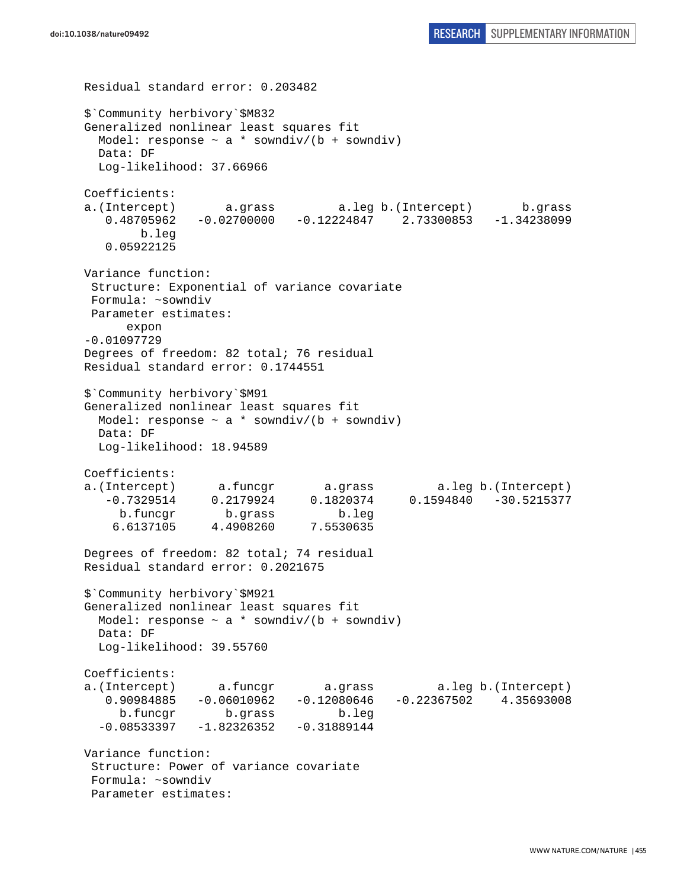```
Residual standard error: 0.203482

$`Community herbivory`$M832
Generalized nonlinear least squares fit
  Model: response ~ a * sowndiv/(b + sowndiv)
  Data: DF
  Log-likelihood: 37.66966

Coefficients:
a.(Intercept)       a.grass         a.leg b.(Intercept)       b.grass
   0.48705962   -0.02700000   -0.12224847    2.73300853   -1.34238099
        b.leg
   0.05922125

Variance function:
 Structure: Exponential of variance covariate
 Formula: ~sowndiv
 Parameter estimates:
      expon
-0.01097729
Degrees of freedom: 82 total; 76 residual
Residual standard error: 0.1744551

$`Community herbivory`$M91
Generalized nonlinear least squares fit
  Model: response ~ a * sowndiv/(b + sowndiv)
  Data: DF
  Log-likelihood: 18.94589

Coefficients:
a.(Intercept)      a.funcgr       a.grass         a.leg b.(Intercept)
   -0.7329514     0.2179924     0.1820374     0.1594840   -30.5215377
     b.funcgr       b.grass         b.leg
    6.6137105     4.4908260     7.5530635

Degrees of freedom: 82 total; 74 residual
Residual standard error: 0.2021675

$`Community herbivory`$M921
Generalized nonlinear least squares fit
  Model: response ~ a * sowndiv/(b + sowndiv)
  Data: DF
  Log-likelihood: 39.55760

Coefficients:
a.(Intercept)      a.funcgr       a.grass         a.leg b.(Intercept)
   0.90984885   -0.06010962   -0.12080646   -0.22367502    4.35693008
     b.funcgr       b.grass         b.leg
  -0.08533397   -1.82326352   -0.31889144

Variance function:
 Structure: Power of variance covariate
 Formula: ~sowndiv
 Parameter estimates:
```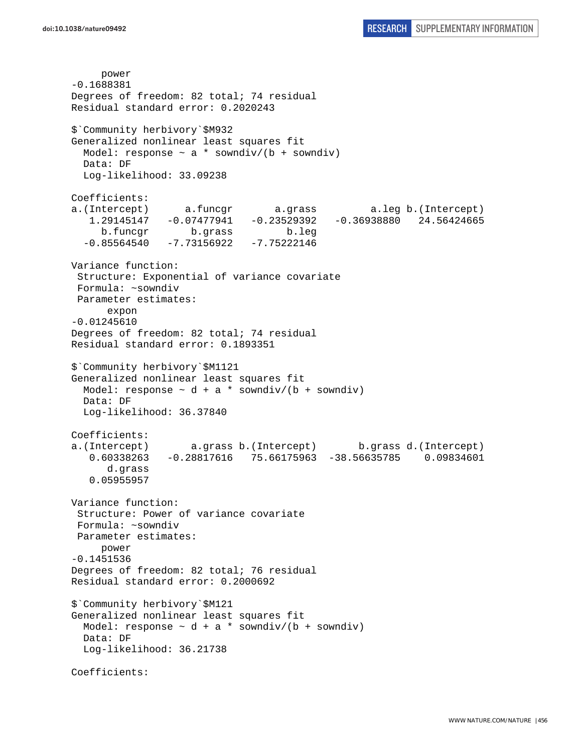```
      power 
-0.1688381 
Degrees of freedom: 82 total; 74 residual
Residual standard error: 0.2020243 

$`Community herbivory`$M932
Generalized nonlinear least squares fit
  Model: response ~ a * sowndiv/(b + sowndiv) 
  Data: DF 
  Log-likelihood: 33.09238

Coefficients:
a.(Intercept)      a.funcgr       a.grass         a.leg b.(Intercept) 
   1.29145147   -0.07477941   -0.23529392   -0.36938880   24.56424665 
     b.funcgr       b.grass         b.leg 
  -0.85564540   -7.73156922   -7.75222146 

Variance function:
 Structure: Exponential of variance covariate
 Formula: ~sowndiv 
 Parameter estimates:
      expon 
-0.01245610 
Degrees of freedom: 82 total; 74 residual
Residual standard error: 0.1893351 

$`Community herbivory`$M1121
Generalized nonlinear least squares fit
  Model: response ~ d + a * sowndiv/(b + sowndiv) 
  Data: DF 
  Log-likelihood: 36.37840

Coefficients:
a.(Intercept)       a.grass b.(Intercept)       b.grass d.(Intercept) 
   0.60338263   -0.28817616   75.66175963  -38.56635785    0.09834601 
      d.grass 
   0.05955957 

Variance function:
 Structure: Power of variance covariate
 Formula: ~sowndiv 
 Parameter estimates:
      power 
-0.1451536 
Degrees of freedom: 82 total; 76 residual
Residual standard error: 0.2000692 

$`Community herbivory`$M121
Generalized nonlinear least squares fit
  Model: response ~ d + a * sowndiv/(b + sowndiv) 
  Data: DF 
  Log-likelihood: 36.21738

Coefficients:
```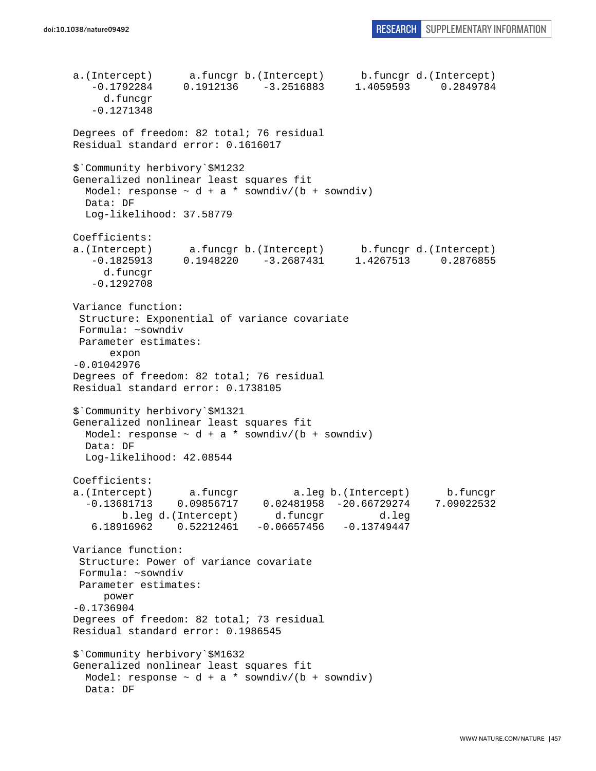```
a.(Intercept)      a.funcgr b.(Intercept)      b.funcgr d.(Intercept)
   -0.1792284     0.1912136    -3.2516883     1.4059593     0.2849784
     d.funcgr
   -0.1271348

Degrees of freedom: 82 total; 76 residual
Residual standard error: 0.1616017

$`Community herbivory`$M1232
Generalized nonlinear least squares fit
  Model: response ~ d + a * sowndiv/(b + sowndiv)
  Data: DF
  Log-likelihood: 37.58779

Coefficients:
a.(Intercept)      a.funcgr b.(Intercept)      b.funcgr d.(Intercept)
   -0.1825913     0.1948220    -3.2687431     1.4267513     0.2876855
     d.funcgr
   -0.1292708

Variance function:
 Structure: Exponential of variance covariate
 Formula: ~sowndiv
 Parameter estimates:
      expon
-0.01042976
Degrees of freedom: 82 total; 76 residual
Residual standard error: 0.1738105

$`Community herbivory`$M1321
Generalized nonlinear least squares fit
  Model: response ~ d + a * sowndiv/(b + sowndiv)
  Data: DF
  Log-likelihood: 42.08544

Coefficients:
a.(Intercept)      a.funcgr         a.leg b.(Intercept)      b.funcgr
  -0.13681713    0.09856717    0.02481958  -20.66729274    7.09022532
        b.leg d.(Intercept)      d.funcgr         d.leg
   6.18916962    0.52212461   -0.06657456   -0.13749447

Variance function:
 Structure: Power of variance covariate
 Formula: ~sowndiv
 Parameter estimates:
     power
-0.1736904
Degrees of freedom: 82 total; 73 residual
Residual standard error: 0.1986545

$`Community herbivory`$M1632
Generalized nonlinear least squares fit
  Model: response ~ d + a * sowndiv/(b + sowndiv)
  Data: DF
```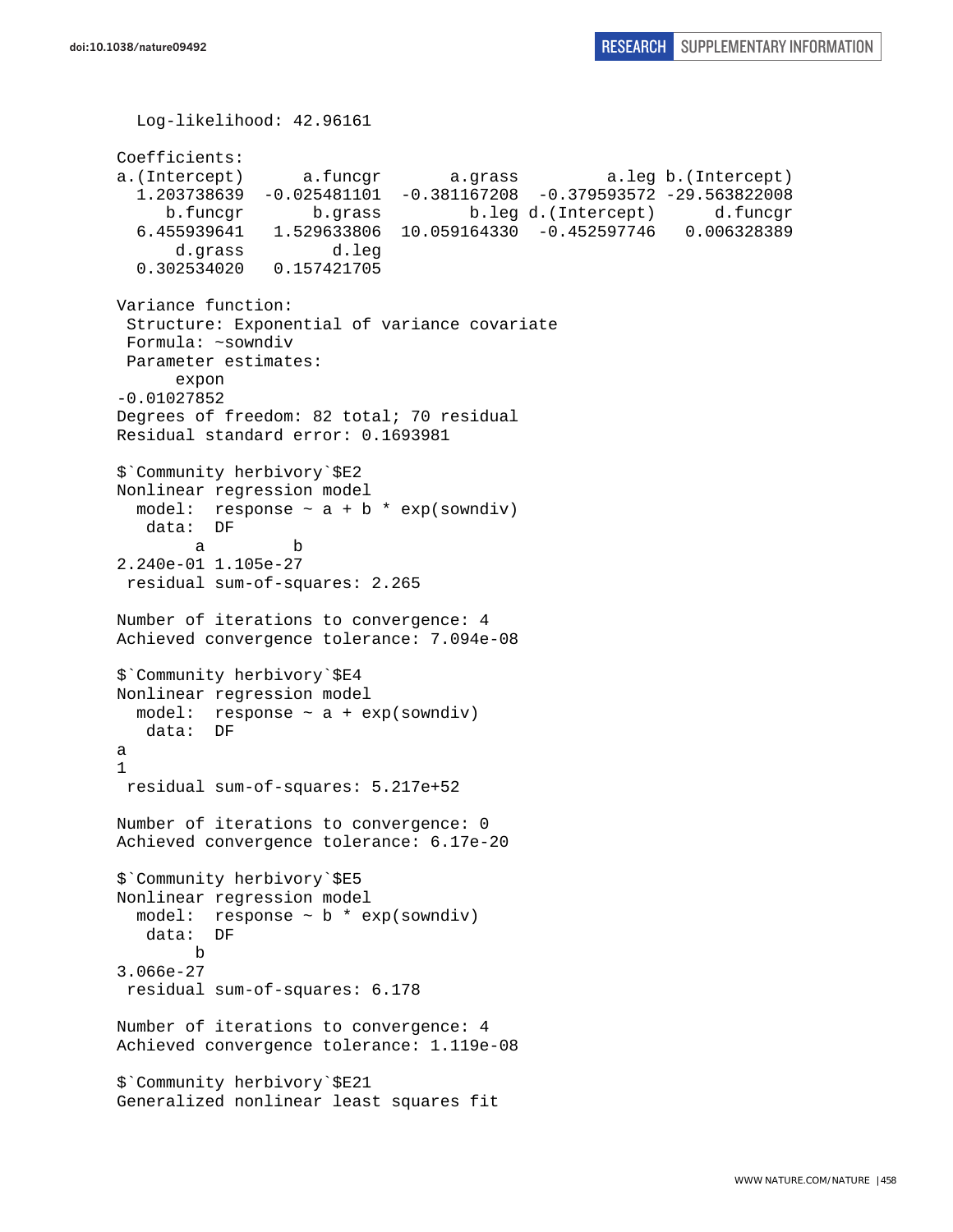```
  Log-likelihood: 42.96161

Coefficients:
a.(Intercept)      a.funcgr       a.grass         a.leg b.(Intercept) 
  1.203738639  -0.025481101  -0.381167208  -0.379593572 -29.563822008 
     b.funcgr       b.grass         b.leg d.(Intercept)      d.funcgr 
  6.455939641   1.529633806  10.059164330  -0.452597746   0.006328389 
      d.grass         d.leg 
  0.302534020   0.157421705 

Variance function:
 Structure: Exponential of variance covariate
 Formula: ~sowndiv 
 Parameter estimates:
      expon 
-0.01027852 
Degrees of freedom: 82 total; 70 residual
Residual standard error: 0.1693981 

$`Community herbivory`$E2
Nonlinear regression model
  model:  response ~ a + b * exp(sowndiv) 
   data:  DF 
        a         b 
2.240e-01 1.105e-27 
 residual sum-of-squares: 2.265

Number of iterations to convergence: 4 
Achieved convergence tolerance: 7.094e-08 

$`Community herbivory`$E4
Nonlinear regression model
  model:  response ~ a + exp(sowndiv) 
   data:  DF 
a 
1 
 residual sum-of-squares: 5.217e+52

Number of iterations to convergence: 0 
Achieved convergence tolerance: 6.17e-20 

$`Community herbivory`$E5
Nonlinear regression model
  model:  response ~ b * exp(sowndiv) 
   data:  DF 
        b 
3.066e-27 
 residual sum-of-squares: 6.178

Number of iterations to convergence: 4 
Achieved convergence tolerance: 1.119e-08 

$`Community herbivory`$E21
Generalized nonlinear least squares fit
```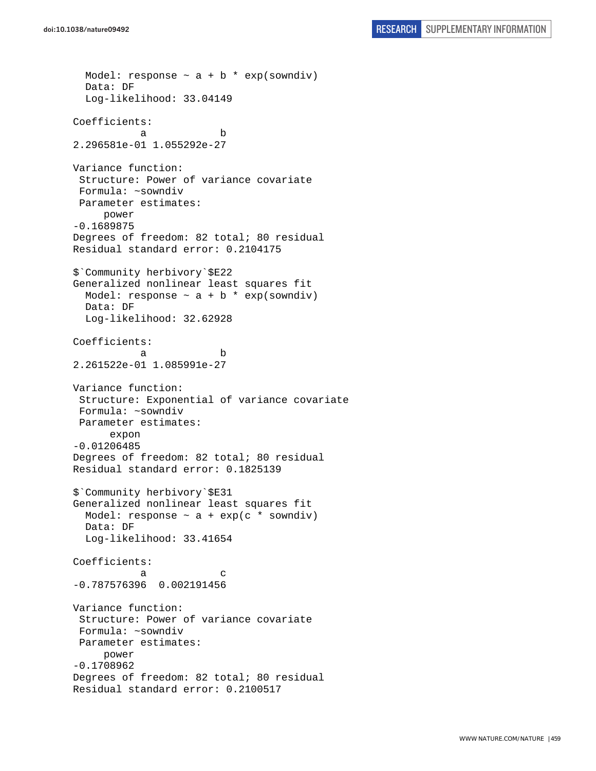```
  Model: response ~ a + b * exp(sowndiv)
  Data: DF
  Log-likelihood: 33.04149

Coefficients:
           a            b
2.296581e-01 1.055292e-27

Variance function:
 Structure: Power of variance covariate
 Formula: ~sowndiv
 Parameter estimates:
     power
-0.1689875
Degrees of freedom: 82 total; 80 residual
Residual standard error: 0.2104175

$`Community herbivory`$E22
Generalized nonlinear least squares fit
  Model: response ~ a + b * exp(sowndiv)
  Data: DF
  Log-likelihood: 32.62928

Coefficients:
           a            b
2.261522e-01 1.085991e-27

Variance function:
 Structure: Exponential of variance covariate
 Formula: ~sowndiv
 Parameter estimates:
      expon
-0.01206485
Degrees of freedom: 82 total; 80 residual
Residual standard error: 0.1825139

$`Community herbivory`$E31
Generalized nonlinear least squares fit
  Model: response ~ a + exp(c * sowndiv)
  Data: DF
  Log-likelihood: 33.41654

Coefficients:
           a            c
-0.787576396  0.002191456

Variance function:
 Structure: Power of variance covariate
 Formula: ~sowndiv
 Parameter estimates:
     power
-0.1708962
Degrees of freedom: 82 total; 80 residual
Residual standard error: 0.2100517
```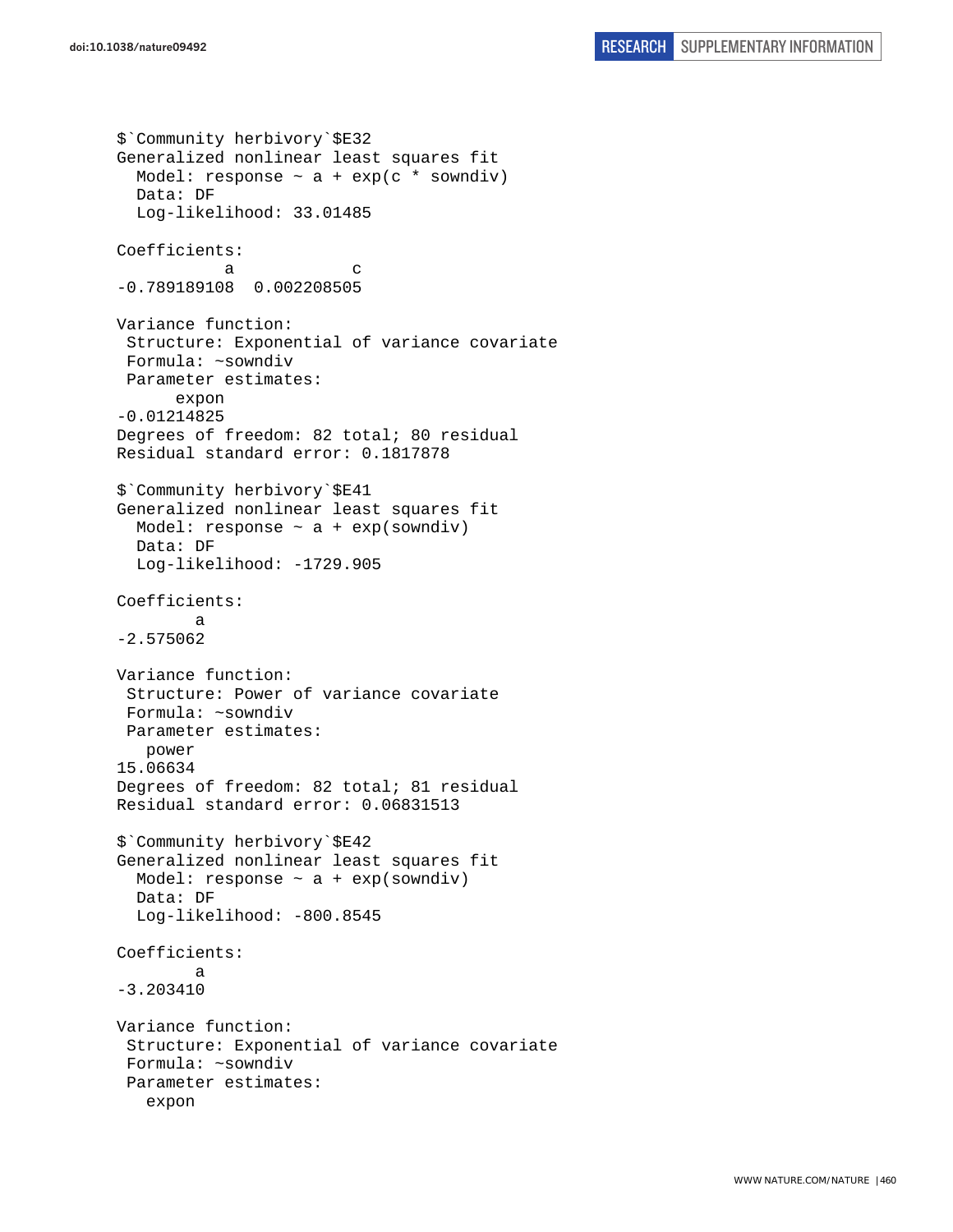```
$`Community herbivory`$E32
Generalized nonlinear least squares fit
  Model: response ~ a + exp(c * sowndiv)
  Data: DF
  Log-likelihood: 33.01485

Coefficients:
           a            c
-0.789189108  0.002208505

Variance function:
 Structure: Exponential of variance covariate
 Formula: ~sowndiv
 Parameter estimates:
      expon
-0.01214825
Degrees of freedom: 82 total; 80 residual
Residual standard error: 0.1817878

$`Community herbivory`$E41
Generalized nonlinear least squares fit
  Model: response ~ a + exp(sowndiv)
  Data: DF
  Log-likelihood: -1729.905

Coefficients:
        a
-2.575062

Variance function:
 Structure: Power of variance covariate
 Formula: ~sowndiv
 Parameter estimates:
   power
15.06634
Degrees of freedom: 82 total; 81 residual
Residual standard error: 0.06831513

$`Community herbivory`$E42
Generalized nonlinear least squares fit
  Model: response ~ a + exp(sowndiv)
  Data: DF
  Log-likelihood: -800.8545

Coefficients:
        a
-3.203410

Variance function:
 Structure: Exponential of variance covariate
 Formula: ~sowndiv
 Parameter estimates:
   expon
```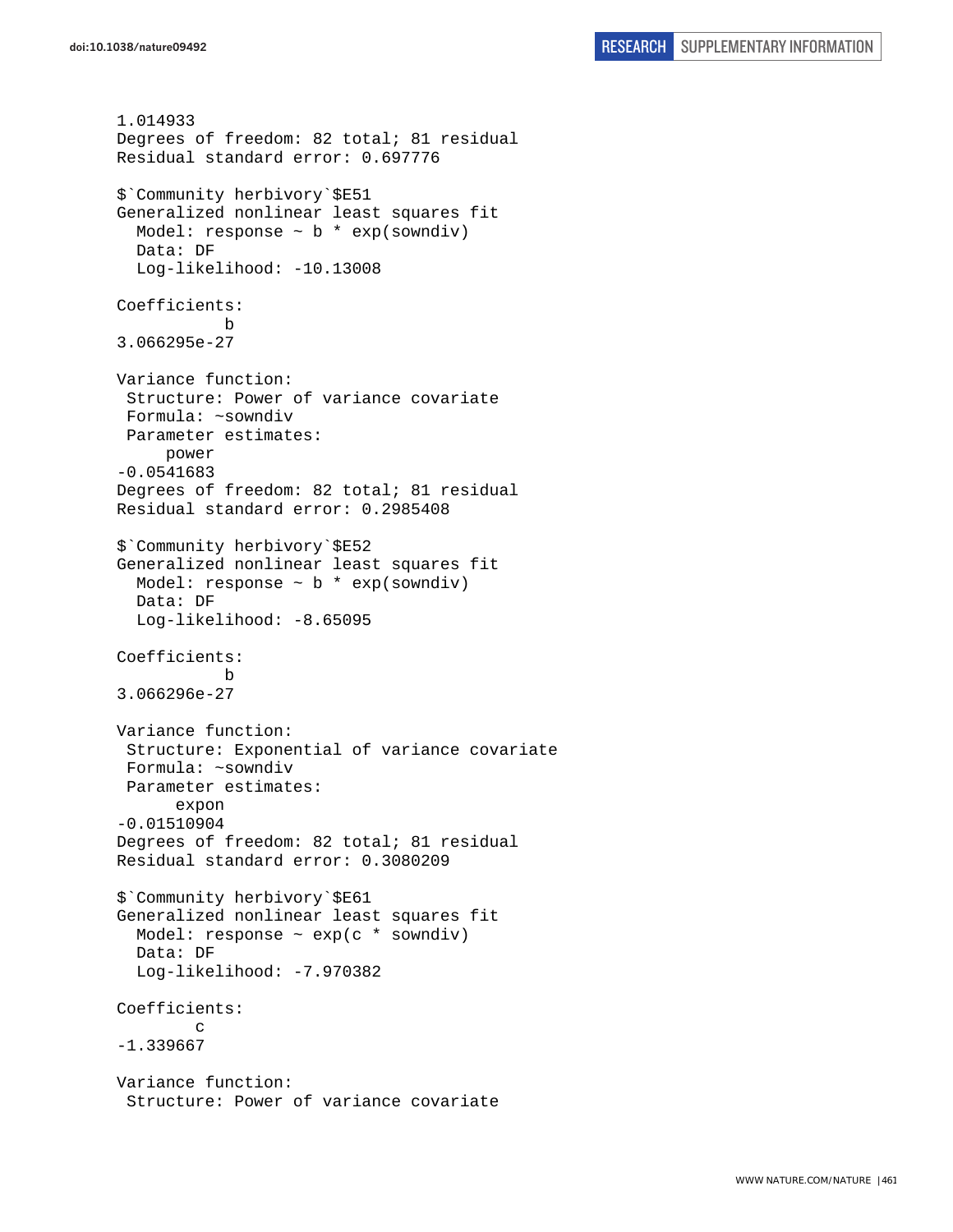```
1.014933
Degrees of freedom: 82 total; 81 residual
Residual standard error: 0.697776

$`Community herbivory`$E51
Generalized nonlinear least squares fit
  Model: response ~ b * exp(sowndiv)
  Data: DF
  Log-likelihood: -10.13008

Coefficients:
           b
3.066295e-27

Variance function:
 Structure: Power of variance covariate
 Formula: ~sowndiv
 Parameter estimates:
      power
-0.0541683
Degrees of freedom: 82 total; 81 residual
Residual standard error: 0.2985408

$`Community herbivory`$E52
Generalized nonlinear least squares fit
  Model: response ~ b * exp(sowndiv)
  Data: DF
  Log-likelihood: -8.65095

Coefficients:
           b
3.066296e-27

Variance function:
 Structure: Exponential of variance covariate
 Formula: ~sowndiv
 Parameter estimates:
       expon
-0.01510904
Degrees of freedom: 82 total; 81 residual
Residual standard error: 0.3080209

$`Community herbivory`$E61
Generalized nonlinear least squares fit
  Model: response ~ exp(c * sowndiv)
  Data: DF
  Log-likelihood: -7.970382

Coefficients:
        c
-1.339667

Variance function:
 Structure: Power of variance covariate
```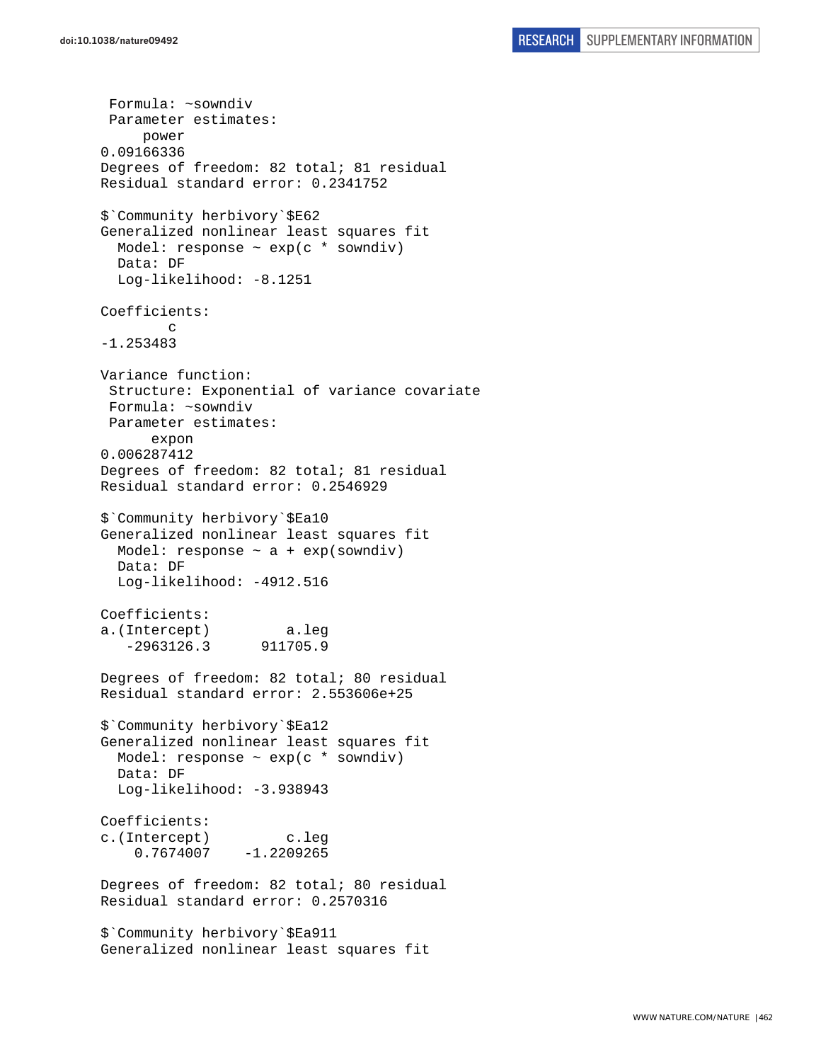```
 Formula: ~sowndiv
 Parameter estimates:
     power
0.09166336
Degrees of freedom: 82 total; 81 residual
Residual standard error: 0.2341752

$`Community herbivory`$E62
Generalized nonlinear least squares fit
  Model: response ~ exp(c * sowndiv)
  Data: DF
  Log-likelihood: -8.1251

Coefficients:
        c
-1.253483

Variance function:
 Structure: Exponential of variance covariate
 Formula: ~sowndiv
 Parameter estimates:
      expon
0.006287412
Degrees of freedom: 82 total; 81 residual
Residual standard error: 0.2546929

$`Community herbivory`$Ea10
Generalized nonlinear least squares fit
  Model: response ~ a + exp(sowndiv)
  Data: DF
  Log-likelihood: -4912.516

Coefficients:
a.(Intercept)         a.leg
   -2963126.3      911705.9

Degrees of freedom: 82 total; 80 residual
Residual standard error: 2.553606e+25

$`Community herbivory`$Ea12
Generalized nonlinear least squares fit
  Model: response ~ exp(c * sowndiv)
  Data: DF
  Log-likelihood: -3.938943

Coefficients:
c.(Intercept)         c.leg
    0.7674007    -1.2209265

Degrees of freedom: 82 total; 80 residual
Residual standard error: 0.2570316

$`Community herbivory`$Ea911
Generalized nonlinear least squares fit
```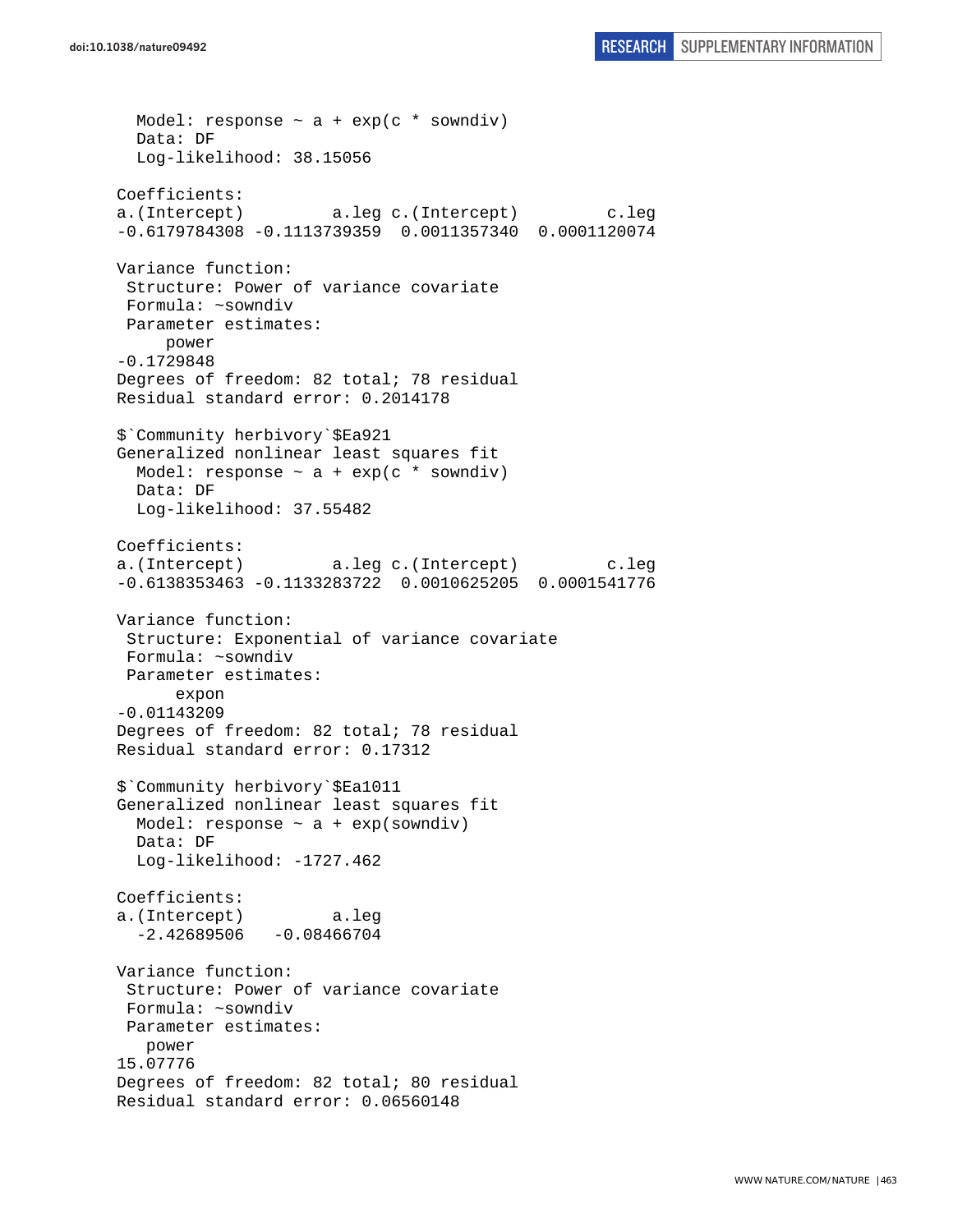```
  Model: response ~ a + exp(c * sowndiv)
  Data: DF
  Log-likelihood: 38.15056

Coefficients:
a.(Intercept)         a.leg c.(Intercept)         c.leg
-0.6179784308 -0.1113739359  0.0011357340  0.0001120074

Variance function:
 Structure: Power of variance covariate
 Formula: ~sowndiv
 Parameter estimates:
     power
-0.1729848
Degrees of freedom: 82 total; 78 residual
Residual standard error: 0.2014178

$`Community herbivory`$Ea921
Generalized nonlinear least squares fit
  Model: response ~ a + exp(c * sowndiv)
  Data: DF
  Log-likelihood: 37.55482

Coefficients:
a.(Intercept)         a.leg c.(Intercept)         c.leg
-0.6138353463 -0.1133283722  0.0010625205  0.0001541776

Variance function:
 Structure: Exponential of variance covariate
 Formula: ~sowndiv
 Parameter estimates:
      expon
-0.01143209
Degrees of freedom: 82 total; 78 residual
Residual standard error: 0.17312

$`Community herbivory`$Ea1011
Generalized nonlinear least squares fit
  Model: response ~ a + exp(sowndiv)
  Data: DF
  Log-likelihood: -1727.462

Coefficients:
a.(Intercept)         a.leg
  -2.42689506   -0.08466704

Variance function:
 Structure: Power of variance covariate
 Formula: ~sowndiv
 Parameter estimates:
   power
15.07776
Degrees of freedom: 82 total; 80 residual
Residual standard error: 0.06560148
```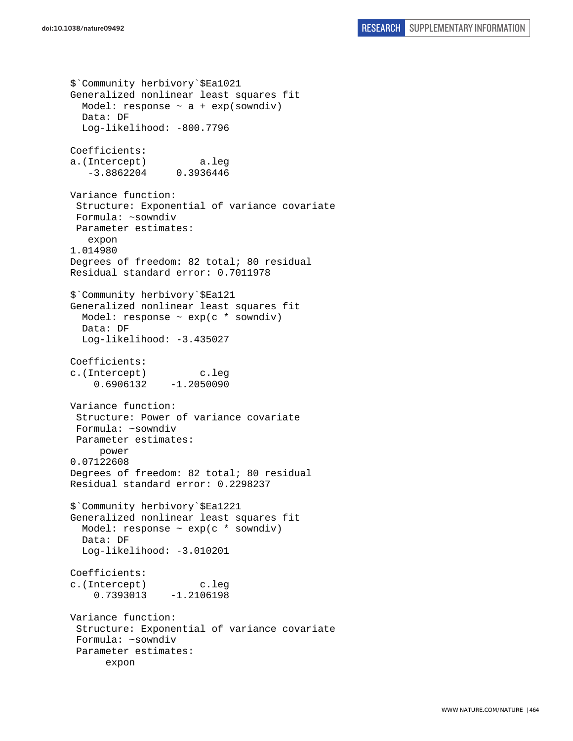```
$`Community herbivory`$Ea1021
Generalized nonlinear least squares fit
  Model: response ~ a + exp(sowndiv)
  Data: DF
  Log-likelihood: -800.7796

Coefficients:
a.(Intercept)         a.leg
   -3.8862204     0.3936446

Variance function:
 Structure: Exponential of variance covariate
 Formula: ~sowndiv
 Parameter estimates:
   expon
1.014980
Degrees of freedom: 82 total; 80 residual
Residual standard error: 0.7011978

$`Community herbivory`$Ea121
Generalized nonlinear least squares fit
  Model: response ~ exp(c * sowndiv)
  Data: DF
  Log-likelihood: -3.435027

Coefficients:
c.(Intercept)         c.leg
    0.6906132    -1.2050090

Variance function:
 Structure: Power of variance covariate
 Formula: ~sowndiv
 Parameter estimates:
     power
0.07122608
Degrees of freedom: 82 total; 80 residual
Residual standard error: 0.2298237

$`Community herbivory`$Ea1221
Generalized nonlinear least squares fit
  Model: response ~ exp(c * sowndiv)
  Data: DF
  Log-likelihood: -3.010201

Coefficients:
c.(Intercept)         c.leg
    0.7393013    -1.2106198

Variance function:
 Structure: Exponential of variance covariate
 Formula: ~sowndiv
 Parameter estimates:
      expon
```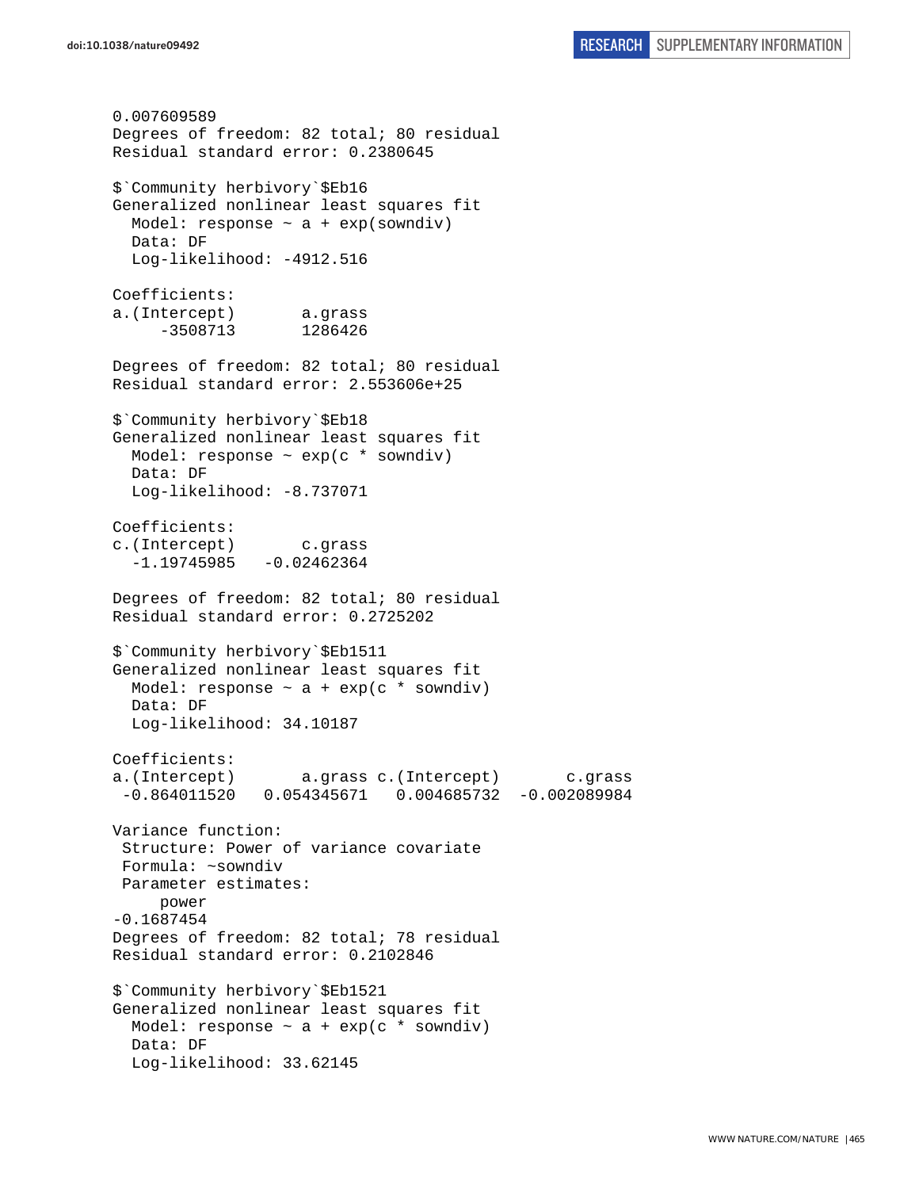```
0.007609589
Degrees of freedom: 82 total; 80 residual
Residual standard error: 0.2380645

$`Community herbivory`$Eb16
Generalized nonlinear least squares fit
  Model: response ~ a + exp(sowndiv)
  Data: DF
  Log-likelihood: -4912.516

Coefficients:
a.(Intercept)       a.grass
     -3508713       1286426

Degrees of freedom: 82 total; 80 residual
Residual standard error: 2.553606e+25

$`Community herbivory`$Eb18
Generalized nonlinear least squares fit
  Model: response ~ exp(c * sowndiv)
  Data: DF
  Log-likelihood: -8.737071

Coefficients:
c.(Intercept)       c.grass
  -1.19745985   -0.02462364

Degrees of freedom: 82 total; 80 residual
Residual standard error: 0.2725202

$`Community herbivory`$Eb1511
Generalized nonlinear least squares fit
  Model: response ~ a + exp(c * sowndiv)
  Data: DF
  Log-likelihood: 34.10187

Coefficients:
a.(Intercept)       a.grass c.(Intercept)       c.grass
 -0.864011520   0.054345671   0.004685732  -0.002089984

Variance function:
 Structure: Power of variance covariate
 Formula: ~sowndiv
 Parameter estimates:
     power
-0.1687454
Degrees of freedom: 82 total; 78 residual
Residual standard error: 0.2102846

$`Community herbivory`$Eb1521
Generalized nonlinear least squares fit
  Model: response ~ a + exp(c * sowndiv)
  Data: DF
  Log-likelihood: 33.62145
```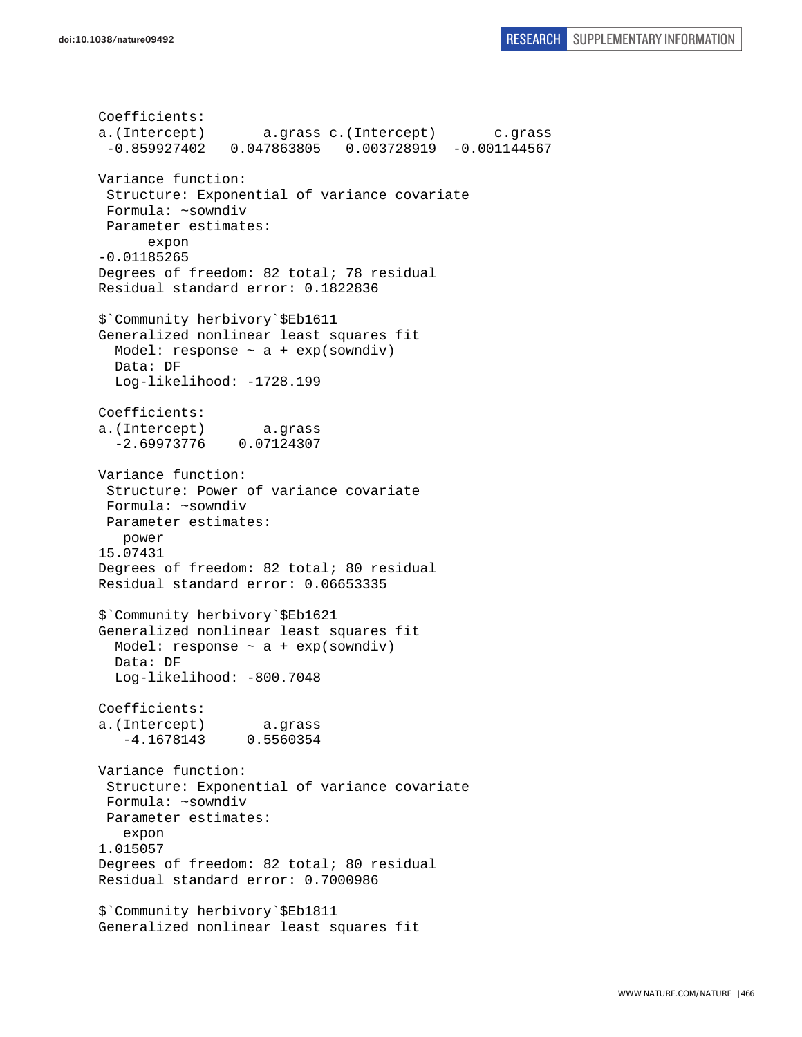```
Coefficients:
a.(Intercept)       a.grass c.(Intercept)       c.grass 
 -0.859927402   0.047863805   0.003728919  -0.001144567 

Variance function:
 Structure: Exponential of variance covariate
 Formula: ~sowndiv 
 Parameter estimates:
      expon 
-0.01185265 
Degrees of freedom: 82 total; 78 residual
Residual standard error: 0.1822836 

$`Community herbivory`$Eb1611
Generalized nonlinear least squares fit
  Model: response ~ a + exp(sowndiv) 
  Data: DF 
  Log-likelihood: -1728.199

Coefficients:
a.(Intercept)       a.grass 
  -2.69973776    0.07124307 

Variance function:
 Structure: Power of variance covariate
 Formula: ~sowndiv 
 Parameter estimates:
   power 
15.07431 
Degrees of freedom: 82 total; 80 residual
Residual standard error: 0.06653335 

$`Community herbivory`$Eb1621
Generalized nonlinear least squares fit
  Model: response ~ a + exp(sowndiv) 
  Data: DF 
  Log-likelihood: -800.7048

Coefficients:
a.(Intercept)       a.grass 
   -4.1678143     0.5560354 

Variance function:
 Structure: Exponential of variance covariate
 Formula: ~sowndiv 
 Parameter estimates:
   expon 
1.015057 
Degrees of freedom: 82 total; 80 residual
Residual standard error: 0.7000986 

$`Community herbivory`$Eb1811
Generalized nonlinear least squares fit
```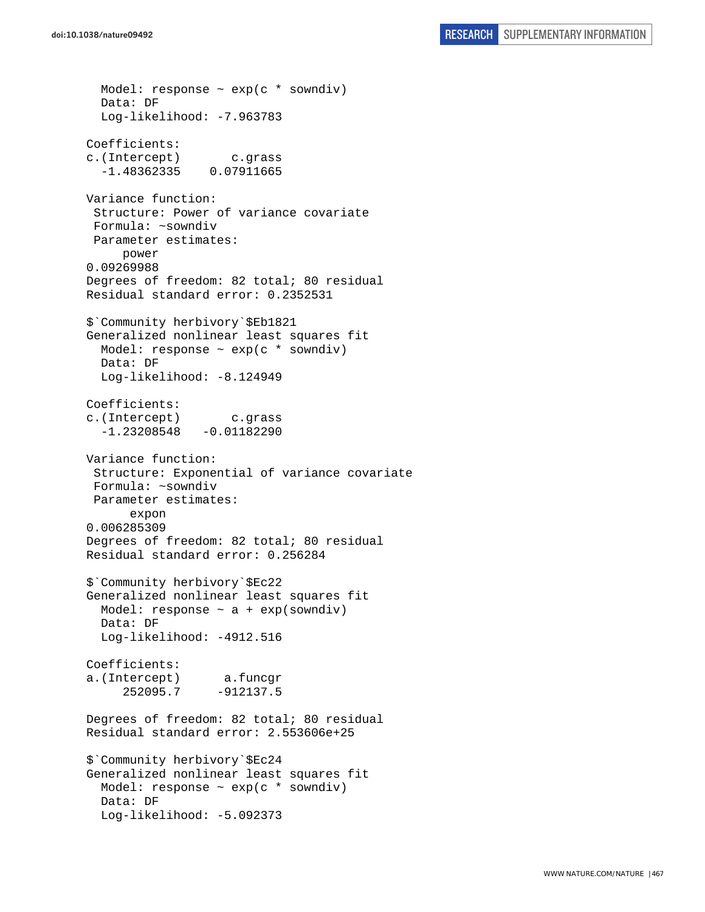```
  Model: response ~ exp(c * sowndiv)
  Data: DF
  Log-likelihood: -7.963783

Coefficients:
c.(Intercept)       c.grass
  -1.48362335    0.07911665

Variance function:
 Structure: Power of variance covariate
 Formula: ~sowndiv
 Parameter estimates:
     power
0.09269988
Degrees of freedom: 82 total; 80 residual
Residual standard error: 0.2352531

$`Community herbivory`$Eb1821
Generalized nonlinear least squares fit
  Model: response ~ exp(c * sowndiv)
  Data: DF
  Log-likelihood: -8.124949

Coefficients:
c.(Intercept)       c.grass
  -1.23208548   -0.01182290

Variance function:
 Structure: Exponential of variance covariate
 Formula: ~sowndiv
 Parameter estimates:
      expon
0.006285309
Degrees of freedom: 82 total; 80 residual
Residual standard error: 0.256284

$`Community herbivory`$Ec22
Generalized nonlinear least squares fit
  Model: response ~ a + exp(sowndiv)
  Data: DF
  Log-likelihood: -4912.516

Coefficients:
a.(Intercept)      a.funcgr
     252095.7     -912137.5

Degrees of freedom: 82 total; 80 residual
Residual standard error: 2.553606e+25

$`Community herbivory`$Ec24
Generalized nonlinear least squares fit
  Model: response ~ exp(c * sowndiv)
  Data: DF
  Log-likelihood: -5.092373
```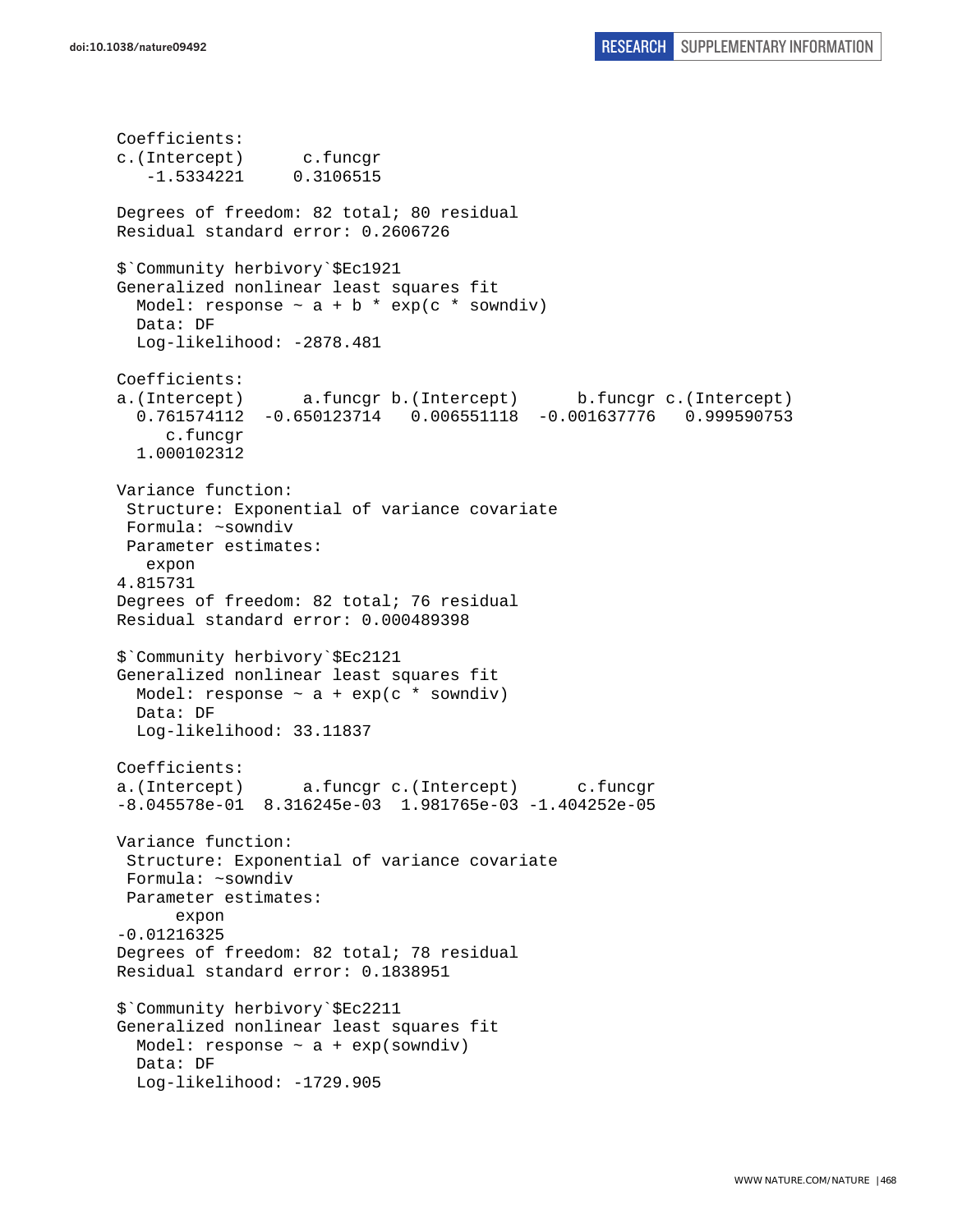```
Coefficients:
c.(Intercept)      c.funcgr 
   -1.5334221     0.3106515 

Degrees of freedom: 82 total; 80 residual
Residual standard error: 0.2606726 

$`Community herbivory`$Ec1921
Generalized nonlinear least squares fit
  Model: response ~ a + b * exp(c * sowndiv) 
  Data: DF 
  Log-likelihood: -2878.481

Coefficients:
a.(Intercept)      a.funcgr b.(Intercept)      b.funcgr c.(Intercept) 
  0.761574112  -0.650123714   0.006551118  -0.001637776   0.999590753 
     c.funcgr 
  1.000102312 

Variance function:
 Structure: Exponential of variance covariate
 Formula: ~sowndiv 
 Parameter estimates:
   expon 
4.815731 
Degrees of freedom: 82 total; 76 residual
Residual standard error: 0.000489398 

$`Community herbivory`$Ec2121
Generalized nonlinear least squares fit
  Model: response ~ a + exp(c * sowndiv) 
  Data: DF 
  Log-likelihood: 33.11837

Coefficients:
a.(Intercept)      a.funcgr c.(Intercept)      c.funcgr 
-8.045578e-01  8.316245e-03  1.981765e-03 -1.404252e-05 

Variance function:
 Structure: Exponential of variance covariate
 Formula: ~sowndiv 
 Parameter estimates:
      expon 
-0.01216325 
Degrees of freedom: 82 total; 78 residual
Residual standard error: 0.1838951 

$`Community herbivory`$Ec2211
Generalized nonlinear least squares fit
  Model: response ~ a + exp(sowndiv) 
  Data: DF 
  Log-likelihood: -1729.905
```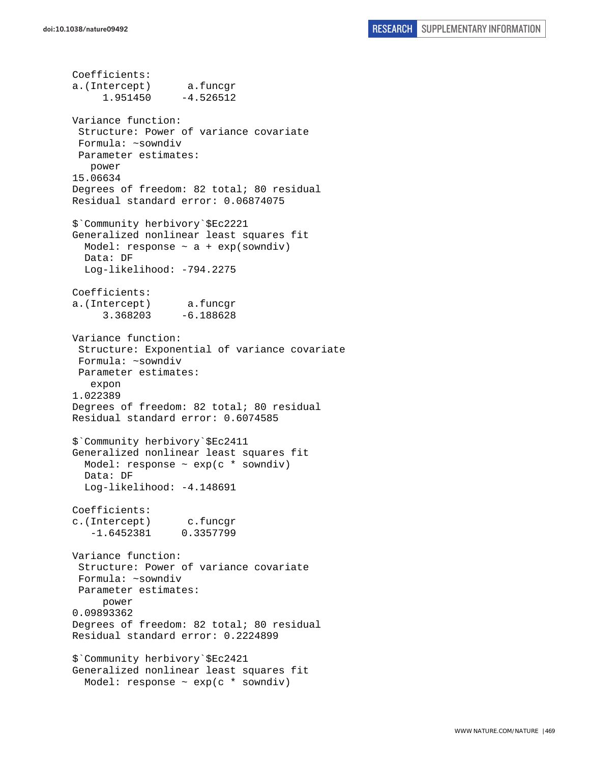```
Coefficients:
a.(Intercept)      a.funcgr 
     1.951450     -4.526512 

Variance function:
 Structure: Power of variance covariate
 Formula: ~sowndiv 
 Parameter estimates:
   power 
15.06634 
Degrees of freedom: 82 total; 80 residual
Residual standard error: 0.06874075 

$`Community herbivory`$Ec2221
Generalized nonlinear least squares fit
  Model: response ~ a + exp(sowndiv) 
  Data: DF 
  Log-likelihood: -794.2275

Coefficients:
a.(Intercept)      a.funcgr 
     3.368203     -6.188628 

Variance function:
 Structure: Exponential of variance covariate
 Formula: ~sowndiv 
 Parameter estimates:
   expon 
1.022389 
Degrees of freedom: 82 total; 80 residual
Residual standard error: 0.6074585 

$`Community herbivory`$Ec2411
Generalized nonlinear least squares fit
  Model: response ~ exp(c * sowndiv) 
  Data: DF 
  Log-likelihood: -4.148691

Coefficients:
c.(Intercept)      c.funcgr 
   -1.6452381     0.3357799 

Variance function:
 Structure: Power of variance covariate
 Formula: ~sowndiv 
 Parameter estimates:
     power 
0.09893362 
Degrees of freedom: 82 total; 80 residual
Residual standard error: 0.2224899 

$`Community herbivory`$Ec2421
Generalized nonlinear least squares fit
  Model: response ~ exp(c * sowndiv) 
```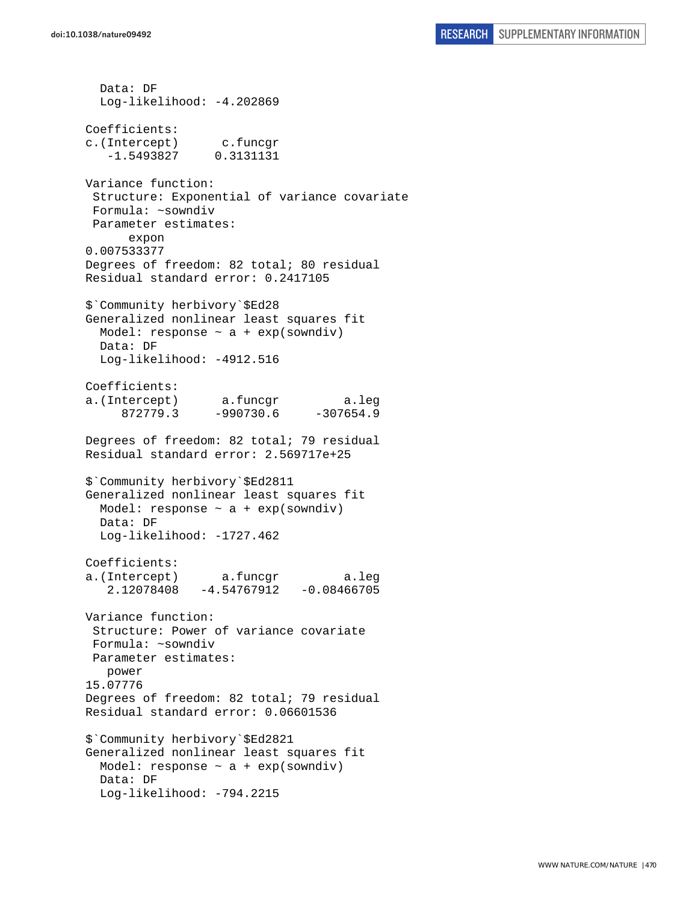```
  Data: DF
  Log-likelihood: -4.202869

Coefficients:
c.(Intercept)      c.funcgr
   -1.5493827     0.3131131

Variance function:
 Structure: Exponential of variance covariate
 Formula: ~sowndiv
 Parameter estimates:
      expon
0.007533377
Degrees of freedom: 82 total; 80 residual
Residual standard error: 0.2417105

$`Community herbivory`$Ed28
Generalized nonlinear least squares fit
  Model: response ~ a + exp(sowndiv)
  Data: DF
  Log-likelihood: -4912.516

Coefficients:
a.(Intercept)      a.funcgr         a.leg
     872779.3     -990730.6     -307654.9

Degrees of freedom: 82 total; 79 residual
Residual standard error: 2.569717e+25

$`Community herbivory`$Ed2811
Generalized nonlinear least squares fit
  Model: response ~ a + exp(sowndiv)
  Data: DF
  Log-likelihood: -1727.462

Coefficients:
a.(Intercept)      a.funcgr         a.leg
   2.12078408   -4.54767912   -0.08466705

Variance function:
 Structure: Power of variance covariate
 Formula: ~sowndiv
 Parameter estimates:
   power
15.07776
Degrees of freedom: 82 total; 79 residual
Residual standard error: 0.06601536

$`Community herbivory`$Ed2821
Generalized nonlinear least squares fit
  Model: response ~ a + exp(sowndiv)
  Data: DF
  Log-likelihood: -794.2215
```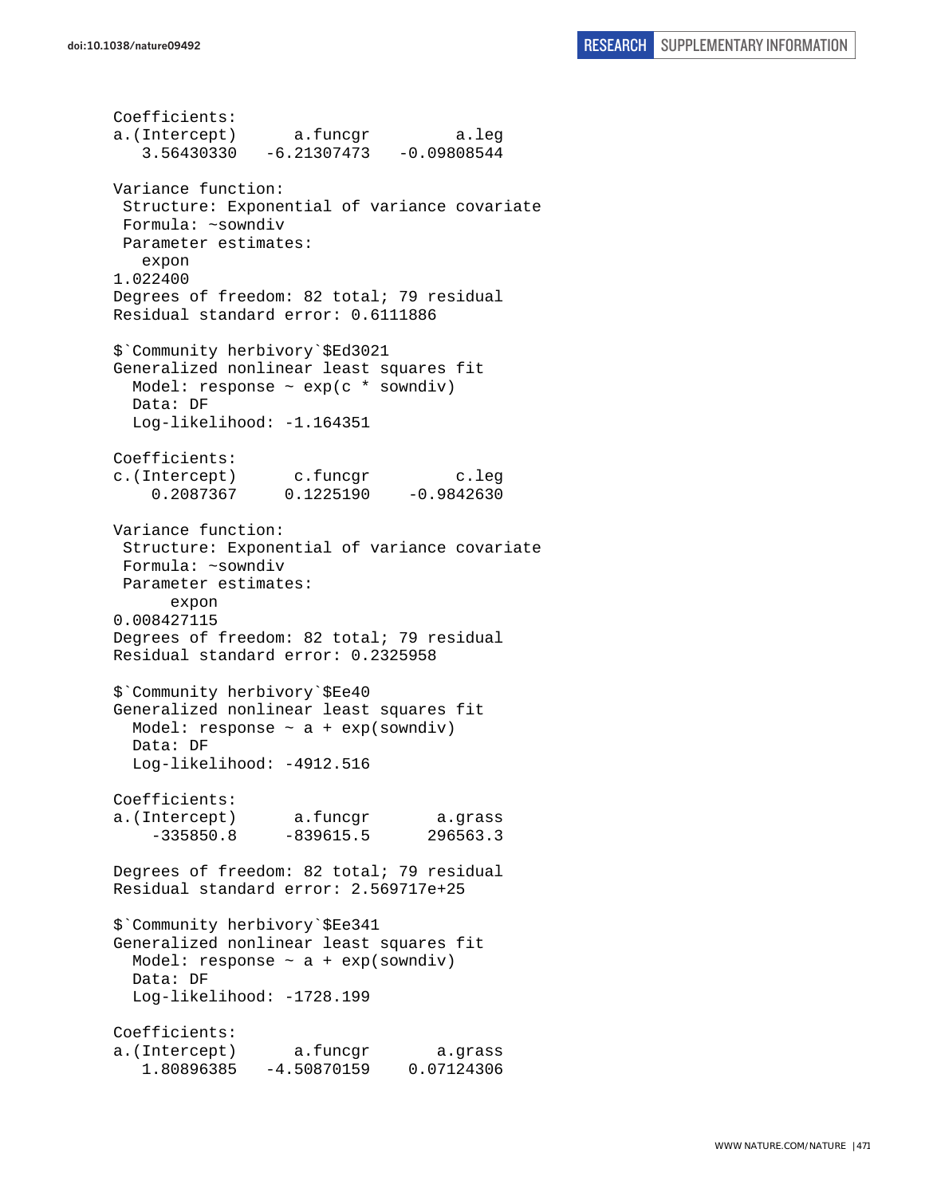```
Coefficients:
a.(Intercept)      a.funcgr         a.leg 
   3.56430330   -6.21307473   -0.09808544 

Variance function:
 Structure: Exponential of variance covariate
 Formula: ~sowndiv 
 Parameter estimates:
   expon 
1.022400 
Degrees of freedom: 82 total; 79 residual
Residual standard error: 0.6111886 

$`Community herbivory`$Ed3021
Generalized nonlinear least squares fit
  Model: response ~ exp(c * sowndiv) 
  Data: DF 
  Log-likelihood: -1.164351

Coefficients:
c.(Intercept)      c.funcgr         c.leg 
    0.2087367     0.1225190    -0.9842630 

Variance function:
 Structure: Exponential of variance covariate
 Formula: ~sowndiv 
 Parameter estimates:
      expon 
0.008427115 
Degrees of freedom: 82 total; 79 residual
Residual standard error: 0.2325958 

$`Community herbivory`$Ee40
Generalized nonlinear least squares fit
  Model: response ~ a + exp(sowndiv) 
  Data: DF 
  Log-likelihood: -4912.516

Coefficients:
a.(Intercept)      a.funcgr       a.grass 
    -335850.8     -839615.5      296563.3 

Degrees of freedom: 82 total; 79 residual
Residual standard error: 2.569717e+25 

$`Community herbivory`$Ee341
Generalized nonlinear least squares fit
  Model: response ~ a + exp(sowndiv) 
  Data: DF 
  Log-likelihood: -1728.199

Coefficients:
a.(Intercept)      a.funcgr       a.grass 
   1.80896385   -4.50870159    0.07124306 
```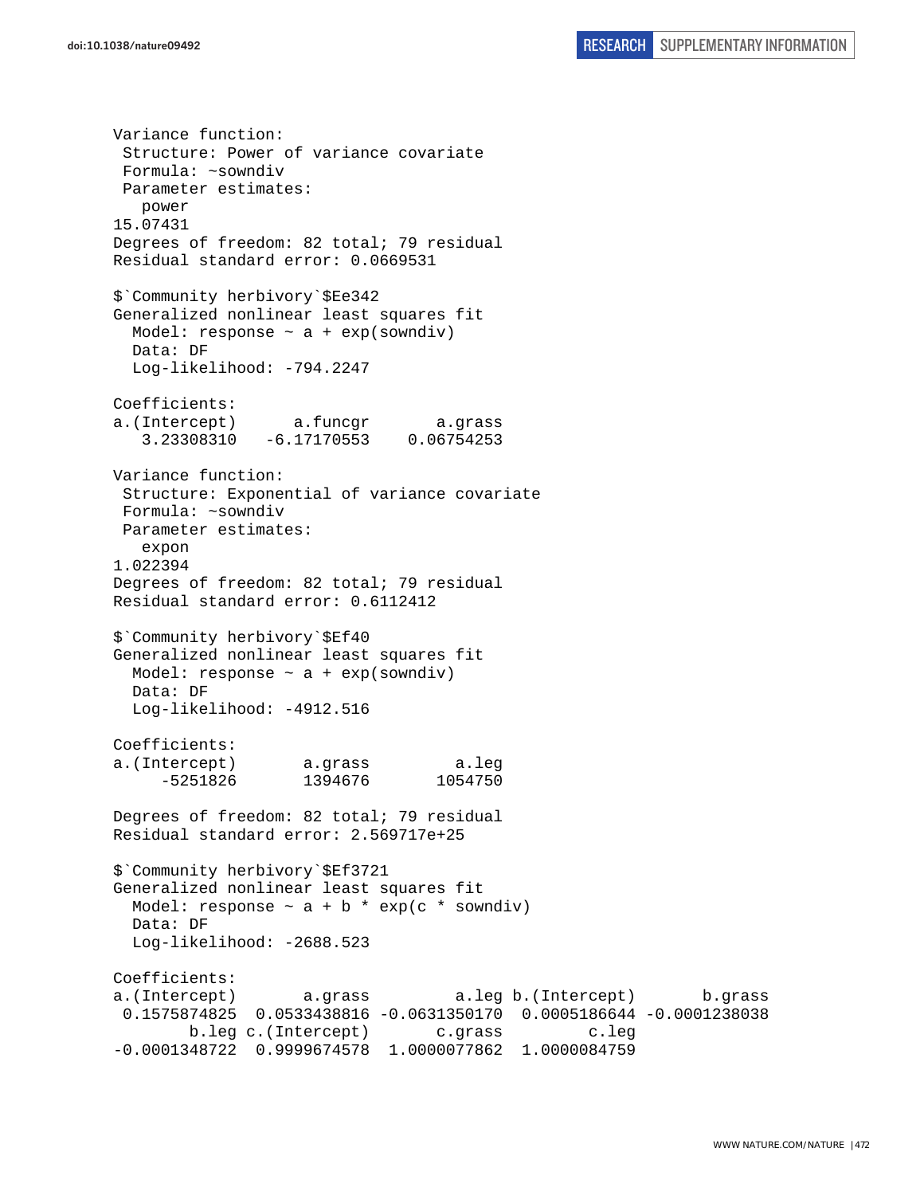```
Variance function:
 Structure: Power of variance covariate
 Formula: ~sowndiv 
 Parameter estimates:
   power 
15.07431 
Degrees of freedom: 82 total; 79 residual
Residual standard error: 0.0669531 

$`Community herbivory`$Ee342
Generalized nonlinear least squares fit
  Model: response ~ a + exp(sowndiv) 
  Data: DF 
  Log-likelihood: -794.2247

Coefficients:
a.(Intercept)      a.funcgr       a.grass 
   3.23308310   -6.17170553    0.06754253 

Variance function:
 Structure: Exponential of variance covariate
 Formula: ~sowndiv 
 Parameter estimates:
   expon 
1.022394 
Degrees of freedom: 82 total; 79 residual
Residual standard error: 0.6112412 

$`Community herbivory`$Ef40
Generalized nonlinear least squares fit
  Model: response ~ a + exp(sowndiv) 
  Data: DF 
  Log-likelihood: -4912.516

Coefficients:
a.(Intercept)       a.grass         a.leg 
     -5251826       1394676       1054750 

Degrees of freedom: 82 total; 79 residual
Residual standard error: 2.569717e+25 

$`Community herbivory`$Ef3721
Generalized nonlinear least squares fit
  Model: response ~ a + b * exp(c * sowndiv) 
  Data: DF 
  Log-likelihood: -2688.523

Coefficients:
a.(Intercept)       a.grass         a.leg b.(Intercept)       b.grass 
 0.1575874825  0.0533438816 -0.0631350170  0.0005186644 -0.0001238038 
        b.leg c.(Intercept)       c.grass         c.leg 
-0.0001348722  0.9999674578  1.0000077862  1.0000084759 
```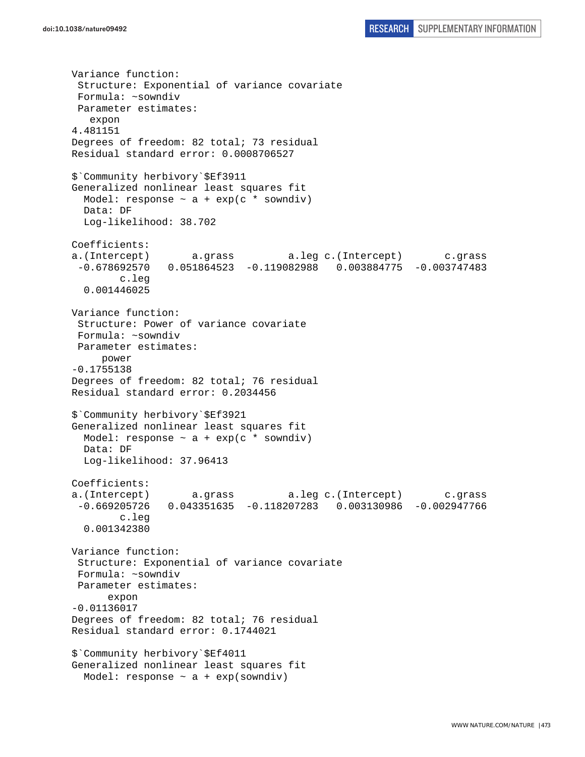```
Variance function:
 Structure: Exponential of variance covariate
 Formula: ~sowndiv
 Parameter estimates:
   expon
4.481151
Degrees of freedom: 82 total; 73 residual
Residual standard error: 0.0008706527

$`Community herbivory`$Ef3911
Generalized nonlinear least squares fit
  Model: response ~ a + exp(c * sowndiv)
  Data: DF
  Log-likelihood: 38.702

Coefficients:
a.(Intercept)       a.grass         a.leg c.(Intercept)       c.grass
 -0.678692570   0.051864523  -0.119082988   0.003884775  -0.003747483
        c.leg
  0.001446025

Variance function:
 Structure: Power of variance covariate
 Formula: ~sowndiv
 Parameter estimates:
     power
-0.1755138
Degrees of freedom: 82 total; 76 residual
Residual standard error: 0.2034456

$`Community herbivory`$Ef3921
Generalized nonlinear least squares fit
  Model: response ~ a + exp(c * sowndiv)
  Data: DF
  Log-likelihood: 37.96413

Coefficients:
a.(Intercept)       a.grass         a.leg c.(Intercept)       c.grass
 -0.669205726   0.043351635  -0.118207283   0.003130986  -0.002947766
        c.leg
  0.001342380

Variance function:
 Structure: Exponential of variance covariate
 Formula: ~sowndiv
 Parameter estimates:
      expon
-0.01136017
Degrees of freedom: 82 total; 76 residual
Residual standard error: 0.1744021

$`Community herbivory`$Ef4011
Generalized nonlinear least squares fit
  Model: response ~ a + exp(sowndiv)
```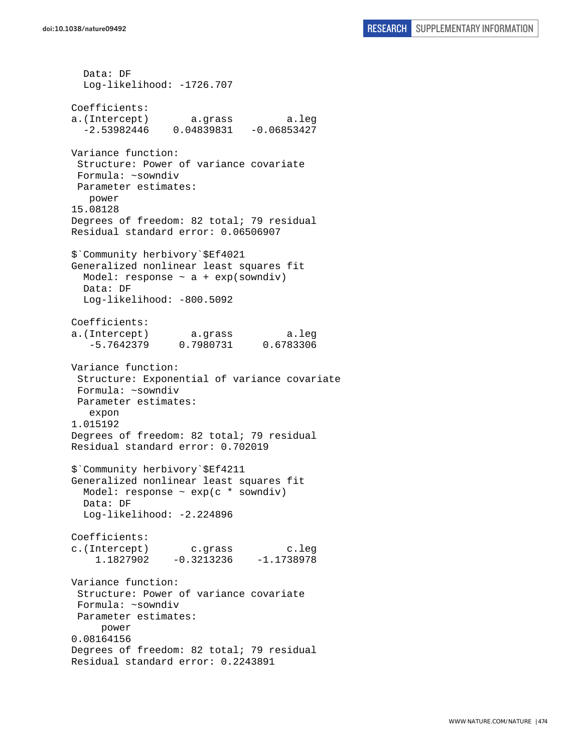```
  Data: DF
  Log-likelihood: -1726.707

Coefficients:
a.(Intercept)       a.grass         a.leg 
  -2.53982446    0.04839831   -0.06853427 

Variance function:
 Structure: Power of variance covariate
 Formula: ~sowndiv 
 Parameter estimates:
   power 
15.08128 
Degrees of freedom: 82 total; 79 residual
Residual standard error: 0.06506907 

$`Community herbivory`$Ef4021
Generalized nonlinear least squares fit
  Model: response ~ a + exp(sowndiv) 
  Data: DF 
  Log-likelihood: -800.5092

Coefficients:
a.(Intercept)       a.grass         a.leg 
   -5.7642379     0.7980731     0.6783306 

Variance function:
 Structure: Exponential of variance covariate
 Formula: ~sowndiv 
 Parameter estimates:
   expon 
1.015192 
Degrees of freedom: 82 total; 79 residual
Residual standard error: 0.702019 

$`Community herbivory`$Ef4211
Generalized nonlinear least squares fit
  Model: response ~ exp(c * sowndiv) 
  Data: DF 
  Log-likelihood: -2.224896

Coefficients:
c.(Intercept)       c.grass         c.leg 
    1.1827902    -0.3213236    -1.1738978 

Variance function:
 Structure: Power of variance covariate
 Formula: ~sowndiv 
 Parameter estimates:
     power 
0.08164156 
Degrees of freedom: 82 total; 79 residual
Residual standard error: 0.2243891 
```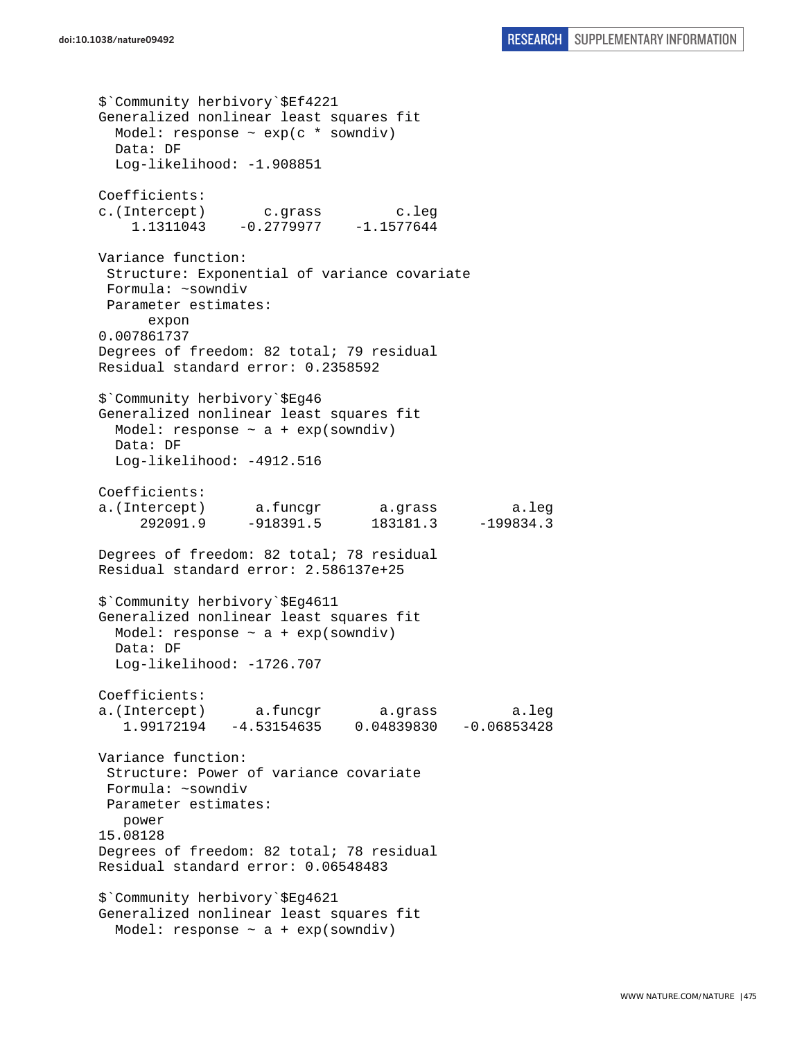```
$`Community herbivory`$Ef4221
Generalized nonlinear least squares fit
  Model: response ~ exp(c * sowndiv)
  Data: DF
  Log-likelihood: -1.908851

Coefficients:
c.(Intercept)       c.grass         c.leg
    1.1311043    -0.2779977    -1.1577644

Variance function:
 Structure: Exponential of variance covariate
 Formula: ~sowndiv
 Parameter estimates:
       expon
0.007861737
Degrees of freedom: 82 total; 79 residual
Residual standard error: 0.2358592

$`Community herbivory`$Eg46
Generalized nonlinear least squares fit
  Model: response ~ a + exp(sowndiv)
  Data: DF
  Log-likelihood: -4912.516

Coefficients:
a.(Intercept)      a.funcgr       a.grass         a.leg
     292091.9     -918391.5      183181.3     -199834.3

Degrees of freedom: 82 total; 78 residual
Residual standard error: 2.586137e+25

$`Community herbivory`$Eg4611
Generalized nonlinear least squares fit
  Model: response ~ a + exp(sowndiv)
  Data: DF
  Log-likelihood: -1726.707

Coefficients:
a.(Intercept)      a.funcgr       a.grass         a.leg
   1.99172194   -4.53154635    0.04839830   -0.06853428

Variance function:
 Structure: Power of variance covariate
 Formula: ~sowndiv
 Parameter estimates:
   power
15.08128
Degrees of freedom: 82 total; 78 residual
Residual standard error: 0.06548483

$`Community herbivory`$Eg4621
Generalized nonlinear least squares fit
  Model: response ~ a + exp(sowndiv)
```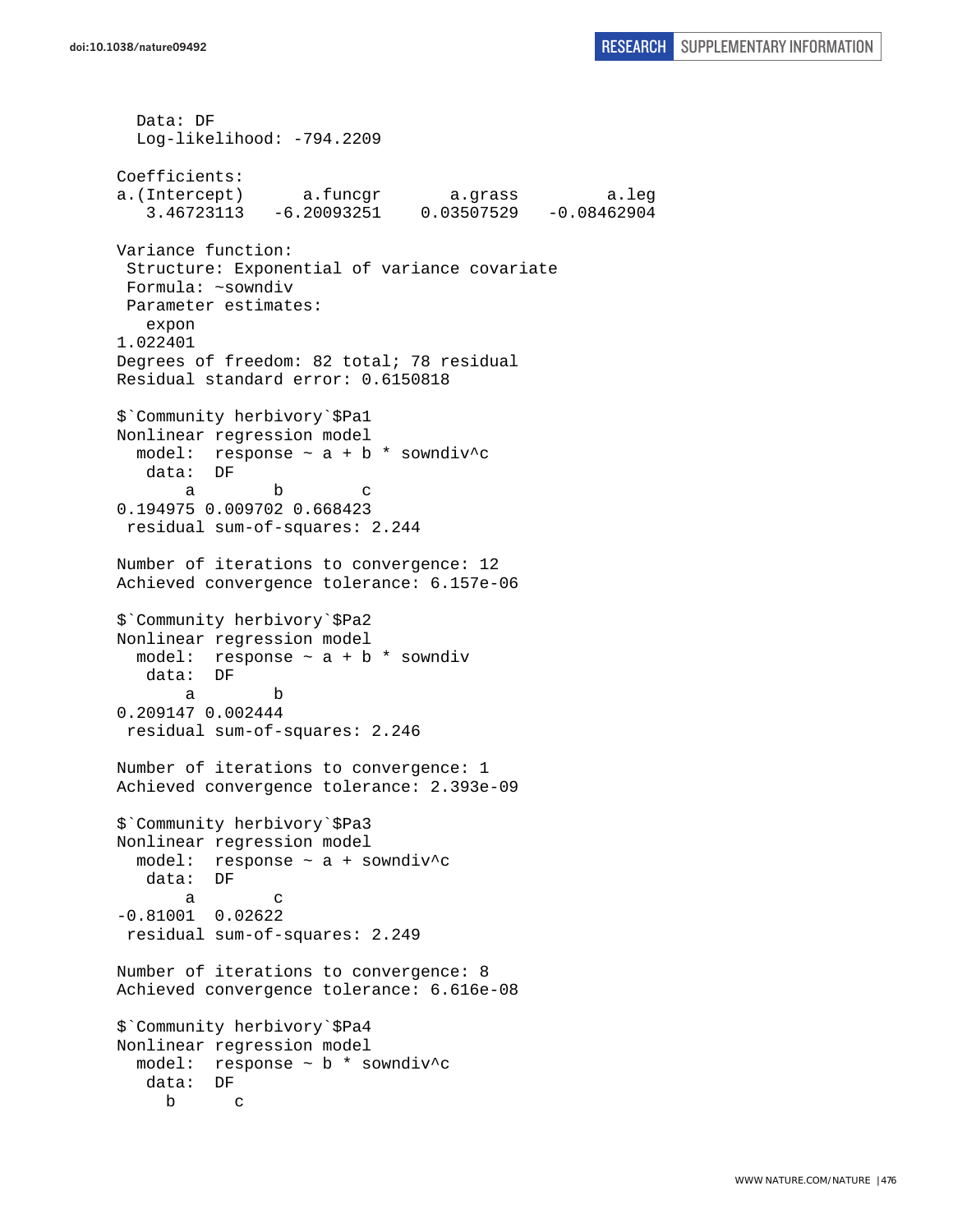```
  Data: DF
  Log-likelihood: -794.2209

Coefficients:
a.(Intercept)      a.funcgr       a.grass         a.leg 
   3.46723113   -6.20093251    0.03507529   -0.08462904 

Variance function:
 Structure: Exponential of variance covariate
 Formula: ~sowndiv 
 Parameter estimates:
   expon 
1.022401 
Degrees of freedom: 82 total; 78 residual
Residual standard error: 0.6150818 

$`Community herbivory`$Pa1
Nonlinear regression model
  model:  response ~ a + b * sowndiv^c 
   data:  DF 
       a        b        c 
0.194975 0.009702 0.668423 
 residual sum-of-squares: 2.244

Number of iterations to convergence: 12 
Achieved convergence tolerance: 6.157e-06 

$`Community herbivory`$Pa2
Nonlinear regression model
  model:  response ~ a + b * sowndiv 
   data:  DF 
       a        b 
0.209147 0.002444 
 residual sum-of-squares: 2.246

Number of iterations to convergence: 1 
Achieved convergence tolerance: 2.393e-09 

$`Community herbivory`$Pa3
Nonlinear regression model
  model:  response ~ a + sowndiv^c 
   data:  DF 
       a        c 
-0.81001  0.02622 
 residual sum-of-squares: 2.249

Number of iterations to convergence: 8 
Achieved convergence tolerance: 6.616e-08 

$`Community herbivory`$Pa4
Nonlinear regression model
  model:  response ~ b * sowndiv^c 
   data:  DF 
     b      c 
```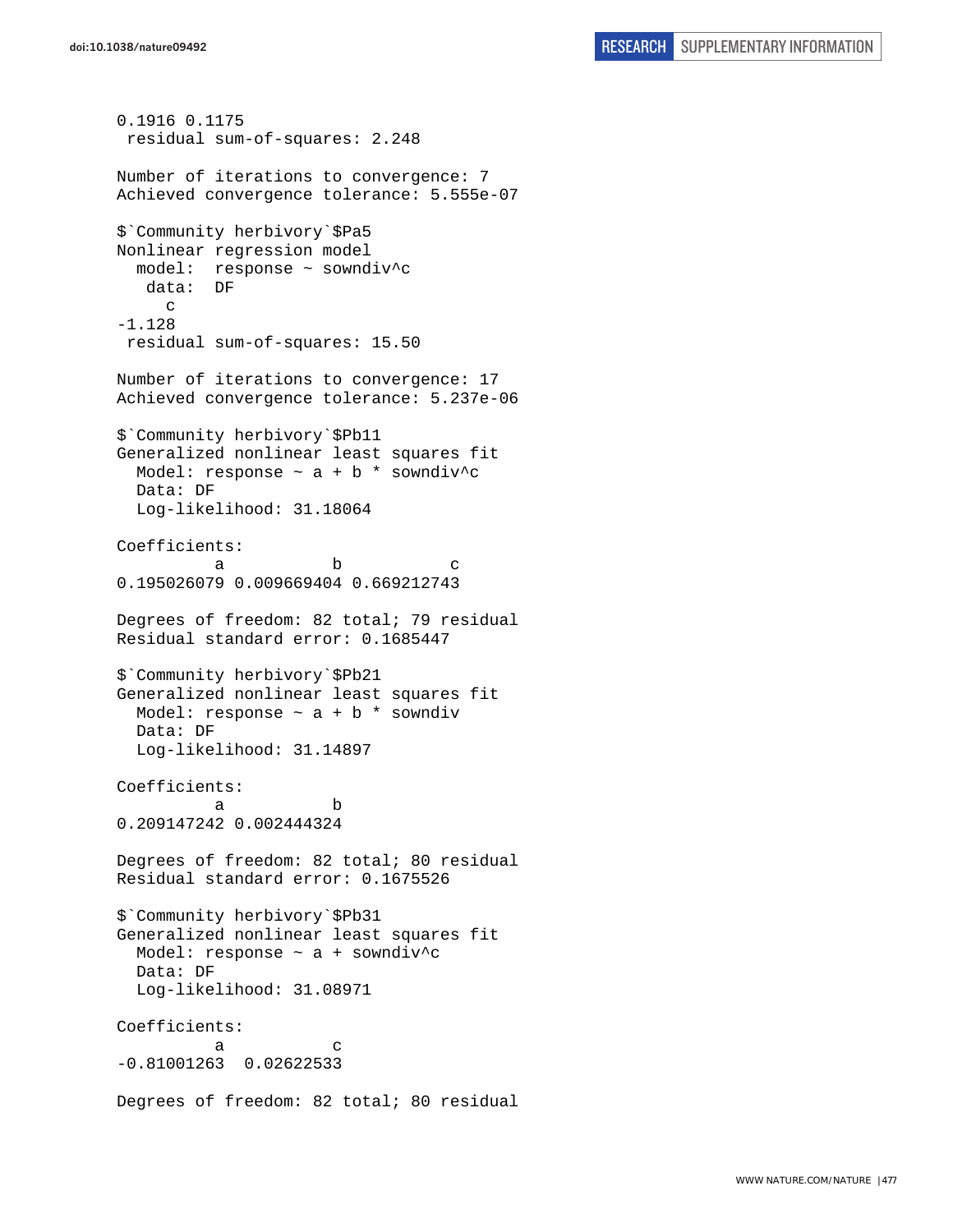```
0.1916 0.1175
 residual sum-of-squares: 2.248

Number of iterations to convergence: 7 
Achieved convergence tolerance: 5.555e-07 

$`Community herbivory`$Pa5
Nonlinear regression model
  model:  response ~ sowndiv^c 
   data:  DF 
     c 
-1.128 
 residual sum-of-squares: 15.50

Number of iterations to convergence: 17 
Achieved convergence tolerance: 5.237e-06 

$`Community herbivory`$Pb11
Generalized nonlinear least squares fit
  Model: response ~ a + b * sowndiv^c 
  Data: DF 
  Log-likelihood: 31.18064

Coefficients:
          a           b           c 
0.195026079 0.009669404 0.669212743 

Degrees of freedom: 82 total; 79 residual
Residual standard error: 0.1685447 

$`Community herbivory`$Pb21
Generalized nonlinear least squares fit
  Model: response ~ a + b * sowndiv 
  Data: DF 
  Log-likelihood: 31.14897

Coefficients:
          a           b 
0.209147242 0.002444324 

Degrees of freedom: 82 total; 80 residual
Residual standard error: 0.1675526 

$`Community herbivory`$Pb31
Generalized nonlinear least squares fit
  Model: response ~ a + sowndiv^c 
  Data: DF 
  Log-likelihood: 31.08971

Coefficients:
          a           c 
-0.81001263  0.02622533 

Degrees of freedom: 82 total; 80 residual
```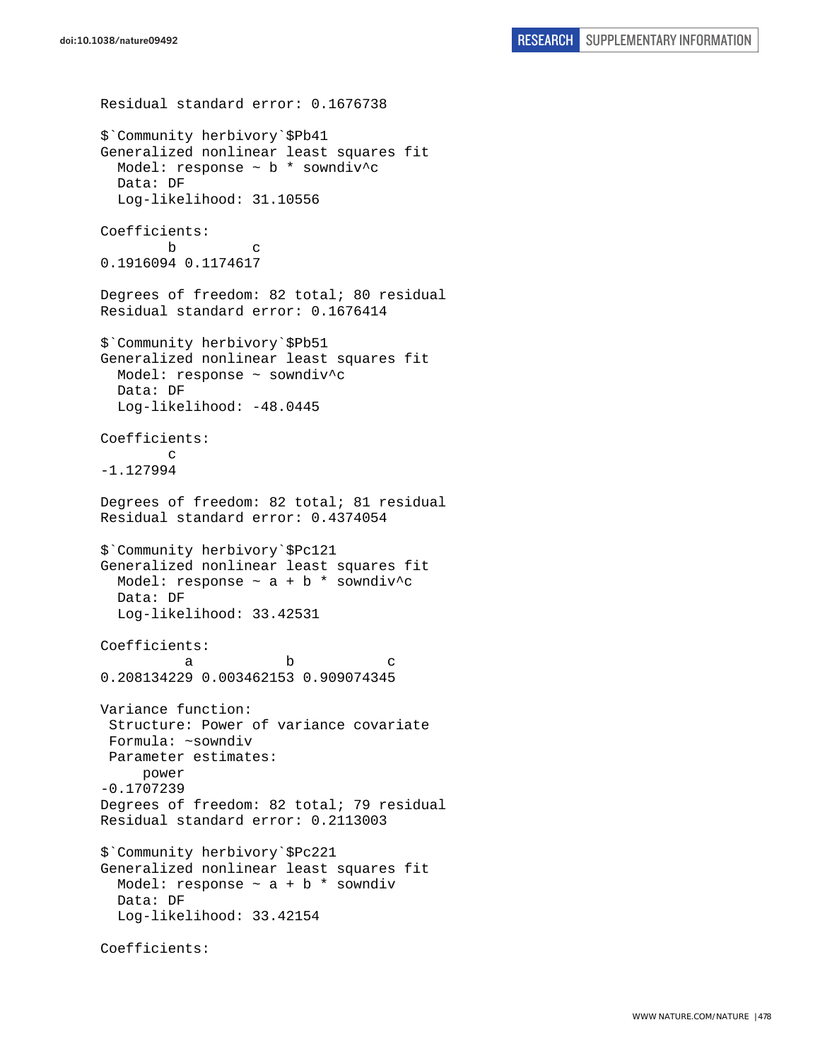```
Residual standard error: 0.1676738

$`Community herbivory`$Pb41
Generalized nonlinear least squares fit
  Model: response ~ b * sowndiv^c
  Data: DF
  Log-likelihood: 31.10556

Coefficients:
        b         c
0.1916094 0.1174617

Degrees of freedom: 82 total; 80 residual
Residual standard error: 0.1676414

$`Community herbivory`$Pb51
Generalized nonlinear least squares fit
  Model: response ~ sowndiv^c
  Data: DF
  Log-likelihood: -48.0445

Coefficients:
        c
-1.127994

Degrees of freedom: 82 total; 81 residual
Residual standard error: 0.4374054

$`Community herbivory`$Pc121
Generalized nonlinear least squares fit
  Model: response ~ a + b * sowndiv^c
  Data: DF
  Log-likelihood: 33.42531

Coefficients:
          a           b           c
0.208134229 0.003462153 0.909074345

Variance function:
 Structure: Power of variance covariate
 Formula: ~sowndiv
 Parameter estimates:
     power
-0.1707239
Degrees of freedom: 82 total; 79 residual
Residual standard error: 0.2113003

$`Community herbivory`$Pc221
Generalized nonlinear least squares fit
  Model: response ~ a + b * sowndiv
  Data: DF
  Log-likelihood: 33.42154

Coefficients:
```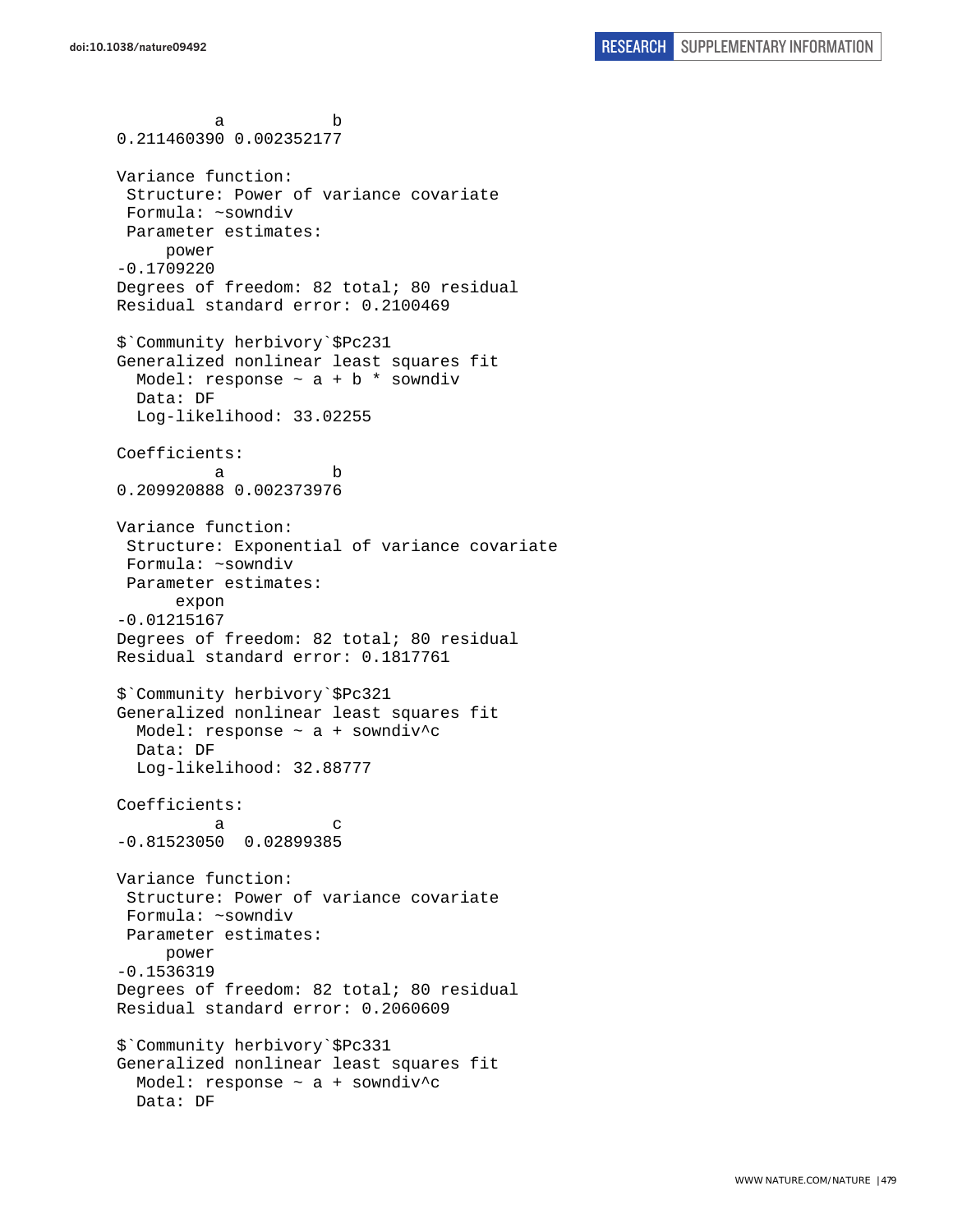```
          a           b 
0.211460390 0.002352177 

Variance function:
 Structure: Power of variance covariate
 Formula: ~sowndiv 
 Parameter estimates:
     power 
-0.1709220 
Degrees of freedom: 82 total; 80 residual
Residual standard error: 0.2100469 

$`Community herbivory`$Pc231
Generalized nonlinear least squares fit
  Model: response ~ a + b * sowndiv 
  Data: DF 
  Log-likelihood: 33.02255

Coefficients:
          a           b 
0.209920888 0.002373976 

Variance function:
 Structure: Exponential of variance covariate
 Formula: ~sowndiv 
 Parameter estimates:
      expon 
-0.01215167 
Degrees of freedom: 82 total; 80 residual
Residual standard error: 0.1817761 

$`Community herbivory`$Pc321
Generalized nonlinear least squares fit
  Model: response ~ a + sowndiv^c 
  Data: DF 
  Log-likelihood: 32.88777

Coefficients:
          a           c 
-0.81523050  0.02899385 

Variance function:
 Structure: Power of variance covariate
 Formula: ~sowndiv 
 Parameter estimates:
     power 
-0.1536319 
Degrees of freedom: 82 total; 80 residual
Residual standard error: 0.2060609 

$`Community herbivory`$Pc331
Generalized nonlinear least squares fit
  Model: response ~ a + sowndiv^c 
  Data: DF 
```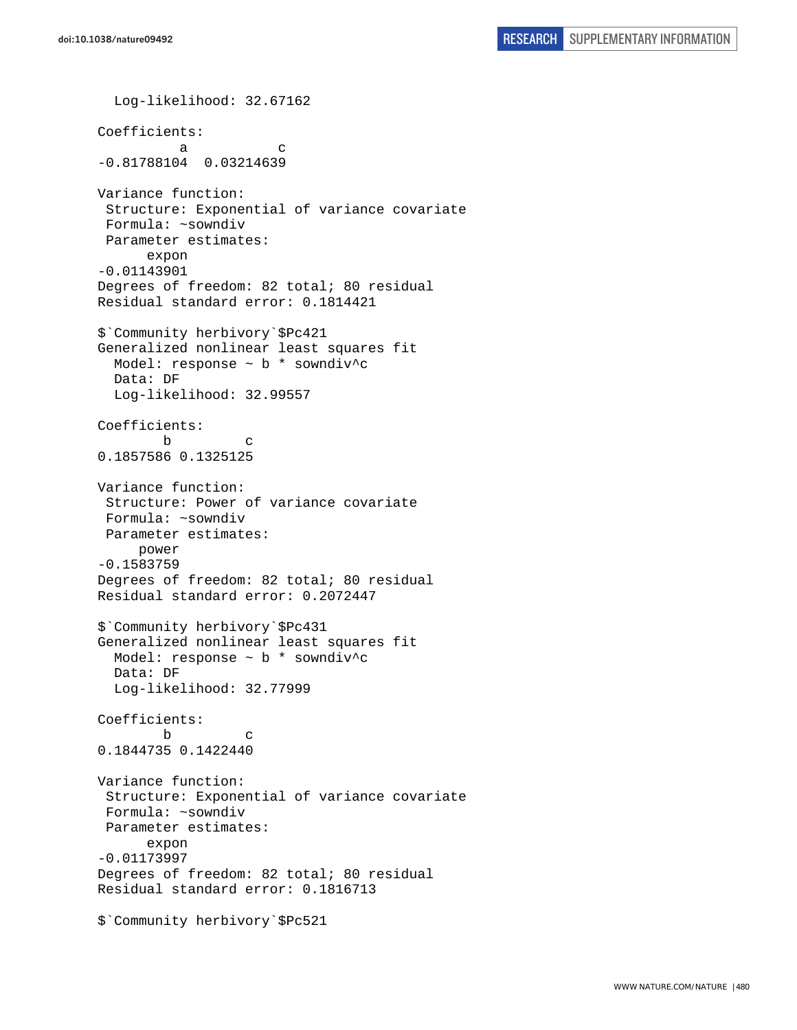```
  Log-likelihood: 32.67162

Coefficients:
          a           c 
-0.81788104  0.03214639 

Variance function:
 Structure: Exponential of variance covariate
 Formula: ~sowndiv 
 Parameter estimates:
      expon 
-0.01143901 
Degrees of freedom: 82 total; 80 residual
Residual standard error: 0.1814421 

$`Community herbivory`$Pc421
Generalized nonlinear least squares fit
  Model: response ~ b * sowndiv^c 
  Data: DF 
  Log-likelihood: 32.99557

Coefficients:
        b         c 
0.1857586 0.1325125 

Variance function:
 Structure: Power of variance covariate
 Formula: ~sowndiv 
 Parameter estimates:
     power 
-0.1583759 
Degrees of freedom: 82 total; 80 residual
Residual standard error: 0.2072447 

$`Community herbivory`$Pc431
Generalized nonlinear least squares fit
  Model: response ~ b * sowndiv^c 
  Data: DF 
  Log-likelihood: 32.77999

Coefficients:
        b         c 
0.1844735 0.1422440 

Variance function:
 Structure: Exponential of variance covariate
 Formula: ~sowndiv 
 Parameter estimates:
      expon 
-0.01173997 
Degrees of freedom: 82 total; 80 residual
Residual standard error: 0.1816713 

$`Community herbivory`$Pc521
```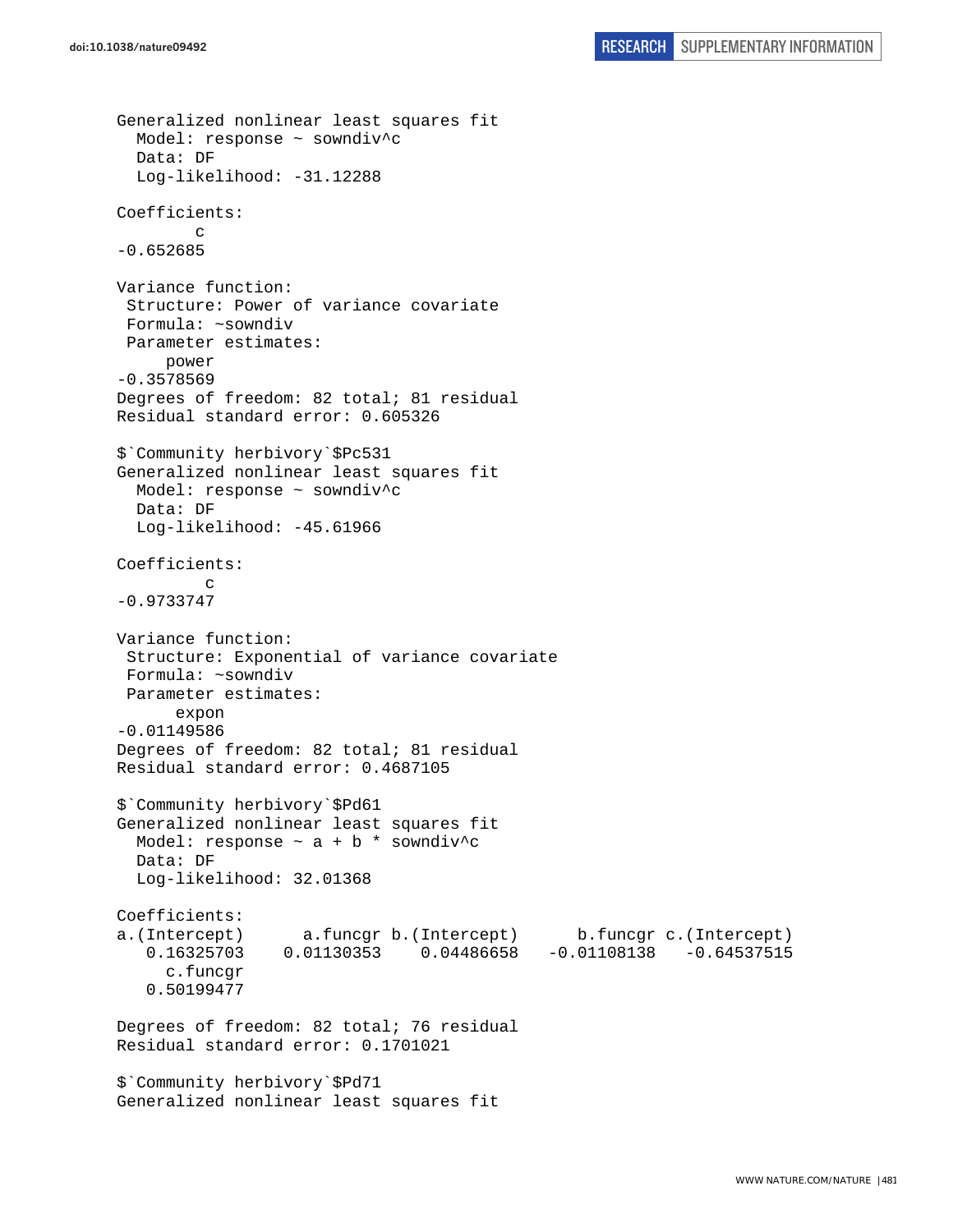```
Generalized nonlinear least squares fit
  Model: response ~ sowndiv^c
  Data: DF
  Log-likelihood: -31.12288

Coefficients:
        c
-0.652685

Variance function:
 Structure: Power of variance covariate
 Formula: ~sowndiv
 Parameter estimates:
     power
-0.3578569
Degrees of freedom: 82 total; 81 residual
Residual standard error: 0.605326

$`Community herbivory`$Pc531
Generalized nonlinear least squares fit
  Model: response ~ sowndiv^c
  Data: DF
  Log-likelihood: -45.61966

Coefficients:
         c
-0.9733747

Variance function:
 Structure: Exponential of variance covariate
 Formula: ~sowndiv
 Parameter estimates:
      expon
-0.01149586
Degrees of freedom: 82 total; 81 residual
Residual standard error: 0.4687105

$`Community herbivory`$Pd61
Generalized nonlinear least squares fit
  Model: response ~ a + b * sowndiv^c
  Data: DF
  Log-likelihood: 32.01368

Coefficients:
a.(Intercept)      a.funcgr b.(Intercept)      b.funcgr c.(Intercept)
   0.16325703    0.01130353    0.04486658   -0.01108138   -0.64537515
     c.funcgr
   0.50199477

Degrees of freedom: 82 total; 76 residual
Residual standard error: 0.1701021

$`Community herbivory`$Pd71
Generalized nonlinear least squares fit
```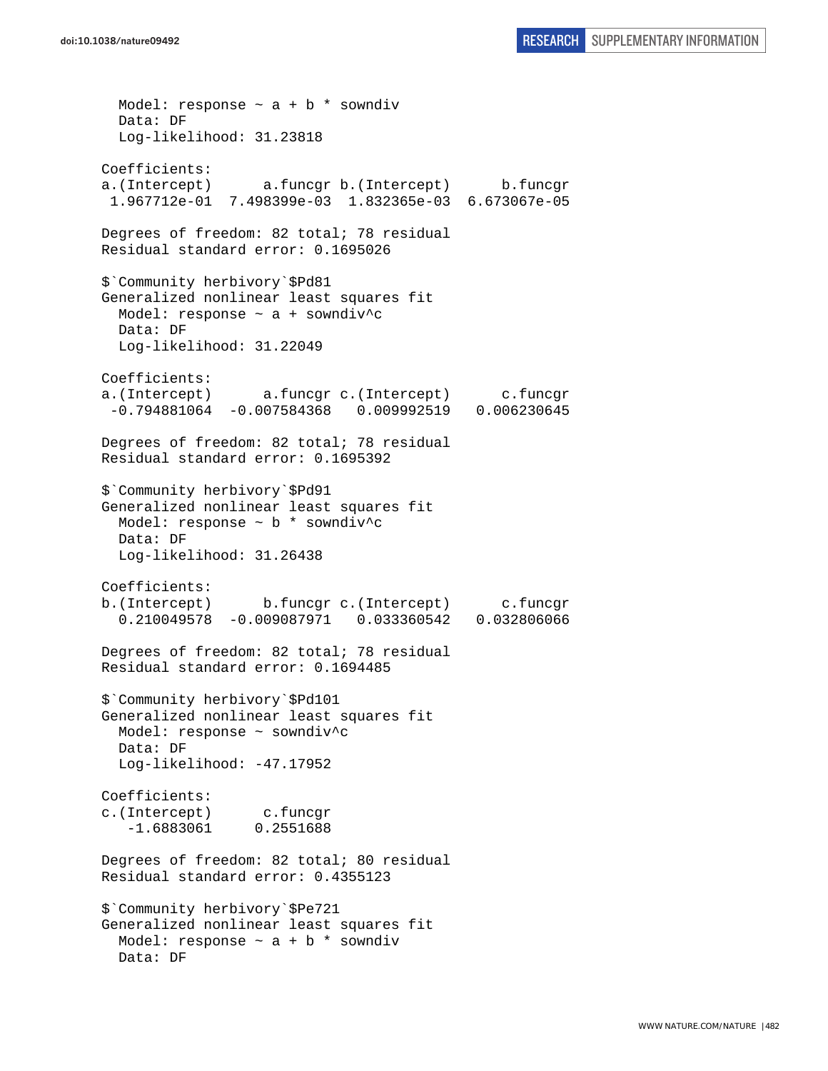```
  Model: response ~ a + b * sowndiv
  Data: DF
  Log-likelihood: 31.23818

Coefficients:
a.(Intercept)      a.funcgr b.(Intercept)      b.funcgr
 1.967712e-01  7.498399e-03  1.832365e-03  6.673067e-05

Degrees of freedom: 82 total; 78 residual
Residual standard error: 0.1695026

$`Community herbivory`$Pd81
Generalized nonlinear least squares fit
  Model: response ~ a + sowndiv^c
  Data: DF
  Log-likelihood: 31.22049

Coefficients:
a.(Intercept)      a.funcgr c.(Intercept)      c.funcgr
 -0.794881064  -0.007584368   0.009992519   0.006230645

Degrees of freedom: 82 total; 78 residual
Residual standard error: 0.1695392

$`Community herbivory`$Pd91
Generalized nonlinear least squares fit
  Model: response ~ b * sowndiv^c
  Data: DF
  Log-likelihood: 31.26438

Coefficients:
b.(Intercept)      b.funcgr c.(Intercept)      c.funcgr
  0.210049578  -0.009087971   0.033360542   0.032806066

Degrees of freedom: 82 total; 78 residual
Residual standard error: 0.1694485

$`Community herbivory`$Pd101
Generalized nonlinear least squares fit
  Model: response ~ sowndiv^c
  Data: DF
  Log-likelihood: -47.17952

Coefficients:
c.(Intercept)      c.funcgr
   -1.6883061     0.2551688

Degrees of freedom: 82 total; 80 residual
Residual standard error: 0.4355123

$`Community herbivory`$Pe721
Generalized nonlinear least squares fit
  Model: response ~ a + b * sowndiv
  Data: DF
```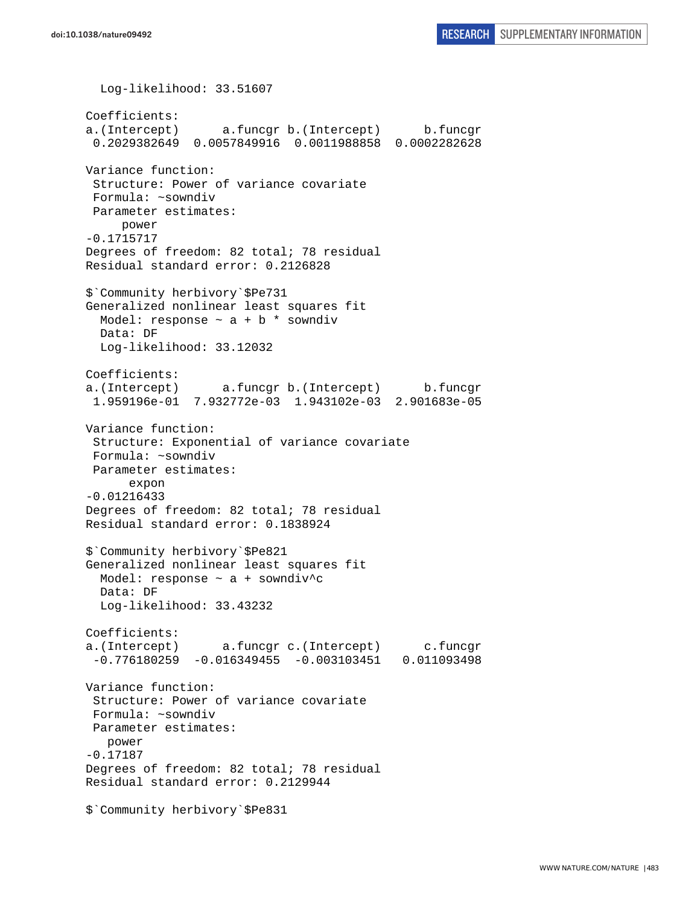```
  Log-likelihood: 33.51607

Coefficients:
a.(Intercept)      a.funcgr b.(Intercept)      b.funcgr 
 0.2029382649  0.0057849916  0.0011988858  0.0002282628 

Variance function:
 Structure: Power of variance covariate
 Formula: ~sowndiv 
 Parameter estimates:
     power 
-0.1715717 
Degrees of freedom: 82 total; 78 residual
Residual standard error: 0.2126828 

$`Community herbivory`$Pe731
Generalized nonlinear least squares fit
  Model: response ~ a + b * sowndiv 
  Data: DF 
  Log-likelihood: 33.12032

Coefficients:
a.(Intercept)      a.funcgr b.(Intercept)      b.funcgr 
 1.959196e-01  7.932772e-03  1.943102e-03  2.901683e-05 

Variance function:
 Structure: Exponential of variance covariate
 Formula: ~sowndiv 
 Parameter estimates:
      expon 
-0.01216433 
Degrees of freedom: 82 total; 78 residual
Residual standard error: 0.1838924 

$`Community herbivory`$Pe821
Generalized nonlinear least squares fit
  Model: response ~ a + sowndiv^c 
  Data: DF 
  Log-likelihood: 33.43232

Coefficients:
a.(Intercept)      a.funcgr c.(Intercept)      c.funcgr 
 -0.776180259  -0.016349455  -0.003103451   0.011093498 

Variance function:
 Structure: Power of variance covariate
 Formula: ~sowndiv 
 Parameter estimates:
   power 
-0.17187 
Degrees of freedom: 82 total; 78 residual
Residual standard error: 0.2129944 

$`Community herbivory`$Pe831
```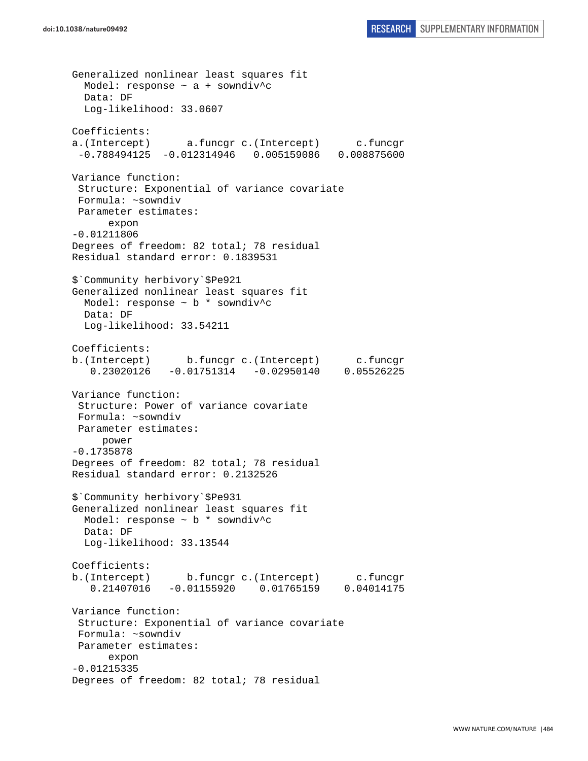```
Generalized nonlinear least squares fit
  Model: response ~ a + sowndiv^c
  Data: DF
  Log-likelihood: 33.0607

Coefficients:
a.(Intercept)      a.funcgr c.(Intercept)      c.funcgr
 -0.788494125  -0.012314946   0.005159086   0.008875600

Variance function:
 Structure: Exponential of variance covariate
 Formula: ~sowndiv
 Parameter estimates:
      expon
-0.01211806
Degrees of freedom: 82 total; 78 residual
Residual standard error: 0.1839531

$`Community herbivory`$Pe921
Generalized nonlinear least squares fit
  Model: response ~ b * sowndiv^c
  Data: DF
  Log-likelihood: 33.54211

Coefficients:
b.(Intercept)      b.funcgr c.(Intercept)      c.funcgr
   0.23020126   -0.01751314   -0.02950140    0.05526225

Variance function:
 Structure: Power of variance covariate
 Formula: ~sowndiv
 Parameter estimates:
     power
-0.1735878
Degrees of freedom: 82 total; 78 residual
Residual standard error: 0.2132526

$`Community herbivory`$Pe931
Generalized nonlinear least squares fit
  Model: response ~ b * sowndiv^c
  Data: DF
  Log-likelihood: 33.13544

Coefficients:
b.(Intercept)      b.funcgr c.(Intercept)      c.funcgr
   0.21407016   -0.01155920    0.01765159    0.04014175

Variance function:
 Structure: Exponential of variance covariate
 Formula: ~sowndiv
 Parameter estimates:
      expon
-0.01215335
Degrees of freedom: 82 total; 78 residual
```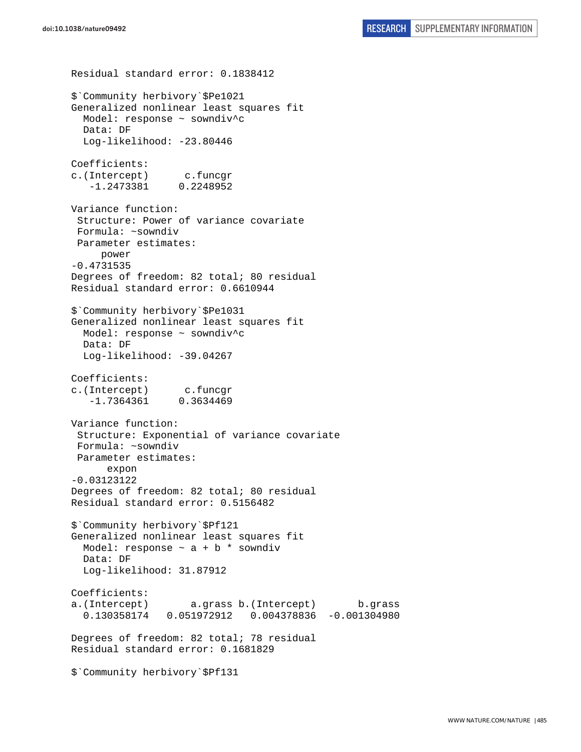```
Residual standard error: 0.1838412

$`Community herbivory`$Pe1021
Generalized nonlinear least squares fit
  Model: response ~ sowndiv^c
  Data: DF
  Log-likelihood: -23.80446

Coefficients:
c.(Intercept)      c.funcgr
   -1.2473381     0.2248952

Variance function:
 Structure: Power of variance covariate
 Formula: ~sowndiv
 Parameter estimates:
     power
-0.4731535
Degrees of freedom: 82 total; 80 residual
Residual standard error: 0.6610944

$`Community herbivory`$Pe1031
Generalized nonlinear least squares fit
  Model: response ~ sowndiv^c
  Data: DF
  Log-likelihood: -39.04267

Coefficients:
c.(Intercept)      c.funcgr
   -1.7364361     0.3634469

Variance function:
 Structure: Exponential of variance covariate
 Formula: ~sowndiv
 Parameter estimates:
      expon
-0.03123122
Degrees of freedom: 82 total; 80 residual
Residual standard error: 0.5156482

$`Community herbivory`$Pf121
Generalized nonlinear least squares fit
  Model: response ~ a + b * sowndiv
  Data: DF
  Log-likelihood: 31.87912

Coefficients:
a.(Intercept)       a.grass b.(Intercept)       b.grass
  0.130358174   0.051972912   0.004378836  -0.001304980

Degrees of freedom: 82 total; 78 residual
Residual standard error: 0.1681829

$`Community herbivory`$Pf131
```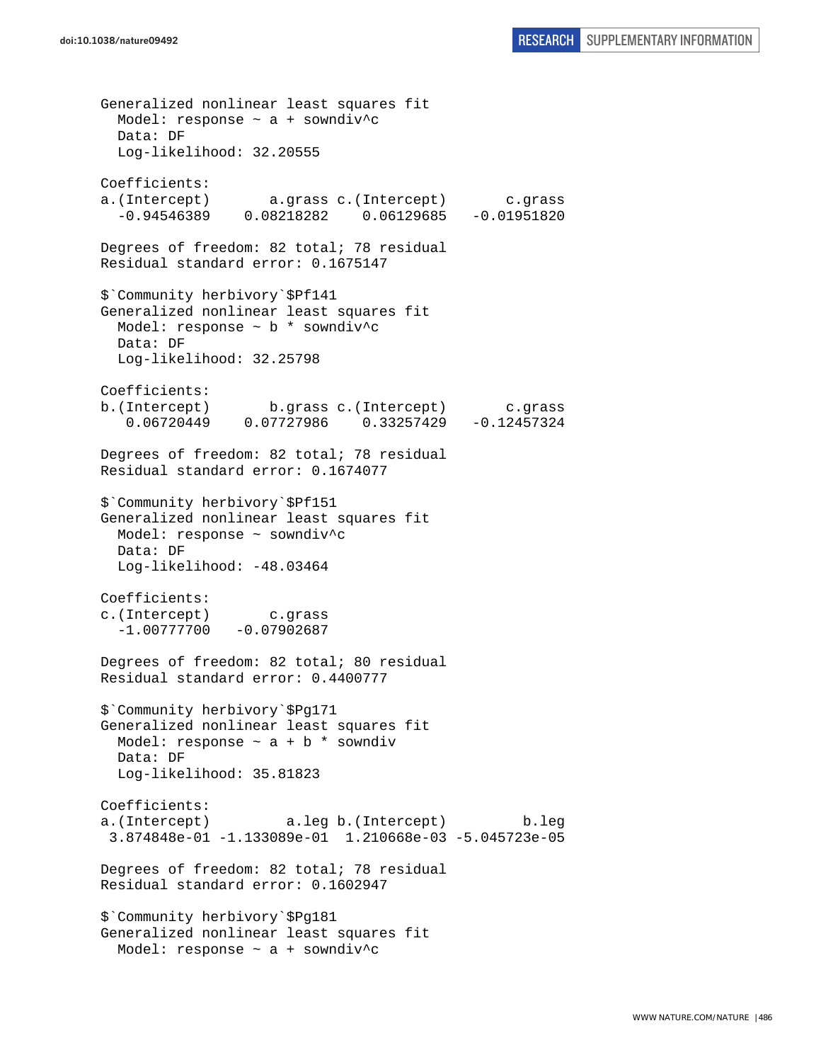```
Generalized nonlinear least squares fit
  Model: response ~ a + sowndiv^c
  Data: DF
  Log-likelihood: 32.20555

Coefficients:
a.(Intercept)       a.grass c.(Intercept)       c.grass
  -0.94546389    0.08218282    0.06129685   -0.01951820

Degrees of freedom: 82 total; 78 residual
Residual standard error: 0.1675147

$`Community herbivory`$Pf141
Generalized nonlinear least squares fit
  Model: response ~ b * sowndiv^c
  Data: DF
  Log-likelihood: 32.25798

Coefficients:
b.(Intercept)       b.grass c.(Intercept)       c.grass
   0.06720449    0.07727986    0.33257429   -0.12457324

Degrees of freedom: 82 total; 78 residual
Residual standard error: 0.1674077

$`Community herbivory`$Pf151
Generalized nonlinear least squares fit
  Model: response ~ sowndiv^c
  Data: DF
  Log-likelihood: -48.03464

Coefficients:
c.(Intercept)       c.grass
  -1.00777700   -0.07902687

Degrees of freedom: 82 total; 80 residual
Residual standard error: 0.4400777

$`Community herbivory`$Pg171
Generalized nonlinear least squares fit
  Model: response ~ a + b * sowndiv
  Data: DF
  Log-likelihood: 35.81823

Coefficients:
a.(Intercept)         a.leg b.(Intercept)         b.leg
 3.874848e-01 -1.133089e-01  1.210668e-03 -5.045723e-05

Degrees of freedom: 82 total; 78 residual
Residual standard error: 0.1602947

$`Community herbivory`$Pg181
Generalized nonlinear least squares fit
  Model: response ~ a + sowndiv^c
```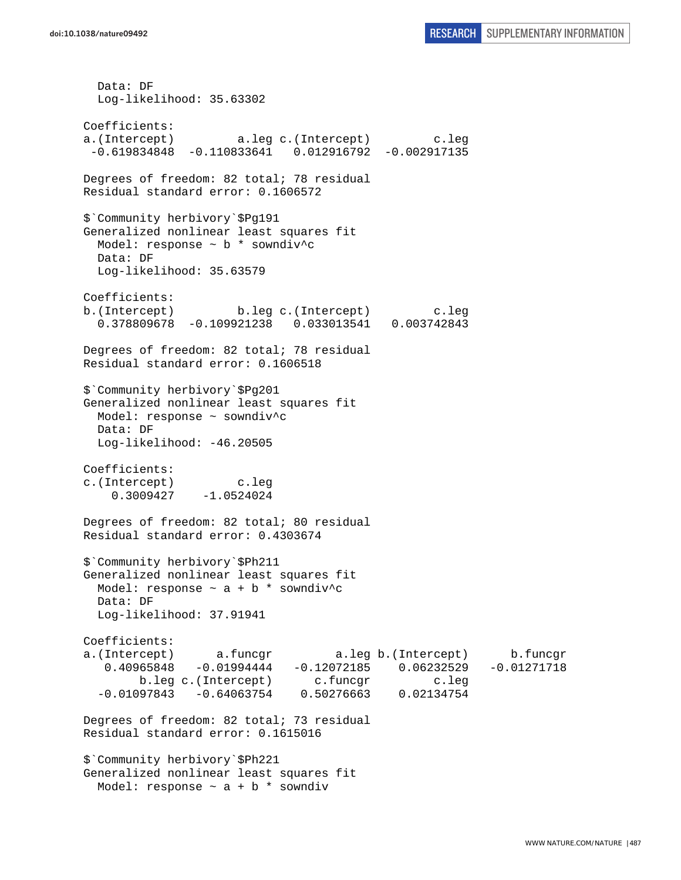```
  Data: DF
  Log-likelihood: 35.63302

Coefficients:
a.(Intercept)         a.leg c.(Intercept)         c.leg 
 -0.619834848  -0.110833641   0.012916792  -0.002917135 

Degrees of freedom: 82 total; 78 residual
Residual standard error: 0.1606572 

$`Community herbivory`$Pg191
Generalized nonlinear least squares fit
  Model: response ~ b * sowndiv^c 
  Data: DF 
  Log-likelihood: 35.63579

Coefficients:
b.(Intercept)         b.leg c.(Intercept)         c.leg 
  0.378809678  -0.109921238   0.033013541   0.003742843 

Degrees of freedom: 82 total; 78 residual
Residual standard error: 0.1606518 

$`Community herbivory`$Pg201
Generalized nonlinear least squares fit
  Model: response ~ sowndiv^c 
  Data: DF 
  Log-likelihood: -46.20505

Coefficients:
c.(Intercept)         c.leg 
    0.3009427    -1.0524024 

Degrees of freedom: 82 total; 80 residual
Residual standard error: 0.4303674 

$`Community herbivory`$Ph211
Generalized nonlinear least squares fit
  Model: response ~ a + b * sowndiv^c 
  Data: DF 
  Log-likelihood: 37.91941

Coefficients:
a.(Intercept)      a.funcgr         a.leg b.(Intercept)      b.funcgr 
   0.40965848   -0.01994444   -0.12072185    0.06232529   -0.01271718 
        b.leg c.(Intercept)      c.funcgr         c.leg 
  -0.01097843   -0.64063754    0.50276663    0.02134754 

Degrees of freedom: 82 total; 73 residual
Residual standard error: 0.1615016 

$`Community herbivory`$Ph221
Generalized nonlinear least squares fit
  Model: response ~ a + b * sowndiv 
```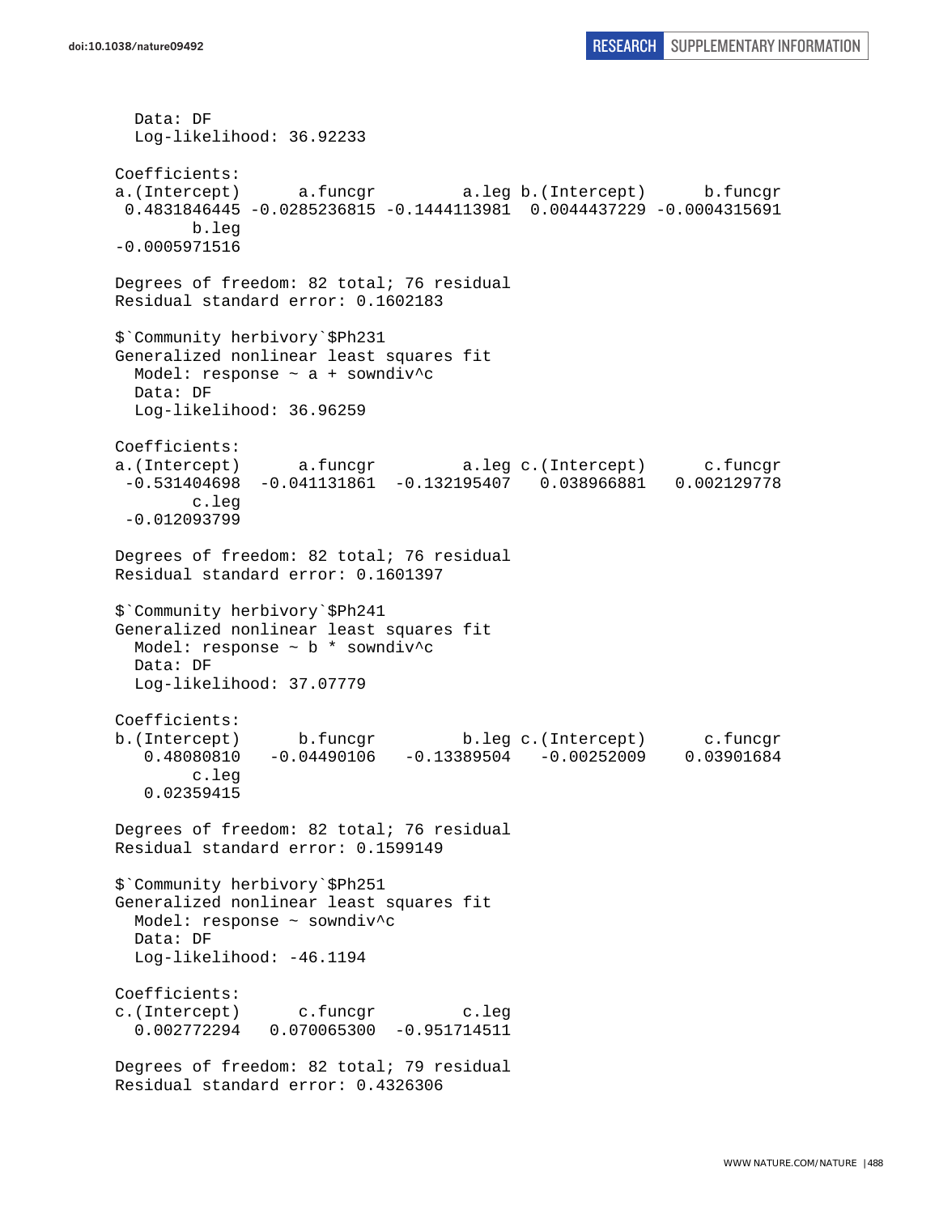```
  Data: DF
  Log-likelihood: 36.92233

Coefficients:
a.(Intercept)      a.funcgr         a.leg b.(Intercept)      b.funcgr
 0.4831846445 -0.0285236815 -0.1444113981  0.0044437229 -0.0004315691
       b.leg
-0.0005971516

Degrees of freedom: 82 total; 76 residual
Residual standard error: 0.1602183

$`Community herbivory`$Ph231
Generalized nonlinear least squares fit
  Model: response ~ a + sowndiv^c
  Data: DF
  Log-likelihood: 36.96259

Coefficients:
a.(Intercept)      a.funcgr         a.leg c.(Intercept)      c.funcgr
 -0.531404698  -0.041131861  -0.132195407   0.038966881   0.002129778
       c.leg
 -0.012093799

Degrees of freedom: 82 total; 76 residual
Residual standard error: 0.1601397

$`Community herbivory`$Ph241
Generalized nonlinear least squares fit
  Model: response ~ b * sowndiv^c
  Data: DF
  Log-likelihood: 37.07779

Coefficients:
b.(Intercept)      b.funcgr         b.leg c.(Intercept)      c.funcgr
   0.48080810   -0.04490106   -0.13389504   -0.00252009    0.03901684
       c.leg
   0.02359415

Degrees of freedom: 82 total; 76 residual
Residual standard error: 0.1599149

$`Community herbivory`$Ph251
Generalized nonlinear least squares fit
  Model: response ~ sowndiv^c
  Data: DF
  Log-likelihood: -46.1194

Coefficients:
c.(Intercept)      c.funcgr         c.leg
  0.002772294   0.070065300  -0.951714511

Degrees of freedom: 82 total; 79 residual
Residual standard error: 0.4326306
```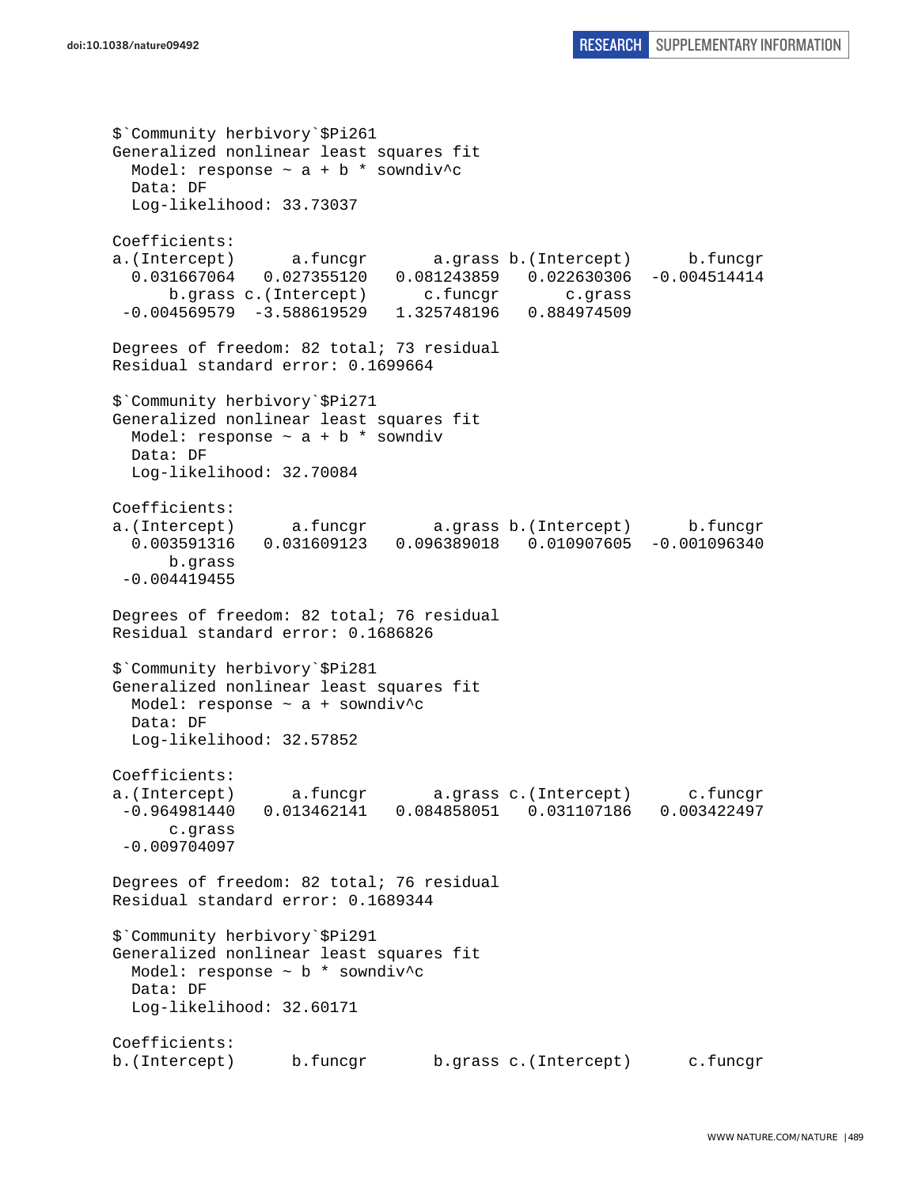```
$`Community herbivory`$Pi261
Generalized nonlinear least squares fit
  Model: response ~ a + b * sowndiv^c
  Data: DF
  Log-likelihood: 33.73037

Coefficients:
a.(Intercept)      a.funcgr       a.grass b.(Intercept)      b.funcgr
  0.031667064   0.027355120   0.081243859   0.022630306  -0.004514414
      b.grass c.(Intercept)      c.funcgr       c.grass
 -0.004569579  -3.588619529   1.325748196   0.884974509

Degrees of freedom: 82 total; 73 residual
Residual standard error: 0.1699664

$`Community herbivory`$Pi271
Generalized nonlinear least squares fit
  Model: response ~ a + b * sowndiv
  Data: DF
  Log-likelihood: 32.70084

Coefficients:
a.(Intercept)      a.funcgr       a.grass b.(Intercept)      b.funcgr
  0.003591316   0.031609123   0.096389018   0.010907605  -0.001096340
      b.grass
 -0.004419455

Degrees of freedom: 82 total; 76 residual
Residual standard error: 0.1686826

$`Community herbivory`$Pi281
Generalized nonlinear least squares fit
  Model: response ~ a + sowndiv^c
  Data: DF
  Log-likelihood: 32.57852

Coefficients:
a.(Intercept)      a.funcgr       a.grass c.(Intercept)      c.funcgr
 -0.964981440   0.013462141   0.084858051   0.031107186   0.003422497
      c.grass
 -0.009704097

Degrees of freedom: 82 total; 76 residual
Residual standard error: 0.1689344

$`Community herbivory`$Pi291
Generalized nonlinear least squares fit
  Model: response ~ b * sowndiv^c
  Data: DF
  Log-likelihood: 32.60171

Coefficients:
b.(Intercept)      b.funcgr       b.grass c.(Intercept)      c.funcgr
```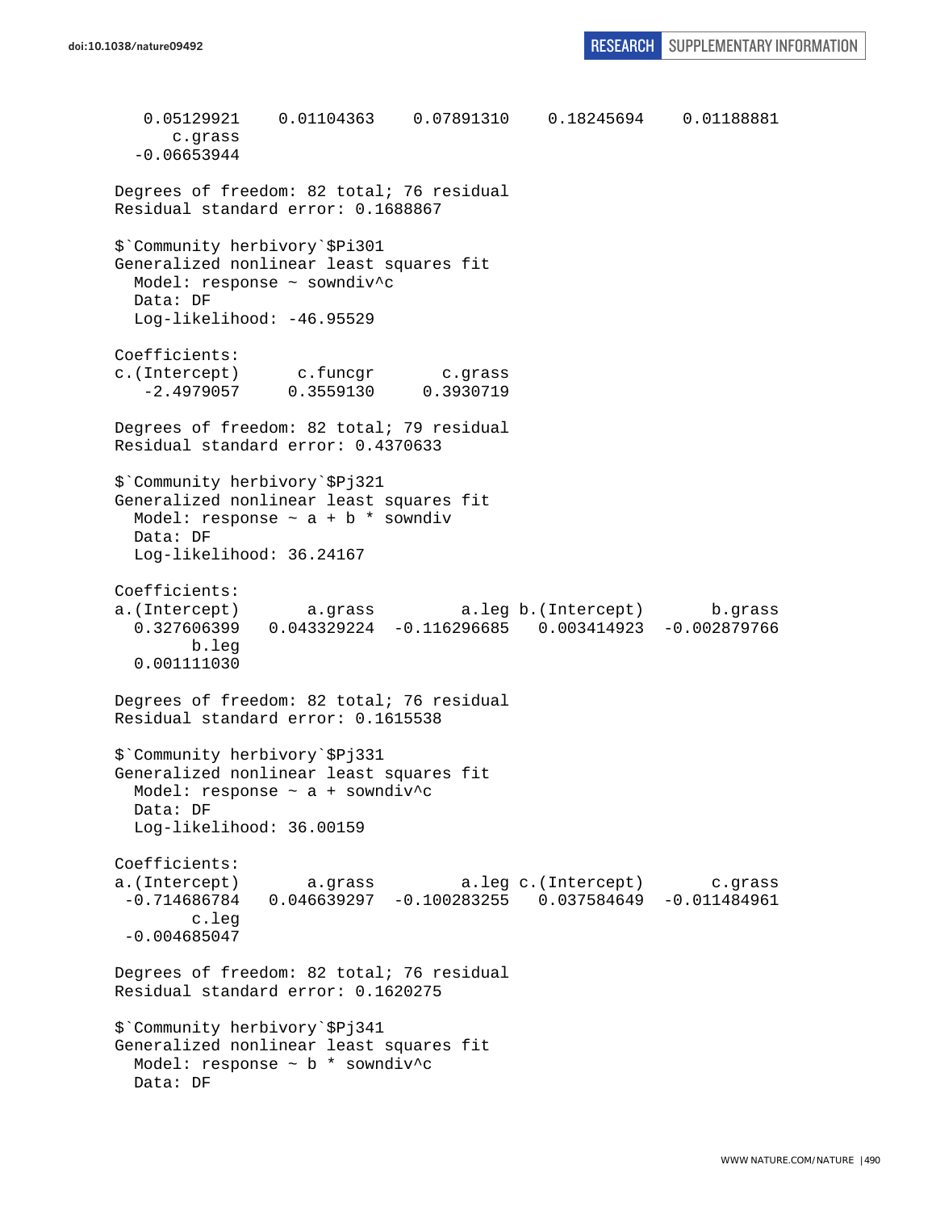```
   0.05129921    0.01104363    0.07891310    0.18245694    0.01188881 
      c.grass 
  -0.06653944 

Degrees of freedom: 82 total; 76 residual
Residual standard error: 0.1688867 

$`Community herbivory`$Pi301
Generalized nonlinear least squares fit
  Model: response ~ sowndiv^c 
  Data: DF 
  Log-likelihood: -46.95529

Coefficients:
c.(Intercept)      c.funcgr       c.grass 
   -2.4979057     0.3559130     0.3930719 

Degrees of freedom: 82 total; 79 residual
Residual standard error: 0.4370633 

$`Community herbivory`$Pj321
Generalized nonlinear least squares fit
  Model: response ~ a + b * sowndiv 
  Data: DF 
  Log-likelihood: 36.24167

Coefficients:
a.(Intercept)       a.grass         a.leg b.(Intercept)       b.grass 
  0.327606399   0.043329224  -0.116296685   0.003414923  -0.002879766 
        b.leg 
  0.001111030 

Degrees of freedom: 82 total; 76 residual
Residual standard error: 0.1615538 

$`Community herbivory`$Pj331
Generalized nonlinear least squares fit
  Model: response ~ a + sowndiv^c 
  Data: DF 
  Log-likelihood: 36.00159

Coefficients:
a.(Intercept)       a.grass         a.leg c.(Intercept)       c.grass 
 -0.714686784   0.046639297  -0.100283255   0.037584649  -0.011484961 
        c.leg 
 -0.004685047 

Degrees of freedom: 82 total; 76 residual
Residual standard error: 0.1620275 

$`Community herbivory`$Pj341
Generalized nonlinear least squares fit
  Model: response ~ b * sowndiv^c 
  Data: DF 
```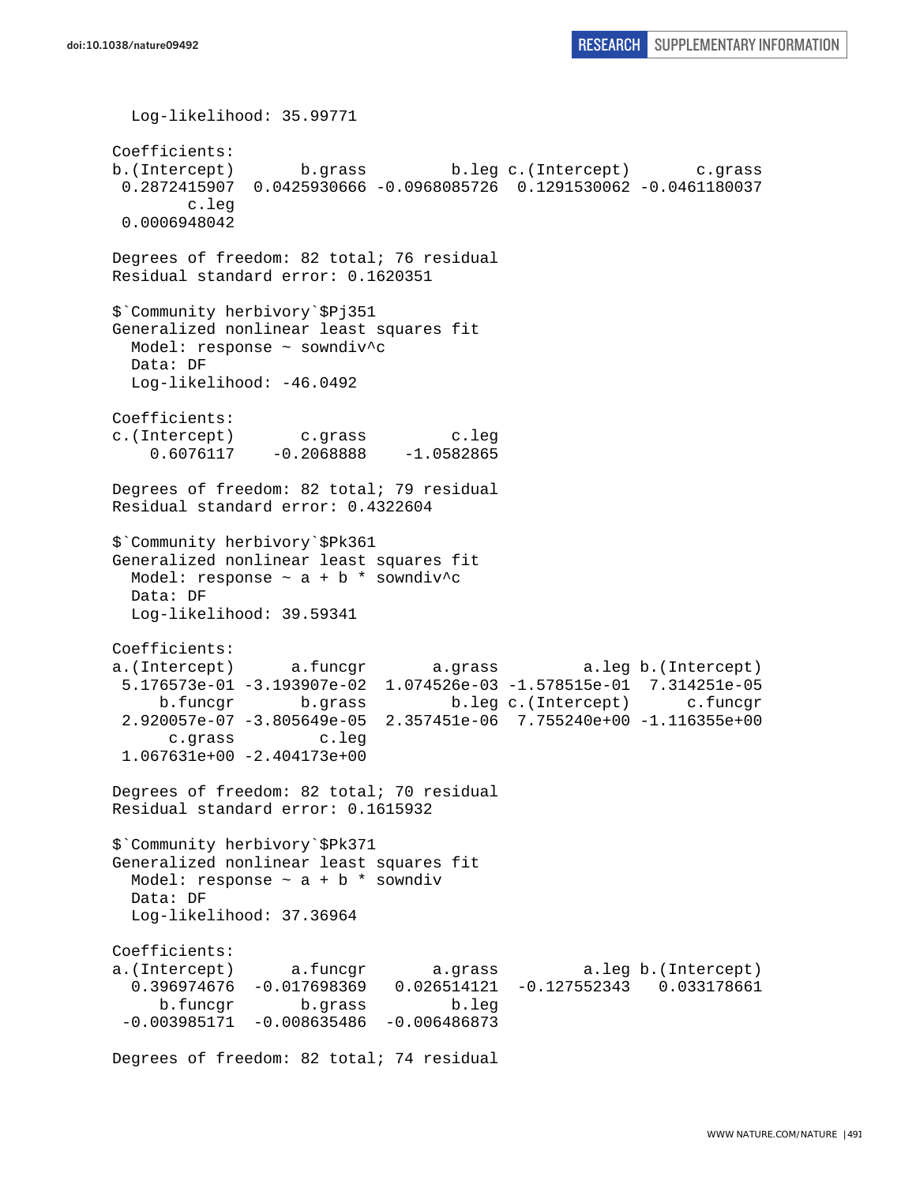```
  Log-likelihood: 35.99771

Coefficients:
b.(Intercept)       b.grass         b.leg c.(Intercept)       c.grass 
 0.2872415907  0.0425930666 -0.0968085726  0.1291530062 -0.0461180037 
        c.leg 
 0.0006948042 

Degrees of freedom: 82 total; 76 residual
Residual standard error: 0.1620351 

$`Community herbivory`$Pj351
Generalized nonlinear least squares fit
  Model: response ~ sowndiv^c 
  Data: DF 
  Log-likelihood: -46.0492

Coefficients:
c.(Intercept)       c.grass         c.leg 
    0.6076117    -0.2068888    -1.0582865 

Degrees of freedom: 82 total; 79 residual
Residual standard error: 0.4322604 

$`Community herbivory`$Pk361
Generalized nonlinear least squares fit
  Model: response ~ a + b * sowndiv^c 
  Data: DF 
  Log-likelihood: 39.59341

Coefficients:
a.(Intercept)      a.funcgr       a.grass         a.leg b.(Intercept) 
 5.176573e-01 -3.193907e-02  1.074526e-03 -1.578515e-01  7.314251e-05 
     b.funcgr       b.grass         b.leg c.(Intercept)      c.funcgr 
 2.920057e-07 -3.805649e-05  2.357451e-06  7.755240e+00 -1.116355e+00 
      c.grass         c.leg 
 1.067631e+00 -2.404173e+00 

Degrees of freedom: 82 total; 70 residual
Residual standard error: 0.1615932 

$`Community herbivory`$Pk371
Generalized nonlinear least squares fit
  Model: response ~ a + b * sowndiv 
  Data: DF 
  Log-likelihood: 37.36964

Coefficients:
a.(Intercept)      a.funcgr       a.grass         a.leg b.(Intercept) 
  0.396974676  -0.017698369   0.026514121  -0.127552343   0.033178661 
     b.funcgr       b.grass         b.leg 
 -0.003985171  -0.008635486  -0.006486873 

Degrees of freedom: 82 total; 74 residual
```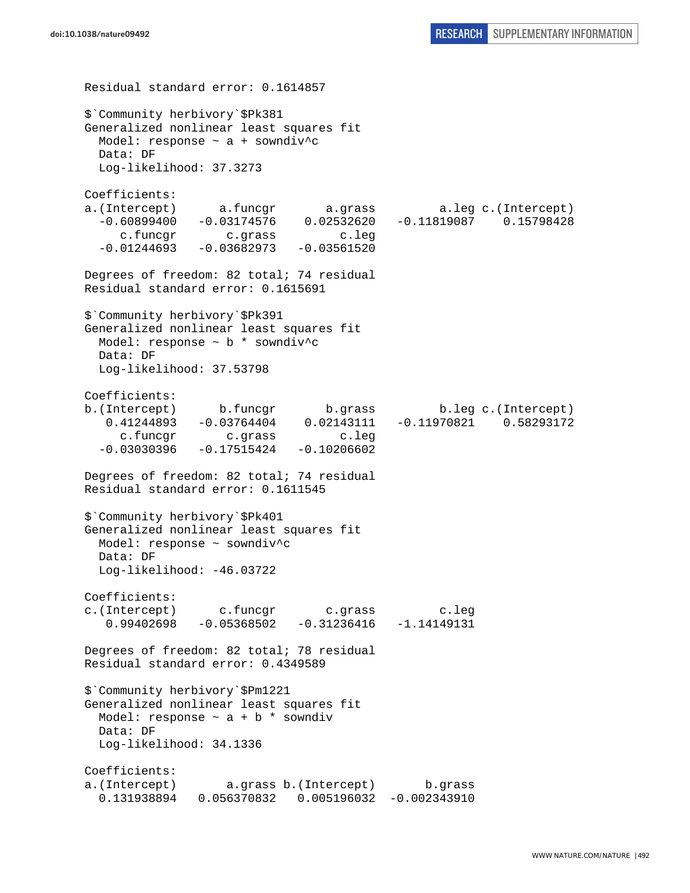```
Residual standard error: 0.1614857

$`Community herbivory`$Pk381
Generalized nonlinear least squares fit
  Model: response ~ a + sowndiv^c
  Data: DF
  Log-likelihood: 37.3273

Coefficients:
a.(Intercept)      a.funcgr       a.grass         a.leg c.(Intercept)
  -0.60899400   -0.03174576    0.02532620   -0.11819087    0.15798428
     c.funcgr       c.grass         c.leg
  -0.01244693   -0.03682973   -0.03561520

Degrees of freedom: 82 total; 74 residual
Residual standard error: 0.1615691

$`Community herbivory`$Pk391
Generalized nonlinear least squares fit
  Model: response ~ b * sowndiv^c
  Data: DF
  Log-likelihood: 37.53798

Coefficients:
b.(Intercept)      b.funcgr       b.grass         b.leg c.(Intercept)
   0.41244893   -0.03764404    0.02143111   -0.11970821    0.58293172
     c.funcgr       c.grass         c.leg
  -0.03030396   -0.17515424   -0.10206602

Degrees of freedom: 82 total; 74 residual
Residual standard error: 0.1611545

$`Community herbivory`$Pk401
Generalized nonlinear least squares fit
  Model: response ~ sowndiv^c
  Data: DF
  Log-likelihood: -46.03722

Coefficients:
c.(Intercept)      c.funcgr       c.grass         c.leg
   0.99402698   -0.05368502   -0.31236416   -1.14149131

Degrees of freedom: 82 total; 78 residual
Residual standard error: 0.4349589

$`Community herbivory`$Pm1221
Generalized nonlinear least squares fit
  Model: response ~ a + b * sowndiv
  Data: DF
  Log-likelihood: 34.1336

Coefficients:
a.(Intercept)       a.grass b.(Intercept)       b.grass
  0.131938894   0.056370832   0.005196032  -0.002343910
```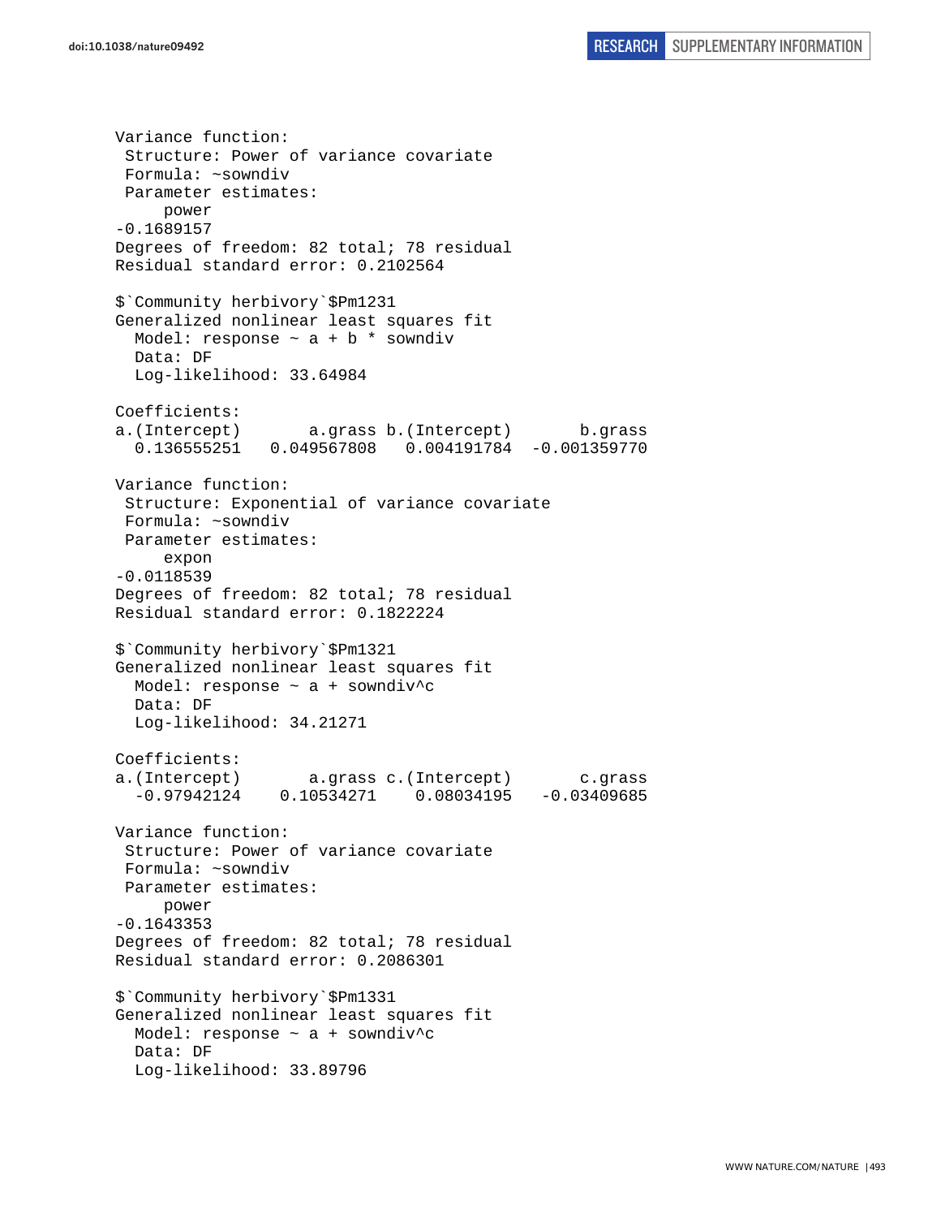```
Variance function:
 Structure: Power of variance covariate
 Formula: ~sowndiv
 Parameter estimates:
     power
-0.1689157
Degrees of freedom: 82 total; 78 residual
Residual standard error: 0.2102564

$`Community herbivory`$Pm1231
Generalized nonlinear least squares fit
  Model: response ~ a + b * sowndiv
  Data: DF
  Log-likelihood: 33.64984

Coefficients:
a.(Intercept)       a.grass b.(Intercept)       b.grass
  0.136555251   0.049567808   0.004191784  -0.001359770

Variance function:
 Structure: Exponential of variance covariate
 Formula: ~sowndiv
 Parameter estimates:
     expon
-0.0118539
Degrees of freedom: 82 total; 78 residual
Residual standard error: 0.1822224

$`Community herbivory`$Pm1321
Generalized nonlinear least squares fit
  Model: response ~ a + sowndiv^c
  Data: DF
  Log-likelihood: 34.21271

Coefficients:
a.(Intercept)       a.grass c.(Intercept)       c.grass
  -0.97942124    0.10534271    0.08034195   -0.03409685

Variance function:
 Structure: Power of variance covariate
 Formula: ~sowndiv
 Parameter estimates:
     power
-0.1643353
Degrees of freedom: 82 total; 78 residual
Residual standard error: 0.2086301

$`Community herbivory`$Pm1331
Generalized nonlinear least squares fit
  Model: response ~ a + sowndiv^c
  Data: DF
  Log-likelihood: 33.89796
```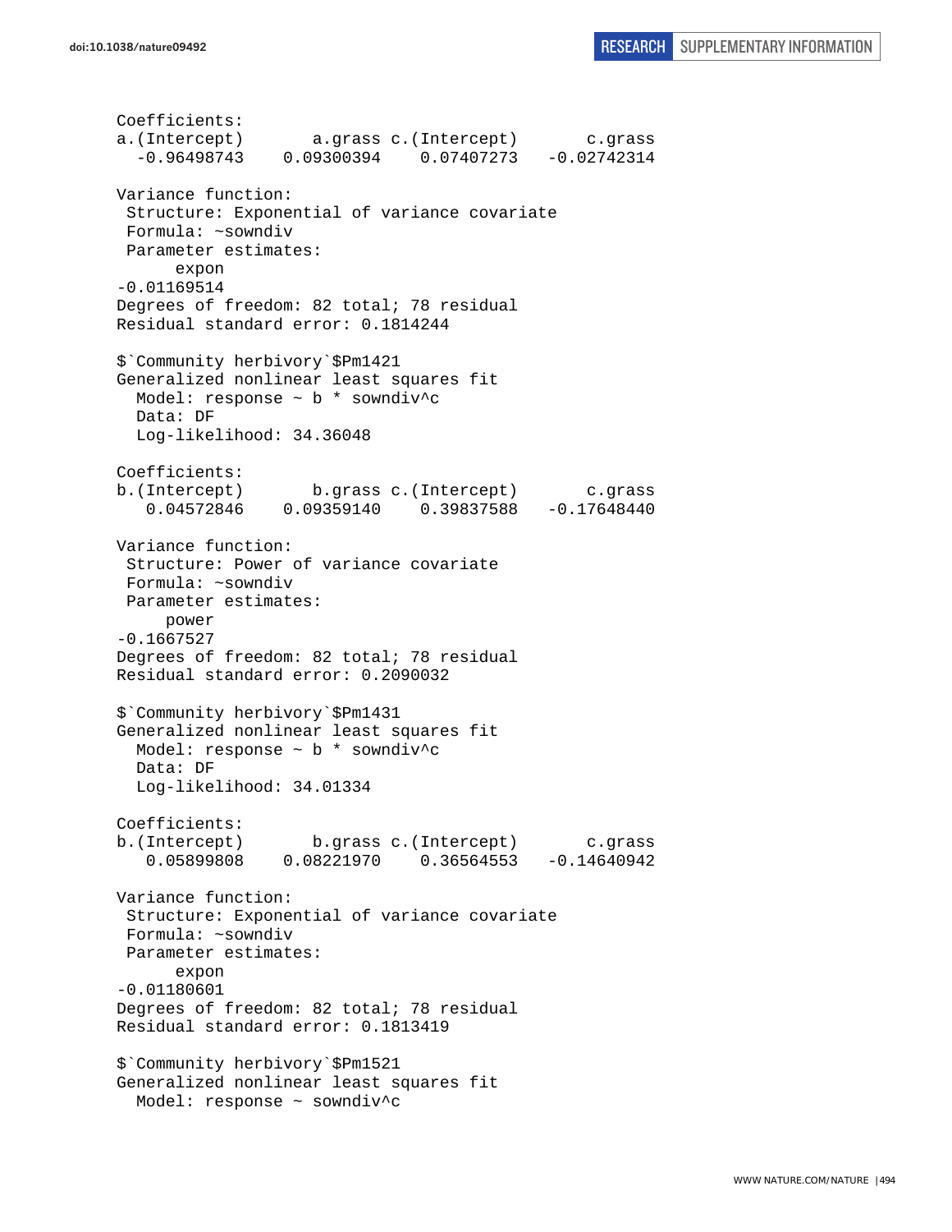```
Coefficients:
a.(Intercept)       a.grass c.(Intercept)       c.grass 
  -0.96498743    0.09300394    0.07407273   -0.02742314 

Variance function:
 Structure: Exponential of variance covariate
 Formula: ~sowndiv 
 Parameter estimates:
      expon 
-0.01169514 
Degrees of freedom: 82 total; 78 residual
Residual standard error: 0.1814244 

$`Community herbivory`$Pm1421
Generalized nonlinear least squares fit
  Model: response ~ b * sowndiv^c 
  Data: DF 
  Log-likelihood: 34.36048

Coefficients:
b.(Intercept)       b.grass c.(Intercept)       c.grass 
   0.04572846    0.09359140    0.39837588   -0.17648440 

Variance function:
 Structure: Power of variance covariate
 Formula: ~sowndiv 
 Parameter estimates:
     power 
-0.1667527 
Degrees of freedom: 82 total; 78 residual
Residual standard error: 0.2090032 

$`Community herbivory`$Pm1431
Generalized nonlinear least squares fit
  Model: response ~ b * sowndiv^c 
  Data: DF 
  Log-likelihood: 34.01334

Coefficients:
b.(Intercept)       b.grass c.(Intercept)       c.grass 
   0.05899808    0.08221970    0.36564553   -0.14640942 

Variance function:
 Structure: Exponential of variance covariate
 Formula: ~sowndiv 
 Parameter estimates:
      expon 
-0.01180601 
Degrees of freedom: 82 total; 78 residual
Residual standard error: 0.1813419 

$`Community herbivory`$Pm1521
Generalized nonlinear least squares fit
  Model: response ~ sowndiv^c 
```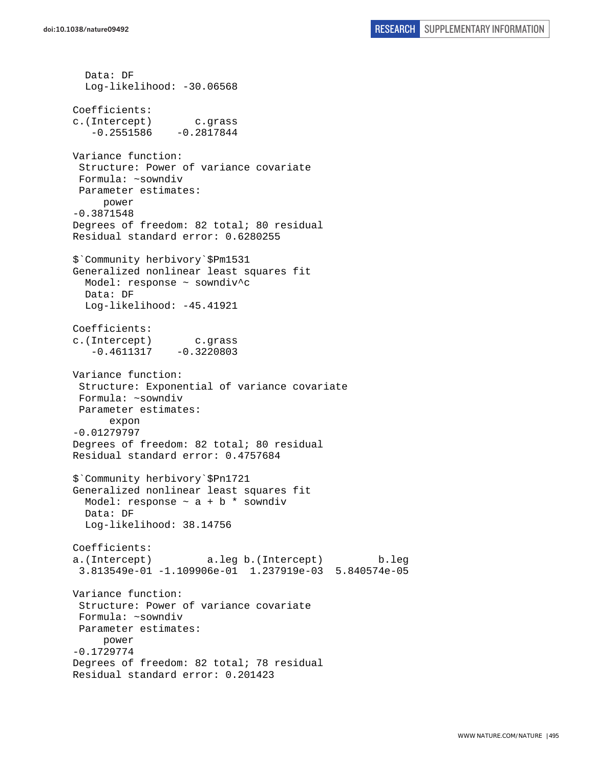```
  Data: DF
  Log-likelihood: -30.06568

Coefficients:
c.(Intercept)       c.grass
   -0.2551586    -0.2817844

Variance function:
 Structure: Power of variance covariate
 Formula: ~sowndiv
 Parameter estimates:
     power
-0.3871548
Degrees of freedom: 82 total; 80 residual
Residual standard error: 0.6280255

$`Community herbivory`$Pm1531
Generalized nonlinear least squares fit
  Model: response ~ sowndiv^c
  Data: DF
  Log-likelihood: -45.41921

Coefficients:
c.(Intercept)       c.grass
   -0.4611317    -0.3220803

Variance function:
 Structure: Exponential of variance covariate
 Formula: ~sowndiv
 Parameter estimates:
      expon
-0.01279797
Degrees of freedom: 82 total; 80 residual
Residual standard error: 0.4757684

$`Community herbivory`$Pn1721
Generalized nonlinear least squares fit
  Model: response ~ a + b * sowndiv
  Data: DF
  Log-likelihood: 38.14756

Coefficients:
a.(Intercept)         a.leg b.(Intercept)         b.leg
 3.813549e-01 -1.109906e-01  1.237919e-03  5.840574e-05

Variance function:
 Structure: Power of variance covariate
 Formula: ~sowndiv
 Parameter estimates:
     power
-0.1729774
Degrees of freedom: 82 total; 78 residual
Residual standard error: 0.201423
```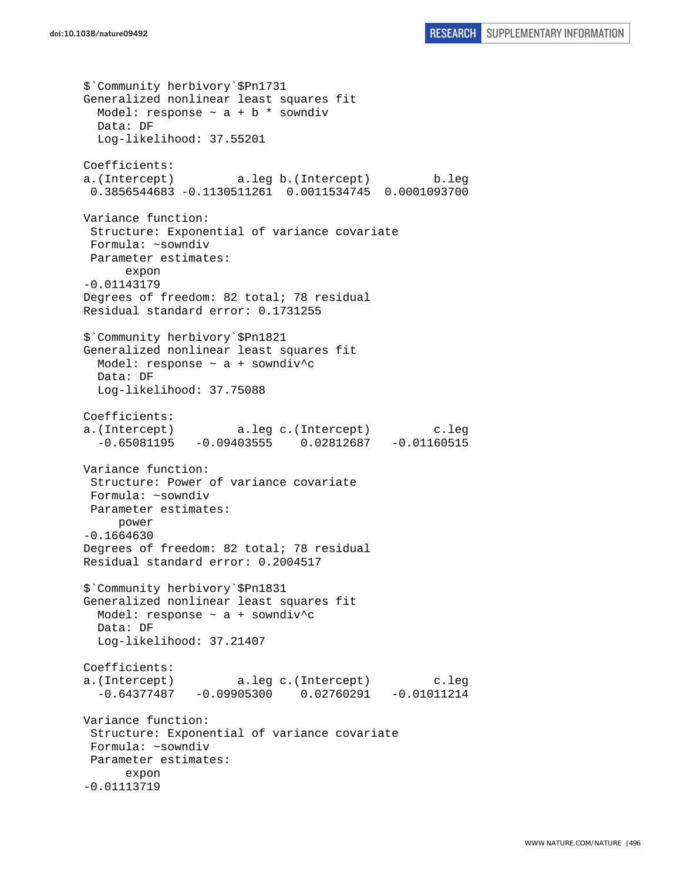```
$`Community herbivory`$Pn1731
Generalized nonlinear least squares fit
  Model: response ~ a + b * sowndiv
  Data: DF
  Log-likelihood: 37.55201

Coefficients:
a.(Intercept)         a.leg b.(Intercept)         b.leg
 0.3856544683 -0.1130511261  0.0011534745  0.0001093700

Variance function:
 Structure: Exponential of variance covariate
 Formula: ~sowndiv
 Parameter estimates:
      expon
-0.01143179
Degrees of freedom: 82 total; 78 residual
Residual standard error: 0.1731255

$`Community herbivory`$Pn1821
Generalized nonlinear least squares fit
  Model: response ~ a + sowndiv^c
  Data: DF
  Log-likelihood: 37.75088

Coefficients:
a.(Intercept)         a.leg c.(Intercept)         c.leg
  -0.65081195   -0.09403555    0.02812687   -0.01160515

Variance function:
 Structure: Power of variance covariate
 Formula: ~sowndiv
 Parameter estimates:
     power
-0.1664630
Degrees of freedom: 82 total; 78 residual
Residual standard error: 0.2004517

$`Community herbivory`$Pn1831
Generalized nonlinear least squares fit
  Model: response ~ a + sowndiv^c
  Data: DF
  Log-likelihood: 37.21407

Coefficients:
a.(Intercept)         a.leg c.(Intercept)         c.leg
  -0.64377487   -0.09905300    0.02760291   -0.01011214

Variance function:
 Structure: Exponential of variance covariate
 Formula: ~sowndiv
 Parameter estimates:
      expon
-0.01113719
```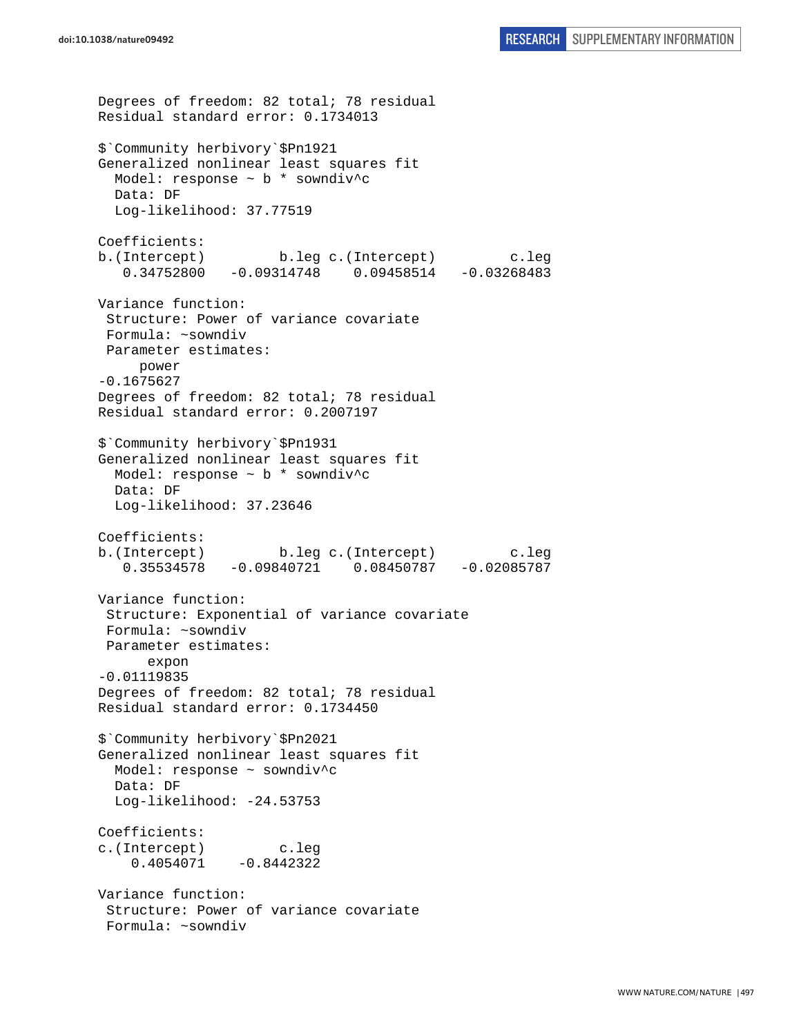```
Degrees of freedom: 82 total; 78 residual
Residual standard error: 0.1734013

$`Community herbivory`$Pn1921
Generalized nonlinear least squares fit
  Model: response ~ b * sowndiv^c
  Data: DF
  Log-likelihood: 37.77519

Coefficients:
b.(Intercept)         b.leg c.(Intercept)         c.leg
   0.34752800   -0.09314748    0.09458514   -0.03268483

Variance function:
 Structure: Power of variance covariate
 Formula: ~sowndiv
 Parameter estimates:
     power
-0.1675627
Degrees of freedom: 82 total; 78 residual
Residual standard error: 0.2007197

$`Community herbivory`$Pn1931
Generalized nonlinear least squares fit
  Model: response ~ b * sowndiv^c
  Data: DF
  Log-likelihood: 37.23646

Coefficients:
b.(Intercept)         b.leg c.(Intercept)         c.leg
   0.35534578   -0.09840721    0.08450787   -0.02085787

Variance function:
 Structure: Exponential of variance covariate
 Formula: ~sowndiv
 Parameter estimates:
      expon
-0.01119835
Degrees of freedom: 82 total; 78 residual
Residual standard error: 0.1734450

$`Community herbivory`$Pn2021
Generalized nonlinear least squares fit
  Model: response ~ sowndiv^c
  Data: DF
  Log-likelihood: -24.53753

Coefficients:
c.(Intercept)         c.leg
    0.4054071    -0.8442322

Variance function:
 Structure: Power of variance covariate
 Formula: ~sowndiv
```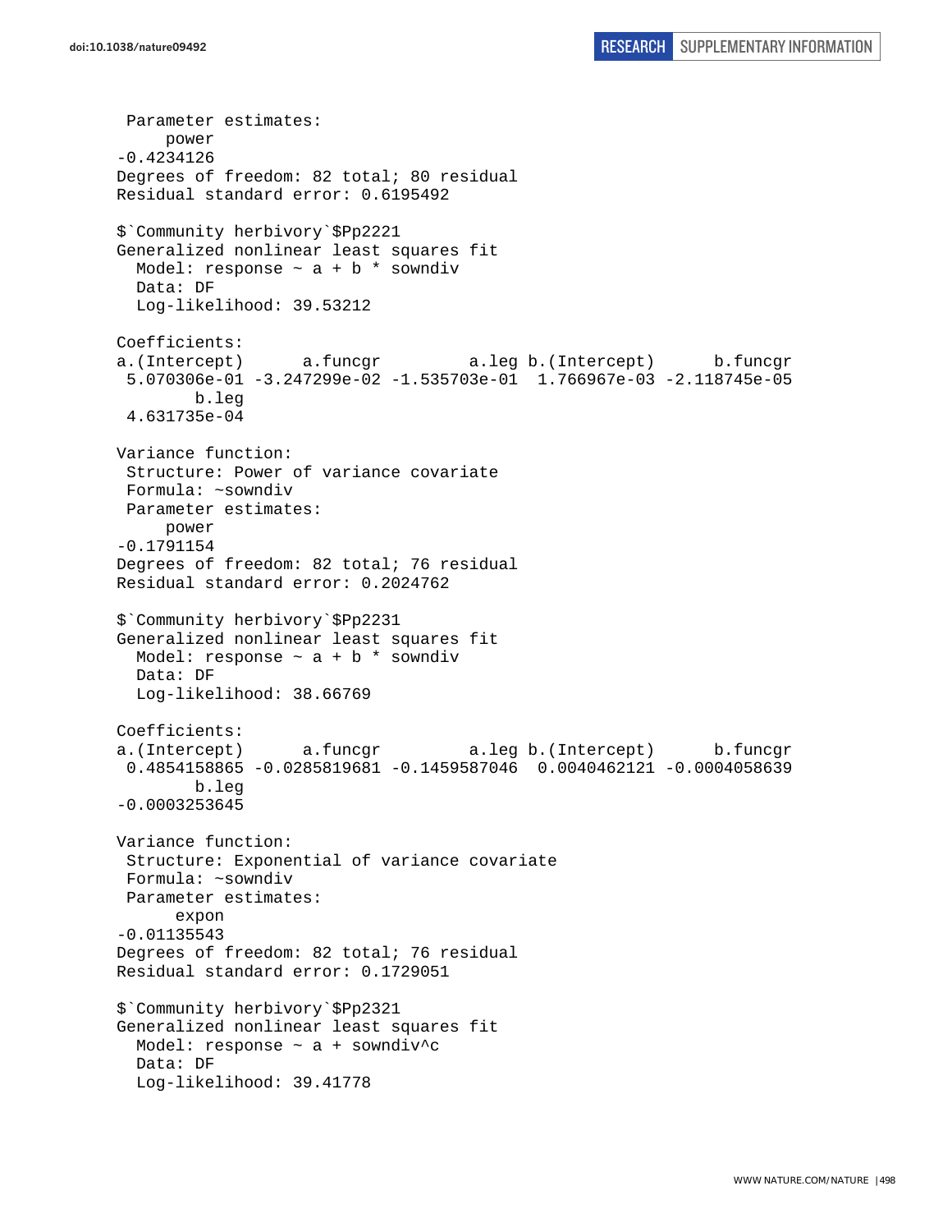```
 Parameter estimates:
     power 
-0.4234126 
Degrees of freedom: 82 total; 80 residual
Residual standard error: 0.6195492 

$`Community herbivory`$Pp2221
Generalized nonlinear least squares fit
  Model: response ~ a + b * sowndiv 
  Data: DF 
  Log-likelihood: 39.53212

Coefficients:
a.(Intercept)      a.funcgr         a.leg b.(Intercept)      b.funcgr 
 5.070306e-01 -3.247299e-02 -1.535703e-01  1.766967e-03 -2.118745e-05 
        b.leg 
 4.631735e-04 

Variance function:
 Structure: Power of variance covariate
 Formula: ~sowndiv 
 Parameter estimates:
     power 
-0.1791154 
Degrees of freedom: 82 total; 76 residual
Residual standard error: 0.2024762 

$`Community herbivory`$Pp2231
Generalized nonlinear least squares fit
  Model: response ~ a + b * sowndiv 
  Data: DF 
  Log-likelihood: 38.66769

Coefficients:
a.(Intercept)      a.funcgr         a.leg b.(Intercept)      b.funcgr 
 0.4854158865 -0.0285819681 -0.1459587046  0.0040462121 -0.0004058639 
        b.leg 
-0.0003253645 

Variance function:
 Structure: Exponential of variance covariate
 Formula: ~sowndiv 
 Parameter estimates:
      expon 
-0.01135543 
Degrees of freedom: 82 total; 76 residual
Residual standard error: 0.1729051 

$`Community herbivory`$Pp2321
Generalized nonlinear least squares fit
  Model: response ~ a + sowndiv^c 
  Data: DF 
  Log-likelihood: 39.41778
```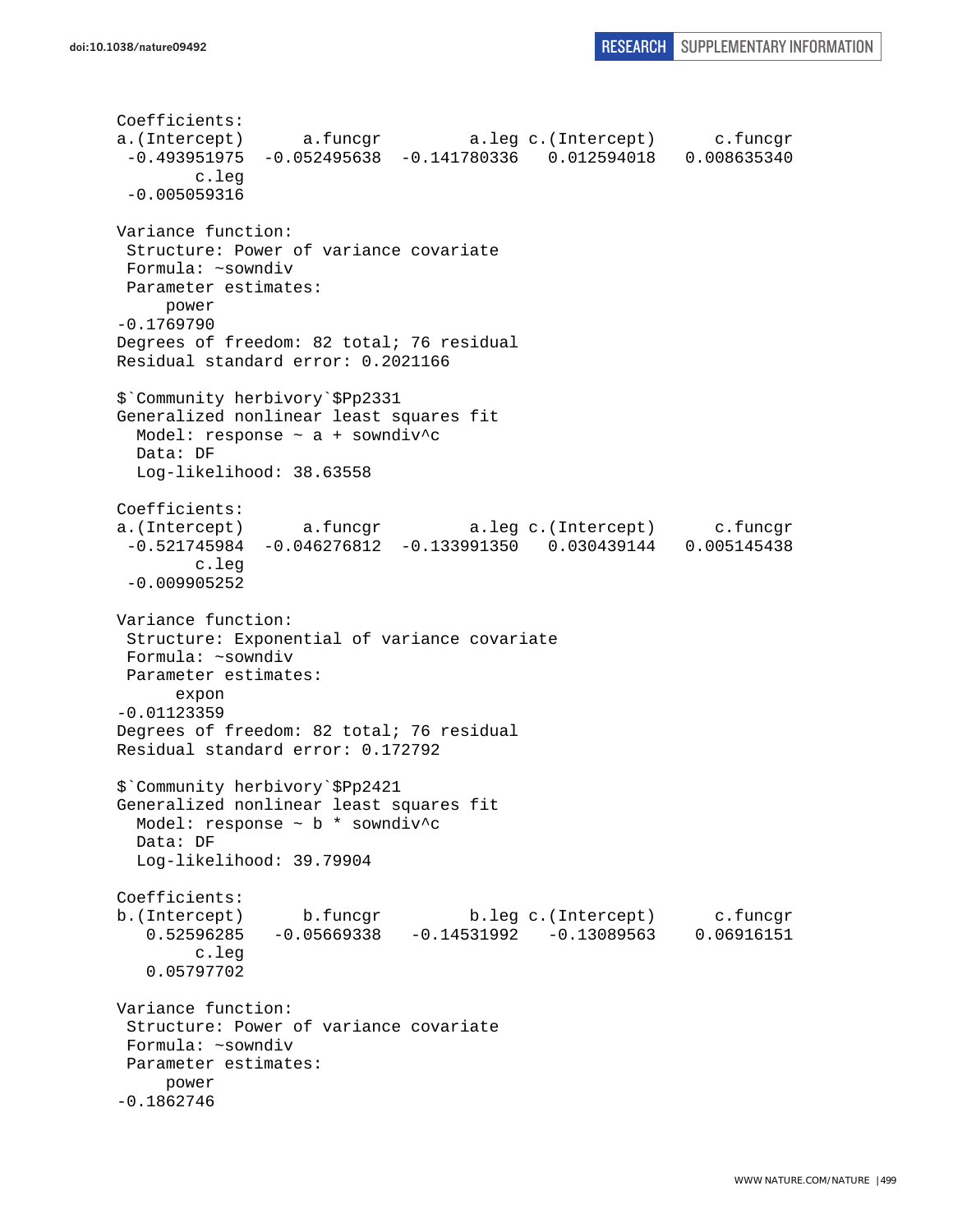```
Coefficients:
a.(Intercept)      a.funcgr         a.leg c.(Intercept)      c.funcgr 
 -0.493951975  -0.052495638  -0.141780336   0.012594018   0.008635340 
        c.leg 
 -0.005059316 

Variance function:
 Structure: Power of variance covariate
 Formula: ~sowndiv 
 Parameter estimates:
     power 
-0.1769790 
Degrees of freedom: 82 total; 76 residual
Residual standard error: 0.2021166 

$`Community herbivory`$Pp2331
Generalized nonlinear least squares fit
  Model: response ~ a + sowndiv^c 
  Data: DF 
  Log-likelihood: 38.63558

Coefficients:
a.(Intercept)      a.funcgr         a.leg c.(Intercept)      c.funcgr 
 -0.521745984  -0.046276812  -0.133991350   0.030439144   0.005145438 
        c.leg 
 -0.009905252 

Variance function:
 Structure: Exponential of variance covariate
 Formula: ~sowndiv 
 Parameter estimates:
      expon 
-0.01123359 
Degrees of freedom: 82 total; 76 residual
Residual standard error: 0.172792 

$`Community herbivory`$Pp2421
Generalized nonlinear least squares fit
  Model: response ~ b * sowndiv^c 
  Data: DF 
  Log-likelihood: 39.79904

Coefficients:
b.(Intercept)      b.funcgr         b.leg c.(Intercept)      c.funcgr 
   0.52596285   -0.05669338   -0.14531992   -0.13089563    0.06916151 
        c.leg 
   0.05797702 

Variance function:
 Structure: Power of variance covariate
 Formula: ~sowndiv 
 Parameter estimates:
     power 
-0.1862746 
```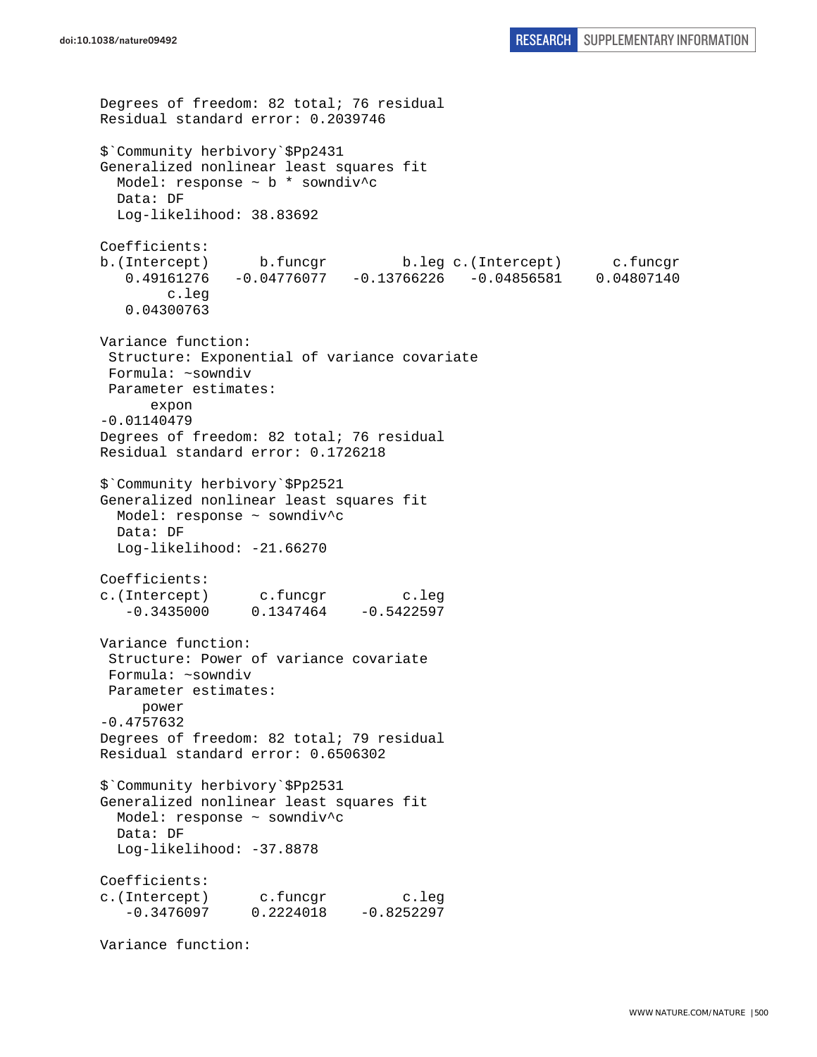```
Degrees of freedom: 82 total; 76 residual
Residual standard error: 0.2039746

$`Community herbivory`$Pp2431
Generalized nonlinear least squares fit
  Model: response ~ b * sowndiv^c
  Data: DF
  Log-likelihood: 38.83692

Coefficients:
b.(Intercept)      b.funcgr         b.leg c.(Intercept)      c.funcgr
   0.49161276   -0.04776077   -0.13766226   -0.04856581    0.04807140
        c.leg
   0.04300763

Variance function:
 Structure: Exponential of variance covariate
 Formula: ~sowndiv
 Parameter estimates:
      expon
-0.01140479
Degrees of freedom: 82 total; 76 residual
Residual standard error: 0.1726218

$`Community herbivory`$Pp2521
Generalized nonlinear least squares fit
  Model: response ~ sowndiv^c
  Data: DF
  Log-likelihood: -21.66270

Coefficients:
c.(Intercept)      c.funcgr         c.leg
   -0.3435000     0.1347464    -0.5422597

Variance function:
 Structure: Power of variance covariate
 Formula: ~sowndiv
 Parameter estimates:
     power
-0.4757632
Degrees of freedom: 82 total; 79 residual
Residual standard error: 0.6506302

$`Community herbivory`$Pp2531
Generalized nonlinear least squares fit
  Model: response ~ sowndiv^c
  Data: DF
  Log-likelihood: -37.8878

Coefficients:
c.(Intercept)      c.funcgr         c.leg
   -0.3476097     0.2224018    -0.8252297

Variance function:
```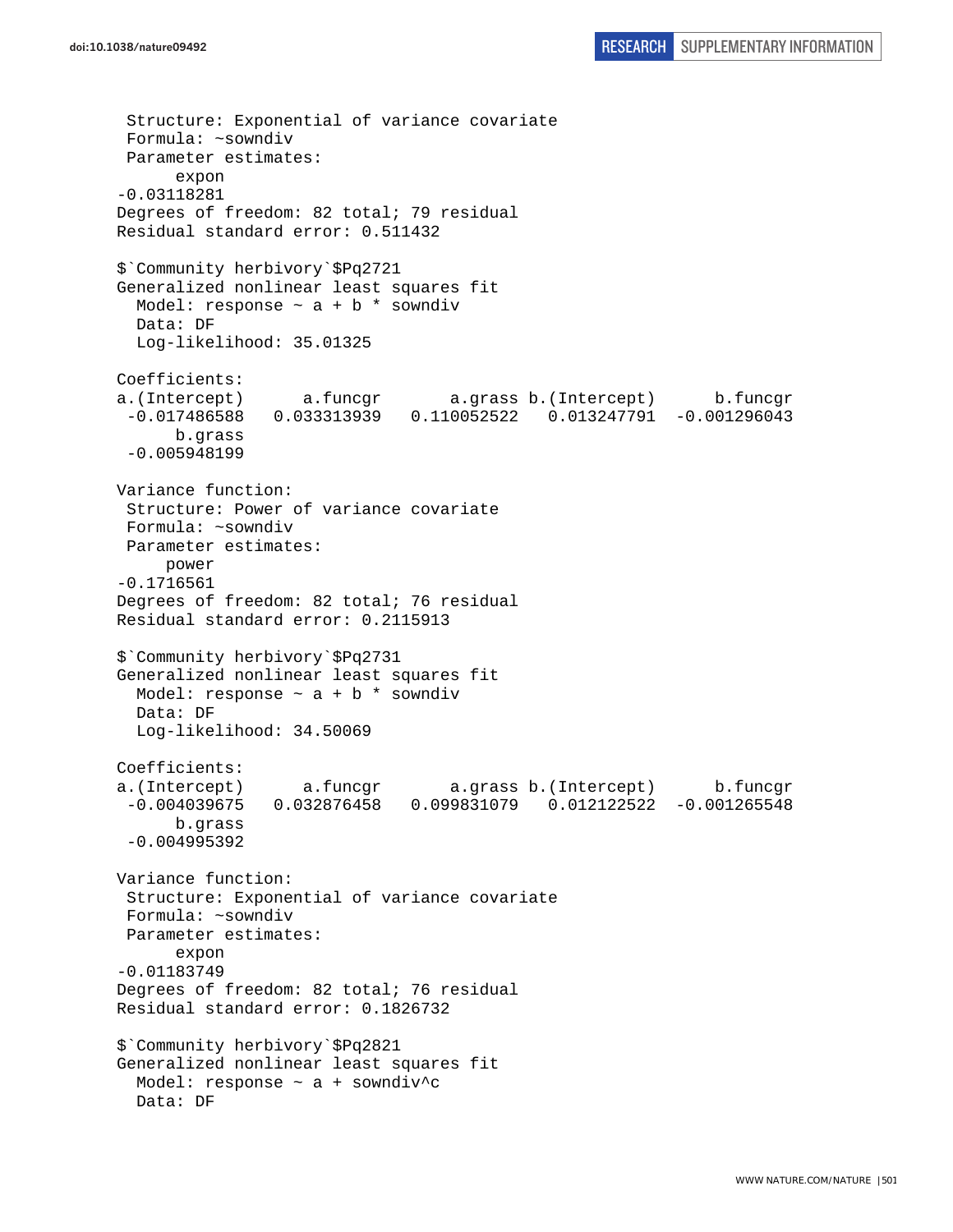```
 Structure: Exponential of variance covariate
 Formula: ~sowndiv
 Parameter estimates:
      expon
-0.03118281
Degrees of freedom: 82 total; 79 residual
Residual standard error: 0.511432

$`Community herbivory`$Pq2721
Generalized nonlinear least squares fit
  Model: response ~ a + b * sowndiv
  Data: DF
  Log-likelihood: 35.01325

Coefficients:
a.(Intercept)      a.funcgr       a.grass b.(Intercept)      b.funcgr
 -0.017486588   0.033313939   0.110052522   0.013247791  -0.001296043
      b.grass
 -0.005948199

Variance function:
 Structure: Power of variance covariate
 Formula: ~sowndiv
 Parameter estimates:
     power
-0.1716561
Degrees of freedom: 82 total; 76 residual
Residual standard error: 0.2115913

$`Community herbivory`$Pq2731
Generalized nonlinear least squares fit
  Model: response ~ a + b * sowndiv
  Data: DF
  Log-likelihood: 34.50069

Coefficients:
a.(Intercept)      a.funcgr       a.grass b.(Intercept)      b.funcgr
 -0.004039675   0.032876458   0.099831079   0.012122522  -0.001265548
      b.grass
 -0.004995392

Variance function:
 Structure: Exponential of variance covariate
 Formula: ~sowndiv
 Parameter estimates:
      expon
-0.01183749
Degrees of freedom: 82 total; 76 residual
Residual standard error: 0.1826732

$`Community herbivory`$Pq2821
Generalized nonlinear least squares fit
  Model: response ~ a + sowndiv^c
  Data: DF
```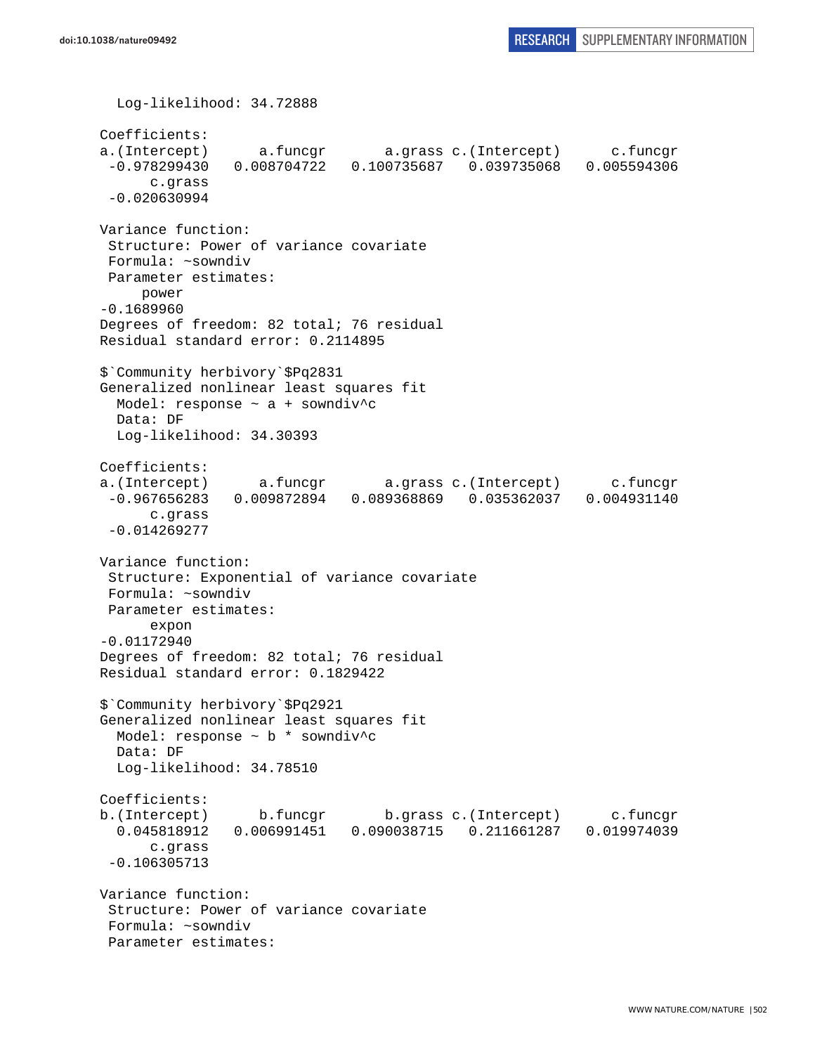```
  Log-likelihood: 34.72888

Coefficients:
a.(Intercept)      a.funcgr       a.grass c.(Intercept)      c.funcgr 
 -0.978299430   0.008704722   0.100735687   0.039735068   0.005594306 
      c.grass 
 -0.020630994 

Variance function:
 Structure: Power of variance covariate
 Formula: ~sowndiv 
 Parameter estimates:
     power 
-0.1689960 
Degrees of freedom: 82 total; 76 residual
Residual standard error: 0.2114895 

$`Community herbivory`$Pq2831
Generalized nonlinear least squares fit
  Model: response ~ a + sowndiv^c 
  Data: DF 
  Log-likelihood: 34.30393

Coefficients:
a.(Intercept)      a.funcgr       a.grass c.(Intercept)      c.funcgr 
 -0.967656283   0.009872894   0.089368869   0.035362037   0.004931140 
      c.grass 
 -0.014269277 

Variance function:
 Structure: Exponential of variance covariate
 Formula: ~sowndiv 
 Parameter estimates:
      expon 
-0.01172940 
Degrees of freedom: 82 total; 76 residual
Residual standard error: 0.1829422 

$`Community herbivory`$Pq2921
Generalized nonlinear least squares fit
  Model: response ~ b * sowndiv^c 
  Data: DF 
  Log-likelihood: 34.78510

Coefficients:
b.(Intercept)      b.funcgr       b.grass c.(Intercept)      c.funcgr 
  0.045818912   0.006991451   0.090038715   0.211661287   0.019974039 
      c.grass 
 -0.106305713 

Variance function:
 Structure: Power of variance covariate
 Formula: ~sowndiv 
 Parameter estimates:
```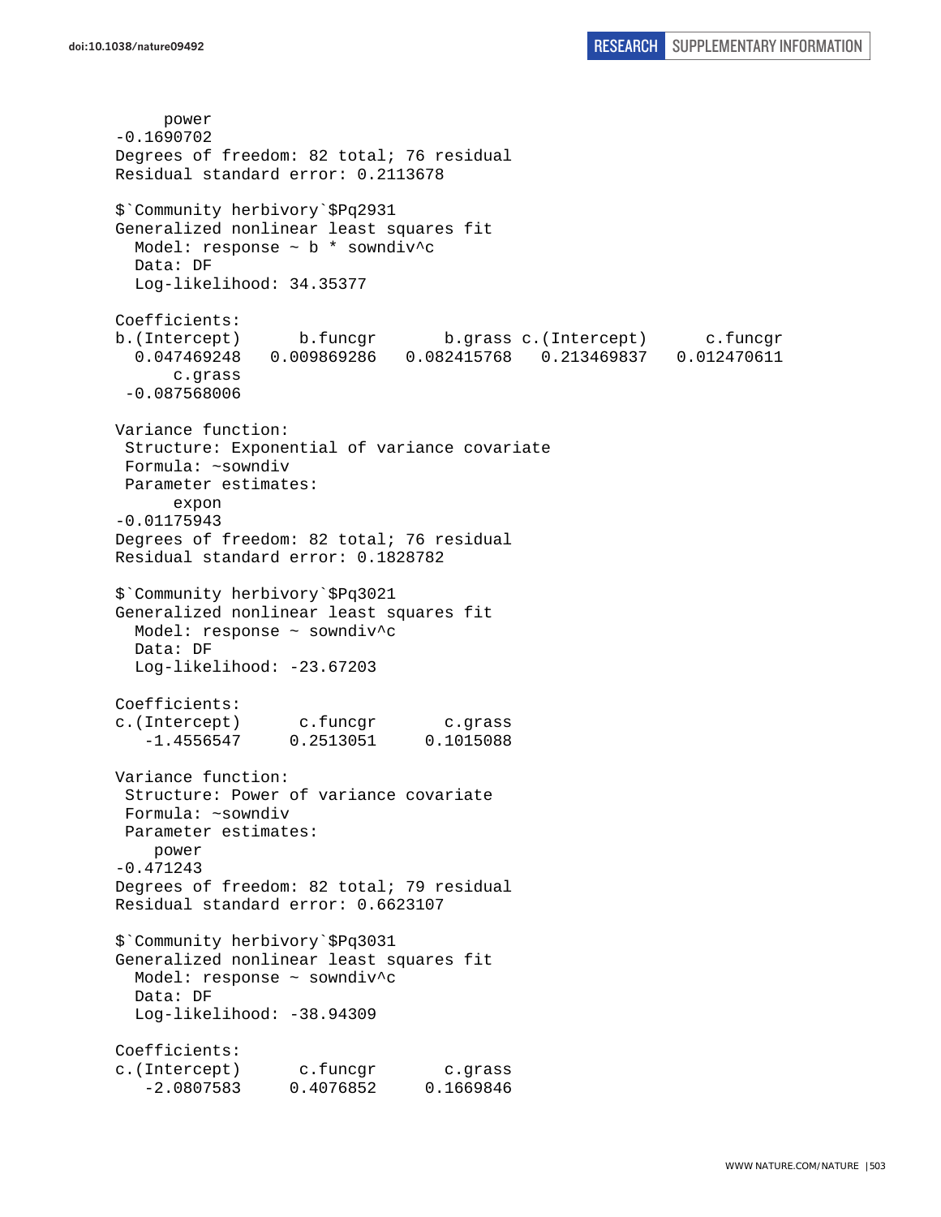```
      power 
-0.1690702 
Degrees of freedom: 82 total; 76 residual
Residual standard error: 0.2113678 

$`Community herbivory`$Pq2931
Generalized nonlinear least squares fit
  Model: response ~ b * sowndiv^c 
  Data: DF 
  Log-likelihood: 34.35377

Coefficients:
b.(Intercept)      b.funcgr       b.grass c.(Intercept)      c.funcgr 
  0.047469248   0.009869286   0.082415768   0.213469837   0.012470611 
      c.grass 
 -0.087568006 

Variance function:
 Structure: Exponential of variance covariate
 Formula: ~sowndiv 
 Parameter estimates:
      expon 
-0.01175943 
Degrees of freedom: 82 total; 76 residual
Residual standard error: 0.1828782 

$`Community herbivory`$Pq3021
Generalized nonlinear least squares fit
  Model: response ~ sowndiv^c 
  Data: DF 
  Log-likelihood: -23.67203

Coefficients:
c.(Intercept)      c.funcgr       c.grass 
   -1.4556547     0.2513051     0.1015088 

Variance function:
 Structure: Power of variance covariate
 Formula: ~sowndiv 
 Parameter estimates:
    power 
-0.471243 
Degrees of freedom: 82 total; 79 residual
Residual standard error: 0.6623107 

$`Community herbivory`$Pq3031
Generalized nonlinear least squares fit
  Model: response ~ sowndiv^c 
  Data: DF 
  Log-likelihood: -38.94309

Coefficients:
c.(Intercept)      c.funcgr       c.grass 
   -2.0807583     0.4076852     0.1669846 
```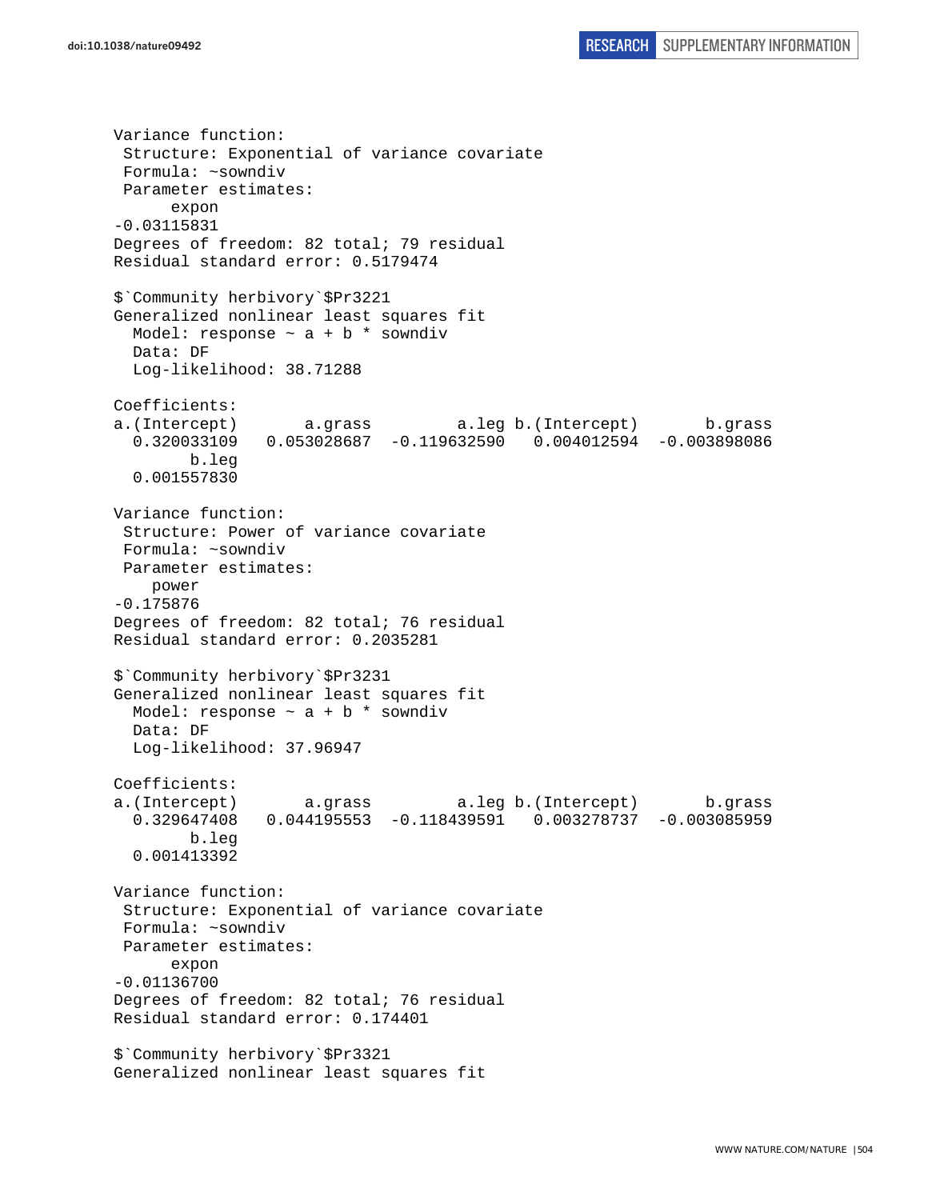```
Variance function:
 Structure: Exponential of variance covariate
 Formula: ~sowndiv
 Parameter estimates:
      expon
-0.03115831
Degrees of freedom: 82 total; 79 residual
Residual standard error: 0.5179474

$`Community herbivory`$Pr3221
Generalized nonlinear least squares fit
  Model: response ~ a + b * sowndiv
  Data: DF
  Log-likelihood: 38.71288

Coefficients:
a.(Intercept)       a.grass         a.leg b.(Intercept)       b.grass
  0.320033109   0.053028687  -0.119632590   0.004012594  -0.003898086
        b.leg
  0.001557830

Variance function:
 Structure: Power of variance covariate
 Formula: ~sowndiv
 Parameter estimates:
    power
-0.175876
Degrees of freedom: 82 total; 76 residual
Residual standard error: 0.2035281

$`Community herbivory`$Pr3231
Generalized nonlinear least squares fit
  Model: response ~ a + b * sowndiv
  Data: DF
  Log-likelihood: 37.96947

Coefficients:
a.(Intercept)       a.grass         a.leg b.(Intercept)       b.grass
  0.329647408   0.044195553  -0.118439591   0.003278737  -0.003085959
        b.leg
  0.001413392

Variance function:
 Structure: Exponential of variance covariate
 Formula: ~sowndiv
 Parameter estimates:
      expon
-0.01136700
Degrees of freedom: 82 total; 76 residual
Residual standard error: 0.174401

$`Community herbivory`$Pr3321
Generalized nonlinear least squares fit
```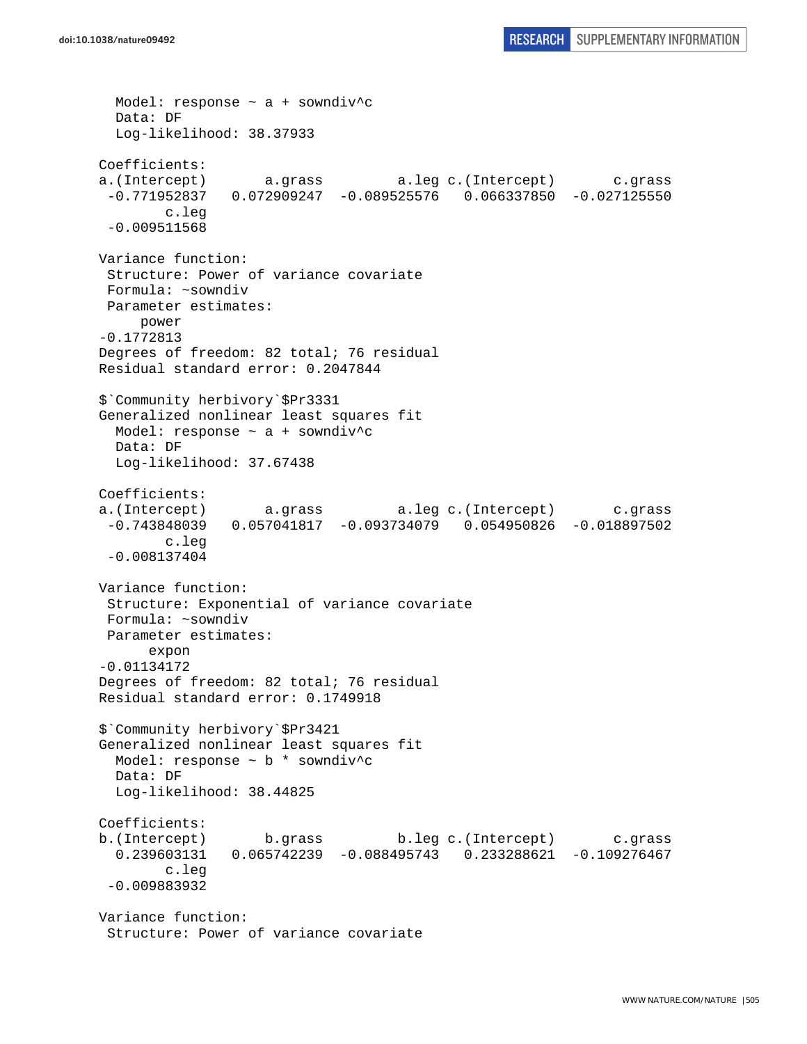```
  Model: response ~ a + sowndiv^c
  Data: DF
  Log-likelihood: 38.37933

Coefficients:
a.(Intercept)       a.grass         a.leg c.(Intercept)       c.grass 
 -0.771952837   0.072909247  -0.089525576   0.066337850  -0.027125550 
        c.leg 
 -0.009511568 

Variance function:
 Structure: Power of variance covariate
 Formula: ~sowndiv 
 Parameter estimates:
     power 
-0.1772813 
Degrees of freedom: 82 total; 76 residual
Residual standard error: 0.2047844 

$`Community herbivory`$Pr3331
Generalized nonlinear least squares fit
  Model: response ~ a + sowndiv^c
  Data: DF
  Log-likelihood: 37.67438

Coefficients:
a.(Intercept)       a.grass         a.leg c.(Intercept)       c.grass 
 -0.743848039   0.057041817  -0.093734079   0.054950826  -0.018897502 
        c.leg 
 -0.008137404 

Variance function:
 Structure: Exponential of variance covariate
 Formula: ~sowndiv 
 Parameter estimates:
      expon 
-0.01134172 
Degrees of freedom: 82 total; 76 residual
Residual standard error: 0.1749918 

$`Community herbivory`$Pr3421
Generalized nonlinear least squares fit
  Model: response ~ b * sowndiv^c
  Data: DF
  Log-likelihood: 38.44825

Coefficients:
b.(Intercept)       b.grass         b.leg c.(Intercept)       c.grass 
  0.239603131   0.065742239  -0.088495743   0.233288621  -0.109276467 
        c.leg 
 -0.009883932 

Variance function:
 Structure: Power of variance covariate
```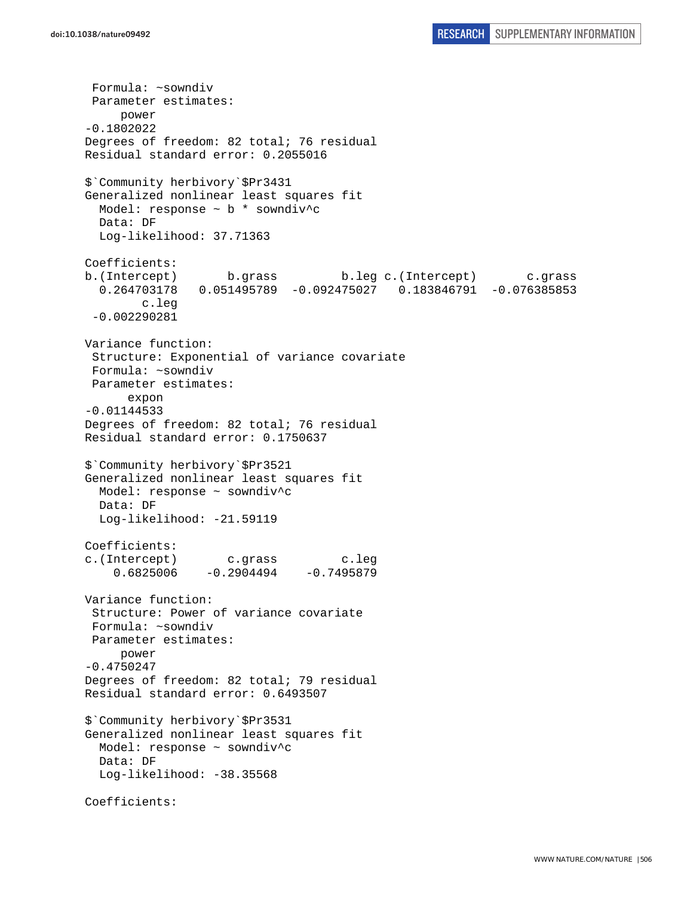```
 Formula: ~sowndiv
 Parameter estimates:
     power
-0.1802022
Degrees of freedom: 82 total; 76 residual
Residual standard error: 0.2055016

$`Community herbivory`$Pr3431
Generalized nonlinear least squares fit
  Model: response ~ b * sowndiv^c
  Data: DF
  Log-likelihood: 37.71363

Coefficients:
b.(Intercept)       b.grass         b.leg c.(Intercept)       c.grass
  0.264703178   0.051495789  -0.092475027   0.183846791  -0.076385853
        c.leg
 -0.002290281

Variance function:
 Structure: Exponential of variance covariate
 Formula: ~sowndiv
 Parameter estimates:
      expon
-0.01144533
Degrees of freedom: 82 total; 76 residual
Residual standard error: 0.1750637

$`Community herbivory`$Pr3521
Generalized nonlinear least squares fit
  Model: response ~ sowndiv^c
  Data: DF
  Log-likelihood: -21.59119

Coefficients:
c.(Intercept)       c.grass         c.leg
    0.6825006    -0.2904494    -0.7495879

Variance function:
 Structure: Power of variance covariate
 Formula: ~sowndiv
 Parameter estimates:
     power
-0.4750247
Degrees of freedom: 82 total; 79 residual
Residual standard error: 0.6493507

$`Community herbivory`$Pr3531
Generalized nonlinear least squares fit
  Model: response ~ sowndiv^c
  Data: DF
  Log-likelihood: -38.35568

Coefficients:
```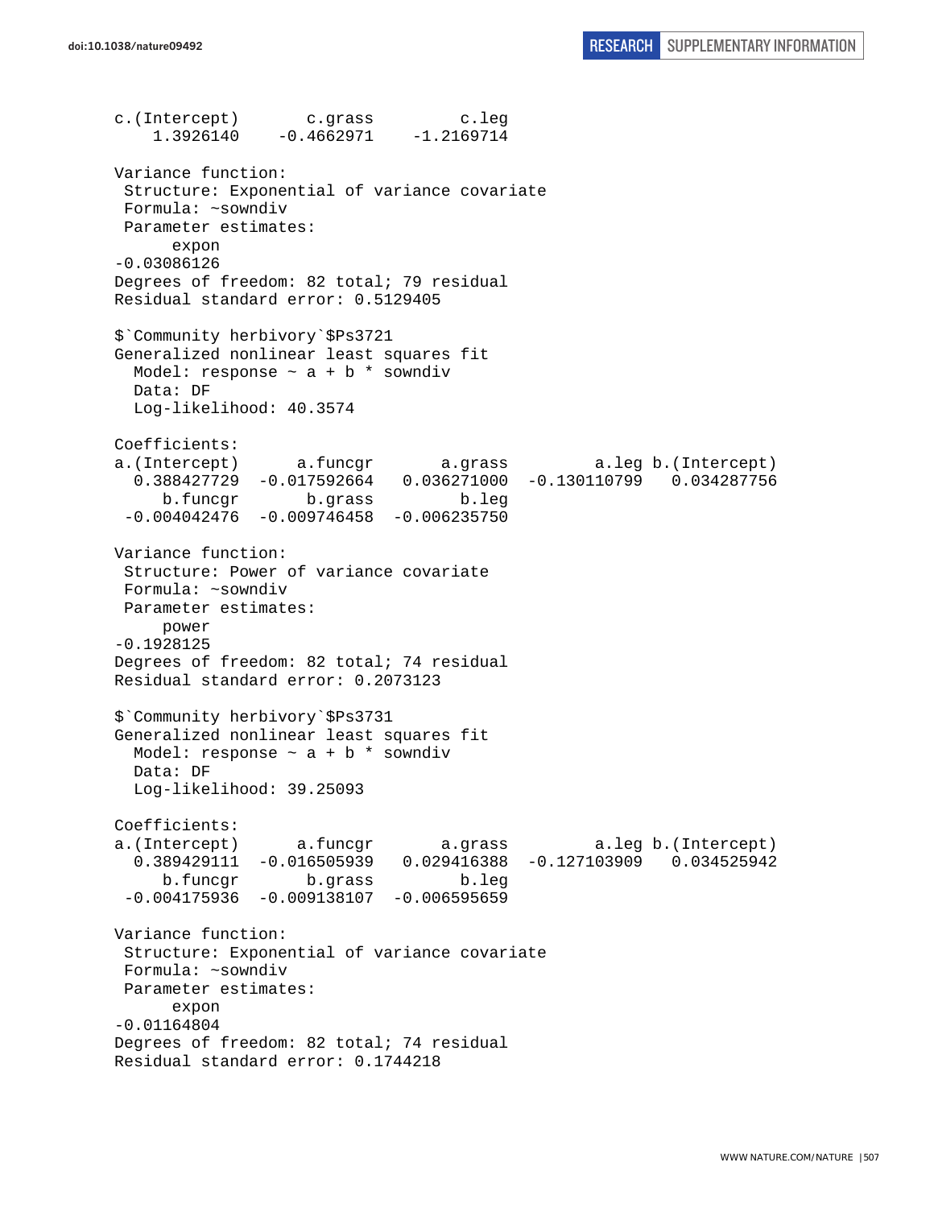```
c.(Intercept)       c.grass         c.leg 
    1.3926140    -0.4662971    -1.2169714 

Variance function:
 Structure: Exponential of variance covariate
 Formula: ~sowndiv 
 Parameter estimates:
      expon 
-0.03086126 
Degrees of freedom: 82 total; 79 residual
Residual standard error: 0.5129405 

$`Community herbivory`$Ps3721
Generalized nonlinear least squares fit
  Model: response ~ a + b * sowndiv 
  Data: DF 
  Log-likelihood: 40.3574

Coefficients:
a.(Intercept)      a.funcgr       a.grass         a.leg b.(Intercept) 
  0.388427729  -0.017592664   0.036271000  -0.130110799   0.034287756 
     b.funcgr       b.grass         b.leg 
 -0.004042476  -0.009746458  -0.006235750 

Variance function:
 Structure: Power of variance covariate
 Formula: ~sowndiv 
 Parameter estimates:
     power 
-0.1928125 
Degrees of freedom: 82 total; 74 residual
Residual standard error: 0.2073123 

$`Community herbivory`$Ps3731
Generalized nonlinear least squares fit
  Model: response ~ a + b * sowndiv 
  Data: DF 
  Log-likelihood: 39.25093

Coefficients:
a.(Intercept)      a.funcgr       a.grass         a.leg b.(Intercept) 
  0.389429111  -0.016505939   0.029416388  -0.127103909   0.034525942 
     b.funcgr       b.grass         b.leg 
 -0.004175936  -0.009138107  -0.006595659 

Variance function:
 Structure: Exponential of variance covariate
 Formula: ~sowndiv 
 Parameter estimates:
      expon 
-0.01164804 
Degrees of freedom: 82 total; 74 residual
Residual standard error: 0.1744218 
```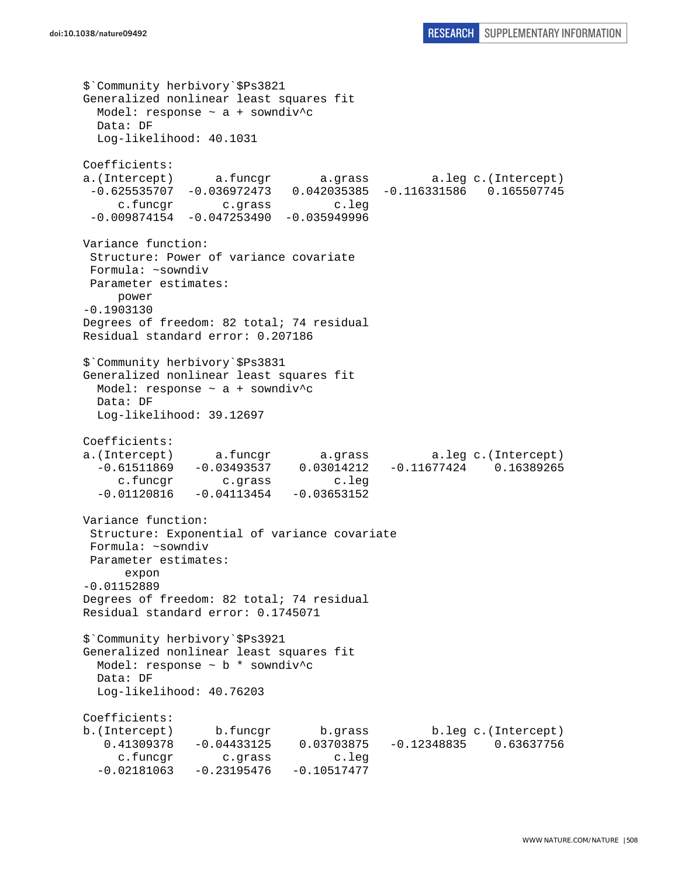```
$`Community herbivory`$Ps3821
Generalized nonlinear least squares fit
  Model: response ~ a + sowndiv^c
  Data: DF
  Log-likelihood: 40.1031

Coefficients:
a.(Intercept)      a.funcgr       a.grass         a.leg c.(Intercept)
 -0.625535707  -0.036972473   0.042035385  -0.116331586   0.165507745
     c.funcgr       c.grass         c.leg
 -0.009874154  -0.047253490  -0.035949996

Variance function:
 Structure: Power of variance covariate
 Formula: ~sowndiv
 Parameter estimates:
     power
-0.1903130
Degrees of freedom: 82 total; 74 residual
Residual standard error: 0.207186

$`Community herbivory`$Ps3831
Generalized nonlinear least squares fit
  Model: response ~ a + sowndiv^c
  Data: DF
  Log-likelihood: 39.12697

Coefficients:
a.(Intercept)      a.funcgr       a.grass         a.leg c.(Intercept)
  -0.61511869   -0.03493537    0.03014212   -0.11677424    0.16389265
     c.funcgr       c.grass         c.leg
  -0.01120816   -0.04113454   -0.03653152

Variance function:
 Structure: Exponential of variance covariate
 Formula: ~sowndiv
 Parameter estimates:
      expon
-0.01152889
Degrees of freedom: 82 total; 74 residual
Residual standard error: 0.1745071

$`Community herbivory`$Ps3921
Generalized nonlinear least squares fit
  Model: response ~ b * sowndiv^c
  Data: DF
  Log-likelihood: 40.76203

Coefficients:
b.(Intercept)      b.funcgr       b.grass         b.leg c.(Intercept)
   0.41309378   -0.04433125    0.03703875   -0.12348835    0.63637756
     c.funcgr       c.grass         c.leg
  -0.02181063   -0.23195476   -0.10517477
```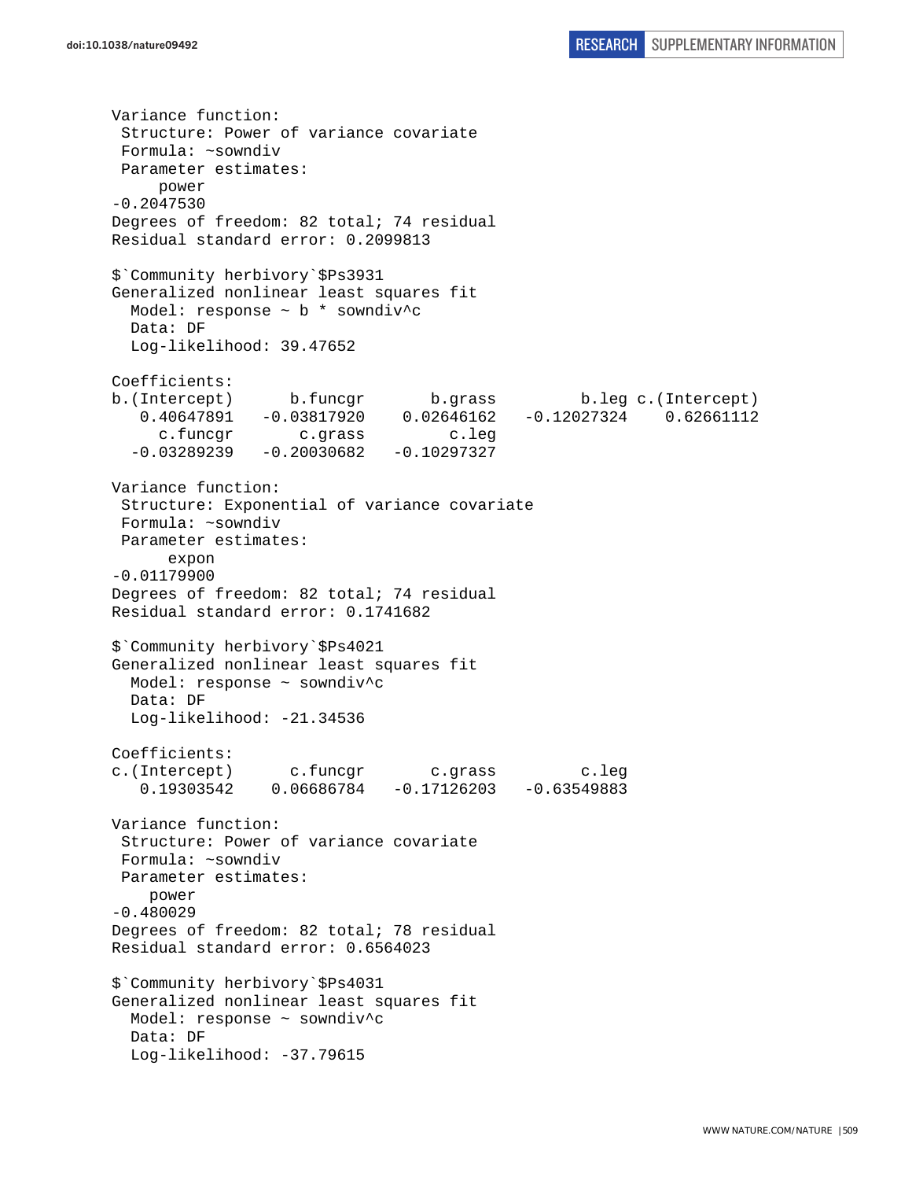```
Variance function:
 Structure: Power of variance covariate
 Formula: ~sowndiv
 Parameter estimates:
      power
-0.2047530
Degrees of freedom: 82 total; 74 residual
Residual standard error: 0.2099813

$`Community herbivory`$Ps3931
Generalized nonlinear least squares fit
  Model: response ~ b * sowndiv^c
  Data: DF
  Log-likelihood: 39.47652

Coefficients:
b.(Intercept)      b.funcgr       b.grass         b.leg c.(Intercept)
   0.40647891   -0.03817920    0.02646162   -0.12027324    0.62661112
     c.funcgr       c.grass         c.leg
  -0.03289239   -0.20030682   -0.10297327

Variance function:
 Structure: Exponential of variance covariate
 Formula: ~sowndiv
 Parameter estimates:
      expon
-0.01179900
Degrees of freedom: 82 total; 74 residual
Residual standard error: 0.1741682

$`Community herbivory`$Ps4021
Generalized nonlinear least squares fit
  Model: response ~ sowndiv^c
  Data: DF
  Log-likelihood: -21.34536

Coefficients:
c.(Intercept)      c.funcgr       c.grass         c.leg
   0.19303542    0.06686784   -0.17126203   -0.63549883

Variance function:
 Structure: Power of variance covariate
 Formula: ~sowndiv
 Parameter estimates:
     power
-0.480029
Degrees of freedom: 82 total; 78 residual
Residual standard error: 0.6564023

$`Community herbivory`$Ps4031
Generalized nonlinear least squares fit
  Model: response ~ sowndiv^c
  Data: DF
  Log-likelihood: -37.79615
```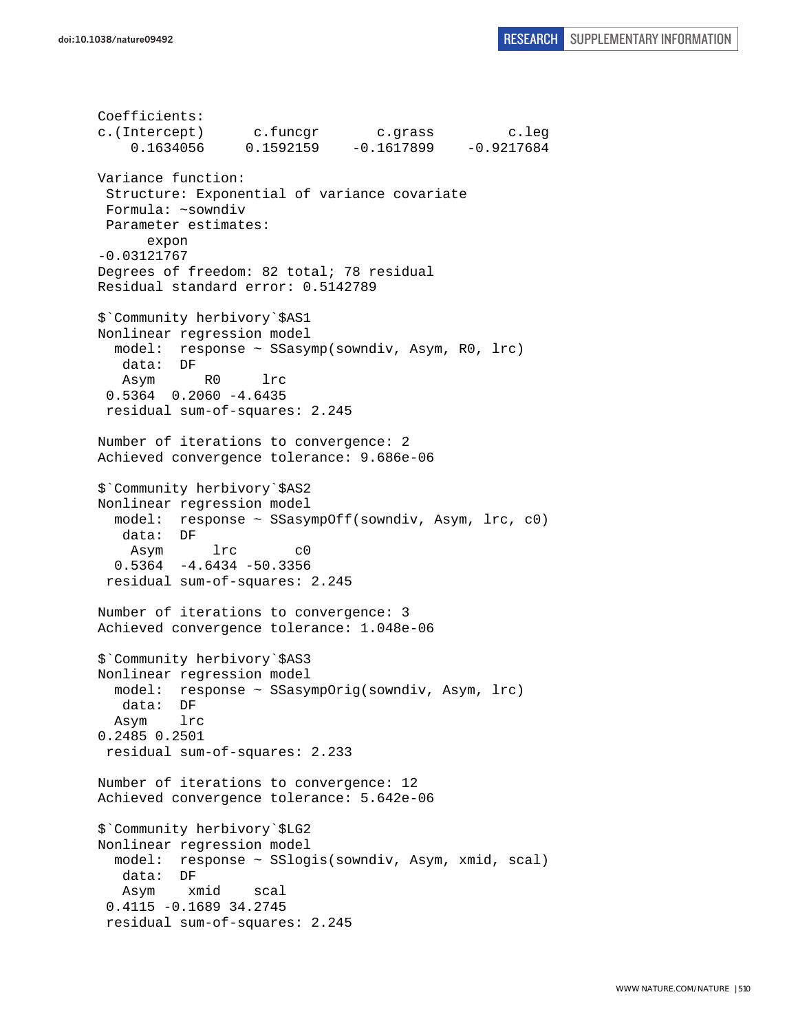```
Coefficients:
c.(Intercept)      c.funcgr       c.grass         c.leg 
    0.1634056     0.1592159    -0.1617899    -0.9217684 

Variance function:
 Structure: Exponential of variance covariate
 Formula: ~sowndiv 
 Parameter estimates:
      expon 
-0.03121767 
Degrees of freedom: 82 total; 78 residual
Residual standard error: 0.5142789 

$`Community herbivory`$AS1
Nonlinear regression model
  model:  response ~ SSasymp(sowndiv, Asym, R0, lrc) 
   data:  DF 
   Asym      R0     lrc 
 0.5364  0.2060 -4.6435 
 residual sum-of-squares: 2.245

Number of iterations to convergence: 2 
Achieved convergence tolerance: 9.686e-06 

$`Community herbivory`$AS2
Nonlinear regression model
  model:  response ~ SSasympOff(sowndiv, Asym, lrc, c0) 
   data:  DF 
    Asym      lrc       c0 
  0.5364  -4.6434 -50.3356 
 residual sum-of-squares: 2.245

Number of iterations to convergence: 3 
Achieved convergence tolerance: 1.048e-06 

$`Community herbivory`$AS3
Nonlinear regression model
  model:  response ~ SSasympOrig(sowndiv, Asym, lrc) 
   data:  DF 
  Asym    lrc 
0.2485 0.2501 
 residual sum-of-squares: 2.233

Number of iterations to convergence: 12 
Achieved convergence tolerance: 5.642e-06 

$`Community herbivory`$LG2
Nonlinear regression model
  model:  response ~ SSlogis(sowndiv, Asym, xmid, scal) 
   data:  DF 
   Asym    xmid    scal 
 0.4115 -0.1689 34.2745 
 residual sum-of-squares: 2.245
```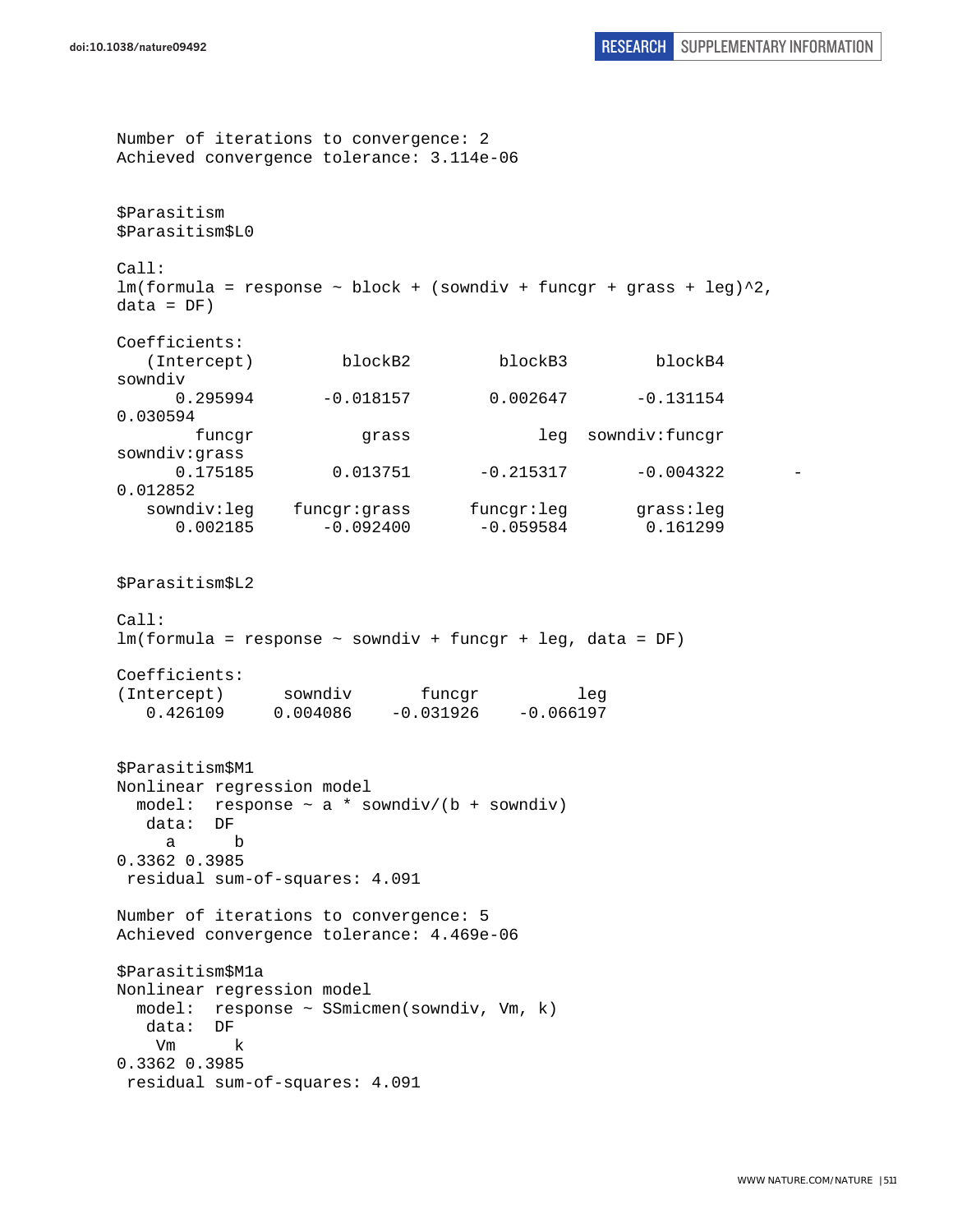```
Number of iterations to convergence: 2
Achieved convergence tolerance: 3.114e-06


$Parasitism
$Parasitism$L0

Call:
lm(formula = response ~ block + (sowndiv + funcgr + grass + leg)^2,
data = DF)

Coefficients:
   (Intercept)         blockB2         blockB3         blockB4
sowndiv
      0.295994       -0.018157        0.002647       -0.131154
0.030594
        funcgr           grass             leg  sowndiv:funcgr
sowndiv:grass
      0.175185        0.013751       -0.215317       -0.004322       -
0.012852
   sowndiv:leg    funcgr:grass      funcgr:leg       grass:leg
      0.002185       -0.092400       -0.059584        0.161299


$Parasitism$L2

Call:
lm(formula = response ~ sowndiv + funcgr + leg, data = DF)

Coefficients:
(Intercept)      sowndiv       funcgr          leg
   0.426109     0.004086    -0.031926    -0.066197


$Parasitism$M1
Nonlinear regression model
  model:  response ~ a * sowndiv/(b + sowndiv)
   data:  DF
     a      b
0.3362 0.3985
 residual sum-of-squares: 4.091

Number of iterations to convergence: 5
Achieved convergence tolerance: 4.469e-06

$Parasitism$M1a
Nonlinear regression model
  model:  response ~ SSmicmen(sowndiv, Vm, k)
   data:  DF
    Vm      k
0.3362 0.3985
 residual sum-of-squares: 4.091
```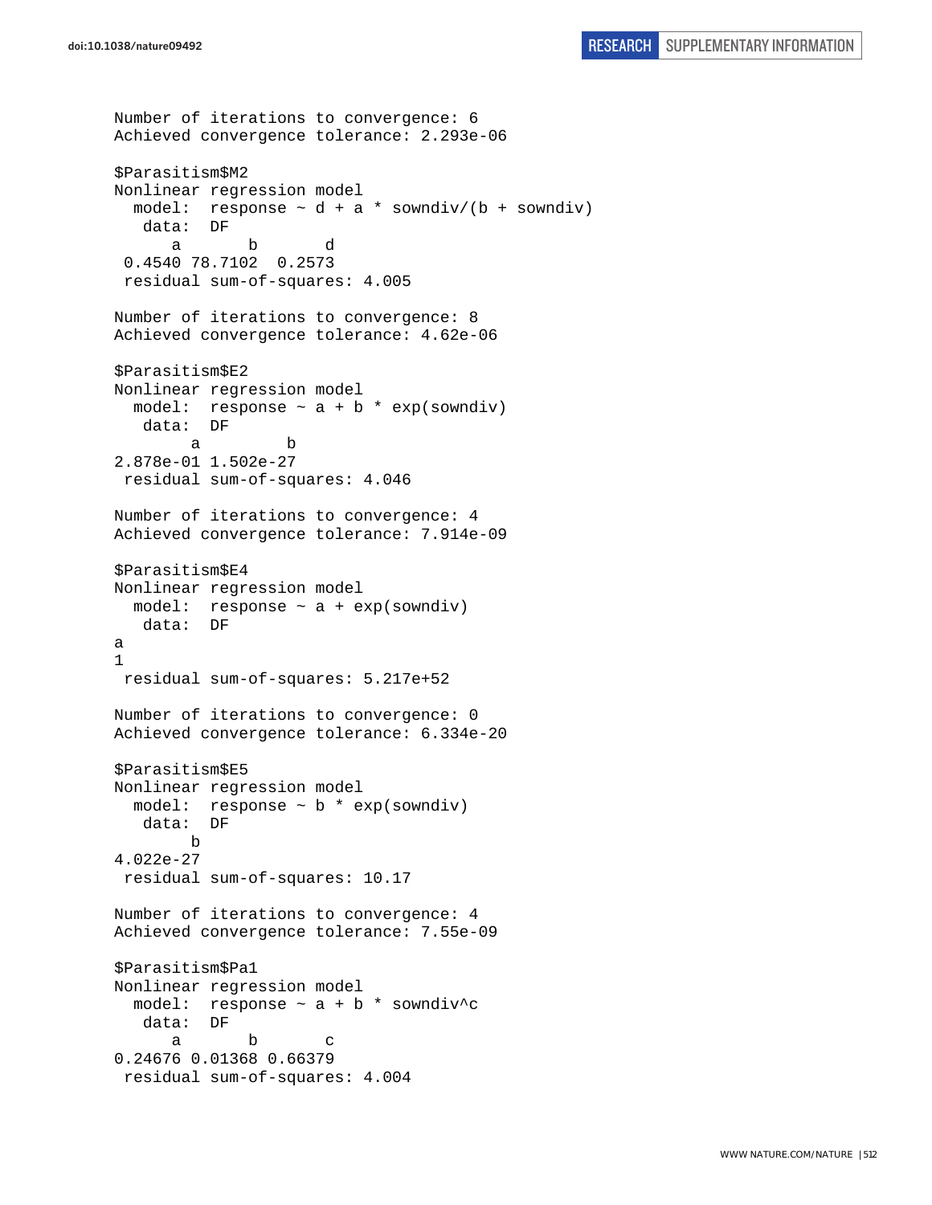```
Number of iterations to convergence: 6 
Achieved convergence tolerance: 2.293e-06 

$Parasitism$M2
Nonlinear regression model
  model:  response ~ d + a * sowndiv/(b + sowndiv)
   data:  DF
      a       b       d 
 0.4540 78.7102  0.2573 
 residual sum-of-squares: 4.005

Number of iterations to convergence: 8 
Achieved convergence tolerance: 4.62e-06 

$Parasitism$E2
Nonlinear regression model
  model:  response ~ a + b * exp(sowndiv)
   data:  DF
        a         b 
2.878e-01 1.502e-27 
 residual sum-of-squares: 4.046

Number of iterations to convergence: 4 
Achieved convergence tolerance: 7.914e-09 

$Parasitism$E4
Nonlinear regression model
  model:  response ~ a + exp(sowndiv)
   data:  DF
a 
1 
 residual sum-of-squares: 5.217e+52

Number of iterations to convergence: 0 
Achieved convergence tolerance: 6.334e-20 

$Parasitism$E5
Nonlinear regression model
  model:  response ~ b * exp(sowndiv)
   data:  DF
        b 
4.022e-27 
 residual sum-of-squares: 10.17

Number of iterations to convergence: 4 
Achieved convergence tolerance: 7.55e-09 

$Parasitism$Pa1
Nonlinear regression model
  model:  response ~ a + b * sowndiv^c
   data:  DF
      a       b       c 
0.24676 0.01368 0.66379 
 residual sum-of-squares: 4.004
```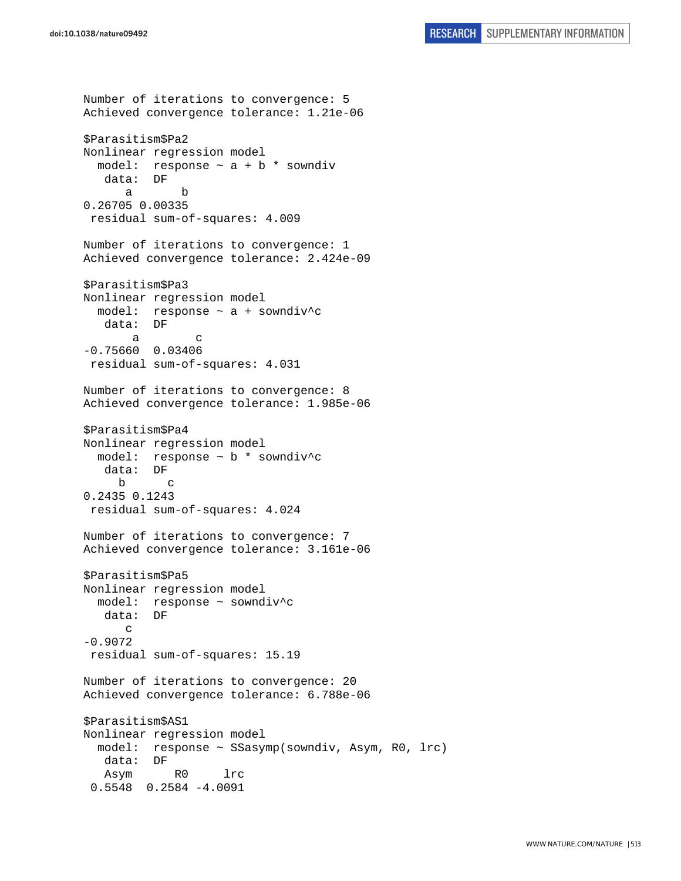```
Number of iterations to convergence: 5
Achieved convergence tolerance: 1.21e-06

$Parasitism$Pa2
Nonlinear regression model
  model:  response ~ a + b * sowndiv
   data:  DF
      a       b
0.26705 0.00335
 residual sum-of-squares: 4.009

Number of iterations to convergence: 1
Achieved convergence tolerance: 2.424e-09

$Parasitism$Pa3
Nonlinear regression model
  model:  response ~ a + sowndiv^c
   data:  DF
       a        c
-0.75660  0.03406
 residual sum-of-squares: 4.031

Number of iterations to convergence: 8
Achieved convergence tolerance: 1.985e-06

$Parasitism$Pa4
Nonlinear regression model
  model:  response ~ b * sowndiv^c
   data:  DF
     b      c
0.2435 0.1243
 residual sum-of-squares: 4.024

Number of iterations to convergence: 7
Achieved convergence tolerance: 3.161e-06

$Parasitism$Pa5
Nonlinear regression model
  model:  response ~ sowndiv^c
   data:  DF
      c
-0.9072
 residual sum-of-squares: 15.19

Number of iterations to convergence: 20
Achieved convergence tolerance: 6.788e-06

$Parasitism$AS1
Nonlinear regression model
  model:  response ~ SSasymp(sowndiv, Asym, R0, lrc)
   data:  DF
   Asym      R0     lrc
 0.5548  0.2584 -4.0091
```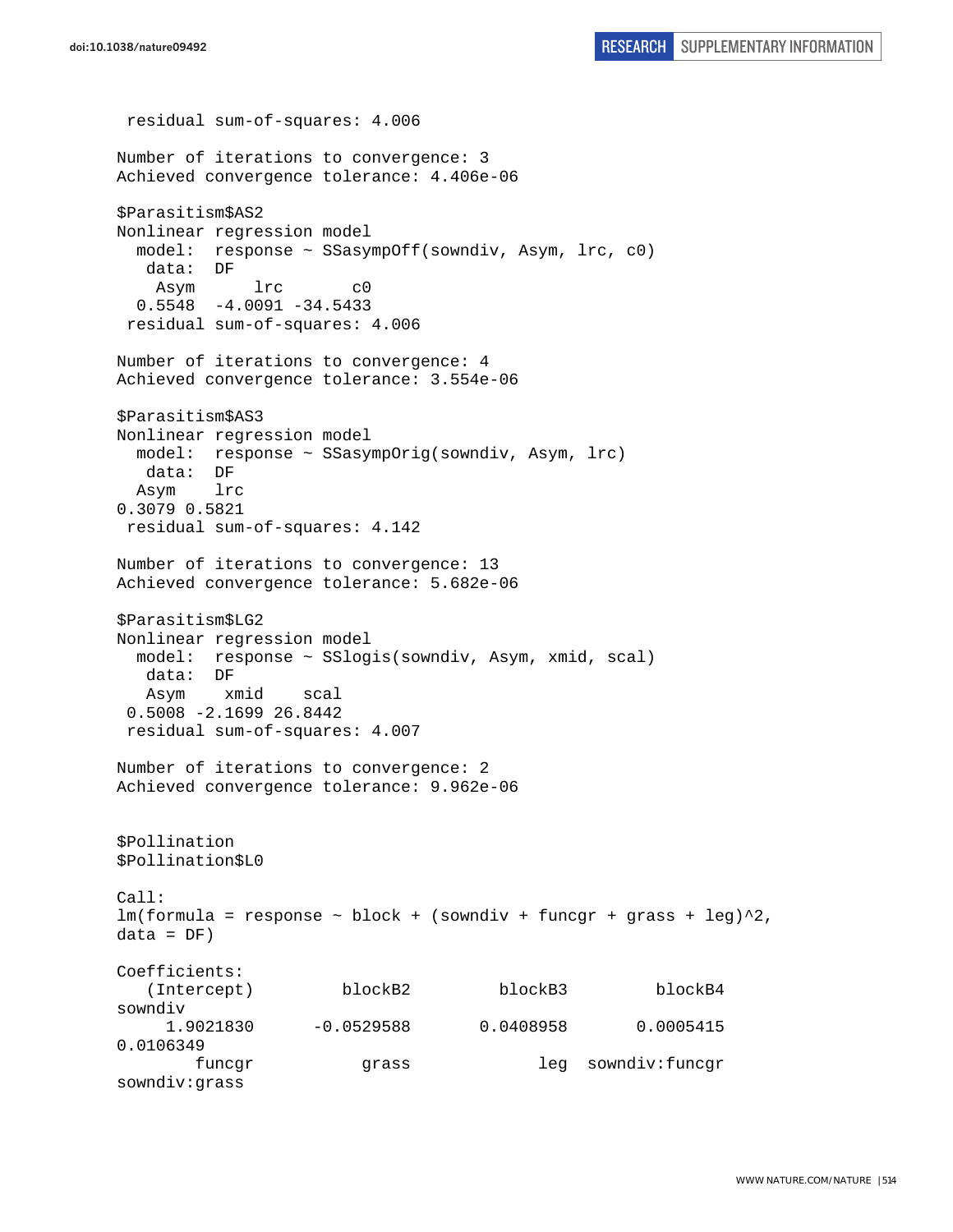```
 residual sum-of-squares: 4.006

Number of iterations to convergence: 3 
Achieved convergence tolerance: 4.406e-06

$Parasitism$AS2
Nonlinear regression model
  model:  response ~ SSasympOff(sowndiv, Asym, lrc, c0)
   data:  DF
    Asym      lrc       c0 
  0.5548  -4.0091 -34.5433 
 residual sum-of-squares: 4.006

Number of iterations to convergence: 4 
Achieved convergence tolerance: 3.554e-06

$Parasitism$AS3
Nonlinear regression model
  model:  response ~ SSasympOrig(sowndiv, Asym, lrc)
   data:  DF
  Asym    lrc 
0.3079 0.5821 
 residual sum-of-squares: 4.142

Number of iterations to convergence: 13 
Achieved convergence tolerance: 5.682e-06

$Parasitism$LG2
Nonlinear regression model
  model:  response ~ SSlogis(sowndiv, Asym, xmid, scal)
   data:  DF
   Asym    xmid    scal 
 0.5008 -2.1699 26.8442 
 residual sum-of-squares: 4.007

Number of iterations to convergence: 2 
Achieved convergence tolerance: 9.962e-06


$Pollination
$Pollination$L0

Call:
lm(formula = response ~ block + (sowndiv + funcgr + grass + leg)^2, 
data = DF)

Coefficients:
   (Intercept)         blockB2          blockB3         blockB4         
sowndiv  
     1.9021830      -0.0529588       0.0408958       0.0005415       
0.0106349  
        funcgr           grass              leg   sowndiv:funcgr    
sowndiv:grass  
```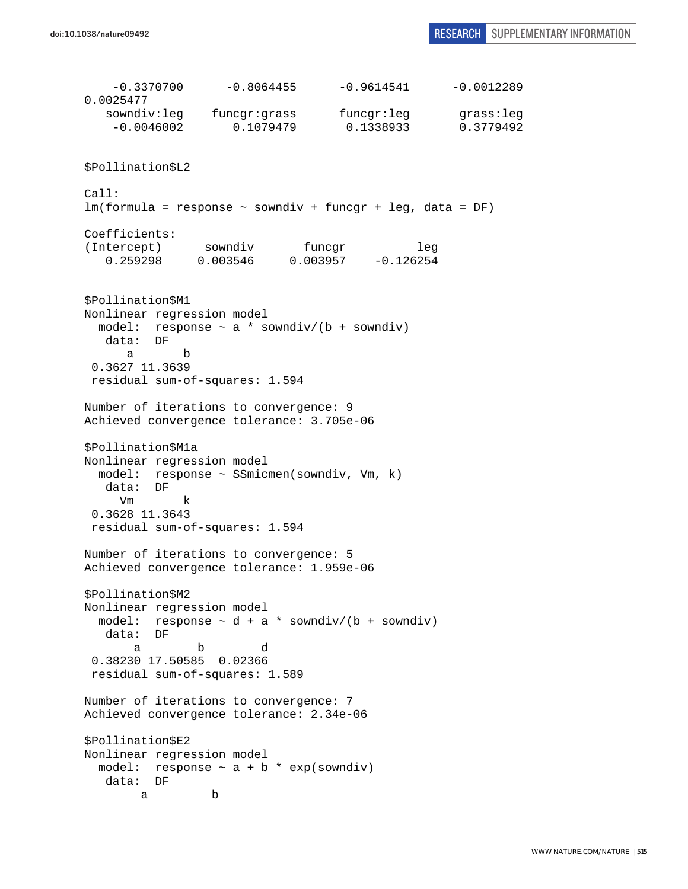```
    -0.3370700      -0.8064455      -0.9614541      -0.0012289
0.0025477
   sowndiv:leg     funcgr:grass     funcgr:leg       grass:leg
    -0.0046002       0.1079479       0.1338933       0.3779492


$Pollination$L2

Call:
lm(formula = response ~ sowndiv + funcgr + leg, data = DF)

Coefficients:
(Intercept)      sowndiv       funcgr          leg
   0.259298     0.003546     0.003957    -0.126254


$Pollination$M1
Nonlinear regression model
  model:  response ~ a * sowndiv/(b + sowndiv)
   data:  DF
      a       b
 0.3627 11.3639
 residual sum-of-squares: 1.594

Number of iterations to convergence: 9
Achieved convergence tolerance: 3.705e-06

$Pollination$M1a
Nonlinear regression model
  model:  response ~ SSmicmen(sowndiv, Vm, k)
   data:  DF
     Vm       k
 0.3628 11.3643
 residual sum-of-squares: 1.594

Number of iterations to convergence: 5
Achieved convergence tolerance: 1.959e-06

$Pollination$M2
Nonlinear regression model
  model:  response ~ d + a * sowndiv/(b + sowndiv)
   data:  DF
       a        b        d
 0.38230 17.50585  0.02366
 residual sum-of-squares: 1.589

Number of iterations to convergence: 7
Achieved convergence tolerance: 2.34e-06

$Pollination$E2
Nonlinear regression model
  model:  response ~ a + b * exp(sowndiv)
   data:  DF
        a         b
```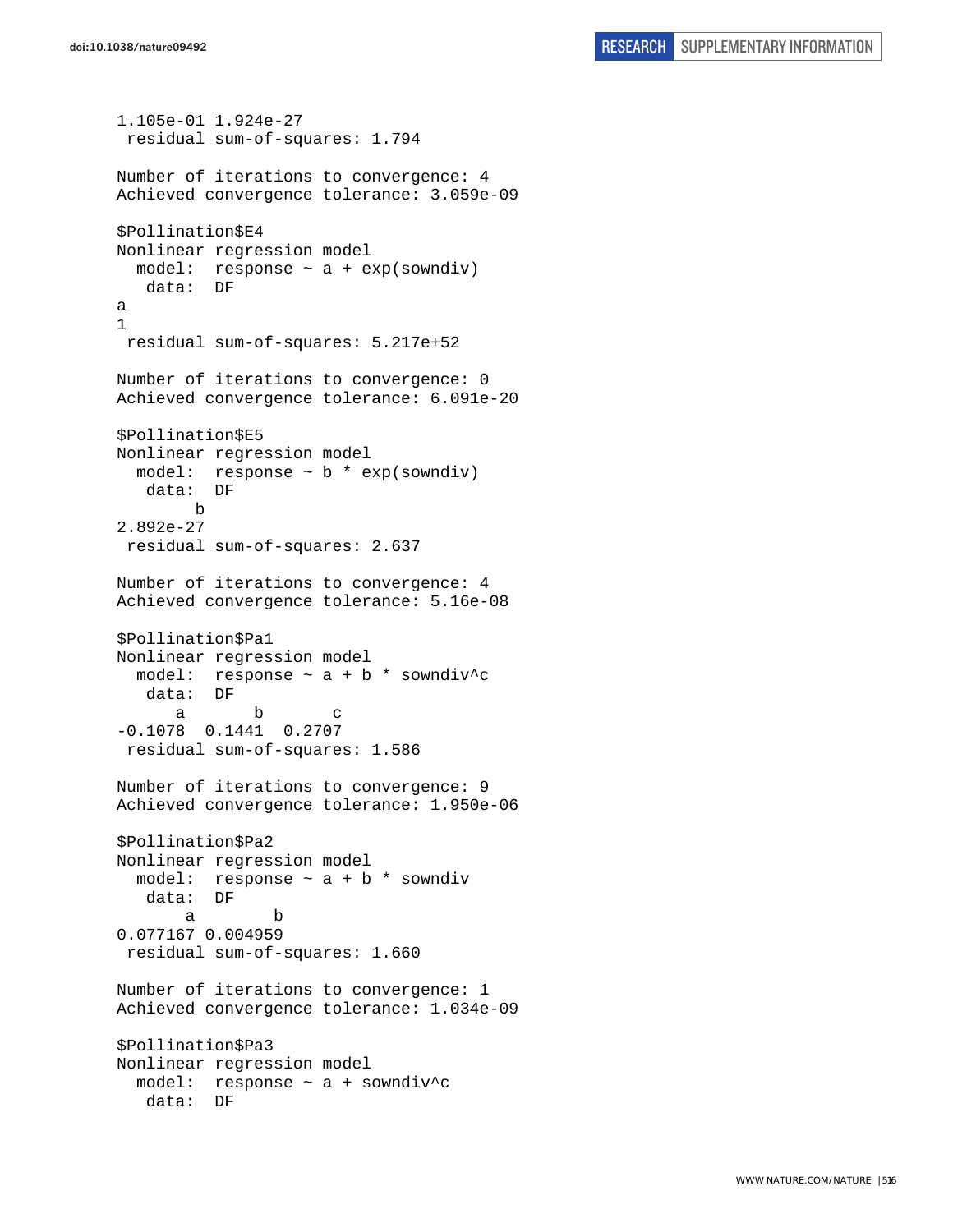```
1.105e-01 1.924e-27
 residual sum-of-squares: 1.794

Number of iterations to convergence: 4
Achieved convergence tolerance: 3.059e-09

$Pollination$E4
Nonlinear regression model
  model:  response ~ a + exp(sowndiv)
   data:  DF
a
1
 residual sum-of-squares: 5.217e+52

Number of iterations to convergence: 0
Achieved convergence tolerance: 6.091e-20

$Pollination$E5
Nonlinear regression model
  model:  response ~ b * exp(sowndiv)
   data:  DF
        b
2.892e-27
 residual sum-of-squares: 2.637

Number of iterations to convergence: 4
Achieved convergence tolerance: 5.16e-08

$Pollination$Pa1
Nonlinear regression model
  model:  response ~ a + b * sowndiv^c
   data:  DF
      a       b       c
-0.1078  0.1441  0.2707
 residual sum-of-squares: 1.586

Number of iterations to convergence: 9
Achieved convergence tolerance: 1.950e-06

$Pollination$Pa2
Nonlinear regression model
  model:  response ~ a + b * sowndiv
   data:  DF
       a        b
0.077167 0.004959
 residual sum-of-squares: 1.660

Number of iterations to convergence: 1
Achieved convergence tolerance: 1.034e-09

$Pollination$Pa3
Nonlinear regression model
  model:  response ~ a + sowndiv^c
   data:  DF
```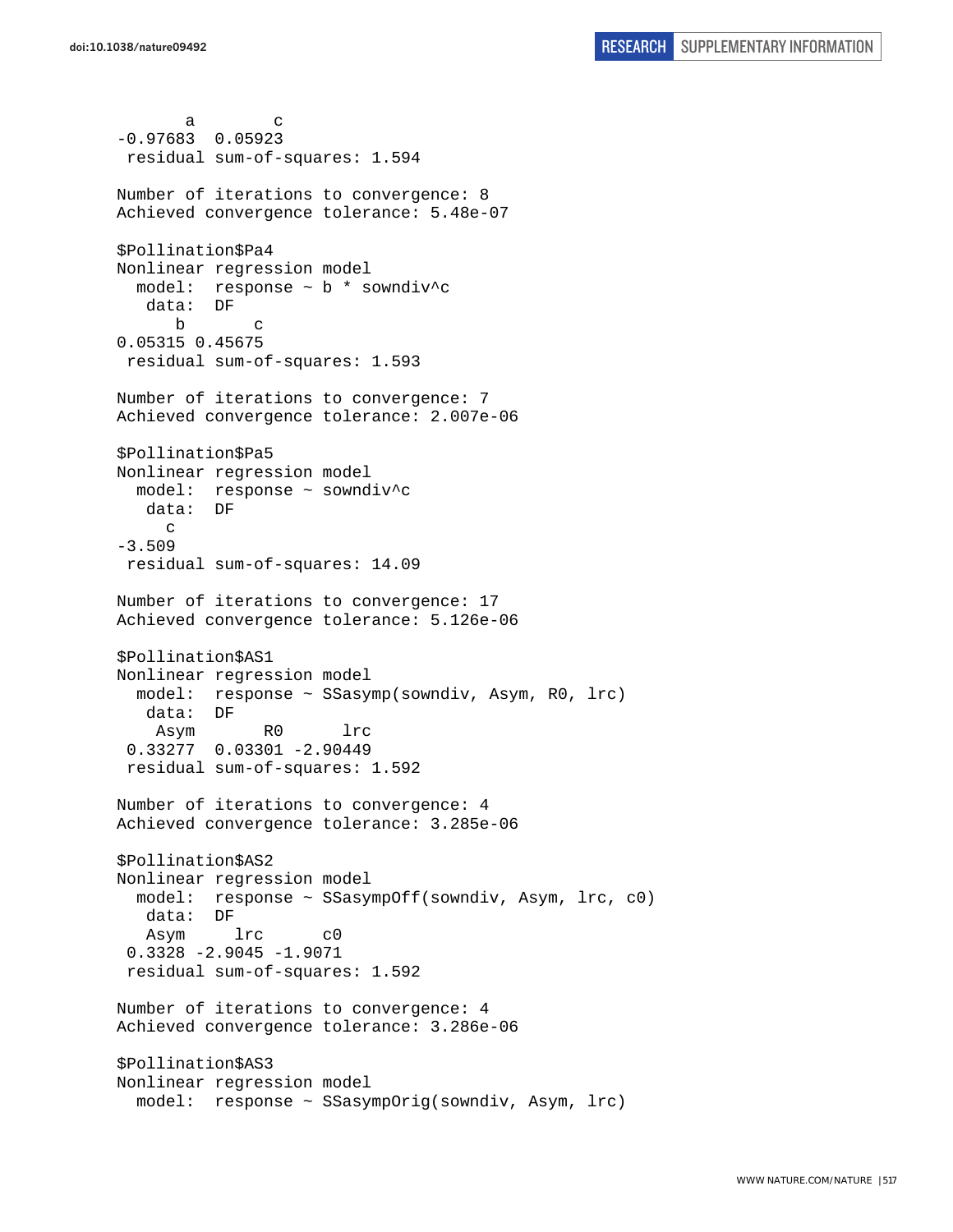```
       a        c 
-0.97683  0.05923 
 residual sum-of-squares: 1.594

Number of iterations to convergence: 8 
Achieved convergence tolerance: 5.48e-07 

$Pollination$Pa4
Nonlinear regression model
  model:  response ~ b * sowndiv^c 
   data:  DF 
      b       c 
0.05315 0.45675 
 residual sum-of-squares: 1.593

Number of iterations to convergence: 7 
Achieved convergence tolerance: 2.007e-06 

$Pollination$Pa5
Nonlinear regression model
  model:  response ~ sowndiv^c 
   data:  DF 
     c 
-3.509 
 residual sum-of-squares: 14.09

Number of iterations to convergence: 17 
Achieved convergence tolerance: 5.126e-06 

$Pollination$AS1
Nonlinear regression model
  model:  response ~ SSasymp(sowndiv, Asym, R0, lrc) 
   data:  DF 
    Asym       R0      lrc 
 0.33277  0.03301 -2.90449 
 residual sum-of-squares: 1.592

Number of iterations to convergence: 4 
Achieved convergence tolerance: 3.285e-06 

$Pollination$AS2
Nonlinear regression model
  model:  response ~ SSasympOff(sowndiv, Asym, lrc, c0) 
   data:  DF 
   Asym     lrc      c0 
 0.3328 -2.9045 -1.9071 
 residual sum-of-squares: 1.592

Number of iterations to convergence: 4 
Achieved convergence tolerance: 3.286e-06 

$Pollination$AS3
Nonlinear regression model
  model:  response ~ SSasympOrig(sowndiv, Asym, lrc) 
```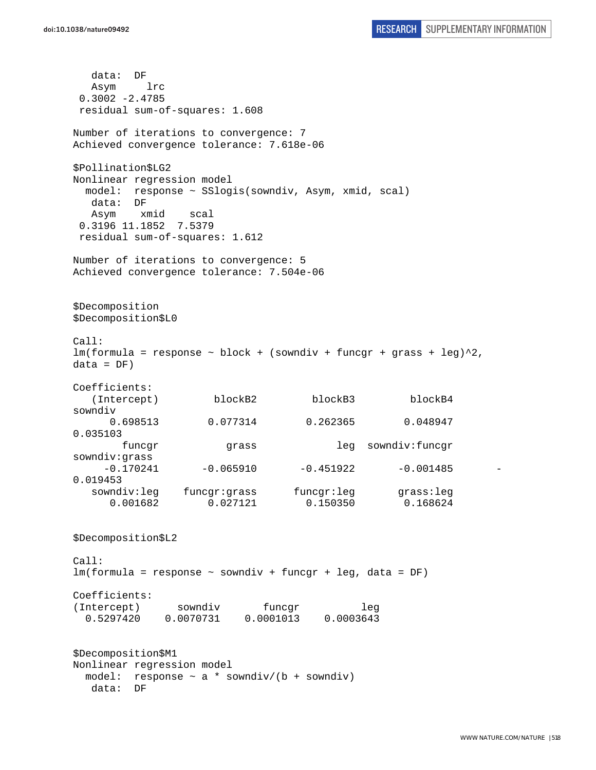```
   data:  DF
   Asym     lrc
 0.3002 -2.4785
 residual sum-of-squares: 1.608

Number of iterations to convergence: 7
Achieved convergence tolerance: 7.618e-06

$Pollination$LG2
Nonlinear regression model
  model:  response ~ SSlogis(sowndiv, Asym, xmid, scal)
   data:  DF
   Asym    xmid    scal
 0.3196 11.1852  7.5379
 residual sum-of-squares: 1.612

Number of iterations to convergence: 5
Achieved convergence tolerance: 7.504e-06


$Decomposition
$Decomposition$L0

Call:
lm(formula = response ~ block + (sowndiv + funcgr + grass + leg)^2,
data = DF)

Coefficients:
   (Intercept)         blockB2         blockB3         blockB4
sowndiv
      0.698513        0.077314        0.262365        0.048947
0.035103
        funcgr           grass             leg  sowndiv:funcgr
sowndiv:grass
     -0.170241       -0.065910       -0.451922       -0.001485       -
0.019453
   sowndiv:leg    funcgr:grass      funcgr:leg       grass:leg
      0.001682        0.027121        0.150350        0.168624


$Decomposition$L2

Call:
lm(formula = response ~ sowndiv + funcgr + leg, data = DF)

Coefficients:
(Intercept)      sowndiv       funcgr          leg
  0.5297420    0.0070731    0.0001013    0.0003643


$Decomposition$M1
Nonlinear regression model
  model:  response ~ a * sowndiv/(b + sowndiv)
   data:  DF
```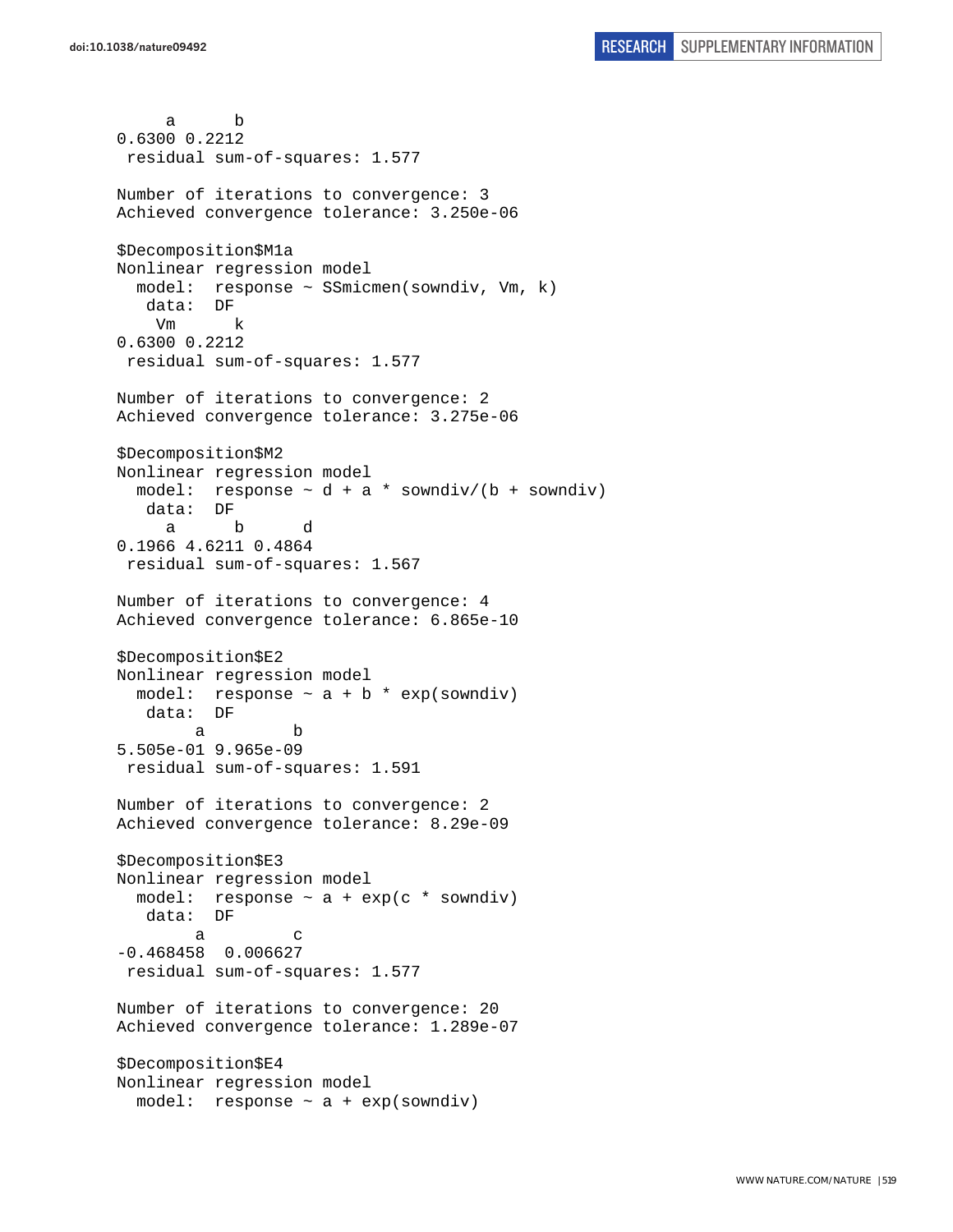```
     a      b 
0.6300 0.2212 
 residual sum-of-squares: 1.577

Number of iterations to convergence: 3 
Achieved convergence tolerance: 3.250e-06 

$Decomposition$M1a
Nonlinear regression model
  model:  response ~ SSmicmen(sowndiv, Vm, k) 
   data:  DF 
    Vm      k 
0.6300 0.2212 
 residual sum-of-squares: 1.577

Number of iterations to convergence: 2 
Achieved convergence tolerance: 3.275e-06 

$Decomposition$M2
Nonlinear regression model
  model:  response ~ d + a * sowndiv/(b + sowndiv) 
   data:  DF 
     a      b      d 
0.1966 4.6211 0.4864 
 residual sum-of-squares: 1.567

Number of iterations to convergence: 4 
Achieved convergence tolerance: 6.865e-10 

$Decomposition$E2
Nonlinear regression model
  model:  response ~ a + b * exp(sowndiv) 
   data:  DF 
        a         b 
5.505e-01 9.965e-09 
 residual sum-of-squares: 1.591

Number of iterations to convergence: 2 
Achieved convergence tolerance: 8.29e-09 

$Decomposition$E3
Nonlinear regression model
  model:  response ~ a + exp(c * sowndiv) 
   data:  DF 
        a         c 
-0.468458  0.006627 
 residual sum-of-squares: 1.577

Number of iterations to convergence: 20 
Achieved convergence tolerance: 1.289e-07 

$Decomposition$E4
Nonlinear regression model
  model:  response ~ a + exp(sowndiv) 
```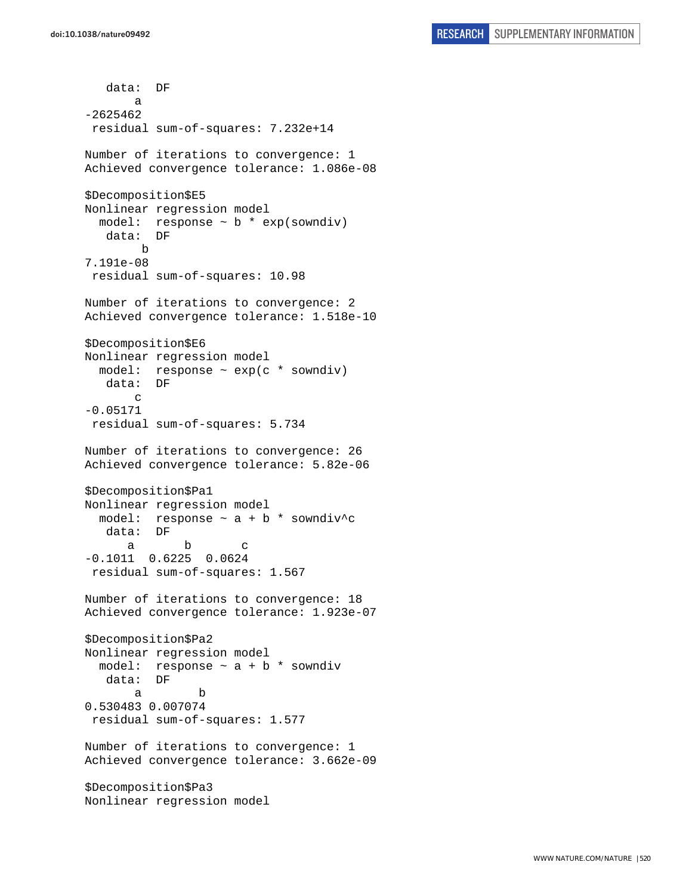```
   data:  DF
       a 
-2625462 
 residual sum-of-squares: 7.232e+14

Number of iterations to convergence: 1 
Achieved convergence tolerance: 1.086e-08

$Decomposition$E5
Nonlinear regression model
  model:  response ~ b * exp(sowndiv)
   data:  DF
        b 
7.191e-08 
 residual sum-of-squares: 10.98

Number of iterations to convergence: 2 
Achieved convergence tolerance: 1.518e-10

$Decomposition$E6
Nonlinear regression model
  model:  response ~ exp(c * sowndiv)
   data:  DF
       c 
-0.05171 
 residual sum-of-squares: 5.734

Number of iterations to convergence: 26 
Achieved convergence tolerance: 5.82e-06

$Decomposition$Pa1
Nonlinear regression model
  model:  response ~ a + b * sowndiv^c
   data:  DF
      a       b       c 
-0.1011  0.6225  0.0624 
 residual sum-of-squares: 1.567

Number of iterations to convergence: 18 
Achieved convergence tolerance: 1.923e-07

$Decomposition$Pa2
Nonlinear regression model
  model:  response ~ a + b * sowndiv
   data:  DF
       a        b 
0.530483 0.007074 
 residual sum-of-squares: 1.577

Number of iterations to convergence: 1 
Achieved convergence tolerance: 3.662e-09

$Decomposition$Pa3
Nonlinear regression model
```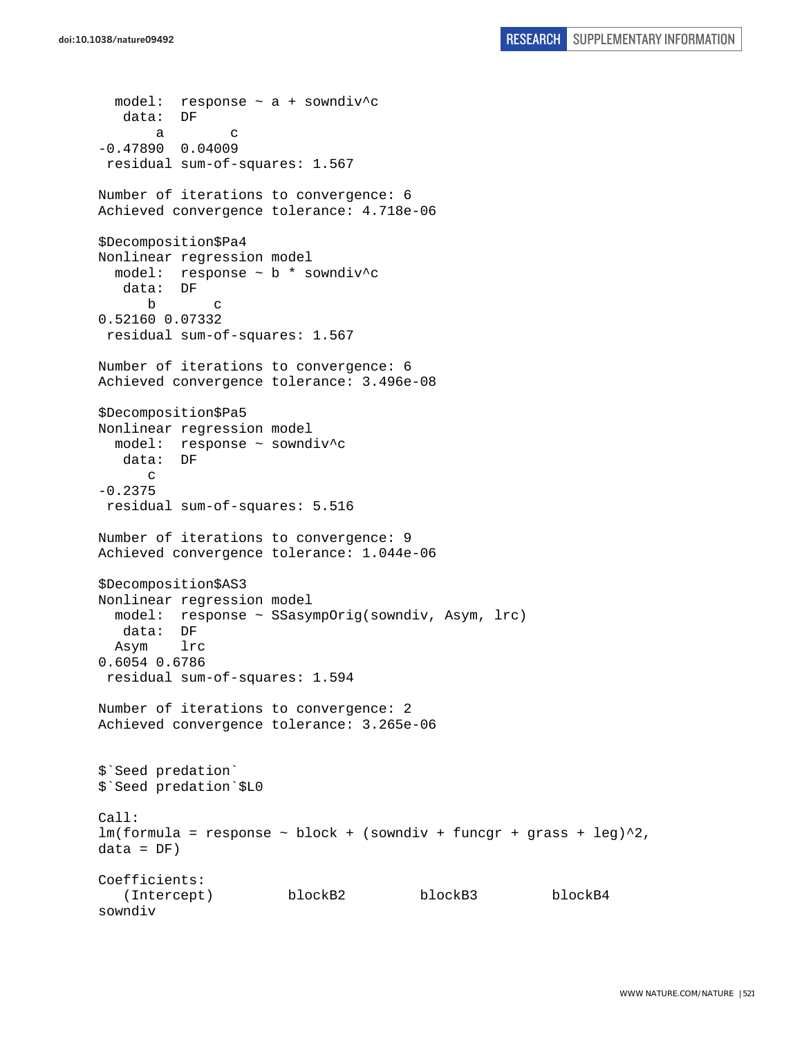```
  model:  response ~ a + sowndiv^c
   data:  DF
       a        c 
-0.47890  0.04009 
 residual sum-of-squares: 1.567

Number of iterations to convergence: 6 
Achieved convergence tolerance: 4.718e-06

$Decomposition$Pa4
Nonlinear regression model
  model:  response ~ b * sowndiv^c
   data:  DF
      b       c 
0.52160 0.07332 
 residual sum-of-squares: 1.567

Number of iterations to convergence: 6 
Achieved convergence tolerance: 3.496e-08

$Decomposition$Pa5
Nonlinear regression model
  model:  response ~ sowndiv^c
   data:  DF
      c 
-0.2375 
 residual sum-of-squares: 5.516

Number of iterations to convergence: 9 
Achieved convergence tolerance: 1.044e-06

$Decomposition$AS3
Nonlinear regression model
  model:  response ~ SSasympOrig(sowndiv, Asym, lrc)
   data:  DF
  Asym    lrc 
0.6054 0.6786 
 residual sum-of-squares: 1.594

Number of iterations to convergence: 2 
Achieved convergence tolerance: 3.265e-06


$`Seed predation`
$`Seed predation`$L0

Call:
lm(formula = response ~ block + (sowndiv + funcgr + grass + leg)^2, 
data = DF)

Coefficients:
   (Intercept)         blockB2         blockB3         blockB4
sowndiv
```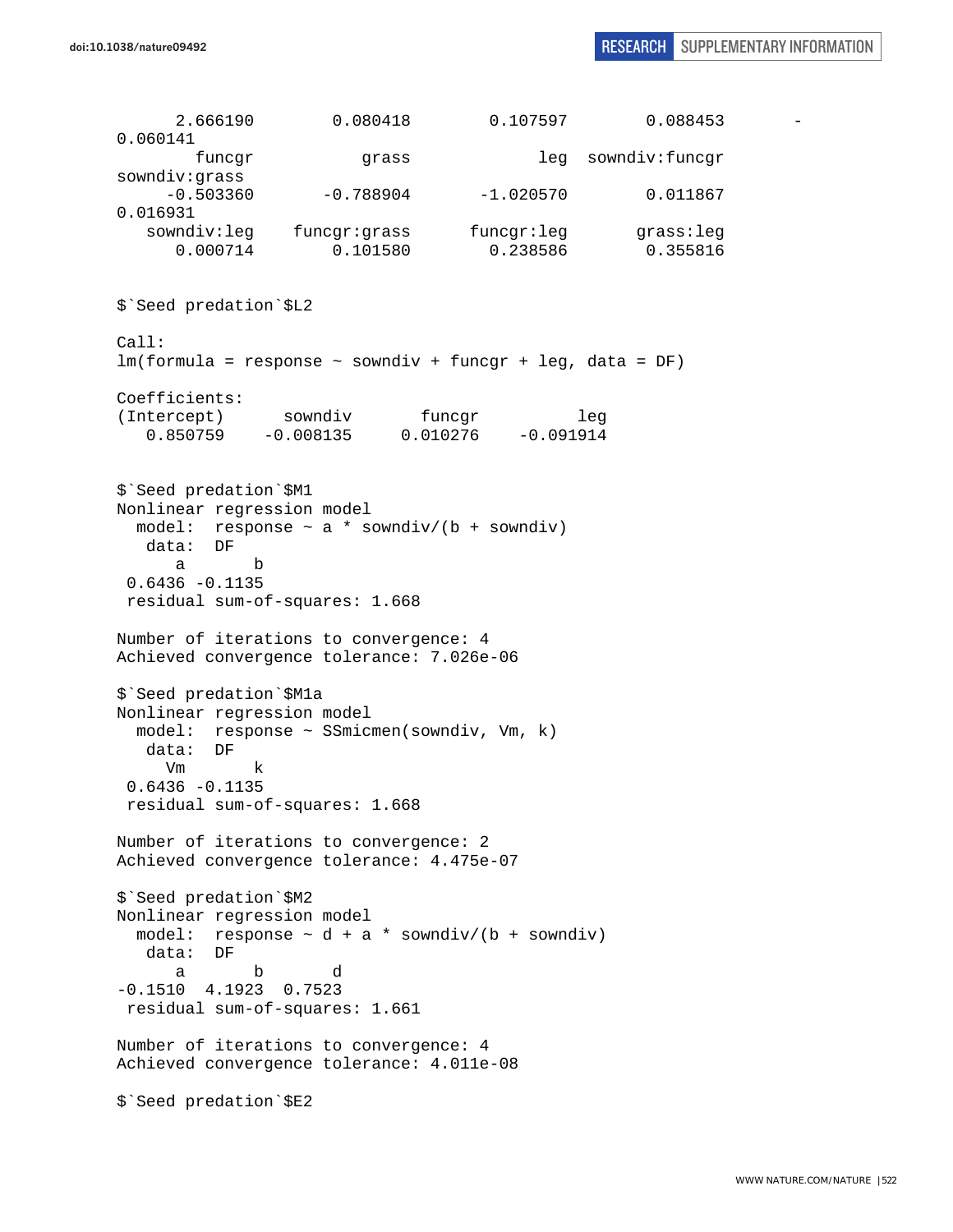```
      2.666190        0.080418        0.107597        0.088453        -
0.060141
        funcgr           grass             leg  sowndiv:funcgr
sowndiv:grass
     -0.503360       -0.788904       -1.020570        0.011867
0.016931
   sowndiv:leg    funcgr:grass      funcgr:leg       grass:leg
      0.000714        0.101580        0.238586        0.355816


$`Seed predation`$L2

Call:
lm(formula = response ~ sowndiv + funcgr + leg, data = DF)

Coefficients:
(Intercept)      sowndiv       funcgr          leg
   0.850759    -0.008135     0.010276    -0.091914


$`Seed predation`$M1
Nonlinear regression model
  model:  response ~ a * sowndiv/(b + sowndiv)
   data:  DF
      a       b
 0.6436 -0.1135
 residual sum-of-squares: 1.668

Number of iterations to convergence: 4
Achieved convergence tolerance: 7.026e-06

$`Seed predation`$M1a
Nonlinear regression model
  model:  response ~ SSmicmen(sowndiv, Vm, k)
   data:  DF
     Vm       k
 0.6436 -0.1135
 residual sum-of-squares: 1.668

Number of iterations to convergence: 2
Achieved convergence tolerance: 4.475e-07

$`Seed predation`$M2
Nonlinear regression model
  model:  response ~ d + a * sowndiv/(b + sowndiv)
   data:  DF
      a       b       d
-0.1510  4.1923  0.7523
 residual sum-of-squares: 1.661

Number of iterations to convergence: 4
Achieved convergence tolerance: 4.011e-08

$`Seed predation`$E2
```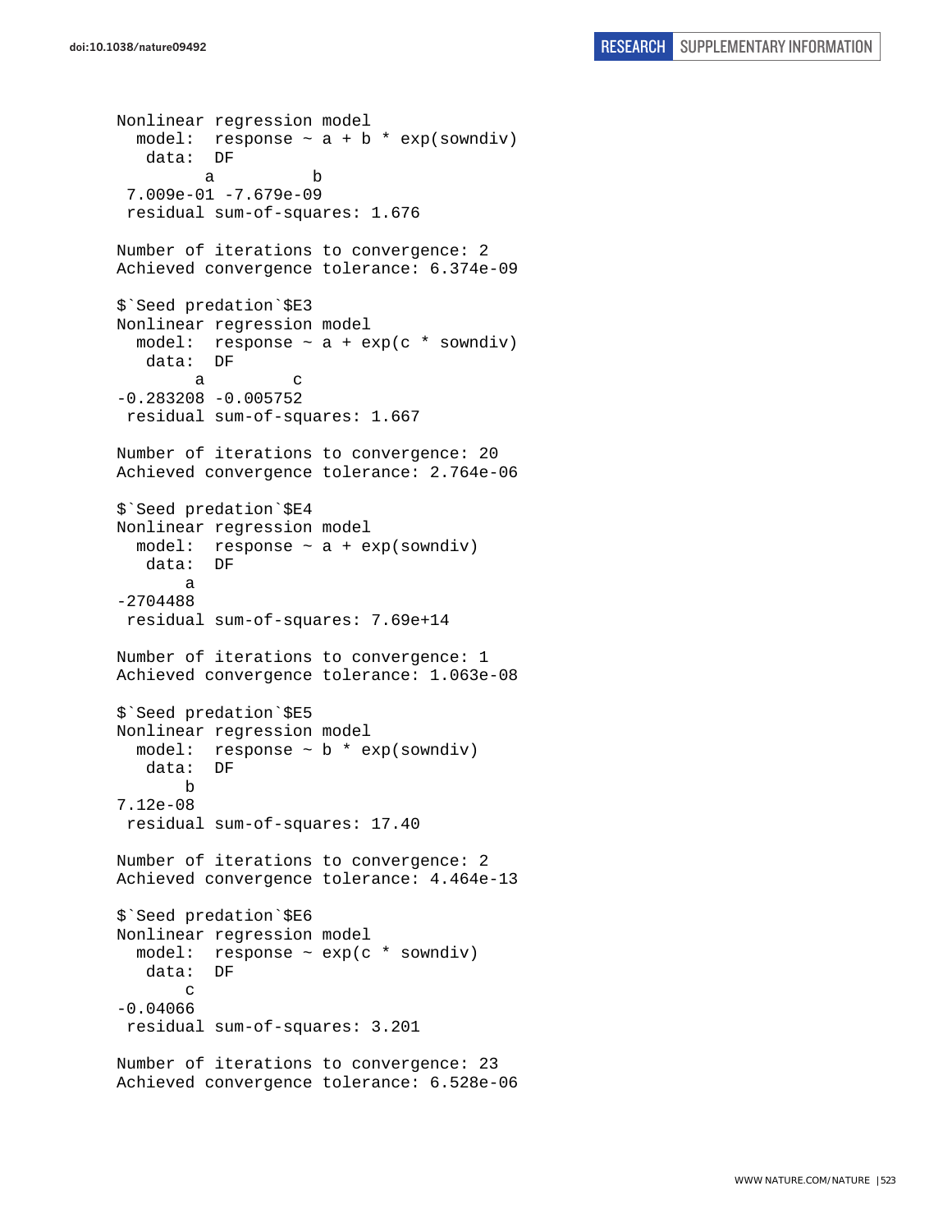```
Nonlinear regression model
  model:  response ~ a + b * exp(sowndiv)
   data:  DF
         a          b 
 7.009e-01 -7.679e-09 
 residual sum-of-squares: 1.676

Number of iterations to convergence: 2 
Achieved convergence tolerance: 6.374e-09 

$`Seed predation`$E3
Nonlinear regression model
  model:  response ~ a + exp(c * sowndiv)
   data:  DF
        a         c 
-0.283208 -0.005752 
 residual sum-of-squares: 1.667

Number of iterations to convergence: 20 
Achieved convergence tolerance: 2.764e-06 

$`Seed predation`$E4
Nonlinear regression model
  model:  response ~ a + exp(sowndiv)
   data:  DF
       a 
-2704488 
 residual sum-of-squares: 7.69e+14

Number of iterations to convergence: 1 
Achieved convergence tolerance: 1.063e-08 

$`Seed predation`$E5
Nonlinear regression model
  model:  response ~ b * exp(sowndiv)
   data:  DF
       b 
7.12e-08 
 residual sum-of-squares: 17.40

Number of iterations to convergence: 2 
Achieved convergence tolerance: 4.464e-13 

$`Seed predation`$E6
Nonlinear regression model
  model:  response ~ exp(c * sowndiv)
   data:  DF
       c 
-0.04066 
 residual sum-of-squares: 3.201

Number of iterations to convergence: 23 
Achieved convergence tolerance: 6.528e-06 
```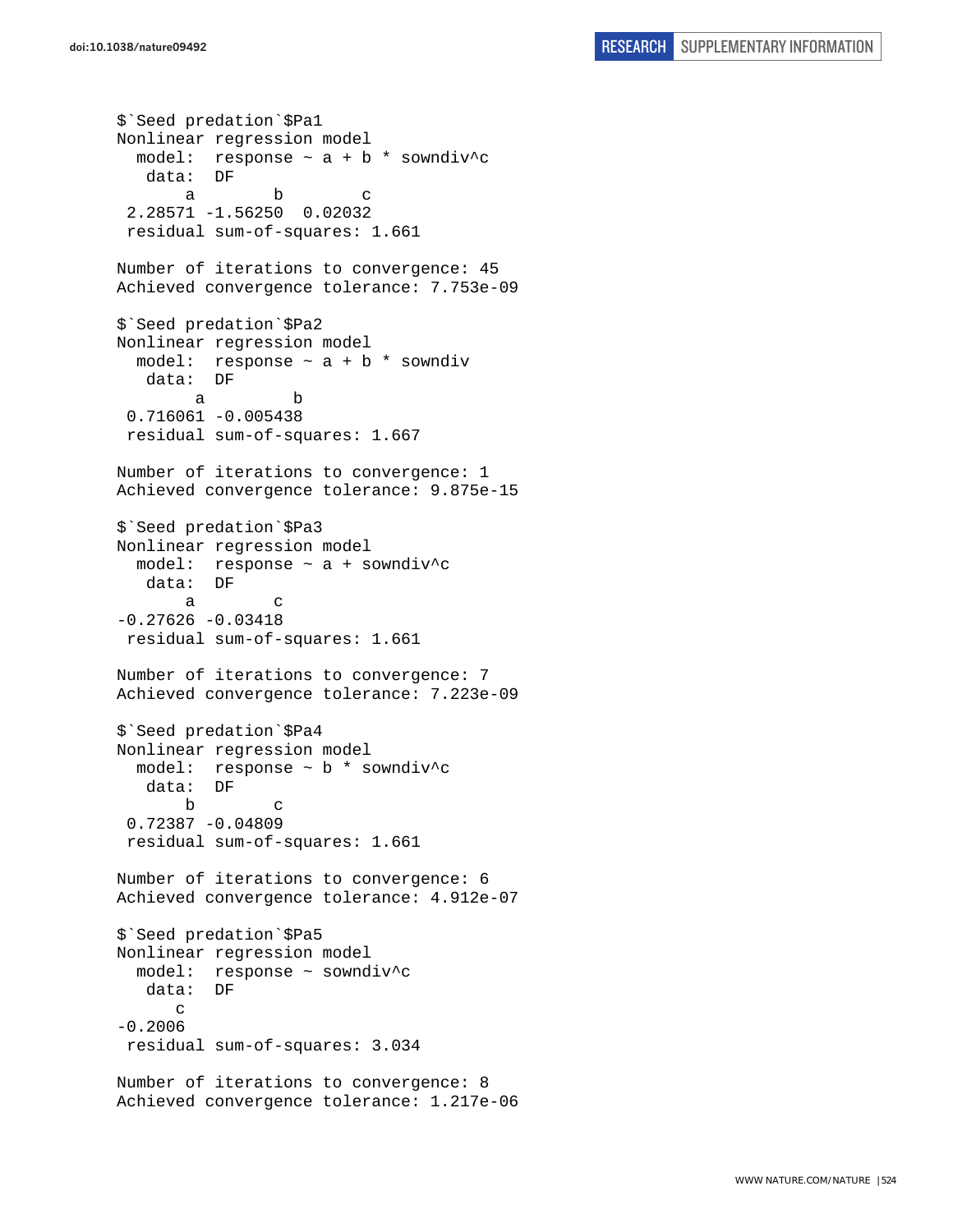```
$`Seed predation`$Pa1
Nonlinear regression model
  model:  response ~ a + b * sowndiv^c
   data:  DF
       a        b        c 
 2.28571 -1.56250  0.02032 
 residual sum-of-squares: 1.661

Number of iterations to convergence: 45 
Achieved convergence tolerance: 7.753e-09 

$`Seed predation`$Pa2
Nonlinear regression model
  model:  response ~ a + b * sowndiv
   data:  DF
        a         b 
 0.716061 -0.005438 
 residual sum-of-squares: 1.667

Number of iterations to convergence: 1 
Achieved convergence tolerance: 9.875e-15 

$`Seed predation`$Pa3
Nonlinear regression model
  model:  response ~ a + sowndiv^c
   data:  DF
       a        c 
-0.27626 -0.03418 
 residual sum-of-squares: 1.661

Number of iterations to convergence: 7 
Achieved convergence tolerance: 7.223e-09 

$`Seed predation`$Pa4
Nonlinear regression model
  model:  response ~ b * sowndiv^c
   data:  DF
       b        c 
 0.72387 -0.04809 
 residual sum-of-squares: 1.661

Number of iterations to convergence: 6 
Achieved convergence tolerance: 4.912e-07 

$`Seed predation`$Pa5
Nonlinear regression model
  model:  response ~ sowndiv^c
   data:  DF
      c 
-0.2006 
 residual sum-of-squares: 3.034

Number of iterations to convergence: 8 
Achieved convergence tolerance: 1.217e-06 
```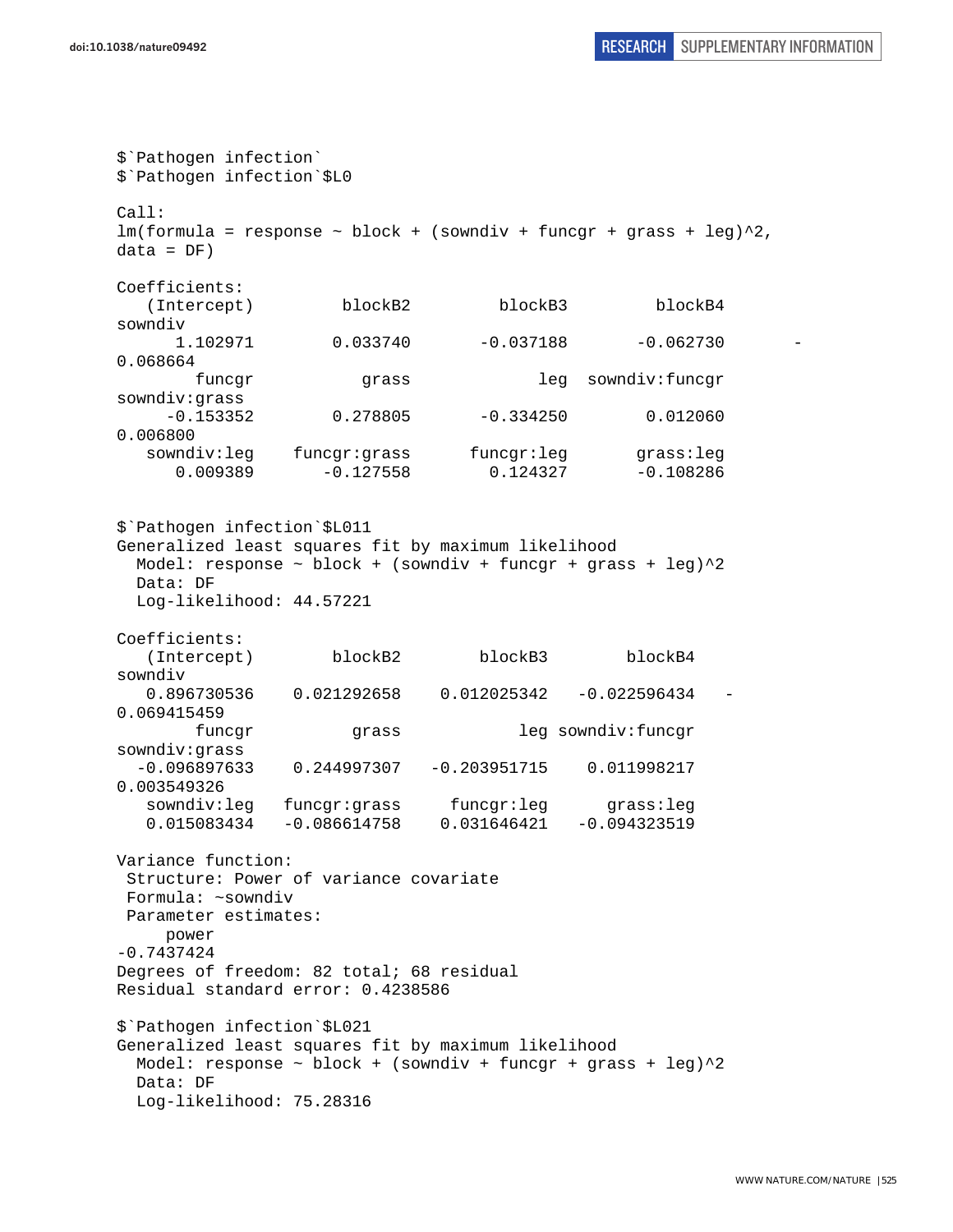```
$`Pathogen infection`
$`Pathogen infection`$L0

Call:
lm(formula = response ~ block + (sowndiv + funcgr + grass + leg)^2,
data = DF)

Coefficients:
   (Intercept)         blockB2         blockB3         blockB4
sowndiv
      1.102971        0.033740       -0.037188       -0.062730       -
0.068664
        funcgr           grass             leg  sowndiv:funcgr
sowndiv:grass
     -0.153352        0.278805       -0.334250        0.012060
0.006800
   sowndiv:leg    funcgr:grass      funcgr:leg       grass:leg
      0.009389       -0.127558        0.124327       -0.108286


$`Pathogen infection`$L011
Generalized least squares fit by maximum likelihood
  Model: response ~ block + (sowndiv + funcgr + grass + leg)^2
  Data: DF
  Log-likelihood: 44.57221

Coefficients:
   (Intercept)        blockB2        blockB3        blockB4
sowndiv
   0.896730536    0.021292658    0.012025342   -0.022596434   -
0.069415459
        funcgr          grass            leg sowndiv:funcgr
sowndiv:grass
  -0.096897633    0.244997307   -0.203951715    0.011998217
0.003549326
   sowndiv:leg   funcgr:grass     funcgr:leg      grass:leg
   0.015083434   -0.086614758    0.031646421   -0.094323519

Variance function:
 Structure: Power of variance covariate
 Formula: ~sowndiv
 Parameter estimates:
     power
-0.7437424
Degrees of freedom: 82 total; 68 residual
Residual standard error: 0.4238586

$`Pathogen infection`$L021
Generalized least squares fit by maximum likelihood
  Model: response ~ block + (sowndiv + funcgr + grass + leg)^2
  Data: DF
  Log-likelihood: 75.28316
```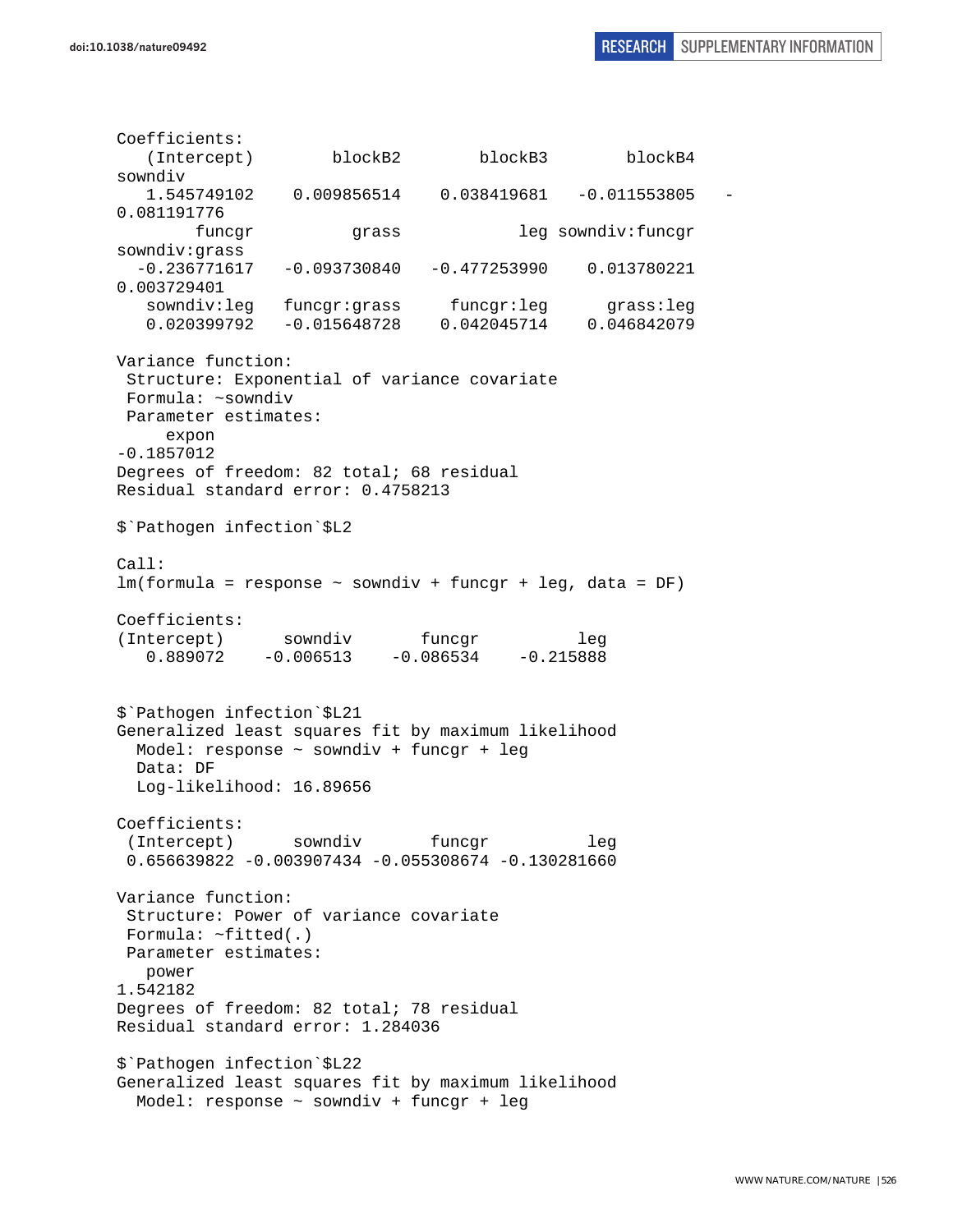```
Coefficients:
   (Intercept)        blockB2        blockB3        blockB4        sowndiv
   1.545749102    0.009856514    0.038419681   -0.011553805   -0.081191776
        funcgr          grass            leg sowndiv:funcgr  sowndiv:grass
  -0.236771617   -0.093730840   -0.477253990    0.013780221    0.003729401
   sowndiv:leg   funcgr:grass     funcgr:leg      grass:leg
   0.020399792   -0.015648728    0.042045714    0.046842079

Variance function:
 Structure: Exponential of variance covariate
 Formula: ~sowndiv
 Parameter estimates:
     expon
-0.1857012
Degrees of freedom: 82 total; 68 residual
Residual standard error: 0.4758213

$`Pathogen infection`$L2

Call:
lm(formula = response ~ sowndiv + funcgr + leg, data = DF)

Coefficients:
(Intercept)      sowndiv       funcgr          leg
   0.889072    -0.006513    -0.086534    -0.215888


$`Pathogen infection`$L21
Generalized least squares fit by maximum likelihood
  Model: response ~ sowndiv + funcgr + leg
  Data: DF
  Log-likelihood: 16.89656

Coefficients:
 (Intercept)      sowndiv       funcgr          leg
 0.656639822 -0.003907434 -0.055308674 -0.130281660

Variance function:
 Structure: Power of variance covariate
 Formula: ~fitted(.)
 Parameter estimates:
   power
1.542182
Degrees of freedom: 82 total; 78 residual
Residual standard error: 1.284036

$`Pathogen infection`$L22
Generalized least squares fit by maximum likelihood
  Model: response ~ sowndiv + funcgr + leg
```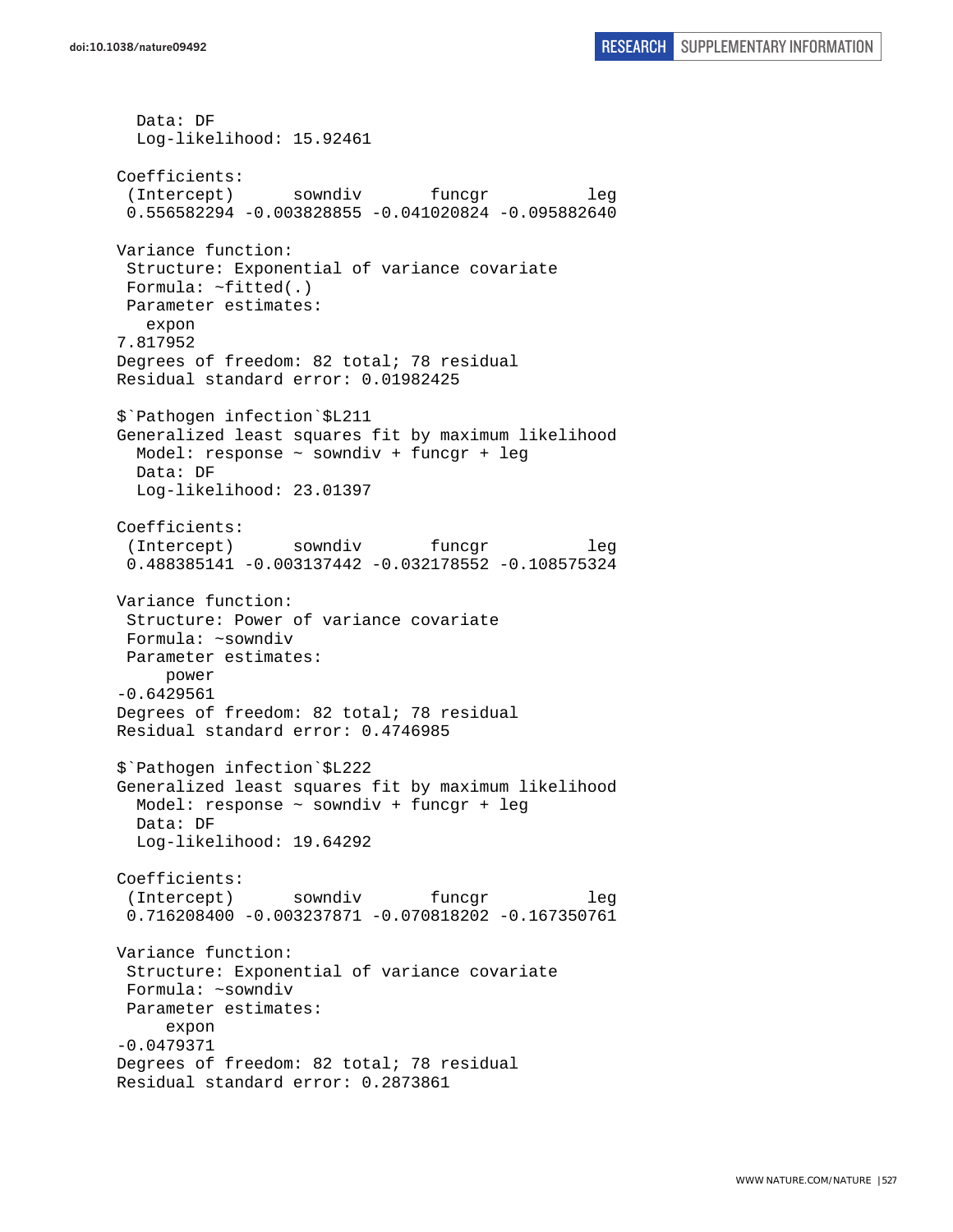```
  Data: DF
  Log-likelihood: 15.92461

Coefficients:
 (Intercept)      sowndiv       funcgr          leg 
 0.556582294 -0.003828855 -0.041020824 -0.095882640 

Variance function:
 Structure: Exponential of variance covariate
 Formula: ~fitted(.) 
 Parameter estimates:
   expon 
7.817952 
Degrees of freedom: 82 total; 78 residual
Residual standard error: 0.01982425 

$`Pathogen infection`$L211
Generalized least squares fit by maximum likelihood
  Model: response ~ sowndiv + funcgr + leg 
  Data: DF 
  Log-likelihood: 23.01397

Coefficients:
 (Intercept)      sowndiv       funcgr          leg 
 0.488385141 -0.003137442 -0.032178552 -0.108575324 

Variance function:
 Structure: Power of variance covariate
 Formula: ~sowndiv 
 Parameter estimates:
     power 
-0.6429561 
Degrees of freedom: 82 total; 78 residual
Residual standard error: 0.4746985 

$`Pathogen infection`$L222
Generalized least squares fit by maximum likelihood
  Model: response ~ sowndiv + funcgr + leg 
  Data: DF 
  Log-likelihood: 19.64292

Coefficients:
 (Intercept)      sowndiv       funcgr          leg 
 0.716208400 -0.003237871 -0.070818202 -0.167350761 

Variance function:
 Structure: Exponential of variance covariate
 Formula: ~sowndiv 
 Parameter estimates:
     expon 
-0.0479371 
Degrees of freedom: 82 total; 78 residual
Residual standard error: 0.2873861 
```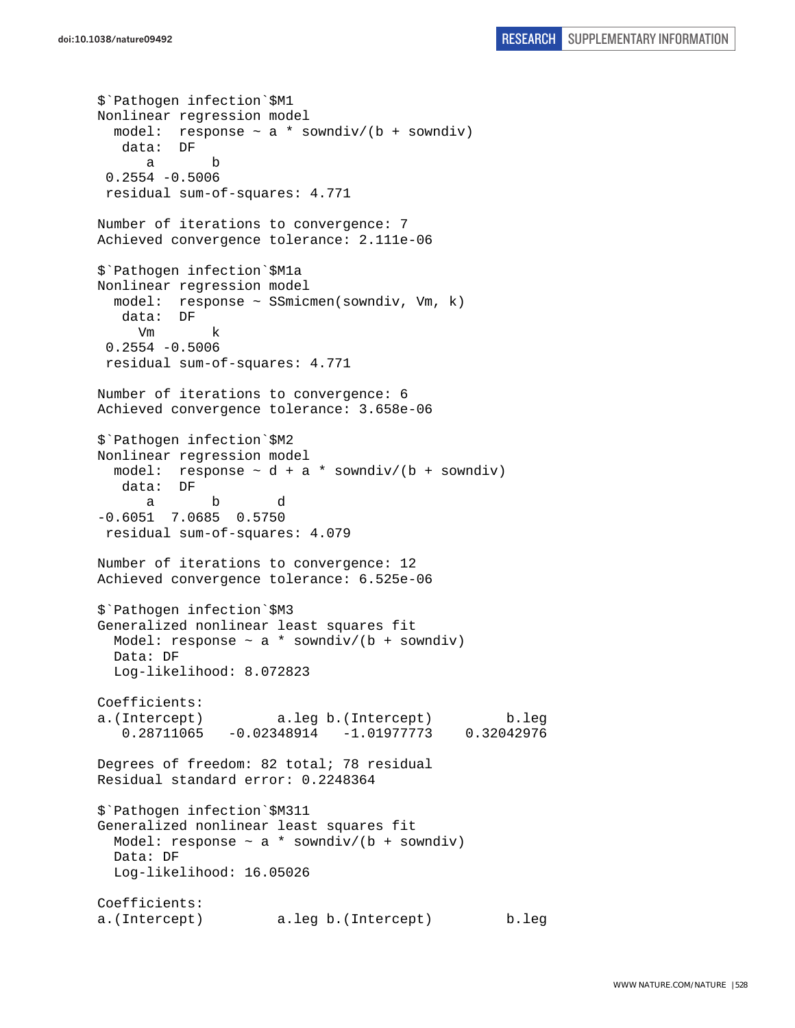```
$`Pathogen infection`$M1
Nonlinear regression model
  model:  response ~ a * sowndiv/(b + sowndiv)
   data:  DF
      a       b 
 0.2554 -0.5006 
 residual sum-of-squares: 4.771

Number of iterations to convergence: 7 
Achieved convergence tolerance: 2.111e-06 

$`Pathogen infection`$M1a
Nonlinear regression model
  model:  response ~ SSmicmen(sowndiv, Vm, k)
   data:  DF
     Vm       k 
 0.2554 -0.5006 
 residual sum-of-squares: 4.771

Number of iterations to convergence: 6 
Achieved convergence tolerance: 3.658e-06 

$`Pathogen infection`$M2
Nonlinear regression model
  model:  response ~ d + a * sowndiv/(b + sowndiv)
   data:  DF
      a       b       d 
-0.6051  7.0685  0.5750 
 residual sum-of-squares: 4.079

Number of iterations to convergence: 12 
Achieved convergence tolerance: 6.525e-06 

$`Pathogen infection`$M3
Generalized nonlinear least squares fit
  Model: response ~ a * sowndiv/(b + sowndiv) 
  Data: DF 
  Log-likelihood: 8.072823

Coefficients:
a.(Intercept)         a.leg b.(Intercept)         b.leg 
   0.28711065   -0.02348914   -1.01977773    0.32042976 

Degrees of freedom: 82 total; 78 residual
Residual standard error: 0.2248364 

$`Pathogen infection`$M311
Generalized nonlinear least squares fit
  Model: response ~ a * sowndiv/(b + sowndiv) 
  Data: DF 
  Log-likelihood: 16.05026

Coefficients:
a.(Intercept)         a.leg b.(Intercept)         b.leg 
```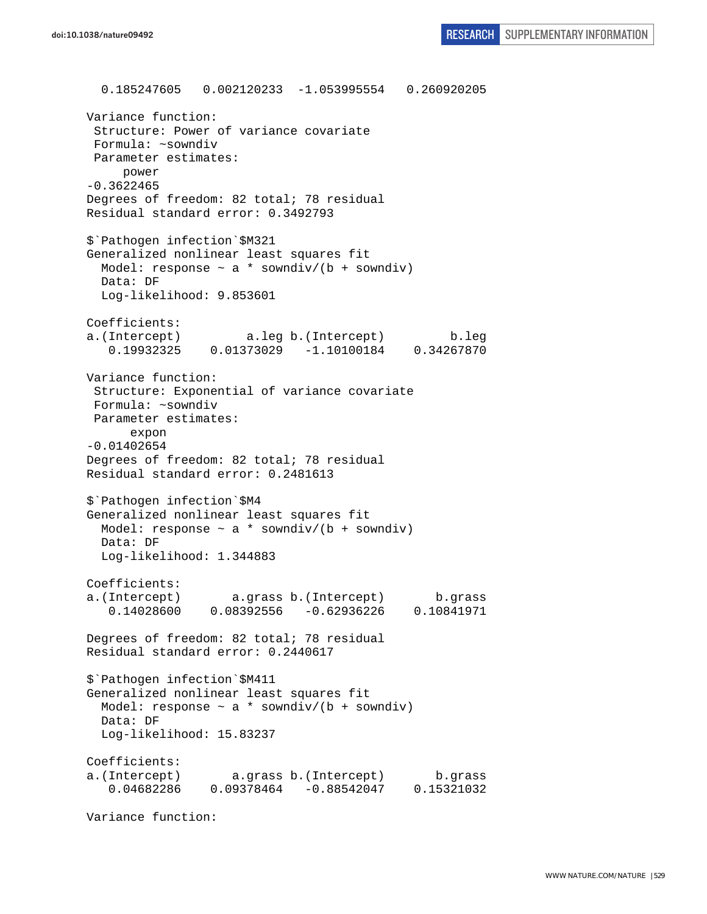```
  0.185247605   0.002120233  -1.053995554   0.260920205

Variance function:
 Structure: Power of variance covariate
 Formula: ~sowndiv
 Parameter estimates:
     power
-0.3622465
Degrees of freedom: 82 total; 78 residual
Residual standard error: 0.3492793

$`Pathogen infection`$M321
Generalized nonlinear least squares fit
  Model: response ~ a * sowndiv/(b + sowndiv)
  Data: DF
  Log-likelihood: 9.853601

Coefficients:
a.(Intercept)         a.leg b.(Intercept)         b.leg
   0.19932325    0.01373029   -1.10100184    0.34267870

Variance function:
 Structure: Exponential of variance covariate
 Formula: ~sowndiv
 Parameter estimates:
      expon
-0.01402654
Degrees of freedom: 82 total; 78 residual
Residual standard error: 0.2481613

$`Pathogen infection`$M4
Generalized nonlinear least squares fit
  Model: response ~ a * sowndiv/(b + sowndiv)
  Data: DF
  Log-likelihood: 1.344883

Coefficients:
a.(Intercept)       a.grass b.(Intercept)       b.grass
   0.14028600    0.08392556   -0.62936226    0.10841971

Degrees of freedom: 82 total; 78 residual
Residual standard error: 0.2440617

$`Pathogen infection`$M411
Generalized nonlinear least squares fit
  Model: response ~ a * sowndiv/(b + sowndiv)
  Data: DF
  Log-likelihood: 15.83237

Coefficients:
a.(Intercept)       a.grass b.(Intercept)       b.grass
   0.04682286    0.09378464   -0.88542047    0.15321032

Variance function:
```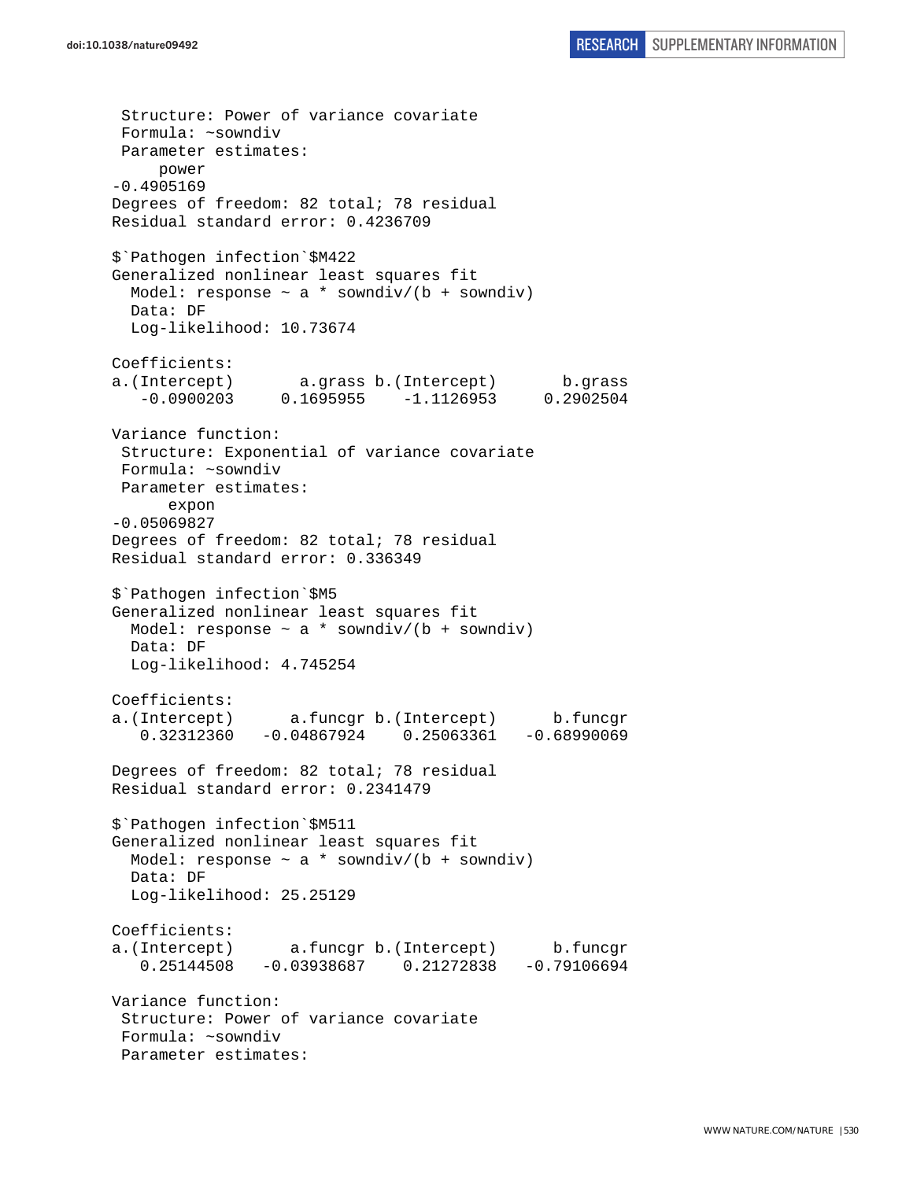```
 Structure: Power of variance covariate
 Formula: ~sowndiv 
 Parameter estimates:
     power 
-0.4905169 
Degrees of freedom: 82 total; 78 residual
Residual standard error: 0.4236709 

$`Pathogen infection`$M422
Generalized nonlinear least squares fit
  Model: response ~ a * sowndiv/(b + sowndiv) 
  Data: DF 
  Log-likelihood: 10.73674

Coefficients:
a.(Intercept)       a.grass b.(Intercept)       b.grass 
   -0.0900203     0.1695955    -1.1126953     0.2902504 

Variance function:
 Structure: Exponential of variance covariate
 Formula: ~sowndiv 
 Parameter estimates:
      expon 
-0.05069827 
Degrees of freedom: 82 total; 78 residual
Residual standard error: 0.336349 

$`Pathogen infection`$M5
Generalized nonlinear least squares fit
  Model: response ~ a * sowndiv/(b + sowndiv) 
  Data: DF 
  Log-likelihood: 4.745254

Coefficients:
a.(Intercept)      a.funcgr b.(Intercept)      b.funcgr 
   0.32312360   -0.04867924    0.25063361   -0.68990069 

Degrees of freedom: 82 total; 78 residual
Residual standard error: 0.2341479 

$`Pathogen infection`$M511
Generalized nonlinear least squares fit
  Model: response ~ a * sowndiv/(b + sowndiv) 
  Data: DF 
  Log-likelihood: 25.25129

Coefficients:
a.(Intercept)      a.funcgr b.(Intercept)      b.funcgr 
   0.25144508   -0.03938687    0.21272838   -0.79106694 

Variance function:
 Structure: Power of variance covariate
 Formula: ~sowndiv 
 Parameter estimates:
```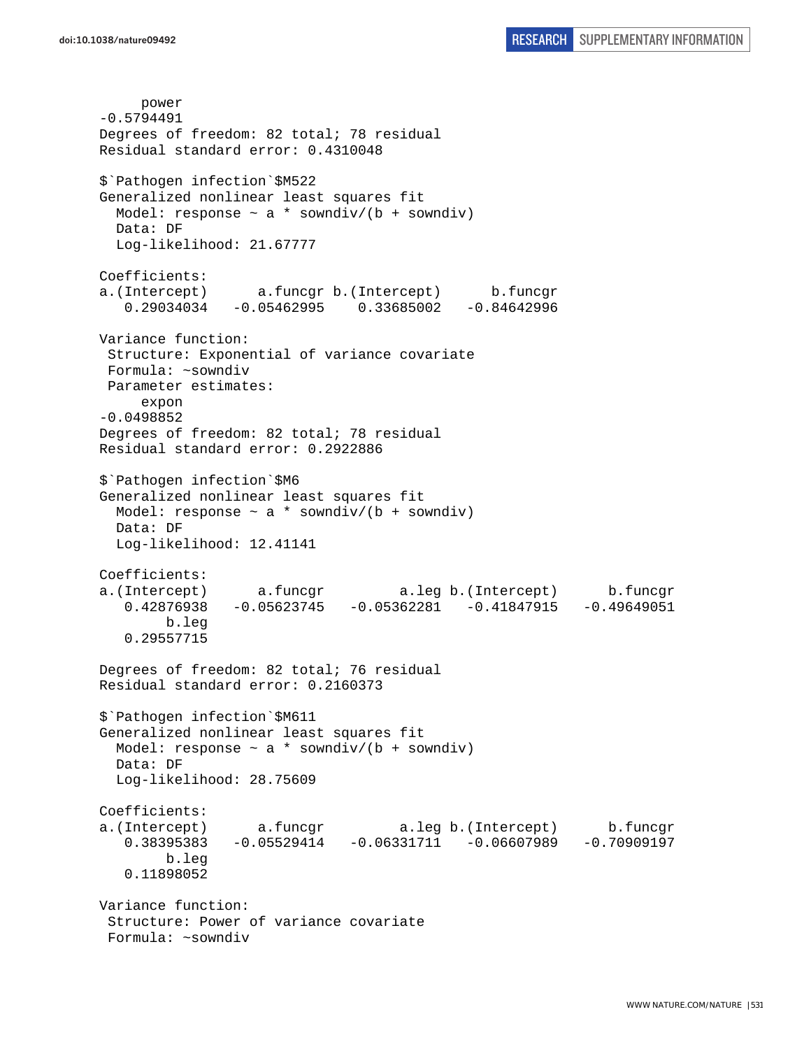```
      power
-0.5794491
Degrees of freedom: 82 total; 78 residual
Residual standard error: 0.4310048

$`Pathogen infection`$M522
Generalized nonlinear least squares fit
  Model: response ~ a * sowndiv/(b + sowndiv)
  Data: DF
  Log-likelihood: 21.67777

Coefficients:
a.(Intercept)      a.funcgr b.(Intercept)      b.funcgr
   0.29034034   -0.05462995    0.33685002   -0.84642996

Variance function:
 Structure: Exponential of variance covariate
 Formula: ~sowndiv
 Parameter estimates:
      expon
-0.0498852
Degrees of freedom: 82 total; 78 residual
Residual standard error: 0.2922886

$`Pathogen infection`$M6
Generalized nonlinear least squares fit
  Model: response ~ a * sowndiv/(b + sowndiv)
  Data: DF
  Log-likelihood: 12.41141

Coefficients:
a.(Intercept)      a.funcgr         a.leg b.(Intercept)      b.funcgr
   0.42876938   -0.05623745   -0.05362281   -0.41847915   -0.49649051
        b.leg
   0.29557715

Degrees of freedom: 82 total; 76 residual
Residual standard error: 0.2160373

$`Pathogen infection`$M611
Generalized nonlinear least squares fit
  Model: response ~ a * sowndiv/(b + sowndiv)
  Data: DF
  Log-likelihood: 28.75609

Coefficients:
a.(Intercept)      a.funcgr         a.leg b.(Intercept)      b.funcgr
   0.38395383   -0.05529414   -0.06331711   -0.06607989   -0.70909197
        b.leg
   0.11898052

Variance function:
 Structure: Power of variance covariate
 Formula: ~sowndiv
```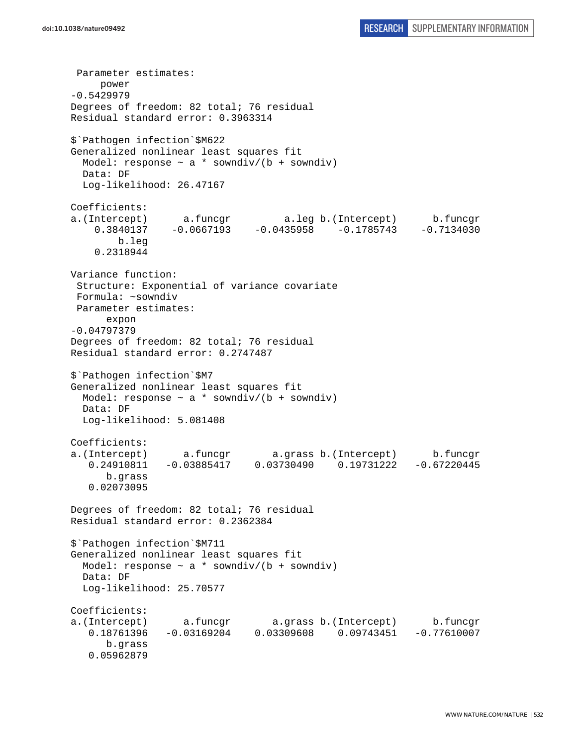```
 Parameter estimates:
     power
-0.5429979
Degrees of freedom: 82 total; 76 residual
Residual standard error: 0.3963314

$`Pathogen infection`$M622
Generalized nonlinear least squares fit
  Model: response ~ a * sowndiv/(b + sowndiv)
  Data: DF
  Log-likelihood: 26.47167

Coefficients:
a.(Intercept)      a.funcgr         a.leg b.(Intercept)      b.funcgr
    0.3840137    -0.0667193    -0.0435958    -0.1785743    -0.7134030
        b.leg
    0.2318944

Variance function:
 Structure: Exponential of variance covariate
 Formula: ~sowndiv
 Parameter estimates:
      expon
-0.04797379
Degrees of freedom: 82 total; 76 residual
Residual standard error: 0.2747487

$`Pathogen infection`$M7
Generalized nonlinear least squares fit
  Model: response ~ a * sowndiv/(b + sowndiv)
  Data: DF
  Log-likelihood: 5.081408

Coefficients:
a.(Intercept)      a.funcgr       a.grass b.(Intercept)      b.funcgr
   0.24910811   -0.03885417    0.03730490    0.19731222   -0.67220445
      b.grass
   0.02073095

Degrees of freedom: 82 total; 76 residual
Residual standard error: 0.2362384

$`Pathogen infection`$M711
Generalized nonlinear least squares fit
  Model: response ~ a * sowndiv/(b + sowndiv)
  Data: DF
  Log-likelihood: 25.70577

Coefficients:
a.(Intercept)      a.funcgr       a.grass b.(Intercept)      b.funcgr
   0.18761396   -0.03169204    0.03309608    0.09743451   -0.77610007
      b.grass
   0.05962879
```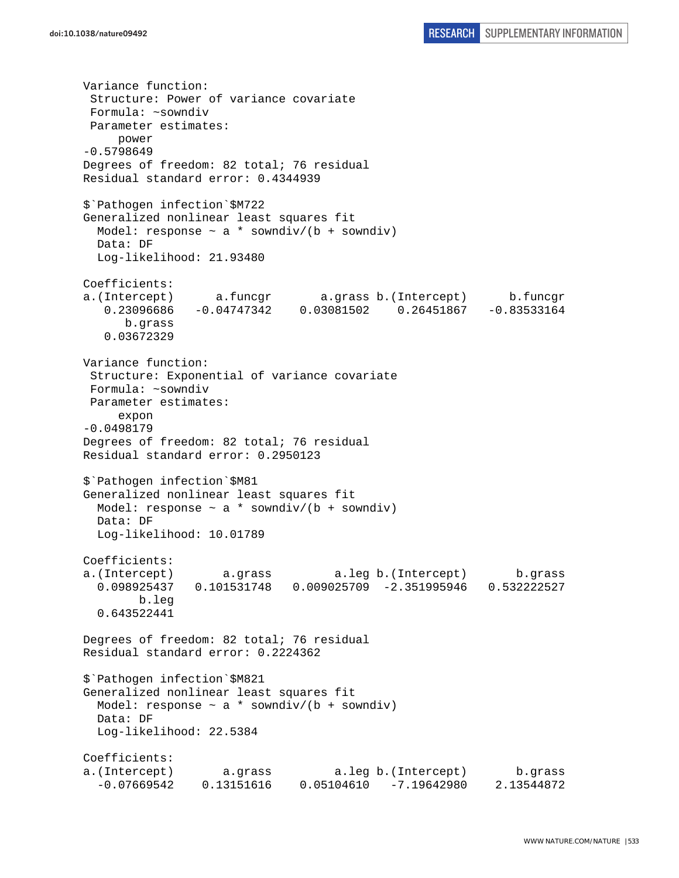```
Variance function:
 Structure: Power of variance covariate
 Formula: ~sowndiv
 Parameter estimates:
     power
-0.5798649
Degrees of freedom: 82 total; 76 residual
Residual standard error: 0.4344939

$`Pathogen infection`$M722
Generalized nonlinear least squares fit
  Model: response ~ a * sowndiv/(b + sowndiv)
  Data: DF
  Log-likelihood: 21.93480

Coefficients:
a.(Intercept)      a.funcgr       a.grass b.(Intercept)      b.funcgr
   0.23096686   -0.04747342    0.03081502    0.26451867   -0.83533164
      b.grass
   0.03672329

Variance function:
 Structure: Exponential of variance covariate
 Formula: ~sowndiv
 Parameter estimates:
     expon
-0.0498179
Degrees of freedom: 82 total; 76 residual
Residual standard error: 0.2950123

$`Pathogen infection`$M81
Generalized nonlinear least squares fit
  Model: response ~ a * sowndiv/(b + sowndiv)
  Data: DF
  Log-likelihood: 10.01789

Coefficients:
a.(Intercept)       a.grass         a.leg b.(Intercept)       b.grass
  0.098925437   0.101531748   0.009025709  -2.351995946   0.532222527
        b.leg
  0.643522441

Degrees of freedom: 82 total; 76 residual
Residual standard error: 0.2224362

$`Pathogen infection`$M821
Generalized nonlinear least squares fit
  Model: response ~ a * sowndiv/(b + sowndiv)
  Data: DF
  Log-likelihood: 22.5384

Coefficients:
a.(Intercept)       a.grass         a.leg b.(Intercept)       b.grass
  -0.07669542    0.13151616    0.05104610   -7.19642980    2.13544872
```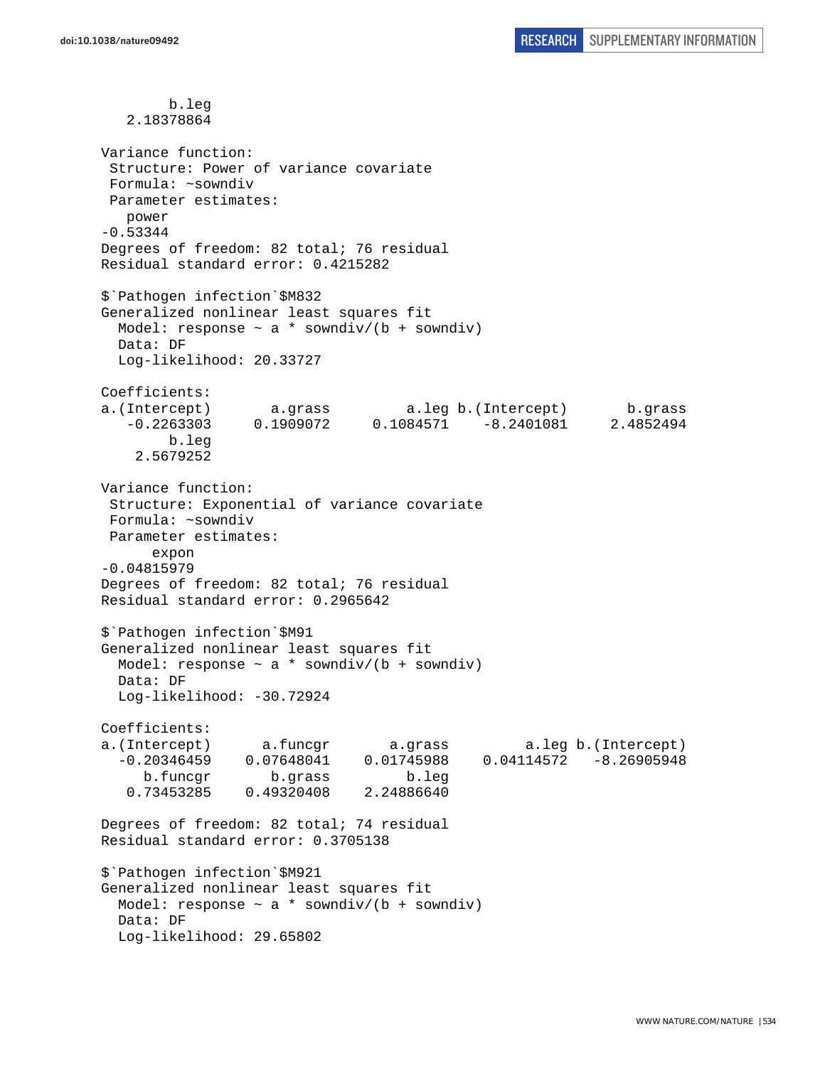```
        b.leg
   2.18378864

Variance function:
 Structure: Power of variance covariate
 Formula: ~sowndiv
 Parameter estimates:
   power
-0.53344
Degrees of freedom: 82 total; 76 residual
Residual standard error: 0.4215282

$`Pathogen infection`$M832
Generalized nonlinear least squares fit
  Model: response ~ a * sowndiv/(b + sowndiv)
  Data: DF
  Log-likelihood: 20.33727

Coefficients:
a.(Intercept)       a.grass         a.leg b.(Intercept)       b.grass
   -0.2263303     0.1909072     0.1084571    -8.2401081     2.4852494
        b.leg
    2.5679252

Variance function:
 Structure: Exponential of variance covariate
 Formula: ~sowndiv
 Parameter estimates:
      expon
-0.04815979
Degrees of freedom: 82 total; 76 residual
Residual standard error: 0.2965642

$`Pathogen infection`$M91
Generalized nonlinear least squares fit
  Model: response ~ a * sowndiv/(b + sowndiv)
  Data: DF
  Log-likelihood: -30.72924

Coefficients:
a.(Intercept)      a.funcgr       a.grass         a.leg b.(Intercept)
  -0.20346459    0.07648041    0.01745988    0.04114572   -8.26905948
     b.funcgr       b.grass         b.leg
   0.73453285    0.49320408    2.24886640

Degrees of freedom: 82 total; 74 residual
Residual standard error: 0.3705138

$`Pathogen infection`$M921
Generalized nonlinear least squares fit
  Model: response ~ a * sowndiv/(b + sowndiv)
  Data: DF
  Log-likelihood: 29.65802
```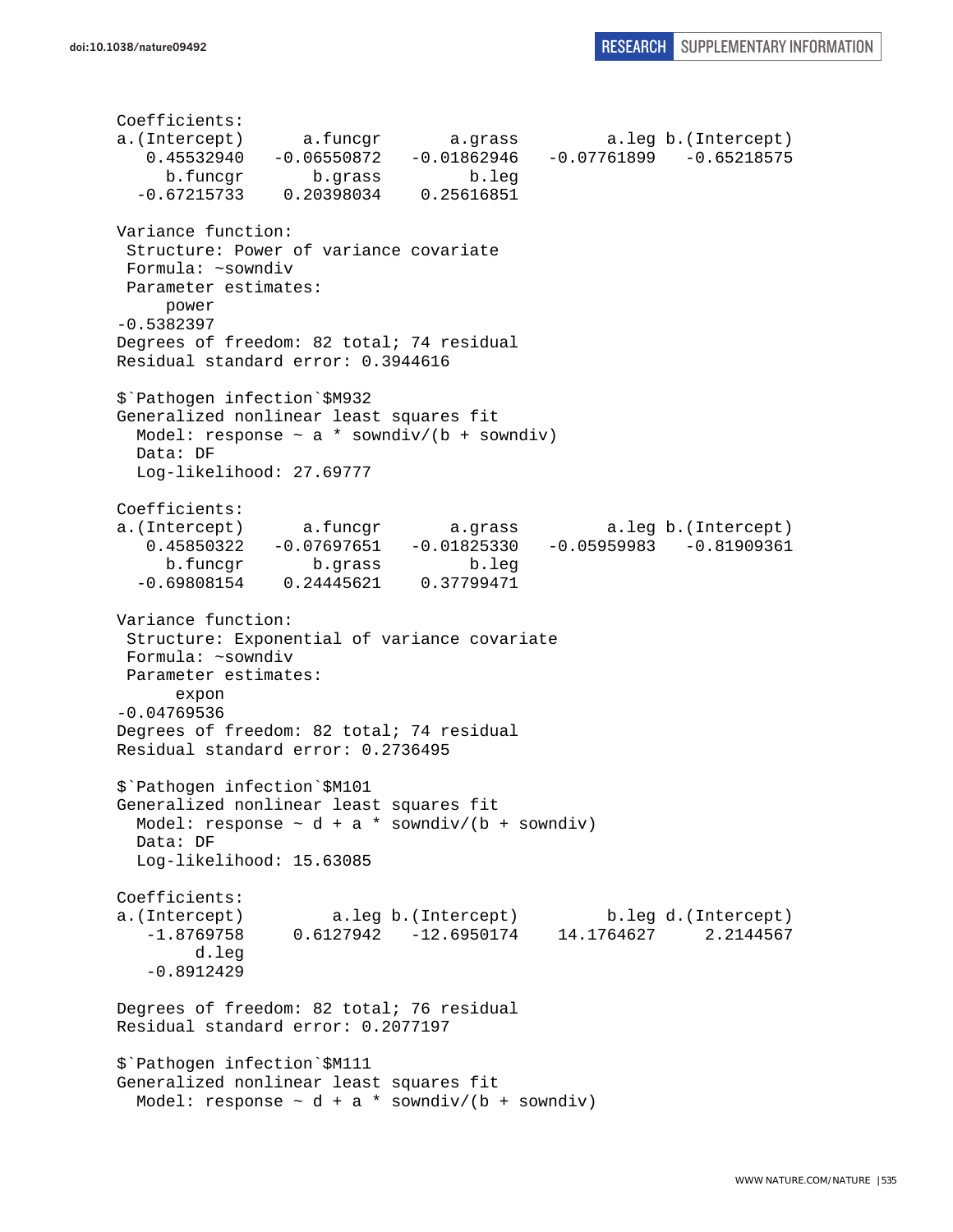```
Coefficients:
a.(Intercept)      a.funcgr       a.grass         a.leg b.(Intercept) 
   0.45532940   -0.06550872   -0.01862946   -0.07761899   -0.65218575 
     b.funcgr       b.grass         b.leg 
  -0.67215733    0.20398034    0.25616851 

Variance function:
 Structure: Power of variance covariate
 Formula: ~sowndiv 
 Parameter estimates:
     power 
-0.5382397 
Degrees of freedom: 82 total; 74 residual
Residual standard error: 0.3944616 

$`Pathogen infection`$M932
Generalized nonlinear least squares fit
  Model: response ~ a * sowndiv/(b + sowndiv) 
  Data: DF 
  Log-likelihood: 27.69777

Coefficients:
a.(Intercept)      a.funcgr       a.grass         a.leg b.(Intercept) 
   0.45850322   -0.07697651   -0.01825330   -0.05959983   -0.81909361 
     b.funcgr       b.grass         b.leg 
  -0.69808154    0.24445621    0.37799471 

Variance function:
 Structure: Exponential of variance covariate
 Formula: ~sowndiv 
 Parameter estimates:
      expon 
-0.04769536 
Degrees of freedom: 82 total; 74 residual
Residual standard error: 0.2736495 

$`Pathogen infection`$M101
Generalized nonlinear least squares fit
  Model: response ~ d + a * sowndiv/(b + sowndiv) 
  Data: DF 
  Log-likelihood: 15.63085

Coefficients:
a.(Intercept)         a.leg b.(Intercept)         b.leg d.(Intercept) 
   -1.8769758     0.6127942   -12.6950174    14.1764627     2.2144567 
        d.leg 
   -0.8912429 

Degrees of freedom: 82 total; 76 residual
Residual standard error: 0.2077197 

$`Pathogen infection`$M111
Generalized nonlinear least squares fit
  Model: response ~ d + a * sowndiv/(b + sowndiv)
```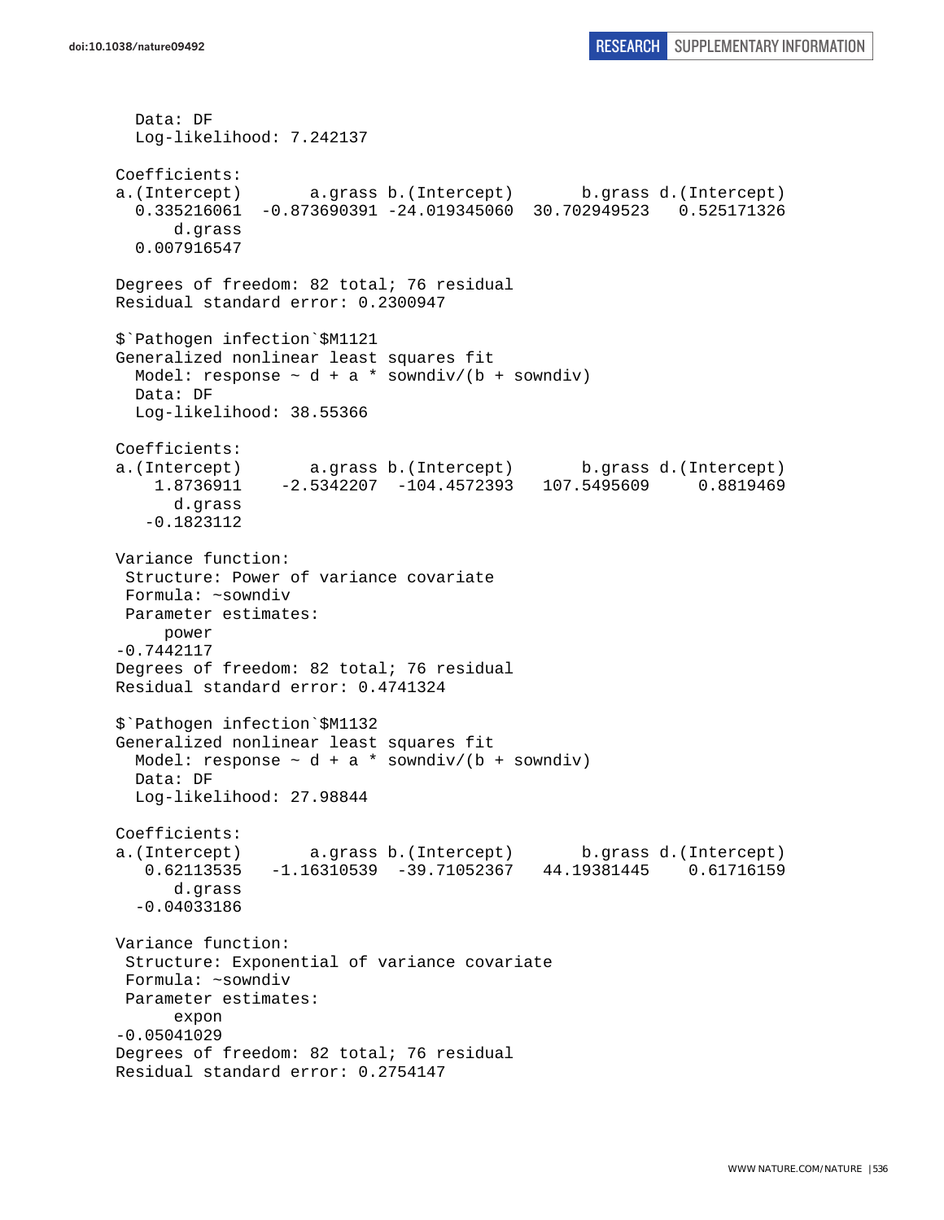```
  Data: DF
  Log-likelihood: 7.242137

Coefficients:
a.(Intercept)       a.grass b.(Intercept)       b.grass d.(Intercept) 
  0.335216061  -0.873690391 -24.019345060  30.702949523   0.525171326 
      d.grass 
  0.007916547 

Degrees of freedom: 82 total; 76 residual
Residual standard error: 0.2300947 

$`Pathogen infection`$M1121
Generalized nonlinear least squares fit
  Model: response ~ d + a * sowndiv/(b + sowndiv) 
  Data: DF
  Log-likelihood: 38.55366

Coefficients:
a.(Intercept)       a.grass b.(Intercept)       b.grass d.(Intercept) 
    1.8736911    -2.5342207  -104.4572393   107.5495609     0.8819469 
      d.grass 
   -0.1823112 

Variance function:
 Structure: Power of variance covariate
 Formula: ~sowndiv 
 Parameter estimates:
     power 
-0.7442117 
Degrees of freedom: 82 total; 76 residual
Residual standard error: 0.4741324 

$`Pathogen infection`$M1132
Generalized nonlinear least squares fit
  Model: response ~ d + a * sowndiv/(b + sowndiv) 
  Data: DF
  Log-likelihood: 27.98844

Coefficients:
a.(Intercept)       a.grass b.(Intercept)       b.grass d.(Intercept) 
   0.62113535   -1.16310539  -39.71052367   44.19381445    0.61716159 
      d.grass 
  -0.04033186 

Variance function:
 Structure: Exponential of variance covariate
 Formula: ~sowndiv 
 Parameter estimates:
      expon 
-0.05041029 
Degrees of freedom: 82 total; 76 residual
Residual standard error: 0.2754147 
```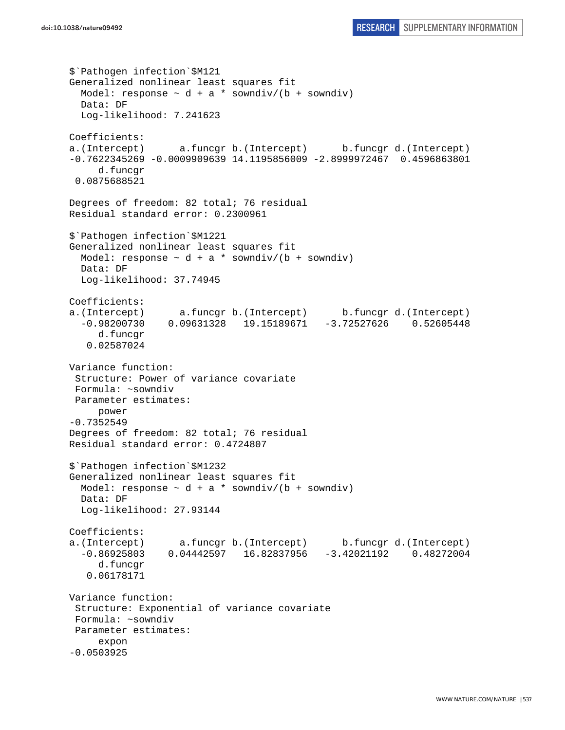```
$`Pathogen infection`$M121
Generalized nonlinear least squares fit
  Model: response ~ d + a * sowndiv/(b + sowndiv)
  Data: DF
  Log-likelihood: 7.241623

Coefficients:
a.(Intercept)      a.funcgr b.(Intercept)      b.funcgr d.(Intercept)
-0.7622345269 -0.0009909639 14.1195856009 -2.8999972467  0.4596863801
     d.funcgr
 0.0875688521

Degrees of freedom: 82 total; 76 residual
Residual standard error: 0.2300961

$`Pathogen infection`$M1221
Generalized nonlinear least squares fit
  Model: response ~ d + a * sowndiv/(b + sowndiv)
  Data: DF
  Log-likelihood: 37.74945

Coefficients:
a.(Intercept)      a.funcgr b.(Intercept)      b.funcgr d.(Intercept)
  -0.98200730    0.09631328   19.15189671   -3.72527626    0.52605448
     d.funcgr
   0.02587024

Variance function:
 Structure: Power of variance covariate
 Formula: ~sowndiv
 Parameter estimates:
     power
-0.7352549
Degrees of freedom: 82 total; 76 residual
Residual standard error: 0.4724807

$`Pathogen infection`$M1232
Generalized nonlinear least squares fit
  Model: response ~ d + a * sowndiv/(b + sowndiv)
  Data: DF
  Log-likelihood: 27.93144

Coefficients:
a.(Intercept)      a.funcgr b.(Intercept)      b.funcgr d.(Intercept)
  -0.86925803    0.04442597   16.82837956   -3.42021192    0.48272004
     d.funcgr
   0.06178171

Variance function:
 Structure: Exponential of variance covariate
 Formula: ~sowndiv
 Parameter estimates:
     expon
-0.0503925
```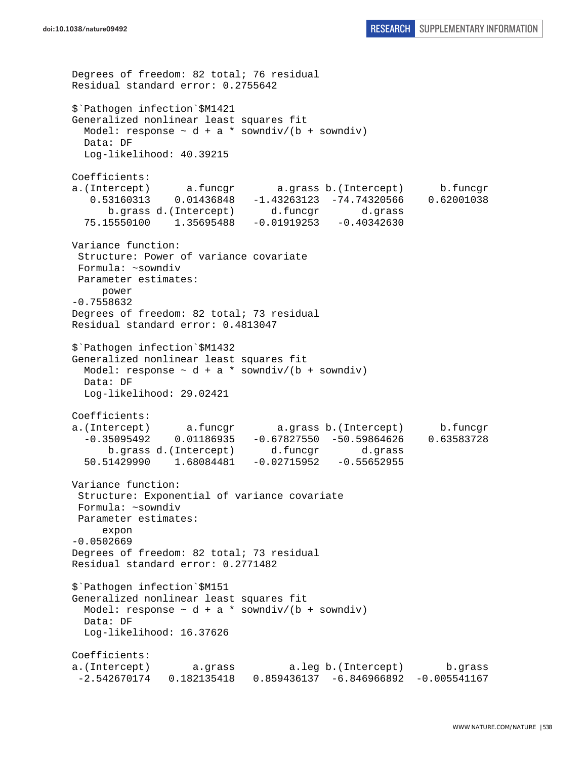```
Degrees of freedom: 82 total; 76 residual
Residual standard error: 0.2755642

$`Pathogen infection`$M1421
Generalized nonlinear least squares fit
  Model: response ~ d + a * sowndiv/(b + sowndiv)
  Data: DF
  Log-likelihood: 40.39215

Coefficients:
a.(Intercept)      a.funcgr       a.grass b.(Intercept)      b.funcgr
   0.53160313    0.01436848   -1.43263123  -74.74320566    0.62001038
      b.grass d.(Intercept)      d.funcgr       d.grass
  75.15550100    1.35695488   -0.01919253   -0.40342630

Variance function:
 Structure: Power of variance covariate
 Formula: ~sowndiv
 Parameter estimates:
     power
-0.7558632
Degrees of freedom: 82 total; 73 residual
Residual standard error: 0.4813047

$`Pathogen infection`$M1432
Generalized nonlinear least squares fit
  Model: response ~ d + a * sowndiv/(b + sowndiv)
  Data: DF
  Log-likelihood: 29.02421

Coefficients:
a.(Intercept)      a.funcgr       a.grass b.(Intercept)      b.funcgr
  -0.35095492    0.01186935   -0.67827550  -50.59864626    0.63583728
      b.grass d.(Intercept)      d.funcgr       d.grass
  50.51429990    1.68084481   -0.02715952   -0.55652955

Variance function:
 Structure: Exponential of variance covariate
 Formula: ~sowndiv
 Parameter estimates:
     expon
-0.0502669
Degrees of freedom: 82 total; 73 residual
Residual standard error: 0.2771482

$`Pathogen infection`$M151
Generalized nonlinear least squares fit
  Model: response ~ d + a * sowndiv/(b + sowndiv)
  Data: DF
  Log-likelihood: 16.37626

Coefficients:
a.(Intercept)       a.grass         a.leg b.(Intercept)       b.grass
 -2.542670174   0.182135418   0.859436137  -6.846966892  -0.005541167
```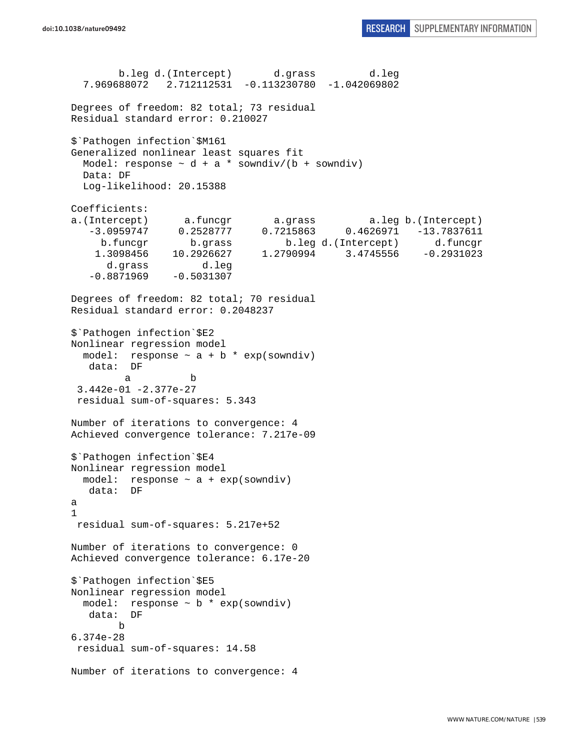```
        b.leg d.(Intercept)       d.grass         d.leg 
  7.969688072   2.712112531  -0.113230780  -1.042069802 

Degrees of freedom: 82 total; 73 residual
Residual standard error: 0.210027 

$`Pathogen infection`$M161
Generalized nonlinear least squares fit
  Model: response ~ d + a * sowndiv/(b + sowndiv) 
  Data: DF 
  Log-likelihood: 20.15388

Coefficients:
a.(Intercept)      a.funcgr       a.grass         a.leg b.(Intercept) 
   -3.0959747     0.2528777     0.7215863     0.4626971   -13.7837611 
     b.funcgr       b.grass         b.leg d.(Intercept)      d.funcgr 
    1.3098456    10.2926627     1.2790994     3.4745556    -0.2931023 
      d.grass         d.leg 
   -0.8871969    -0.5031307 

Degrees of freedom: 82 total; 70 residual
Residual standard error: 0.2048237 

$`Pathogen infection`$E2
Nonlinear regression model
  model:  response ~ a + b * exp(sowndiv) 
   data:  DF 
         a          b 
 3.442e-01 -2.377e-27 
 residual sum-of-squares: 5.343

Number of iterations to convergence: 4 
Achieved convergence tolerance: 7.217e-09 

$`Pathogen infection`$E4
Nonlinear regression model
  model:  response ~ a + exp(sowndiv) 
   data:  DF 
a 
1 
 residual sum-of-squares: 5.217e+52

Number of iterations to convergence: 0 
Achieved convergence tolerance: 6.17e-20 

$`Pathogen infection`$E5
Nonlinear regression model
  model:  response ~ b * exp(sowndiv) 
   data:  DF 
        b 
6.374e-28 
 residual sum-of-squares: 14.58

Number of iterations to convergence: 4 
```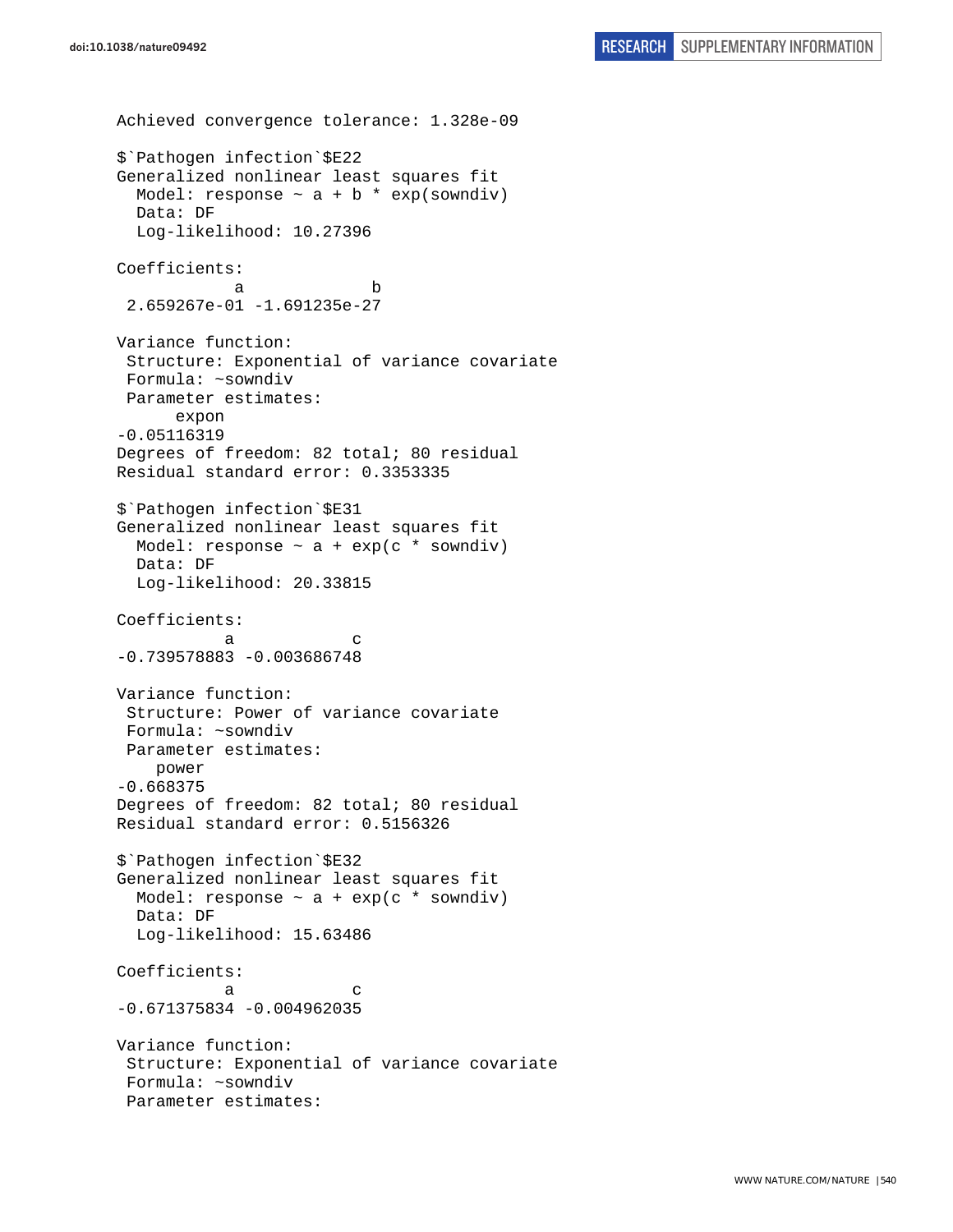```
Achieved convergence tolerance: 1.328e-09

$`Pathogen infection`$E22
Generalized nonlinear least squares fit
  Model: response ~ a + b * exp(sowndiv)
  Data: DF
  Log-likelihood: 10.27396

Coefficients:
            a             b
 2.659267e-01 -1.691235e-27

Variance function:
 Structure: Exponential of variance covariate
 Formula: ~sowndiv
 Parameter estimates:
      expon
-0.05116319
Degrees of freedom: 82 total; 80 residual
Residual standard error: 0.3353335

$`Pathogen infection`$E31
Generalized nonlinear least squares fit
  Model: response ~ a + exp(c * sowndiv)
  Data: DF
  Log-likelihood: 20.33815

Coefficients:
           a            c
-0.739578883 -0.003686748

Variance function:
 Structure: Power of variance covariate
 Formula: ~sowndiv
 Parameter estimates:
    power
-0.668375
Degrees of freedom: 82 total; 80 residual
Residual standard error: 0.5156326

$`Pathogen infection`$E32
Generalized nonlinear least squares fit
  Model: response ~ a + exp(c * sowndiv)
  Data: DF
  Log-likelihood: 15.63486

Coefficients:
           a            c
-0.671375834 -0.004962035

Variance function:
 Structure: Exponential of variance covariate
 Formula: ~sowndiv
 Parameter estimates:
```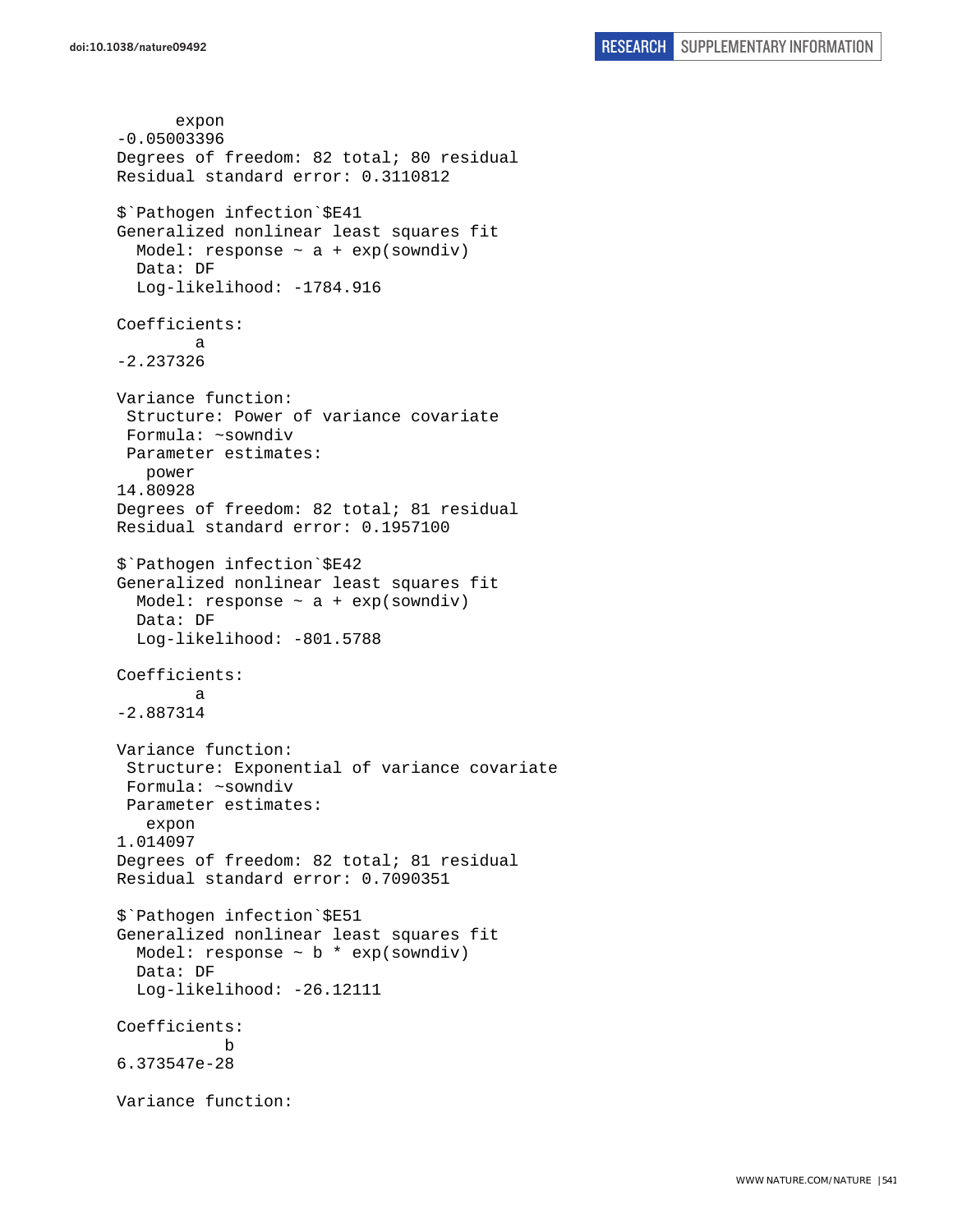```
      expon
-0.05003396
Degrees of freedom: 82 total; 80 residual
Residual standard error: 0.3110812

$`Pathogen infection`$E41
Generalized nonlinear least squares fit
  Model: response ~ a + exp(sowndiv)
  Data: DF
  Log-likelihood: -1784.916

Coefficients:
        a
-2.237326

Variance function:
 Structure: Power of variance covariate
 Formula: ~sowndiv
 Parameter estimates:
   power
14.80928
Degrees of freedom: 82 total; 81 residual
Residual standard error: 0.1957100

$`Pathogen infection`$E42
Generalized nonlinear least squares fit
  Model: response ~ a + exp(sowndiv)
  Data: DF
  Log-likelihood: -801.5788

Coefficients:
        a
-2.887314

Variance function:
 Structure: Exponential of variance covariate
 Formula: ~sowndiv
 Parameter estimates:
   expon
1.014097
Degrees of freedom: 82 total; 81 residual
Residual standard error: 0.7090351

$`Pathogen infection`$E51
Generalized nonlinear least squares fit
  Model: response ~ b * exp(sowndiv)
  Data: DF
  Log-likelihood: -26.12111

Coefficients:
           b
6.373547e-28

Variance function:
```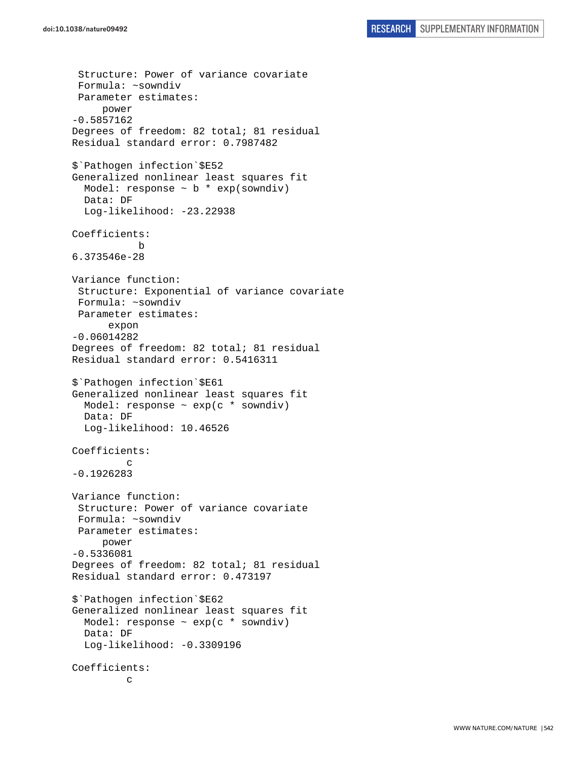```
 Structure: Power of variance covariate
 Formula: ~sowndiv
 Parameter estimates:
     power
-0.5857162
Degrees of freedom: 82 total; 81 residual
Residual standard error: 0.7987482

$`Pathogen infection`$E52
Generalized nonlinear least squares fit
  Model: response ~ b * exp(sowndiv)
  Data: DF
  Log-likelihood: -23.22938

Coefficients:
           b
6.373546e-28

Variance function:
 Structure: Exponential of variance covariate
 Formula: ~sowndiv
 Parameter estimates:
      expon
-0.06014282
Degrees of freedom: 82 total; 81 residual
Residual standard error: 0.5416311

$`Pathogen infection`$E61
Generalized nonlinear least squares fit
  Model: response ~ exp(c * sowndiv)
  Data: DF
  Log-likelihood: 10.46526

Coefficients:
         c
-0.1926283

Variance function:
 Structure: Power of variance covariate
 Formula: ~sowndiv
 Parameter estimates:
     power
-0.5336081
Degrees of freedom: 82 total; 81 residual
Residual standard error: 0.473197

$`Pathogen infection`$E62
Generalized nonlinear least squares fit
  Model: response ~ exp(c * sowndiv)
  Data: DF
  Log-likelihood: -0.3309196

Coefficients:
         c
```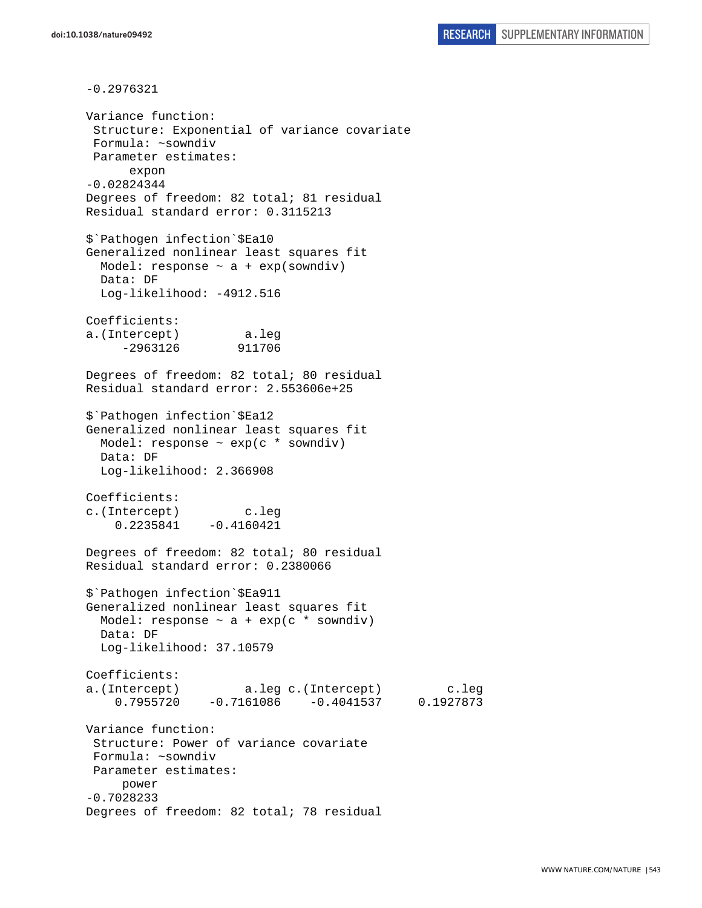```
-0.2976321

Variance function:
 Structure: Exponential of variance covariate
 Formula: ~sowndiv
 Parameter estimates:
      expon
-0.02824344
Degrees of freedom: 82 total; 81 residual
Residual standard error: 0.3115213

$`Pathogen infection`$Ea10
Generalized nonlinear least squares fit
  Model: response ~ a + exp(sowndiv)
  Data: DF
  Log-likelihood: -4912.516

Coefficients:
a.(Intercept)         a.leg
     -2963126        911706

Degrees of freedom: 82 total; 80 residual
Residual standard error: 2.553606e+25

$`Pathogen infection`$Ea12
Generalized nonlinear least squares fit
  Model: response ~ exp(c * sowndiv)
  Data: DF
  Log-likelihood: 2.366908

Coefficients:
c.(Intercept)         c.leg
    0.2235841    -0.4160421

Degrees of freedom: 82 total; 80 residual
Residual standard error: 0.2380066

$`Pathogen infection`$Ea911
Generalized nonlinear least squares fit
  Model: response ~ a + exp(c * sowndiv)
  Data: DF
  Log-likelihood: 37.10579

Coefficients:
a.(Intercept)         a.leg c.(Intercept)         c.leg
    0.7955720    -0.7161086    -0.4041537     0.1927873

Variance function:
 Structure: Power of variance covariate
 Formula: ~sowndiv
 Parameter estimates:
     power
-0.7028233
Degrees of freedom: 82 total; 78 residual
```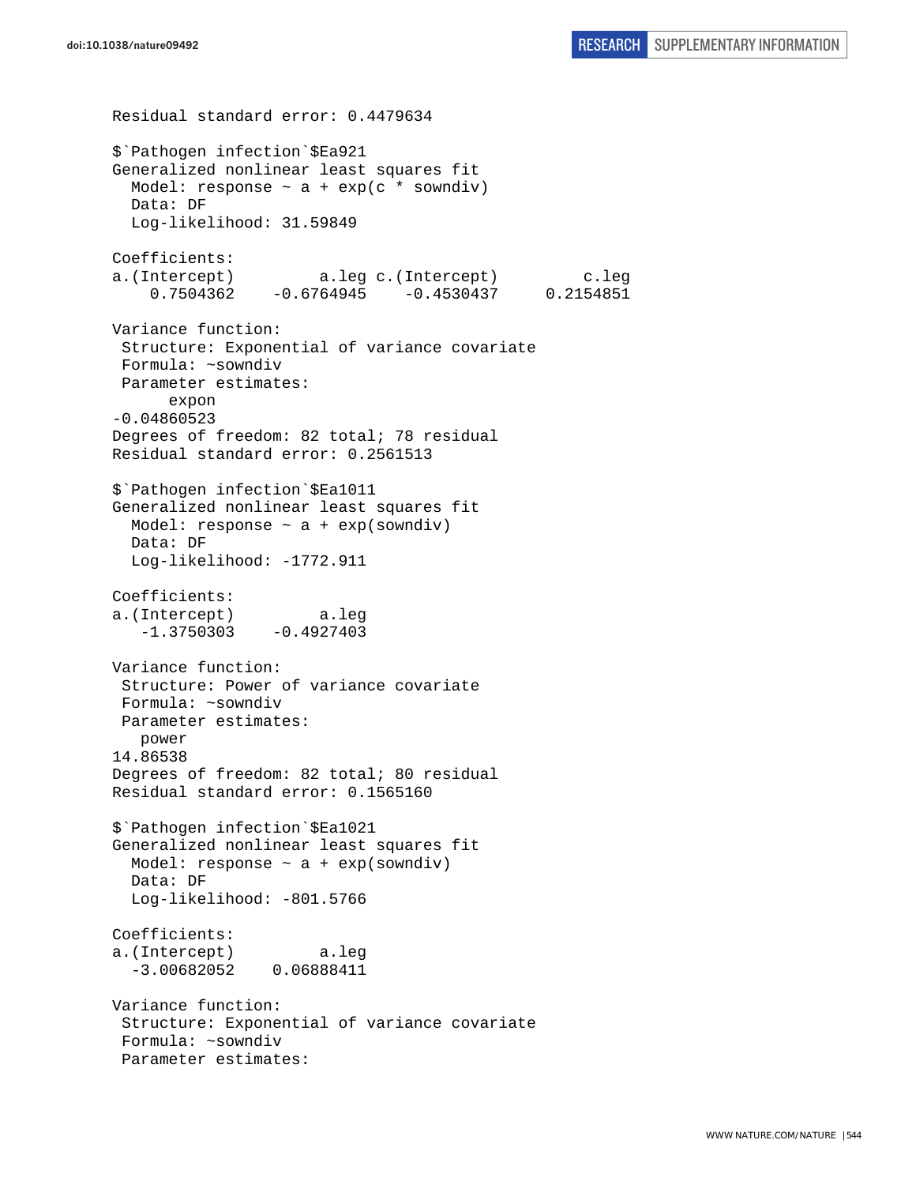```
Residual standard error: 0.4479634

$`Pathogen infection`$Ea921
Generalized nonlinear least squares fit
  Model: response ~ a + exp(c * sowndiv)
  Data: DF
  Log-likelihood: 31.59849

Coefficients:
a.(Intercept)         a.leg c.(Intercept)         c.leg
    0.7504362    -0.6764945    -0.4530437     0.2154851

Variance function:
 Structure: Exponential of variance covariate
 Formula: ~sowndiv
 Parameter estimates:
      expon
-0.04860523
Degrees of freedom: 82 total; 78 residual
Residual standard error: 0.2561513

$`Pathogen infection`$Ea1011
Generalized nonlinear least squares fit
  Model: response ~ a + exp(sowndiv)
  Data: DF
  Log-likelihood: -1772.911

Coefficients:
a.(Intercept)         a.leg
   -1.3750303    -0.4927403

Variance function:
 Structure: Power of variance covariate
 Formula: ~sowndiv
 Parameter estimates:
   power
14.86538
Degrees of freedom: 82 total; 80 residual
Residual standard error: 0.1565160

$`Pathogen infection`$Ea1021
Generalized nonlinear least squares fit
  Model: response ~ a + exp(sowndiv)
  Data: DF
  Log-likelihood: -801.5766

Coefficients:
a.(Intercept)         a.leg
  -3.00682052    0.06888411

Variance function:
 Structure: Exponential of variance covariate
 Formula: ~sowndiv
 Parameter estimates:
```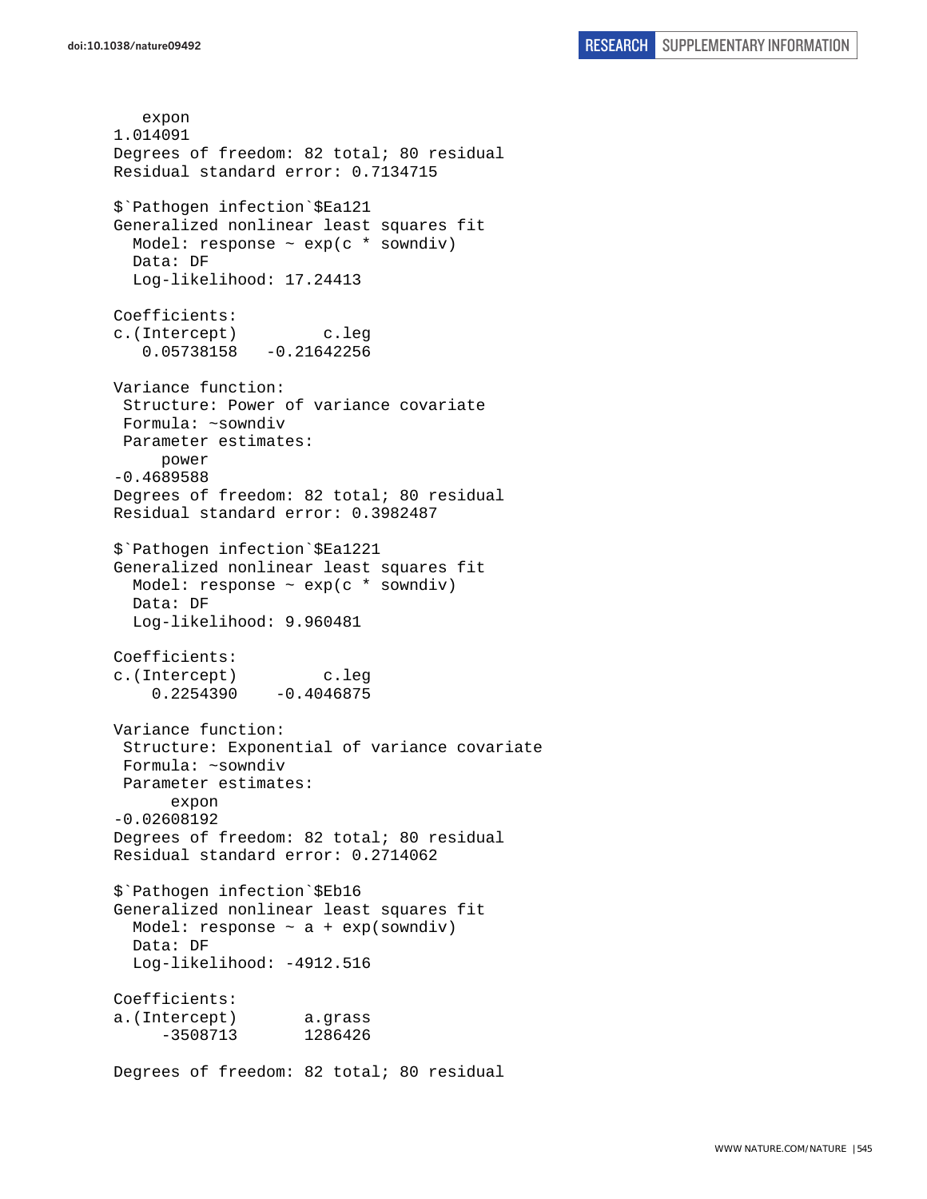```
   expon
1.014091
Degrees of freedom: 82 total; 80 residual
Residual standard error: 0.7134715

$`Pathogen infection`$Ea121
Generalized nonlinear least squares fit
  Model: response ~ exp(c * sowndiv)
  Data: DF
  Log-likelihood: 17.24413

Coefficients:
c.(Intercept)         c.leg
   0.05738158   -0.21642256

Variance function:
 Structure: Power of variance covariate
 Formula: ~sowndiv
 Parameter estimates:
     power
-0.4689588
Degrees of freedom: 82 total; 80 residual
Residual standard error: 0.3982487

$`Pathogen infection`$Ea1221
Generalized nonlinear least squares fit
  Model: response ~ exp(c * sowndiv)
  Data: DF
  Log-likelihood: 9.960481

Coefficients:
c.(Intercept)         c.leg
    0.2254390    -0.4046875

Variance function:
 Structure: Exponential of variance covariate
 Formula: ~sowndiv
 Parameter estimates:
      expon
-0.02608192
Degrees of freedom: 82 total; 80 residual
Residual standard error: 0.2714062

$`Pathogen infection`$Eb16
Generalized nonlinear least squares fit
  Model: response ~ a + exp(sowndiv)
  Data: DF
  Log-likelihood: -4912.516

Coefficients:
a.(Intercept)       a.grass
     -3508713       1286426

Degrees of freedom: 82 total; 80 residual
```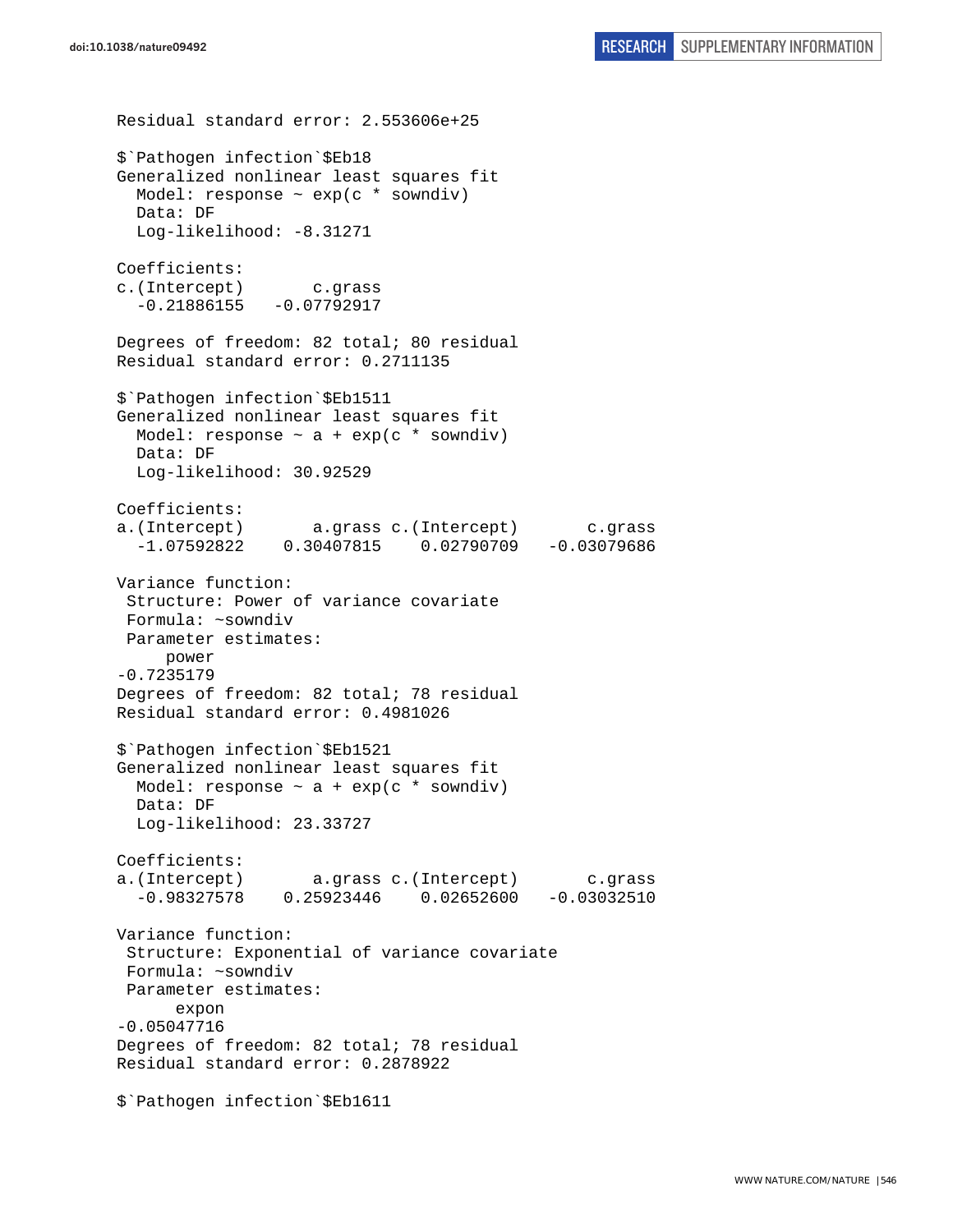```
Residual standard error: 2.553606e+25

$`Pathogen infection`$Eb18
Generalized nonlinear least squares fit
  Model: response ~ exp(c * sowndiv)
  Data: DF
  Log-likelihood: -8.31271

Coefficients:
c.(Intercept)       c.grass
  -0.21886155   -0.07792917

Degrees of freedom: 82 total; 80 residual
Residual standard error: 0.2711135

$`Pathogen infection`$Eb1511
Generalized nonlinear least squares fit
  Model: response ~ a + exp(c * sowndiv)
  Data: DF
  Log-likelihood: 30.92529

Coefficients:
a.(Intercept)       a.grass c.(Intercept)       c.grass
  -1.07592822    0.30407815    0.02790709   -0.03079686

Variance function:
 Structure: Power of variance covariate
 Formula: ~sowndiv
 Parameter estimates:
     power
-0.7235179
Degrees of freedom: 82 total; 78 residual
Residual standard error: 0.4981026

$`Pathogen infection`$Eb1521
Generalized nonlinear least squares fit
  Model: response ~ a + exp(c * sowndiv)
  Data: DF
  Log-likelihood: 23.33727

Coefficients:
a.(Intercept)       a.grass c.(Intercept)       c.grass
  -0.98327578    0.25923446    0.02652600   -0.03032510

Variance function:
 Structure: Exponential of variance covariate
 Formula: ~sowndiv
 Parameter estimates:
      expon
-0.05047716
Degrees of freedom: 82 total; 78 residual
Residual standard error: 0.2878922

$`Pathogen infection`$Eb1611
```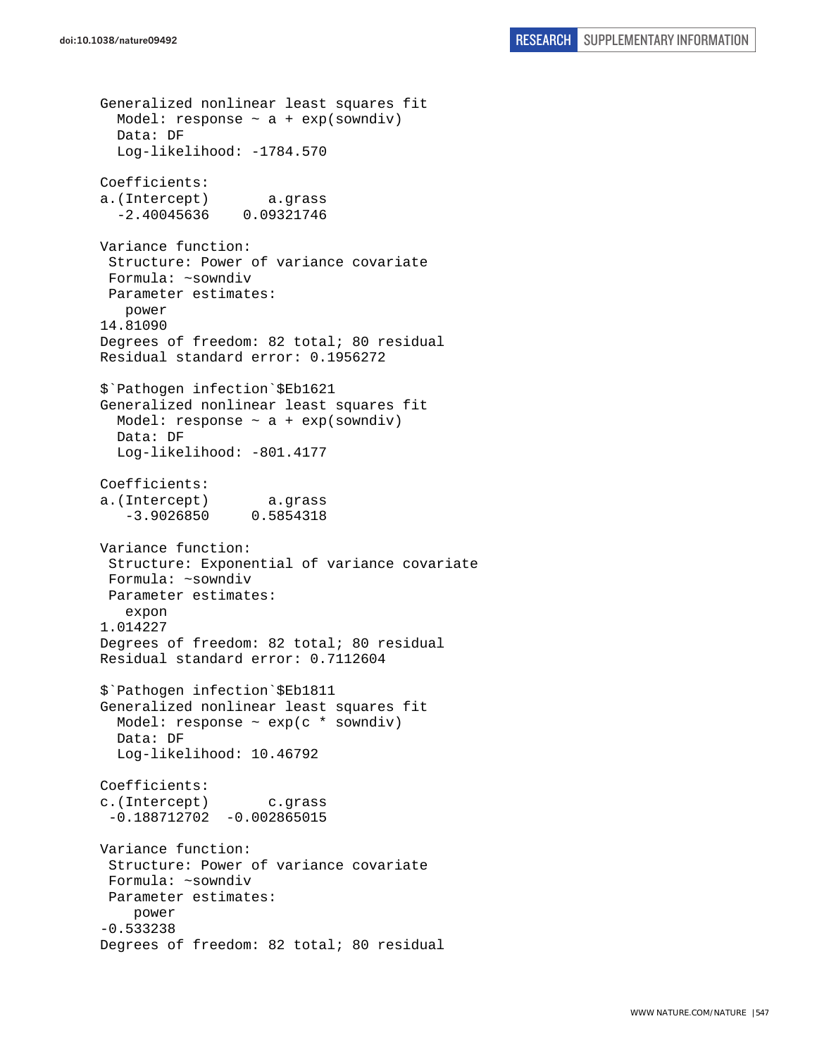```
Generalized nonlinear least squares fit
  Model: response ~ a + exp(sowndiv)
  Data: DF
  Log-likelihood: -1784.570

Coefficients:
a.(Intercept)       a.grass
  -2.40045636    0.09321746

Variance function:
 Structure: Power of variance covariate
 Formula: ~sowndiv
 Parameter estimates:
   power
14.81090
Degrees of freedom: 82 total; 80 residual
Residual standard error: 0.1956272

$`Pathogen infection`$Eb1621
Generalized nonlinear least squares fit
  Model: response ~ a + exp(sowndiv)
  Data: DF
  Log-likelihood: -801.4177

Coefficients:
a.(Intercept)       a.grass
   -3.9026850     0.5854318

Variance function:
 Structure: Exponential of variance covariate
 Formula: ~sowndiv
 Parameter estimates:
   expon
1.014227
Degrees of freedom: 82 total; 80 residual
Residual standard error: 0.7112604

$`Pathogen infection`$Eb1811
Generalized nonlinear least squares fit
  Model: response ~ exp(c * sowndiv)
  Data: DF
  Log-likelihood: 10.46792

Coefficients:
c.(Intercept)       c.grass
 -0.188712702  -0.002865015

Variance function:
 Structure: Power of variance covariate
 Formula: ~sowndiv
 Parameter estimates:
    power
-0.533238
Degrees of freedom: 82 total; 80 residual
```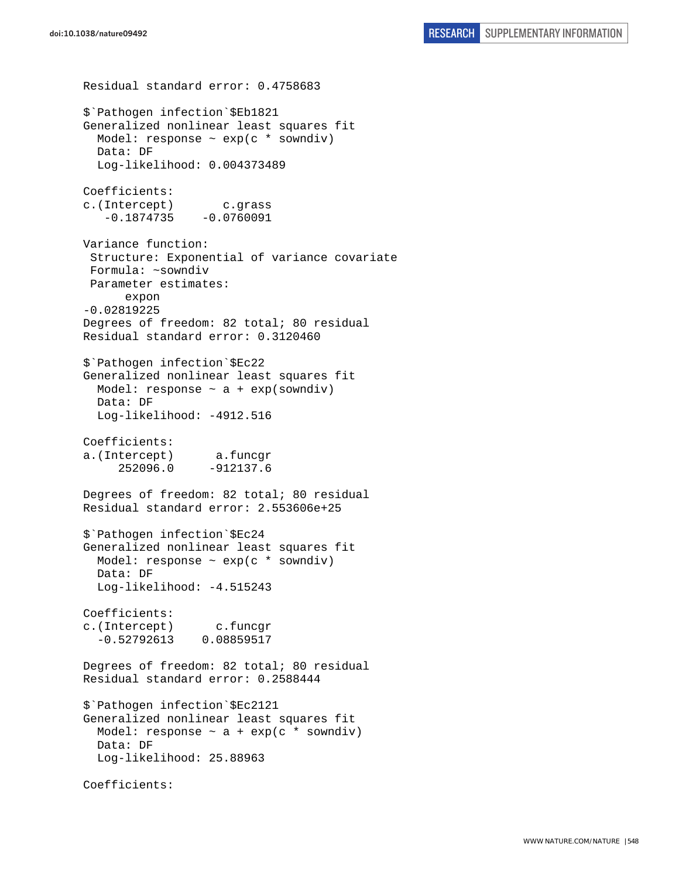```
Residual standard error: 0.4758683

$`Pathogen infection`$Eb1821
Generalized nonlinear least squares fit
  Model: response ~ exp(c * sowndiv)
  Data: DF
  Log-likelihood: 0.004373489

Coefficients:
c.(Intercept)       c.grass
   -0.1874735    -0.0760091

Variance function:
 Structure: Exponential of variance covariate
 Formula: ~sowndiv
 Parameter estimates:
      expon
-0.02819225
Degrees of freedom: 82 total; 80 residual
Residual standard error: 0.3120460

$`Pathogen infection`$Ec22
Generalized nonlinear least squares fit
  Model: response ~ a + exp(sowndiv)
  Data: DF
  Log-likelihood: -4912.516

Coefficients:
a.(Intercept)      a.funcgr
     252096.0     -912137.6

Degrees of freedom: 82 total; 80 residual
Residual standard error: 2.553606e+25

$`Pathogen infection`$Ec24
Generalized nonlinear least squares fit
  Model: response ~ exp(c * sowndiv)
  Data: DF
  Log-likelihood: -4.515243

Coefficients:
c.(Intercept)      c.funcgr
  -0.52792613    0.08859517

Degrees of freedom: 82 total; 80 residual
Residual standard error: 0.2588444

$`Pathogen infection`$Ec2121
Generalized nonlinear least squares fit
  Model: response ~ a + exp(c * sowndiv)
  Data: DF
  Log-likelihood: 25.88963

Coefficients:
```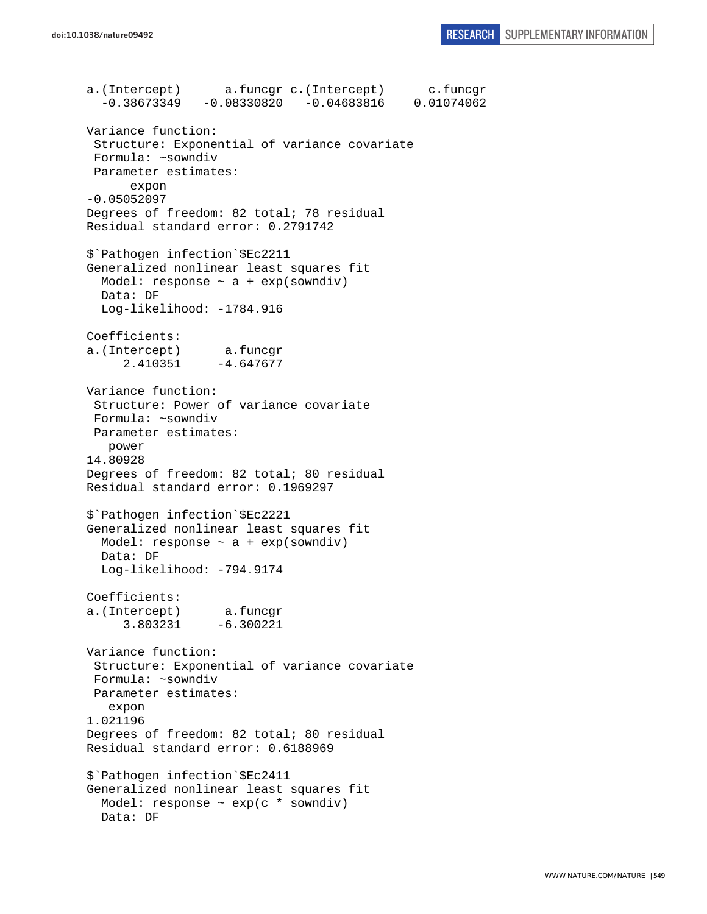```
a.(Intercept)      a.funcgr c.(Intercept)      c.funcgr 
  -0.38673349   -0.08330820   -0.04683816    0.01074062 

Variance function:
 Structure: Exponential of variance covariate
 Formula: ~sowndiv 
 Parameter estimates:
      expon 
-0.05052097 
Degrees of freedom: 82 total; 78 residual
Residual standard error: 0.2791742 

$`Pathogen infection`$Ec2211
Generalized nonlinear least squares fit
  Model: response ~ a + exp(sowndiv) 
  Data: DF 
  Log-likelihood: -1784.916

Coefficients:
a.(Intercept)      a.funcgr 
     2.410351     -4.647677 

Variance function:
 Structure: Power of variance covariate
 Formula: ~sowndiv 
 Parameter estimates:
   power 
14.80928 
Degrees of freedom: 82 total; 80 residual
Residual standard error: 0.1969297 

$`Pathogen infection`$Ec2221
Generalized nonlinear least squares fit
  Model: response ~ a + exp(sowndiv) 
  Data: DF 
  Log-likelihood: -794.9174

Coefficients:
a.(Intercept)      a.funcgr 
     3.803231     -6.300221 

Variance function:
 Structure: Exponential of variance covariate
 Formula: ~sowndiv 
 Parameter estimates:
   expon 
1.021196 
Degrees of freedom: 82 total; 80 residual
Residual standard error: 0.6188969 

$`Pathogen infection`$Ec2411
Generalized nonlinear least squares fit
  Model: response ~ exp(c * sowndiv) 
  Data: DF 
```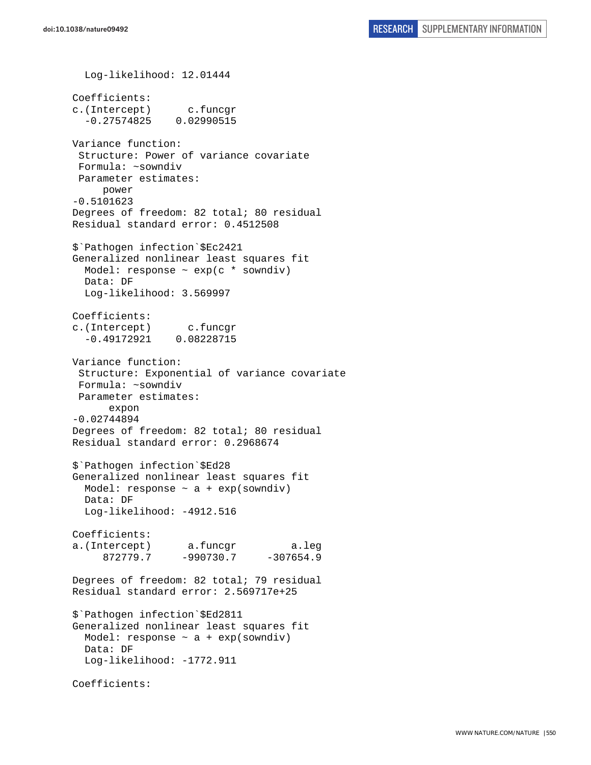```
  Log-likelihood: 12.01444

Coefficients:
c.(Intercept)      c.funcgr
  -0.27574825    0.02990515

Variance function:
 Structure: Power of variance covariate
 Formula: ~sowndiv
 Parameter estimates:
     power
-0.5101623
Degrees of freedom: 82 total; 80 residual
Residual standard error: 0.4512508

$`Pathogen infection`$Ec2421
Generalized nonlinear least squares fit
  Model: response ~ exp(c * sowndiv)
  Data: DF
  Log-likelihood: 3.569997

Coefficients:
c.(Intercept)      c.funcgr
  -0.49172921    0.08228715

Variance function:
 Structure: Exponential of variance covariate
 Formula: ~sowndiv
 Parameter estimates:
      expon
-0.02744894
Degrees of freedom: 82 total; 80 residual
Residual standard error: 0.2968674

$`Pathogen infection`$Ed28
Generalized nonlinear least squares fit
  Model: response ~ a + exp(sowndiv)
  Data: DF
  Log-likelihood: -4912.516

Coefficients:
a.(Intercept)      a.funcgr         a.leg
     872779.7     -990730.7     -307654.9

Degrees of freedom: 82 total; 79 residual
Residual standard error: 2.569717e+25

$`Pathogen infection`$Ed2811
Generalized nonlinear least squares fit
  Model: response ~ a + exp(sowndiv)
  Data: DF
  Log-likelihood: -1772.911

Coefficients:
```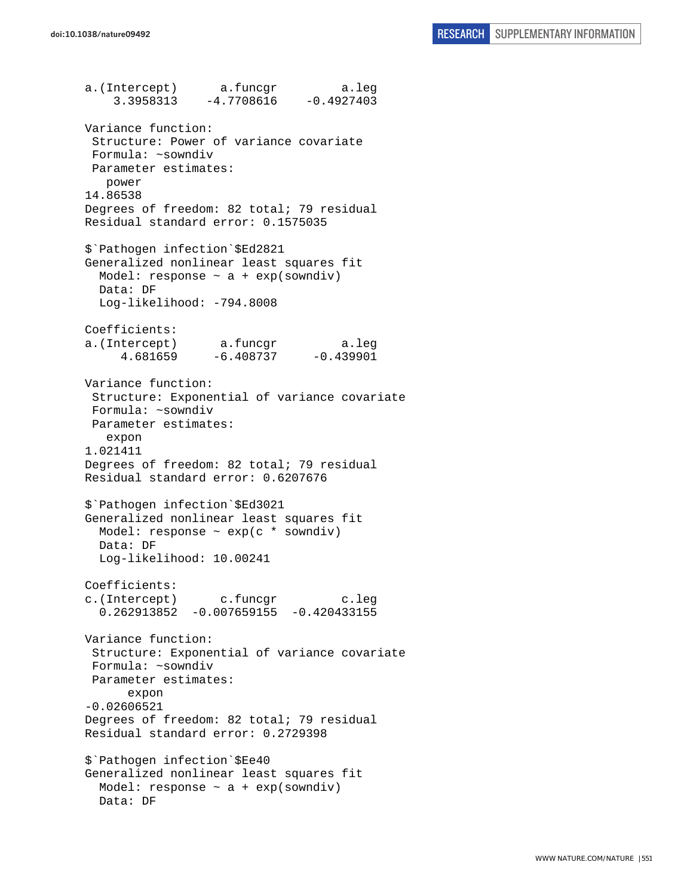```
a.(Intercept)      a.funcgr         a.leg 
    3.3958313    -4.7708616    -0.4927403 

Variance function:
 Structure: Power of variance covariate
 Formula: ~sowndiv 
 Parameter estimates:
   power 
14.86538 
Degrees of freedom: 82 total; 79 residual
Residual standard error: 0.1575035 

$`Pathogen infection`$Ed2821
Generalized nonlinear least squares fit
  Model: response ~ a + exp(sowndiv) 
  Data: DF 
  Log-likelihood: -794.8008

Coefficients:
a.(Intercept)      a.funcgr         a.leg 
     4.681659     -6.408737     -0.439901 

Variance function:
 Structure: Exponential of variance covariate
 Formula: ~sowndiv 
 Parameter estimates:
   expon 
1.021411 
Degrees of freedom: 82 total; 79 residual
Residual standard error: 0.6207676 

$`Pathogen infection`$Ed3021
Generalized nonlinear least squares fit
  Model: response ~ exp(c * sowndiv) 
  Data: DF 
  Log-likelihood: 10.00241

Coefficients:
c.(Intercept)      c.funcgr         c.leg 
  0.262913852  -0.007659155  -0.420433155 

Variance function:
 Structure: Exponential of variance covariate
 Formula: ~sowndiv 
 Parameter estimates:
      expon 
-0.02606521 
Degrees of freedom: 82 total; 79 residual
Residual standard error: 0.2729398 

$`Pathogen infection`$Ee40
Generalized nonlinear least squares fit
  Model: response ~ a + exp(sowndiv) 
  Data: DF 
```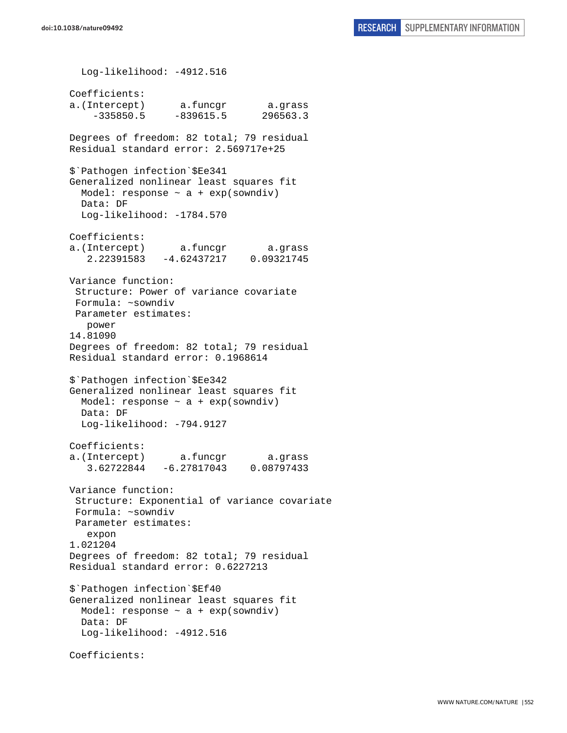```
  Log-likelihood: -4912.516

Coefficients:
a.(Intercept)      a.funcgr       a.grass 
    -335850.5     -839615.5      296563.3 

Degrees of freedom: 82 total; 79 residual
Residual standard error: 2.569717e+25 

$`Pathogen infection`$Ee341
Generalized nonlinear least squares fit
  Model: response ~ a + exp(sowndiv) 
  Data: DF 
  Log-likelihood: -1784.570

Coefficients:
a.(Intercept)      a.funcgr       a.grass 
   2.22391583   -4.62437217    0.09321745 

Variance function:
 Structure: Power of variance covariate
 Formula: ~sowndiv 
 Parameter estimates:
   power 
14.81090 
Degrees of freedom: 82 total; 79 residual
Residual standard error: 0.1968614 

$`Pathogen infection`$Ee342
Generalized nonlinear least squares fit
  Model: response ~ a + exp(sowndiv) 
  Data: DF 
  Log-likelihood: -794.9127

Coefficients:
a.(Intercept)      a.funcgr       a.grass 
   3.62722844   -6.27817043    0.08797433 

Variance function:
 Structure: Exponential of variance covariate
 Formula: ~sowndiv 
 Parameter estimates:
   expon 
1.021204 
Degrees of freedom: 82 total; 79 residual
Residual standard error: 0.6227213 

$`Pathogen infection`$Ef40
Generalized nonlinear least squares fit
  Model: response ~ a + exp(sowndiv) 
  Data: DF 
  Log-likelihood: -4912.516

Coefficients:
```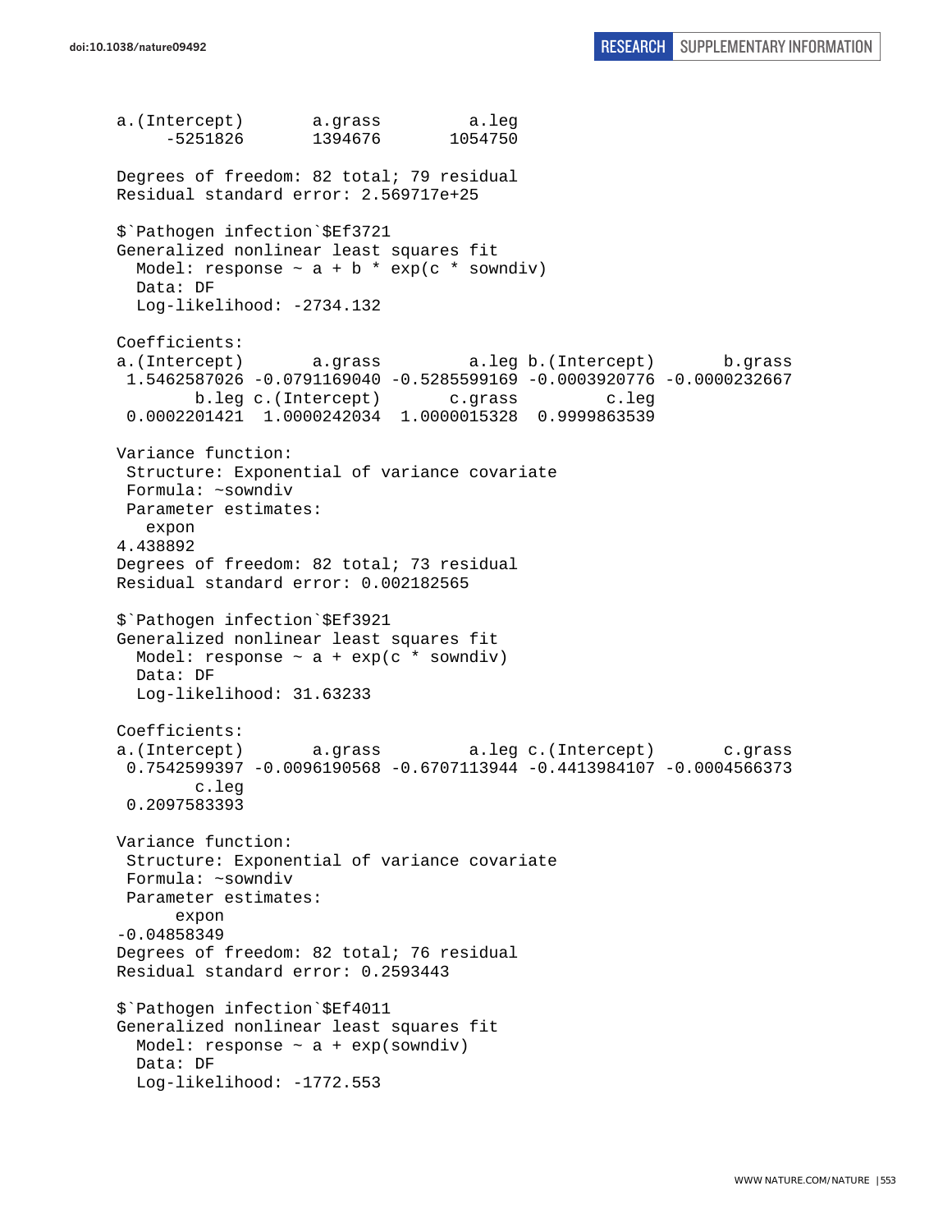```
a.(Intercept)       a.grass        a.leg
     -5251826       1394676      1054750

Degrees of freedom: 82 total; 79 residual
Residual standard error: 2.569717e+25

$`Pathogen infection`$Ef3721
Generalized nonlinear least squares fit
  Model: response ~ a + b * exp(c * sowndiv)
  Data: DF
  Log-likelihood: -2734.132

Coefficients:
a.(Intercept)       a.grass        a.leg b.(Intercept)       b.grass
 1.5462587026 -0.0791169040 -0.5285599169 -0.0003920776 -0.0000232667
        b.leg c.(Intercept)       c.grass         c.leg
 0.0002201421  1.0000242034  1.0000015328  0.9999863539

Variance function:
 Structure: Exponential of variance covariate
 Formula: ~sowndiv
 Parameter estimates:
   expon
4.438892
Degrees of freedom: 82 total; 73 residual
Residual standard error: 0.002182565

$`Pathogen infection`$Ef3921
Generalized nonlinear least squares fit
  Model: response ~ a + exp(c * sowndiv)
  Data: DF
  Log-likelihood: 31.63233

Coefficients:
a.(Intercept)       a.grass        a.leg c.(Intercept)       c.grass
 0.7542599397 -0.0096190568 -0.6707113944 -0.4413984107 -0.0004566373
        c.leg
 0.2097583393

Variance function:
 Structure: Exponential of variance covariate
 Formula: ~sowndiv
 Parameter estimates:
      expon
-0.04858349
Degrees of freedom: 82 total; 76 residual
Residual standard error: 0.2593443

$`Pathogen infection`$Ef4011
Generalized nonlinear least squares fit
  Model: response ~ a + exp(sowndiv)
  Data: DF
  Log-likelihood: -1772.553
```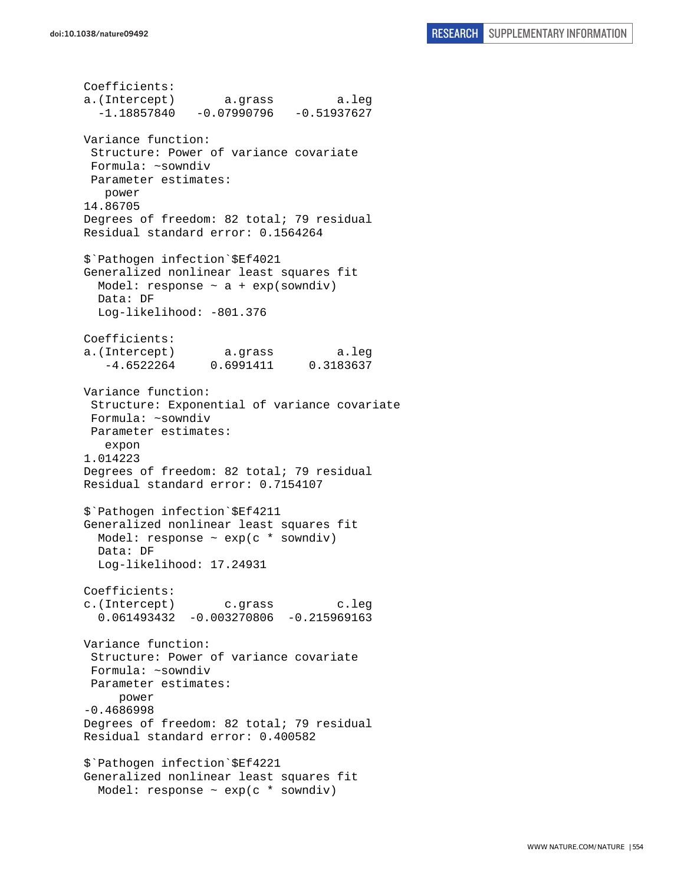```
Coefficients:
a.(Intercept)       a.grass         a.leg 
  -1.18857840   -0.07990796   -0.51937627 

Variance function:
 Structure: Power of variance covariate
 Formula: ~sowndiv 
 Parameter estimates:
   power 
14.86705 
Degrees of freedom: 82 total; 79 residual
Residual standard error: 0.1564264 

$`Pathogen infection`$Ef4021
Generalized nonlinear least squares fit
  Model: response ~ a + exp(sowndiv) 
  Data: DF 
  Log-likelihood: -801.376

Coefficients:
a.(Intercept)       a.grass         a.leg 
   -4.6522264     0.6991411     0.3183637 

Variance function:
 Structure: Exponential of variance covariate
 Formula: ~sowndiv 
 Parameter estimates:
   expon 
1.014223 
Degrees of freedom: 82 total; 79 residual
Residual standard error: 0.7154107 

$`Pathogen infection`$Ef4211
Generalized nonlinear least squares fit
  Model: response ~ exp(c * sowndiv) 
  Data: DF 
  Log-likelihood: 17.24931

Coefficients:
c.(Intercept)       c.grass         c.leg 
  0.061493432  -0.003270806  -0.215969163 

Variance function:
 Structure: Power of variance covariate
 Formula: ~sowndiv 
 Parameter estimates:
     power 
-0.4686998 
Degrees of freedom: 82 total; 79 residual
Residual standard error: 0.400582 

$`Pathogen infection`$Ef4221
Generalized nonlinear least squares fit
  Model: response ~ exp(c * sowndiv) 
```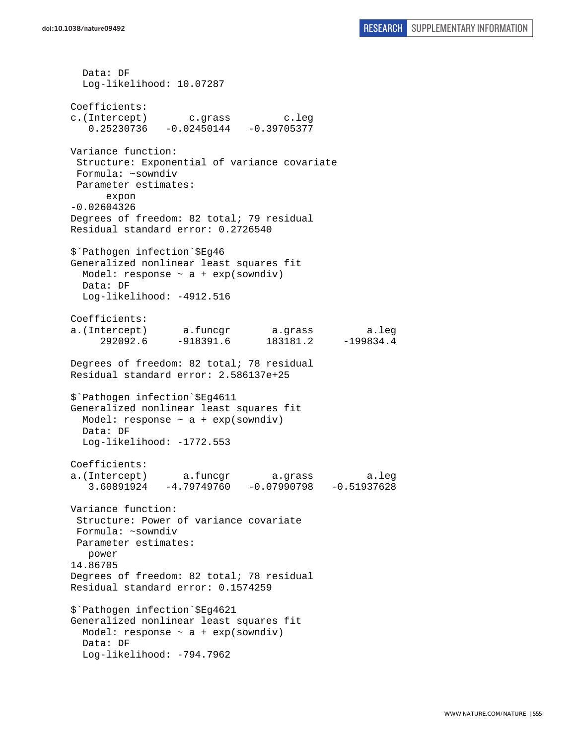```
  Data: DF
  Log-likelihood: 10.07287

Coefficients:
c.(Intercept)       c.grass         c.leg
   0.25230736   -0.02450144   -0.39705377

Variance function:
 Structure: Exponential of variance covariate
 Formula: ~sowndiv
 Parameter estimates:
      expon
-0.02604326
Degrees of freedom: 82 total; 79 residual
Residual standard error: 0.2726540

$`Pathogen infection`$Eg46
Generalized nonlinear least squares fit
  Model: response ~ a + exp(sowndiv)
  Data: DF
  Log-likelihood: -4912.516

Coefficients:
a.(Intercept)      a.funcgr       a.grass         a.leg
     292092.6     -918391.6      183181.2     -199834.4

Degrees of freedom: 82 total; 78 residual
Residual standard error: 2.586137e+25

$`Pathogen infection`$Eg4611
Generalized nonlinear least squares fit
  Model: response ~ a + exp(sowndiv)
  Data: DF
  Log-likelihood: -1772.553

Coefficients:
a.(Intercept)      a.funcgr       a.grass         a.leg
   3.60891924   -4.79749760   -0.07990798   -0.51937628

Variance function:
 Structure: Power of variance covariate
 Formula: ~sowndiv
 Parameter estimates:
   power
14.86705
Degrees of freedom: 82 total; 78 residual
Residual standard error: 0.1574259

$`Pathogen infection`$Eg4621
Generalized nonlinear least squares fit
  Model: response ~ a + exp(sowndiv)
  Data: DF
  Log-likelihood: -794.7962
```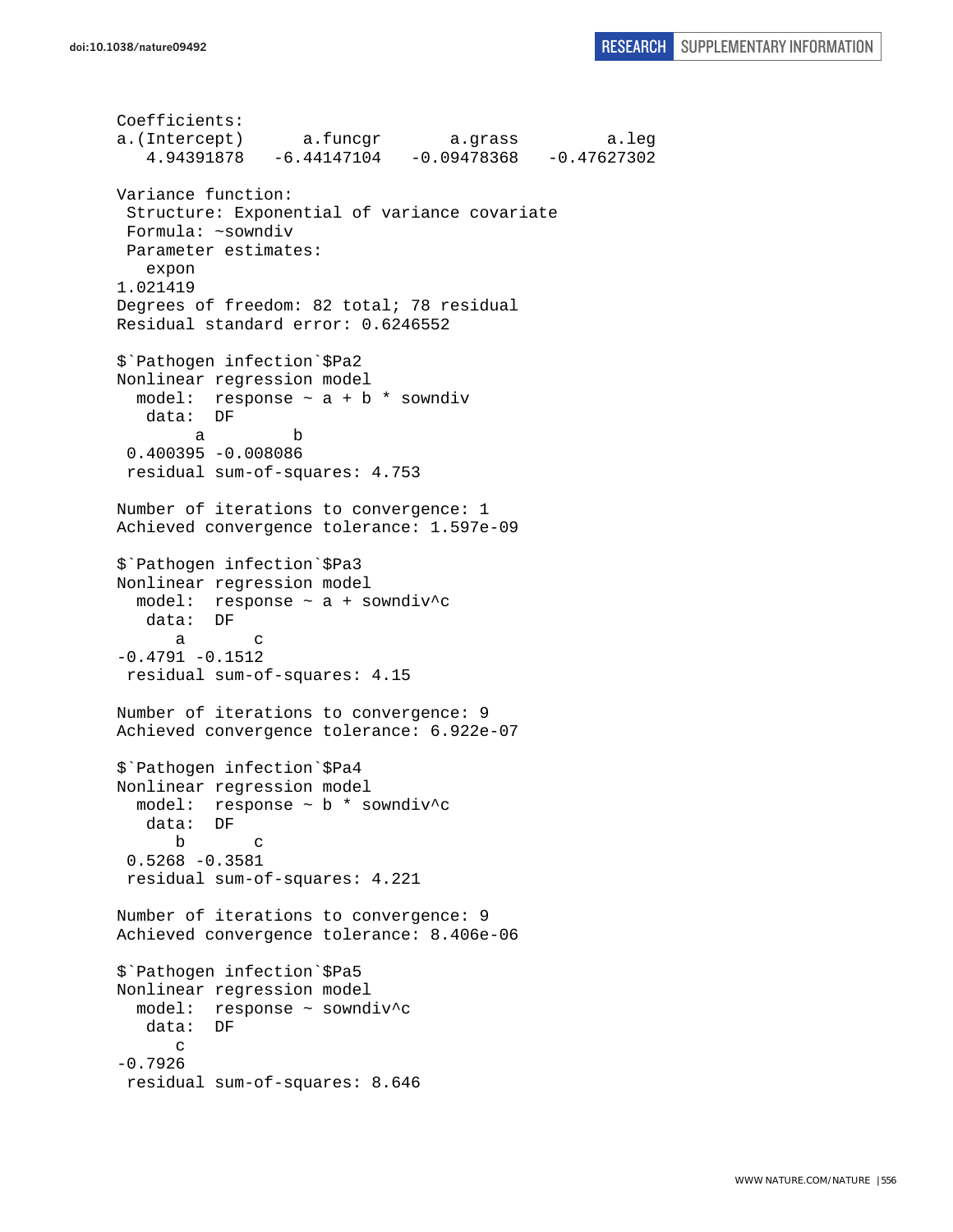```
Coefficients:
a.(Intercept)      a.funcgr       a.grass         a.leg 
   4.94391878   -6.44147104   -0.09478368   -0.47627302 

Variance function:
 Structure: Exponential of variance covariate
 Formula: ~sowndiv 
 Parameter estimates:
   expon 
1.021419 
Degrees of freedom: 82 total; 78 residual
Residual standard error: 0.6246552 

$`Pathogen infection`$Pa2
Nonlinear regression model
  model:  response ~ a + b * sowndiv 
   data:  DF 
        a         b 
 0.400395 -0.008086 
 residual sum-of-squares: 4.753

Number of iterations to convergence: 1 
Achieved convergence tolerance: 1.597e-09 

$`Pathogen infection`$Pa3
Nonlinear regression model
  model:  response ~ a + sowndiv^c 
   data:  DF 
      a       c 
-0.4791 -0.1512 
 residual sum-of-squares: 4.15

Number of iterations to convergence: 9 
Achieved convergence tolerance: 6.922e-07 

$`Pathogen infection`$Pa4
Nonlinear regression model
  model:  response ~ b * sowndiv^c 
   data:  DF 
      b       c 
 0.5268 -0.3581 
 residual sum-of-squares: 4.221

Number of iterations to convergence: 9 
Achieved convergence tolerance: 8.406e-06 

$`Pathogen infection`$Pa5
Nonlinear regression model
  model:  response ~ sowndiv^c 
   data:  DF 
      c 
-0.7926 
 residual sum-of-squares: 8.646
```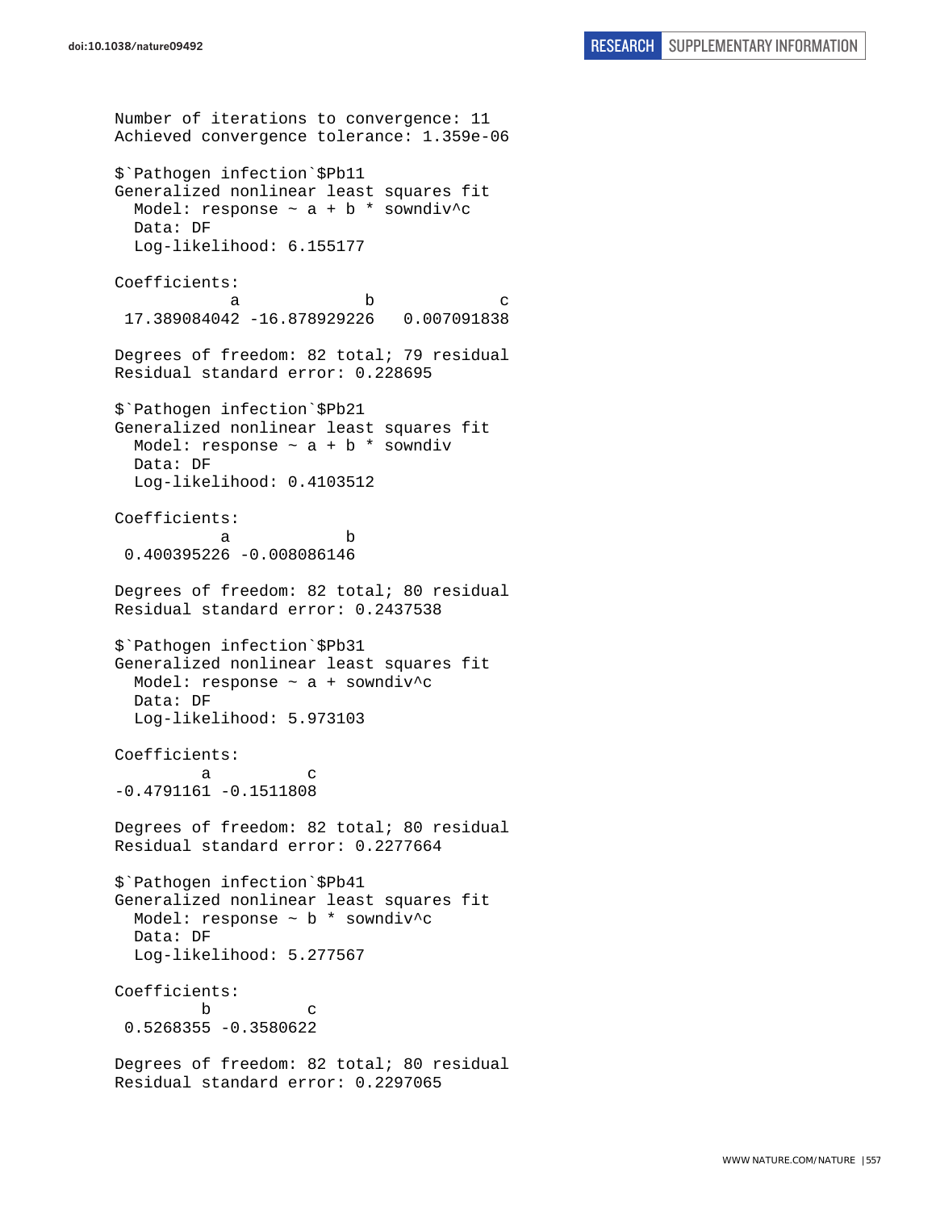```
Number of iterations to convergence: 11 
Achieved convergence tolerance: 1.359e-06 

$`Pathogen infection`$Pb11
Generalized nonlinear least squares fit
  Model: response ~ a + b * sowndiv^c 
  Data: DF 
  Log-likelihood: 6.155177

Coefficients:
            a             b             c 
 17.389084042 -16.878929226   0.007091838 

Degrees of freedom: 82 total; 79 residual
Residual standard error: 0.228695 

$`Pathogen infection`$Pb21
Generalized nonlinear least squares fit
  Model: response ~ a + b * sowndiv 
  Data: DF 
  Log-likelihood: 0.4103512

Coefficients:
           a            b 
 0.400395226 -0.008086146 

Degrees of freedom: 82 total; 80 residual
Residual standard error: 0.2437538 

$`Pathogen infection`$Pb31
Generalized nonlinear least squares fit
  Model: response ~ a + sowndiv^c 
  Data: DF 
  Log-likelihood: 5.973103

Coefficients:
         a          c 
-0.4791161 -0.1511808 

Degrees of freedom: 82 total; 80 residual
Residual standard error: 0.2277664 

$`Pathogen infection`$Pb41
Generalized nonlinear least squares fit
  Model: response ~ b * sowndiv^c 
  Data: DF 
  Log-likelihood: 5.277567

Coefficients:
         b          c 
 0.5268355 -0.3580622 

Degrees of freedom: 82 total; 80 residual
Residual standard error: 0.2297065 
```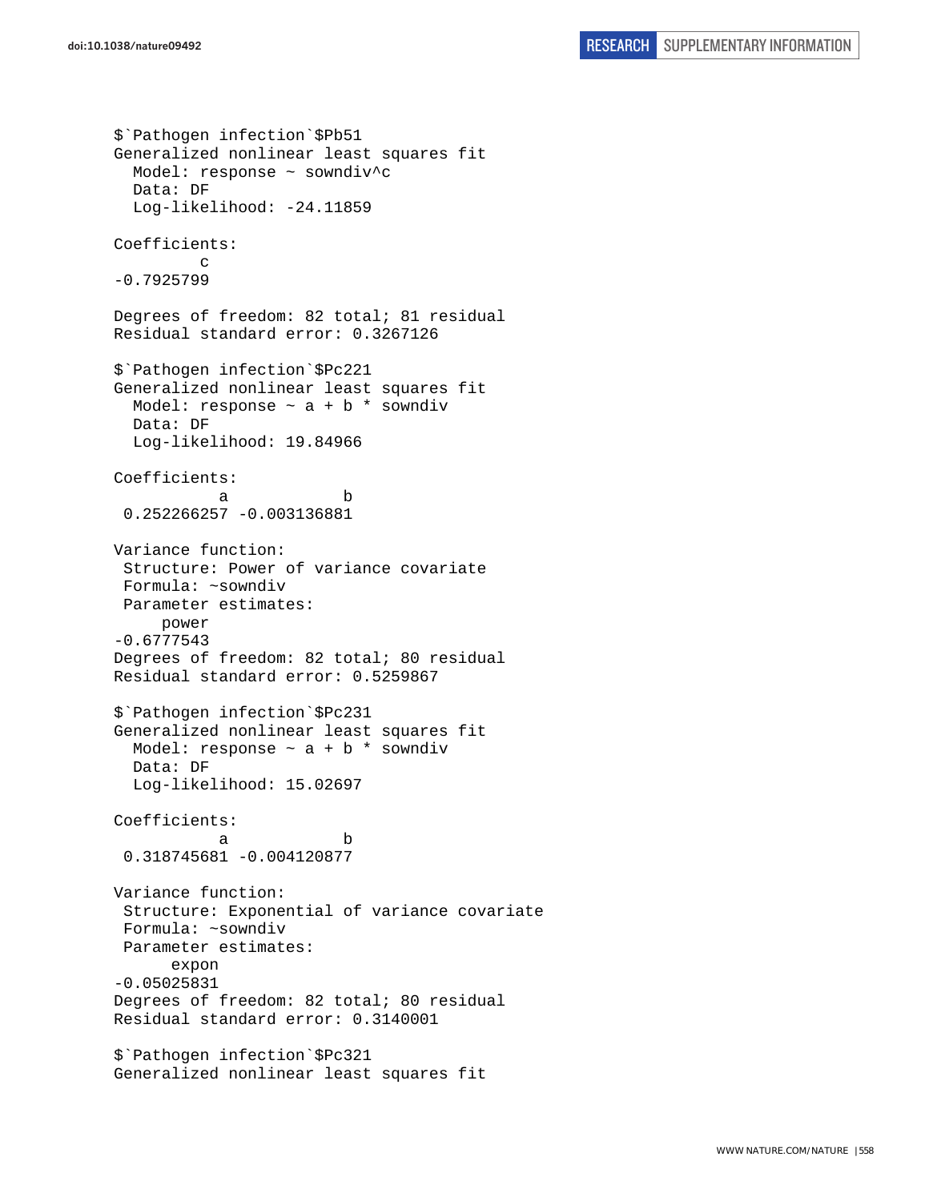```
$`Pathogen infection`$Pb51
Generalized nonlinear least squares fit
  Model: response ~ sowndiv^c
  Data: DF
  Log-likelihood: -24.11859

Coefficients:
         c
-0.7925799

Degrees of freedom: 82 total; 81 residual
Residual standard error: 0.3267126

$`Pathogen infection`$Pc221
Generalized nonlinear least squares fit
  Model: response ~ a + b * sowndiv
  Data: DF
  Log-likelihood: 19.84966

Coefficients:
          a            b
 0.252266257 -0.003136881

Variance function:
 Structure: Power of variance covariate
 Formula: ~sowndiv
 Parameter estimates:
     power
-0.6777543
Degrees of freedom: 82 total; 80 residual
Residual standard error: 0.5259867

$`Pathogen infection`$Pc231
Generalized nonlinear least squares fit
  Model: response ~ a + b * sowndiv
  Data: DF
  Log-likelihood: 15.02697

Coefficients:
          a            b
 0.318745681 -0.004120877

Variance function:
 Structure: Exponential of variance covariate
 Formula: ~sowndiv
 Parameter estimates:
      expon
-0.05025831
Degrees of freedom: 82 total; 80 residual
Residual standard error: 0.3140001

$`Pathogen infection`$Pc321
Generalized nonlinear least squares fit
```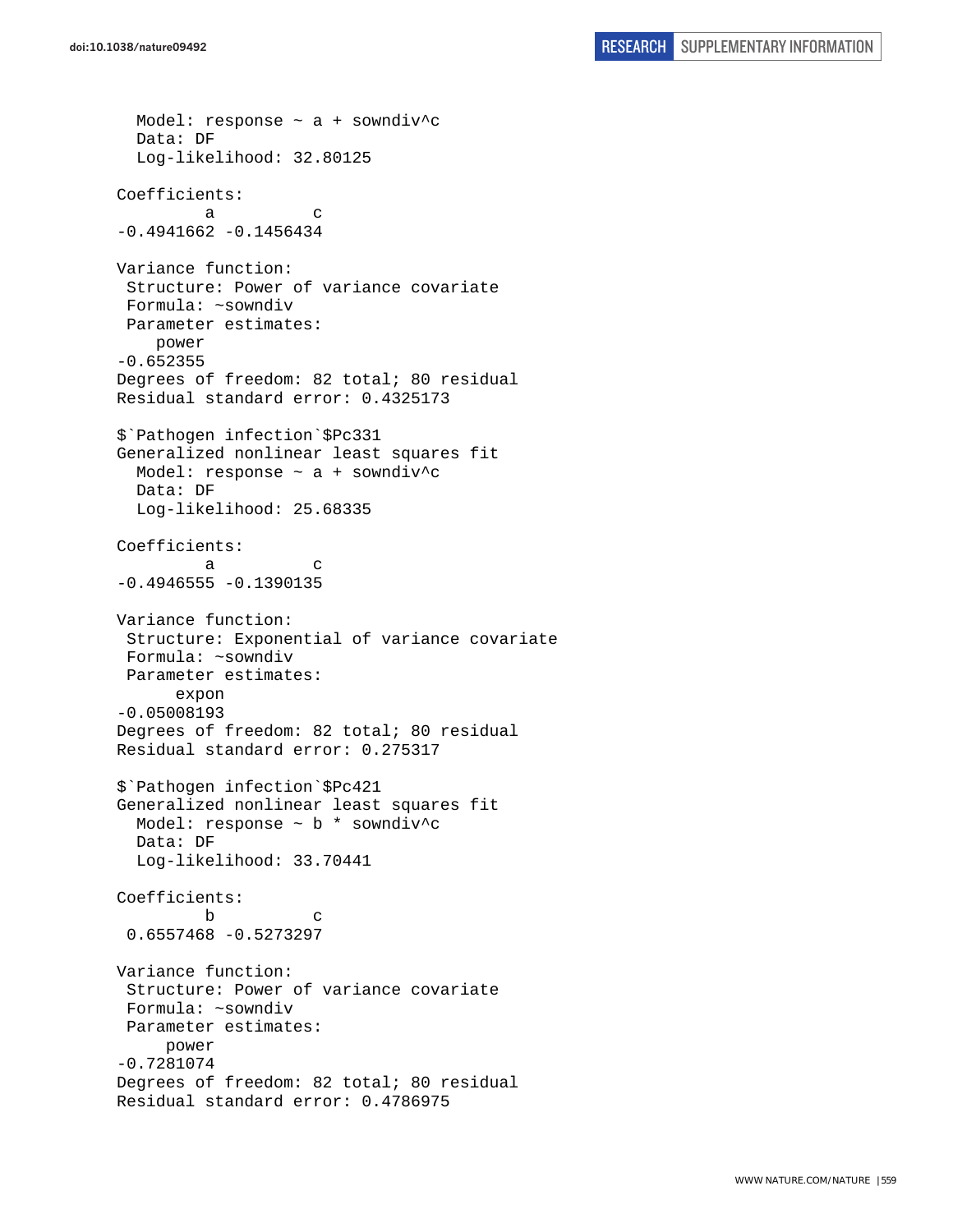```
  Model: response ~ a + sowndiv^c
  Data: DF
  Log-likelihood: 32.80125

Coefficients:
         a          c
-0.4941662 -0.1456434

Variance function:
 Structure: Power of variance covariate
 Formula: ~sowndiv
 Parameter estimates:
    power
-0.652355
Degrees of freedom: 82 total; 80 residual
Residual standard error: 0.4325173

$`Pathogen infection`$Pc331
Generalized nonlinear least squares fit
  Model: response ~ a + sowndiv^c
  Data: DF
  Log-likelihood: 25.68335

Coefficients:
         a          c
-0.4946555 -0.1390135

Variance function:
 Structure: Exponential of variance covariate
 Formula: ~sowndiv
 Parameter estimates:
      expon
-0.05008193
Degrees of freedom: 82 total; 80 residual
Residual standard error: 0.275317

$`Pathogen infection`$Pc421
Generalized nonlinear least squares fit
  Model: response ~ b * sowndiv^c
  Data: DF
  Log-likelihood: 33.70441

Coefficients:
         b          c
 0.6557468 -0.5273297

Variance function:
 Structure: Power of variance covariate
 Formula: ~sowndiv
 Parameter estimates:
     power
-0.7281074
Degrees of freedom: 82 total; 80 residual
Residual standard error: 0.4786975
```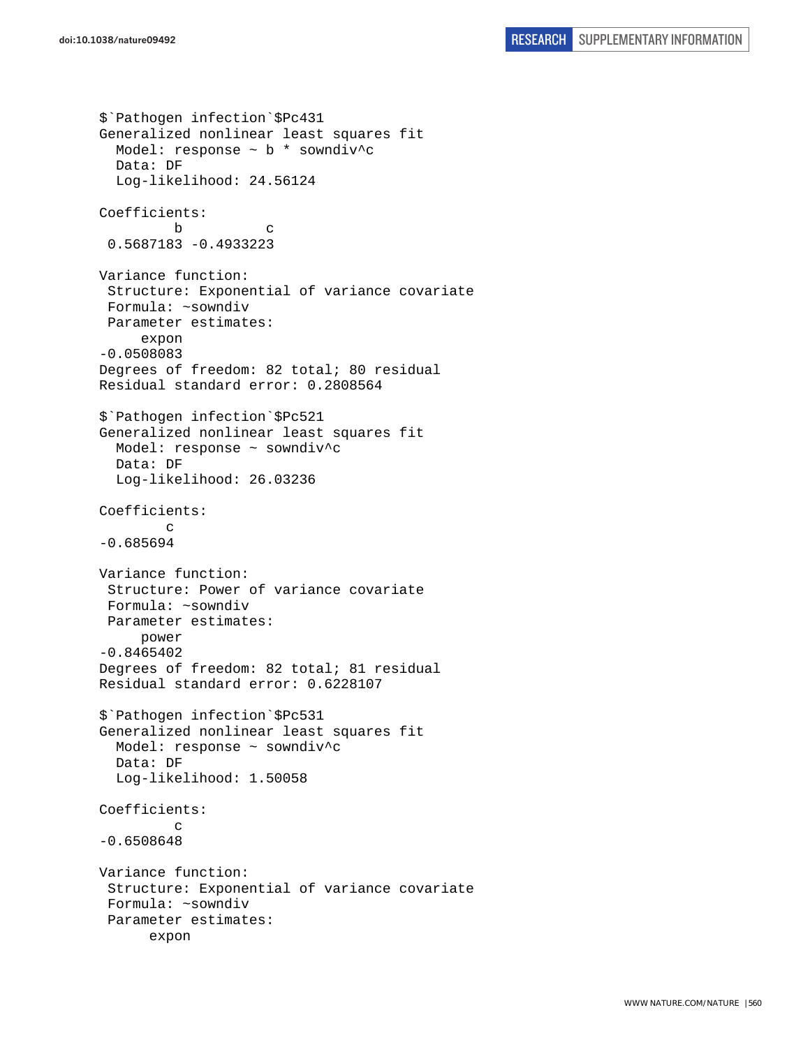```
$`Pathogen infection`$Pc431
Generalized nonlinear least squares fit
  Model: response ~ b * sowndiv^c
  Data: DF
  Log-likelihood: 24.56124

Coefficients:
         b          c
 0.5687183 -0.4933223

Variance function:
 Structure: Exponential of variance covariate
 Formula: ~sowndiv
 Parameter estimates:
     expon
-0.0508083
Degrees of freedom: 82 total; 80 residual
Residual standard error: 0.2808564

$`Pathogen infection`$Pc521
Generalized nonlinear least squares fit
  Model: response ~ sowndiv^c
  Data: DF
  Log-likelihood: 26.03236

Coefficients:
        c
-0.685694

Variance function:
 Structure: Power of variance covariate
 Formula: ~sowndiv
 Parameter estimates:
     power
-0.8465402
Degrees of freedom: 82 total; 81 residual
Residual standard error: 0.6228107

$`Pathogen infection`$Pc531
Generalized nonlinear least squares fit
  Model: response ~ sowndiv^c
  Data: DF
  Log-likelihood: 1.50058

Coefficients:
         c
-0.6508648

Variance function:
 Structure: Exponential of variance covariate
 Formula: ~sowndiv
 Parameter estimates:
      expon
```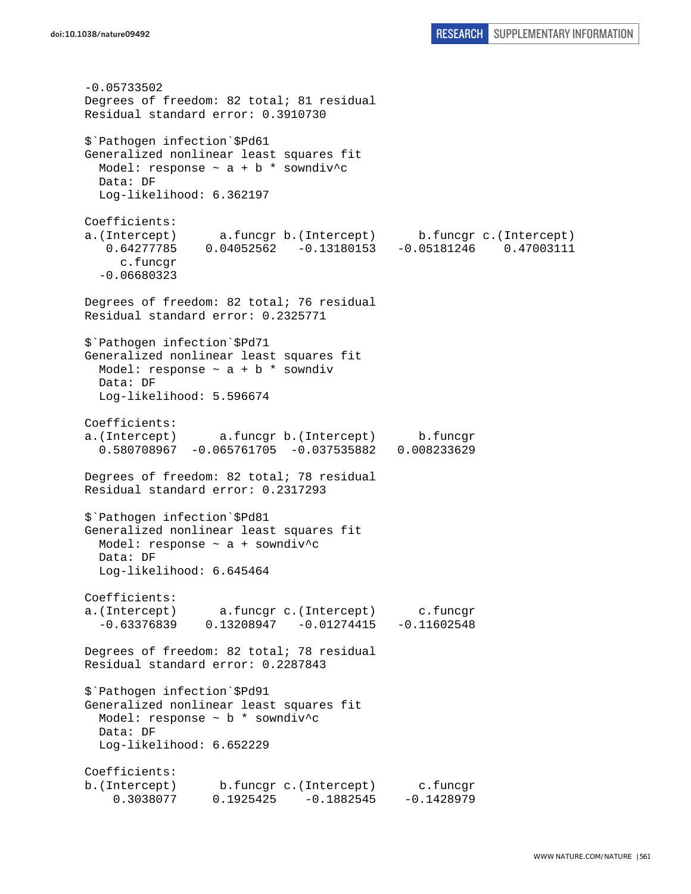```
-0.05733502
Degrees of freedom: 82 total; 81 residual
Residual standard error: 0.3910730

$`Pathogen infection`$Pd61
Generalized nonlinear least squares fit
  Model: response ~ a + b * sowndiv^c
  Data: DF
  Log-likelihood: 6.362197

Coefficients:
a.(Intercept)      a.funcgr b.(Intercept)      b.funcgr c.(Intercept)
   0.64277785    0.04052562   -0.13180153   -0.05181246    0.47003111
     c.funcgr
  -0.06680323

Degrees of freedom: 82 total; 76 residual
Residual standard error: 0.2325771

$`Pathogen infection`$Pd71
Generalized nonlinear least squares fit
  Model: response ~ a + b * sowndiv
  Data: DF
  Log-likelihood: 5.596674

Coefficients:
a.(Intercept)      a.funcgr b.(Intercept)      b.funcgr
  0.580708967  -0.065761705  -0.037535882   0.008233629

Degrees of freedom: 82 total; 78 residual
Residual standard error: 0.2317293

$`Pathogen infection`$Pd81
Generalized nonlinear least squares fit
  Model: response ~ a + sowndiv^c
  Data: DF
  Log-likelihood: 6.645464

Coefficients:
a.(Intercept)      a.funcgr c.(Intercept)      c.funcgr
  -0.63376839    0.13208947   -0.01274415   -0.11602548

Degrees of freedom: 82 total; 78 residual
Residual standard error: 0.2287843

$`Pathogen infection`$Pd91
Generalized nonlinear least squares fit
  Model: response ~ b * sowndiv^c
  Data: DF
  Log-likelihood: 6.652229

Coefficients:
b.(Intercept)      b.funcgr c.(Intercept)      c.funcgr
    0.3038077     0.1925425    -0.1882545    -0.1428979
```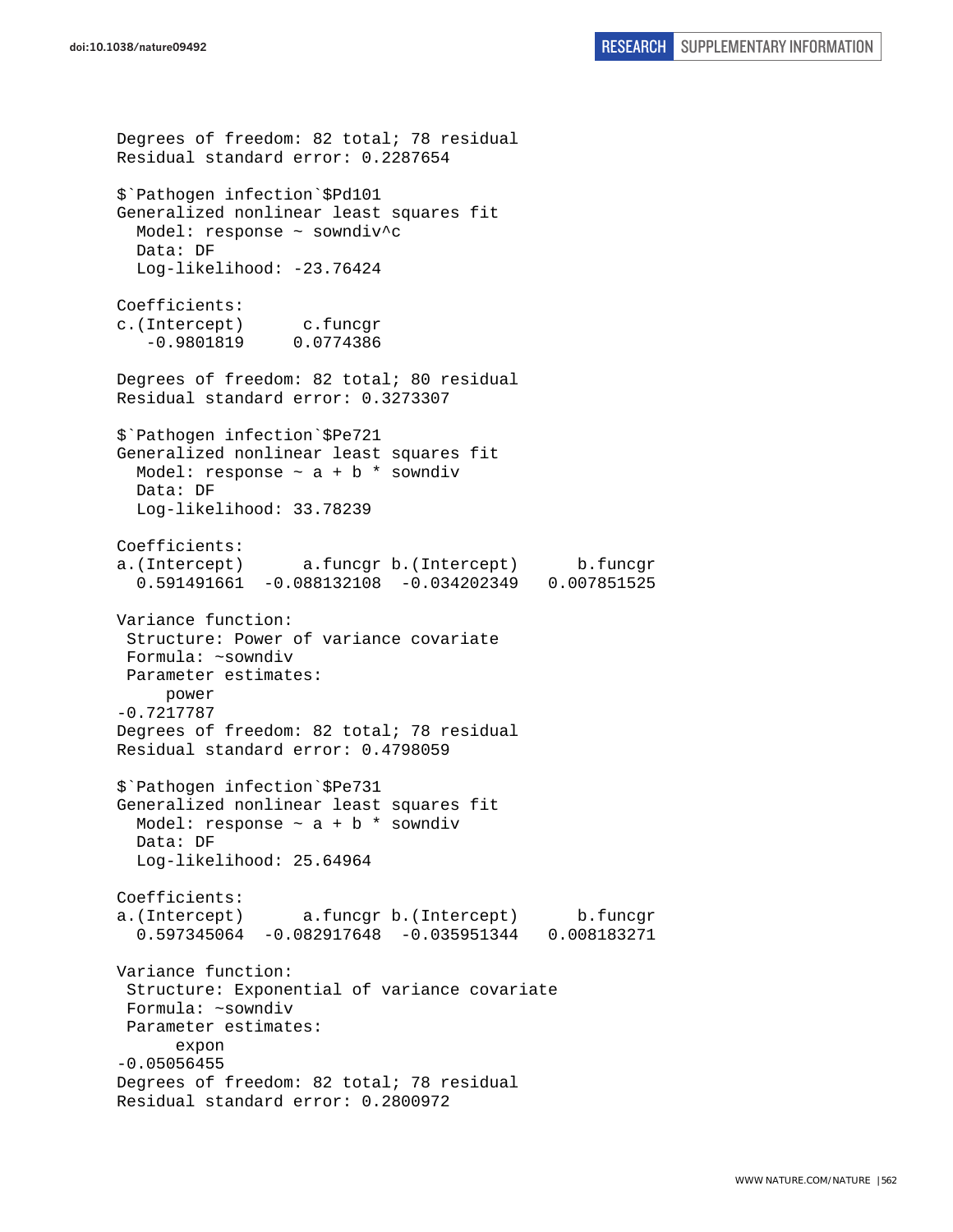```
Degrees of freedom: 82 total; 78 residual
Residual standard error: 0.2287654 

$`Pathogen infection`$Pd101
Generalized nonlinear least squares fit
  Model: response ~ sowndiv^c 
  Data: DF 
  Log-likelihood: -23.76424

Coefficients:
c.(Intercept)      c.funcgr 
   -0.9801819     0.0774386 

Degrees of freedom: 82 total; 80 residual
Residual standard error: 0.3273307 

$`Pathogen infection`$Pe721
Generalized nonlinear least squares fit
  Model: response ~ a + b * sowndiv 
  Data: DF 
  Log-likelihood: 33.78239

Coefficients:
a.(Intercept)      a.funcgr b.(Intercept)      b.funcgr 
  0.591491661  -0.088132108  -0.034202349   0.007851525 

Variance function:
 Structure: Power of variance covariate
 Formula: ~sowndiv 
 Parameter estimates:
     power 
-0.7217787 
Degrees of freedom: 82 total; 78 residual
Residual standard error: 0.4798059 

$`Pathogen infection`$Pe731
Generalized nonlinear least squares fit
  Model: response ~ a + b * sowndiv 
  Data: DF 
  Log-likelihood: 25.64964

Coefficients:
a.(Intercept)      a.funcgr b.(Intercept)      b.funcgr 
  0.597345064  -0.082917648  -0.035951344   0.008183271 

Variance function:
 Structure: Exponential of variance covariate
 Formula: ~sowndiv 
 Parameter estimates:
      expon 
-0.05056455 
Degrees of freedom: 82 total; 78 residual
Residual standard error: 0.2800972 
```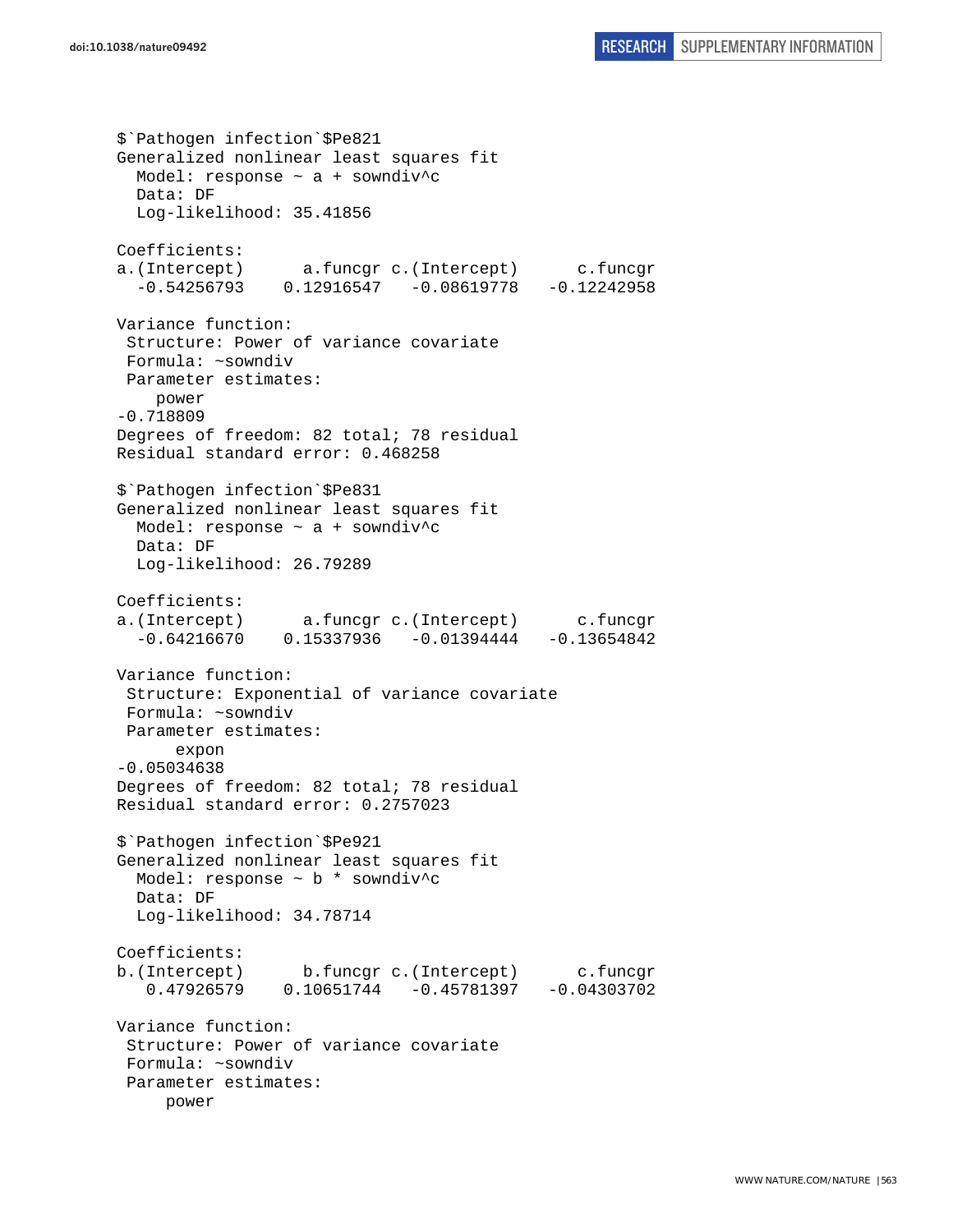```
$`Pathogen infection`$Pe821
Generalized nonlinear least squares fit
  Model: response ~ a + sowndiv^c
  Data: DF
  Log-likelihood: 35.41856

Coefficients:
a.(Intercept)      a.funcgr c.(Intercept)      c.funcgr
  -0.54256793    0.12916547   -0.08619778   -0.12242958

Variance function:
 Structure: Power of variance covariate
 Formula: ~sowndiv
 Parameter estimates:
    power
-0.718809
Degrees of freedom: 82 total; 78 residual
Residual standard error: 0.468258

$`Pathogen infection`$Pe831
Generalized nonlinear least squares fit
  Model: response ~ a + sowndiv^c
  Data: DF
  Log-likelihood: 26.79289

Coefficients:
a.(Intercept)      a.funcgr c.(Intercept)      c.funcgr
  -0.64216670    0.15337936   -0.01394444   -0.13654842

Variance function:
 Structure: Exponential of variance covariate
 Formula: ~sowndiv
 Parameter estimates:
      expon
-0.05034638
Degrees of freedom: 82 total; 78 residual
Residual standard error: 0.2757023

$`Pathogen infection`$Pe921
Generalized nonlinear least squares fit
  Model: response ~ b * sowndiv^c
  Data: DF
  Log-likelihood: 34.78714

Coefficients:
b.(Intercept)      b.funcgr c.(Intercept)      c.funcgr
   0.47926579    0.10651744   -0.45781397   -0.04303702

Variance function:
 Structure: Power of variance covariate
 Formula: ~sowndiv
 Parameter estimates:
     power
```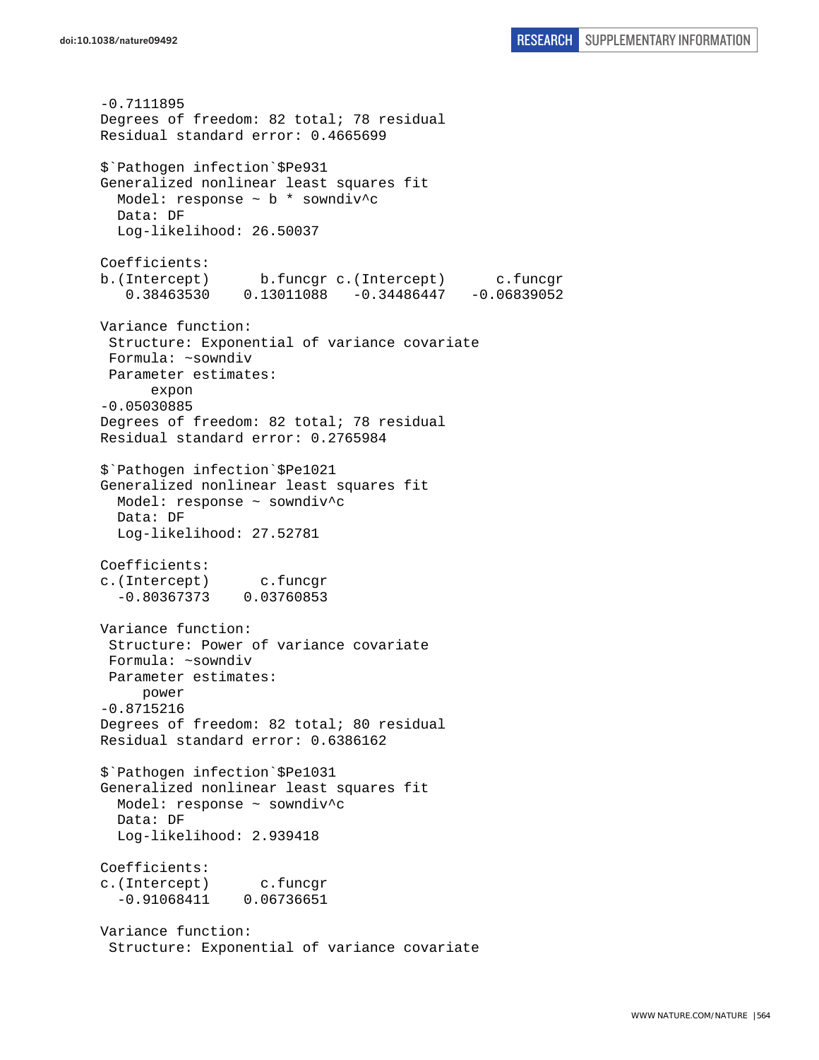```
-0.7111895
Degrees of freedom: 82 total; 78 residual
Residual standard error: 0.4665699

$`Pathogen infection`$Pe931
Generalized nonlinear least squares fit
  Model: response ~ b * sowndiv^c
  Data: DF
  Log-likelihood: 26.50037

Coefficients:
b.(Intercept)      b.funcgr c.(Intercept)      c.funcgr
   0.38463530    0.13011088   -0.34486447   -0.06839052

Variance function:
 Structure: Exponential of variance covariate
 Formula: ~sowndiv
 Parameter estimates:
      expon
-0.05030885
Degrees of freedom: 82 total; 78 residual
Residual standard error: 0.2765984

$`Pathogen infection`$Pe1021
Generalized nonlinear least squares fit
  Model: response ~ sowndiv^c
  Data: DF
  Log-likelihood: 27.52781

Coefficients:
c.(Intercept)      c.funcgr
  -0.80367373    0.03760853

Variance function:
 Structure: Power of variance covariate
 Formula: ~sowndiv
 Parameter estimates:
     power
-0.8715216
Degrees of freedom: 82 total; 80 residual
Residual standard error: 0.6386162

$`Pathogen infection`$Pe1031
Generalized nonlinear least squares fit
  Model: response ~ sowndiv^c
  Data: DF
  Log-likelihood: 2.939418

Coefficients:
c.(Intercept)      c.funcgr
  -0.91068411    0.06736651

Variance function:
 Structure: Exponential of variance covariate
```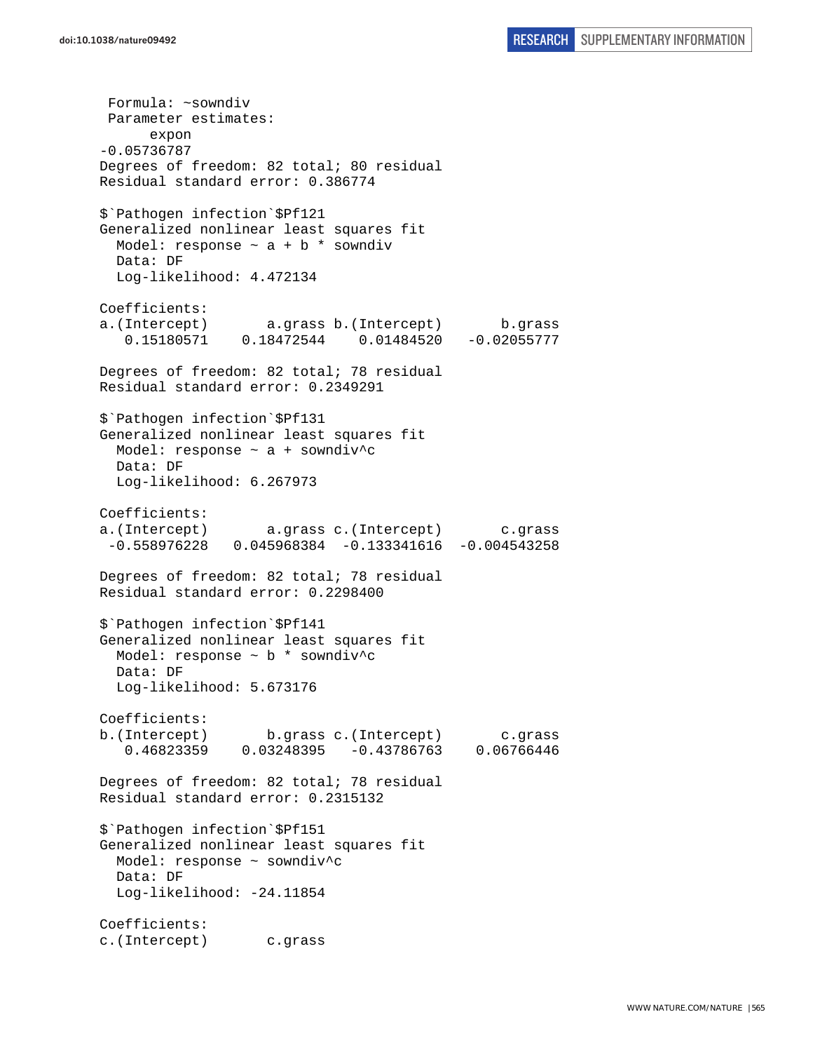```
 Formula: ~sowndiv
 Parameter estimates:
      expon
-0.05736787
Degrees of freedom: 82 total; 80 residual
Residual standard error: 0.386774

$`Pathogen infection`$Pf121
Generalized nonlinear least squares fit
  Model: response ~ a + b * sowndiv
  Data: DF
  Log-likelihood: 4.472134

Coefficients:
a.(Intercept)       a.grass b.(Intercept)       b.grass
   0.15180571    0.18472544    0.01484520   -0.02055777

Degrees of freedom: 82 total; 78 residual
Residual standard error: 0.2349291

$`Pathogen infection`$Pf131
Generalized nonlinear least squares fit
  Model: response ~ a + sowndiv^c
  Data: DF
  Log-likelihood: 6.267973

Coefficients:
a.(Intercept)       a.grass c.(Intercept)       c.grass
 -0.558976228   0.045968384  -0.133341616  -0.004543258

Degrees of freedom: 82 total; 78 residual
Residual standard error: 0.2298400

$`Pathogen infection`$Pf141
Generalized nonlinear least squares fit
  Model: response ~ b * sowndiv^c
  Data: DF
  Log-likelihood: 5.673176

Coefficients:
b.(Intercept)       b.grass c.(Intercept)       c.grass
   0.46823359    0.03248395   -0.43786763    0.06766446

Degrees of freedom: 82 total; 78 residual
Residual standard error: 0.2315132

$`Pathogen infection`$Pf151
Generalized nonlinear least squares fit
  Model: response ~ sowndiv^c
  Data: DF
  Log-likelihood: -24.11854

Coefficients:
c.(Intercept)       c.grass
```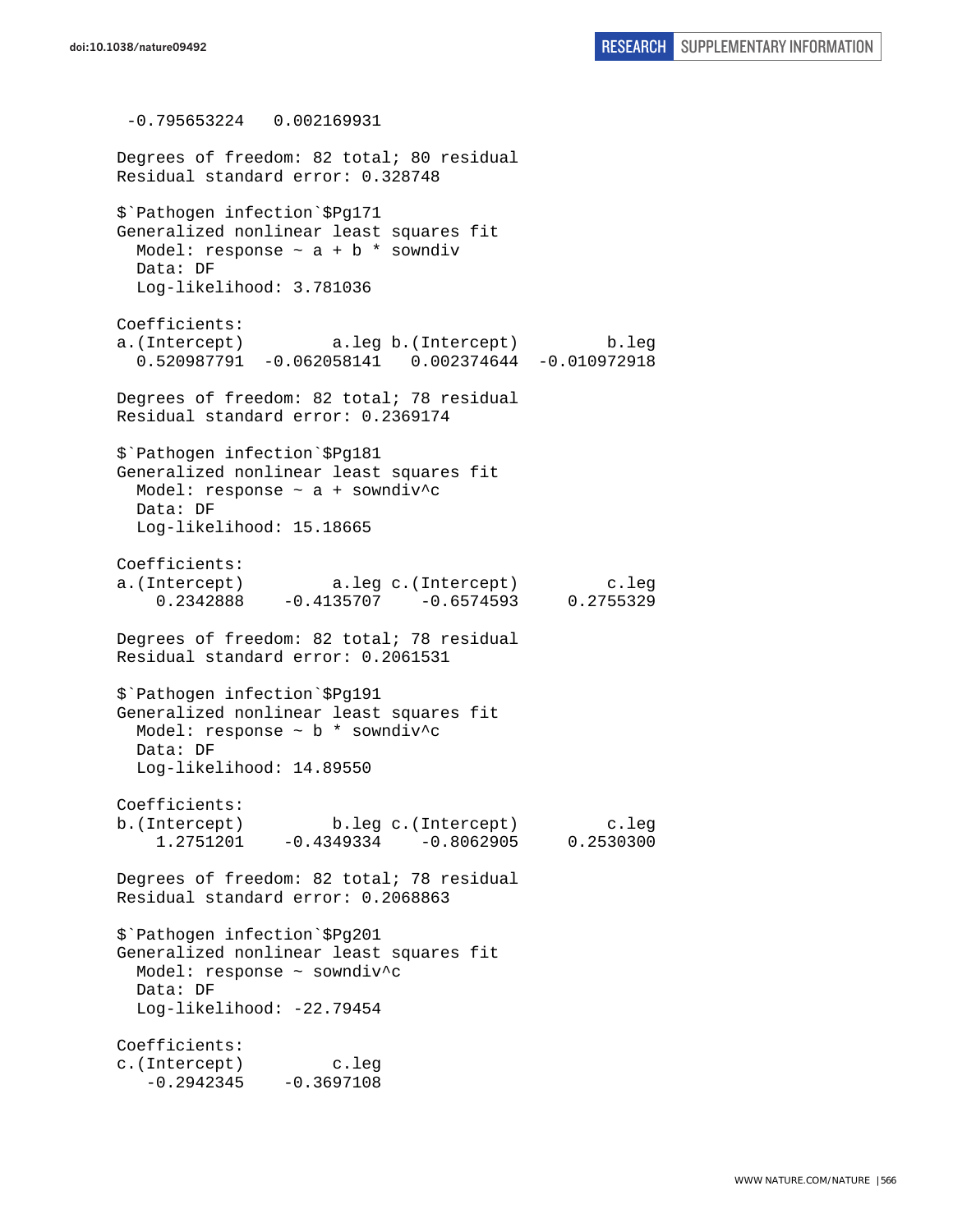```
 -0.795653224   0.002169931

Degrees of freedom: 82 total; 80 residual
Residual standard error: 0.328748

$`Pathogen infection`$Pg171
Generalized nonlinear least squares fit
  Model: response ~ a + b * sowndiv
  Data: DF
  Log-likelihood: 3.781036

Coefficients:
a.(Intercept)         a.leg b.(Intercept)         b.leg
  0.520987791  -0.062058141   0.002374644  -0.010972918

Degrees of freedom: 82 total; 78 residual
Residual standard error: 0.2369174

$`Pathogen infection`$Pg181
Generalized nonlinear least squares fit
  Model: response ~ a + sowndiv^c
  Data: DF
  Log-likelihood: 15.18665

Coefficients:
a.(Intercept)         a.leg c.(Intercept)         c.leg
    0.2342888    -0.4135707    -0.6574593     0.2755329

Degrees of freedom: 82 total; 78 residual
Residual standard error: 0.2061531

$`Pathogen infection`$Pg191
Generalized nonlinear least squares fit
  Model: response ~ b * sowndiv^c
  Data: DF
  Log-likelihood: 14.89550

Coefficients:
b.(Intercept)         b.leg c.(Intercept)         c.leg
    1.2751201    -0.4349334    -0.8062905     0.2530300

Degrees of freedom: 82 total; 78 residual
Residual standard error: 0.2068863

$`Pathogen infection`$Pg201
Generalized nonlinear least squares fit
  Model: response ~ sowndiv^c
  Data: DF
  Log-likelihood: -22.79454

Coefficients:
c.(Intercept)         c.leg
   -0.2942345    -0.3697108
```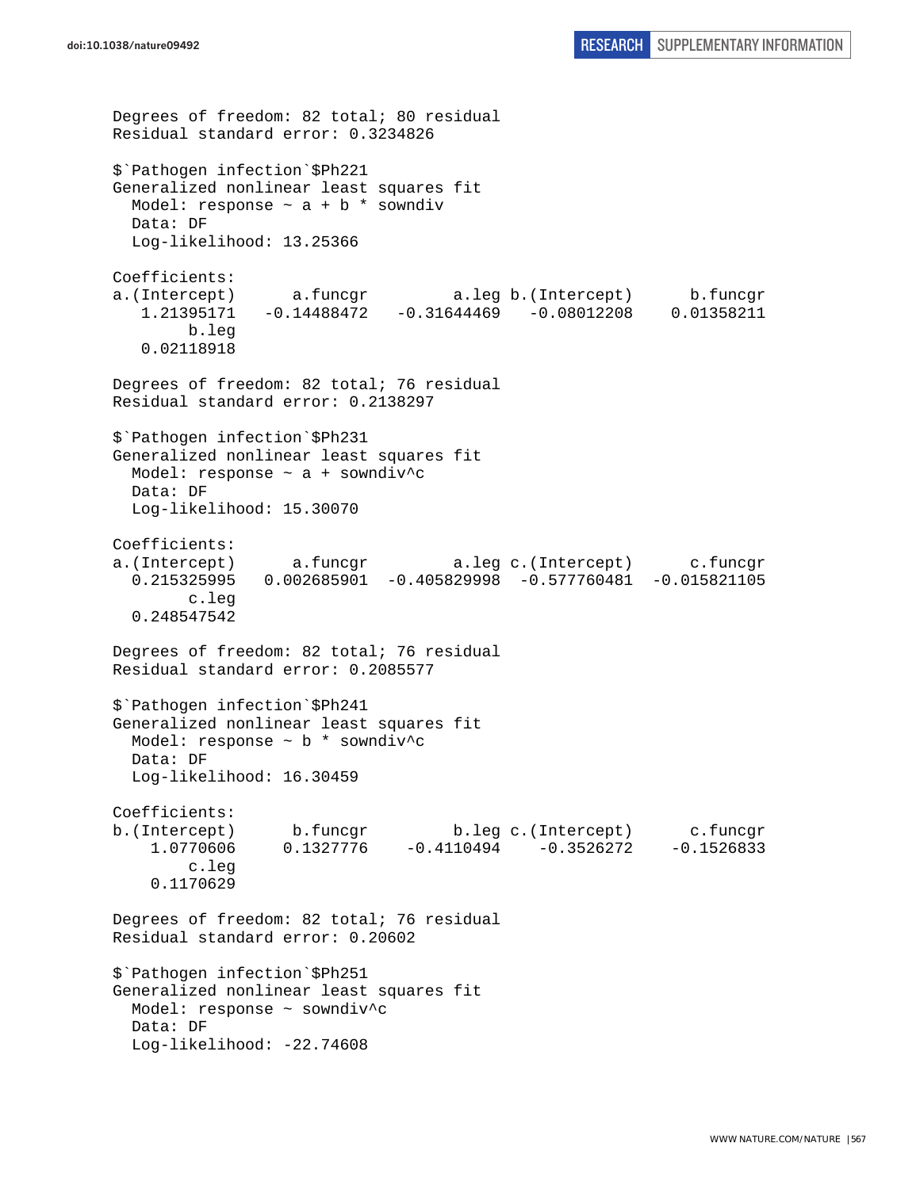```
Degrees of freedom: 82 total; 80 residual
Residual standard error: 0.3234826

$`Pathogen infection`$Ph221
Generalized nonlinear least squares fit
  Model: response ~ a + b * sowndiv
  Data: DF
  Log-likelihood: 13.25366

Coefficients:
a.(Intercept)      a.funcgr         a.leg b.(Intercept)      b.funcgr
   1.21395171   -0.14488472   -0.31644469   -0.08012208    0.01358211
        b.leg
   0.02118918

Degrees of freedom: 82 total; 76 residual
Residual standard error: 0.2138297

$`Pathogen infection`$Ph231
Generalized nonlinear least squares fit
  Model: response ~ a + sowndiv^c
  Data: DF
  Log-likelihood: 15.30070

Coefficients:
a.(Intercept)      a.funcgr         a.leg c.(Intercept)      c.funcgr
  0.215325995   0.002685901  -0.405829998  -0.577760481  -0.015821105
        c.leg
  0.248547542

Degrees of freedom: 82 total; 76 residual
Residual standard error: 0.2085577

$`Pathogen infection`$Ph241
Generalized nonlinear least squares fit
  Model: response ~ b * sowndiv^c
  Data: DF
  Log-likelihood: 16.30459

Coefficients:
b.(Intercept)      b.funcgr         b.leg c.(Intercept)      c.funcgr
    1.0770606     0.1327776    -0.4110494    -0.3526272    -0.1526833
        c.leg
    0.1170629

Degrees of freedom: 82 total; 76 residual
Residual standard error: 0.20602

$`Pathogen infection`$Ph251
Generalized nonlinear least squares fit
  Model: response ~ sowndiv^c
  Data: DF
  Log-likelihood: -22.74608
```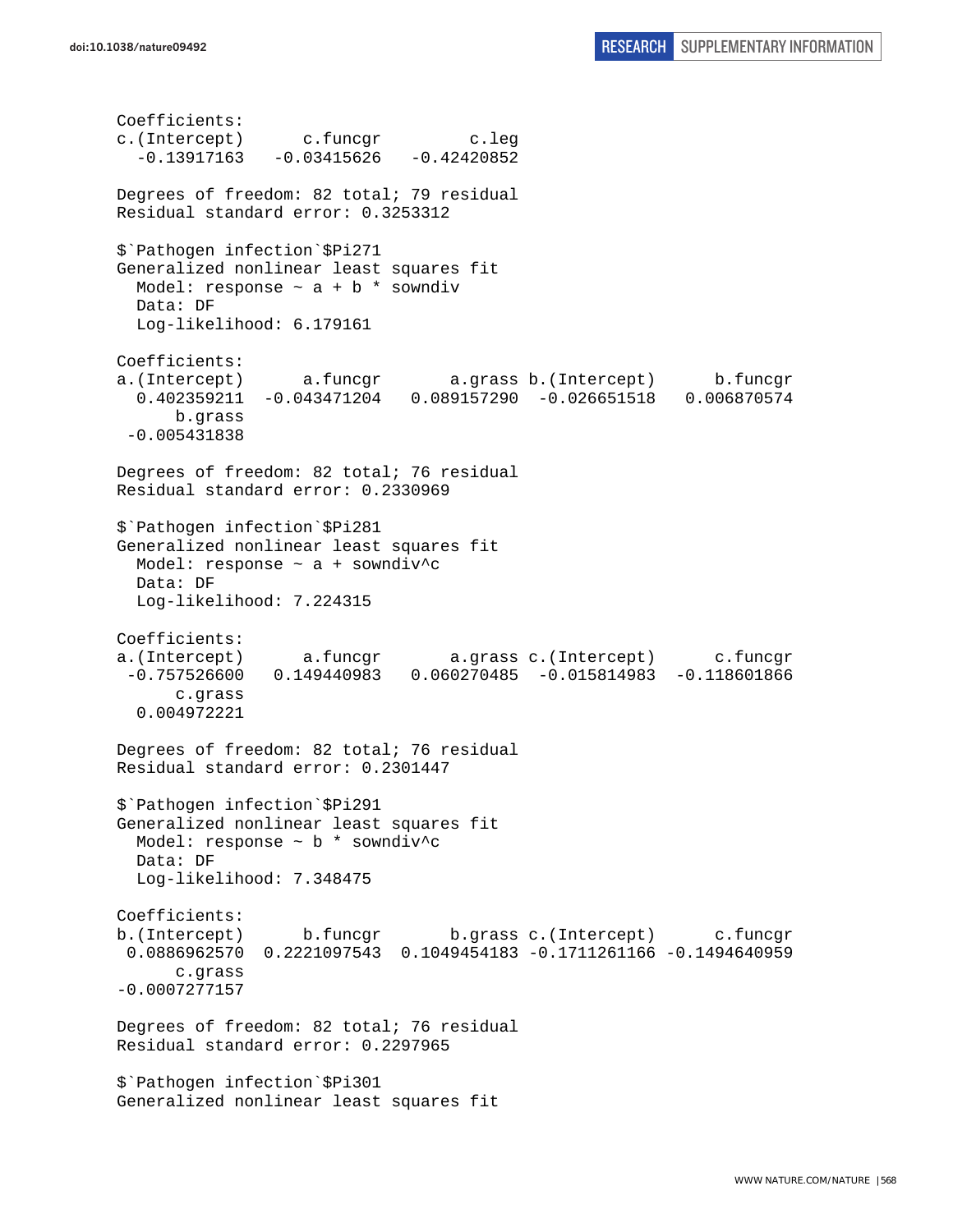```
Coefficients:
c.(Intercept)      c.funcgr         c.leg 
  -0.13917163   -0.03415626   -0.42420852 

Degrees of freedom: 82 total; 79 residual
Residual standard error: 0.3253312 

$`Pathogen infection`$Pi271
Generalized nonlinear least squares fit
  Model: response ~ a + b * sowndiv 
  Data: DF 
  Log-likelihood: 6.179161

Coefficients:
a.(Intercept)      a.funcgr       a.grass b.(Intercept)      b.funcgr 
  0.402359211  -0.043471204   0.089157290  -0.026651518   0.006870574 
      b.grass 
 -0.005431838 

Degrees of freedom: 82 total; 76 residual
Residual standard error: 0.2330969 

$`Pathogen infection`$Pi281
Generalized nonlinear least squares fit
  Model: response ~ a + sowndiv^c 
  Data: DF 
  Log-likelihood: 7.224315

Coefficients:
a.(Intercept)      a.funcgr       a.grass c.(Intercept)      c.funcgr 
 -0.757526600   0.149440983   0.060270485  -0.015814983  -0.118601866 
      c.grass 
  0.004972221 

Degrees of freedom: 82 total; 76 residual
Residual standard error: 0.2301447 

$`Pathogen infection`$Pi291
Generalized nonlinear least squares fit
  Model: response ~ b * sowndiv^c 
  Data: DF 
  Log-likelihood: 7.348475

Coefficients:
b.(Intercept)      b.funcgr       b.grass c.(Intercept)      c.funcgr 
 0.0886962570  0.2221097543  0.1049454183 -0.1711261166 -0.1494640959 
      c.grass 
-0.0007277157 

Degrees of freedom: 82 total; 76 residual
Residual standard error: 0.2297965 

$`Pathogen infection`$Pi301
Generalized nonlinear least squares fit
```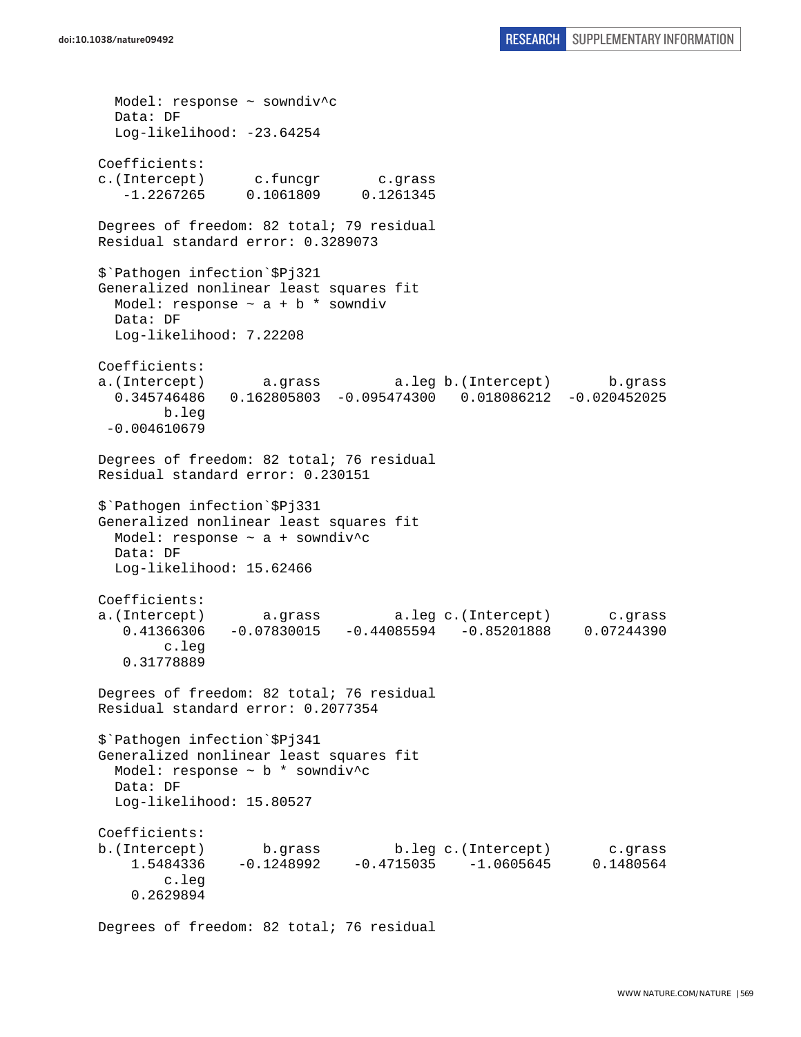```
  Model: response ~ sowndiv^c
  Data: DF
  Log-likelihood: -23.64254

Coefficients:
c.(Intercept)      c.funcgr       c.grass
   -1.2267265     0.1061809     0.1261345

Degrees of freedom: 82 total; 79 residual
Residual standard error: 0.3289073

$`Pathogen infection`$Pj321
Generalized nonlinear least squares fit
  Model: response ~ a + b * sowndiv
  Data: DF
  Log-likelihood: 7.22208

Coefficients:
a.(Intercept)       a.grass         a.leg b.(Intercept)       b.grass
  0.345746486   0.162805803  -0.095474300   0.018086212  -0.020452025
        b.leg
 -0.004610679

Degrees of freedom: 82 total; 76 residual
Residual standard error: 0.230151

$`Pathogen infection`$Pj331
Generalized nonlinear least squares fit
  Model: response ~ a + sowndiv^c
  Data: DF
  Log-likelihood: 15.62466

Coefficients:
a.(Intercept)       a.grass         a.leg c.(Intercept)       c.grass
   0.41366306   -0.07830015   -0.44085594   -0.85201888    0.07244390
        c.leg
   0.31778889

Degrees of freedom: 82 total; 76 residual
Residual standard error: 0.2077354

$`Pathogen infection`$Pj341
Generalized nonlinear least squares fit
  Model: response ~ b * sowndiv^c
  Data: DF
  Log-likelihood: 15.80527

Coefficients:
b.(Intercept)       b.grass         b.leg c.(Intercept)       c.grass
    1.5484336    -0.1248992    -0.4715035    -1.0605645     0.1480564
        c.leg
    0.2629894

Degrees of freedom: 82 total; 76 residual
```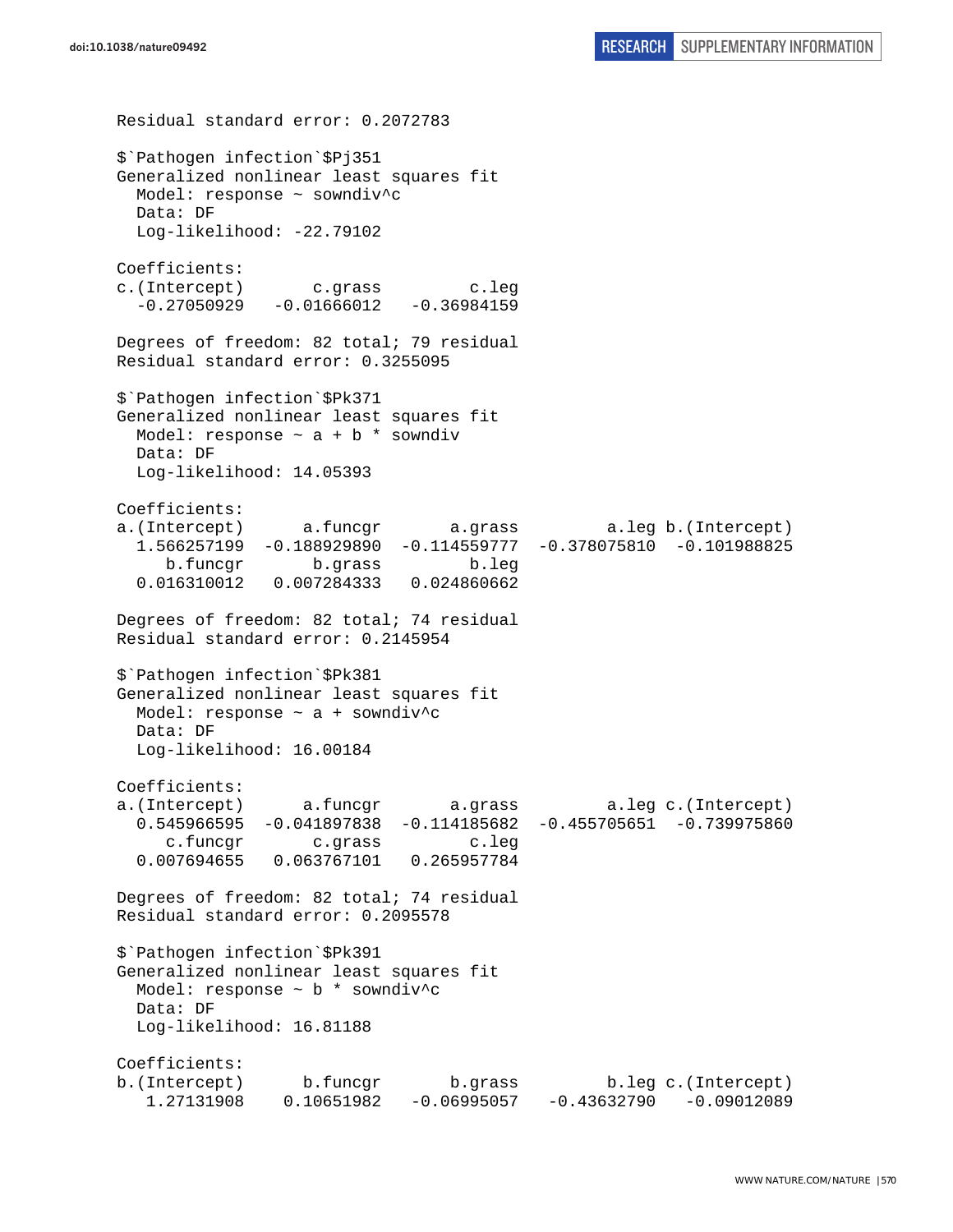```
Residual standard error: 0.2072783

$`Pathogen infection`$Pj351
Generalized nonlinear least squares fit
  Model: response ~ sowndiv^c
  Data: DF
  Log-likelihood: -22.79102

Coefficients:
c.(Intercept)       c.grass         c.leg
  -0.27050929   -0.01666012   -0.36984159

Degrees of freedom: 82 total; 79 residual
Residual standard error: 0.3255095

$`Pathogen infection`$Pk371
Generalized nonlinear least squares fit
  Model: response ~ a + b * sowndiv
  Data: DF
  Log-likelihood: 14.05393

Coefficients:
a.(Intercept)      a.funcgr       a.grass         a.leg b.(Intercept)
  1.566257199  -0.188929890  -0.114559777  -0.378075810  -0.101988825
     b.funcgr       b.grass         b.leg
  0.016310012   0.007284333   0.024860662

Degrees of freedom: 82 total; 74 residual
Residual standard error: 0.2145954

$`Pathogen infection`$Pk381
Generalized nonlinear least squares fit
  Model: response ~ a + sowndiv^c
  Data: DF
  Log-likelihood: 16.00184

Coefficients:
a.(Intercept)      a.funcgr       a.grass         a.leg c.(Intercept)
  0.545966595  -0.041897838  -0.114185682  -0.455705651  -0.739975860
     c.funcgr       c.grass         c.leg
  0.007694655   0.063767101   0.265957784

Degrees of freedom: 82 total; 74 residual
Residual standard error: 0.2095578

$`Pathogen infection`$Pk391
Generalized nonlinear least squares fit
  Model: response ~ b * sowndiv^c
  Data: DF
  Log-likelihood: 16.81188

Coefficients:
b.(Intercept)      b.funcgr       b.grass         b.leg c.(Intercept)
   1.27131908    0.10651982   -0.06995057   -0.43632790   -0.09012089
```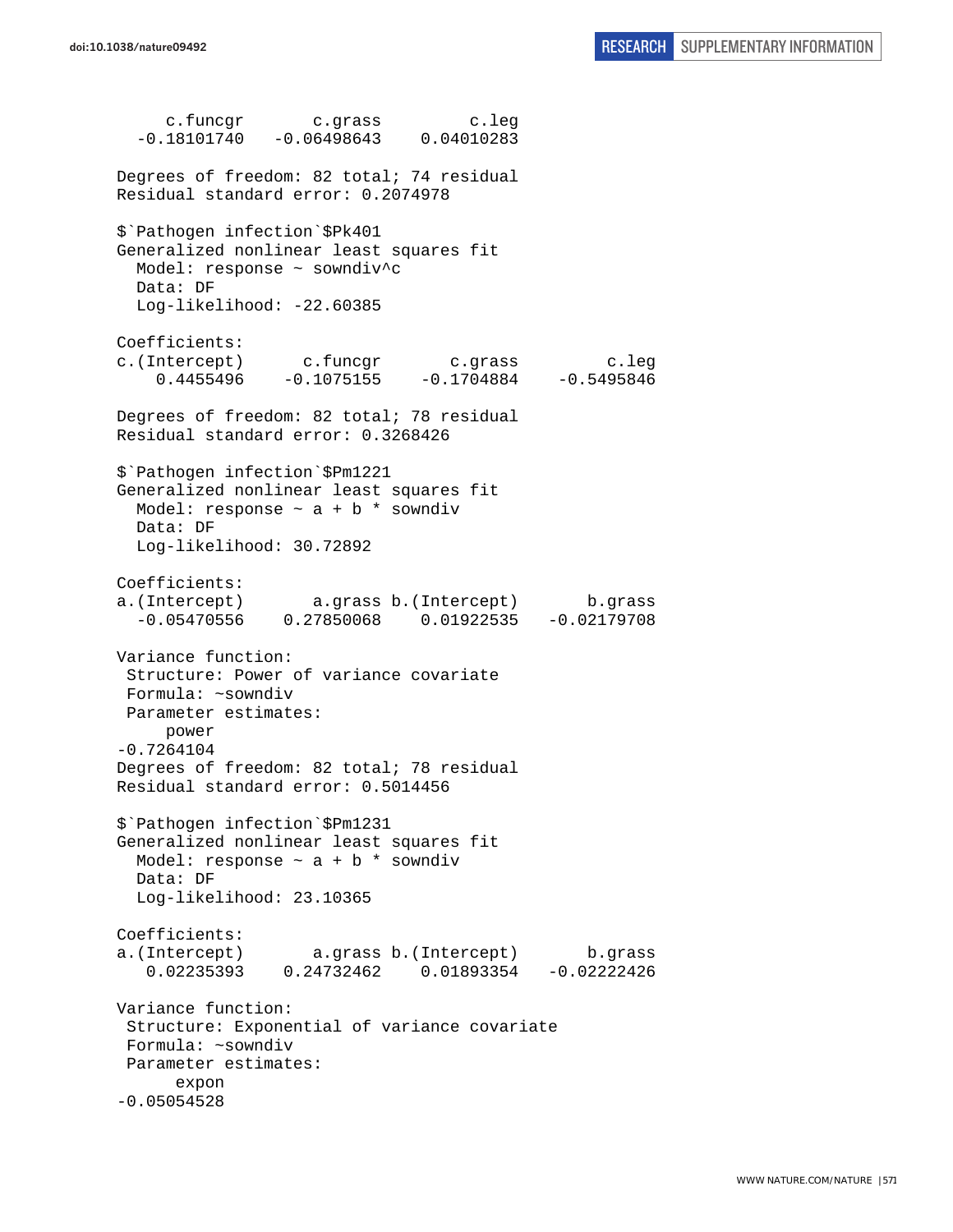```
      c.funcgr       c.grass         c.leg 
   -0.18101740   -0.06498643    0.04010283 

Degrees of freedom: 82 total; 74 residual
Residual standard error: 0.2074978 

$`Pathogen infection`$Pk401
Generalized nonlinear least squares fit
  Model: response ~ sowndiv^c 
  Data: DF 
  Log-likelihood: -22.60385

Coefficients:
c.(Intercept)      c.funcgr       c.grass         c.leg 
    0.4455496    -0.1075155    -0.1704884    -0.5495846 

Degrees of freedom: 82 total; 78 residual
Residual standard error: 0.3268426 

$`Pathogen infection`$Pm1221
Generalized nonlinear least squares fit
  Model: response ~ a + b * sowndiv 
  Data: DF 
  Log-likelihood: 30.72892

Coefficients:
a.(Intercept)       a.grass b.(Intercept)       b.grass 
  -0.05470556    0.27850068    0.01922535   -0.02179708 

Variance function:
 Structure: Power of variance covariate
 Formula: ~sowndiv 
 Parameter estimates:
     power 
-0.7264104 
Degrees of freedom: 82 total; 78 residual
Residual standard error: 0.5014456 

$`Pathogen infection`$Pm1231
Generalized nonlinear least squares fit
  Model: response ~ a + b * sowndiv 
  Data: DF 
  Log-likelihood: 23.10365

Coefficients:
a.(Intercept)       a.grass b.(Intercept)       b.grass 
   0.02235393    0.24732462    0.01893354   -0.02222426 

Variance function:
 Structure: Exponential of variance covariate
 Formula: ~sowndiv 
 Parameter estimates:
      expon 
-0.05054528 
```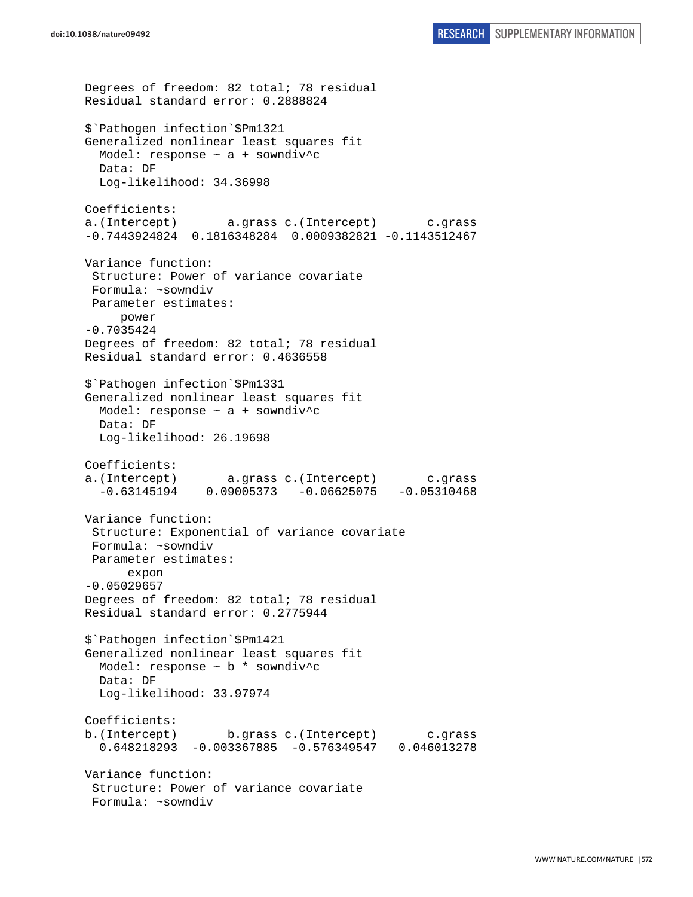```
Degrees of freedom: 82 total; 78 residual
Residual standard error: 0.2888824 

$`Pathogen infection`$Pm1321
Generalized nonlinear least squares fit
  Model: response ~ a + sowndiv^c 
  Data: DF 
  Log-likelihood: 34.36998

Coefficients:
a.(Intercept)       a.grass c.(Intercept)       c.grass 
-0.7443924824  0.1816348284  0.0009382821 -0.1143512467 

Variance function:
 Structure: Power of variance covariate
 Formula: ~sowndiv 
 Parameter estimates:
     power 
-0.7035424 
Degrees of freedom: 82 total; 78 residual
Residual standard error: 0.4636558 

$`Pathogen infection`$Pm1331
Generalized nonlinear least squares fit
  Model: response ~ a + sowndiv^c 
  Data: DF 
  Log-likelihood: 26.19698

Coefficients:
a.(Intercept)       a.grass c.(Intercept)       c.grass 
  -0.63145194    0.09005373   -0.06625075   -0.05310468 

Variance function:
 Structure: Exponential of variance covariate
 Formula: ~sowndiv 
 Parameter estimates:
      expon 
-0.05029657 
Degrees of freedom: 82 total; 78 residual
Residual standard error: 0.2775944 

$`Pathogen infection`$Pm1421
Generalized nonlinear least squares fit
  Model: response ~ b * sowndiv^c 
  Data: DF 
  Log-likelihood: 33.97974

Coefficients:
b.(Intercept)       b.grass c.(Intercept)       c.grass 
  0.648218293  -0.003367885  -0.576349547   0.046013278 

Variance function:
 Structure: Power of variance covariate
 Formula: ~sowndiv 
```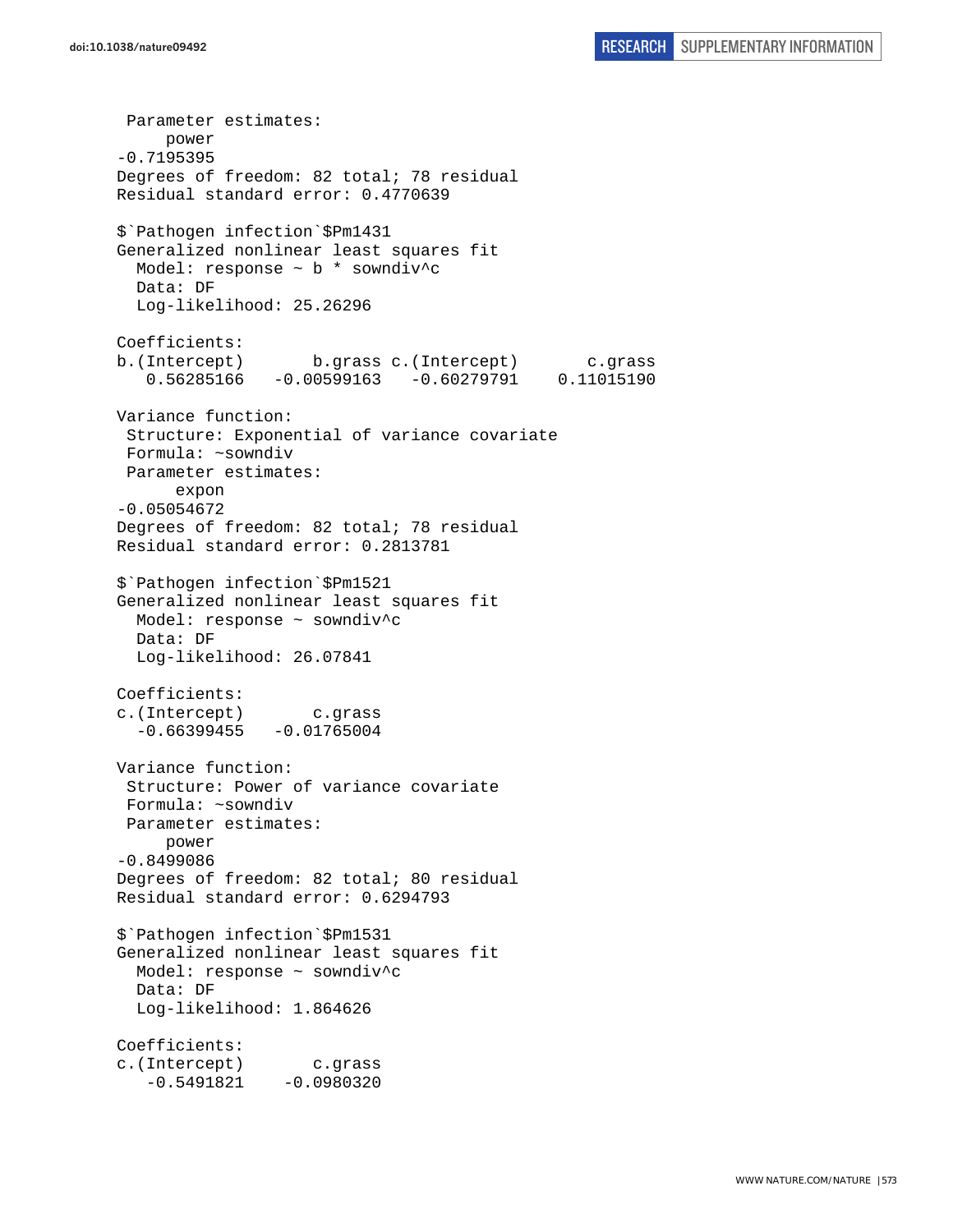```
 Parameter estimates:
     power 
-0.7195395 
Degrees of freedom: 82 total; 78 residual
Residual standard error: 0.4770639 

$`Pathogen infection`$Pm1431
Generalized nonlinear least squares fit
  Model: response ~ b * sowndiv^c 
  Data: DF 
  Log-likelihood: 25.26296

Coefficients:
b.(Intercept)       b.grass c.(Intercept)       c.grass 
   0.56285166   -0.00599163   -0.60279791    0.11015190 

Variance function:
 Structure: Exponential of variance covariate
 Formula: ~sowndiv 
 Parameter estimates:
      expon 
-0.05054672 
Degrees of freedom: 82 total; 78 residual
Residual standard error: 0.2813781 

$`Pathogen infection`$Pm1521
Generalized nonlinear least squares fit
  Model: response ~ sowndiv^c 
  Data: DF 
  Log-likelihood: 26.07841

Coefficients:
c.(Intercept)       c.grass 
  -0.66399455   -0.01765004 

Variance function:
 Structure: Power of variance covariate
 Formula: ~sowndiv 
 Parameter estimates:
     power 
-0.8499086 
Degrees of freedom: 82 total; 80 residual
Residual standard error: 0.6294793 

$`Pathogen infection`$Pm1531
Generalized nonlinear least squares fit
  Model: response ~ sowndiv^c 
  Data: DF 
  Log-likelihood: 1.864626

Coefficients:
c.(Intercept)       c.grass 
   -0.5491821    -0.0980320 
```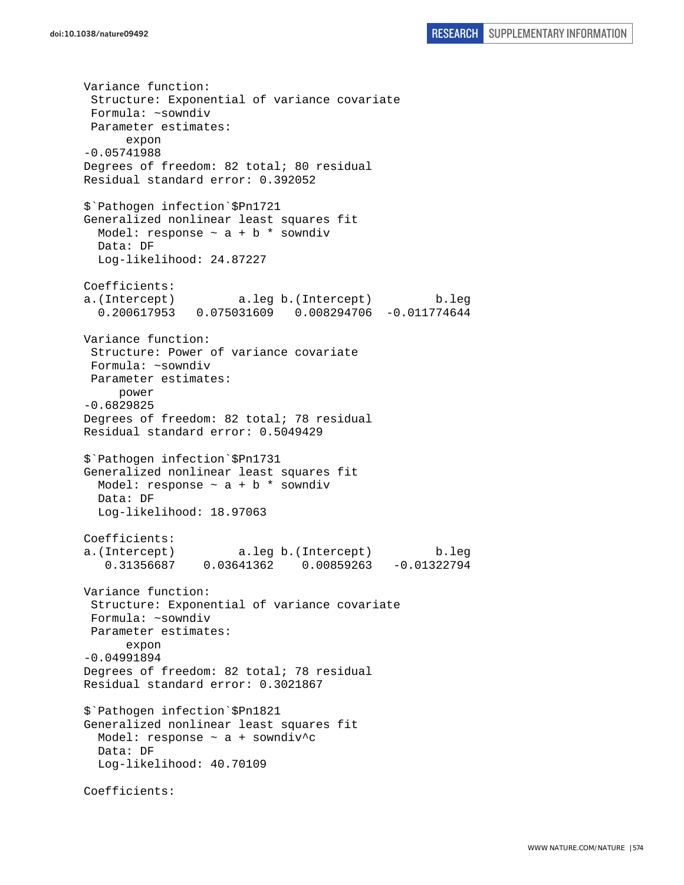```
Variance function:
 Structure: Exponential of variance covariate
 Formula: ~sowndiv
 Parameter estimates:
      expon
-0.05741988
Degrees of freedom: 82 total; 80 residual
Residual standard error: 0.392052

$`Pathogen infection`$Pn1721
Generalized nonlinear least squares fit
  Model: response ~ a + b * sowndiv
  Data: DF
  Log-likelihood: 24.87227

Coefficients:
a.(Intercept)         a.leg b.(Intercept)         b.leg
  0.200617953   0.075031609   0.008294706  -0.011774644

Variance function:
 Structure: Power of variance covariate
 Formula: ~sowndiv
 Parameter estimates:
     power
-0.6829825
Degrees of freedom: 82 total; 78 residual
Residual standard error: 0.5049429

$`Pathogen infection`$Pn1731
Generalized nonlinear least squares fit
  Model: response ~ a + b * sowndiv
  Data: DF
  Log-likelihood: 18.97063

Coefficients:
a.(Intercept)         a.leg b.(Intercept)         b.leg
   0.31356687    0.03641362    0.00859263   -0.01322794

Variance function:
 Structure: Exponential of variance covariate
 Formula: ~sowndiv
 Parameter estimates:
      expon
-0.04991894
Degrees of freedom: 82 total; 78 residual
Residual standard error: 0.3021867

$`Pathogen infection`$Pn1821
Generalized nonlinear least squares fit
  Model: response ~ a + sowndiv^c
  Data: DF
  Log-likelihood: 40.70109

Coefficients:
```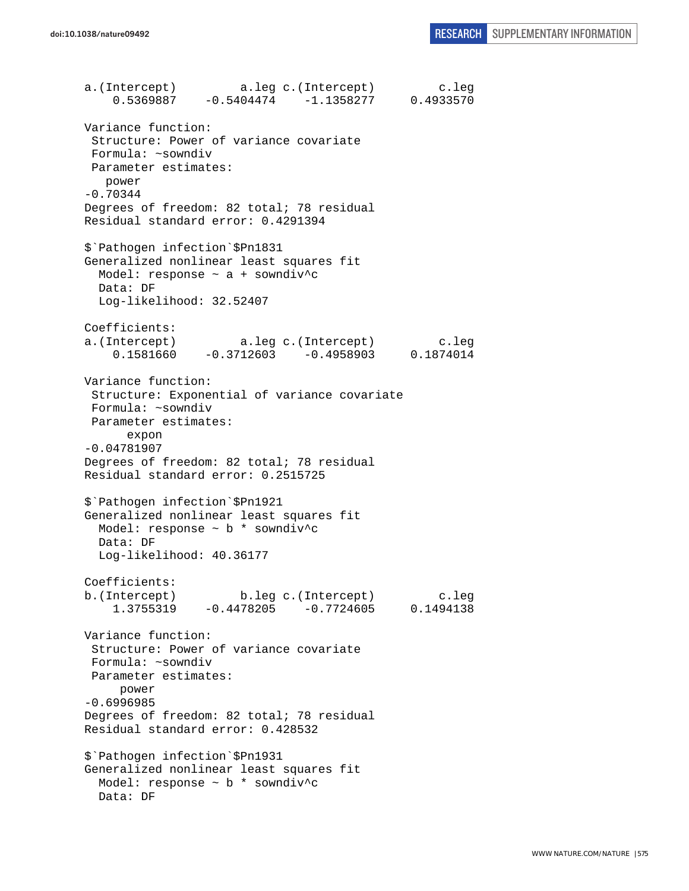```
a.(Intercept)         a.leg c.(Intercept)         c.leg 
    0.5369887    -0.5404474    -1.1358277     0.4933570 

Variance function:
 Structure: Power of variance covariate
 Formula: ~sowndiv 
 Parameter estimates:
   power 
-0.70344 
Degrees of freedom: 82 total; 78 residual
Residual standard error: 0.4291394 

$`Pathogen infection`$Pn1831
Generalized nonlinear least squares fit
  Model: response ~ a + sowndiv^c 
  Data: DF 
  Log-likelihood: 32.52407

Coefficients:
a.(Intercept)         a.leg c.(Intercept)         c.leg 
    0.1581660    -0.3712603    -0.4958903     0.1874014 

Variance function:
 Structure: Exponential of variance covariate
 Formula: ~sowndiv 
 Parameter estimates:
      expon 
-0.04781907 
Degrees of freedom: 82 total; 78 residual
Residual standard error: 0.2515725 

$`Pathogen infection`$Pn1921
Generalized nonlinear least squares fit
  Model: response ~ b * sowndiv^c 
  Data: DF 
  Log-likelihood: 40.36177

Coefficients:
b.(Intercept)         b.leg c.(Intercept)         c.leg 
    1.3755319    -0.4478205    -0.7724605     0.1494138 

Variance function:
 Structure: Power of variance covariate
 Formula: ~sowndiv 
 Parameter estimates:
     power 
-0.6996985 
Degrees of freedom: 82 total; 78 residual
Residual standard error: 0.428532 

$`Pathogen infection`$Pn1931
Generalized nonlinear least squares fit
  Model: response ~ b * sowndiv^c 
  Data: DF 
```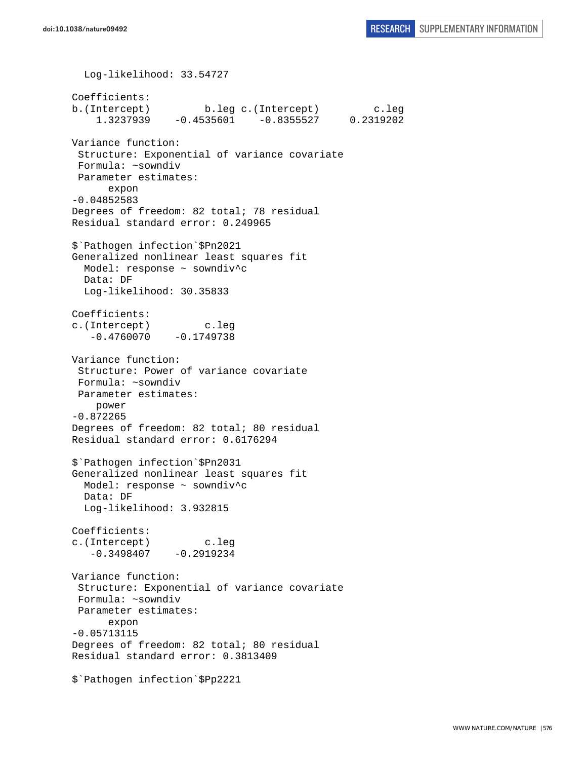```
  Log-likelihood: 33.54727

Coefficients:
b.(Intercept)         b.leg c.(Intercept)         c.leg 
    1.3237939    -0.4535601    -0.8355527     0.2319202 

Variance function:
 Structure: Exponential of variance covariate
 Formula: ~sowndiv 
 Parameter estimates:
      expon 
-0.04852583 
Degrees of freedom: 82 total; 78 residual
Residual standard error: 0.249965 

$`Pathogen infection`$Pn2021
Generalized nonlinear least squares fit
  Model: response ~ sowndiv^c 
  Data: DF 
  Log-likelihood: 30.35833

Coefficients:
c.(Intercept)         c.leg 
   -0.4760070    -0.1749738 

Variance function:
 Structure: Power of variance covariate
 Formula: ~sowndiv 
 Parameter estimates:
    power 
-0.872265 
Degrees of freedom: 82 total; 80 residual
Residual standard error: 0.6176294 

$`Pathogen infection`$Pn2031
Generalized nonlinear least squares fit
  Model: response ~ sowndiv^c 
  Data: DF 
  Log-likelihood: 3.932815

Coefficients:
c.(Intercept)         c.leg 
   -0.3498407    -0.2919234 

Variance function:
 Structure: Exponential of variance covariate
 Formula: ~sowndiv 
 Parameter estimates:
      expon 
-0.05713115 
Degrees of freedom: 82 total; 80 residual
Residual standard error: 0.3813409 

$`Pathogen infection`$Pp2221
```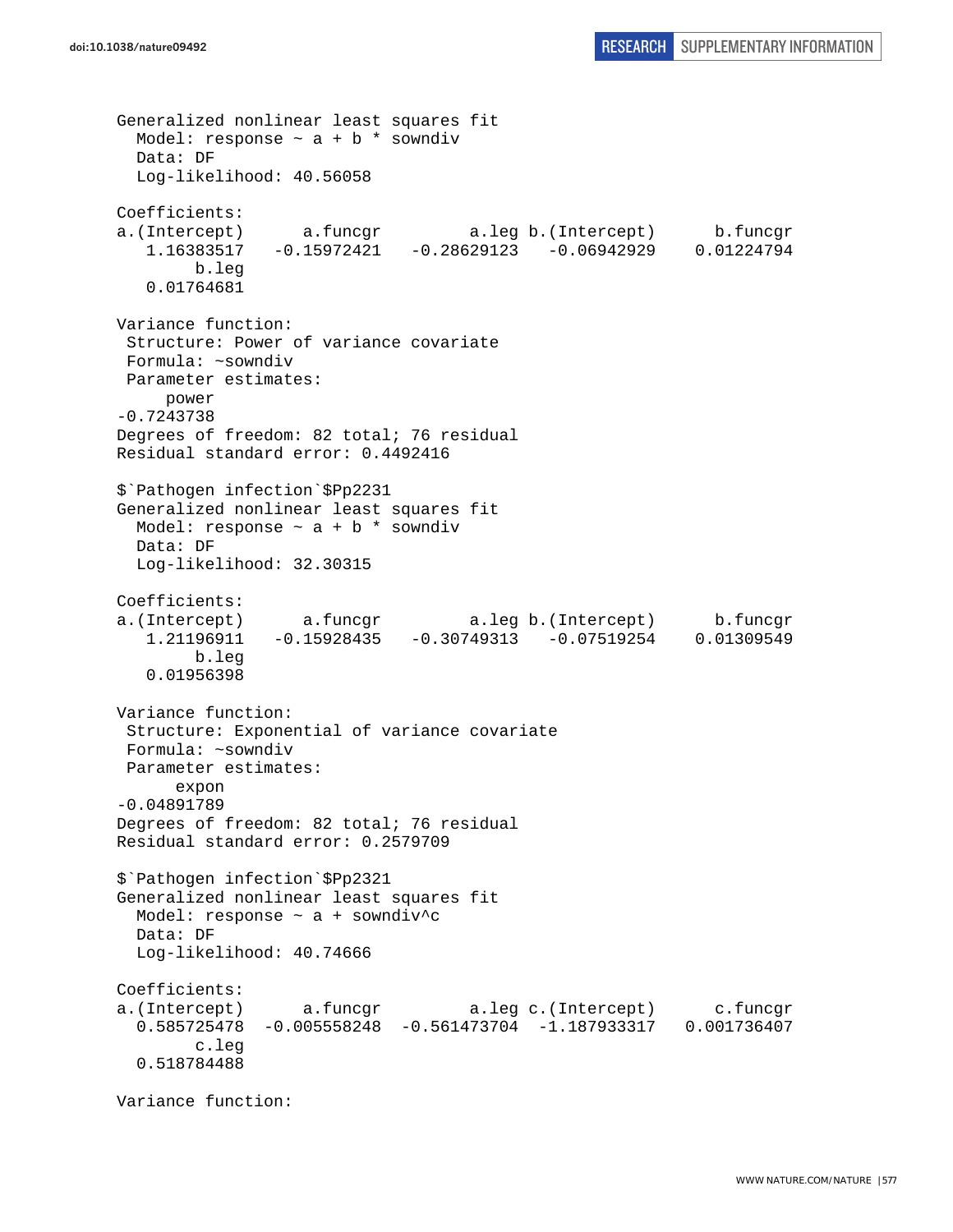```
Generalized nonlinear least squares fit
  Model: response ~ a + b * sowndiv
  Data: DF
  Log-likelihood: 40.56058

Coefficients:
a.(Intercept)      a.funcgr         a.leg b.(Intercept)      b.funcgr
   1.16383517   -0.15972421   -0.28629123   -0.06942929    0.01224794
        b.leg
   0.01764681

Variance function:
 Structure: Power of variance covariate
 Formula: ~sowndiv
 Parameter estimates:
      power
-0.7243738
Degrees of freedom: 82 total; 76 residual
Residual standard error: 0.4492416

$`Pathogen infection`$Pp2231
Generalized nonlinear least squares fit
  Model: response ~ a + b * sowndiv
  Data: DF
  Log-likelihood: 32.30315

Coefficients:
a.(Intercept)      a.funcgr         a.leg b.(Intercept)      b.funcgr
   1.21196911   -0.15928435   -0.30749313   -0.07519254    0.01309549
        b.leg
   0.01956398

Variance function:
 Structure: Exponential of variance covariate
 Formula: ~sowndiv
 Parameter estimates:
       expon
-0.04891789
Degrees of freedom: 82 total; 76 residual
Residual standard error: 0.2579709

$`Pathogen infection`$Pp2321
Generalized nonlinear least squares fit
  Model: response ~ a + sowndiv^c
  Data: DF
  Log-likelihood: 40.74666

Coefficients:
a.(Intercept)      a.funcgr         a.leg c.(Intercept)      c.funcgr
  0.585725478  -0.005558248  -0.561473704  -1.187933317   0.001736407
        c.leg
  0.518784488

Variance function:
```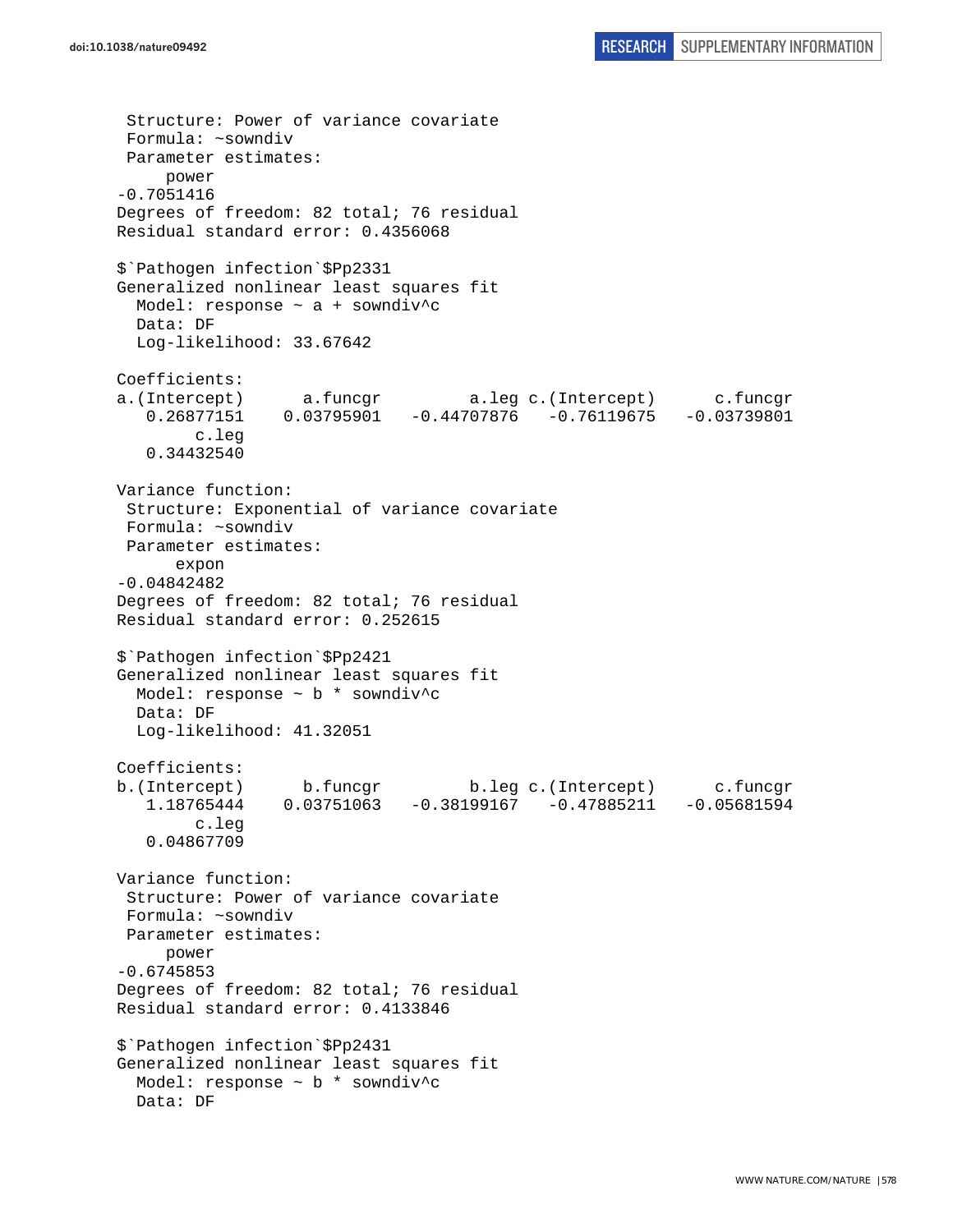```
 Structure: Power of variance covariate
 Formula: ~sowndiv
 Parameter estimates:
     power
-0.7051416
Degrees of freedom: 82 total; 76 residual
Residual standard error: 0.4356068

$`Pathogen infection`$Pp2331
Generalized nonlinear least squares fit
  Model: response ~ a + sowndiv^c
  Data: DF
  Log-likelihood: 33.67642

Coefficients:
a.(Intercept)      a.funcgr         a.leg c.(Intercept)      c.funcgr
   0.26877151    0.03795901   -0.44707876   -0.76119675   -0.03739801
        c.leg
   0.34432540

Variance function:
 Structure: Exponential of variance covariate
 Formula: ~sowndiv
 Parameter estimates:
      expon
-0.04842482
Degrees of freedom: 82 total; 76 residual
Residual standard error: 0.252615

$`Pathogen infection`$Pp2421
Generalized nonlinear least squares fit
  Model: response ~ b * sowndiv^c
  Data: DF
  Log-likelihood: 41.32051

Coefficients:
b.(Intercept)      b.funcgr         b.leg c.(Intercept)      c.funcgr
   1.18765444    0.03751063   -0.38199167   -0.47885211   -0.05681594
        c.leg
   0.04867709

Variance function:
 Structure: Power of variance covariate
 Formula: ~sowndiv
 Parameter estimates:
     power
-0.6745853
Degrees of freedom: 82 total; 76 residual
Residual standard error: 0.4133846

$`Pathogen infection`$Pp2431
Generalized nonlinear least squares fit
  Model: response ~ b * sowndiv^c
  Data: DF
```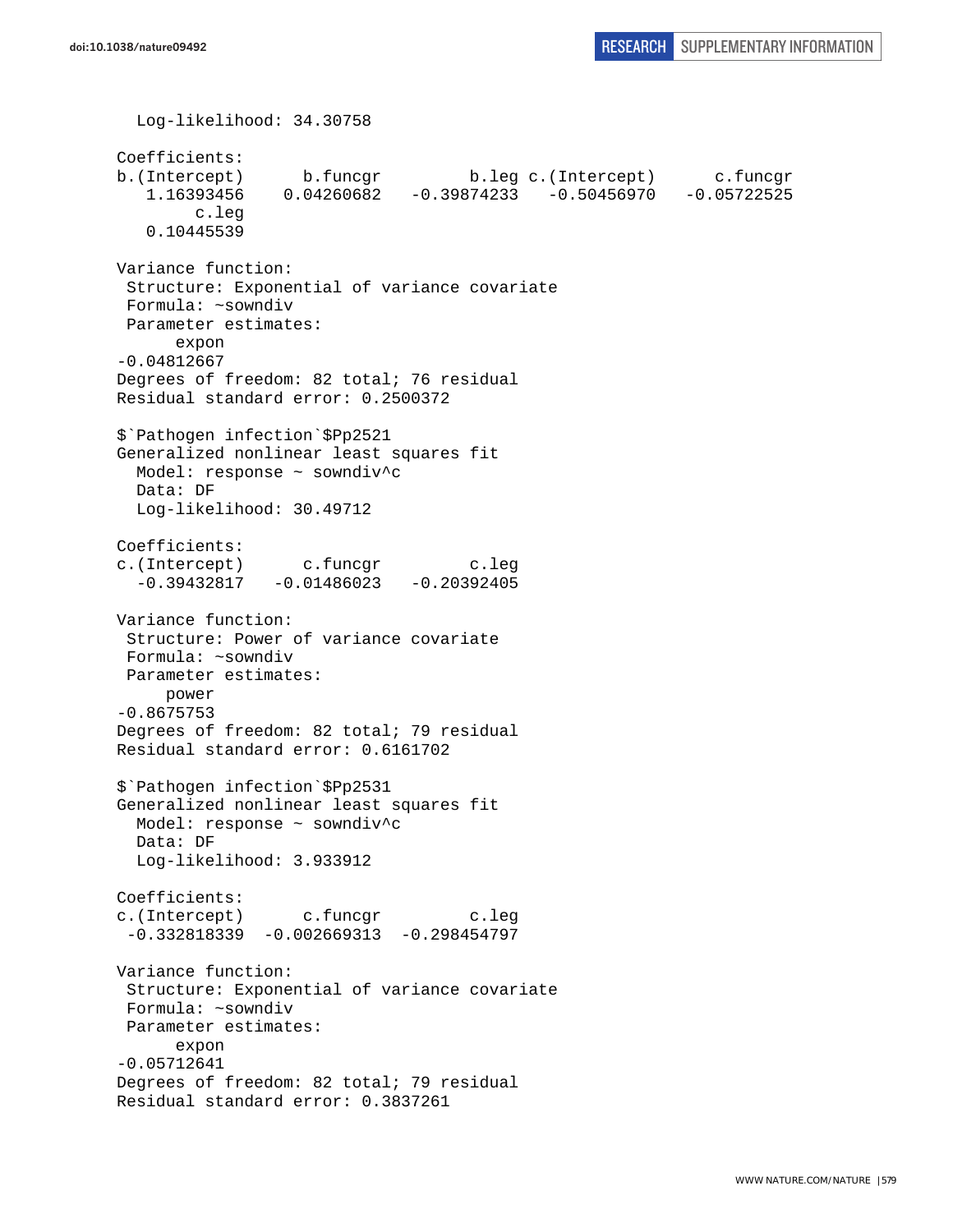```
  Log-likelihood: 34.30758

Coefficients:
b.(Intercept)      b.funcgr         b.leg c.(Intercept)      c.funcgr 
   1.16393456    0.04260682   -0.39874233   -0.50456970   -0.05722525 
        c.leg 
   0.10445539 

Variance function:
 Structure: Exponential of variance covariate
 Formula: ~sowndiv 
 Parameter estimates:
      expon 
-0.04812667 
Degrees of freedom: 82 total; 76 residual
Residual standard error: 0.2500372 

$`Pathogen infection`$Pp2521
Generalized nonlinear least squares fit
  Model: response ~ sowndiv^c 
  Data: DF 
  Log-likelihood: 30.49712

Coefficients:
c.(Intercept)      c.funcgr         c.leg 
  -0.39432817   -0.01486023   -0.20392405 

Variance function:
 Structure: Power of variance covariate
 Formula: ~sowndiv 
 Parameter estimates:
     power 
-0.8675753 
Degrees of freedom: 82 total; 79 residual
Residual standard error: 0.6161702 

$`Pathogen infection`$Pp2531
Generalized nonlinear least squares fit
  Model: response ~ sowndiv^c 
  Data: DF 
  Log-likelihood: 3.933912

Coefficients:
c.(Intercept)      c.funcgr         c.leg 
 -0.332818339  -0.002669313  -0.298454797 

Variance function:
 Structure: Exponential of variance covariate
 Formula: ~sowndiv 
 Parameter estimates:
      expon 
-0.05712641 
Degrees of freedom: 82 total; 79 residual
Residual standard error: 0.3837261 
```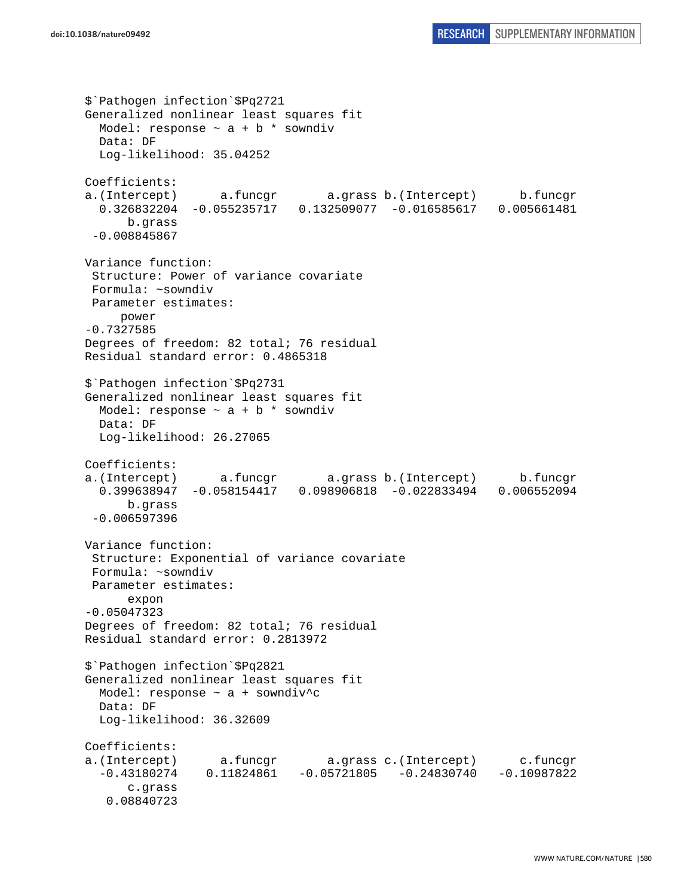```
$`Pathogen infection`$Pq2721
Generalized nonlinear least squares fit
  Model: response ~ a + b * sowndiv
  Data: DF
  Log-likelihood: 35.04252

Coefficients:
a.(Intercept)      a.funcgr       a.grass b.(Intercept)      b.funcgr
  0.326832204  -0.055235717   0.132509077  -0.016585617   0.005661481
      b.grass
 -0.008845867

Variance function:
 Structure: Power of variance covariate
 Formula: ~sowndiv
 Parameter estimates:
     power
-0.7327585
Degrees of freedom: 82 total; 76 residual
Residual standard error: 0.4865318

$`Pathogen infection`$Pq2731
Generalized nonlinear least squares fit
  Model: response ~ a + b * sowndiv
  Data: DF
  Log-likelihood: 26.27065

Coefficients:
a.(Intercept)      a.funcgr       a.grass b.(Intercept)      b.funcgr
  0.399638947  -0.058154417   0.098906818  -0.022833494   0.006552094
      b.grass
 -0.006597396

Variance function:
 Structure: Exponential of variance covariate
 Formula: ~sowndiv
 Parameter estimates:
      expon
-0.05047323
Degrees of freedom: 82 total; 76 residual
Residual standard error: 0.2813972

$`Pathogen infection`$Pq2821
Generalized nonlinear least squares fit
  Model: response ~ a + sowndiv^c
  Data: DF
  Log-likelihood: 36.32609

Coefficients:
a.(Intercept)      a.funcgr       a.grass c.(Intercept)      c.funcgr
  -0.43180274    0.11824861   -0.05721805   -0.24830740   -0.10987822
      c.grass
   0.08840723
```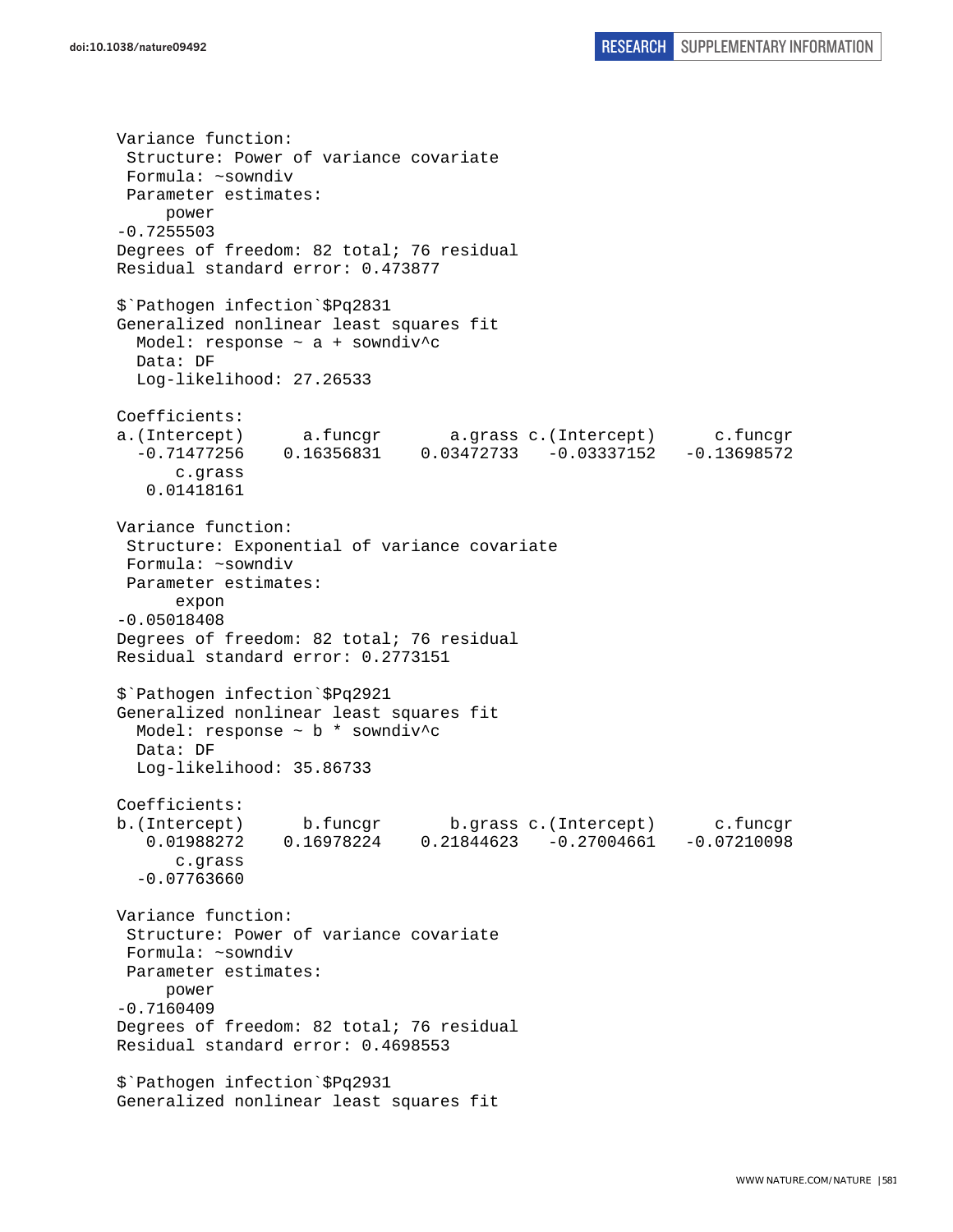```
Variance function:
 Structure: Power of variance covariate
 Formula: ~sowndiv
 Parameter estimates:
     power
-0.7255503
Degrees of freedom: 82 total; 76 residual
Residual standard error: 0.473877

$`Pathogen infection`$Pq2831
Generalized nonlinear least squares fit
  Model: response ~ a + sowndiv^c
  Data: DF
  Log-likelihood: 27.26533

Coefficients:
a.(Intercept)      a.funcgr       a.grass c.(Intercept)      c.funcgr
  -0.71477256    0.16356831    0.03472733   -0.03337152   -0.13698572
      c.grass
   0.01418161

Variance function:
 Structure: Exponential of variance covariate
 Formula: ~sowndiv
 Parameter estimates:
      expon
-0.05018408
Degrees of freedom: 82 total; 76 residual
Residual standard error: 0.2773151

$`Pathogen infection`$Pq2921
Generalized nonlinear least squares fit
  Model: response ~ b * sowndiv^c
  Data: DF
  Log-likelihood: 35.86733

Coefficients:
b.(Intercept)      b.funcgr       b.grass c.(Intercept)      c.funcgr
   0.01988272    0.16978224    0.21844623   -0.27004661   -0.07210098
      c.grass
  -0.07763660

Variance function:
 Structure: Power of variance covariate
 Formula: ~sowndiv
 Parameter estimates:
     power
-0.7160409
Degrees of freedom: 82 total; 76 residual
Residual standard error: 0.4698553

$`Pathogen infection`$Pq2931
Generalized nonlinear least squares fit
```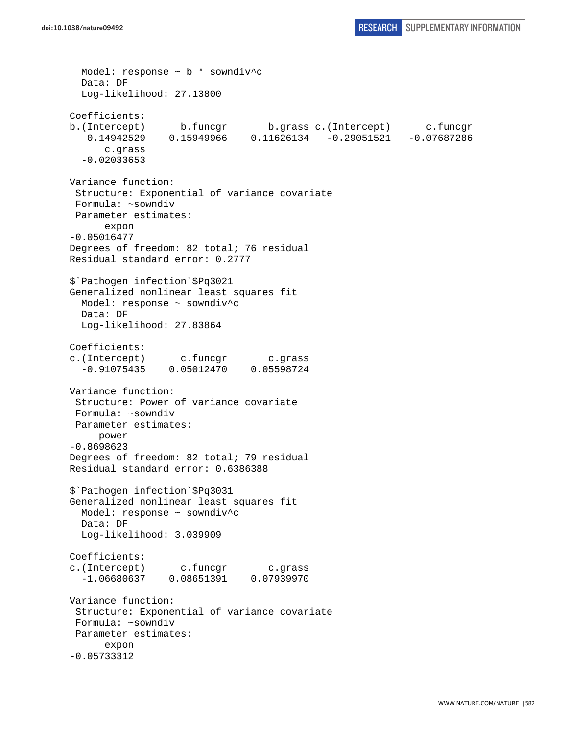```
  Model: response ~ b * sowndiv^c
  Data: DF
  Log-likelihood: 27.13800

Coefficients:
b.(Intercept)      b.funcgr       b.grass c.(Intercept)      c.funcgr
   0.14942529    0.15949966    0.11626134   -0.29051521   -0.07687286
      c.grass
  -0.02033653

Variance function:
 Structure: Exponential of variance covariate
 Formula: ~sowndiv
 Parameter estimates:
      expon
-0.05016477
Degrees of freedom: 82 total; 76 residual
Residual standard error: 0.2777

$`Pathogen infection`$Pq3021
Generalized nonlinear least squares fit
  Model: response ~ sowndiv^c
  Data: DF
  Log-likelihood: 27.83864

Coefficients:
c.(Intercept)      c.funcgr       c.grass
  -0.91075435    0.05012470    0.05598724

Variance function:
 Structure: Power of variance covariate
 Formula: ~sowndiv
 Parameter estimates:
     power
-0.8698623
Degrees of freedom: 82 total; 79 residual
Residual standard error: 0.6386388

$`Pathogen infection`$Pq3031
Generalized nonlinear least squares fit
  Model: response ~ sowndiv^c
  Data: DF
  Log-likelihood: 3.039909

Coefficients:
c.(Intercept)      c.funcgr       c.grass
  -1.06680637    0.08651391    0.07939970

Variance function:
 Structure: Exponential of variance covariate
 Formula: ~sowndiv
 Parameter estimates:
      expon
-0.05733312
```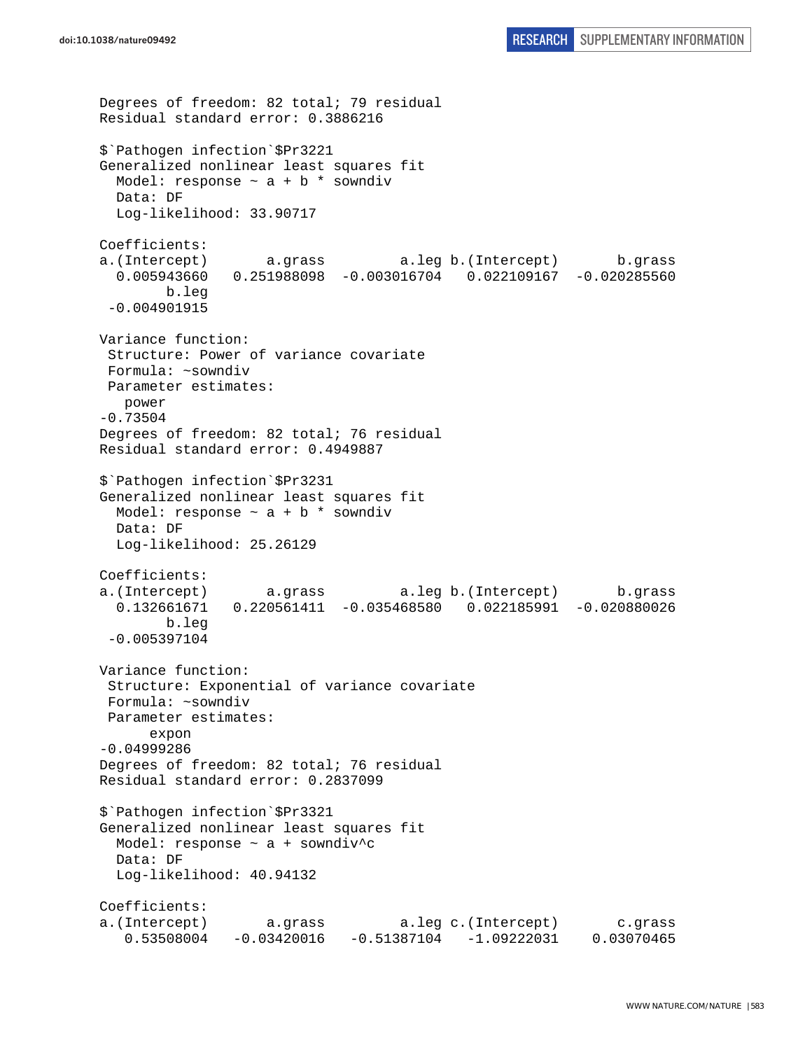```
Degrees of freedom: 82 total; 79 residual
Residual standard error: 0.3886216 

$`Pathogen infection`$Pr3221
Generalized nonlinear least squares fit
  Model: response ~ a + b * sowndiv 
  Data: DF 
  Log-likelihood: 33.90717

Coefficients:
a.(Intercept)       a.grass         a.leg b.(Intercept)       b.grass 
  0.005943660   0.251988098  -0.003016704   0.022109167  -0.020285560 
        b.leg 
 -0.004901915 

Variance function:
 Structure: Power of variance covariate
 Formula: ~sowndiv 
 Parameter estimates:
   power 
-0.73504 
Degrees of freedom: 82 total; 76 residual
Residual standard error: 0.4949887 

$`Pathogen infection`$Pr3231
Generalized nonlinear least squares fit
  Model: response ~ a + b * sowndiv 
  Data: DF 
  Log-likelihood: 25.26129

Coefficients:
a.(Intercept)       a.grass         a.leg b.(Intercept)       b.grass 
  0.132661671   0.220561411  -0.035468580   0.022185991  -0.020880026 
        b.leg 
 -0.005397104 

Variance function:
 Structure: Exponential of variance covariate
 Formula: ~sowndiv 
 Parameter estimates:
      expon 
-0.04999286 
Degrees of freedom: 82 total; 76 residual
Residual standard error: 0.2837099 

$`Pathogen infection`$Pr3321
Generalized nonlinear least squares fit
  Model: response ~ a + sowndiv^c 
  Data: DF 
  Log-likelihood: 40.94132

Coefficients:
a.(Intercept)       a.grass         a.leg c.(Intercept)       c.grass 
   0.53508004   -0.03420016   -0.51387104   -1.09222031    0.03070465 
```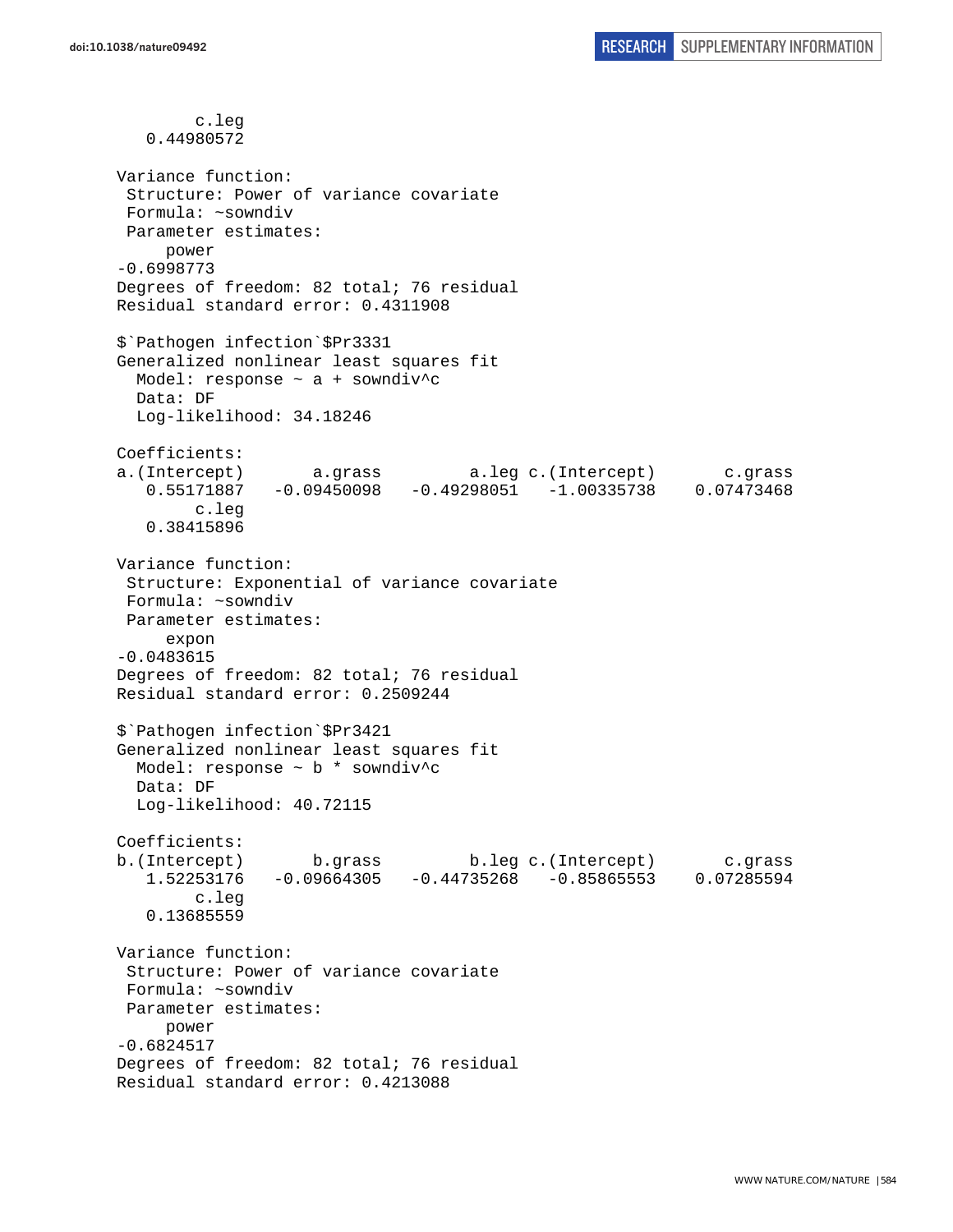```
        c.leg
    0.44980572

Variance function:
 Structure: Power of variance covariate
 Formula: ~sowndiv
 Parameter estimates:
      power
-0.6998773
Degrees of freedom: 82 total; 76 residual
Residual standard error: 0.4311908

$`Pathogen infection`$Pr3331
Generalized nonlinear least squares fit
  Model: response ~ a + sowndiv^c
  Data: DF
  Log-likelihood: 34.18246

Coefficients:
a.(Intercept)       a.grass         a.leg c.(Intercept)       c.grass
   0.55171887   -0.09450098   -0.49298051   -1.00335738    0.07473468
        c.leg
   0.38415896

Variance function:
 Structure: Exponential of variance covariate
 Formula: ~sowndiv
 Parameter estimates:
      expon
-0.0483615
Degrees of freedom: 82 total; 76 residual
Residual standard error: 0.2509244

$`Pathogen infection`$Pr3421
Generalized nonlinear least squares fit
  Model: response ~ b * sowndiv^c
  Data: DF
  Log-likelihood: 40.72115

Coefficients:
b.(Intercept)       b.grass         b.leg c.(Intercept)       c.grass
   1.52253176   -0.09664305   -0.44735268   -0.85865553    0.07285594
        c.leg
   0.13685559

Variance function:
 Structure: Power of variance covariate
 Formula: ~sowndiv
 Parameter estimates:
      power
-0.6824517
Degrees of freedom: 82 total; 76 residual
Residual standard error: 0.4213088
```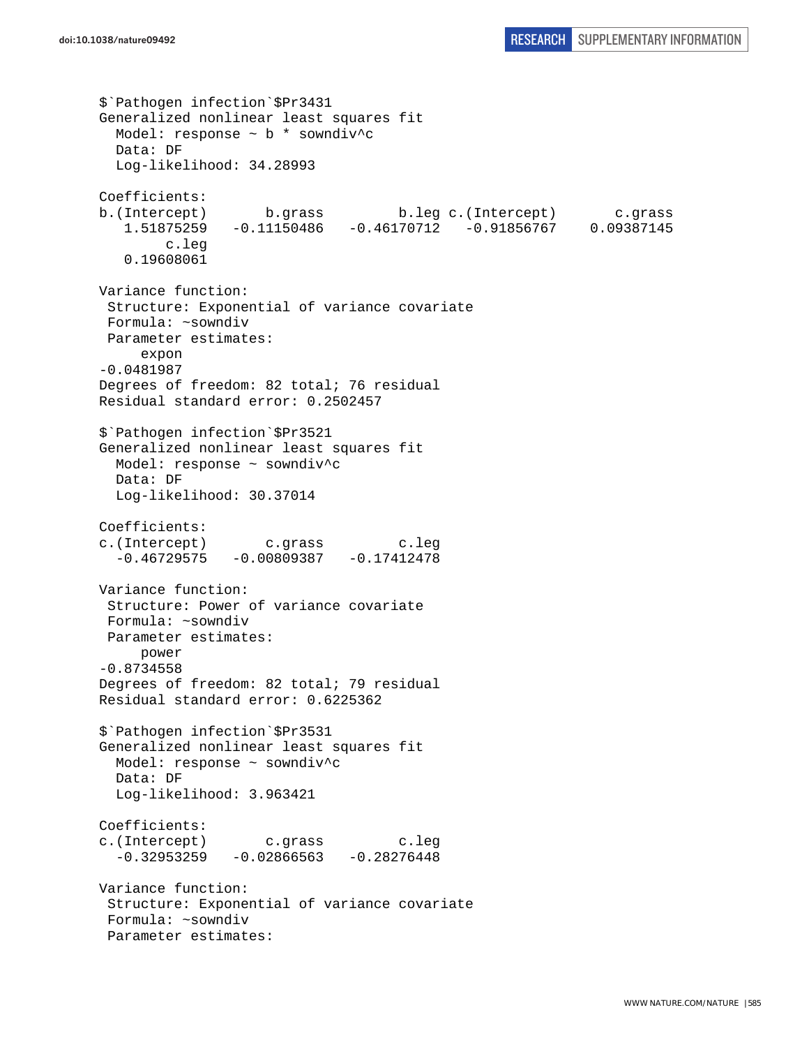```
$`Pathogen infection`$Pr3431
Generalized nonlinear least squares fit
  Model: response ~ b * sowndiv^c
  Data: DF
  Log-likelihood: 34.28993

Coefficients:
b.(Intercept)       b.grass         b.leg c.(Intercept)       c.grass
   1.51875259   -0.11150486   -0.46170712   -0.91856767    0.09387145
        c.leg
   0.19608061

Variance function:
 Structure: Exponential of variance covariate
 Formula: ~sowndiv
 Parameter estimates:
      expon
-0.0481987
Degrees of freedom: 82 total; 76 residual
Residual standard error: 0.2502457

$`Pathogen infection`$Pr3521
Generalized nonlinear least squares fit
  Model: response ~ sowndiv^c
  Data: DF
  Log-likelihood: 30.37014

Coefficients:
c.(Intercept)       c.grass         c.leg
  -0.46729575   -0.00809387   -0.17412478

Variance function:
 Structure: Power of variance covariate
 Formula: ~sowndiv
 Parameter estimates:
      power
-0.8734558
Degrees of freedom: 82 total; 79 residual
Residual standard error: 0.6225362

$`Pathogen infection`$Pr3531
Generalized nonlinear least squares fit
  Model: response ~ sowndiv^c
  Data: DF
  Log-likelihood: 3.963421

Coefficients:
c.(Intercept)       c.grass         c.leg
  -0.32953259   -0.02866563   -0.28276448

Variance function:
 Structure: Exponential of variance covariate
 Formula: ~sowndiv
 Parameter estimates:
```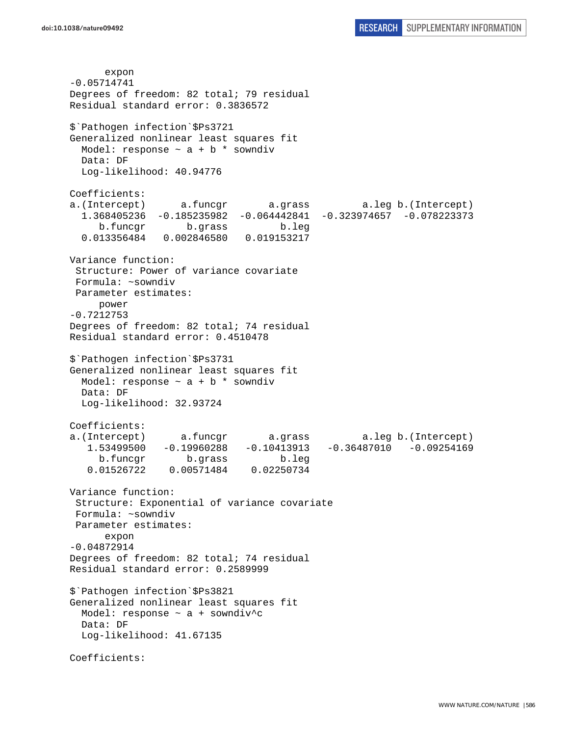```
      expon 
-0.05714741 
Degrees of freedom: 82 total; 79 residual
Residual standard error: 0.3836572 

$`Pathogen infection`$Ps3721
Generalized nonlinear least squares fit
  Model: response ~ a + b * sowndiv 
  Data: DF 
  Log-likelihood: 40.94776

Coefficients:
a.(Intercept)      a.funcgr       a.grass         a.leg b.(Intercept) 
  1.368405236  -0.185235982  -0.064442841  -0.323974657  -0.078223373 
     b.funcgr       b.grass         b.leg 
  0.013356484   0.002846580   0.019153217 

Variance function:
 Structure: Power of variance covariate
 Formula: ~sowndiv 
 Parameter estimates:
     power 
-0.7212753 
Degrees of freedom: 82 total; 74 residual
Residual standard error: 0.4510478 

$`Pathogen infection`$Ps3731
Generalized nonlinear least squares fit
  Model: response ~ a + b * sowndiv 
  Data: DF 
  Log-likelihood: 32.93724

Coefficients:
a.(Intercept)      a.funcgr       a.grass         a.leg b.(Intercept) 
   1.53499500   -0.19960288   -0.10413913   -0.36487010   -0.09254169 
     b.funcgr       b.grass         b.leg 
   0.01526722    0.00571484    0.02250734 

Variance function:
 Structure: Exponential of variance covariate
 Formula: ~sowndiv 
 Parameter estimates:
      expon 
-0.04872914 
Degrees of freedom: 82 total; 74 residual
Residual standard error: 0.2589999 

$`Pathogen infection`$Ps3821
Generalized nonlinear least squares fit
  Model: response ~ a + sowndiv^c 
  Data: DF 
  Log-likelihood: 41.67135

Coefficients:
```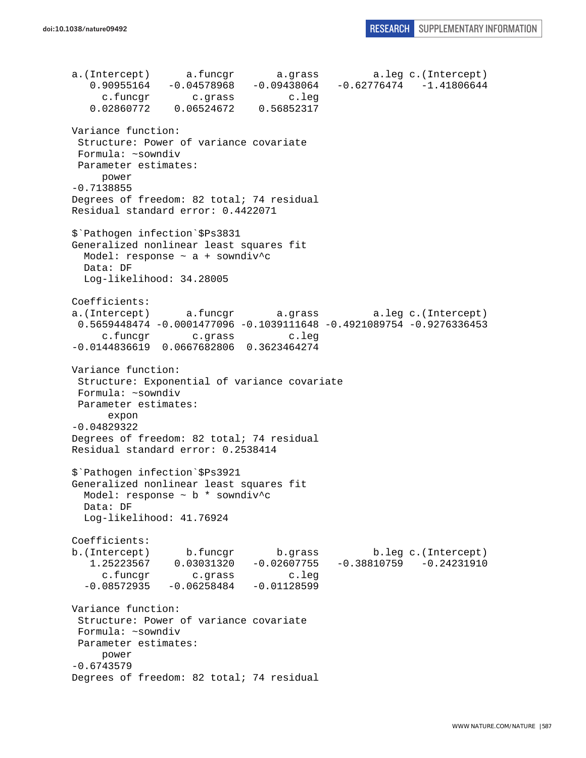```
a.(Intercept)      a.funcgr       a.grass         a.leg c.(Intercept) 
   0.90955164   -0.04578968   -0.09438064   -0.62776474   -1.41806644 
     c.funcgr       c.grass         c.leg 
   0.02860772    0.06524672    0.56852317 

Variance function:
 Structure: Power of variance covariate
 Formula: ~sowndiv 
 Parameter estimates:
     power 
-0.7138855 
Degrees of freedom: 82 total; 74 residual
Residual standard error: 0.4422071 

$`Pathogen infection`$Ps3831
Generalized nonlinear least squares fit
  Model: response ~ a + sowndiv^c 
  Data: DF 
  Log-likelihood: 34.28005

Coefficients:
a.(Intercept)      a.funcgr       a.grass         a.leg c.(Intercept) 
 0.5659448474 -0.0001477096 -0.1039111648 -0.4921089754 -0.9276336453 
     c.funcgr       c.grass         c.leg 
-0.0144836619  0.0667682806  0.3623464274 

Variance function:
 Structure: Exponential of variance covariate
 Formula: ~sowndiv 
 Parameter estimates:
      expon 
-0.04829322 
Degrees of freedom: 82 total; 74 residual
Residual standard error: 0.2538414 

$`Pathogen infection`$Ps3921
Generalized nonlinear least squares fit
  Model: response ~ b * sowndiv^c 
  Data: DF 
  Log-likelihood: 41.76924

Coefficients:
b.(Intercept)      b.funcgr       b.grass         b.leg c.(Intercept) 
   1.25223567    0.03031320   -0.02607755   -0.38810759   -0.24231910 
     c.funcgr       c.grass         c.leg 
  -0.08572935   -0.06258484   -0.01128599 

Variance function:
 Structure: Power of variance covariate
 Formula: ~sowndiv 
 Parameter estimates:
     power 
-0.6743579 
Degrees of freedom: 82 total; 74 residual
```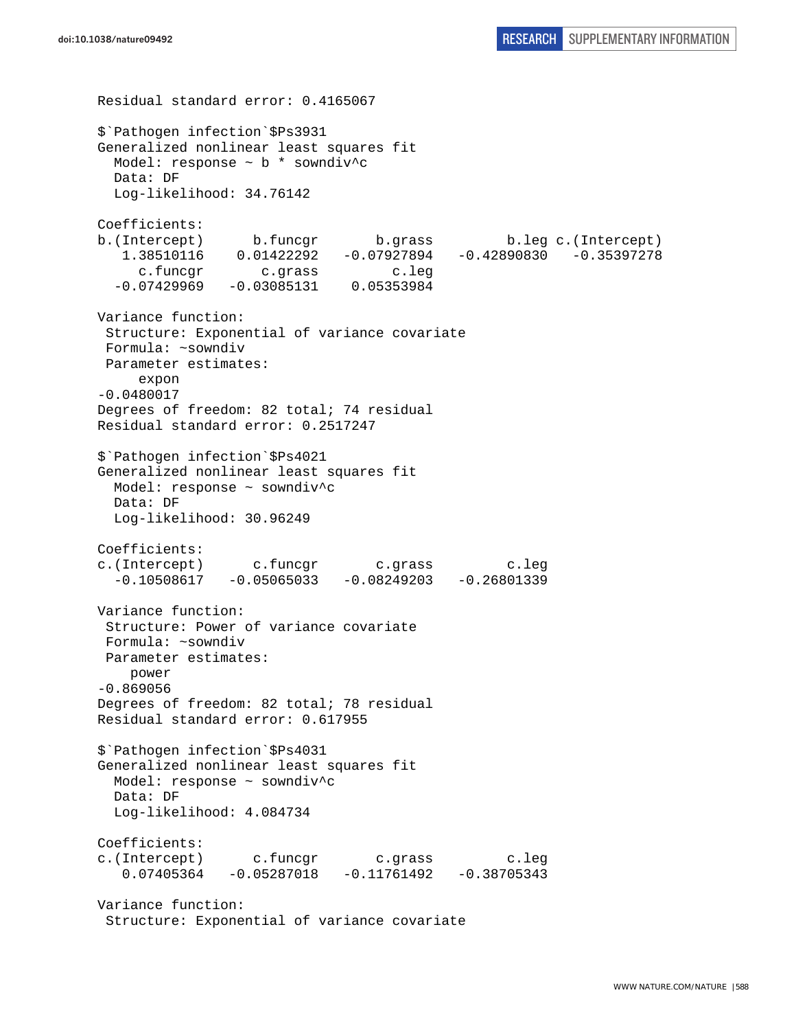```
Residual standard error: 0.4165067

$`Pathogen infection`$Ps3931
Generalized nonlinear least squares fit
  Model: response ~ b * sowndiv^c
  Data: DF
  Log-likelihood: 34.76142

Coefficients:
b.(Intercept)      b.funcgr       b.grass         b.leg c.(Intercept)
   1.38510116    0.01422292   -0.07927894   -0.42890830   -0.35397278
     c.funcgr       c.grass         c.leg
  -0.07429969   -0.03085131    0.05353984

Variance function:
 Structure: Exponential of variance covariate
 Formula: ~sowndiv
 Parameter estimates:
     expon
-0.0480017
Degrees of freedom: 82 total; 74 residual
Residual standard error: 0.2517247

$`Pathogen infection`$Ps4021
Generalized nonlinear least squares fit
  Model: response ~ sowndiv^c
  Data: DF
  Log-likelihood: 30.96249

Coefficients:
c.(Intercept)      c.funcgr       c.grass         c.leg
  -0.10508617   -0.05065033   -0.08249203   -0.26801339

Variance function:
 Structure: Power of variance covariate
 Formula: ~sowndiv
 Parameter estimates:
    power
-0.869056
Degrees of freedom: 82 total; 78 residual
Residual standard error: 0.617955

$`Pathogen infection`$Ps4031
Generalized nonlinear least squares fit
  Model: response ~ sowndiv^c
  Data: DF
  Log-likelihood: 4.084734

Coefficients:
c.(Intercept)      c.funcgr       c.grass         c.leg
   0.07405364   -0.05287018   -0.11761492   -0.38705343

Variance function:
 Structure: Exponential of variance covariate
```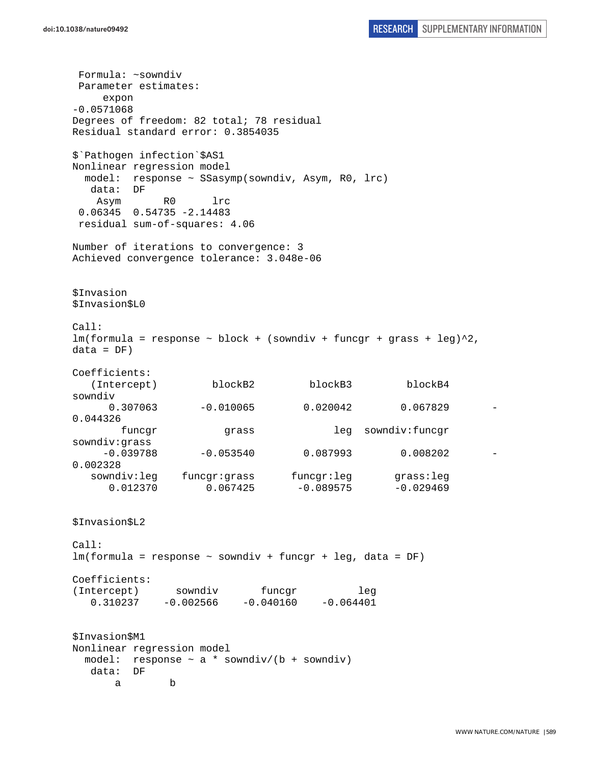```
 Formula: ~sowndiv
 Parameter estimates:
     expon
-0.0571068
Degrees of freedom: 82 total; 78 residual
Residual standard error: 0.3854035

$`Pathogen infection`$AS1
Nonlinear regression model
  model:  response ~ SSasymp(sowndiv, Asym, R0, lrc)
   data:  DF
    Asym       R0      lrc
 0.06345  0.54735 -2.14483
 residual sum-of-squares: 4.06

Number of iterations to convergence: 3
Achieved convergence tolerance: 3.048e-06


$Invasion
$Invasion$L0

Call:
lm(formula = response ~ block + (sowndiv + funcgr + grass + leg)^2,
data = DF)

Coefficients:
   (Intercept)         blockB2         blockB3         blockB4
sowndiv
      0.307063       -0.010065        0.020042        0.067829       -
0.044326
        funcgr           grass             leg  sowndiv:funcgr
sowndiv:grass
     -0.039788       -0.053540        0.087993        0.008202       -
0.002328
   sowndiv:leg    funcgr:grass      funcgr:leg       grass:leg
      0.012370        0.067425       -0.089575       -0.029469


$Invasion$L2

Call:
lm(formula = response ~ sowndiv + funcgr + leg, data = DF)

Coefficients:
(Intercept)      sowndiv       funcgr          leg
   0.310237    -0.002566    -0.040160    -0.064401


$Invasion$M1
Nonlinear regression model
  model:  response ~ a * sowndiv/(b + sowndiv)
   data:  DF
       a        b
```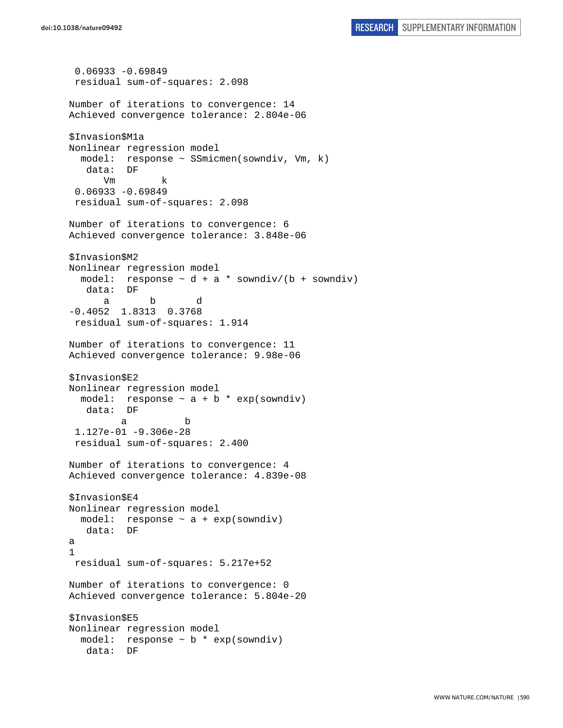```
 0.06933 -0.69849 
 residual sum-of-squares: 2.098

Number of iterations to convergence: 14 
Achieved convergence tolerance: 2.804e-06 

$Invasion$M1a
Nonlinear regression model
  model:  response ~ SSmicmen(sowndiv, Vm, k) 
   data:  DF 
      Vm        k 
 0.06933 -0.69849 
 residual sum-of-squares: 2.098

Number of iterations to convergence: 6 
Achieved convergence tolerance: 3.848e-06 

$Invasion$M2
Nonlinear regression model
  model:  response ~ d + a * sowndiv/(b + sowndiv) 
   data:  DF 
      a       b       d 
-0.4052  1.8313  0.3768 
 residual sum-of-squares: 1.914

Number of iterations to convergence: 11 
Achieved convergence tolerance: 9.98e-06 

$Invasion$E2
Nonlinear regression model
  model:  response ~ a + b * exp(sowndiv) 
   data:  DF 
         a          b 
 1.127e-01 -9.306e-28 
 residual sum-of-squares: 2.400

Number of iterations to convergence: 4 
Achieved convergence tolerance: 4.839e-08 

$Invasion$E4
Nonlinear regression model
  model:  response ~ a + exp(sowndiv) 
   data:  DF 
a 
1 
 residual sum-of-squares: 5.217e+52

Number of iterations to convergence: 0 
Achieved convergence tolerance: 5.804e-20 

$Invasion$E5
Nonlinear regression model
  model:  response ~ b * exp(sowndiv) 
   data:  DF 
```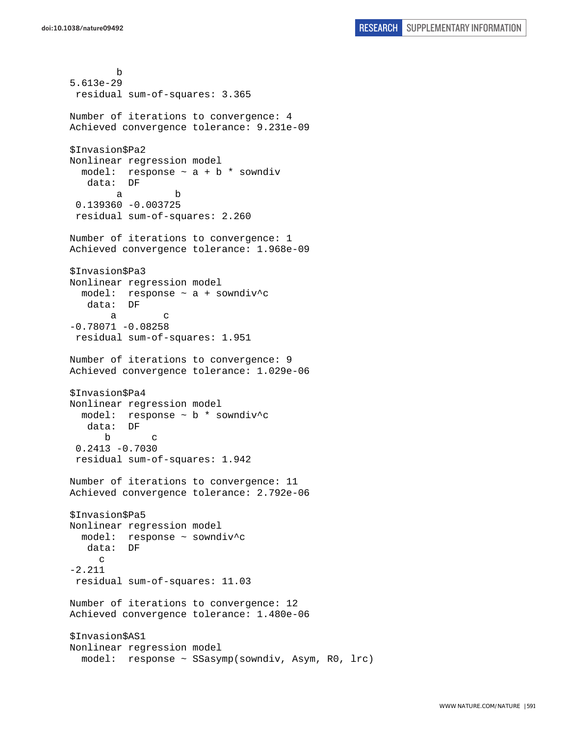```
        b 
5.613e-29 
 residual sum-of-squares: 3.365

Number of iterations to convergence: 4 
Achieved convergence tolerance: 9.231e-09

$Invasion$Pa2
Nonlinear regression model
  model:  response ~ a + b * sowndiv
   data:  DF
        a         b 
 0.139360 -0.003725 
 residual sum-of-squares: 2.260

Number of iterations to convergence: 1 
Achieved convergence tolerance: 1.968e-09

$Invasion$Pa3
Nonlinear regression model
  model:  response ~ a + sowndiv^c
   data:  DF
       a        c 
-0.78071 -0.08258 
 residual sum-of-squares: 1.951

Number of iterations to convergence: 9 
Achieved convergence tolerance: 1.029e-06

$Invasion$Pa4
Nonlinear regression model
  model:  response ~ b * sowndiv^c
   data:  DF
      b       c 
 0.2413 -0.7030 
 residual sum-of-squares: 1.942

Number of iterations to convergence: 11 
Achieved convergence tolerance: 2.792e-06

$Invasion$Pa5
Nonlinear regression model
  model:  response ~ sowndiv^c
   data:  DF
     c 
-2.211 
 residual sum-of-squares: 11.03

Number of iterations to convergence: 12 
Achieved convergence tolerance: 1.480e-06

$Invasion$AS1
Nonlinear regression model
  model:  response ~ SSasymp(sowndiv, Asym, R0, lrc)
```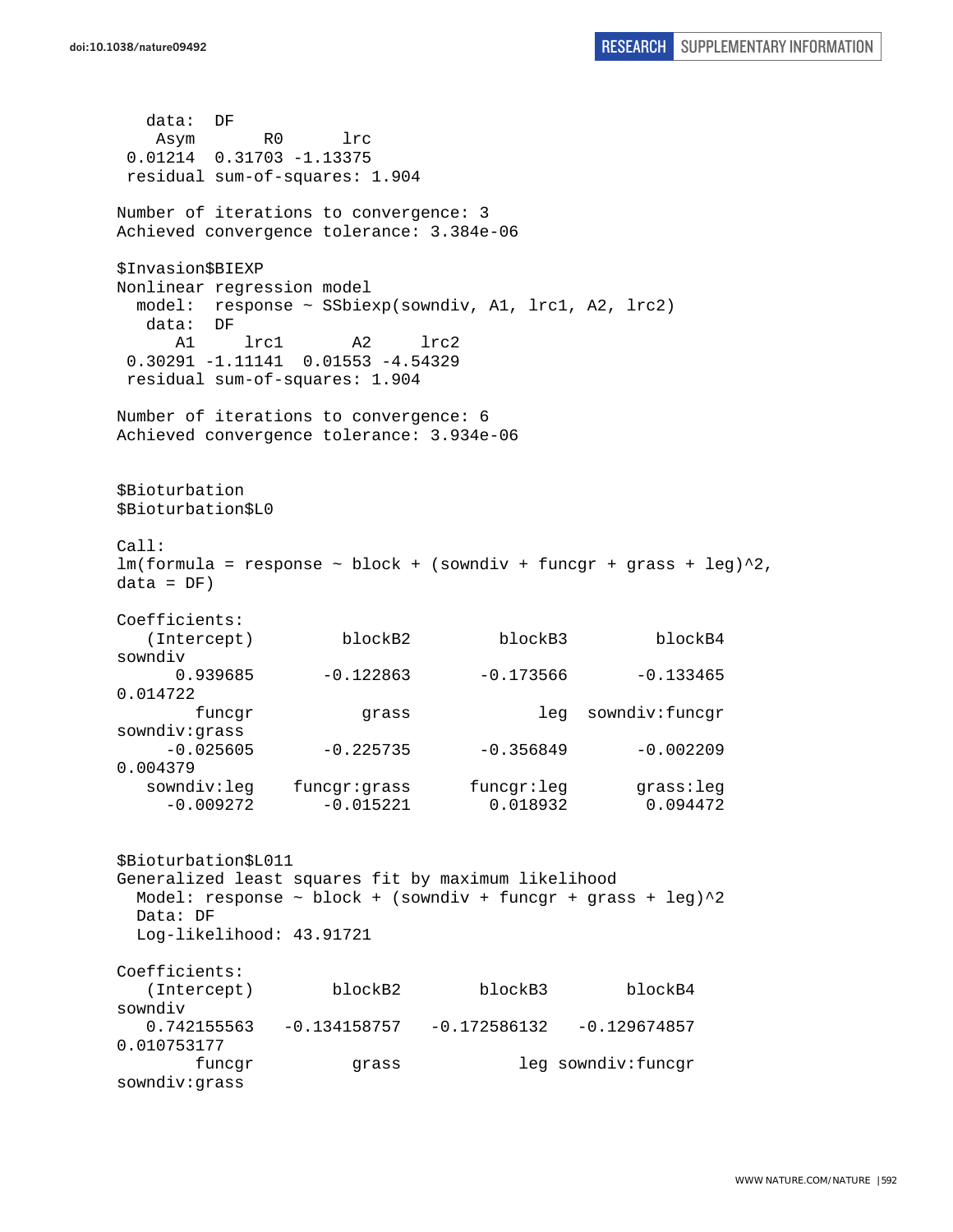```
   data:  DF
    Asym       R0      lrc
 0.01214  0.31703 -1.13375
 residual sum-of-squares: 1.904

Number of iterations to convergence: 3
Achieved convergence tolerance: 3.384e-06

$Invasion$BIEXP
Nonlinear regression model
  model:  response ~ SSbiexp(sowndiv, A1, lrc1, A2, lrc2)
   data:  DF
      A1     lrc1       A2     lrc2
 0.30291 -1.11141  0.01553 -4.54329
 residual sum-of-squares: 1.904

Number of iterations to convergence: 6
Achieved convergence tolerance: 3.934e-06


$Bioturbation
$Bioturbation$L0

Call:
lm(formula = response ~ block + (sowndiv + funcgr + grass + leg)^2,
data = DF)

Coefficients:
   (Intercept)         blockB2         blockB3         blockB4
sowndiv
      0.939685       -0.122863       -0.173566       -0.133465
0.014722
        funcgr           grass             leg  sowndiv:funcgr
sowndiv:grass
     -0.025605       -0.225735       -0.356849       -0.002209
0.004379
   sowndiv:leg    funcgr:grass      funcgr:leg       grass:leg
     -0.009272       -0.015221        0.018932        0.094472


$Bioturbation$L011
Generalized least squares fit by maximum likelihood
  Model: response ~ block + (sowndiv + funcgr + grass + leg)^2
  Data: DF
  Log-likelihood: 43.91721

Coefficients:
   (Intercept)        blockB2        blockB3        blockB4
sowndiv
   0.742155563   -0.134158757   -0.172586132   -0.129674857
0.010753177
        funcgr          grass            leg sowndiv:funcgr
sowndiv:grass
```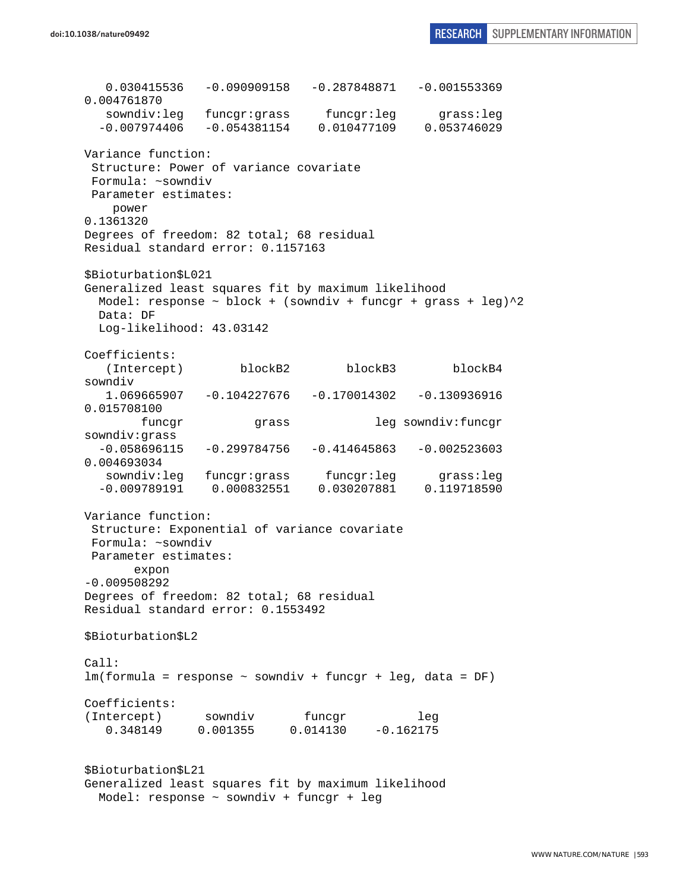```
   0.030415536   -0.090909158   -0.287848871   -0.001553369
0.004761870
   sowndiv:leg   funcgr:grass     funcgr:leg      grass:leg
  -0.007974406   -0.054381154    0.010477109    0.053746029

Variance function:
 Structure: Power of variance covariate
 Formula: ~sowndiv
 Parameter estimates:
    power
0.1361320
Degrees of freedom: 82 total; 68 residual
Residual standard error: 0.1157163

$Bioturbation$L021
Generalized least squares fit by maximum likelihood
  Model: response ~ block + (sowndiv + funcgr + grass + leg)^2
  Data: DF
  Log-likelihood: 43.03142

Coefficients:
   (Intercept)        blockB2        blockB3        blockB4
sowndiv
   1.069665907   -0.104227676   -0.170014302   -0.130936916
0.015708100
        funcgr          grass            leg sowndiv:funcgr
sowndiv:grass
  -0.058696115   -0.299784756   -0.414645863   -0.002523603
0.004693034
   sowndiv:leg   funcgr:grass     funcgr:leg      grass:leg
  -0.009789191    0.000832551    0.030207881    0.119718590

Variance function:
 Structure: Exponential of variance covariate
 Formula: ~sowndiv
 Parameter estimates:
       expon
-0.009508292
Degrees of freedom: 82 total; 68 residual
Residual standard error: 0.1553492

$Bioturbation$L2

Call:
lm(formula = response ~ sowndiv + funcgr + leg, data = DF)

Coefficients:
(Intercept)      sowndiv       funcgr          leg
   0.348149     0.001355     0.014130    -0.162175


$Bioturbation$L21
Generalized least squares fit by maximum likelihood
  Model: response ~ sowndiv + funcgr + leg
```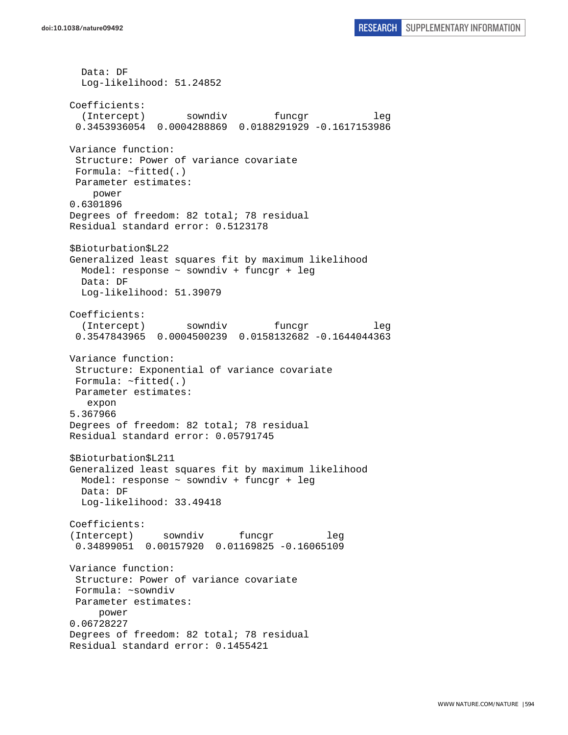```
  Data: DF
  Log-likelihood: 51.24852

Coefficients:
  (Intercept)       sowndiv        funcgr           leg 
 0.3453936054  0.0004288869  0.0188291929 -0.1617153986 

Variance function:
 Structure: Power of variance covariate
 Formula: ~fitted(.) 
 Parameter estimates:
    power 
0.6301896 
Degrees of freedom: 82 total; 78 residual
Residual standard error: 0.5123178 

$Bioturbation$L22
Generalized least squares fit by maximum likelihood
  Model: response ~ sowndiv + funcgr + leg 
  Data: DF 
  Log-likelihood: 51.39079

Coefficients:
  (Intercept)       sowndiv        funcgr           leg 
 0.3547843965  0.0004500239  0.0158132682 -0.1644044363 

Variance function:
 Structure: Exponential of variance covariate
 Formula: ~fitted(.) 
 Parameter estimates:
   expon 
5.367966 
Degrees of freedom: 82 total; 78 residual
Residual standard error: 0.05791745 

$Bioturbation$L211
Generalized least squares fit by maximum likelihood
  Model: response ~ sowndiv + funcgr + leg 
  Data: DF 
  Log-likelihood: 33.49418

Coefficients:
(Intercept)     sowndiv      funcgr         leg 
 0.34899051  0.00157920  0.01169825 -0.16065109 

Variance function:
 Structure: Power of variance covariate
 Formula: ~sowndiv 
 Parameter estimates:
     power 
0.06728227 
Degrees of freedom: 82 total; 78 residual
Residual standard error: 0.1455421 
```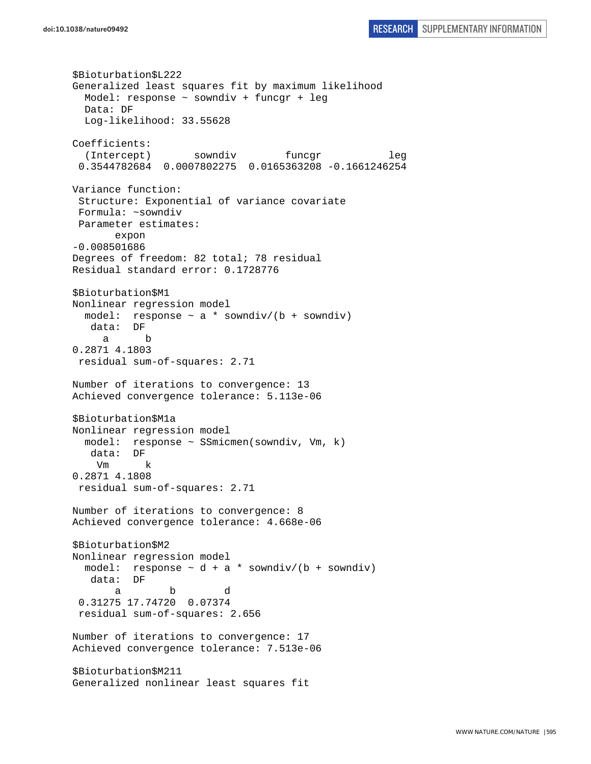```
$Bioturbation$L222
Generalized least squares fit by maximum likelihood
  Model: response ~ sowndiv + funcgr + leg
  Data: DF
  Log-likelihood: 33.55628

Coefficients:
  (Intercept)       sowndiv        funcgr           leg
 0.3544782684  0.0007802275  0.0165363208 -0.1661246254

Variance function:
 Structure: Exponential of variance covariate
 Formula: ~sowndiv
 Parameter estimates:
       expon
-0.008501686
Degrees of freedom: 82 total; 78 residual
Residual standard error: 0.1728776

$Bioturbation$M1
Nonlinear regression model
  model:  response ~ a * sowndiv/(b + sowndiv)
   data:  DF
     a      b
0.2871 4.1803
 residual sum-of-squares: 2.71

Number of iterations to convergence: 13
Achieved convergence tolerance: 5.113e-06

$Bioturbation$M1a
Nonlinear regression model
  model:  response ~ SSmicmen(sowndiv, Vm, k)
   data:  DF
    Vm      k
0.2871 4.1808
 residual sum-of-squares: 2.71

Number of iterations to convergence: 8
Achieved convergence tolerance: 4.668e-06

$Bioturbation$M2
Nonlinear regression model
  model:  response ~ d + a * sowndiv/(b + sowndiv)
   data:  DF
       a        b        d
 0.31275 17.74720  0.07374
 residual sum-of-squares: 2.656

Number of iterations to convergence: 17
Achieved convergence tolerance: 7.513e-06

$Bioturbation$M211
Generalized nonlinear least squares fit
```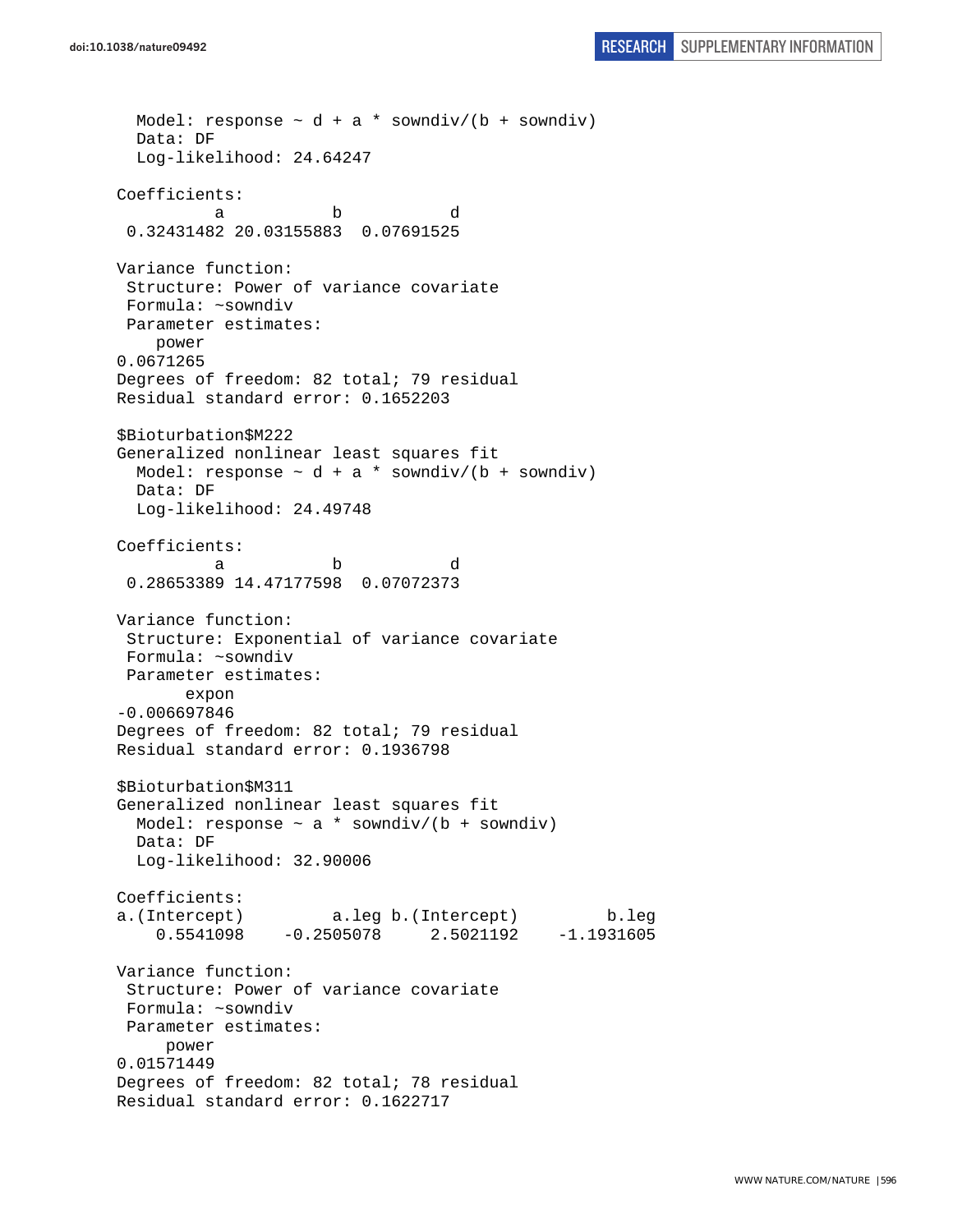```
  Model: response ~ d + a * sowndiv/(b + sowndiv)
  Data: DF
  Log-likelihood: 24.64247

Coefficients:
         a           b           d
 0.32431482 20.03155883  0.07691525

Variance function:
 Structure: Power of variance covariate
 Formula: ~sowndiv
 Parameter estimates:
    power
0.0671265
Degrees of freedom: 82 total; 79 residual
Residual standard error: 0.1652203

$Bioturbation$M222
Generalized nonlinear least squares fit
  Model: response ~ d + a * sowndiv/(b + sowndiv)
  Data: DF
  Log-likelihood: 24.49748

Coefficients:
         a           b           d
 0.28653389 14.47177598  0.07072373

Variance function:
 Structure: Exponential of variance covariate
 Formula: ~sowndiv
 Parameter estimates:
       expon
-0.006697846
Degrees of freedom: 82 total; 79 residual
Residual standard error: 0.1936798

$Bioturbation$M311
Generalized nonlinear least squares fit
  Model: response ~ a * sowndiv/(b + sowndiv)
  Data: DF
  Log-likelihood: 32.90006

Coefficients:
a.(Intercept)         a.leg b.(Intercept)         b.leg
    0.5541098    -0.2505078     2.5021192    -1.1931605

Variance function:
 Structure: Power of variance covariate
 Formula: ~sowndiv
 Parameter estimates:
     power
0.01571449
Degrees of freedom: 82 total; 78 residual
Residual standard error: 0.1622717
```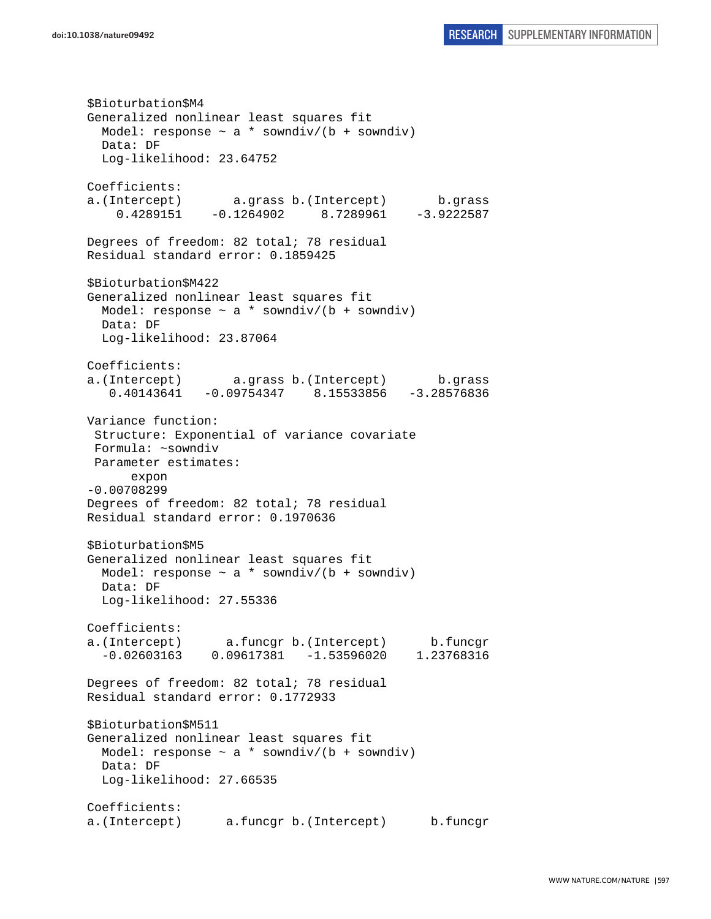```
$Bioturbation$M4
Generalized nonlinear least squares fit
  Model: response ~ a * sowndiv/(b + sowndiv) 
  Data: DF 
  Log-likelihood: 23.64752

Coefficients:
a.(Intercept)       a.grass b.(Intercept)       b.grass 
    0.4289151    -0.1264902     8.7289961    -3.9222587 

Degrees of freedom: 82 total; 78 residual
Residual standard error: 0.1859425 

$Bioturbation$M422
Generalized nonlinear least squares fit
  Model: response ~ a * sowndiv/(b + sowndiv) 
  Data: DF 
  Log-likelihood: 23.87064

Coefficients:
a.(Intercept)       a.grass b.(Intercept)       b.grass 
   0.40143641   -0.09754347    8.15533856   -3.28576836 

Variance function:
 Structure: Exponential of variance covariate
 Formula: ~sowndiv 
 Parameter estimates:
      expon 
-0.00708299 
Degrees of freedom: 82 total; 78 residual
Residual standard error: 0.1970636 

$Bioturbation$M5
Generalized nonlinear least squares fit
  Model: response ~ a * sowndiv/(b + sowndiv) 
  Data: DF 
  Log-likelihood: 27.55336

Coefficients:
a.(Intercept)      a.funcgr b.(Intercept)      b.funcgr 
  -0.02603163    0.09617381   -1.53596020    1.23768316 

Degrees of freedom: 82 total; 78 residual
Residual standard error: 0.1772933 

$Bioturbation$M511
Generalized nonlinear least squares fit
  Model: response ~ a * sowndiv/(b + sowndiv) 
  Data: DF 
  Log-likelihood: 27.66535

Coefficients:
a.(Intercept)      a.funcgr b.(Intercept)      b.funcgr 
```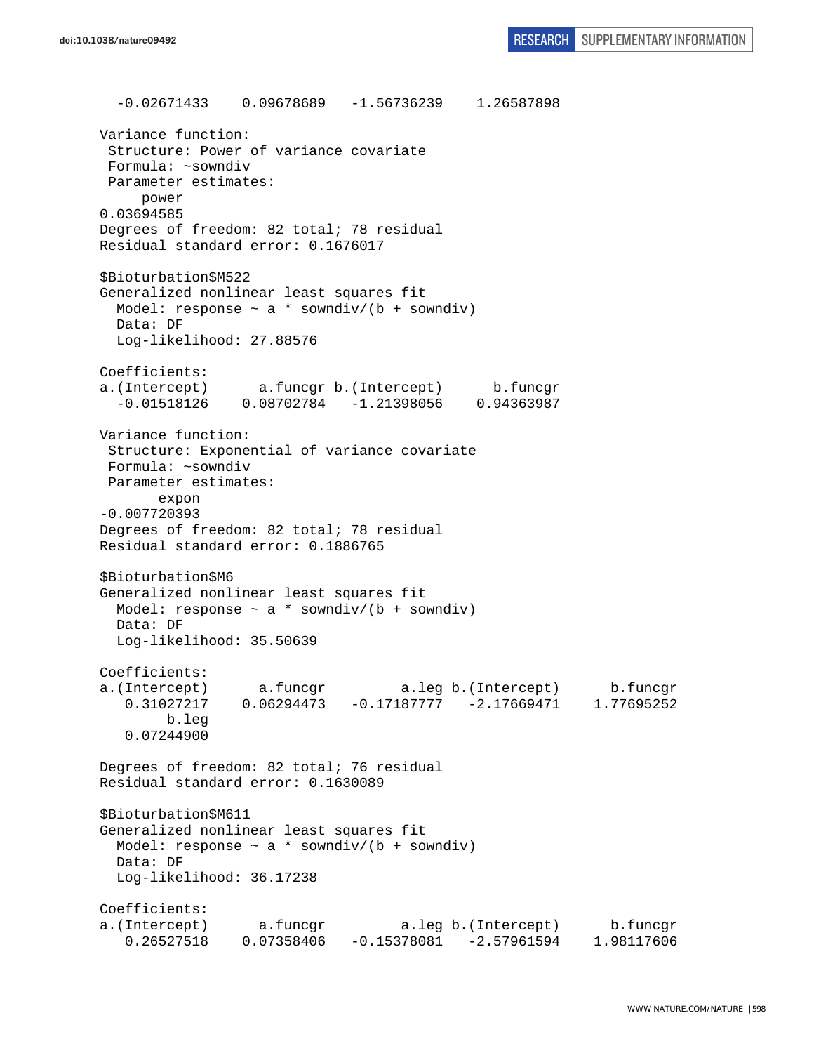```
  -0.02671433    0.09678689   -1.56736239    1.26587898 

Variance function:
 Structure: Power of variance covariate
 Formula: ~sowndiv 
 Parameter estimates:
     power 
0.03694585 
Degrees of freedom: 82 total; 78 residual
Residual standard error: 0.1676017 

$Bioturbation$M522
Generalized nonlinear least squares fit
  Model: response ~ a * sowndiv/(b + sowndiv) 
  Data: DF 
  Log-likelihood: 27.88576

Coefficients:
a.(Intercept)      a.funcgr b.(Intercept)      b.funcgr 
  -0.01518126    0.08702784   -1.21398056    0.94363987 

Variance function:
 Structure: Exponential of variance covariate
 Formula: ~sowndiv 
 Parameter estimates:
       expon 
-0.007720393 
Degrees of freedom: 82 total; 78 residual
Residual standard error: 0.1886765 

$Bioturbation$M6
Generalized nonlinear least squares fit
  Model: response ~ a * sowndiv/(b + sowndiv) 
  Data: DF 
  Log-likelihood: 35.50639

Coefficients:
a.(Intercept)      a.funcgr         a.leg b.(Intercept)      b.funcgr 
   0.31027217    0.06294473   -0.17187777   -2.17669471    1.77695252 
        b.leg 
   0.07244900 

Degrees of freedom: 82 total; 76 residual
Residual standard error: 0.1630089 

$Bioturbation$M611
Generalized nonlinear least squares fit
  Model: response ~ a * sowndiv/(b + sowndiv) 
  Data: DF 
  Log-likelihood: 36.17238

Coefficients:
a.(Intercept)      a.funcgr         a.leg b.(Intercept)      b.funcgr 
   0.26527518    0.07358406   -0.15378081   -2.57961594    1.98117606 
```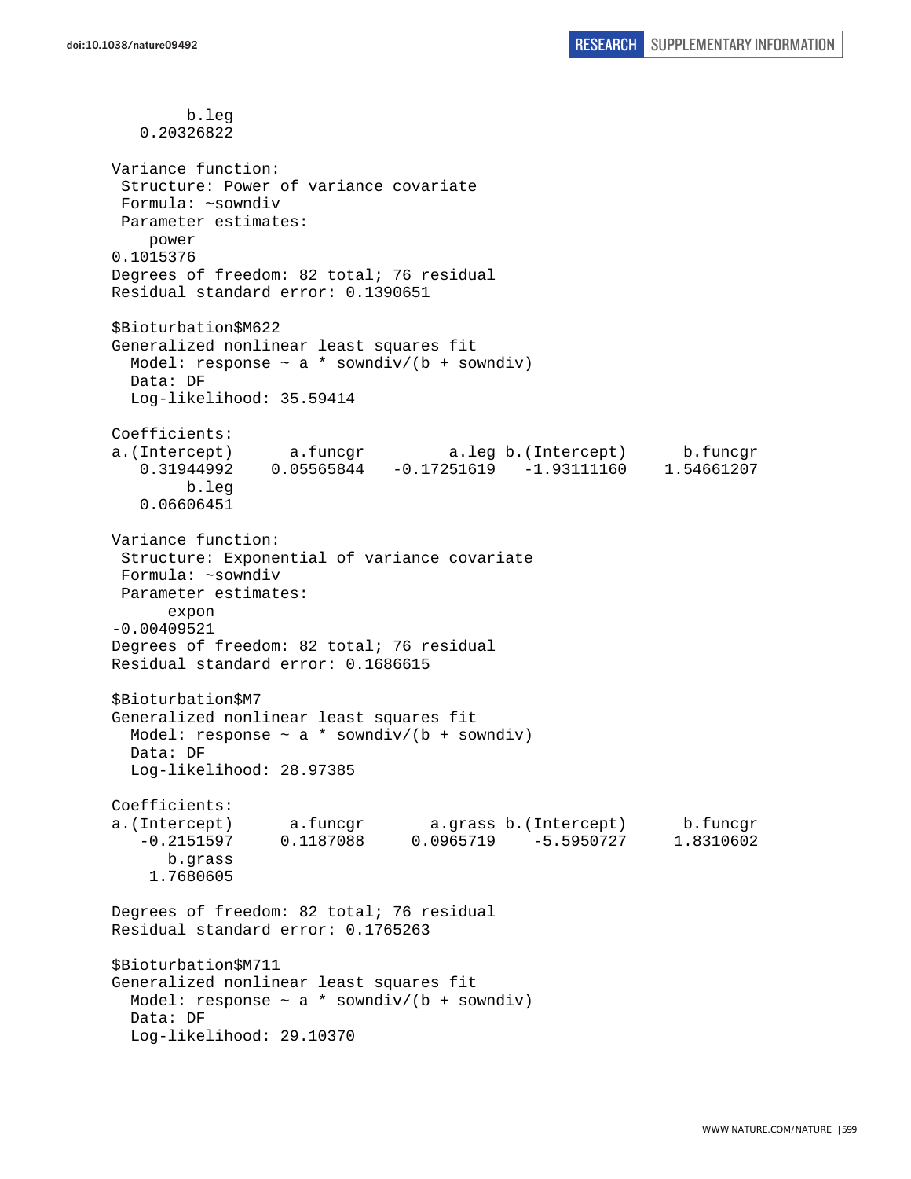```
        b.leg
   0.20326822

Variance function:
 Structure: Power of variance covariate
 Formula: ~sowndiv
 Parameter estimates:
    power
0.1015376
Degrees of freedom: 82 total; 76 residual
Residual standard error: 0.1390651

$Bioturbation$M622
Generalized nonlinear least squares fit
  Model: response ~ a * sowndiv/(b + sowndiv)
  Data: DF
  Log-likelihood: 35.59414

Coefficients:
a.(Intercept)      a.funcgr         a.leg b.(Intercept)      b.funcgr
   0.31944992    0.05565844   -0.17251619   -1.93111160    1.54661207
        b.leg
   0.06606451

Variance function:
 Structure: Exponential of variance covariate
 Formula: ~sowndiv
 Parameter estimates:
      expon
-0.00409521
Degrees of freedom: 82 total; 76 residual
Residual standard error: 0.1686615

$Bioturbation$M7
Generalized nonlinear least squares fit
  Model: response ~ a * sowndiv/(b + sowndiv)
  Data: DF
  Log-likelihood: 28.97385

Coefficients:
a.(Intercept)      a.funcgr       a.grass b.(Intercept)      b.funcgr
   -0.2151597     0.1187088     0.0965719    -5.5950727     1.8310602
      b.grass
    1.7680605

Degrees of freedom: 82 total; 76 residual
Residual standard error: 0.1765263

$Bioturbation$M711
Generalized nonlinear least squares fit
  Model: response ~ a * sowndiv/(b + sowndiv)
  Data: DF
  Log-likelihood: 29.10370
```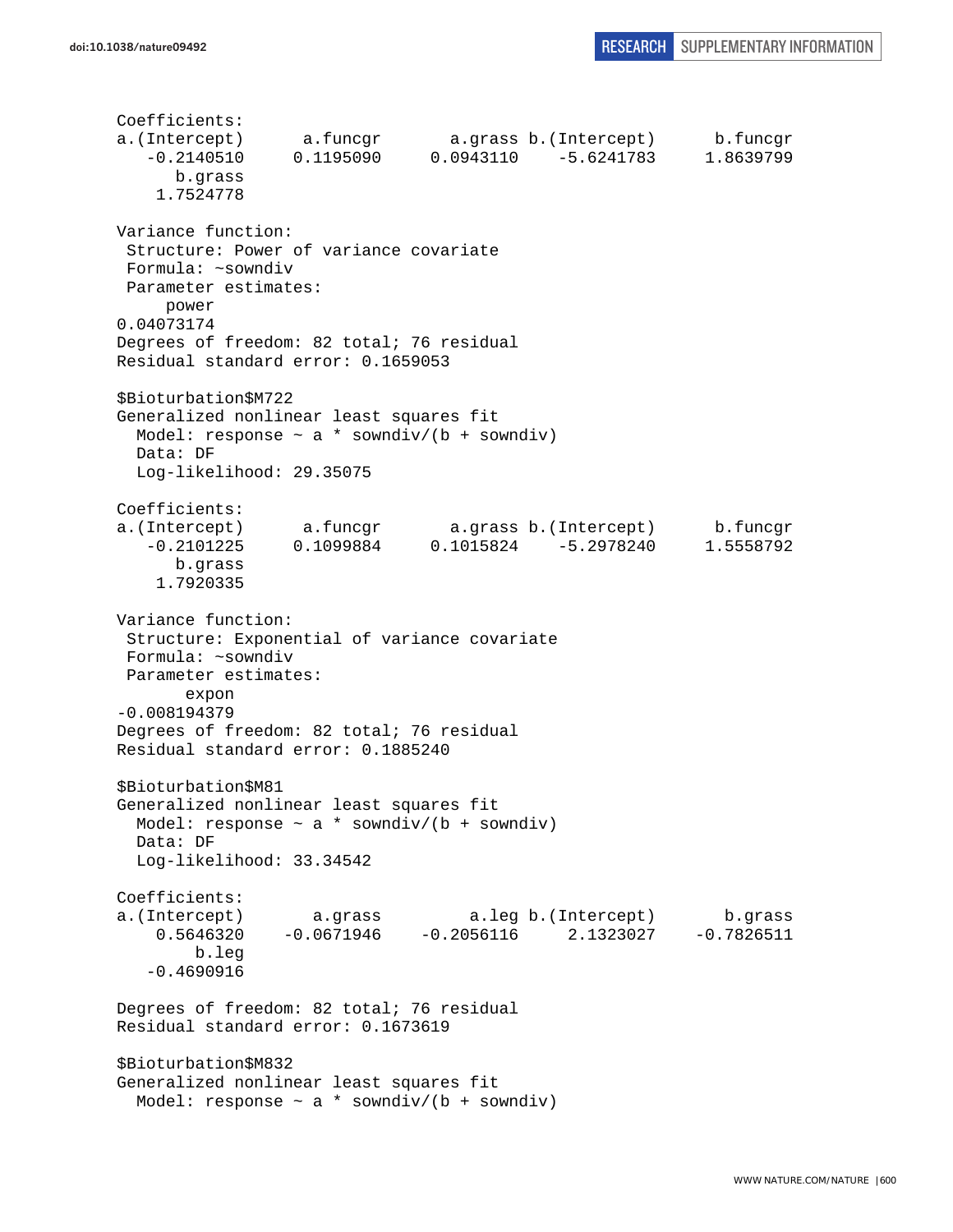```
Coefficients:
a.(Intercept)      a.funcgr       a.grass b.(Intercept)      b.funcgr 
   -0.2140510     0.1195090     0.0943110    -5.6241783     1.8639799 
      b.grass 
    1.7524778 

Variance function:
 Structure: Power of variance covariate
 Formula: ~sowndiv 
 Parameter estimates:
     power 
0.04073174 
Degrees of freedom: 82 total; 76 residual
Residual standard error: 0.1659053 

$Bioturbation$M722
Generalized nonlinear least squares fit
  Model: response ~ a * sowndiv/(b + sowndiv) 
  Data: DF 
  Log-likelihood: 29.35075

Coefficients:
a.(Intercept)      a.funcgr       a.grass b.(Intercept)      b.funcgr 
   -0.2101225     0.1099884     0.1015824    -5.2978240     1.5558792 
      b.grass 
    1.7920335 

Variance function:
 Structure: Exponential of variance covariate
 Formula: ~sowndiv 
 Parameter estimates:
       expon 
-0.008194379 
Degrees of freedom: 82 total; 76 residual
Residual standard error: 0.1885240 

$Bioturbation$M81
Generalized nonlinear least squares fit
  Model: response ~ a * sowndiv/(b + sowndiv) 
  Data: DF 
  Log-likelihood: 33.34542

Coefficients:
a.(Intercept)       a.grass         a.leg b.(Intercept)       b.grass 
    0.5646320    -0.0671946    -0.2056116     2.1323027    -0.7826511 
        b.leg 
   -0.4690916 

Degrees of freedom: 82 total; 76 residual
Residual standard error: 0.1673619 

$Bioturbation$M832
Generalized nonlinear least squares fit
  Model: response ~ a * sowndiv/(b + sowndiv) 
```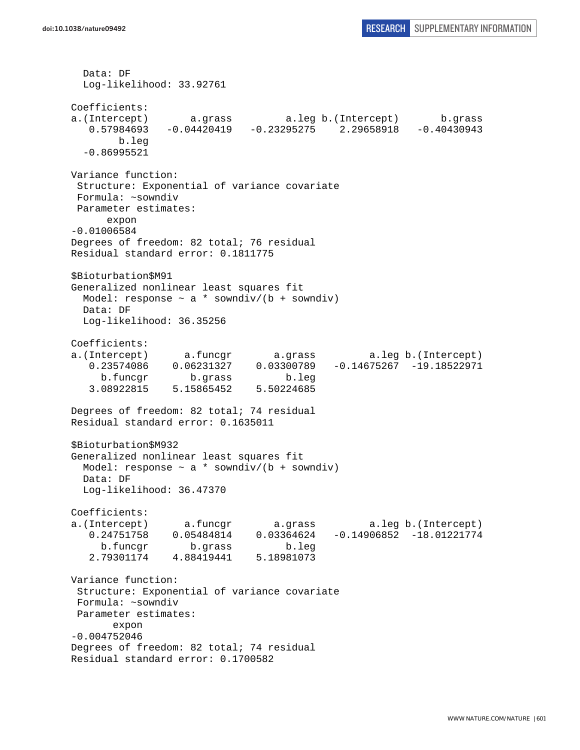```
  Data: DF
  Log-likelihood: 33.92761

Coefficients:
a.(Intercept)       a.grass         a.leg b.(Intercept)       b.grass
   0.57984693   -0.04420419   -0.23295275    2.29658918   -0.40430943
        b.leg
  -0.86995521

Variance function:
 Structure: Exponential of variance covariate
 Formula: ~sowndiv
 Parameter estimates:
      expon
-0.01006584
Degrees of freedom: 82 total; 76 residual
Residual standard error: 0.1811775

$Bioturbation$M91
Generalized nonlinear least squares fit
  Model: response ~ a * sowndiv/(b + sowndiv)
  Data: DF
  Log-likelihood: 36.35256

Coefficients:
a.(Intercept)      a.funcgr       a.grass         a.leg b.(Intercept)
   0.23574086    0.06231327    0.03300789   -0.14675267  -19.18522971
     b.funcgr       b.grass         b.leg
   3.08922815    5.15865452    5.50224685

Degrees of freedom: 82 total; 74 residual
Residual standard error: 0.1635011

$Bioturbation$M932
Generalized nonlinear least squares fit
  Model: response ~ a * sowndiv/(b + sowndiv)
  Data: DF
  Log-likelihood: 36.47370

Coefficients:
a.(Intercept)      a.funcgr       a.grass         a.leg b.(Intercept)
   0.24751758    0.05484814    0.03364624   -0.14906852  -18.01221774
     b.funcgr       b.grass         b.leg
   2.79301174    4.88419441    5.18981073

Variance function:
 Structure: Exponential of variance covariate
 Formula: ~sowndiv
 Parameter estimates:
       expon
-0.004752046
Degrees of freedom: 82 total; 74 residual
Residual standard error: 0.1700582
```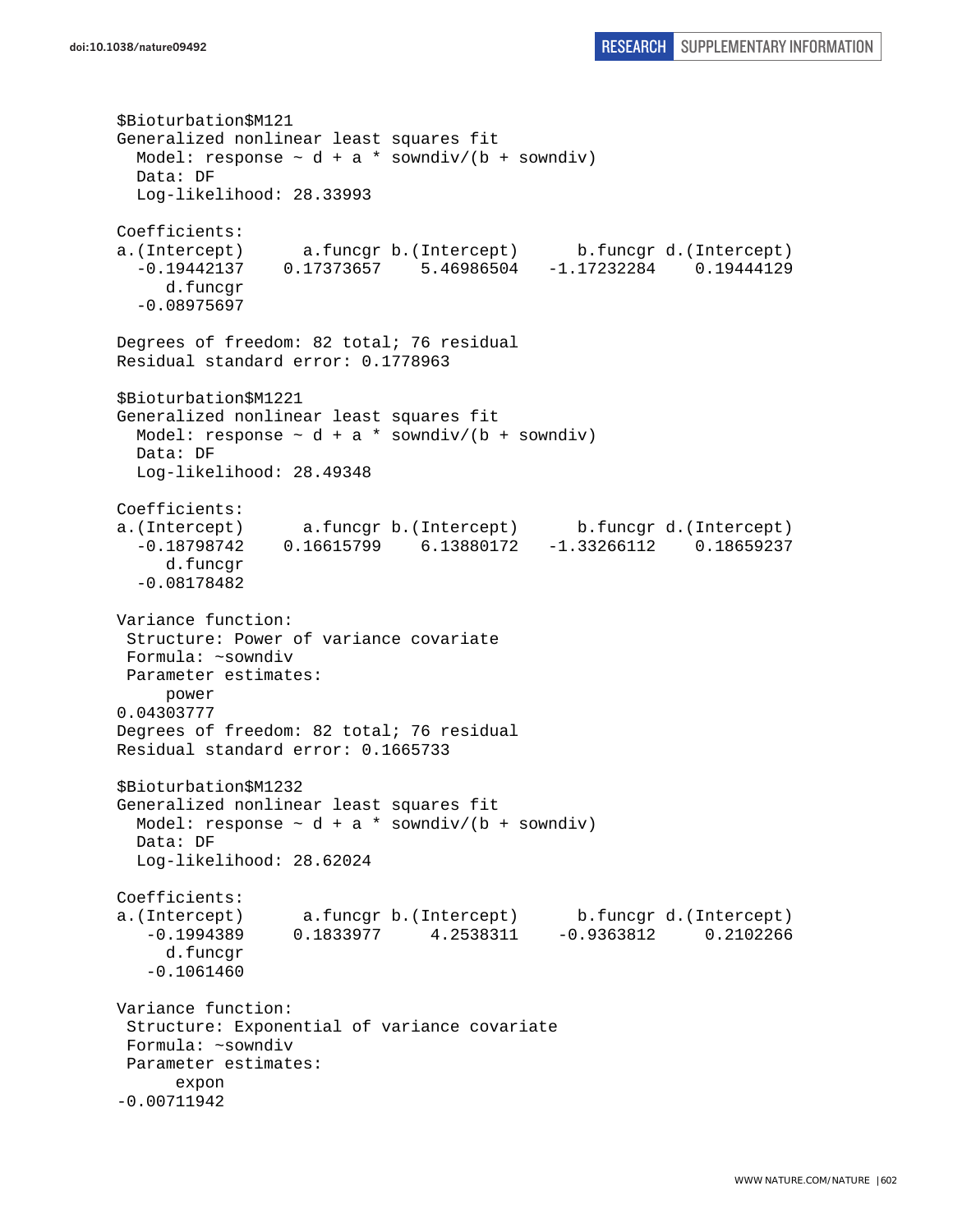```
$Bioturbation$M121
Generalized nonlinear least squares fit
  Model: response ~ d + a * sowndiv/(b + sowndiv)
  Data: DF
  Log-likelihood: 28.33993

Coefficients:
a.(Intercept)      a.funcgr b.(Intercept)      b.funcgr d.(Intercept)
  -0.19442137    0.17373657    5.46986504   -1.17232284    0.19444129
     d.funcgr
  -0.08975697

Degrees of freedom: 82 total; 76 residual
Residual standard error: 0.1778963

$Bioturbation$M1221
Generalized nonlinear least squares fit
  Model: response ~ d + a * sowndiv/(b + sowndiv)
  Data: DF
  Log-likelihood: 28.49348

Coefficients:
a.(Intercept)      a.funcgr b.(Intercept)      b.funcgr d.(Intercept)
  -0.18798742    0.16615799    6.13880172   -1.33266112    0.18659237
     d.funcgr
  -0.08178482

Variance function:
 Structure: Power of variance covariate
 Formula: ~sowndiv
 Parameter estimates:
     power
0.04303777
Degrees of freedom: 82 total; 76 residual
Residual standard error: 0.1665733

$Bioturbation$M1232
Generalized nonlinear least squares fit
  Model: response ~ d + a * sowndiv/(b + sowndiv)
  Data: DF
  Log-likelihood: 28.62024

Coefficients:
a.(Intercept)      a.funcgr b.(Intercept)      b.funcgr d.(Intercept)
   -0.1994389     0.1833977     4.2538311    -0.9363812     0.2102266
     d.funcgr
   -0.1061460

Variance function:
 Structure: Exponential of variance covariate
 Formula: ~sowndiv
 Parameter estimates:
      expon
-0.00711942
```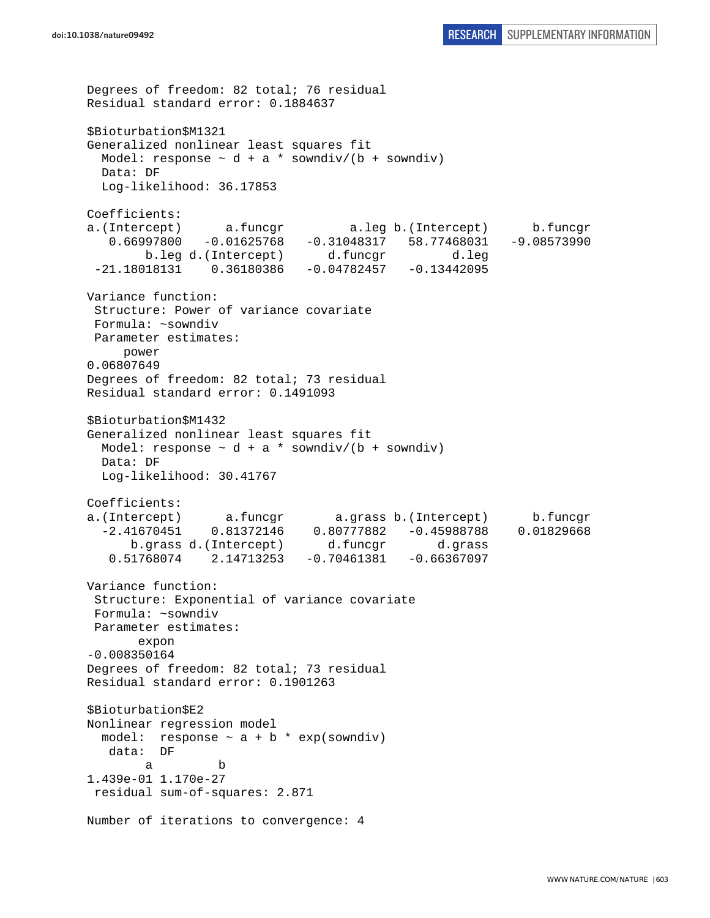```
Degrees of freedom: 82 total; 76 residual
Residual standard error: 0.1884637

$Bioturbation$M1321
Generalized nonlinear least squares fit
  Model: response ~ d + a * sowndiv/(b + sowndiv)
  Data: DF
  Log-likelihood: 36.17853

Coefficients:
a.(Intercept)      a.funcgr         a.leg b.(Intercept)      b.funcgr
   0.66997800   -0.01625768   -0.31048317   58.77468031   -9.08573990
        b.leg d.(Intercept)      d.funcgr         d.leg
 -21.18018131    0.36180386   -0.04782457   -0.13442095

Variance function:
 Structure: Power of variance covariate
 Formula: ~sowndiv
 Parameter estimates:
     power
0.06807649
Degrees of freedom: 82 total; 73 residual
Residual standard error: 0.1491093

$Bioturbation$M1432
Generalized nonlinear least squares fit
  Model: response ~ d + a * sowndiv/(b + sowndiv)
  Data: DF
  Log-likelihood: 30.41767

Coefficients:
a.(Intercept)      a.funcgr       a.grass b.(Intercept)      b.funcgr
  -2.41670451    0.81372146    0.80777882   -0.45988788    0.01829668
      b.grass d.(Intercept)      d.funcgr       d.grass
   0.51768074    2.14713253   -0.70461381   -0.66367097

Variance function:
 Structure: Exponential of variance covariate
 Formula: ~sowndiv
 Parameter estimates:
       expon
-0.008350164
Degrees of freedom: 82 total; 73 residual
Residual standard error: 0.1901263

$Bioturbation$E2
Nonlinear regression model
  model:  response ~ a + b * exp(sowndiv)
   data:  DF
        a         b
1.439e-01 1.170e-27
 residual sum-of-squares: 2.871

Number of iterations to convergence: 4
```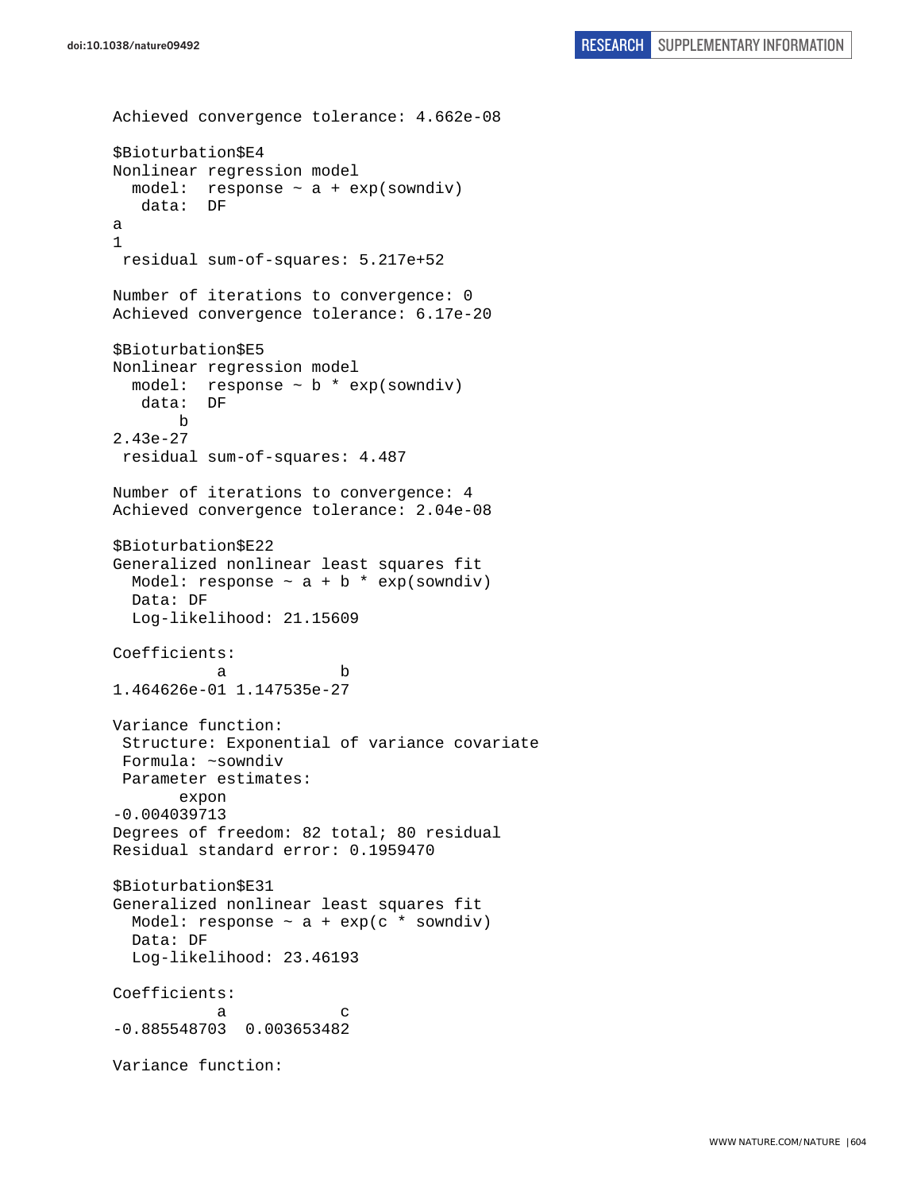```
Achieved convergence tolerance: 4.662e-08

$Bioturbation$E4
Nonlinear regression model
  model:  response ~ a + exp(sowndiv)
   data:  DF
a
1
 residual sum-of-squares: 5.217e+52

Number of iterations to convergence: 0
Achieved convergence tolerance: 6.17e-20

$Bioturbation$E5
Nonlinear regression model
  model:  response ~ b * exp(sowndiv)
   data:  DF
       b
2.43e-27
 residual sum-of-squares: 4.487

Number of iterations to convergence: 4
Achieved convergence tolerance: 2.04e-08

$Bioturbation$E22
Generalized nonlinear least squares fit
  Model: response ~ a + b * exp(sowndiv)
  Data: DF
  Log-likelihood: 21.15609

Coefficients:
           a            b
1.464626e-01 1.147535e-27

Variance function:
 Structure: Exponential of variance covariate
 Formula: ~sowndiv
 Parameter estimates:
       expon
-0.004039713
Degrees of freedom: 82 total; 80 residual
Residual standard error: 0.1959470

$Bioturbation$E31
Generalized nonlinear least squares fit
  Model: response ~ a + exp(c * sowndiv)
  Data: DF
  Log-likelihood: 23.46193

Coefficients:
           a            c
-0.885548703  0.003653482

Variance function:
```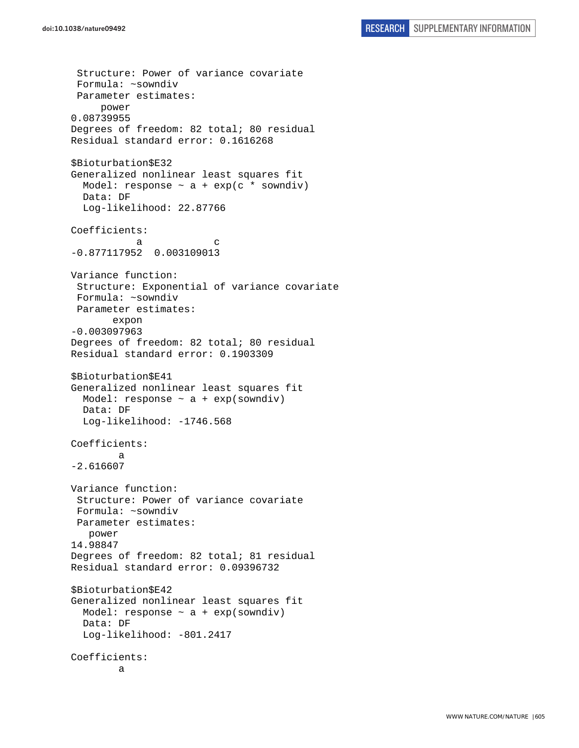```
 Structure: Power of variance covariate
 Formula: ~sowndiv
 Parameter estimates:
     power
0.08739955
Degrees of freedom: 82 total; 80 residual
Residual standard error: 0.1616268

$Bioturbation$E32
Generalized nonlinear least squares fit
  Model: response ~ a + exp(c * sowndiv)
  Data: DF
  Log-likelihood: 22.87766

Coefficients:
           a            c
-0.877117952  0.003109013

Variance function:
 Structure: Exponential of variance covariate
 Formula: ~sowndiv
 Parameter estimates:
       expon
-0.003097963
Degrees of freedom: 82 total; 80 residual
Residual standard error: 0.1903309

$Bioturbation$E41
Generalized nonlinear least squares fit
  Model: response ~ a + exp(sowndiv)
  Data: DF
  Log-likelihood: -1746.568

Coefficients:
        a
-2.616607

Variance function:
 Structure: Power of variance covariate
 Formula: ~sowndiv
 Parameter estimates:
   power
14.98847
Degrees of freedom: 82 total; 81 residual
Residual standard error: 0.09396732

$Bioturbation$E42
Generalized nonlinear least squares fit
  Model: response ~ a + exp(sowndiv)
  Data: DF
  Log-likelihood: -801.2417

Coefficients:
        a
```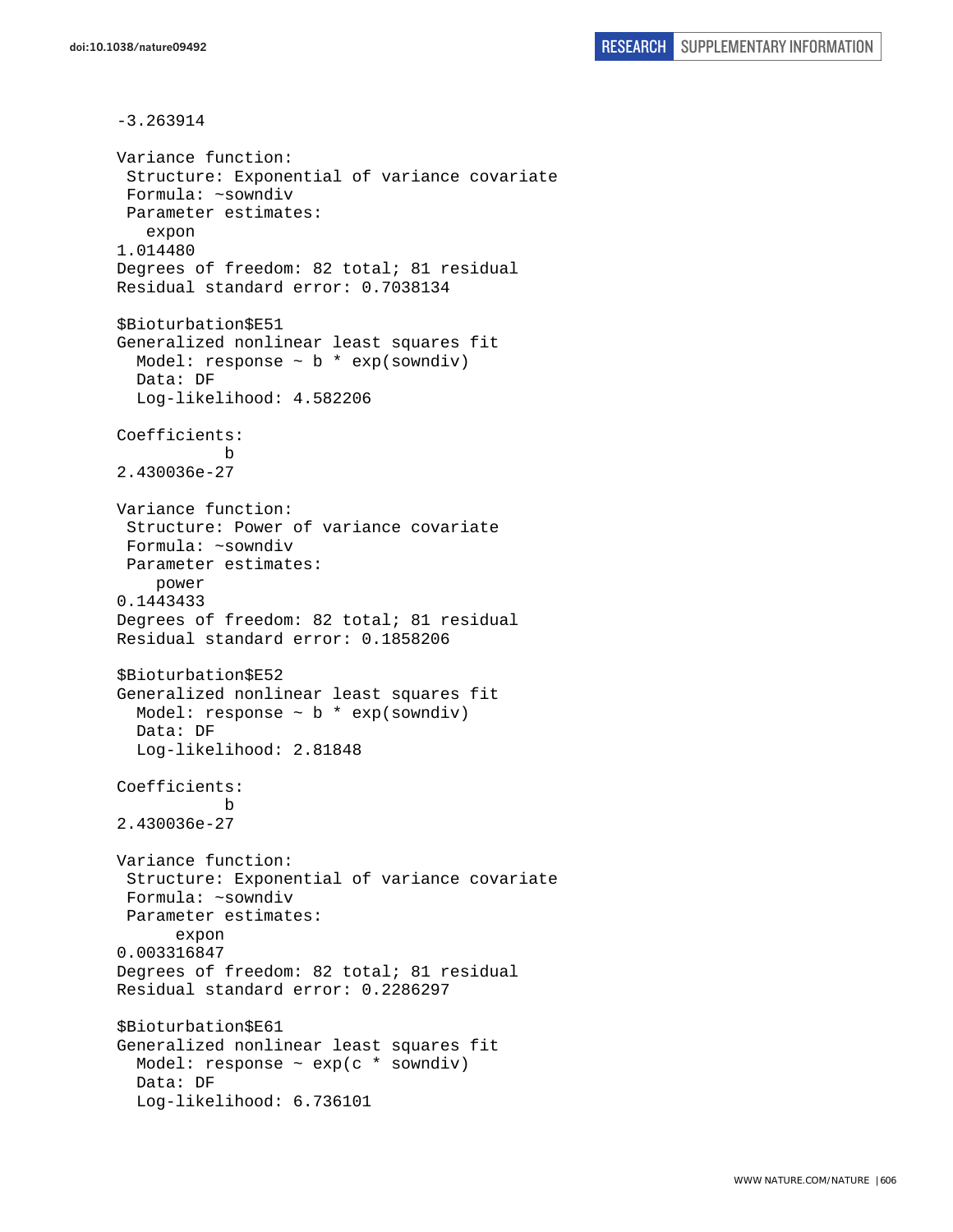```
-3.263914

Variance function:
 Structure: Exponential of variance covariate
 Formula: ~sowndiv
 Parameter estimates:
   expon
1.014480
Degrees of freedom: 82 total; 81 residual
Residual standard error: 0.7038134

$Bioturbation$E51
Generalized nonlinear least squares fit
  Model: response ~ b * exp(sowndiv)
  Data: DF
  Log-likelihood: 4.582206

Coefficients:
           b
2.430036e-27

Variance function:
 Structure: Power of variance covariate
 Formula: ~sowndiv
 Parameter estimates:
    power
0.1443433
Degrees of freedom: 82 total; 81 residual
Residual standard error: 0.1858206

$Bioturbation$E52
Generalized nonlinear least squares fit
  Model: response ~ b * exp(sowndiv)
  Data: DF
  Log-likelihood: 2.81848

Coefficients:
           b
2.430036e-27

Variance function:
 Structure: Exponential of variance covariate
 Formula: ~sowndiv
 Parameter estimates:
      expon
0.003316847
Degrees of freedom: 82 total; 81 residual
Residual standard error: 0.2286297

$Bioturbation$E61
Generalized nonlinear least squares fit
  Model: response ~ exp(c * sowndiv)
  Data: DF
  Log-likelihood: 6.736101
```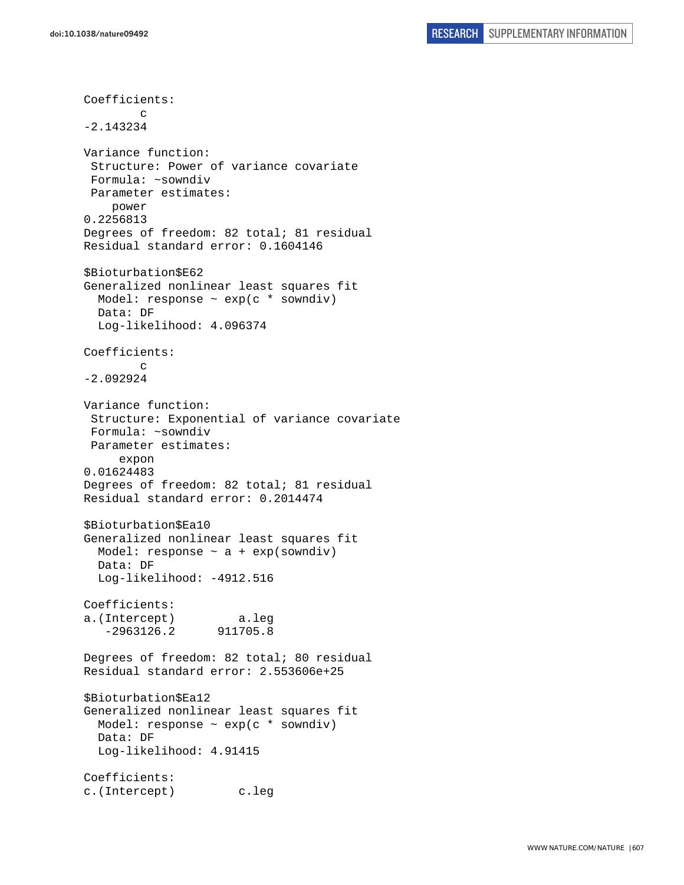```
Coefficients:
        c 
-2.143234 

Variance function:
 Structure: Power of variance covariate
 Formula: ~sowndiv 
 Parameter estimates:
    power 
0.2256813 
Degrees of freedom: 82 total; 81 residual
Residual standard error: 0.1604146 

$Bioturbation$E62
Generalized nonlinear least squares fit
  Model: response ~ exp(c * sowndiv) 
  Data: DF 
  Log-likelihood: 4.096374

Coefficients:
        c 
-2.092924 

Variance function:
 Structure: Exponential of variance covariate
 Formula: ~sowndiv 
 Parameter estimates:
     expon 
0.01624483 
Degrees of freedom: 82 total; 81 residual
Residual standard error: 0.2014474 

$Bioturbation$Ea10
Generalized nonlinear least squares fit
  Model: response ~ a + exp(sowndiv) 
  Data: DF 
  Log-likelihood: -4912.516

Coefficients:
a.(Intercept)         a.leg 
   -2963126.2      911705.8 

Degrees of freedom: 82 total; 80 residual
Residual standard error: 2.553606e+25 

$Bioturbation$Ea12
Generalized nonlinear least squares fit
  Model: response ~ exp(c * sowndiv) 
  Data: DF 
  Log-likelihood: 4.91415

Coefficients:
c.(Intercept)         c.leg 
```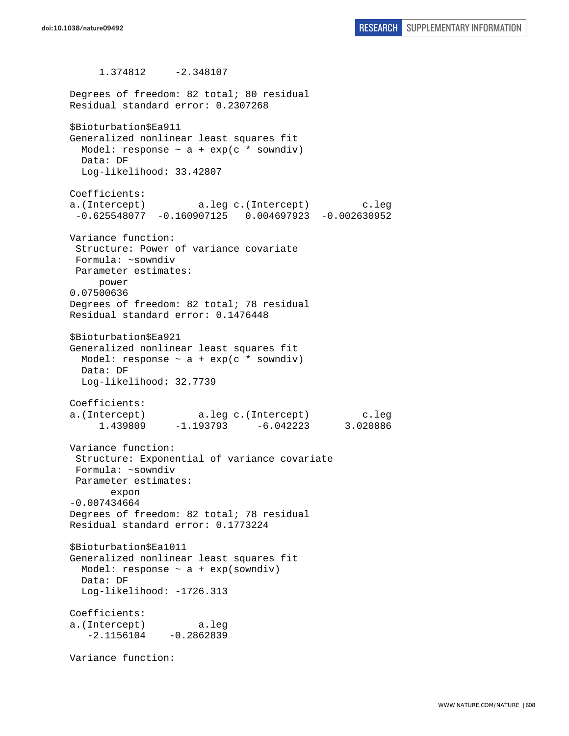```
     1.374812     -2.348107

Degrees of freedom: 82 total; 80 residual
Residual standard error: 0.2307268

$Bioturbation$Ea911
Generalized nonlinear least squares fit
  Model: response ~ a + exp(c * sowndiv)
  Data: DF
  Log-likelihood: 33.42807

Coefficients:
a.(Intercept)         a.leg c.(Intercept)         c.leg
 -0.625548077  -0.160907125   0.004697923  -0.002630952

Variance function:
 Structure: Power of variance covariate
 Formula: ~sowndiv
 Parameter estimates:
     power
0.07500636
Degrees of freedom: 82 total; 78 residual
Residual standard error: 0.1476448

$Bioturbation$Ea921
Generalized nonlinear least squares fit
  Model: response ~ a + exp(c * sowndiv)
  Data: DF
  Log-likelihood: 32.7739

Coefficients:
a.(Intercept)         a.leg c.(Intercept)         c.leg
     1.439809     -1.193793     -6.042223      3.020886

Variance function:
 Structure: Exponential of variance covariate
 Formula: ~sowndiv
 Parameter estimates:
       expon
-0.007434664
Degrees of freedom: 82 total; 78 residual
Residual standard error: 0.1773224

$Bioturbation$Ea1011
Generalized nonlinear least squares fit
  Model: response ~ a + exp(sowndiv)
  Data: DF
  Log-likelihood: -1726.313

Coefficients:
a.(Intercept)         a.leg
   -2.1156104    -0.2862839

Variance function:
```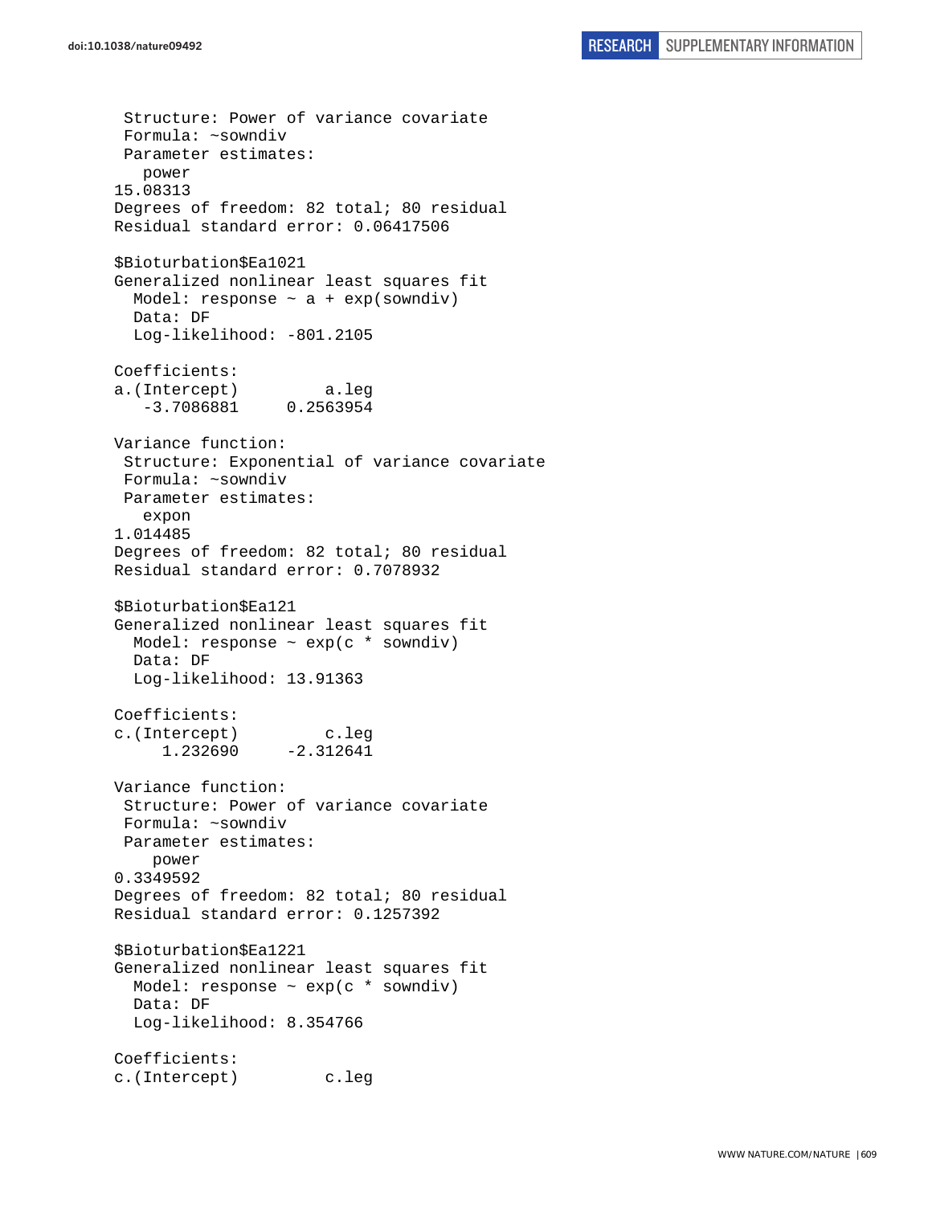```
 Structure: Power of variance covariate
 Formula: ~sowndiv
 Parameter estimates:
   power
15.08313
Degrees of freedom: 82 total; 80 residual
Residual standard error: 0.06417506

$Bioturbation$Ea1021
Generalized nonlinear least squares fit
  Model: response ~ a + exp(sowndiv)
  Data: DF
  Log-likelihood: -801.2105

Coefficients:
a.(Intercept)         a.leg
   -3.7086881     0.2563954

Variance function:
 Structure: Exponential of variance covariate
 Formula: ~sowndiv
 Parameter estimates:
   expon
1.014485
Degrees of freedom: 82 total; 80 residual
Residual standard error: 0.7078932

$Bioturbation$Ea121
Generalized nonlinear least squares fit
  Model: response ~ exp(c * sowndiv)
  Data: DF
  Log-likelihood: 13.91363

Coefficients:
c.(Intercept)         c.leg
     1.232690     -2.312641

Variance function:
 Structure: Power of variance covariate
 Formula: ~sowndiv
 Parameter estimates:
    power
0.3349592
Degrees of freedom: 82 total; 80 residual
Residual standard error: 0.1257392

$Bioturbation$Ea1221
Generalized nonlinear least squares fit
  Model: response ~ exp(c * sowndiv)
  Data: DF
  Log-likelihood: 8.354766

Coefficients:
c.(Intercept)         c.leg
```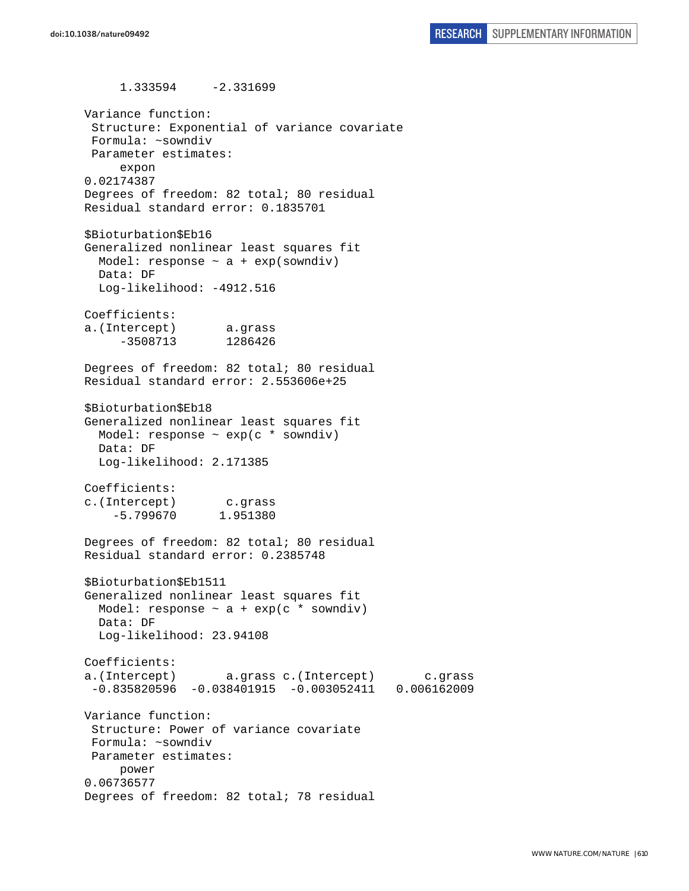```
     1.333594     -2.331699

Variance function:
 Structure: Exponential of variance covariate
 Formula: ~sowndiv
 Parameter estimates:
     expon
0.02174387
Degrees of freedom: 82 total; 80 residual
Residual standard error: 0.1835701

$Bioturbation$Eb16
Generalized nonlinear least squares fit
  Model: response ~ a + exp(sowndiv)
  Data: DF
  Log-likelihood: -4912.516

Coefficients:
a.(Intercept)       a.grass
     -3508713       1286426

Degrees of freedom: 82 total; 80 residual
Residual standard error: 2.553606e+25

$Bioturbation$Eb18
Generalized nonlinear least squares fit
  Model: response ~ exp(c * sowndiv)
  Data: DF
  Log-likelihood: 2.171385

Coefficients:
c.(Intercept)       c.grass
    -5.799670      1.951380

Degrees of freedom: 82 total; 80 residual
Residual standard error: 0.2385748

$Bioturbation$Eb1511
Generalized nonlinear least squares fit
  Model: response ~ a + exp(c * sowndiv)
  Data: DF
  Log-likelihood: 23.94108

Coefficients:
a.(Intercept)       a.grass c.(Intercept)       c.grass
 -0.835820596  -0.038401915  -0.003052411   0.006162009

Variance function:
 Structure: Power of variance covariate
 Formula: ~sowndiv
 Parameter estimates:
     power
0.06736577
Degrees of freedom: 82 total; 78 residual
```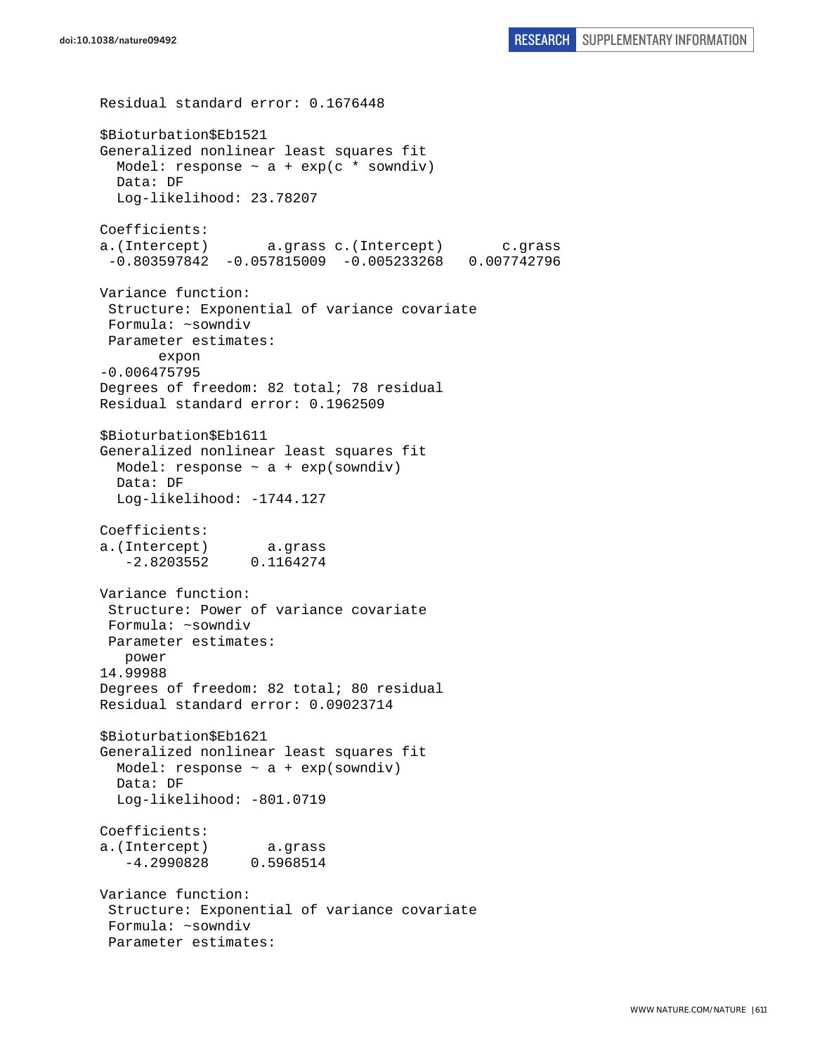```
Residual standard error: 0.1676448

$Bioturbation$Eb1521
Generalized nonlinear least squares fit
  Model: response ~ a + exp(c * sowndiv)
  Data: DF
  Log-likelihood: 23.78207

Coefficients:
a.(Intercept)       a.grass c.(Intercept)       c.grass
 -0.803597842  -0.057815009  -0.005233268   0.007742796

Variance function:
 Structure: Exponential of variance covariate
 Formula: ~sowndiv
 Parameter estimates:
       expon
-0.006475795
Degrees of freedom: 82 total; 78 residual
Residual standard error: 0.1962509

$Bioturbation$Eb1611
Generalized nonlinear least squares fit
  Model: response ~ a + exp(sowndiv)
  Data: DF
  Log-likelihood: -1744.127

Coefficients:
a.(Intercept)       a.grass
   -2.8203552     0.1164274

Variance function:
 Structure: Power of variance covariate
 Formula: ~sowndiv
 Parameter estimates:
   power
14.99988
Degrees of freedom: 82 total; 80 residual
Residual standard error: 0.09023714

$Bioturbation$Eb1621
Generalized nonlinear least squares fit
  Model: response ~ a + exp(sowndiv)
  Data: DF
  Log-likelihood: -801.0719

Coefficients:
a.(Intercept)       a.grass
   -4.2990828     0.5968514

Variance function:
 Structure: Exponential of variance covariate
 Formula: ~sowndiv
 Parameter estimates:
```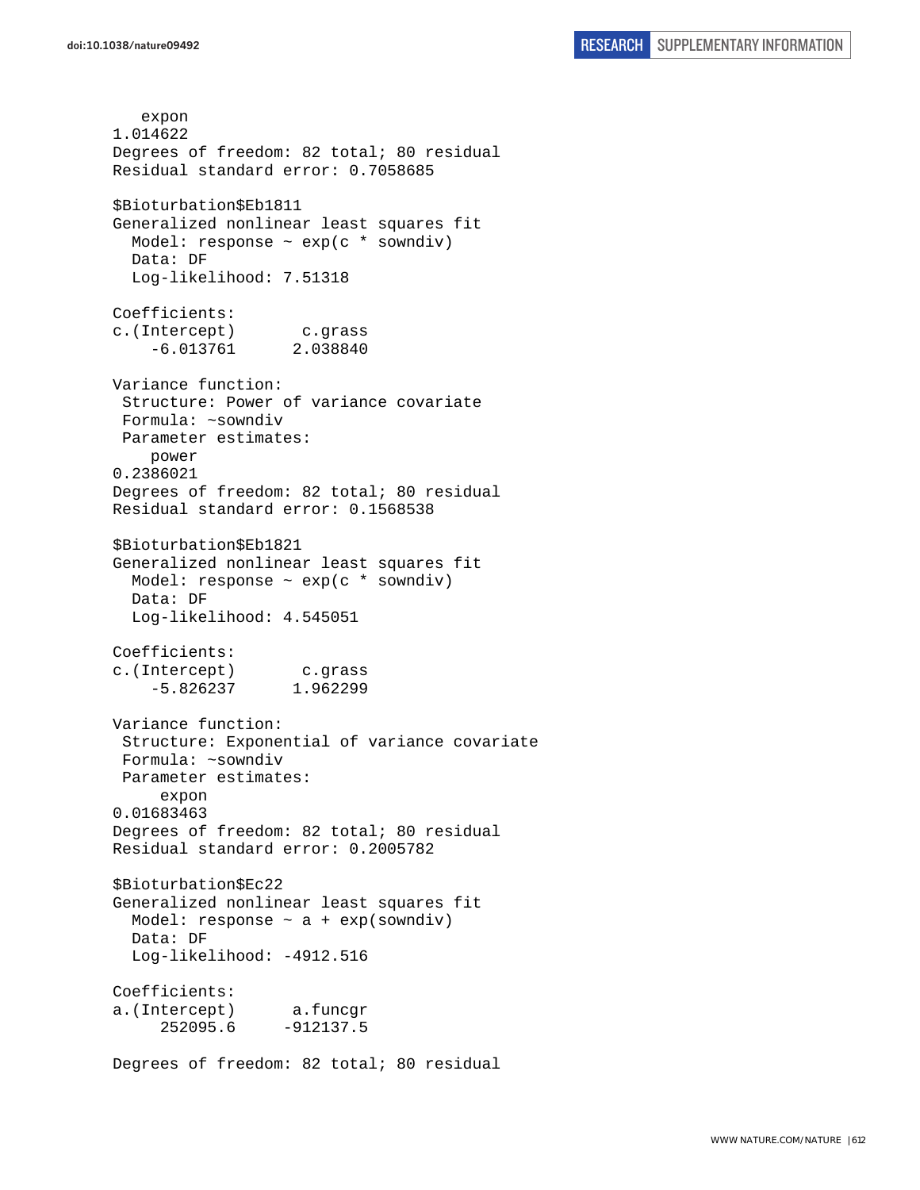```
   expon
1.014622
Degrees of freedom: 82 total; 80 residual
Residual standard error: 0.7058685

$Bioturbation$Eb1811
Generalized nonlinear least squares fit
  Model: response ~ exp(c * sowndiv)
  Data: DF
  Log-likelihood: 7.51318

Coefficients:
c.(Intercept)       c.grass
    -6.013761      2.038840

Variance function:
 Structure: Power of variance covariate
 Formula: ~sowndiv
 Parameter estimates:
    power
0.2386021
Degrees of freedom: 82 total; 80 residual
Residual standard error: 0.1568538

$Bioturbation$Eb1821
Generalized nonlinear least squares fit
  Model: response ~ exp(c * sowndiv)
  Data: DF
  Log-likelihood: 4.545051

Coefficients:
c.(Intercept)       c.grass
    -5.826237      1.962299

Variance function:
 Structure: Exponential of variance covariate
 Formula: ~sowndiv
 Parameter estimates:
     expon
0.01683463
Degrees of freedom: 82 total; 80 residual
Residual standard error: 0.2005782

$Bioturbation$Ec22
Generalized nonlinear least squares fit
  Model: response ~ a + exp(sowndiv)
  Data: DF
  Log-likelihood: -4912.516

Coefficients:
a.(Intercept)      a.funcgr
     252095.6     -912137.5

Degrees of freedom: 82 total; 80 residual
```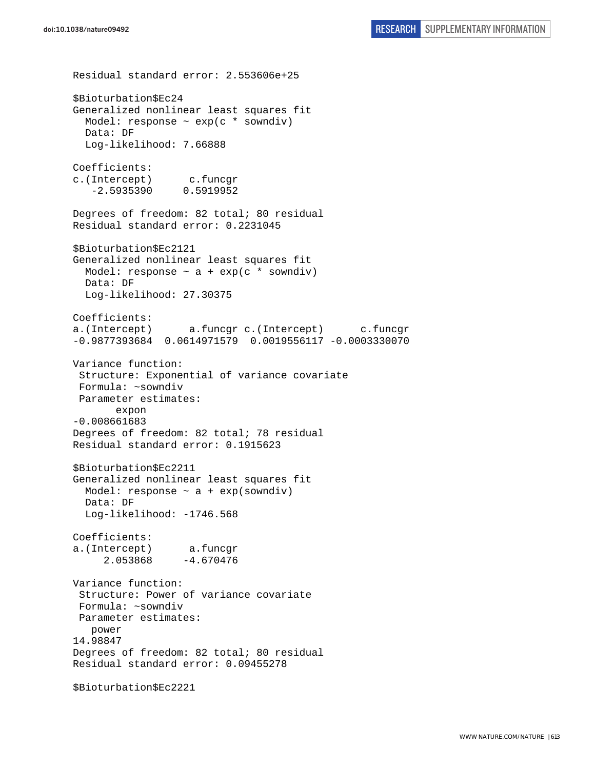```
Residual standard error: 2.553606e+25

$Bioturbation$Ec24
Generalized nonlinear least squares fit
  Model: response ~ exp(c * sowndiv)
  Data: DF
  Log-likelihood: 7.66888

Coefficients:
c.(Intercept)      c.funcgr
   -2.5935390     0.5919952

Degrees of freedom: 82 total; 80 residual
Residual standard error: 0.2231045

$Bioturbation$Ec2121
Generalized nonlinear least squares fit
  Model: response ~ a + exp(c * sowndiv)
  Data: DF
  Log-likelihood: 27.30375

Coefficients:
a.(Intercept)      a.funcgr c.(Intercept)      c.funcgr
-0.9877393684  0.0614971579  0.0019556117 -0.0003330070

Variance function:
 Structure: Exponential of variance covariate
 Formula: ~sowndiv
 Parameter estimates:
       expon
-0.008661683
Degrees of freedom: 82 total; 78 residual
Residual standard error: 0.1915623

$Bioturbation$Ec2211
Generalized nonlinear least squares fit
  Model: response ~ a + exp(sowndiv)
  Data: DF
  Log-likelihood: -1746.568

Coefficients:
a.(Intercept)      a.funcgr
     2.053868     -4.670476

Variance function:
 Structure: Power of variance covariate
 Formula: ~sowndiv
 Parameter estimates:
   power
14.98847
Degrees of freedom: 82 total; 80 residual
Residual standard error: 0.09455278

$Bioturbation$Ec2221
```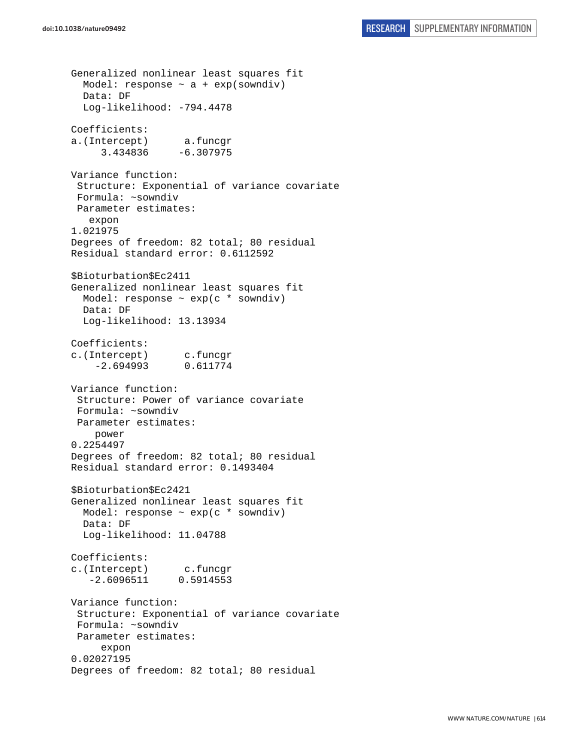```
Generalized nonlinear least squares fit
  Model: response ~ a + exp(sowndiv)
  Data: DF
  Log-likelihood: -794.4478

Coefficients:
a.(Intercept)      a.funcgr
     3.434836     -6.307975

Variance function:
 Structure: Exponential of variance covariate
 Formula: ~sowndiv
 Parameter estimates:
   expon
1.021975
Degrees of freedom: 82 total; 80 residual
Residual standard error: 0.6112592

$Bioturbation$Ec2411
Generalized nonlinear least squares fit
  Model: response ~ exp(c * sowndiv)
  Data: DF
  Log-likelihood: 13.13934

Coefficients:
c.(Intercept)      c.funcgr
    -2.694993      0.611774

Variance function:
 Structure: Power of variance covariate
 Formula: ~sowndiv
 Parameter estimates:
    power
0.2254497
Degrees of freedom: 82 total; 80 residual
Residual standard error: 0.1493404

$Bioturbation$Ec2421
Generalized nonlinear least squares fit
  Model: response ~ exp(c * sowndiv)
  Data: DF
  Log-likelihood: 11.04788

Coefficients:
c.(Intercept)      c.funcgr
   -2.6096511     0.5914553

Variance function:
 Structure: Exponential of variance covariate
 Formula: ~sowndiv
 Parameter estimates:
     expon
0.02027195
Degrees of freedom: 82 total; 80 residual
```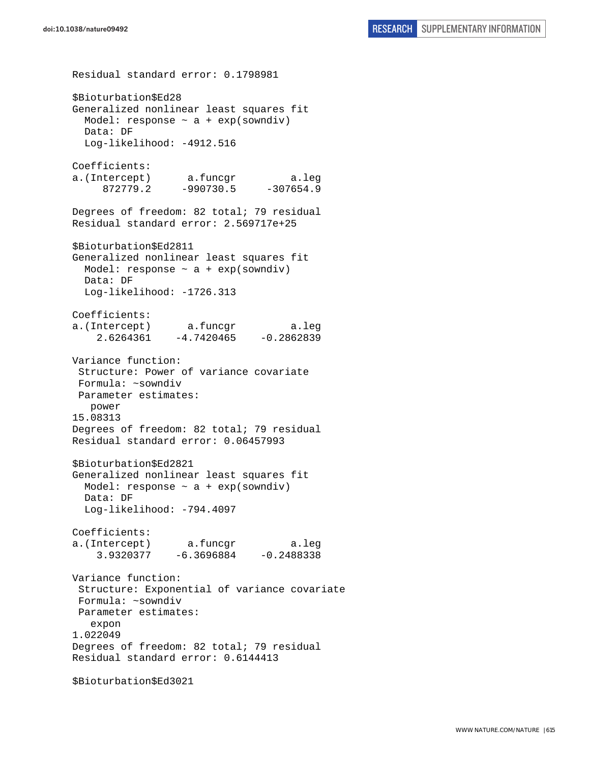```
Residual standard error: 0.1798981

$Bioturbation$Ed28
Generalized nonlinear least squares fit
  Model: response ~ a + exp(sowndiv)
  Data: DF
  Log-likelihood: -4912.516

Coefficients:
a.(Intercept)      a.funcgr         a.leg
     872779.2     -990730.5     -307654.9

Degrees of freedom: 82 total; 79 residual
Residual standard error: 2.569717e+25

$Bioturbation$Ed2811
Generalized nonlinear least squares fit
  Model: response ~ a + exp(sowndiv)
  Data: DF
  Log-likelihood: -1726.313

Coefficients:
a.(Intercept)      a.funcgr         a.leg
    2.6264361    -4.7420465    -0.2862839

Variance function:
 Structure: Power of variance covariate
 Formula: ~sowndiv
 Parameter estimates:
   power
15.08313
Degrees of freedom: 82 total; 79 residual
Residual standard error: 0.06457993

$Bioturbation$Ed2821
Generalized nonlinear least squares fit
  Model: response ~ a + exp(sowndiv)
  Data: DF
  Log-likelihood: -794.4097

Coefficients:
a.(Intercept)      a.funcgr         a.leg
    3.9320377    -6.3696884    -0.2488338

Variance function:
 Structure: Exponential of variance covariate
 Formula: ~sowndiv
 Parameter estimates:
   expon
1.022049
Degrees of freedom: 82 total; 79 residual
Residual standard error: 0.6144413

$Bioturbation$Ed3021
```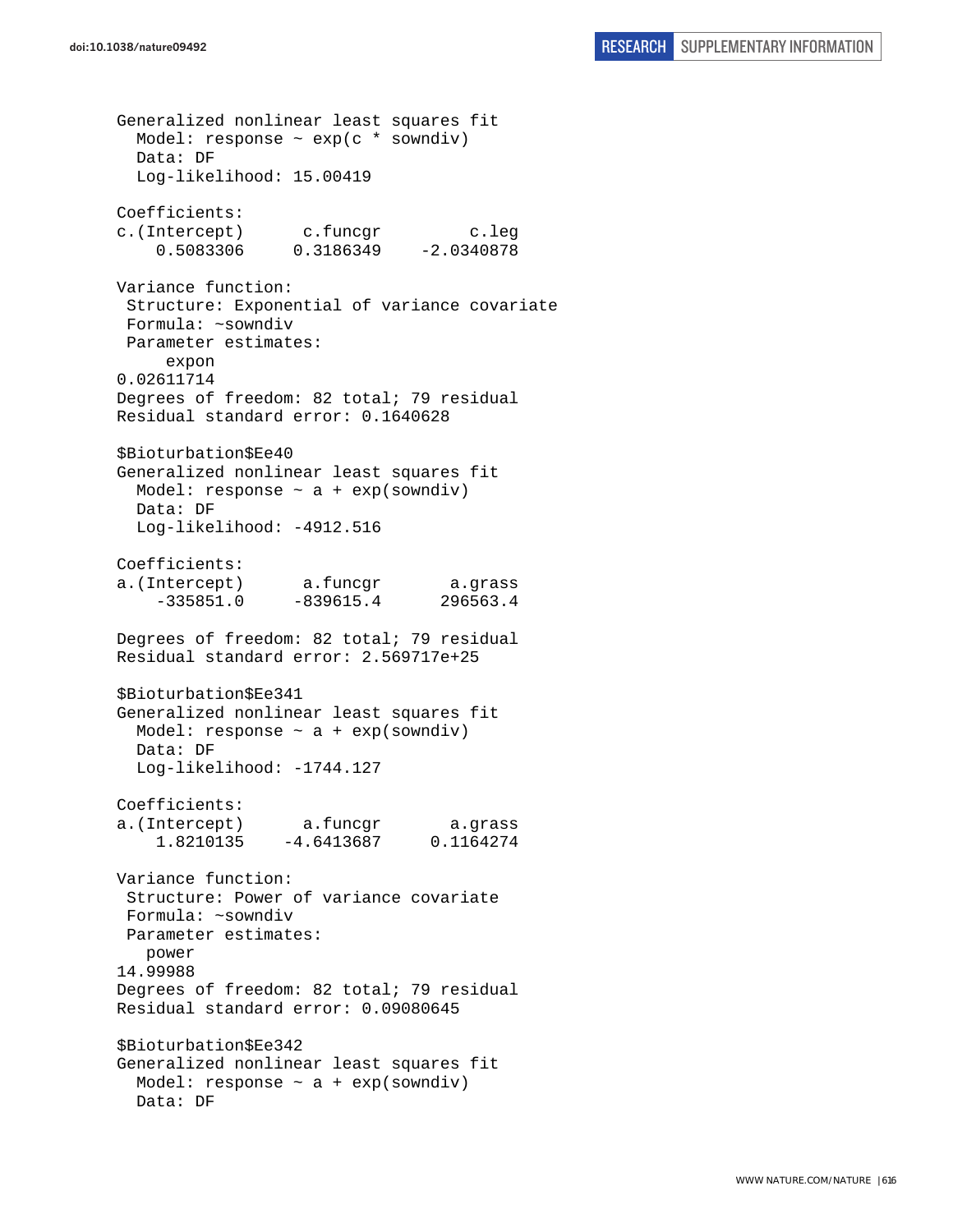```
Generalized nonlinear least squares fit
  Model: response ~ exp(c * sowndiv)
  Data: DF
  Log-likelihood: 15.00419

Coefficients:
c.(Intercept)      c.funcgr         c.leg
    0.5083306     0.3186349    -2.0340878

Variance function:
 Structure: Exponential of variance covariate
 Formula: ~sowndiv
 Parameter estimates:
     expon
0.02611714
Degrees of freedom: 82 total; 79 residual
Residual standard error: 0.1640628

$Bioturbation$Ee40
Generalized nonlinear least squares fit
  Model: response ~ a + exp(sowndiv)
  Data: DF
  Log-likelihood: -4912.516

Coefficients:
a.(Intercept)      a.funcgr       a.grass
    -335851.0     -839615.4      296563.4

Degrees of freedom: 82 total; 79 residual
Residual standard error: 2.569717e+25

$Bioturbation$Ee341
Generalized nonlinear least squares fit
  Model: response ~ a + exp(sowndiv)
  Data: DF
  Log-likelihood: -1744.127

Coefficients:
a.(Intercept)      a.funcgr       a.grass
    1.8210135    -4.6413687     0.1164274

Variance function:
 Structure: Power of variance covariate
 Formula: ~sowndiv
 Parameter estimates:
   power
14.99988
Degrees of freedom: 82 total; 79 residual
Residual standard error: 0.09080645

$Bioturbation$Ee342
Generalized nonlinear least squares fit
  Model: response ~ a + exp(sowndiv)
  Data: DF
```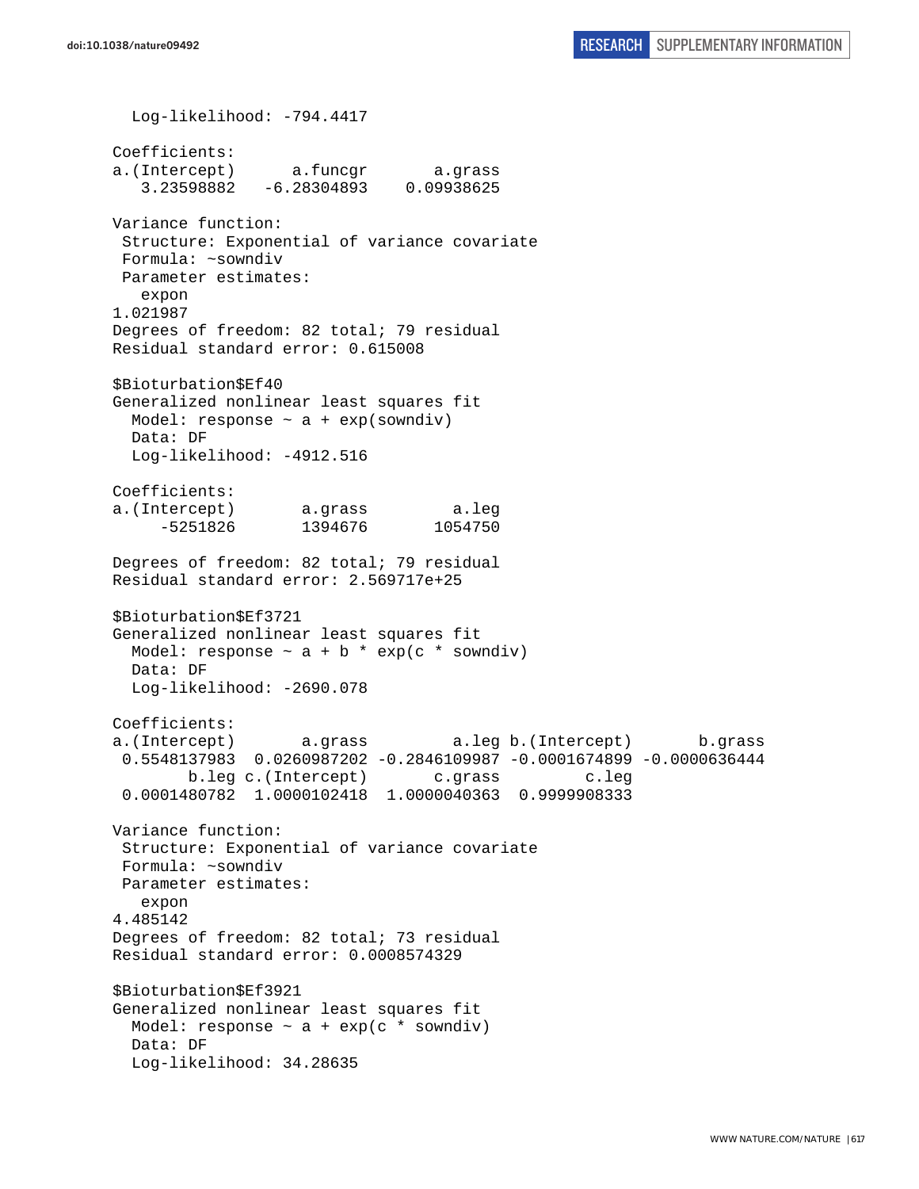```
  Log-likelihood: -794.4417

Coefficients:
a.(Intercept)      a.funcgr       a.grass
   3.23598882   -6.28304893    0.09938625

Variance function:
 Structure: Exponential of variance covariate
 Formula: ~sowndiv
 Parameter estimates:
   expon
1.021987
Degrees of freedom: 82 total; 79 residual
Residual standard error: 0.615008

$Bioturbation$Ef40
Generalized nonlinear least squares fit
  Model: response ~ a + exp(sowndiv)
  Data: DF
  Log-likelihood: -4912.516

Coefficients:
a.(Intercept)       a.grass         a.leg
     -5251826       1394676       1054750

Degrees of freedom: 82 total; 79 residual
Residual standard error: 2.569717e+25

$Bioturbation$Ef3721
Generalized nonlinear least squares fit
  Model: response ~ a + b * exp(c * sowndiv)
  Data: DF
  Log-likelihood: -2690.078

Coefficients:
a.(Intercept)       a.grass         a.leg b.(Intercept)       b.grass
 0.5548137983  0.0260987202 -0.2846109987 -0.0001674899 -0.0000636444
        b.leg c.(Intercept)       c.grass         c.leg
 0.0001480782  1.0000102418  1.0000040363  0.9999908333

Variance function:
 Structure: Exponential of variance covariate
 Formula: ~sowndiv
 Parameter estimates:
   expon
4.485142
Degrees of freedom: 82 total; 73 residual
Residual standard error: 0.0008574329

$Bioturbation$Ef3921
Generalized nonlinear least squares fit
  Model: response ~ a + exp(c * sowndiv)
  Data: DF
  Log-likelihood: 34.28635
```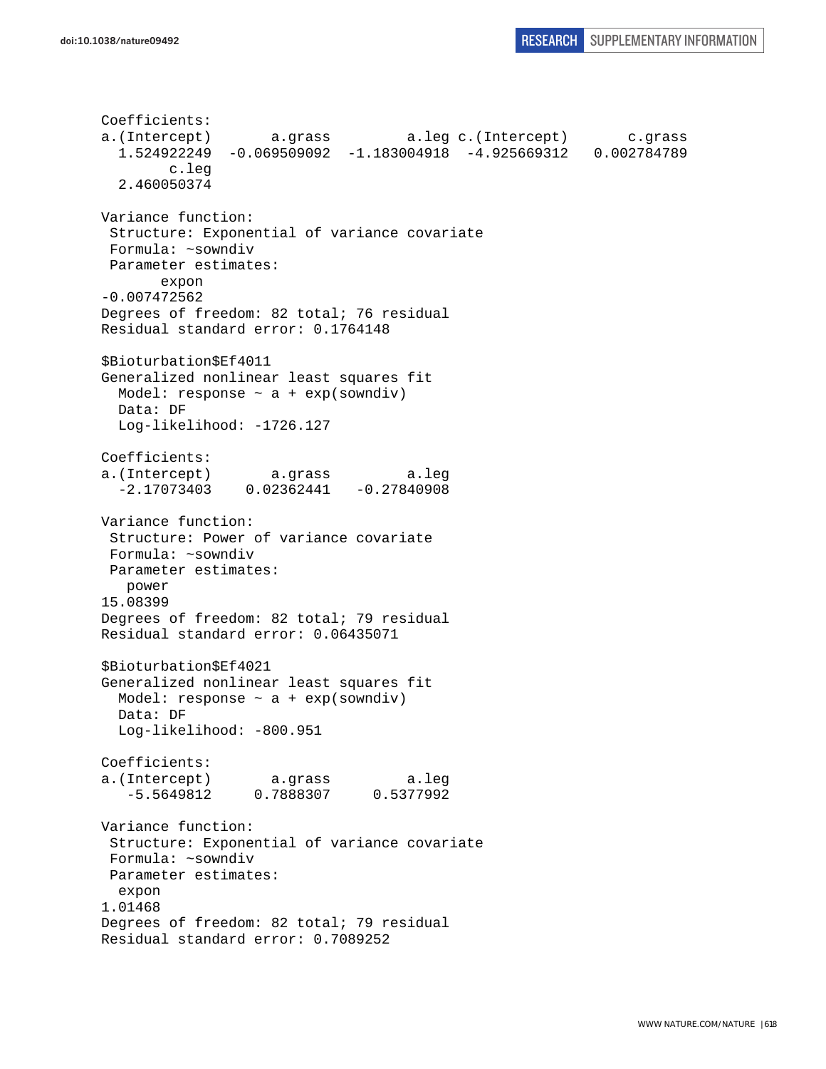```
Coefficients:
a.(Intercept)       a.grass         a.leg c.(Intercept)       c.grass 
  1.524922249  -0.069509092  -1.183004918  -4.925669312   0.002784789 
        c.leg 
  2.460050374 

Variance function:
 Structure: Exponential of variance covariate
 Formula: ~sowndiv 
 Parameter estimates:
       expon 
-0.007472562 
Degrees of freedom: 82 total; 76 residual
Residual standard error: 0.1764148 

$Bioturbation$Ef4011
Generalized nonlinear least squares fit
  Model: response ~ a + exp(sowndiv) 
  Data: DF 
  Log-likelihood: -1726.127

Coefficients:
a.(Intercept)       a.grass         a.leg 
  -2.17073403    0.02362441   -0.27840908 

Variance function:
 Structure: Power of variance covariate
 Formula: ~sowndiv 
 Parameter estimates:
   power 
15.08399 
Degrees of freedom: 82 total; 79 residual
Residual standard error: 0.06435071 

$Bioturbation$Ef4021
Generalized nonlinear least squares fit
  Model: response ~ a + exp(sowndiv) 
  Data: DF 
  Log-likelihood: -800.951

Coefficients:
a.(Intercept)       a.grass         a.leg 
   -5.5649812     0.7888307     0.5377992 

Variance function:
 Structure: Exponential of variance covariate
 Formula: ~sowndiv 
 Parameter estimates:
  expon 
1.01468 
Degrees of freedom: 82 total; 79 residual
Residual standard error: 0.7089252 
```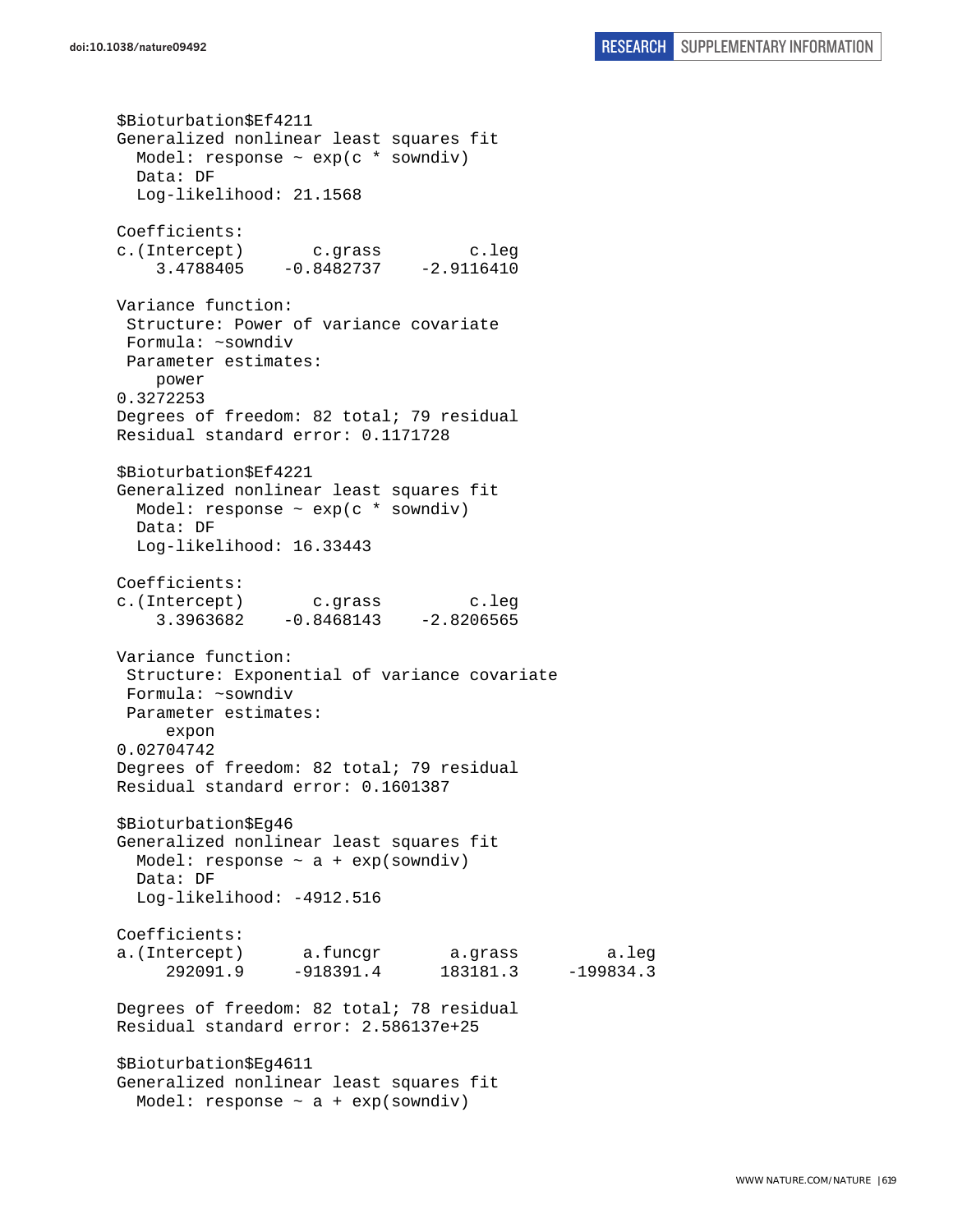```
$Bioturbation$Ef4211
Generalized nonlinear least squares fit
  Model: response ~ exp(c * sowndiv)
  Data: DF
  Log-likelihood: 21.1568

Coefficients:
c.(Intercept)       c.grass         c.leg
    3.4788405    -0.8482737    -2.9116410

Variance function:
 Structure: Power of variance covariate
 Formula: ~sowndiv
 Parameter estimates:
    power
0.3272253
Degrees of freedom: 82 total; 79 residual
Residual standard error: 0.1171728

$Bioturbation$Ef4221
Generalized nonlinear least squares fit
  Model: response ~ exp(c * sowndiv)
  Data: DF
  Log-likelihood: 16.33443

Coefficients:
c.(Intercept)       c.grass         c.leg
    3.3963682    -0.8468143    -2.8206565

Variance function:
 Structure: Exponential of variance covariate
 Formula: ~sowndiv
 Parameter estimates:
     expon
0.02704742
Degrees of freedom: 82 total; 79 residual
Residual standard error: 0.1601387

$Bioturbation$Eg46
Generalized nonlinear least squares fit
  Model: response ~ a + exp(sowndiv)
  Data: DF
  Log-likelihood: -4912.516

Coefficients:
a.(Intercept)      a.funcgr       a.grass         a.leg
     292091.9     -918391.4      183181.3     -199834.3

Degrees of freedom: 82 total; 78 residual
Residual standard error: 2.586137e+25

$Bioturbation$Eg4611
Generalized nonlinear least squares fit
  Model: response ~ a + exp(sowndiv)
```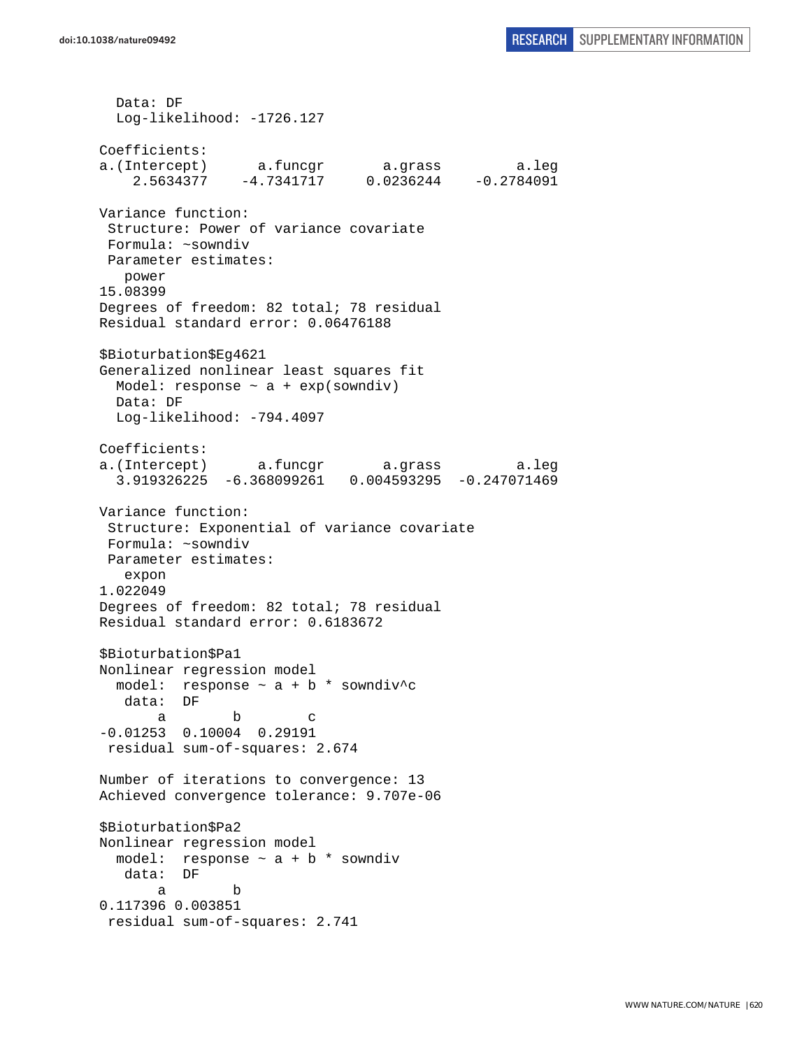```
  Data: DF
  Log-likelihood: -1726.127

Coefficients:
a.(Intercept)      a.funcgr       a.grass         a.leg
    2.5634377    -4.7341717     0.0236244    -0.2784091

Variance function:
 Structure: Power of variance covariate
 Formula: ~sowndiv
 Parameter estimates:
   power
15.08399
Degrees of freedom: 82 total; 78 residual
Residual standard error: 0.06476188

$Bioturbation$Eg4621
Generalized nonlinear least squares fit
  Model: response ~ a + exp(sowndiv)
  Data: DF
  Log-likelihood: -794.4097

Coefficients:
a.(Intercept)      a.funcgr       a.grass         a.leg
  3.919326225  -6.368099261   0.004593295  -0.247071469

Variance function:
 Structure: Exponential of variance covariate
 Formula: ~sowndiv
 Parameter estimates:
   expon
1.022049
Degrees of freedom: 82 total; 78 residual
Residual standard error: 0.6183672

$Bioturbation$Pa1
Nonlinear regression model
  model:  response ~ a + b * sowndiv^c
   data:  DF
       a        b        c
-0.01253  0.10004  0.29191
 residual sum-of-squares: 2.674

Number of iterations to convergence: 13
Achieved convergence tolerance: 9.707e-06

$Bioturbation$Pa2
Nonlinear regression model
  model:  response ~ a + b * sowndiv
   data:  DF
       a        b
0.117396 0.003851
 residual sum-of-squares: 2.741
```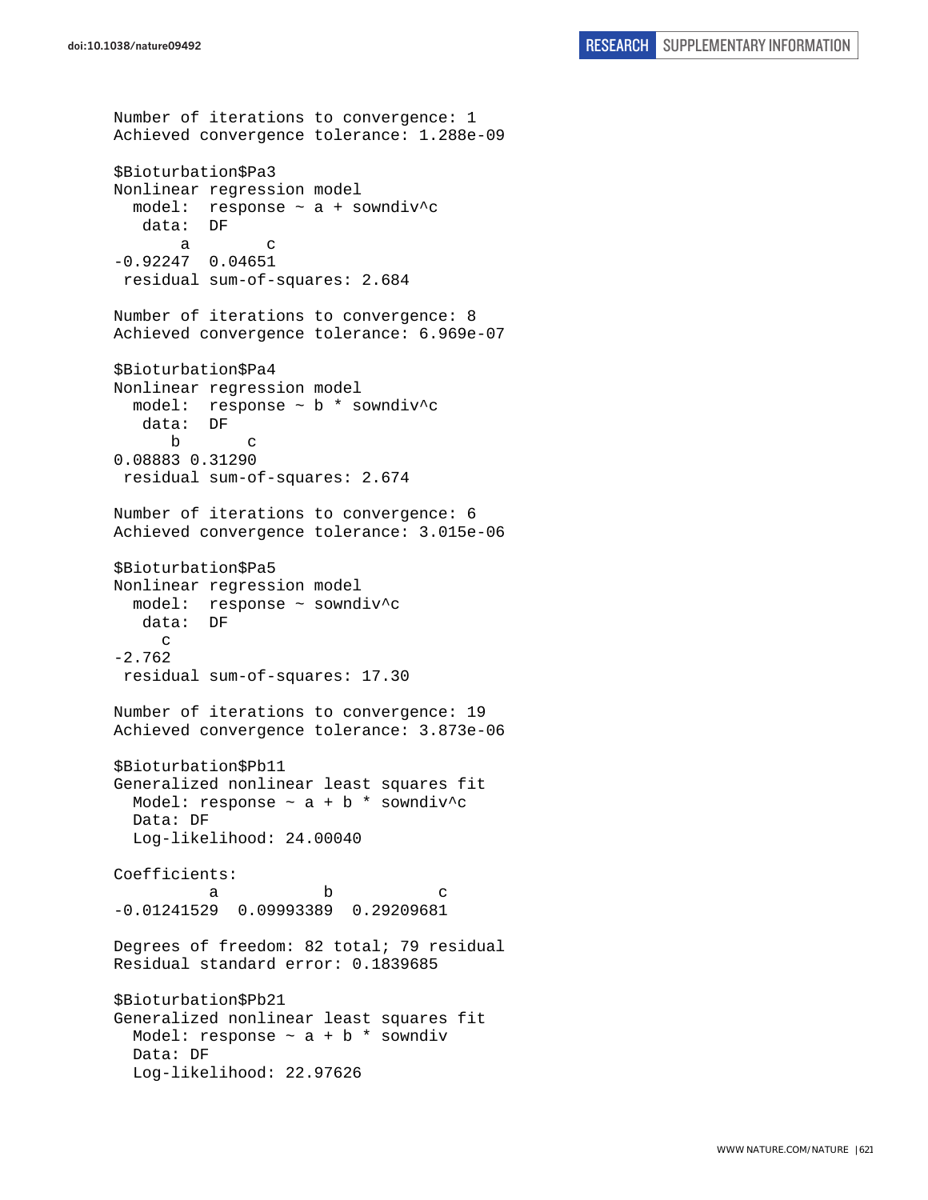```
Number of iterations to convergence: 1 
Achieved convergence tolerance: 1.288e-09

$Bioturbation$Pa3
Nonlinear regression model
  model:  response ~ a + sowndiv^c
   data:  DF
       a        c 
-0.92247  0.04651 
 residual sum-of-squares: 2.684

Number of iterations to convergence: 8 
Achieved convergence tolerance: 6.969e-07

$Bioturbation$Pa4
Nonlinear regression model
  model:  response ~ b * sowndiv^c
   data:  DF
      b       c 
0.08883 0.31290 
 residual sum-of-squares: 2.674

Number of iterations to convergence: 6 
Achieved convergence tolerance: 3.015e-06

$Bioturbation$Pa5
Nonlinear regression model
  model:  response ~ sowndiv^c
   data:  DF
     c 
-2.762 
 residual sum-of-squares: 17.30

Number of iterations to convergence: 19 
Achieved convergence tolerance: 3.873e-06

$Bioturbation$Pb11
Generalized nonlinear least squares fit
  Model: response ~ a + b * sowndiv^c 
  Data: DF 
  Log-likelihood: 24.00040

Coefficients:
          a           b           c 
-0.01241529  0.09993389  0.29209681 

Degrees of freedom: 82 total; 79 residual
Residual standard error: 0.1839685 

$Bioturbation$Pb21
Generalized nonlinear least squares fit
  Model: response ~ a + b * sowndiv 
  Data: DF 
  Log-likelihood: 22.97626
```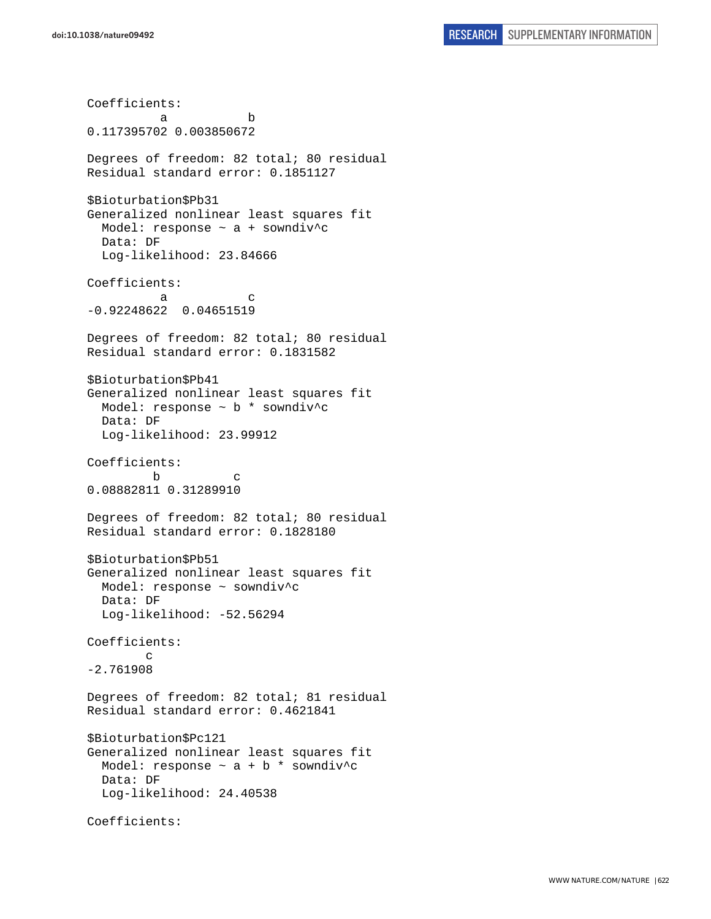```
Coefficients:
          a           b 
0.117395702 0.003850672 

Degrees of freedom: 82 total; 80 residual
Residual standard error: 0.1851127 

$Bioturbation$Pb31
Generalized nonlinear least squares fit
  Model: response ~ a + sowndiv^c 
  Data: DF 
  Log-likelihood: 23.84666

Coefficients:
          a           c 
-0.92248622  0.04651519 

Degrees of freedom: 82 total; 80 residual
Residual standard error: 0.1831582 

$Bioturbation$Pb41
Generalized nonlinear least squares fit
  Model: response ~ b * sowndiv^c 
  Data: DF 
  Log-likelihood: 23.99912

Coefficients:
         b          c 
0.08882811 0.31289910 

Degrees of freedom: 82 total; 80 residual
Residual standard error: 0.1828180 

$Bioturbation$Pb51
Generalized nonlinear least squares fit
  Model: response ~ sowndiv^c 
  Data: DF 
  Log-likelihood: -52.56294

Coefficients:
        c 
-2.761908 

Degrees of freedom: 82 total; 81 residual
Residual standard error: 0.4621841 

$Bioturbation$Pc121
Generalized nonlinear least squares fit
  Model: response ~ a + b * sowndiv^c 
  Data: DF 
  Log-likelihood: 24.40538

Coefficients:
```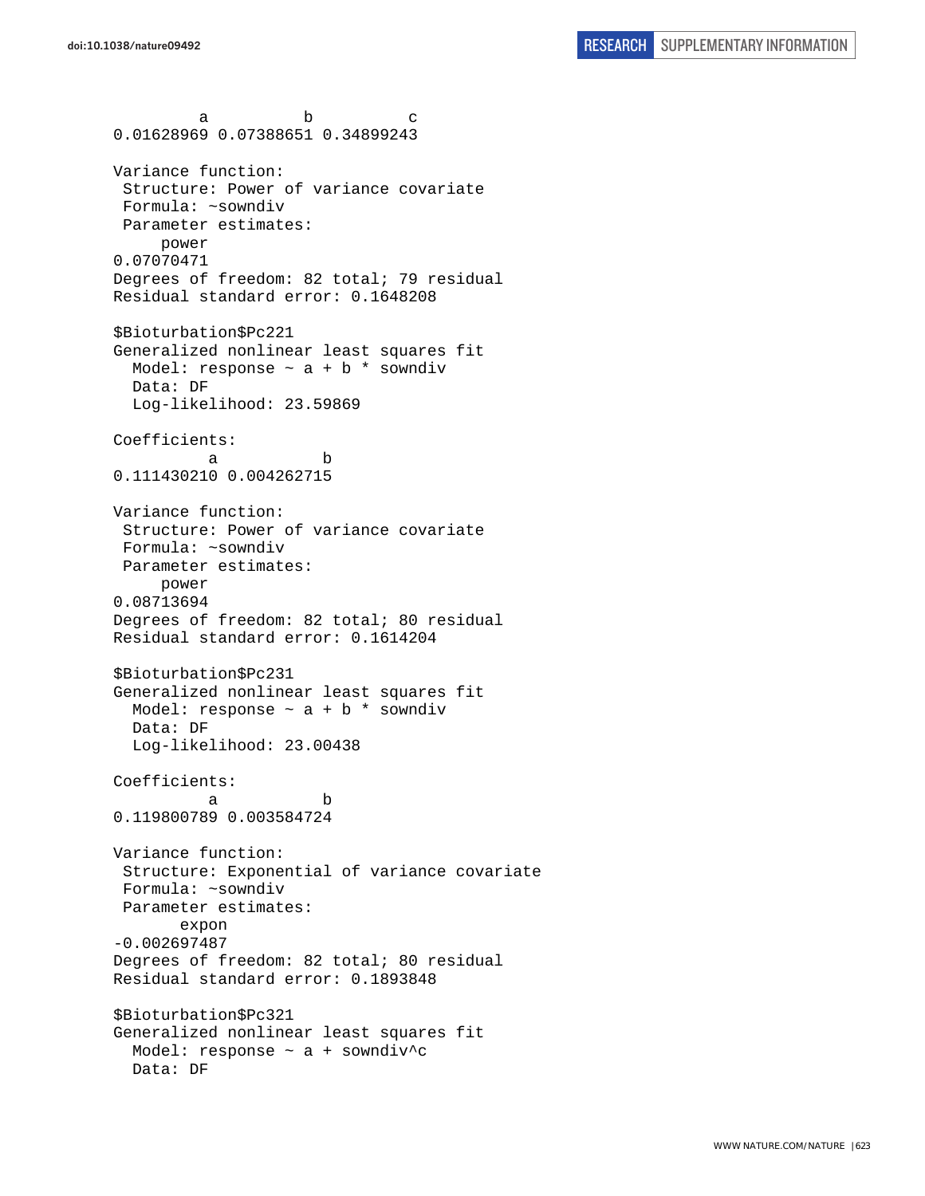```
         a          b          c
0.01628969 0.07388651 0.34899243

Variance function:
 Structure: Power of variance covariate
 Formula: ~sowndiv
 Parameter estimates:
     power
0.07070471
Degrees of freedom: 82 total; 79 residual
Residual standard error: 0.1648208

$Bioturbation$Pc221
Generalized nonlinear least squares fit
  Model: response ~ a + b * sowndiv
  Data: DF
  Log-likelihood: 23.59869

Coefficients:
          a           b
0.111430210 0.004262715

Variance function:
 Structure: Power of variance covariate
 Formula: ~sowndiv
 Parameter estimates:
     power
0.08713694
Degrees of freedom: 82 total; 80 residual
Residual standard error: 0.1614204

$Bioturbation$Pc231
Generalized nonlinear least squares fit
  Model: response ~ a + b * sowndiv
  Data: DF
  Log-likelihood: 23.00438

Coefficients:
          a           b
0.119800789 0.003584724

Variance function:
 Structure: Exponential of variance covariate
 Formula: ~sowndiv
 Parameter estimates:
       expon
-0.002697487
Degrees of freedom: 82 total; 80 residual
Residual standard error: 0.1893848

$Bioturbation$Pc321
Generalized nonlinear least squares fit
  Model: response ~ a + sowndiv^c
  Data: DF
```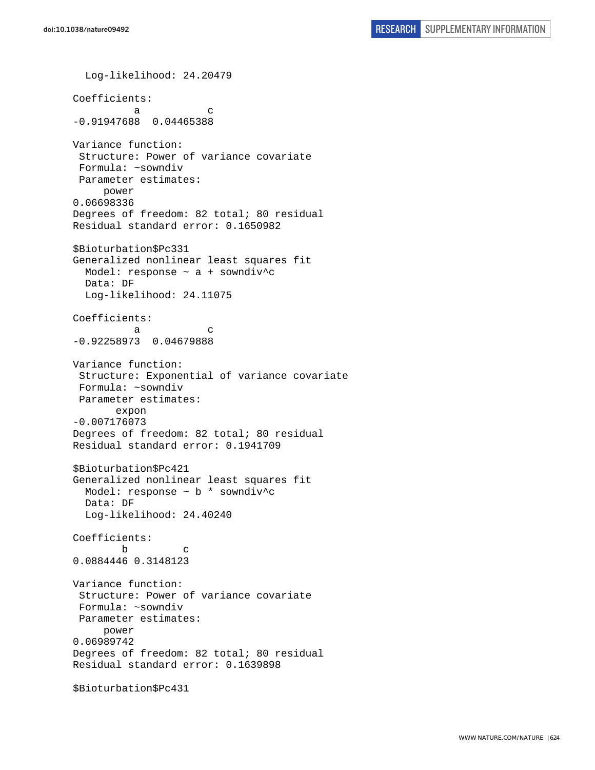```
  Log-likelihood: 24.20479

Coefficients:
          a           c 
-0.91947688  0.04465388 

Variance function:
 Structure: Power of variance covariate
 Formula: ~sowndiv 
 Parameter estimates:
     power 
0.06698336 
Degrees of freedom: 82 total; 80 residual
Residual standard error: 0.1650982 

$Bioturbation$Pc331
Generalized nonlinear least squares fit
  Model: response ~ a + sowndiv^c 
  Data: DF 
  Log-likelihood: 24.11075

Coefficients:
          a           c 
-0.92258973  0.04679888 

Variance function:
 Structure: Exponential of variance covariate
 Formula: ~sowndiv 
 Parameter estimates:
       expon 
-0.007176073 
Degrees of freedom: 82 total; 80 residual
Residual standard error: 0.1941709 

$Bioturbation$Pc421
Generalized nonlinear least squares fit
  Model: response ~ b * sowndiv^c 
  Data: DF 
  Log-likelihood: 24.40240

Coefficients:
        b         c 
0.0884446 0.3148123 

Variance function:
 Structure: Power of variance covariate
 Formula: ~sowndiv 
 Parameter estimates:
     power 
0.06989742 
Degrees of freedom: 82 total; 80 residual
Residual standard error: 0.1639898 

$Bioturbation$Pc431
```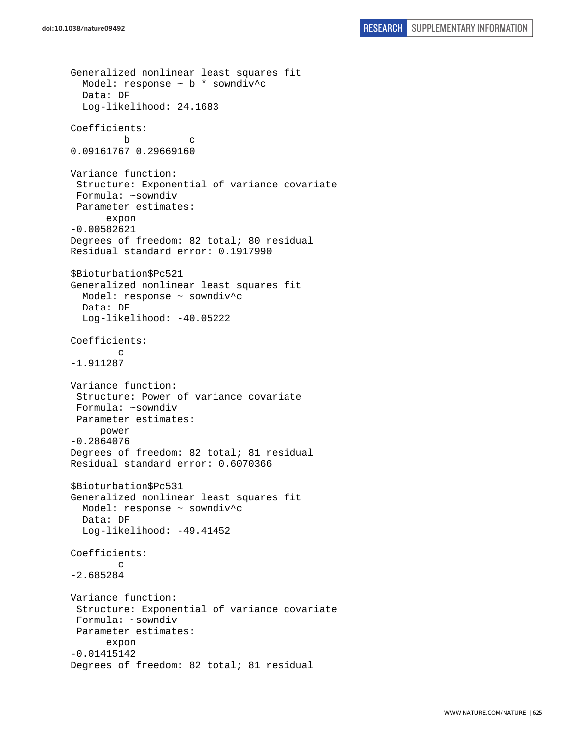```
Generalized nonlinear least squares fit
  Model: response ~ b * sowndiv^c
  Data: DF
  Log-likelihood: 24.1683

Coefficients:
         b          c
0.09161767 0.29669160

Variance function:
 Structure: Exponential of variance covariate
 Formula: ~sowndiv
 Parameter estimates:
      expon
-0.00582621
Degrees of freedom: 82 total; 80 residual
Residual standard error: 0.1917990

$Bioturbation$Pc521
Generalized nonlinear least squares fit
  Model: response ~ sowndiv^c
  Data: DF
  Log-likelihood: -40.05222

Coefficients:
        c
-1.911287

Variance function:
 Structure: Power of variance covariate
 Formula: ~sowndiv
 Parameter estimates:
     power
-0.2864076
Degrees of freedom: 82 total; 81 residual
Residual standard error: 0.6070366

$Bioturbation$Pc531
Generalized nonlinear least squares fit
  Model: response ~ sowndiv^c
  Data: DF
  Log-likelihood: -49.41452

Coefficients:
        c
-2.685284

Variance function:
 Structure: Exponential of variance covariate
 Formula: ~sowndiv
 Parameter estimates:
      expon
-0.01415142
Degrees of freedom: 82 total; 81 residual
```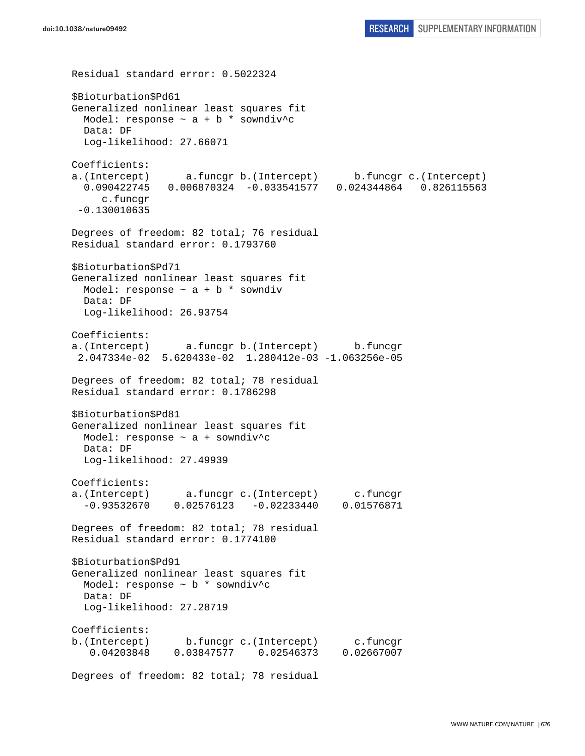```
Residual standard error: 0.5022324

$Bioturbation$Pd61
Generalized nonlinear least squares fit
  Model: response ~ a + b * sowndiv^c
  Data: DF
  Log-likelihood: 27.66071

Coefficients:
a.(Intercept)      a.funcgr b.(Intercept)      b.funcgr c.(Intercept)
  0.090422745   0.006870324  -0.033541577   0.024344864   0.826115563
     c.funcgr
 -0.130010635

Degrees of freedom: 82 total; 76 residual
Residual standard error: 0.1793760

$Bioturbation$Pd71
Generalized nonlinear least squares fit
  Model: response ~ a + b * sowndiv
  Data: DF
  Log-likelihood: 26.93754

Coefficients:
a.(Intercept)      a.funcgr b.(Intercept)      b.funcgr
 2.047334e-02  5.620433e-02  1.280412e-03 -1.063256e-05

Degrees of freedom: 82 total; 78 residual
Residual standard error: 0.1786298

$Bioturbation$Pd81
Generalized nonlinear least squares fit
  Model: response ~ a + sowndiv^c
  Data: DF
  Log-likelihood: 27.49939

Coefficients:
a.(Intercept)      a.funcgr c.(Intercept)      c.funcgr
  -0.93532670    0.02576123   -0.02233440    0.01576871

Degrees of freedom: 82 total; 78 residual
Residual standard error: 0.1774100

$Bioturbation$Pd91
Generalized nonlinear least squares fit
  Model: response ~ b * sowndiv^c
  Data: DF
  Log-likelihood: 27.28719

Coefficients:
b.(Intercept)      b.funcgr c.(Intercept)      c.funcgr
   0.04203848    0.03847577    0.02546373    0.02667007

Degrees of freedom: 82 total; 78 residual
```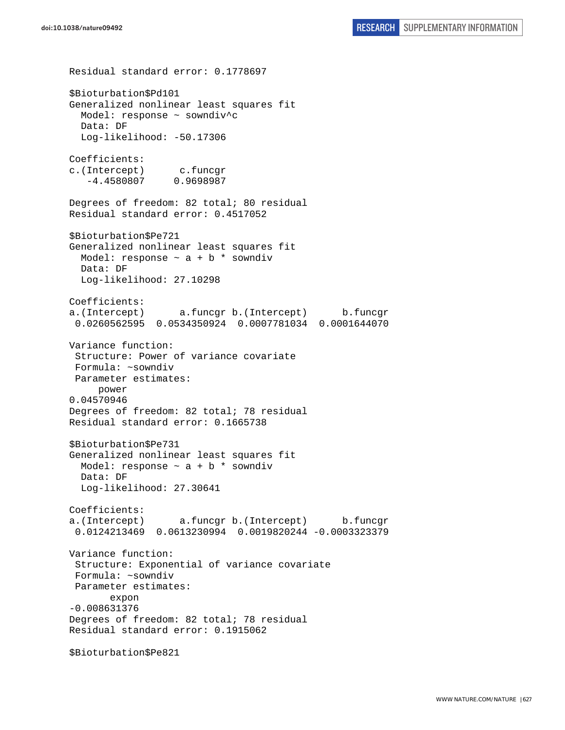```
Residual standard error: 0.1778697 

$Bioturbation$Pd101
Generalized nonlinear least squares fit
  Model: response ~ sowndiv^c 
  Data: DF 
  Log-likelihood: -50.17306

Coefficients:
c.(Intercept)      c.funcgr 
   -4.4580807     0.9698987 

Degrees of freedom: 82 total; 80 residual
Residual standard error: 0.4517052 

$Bioturbation$Pe721
Generalized nonlinear least squares fit
  Model: response ~ a + b * sowndiv 
  Data: DF 
  Log-likelihood: 27.10298

Coefficients:
a.(Intercept)      a.funcgr b.(Intercept)      b.funcgr 
 0.0260562595  0.0534350924  0.0007781034  0.0001644070 

Variance function:
 Structure: Power of variance covariate
 Formula: ~sowndiv 
 Parameter estimates:
     power 
0.04570946 
Degrees of freedom: 82 total; 78 residual
Residual standard error: 0.1665738 

$Bioturbation$Pe731
Generalized nonlinear least squares fit
  Model: response ~ a + b * sowndiv 
  Data: DF 
  Log-likelihood: 27.30641

Coefficients:
a.(Intercept)      a.funcgr b.(Intercept)      b.funcgr 
 0.0124213469  0.0613230994  0.0019820244 -0.0003323379 

Variance function:
 Structure: Exponential of variance covariate
 Formula: ~sowndiv 
 Parameter estimates:
       expon 
-0.008631376 
Degrees of freedom: 82 total; 78 residual
Residual standard error: 0.1915062 

$Bioturbation$Pe821
```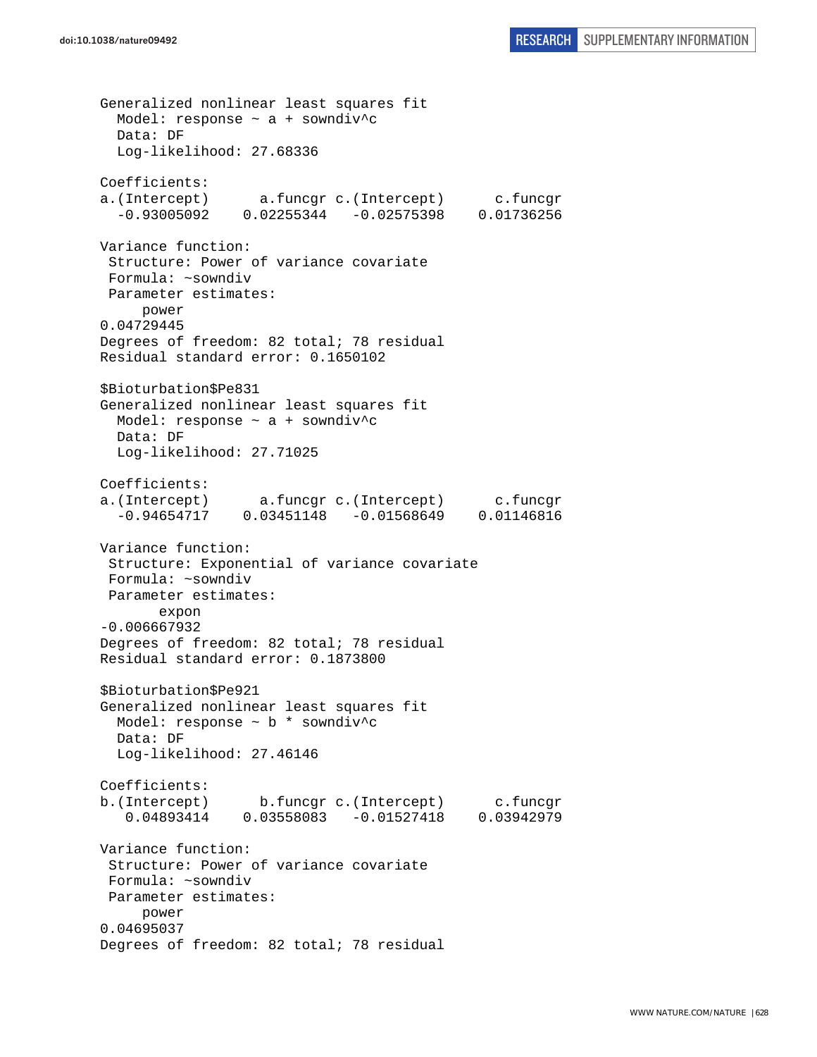```
Generalized nonlinear least squares fit
  Model: response ~ a + sowndiv^c
  Data: DF
  Log-likelihood: 27.68336

Coefficients:
a.(Intercept)      a.funcgr c.(Intercept)      c.funcgr
  -0.93005092    0.02255344   -0.02575398    0.01736256

Variance function:
 Structure: Power of variance covariate
 Formula: ~sowndiv
 Parameter estimates:
     power
0.04729445
Degrees of freedom: 82 total; 78 residual
Residual standard error: 0.1650102

$Bioturbation$Pe831
Generalized nonlinear least squares fit
  Model: response ~ a + sowndiv^c
  Data: DF
  Log-likelihood: 27.71025

Coefficients:
a.(Intercept)      a.funcgr c.(Intercept)      c.funcgr
  -0.94654717    0.03451148   -0.01568649    0.01146816

Variance function:
 Structure: Exponential of variance covariate
 Formula: ~sowndiv
 Parameter estimates:
       expon
-0.006667932
Degrees of freedom: 82 total; 78 residual
Residual standard error: 0.1873800

$Bioturbation$Pe921
Generalized nonlinear least squares fit
  Model: response ~ b * sowndiv^c
  Data: DF
  Log-likelihood: 27.46146

Coefficients:
b.(Intercept)      b.funcgr c.(Intercept)      c.funcgr
   0.04893414    0.03558083   -0.01527418    0.03942979

Variance function:
 Structure: Power of variance covariate
 Formula: ~sowndiv
 Parameter estimates:
     power
0.04695037
Degrees of freedom: 82 total; 78 residual
```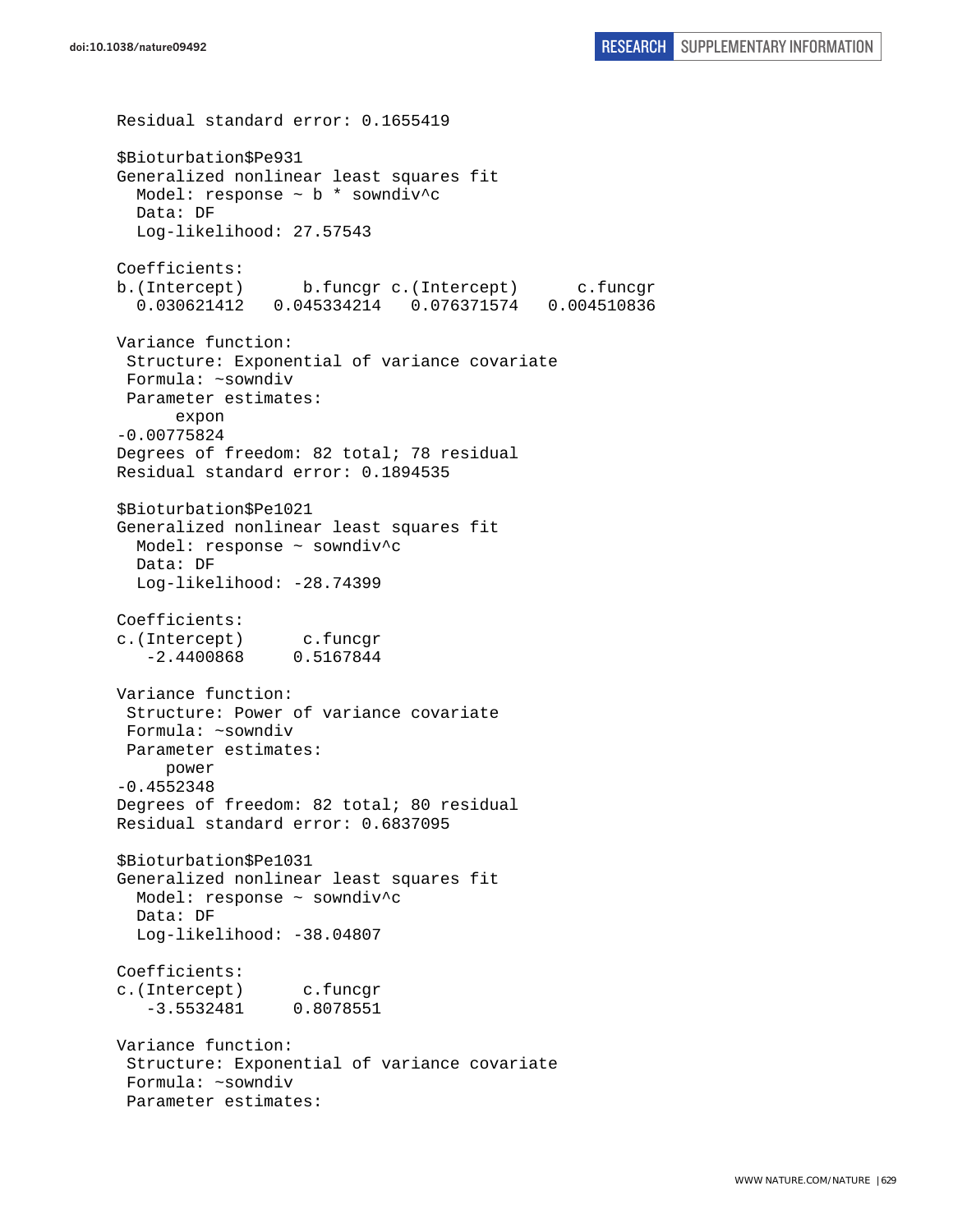```
Residual standard error: 0.1655419

$Bioturbation$Pe931
Generalized nonlinear least squares fit
  Model: response ~ b * sowndiv^c
  Data: DF
  Log-likelihood: 27.57543

Coefficients:
b.(Intercept)      b.funcgr c.(Intercept)      c.funcgr
  0.030621412   0.045334214   0.076371574   0.004510836

Variance function:
 Structure: Exponential of variance covariate
 Formula: ~sowndiv
 Parameter estimates:
      expon
-0.00775824
Degrees of freedom: 82 total; 78 residual
Residual standard error: 0.1894535

$Bioturbation$Pe1021
Generalized nonlinear least squares fit
  Model: response ~ sowndiv^c
  Data: DF
  Log-likelihood: -28.74399

Coefficients:
c.(Intercept)      c.funcgr
   -2.4400868     0.5167844

Variance function:
 Structure: Power of variance covariate
 Formula: ~sowndiv
 Parameter estimates:
     power
-0.4552348
Degrees of freedom: 82 total; 80 residual
Residual standard error: 0.6837095

$Bioturbation$Pe1031
Generalized nonlinear least squares fit
  Model: response ~ sowndiv^c
  Data: DF
  Log-likelihood: -38.04807

Coefficients:
c.(Intercept)      c.funcgr
   -3.5532481     0.8078551

Variance function:
 Structure: Exponential of variance covariate
 Formula: ~sowndiv
 Parameter estimates:
```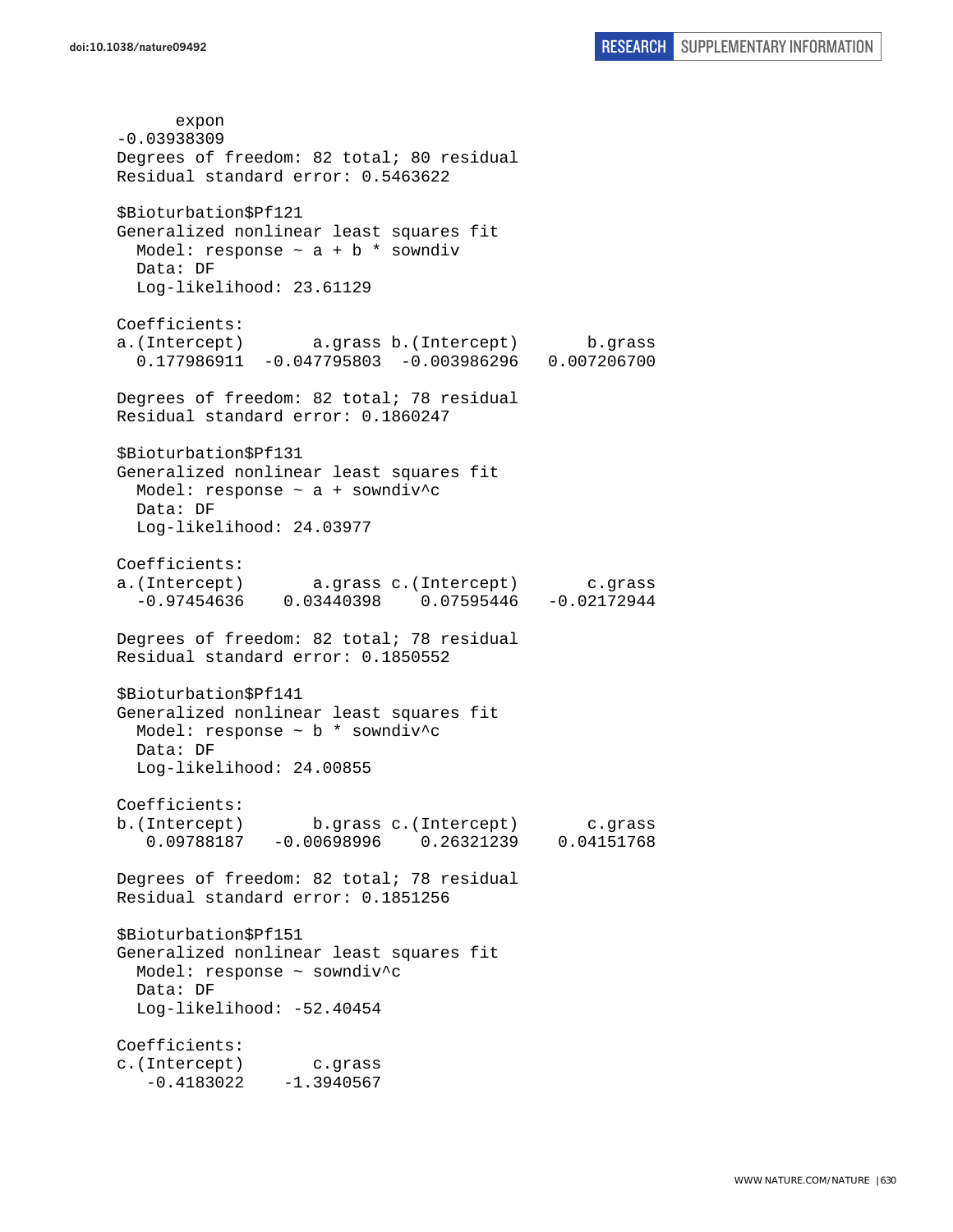```
      expon
-0.03938309
Degrees of freedom: 82 total; 80 residual
Residual standard error: 0.5463622

$Bioturbation$Pf121
Generalized nonlinear least squares fit
  Model: response ~ a + b * sowndiv
  Data: DF
  Log-likelihood: 23.61129

Coefficients:
a.(Intercept)       a.grass b.(Intercept)       b.grass
  0.177986911  -0.047795803  -0.003986296   0.007206700

Degrees of freedom: 82 total; 78 residual
Residual standard error: 0.1860247

$Bioturbation$Pf131
Generalized nonlinear least squares fit
  Model: response ~ a + sowndiv^c
  Data: DF
  Log-likelihood: 24.03977

Coefficients:
a.(Intercept)       a.grass c.(Intercept)       c.grass
  -0.97454636    0.03440398    0.07595446   -0.02172944

Degrees of freedom: 82 total; 78 residual
Residual standard error: 0.1850552

$Bioturbation$Pf141
Generalized nonlinear least squares fit
  Model: response ~ b * sowndiv^c
  Data: DF
  Log-likelihood: 24.00855

Coefficients:
b.(Intercept)       b.grass c.(Intercept)       c.grass
   0.09788187   -0.00698996    0.26321239    0.04151768

Degrees of freedom: 82 total; 78 residual
Residual standard error: 0.1851256

$Bioturbation$Pf151
Generalized nonlinear least squares fit
  Model: response ~ sowndiv^c
  Data: DF
  Log-likelihood: -52.40454

Coefficients:
c.(Intercept)       c.grass
   -0.4183022    -1.3940567
```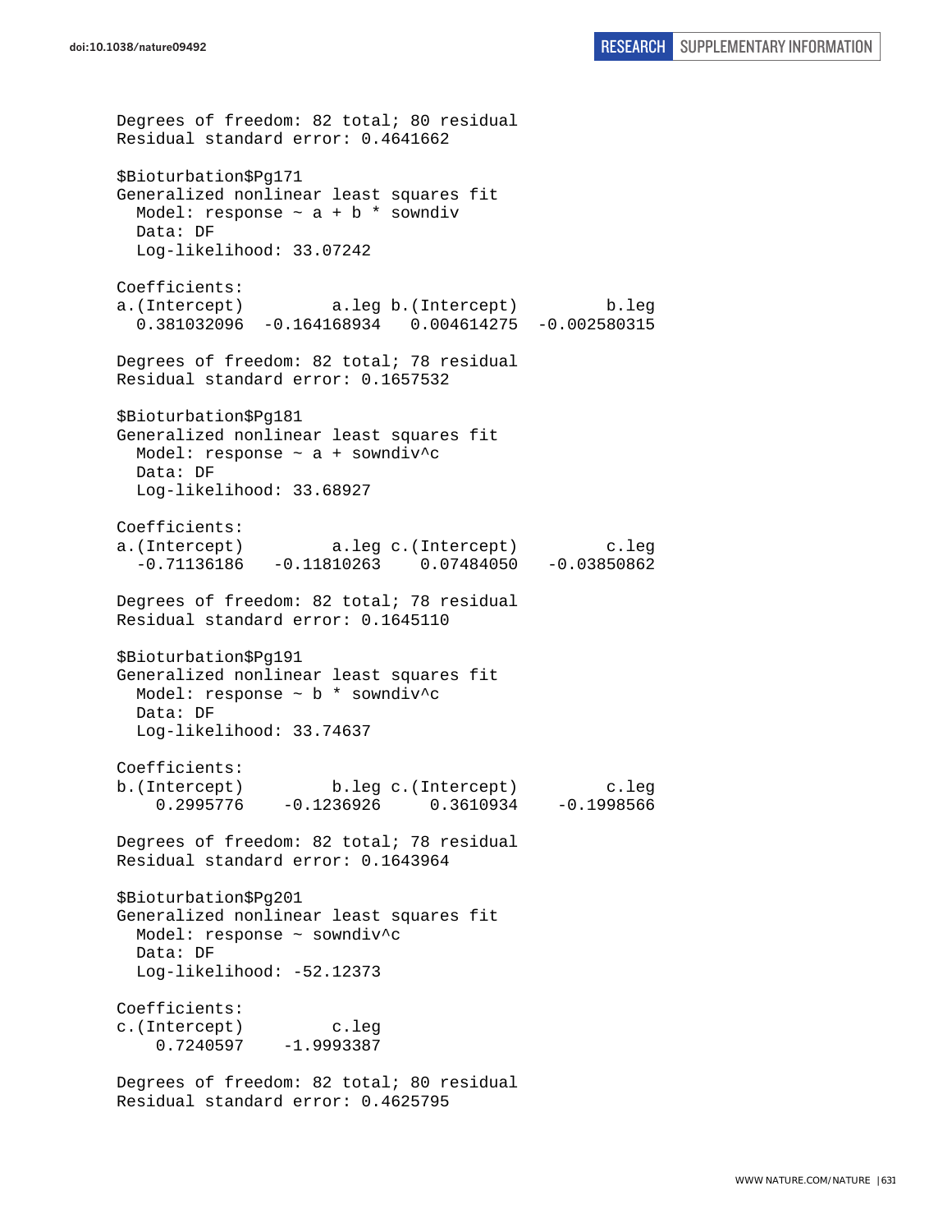```
Degrees of freedom: 82 total; 80 residual
Residual standard error: 0.4641662

$Bioturbation$Pg171
Generalized nonlinear least squares fit
  Model: response ~ a + b * sowndiv
  Data: DF
  Log-likelihood: 33.07242

Coefficients:
a.(Intercept)         a.leg b.(Intercept)         b.leg
  0.381032096  -0.164168934   0.004614275  -0.002580315

Degrees of freedom: 82 total; 78 residual
Residual standard error: 0.1657532

$Bioturbation$Pg181
Generalized nonlinear least squares fit
  Model: response ~ a + sowndiv^c
  Data: DF
  Log-likelihood: 33.68927

Coefficients:
a.(Intercept)         a.leg c.(Intercept)         c.leg
  -0.71136186   -0.11810263    0.07484050   -0.03850862

Degrees of freedom: 82 total; 78 residual
Residual standard error: 0.1645110

$Bioturbation$Pg191
Generalized nonlinear least squares fit
  Model: response ~ b * sowndiv^c
  Data: DF
  Log-likelihood: 33.74637

Coefficients:
b.(Intercept)         b.leg c.(Intercept)         c.leg
    0.2995776    -0.1236926     0.3610934    -0.1998566

Degrees of freedom: 82 total; 78 residual
Residual standard error: 0.1643964

$Bioturbation$Pg201
Generalized nonlinear least squares fit
  Model: response ~ sowndiv^c
  Data: DF
  Log-likelihood: -52.12373

Coefficients:
c.(Intercept)         c.leg
    0.7240597    -1.9993387

Degrees of freedom: 82 total; 80 residual
Residual standard error: 0.4625795
```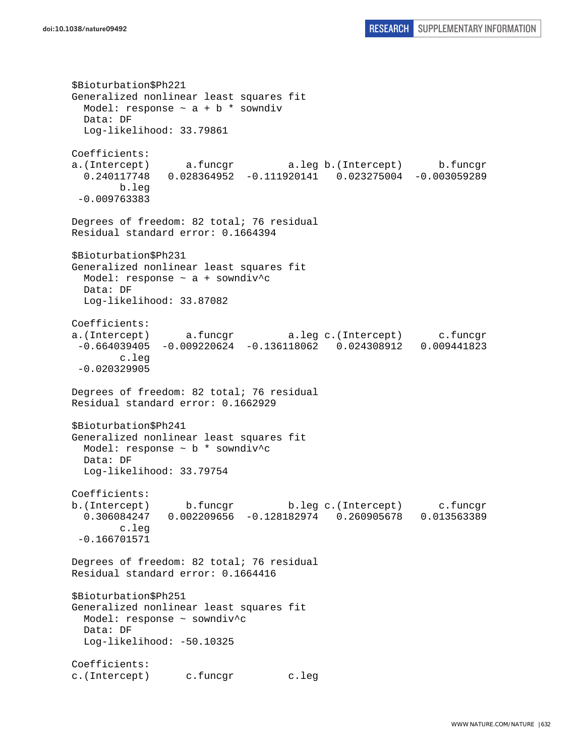```
$Bioturbation$Ph221
Generalized nonlinear least squares fit
  Model: response ~ a + b * sowndiv
  Data: DF
  Log-likelihood: 33.79861

Coefficients:
a.(Intercept)      a.funcgr         a.leg b.(Intercept)      b.funcgr
  0.240117748   0.028364952  -0.111920141   0.023275004  -0.003059289
        b.leg
 -0.009763383

Degrees of freedom: 82 total; 76 residual
Residual standard error: 0.1664394

$Bioturbation$Ph231
Generalized nonlinear least squares fit
  Model: response ~ a + sowndiv^c
  Data: DF
  Log-likelihood: 33.87082

Coefficients:
a.(Intercept)      a.funcgr         a.leg c.(Intercept)      c.funcgr
 -0.664039405  -0.009220624  -0.136118062   0.024308912   0.009441823
        c.leg
 -0.020329905

Degrees of freedom: 82 total; 76 residual
Residual standard error: 0.1662929

$Bioturbation$Ph241
Generalized nonlinear least squares fit
  Model: response ~ b * sowndiv^c
  Data: DF
  Log-likelihood: 33.79754

Coefficients:
b.(Intercept)      b.funcgr         b.leg c.(Intercept)      c.funcgr
  0.306084247   0.002209656  -0.128182974   0.260905678   0.013563389
        c.leg
 -0.166701571

Degrees of freedom: 82 total; 76 residual
Residual standard error: 0.1664416

$Bioturbation$Ph251
Generalized nonlinear least squares fit
  Model: response ~ sowndiv^c
  Data: DF
  Log-likelihood: -50.10325

Coefficients:
c.(Intercept)      c.funcgr         c.leg
```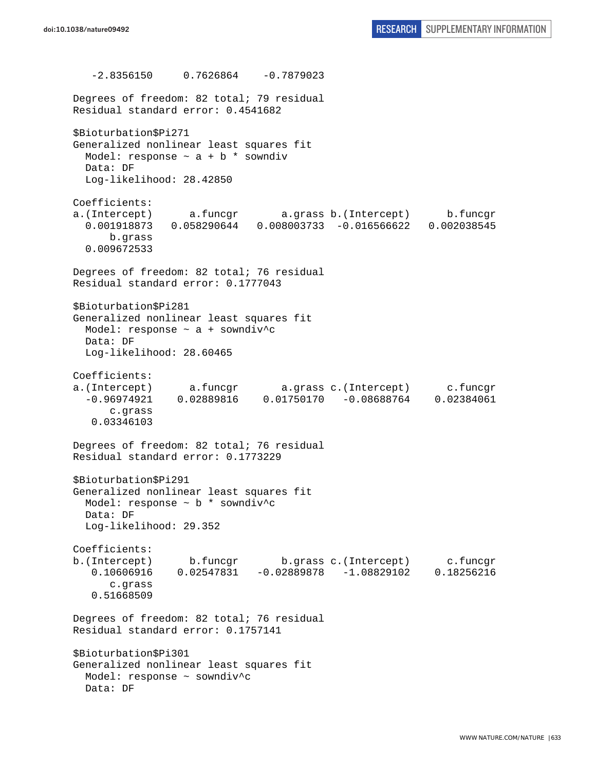```
   -2.8356150     0.7626864    -0.7879023 

Degrees of freedom: 82 total; 79 residual
Residual standard error: 0.4541682 

$Bioturbation$Pi271
Generalized nonlinear least squares fit
  Model: response ~ a + b * sowndiv 
  Data: DF 
  Log-likelihood: 28.42850

Coefficients:
a.(Intercept)      a.funcgr       a.grass b.(Intercept)      b.funcgr 
  0.001918873   0.058290644   0.008003733  -0.016566622   0.002038545 
      b.grass 
  0.009672533 

Degrees of freedom: 82 total; 76 residual
Residual standard error: 0.1777043 

$Bioturbation$Pi281
Generalized nonlinear least squares fit
  Model: response ~ a + sowndiv^c 
  Data: DF 
  Log-likelihood: 28.60465

Coefficients:
a.(Intercept)      a.funcgr       a.grass c.(Intercept)      c.funcgr 
  -0.96974921    0.02889816    0.01750170   -0.08688764    0.02384061 
      c.grass 
   0.03346103 

Degrees of freedom: 82 total; 76 residual
Residual standard error: 0.1773229 

$Bioturbation$Pi291
Generalized nonlinear least squares fit
  Model: response ~ b * sowndiv^c 
  Data: DF 
  Log-likelihood: 29.352

Coefficients:
b.(Intercept)      b.funcgr       b.grass c.(Intercept)      c.funcgr 
   0.10606916    0.02547831   -0.02889878   -1.08829102    0.18256216 
      c.grass 
   0.51668509 

Degrees of freedom: 82 total; 76 residual
Residual standard error: 0.1757141 

$Bioturbation$Pi301
Generalized nonlinear least squares fit
  Model: response ~ sowndiv^c 
  Data: DF 
```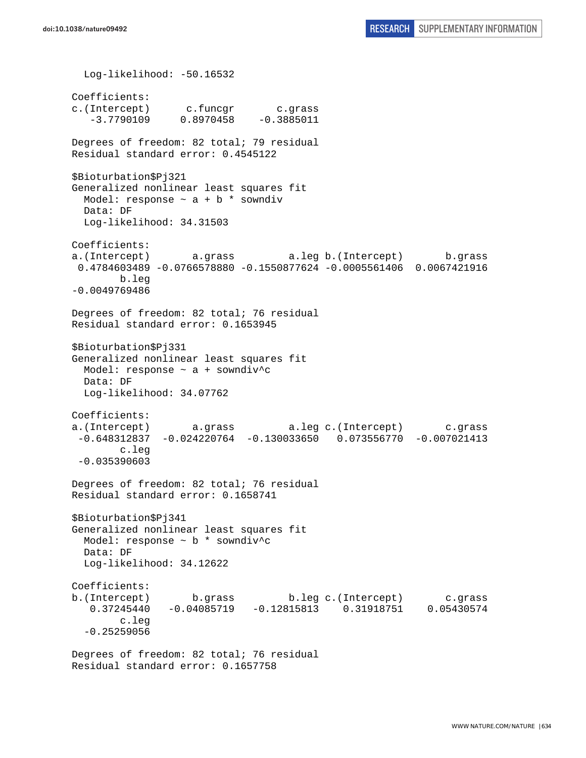```
  Log-likelihood: -50.16532

Coefficients:
c.(Intercept)      c.funcgr       c.grass 
   -3.7790109     0.8970458    -0.3885011 

Degrees of freedom: 82 total; 79 residual
Residual standard error: 0.4545122 

$Bioturbation$Pj321
Generalized nonlinear least squares fit
  Model: response ~ a + b * sowndiv 
  Data: DF 
  Log-likelihood: 34.31503

Coefficients:
a.(Intercept)       a.grass         a.leg b.(Intercept)       b.grass 
 0.4784603489 -0.0766578880 -0.1550877624 -0.0005561406  0.0067421916 
        b.leg 
-0.0049769486 

Degrees of freedom: 82 total; 76 residual
Residual standard error: 0.1653945 

$Bioturbation$Pj331
Generalized nonlinear least squares fit
  Model: response ~ a + sowndiv^c 
  Data: DF 
  Log-likelihood: 34.07762

Coefficients:
a.(Intercept)       a.grass         a.leg c.(Intercept)       c.grass 
 -0.648312837  -0.024220764  -0.130033650   0.073556770  -0.007021413 
        c.leg 
 -0.035390603 

Degrees of freedom: 82 total; 76 residual
Residual standard error: 0.1658741 

$Bioturbation$Pj341
Generalized nonlinear least squares fit
  Model: response ~ b * sowndiv^c 
  Data: DF 
  Log-likelihood: 34.12622

Coefficients:
b.(Intercept)       b.grass         b.leg c.(Intercept)       c.grass 
   0.37245440   -0.04085719   -0.12815813    0.31918751    0.05430574 
        c.leg 
  -0.25259056 

Degrees of freedom: 82 total; 76 residual
Residual standard error: 0.1657758 
```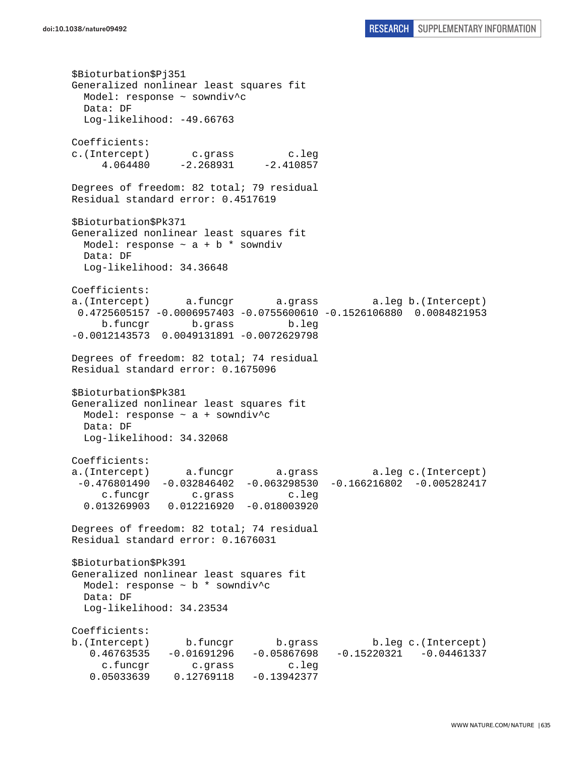```
$Bioturbation$Pj351
Generalized nonlinear least squares fit
  Model: response ~ sowndiv^c
  Data: DF
  Log-likelihood: -49.66763

Coefficients:
c.(Intercept)       c.grass         c.leg
     4.064480     -2.268931     -2.410857

Degrees of freedom: 82 total; 79 residual
Residual standard error: 0.4517619

$Bioturbation$Pk371
Generalized nonlinear least squares fit
  Model: response ~ a + b * sowndiv
  Data: DF
  Log-likelihood: 34.36648

Coefficients:
a.(Intercept)      a.funcgr       a.grass         a.leg b.(Intercept)
 0.4725605157 -0.0006957403 -0.0755600610 -0.1526106880  0.0084821953
     b.funcgr       b.grass         b.leg
-0.0012143573  0.0049131891 -0.0072629798

Degrees of freedom: 82 total; 74 residual
Residual standard error: 0.1675096

$Bioturbation$Pk381
Generalized nonlinear least squares fit
  Model: response ~ a + sowndiv^c
  Data: DF
  Log-likelihood: 34.32068

Coefficients:
a.(Intercept)      a.funcgr       a.grass         a.leg c.(Intercept)
 -0.476801490  -0.032846402  -0.063298530  -0.166216802  -0.005282417
     c.funcgr       c.grass         c.leg
  0.013269903   0.012216920  -0.018003920

Degrees of freedom: 82 total; 74 residual
Residual standard error: 0.1676031

$Bioturbation$Pk391
Generalized nonlinear least squares fit
  Model: response ~ b * sowndiv^c
  Data: DF
  Log-likelihood: 34.23534

Coefficients:
b.(Intercept)      b.funcgr       b.grass         b.leg c.(Intercept)
   0.46763535   -0.01691296   -0.05867698   -0.15220321   -0.04461337
     c.funcgr       c.grass         c.leg
   0.05033639    0.12769118   -0.13942377
```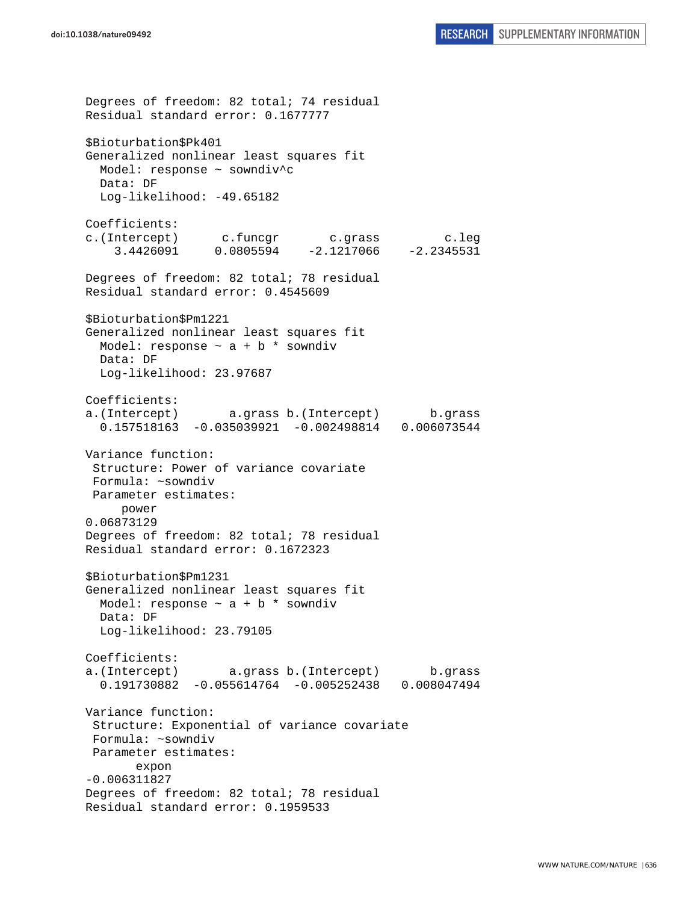```
Degrees of freedom: 82 total; 74 residual
Residual standard error: 0.1677777

$Bioturbation$Pk401
Generalized nonlinear least squares fit
  Model: response ~ sowndiv^c
  Data: DF
  Log-likelihood: -49.65182

Coefficients:
c.(Intercept)      c.funcgr       c.grass         c.leg
    3.4426091     0.0805594    -2.1217066    -2.2345531

Degrees of freedom: 82 total; 78 residual
Residual standard error: 0.4545609

$Bioturbation$Pm1221
Generalized nonlinear least squares fit
  Model: response ~ a + b * sowndiv
  Data: DF
  Log-likelihood: 23.97687

Coefficients:
a.(Intercept)       a.grass b.(Intercept)       b.grass
  0.157518163  -0.035039921  -0.002498814   0.006073544

Variance function:
 Structure: Power of variance covariate
 Formula: ~sowndiv
 Parameter estimates:
     power
0.06873129
Degrees of freedom: 82 total; 78 residual
Residual standard error: 0.1672323

$Bioturbation$Pm1231
Generalized nonlinear least squares fit
  Model: response ~ a + b * sowndiv
  Data: DF
  Log-likelihood: 23.79105

Coefficients:
a.(Intercept)       a.grass b.(Intercept)       b.grass
  0.191730882  -0.055614764  -0.005252438   0.008047494

Variance function:
 Structure: Exponential of variance covariate
 Formula: ~sowndiv
 Parameter estimates:
       expon
-0.006311827
Degrees of freedom: 82 total; 78 residual
Residual standard error: 0.1959533
```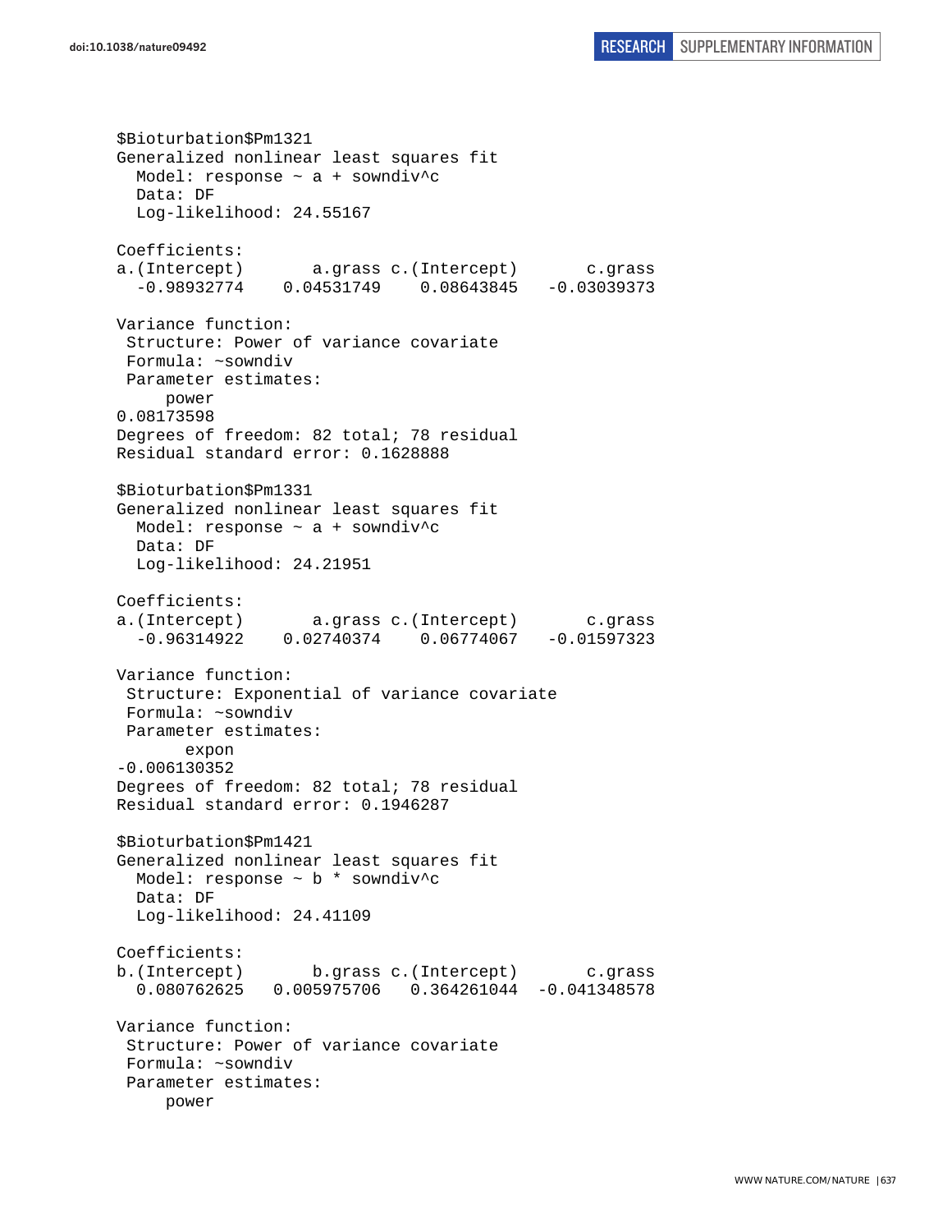```
$Bioturbation$Pm1321
Generalized nonlinear least squares fit
  Model: response ~ a + sowndiv^c
  Data: DF
  Log-likelihood: 24.55167

Coefficients:
a.(Intercept)       a.grass c.(Intercept)       c.grass
  -0.98932774    0.04531749    0.08643845   -0.03039373

Variance function:
 Structure: Power of variance covariate
 Formula: ~sowndiv
 Parameter estimates:
     power
0.08173598
Degrees of freedom: 82 total; 78 residual
Residual standard error: 0.1628888

$Bioturbation$Pm1331
Generalized nonlinear least squares fit
  Model: response ~ a + sowndiv^c
  Data: DF
  Log-likelihood: 24.21951

Coefficients:
a.(Intercept)       a.grass c.(Intercept)       c.grass
  -0.96314922    0.02740374    0.06774067   -0.01597323

Variance function:
 Structure: Exponential of variance covariate
 Formula: ~sowndiv
 Parameter estimates:
       expon
-0.006130352
Degrees of freedom: 82 total; 78 residual
Residual standard error: 0.1946287

$Bioturbation$Pm1421
Generalized nonlinear least squares fit
  Model: response ~ b * sowndiv^c
  Data: DF
  Log-likelihood: 24.41109

Coefficients:
b.(Intercept)       b.grass c.(Intercept)       c.grass
  0.080762625   0.005975706   0.364261044  -0.041348578

Variance function:
 Structure: Power of variance covariate
 Formula: ~sowndiv
 Parameter estimates:
     power
```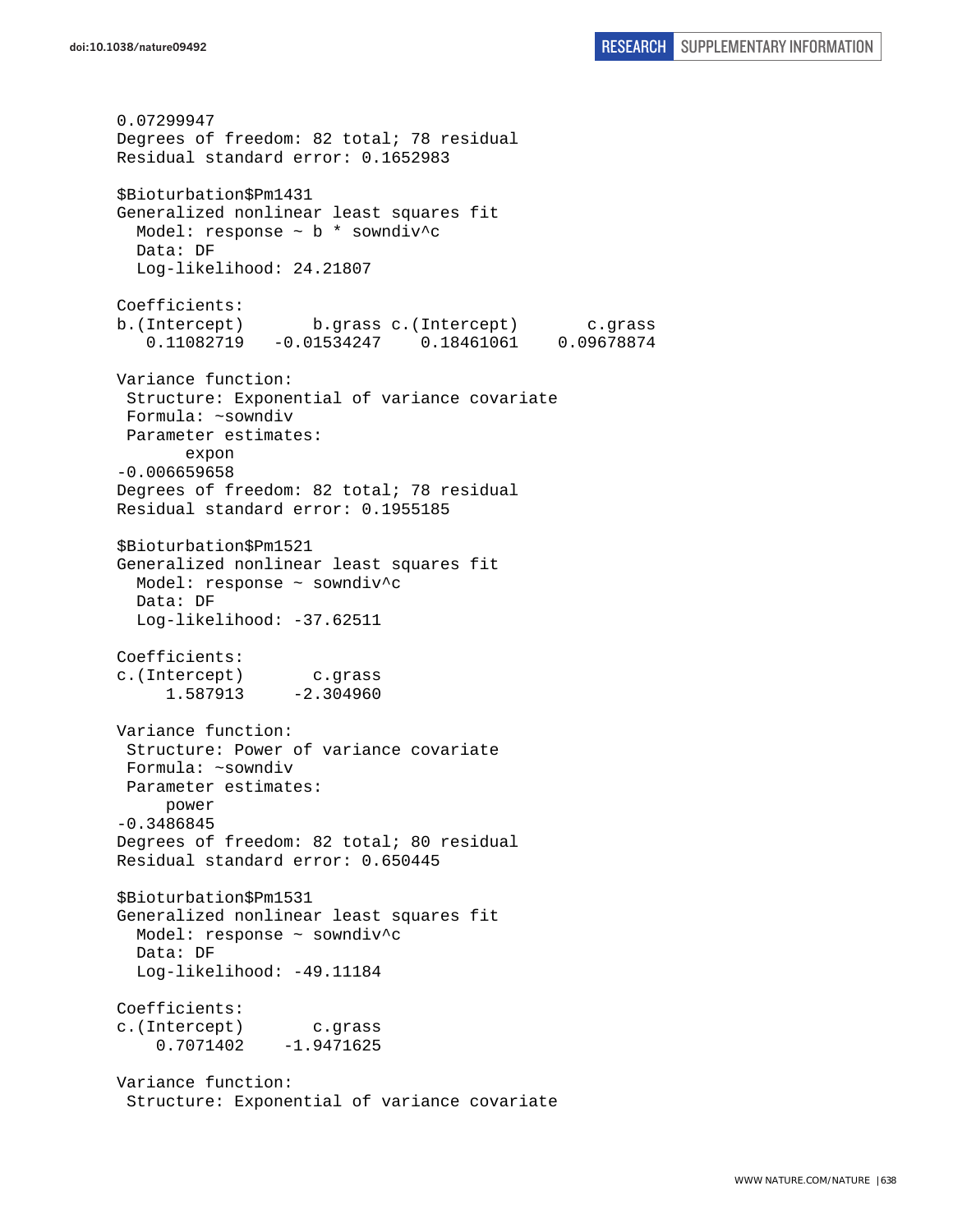```
0.07299947
Degrees of freedom: 82 total; 78 residual
Residual standard error: 0.1652983

$Bioturbation$Pm1431
Generalized nonlinear least squares fit
  Model: response ~ b * sowndiv^c
  Data: DF
  Log-likelihood: 24.21807

Coefficients:
b.(Intercept)       b.grass c.(Intercept)       c.grass
   0.11082719   -0.01534247    0.18461061    0.09678874

Variance function:
 Structure: Exponential of variance covariate
 Formula: ~sowndiv
 Parameter estimates:
       expon
-0.006659658
Degrees of freedom: 82 total; 78 residual
Residual standard error: 0.1955185

$Bioturbation$Pm1521
Generalized nonlinear least squares fit
  Model: response ~ sowndiv^c
  Data: DF
  Log-likelihood: -37.62511

Coefficients:
c.(Intercept)       c.grass
     1.587913     -2.304960

Variance function:
 Structure: Power of variance covariate
 Formula: ~sowndiv
 Parameter estimates:
     power
-0.3486845
Degrees of freedom: 82 total; 80 residual
Residual standard error: 0.650445

$Bioturbation$Pm1531
Generalized nonlinear least squares fit
  Model: response ~ sowndiv^c
  Data: DF
  Log-likelihood: -49.11184

Coefficients:
c.(Intercept)       c.grass
    0.7071402    -1.9471625

Variance function:
 Structure: Exponential of variance covariate
```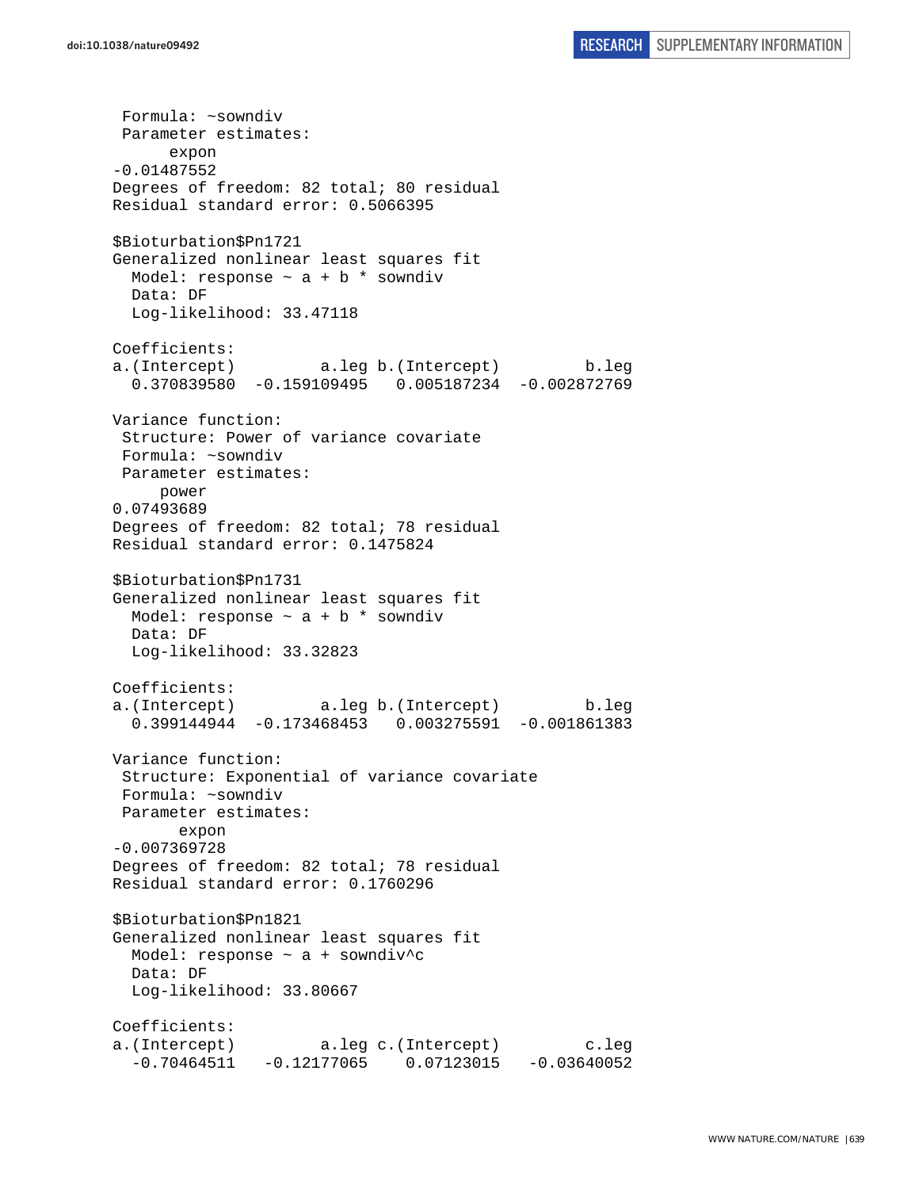```
 Formula: ~sowndiv
 Parameter estimates:
      expon
-0.01487552
Degrees of freedom: 82 total; 80 residual
Residual standard error: 0.5066395

$Bioturbation$Pn1721
Generalized nonlinear least squares fit
  Model: response ~ a + b * sowndiv
  Data: DF
  Log-likelihood: 33.47118

Coefficients:
a.(Intercept)         a.leg b.(Intercept)         b.leg
  0.370839580  -0.159109495   0.005187234  -0.002872769

Variance function:
 Structure: Power of variance covariate
 Formula: ~sowndiv
 Parameter estimates:
     power
0.07493689
Degrees of freedom: 82 total; 78 residual
Residual standard error: 0.1475824

$Bioturbation$Pn1731
Generalized nonlinear least squares fit
  Model: response ~ a + b * sowndiv
  Data: DF
  Log-likelihood: 33.32823

Coefficients:
a.(Intercept)         a.leg b.(Intercept)         b.leg
  0.399144944  -0.173468453   0.003275591  -0.001861383

Variance function:
 Structure: Exponential of variance covariate
 Formula: ~sowndiv
 Parameter estimates:
       expon
-0.007369728
Degrees of freedom: 82 total; 78 residual
Residual standard error: 0.1760296

$Bioturbation$Pn1821
Generalized nonlinear least squares fit
  Model: response ~ a + sowndiv^c
  Data: DF
  Log-likelihood: 33.80667

Coefficients:
a.(Intercept)         a.leg c.(Intercept)         c.leg
  -0.70464511   -0.12177065    0.07123015   -0.03640052
```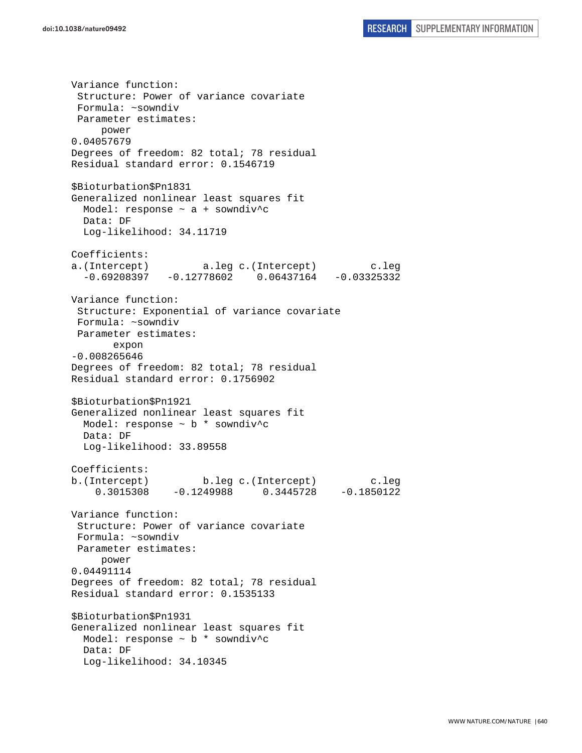```
Variance function:
 Structure: Power of variance covariate
 Formula: ~sowndiv
 Parameter estimates:
     power
0.04057679
Degrees of freedom: 82 total; 78 residual
Residual standard error: 0.1546719

$Bioturbation$Pn1831
Generalized nonlinear least squares fit
  Model: response ~ a + sowndiv^c
  Data: DF
  Log-likelihood: 34.11719

Coefficients:
a.(Intercept)         a.leg c.(Intercept)         c.leg
  -0.69208397   -0.12778602    0.06437164   -0.03325332

Variance function:
 Structure: Exponential of variance covariate
 Formula: ~sowndiv
 Parameter estimates:
       expon
-0.008265646
Degrees of freedom: 82 total; 78 residual
Residual standard error: 0.1756902

$Bioturbation$Pn1921
Generalized nonlinear least squares fit
  Model: response ~ b * sowndiv^c
  Data: DF
  Log-likelihood: 33.89558

Coefficients:
b.(Intercept)         b.leg c.(Intercept)         c.leg
    0.3015308    -0.1249988     0.3445728    -0.1850122

Variance function:
 Structure: Power of variance covariate
 Formula: ~sowndiv
 Parameter estimates:
     power
0.04491114
Degrees of freedom: 82 total; 78 residual
Residual standard error: 0.1535133

$Bioturbation$Pn1931
Generalized nonlinear least squares fit
  Model: response ~ b * sowndiv^c
  Data: DF
  Log-likelihood: 34.10345
```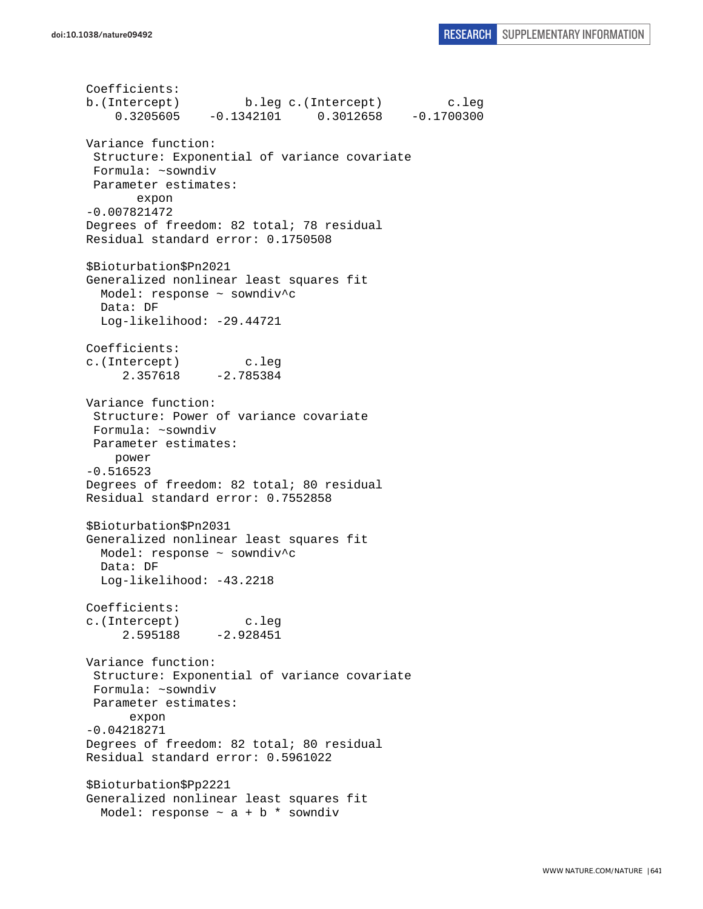```
Coefficients:
b.(Intercept)         b.leg c.(Intercept)         c.leg
    0.3205605    -0.1342101     0.3012658    -0.1700300

Variance function:
 Structure: Exponential of variance covariate
 Formula: ~sowndiv
 Parameter estimates:
      expon
-0.007821472
Degrees of freedom: 82 total; 78 residual
Residual standard error: 0.1750508

$Bioturbation$Pn2021
Generalized nonlinear least squares fit
  Model: response ~ sowndiv^c
  Data: DF
  Log-likelihood: -29.44721

Coefficients:
c.(Intercept)         c.leg
     2.357618     -2.785384

Variance function:
 Structure: Power of variance covariate
 Formula: ~sowndiv
 Parameter estimates:
    power
-0.516523
Degrees of freedom: 82 total; 80 residual
Residual standard error: 0.7552858

$Bioturbation$Pn2031
Generalized nonlinear least squares fit
  Model: response ~ sowndiv^c
  Data: DF
  Log-likelihood: -43.2218

Coefficients:
c.(Intercept)         c.leg
     2.595188     -2.928451

Variance function:
 Structure: Exponential of variance covariate
 Formula: ~sowndiv
 Parameter estimates:
      expon
-0.04218271
Degrees of freedom: 82 total; 80 residual
Residual standard error: 0.5961022

$Bioturbation$Pp2221
Generalized nonlinear least squares fit
  Model: response ~ a + b * sowndiv
```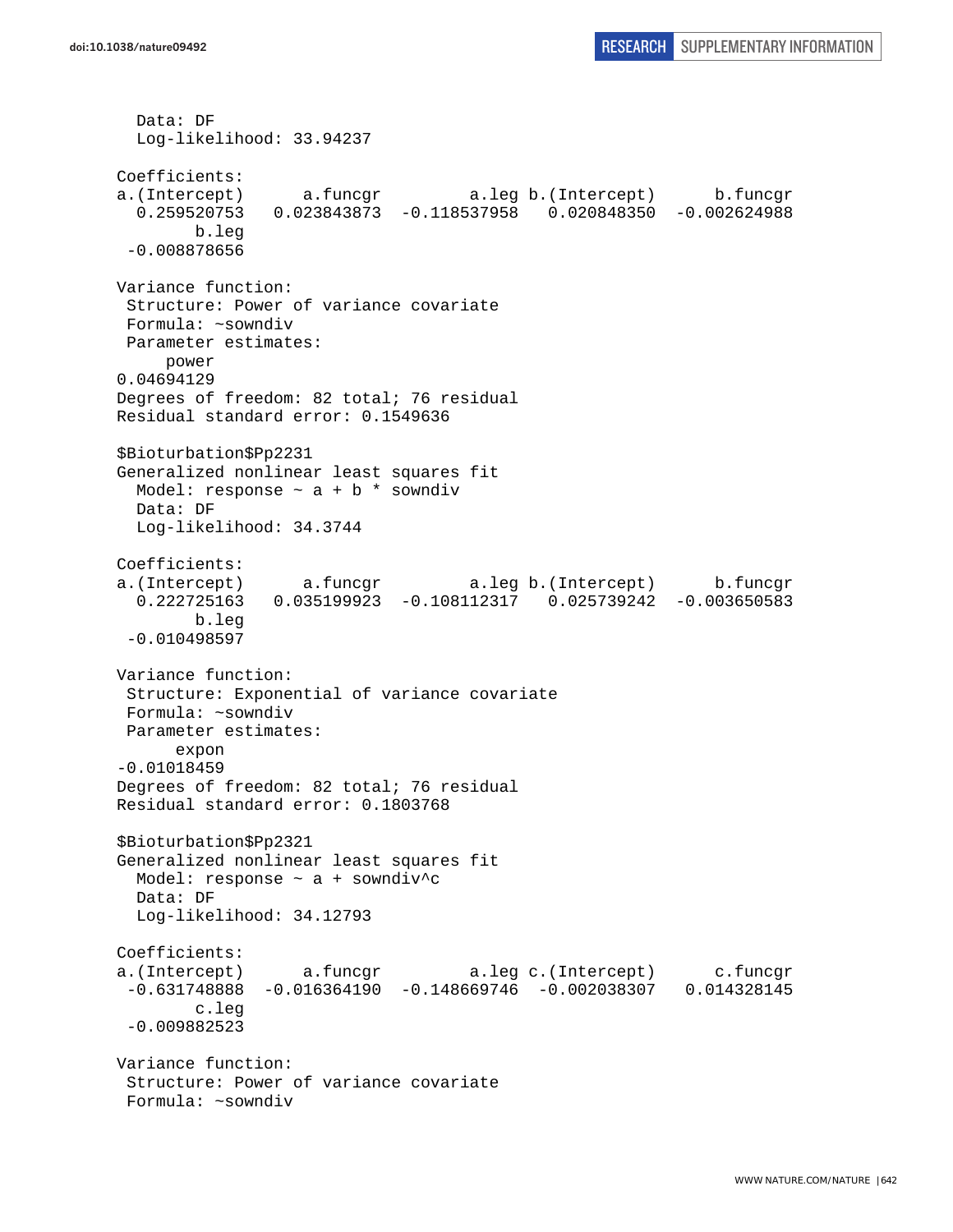```
  Data: DF
  Log-likelihood: 33.94237

Coefficients:
a.(Intercept)      a.funcgr         a.leg b.(Intercept)      b.funcgr 
  0.259520753   0.023843873  -0.118537958   0.020848350  -0.002624988 
        b.leg 
 -0.008878656 

Variance function:
 Structure: Power of variance covariate
 Formula: ~sowndiv 
 Parameter estimates:
     power 
0.04694129 
Degrees of freedom: 82 total; 76 residual
Residual standard error: 0.1549636 

$Bioturbation$Pp2231
Generalized nonlinear least squares fit
  Model: response ~ a + b * sowndiv 
  Data: DF 
  Log-likelihood: 34.3744

Coefficients:
a.(Intercept)      a.funcgr         a.leg b.(Intercept)      b.funcgr 
  0.222725163   0.035199923  -0.108112317   0.025739242  -0.003650583 
        b.leg 
 -0.010498597 

Variance function:
 Structure: Exponential of variance covariate
 Formula: ~sowndiv 
 Parameter estimates:
      expon 
-0.01018459 
Degrees of freedom: 82 total; 76 residual
Residual standard error: 0.1803768 

$Bioturbation$Pp2321
Generalized nonlinear least squares fit
  Model: response ~ a + sowndiv^c 
  Data: DF 
  Log-likelihood: 34.12793

Coefficients:
a.(Intercept)      a.funcgr         a.leg c.(Intercept)      c.funcgr 
 -0.631748888  -0.016364190  -0.148669746  -0.002038307   0.014328145 
        c.leg 
 -0.009882523 

Variance function:
 Structure: Power of variance covariate
 Formula: ~sowndiv 
```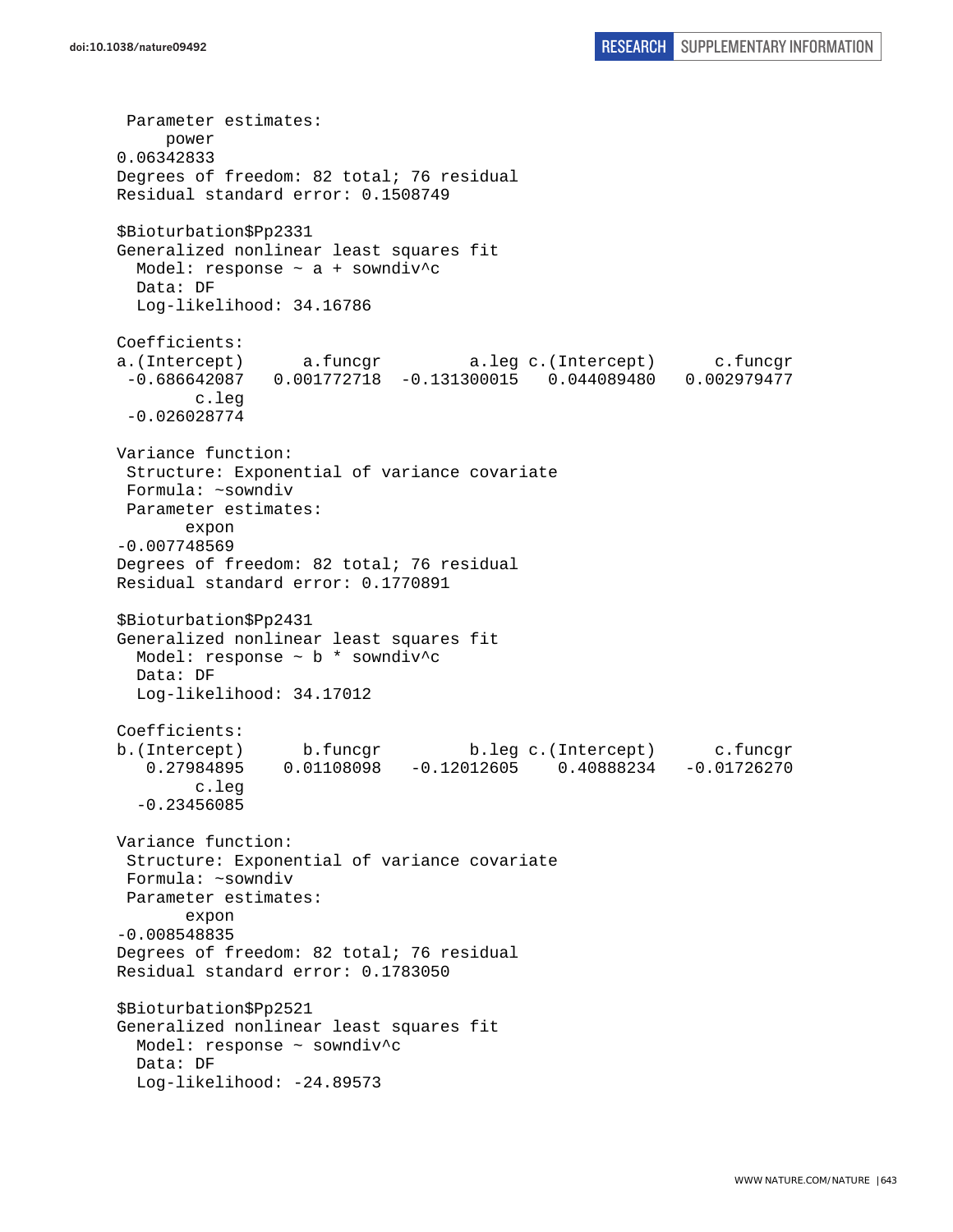```
 Parameter estimates:
     power
0.06342833
Degrees of freedom: 82 total; 76 residual
Residual standard error: 0.1508749

$Bioturbation$Pp2331
Generalized nonlinear least squares fit
  Model: response ~ a + sowndiv^c
  Data: DF
  Log-likelihood: 34.16786

Coefficients:
a.(Intercept)      a.funcgr         a.leg c.(Intercept)      c.funcgr
 -0.686642087   0.001772718  -0.131300015   0.044089480   0.002979477
        c.leg
 -0.026028774

Variance function:
 Structure: Exponential of variance covariate
 Formula: ~sowndiv
 Parameter estimates:
       expon
-0.007748569
Degrees of freedom: 82 total; 76 residual
Residual standard error: 0.1770891

$Bioturbation$Pp2431
Generalized nonlinear least squares fit
  Model: response ~ b * sowndiv^c
  Data: DF
  Log-likelihood: 34.17012

Coefficients:
b.(Intercept)      b.funcgr         b.leg c.(Intercept)      c.funcgr
   0.27984895    0.01108098   -0.12012605    0.40888234   -0.01726270
        c.leg
  -0.23456085

Variance function:
 Structure: Exponential of variance covariate
 Formula: ~sowndiv
 Parameter estimates:
       expon
-0.008548835
Degrees of freedom: 82 total; 76 residual
Residual standard error: 0.1783050

$Bioturbation$Pp2521
Generalized nonlinear least squares fit
  Model: response ~ sowndiv^c
  Data: DF
  Log-likelihood: -24.89573
```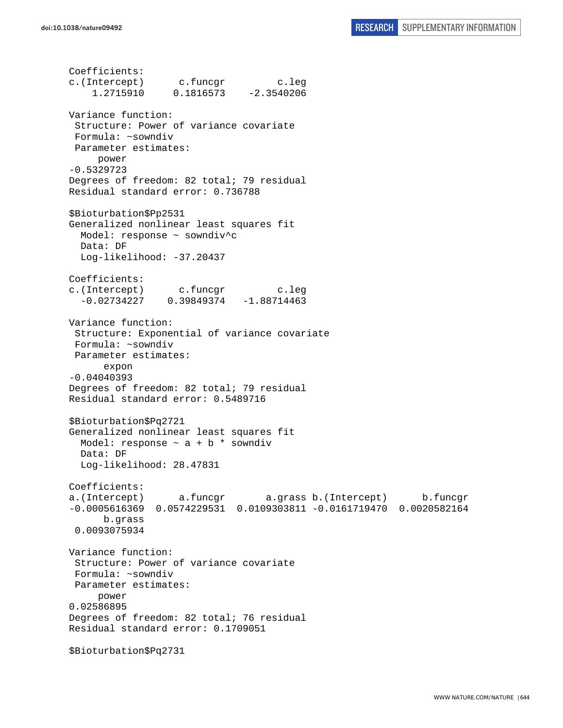```
Coefficients:
c.(Intercept)      c.funcgr         c.leg 
    1.2715910     0.1816573    -2.3540206 

Variance function:
 Structure: Power of variance covariate
 Formula: ~sowndiv 
 Parameter estimates:
     power 
-0.5329723 
Degrees of freedom: 82 total; 79 residual
Residual standard error: 0.736788 

$Bioturbation$Pp2531
Generalized nonlinear least squares fit
  Model: response ~ sowndiv^c 
  Data: DF 
  Log-likelihood: -37.20437

Coefficients:
c.(Intercept)      c.funcgr         c.leg 
  -0.02734227    0.39849374   -1.88714463 

Variance function:
 Structure: Exponential of variance covariate
 Formula: ~sowndiv 
 Parameter estimates:
      expon 
-0.04040393 
Degrees of freedom: 82 total; 79 residual
Residual standard error: 0.5489716 

$Bioturbation$Pq2721
Generalized nonlinear least squares fit
  Model: response ~ a + b * sowndiv 
  Data: DF 
  Log-likelihood: 28.47831

Coefficients:
a.(Intercept)      a.funcgr       a.grass b.(Intercept)      b.funcgr 
-0.0005616369  0.0574229531  0.0109303811 -0.0161719470  0.0020582164 
      b.grass 
 0.0093075934 

Variance function:
 Structure: Power of variance covariate
 Formula: ~sowndiv 
 Parameter estimates:
     power 
0.02586895 
Degrees of freedom: 82 total; 76 residual
Residual standard error: 0.1709051 

$Bioturbation$Pq2731
```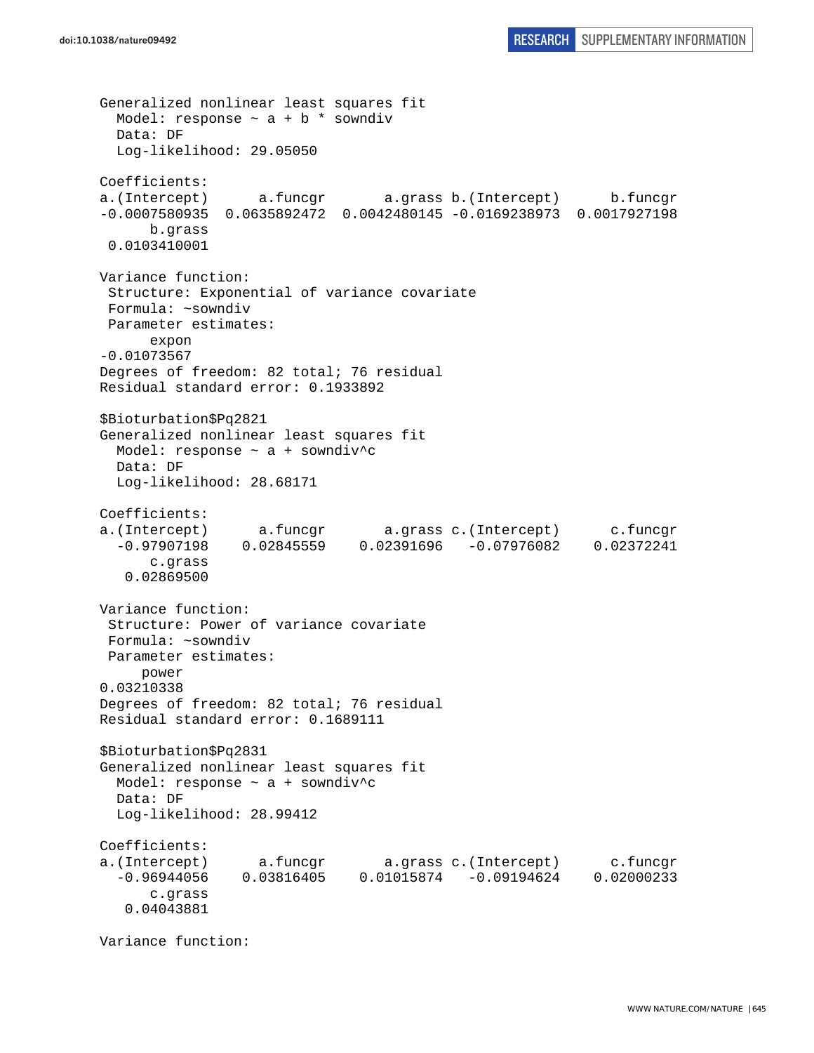```
Generalized nonlinear least squares fit
  Model: response ~ a + b * sowndiv
  Data: DF
  Log-likelihood: 29.05050

Coefficients:
a.(Intercept)      a.funcgr       a.grass b.(Intercept)      b.funcgr
-0.0007580935  0.0635892472  0.0042480145 -0.0169238973  0.0017927198
      b.grass
 0.0103410001

Variance function:
 Structure: Exponential of variance covariate
 Formula: ~sowndiv
 Parameter estimates:
      expon
-0.01073567
Degrees of freedom: 82 total; 76 residual
Residual standard error: 0.1933892

$Bioturbation$Pq2821
Generalized nonlinear least squares fit
  Model: response ~ a + sowndiv^c
  Data: DF
  Log-likelihood: 28.68171

Coefficients:
a.(Intercept)      a.funcgr       a.grass c.(Intercept)      c.funcgr
  -0.97907198    0.02845559    0.02391696   -0.07976082    0.02372241
      c.grass
   0.02869500

Variance function:
 Structure: Power of variance covariate
 Formula: ~sowndiv
 Parameter estimates:
     power
0.03210338
Degrees of freedom: 82 total; 76 residual
Residual standard error: 0.1689111

$Bioturbation$Pq2831
Generalized nonlinear least squares fit
  Model: response ~ a + sowndiv^c
  Data: DF
  Log-likelihood: 28.99412

Coefficients:
a.(Intercept)      a.funcgr       a.grass c.(Intercept)      c.funcgr
  -0.96944056    0.03816405    0.01015874   -0.09194624    0.02000233
      c.grass
   0.04043881

Variance function:
```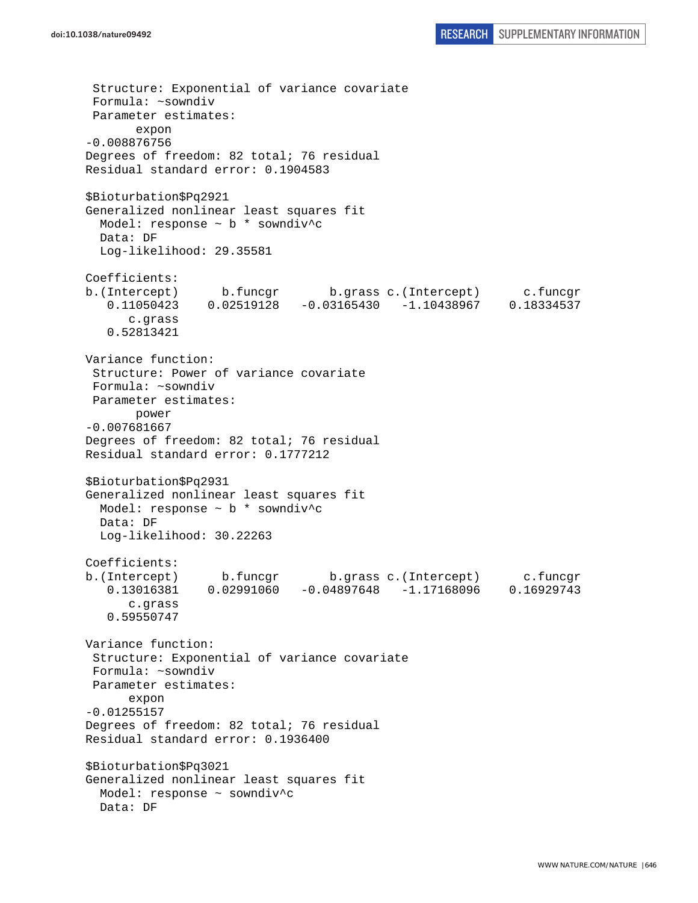```
 Structure: Exponential of variance covariate
 Formula: ~sowndiv
 Parameter estimates:
       expon
-0.008876756
Degrees of freedom: 82 total; 76 residual
Residual standard error: 0.1904583

$Bioturbation$Pq2921
Generalized nonlinear least squares fit
  Model: response ~ b * sowndiv^c
  Data: DF
  Log-likelihood: 29.35581

Coefficients:
b.(Intercept)      b.funcgr       b.grass c.(Intercept)      c.funcgr
   0.11050423    0.02519128   -0.03165430   -1.10438967    0.18334537
      c.grass
   0.52813421

Variance function:
 Structure: Power of variance covariate
 Formula: ~sowndiv
 Parameter estimates:
       power
-0.007681667
Degrees of freedom: 82 total; 76 residual
Residual standard error: 0.1777212

$Bioturbation$Pq2931
Generalized nonlinear least squares fit
  Model: response ~ b * sowndiv^c
  Data: DF
  Log-likelihood: 30.22263

Coefficients:
b.(Intercept)      b.funcgr       b.grass c.(Intercept)      c.funcgr
   0.13016381    0.02991060   -0.04897648   -1.17168096    0.16929743
      c.grass
   0.59550747

Variance function:
 Structure: Exponential of variance covariate
 Formula: ~sowndiv
 Parameter estimates:
      expon
-0.01255157
Degrees of freedom: 82 total; 76 residual
Residual standard error: 0.1936400

$Bioturbation$Pq3021
Generalized nonlinear least squares fit
  Model: response ~ sowndiv^c
  Data: DF
```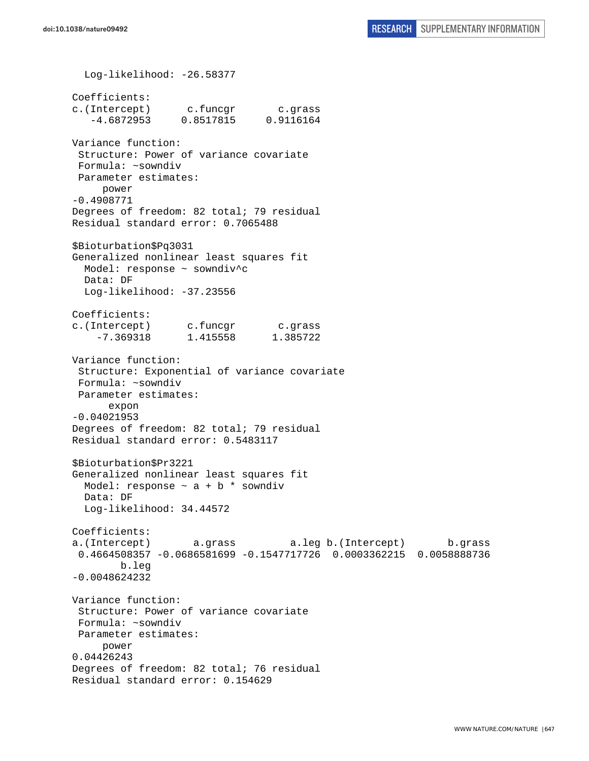```
  Log-likelihood: -26.58377

Coefficients:
c.(Intercept)      c.funcgr       c.grass 
   -4.6872953     0.8517815     0.9116164 

Variance function:
 Structure: Power of variance covariate
 Formula: ~sowndiv 
 Parameter estimates:
     power 
-0.4908771 
Degrees of freedom: 82 total; 79 residual
Residual standard error: 0.7065488 

$Bioturbation$Pq3031
Generalized nonlinear least squares fit
  Model: response ~ sowndiv^c 
  Data: DF 
  Log-likelihood: -37.23556

Coefficients:
c.(Intercept)      c.funcgr       c.grass 
    -7.369318      1.415558      1.385722 

Variance function:
 Structure: Exponential of variance covariate
 Formula: ~sowndiv 
 Parameter estimates:
      expon 
-0.04021953 
Degrees of freedom: 82 total; 79 residual
Residual standard error: 0.5483117 

$Bioturbation$Pr3221
Generalized nonlinear least squares fit
  Model: response ~ a + b * sowndiv 
  Data: DF 
  Log-likelihood: 34.44572

Coefficients:
a.(Intercept)       a.grass         a.leg b.(Intercept)       b.grass 
 0.4664508357 -0.0686581699 -0.1547717726  0.0003362215  0.0058888736 
        b.leg 
-0.0048624232 

Variance function:
 Structure: Power of variance covariate
 Formula: ~sowndiv 
 Parameter estimates:
     power 
0.04426243 
Degrees of freedom: 82 total; 76 residual
Residual standard error: 0.154629 
```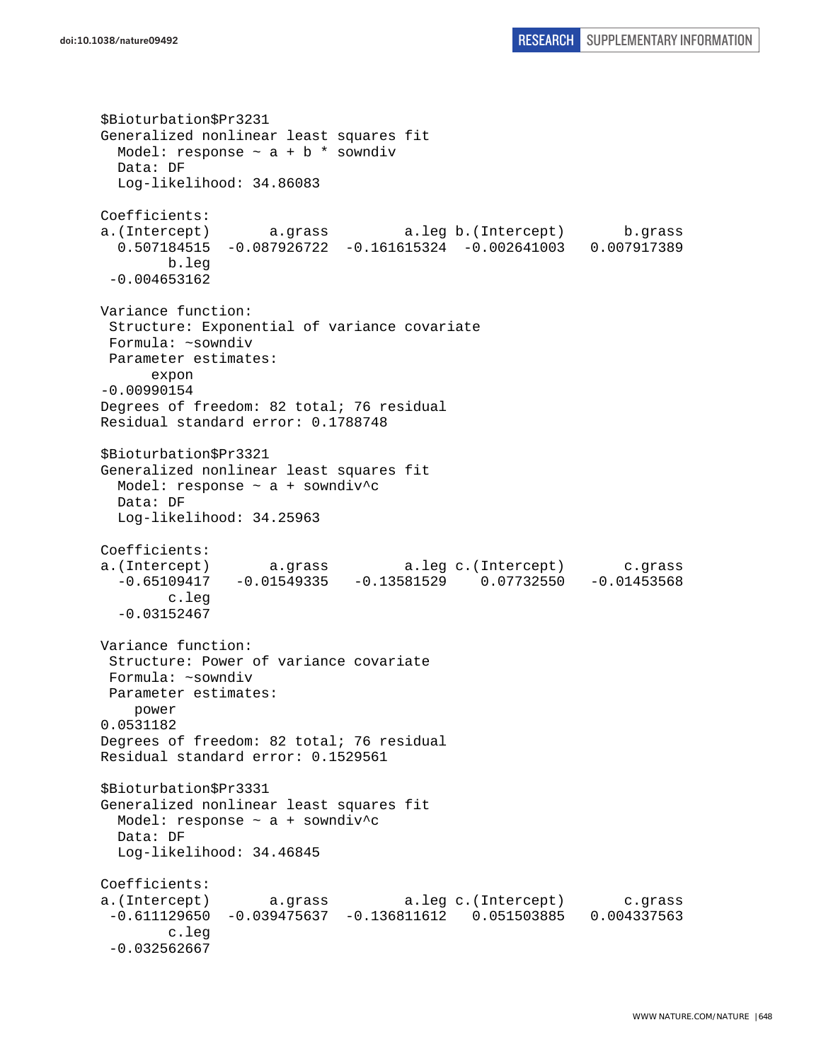```
$Bioturbation$Pr3231
Generalized nonlinear least squares fit
  Model: response ~ a + b * sowndiv
  Data: DF
  Log-likelihood: 34.86083

Coefficients:
a.(Intercept)       a.grass         a.leg b.(Intercept)       b.grass
  0.507184515  -0.087926722  -0.161615324  -0.002641003   0.007917389
        b.leg
 -0.004653162

Variance function:
 Structure: Exponential of variance covariate
 Formula: ~sowndiv
 Parameter estimates:
      expon
-0.00990154
Degrees of freedom: 82 total; 76 residual
Residual standard error: 0.1788748

$Bioturbation$Pr3321
Generalized nonlinear least squares fit
  Model: response ~ a + sowndiv^c
  Data: DF
  Log-likelihood: 34.25963

Coefficients:
a.(Intercept)       a.grass         a.leg c.(Intercept)       c.grass
  -0.65109417   -0.01549335   -0.13581529    0.07732550   -0.01453568
        c.leg
  -0.03152467

Variance function:
 Structure: Power of variance covariate
 Formula: ~sowndiv
 Parameter estimates:
    power
0.0531182
Degrees of freedom: 82 total; 76 residual
Residual standard error: 0.1529561

$Bioturbation$Pr3331
Generalized nonlinear least squares fit
  Model: response ~ a + sowndiv^c
  Data: DF
  Log-likelihood: 34.46845

Coefficients:
a.(Intercept)       a.grass         a.leg c.(Intercept)       c.grass
 -0.611129650  -0.039475637  -0.136811612   0.051503885   0.004337563
        c.leg
 -0.032562667
```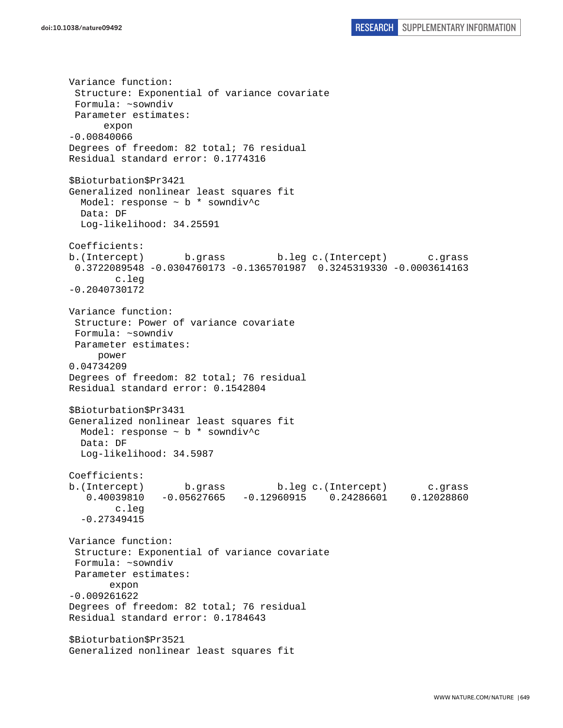```
Variance function:
 Structure: Exponential of variance covariate
 Formula: ~sowndiv 
 Parameter estimates:
      expon 
-0.00840066 
Degrees of freedom: 82 total; 76 residual
Residual standard error: 0.1774316 

$Bioturbation$Pr3421
Generalized nonlinear least squares fit
  Model: response ~ b * sowndiv^c 
  Data: DF 
  Log-likelihood: 34.25591

Coefficients:
b.(Intercept)       b.grass         b.leg c.(Intercept)       c.grass 
 0.3722089548 -0.0304760173 -0.1365701987  0.3245319330 -0.0003614163 
        c.leg 
-0.2040730172 

Variance function:
 Structure: Power of variance covariate
 Formula: ~sowndiv 
 Parameter estimates:
     power 
0.04734209 
Degrees of freedom: 82 total; 76 residual
Residual standard error: 0.1542804 

$Bioturbation$Pr3431
Generalized nonlinear least squares fit
  Model: response ~ b * sowndiv^c 
  Data: DF 
  Log-likelihood: 34.5987

Coefficients:
b.(Intercept)       b.grass         b.leg c.(Intercept)       c.grass 
   0.40039810   -0.05627665   -0.12960915    0.24286601    0.12028860 
        c.leg 
  -0.27349415 

Variance function:
 Structure: Exponential of variance covariate
 Formula: ~sowndiv 
 Parameter estimates:
       expon 
-0.009261622 
Degrees of freedom: 82 total; 76 residual
Residual standard error: 0.1784643 

$Bioturbation$Pr3521
Generalized nonlinear least squares fit
```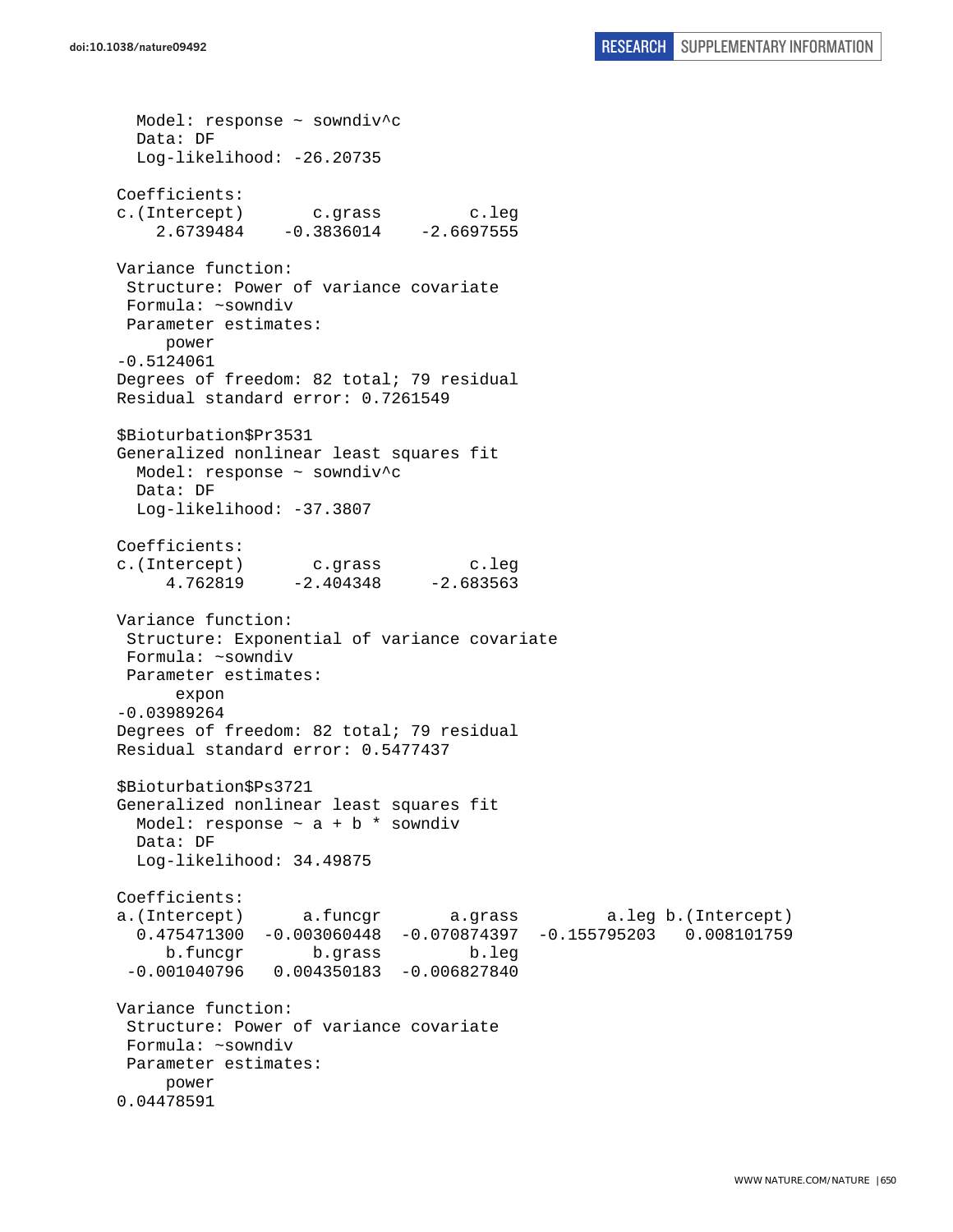```
  Model: response ~ sowndiv^c
  Data: DF
  Log-likelihood: -26.20735

Coefficients:
c.(Intercept)       c.grass         c.leg
    2.6739484    -0.3836014    -2.6697555

Variance function:
 Structure: Power of variance covariate
 Formula: ~sowndiv
 Parameter estimates:
     power
-0.5124061
Degrees of freedom: 82 total; 79 residual
Residual standard error: 0.7261549

$Bioturbation$Pr3531
Generalized nonlinear least squares fit
  Model: response ~ sowndiv^c
  Data: DF
  Log-likelihood: -37.3807

Coefficients:
c.(Intercept)       c.grass         c.leg
     4.762819     -2.404348     -2.683563

Variance function:
 Structure: Exponential of variance covariate
 Formula: ~sowndiv
 Parameter estimates:
      expon
-0.03989264
Degrees of freedom: 82 total; 79 residual
Residual standard error: 0.5477437

$Bioturbation$Ps3721
Generalized nonlinear least squares fit
  Model: response ~ a + b * sowndiv
  Data: DF
  Log-likelihood: 34.49875

Coefficients:
a.(Intercept)      a.funcgr       a.grass         a.leg b.(Intercept)
  0.475471300  -0.003060448  -0.070874397  -0.155795203   0.008101759
     b.funcgr       b.grass         b.leg
 -0.001040796   0.004350183  -0.006827840

Variance function:
 Structure: Power of variance covariate
 Formula: ~sowndiv
 Parameter estimates:
     power
0.04478591
```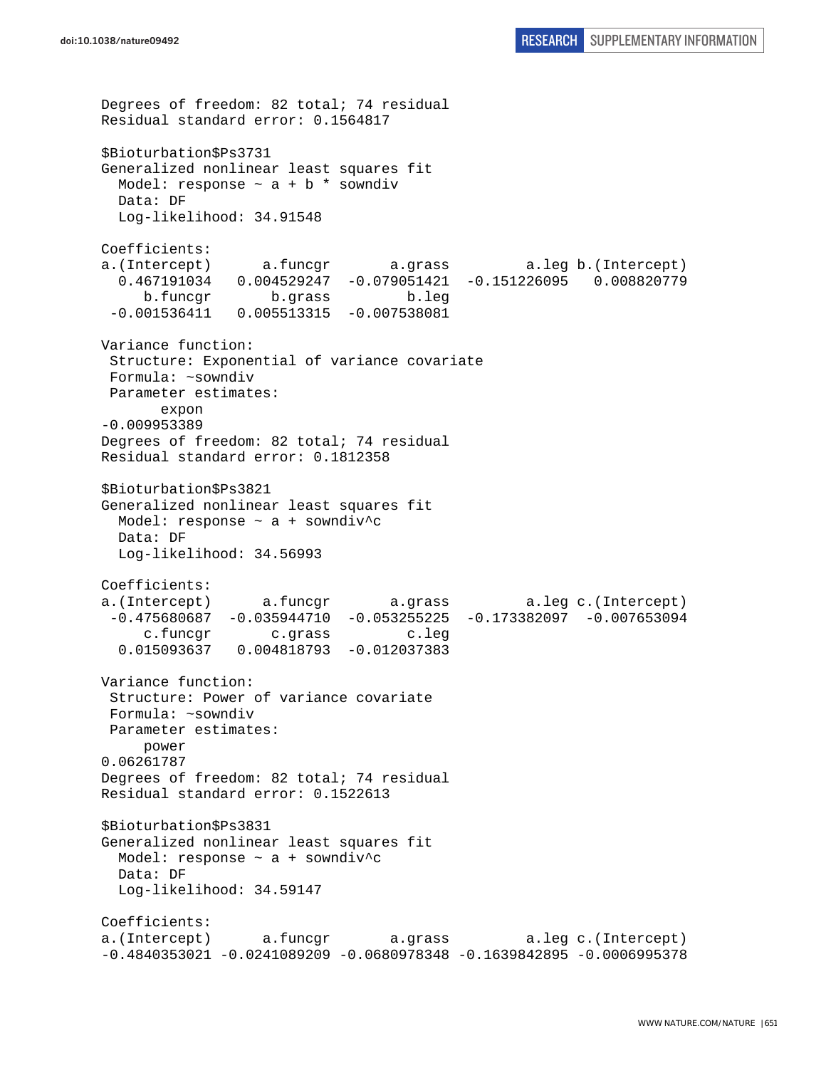```
Degrees of freedom: 82 total; 74 residual
Residual standard error: 0.1564817

$Bioturbation$Ps3731
Generalized nonlinear least squares fit
  Model: response ~ a + b * sowndiv
  Data: DF
  Log-likelihood: 34.91548

Coefficients:
a.(Intercept)      a.funcgr       a.grass         a.leg b.(Intercept)
  0.467191034   0.004529247  -0.079051421  -0.151226095   0.008820779
     b.funcgr       b.grass         b.leg
 -0.001536411   0.005513315  -0.007538081

Variance function:
 Structure: Exponential of variance covariate
 Formula: ~sowndiv
 Parameter estimates:
       expon
-0.009953389
Degrees of freedom: 82 total; 74 residual
Residual standard error: 0.1812358

$Bioturbation$Ps3821
Generalized nonlinear least squares fit
  Model: response ~ a + sowndiv^c
  Data: DF
  Log-likelihood: 34.56993

Coefficients:
a.(Intercept)      a.funcgr       a.grass         a.leg c.(Intercept)
 -0.475680687  -0.035944710  -0.053255225  -0.173382097  -0.007653094
     c.funcgr       c.grass         c.leg
  0.015093637   0.004818793  -0.012037383

Variance function:
 Structure: Power of variance covariate
 Formula: ~sowndiv
 Parameter estimates:
      power
0.06261787
Degrees of freedom: 82 total; 74 residual
Residual standard error: 0.1522613

$Bioturbation$Ps3831
Generalized nonlinear least squares fit
  Model: response ~ a + sowndiv^c
  Data: DF
  Log-likelihood: 34.59147

Coefficients:
a.(Intercept)      a.funcgr       a.grass         a.leg c.(Intercept)
-0.4840353021 -0.0241089209 -0.0680978348 -0.1639842895 -0.0006995378
```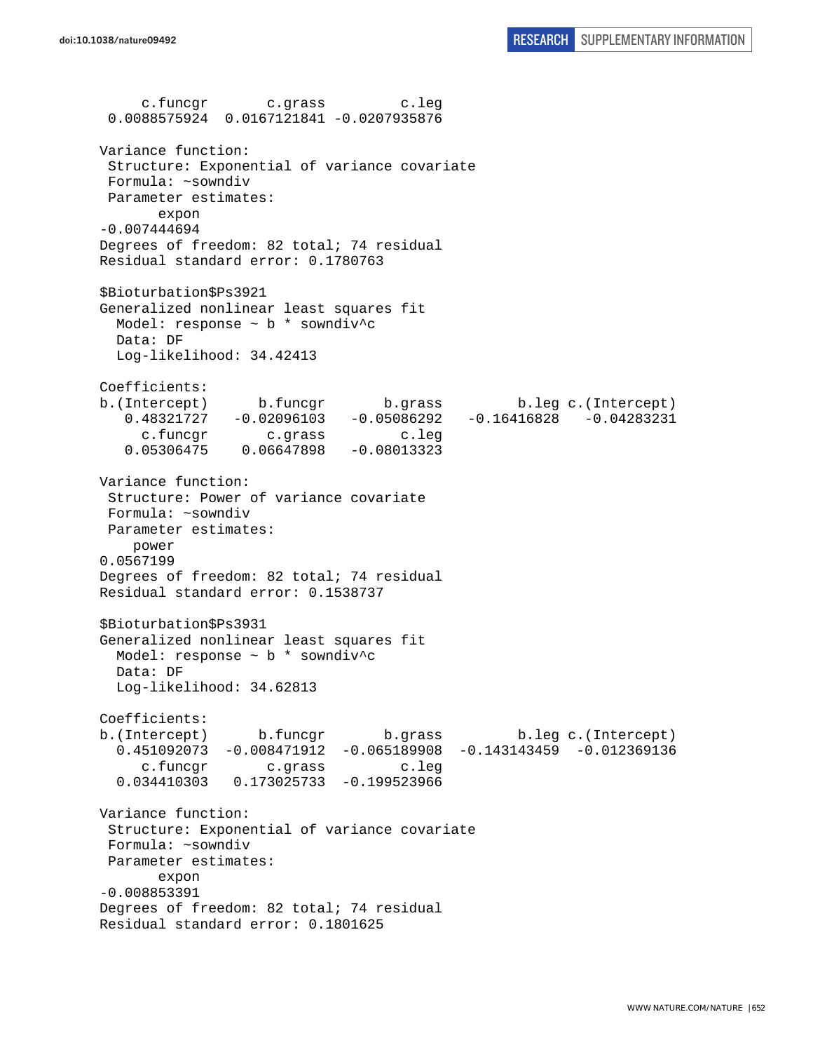```
      c.funcgr       c.grass         c.leg 
 0.0088575924  0.0167121841 -0.0207935876 

Variance function:
 Structure: Exponential of variance covariate
 Formula: ~sowndiv 
 Parameter estimates:
       expon 
-0.007444694 
Degrees of freedom: 82 total; 74 residual
Residual standard error: 0.1780763 

$Bioturbation$Ps3921
Generalized nonlinear least squares fit
  Model: response ~ b * sowndiv^c 
  Data: DF 
  Log-likelihood: 34.42413

Coefficients:
b.(Intercept)      b.funcgr       b.grass         b.leg c.(Intercept) 
   0.48321727   -0.02096103   -0.05086292   -0.16416828   -0.04283231 
     c.funcgr       c.grass         c.leg 
   0.05306475    0.06647898   -0.08013323 

Variance function:
 Structure: Power of variance covariate
 Formula: ~sowndiv 
 Parameter estimates:
    power 
0.0567199 
Degrees of freedom: 82 total; 74 residual
Residual standard error: 0.1538737 

$Bioturbation$Ps3931
Generalized nonlinear least squares fit
  Model: response ~ b * sowndiv^c 
  Data: DF 
  Log-likelihood: 34.62813

Coefficients:
b.(Intercept)      b.funcgr       b.grass         b.leg c.(Intercept) 
  0.451092073  -0.008471912  -0.065189908  -0.143143459  -0.012369136 
     c.funcgr       c.grass         c.leg 
  0.034410303   0.173025733  -0.199523966 

Variance function:
 Structure: Exponential of variance covariate
 Formula: ~sowndiv 
 Parameter estimates:
       expon 
-0.008853391 
Degrees of freedom: 82 total; 74 residual
Residual standard error: 0.1801625 
```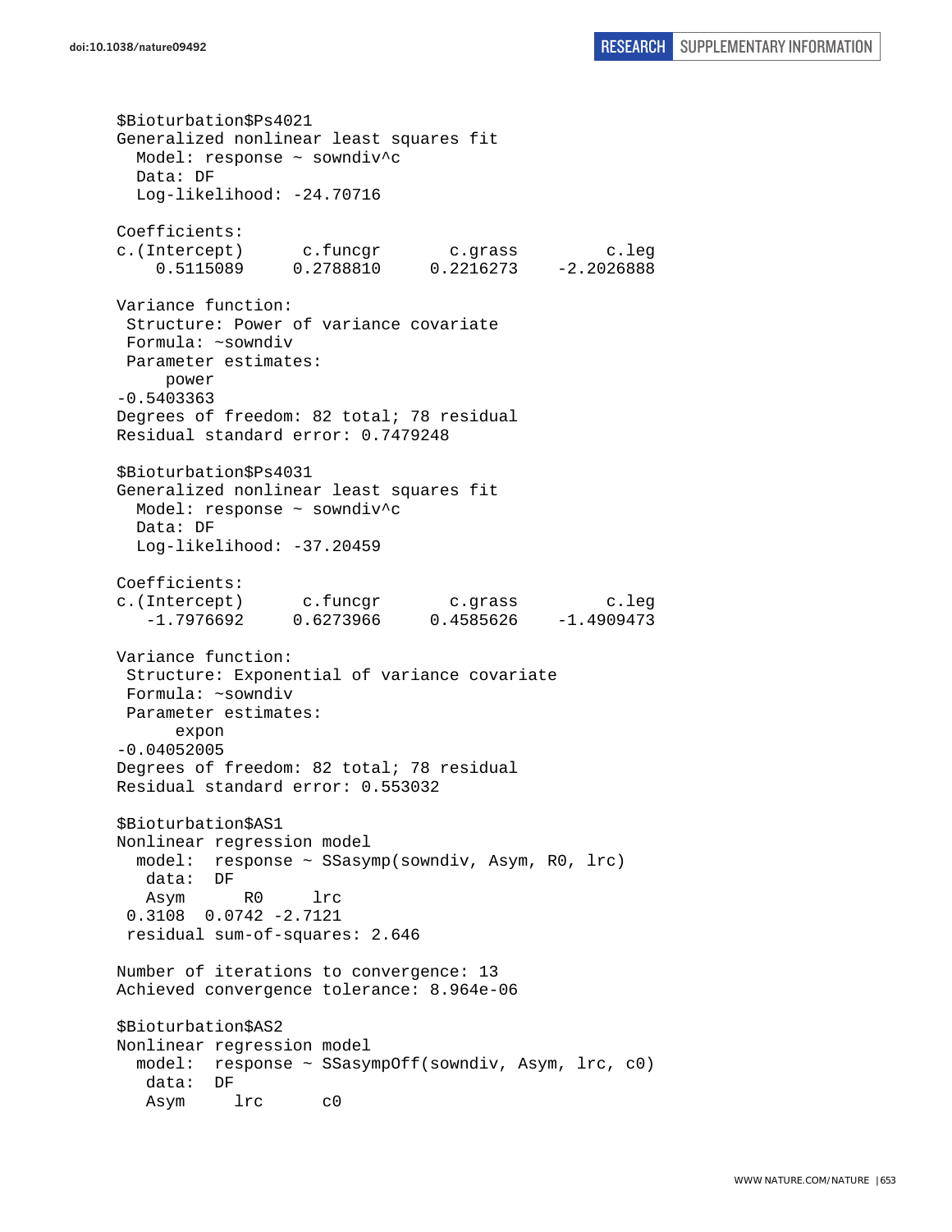```
$Bioturbation$Ps4021
Generalized nonlinear least squares fit
  Model: response ~ sowndiv^c
  Data: DF
  Log-likelihood: -24.70716

Coefficients:
c.(Intercept)      c.funcgr      c.grass        c.leg
    0.5115089     0.2788810     0.2216273   -2.2026888

Variance function:
 Structure: Power of variance covariate
 Formula: ~sowndiv
 Parameter estimates:
     power
-0.5403363
Degrees of freedom: 82 total; 78 residual
Residual standard error: 0.7479248

$Bioturbation$Ps4031
Generalized nonlinear least squares fit
  Model: response ~ sowndiv^c
  Data: DF
  Log-likelihood: -37.20459

Coefficients:
c.(Intercept)      c.funcgr      c.grass        c.leg
   -1.7976692     0.6273966     0.4585626   -1.4909473

Variance function:
 Structure: Exponential of variance covariate
 Formula: ~sowndiv
 Parameter estimates:
      expon
-0.04052005
Degrees of freedom: 82 total; 78 residual
Residual standard error: 0.553032

$Bioturbation$AS1
Nonlinear regression model
  model:  response ~ SSasymp(sowndiv, Asym, R0, lrc)
   data:  DF
   Asym      R0     lrc
 0.3108  0.0742 -2.7121
 residual sum-of-squares: 2.646

Number of iterations to convergence: 13
Achieved convergence tolerance: 8.964e-06

$Bioturbation$AS2
Nonlinear regression model
  model:  response ~ SSasympOff(sowndiv, Asym, lrc, c0)
   data:  DF
   Asym     lrc      c0
```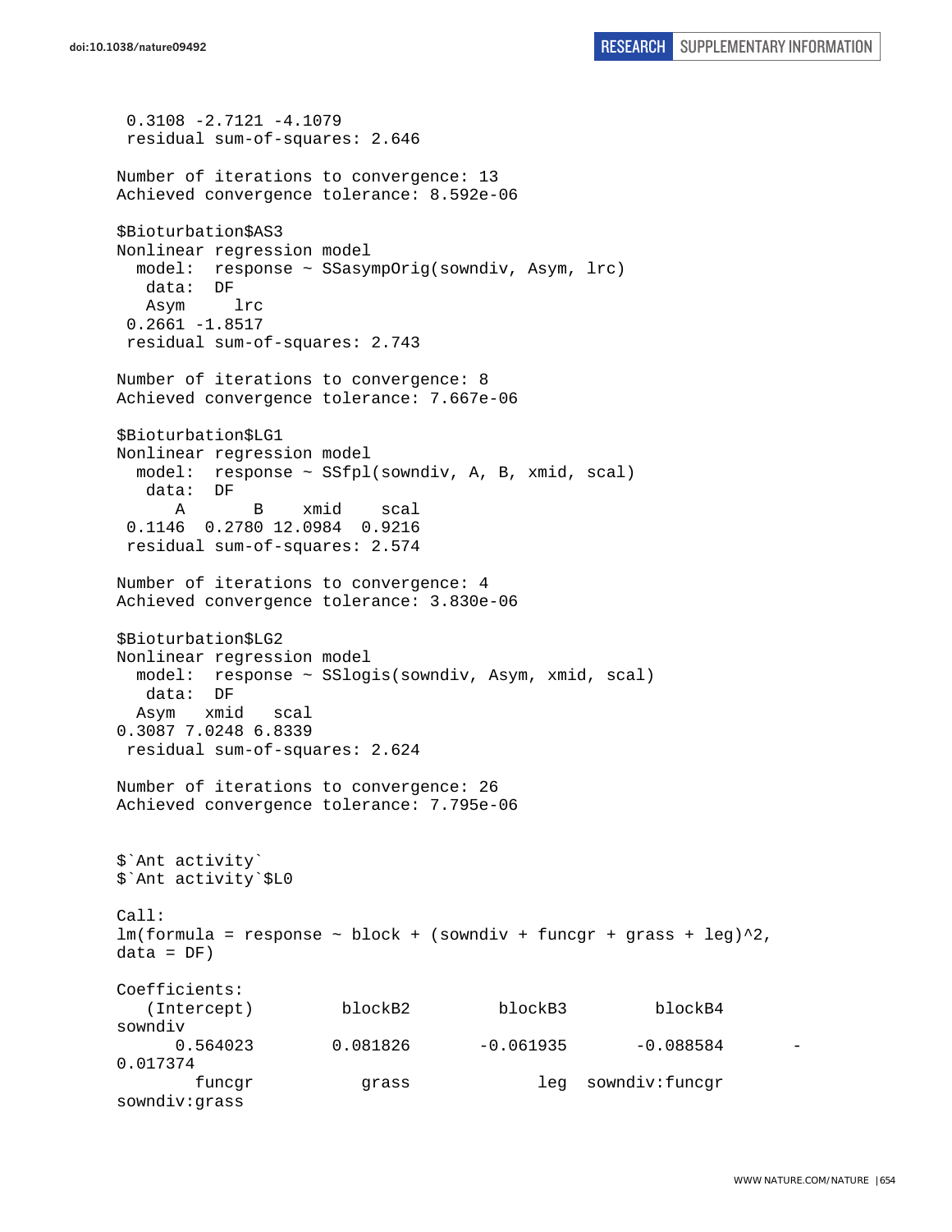```
 0.3108 -2.7121 -4.1079
 residual sum-of-squares: 2.646

Number of iterations to convergence: 13
Achieved convergence tolerance: 8.592e-06

$Bioturbation$AS3
Nonlinear regression model
  model:  response ~ SSasympOrig(sowndiv, Asym, lrc)
   data:  DF
   Asym     lrc
 0.2661 -1.8517
 residual sum-of-squares: 2.743

Number of iterations to convergence: 8
Achieved convergence tolerance: 7.667e-06

$Bioturbation$LG1
Nonlinear regression model
  model:  response ~ SSfpl(sowndiv, A, B, xmid, scal)
   data:  DF
      A       B    xmid    scal
 0.1146  0.2780 12.0984  0.9216
 residual sum-of-squares: 2.574

Number of iterations to convergence: 4
Achieved convergence tolerance: 3.830e-06

$Bioturbation$LG2
Nonlinear regression model
  model:  response ~ SSlogis(sowndiv, Asym, xmid, scal)
   data:  DF
  Asym   xmid   scal
0.3087 7.0248 6.8339
 residual sum-of-squares: 2.624

Number of iterations to convergence: 26
Achieved convergence tolerance: 7.795e-06


$`Ant activity`
$`Ant activity`$L0

Call:
lm(formula = response ~ block + (sowndiv + funcgr + grass + leg)^2,
data = DF)

Coefficients:
   (Intercept)         blockB2         blockB3         blockB4
sowndiv
      0.564023        0.081826       -0.061935       -0.088584        -
0.017374
        funcgr           grass             leg  sowndiv:funcgr
sowndiv:grass
```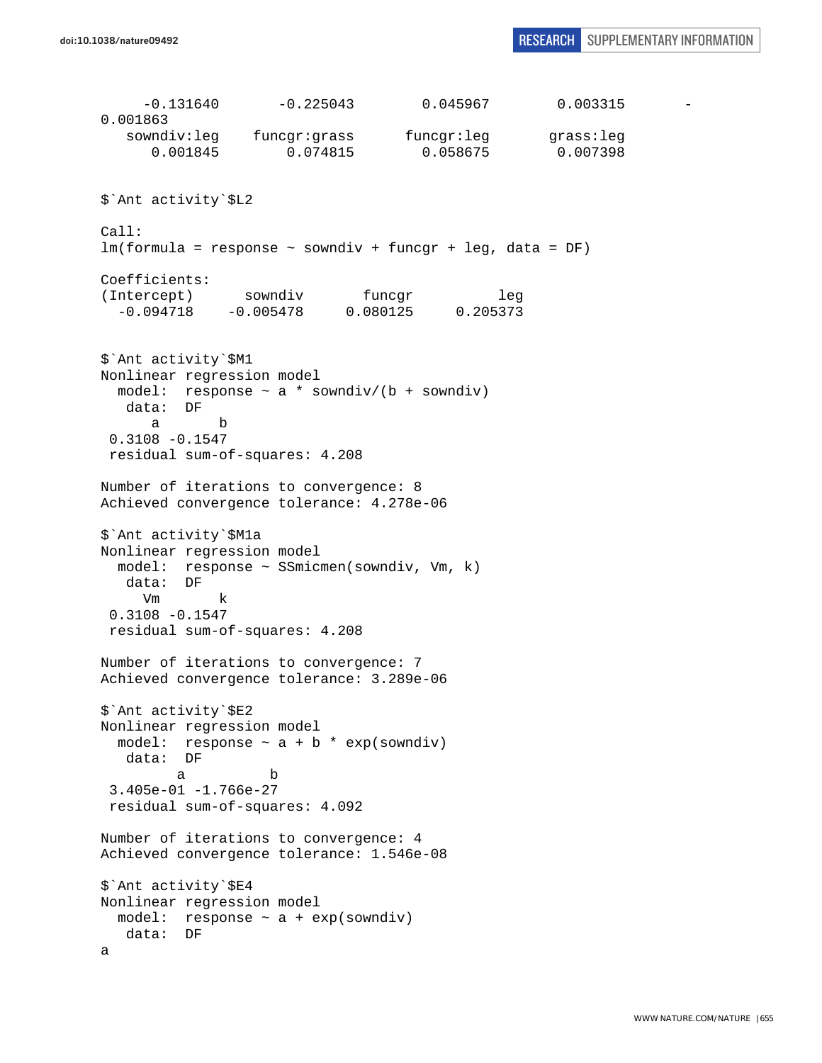```
      -0.131640       -0.225043        0.045967        0.003315       -
0.001863
   sowndiv:leg    funcgr:grass     funcgr:leg       grass:leg
      0.001845        0.074815        0.058675        0.007398


$`Ant activity`$L2

Call:
lm(formula = response ~ sowndiv + funcgr + leg, data = DF)

Coefficients:
(Intercept)      sowndiv       funcgr          leg
  -0.094718    -0.005478     0.080125     0.205373


$`Ant activity`$M1
Nonlinear regression model
  model:  response ~ a * sowndiv/(b + sowndiv)
   data:  DF
      a       b
 0.3108 -0.1547
 residual sum-of-squares: 4.208

Number of iterations to convergence: 8
Achieved convergence tolerance: 4.278e-06

$`Ant activity`$M1a
Nonlinear regression model
  model:  response ~ SSmicmen(sowndiv, Vm, k)
   data:  DF
     Vm       k
 0.3108 -0.1547
 residual sum-of-squares: 4.208

Number of iterations to convergence: 7
Achieved convergence tolerance: 3.289e-06

$`Ant activity`$E2
Nonlinear regression model
  model:  response ~ a + b * exp(sowndiv)
   data:  DF
         a          b
 3.405e-01 -1.766e-27
 residual sum-of-squares: 4.092

Number of iterations to convergence: 4
Achieved convergence tolerance: 1.546e-08

$`Ant activity`$E4
Nonlinear regression model
  model:  response ~ a + exp(sowndiv)
   data:  DF
a
```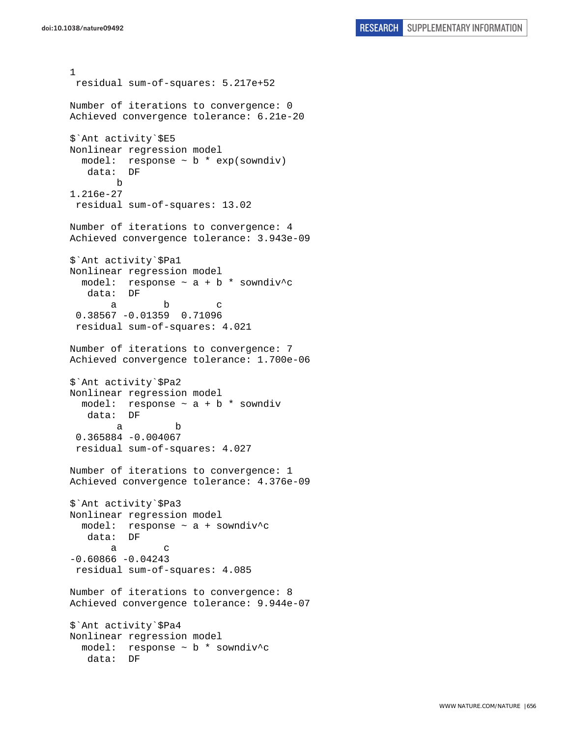```
1
 residual sum-of-squares: 5.217e+52

Number of iterations to convergence: 0
Achieved convergence tolerance: 6.21e-20

$`Ant activity`$E5
Nonlinear regression model
  model:  response ~ b * exp(sowndiv)
   data:  DF
        b
1.216e-27
 residual sum-of-squares: 13.02

Number of iterations to convergence: 4
Achieved convergence tolerance: 3.943e-09

$`Ant activity`$Pa1
Nonlinear regression model
  model:  response ~ a + b * sowndiv^c
   data:  DF
       a        b        c
 0.38567 -0.01359  0.71096
 residual sum-of-squares: 4.021

Number of iterations to convergence: 7
Achieved convergence tolerance: 1.700e-06

$`Ant activity`$Pa2
Nonlinear regression model
  model:  response ~ a + b * sowndiv
   data:  DF
        a         b
 0.365884 -0.004067
 residual sum-of-squares: 4.027

Number of iterations to convergence: 1
Achieved convergence tolerance: 4.376e-09

$`Ant activity`$Pa3
Nonlinear regression model
  model:  response ~ a + sowndiv^c
   data:  DF
       a        c
-0.60866 -0.04243
 residual sum-of-squares: 4.085

Number of iterations to convergence: 8
Achieved convergence tolerance: 9.944e-07

$`Ant activity`$Pa4
Nonlinear regression model
  model:  response ~ b * sowndiv^c
   data:  DF
```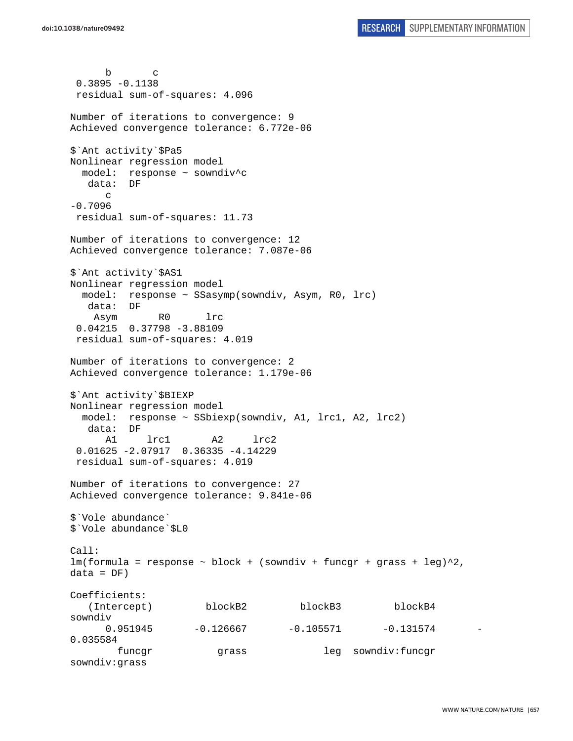```
      b       c 
 0.3895 -0.1138 
 residual sum-of-squares: 4.096

Number of iterations to convergence: 9 
Achieved convergence tolerance: 6.772e-06

$`Ant activity`$Pa5
Nonlinear regression model
  model:  response ~ sowndiv^c 
   data:  DF 
      c 
-0.7096 
 residual sum-of-squares: 11.73

Number of iterations to convergence: 12 
Achieved convergence tolerance: 7.087e-06

$`Ant activity`$AS1
Nonlinear regression model
  model:  response ~ SSasymp(sowndiv, Asym, R0, lrc) 
   data:  DF 
    Asym       R0      lrc 
 0.04215  0.37798 -3.88109 
 residual sum-of-squares: 4.019

Number of iterations to convergence: 2 
Achieved convergence tolerance: 1.179e-06

$`Ant activity`$BIEXP
Nonlinear regression model
  model:  response ~ SSbiexp(sowndiv, A1, lrc1, A2, lrc2) 
   data:  DF 
      A1     lrc1       A2     lrc2 
 0.01625 -2.07917  0.36335 -4.14229 
 residual sum-of-squares: 4.019

Number of iterations to convergence: 27 
Achieved convergence tolerance: 9.841e-06

$`Vole abundance`
$`Vole abundance`$L0

Call:
lm(formula = response ~ block + (sowndiv + funcgr + grass + leg)^2, 
data = DF)

Coefficients:
   (Intercept)         blockB2         blockB3         blockB4         
sowndiv  
      0.951945       -0.126667       -0.105571       -0.131574       -
0.035584  
        funcgr           grass             leg  sowndiv:funcgr   
sowndiv:grass
```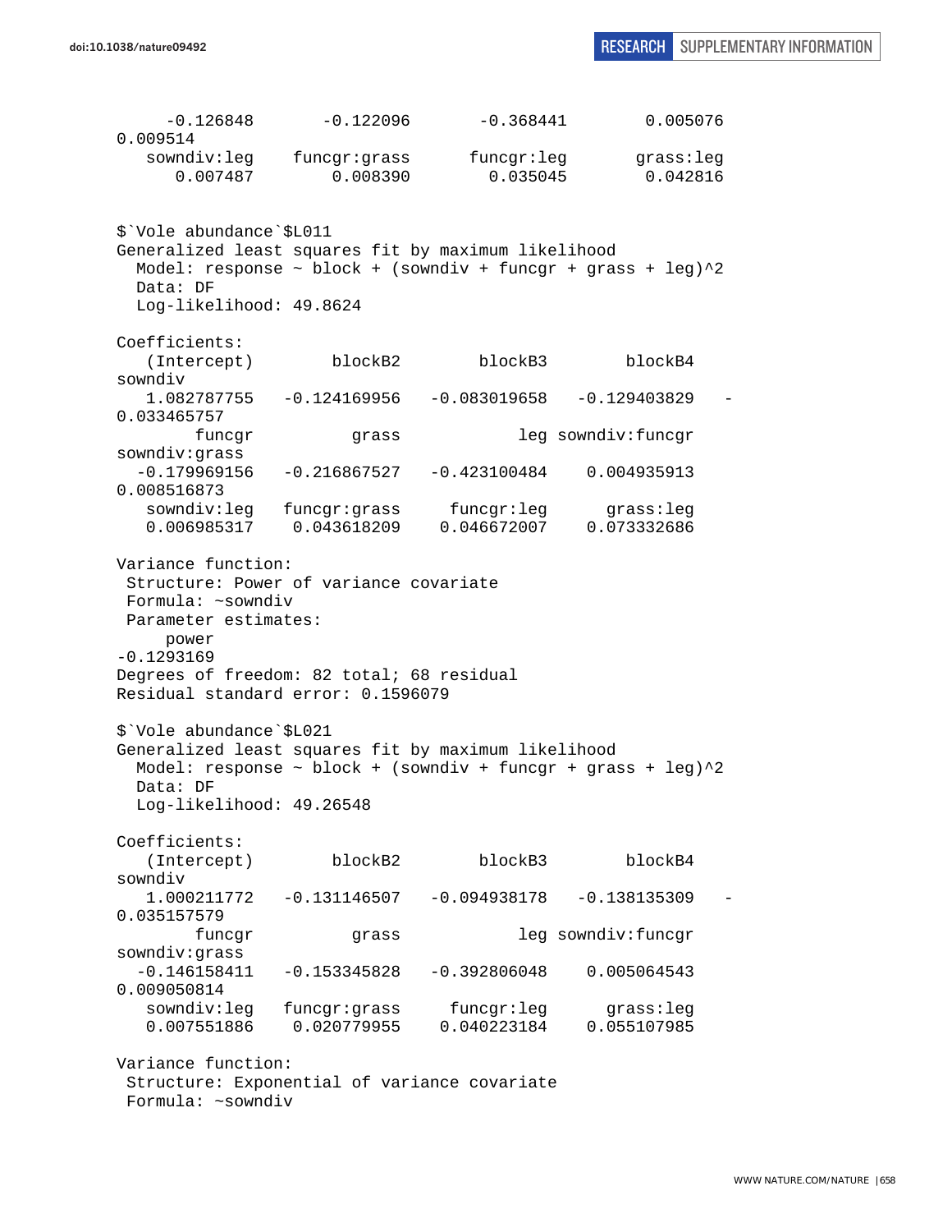```
     -0.126848       -0.122096       -0.368441        0.005076
0.009514
   sowndiv:leg    funcgr:grass      funcgr:leg       grass:leg
      0.007487        0.008390        0.035045        0.042816


$`Vole abundance`$L011
Generalized least squares fit by maximum likelihood
  Model: response ~ block + (sowndiv + funcgr + grass + leg)^2
  Data: DF
  Log-likelihood: 49.8624

Coefficients:
   (Intercept)        blockB2        blockB3        blockB4
sowndiv
   1.082787755   -0.124169956   -0.083019658   -0.129403829   -
0.033465757
        funcgr          grass            leg sowndiv:funcgr
sowndiv:grass
  -0.179969156   -0.216867527   -0.423100484    0.004935913
0.008516873
   sowndiv:leg   funcgr:grass     funcgr:leg      grass:leg
   0.006985317    0.043618209    0.046672007    0.073332686

Variance function:
 Structure: Power of variance covariate
 Formula: ~sowndiv
 Parameter estimates:
     power
-0.1293169
Degrees of freedom: 82 total; 68 residual
Residual standard error: 0.1596079

$`Vole abundance`$L021
Generalized least squares fit by maximum likelihood
  Model: response ~ block + (sowndiv + funcgr + grass + leg)^2
  Data: DF
  Log-likelihood: 49.26548

Coefficients:
   (Intercept)        blockB2        blockB3        blockB4
sowndiv
   1.000211772   -0.131146507   -0.094938178   -0.138135309   -
0.035157579
        funcgr          grass            leg sowndiv:funcgr
sowndiv:grass
  -0.146158411   -0.153345828   -0.392806048    0.005064543
0.009050814
   sowndiv:leg   funcgr:grass     funcgr:leg      grass:leg
   0.007551886    0.020779955    0.040223184    0.055107985

Variance function:
 Structure: Exponential of variance covariate
 Formula: ~sowndiv
```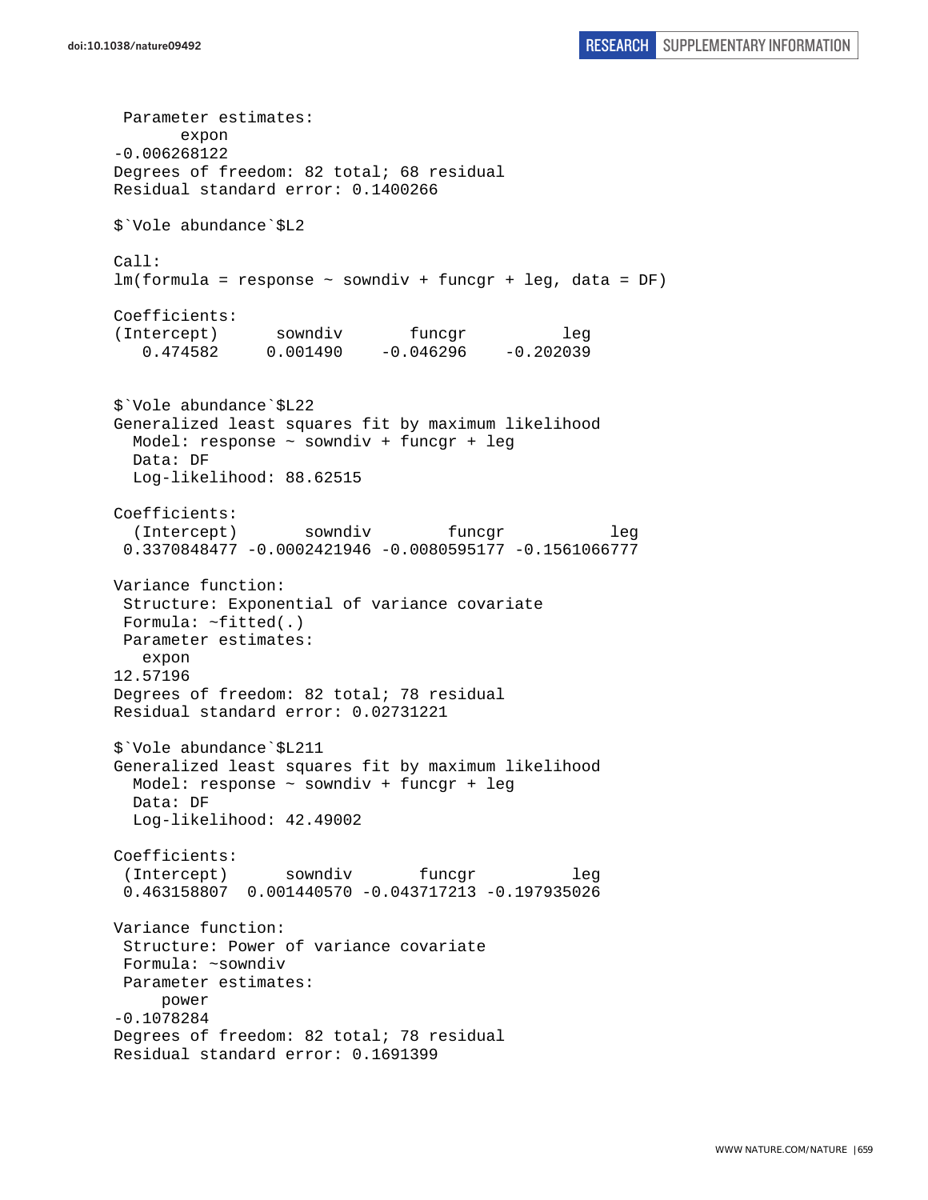```
 Parameter estimates:
       expon 
-0.006268122 
Degrees of freedom: 82 total; 68 residual
Residual standard error: 0.1400266 

$`Vole abundance`$L2

Call:
lm(formula = response ~ sowndiv + funcgr + leg, data = DF)

Coefficients:
(Intercept)      sowndiv       funcgr          leg  
   0.474582     0.001490    -0.046296    -0.202039  


$`Vole abundance`$L22
Generalized least squares fit by maximum likelihood
  Model: response ~ sowndiv + funcgr + leg 
  Data: DF 
  Log-likelihood: 88.62515

Coefficients:
  (Intercept)       sowndiv        funcgr           leg 
 0.3370848477 -0.0002421946 -0.0080595177 -0.1561066777 

Variance function:
 Structure: Exponential of variance covariate
 Formula: ~fitted(.) 
 Parameter estimates:
   expon 
12.57196 
Degrees of freedom: 82 total; 78 residual
Residual standard error: 0.02731221 

$`Vole abundance`$L211
Generalized least squares fit by maximum likelihood
  Model: response ~ sowndiv + funcgr + leg 
  Data: DF 
  Log-likelihood: 42.49002

Coefficients:
 (Intercept)      sowndiv       funcgr          leg 
 0.463158807  0.001440570 -0.043717213 -0.197935026 

Variance function:
 Structure: Power of variance covariate
 Formula: ~sowndiv 
 Parameter estimates:
     power 
-0.1078284 
Degrees of freedom: 82 total; 78 residual
Residual standard error: 0.1691399 
```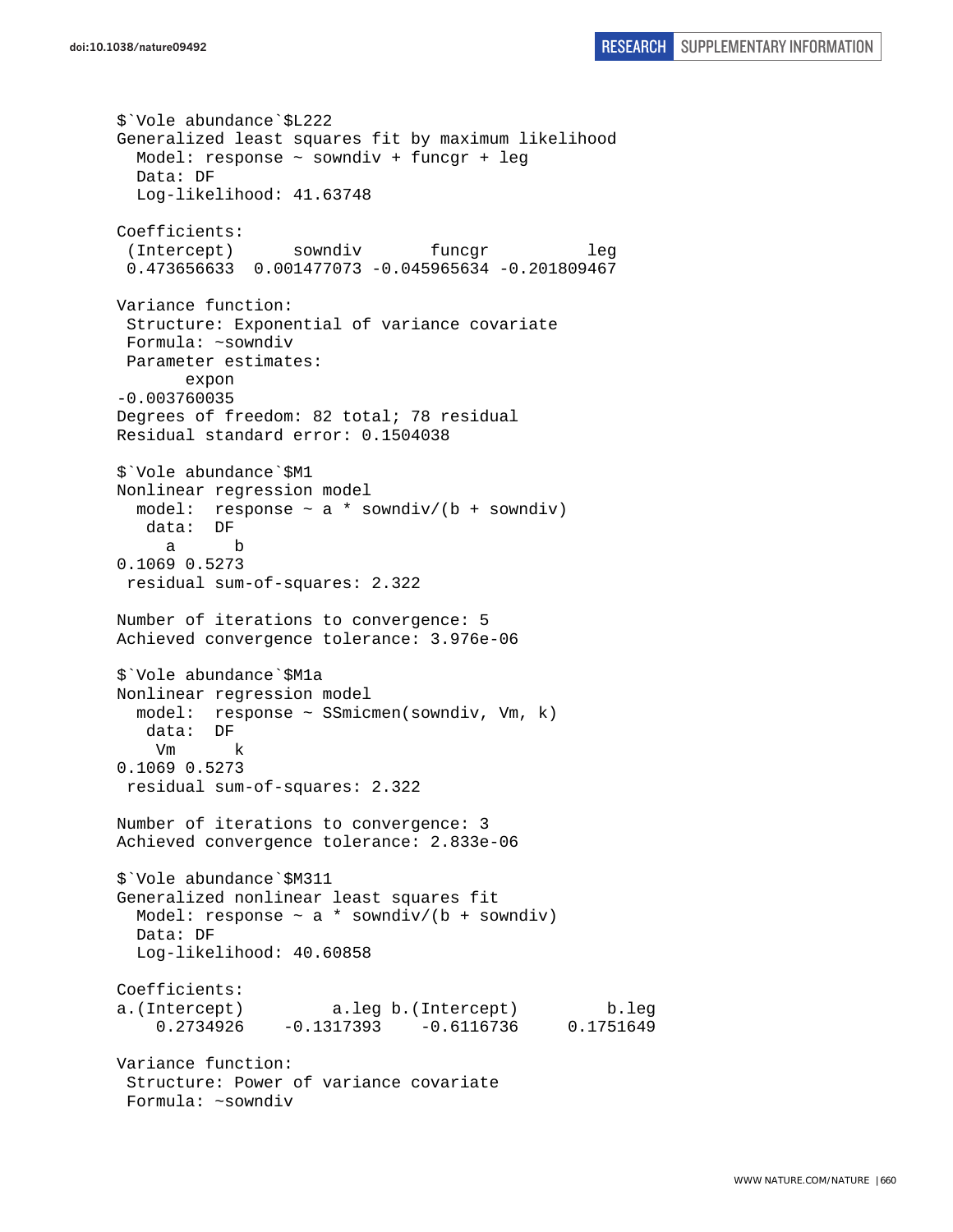```
$`Vole abundance`$L222
Generalized least squares fit by maximum likelihood
  Model: response ~ sowndiv + funcgr + leg
  Data: DF
  Log-likelihood: 41.63748

Coefficients:
 (Intercept)      sowndiv       funcgr          leg
 0.473656633  0.001477073 -0.045965634 -0.201809467

Variance function:
 Structure: Exponential of variance covariate
 Formula: ~sowndiv
 Parameter estimates:
       expon
-0.003760035
Degrees of freedom: 82 total; 78 residual
Residual standard error: 0.1504038

$`Vole abundance`$M1
Nonlinear regression model
  model:  response ~ a * sowndiv/(b + sowndiv)
   data:  DF
     a      b
0.1069 0.5273
 residual sum-of-squares: 2.322

Number of iterations to convergence: 5
Achieved convergence tolerance: 3.976e-06

$`Vole abundance`$M1a
Nonlinear regression model
  model:  response ~ SSmicmen(sowndiv, Vm, k)
   data:  DF
    Vm      k
0.1069 0.5273
 residual sum-of-squares: 2.322

Number of iterations to convergence: 3
Achieved convergence tolerance: 2.833e-06

$`Vole abundance`$M311
Generalized nonlinear least squares fit
  Model: response ~ a * sowndiv/(b + sowndiv)
  Data: DF
  Log-likelihood: 40.60858

Coefficients:
a.(Intercept)         a.leg b.(Intercept)         b.leg
    0.2734926    -0.1317393    -0.6116736     0.1751649

Variance function:
 Structure: Power of variance covariate
 Formula: ~sowndiv
```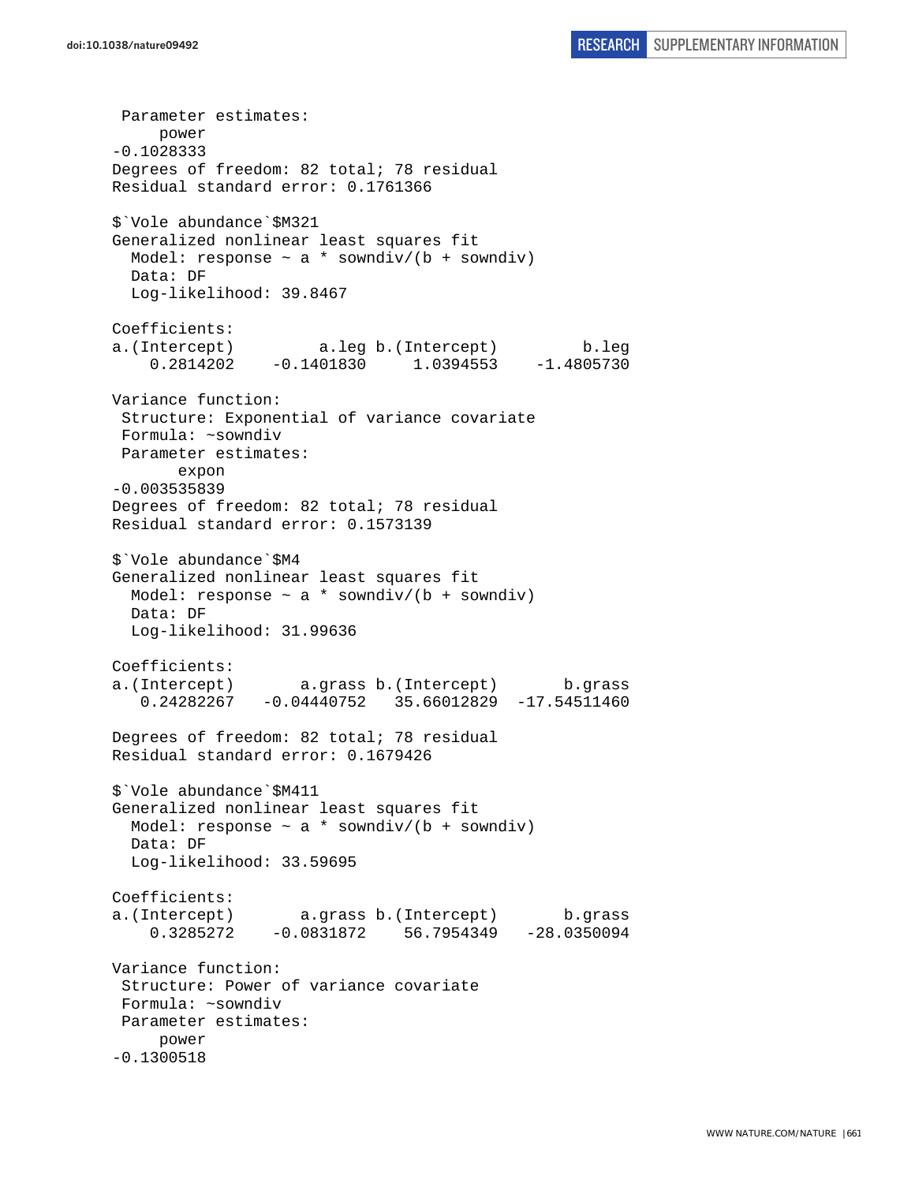```
 Parameter estimates:
     power 
-0.1028333 
Degrees of freedom: 82 total; 78 residual
Residual standard error: 0.1761366 

$`Vole abundance`$M321
Generalized nonlinear least squares fit
  Model: response ~ a * sowndiv/(b + sowndiv) 
  Data: DF 
  Log-likelihood: 39.8467

Coefficients:
a.(Intercept)         a.leg b.(Intercept)         b.leg 
    0.2814202    -0.1401830     1.0394553    -1.4805730 

Variance function:
 Structure: Exponential of variance covariate
 Formula: ~sowndiv 
 Parameter estimates:
       expon 
-0.003535839 
Degrees of freedom: 82 total; 78 residual
Residual standard error: 0.1573139 

$`Vole abundance`$M4
Generalized nonlinear least squares fit
  Model: response ~ a * sowndiv/(b + sowndiv) 
  Data: DF 
  Log-likelihood: 31.99636

Coefficients:
a.(Intercept)       a.grass b.(Intercept)       b.grass 
   0.24282267   -0.04440752   35.66012829  -17.54511460 

Degrees of freedom: 82 total; 78 residual
Residual standard error: 0.1679426 

$`Vole abundance`$M411
Generalized nonlinear least squares fit
  Model: response ~ a * sowndiv/(b + sowndiv) 
  Data: DF 
  Log-likelihood: 33.59695

Coefficients:
a.(Intercept)       a.grass b.(Intercept)       b.grass 
    0.3285272    -0.0831872    56.7954349   -28.0350094 

Variance function:
 Structure: Power of variance covariate
 Formula: ~sowndiv 
 Parameter estimates:
     power 
-0.1300518 
```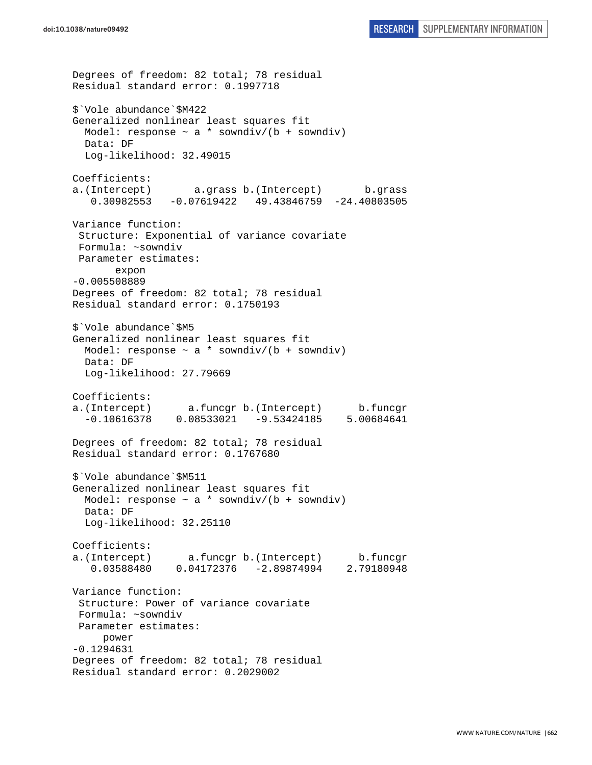```
Degrees of freedom: 82 total; 78 residual
Residual standard error: 0.1997718

$`Vole abundance`$M422
Generalized nonlinear least squares fit
  Model: response ~ a * sowndiv/(b + sowndiv)
  Data: DF
  Log-likelihood: 32.49015

Coefficients:
a.(Intercept)       a.grass b.(Intercept)       b.grass
   0.30982553   -0.07619422   49.43846759  -24.40803505

Variance function:
 Structure: Exponential of variance covariate
 Formula: ~sowndiv
 Parameter estimates:
       expon
-0.005508889
Degrees of freedom: 82 total; 78 residual
Residual standard error: 0.1750193

$`Vole abundance`$M5
Generalized nonlinear least squares fit
  Model: response ~ a * sowndiv/(b + sowndiv)
  Data: DF
  Log-likelihood: 27.79669

Coefficients:
a.(Intercept)      a.funcgr b.(Intercept)      b.funcgr
  -0.10616378    0.08533021   -9.53424185    5.00684641

Degrees of freedom: 82 total; 78 residual
Residual standard error: 0.1767680

$`Vole abundance`$M511
Generalized nonlinear least squares fit
  Model: response ~ a * sowndiv/(b + sowndiv)
  Data: DF
  Log-likelihood: 32.25110

Coefficients:
a.(Intercept)      a.funcgr b.(Intercept)      b.funcgr
   0.03588480    0.04172376   -2.89874994    2.79180948

Variance function:
 Structure: Power of variance covariate
 Formula: ~sowndiv
 Parameter estimates:
      power
-0.1294631
Degrees of freedom: 82 total; 78 residual
Residual standard error: 0.2029002
```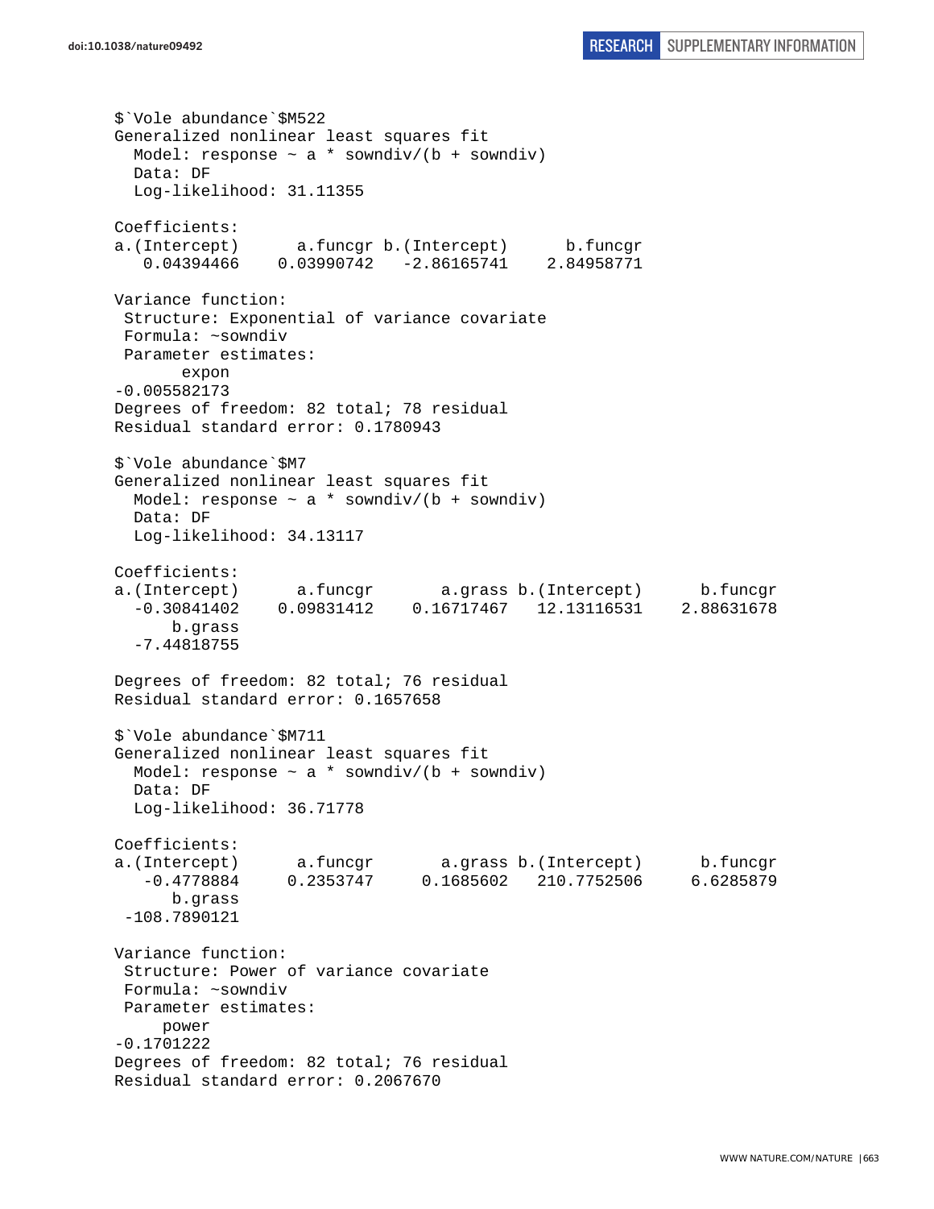```
$`Vole abundance`$M522
Generalized nonlinear least squares fit
  Model: response ~ a * sowndiv/(b + sowndiv)
  Data: DF
  Log-likelihood: 31.11355

Coefficients:
a.(Intercept)      a.funcgr b.(Intercept)      b.funcgr
   0.04394466    0.03990742   -2.86165741    2.84958771

Variance function:
 Structure: Exponential of variance covariate
 Formula: ~sowndiv
 Parameter estimates:
       expon
-0.005582173
Degrees of freedom: 82 total; 78 residual
Residual standard error: 0.1780943

$`Vole abundance`$M7
Generalized nonlinear least squares fit
  Model: response ~ a * sowndiv/(b + sowndiv)
  Data: DF
  Log-likelihood: 34.13117

Coefficients:
a.(Intercept)      a.funcgr       a.grass b.(Intercept)      b.funcgr
  -0.30841402    0.09831412    0.16717467   12.13116531    2.88631678
      b.grass
  -7.44818755

Degrees of freedom: 82 total; 76 residual
Residual standard error: 0.1657658

$`Vole abundance`$M711
Generalized nonlinear least squares fit
  Model: response ~ a * sowndiv/(b + sowndiv)
  Data: DF
  Log-likelihood: 36.71778

Coefficients:
a.(Intercept)      a.funcgr       a.grass b.(Intercept)      b.funcgr
   -0.4778884     0.2353747     0.1685602   210.7752506     6.6285879
      b.grass
 -108.7890121

Variance function:
 Structure: Power of variance covariate
 Formula: ~sowndiv
 Parameter estimates:
      power
-0.1701222
Degrees of freedom: 82 total; 76 residual
Residual standard error: 0.2067670
```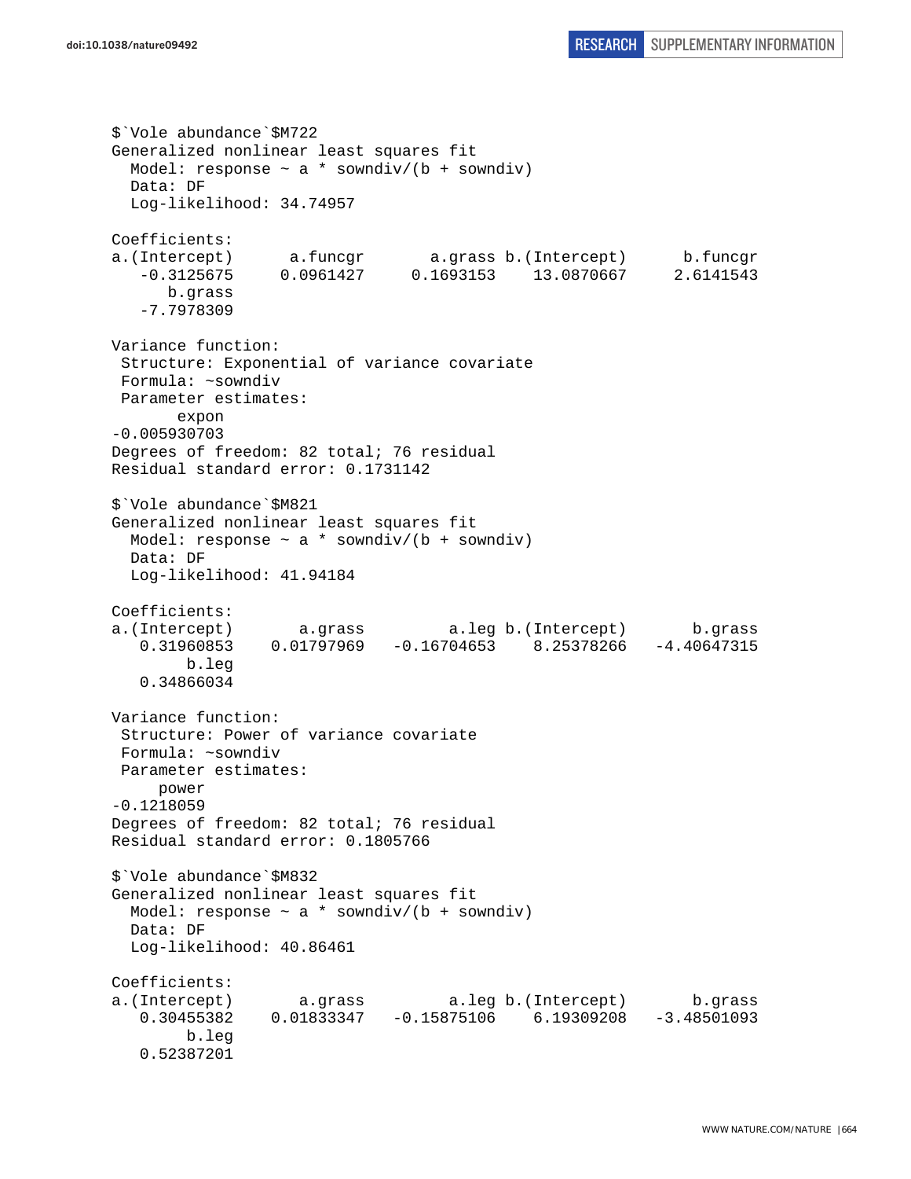```
$`Vole abundance`$M722
Generalized nonlinear least squares fit
  Model: response ~ a * sowndiv/(b + sowndiv)
  Data: DF
  Log-likelihood: 34.74957

Coefficients:
a.(Intercept)      a.funcgr       a.grass b.(Intercept)      b.funcgr
   -0.3125675     0.0961427     0.1693153    13.0870667     2.6141543
      b.grass
   -7.7978309

Variance function:
 Structure: Exponential of variance covariate
 Formula: ~sowndiv
 Parameter estimates:
       expon
-0.005930703
Degrees of freedom: 82 total; 76 residual
Residual standard error: 0.1731142

$`Vole abundance`$M821
Generalized nonlinear least squares fit
  Model: response ~ a * sowndiv/(b + sowndiv)
  Data: DF
  Log-likelihood: 41.94184

Coefficients:
a.(Intercept)       a.grass         a.leg b.(Intercept)       b.grass
   0.31960853    0.01797969   -0.16704653    8.25378266   -4.40647315
        b.leg
   0.34866034

Variance function:
 Structure: Power of variance covariate
 Formula: ~sowndiv
 Parameter estimates:
      power
-0.1218059
Degrees of freedom: 82 total; 76 residual
Residual standard error: 0.1805766

$`Vole abundance`$M832
Generalized nonlinear least squares fit
  Model: response ~ a * sowndiv/(b + sowndiv)
  Data: DF
  Log-likelihood: 40.86461

Coefficients:
a.(Intercept)       a.grass         a.leg b.(Intercept)       b.grass
   0.30455382    0.01833347   -0.15875106    6.19309208   -3.48501093
        b.leg
   0.52387201
```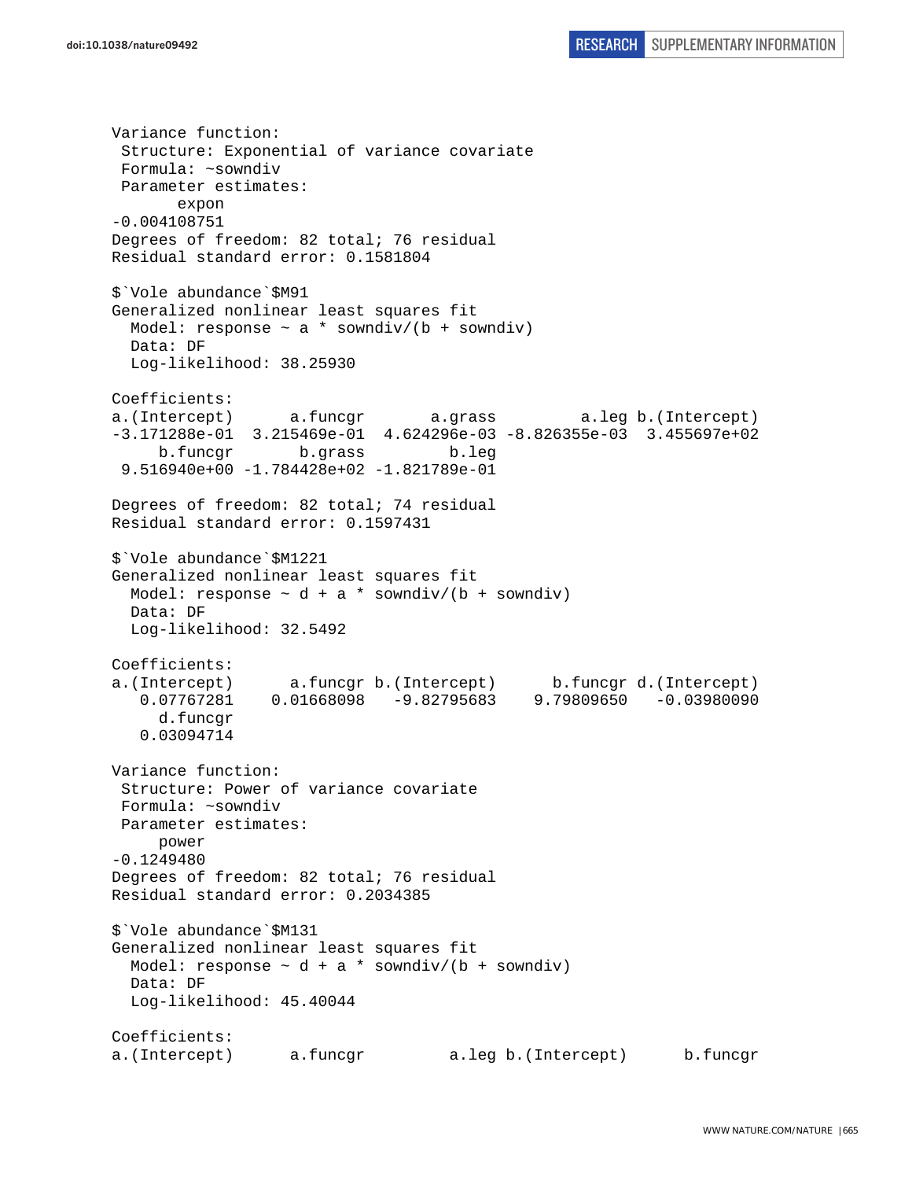```
Variance function:
 Structure: Exponential of variance covariate
 Formula: ~sowndiv
 Parameter estimates:
       expon
-0.004108751
Degrees of freedom: 82 total; 76 residual
Residual standard error: 0.1581804

$`Vole abundance`$M91
Generalized nonlinear least squares fit
  Model: response ~ a * sowndiv/(b + sowndiv)
  Data: DF
  Log-likelihood: 38.25930

Coefficients:
a.(Intercept)      a.funcgr       a.grass         a.leg b.(Intercept)
-3.171288e-01  3.215469e-01  4.624296e-03 -8.826355e-03  3.455697e+02
     b.funcgr       b.grass         b.leg
 9.516940e+00 -1.784428e+02 -1.821789e-01

Degrees of freedom: 82 total; 74 residual
Residual standard error: 0.1597431

$`Vole abundance`$M1221
Generalized nonlinear least squares fit
  Model: response ~ d + a * sowndiv/(b + sowndiv)
  Data: DF
  Log-likelihood: 32.5492

Coefficients:
a.(Intercept)      a.funcgr b.(Intercept)      b.funcgr d.(Intercept)
   0.07767281    0.01668098   -9.82795683    9.79809650   -0.03980090
     d.funcgr
   0.03094714

Variance function:
 Structure: Power of variance covariate
 Formula: ~sowndiv
 Parameter estimates:
     power
-0.1249480
Degrees of freedom: 82 total; 76 residual
Residual standard error: 0.2034385

$`Vole abundance`$M131
Generalized nonlinear least squares fit
  Model: response ~ d + a * sowndiv/(b + sowndiv)
  Data: DF
  Log-likelihood: 45.40044

Coefficients:
a.(Intercept)      a.funcgr         a.leg b.(Intercept)      b.funcgr
```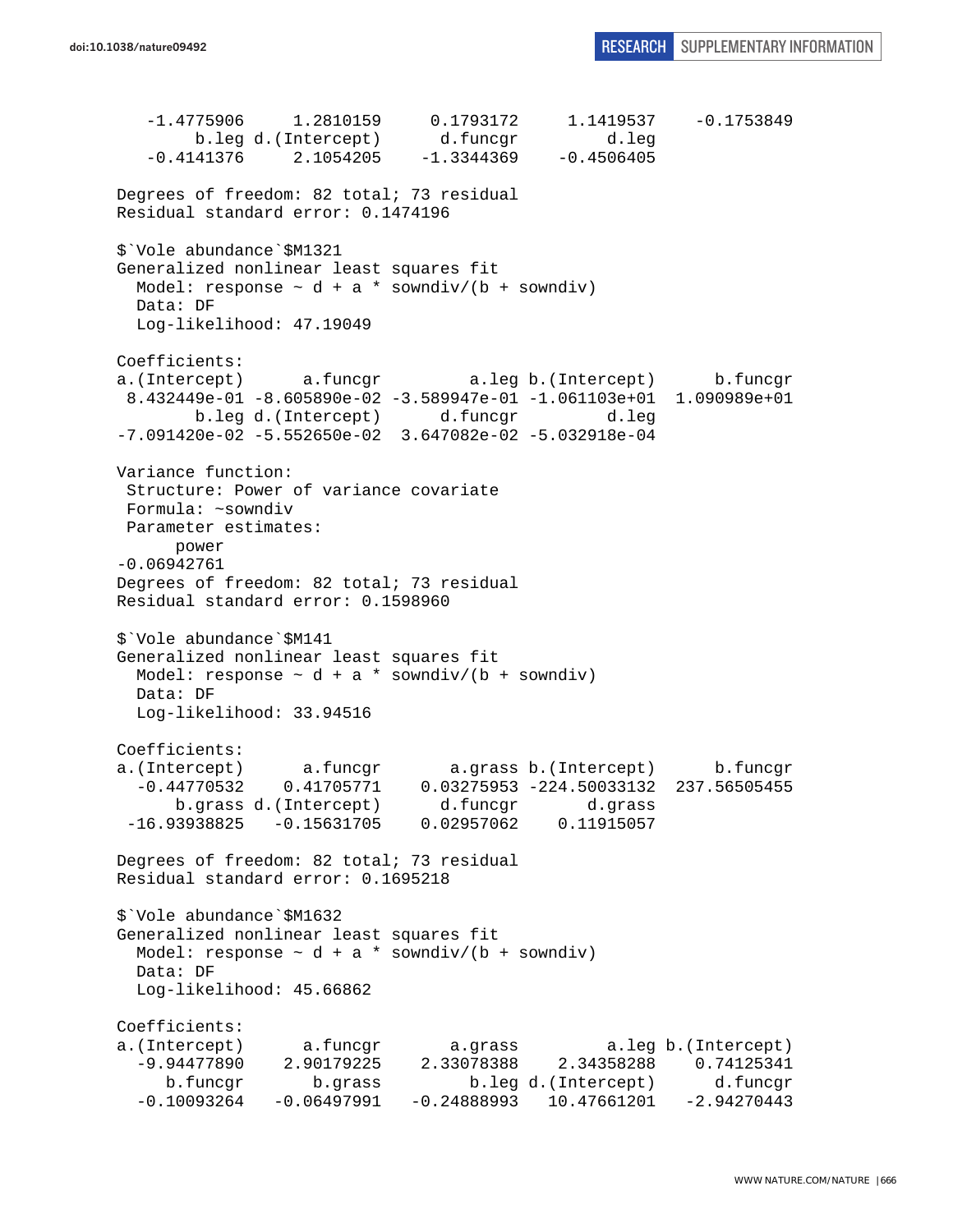```
   -1.4775906    1.2810159    0.1793172    1.1419537   -0.1753849
        b.leg d.(Intercept)     d.funcgr        d.leg
   -0.4141376    2.1054205   -1.3344369   -0.4506405

Degrees of freedom: 82 total; 73 residual
Residual standard error: 0.1474196

$`Vole abundance`$M1321
Generalized nonlinear least squares fit
  Model: response ~ d + a * sowndiv/(b + sowndiv)
  Data: DF
  Log-likelihood: 47.19049

Coefficients:
a.(Intercept)      a.funcgr        a.leg b.(Intercept)     b.funcgr
 8.432449e-01 -8.605890e-02 -3.589947e-01 -1.061103e+01  1.090989e+01
        b.leg d.(Intercept)     d.funcgr        d.leg
-7.091420e-02 -5.552650e-02  3.647082e-02 -5.032918e-04

Variance function:
 Structure: Power of variance covariate
 Formula: ~sowndiv
 Parameter estimates:
      power
-0.06942761
Degrees of freedom: 82 total; 73 residual
Residual standard error: 0.1598960

$`Vole abundance`$M141
Generalized nonlinear least squares fit
  Model: response ~ d + a * sowndiv/(b + sowndiv)
  Data: DF
  Log-likelihood: 33.94516

Coefficients:
a.(Intercept)      a.funcgr      a.grass b.(Intercept)     b.funcgr
  -0.44770532    0.41705771    0.03275953 -224.50033132  237.56505455
      b.grass d.(Intercept)     d.funcgr      d.grass
 -16.93938825   -0.15631705    0.02957062    0.11915057

Degrees of freedom: 82 total; 73 residual
Residual standard error: 0.1695218

$`Vole abundance`$M1632
Generalized nonlinear least squares fit
  Model: response ~ d + a * sowndiv/(b + sowndiv)
  Data: DF
  Log-likelihood: 45.66862

Coefficients:
a.(Intercept)      a.funcgr      a.grass        a.leg b.(Intercept)
  -9.94477890    2.90179225    2.33078388    2.34358288    0.74125341
     b.funcgr      b.grass        b.leg d.(Intercept)     d.funcgr
  -0.10093264   -0.06497991   -0.24888993   10.47661201   -2.94270443
```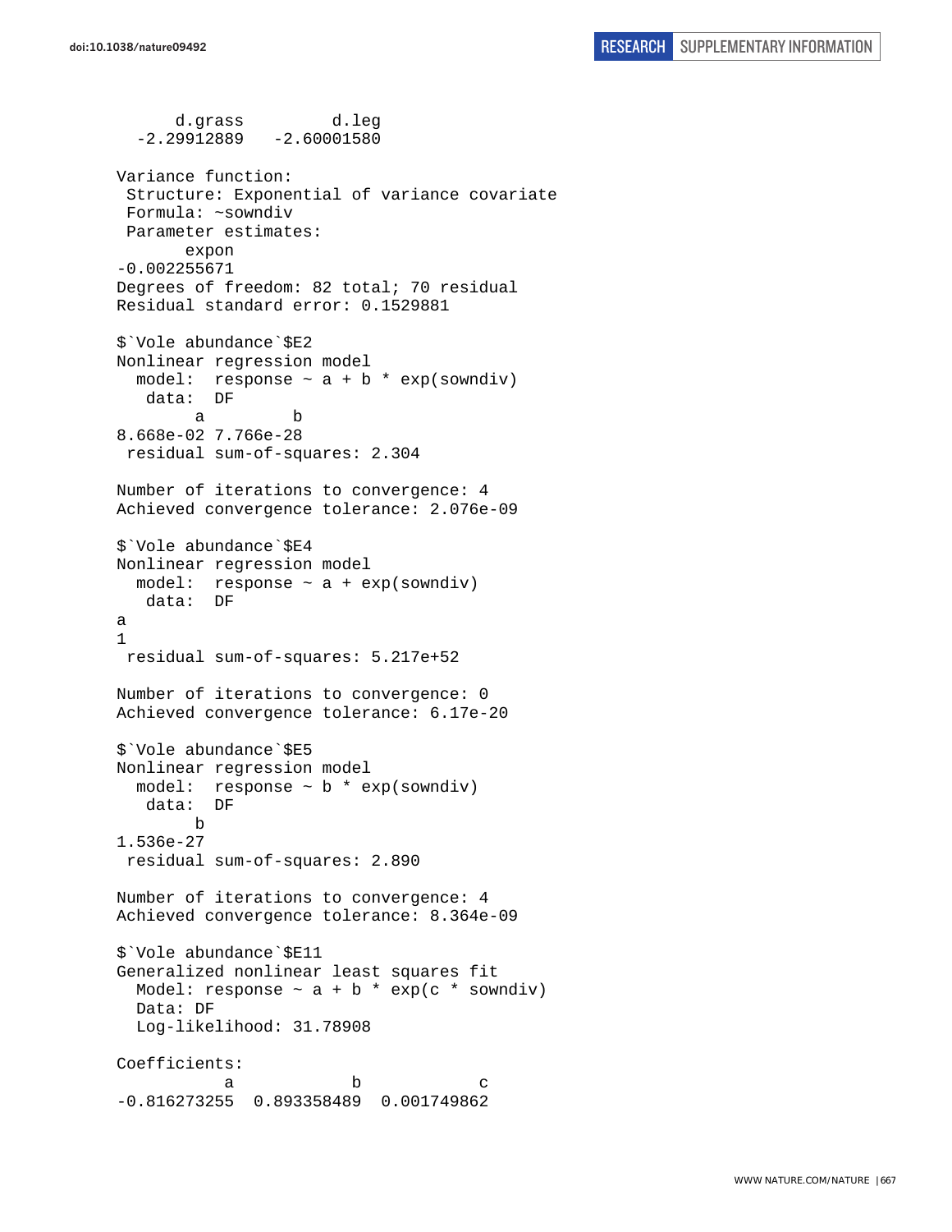```
      d.grass         d.leg
  -2.29912889   -2.60001580

Variance function:
 Structure: Exponential of variance covariate
 Formula: ~sowndiv
 Parameter estimates:
       expon
-0.002255671
Degrees of freedom: 82 total; 70 residual
Residual standard error: 0.1529881

$`Vole abundance`$E2
Nonlinear regression model
  model:  response ~ a + b * exp(sowndiv)
   data:  DF
        a         b
8.668e-02 7.766e-28
 residual sum-of-squares: 2.304

Number of iterations to convergence: 4
Achieved convergence tolerance: 2.076e-09

$`Vole abundance`$E4
Nonlinear regression model
  model:  response ~ a + exp(sowndiv)
   data:  DF
a
1
 residual sum-of-squares: 5.217e+52

Number of iterations to convergence: 0
Achieved convergence tolerance: 6.17e-20

$`Vole abundance`$E5
Nonlinear regression model
  model:  response ~ b * exp(sowndiv)
   data:  DF
        b
1.536e-27
 residual sum-of-squares: 2.890

Number of iterations to convergence: 4
Achieved convergence tolerance: 8.364e-09

$`Vole abundance`$E11
Generalized nonlinear least squares fit
  Model: response ~ a + b * exp(c * sowndiv)
  Data: DF
  Log-likelihood: 31.78908

Coefficients:
           a            b            c
-0.816273255  0.893358489  0.001749862
```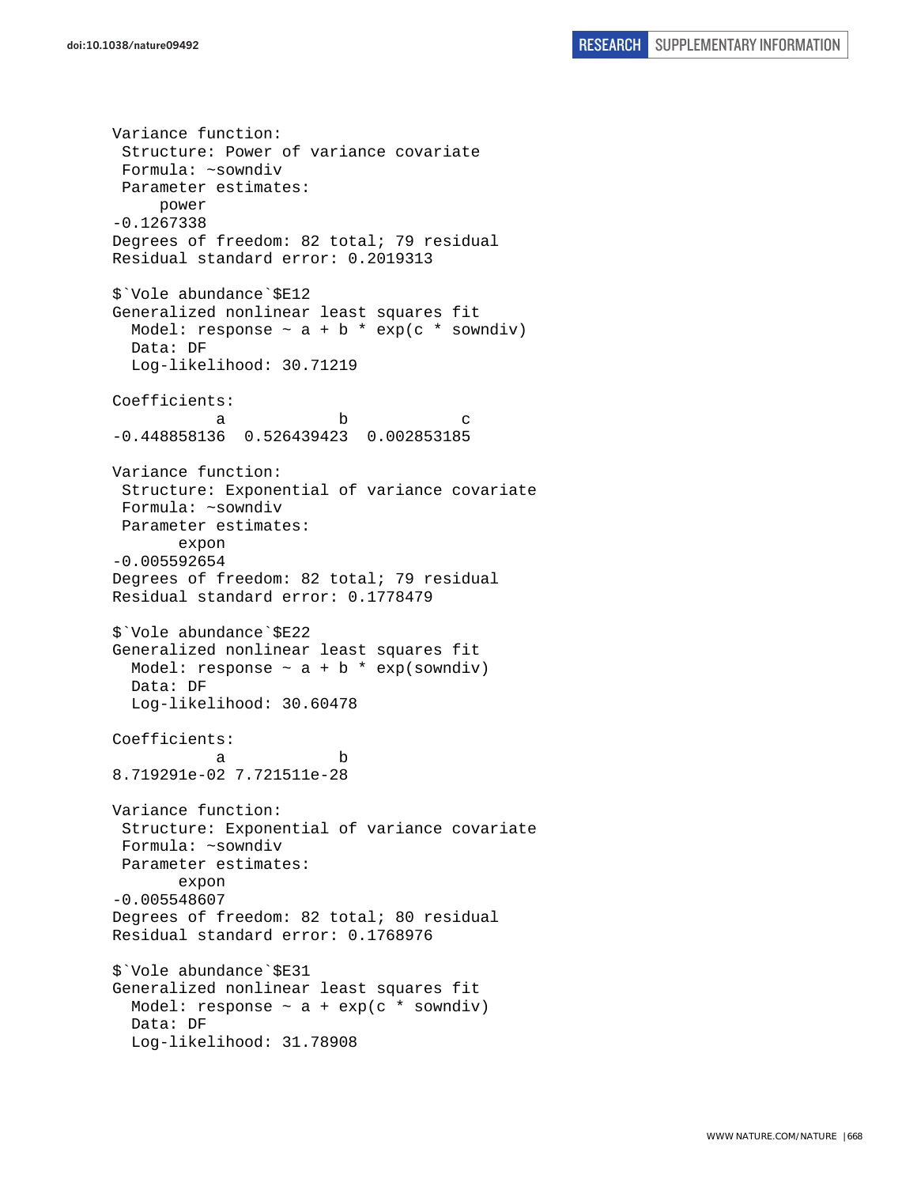```
Variance function:
 Structure: Power of variance covariate
 Formula: ~sowndiv
 Parameter estimates:
     power
-0.1267338
Degrees of freedom: 82 total; 79 residual
Residual standard error: 0.2019313

$`Vole abundance`$E12
Generalized nonlinear least squares fit
  Model: response ~ a + b * exp(c * sowndiv)
  Data: DF
  Log-likelihood: 30.71219

Coefficients:
           a            b            c
-0.448858136  0.526439423  0.002853185

Variance function:
 Structure: Exponential of variance covariate
 Formula: ~sowndiv
 Parameter estimates:
       expon
-0.005592654
Degrees of freedom: 82 total; 79 residual
Residual standard error: 0.1778479

$`Vole abundance`$E22
Generalized nonlinear least squares fit
  Model: response ~ a + b * exp(sowndiv)
  Data: DF
  Log-likelihood: 30.60478

Coefficients:
           a            b
8.719291e-02 7.721511e-28

Variance function:
 Structure: Exponential of variance covariate
 Formula: ~sowndiv
 Parameter estimates:
       expon
-0.005548607
Degrees of freedom: 82 total; 80 residual
Residual standard error: 0.1768976

$`Vole abundance`$E31
Generalized nonlinear least squares fit
  Model: response ~ a + exp(c * sowndiv)
  Data: DF
  Log-likelihood: 31.78908
```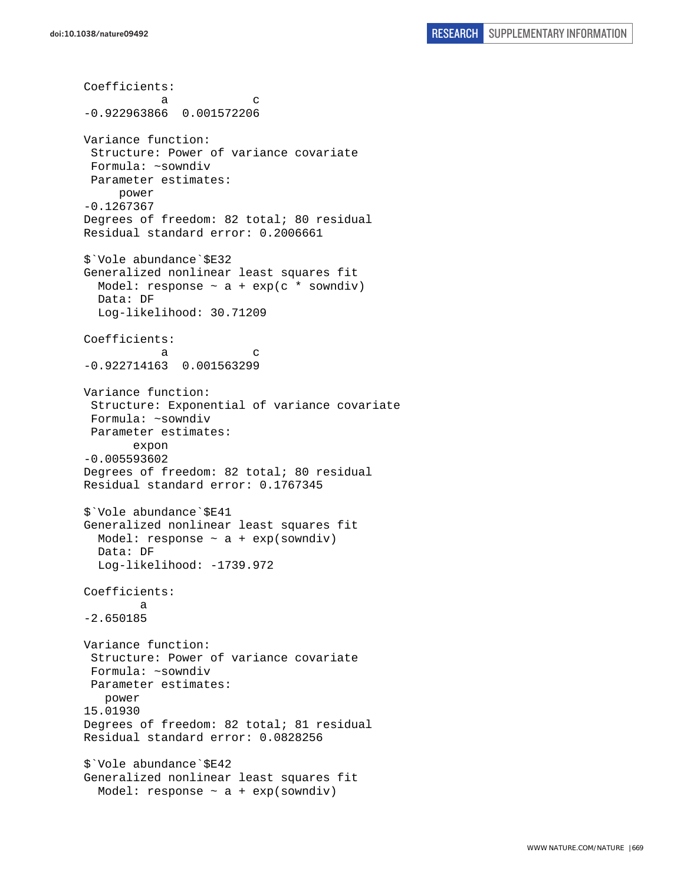```
Coefficients:
          a           c 
-0.922963866  0.001572206 

Variance function:
 Structure: Power of variance covariate
 Formula: ~sowndiv 
 Parameter estimates:
     power 
-0.1267367 
Degrees of freedom: 82 total; 80 residual
Residual standard error: 0.2006661 

$`Vole abundance`$E32
Generalized nonlinear least squares fit
  Model: response ~ a + exp(c * sowndiv) 
  Data: DF 
  Log-likelihood: 30.71209

Coefficients:
          a           c 
-0.922714163  0.001563299 

Variance function:
 Structure: Exponential of variance covariate
 Formula: ~sowndiv 
 Parameter estimates:
       expon 
-0.005593602 
Degrees of freedom: 82 total; 80 residual
Residual standard error: 0.1767345 

$`Vole abundance`$E41
Generalized nonlinear least squares fit
  Model: response ~ a + exp(sowndiv) 
  Data: DF 
  Log-likelihood: -1739.972

Coefficients:
        a 
-2.650185 

Variance function:
 Structure: Power of variance covariate
 Formula: ~sowndiv 
 Parameter estimates:
   power 
15.01930 
Degrees of freedom: 82 total; 81 residual
Residual standard error: 0.0828256 

$`Vole abundance`$E42
Generalized nonlinear least squares fit
  Model: response ~ a + exp(sowndiv) 
```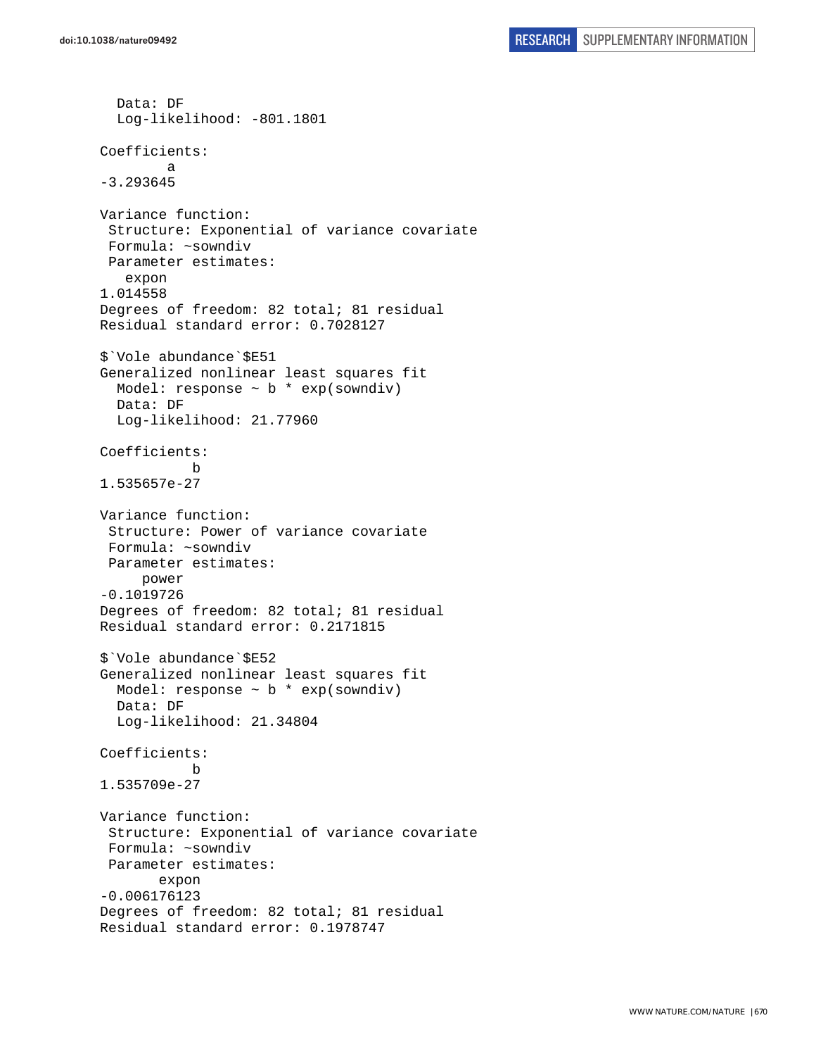```
  Data: DF
  Log-likelihood: -801.1801

Coefficients:
        a
-3.293645

Variance function:
 Structure: Exponential of variance covariate
 Formula: ~sowndiv
 Parameter estimates:
   expon
1.014558
Degrees of freedom: 82 total; 81 residual
Residual standard error: 0.7028127

$`Vole abundance`$E51
Generalized nonlinear least squares fit
  Model: response ~ b * exp(sowndiv)
  Data: DF
  Log-likelihood: 21.77960

Coefficients:
           b
1.535657e-27

Variance function:
 Structure: Power of variance covariate
 Formula: ~sowndiv
 Parameter estimates:
     power
-0.1019726
Degrees of freedom: 82 total; 81 residual
Residual standard error: 0.2171815

$`Vole abundance`$E52
Generalized nonlinear least squares fit
  Model: response ~ b * exp(sowndiv)
  Data: DF
  Log-likelihood: 21.34804

Coefficients:
           b
1.535709e-27

Variance function:
 Structure: Exponential of variance covariate
 Formula: ~sowndiv
 Parameter estimates:
       expon
-0.006176123
Degrees of freedom: 82 total; 81 residual
Residual standard error: 0.1978747
```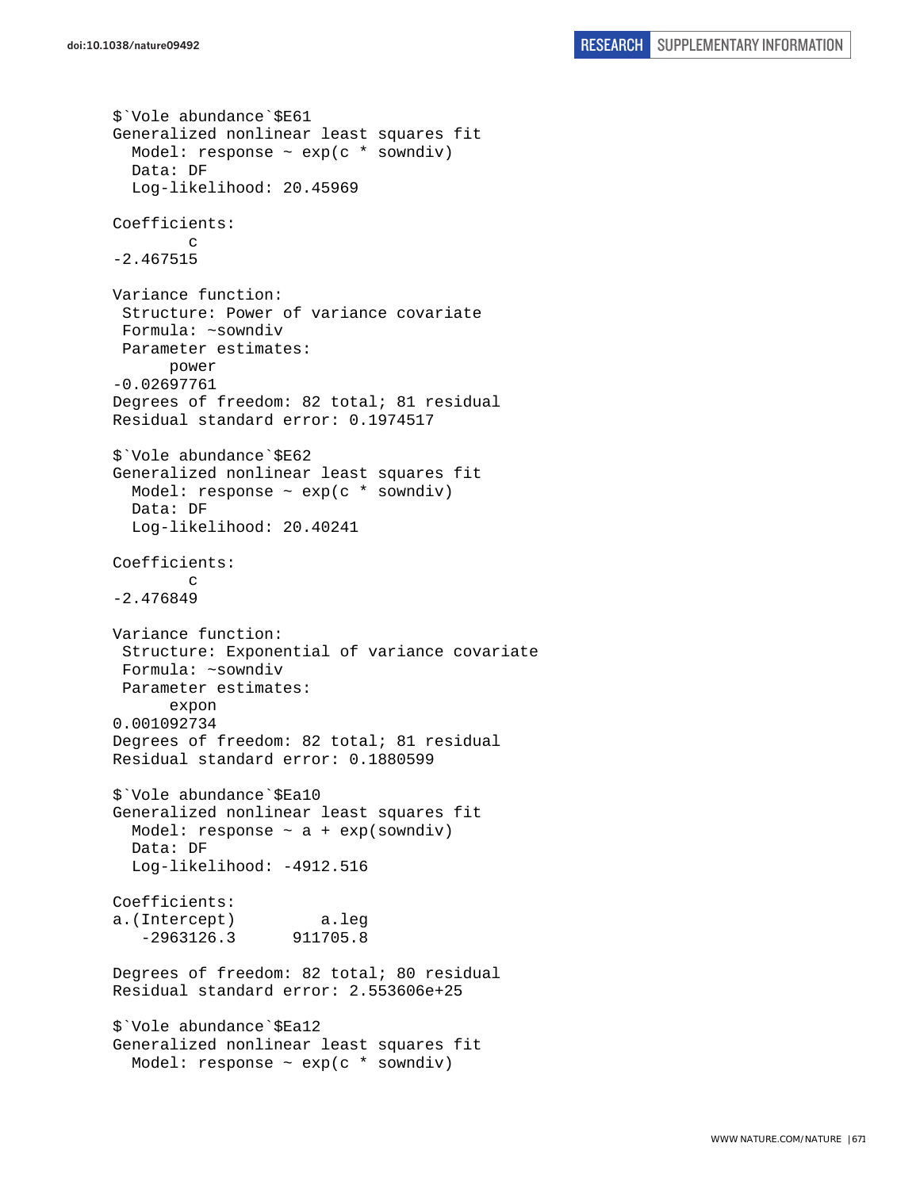```
$`Vole abundance`$E61
Generalized nonlinear least squares fit
  Model: response ~ exp(c * sowndiv)
  Data: DF
  Log-likelihood: 20.45969

Coefficients:
        c
-2.467515

Variance function:
 Structure: Power of variance covariate
 Formula: ~sowndiv
 Parameter estimates:
      power
-0.02697761
Degrees of freedom: 82 total; 81 residual
Residual standard error: 0.1974517

$`Vole abundance`$E62
Generalized nonlinear least squares fit
  Model: response ~ exp(c * sowndiv)
  Data: DF
  Log-likelihood: 20.40241

Coefficients:
        c
-2.476849

Variance function:
 Structure: Exponential of variance covariate
 Formula: ~sowndiv
 Parameter estimates:
      expon
0.001092734
Degrees of freedom: 82 total; 81 residual
Residual standard error: 0.1880599

$`Vole abundance`$Ea10
Generalized nonlinear least squares fit
  Model: response ~ a + exp(sowndiv)
  Data: DF
  Log-likelihood: -4912.516

Coefficients:
a.(Intercept)         a.leg
   -2963126.3      911705.8

Degrees of freedom: 82 total; 80 residual
Residual standard error: 2.553606e+25

$`Vole abundance`$Ea12
Generalized nonlinear least squares fit
  Model: response ~ exp(c * sowndiv)
```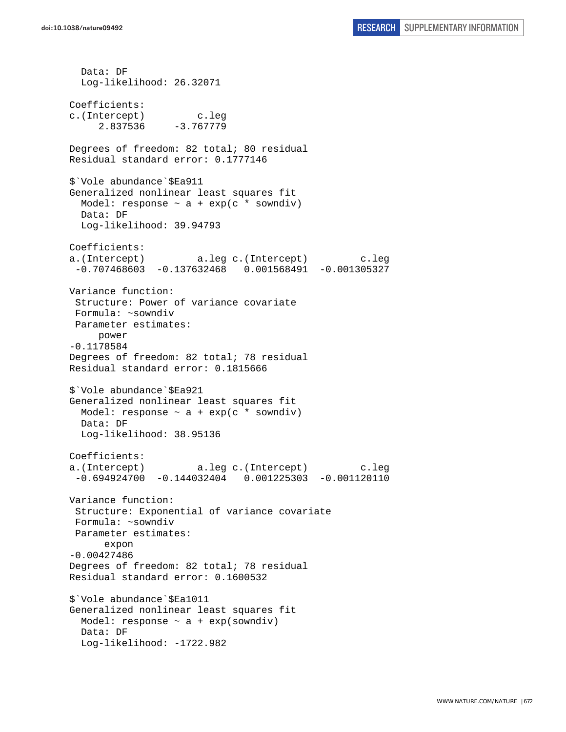```
  Data: DF
  Log-likelihood: 26.32071

Coefficients:
c.(Intercept)         c.leg
     2.837536     -3.767779

Degrees of freedom: 82 total; 80 residual
Residual standard error: 0.1777146

$`Vole abundance`$Ea911
Generalized nonlinear least squares fit
  Model: response ~ a + exp(c * sowndiv)
  Data: DF
  Log-likelihood: 39.94793

Coefficients:
a.(Intercept)         a.leg c.(Intercept)         c.leg
 -0.707468603  -0.137632468   0.001568491  -0.001305327

Variance function:
 Structure: Power of variance covariate
 Formula: ~sowndiv
 Parameter estimates:
     power
-0.1178584
Degrees of freedom: 82 total; 78 residual
Residual standard error: 0.1815666

$`Vole abundance`$Ea921
Generalized nonlinear least squares fit
  Model: response ~ a + exp(c * sowndiv)
  Data: DF
  Log-likelihood: 38.95136

Coefficients:
a.(Intercept)         a.leg c.(Intercept)         c.leg
 -0.694924700  -0.144032404   0.001225303  -0.001120110

Variance function:
 Structure: Exponential of variance covariate
 Formula: ~sowndiv
 Parameter estimates:
      expon
-0.00427486
Degrees of freedom: 82 total; 78 residual
Residual standard error: 0.1600532

$`Vole abundance`$Ea1011
Generalized nonlinear least squares fit
  Model: response ~ a + exp(sowndiv)
  Data: DF
  Log-likelihood: -1722.982
```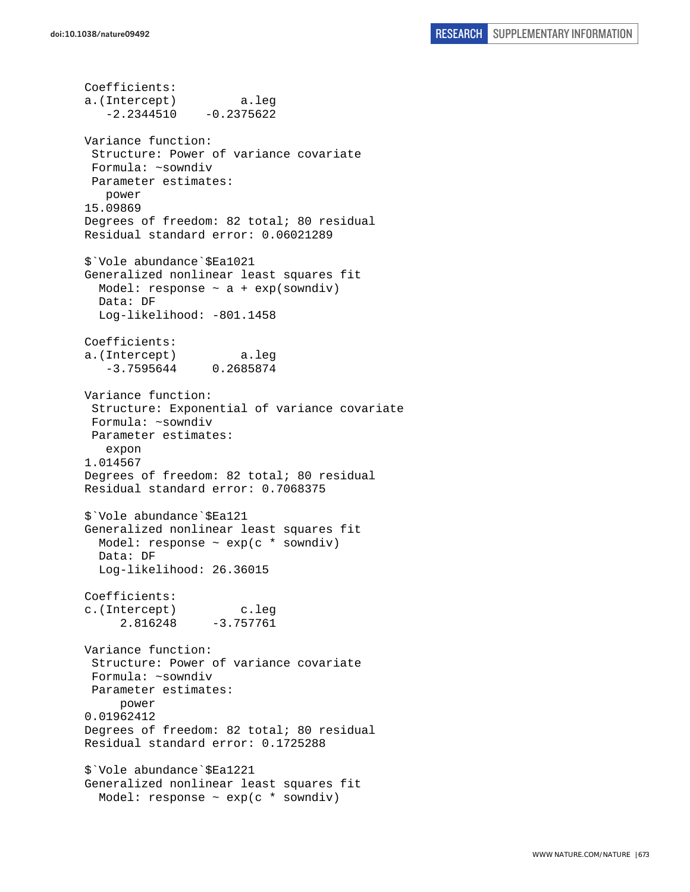```
Coefficients:
a.(Intercept)         a.leg 
   -2.2344510    -0.2375622 

Variance function:
 Structure: Power of variance covariate
 Formula: ~sowndiv 
 Parameter estimates:
   power 
15.09869 
Degrees of freedom: 82 total; 80 residual
Residual standard error: 0.06021289 

$`Vole abundance`$Ea1021
Generalized nonlinear least squares fit
  Model: response ~ a + exp(sowndiv) 
  Data: DF 
  Log-likelihood: -801.1458

Coefficients:
a.(Intercept)         a.leg 
   -3.7595644     0.2685874 

Variance function:
 Structure: Exponential of variance covariate
 Formula: ~sowndiv 
 Parameter estimates:
   expon 
1.014567 
Degrees of freedom: 82 total; 80 residual
Residual standard error: 0.7068375 

$`Vole abundance`$Ea121
Generalized nonlinear least squares fit
  Model: response ~ exp(c * sowndiv) 
  Data: DF 
  Log-likelihood: 26.36015

Coefficients:
c.(Intercept)         c.leg 
     2.816248     -3.757761 

Variance function:
 Structure: Power of variance covariate
 Formula: ~sowndiv 
 Parameter estimates:
     power 
0.01962412 
Degrees of freedom: 82 total; 80 residual
Residual standard error: 0.1725288 

$`Vole abundance`$Ea1221
Generalized nonlinear least squares fit
  Model: response ~ exp(c * sowndiv) 
```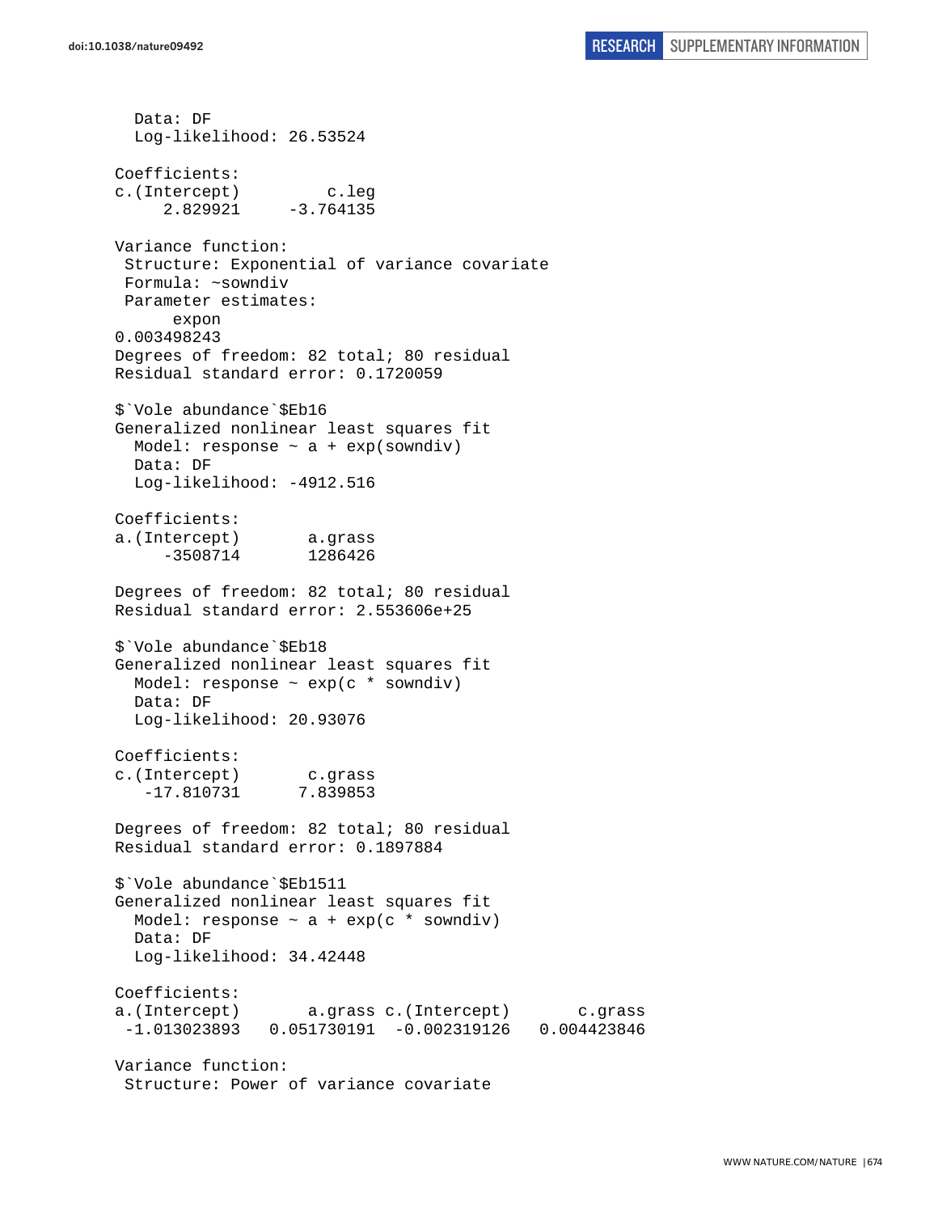```
  Data: DF
  Log-likelihood: 26.53524

Coefficients:
c.(Intercept)         c.leg
     2.829921     -3.764135

Variance function:
 Structure: Exponential of variance covariate
 Formula: ~sowndiv
 Parameter estimates:
      expon
0.003498243
Degrees of freedom: 82 total; 80 residual
Residual standard error: 0.1720059

$`Vole abundance`$Eb16
Generalized nonlinear least squares fit
  Model: response ~ a + exp(sowndiv)
  Data: DF
  Log-likelihood: -4912.516

Coefficients:
a.(Intercept)       a.grass
     -3508714       1286426

Degrees of freedom: 82 total; 80 residual
Residual standard error: 2.553606e+25

$`Vole abundance`$Eb18
Generalized nonlinear least squares fit
  Model: response ~ exp(c * sowndiv)
  Data: DF
  Log-likelihood: 20.93076

Coefficients:
c.(Intercept)       c.grass
   -17.810731      7.839853

Degrees of freedom: 82 total; 80 residual
Residual standard error: 0.1897884

$`Vole abundance`$Eb1511
Generalized nonlinear least squares fit
  Model: response ~ a + exp(c * sowndiv)
  Data: DF
  Log-likelihood: 34.42448

Coefficients:
a.(Intercept)       a.grass c.(Intercept)       c.grass
 -1.013023893   0.051730191  -0.002319126   0.004423846

Variance function:
 Structure: Power of variance covariate
```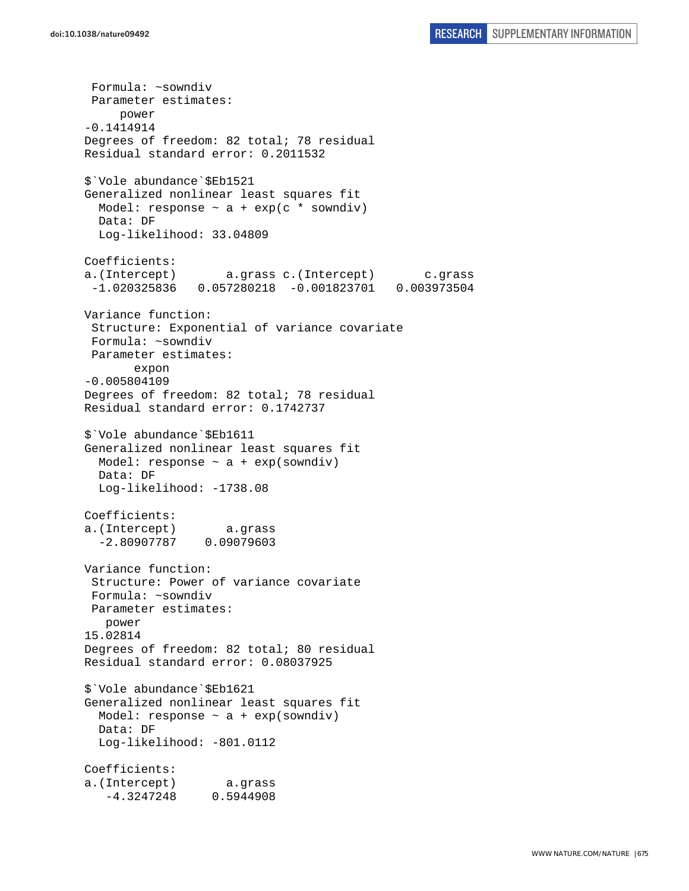```
 Formula: ~sowndiv
 Parameter estimates:
     power
-0.1414914
Degrees of freedom: 82 total; 78 residual
Residual standard error: 0.2011532

$`Vole abundance`$Eb1521
Generalized nonlinear least squares fit
  Model: response ~ a + exp(c * sowndiv)
  Data: DF
  Log-likelihood: 33.04809

Coefficients:
a.(Intercept)       a.grass c.(Intercept)       c.grass
 -1.020325836   0.057280218  -0.001823701   0.003973504

Variance function:
 Structure: Exponential of variance covariate
 Formula: ~sowndiv
 Parameter estimates:
       expon
-0.005804109
Degrees of freedom: 82 total; 78 residual
Residual standard error: 0.1742737

$`Vole abundance`$Eb1611
Generalized nonlinear least squares fit
  Model: response ~ a + exp(sowndiv)
  Data: DF
  Log-likelihood: -1738.08

Coefficients:
a.(Intercept)       a.grass
  -2.80907787    0.09079603

Variance function:
 Structure: Power of variance covariate
 Formula: ~sowndiv
 Parameter estimates:
   power
15.02814
Degrees of freedom: 82 total; 80 residual
Residual standard error: 0.08037925

$`Vole abundance`$Eb1621
Generalized nonlinear least squares fit
  Model: response ~ a + exp(sowndiv)
  Data: DF
  Log-likelihood: -801.0112

Coefficients:
a.(Intercept)       a.grass
   -4.3247248     0.5944908
```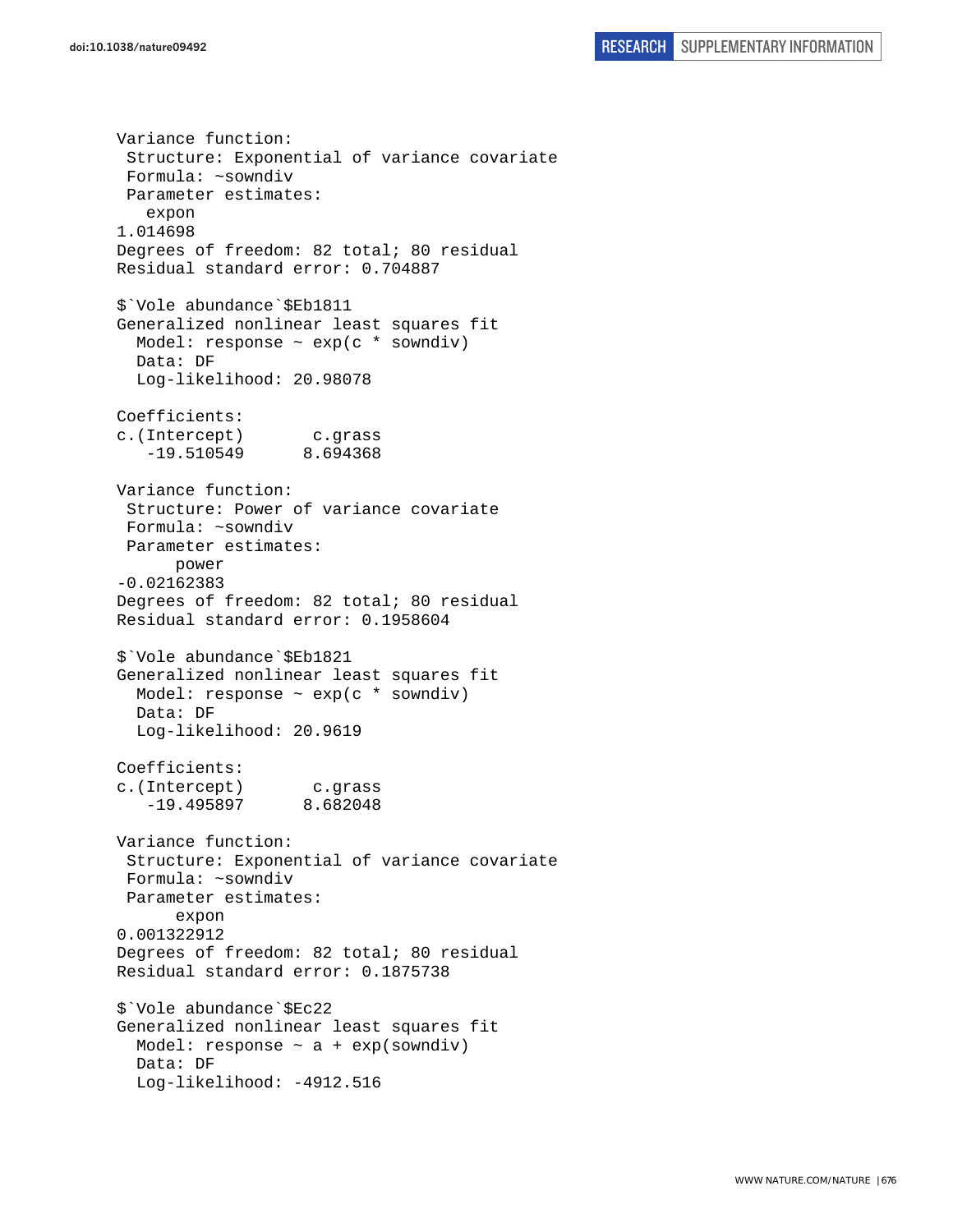```
Variance function:
 Structure: Exponential of variance covariate
 Formula: ~sowndiv
 Parameter estimates:
   expon
1.014698
Degrees of freedom: 82 total; 80 residual
Residual standard error: 0.704887

$`Vole abundance`$Eb1811
Generalized nonlinear least squares fit
  Model: response ~ exp(c * sowndiv)
  Data: DF
  Log-likelihood: 20.98078

Coefficients:
c.(Intercept)       c.grass
   -19.510549      8.694368

Variance function:
 Structure: Power of variance covariate
 Formula: ~sowndiv
 Parameter estimates:
      power
-0.02162383
Degrees of freedom: 82 total; 80 residual
Residual standard error: 0.1958604

$`Vole abundance`$Eb1821
Generalized nonlinear least squares fit
  Model: response ~ exp(c * sowndiv)
  Data: DF
  Log-likelihood: 20.9619

Coefficients:
c.(Intercept)       c.grass
   -19.495897      8.682048

Variance function:
 Structure: Exponential of variance covariate
 Formula: ~sowndiv
 Parameter estimates:
      expon
0.001322912
Degrees of freedom: 82 total; 80 residual
Residual standard error: 0.1875738

$`Vole abundance`$Ec22
Generalized nonlinear least squares fit
  Model: response ~ a + exp(sowndiv)
  Data: DF
  Log-likelihood: -4912.516
```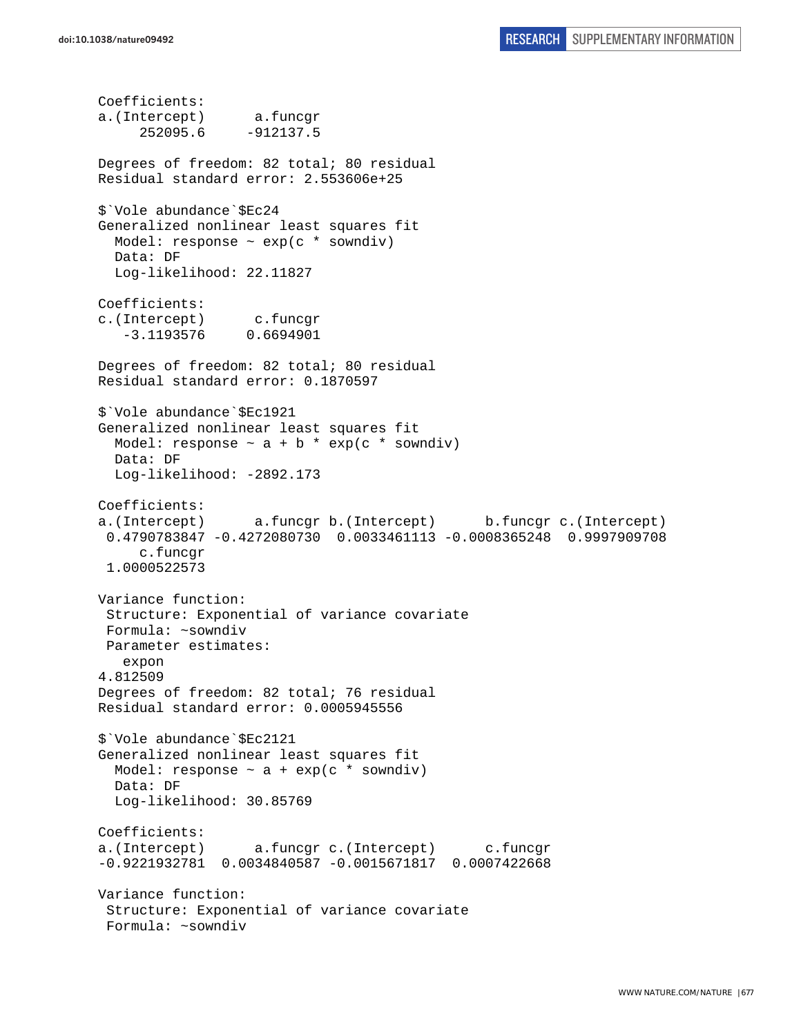```
Coefficients:
a.(Intercept)      a.funcgr 
     252095.6     -912137.5 

Degrees of freedom: 82 total; 80 residual
Residual standard error: 2.553606e+25 

$`Vole abundance`$Ec24
Generalized nonlinear least squares fit
  Model: response ~ exp(c * sowndiv) 
  Data: DF 
  Log-likelihood: 22.11827

Coefficients:
c.(Intercept)      c.funcgr 
   -3.1193576     0.6694901 

Degrees of freedom: 82 total; 80 residual
Residual standard error: 0.1870597 

$`Vole abundance`$Ec1921
Generalized nonlinear least squares fit
  Model: response ~ a + b * exp(c * sowndiv) 
  Data: DF 
  Log-likelihood: -2892.173

Coefficients:
a.(Intercept)      a.funcgr b.(Intercept)      b.funcgr c.(Intercept) 
 0.4790783847 -0.4272080730  0.0033461113 -0.0008365248  0.9997909708 
     c.funcgr 
 1.0000522573 

Variance function:
 Structure: Exponential of variance covariate
 Formula: ~sowndiv 
 Parameter estimates:
   expon 
4.812509 
Degrees of freedom: 82 total; 76 residual
Residual standard error: 0.0005945556 

$`Vole abundance`$Ec2121
Generalized nonlinear least squares fit
  Model: response ~ a + exp(c * sowndiv) 
  Data: DF 
  Log-likelihood: 30.85769

Coefficients:
a.(Intercept)      a.funcgr c.(Intercept)      c.funcgr 
-0.9221932781  0.0034840587 -0.0015671817  0.0007422668 

Variance function:
 Structure: Exponential of variance covariate
 Formula: ~sowndiv 
```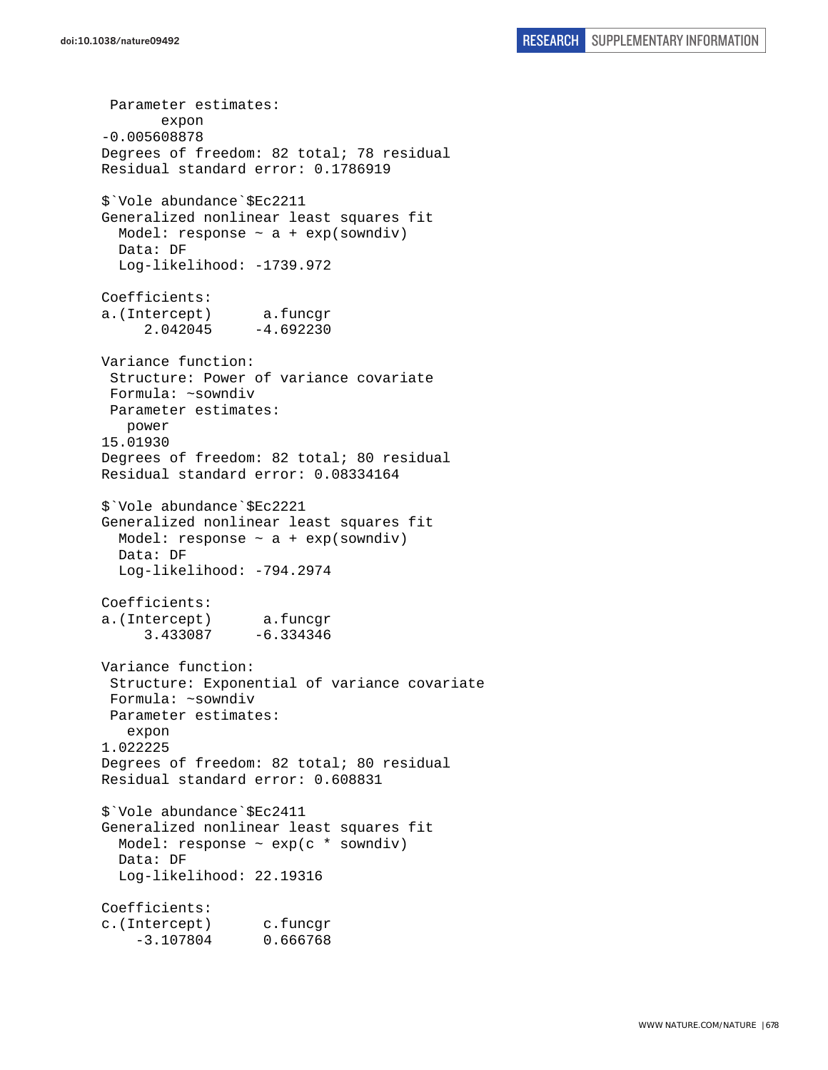```
 Parameter estimates:
       expon
-0.005608878
Degrees of freedom: 82 total; 78 residual
Residual standard error: 0.1786919

$`Vole abundance`$Ec2211
Generalized nonlinear least squares fit
  Model: response ~ a + exp(sowndiv)
  Data: DF
  Log-likelihood: -1739.972

Coefficients:
a.(Intercept)      a.funcgr
     2.042045     -4.692230

Variance function:
 Structure: Power of variance covariate
 Formula: ~sowndiv
 Parameter estimates:
   power
15.01930
Degrees of freedom: 82 total; 80 residual
Residual standard error: 0.08334164

$`Vole abundance`$Ec2221
Generalized nonlinear least squares fit
  Model: response ~ a + exp(sowndiv)
  Data: DF
  Log-likelihood: -794.2974

Coefficients:
a.(Intercept)      a.funcgr
     3.433087     -6.334346

Variance function:
 Structure: Exponential of variance covariate
 Formula: ~sowndiv
 Parameter estimates:
   expon
1.022225
Degrees of freedom: 82 total; 80 residual
Residual standard error: 0.608831

$`Vole abundance`$Ec2411
Generalized nonlinear least squares fit
  Model: response ~ exp(c * sowndiv)
  Data: DF
  Log-likelihood: 22.19316

Coefficients:
c.(Intercept)      c.funcgr
    -3.107804      0.666768
```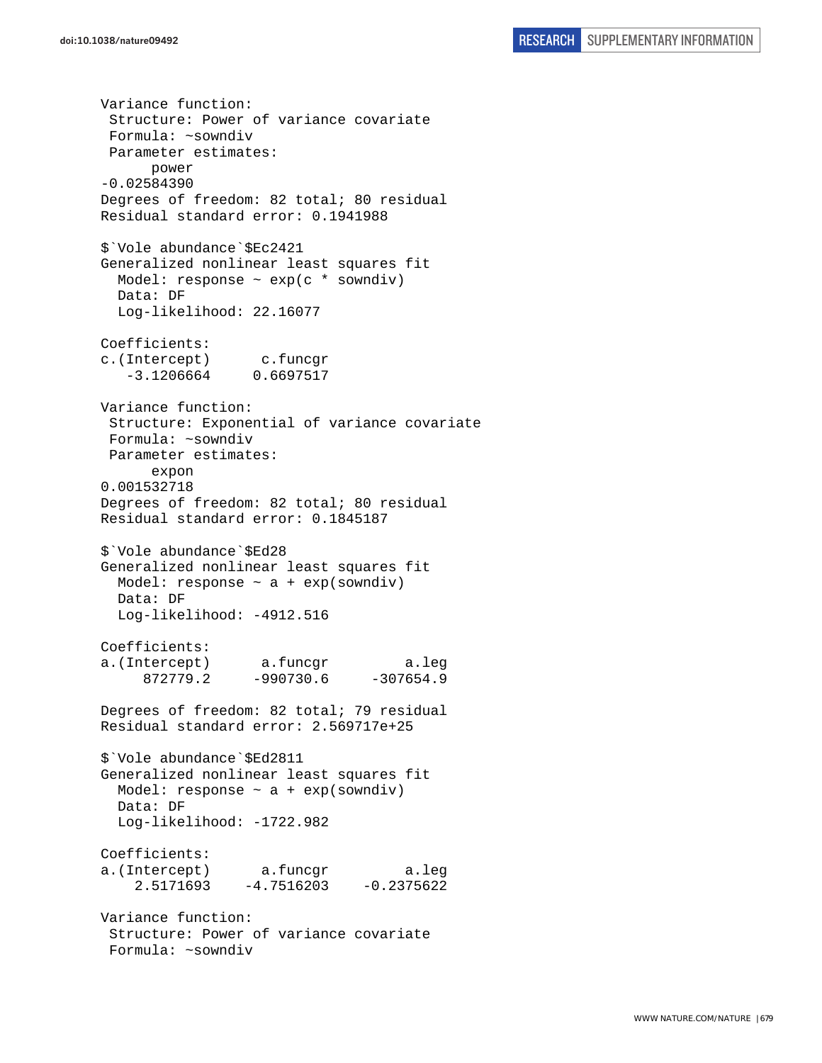```
Variance function:
 Structure: Power of variance covariate
 Formula: ~sowndiv
 Parameter estimates:
      power
-0.02584390
Degrees of freedom: 82 total; 80 residual
Residual standard error: 0.1941988

$`Vole abundance`$Ec2421
Generalized nonlinear least squares fit
  Model: response ~ exp(c * sowndiv)
  Data: DF
  Log-likelihood: 22.16077

Coefficients:
c.(Intercept)      c.funcgr
   -3.1206664     0.6697517

Variance function:
 Structure: Exponential of variance covariate
 Formula: ~sowndiv
 Parameter estimates:
      expon
0.001532718
Degrees of freedom: 82 total; 80 residual
Residual standard error: 0.1845187

$`Vole abundance`$Ed28
Generalized nonlinear least squares fit
  Model: response ~ a + exp(sowndiv)
  Data: DF
  Log-likelihood: -4912.516

Coefficients:
a.(Intercept)      a.funcgr         a.leg
     872779.2     -990730.6     -307654.9

Degrees of freedom: 82 total; 79 residual
Residual standard error: 2.569717e+25

$`Vole abundance`$Ed2811
Generalized nonlinear least squares fit
  Model: response ~ a + exp(sowndiv)
  Data: DF
  Log-likelihood: -1722.982

Coefficients:
a.(Intercept)      a.funcgr         a.leg
    2.5171693    -4.7516203    -0.2375622

Variance function:
 Structure: Power of variance covariate
 Formula: ~sowndiv
```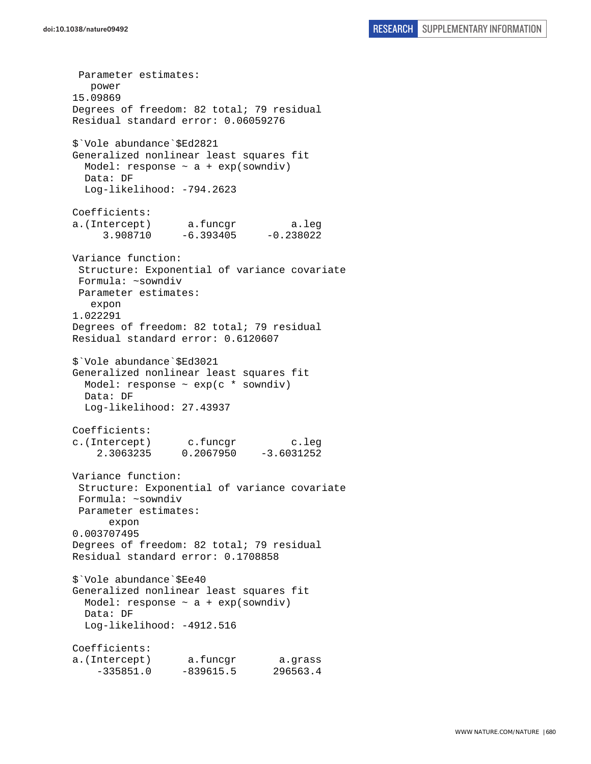```
 Parameter estimates:
   power
15.09869
Degrees of freedom: 82 total; 79 residual
Residual standard error: 0.06059276

$`Vole abundance`$Ed2821
Generalized nonlinear least squares fit
  Model: response ~ a + exp(sowndiv)
  Data: DF
  Log-likelihood: -794.2623

Coefficients:
a.(Intercept)      a.funcgr         a.leg
     3.908710     -6.393405     -0.238022

Variance function:
 Structure: Exponential of variance covariate
 Formula: ~sowndiv
 Parameter estimates:
   expon
1.022291
Degrees of freedom: 82 total; 79 residual
Residual standard error: 0.6120607

$`Vole abundance`$Ed3021
Generalized nonlinear least squares fit
  Model: response ~ exp(c * sowndiv)
  Data: DF
  Log-likelihood: 27.43937

Coefficients:
c.(Intercept)      c.funcgr         c.leg
    2.3063235     0.2067950    -3.6031252

Variance function:
 Structure: Exponential of variance covariate
 Formula: ~sowndiv
 Parameter estimates:
      expon
0.003707495
Degrees of freedom: 82 total; 79 residual
Residual standard error: 0.1708858

$`Vole abundance`$Ee40
Generalized nonlinear least squares fit
  Model: response ~ a + exp(sowndiv)
  Data: DF
  Log-likelihood: -4912.516

Coefficients:
a.(Intercept)      a.funcgr       a.grass
    -335851.0     -839615.5      296563.4
```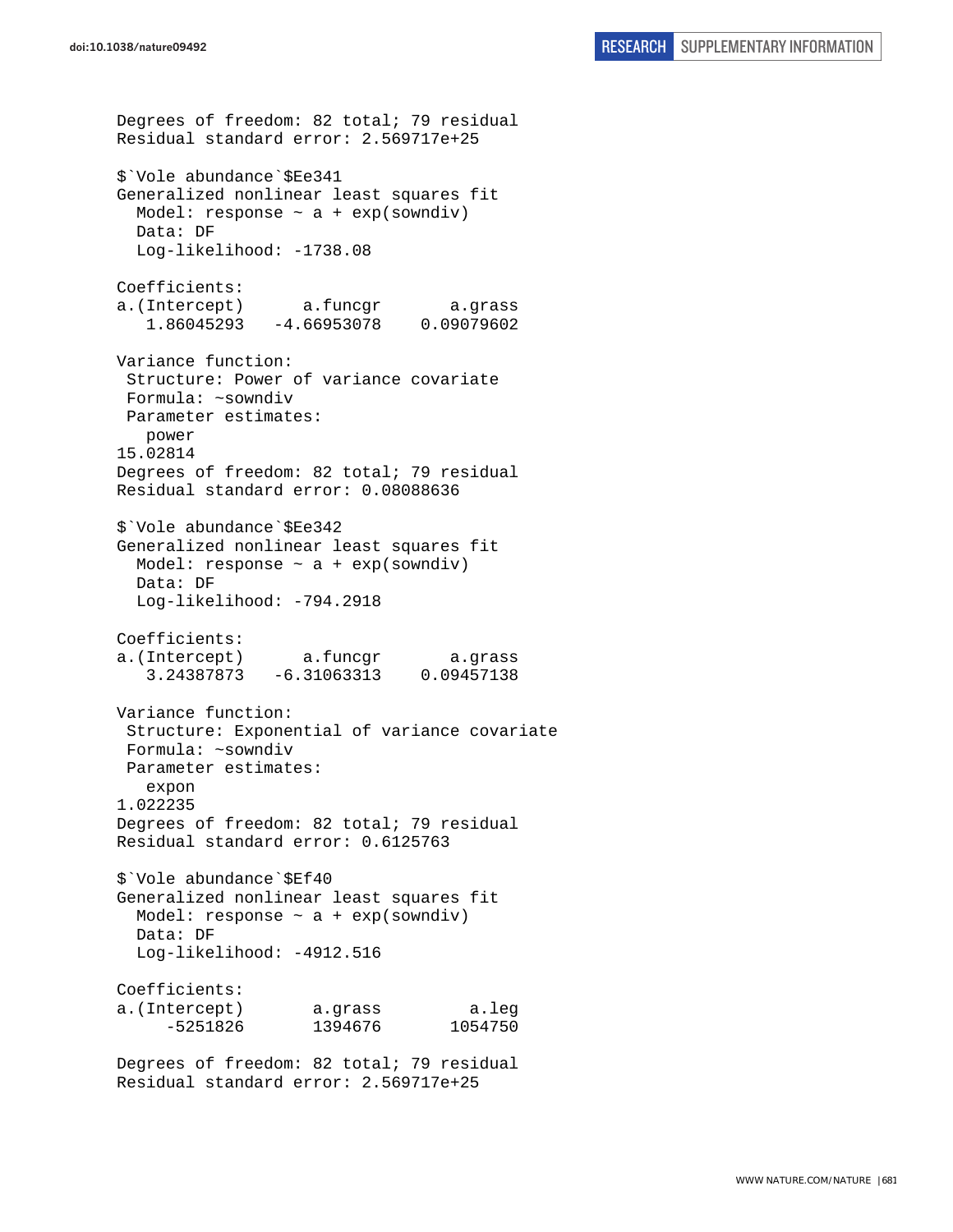```
Degrees of freedom: 82 total; 79 residual
Residual standard error: 2.569717e+25

$`Vole abundance`$Ee341
Generalized nonlinear least squares fit
  Model: response ~ a + exp(sowndiv)
  Data: DF
  Log-likelihood: -1738.08

Coefficients:
a.(Intercept)      a.funcgr       a.grass
   1.86045293   -4.66953078    0.09079602

Variance function:
 Structure: Power of variance covariate
 Formula: ~sowndiv
 Parameter estimates:
   power
15.02814
Degrees of freedom: 82 total; 79 residual
Residual standard error: 0.08088636

$`Vole abundance`$Ee342
Generalized nonlinear least squares fit
  Model: response ~ a + exp(sowndiv)
  Data: DF
  Log-likelihood: -794.2918

Coefficients:
a.(Intercept)      a.funcgr       a.grass
   3.24387873   -6.31063313    0.09457138

Variance function:
 Structure: Exponential of variance covariate
 Formula: ~sowndiv
 Parameter estimates:
   expon
1.022235
Degrees of freedom: 82 total; 79 residual
Residual standard error: 0.6125763

$`Vole abundance`$Ef40
Generalized nonlinear least squares fit
  Model: response ~ a + exp(sowndiv)
  Data: DF
  Log-likelihood: -4912.516

Coefficients:
a.(Intercept)       a.grass         a.leg
     -5251826       1394676       1054750

Degrees of freedom: 82 total; 79 residual
Residual standard error: 2.569717e+25
```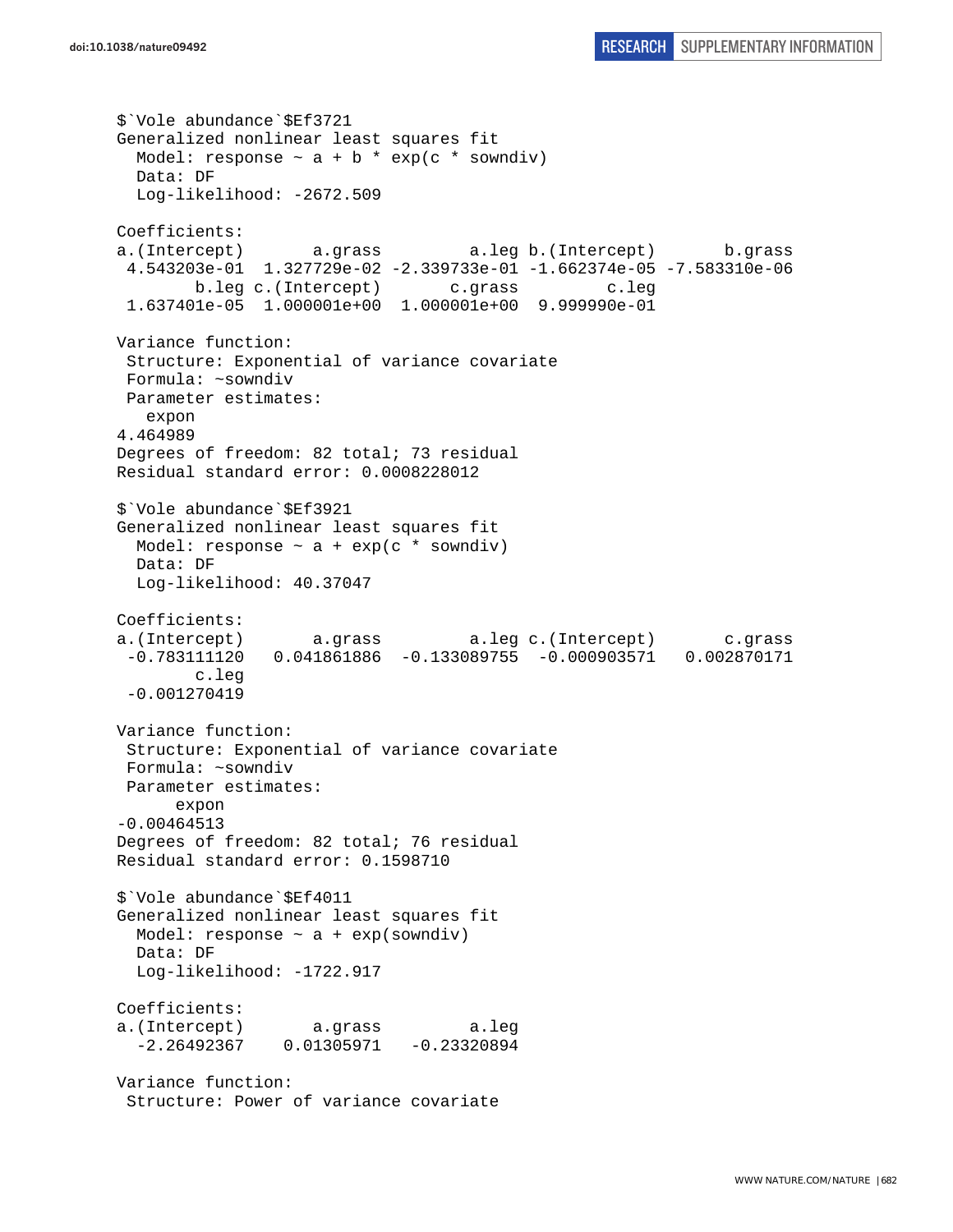```
$`Vole abundance`$Ef3721
Generalized nonlinear least squares fit
  Model: response ~ a + b * exp(c * sowndiv)
  Data: DF
  Log-likelihood: -2672.509

Coefficients:
a.(Intercept)       a.grass         a.leg b.(Intercept)       b.grass
 4.543203e-01  1.327729e-02 -2.339733e-01 -1.662374e-05 -7.583310e-06
        b.leg c.(Intercept)       c.grass         c.leg
 1.637401e-05  1.000001e+00  1.000001e+00  9.999990e-01

Variance function:
 Structure: Exponential of variance covariate
 Formula: ~sowndiv
 Parameter estimates:
   expon
4.464989
Degrees of freedom: 82 total; 73 residual
Residual standard error: 0.0008228012

$`Vole abundance`$Ef3921
Generalized nonlinear least squares fit
  Model: response ~ a + exp(c * sowndiv)
  Data: DF
  Log-likelihood: 40.37047

Coefficients:
a.(Intercept)       a.grass         a.leg c.(Intercept)       c.grass
 -0.783111120   0.041861886  -0.133089755  -0.000903571   0.002870171
        c.leg
 -0.001270419

Variance function:
 Structure: Exponential of variance covariate
 Formula: ~sowndiv
 Parameter estimates:
      expon
-0.00464513
Degrees of freedom: 82 total; 76 residual
Residual standard error: 0.1598710

$`Vole abundance`$Ef4011
Generalized nonlinear least squares fit
  Model: response ~ a + exp(sowndiv)
  Data: DF
  Log-likelihood: -1722.917

Coefficients:
a.(Intercept)       a.grass         a.leg
  -2.26492367    0.01305971   -0.23320894

Variance function:
 Structure: Power of variance covariate
```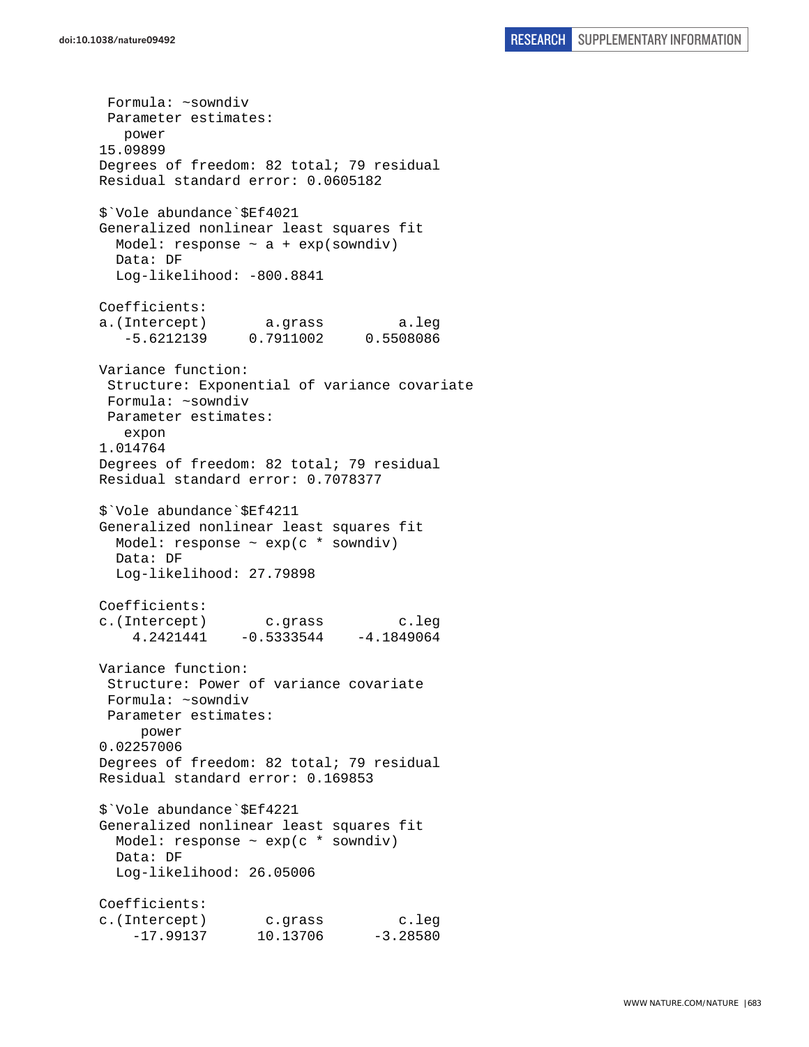```
 Formula: ~sowndiv
 Parameter estimates:
   power
15.09899
Degrees of freedom: 82 total; 79 residual
Residual standard error: 0.0605182

$`Vole abundance`$Ef4021
Generalized nonlinear least squares fit
  Model: response ~ a + exp(sowndiv)
  Data: DF
  Log-likelihood: -800.8841

Coefficients:
a.(Intercept)       a.grass         a.leg
   -5.6212139     0.7911002     0.5508086

Variance function:
 Structure: Exponential of variance covariate
 Formula: ~sowndiv
 Parameter estimates:
   expon
1.014764
Degrees of freedom: 82 total; 79 residual
Residual standard error: 0.7078377

$`Vole abundance`$Ef4211
Generalized nonlinear least squares fit
  Model: response ~ exp(c * sowndiv)
  Data: DF
  Log-likelihood: 27.79898

Coefficients:
c.(Intercept)       c.grass         c.leg
    4.2421441    -0.5333544    -4.1849064

Variance function:
 Structure: Power of variance covariate
 Formula: ~sowndiv
 Parameter estimates:
     power
0.02257006
Degrees of freedom: 82 total; 79 residual
Residual standard error: 0.169853

$`Vole abundance`$Ef4221
Generalized nonlinear least squares fit
  Model: response ~ exp(c * sowndiv)
  Data: DF
  Log-likelihood: 26.05006

Coefficients:
c.(Intercept)       c.grass         c.leg
    -17.99137      10.13706      -3.28580
```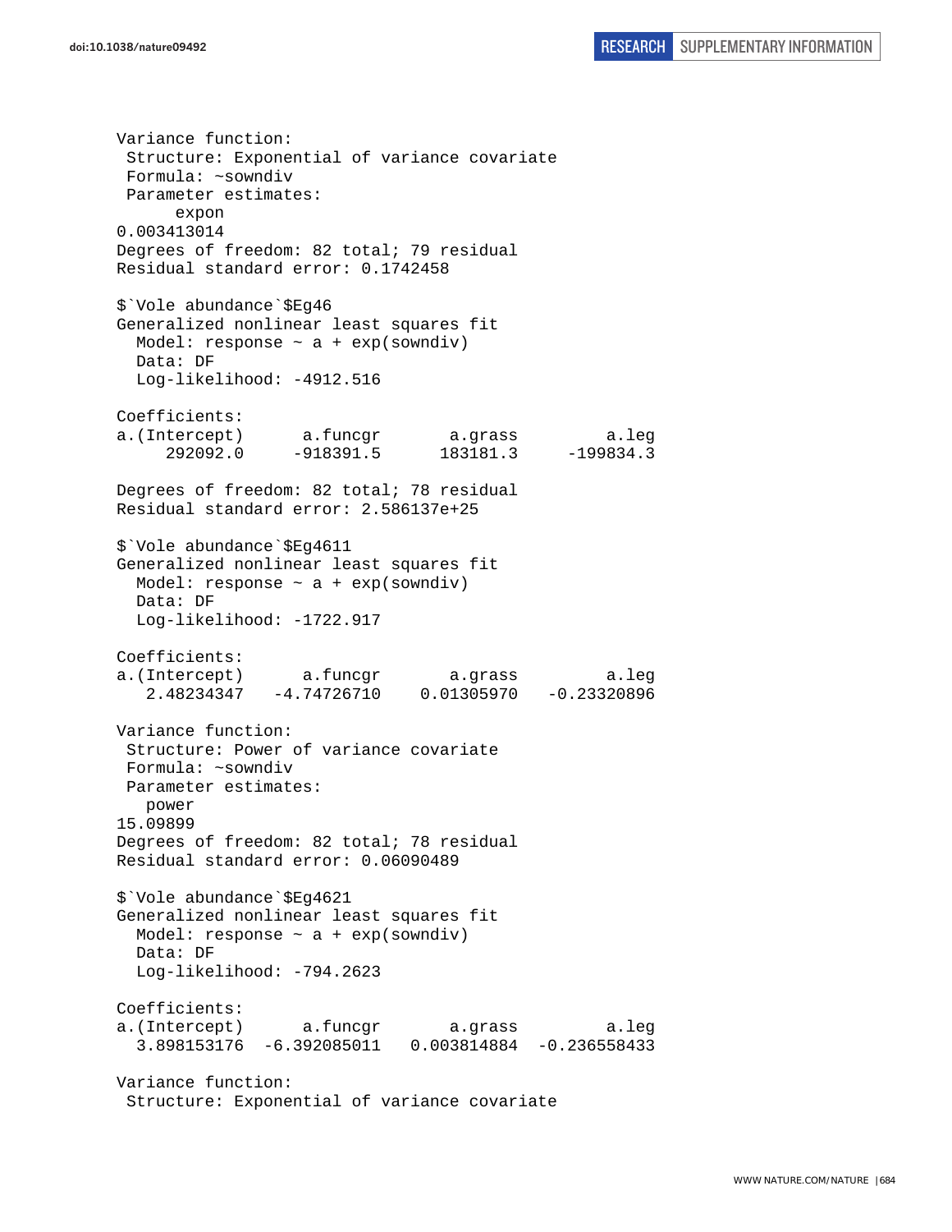```
Variance function:
 Structure: Exponential of variance covariate
 Formula: ~sowndiv
 Parameter estimates:
      expon
0.003413014
Degrees of freedom: 82 total; 79 residual
Residual standard error: 0.1742458

$`Vole abundance`$Eg46
Generalized nonlinear least squares fit
  Model: response ~ a + exp(sowndiv)
  Data: DF
  Log-likelihood: -4912.516

Coefficients:
a.(Intercept)      a.funcgr       a.grass         a.leg
     292092.0     -918391.5      183181.3     -199834.3

Degrees of freedom: 82 total; 78 residual
Residual standard error: 2.586137e+25

$`Vole abundance`$Eg4611
Generalized nonlinear least squares fit
  Model: response ~ a + exp(sowndiv)
  Data: DF
  Log-likelihood: -1722.917

Coefficients:
a.(Intercept)      a.funcgr       a.grass         a.leg
   2.48234347   -4.74726710    0.01305970   -0.23320896

Variance function:
 Structure: Power of variance covariate
 Formula: ~sowndiv
 Parameter estimates:
   power
15.09899
Degrees of freedom: 82 total; 78 residual
Residual standard error: 0.06090489

$`Vole abundance`$Eg4621
Generalized nonlinear least squares fit
  Model: response ~ a + exp(sowndiv)
  Data: DF
  Log-likelihood: -794.2623

Coefficients:
a.(Intercept)      a.funcgr       a.grass         a.leg
  3.898153176  -6.392085011   0.003814884  -0.236558433

Variance function:
 Structure: Exponential of variance covariate
```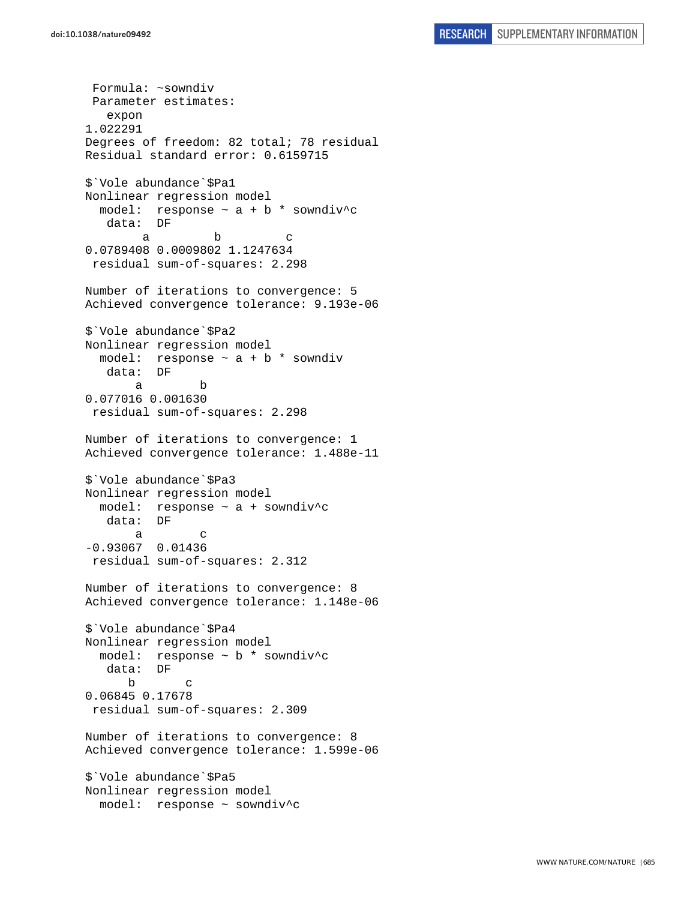```
 Formula: ~sowndiv
 Parameter estimates:
   expon
1.022291
Degrees of freedom: 82 total; 78 residual
Residual standard error: 0.6159715

$`Vole abundance`$Pa1
Nonlinear regression model
  model:  response ~ a + b * sowndiv^c
   data:  DF
        a         b         c
0.0789408 0.0009802 1.1247634
 residual sum-of-squares: 2.298

Number of iterations to convergence: 5
Achieved convergence tolerance: 9.193e-06

$`Vole abundance`$Pa2
Nonlinear regression model
  model:  response ~ a + b * sowndiv
   data:  DF
       a        b
0.077016 0.001630
 residual sum-of-squares: 2.298

Number of iterations to convergence: 1
Achieved convergence tolerance: 1.488e-11

$`Vole abundance`$Pa3
Nonlinear regression model
  model:  response ~ a + sowndiv^c
   data:  DF
       a        c
-0.93067  0.01436
 residual sum-of-squares: 2.312

Number of iterations to convergence: 8
Achieved convergence tolerance: 1.148e-06

$`Vole abundance`$Pa4
Nonlinear regression model
  model:  response ~ b * sowndiv^c
   data:  DF
      b       c
0.06845 0.17678
 residual sum-of-squares: 2.309

Number of iterations to convergence: 8
Achieved convergence tolerance: 1.599e-06

$`Vole abundance`$Pa5
Nonlinear regression model
  model:  response ~ sowndiv^c
```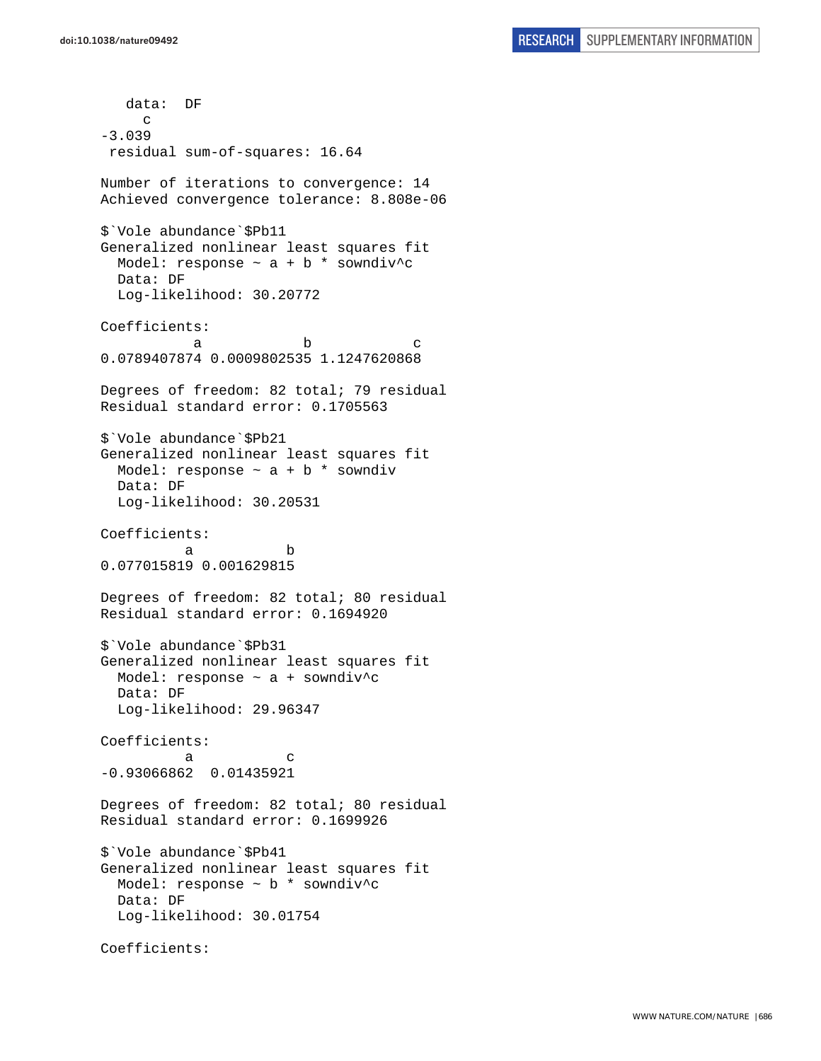```
   data:  DF
     c 
-3.039 
 residual sum-of-squares: 16.64

Number of iterations to convergence: 14 
Achieved convergence tolerance: 8.808e-06

$`Vole abundance`$Pb11
Generalized nonlinear least squares fit
  Model: response ~ a + b * sowndiv^c 
  Data: DF 
  Log-likelihood: 30.20772

Coefficients:
           a            b            c 
0.0789407874 0.0009802535 1.1247620868 

Degrees of freedom: 82 total; 79 residual
Residual standard error: 0.1705563 

$`Vole abundance`$Pb21
Generalized nonlinear least squares fit
  Model: response ~ a + b * sowndiv 
  Data: DF 
  Log-likelihood: 30.20531

Coefficients:
          a           b 
0.077015819 0.001629815 

Degrees of freedom: 82 total; 80 residual
Residual standard error: 0.1694920 

$`Vole abundance`$Pb31
Generalized nonlinear least squares fit
  Model: response ~ a + sowndiv^c 
  Data: DF 
  Log-likelihood: 29.96347

Coefficients:
          a           c 
-0.93066862  0.01435921 

Degrees of freedom: 82 total; 80 residual
Residual standard error: 0.1699926 

$`Vole abundance`$Pb41
Generalized nonlinear least squares fit
  Model: response ~ b * sowndiv^c 
  Data: DF 
  Log-likelihood: 30.01754

Coefficients:
```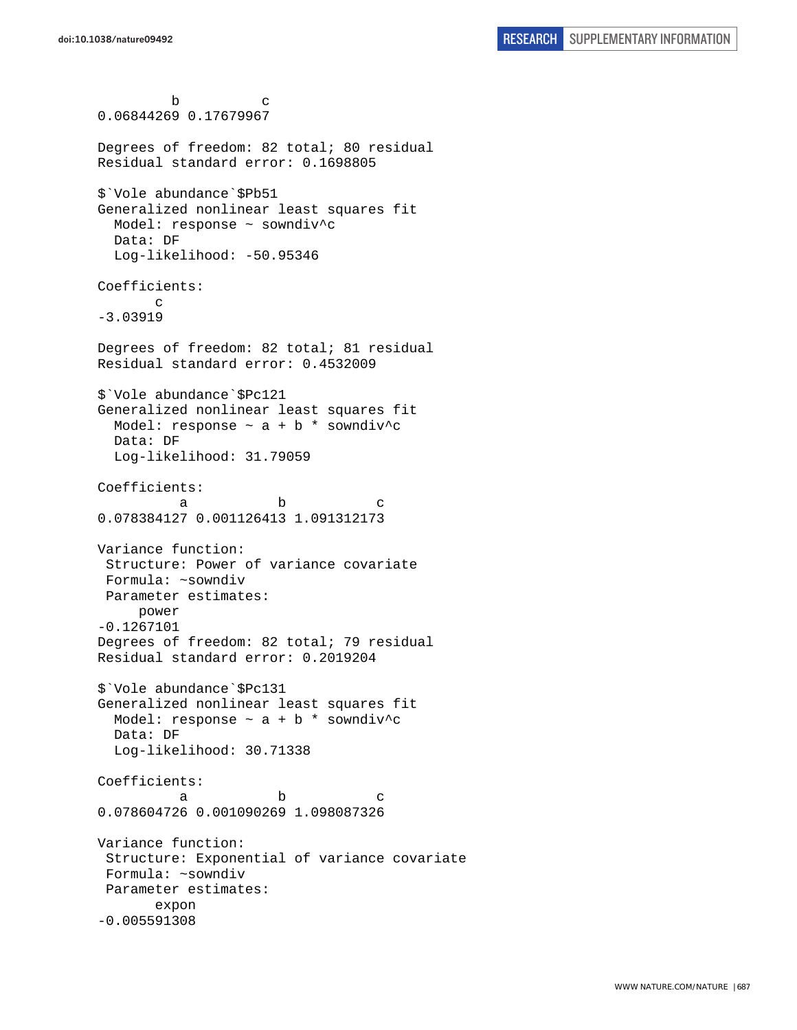```
         b          c 
0.06844269 0.17679967 

Degrees of freedom: 82 total; 80 residual
Residual standard error: 0.1698805 

$`Vole abundance`$Pb51
Generalized nonlinear least squares fit
  Model: response ~ sowndiv^c 
  Data: DF 
  Log-likelihood: -50.95346

Coefficients:
       c 
-3.03919 

Degrees of freedom: 82 total; 81 residual
Residual standard error: 0.4532009 

$`Vole abundance`$Pc121
Generalized nonlinear least squares fit
  Model: response ~ a + b * sowndiv^c 
  Data: DF 
  Log-likelihood: 31.79059

Coefficients:
          a           b           c 
0.078384127 0.001126413 1.091312173 

Variance function:
 Structure: Power of variance covariate
 Formula: ~sowndiv 
 Parameter estimates:
     power 
-0.1267101 
Degrees of freedom: 82 total; 79 residual
Residual standard error: 0.2019204 

$`Vole abundance`$Pc131
Generalized nonlinear least squares fit
  Model: response ~ a + b * sowndiv^c 
  Data: DF 
  Log-likelihood: 30.71338

Coefficients:
          a           b           c 
0.078604726 0.001090269 1.098087326 

Variance function:
 Structure: Exponential of variance covariate
 Formula: ~sowndiv 
 Parameter estimates:
       expon 
-0.005591308 
```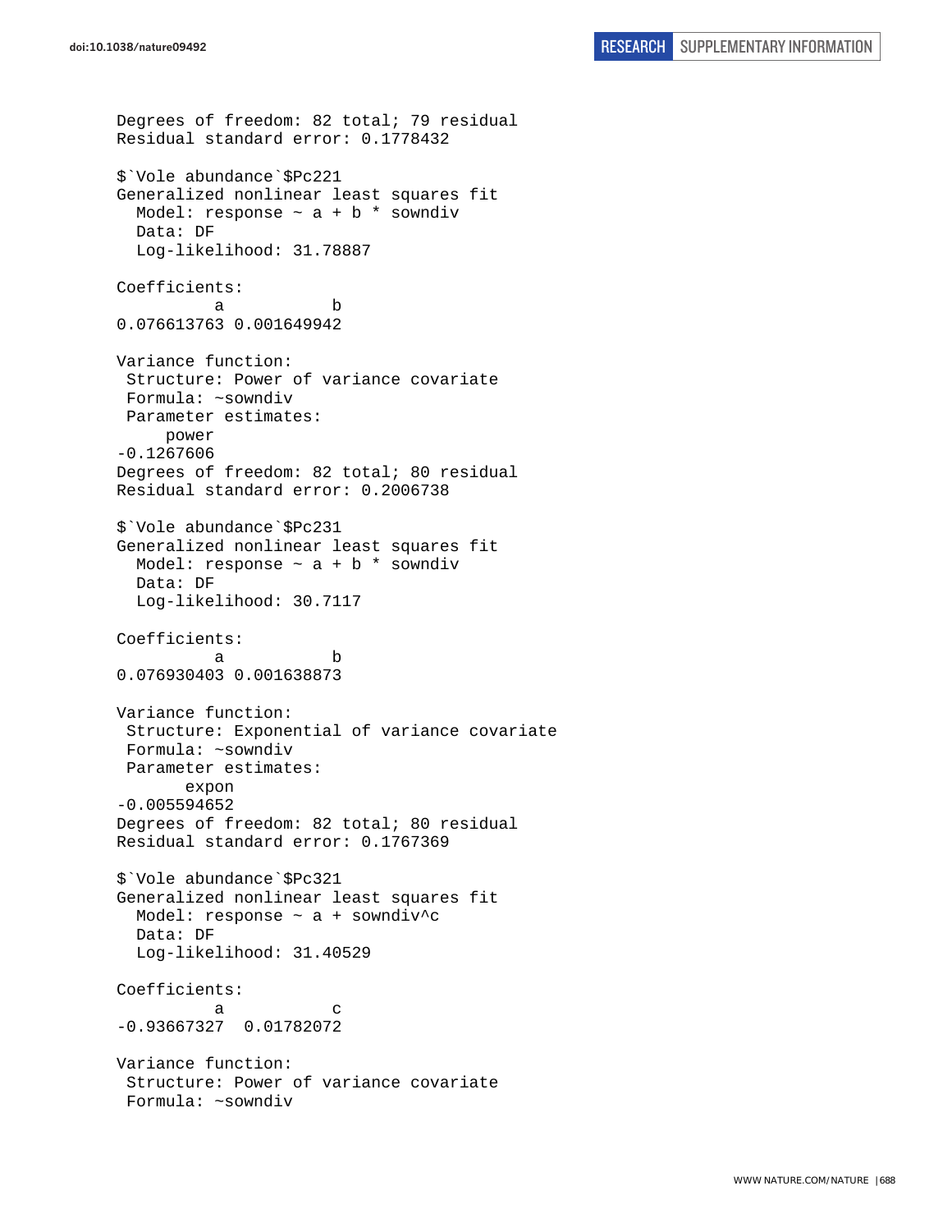```
Degrees of freedom: 82 total; 79 residual
Residual standard error: 0.1778432

$`Vole abundance`$Pc221
Generalized nonlinear least squares fit
  Model: response ~ a + b * sowndiv
  Data: DF
  Log-likelihood: 31.78887

Coefficients:
          a           b
0.076613763 0.001649942

Variance function:
 Structure: Power of variance covariate
 Formula: ~sowndiv
 Parameter estimates:
     power
-0.1267606
Degrees of freedom: 82 total; 80 residual
Residual standard error: 0.2006738

$`Vole abundance`$Pc231
Generalized nonlinear least squares fit
  Model: response ~ a + b * sowndiv
  Data: DF
  Log-likelihood: 30.7117

Coefficients:
          a           b
0.076930403 0.001638873

Variance function:
 Structure: Exponential of variance covariate
 Formula: ~sowndiv
 Parameter estimates:
       expon
-0.005594652
Degrees of freedom: 82 total; 80 residual
Residual standard error: 0.1767369

$`Vole abundance`$Pc321
Generalized nonlinear least squares fit
  Model: response ~ a + sowndiv^c
  Data: DF
  Log-likelihood: 31.40529

Coefficients:
          a           c
-0.93667327  0.01782072

Variance function:
 Structure: Power of variance covariate
 Formula: ~sowndiv
```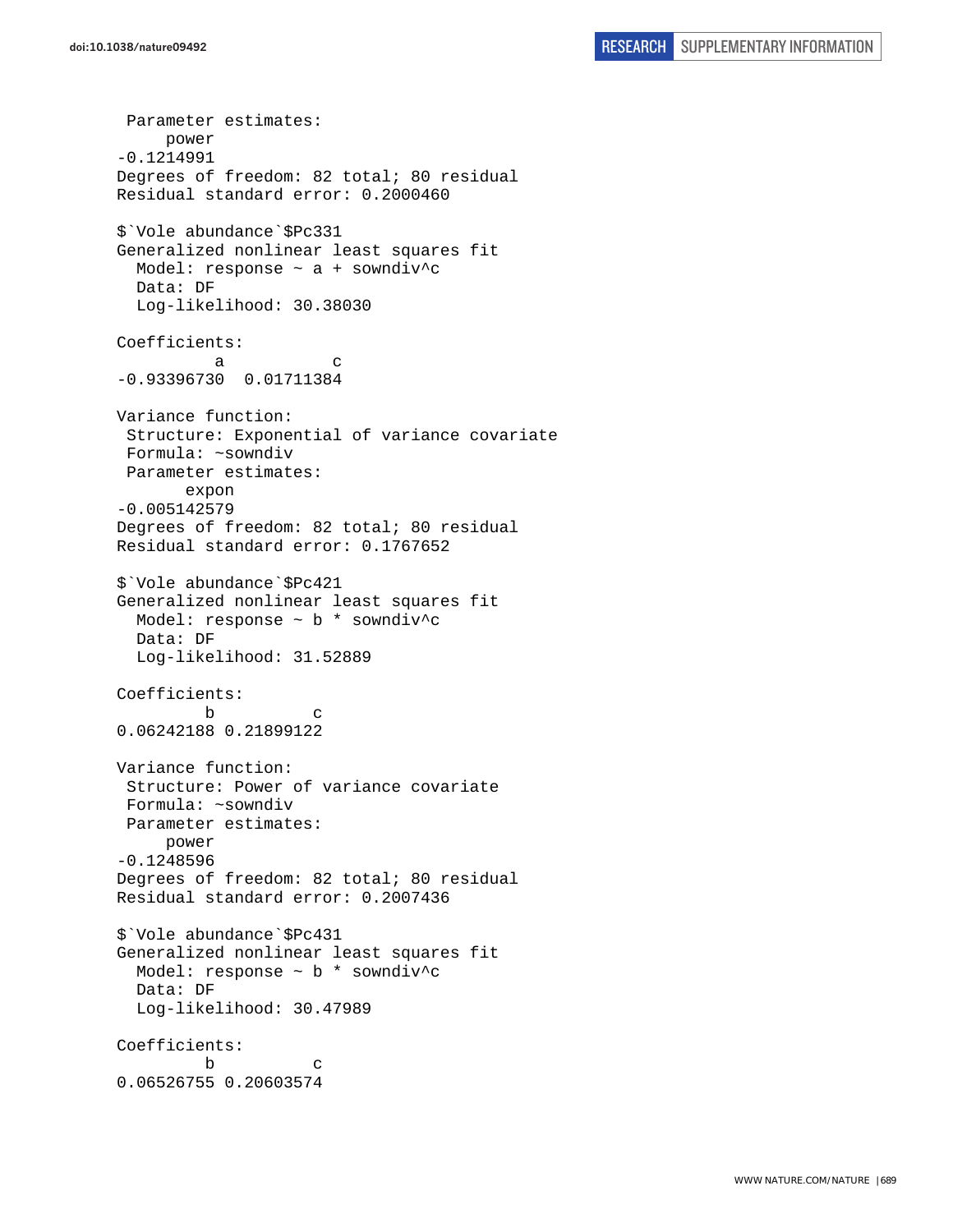```
 Parameter estimates:
     power 
-0.1214991 
Degrees of freedom: 82 total; 80 residual
Residual standard error: 0.2000460 

$`Vole abundance`$Pc331
Generalized nonlinear least squares fit
  Model: response ~ a + sowndiv^c 
  Data: DF 
  Log-likelihood: 30.38030

Coefficients:
          a           c 
-0.93396730  0.01711384 

Variance function:
 Structure: Exponential of variance covariate
 Formula: ~sowndiv 
 Parameter estimates:
       expon 
-0.005142579 
Degrees of freedom: 82 total; 80 residual
Residual standard error: 0.1767652 

$`Vole abundance`$Pc421
Generalized nonlinear least squares fit
  Model: response ~ b * sowndiv^c 
  Data: DF 
  Log-likelihood: 31.52889

Coefficients:
         b          c 
0.06242188 0.21899122 

Variance function:
 Structure: Power of variance covariate
 Formula: ~sowndiv 
 Parameter estimates:
     power 
-0.1248596 
Degrees of freedom: 82 total; 80 residual
Residual standard error: 0.2007436 

$`Vole abundance`$Pc431
Generalized nonlinear least squares fit
  Model: response ~ b * sowndiv^c 
  Data: DF 
  Log-likelihood: 30.47989

Coefficients:
         b          c 
0.06526755 0.20603574 
```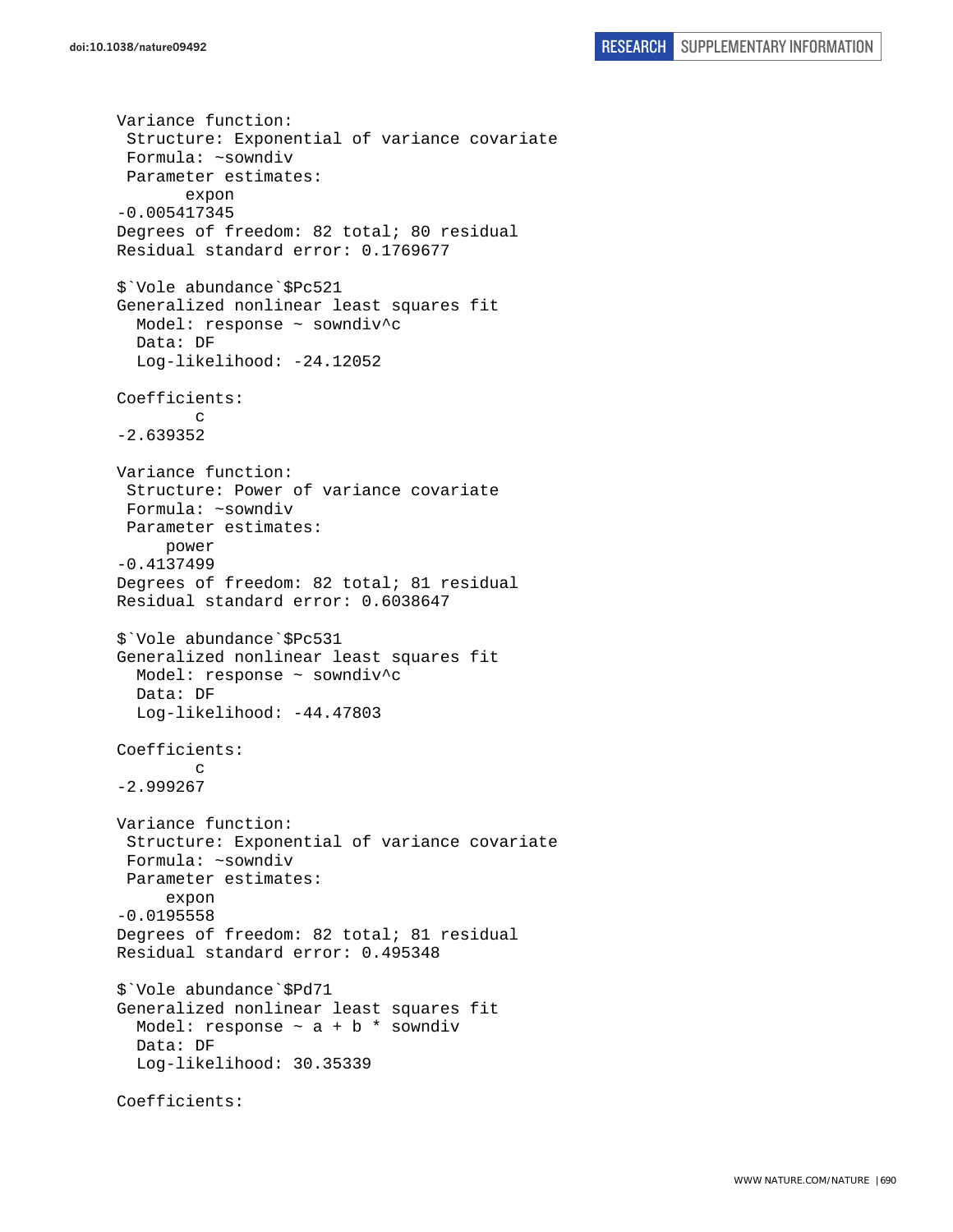```
Variance function:
 Structure: Exponential of variance covariate
 Formula: ~sowndiv
 Parameter estimates:
       expon
-0.005417345
Degrees of freedom: 82 total; 80 residual
Residual standard error: 0.1769677

$`Vole abundance`$Pc521
Generalized nonlinear least squares fit
  Model: response ~ sowndiv^c
  Data: DF
  Log-likelihood: -24.12052

Coefficients:
        c
-2.639352

Variance function:
 Structure: Power of variance covariate
 Formula: ~sowndiv
 Parameter estimates:
     power
-0.4137499
Degrees of freedom: 82 total; 81 residual
Residual standard error: 0.6038647

$`Vole abundance`$Pc531
Generalized nonlinear least squares fit
  Model: response ~ sowndiv^c
  Data: DF
  Log-likelihood: -44.47803

Coefficients:
        c
-2.999267

Variance function:
 Structure: Exponential of variance covariate
 Formula: ~sowndiv
 Parameter estimates:
     expon
-0.0195558
Degrees of freedom: 82 total; 81 residual
Residual standard error: 0.495348

$`Vole abundance`$Pd71
Generalized nonlinear least squares fit
  Model: response ~ a + b * sowndiv
  Data: DF
  Log-likelihood: 30.35339

Coefficients:
```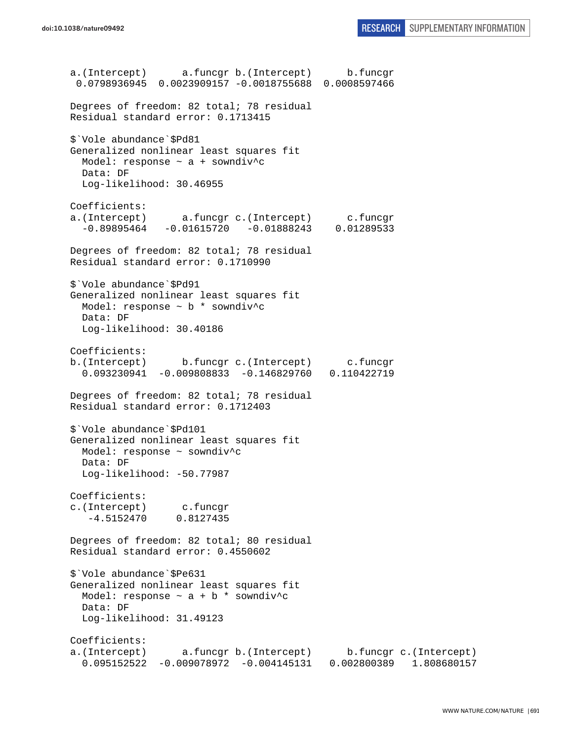```
a.(Intercept)      a.funcgr b.(Intercept)      b.funcgr 
 0.0798936945  0.0023909157 -0.0018755688  0.0008597466 

Degrees of freedom: 82 total; 78 residual
Residual standard error: 0.1713415 

$`Vole abundance`$Pd81
Generalized nonlinear least squares fit
  Model: response ~ a + sowndiv^c 
  Data: DF 
  Log-likelihood: 30.46955

Coefficients:
a.(Intercept)      a.funcgr c.(Intercept)      c.funcgr 
  -0.89895464   -0.01615720   -0.01888243    0.01289533 

Degrees of freedom: 82 total; 78 residual
Residual standard error: 0.1710990 

$`Vole abundance`$Pd91
Generalized nonlinear least squares fit
  Model: response ~ b * sowndiv^c 
  Data: DF 
  Log-likelihood: 30.40186

Coefficients:
b.(Intercept)      b.funcgr c.(Intercept)      c.funcgr 
  0.093230941  -0.009808833  -0.146829760   0.110422719 

Degrees of freedom: 82 total; 78 residual
Residual standard error: 0.1712403 

$`Vole abundance`$Pd101
Generalized nonlinear least squares fit
  Model: response ~ sowndiv^c 
  Data: DF 
  Log-likelihood: -50.77987

Coefficients:
c.(Intercept)      c.funcgr 
   -4.5152470     0.8127435 

Degrees of freedom: 82 total; 80 residual
Residual standard error: 0.4550602 

$`Vole abundance`$Pe631
Generalized nonlinear least squares fit
  Model: response ~ a + b * sowndiv^c 
  Data: DF 
  Log-likelihood: 31.49123

Coefficients:
a.(Intercept)      a.funcgr b.(Intercept)      b.funcgr c.(Intercept) 
  0.095152522  -0.009078972  -0.004145131   0.002800389   1.808680157 
```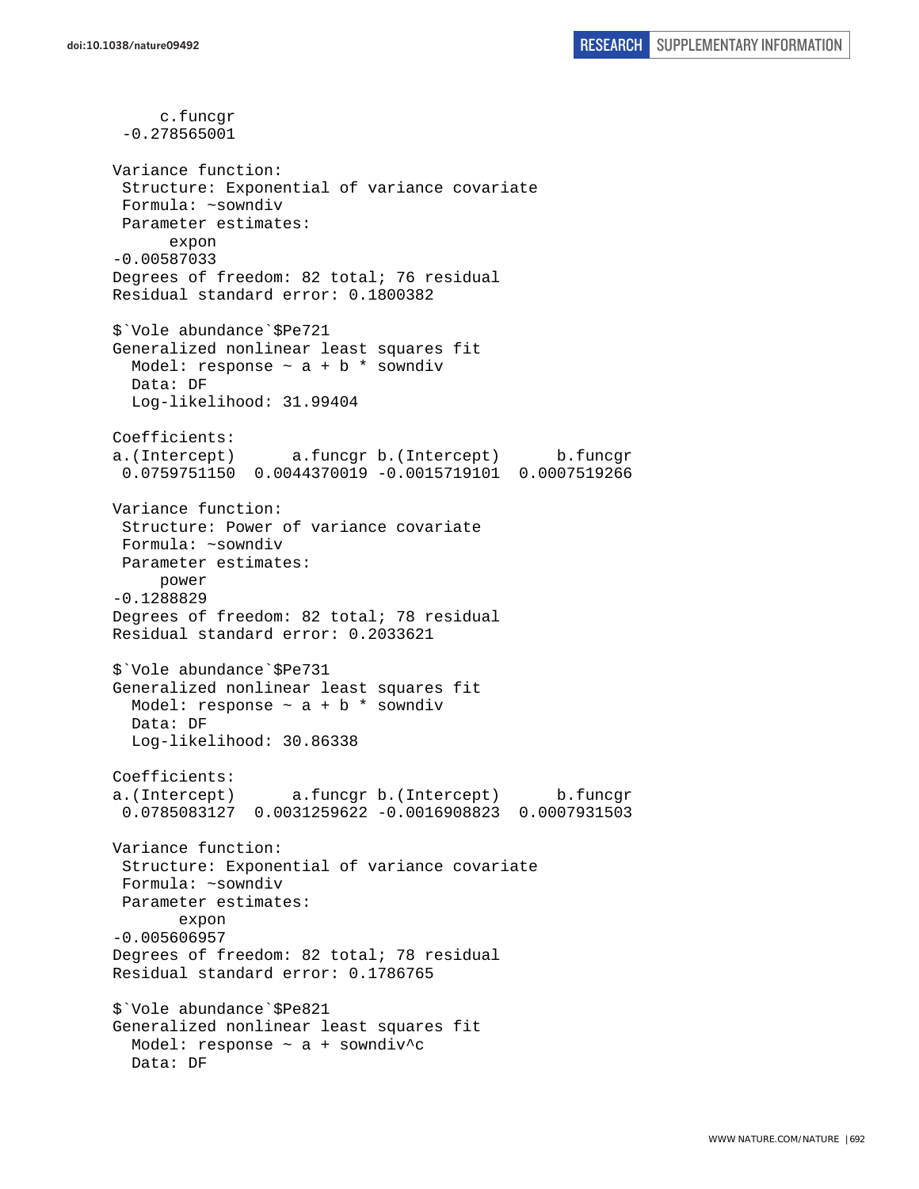```
      c.funcgr
  -0.278565001

Variance function:
 Structure: Exponential of variance covariate
 Formula: ~sowndiv
 Parameter estimates:
       expon
-0.00587033
Degrees of freedom: 82 total; 76 residual
Residual standard error: 0.1800382

$`Vole abundance`$Pe721
Generalized nonlinear least squares fit
  Model: response ~ a + b * sowndiv
  Data: DF
  Log-likelihood: 31.99404

Coefficients:
a.(Intercept)      a.funcgr b.(Intercept)      b.funcgr
 0.0759751150  0.0044370019 -0.0015719101  0.0007519266

Variance function:
 Structure: Power of variance covariate
 Formula: ~sowndiv
 Parameter estimates:
      power
-0.1288829
Degrees of freedom: 82 total; 78 residual
Residual standard error: 0.2033621

$`Vole abundance`$Pe731
Generalized nonlinear least squares fit
  Model: response ~ a + b * sowndiv
  Data: DF
  Log-likelihood: 30.86338

Coefficients:
a.(Intercept)      a.funcgr b.(Intercept)      b.funcgr
 0.0785083127  0.0031259622 -0.0016908823  0.0007931503

Variance function:
 Structure: Exponential of variance covariate
 Formula: ~sowndiv
 Parameter estimates:
        expon
-0.005606957
Degrees of freedom: 82 total; 78 residual
Residual standard error: 0.1786765

$`Vole abundance`$Pe821
Generalized nonlinear least squares fit
  Model: response ~ a + sowndiv^c
  Data: DF
```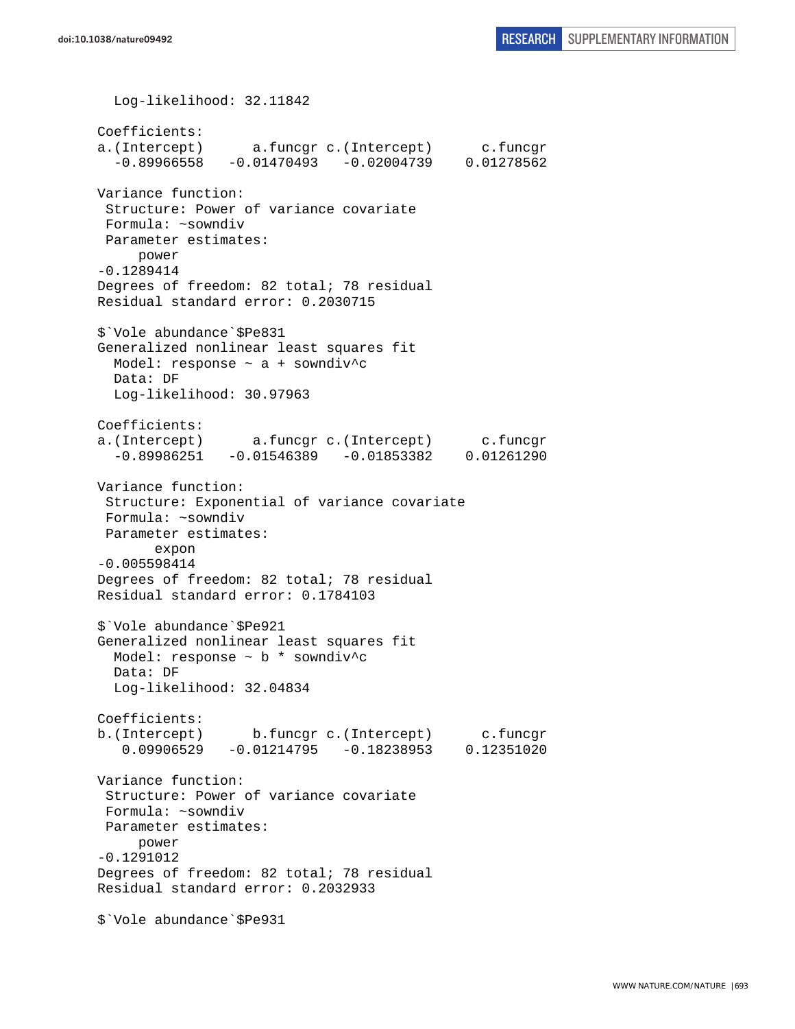```
  Log-likelihood: 32.11842

Coefficients:
a.(Intercept)      a.funcgr c.(Intercept)      c.funcgr 
  -0.89966558   -0.01470493   -0.02004739    0.01278562 

Variance function:
 Structure: Power of variance covariate
 Formula: ~sowndiv 
 Parameter estimates:
     power 
-0.1289414 
Degrees of freedom: 82 total; 78 residual
Residual standard error: 0.2030715 

$`Vole abundance`$Pe831
Generalized nonlinear least squares fit
  Model: response ~ a + sowndiv^c 
  Data: DF 
  Log-likelihood: 30.97963

Coefficients:
a.(Intercept)      a.funcgr c.(Intercept)      c.funcgr 
  -0.89986251   -0.01546389   -0.01853382    0.01261290 

Variance function:
 Structure: Exponential of variance covariate
 Formula: ~sowndiv 
 Parameter estimates:
       expon 
-0.005598414 
Degrees of freedom: 82 total; 78 residual
Residual standard error: 0.1784103 

$`Vole abundance`$Pe921
Generalized nonlinear least squares fit
  Model: response ~ b * sowndiv^c 
  Data: DF 
  Log-likelihood: 32.04834

Coefficients:
b.(Intercept)      b.funcgr c.(Intercept)      c.funcgr 
   0.09906529   -0.01214795   -0.18238953    0.12351020 

Variance function:
 Structure: Power of variance covariate
 Formula: ~sowndiv 
 Parameter estimates:
     power 
-0.1291012 
Degrees of freedom: 82 total; 78 residual
Residual standard error: 0.2032933 

$`Vole abundance`$Pe931
```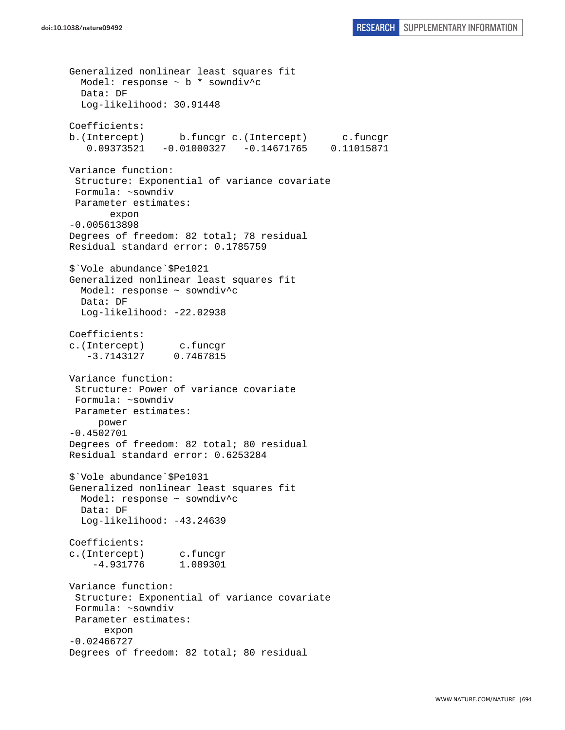```
Generalized nonlinear least squares fit
  Model: response ~ b * sowndiv^c
  Data: DF
  Log-likelihood: 30.91448

Coefficients:
b.(Intercept)      b.funcgr c.(Intercept)      c.funcgr
   0.09373521   -0.01000327   -0.14671765    0.11015871

Variance function:
 Structure: Exponential of variance covariate
 Formula: ~sowndiv
 Parameter estimates:
       expon
-0.005613898
Degrees of freedom: 82 total; 78 residual
Residual standard error: 0.1785759

$`Vole abundance`$Pe1021
Generalized nonlinear least squares fit
  Model: response ~ sowndiv^c
  Data: DF
  Log-likelihood: -22.02938

Coefficients:
c.(Intercept)      c.funcgr
   -3.7143127     0.7467815

Variance function:
 Structure: Power of variance covariate
 Formula: ~sowndiv
 Parameter estimates:
     power
-0.4502701
Degrees of freedom: 82 total; 80 residual
Residual standard error: 0.6253284

$`Vole abundance`$Pe1031
Generalized nonlinear least squares fit
  Model: response ~ sowndiv^c
  Data: DF
  Log-likelihood: -43.24639

Coefficients:
c.(Intercept)      c.funcgr
    -4.931776      1.089301

Variance function:
 Structure: Exponential of variance covariate
 Formula: ~sowndiv
 Parameter estimates:
      expon
-0.02466727
Degrees of freedom: 82 total; 80 residual
```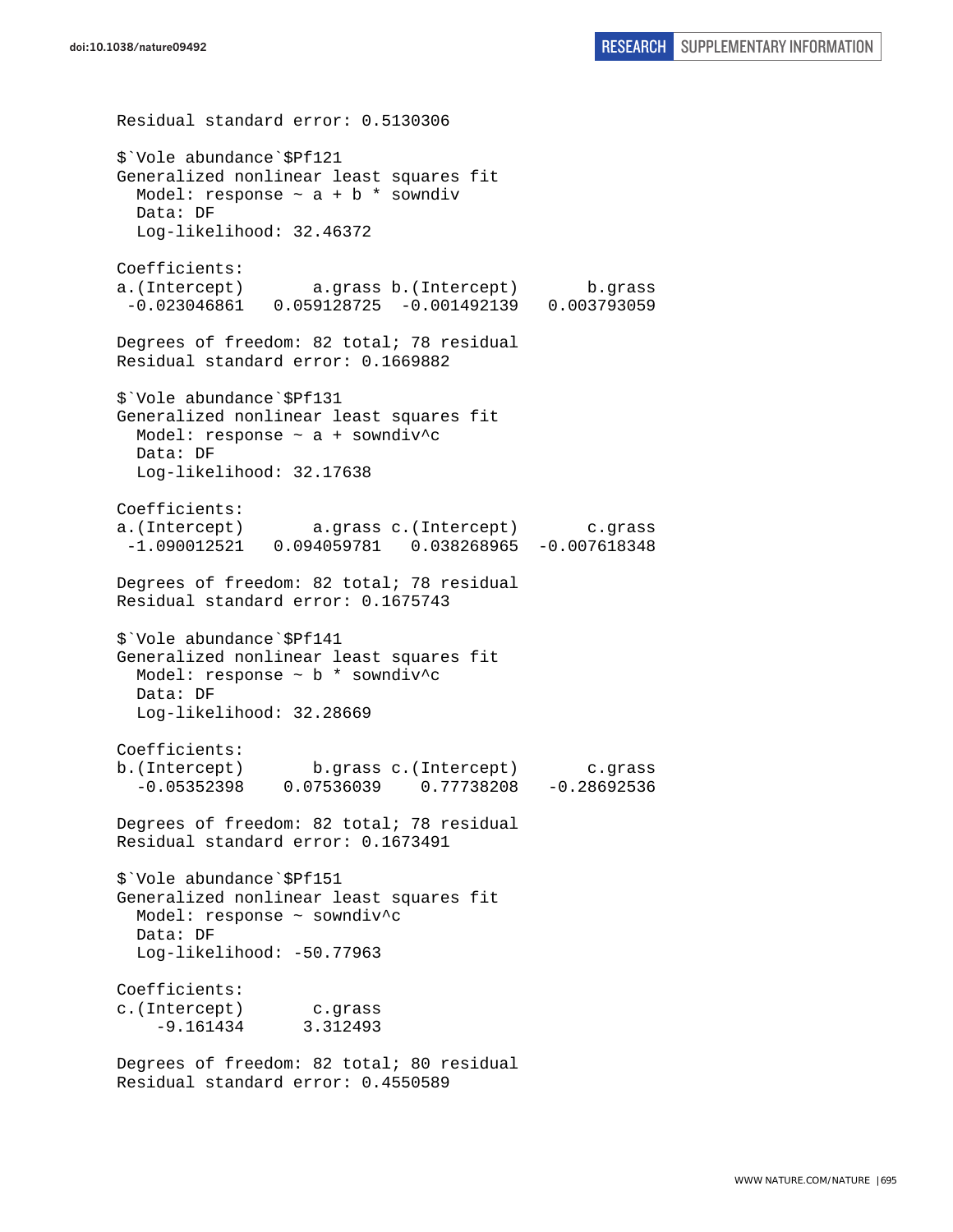```
Residual standard error: 0.5130306 

$`Vole abundance`$Pf121
Generalized nonlinear least squares fit
  Model: response ~ a + b * sowndiv 
  Data: DF 
  Log-likelihood: 32.46372

Coefficients:
a.(Intercept)       a.grass b.(Intercept)       b.grass 
 -0.023046861   0.059128725  -0.001492139   0.003793059 

Degrees of freedom: 82 total; 78 residual
Residual standard error: 0.1669882 

$`Vole abundance`$Pf131
Generalized nonlinear least squares fit
  Model: response ~ a + sowndiv^c 
  Data: DF 
  Log-likelihood: 32.17638

Coefficients:
a.(Intercept)       a.grass c.(Intercept)       c.grass 
 -1.090012521   0.094059781   0.038268965  -0.007618348 

Degrees of freedom: 82 total; 78 residual
Residual standard error: 0.1675743 

$`Vole abundance`$Pf141
Generalized nonlinear least squares fit
  Model: response ~ b * sowndiv^c 
  Data: DF 
  Log-likelihood: 32.28669

Coefficients:
b.(Intercept)       b.grass c.(Intercept)       c.grass 
  -0.05352398    0.07536039    0.77738208   -0.28692536 

Degrees of freedom: 82 total; 78 residual
Residual standard error: 0.1673491 

$`Vole abundance`$Pf151
Generalized nonlinear least squares fit
  Model: response ~ sowndiv^c 
  Data: DF 
  Log-likelihood: -50.77963

Coefficients:
c.(Intercept)       c.grass 
    -9.161434      3.312493 

Degrees of freedom: 82 total; 80 residual
Residual standard error: 0.4550589 
```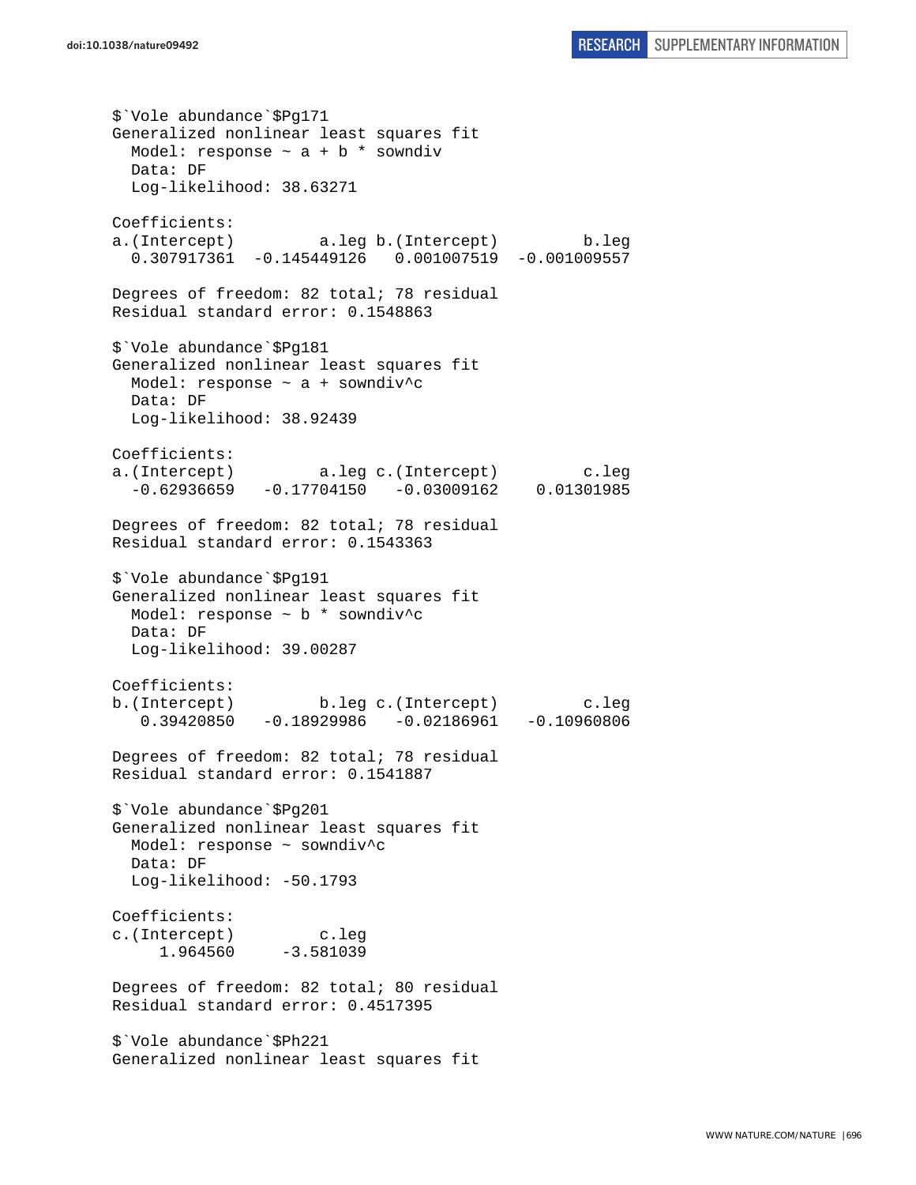```
$`Vole abundance`$Pg171
Generalized nonlinear least squares fit
  Model: response ~ a + b * sowndiv
  Data: DF
  Log-likelihood: 38.63271

Coefficients:
a.(Intercept)         a.leg b.(Intercept)         b.leg
  0.307917361  -0.145449126   0.001007519  -0.001009557

Degrees of freedom: 82 total; 78 residual
Residual standard error: 0.1548863

$`Vole abundance`$Pg181
Generalized nonlinear least squares fit
  Model: response ~ a + sowndiv^c
  Data: DF
  Log-likelihood: 38.92439

Coefficients:
a.(Intercept)         a.leg c.(Intercept)         c.leg
  -0.62936659   -0.17704150   -0.03009162    0.01301985

Degrees of freedom: 82 total; 78 residual
Residual standard error: 0.1543363

$`Vole abundance`$Pg191
Generalized nonlinear least squares fit
  Model: response ~ b * sowndiv^c
  Data: DF
  Log-likelihood: 39.00287

Coefficients:
b.(Intercept)         b.leg c.(Intercept)         c.leg
   0.39420850   -0.18929986   -0.02186961   -0.10960806

Degrees of freedom: 82 total; 78 residual
Residual standard error: 0.1541887

$`Vole abundance`$Pg201
Generalized nonlinear least squares fit
  Model: response ~ sowndiv^c
  Data: DF
  Log-likelihood: -50.1793

Coefficients:
c.(Intercept)         c.leg
     1.964560     -3.581039

Degrees of freedom: 82 total; 80 residual
Residual standard error: 0.4517395

$`Vole abundance`$Ph221
Generalized nonlinear least squares fit
```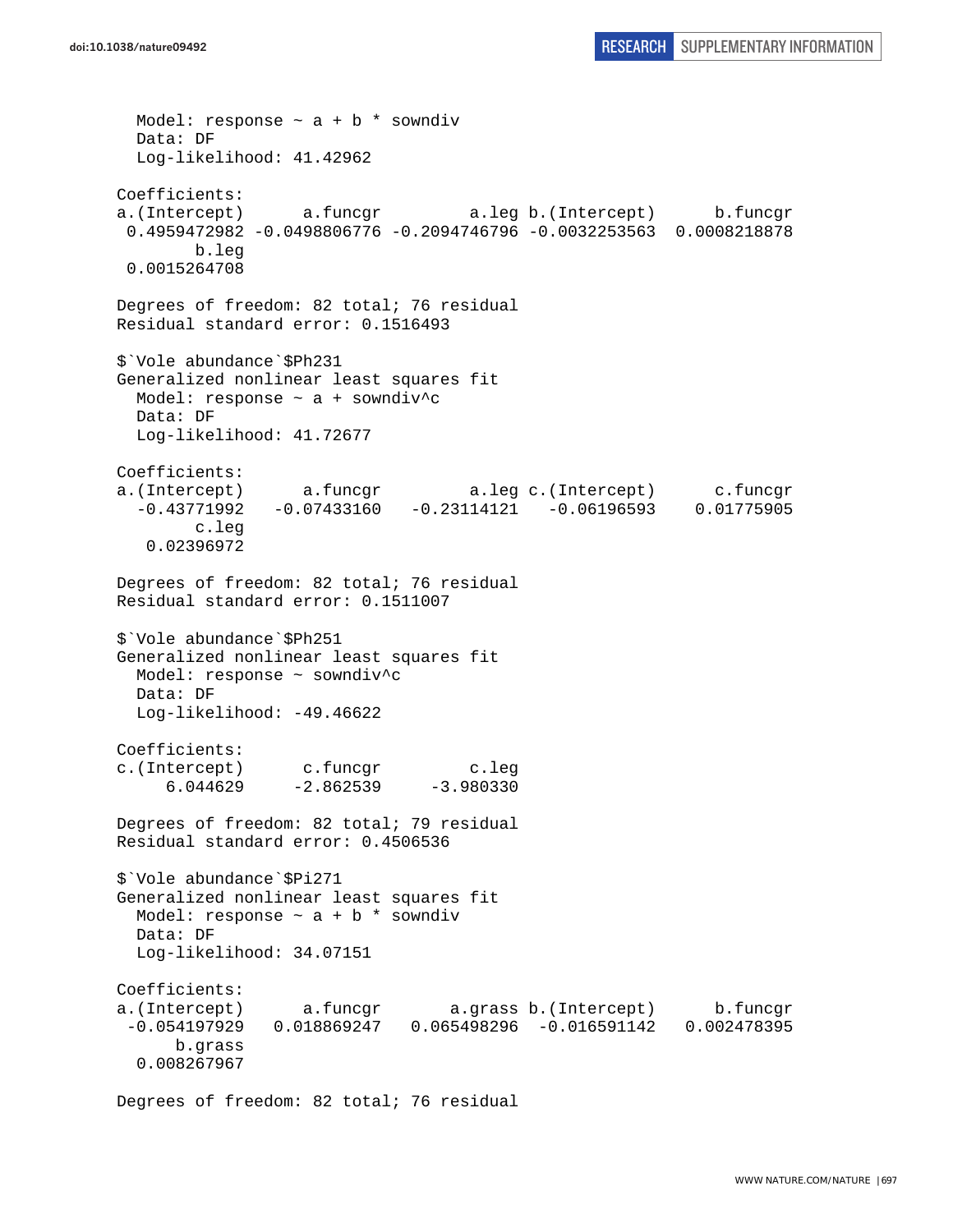```
  Model: response ~ a + b * sowndiv
  Data: DF
  Log-likelihood: 41.42962

Coefficients:
a.(Intercept)      a.funcgr         a.leg b.(Intercept)      b.funcgr
 0.4959472982 -0.0498806776 -0.2094746796 -0.0032253563  0.0008218878
        b.leg
 0.0015264708

Degrees of freedom: 82 total; 76 residual
Residual standard error: 0.1516493

$`Vole abundance`$Ph231
Generalized nonlinear least squares fit
  Model: response ~ a + sowndiv^c
  Data: DF
  Log-likelihood: 41.72677

Coefficients:
a.(Intercept)      a.funcgr         a.leg c.(Intercept)      c.funcgr
  -0.43771992   -0.07433160   -0.23114121   -0.06196593    0.01775905
        c.leg
   0.02396972

Degrees of freedom: 82 total; 76 residual
Residual standard error: 0.1511007

$`Vole abundance`$Ph251
Generalized nonlinear least squares fit
  Model: response ~ sowndiv^c
  Data: DF
  Log-likelihood: -49.46622

Coefficients:
c.(Intercept)      c.funcgr         c.leg
     6.044629     -2.862539     -3.980330

Degrees of freedom: 82 total; 79 residual
Residual standard error: 0.4506536

$`Vole abundance`$Pi271
Generalized nonlinear least squares fit
  Model: response ~ a + b * sowndiv
  Data: DF
  Log-likelihood: 34.07151

Coefficients:
a.(Intercept)      a.funcgr       a.grass b.(Intercept)      b.funcgr
 -0.054197929   0.018869247   0.065498296  -0.016591142   0.002478395
      b.grass
  0.008267967

Degrees of freedom: 82 total; 76 residual
```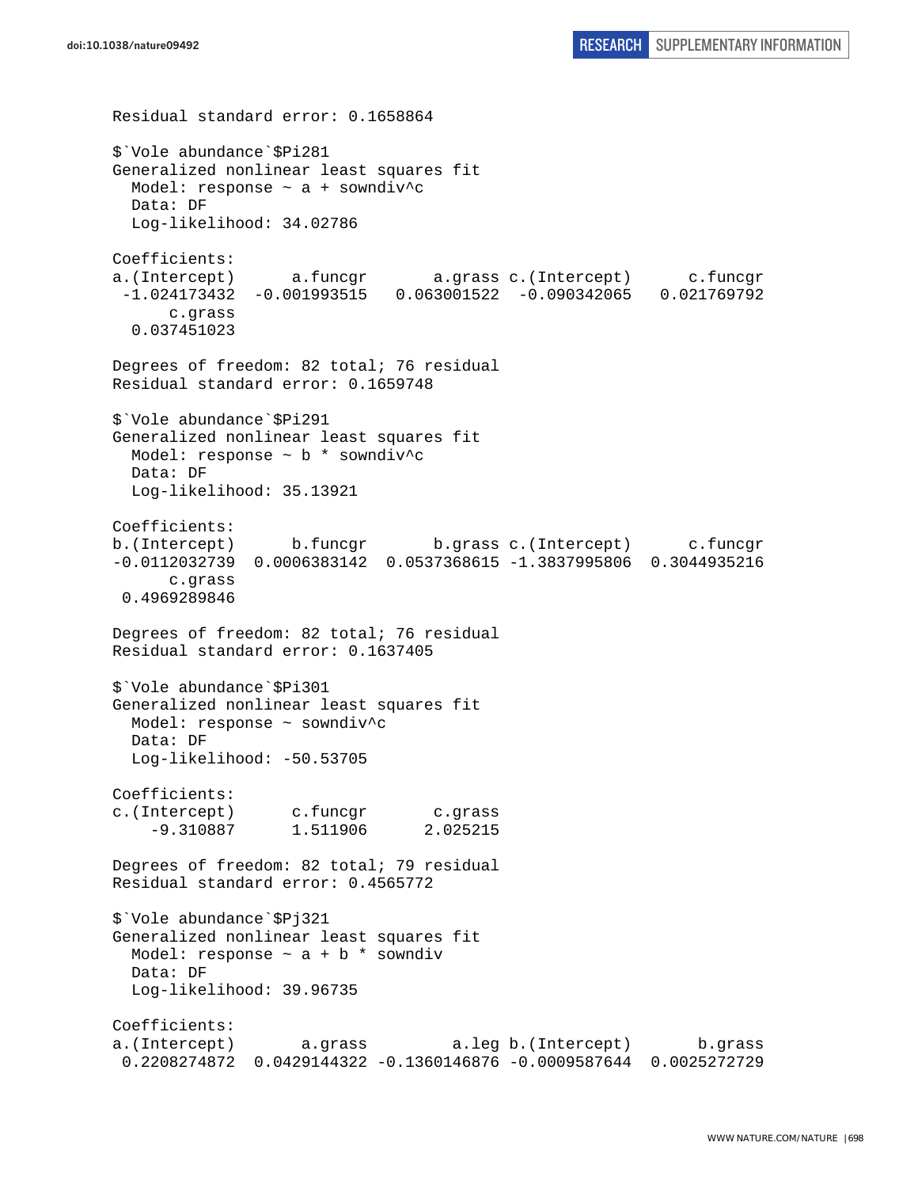```
Residual standard error: 0.1658864

$`Vole abundance`$Pi281
Generalized nonlinear least squares fit
  Model: response ~ a + sowndiv^c
  Data: DF
  Log-likelihood: 34.02786

Coefficients:
a.(Intercept)      a.funcgr       a.grass c.(Intercept)      c.funcgr
 -1.024173432  -0.001993515   0.063001522  -0.090342065   0.021769792
      c.grass
  0.037451023

Degrees of freedom: 82 total; 76 residual
Residual standard error: 0.1659748

$`Vole abundance`$Pi291
Generalized nonlinear least squares fit
  Model: response ~ b * sowndiv^c
  Data: DF
  Log-likelihood: 35.13921

Coefficients:
b.(Intercept)      b.funcgr       b.grass c.(Intercept)      c.funcgr
-0.0112032739  0.0006383142  0.0537368615 -1.3837995806  0.3044935216
      c.grass
 0.4969289846

Degrees of freedom: 82 total; 76 residual
Residual standard error: 0.1637405

$`Vole abundance`$Pi301
Generalized nonlinear least squares fit
  Model: response ~ sowndiv^c
  Data: DF
  Log-likelihood: -50.53705

Coefficients:
c.(Intercept)      c.funcgr       c.grass
    -9.310887      1.511906      2.025215

Degrees of freedom: 82 total; 79 residual
Residual standard error: 0.4565772

$`Vole abundance`$Pj321
Generalized nonlinear least squares fit
  Model: response ~ a + b * sowndiv
  Data: DF
  Log-likelihood: 39.96735

Coefficients:
a.(Intercept)       a.grass         a.leg b.(Intercept)       b.grass
 0.2208274872  0.0429144322 -0.1360146876 -0.0009587644  0.0025272729
```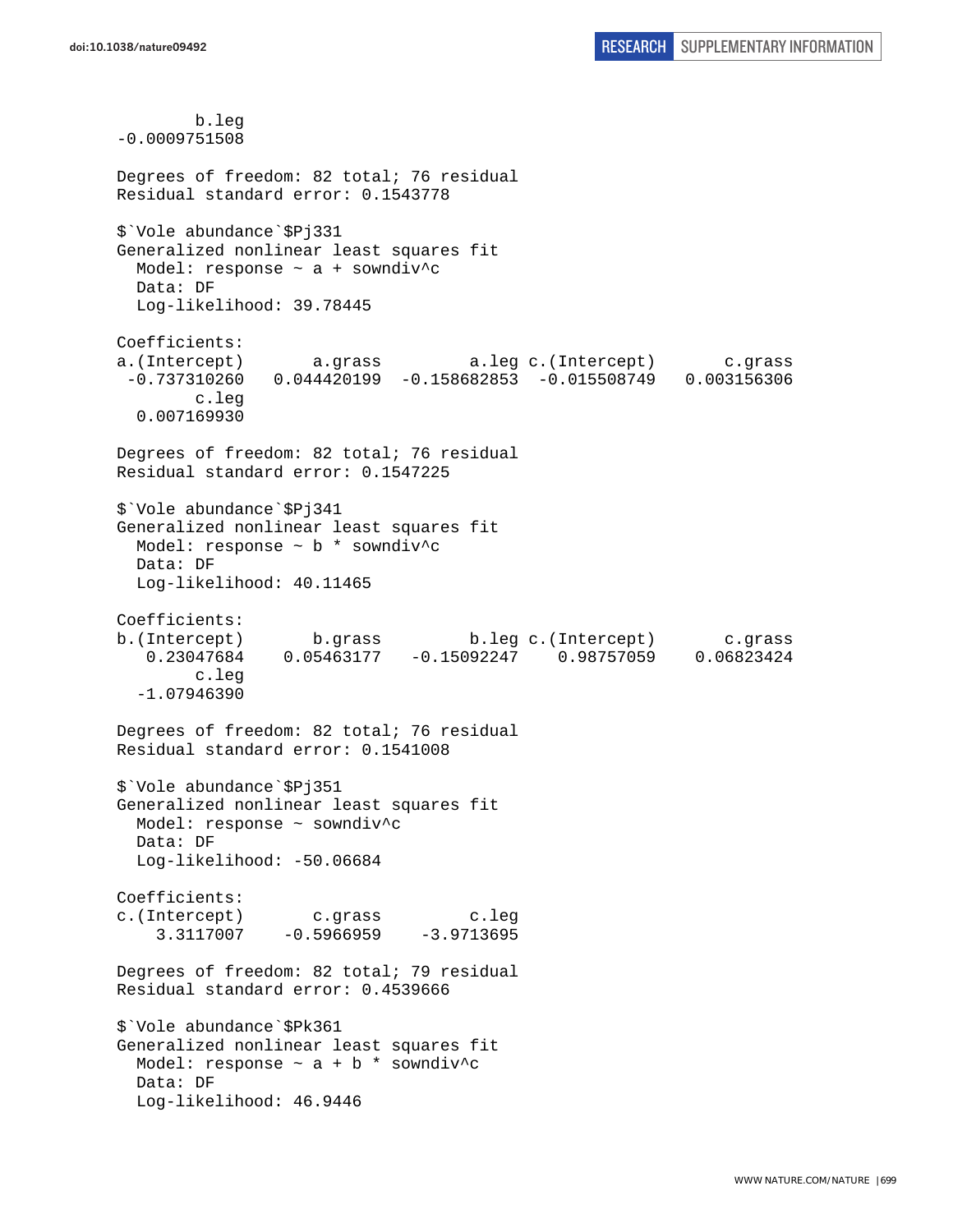```
        b.leg 
-0.0009751508 

Degrees of freedom: 82 total; 76 residual
Residual standard error: 0.1543778 

$`Vole abundance`$Pj331
Generalized nonlinear least squares fit
  Model: response ~ a + sowndiv^c 
  Data: DF 
  Log-likelihood: 39.78445

Coefficients:
a.(Intercept)       a.grass         a.leg c.(Intercept)       c.grass 
 -0.737310260   0.044420199  -0.158682853  -0.015508749   0.003156306 
        c.leg 
  0.007169930 

Degrees of freedom: 82 total; 76 residual
Residual standard error: 0.1547225 

$`Vole abundance`$Pj341
Generalized nonlinear least squares fit
  Model: response ~ b * sowndiv^c 
  Data: DF 
  Log-likelihood: 40.11465

Coefficients:
b.(Intercept)       b.grass         b.leg c.(Intercept)       c.grass 
   0.23047684    0.05463177   -0.15092247    0.98757059    0.06823424 
        c.leg 
  -1.07946390 

Degrees of freedom: 82 total; 76 residual
Residual standard error: 0.1541008 

$`Vole abundance`$Pj351
Generalized nonlinear least squares fit
  Model: response ~ sowndiv^c 
  Data: DF 
  Log-likelihood: -50.06684

Coefficients:
c.(Intercept)       c.grass         c.leg 
    3.3117007    -0.5966959    -3.9713695 

Degrees of freedom: 82 total; 79 residual
Residual standard error: 0.4539666 

$`Vole abundance`$Pk361
Generalized nonlinear least squares fit
  Model: response ~ a + b * sowndiv^c 
  Data: DF 
  Log-likelihood: 46.9446
```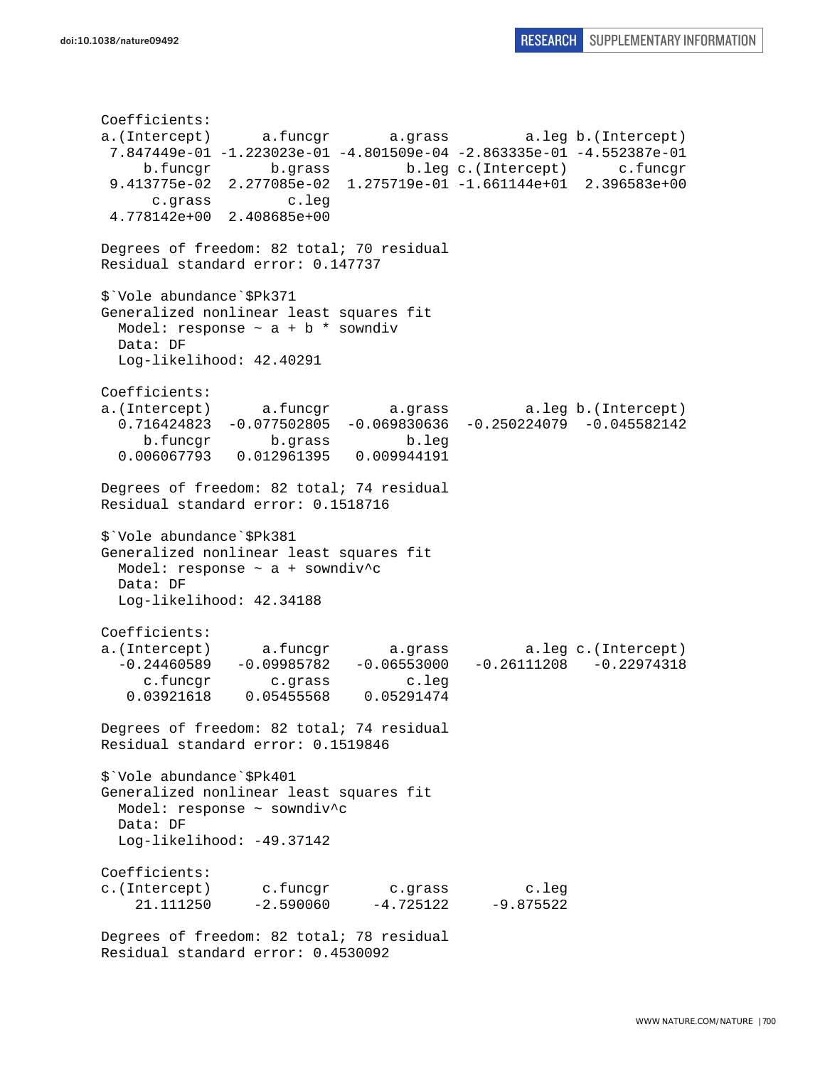```
Coefficients:
a.(Intercept)      a.funcgr       a.grass         a.leg b.(Intercept) 
 7.847449e-01 -1.223023e-01 -4.801509e-04 -2.863335e-01 -4.552387e-01 
     b.funcgr       b.grass         b.leg c.(Intercept)      c.funcgr 
 9.413775e-02  2.277085e-02  1.275719e-01 -1.661144e+01  2.396583e+00 
      c.grass         c.leg 
 4.778142e+00  2.408685e+00 

Degrees of freedom: 82 total; 70 residual
Residual standard error: 0.147737 

$`Vole abundance`$Pk371
Generalized nonlinear least squares fit
  Model: response ~ a + b * sowndiv 
  Data: DF 
  Log-likelihood: 42.40291

Coefficients:
a.(Intercept)      a.funcgr       a.grass         a.leg b.(Intercept) 
  0.716424823  -0.077502805  -0.069830636  -0.250224079  -0.045582142 
     b.funcgr       b.grass         b.leg 
  0.006067793   0.012961395   0.009944191 

Degrees of freedom: 82 total; 74 residual
Residual standard error: 0.1518716 

$`Vole abundance`$Pk381
Generalized nonlinear least squares fit
  Model: response ~ a + sowndiv^c 
  Data: DF 
  Log-likelihood: 42.34188

Coefficients:
a.(Intercept)      a.funcgr       a.grass         a.leg c.(Intercept) 
  -0.24460589   -0.09985782   -0.06553000   -0.26111208   -0.22974318 
     c.funcgr       c.grass         c.leg 
   0.03921618    0.05455568    0.05291474 

Degrees of freedom: 82 total; 74 residual
Residual standard error: 0.1519846 

$`Vole abundance`$Pk401
Generalized nonlinear least squares fit
  Model: response ~ sowndiv^c 
  Data: DF 
  Log-likelihood: -49.37142

Coefficients:
c.(Intercept)      c.funcgr       c.grass         c.leg 
    21.111250     -2.590060     -4.725122     -9.875522 

Degrees of freedom: 82 total; 78 residual
Residual standard error: 0.4530092 
```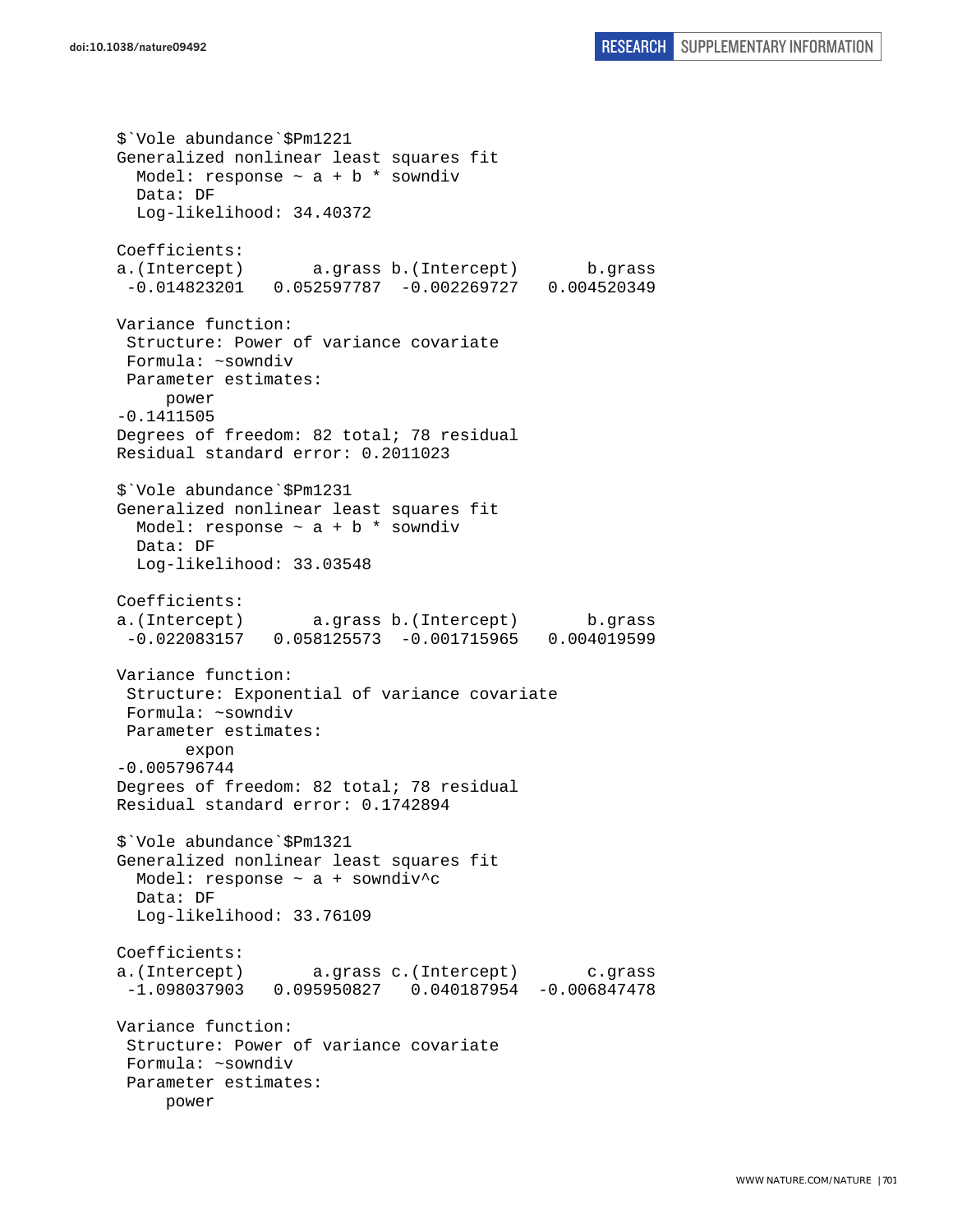```
$`Vole abundance`$Pm1221
Generalized nonlinear least squares fit
  Model: response ~ a + b * sowndiv
  Data: DF
  Log-likelihood: 34.40372

Coefficients:
a.(Intercept)       a.grass b.(Intercept)       b.grass
 -0.014823201   0.052597787  -0.002269727   0.004520349

Variance function:
 Structure: Power of variance covariate
 Formula: ~sowndiv
 Parameter estimates:
     power
-0.1411505
Degrees of freedom: 82 total; 78 residual
Residual standard error: 0.2011023

$`Vole abundance`$Pm1231
Generalized nonlinear least squares fit
  Model: response ~ a + b * sowndiv
  Data: DF
  Log-likelihood: 33.03548

Coefficients:
a.(Intercept)       a.grass b.(Intercept)       b.grass
 -0.022083157   0.058125573  -0.001715965   0.004019599

Variance function:
 Structure: Exponential of variance covariate
 Formula: ~sowndiv
 Parameter estimates:
       expon
-0.005796744
Degrees of freedom: 82 total; 78 residual
Residual standard error: 0.1742894

$`Vole abundance`$Pm1321
Generalized nonlinear least squares fit
  Model: response ~ a + sowndiv^c
  Data: DF
  Log-likelihood: 33.76109

Coefficients:
a.(Intercept)       a.grass c.(Intercept)       c.grass
 -1.098037903   0.095950827   0.040187954  -0.006847478

Variance function:
 Structure: Power of variance covariate
 Formula: ~sowndiv
 Parameter estimates:
     power
```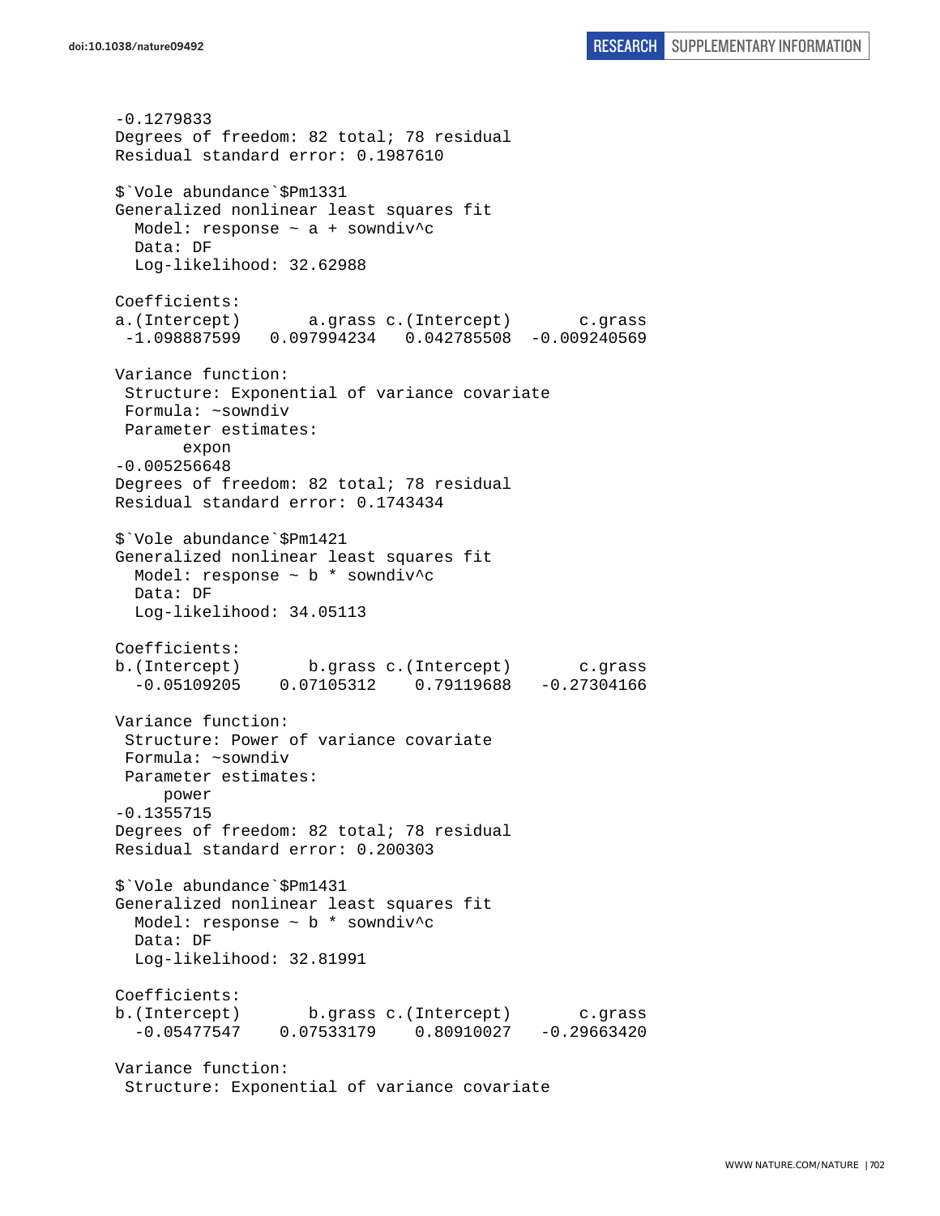```
-0.1279833
Degrees of freedom: 82 total; 78 residual
Residual standard error: 0.1987610

$`Vole abundance`$Pm1331
Generalized nonlinear least squares fit
  Model: response ~ a + sowndiv^c
  Data: DF
  Log-likelihood: 32.62988

Coefficients:
a.(Intercept)       a.grass c.(Intercept)       c.grass
 -1.098887599   0.097994234   0.042785508  -0.009240569

Variance function:
 Structure: Exponential of variance covariate
 Formula: ~sowndiv
 Parameter estimates:
       expon
-0.005256648
Degrees of freedom: 82 total; 78 residual
Residual standard error: 0.1743434

$`Vole abundance`$Pm1421
Generalized nonlinear least squares fit
  Model: response ~ b * sowndiv^c
  Data: DF
  Log-likelihood: 34.05113

Coefficients:
b.(Intercept)       b.grass c.(Intercept)       c.grass
  -0.05109205    0.07105312    0.79119688   -0.27304166

Variance function:
 Structure: Power of variance covariate
 Formula: ~sowndiv
 Parameter estimates:
     power
-0.1355715
Degrees of freedom: 82 total; 78 residual
Residual standard error: 0.200303

$`Vole abundance`$Pm1431
Generalized nonlinear least squares fit
  Model: response ~ b * sowndiv^c
  Data: DF
  Log-likelihood: 32.81991

Coefficients:
b.(Intercept)       b.grass c.(Intercept)       c.grass
  -0.05477547    0.07533179    0.80910027   -0.29663420

Variance function:
 Structure: Exponential of variance covariate
```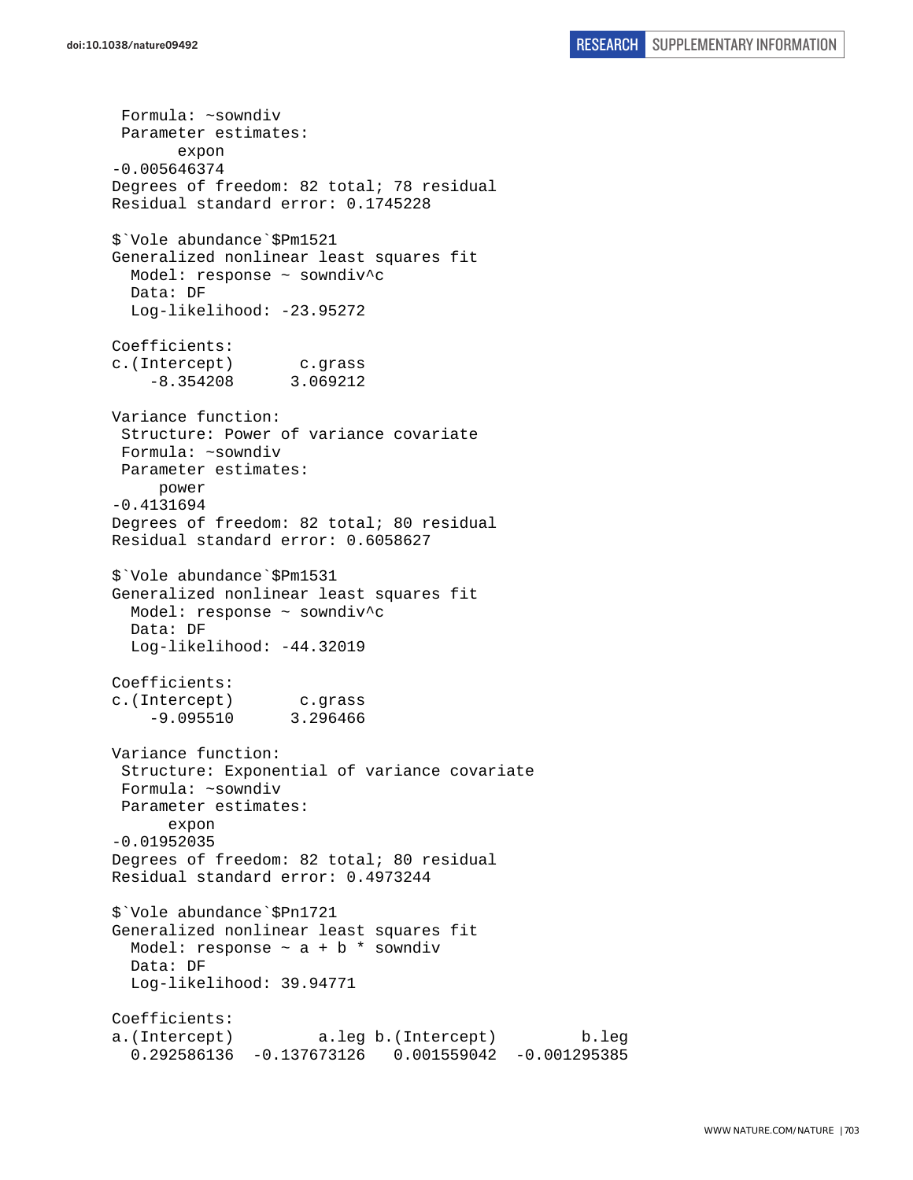```
 Formula: ~sowndiv
 Parameter estimates:
       expon
-0.005646374
Degrees of freedom: 82 total; 78 residual
Residual standard error: 0.1745228

$`Vole abundance`$Pm1521
Generalized nonlinear least squares fit
  Model: response ~ sowndiv^c
  Data: DF
  Log-likelihood: -23.95272

Coefficients:
c.(Intercept)       c.grass
    -8.354208      3.069212

Variance function:
 Structure: Power of variance covariate
 Formula: ~sowndiv
 Parameter estimates:
      power
-0.4131694
Degrees of freedom: 82 total; 80 residual
Residual standard error: 0.6058627

$`Vole abundance`$Pm1531
Generalized nonlinear least squares fit
  Model: response ~ sowndiv^c
  Data: DF
  Log-likelihood: -44.32019

Coefficients:
c.(Intercept)       c.grass
    -9.095510      3.296466

Variance function:
 Structure: Exponential of variance covariate
 Formula: ~sowndiv
 Parameter estimates:
      expon
-0.01952035
Degrees of freedom: 82 total; 80 residual
Residual standard error: 0.4973244

$`Vole abundance`$Pn1721
Generalized nonlinear least squares fit
  Model: response ~ a + b * sowndiv
  Data: DF
  Log-likelihood: 39.94771

Coefficients:
a.(Intercept)         a.leg b.(Intercept)         b.leg
  0.292586136  -0.137673126   0.001559042  -0.001295385
```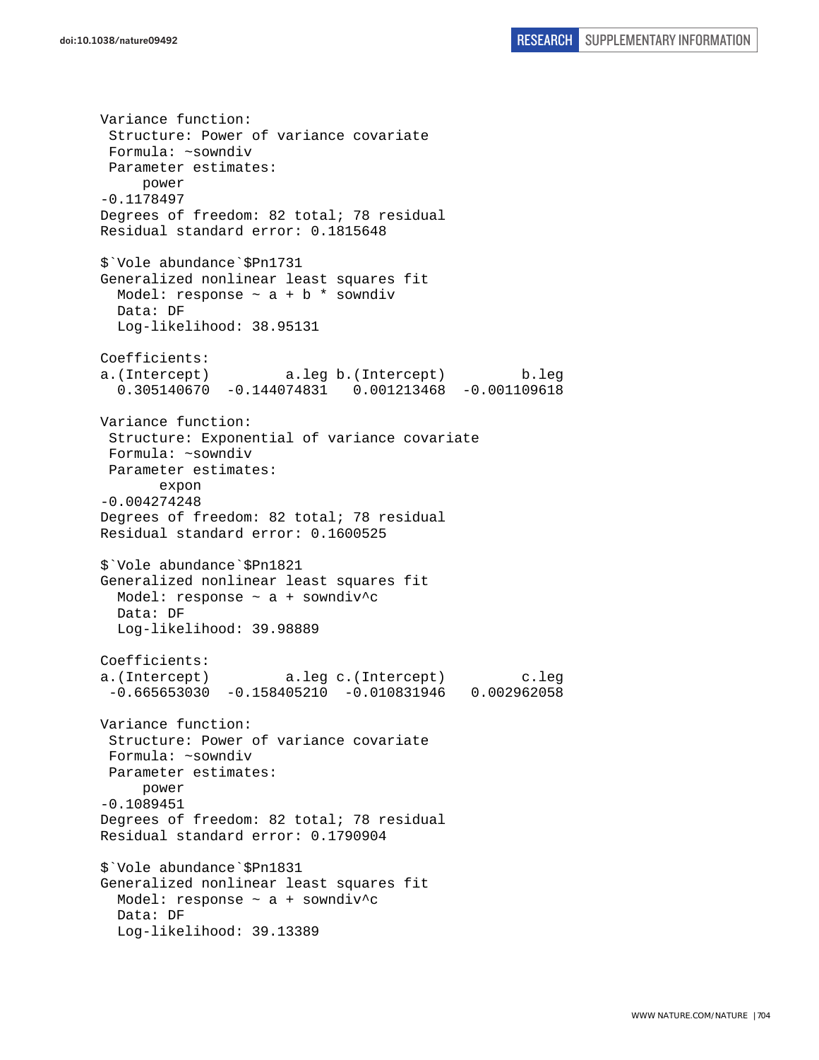```
Variance function:
 Structure: Power of variance covariate
 Formula: ~sowndiv
 Parameter estimates:
     power
-0.1178497
Degrees of freedom: 82 total; 78 residual
Residual standard error: 0.1815648

$`Vole abundance`$Pn1731
Generalized nonlinear least squares fit
  Model: response ~ a + b * sowndiv
  Data: DF
  Log-likelihood: 38.95131

Coefficients:
a.(Intercept)         a.leg b.(Intercept)         b.leg
  0.305140670  -0.144074831   0.001213468  -0.001109618

Variance function:
 Structure: Exponential of variance covariate
 Formula: ~sowndiv
 Parameter estimates:
       expon
-0.004274248
Degrees of freedom: 82 total; 78 residual
Residual standard error: 0.1600525

$`Vole abundance`$Pn1821
Generalized nonlinear least squares fit
  Model: response ~ a + sowndiv^c
  Data: DF
  Log-likelihood: 39.98889

Coefficients:
a.(Intercept)         a.leg c.(Intercept)         c.leg
 -0.665653030  -0.158405210  -0.010831946   0.002962058

Variance function:
 Structure: Power of variance covariate
 Formula: ~sowndiv
 Parameter estimates:
     power
-0.1089451
Degrees of freedom: 82 total; 78 residual
Residual standard error: 0.1790904

$`Vole abundance`$Pn1831
Generalized nonlinear least squares fit
  Model: response ~ a + sowndiv^c
  Data: DF
  Log-likelihood: 39.13389
```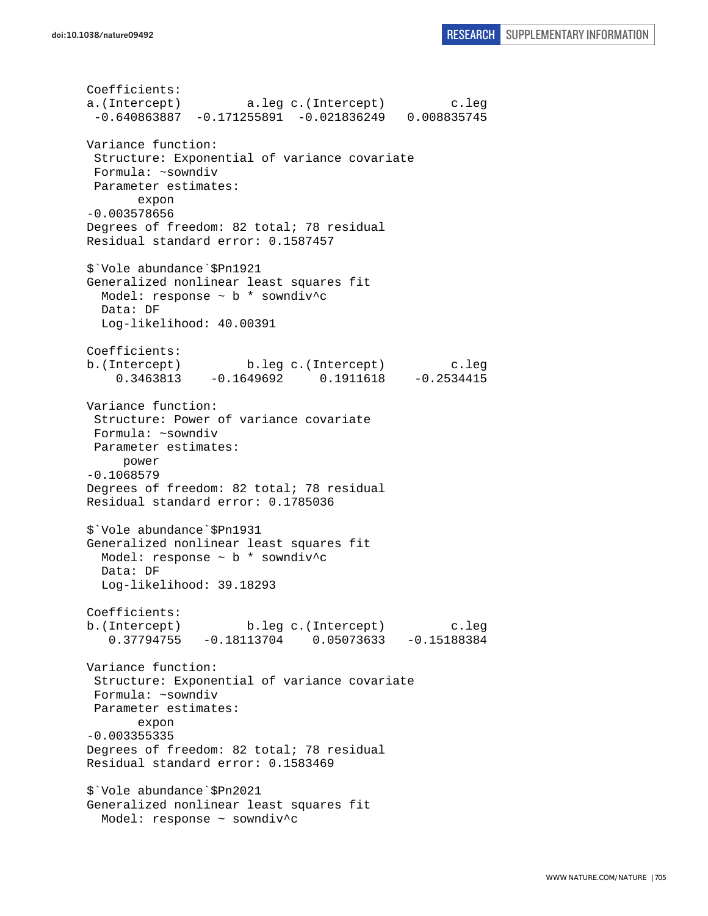```
Coefficients:
a.(Intercept)         a.leg c.(Intercept)         c.leg 
 -0.640863887  -0.171255891  -0.021836249   0.008835745 

Variance function:
 Structure: Exponential of variance covariate
 Formula: ~sowndiv 
 Parameter estimates:
       expon 
-0.003578656 
Degrees of freedom: 82 total; 78 residual
Residual standard error: 0.1587457 

$`Vole abundance`$Pn1921
Generalized nonlinear least squares fit
  Model: response ~ b * sowndiv^c 
  Data: DF 
  Log-likelihood: 40.00391

Coefficients:
b.(Intercept)         b.leg c.(Intercept)         c.leg 
    0.3463813    -0.1649692     0.1911618    -0.2534415 

Variance function:
 Structure: Power of variance covariate
 Formula: ~sowndiv 
 Parameter estimates:
     power 
-0.1068579 
Degrees of freedom: 82 total; 78 residual
Residual standard error: 0.1785036 

$`Vole abundance`$Pn1931
Generalized nonlinear least squares fit
  Model: response ~ b * sowndiv^c 
  Data: DF 
  Log-likelihood: 39.18293

Coefficients:
b.(Intercept)         b.leg c.(Intercept)         c.leg 
   0.37794755   -0.18113704    0.05073633   -0.15188384 

Variance function:
 Structure: Exponential of variance covariate
 Formula: ~sowndiv 
 Parameter estimates:
       expon 
-0.003355335 
Degrees of freedom: 82 total; 78 residual
Residual standard error: 0.1583469 

$`Vole abundance`$Pn2021
Generalized nonlinear least squares fit
  Model: response ~ sowndiv^c 
```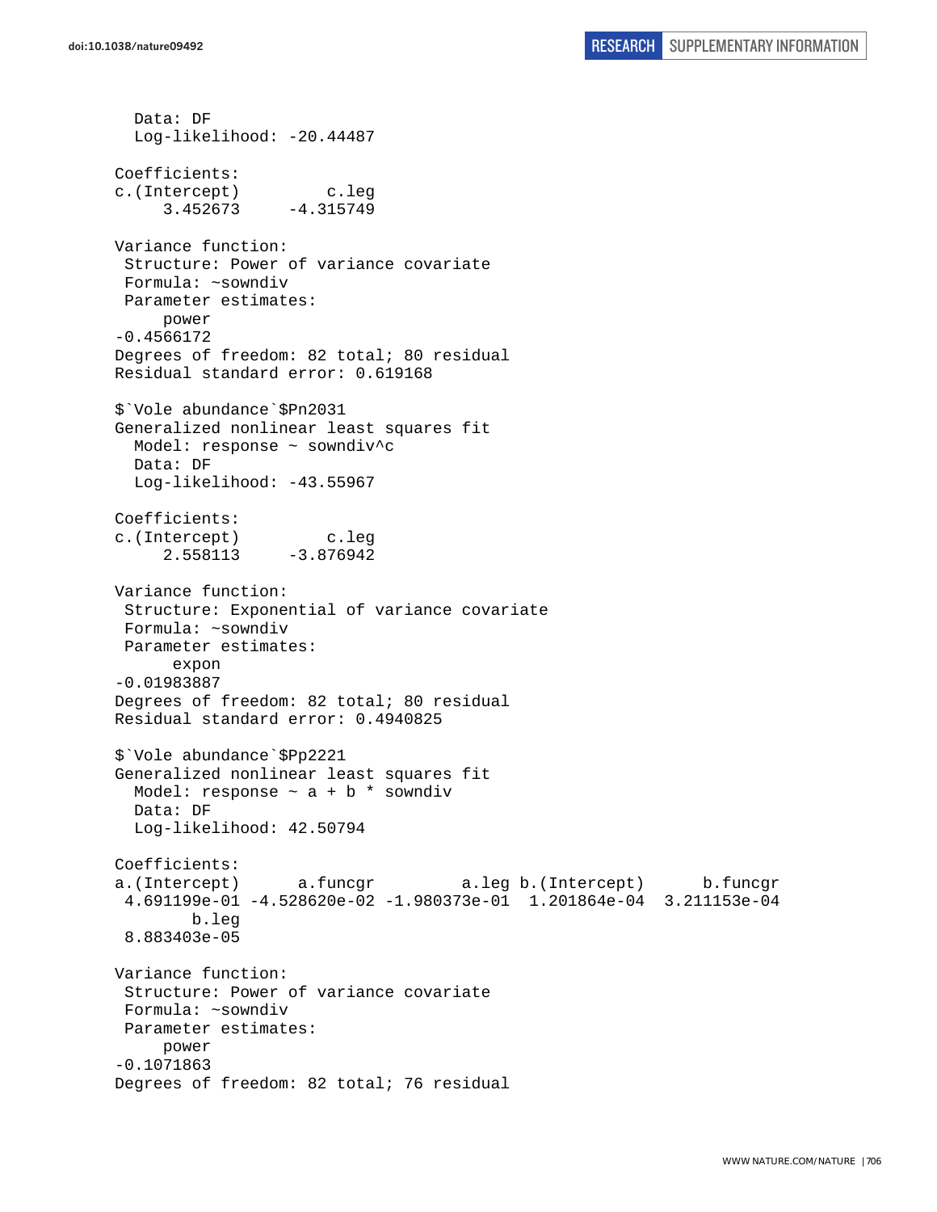```
  Data: DF
  Log-likelihood: -20.44487

Coefficients:
c.(Intercept)         c.leg
     3.452673     -4.315749

Variance function:
 Structure: Power of variance covariate
 Formula: ~sowndiv
 Parameter estimates:
     power
-0.4566172
Degrees of freedom: 82 total; 80 residual
Residual standard error: 0.619168

$`Vole abundance`$Pn2031
Generalized nonlinear least squares fit
  Model: response ~ sowndiv^c
  Data: DF
  Log-likelihood: -43.55967

Coefficients:
c.(Intercept)         c.leg
     2.558113     -3.876942

Variance function:
 Structure: Exponential of variance covariate
 Formula: ~sowndiv
 Parameter estimates:
      expon
-0.01983887
Degrees of freedom: 82 total; 80 residual
Residual standard error: 0.4940825

$`Vole abundance`$Pp2221
Generalized nonlinear least squares fit
  Model: response ~ a + b * sowndiv
  Data: DF
  Log-likelihood: 42.50794

Coefficients:
a.(Intercept)      a.funcgr         a.leg b.(Intercept)      b.funcgr
 4.691199e-01 -4.528620e-02 -1.980373e-01  1.201864e-04  3.211153e-04
        b.leg
 8.883403e-05

Variance function:
 Structure: Power of variance covariate
 Formula: ~sowndiv
 Parameter estimates:
     power
-0.1071863
Degrees of freedom: 82 total; 76 residual
```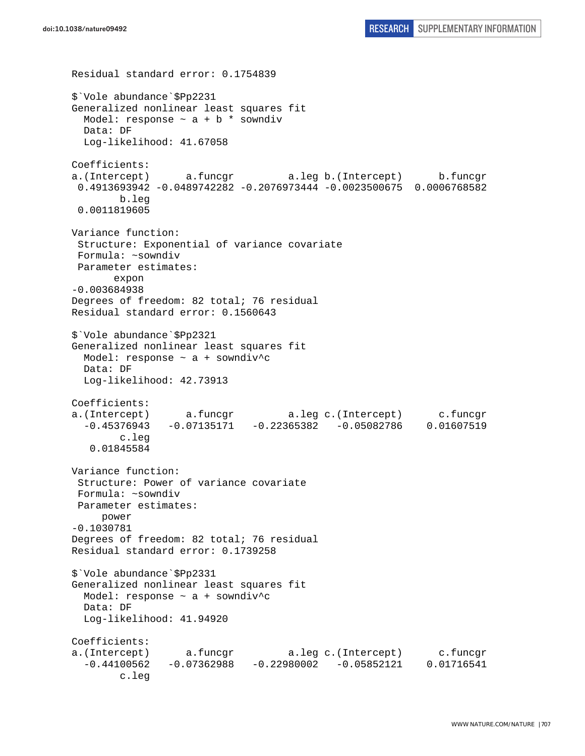```
Residual standard error: 0.1754839

$`Vole abundance`$Pp2231
Generalized nonlinear least squares fit
  Model: response ~ a + b * sowndiv
  Data: DF
  Log-likelihood: 41.67058

Coefficients:
a.(Intercept)      a.funcgr         a.leg b.(Intercept)      b.funcgr
 0.4913693942 -0.0489742282 -0.2076973444 -0.0023500675  0.0006768582
        b.leg
 0.0011819605

Variance function:
 Structure: Exponential of variance covariate
 Formula: ~sowndiv
 Parameter estimates:
       expon
-0.003684938
Degrees of freedom: 82 total; 76 residual
Residual standard error: 0.1560643

$`Vole abundance`$Pp2321
Generalized nonlinear least squares fit
  Model: response ~ a + sowndiv^c
  Data: DF
  Log-likelihood: 42.73913

Coefficients:
a.(Intercept)      a.funcgr         a.leg c.(Intercept)      c.funcgr
  -0.45376943   -0.07135171   -0.22365382   -0.05082786    0.01607519
        c.leg
   0.01845584

Variance function:
 Structure: Power of variance covariate
 Formula: ~sowndiv
 Parameter estimates:
      power
-0.1030781
Degrees of freedom: 82 total; 76 residual
Residual standard error: 0.1739258

$`Vole abundance`$Pp2331
Generalized nonlinear least squares fit
  Model: response ~ a + sowndiv^c
  Data: DF
  Log-likelihood: 41.94920

Coefficients:
a.(Intercept)      a.funcgr         a.leg c.(Intercept)      c.funcgr
  -0.44100562   -0.07362988   -0.22980002   -0.05852121    0.01716541
        c.leg
```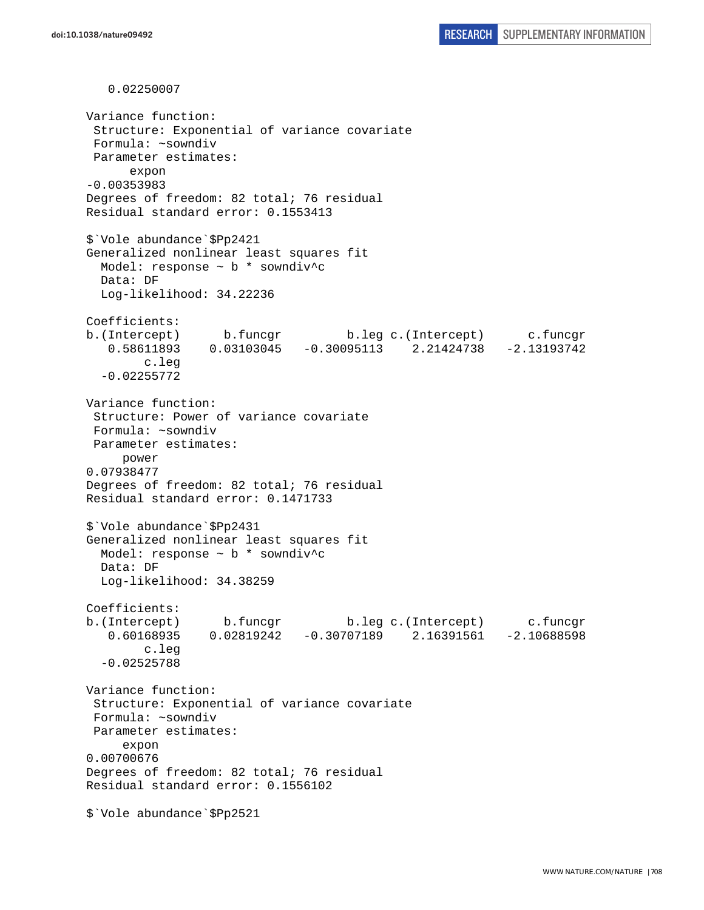```
   0.02250007

Variance function:
 Structure: Exponential of variance covariate
 Formula: ~sowndiv 
 Parameter estimates:
      expon 
-0.00353983 
Degrees of freedom: 82 total; 76 residual
Residual standard error: 0.1553413 

$`Vole abundance`$Pp2421
Generalized nonlinear least squares fit
  Model: response ~ b * sowndiv^c 
  Data: DF 
  Log-likelihood: 34.22236

Coefficients:
b.(Intercept)      b.funcgr         b.leg c.(Intercept)      c.funcgr 
   0.58611893    0.03103045   -0.30095113    2.21424738   -2.13193742 
        c.leg 
  -0.02255772 

Variance function:
 Structure: Power of variance covariate
 Formula: ~sowndiv 
 Parameter estimates:
     power 
0.07938477 
Degrees of freedom: 82 total; 76 residual
Residual standard error: 0.1471733 

$`Vole abundance`$Pp2431
Generalized nonlinear least squares fit
  Model: response ~ b * sowndiv^c 
  Data: DF 
  Log-likelihood: 34.38259

Coefficients:
b.(Intercept)      b.funcgr         b.leg c.(Intercept)      c.funcgr 
   0.60168935    0.02819242   -0.30707189    2.16391561   -2.10688598 
        c.leg 
  -0.02525788 

Variance function:
 Structure: Exponential of variance covariate
 Formula: ~sowndiv 
 Parameter estimates:
     expon 
0.00700676 
Degrees of freedom: 82 total; 76 residual
Residual standard error: 0.1556102 

$`Vole abundance`$Pp2521
```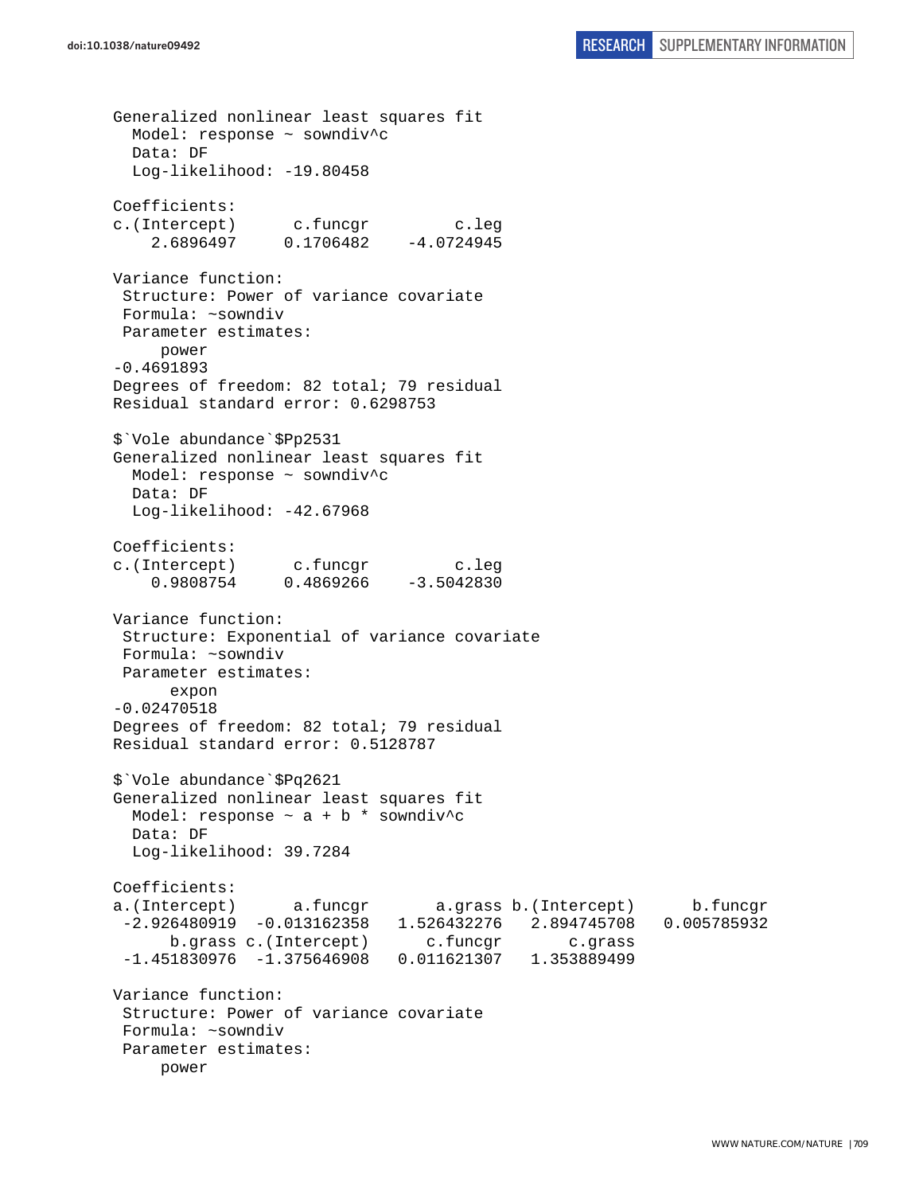```
Generalized nonlinear least squares fit
  Model: response ~ sowndiv^c
  Data: DF
  Log-likelihood: -19.80458

Coefficients:
c.(Intercept)      c.funcgr         c.leg
    2.6896497     0.1706482    -4.0724945

Variance function:
 Structure: Power of variance covariate
 Formula: ~sowndiv
 Parameter estimates:
     power
-0.4691893
Degrees of freedom: 82 total; 79 residual
Residual standard error: 0.6298753

$`Vole abundance`$Pp2531
Generalized nonlinear least squares fit
  Model: response ~ sowndiv^c
  Data: DF
  Log-likelihood: -42.67968

Coefficients:
c.(Intercept)      c.funcgr         c.leg
    0.9808754     0.4869266    -3.5042830

Variance function:
 Structure: Exponential of variance covariate
 Formula: ~sowndiv
 Parameter estimates:
      expon
-0.02470518
Degrees of freedom: 82 total; 79 residual
Residual standard error: 0.5128787

$`Vole abundance`$Pq2621
Generalized nonlinear least squares fit
  Model: response ~ a + b * sowndiv^c
  Data: DF
  Log-likelihood: 39.7284

Coefficients:
a.(Intercept)      a.funcgr       a.grass b.(Intercept)      b.funcgr
 -2.926480919  -0.013162358   1.526432276   2.894745708   0.005785932
      b.grass c.(Intercept)      c.funcgr       c.grass
 -1.451830976  -1.375646908   0.011621307   1.353889499

Variance function:
 Structure: Power of variance covariate
 Formula: ~sowndiv
 Parameter estimates:
     power
```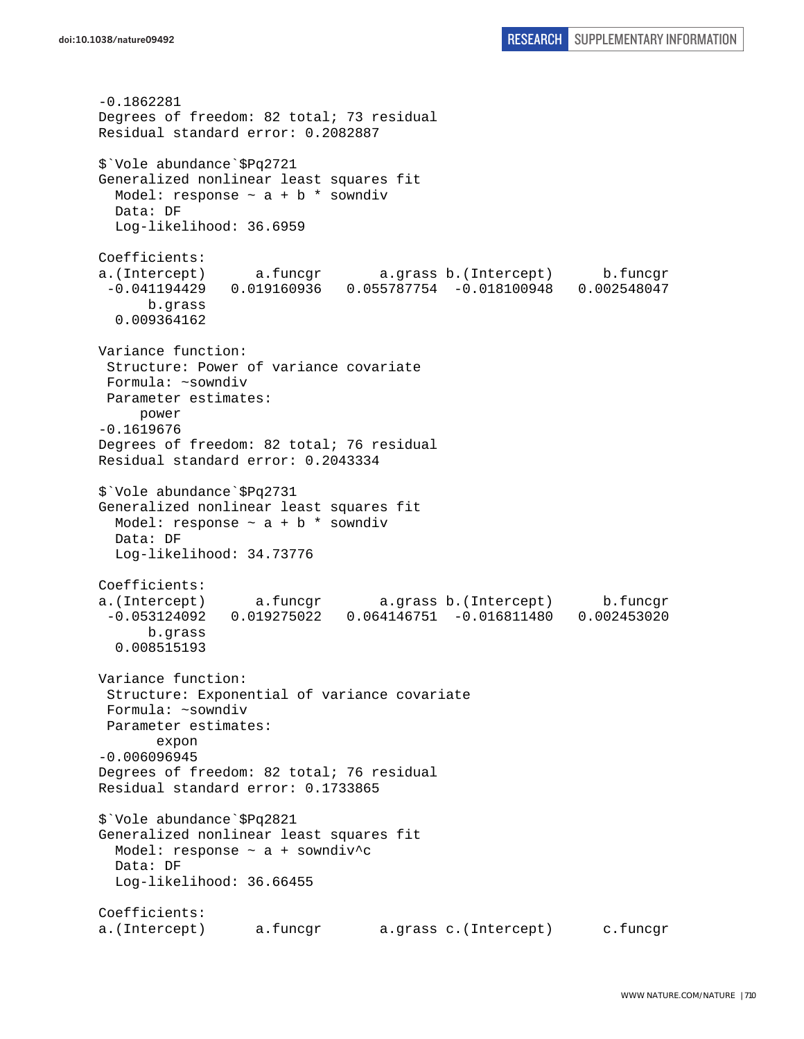```
-0.1862281
Degrees of freedom: 82 total; 73 residual
Residual standard error: 0.2082887

$`Vole abundance`$Pq2721
Generalized nonlinear least squares fit
  Model: response ~ a + b * sowndiv
  Data: DF
  Log-likelihood: 36.6959

Coefficients:
a.(Intercept)      a.funcgr       a.grass b.(Intercept)      b.funcgr
 -0.041194429   0.019160936   0.055787754  -0.018100948   0.002548047
      b.grass
  0.009364162

Variance function:
 Structure: Power of variance covariate
 Formula: ~sowndiv
 Parameter estimates:
     power
-0.1619676
Degrees of freedom: 82 total; 76 residual
Residual standard error: 0.2043334

$`Vole abundance`$Pq2731
Generalized nonlinear least squares fit
  Model: response ~ a + b * sowndiv
  Data: DF
  Log-likelihood: 34.73776

Coefficients:
a.(Intercept)      a.funcgr       a.grass b.(Intercept)      b.funcgr
 -0.053124092   0.019275022   0.064146751  -0.016811480   0.002453020
      b.grass
  0.008515193

Variance function:
 Structure: Exponential of variance covariate
 Formula: ~sowndiv
 Parameter estimates:
       expon
-0.006096945
Degrees of freedom: 82 total; 76 residual
Residual standard error: 0.1733865

$`Vole abundance`$Pq2821
Generalized nonlinear least squares fit
  Model: response ~ a + sowndiv^c
  Data: DF
  Log-likelihood: 36.66455

Coefficients:
a.(Intercept)      a.funcgr       a.grass c.(Intercept)      c.funcgr
```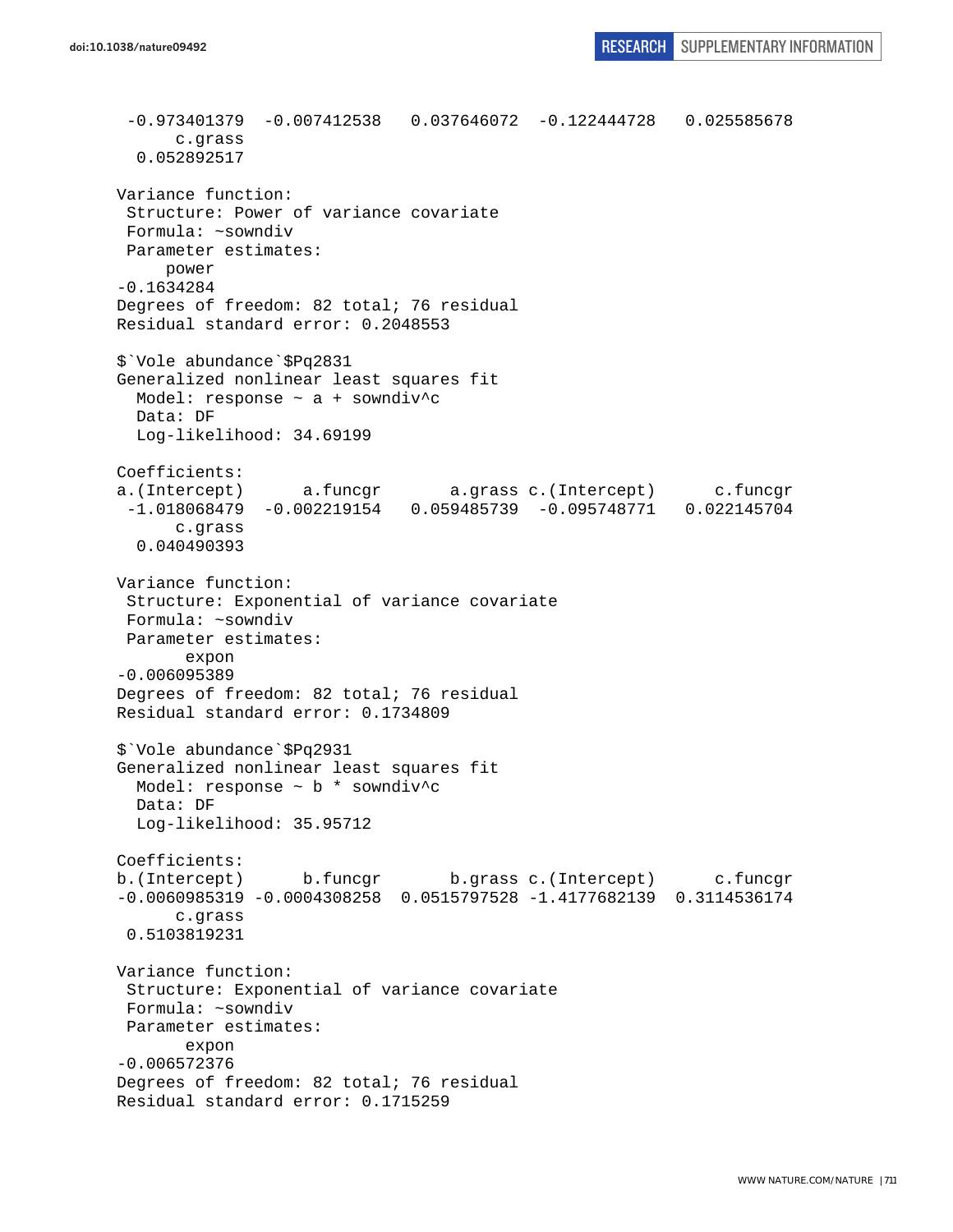```
 -0.973401379  -0.007412538   0.037646072  -0.122444728   0.025585678 
      c.grass 
  0.052892517 

Variance function:
 Structure: Power of variance covariate
 Formula: ~sowndiv 
 Parameter estimates:
     power 
-0.1634284 
Degrees of freedom: 82 total; 76 residual
Residual standard error: 0.2048553 

$`Vole abundance`$Pq2831
Generalized nonlinear least squares fit
  Model: response ~ a + sowndiv^c 
  Data: DF 
  Log-likelihood: 34.69199

Coefficients:
a.(Intercept)      a.funcgr       a.grass c.(Intercept)      c.funcgr 
 -1.018068479  -0.002219154   0.059485739  -0.095748771   0.022145704 
      c.grass 
  0.040490393 

Variance function:
 Structure: Exponential of variance covariate
 Formula: ~sowndiv 
 Parameter estimates:
       expon 
-0.006095389 
Degrees of freedom: 82 total; 76 residual
Residual standard error: 0.1734809 

$`Vole abundance`$Pq2931
Generalized nonlinear least squares fit
  Model: response ~ b * sowndiv^c 
  Data: DF 
  Log-likelihood: 35.95712

Coefficients:
b.(Intercept)      b.funcgr       b.grass c.(Intercept)      c.funcgr 
-0.0060985319 -0.0004308258  0.0515797528 -1.4177682139  0.3114536174 
      c.grass 
 0.5103819231 

Variance function:
 Structure: Exponential of variance covariate
 Formula: ~sowndiv 
 Parameter estimates:
       expon 
-0.006572376 
Degrees of freedom: 82 total; 76 residual
Residual standard error: 0.1715259 
```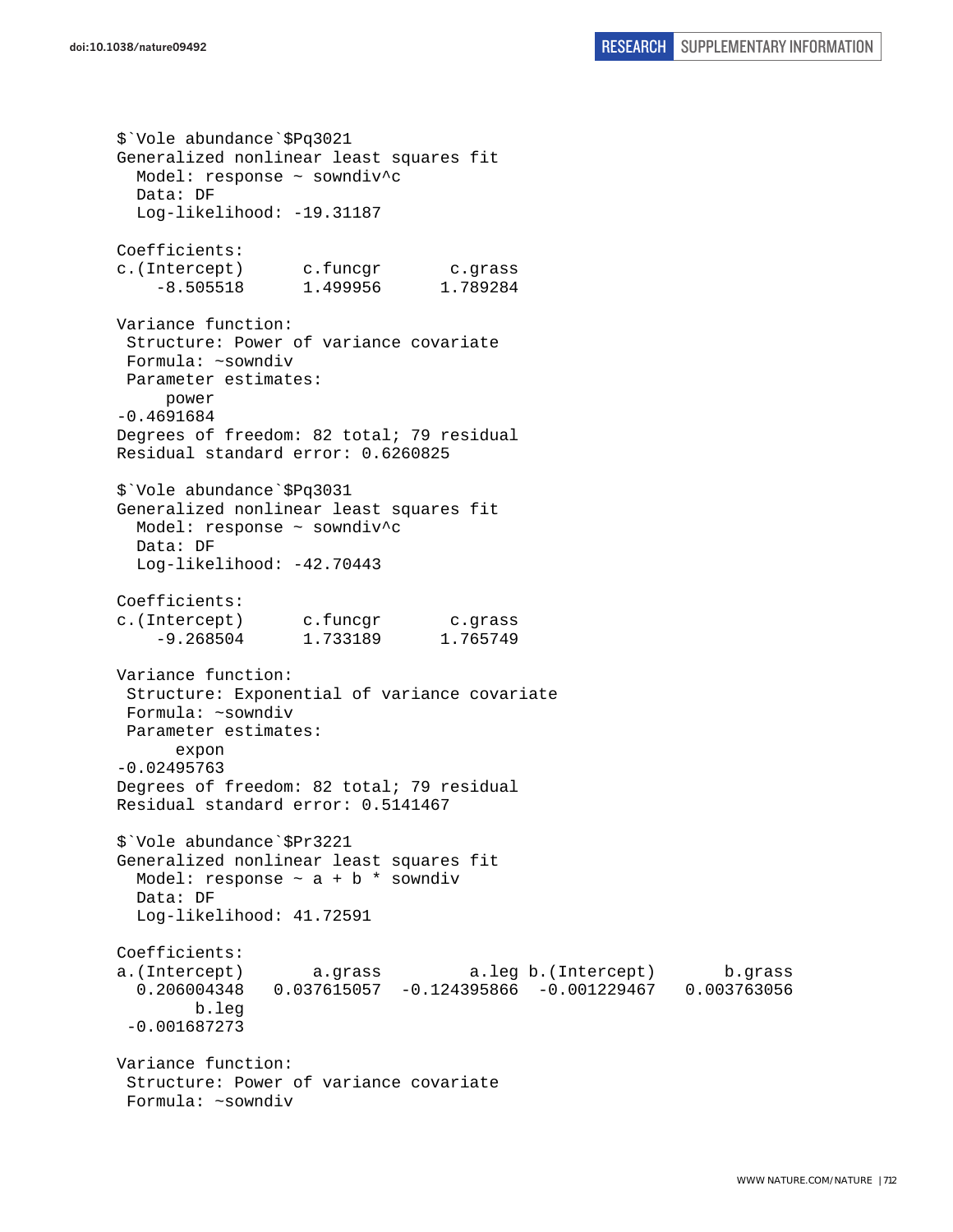```
$`Vole abundance`$Pq3021
Generalized nonlinear least squares fit
  Model: response ~ sowndiv^c
  Data: DF
  Log-likelihood: -19.31187

Coefficients:
c.(Intercept)      c.funcgr       c.grass
    -8.505518      1.499956      1.789284

Variance function:
 Structure: Power of variance covariate
 Formula: ~sowndiv
 Parameter estimates:
     power
-0.4691684
Degrees of freedom: 82 total; 79 residual
Residual standard error: 0.6260825

$`Vole abundance`$Pq3031
Generalized nonlinear least squares fit
  Model: response ~ sowndiv^c
  Data: DF
  Log-likelihood: -42.70443

Coefficients:
c.(Intercept)      c.funcgr       c.grass
    -9.268504      1.733189      1.765749

Variance function:
 Structure: Exponential of variance covariate
 Formula: ~sowndiv
 Parameter estimates:
      expon
-0.02495763
Degrees of freedom: 82 total; 79 residual
Residual standard error: 0.5141467

$`Vole abundance`$Pr3221
Generalized nonlinear least squares fit
  Model: response ~ a + b * sowndiv
  Data: DF
  Log-likelihood: 41.72591

Coefficients:
a.(Intercept)       a.grass         a.leg b.(Intercept)       b.grass
  0.206004348   0.037615057  -0.124395866  -0.001229467   0.003763056
        b.leg
 -0.001687273

Variance function:
 Structure: Power of variance covariate
 Formula: ~sowndiv
```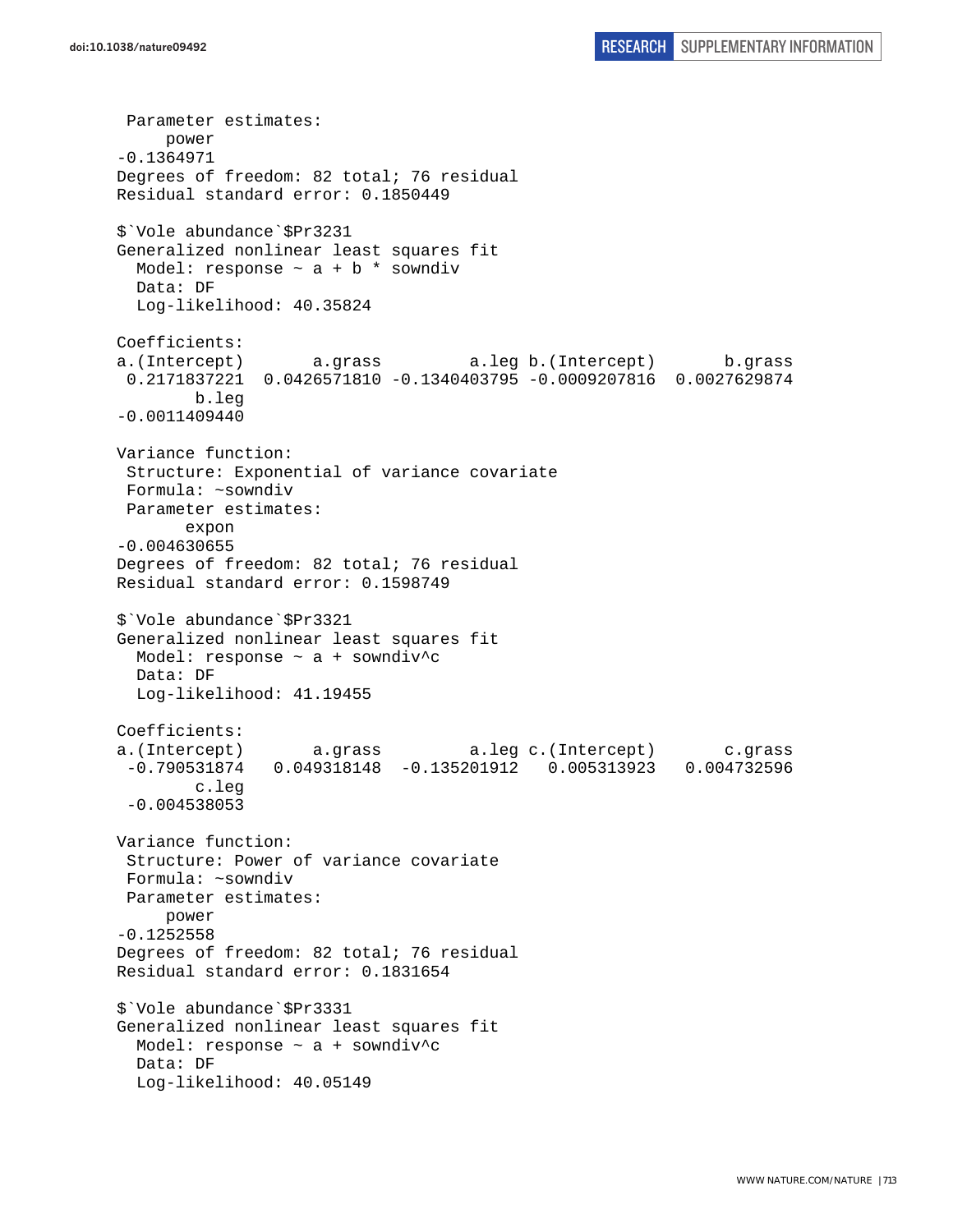```
 Parameter estimates:
     power
-0.1364971
Degrees of freedom: 82 total; 76 residual
Residual standard error: 0.1850449

$`Vole abundance`$Pr3231
Generalized nonlinear least squares fit
  Model: response ~ a + b * sowndiv
  Data: DF
  Log-likelihood: 40.35824

Coefficients:
a.(Intercept)       a.grass         a.leg b.(Intercept)       b.grass
 0.2171837221  0.0426571810 -0.1340403795 -0.0009207816  0.0027629874
        b.leg
-0.0011409440

Variance function:
 Structure: Exponential of variance covariate
 Formula: ~sowndiv
 Parameter estimates:
       expon
-0.004630655
Degrees of freedom: 82 total; 76 residual
Residual standard error: 0.1598749

$`Vole abundance`$Pr3321
Generalized nonlinear least squares fit
  Model: response ~ a + sowndiv^c
  Data: DF
  Log-likelihood: 41.19455

Coefficients:
a.(Intercept)       a.grass         a.leg c.(Intercept)       c.grass
 -0.790531874   0.049318148  -0.135201912   0.005313923   0.004732596
        c.leg
 -0.004538053

Variance function:
 Structure: Power of variance covariate
 Formula: ~sowndiv
 Parameter estimates:
     power
-0.1252558
Degrees of freedom: 82 total; 76 residual
Residual standard error: 0.1831654

$`Vole abundance`$Pr3331
Generalized nonlinear least squares fit
  Model: response ~ a + sowndiv^c
  Data: DF
  Log-likelihood: 40.05149
```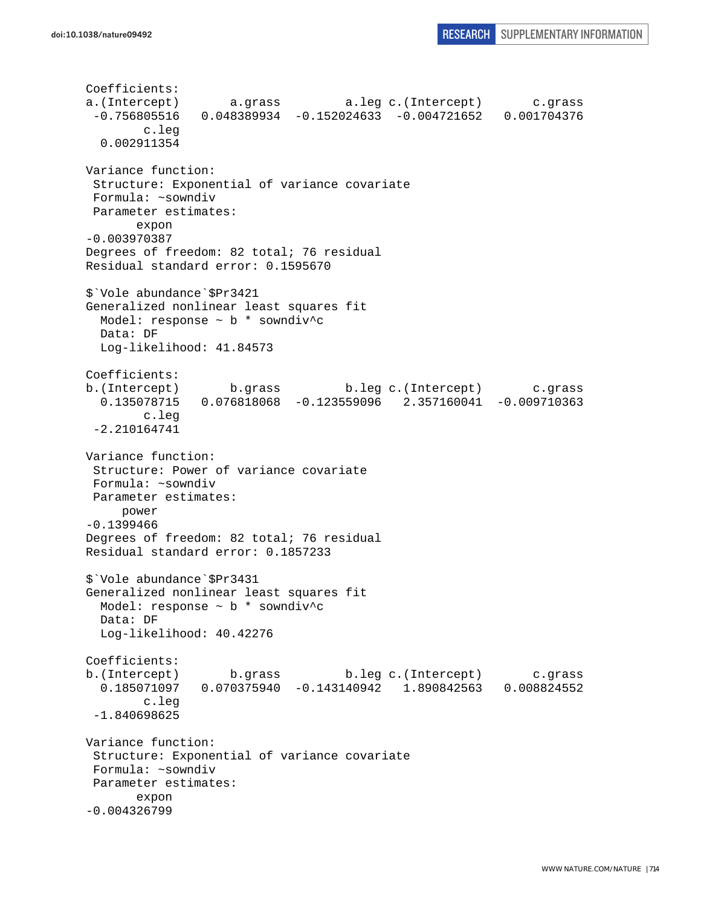```
Coefficients:
a.(Intercept)       a.grass         a.leg c.(Intercept)       c.grass 
 -0.756805516   0.048389934  -0.152024633  -0.004721652   0.001704376 
        c.leg 
  0.002911354 

Variance function:
 Structure: Exponential of variance covariate
 Formula: ~sowndiv 
 Parameter estimates:
       expon 
-0.003970387 
Degrees of freedom: 82 total; 76 residual
Residual standard error: 0.1595670 

$`Vole abundance`$Pr3421
Generalized nonlinear least squares fit
  Model: response ~ b * sowndiv^c 
  Data: DF 
  Log-likelihood: 41.84573

Coefficients:
b.(Intercept)       b.grass         b.leg c.(Intercept)       c.grass 
  0.135078715   0.076818068  -0.123559096   2.357160041  -0.009710363 
        c.leg 
 -2.210164741 

Variance function:
 Structure: Power of variance covariate
 Formula: ~sowndiv 
 Parameter estimates:
      power 
-0.1399466 
Degrees of freedom: 82 total; 76 residual
Residual standard error: 0.1857233 

$`Vole abundance`$Pr3431
Generalized nonlinear least squares fit
  Model: response ~ b * sowndiv^c 
  Data: DF 
  Log-likelihood: 40.42276

Coefficients:
b.(Intercept)       b.grass         b.leg c.(Intercept)       c.grass 
  0.185071097   0.070375940  -0.143140942   1.890842563   0.008824552 
        c.leg 
 -1.840698625 

Variance function:
 Structure: Exponential of variance covariate
 Formula: ~sowndiv 
 Parameter estimates:
       expon 
-0.004326799 
```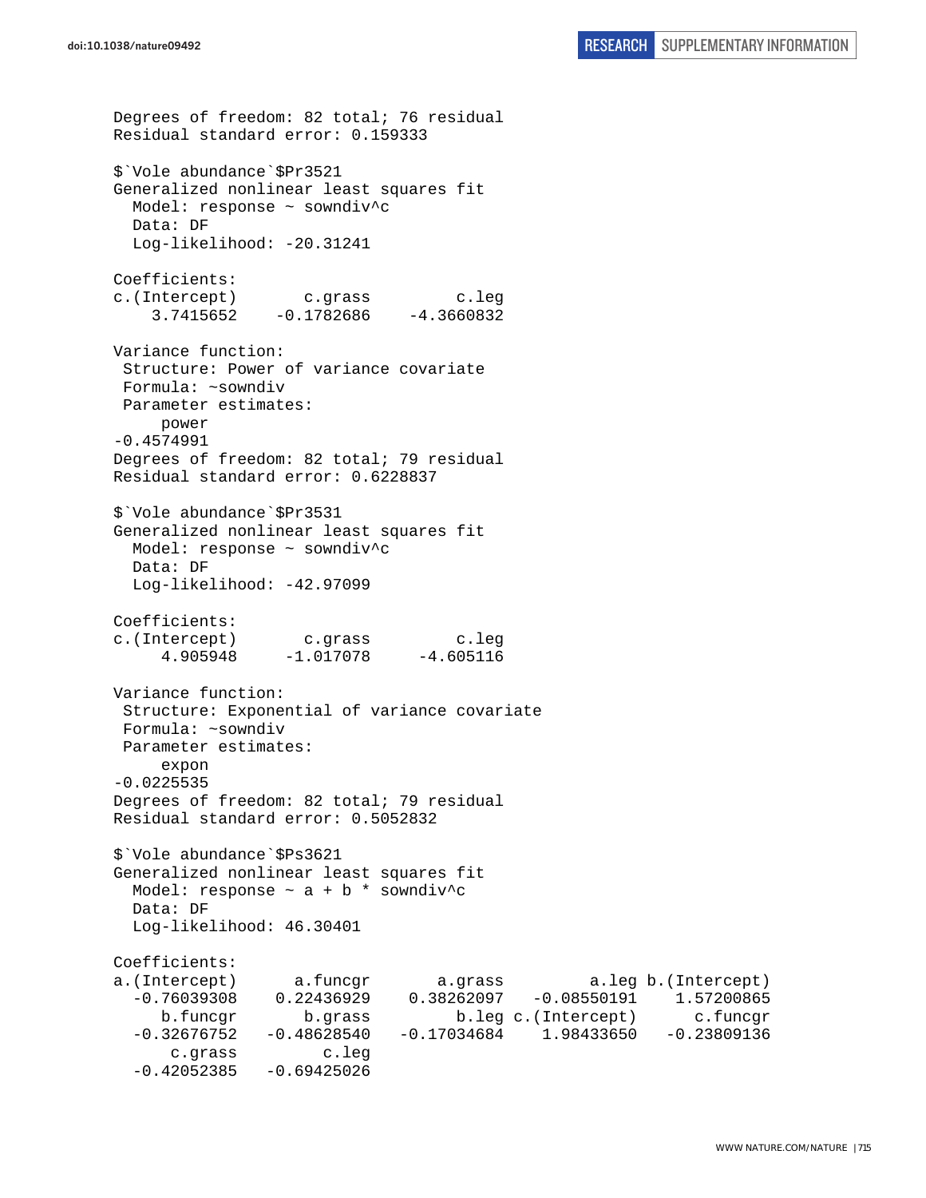```
Degrees of freedom: 82 total; 76 residual
Residual standard error: 0.159333

$`Vole abundance`$Pr3521
Generalized nonlinear least squares fit
  Model: response ~ sowndiv^c
  Data: DF
  Log-likelihood: -20.31241

Coefficients:
c.(Intercept)       c.grass         c.leg
    3.7415652    -0.1782686    -4.3660832

Variance function:
 Structure: Power of variance covariate
 Formula: ~sowndiv
 Parameter estimates:
     power
-0.4574991
Degrees of freedom: 82 total; 79 residual
Residual standard error: 0.6228837

$`Vole abundance`$Pr3531
Generalized nonlinear least squares fit
  Model: response ~ sowndiv^c
  Data: DF
  Log-likelihood: -42.97099

Coefficients:
c.(Intercept)       c.grass         c.leg
     4.905948     -1.017078     -4.605116

Variance function:
 Structure: Exponential of variance covariate
 Formula: ~sowndiv
 Parameter estimates:
     expon
-0.0225535
Degrees of freedom: 82 total; 79 residual
Residual standard error: 0.5052832

$`Vole abundance`$Ps3621
Generalized nonlinear least squares fit
  Model: response ~ a + b * sowndiv^c
  Data: DF
  Log-likelihood: 46.30401

Coefficients:
a.(Intercept)      a.funcgr       a.grass         a.leg b.(Intercept)
  -0.76039308    0.22436929    0.38262097   -0.08550191    1.57200865
     b.funcgr       b.grass         b.leg c.(Intercept)      c.funcgr
  -0.32676752   -0.48628540   -0.17034684    1.98433650   -0.23809136
      c.grass         c.leg
  -0.42052385   -0.69425026
```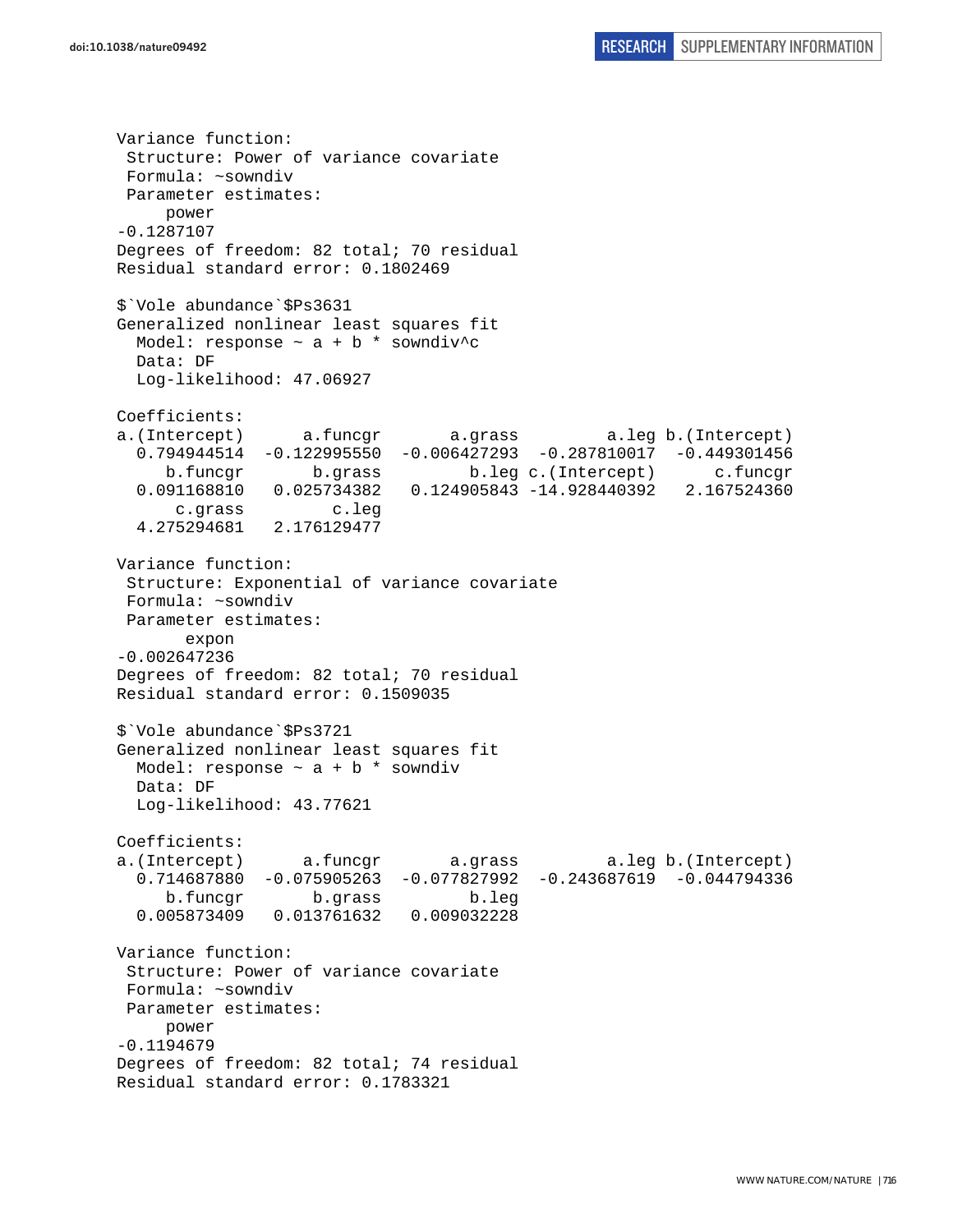```
Variance function:
 Structure: Power of variance covariate
 Formula: ~sowndiv
 Parameter estimates:
     power
-0.1287107
Degrees of freedom: 82 total; 70 residual
Residual standard error: 0.1802469

$`Vole abundance`$Ps3631
Generalized nonlinear least squares fit
  Model: response ~ a + b * sowndiv^c
  Data: DF
  Log-likelihood: 47.06927

Coefficients:
a.(Intercept)      a.funcgr       a.grass         a.leg b.(Intercept)
  0.794944514  -0.122995550  -0.006427293  -0.287810017  -0.449301456
     b.funcgr       b.grass         b.leg c.(Intercept)      c.funcgr
  0.091168810   0.025734382   0.124905843 -14.928440392   2.167524360
      c.grass         c.leg
  4.275294681   2.176129477

Variance function:
 Structure: Exponential of variance covariate
 Formula: ~sowndiv
 Parameter estimates:
       expon
-0.002647236
Degrees of freedom: 82 total; 70 residual
Residual standard error: 0.1509035

$`Vole abundance`$Ps3721
Generalized nonlinear least squares fit
  Model: response ~ a + b * sowndiv
  Data: DF
  Log-likelihood: 43.77621

Coefficients:
a.(Intercept)      a.funcgr       a.grass         a.leg b.(Intercept)
  0.714687880  -0.075905263  -0.077827992  -0.243687619  -0.044794336
     b.funcgr       b.grass         b.leg
  0.005873409   0.013761632   0.009032228

Variance function:
 Structure: Power of variance covariate
 Formula: ~sowndiv
 Parameter estimates:
     power
-0.1194679
Degrees of freedom: 82 total; 74 residual
Residual standard error: 0.1783321
```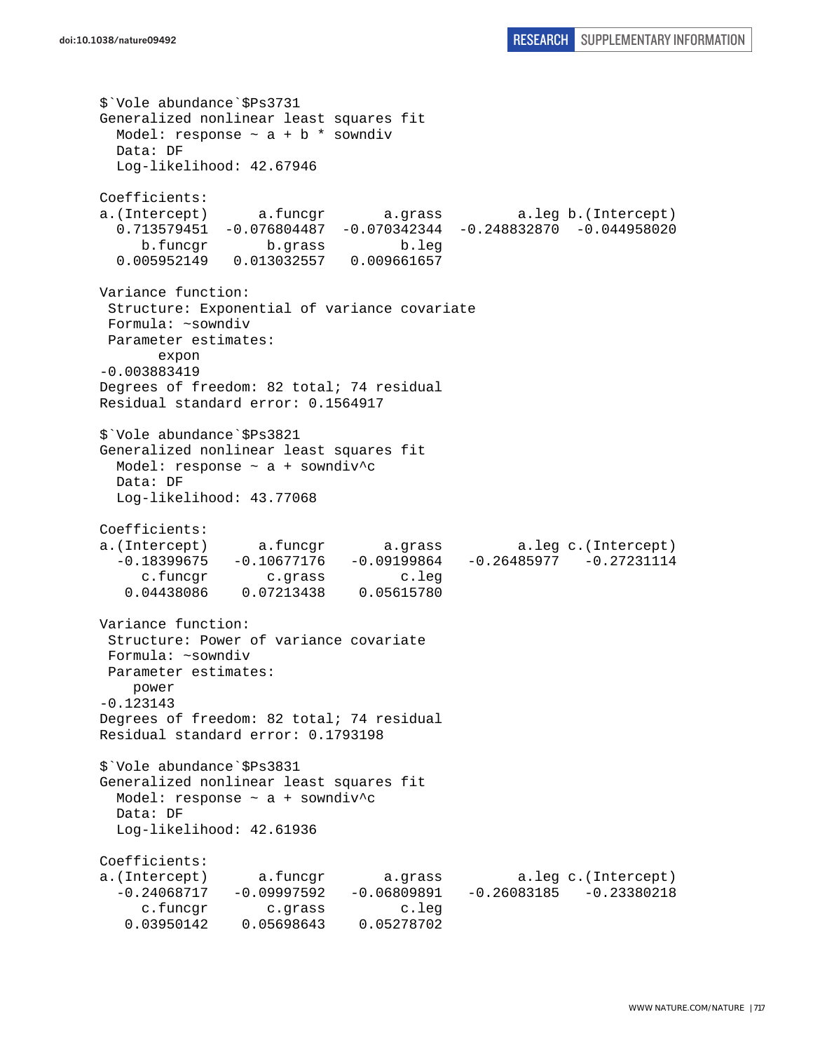```
$`Vole abundance`$Ps3731
Generalized nonlinear least squares fit
  Model: response ~ a + b * sowndiv
  Data: DF
  Log-likelihood: 42.67946

Coefficients:
a.(Intercept)      a.funcgr       a.grass         a.leg b.(Intercept)
  0.713579451  -0.076804487  -0.070342344  -0.248832870  -0.044958020
     b.funcgr       b.grass         b.leg
  0.005952149   0.013032557   0.009661657

Variance function:
 Structure: Exponential of variance covariate
 Formula: ~sowndiv
 Parameter estimates:
       expon
-0.003883419
Degrees of freedom: 82 total; 74 residual
Residual standard error: 0.1564917

$`Vole abundance`$Ps3821
Generalized nonlinear least squares fit
  Model: response ~ a + sowndiv^c
  Data: DF
  Log-likelihood: 43.77068

Coefficients:
a.(Intercept)      a.funcgr       a.grass         a.leg c.(Intercept)
  -0.18399675   -0.10677176   -0.09199864   -0.26485977   -0.27231114
     c.funcgr       c.grass         c.leg
   0.04438086    0.07213438    0.05615780

Variance function:
 Structure: Power of variance covariate
 Formula: ~sowndiv
 Parameter estimates:
    power
-0.123143
Degrees of freedom: 82 total; 74 residual
Residual standard error: 0.1793198

$`Vole abundance`$Ps3831
Generalized nonlinear least squares fit
  Model: response ~ a + sowndiv^c
  Data: DF
  Log-likelihood: 42.61936

Coefficients:
a.(Intercept)      a.funcgr       a.grass         a.leg c.(Intercept)
  -0.24068717   -0.09997592   -0.06809891   -0.26083185   -0.23380218
     c.funcgr       c.grass         c.leg
   0.03950142    0.05698643    0.05278702
```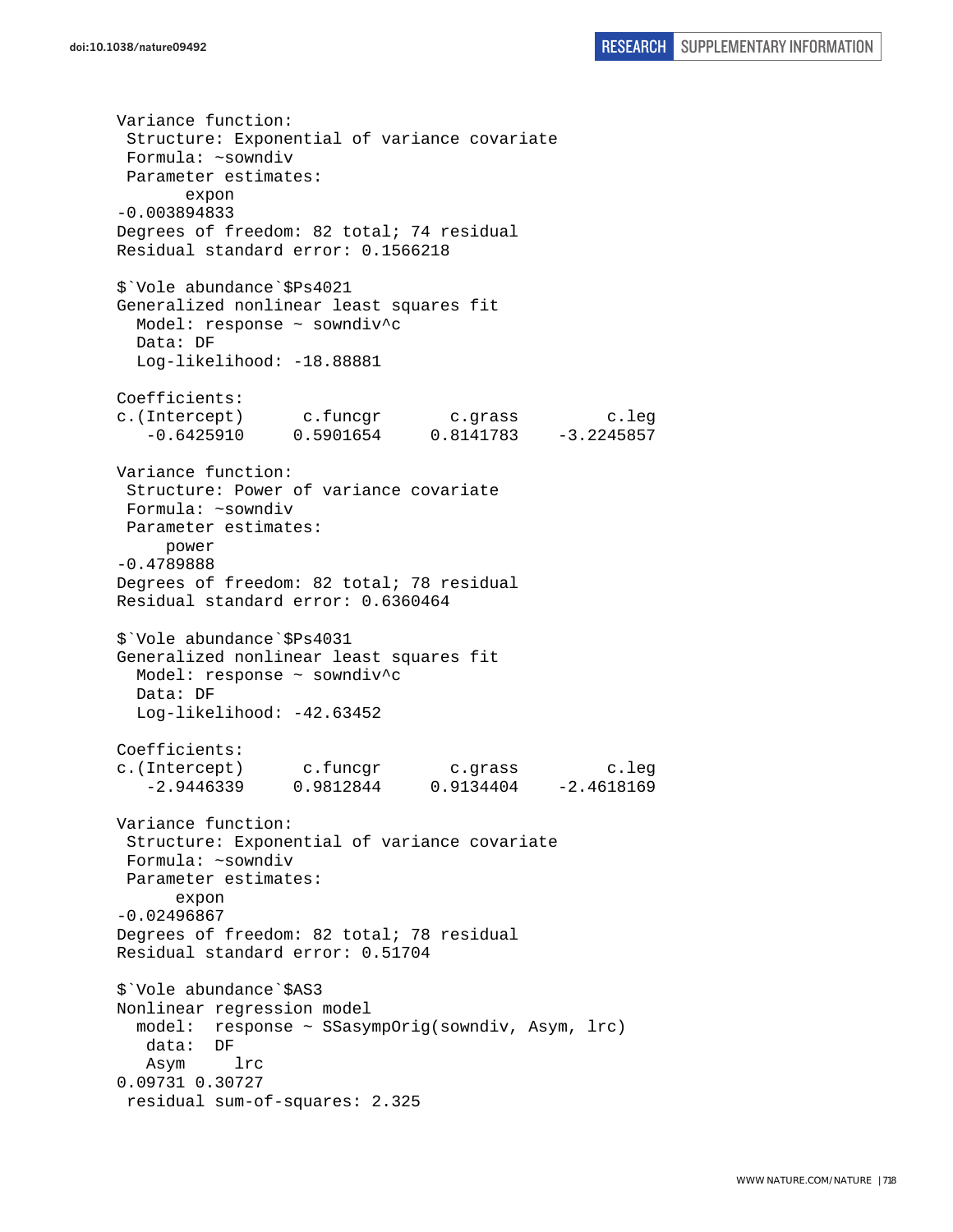```
Variance function:
 Structure: Exponential of variance covariate
 Formula: ~sowndiv
 Parameter estimates:
       expon
-0.003894833
Degrees of freedom: 82 total; 74 residual
Residual standard error: 0.1566218

$`Vole abundance`$Ps4021
Generalized nonlinear least squares fit
  Model: response ~ sowndiv^c
  Data: DF
  Log-likelihood: -18.88881

Coefficients:
c.(Intercept)      c.funcgr      c.grass        c.leg
   -0.6425910     0.5901654     0.8141783   -3.2245857

Variance function:
 Structure: Power of variance covariate
 Formula: ~sowndiv
 Parameter estimates:
     power
-0.4789888
Degrees of freedom: 82 total; 78 residual
Residual standard error: 0.6360464

$`Vole abundance`$Ps4031
Generalized nonlinear least squares fit
  Model: response ~ sowndiv^c
  Data: DF
  Log-likelihood: -42.63452

Coefficients:
c.(Intercept)      c.funcgr      c.grass        c.leg
   -2.9446339     0.9812844     0.9134404   -2.4618169

Variance function:
 Structure: Exponential of variance covariate
 Formula: ~sowndiv
 Parameter estimates:
      expon
-0.02496867
Degrees of freedom: 82 total; 78 residual
Residual standard error: 0.51704

$`Vole abundance`$AS3
Nonlinear regression model
  model:  response ~ SSasympOrig(sowndiv, Asym, lrc)
   data:  DF
   Asym     lrc
0.09731 0.30727
 residual sum-of-squares: 2.325
```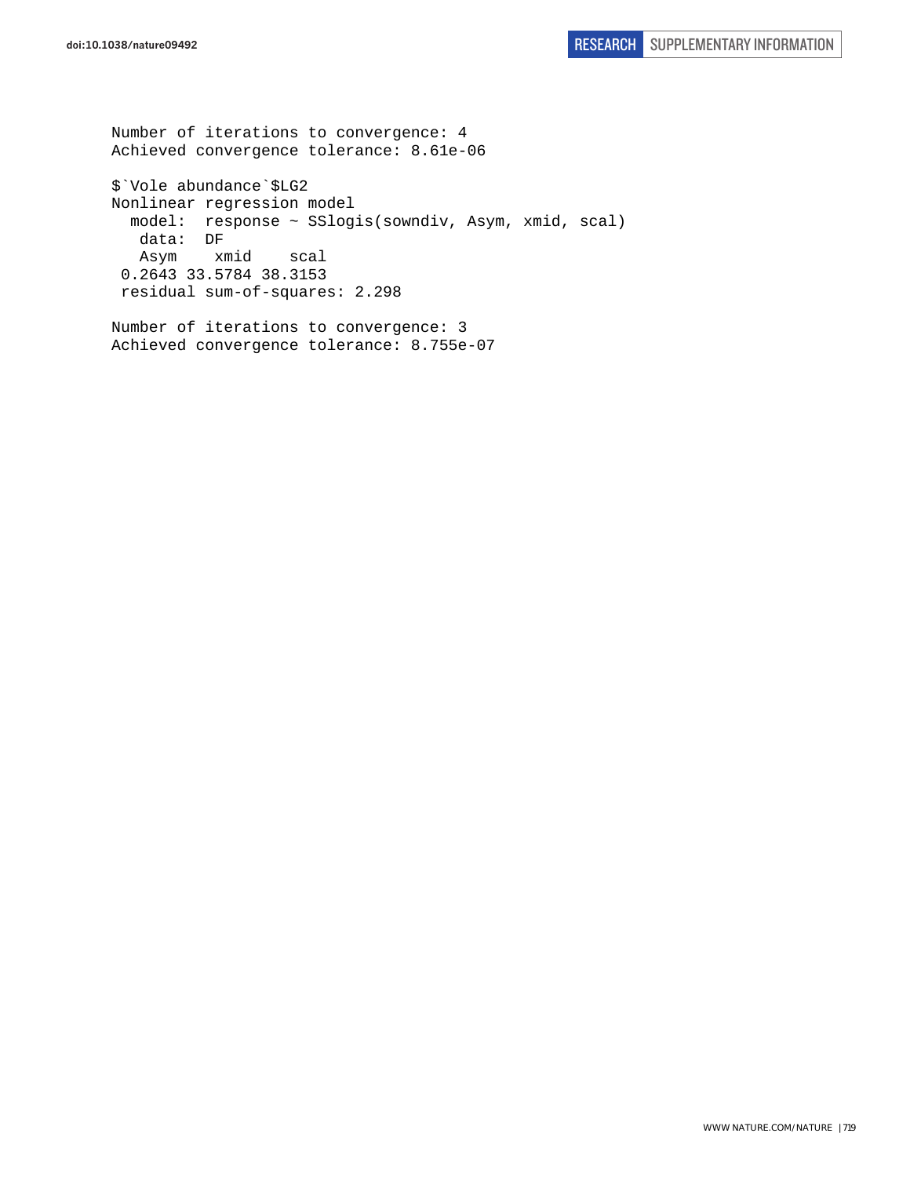```
Number of iterations to convergence: 4
Achieved convergence tolerance: 8.61e-06

$`Vole abundance`$LG2
Nonlinear regression model
  model:  response ~ SSlogis(sowndiv, Asym, xmid, scal)
   data:  DF
   Asym    xmid    scal
 0.2643 33.5784 38.3153
 residual sum-of-squares: 2.298

Number of iterations to convergence: 3
Achieved convergence tolerance: 8.755e-07
```